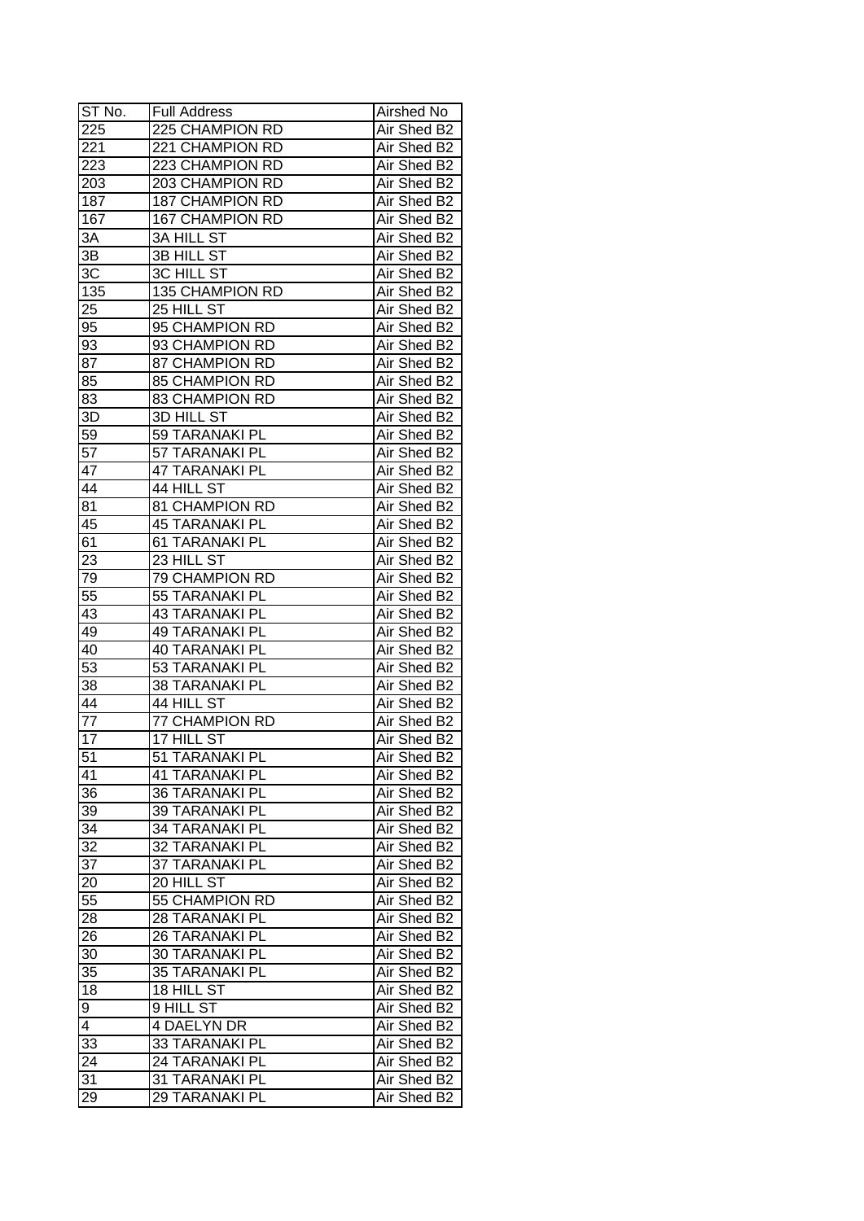| ST No. | Full Address | Airshed No |
|---|---|---|
| 225 | 225 CHAMPION RD | Air Shed B2 |
| 221 | 221 CHAMPION RD | Air Shed B2 |
| 223 | 223 CHAMPION RD | Air Shed B2 |
| 203 | 203 CHAMPION RD | Air Shed B2 |
| 187 | 187 CHAMPION RD | Air Shed B2 |
| 167 | 167 CHAMPION RD | Air Shed B2 |
| 3A | 3A HILL ST | Air Shed B2 |
| 3B | 3B HILL ST | Air Shed B2 |
| 3C | 3C HILL ST | Air Shed B2 |
| 135 | 135 CHAMPION RD | Air Shed B2 |
| 25 | 25 HILL ST | Air Shed B2 |
| 95 | 95 CHAMPION RD | Air Shed B2 |
| 93 | 93 CHAMPION RD | Air Shed B2 |
| 87 | 87 CHAMPION RD | Air Shed B2 |
| 85 | 85 CHAMPION RD | Air Shed B2 |
| 83 | 83 CHAMPION RD | Air Shed B2 |
| 3D | 3D HILL ST | Air Shed B2 |
| 59 | 59 TARANAKI PL | Air Shed B2 |
| 57 | 57 TARANAKI PL | Air Shed B2 |
| 47 | 47 TARANAKI PL | Air Shed B2 |
| 44 | 44 HILL ST | Air Shed B2 |
| 81 | 81 CHAMPION RD | Air Shed B2 |
| 45 | 45 TARANAKI PL | Air Shed B2 |
| 61 | 61 TARANAKI PL | Air Shed B2 |
| 23 | 23 HILL ST | Air Shed B2 |
| 79 | 79 CHAMPION RD | Air Shed B2 |
| 55 | 55 TARANAKI PL | Air Shed B2 |
| 43 | 43 TARANAKI PL | Air Shed B2 |
| 49 | 49 TARANAKI PL | Air Shed B2 |
| 40 | 40 TARANAKI PL | Air Shed B2 |
| 53 | 53 TARANAKI PL | Air Shed B2 |
| 38 | 38 TARANAKI PL | Air Shed B2 |
| 44 | 44 HILL ST | Air Shed B2 |
| 77 | 77 CHAMPION RD | Air Shed B2 |
| 17 | 17 HILL ST | Air Shed B2 |
| 51 | 51 TARANAKI PL | Air Shed B2 |
| 41 | 41 TARANAKI PL | Air Shed B2 |
| 36 | 36 TARANAKI PL | Air Shed B2 |
| 39 | 39 TARANAKI PL | Air Shed B2 |
| 34 | 34 TARANAKI PL | Air Shed B2 |
| 32 | 32 TARANAKI PL | Air Shed B2 |
| 37 | 37 TARANAKI PL | Air Shed B2 |
| 20 | 20 HILL ST | Air Shed B2 |
| 55 | 55 CHAMPION RD | Air Shed B2 |
| 28 | 28 TARANAKI PL | Air Shed B2 |
| 26 | 26 TARANAKI PL | Air Shed B2 |
| 30 | 30 TARANAKI PL | Air Shed B2 |
| 35 | 35 TARANAKI PL | Air Shed B2 |
| 18 | 18 HILL ST | Air Shed B2 |
| 9 | 9 HILL ST | Air Shed B2 |
| 4 | 4 DAELYN DR | Air Shed B2 |
| 33 | 33 TARANAKI PL | Air Shed B2 |
| 24 | 24 TARANAKI PL | Air Shed B2 |
| 31 | 31 TARANAKI PL | Air Shed B2 |
| 29 | 29 TARANAKI PL | Air Shed B2 |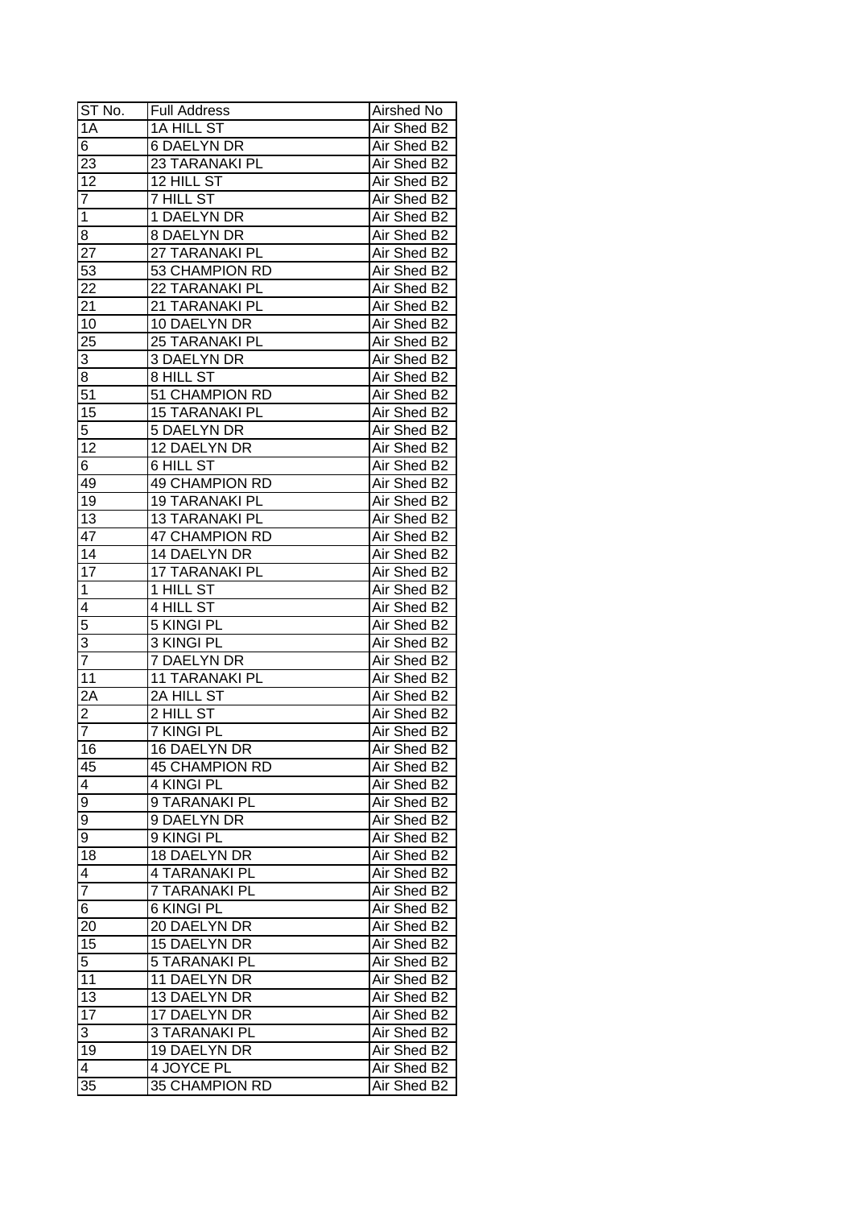| ST No. | Full Address | Airshed No |
|---|---|---|
| 1A | 1A HILL ST | Air Shed B2 |
| 6 | 6 DAELYN DR | Air Shed B2 |
| 23 | 23 TARANAKI PL | Air Shed B2 |
| 12 | 12 HILL ST | Air Shed B2 |
| 7 | 7 HILL ST | Air Shed B2 |
| 1 | 1 DAELYN DR | Air Shed B2 |
| 8 | 8 DAELYN DR | Air Shed B2 |
| 27 | 27 TARANAKI PL | Air Shed B2 |
| 53 | 53 CHAMPION RD | Air Shed B2 |
| 22 | 22 TARANAKI PL | Air Shed B2 |
| 21 | 21 TARANAKI PL | Air Shed B2 |
| 10 | 10 DAELYN DR | Air Shed B2 |
| 25 | 25 TARANAKI PL | Air Shed B2 |
| 3 | 3 DAELYN DR | Air Shed B2 |
| 8 | 8 HILL ST | Air Shed B2 |
| 51 | 51 CHAMPION RD | Air Shed B2 |
| 15 | 15 TARANAKI PL | Air Shed B2 |
| 5 | 5 DAELYN DR | Air Shed B2 |
| 12 | 12 DAELYN DR | Air Shed B2 |
| 6 | 6 HILL ST | Air Shed B2 |
| 49 | 49 CHAMPION RD | Air Shed B2 |
| 19 | 19 TARANAKI PL | Air Shed B2 |
| 13 | 13 TARANAKI PL | Air Shed B2 |
| 47 | 47 CHAMPION RD | Air Shed B2 |
| 14 | 14 DAELYN DR | Air Shed B2 |
| 17 | 17 TARANAKI PL | Air Shed B2 |
| 1 | 1 HILL ST | Air Shed B2 |
| 4 | 4 HILL ST | Air Shed B2 |
| 5 | 5 KINGI PL | Air Shed B2 |
| 3 | 3 KINGI PL | Air Shed B2 |
| 7 | 7 DAELYN DR | Air Shed B2 |
| 11 | 11 TARANAKI PL | Air Shed B2 |
| 2A | 2A HILL ST | Air Shed B2 |
| 2 | 2 HILL ST | Air Shed B2 |
| 7 | 7 KINGI PL | Air Shed B2 |
| 16 | 16 DAELYN DR | Air Shed B2 |
| 45 | 45 CHAMPION RD | Air Shed B2 |
| 4 | 4 KINGI PL | Air Shed B2 |
| 9 | 9 TARANAKI PL | Air Shed B2 |
| 9 | 9 DAELYN DR | Air Shed B2 |
| 9 | 9 KINGI PL | Air Shed B2 |
| 18 | 18 DAELYN DR | Air Shed B2 |
| 4 | 4 TARANAKI PL | Air Shed B2 |
| 7 | 7 TARANAKI PL | Air Shed B2 |
| 6 | 6 KINGI PL | Air Shed B2 |
| 20 | 20 DAELYN DR | Air Shed B2 |
| 15 | 15 DAELYN DR | Air Shed B2 |
| 5 | 5 TARANAKI PL | Air Shed B2 |
| 11 | 11 DAELYN DR | Air Shed B2 |
| 13 | 13 DAELYN DR | Air Shed B2 |
| 17 | 17 DAELYN DR | Air Shed B2 |
| 3 | 3 TARANAKI PL | Air Shed B2 |
| 19 | 19 DAELYN DR | Air Shed B2 |
| 4 | 4 JOYCE PL | Air Shed B2 |
| 35 | 35 CHAMPION RD | Air Shed B2 |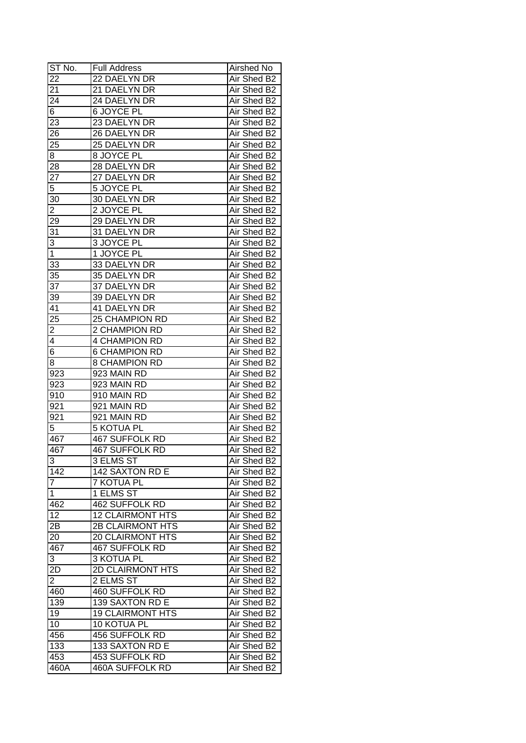| ST No. | Full Address | Airshed No |
|---|---|---|
| 22 | 22 DAELYN DR | Air Shed B2 |
| 21 | 21 DAELYN DR | Air Shed B2 |
| 24 | 24 DAELYN DR | Air Shed B2 |
| 6 | 6 JOYCE PL | Air Shed B2 |
| 23 | 23 DAELYN DR | Air Shed B2 |
| 26 | 26 DAELYN DR | Air Shed B2 |
| 25 | 25 DAELYN DR | Air Shed B2 |
| 8 | 8 JOYCE PL | Air Shed B2 |
| 28 | 28 DAELYN DR | Air Shed B2 |
| 27 | 27 DAELYN DR | Air Shed B2 |
| 5 | 5 JOYCE PL | Air Shed B2 |
| 30 | 30 DAELYN DR | Air Shed B2 |
| 2 | 2 JOYCE PL | Air Shed B2 |
| 29 | 29 DAELYN DR | Air Shed B2 |
| 31 | 31 DAELYN DR | Air Shed B2 |
| 3 | 3 JOYCE PL | Air Shed B2 |
| 1 | 1 JOYCE PL | Air Shed B2 |
| 33 | 33 DAELYN DR | Air Shed B2 |
| 35 | 35 DAELYN DR | Air Shed B2 |
| 37 | 37 DAELYN DR | Air Shed B2 |
| 39 | 39 DAELYN DR | Air Shed B2 |
| 41 | 41 DAELYN DR | Air Shed B2 |
| 25 | 25 CHAMPION RD | Air Shed B2 |
| 2 | 2 CHAMPION RD | Air Shed B2 |
| 4 | 4 CHAMPION RD | Air Shed B2 |
| 6 | 6 CHAMPION RD | Air Shed B2 |
| 8 | 8 CHAMPION RD | Air Shed B2 |
| 923 | 923 MAIN RD | Air Shed B2 |
| 923 | 923 MAIN RD | Air Shed B2 |
| 910 | 910 MAIN RD | Air Shed B2 |
| 921 | 921 MAIN RD | Air Shed B2 |
| 921 | 921 MAIN RD | Air Shed B2 |
| 5 | 5 KOTUA PL | Air Shed B2 |
| 467 | 467 SUFFOLK RD | Air Shed B2 |
| 467 | 467 SUFFOLK RD | Air Shed B2 |
| 3 | 3 ELMS ST | Air Shed B2 |
| 142 | 142 SAXTON RD E | Air Shed B2 |
| 7 | 7 KOTUA PL | Air Shed B2 |
| 1 | 1 ELMS ST | Air Shed B2 |
| 462 | 462 SUFFOLK RD | Air Shed B2 |
| 12 | 12 CLAIRMONT HTS | Air Shed B2 |
| 2B | 2B CLAIRMONT HTS | Air Shed B2 |
| 20 | 20 CLAIRMONT HTS | Air Shed B2 |
| 467 | 467 SUFFOLK RD | Air Shed B2 |
| 3 | 3 KOTUA PL | Air Shed B2 |
| 2D | 2D CLAIRMONT HTS | Air Shed B2 |
| 2 | 2 ELMS ST | Air Shed B2 |
| 460 | 460 SUFFOLK RD | Air Shed B2 |
| 139 | 139 SAXTON RD E | Air Shed B2 |
| 19 | 19 CLAIRMONT HTS | Air Shed B2 |
| 10 | 10 KOTUA PL | Air Shed B2 |
| 456 | 456 SUFFOLK RD | Air Shed B2 |
| 133 | 133 SAXTON RD E | Air Shed B2 |
| 453 | 453 SUFFOLK RD | Air Shed B2 |
| 460A | 460A SUFFOLK RD | Air Shed B2 |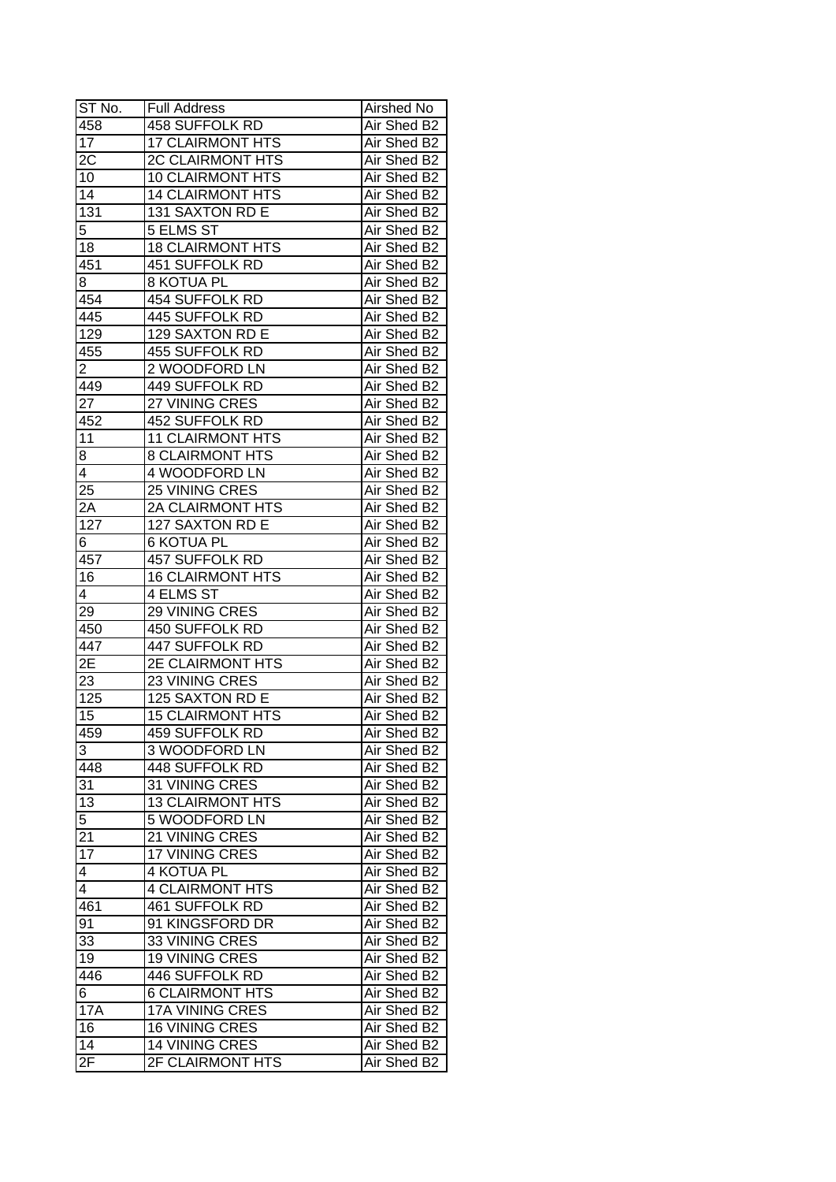| ST No. | Full Address | Airshed No |
| --- | --- | --- |
| 458 | 458 SUFFOLK RD | Air Shed B2 |
| 17 | 17 CLAIRMONT HTS | Air Shed B2 |
| 2C | 2C CLAIRMONT HTS | Air Shed B2 |
| 10 | 10 CLAIRMONT HTS | Air Shed B2 |
| 14 | 14 CLAIRMONT HTS | Air Shed B2 |
| 131 | 131 SAXTON RD E | Air Shed B2 |
| 5 | 5 ELMS ST | Air Shed B2 |
| 18 | 18 CLAIRMONT HTS | Air Shed B2 |
| 451 | 451 SUFFOLK RD | Air Shed B2 |
| 8 | 8 KOTUA PL | Air Shed B2 |
| 454 | 454 SUFFOLK RD | Air Shed B2 |
| 445 | 445 SUFFOLK RD | Air Shed B2 |
| 129 | 129 SAXTON RD E | Air Shed B2 |
| 455 | 455 SUFFOLK RD | Air Shed B2 |
| 2 | 2 WOODFORD LN | Air Shed B2 |
| 449 | 449 SUFFOLK RD | Air Shed B2 |
| 27 | 27 VINING CRES | Air Shed B2 |
| 452 | 452 SUFFOLK RD | Air Shed B2 |
| 11 | 11 CLAIRMONT HTS | Air Shed B2 |
| 8 | 8 CLAIRMONT HTS | Air Shed B2 |
| 4 | 4 WOODFORD LN | Air Shed B2 |
| 25 | 25 VINING CRES | Air Shed B2 |
| 2A | 2A CLAIRMONT HTS | Air Shed B2 |
| 127 | 127 SAXTON RD E | Air Shed B2 |
| 6 | 6 KOTUA PL | Air Shed B2 |
| 457 | 457 SUFFOLK RD | Air Shed B2 |
| 16 | 16 CLAIRMONT HTS | Air Shed B2 |
| 4 | 4 ELMS ST | Air Shed B2 |
| 29 | 29 VINING CRES | Air Shed B2 |
| 450 | 450 SUFFOLK RD | Air Shed B2 |
| 447 | 447 SUFFOLK RD | Air Shed B2 |
| 2E | 2E CLAIRMONT HTS | Air Shed B2 |
| 23 | 23 VINING CRES | Air Shed B2 |
| 125 | 125 SAXTON RD E | Air Shed B2 |
| 15 | 15 CLAIRMONT HTS | Air Shed B2 |
| 459 | 459 SUFFOLK RD | Air Shed B2 |
| 3 | 3 WOODFORD LN | Air Shed B2 |
| 448 | 448 SUFFOLK RD | Air Shed B2 |
| 31 | 31 VINING CRES | Air Shed B2 |
| 13 | 13 CLAIRMONT HTS | Air Shed B2 |
| 5 | 5 WOODFORD LN | Air Shed B2 |
| 21 | 21 VINING CRES | Air Shed B2 |
| 17 | 17 VINING CRES | Air Shed B2 |
| 4 | 4 KOTUA PL | Air Shed B2 |
| 4 | 4 CLAIRMONT HTS | Air Shed B2 |
| 461 | 461 SUFFOLK RD | Air Shed B2 |
| 91 | 91 KINGSFORD DR | Air Shed B2 |
| 33 | 33 VINING CRES | Air Shed B2 |
| 19 | 19 VINING CRES | Air Shed B2 |
| 446 | 446 SUFFOLK RD | Air Shed B2 |
| 6 | 6 CLAIRMONT HTS | Air Shed B2 |
| 17A | 17A VINING CRES | Air Shed B2 |
| 16 | 16 VINING CRES | Air Shed B2 |
| 14 | 14 VINING CRES | Air Shed B2 |
| 2F | 2F CLAIRMONT HTS | Air Shed B2 |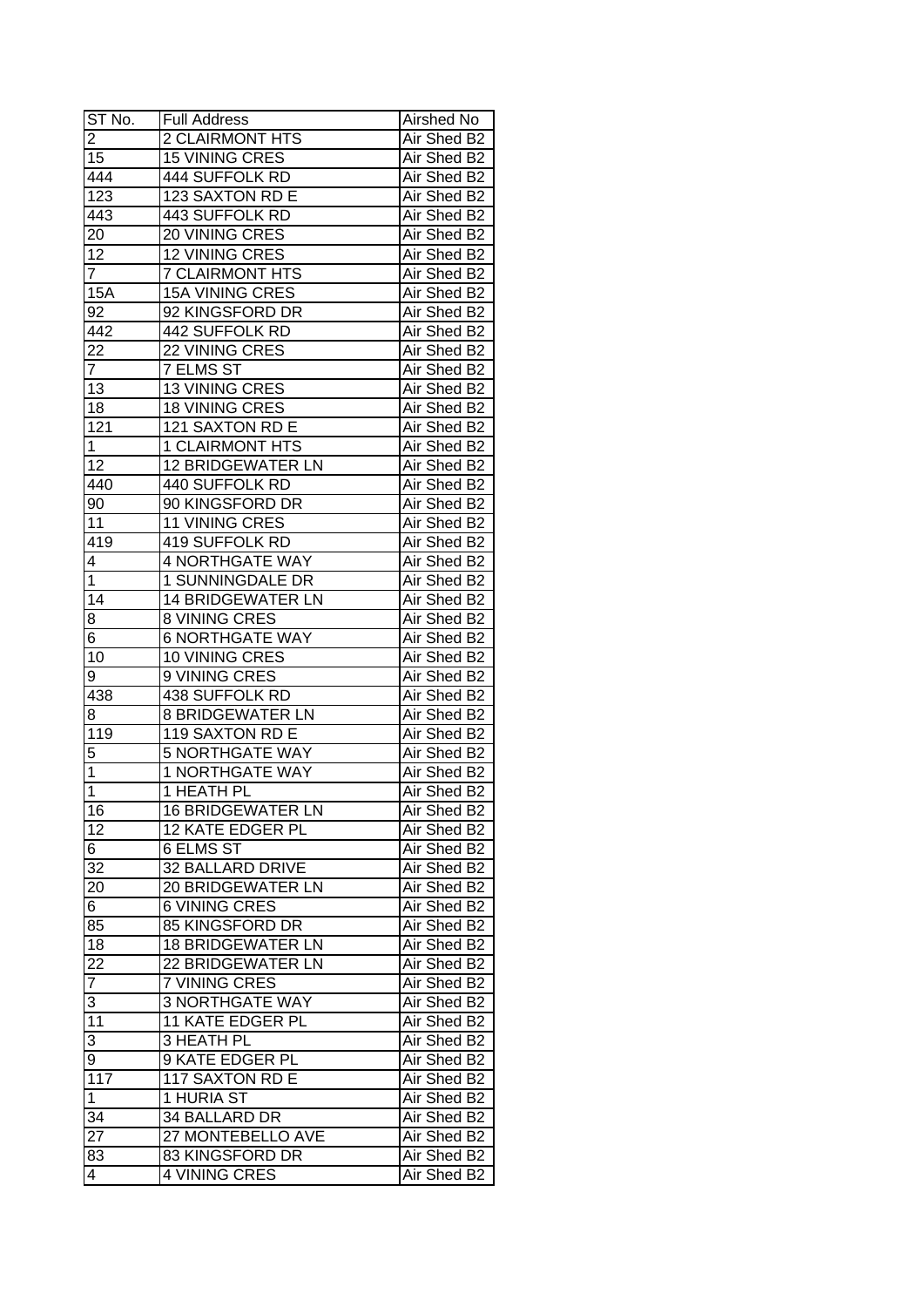| ST No. | Full Address | Airshed No |
| --- | --- | --- |
| 2 | 2 CLAIRMONT HTS | Air Shed B2 |
| 15 | 15 VINING CRES | Air Shed B2 |
| 444 | 444 SUFFOLK RD | Air Shed B2 |
| 123 | 123 SAXTON RD E | Air Shed B2 |
| 443 | 443 SUFFOLK RD | Air Shed B2 |
| 20 | 20 VINING CRES | Air Shed B2 |
| 12 | 12 VINING CRES | Air Shed B2 |
| 7 | 7 CLAIRMONT HTS | Air Shed B2 |
| 15A | 15A VINING CRES | Air Shed B2 |
| 92 | 92 KINGSFORD DR | Air Shed B2 |
| 442 | 442 SUFFOLK RD | Air Shed B2 |
| 22 | 22 VINING CRES | Air Shed B2 |
| 7 | 7 ELMS ST | Air Shed B2 |
| 13 | 13 VINING CRES | Air Shed B2 |
| 18 | 18 VINING CRES | Air Shed B2 |
| 121 | 121 SAXTON RD E | Air Shed B2 |
| 1 | 1 CLAIRMONT HTS | Air Shed B2 |
| 12 | 12 BRIDGEWATER LN | Air Shed B2 |
| 440 | 440 SUFFOLK RD | Air Shed B2 |
| 90 | 90 KINGSFORD DR | Air Shed B2 |
| 11 | 11 VINING CRES | Air Shed B2 |
| 419 | 419 SUFFOLK RD | Air Shed B2 |
| 4 | 4 NORTHGATE WAY | Air Shed B2 |
| 1 | 1 SUNNINGDALE DR | Air Shed B2 |
| 14 | 14 BRIDGEWATER LN | Air Shed B2 |
| 8 | 8 VINING CRES | Air Shed B2 |
| 6 | 6 NORTHGATE WAY | Air Shed B2 |
| 10 | 10 VINING CRES | Air Shed B2 |
| 9 | 9 VINING CRES | Air Shed B2 |
| 438 | 438 SUFFOLK RD | Air Shed B2 |
| 8 | 8 BRIDGEWATER LN | Air Shed B2 |
| 119 | 119 SAXTON RD E | Air Shed B2 |
| 5 | 5 NORTHGATE WAY | Air Shed B2 |
| 1 | 1 NORTHGATE WAY | Air Shed B2 |
| 1 | 1 HEATH PL | Air Shed B2 |
| 16 | 16 BRIDGEWATER LN | Air Shed B2 |
| 12 | 12 KATE EDGER PL | Air Shed B2 |
| 6 | 6 ELMS ST | Air Shed B2 |
| 32 | 32 BALLARD DRIVE | Air Shed B2 |
| 20 | 20 BRIDGEWATER LN | Air Shed B2 |
| 6 | 6 VINING CRES | Air Shed B2 |
| 85 | 85 KINGSFORD DR | Air Shed B2 |
| 18 | 18 BRIDGEWATER LN | Air Shed B2 |
| 22 | 22 BRIDGEWATER LN | Air Shed B2 |
| 7 | 7 VINING CRES | Air Shed B2 |
| 3 | 3 NORTHGATE WAY | Air Shed B2 |
| 11 | 11 KATE EDGER PL | Air Shed B2 |
| 3 | 3 HEATH PL | Air Shed B2 |
| 9 | 9 KATE EDGER PL | Air Shed B2 |
| 117 | 117 SAXTON RD E | Air Shed B2 |
| 1 | 1 HURIA ST | Air Shed B2 |
| 34 | 34 BALLARD DR | Air Shed B2 |
| 27 | 27 MONTEBELLO AVE | Air Shed B2 |
| 83 | 83 KINGSFORD DR | Air Shed B2 |
| 4 | 4 VINING CRES | Air Shed B2 |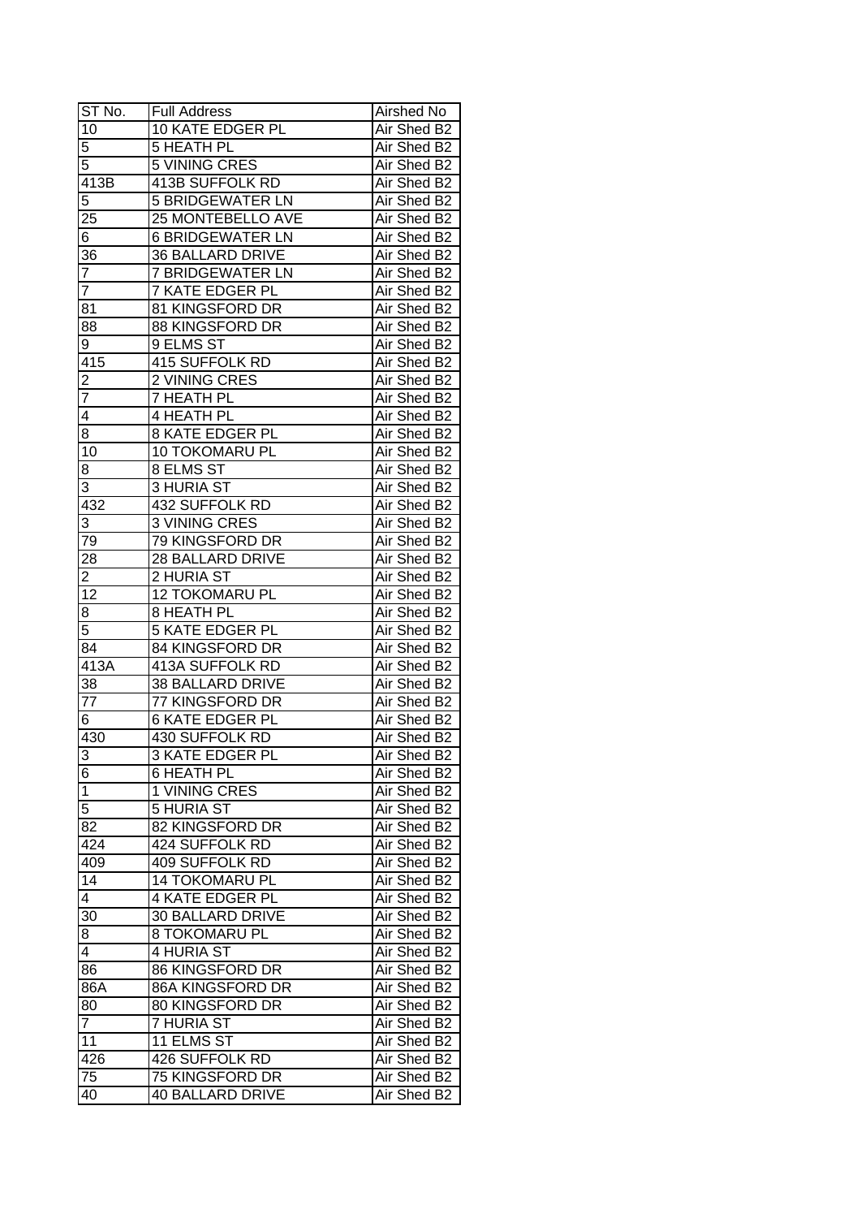| ST No. | Full Address | Airshed No |
| --- | --- | --- |
| 10 | 10 KATE EDGER PL | Air Shed B2 |
| 5 | 5 HEATH PL | Air Shed B2 |
| 5 | 5 VINING CRES | Air Shed B2 |
| 413B | 413B SUFFOLK RD | Air Shed B2 |
| 5 | 5 BRIDGEWATER LN | Air Shed B2 |
| 25 | 25 MONTEBELLO AVE | Air Shed B2 |
| 6 | 6 BRIDGEWATER LN | Air Shed B2 |
| 36 | 36 BALLARD DRIVE | Air Shed B2 |
| 7 | 7 BRIDGEWATER LN | Air Shed B2 |
| 7 | 7 KATE EDGER PL | Air Shed B2 |
| 81 | 81 KINGSFORD DR | Air Shed B2 |
| 88 | 88 KINGSFORD DR | Air Shed B2 |
| 9 | 9 ELMS ST | Air Shed B2 |
| 415 | 415 SUFFOLK RD | Air Shed B2 |
| 2 | 2 VINING CRES | Air Shed B2 |
| 7 | 7 HEATH PL | Air Shed B2 |
| 4 | 4 HEATH PL | Air Shed B2 |
| 8 | 8 KATE EDGER PL | Air Shed B2 |
| 10 | 10 TOKOMARU PL | Air Shed B2 |
| 8 | 8 ELMS ST | Air Shed B2 |
| 3 | 3 HURIA ST | Air Shed B2 |
| 432 | 432 SUFFOLK RD | Air Shed B2 |
| 3 | 3 VINING CRES | Air Shed B2 |
| 79 | 79 KINGSFORD DR | Air Shed B2 |
| 28 | 28 BALLARD DRIVE | Air Shed B2 |
| 2 | 2 HURIA ST | Air Shed B2 |
| 12 | 12 TOKOMARU PL | Air Shed B2 |
| 8 | 8 HEATH PL | Air Shed B2 |
| 5 | 5 KATE EDGER PL | Air Shed B2 |
| 84 | 84 KINGSFORD DR | Air Shed B2 |
| 413A | 413A SUFFOLK RD | Air Shed B2 |
| 38 | 38 BALLARD DRIVE | Air Shed B2 |
| 77 | 77 KINGSFORD DR | Air Shed B2 |
| 6 | 6 KATE EDGER PL | Air Shed B2 |
| 430 | 430 SUFFOLK RD | Air Shed B2 |
| 3 | 3 KATE EDGER PL | Air Shed B2 |
| 6 | 6 HEATH PL | Air Shed B2 |
| 1 | 1 VINING CRES | Air Shed B2 |
| 5 | 5 HURIA ST | Air Shed B2 |
| 82 | 82 KINGSFORD DR | Air Shed B2 |
| 424 | 424 SUFFOLK RD | Air Shed B2 |
| 409 | 409 SUFFOLK RD | Air Shed B2 |
| 14 | 14 TOKOMARU PL | Air Shed B2 |
| 4 | 4 KATE EDGER PL | Air Shed B2 |
| 30 | 30 BALLARD DRIVE | Air Shed B2 |
| 8 | 8 TOKOMARU PL | Air Shed B2 |
| 4 | 4 HURIA ST | Air Shed B2 |
| 86 | 86 KINGSFORD DR | Air Shed B2 |
| 86A | 86A KINGSFORD DR | Air Shed B2 |
| 80 | 80 KINGSFORD DR | Air Shed B2 |
| 7 | 7 HURIA ST | Air Shed B2 |
| 11 | 11 ELMS ST | Air Shed B2 |
| 426 | 426 SUFFOLK RD | Air Shed B2 |
| 75 | 75 KINGSFORD DR | Air Shed B2 |
| 40 | 40 BALLARD DRIVE | Air Shed B2 |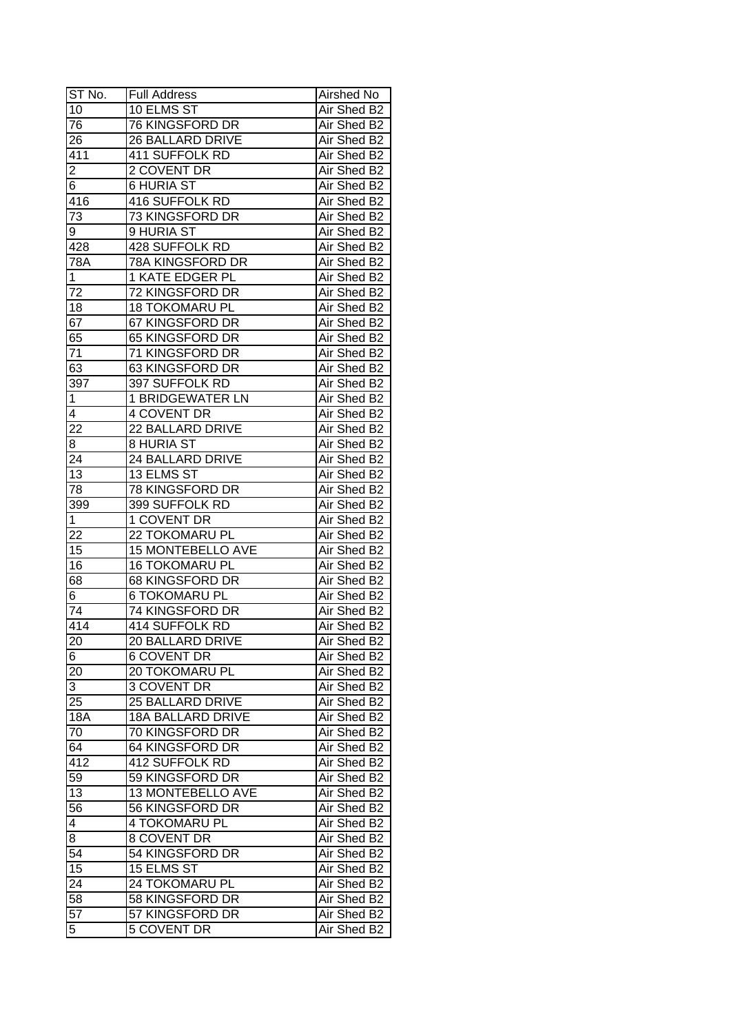| ST No. | Full Address | Airshed No |
| --- | --- | --- |
| 10 | 10 ELMS ST | Air Shed B2 |
| 76 | 76 KINGSFORD DR | Air Shed B2 |
| 26 | 26 BALLARD DRIVE | Air Shed B2 |
| 411 | 411 SUFFOLK RD | Air Shed B2 |
| 2 | 2 COVENT DR | Air Shed B2 |
| 6 | 6 HURIA ST | Air Shed B2 |
| 416 | 416 SUFFOLK RD | Air Shed B2 |
| 73 | 73 KINGSFORD DR | Air Shed B2 |
| 9 | 9 HURIA ST | Air Shed B2 |
| 428 | 428 SUFFOLK RD | Air Shed B2 |
| 78A | 78A KINGSFORD DR | Air Shed B2 |
| 1 | 1 KATE EDGER PL | Air Shed B2 |
| 72 | 72 KINGSFORD DR | Air Shed B2 |
| 18 | 18 TOKOMARU PL | Air Shed B2 |
| 67 | 67 KINGSFORD DR | Air Shed B2 |
| 65 | 65 KINGSFORD DR | Air Shed B2 |
| 71 | 71 KINGSFORD DR | Air Shed B2 |
| 63 | 63 KINGSFORD DR | Air Shed B2 |
| 397 | 397 SUFFOLK RD | Air Shed B2 |
| 1 | 1 BRIDGEWATER LN | Air Shed B2 |
| 4 | 4 COVENT DR | Air Shed B2 |
| 22 | 22 BALLARD DRIVE | Air Shed B2 |
| 8 | 8 HURIA ST | Air Shed B2 |
| 24 | 24 BALLARD DRIVE | Air Shed B2 |
| 13 | 13 ELMS ST | Air Shed B2 |
| 78 | 78 KINGSFORD DR | Air Shed B2 |
| 399 | 399 SUFFOLK RD | Air Shed B2 |
| 1 | 1 COVENT DR | Air Shed B2 |
| 22 | 22 TOKOMARU PL | Air Shed B2 |
| 15 | 15 MONTEBELLO AVE | Air Shed B2 |
| 16 | 16 TOKOMARU PL | Air Shed B2 |
| 68 | 68 KINGSFORD DR | Air Shed B2 |
| 6 | 6 TOKOMARU PL | Air Shed B2 |
| 74 | 74 KINGSFORD DR | Air Shed B2 |
| 414 | 414 SUFFOLK RD | Air Shed B2 |
| 20 | 20 BALLARD DRIVE | Air Shed B2 |
| 6 | 6 COVENT DR | Air Shed B2 |
| 20 | 20 TOKOMARU PL | Air Shed B2 |
| 3 | 3 COVENT DR | Air Shed B2 |
| 25 | 25 BALLARD DRIVE | Air Shed B2 |
| 18A | 18A BALLARD DRIVE | Air Shed B2 |
| 70 | 70 KINGSFORD DR | Air Shed B2 |
| 64 | 64 KINGSFORD DR | Air Shed B2 |
| 412 | 412 SUFFOLK RD | Air Shed B2 |
| 59 | 59 KINGSFORD DR | Air Shed B2 |
| 13 | 13 MONTEBELLO AVE | Air Shed B2 |
| 56 | 56 KINGSFORD DR | Air Shed B2 |
| 4 | 4 TOKOMARU PL | Air Shed B2 |
| 8 | 8 COVENT DR | Air Shed B2 |
| 54 | 54 KINGSFORD DR | Air Shed B2 |
| 15 | 15 ELMS ST | Air Shed B2 |
| 24 | 24 TOKOMARU PL | Air Shed B2 |
| 58 | 58 KINGSFORD DR | Air Shed B2 |
| 57 | 57 KINGSFORD DR | Air Shed B2 |
| 5 | 5 COVENT DR | Air Shed B2 |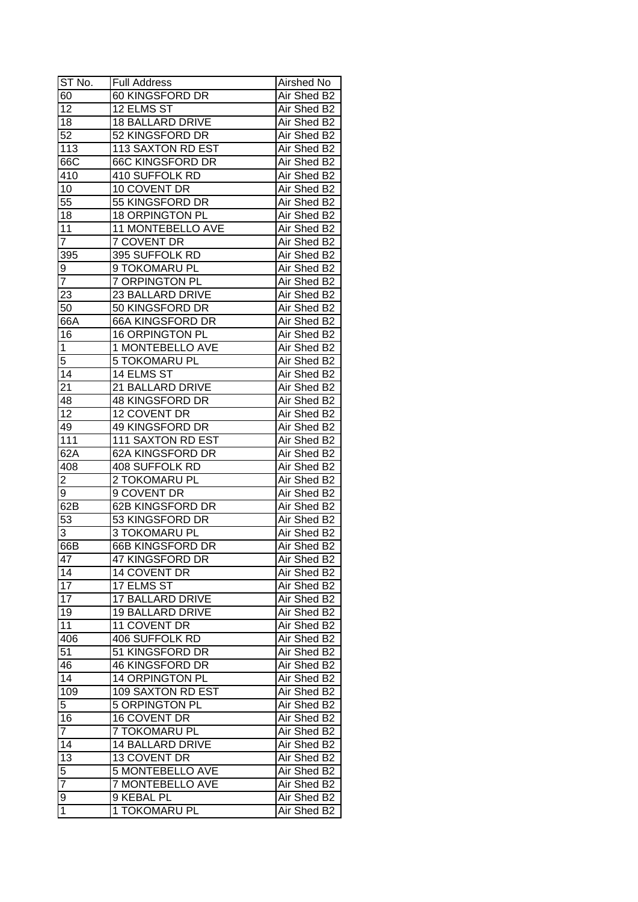| ST No. | Full Address | Airshed No |
|---|---|---|
| 60 | 60 KINGSFORD DR | Air Shed B2 |
| 12 | 12 ELMS ST | Air Shed B2 |
| 18 | 18 BALLARD DRIVE | Air Shed B2 |
| 52 | 52 KINGSFORD DR | Air Shed B2 |
| 113 | 113 SAXTON RD EST | Air Shed B2 |
| 66C | 66C KINGSFORD DR | Air Shed B2 |
| 410 | 410 SUFFOLK RD | Air Shed B2 |
| 10 | 10 COVENT DR | Air Shed B2 |
| 55 | 55 KINGSFORD DR | Air Shed B2 |
| 18 | 18 ORPINGTON PL | Air Shed B2 |
| 11 | 11 MONTEBELLO AVE | Air Shed B2 |
| 7 | 7 COVENT DR | Air Shed B2 |
| 395 | 395 SUFFOLK RD | Air Shed B2 |
| 9 | 9 TOKOMARU PL | Air Shed B2 |
| 7 | 7 ORPINGTON PL | Air Shed B2 |
| 23 | 23 BALLARD DRIVE | Air Shed B2 |
| 50 | 50 KINGSFORD DR | Air Shed B2 |
| 66A | 66A KINGSFORD DR | Air Shed B2 |
| 16 | 16 ORPINGTON PL | Air Shed B2 |
| 1 | 1 MONTEBELLO AVE | Air Shed B2 |
| 5 | 5 TOKOMARU PL | Air Shed B2 |
| 14 | 14 ELMS ST | Air Shed B2 |
| 21 | 21 BALLARD DRIVE | Air Shed B2 |
| 48 | 48 KINGSFORD DR | Air Shed B2 |
| 12 | 12 COVENT DR | Air Shed B2 |
| 49 | 49 KINGSFORD DR | Air Shed B2 |
| 111 | 111 SAXTON RD EST | Air Shed B2 |
| 62A | 62A KINGSFORD DR | Air Shed B2 |
| 408 | 408 SUFFOLK RD | Air Shed B2 |
| 2 | 2 TOKOMARU PL | Air Shed B2 |
| 9 | 9 COVENT DR | Air Shed B2 |
| 62B | 62B KINGSFORD DR | Air Shed B2 |
| 53 | 53 KINGSFORD DR | Air Shed B2 |
| 3 | 3 TOKOMARU PL | Air Shed B2 |
| 66B | 66B KINGSFORD DR | Air Shed B2 |
| 47 | 47 KINGSFORD DR | Air Shed B2 |
| 14 | 14 COVENT DR | Air Shed B2 |
| 17 | 17 ELMS ST | Air Shed B2 |
| 17 | 17 BALLARD DRIVE | Air Shed B2 |
| 19 | 19 BALLARD DRIVE | Air Shed B2 |
| 11 | 11 COVENT DR | Air Shed B2 |
| 406 | 406 SUFFOLK RD | Air Shed B2 |
| 51 | 51 KINGSFORD DR | Air Shed B2 |
| 46 | 46 KINGSFORD DR | Air Shed B2 |
| 14 | 14 ORPINGTON PL | Air Shed B2 |
| 109 | 109 SAXTON RD EST | Air Shed B2 |
| 5 | 5 ORPINGTON PL | Air Shed B2 |
| 16 | 16 COVENT DR | Air Shed B2 |
| 7 | 7 TOKOMARU PL | Air Shed B2 |
| 14 | 14 BALLARD DRIVE | Air Shed B2 |
| 13 | 13 COVENT DR | Air Shed B2 |
| 5 | 5 MONTEBELLO AVE | Air Shed B2 |
| 7 | 7 MONTEBELLO AVE | Air Shed B2 |
| 9 | 9 KEBAL PL | Air Shed B2 |
| 1 | 1 TOKOMARU PL | Air Shed B2 |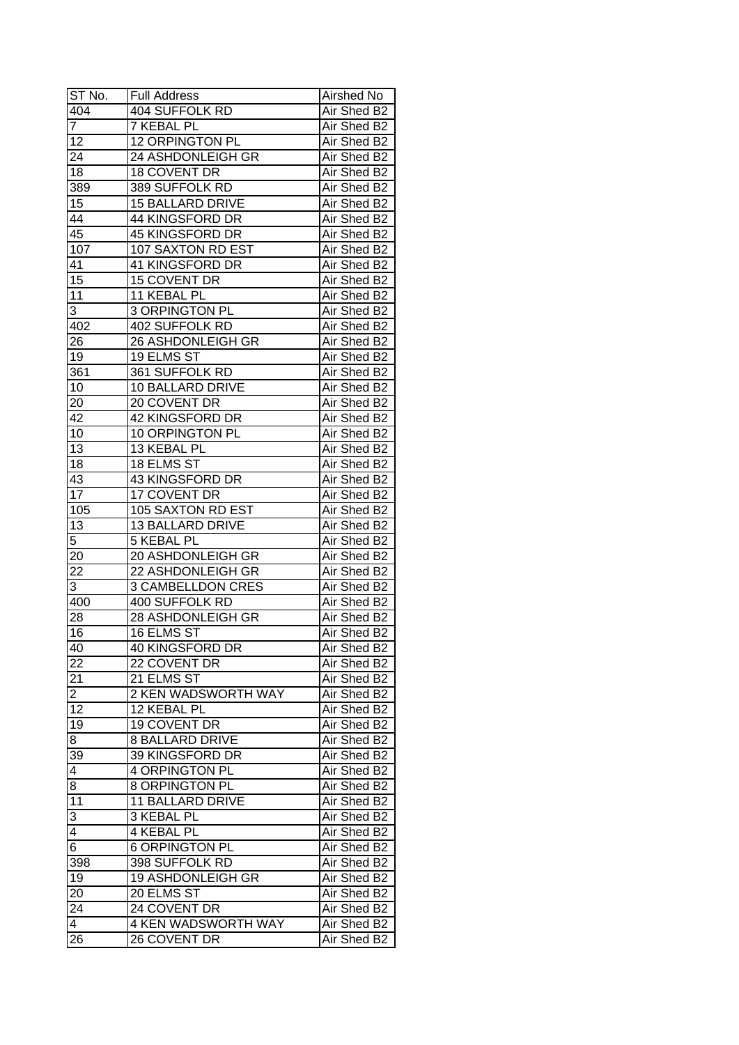| ST No. | Full Address | Airshed No |
|---|---|---|
| 404 | 404 SUFFOLK RD | Air Shed B2 |
| 7 | 7 KEBAL PL | Air Shed B2 |
| 12 | 12 ORPINGTON PL | Air Shed B2 |
| 24 | 24 ASHDONLEIGH GR | Air Shed B2 |
| 18 | 18 COVENT DR | Air Shed B2 |
| 389 | 389 SUFFOLK RD | Air Shed B2 |
| 15 | 15 BALLARD DRIVE | Air Shed B2 |
| 44 | 44 KINGSFORD DR | Air Shed B2 |
| 45 | 45 KINGSFORD DR | Air Shed B2 |
| 107 | 107 SAXTON RD EST | Air Shed B2 |
| 41 | 41 KINGSFORD DR | Air Shed B2 |
| 15 | 15 COVENT DR | Air Shed B2 |
| 11 | 11 KEBAL PL | Air Shed B2 |
| 3 | 3 ORPINGTON PL | Air Shed B2 |
| 402 | 402 SUFFOLK RD | Air Shed B2 |
| 26 | 26 ASHDONLEIGH GR | Air Shed B2 |
| 19 | 19 ELMS ST | Air Shed B2 |
| 361 | 361 SUFFOLK RD | Air Shed B2 |
| 10 | 10 BALLARD DRIVE | Air Shed B2 |
| 20 | 20 COVENT DR | Air Shed B2 |
| 42 | 42 KINGSFORD DR | Air Shed B2 |
| 10 | 10 ORPINGTON PL | Air Shed B2 |
| 13 | 13 KEBAL PL | Air Shed B2 |
| 18 | 18 ELMS ST | Air Shed B2 |
| 43 | 43 KINGSFORD DR | Air Shed B2 |
| 17 | 17 COVENT DR | Air Shed B2 |
| 105 | 105 SAXTON RD EST | Air Shed B2 |
| 13 | 13 BALLARD DRIVE | Air Shed B2 |
| 5 | 5 KEBAL PL | Air Shed B2 |
| 20 | 20 ASHDONLEIGH GR | Air Shed B2 |
| 22 | 22 ASHDONLEIGH GR | Air Shed B2 |
| 3 | 3 CAMBELLDON CRES | Air Shed B2 |
| 400 | 400 SUFFOLK RD | Air Shed B2 |
| 28 | 28 ASHDONLEIGH GR | Air Shed B2 |
| 16 | 16 ELMS ST | Air Shed B2 |
| 40 | 40 KINGSFORD DR | Air Shed B2 |
| 22 | 22 COVENT DR | Air Shed B2 |
| 21 | 21 ELMS ST | Air Shed B2 |
| 2 | 2 KEN WADSWORTH WAY | Air Shed B2 |
| 12 | 12 KEBAL PL | Air Shed B2 |
| 19 | 19 COVENT DR | Air Shed B2 |
| 8 | 8 BALLARD DRIVE | Air Shed B2 |
| 39 | 39 KINGSFORD DR | Air Shed B2 |
| 4 | 4 ORPINGTON PL | Air Shed B2 |
| 8 | 8 ORPINGTON PL | Air Shed B2 |
| 11 | 11 BALLARD DRIVE | Air Shed B2 |
| 3 | 3 KEBAL PL | Air Shed B2 |
| 4 | 4 KEBAL PL | Air Shed B2 |
| 6 | 6 ORPINGTON PL | Air Shed B2 |
| 398 | 398 SUFFOLK RD | Air Shed B2 |
| 19 | 19 ASHDONLEIGH GR | Air Shed B2 |
| 20 | 20 ELMS ST | Air Shed B2 |
| 24 | 24 COVENT DR | Air Shed B2 |
| 4 | 4 KEN WADSWORTH WAY | Air Shed B2 |
| 26 | 26 COVENT DR | Air Shed B2 |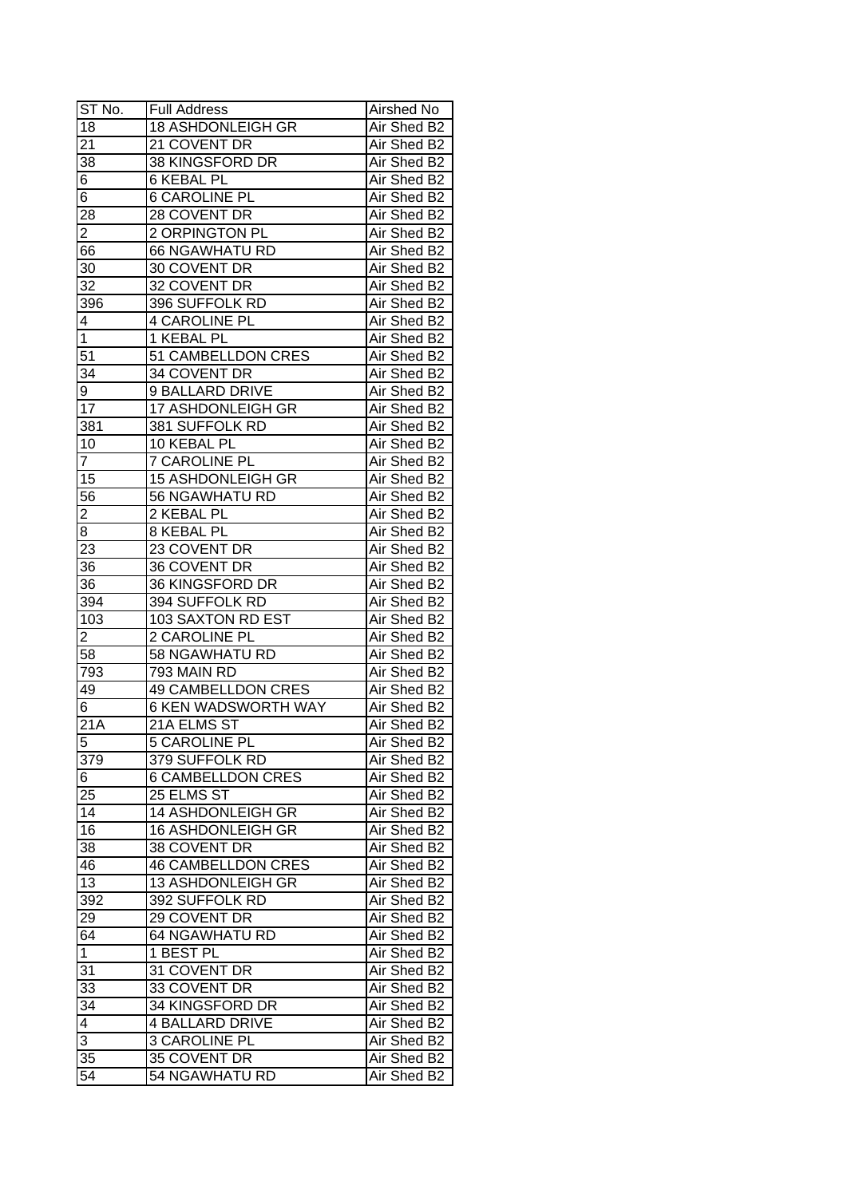| ST No. | Full Address | Airshed No |
|---|---|---|
| 18 | 18 ASHDONLEIGH GR | Air Shed B2 |
| 21 | 21 COVENT DR | Air Shed B2 |
| 38 | 38 KINGSFORD DR | Air Shed B2 |
| 6 | 6 KEBAL PL | Air Shed B2 |
| 6 | 6 CAROLINE PL | Air Shed B2 |
| 28 | 28 COVENT DR | Air Shed B2 |
| 2 | 2 ORPINGTON PL | Air Shed B2 |
| 66 | 66 NGAWHATU RD | Air Shed B2 |
| 30 | 30 COVENT DR | Air Shed B2 |
| 32 | 32 COVENT DR | Air Shed B2 |
| 396 | 396 SUFFOLK RD | Air Shed B2 |
| 4 | 4 CAROLINE PL | Air Shed B2 |
| 1 | 1 KEBAL PL | Air Shed B2 |
| 51 | 51 CAMBELLDON CRES | Air Shed B2 |
| 34 | 34 COVENT DR | Air Shed B2 |
| 9 | 9 BALLARD DRIVE | Air Shed B2 |
| 17 | 17 ASHDONLEIGH GR | Air Shed B2 |
| 381 | 381 SUFFOLK RD | Air Shed B2 |
| 10 | 10 KEBAL PL | Air Shed B2 |
| 7 | 7 CAROLINE PL | Air Shed B2 |
| 15 | 15 ASHDONLEIGH GR | Air Shed B2 |
| 56 | 56 NGAWHATU RD | Air Shed B2 |
| 2 | 2 KEBAL PL | Air Shed B2 |
| 8 | 8 KEBAL PL | Air Shed B2 |
| 23 | 23 COVENT DR | Air Shed B2 |
| 36 | 36 COVENT DR | Air Shed B2 |
| 36 | 36 KINGSFORD DR | Air Shed B2 |
| 394 | 394 SUFFOLK RD | Air Shed B2 |
| 103 | 103 SAXTON RD EST | Air Shed B2 |
| 2 | 2 CAROLINE PL | Air Shed B2 |
| 58 | 58 NGAWHATU RD | Air Shed B2 |
| 793 | 793 MAIN RD | Air Shed B2 |
| 49 | 49 CAMBELLDON CRES | Air Shed B2 |
| 6 | 6 KEN WADSWORTH WAY | Air Shed B2 |
| 21A | 21A ELMS ST | Air Shed B2 |
| 5 | 5 CAROLINE PL | Air Shed B2 |
| 379 | 379 SUFFOLK RD | Air Shed B2 |
| 6 | 6 CAMBELLDON CRES | Air Shed B2 |
| 25 | 25 ELMS ST | Air Shed B2 |
| 14 | 14 ASHDONLEIGH GR | Air Shed B2 |
| 16 | 16 ASHDONLEIGH GR | Air Shed B2 |
| 38 | 38 COVENT DR | Air Shed B2 |
| 46 | 46 CAMBELLDON CRES | Air Shed B2 |
| 13 | 13 ASHDONLEIGH GR | Air Shed B2 |
| 392 | 392 SUFFOLK RD | Air Shed B2 |
| 29 | 29 COVENT DR | Air Shed B2 |
| 64 | 64 NGAWHATU RD | Air Shed B2 |
| 1 | 1 BEST PL | Air Shed B2 |
| 31 | 31 COVENT DR | Air Shed B2 |
| 33 | 33 COVENT DR | Air Shed B2 |
| 34 | 34 KINGSFORD DR | Air Shed B2 |
| 4 | 4 BALLARD DRIVE | Air Shed B2 |
| 3 | 3 CAROLINE PL | Air Shed B2 |
| 35 | 35 COVENT DR | Air Shed B2 |
| 54 | 54 NGAWHATU RD | Air Shed B2 |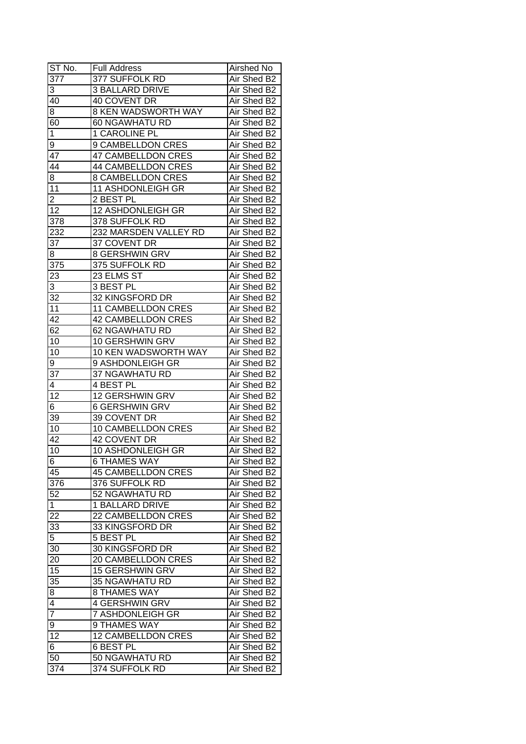| ST No. | Full Address | Airshed No |
|---|---|---|
| 377 | 377 SUFFOLK RD | Air Shed B2 |
| 3 | 3 BALLARD DRIVE | Air Shed B2 |
| 40 | 40 COVENT DR | Air Shed B2 |
| 8 | 8 KEN WADSWORTH WAY | Air Shed B2 |
| 60 | 60 NGAWHATU RD | Air Shed B2 |
| 1 | 1 CAROLINE PL | Air Shed B2 |
| 9 | 9 CAMBELLDON CRES | Air Shed B2 |
| 47 | 47 CAMBELLDON CRES | Air Shed B2 |
| 44 | 44 CAMBELLDON CRES | Air Shed B2 |
| 8 | 8 CAMBELLDON CRES | Air Shed B2 |
| 11 | 11 ASHDONLEIGH GR | Air Shed B2 |
| 2 | 2 BEST PL | Air Shed B2 |
| 12 | 12 ASHDONLEIGH GR | Air Shed B2 |
| 378 | 378 SUFFOLK RD | Air Shed B2 |
| 232 | 232 MARSDEN VALLEY RD | Air Shed B2 |
| 37 | 37 COVENT DR | Air Shed B2 |
| 8 | 8 GERSHWIN GRV | Air Shed B2 |
| 375 | 375 SUFFOLK RD | Air Shed B2 |
| 23 | 23 ELMS ST | Air Shed B2 |
| 3 | 3 BEST PL | Air Shed B2 |
| 32 | 32 KINGSFORD DR | Air Shed B2 |
| 11 | 11 CAMBELLDON CRES | Air Shed B2 |
| 42 | 42 CAMBELLDON CRES | Air Shed B2 |
| 62 | 62 NGAWHATU RD | Air Shed B2 |
| 10 | 10 GERSHWIN GRV | Air Shed B2 |
| 10 | 10 KEN WADSWORTH WAY | Air Shed B2 |
| 9 | 9 ASHDONLEIGH GR | Air Shed B2 |
| 37 | 37 NGAWHATU RD | Air Shed B2 |
| 4 | 4 BEST PL | Air Shed B2 |
| 12 | 12 GERSHWIN GRV | Air Shed B2 |
| 6 | 6 GERSHWIN GRV | Air Shed B2 |
| 39 | 39 COVENT DR | Air Shed B2 |
| 10 | 10 CAMBELLDON CRES | Air Shed B2 |
| 42 | 42 COVENT DR | Air Shed B2 |
| 10 | 10 ASHDONLEIGH GR | Air Shed B2 |
| 6 | 6 THAMES WAY | Air Shed B2 |
| 45 | 45 CAMBELLDON CRES | Air Shed B2 |
| 376 | 376 SUFFOLK RD | Air Shed B2 |
| 52 | 52 NGAWHATU RD | Air Shed B2 |
| 1 | 1 BALLARD DRIVE | Air Shed B2 |
| 22 | 22 CAMBELLDON CRES | Air Shed B2 |
| 33 | 33 KINGSFORD DR | Air Shed B2 |
| 5 | 5 BEST PL | Air Shed B2 |
| 30 | 30 KINGSFORD DR | Air Shed B2 |
| 20 | 20 CAMBELLDON CRES | Air Shed B2 |
| 15 | 15 GERSHWIN GRV | Air Shed B2 |
| 35 | 35 NGAWHATU RD | Air Shed B2 |
| 8 | 8 THAMES WAY | Air Shed B2 |
| 4 | 4 GERSHWIN GRV | Air Shed B2 |
| 7 | 7 ASHDONLEIGH GR | Air Shed B2 |
| 9 | 9 THAMES WAY | Air Shed B2 |
| 12 | 12 CAMBELLDON CRES | Air Shed B2 |
| 6 | 6 BEST PL | Air Shed B2 |
| 50 | 50 NGAWHATU RD | Air Shed B2 |
| 374 | 374 SUFFOLK RD | Air Shed B2 |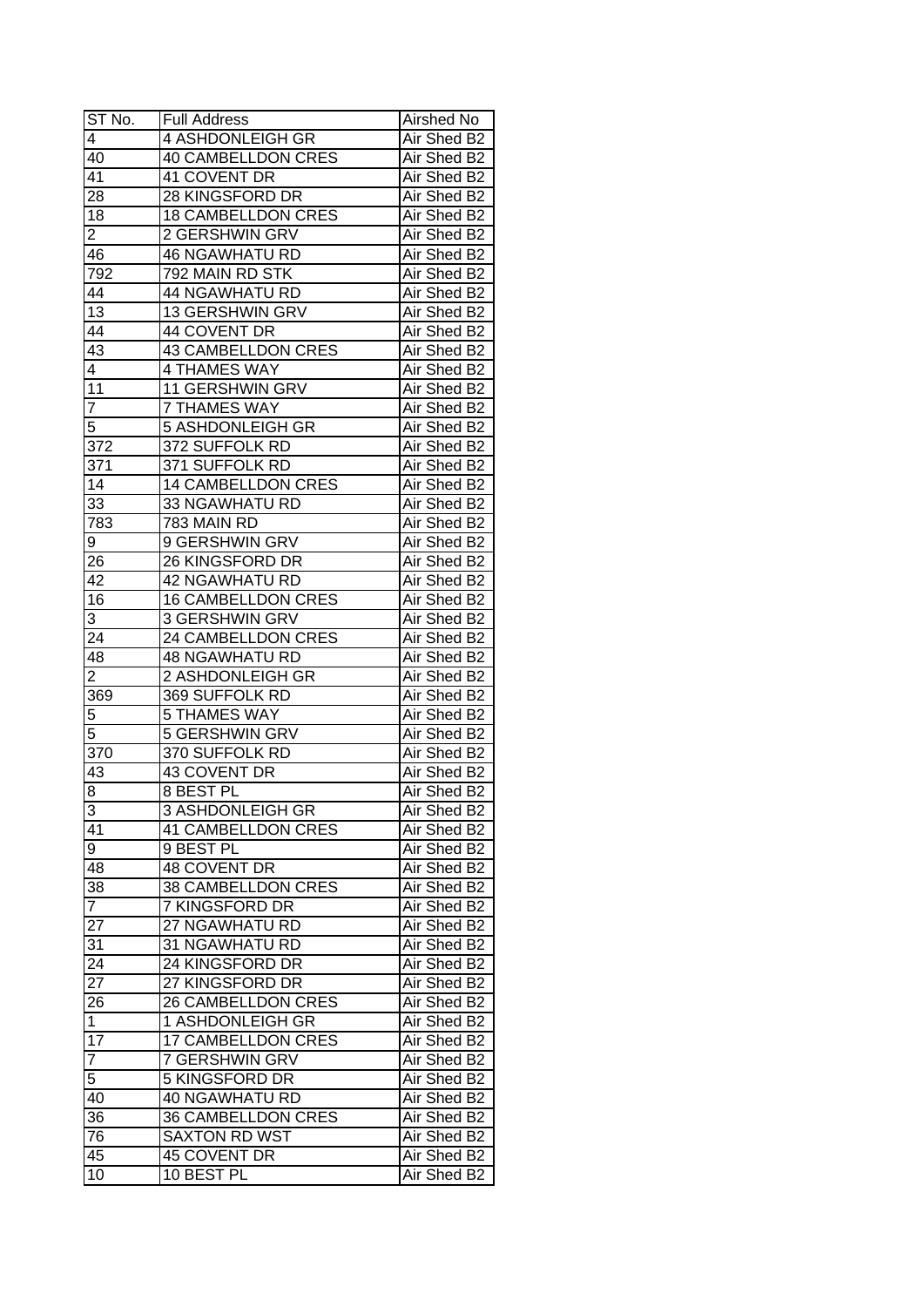| ST No. | Full Address | Airshed No |
|---|---|---|
| 4 | 4 ASHDONLEIGH GR | Air Shed B2 |
| 40 | 40 CAMBELLDON CRES | Air Shed B2 |
| 41 | 41 COVENT DR | Air Shed B2 |
| 28 | 28 KINGSFORD DR | Air Shed B2 |
| 18 | 18 CAMBELLDON CRES | Air Shed B2 |
| 2 | 2 GERSHWIN GRV | Air Shed B2 |
| 46 | 46 NGAWHATU RD | Air Shed B2 |
| 792 | 792 MAIN RD STK | Air Shed B2 |
| 44 | 44 NGAWHATU RD | Air Shed B2 |
| 13 | 13 GERSHWIN GRV | Air Shed B2 |
| 44 | 44 COVENT DR | Air Shed B2 |
| 43 | 43 CAMBELLDON CRES | Air Shed B2 |
| 4 | 4 THAMES WAY | Air Shed B2 |
| 11 | 11 GERSHWIN GRV | Air Shed B2 |
| 7 | 7 THAMES WAY | Air Shed B2 |
| 5 | 5 ASHDONLEIGH GR | Air Shed B2 |
| 372 | 372 SUFFOLK RD | Air Shed B2 |
| 371 | 371 SUFFOLK RD | Air Shed B2 |
| 14 | 14 CAMBELLDON CRES | Air Shed B2 |
| 33 | 33 NGAWHATU RD | Air Shed B2 |
| 783 | 783 MAIN RD | Air Shed B2 |
| 9 | 9 GERSHWIN GRV | Air Shed B2 |
| 26 | 26 KINGSFORD DR | Air Shed B2 |
| 42 | 42 NGAWHATU RD | Air Shed B2 |
| 16 | 16 CAMBELLDON CRES | Air Shed B2 |
| 3 | 3 GERSHWIN GRV | Air Shed B2 |
| 24 | 24 CAMBELLDON CRES | Air Shed B2 |
| 48 | 48 NGAWHATU RD | Air Shed B2 |
| 2 | 2 ASHDONLEIGH GR | Air Shed B2 |
| 369 | 369 SUFFOLK RD | Air Shed B2 |
| 5 | 5 THAMES WAY | Air Shed B2 |
| 5 | 5 GERSHWIN GRV | Air Shed B2 |
| 370 | 370 SUFFOLK RD | Air Shed B2 |
| 43 | 43 COVENT DR | Air Shed B2 |
| 8 | 8 BEST PL | Air Shed B2 |
| 3 | 3 ASHDONLEIGH GR | Air Shed B2 |
| 41 | 41 CAMBELLDON CRES | Air Shed B2 |
| 9 | 9 BEST PL | Air Shed B2 |
| 48 | 48 COVENT DR | Air Shed B2 |
| 38 | 38 CAMBELLDON CRES | Air Shed B2 |
| 7 | 7 KINGSFORD DR | Air Shed B2 |
| 27 | 27 NGAWHATU RD | Air Shed B2 |
| 31 | 31 NGAWHATU RD | Air Shed B2 |
| 24 | 24 KINGSFORD DR | Air Shed B2 |
| 27 | 27 KINGSFORD DR | Air Shed B2 |
| 26 | 26 CAMBELLDON CRES | Air Shed B2 |
| 1 | 1 ASHDONLEIGH GR | Air Shed B2 |
| 17 | 17 CAMBELLDON CRES | Air Shed B2 |
| 7 | 7 GERSHWIN GRV | Air Shed B2 |
| 5 | 5 KINGSFORD DR | Air Shed B2 |
| 40 | 40 NGAWHATU RD | Air Shed B2 |
| 36 | 36 CAMBELLDON CRES | Air Shed B2 |
| 76 | SAXTON RD WST | Air Shed B2 |
| 45 | 45 COVENT DR | Air Shed B2 |
| 10 | 10 BEST PL | Air Shed B2 |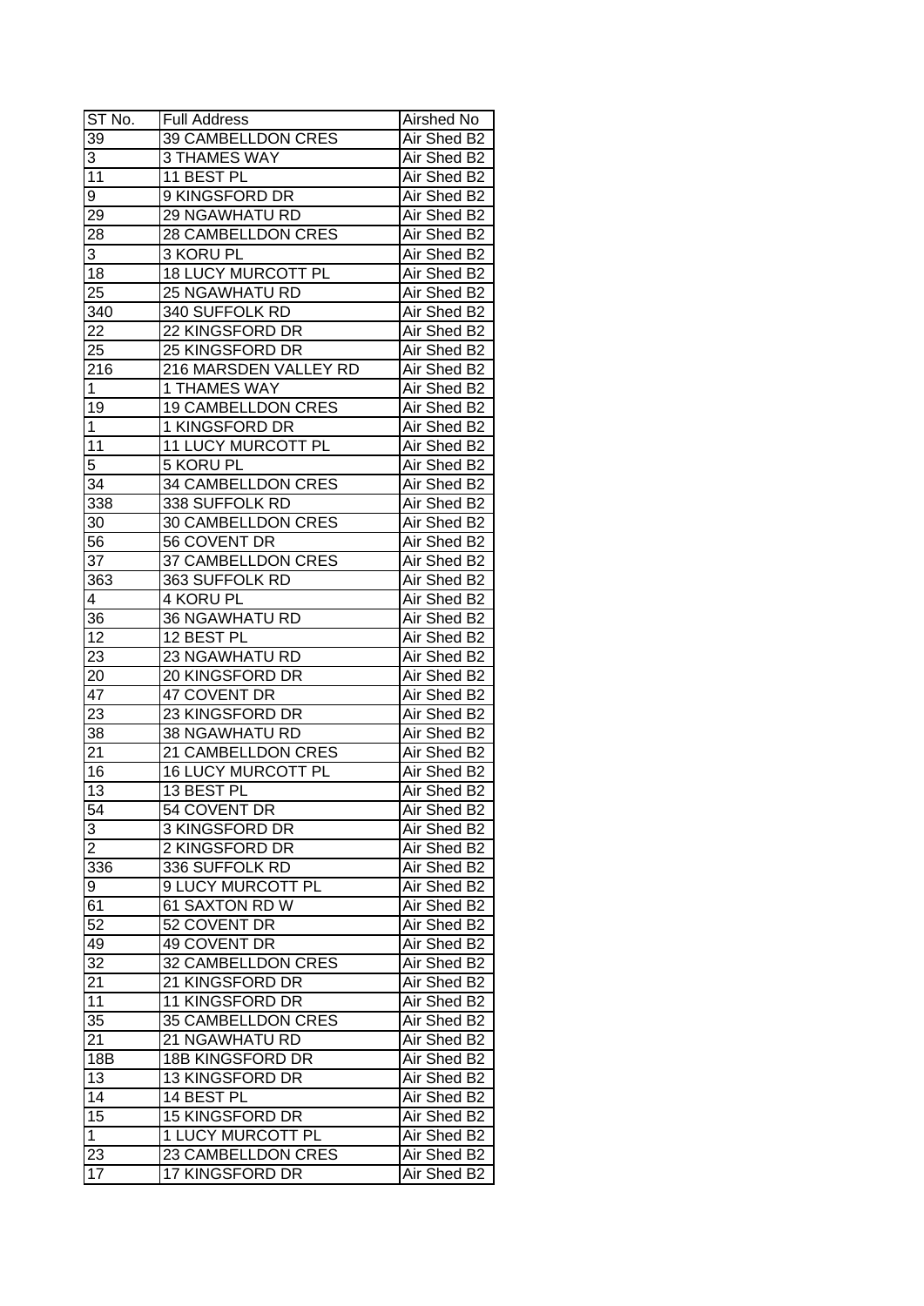| ST No. | Full Address | Airshed No |
|---|---|---|
| 39 | 39 CAMBELLDON CRES | Air Shed B2 |
| 3 | 3 THAMES WAY | Air Shed B2 |
| 11 | 11 BEST PL | Air Shed B2 |
| 9 | 9 KINGSFORD DR | Air Shed B2 |
| 29 | 29 NGAWHATU RD | Air Shed B2 |
| 28 | 28 CAMBELLDON CRES | Air Shed B2 |
| 3 | 3 KORU PL | Air Shed B2 |
| 18 | 18 LUCY MURCOTT PL | Air Shed B2 |
| 25 | 25 NGAWHATU RD | Air Shed B2 |
| 340 | 340 SUFFOLK RD | Air Shed B2 |
| 22 | 22 KINGSFORD DR | Air Shed B2 |
| 25 | 25 KINGSFORD DR | Air Shed B2 |
| 216 | 216 MARSDEN VALLEY RD | Air Shed B2 |
| 1 | 1 THAMES WAY | Air Shed B2 |
| 19 | 19 CAMBELLDON CRES | Air Shed B2 |
| 1 | 1 KINGSFORD DR | Air Shed B2 |
| 11 | 11 LUCY MURCOTT PL | Air Shed B2 |
| 5 | 5 KORU PL | Air Shed B2 |
| 34 | 34 CAMBELLDON CRES | Air Shed B2 |
| 338 | 338 SUFFOLK RD | Air Shed B2 |
| 30 | 30 CAMBELLDON CRES | Air Shed B2 |
| 56 | 56 COVENT DR | Air Shed B2 |
| 37 | 37 CAMBELLDON CRES | Air Shed B2 |
| 363 | 363 SUFFOLK RD | Air Shed B2 |
| 4 | 4 KORU PL | Air Shed B2 |
| 36 | 36 NGAWHATU RD | Air Shed B2 |
| 12 | 12 BEST PL | Air Shed B2 |
| 23 | 23 NGAWHATU RD | Air Shed B2 |
| 20 | 20 KINGSFORD DR | Air Shed B2 |
| 47 | 47 COVENT DR | Air Shed B2 |
| 23 | 23 KINGSFORD DR | Air Shed B2 |
| 38 | 38 NGAWHATU RD | Air Shed B2 |
| 21 | 21 CAMBELLDON CRES | Air Shed B2 |
| 16 | 16 LUCY MURCOTT PL | Air Shed B2 |
| 13 | 13 BEST PL | Air Shed B2 |
| 54 | 54 COVENT DR | Air Shed B2 |
| 3 | 3 KINGSFORD DR | Air Shed B2 |
| 2 | 2 KINGSFORD DR | Air Shed B2 |
| 336 | 336 SUFFOLK RD | Air Shed B2 |
| 9 | 9 LUCY MURCOTT PL | Air Shed B2 |
| 61 | 61 SAXTON RD W | Air Shed B2 |
| 52 | 52 COVENT DR | Air Shed B2 |
| 49 | 49 COVENT DR | Air Shed B2 |
| 32 | 32 CAMBELLDON CRES | Air Shed B2 |
| 21 | 21 KINGSFORD DR | Air Shed B2 |
| 11 | 11 KINGSFORD DR | Air Shed B2 |
| 35 | 35 CAMBELLDON CRES | Air Shed B2 |
| 21 | 21 NGAWHATU RD | Air Shed B2 |
| 18B | 18B KINGSFORD DR | Air Shed B2 |
| 13 | 13 KINGSFORD DR | Air Shed B2 |
| 14 | 14 BEST PL | Air Shed B2 |
| 15 | 15 KINGSFORD DR | Air Shed B2 |
| 1 | 1 LUCY MURCOTT PL | Air Shed B2 |
| 23 | 23 CAMBELLDON CRES | Air Shed B2 |
| 17 | 17 KINGSFORD DR | Air Shed B2 |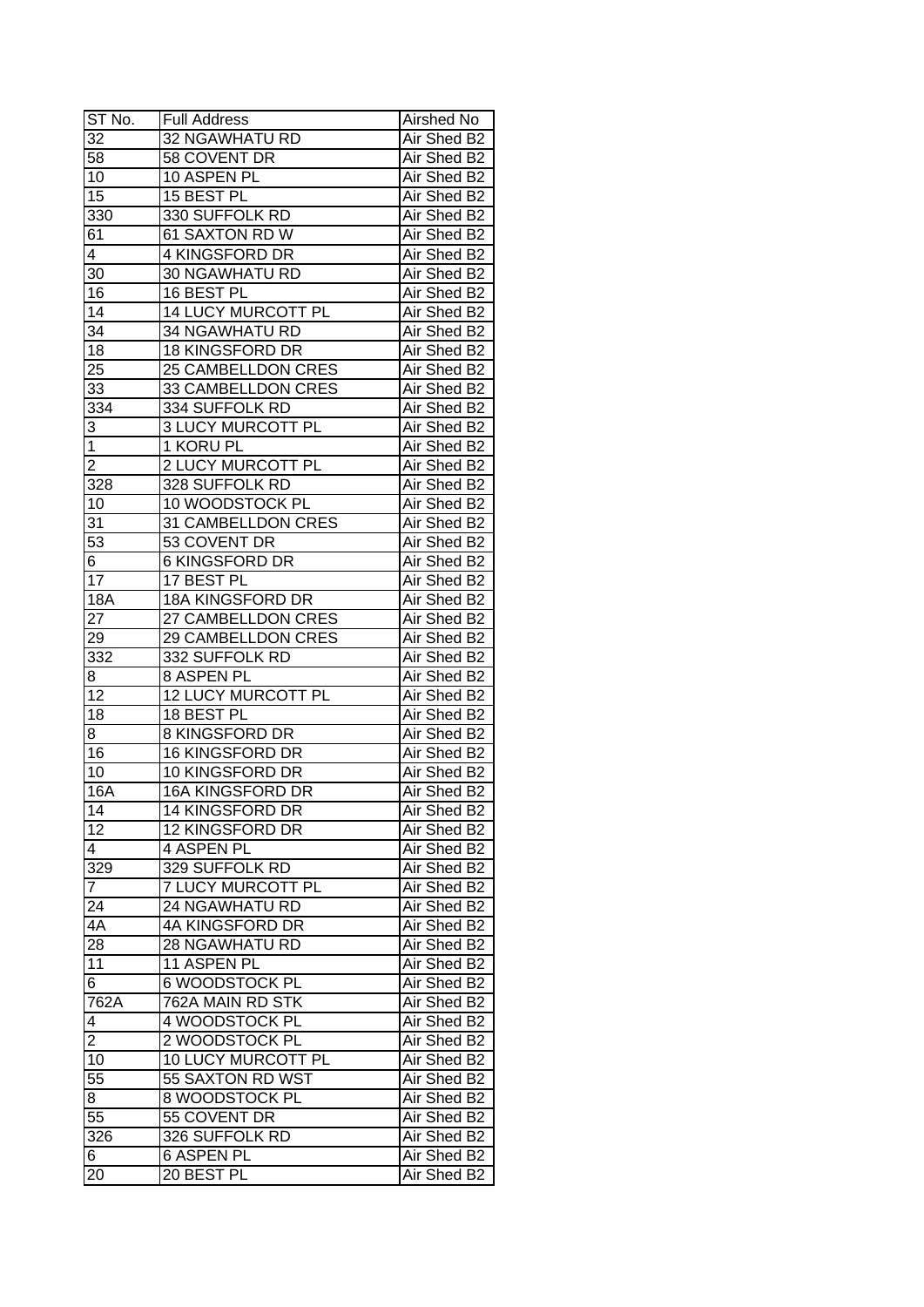| ST No. | Full Address | Airshed No |
|---|---|---|
| 32 | 32 NGAWHATU RD | Air Shed B2 |
| 58 | 58 COVENT DR | Air Shed B2 |
| 10 | 10 ASPEN PL | Air Shed B2 |
| 15 | 15 BEST PL | Air Shed B2 |
| 330 | 330 SUFFOLK RD | Air Shed B2 |
| 61 | 61 SAXTON RD W | Air Shed B2 |
| 4 | 4 KINGSFORD DR | Air Shed B2 |
| 30 | 30 NGAWHATU RD | Air Shed B2 |
| 16 | 16 BEST PL | Air Shed B2 |
| 14 | 14 LUCY MURCOTT PL | Air Shed B2 |
| 34 | 34 NGAWHATU RD | Air Shed B2 |
| 18 | 18 KINGSFORD DR | Air Shed B2 |
| 25 | 25 CAMBELLDON CRES | Air Shed B2 |
| 33 | 33 CAMBELLDON CRES | Air Shed B2 |
| 334 | 334 SUFFOLK RD | Air Shed B2 |
| 3 | 3 LUCY MURCOTT PL | Air Shed B2 |
| 1 | 1 KORU PL | Air Shed B2 |
| 2 | 2 LUCY MURCOTT PL | Air Shed B2 |
| 328 | 328 SUFFOLK RD | Air Shed B2 |
| 10 | 10 WOODSTOCK PL | Air Shed B2 |
| 31 | 31 CAMBELLDON CRES | Air Shed B2 |
| 53 | 53 COVENT DR | Air Shed B2 |
| 6 | 6 KINGSFORD DR | Air Shed B2 |
| 17 | 17 BEST PL | Air Shed B2 |
| 18A | 18A KINGSFORD DR | Air Shed B2 |
| 27 | 27 CAMBELLDON CRES | Air Shed B2 |
| 29 | 29 CAMBELLDON CRES | Air Shed B2 |
| 332 | 332 SUFFOLK RD | Air Shed B2 |
| 8 | 8 ASPEN PL | Air Shed B2 |
| 12 | 12 LUCY MURCOTT PL | Air Shed B2 |
| 18 | 18 BEST PL | Air Shed B2 |
| 8 | 8 KINGSFORD DR | Air Shed B2 |
| 16 | 16 KINGSFORD DR | Air Shed B2 |
| 10 | 10 KINGSFORD DR | Air Shed B2 |
| 16A | 16A KINGSFORD DR | Air Shed B2 |
| 14 | 14 KINGSFORD DR | Air Shed B2 |
| 12 | 12 KINGSFORD DR | Air Shed B2 |
| 4 | 4 ASPEN PL | Air Shed B2 |
| 329 | 329 SUFFOLK RD | Air Shed B2 |
| 7 | 7 LUCY MURCOTT PL | Air Shed B2 |
| 24 | 24 NGAWHATU RD | Air Shed B2 |
| 4A | 4A KINGSFORD DR | Air Shed B2 |
| 28 | 28 NGAWHATU RD | Air Shed B2 |
| 11 | 11 ASPEN PL | Air Shed B2 |
| 6 | 6 WOODSTOCK PL | Air Shed B2 |
| 762A | 762A MAIN RD STK | Air Shed B2 |
| 4 | 4 WOODSTOCK PL | Air Shed B2 |
| 2 | 2 WOODSTOCK PL | Air Shed B2 |
| 10 | 10 LUCY MURCOTT PL | Air Shed B2 |
| 55 | 55 SAXTON RD WST | Air Shed B2 |
| 8 | 8 WOODSTOCK PL | Air Shed B2 |
| 55 | 55 COVENT DR | Air Shed B2 |
| 326 | 326 SUFFOLK RD | Air Shed B2 |
| 6 | 6 ASPEN PL | Air Shed B2 |
| 20 | 20 BEST PL | Air Shed B2 |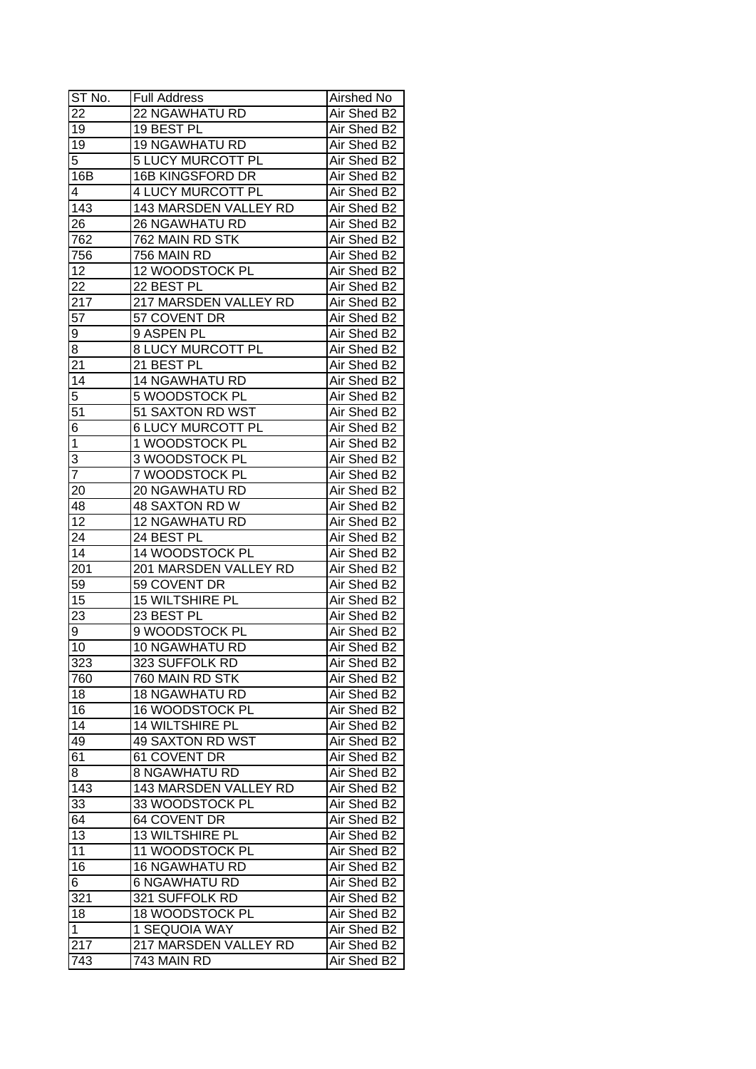| ST No. | Full Address | Airshed No |
|---|---|---|
| 22 | 22 NGAWHATU RD | Air Shed B2 |
| 19 | 19 BEST PL | Air Shed B2 |
| 19 | 19 NGAWHATU RD | Air Shed B2 |
| 5 | 5 LUCY MURCOTT PL | Air Shed B2 |
| 16B | 16B KINGSFORD DR | Air Shed B2 |
| 4 | 4 LUCY MURCOTT PL | Air Shed B2 |
| 143 | 143 MARSDEN VALLEY RD | Air Shed B2 |
| 26 | 26 NGAWHATU RD | Air Shed B2 |
| 762 | 762 MAIN RD STK | Air Shed B2 |
| 756 | 756 MAIN RD | Air Shed B2 |
| 12 | 12 WOODSTOCK PL | Air Shed B2 |
| 22 | 22 BEST PL | Air Shed B2 |
| 217 | 217 MARSDEN VALLEY RD | Air Shed B2 |
| 57 | 57 COVENT DR | Air Shed B2 |
| 9 | 9 ASPEN PL | Air Shed B2 |
| 8 | 8 LUCY MURCOTT PL | Air Shed B2 |
| 21 | 21 BEST PL | Air Shed B2 |
| 14 | 14 NGAWHATU RD | Air Shed B2 |
| 5 | 5 WOODSTOCK PL | Air Shed B2 |
| 51 | 51 SAXTON RD WST | Air Shed B2 |
| 6 | 6 LUCY MURCOTT PL | Air Shed B2 |
| 1 | 1 WOODSTOCK PL | Air Shed B2 |
| 3 | 3 WOODSTOCK PL | Air Shed B2 |
| 7 | 7 WOODSTOCK PL | Air Shed B2 |
| 20 | 20 NGAWHATU RD | Air Shed B2 |
| 48 | 48 SAXTON RD W | Air Shed B2 |
| 12 | 12 NGAWHATU RD | Air Shed B2 |
| 24 | 24 BEST PL | Air Shed B2 |
| 14 | 14 WOODSTOCK PL | Air Shed B2 |
| 201 | 201 MARSDEN VALLEY RD | Air Shed B2 |
| 59 | 59 COVENT DR | Air Shed B2 |
| 15 | 15 WILTSHIRE PL | Air Shed B2 |
| 23 | 23 BEST PL | Air Shed B2 |
| 9 | 9 WOODSTOCK PL | Air Shed B2 |
| 10 | 10 NGAWHATU RD | Air Shed B2 |
| 323 | 323 SUFFOLK RD | Air Shed B2 |
| 760 | 760 MAIN RD STK | Air Shed B2 |
| 18 | 18 NGAWHATU RD | Air Shed B2 |
| 16 | 16 WOODSTOCK PL | Air Shed B2 |
| 14 | 14 WILTSHIRE PL | Air Shed B2 |
| 49 | 49 SAXTON RD WST | Air Shed B2 |
| 61 | 61 COVENT DR | Air Shed B2 |
| 8 | 8 NGAWHATU RD | Air Shed B2 |
| 143 | 143 MARSDEN VALLEY RD | Air Shed B2 |
| 33 | 33 WOODSTOCK PL | Air Shed B2 |
| 64 | 64 COVENT DR | Air Shed B2 |
| 13 | 13 WILTSHIRE PL | Air Shed B2 |
| 11 | 11 WOODSTOCK PL | Air Shed B2 |
| 16 | 16 NGAWHATU RD | Air Shed B2 |
| 6 | 6 NGAWHATU RD | Air Shed B2 |
| 321 | 321 SUFFOLK RD | Air Shed B2 |
| 18 | 18 WOODSTOCK PL | Air Shed B2 |
| 1 | 1 SEQUOIA WAY | Air Shed B2 |
| 217 | 217 MARSDEN VALLEY RD | Air Shed B2 |
| 743 | 743 MAIN RD | Air Shed B2 |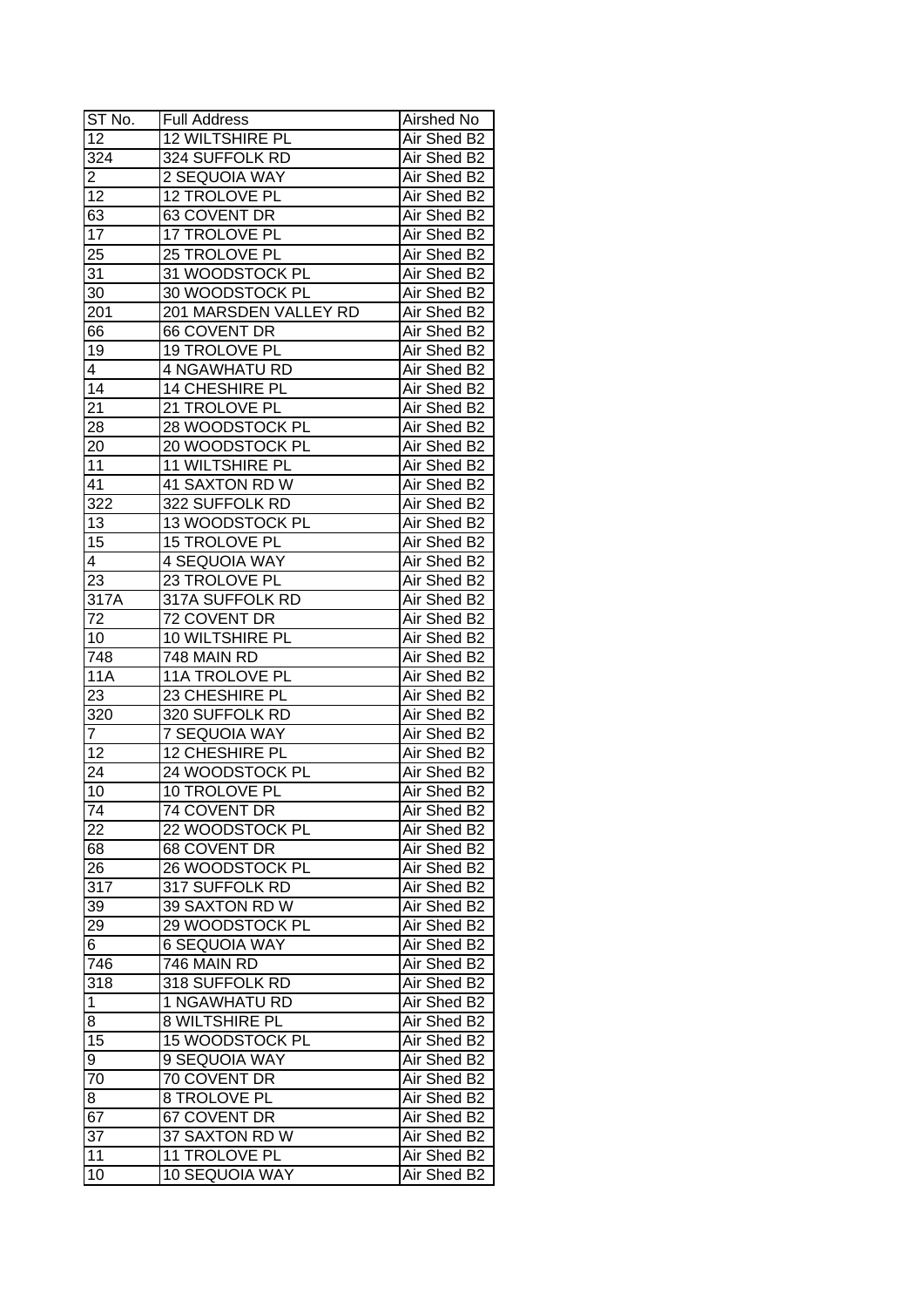| ST No. | Full Address | Airshed No |
|---|---|---|
| 12 | 12 WILTSHIRE PL | Air Shed B2 |
| 324 | 324 SUFFOLK RD | Air Shed B2 |
| 2 | 2 SEQUOIA WAY | Air Shed B2 |
| 12 | 12 TROLOVE PL | Air Shed B2 |
| 63 | 63 COVENT DR | Air Shed B2 |
| 17 | 17 TROLOVE PL | Air Shed B2 |
| 25 | 25 TROLOVE PL | Air Shed B2 |
| 31 | 31 WOODSTOCK PL | Air Shed B2 |
| 30 | 30 WOODSTOCK PL | Air Shed B2 |
| 201 | 201 MARSDEN VALLEY RD | Air Shed B2 |
| 66 | 66 COVENT DR | Air Shed B2 |
| 19 | 19 TROLOVE PL | Air Shed B2 |
| 4 | 4 NGAWHATU RD | Air Shed B2 |
| 14 | 14 CHESHIRE PL | Air Shed B2 |
| 21 | 21 TROLOVE PL | Air Shed B2 |
| 28 | 28 WOODSTOCK PL | Air Shed B2 |
| 20 | 20 WOODSTOCK PL | Air Shed B2 |
| 11 | 11 WILTSHIRE PL | Air Shed B2 |
| 41 | 41 SAXTON RD W | Air Shed B2 |
| 322 | 322 SUFFOLK RD | Air Shed B2 |
| 13 | 13 WOODSTOCK PL | Air Shed B2 |
| 15 | 15 TROLOVE PL | Air Shed B2 |
| 4 | 4 SEQUOIA WAY | Air Shed B2 |
| 23 | 23 TROLOVE PL | Air Shed B2 |
| 317A | 317A SUFFOLK RD | Air Shed B2 |
| 72 | 72 COVENT DR | Air Shed B2 |
| 10 | 10 WILTSHIRE PL | Air Shed B2 |
| 748 | 748 MAIN RD | Air Shed B2 |
| 11A | 11A TROLOVE PL | Air Shed B2 |
| 23 | 23 CHESHIRE PL | Air Shed B2 |
| 320 | 320 SUFFOLK RD | Air Shed B2 |
| 7 | 7 SEQUOIA WAY | Air Shed B2 |
| 12 | 12 CHESHIRE PL | Air Shed B2 |
| 24 | 24 WOODSTOCK PL | Air Shed B2 |
| 10 | 10 TROLOVE PL | Air Shed B2 |
| 74 | 74 COVENT DR | Air Shed B2 |
| 22 | 22 WOODSTOCK PL | Air Shed B2 |
| 68 | 68 COVENT DR | Air Shed B2 |
| 26 | 26 WOODSTOCK PL | Air Shed B2 |
| 317 | 317 SUFFOLK RD | Air Shed B2 |
| 39 | 39 SAXTON RD W | Air Shed B2 |
| 29 | 29 WOODSTOCK PL | Air Shed B2 |
| 6 | 6 SEQUOIA WAY | Air Shed B2 |
| 746 | 746 MAIN RD | Air Shed B2 |
| 318 | 318 SUFFOLK RD | Air Shed B2 |
| 1 | 1 NGAWHATU RD | Air Shed B2 |
| 8 | 8 WILTSHIRE PL | Air Shed B2 |
| 15 | 15 WOODSTOCK PL | Air Shed B2 |
| 9 | 9 SEQUOIA WAY | Air Shed B2 |
| 70 | 70 COVENT DR | Air Shed B2 |
| 8 | 8 TROLOVE PL | Air Shed B2 |
| 67 | 67 COVENT DR | Air Shed B2 |
| 37 | 37 SAXTON RD W | Air Shed B2 |
| 11 | 11 TROLOVE PL | Air Shed B2 |
| 10 | 10 SEQUOIA WAY | Air Shed B2 |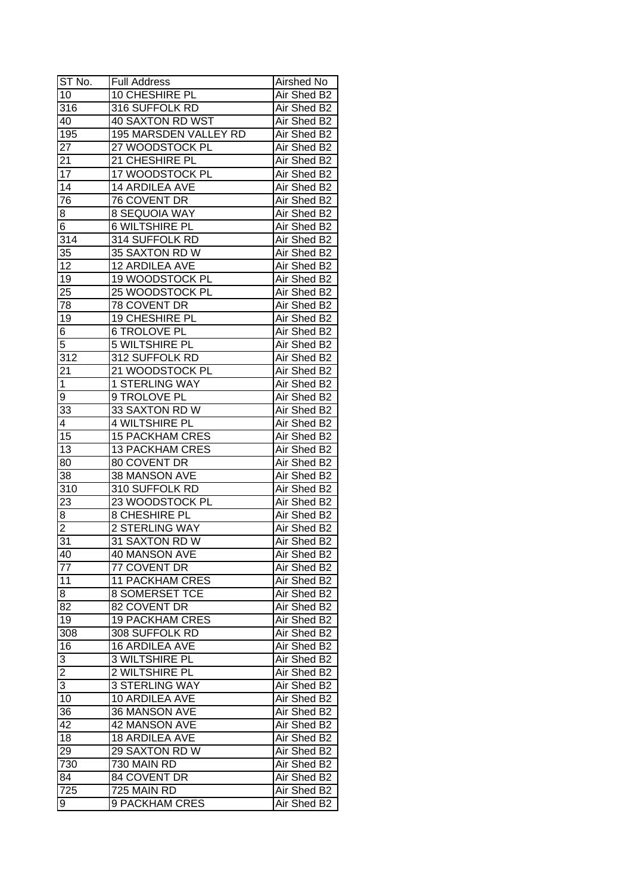| ST No. | Full Address | Airshed No |
|---|---|---|
| 10 | 10 CHESHIRE PL | Air Shed B2 |
| 316 | 316 SUFFOLK RD | Air Shed B2 |
| 40 | 40 SAXTON RD WST | Air Shed B2 |
| 195 | 195 MARSDEN VALLEY RD | Air Shed B2 |
| 27 | 27 WOODSTOCK PL | Air Shed B2 |
| 21 | 21 CHESHIRE PL | Air Shed B2 |
| 17 | 17 WOODSTOCK PL | Air Shed B2 |
| 14 | 14 ARDILEA AVE | Air Shed B2 |
| 76 | 76 COVENT DR | Air Shed B2 |
| 8 | 8 SEQUOIA WAY | Air Shed B2 |
| 6 | 6 WILTSHIRE PL | Air Shed B2 |
| 314 | 314 SUFFOLK RD | Air Shed B2 |
| 35 | 35 SAXTON RD W | Air Shed B2 |
| 12 | 12 ARDILEA AVE | Air Shed B2 |
| 19 | 19 WOODSTOCK PL | Air Shed B2 |
| 25 | 25 WOODSTOCK PL | Air Shed B2 |
| 78 | 78 COVENT DR | Air Shed B2 |
| 19 | 19 CHESHIRE PL | Air Shed B2 |
| 6 | 6 TROLOVE PL | Air Shed B2 |
| 5 | 5 WILTSHIRE PL | Air Shed B2 |
| 312 | 312 SUFFOLK RD | Air Shed B2 |
| 21 | 21 WOODSTOCK PL | Air Shed B2 |
| 1 | 1 STERLING WAY | Air Shed B2 |
| 9 | 9 TROLOVE PL | Air Shed B2 |
| 33 | 33 SAXTON RD W | Air Shed B2 |
| 4 | 4 WILTSHIRE PL | Air Shed B2 |
| 15 | 15 PACKHAM CRES | Air Shed B2 |
| 13 | 13 PACKHAM CRES | Air Shed B2 |
| 80 | 80 COVENT DR | Air Shed B2 |
| 38 | 38 MANSON AVE | Air Shed B2 |
| 310 | 310 SUFFOLK RD | Air Shed B2 |
| 23 | 23 WOODSTOCK PL | Air Shed B2 |
| 8 | 8 CHESHIRE PL | Air Shed B2 |
| 2 | 2 STERLING WAY | Air Shed B2 |
| 31 | 31 SAXTON RD W | Air Shed B2 |
| 40 | 40 MANSON AVE | Air Shed B2 |
| 77 | 77 COVENT DR | Air Shed B2 |
| 11 | 11 PACKHAM CRES | Air Shed B2 |
| 8 | 8 SOMERSET TCE | Air Shed B2 |
| 82 | 82 COVENT DR | Air Shed B2 |
| 19 | 19 PACKHAM CRES | Air Shed B2 |
| 308 | 308 SUFFOLK RD | Air Shed B2 |
| 16 | 16 ARDILEA AVE | Air Shed B2 |
| 3 | 3 WILTSHIRE PL | Air Shed B2 |
| 2 | 2 WILTSHIRE PL | Air Shed B2 |
| 3 | 3 STERLING WAY | Air Shed B2 |
| 10 | 10 ARDILEA AVE | Air Shed B2 |
| 36 | 36 MANSON AVE | Air Shed B2 |
| 42 | 42 MANSON AVE | Air Shed B2 |
| 18 | 18 ARDILEA AVE | Air Shed B2 |
| 29 | 29 SAXTON RD W | Air Shed B2 |
| 730 | 730 MAIN RD | Air Shed B2 |
| 84 | 84 COVENT DR | Air Shed B2 |
| 725 | 725 MAIN RD | Air Shed B2 |
| 9 | 9 PACKHAM CRES | Air Shed B2 |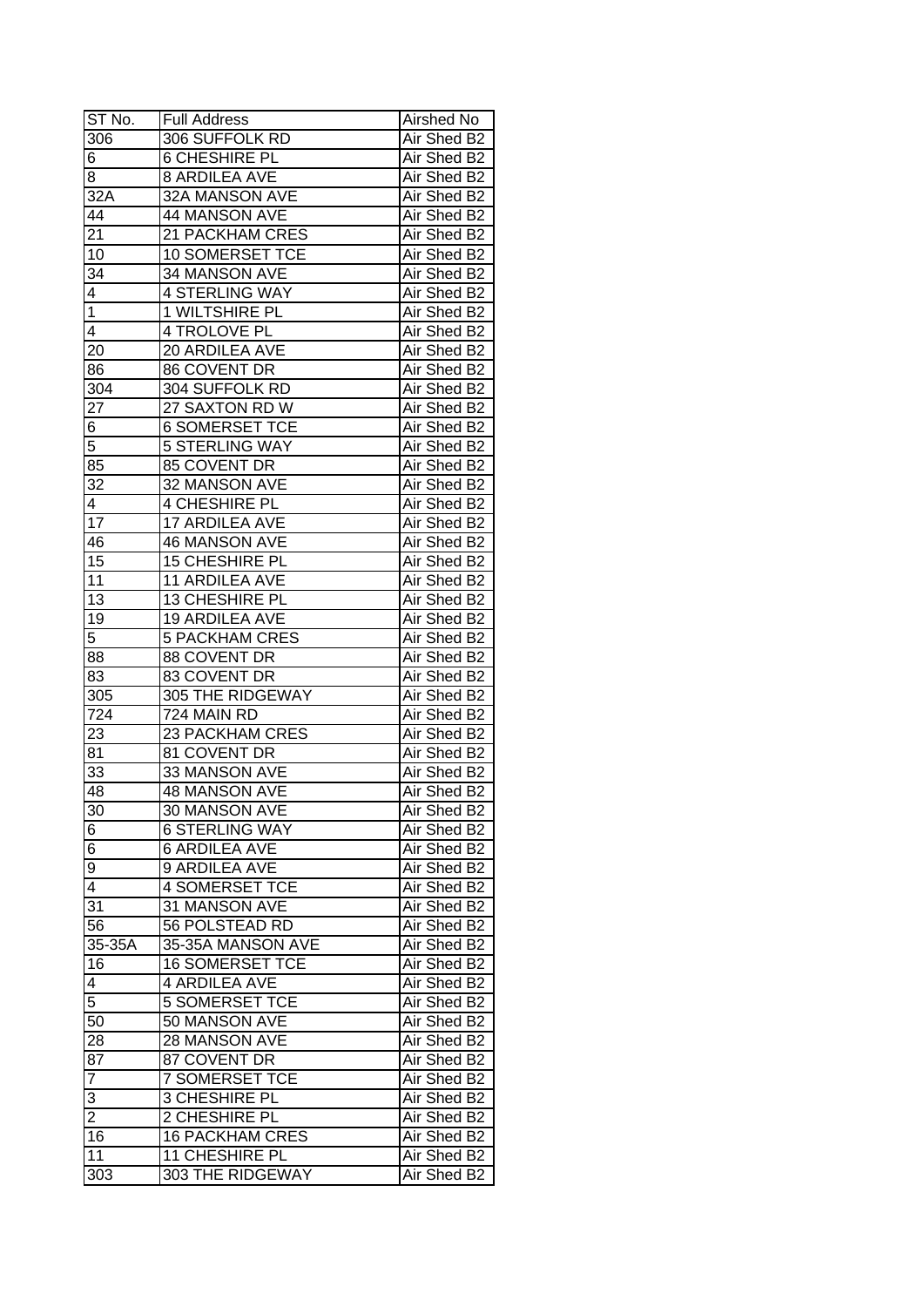| ST No. | Full Address | Airshed No |
|---|---|---|
| 306 | 306 SUFFOLK RD | Air Shed B2 |
| 6 | 6 CHESHIRE PL | Air Shed B2 |
| 8 | 8 ARDILEA AVE | Air Shed B2 |
| 32A | 32A MANSON AVE | Air Shed B2 |
| 44 | 44 MANSON AVE | Air Shed B2 |
| 21 | 21 PACKHAM CRES | Air Shed B2 |
| 10 | 10 SOMERSET TCE | Air Shed B2 |
| 34 | 34 MANSON AVE | Air Shed B2 |
| 4 | 4 STERLING WAY | Air Shed B2 |
| 1 | 1 WILTSHIRE PL | Air Shed B2 |
| 4 | 4 TROLOVE PL | Air Shed B2 |
| 20 | 20 ARDILEA AVE | Air Shed B2 |
| 86 | 86 COVENT DR | Air Shed B2 |
| 304 | 304 SUFFOLK RD | Air Shed B2 |
| 27 | 27 SAXTON RD W | Air Shed B2 |
| 6 | 6 SOMERSET TCE | Air Shed B2 |
| 5 | 5 STERLING WAY | Air Shed B2 |
| 85 | 85 COVENT DR | Air Shed B2 |
| 32 | 32 MANSON AVE | Air Shed B2 |
| 4 | 4 CHESHIRE PL | Air Shed B2 |
| 17 | 17 ARDILEA AVE | Air Shed B2 |
| 46 | 46 MANSON AVE | Air Shed B2 |
| 15 | 15 CHESHIRE PL | Air Shed B2 |
| 11 | 11 ARDILEA AVE | Air Shed B2 |
| 13 | 13 CHESHIRE PL | Air Shed B2 |
| 19 | 19 ARDILEA AVE | Air Shed B2 |
| 5 | 5 PACKHAM CRES | Air Shed B2 |
| 88 | 88 COVENT DR | Air Shed B2 |
| 83 | 83 COVENT DR | Air Shed B2 |
| 305 | 305 THE RIDGEWAY | Air Shed B2 |
| 724 | 724 MAIN RD | Air Shed B2 |
| 23 | 23 PACKHAM CRES | Air Shed B2 |
| 81 | 81 COVENT DR | Air Shed B2 |
| 33 | 33 MANSON AVE | Air Shed B2 |
| 48 | 48 MANSON AVE | Air Shed B2 |
| 30 | 30 MANSON AVE | Air Shed B2 |
| 6 | 6 STERLING WAY | Air Shed B2 |
| 6 | 6 ARDILEA AVE | Air Shed B2 |
| 9 | 9 ARDILEA AVE | Air Shed B2 |
| 4 | 4 SOMERSET TCE | Air Shed B2 |
| 31 | 31 MANSON AVE | Air Shed B2 |
| 56 | 56 POLSTEAD RD | Air Shed B2 |
| 35-35A | 35-35A MANSON AVE | Air Shed B2 |
| 16 | 16 SOMERSET TCE | Air Shed B2 |
| 4 | 4 ARDILEA AVE | Air Shed B2 |
| 5 | 5 SOMERSET TCE | Air Shed B2 |
| 50 | 50 MANSON AVE | Air Shed B2 |
| 28 | 28 MANSON AVE | Air Shed B2 |
| 87 | 87 COVENT DR | Air Shed B2 |
| 7 | 7 SOMERSET TCE | Air Shed B2 |
| 3 | 3 CHESHIRE PL | Air Shed B2 |
| 2 | 2 CHESHIRE PL | Air Shed B2 |
| 16 | 16 PACKHAM CRES | Air Shed B2 |
| 11 | 11 CHESHIRE PL | Air Shed B2 |
| 303 | 303 THE RIDGEWAY | Air Shed B2 |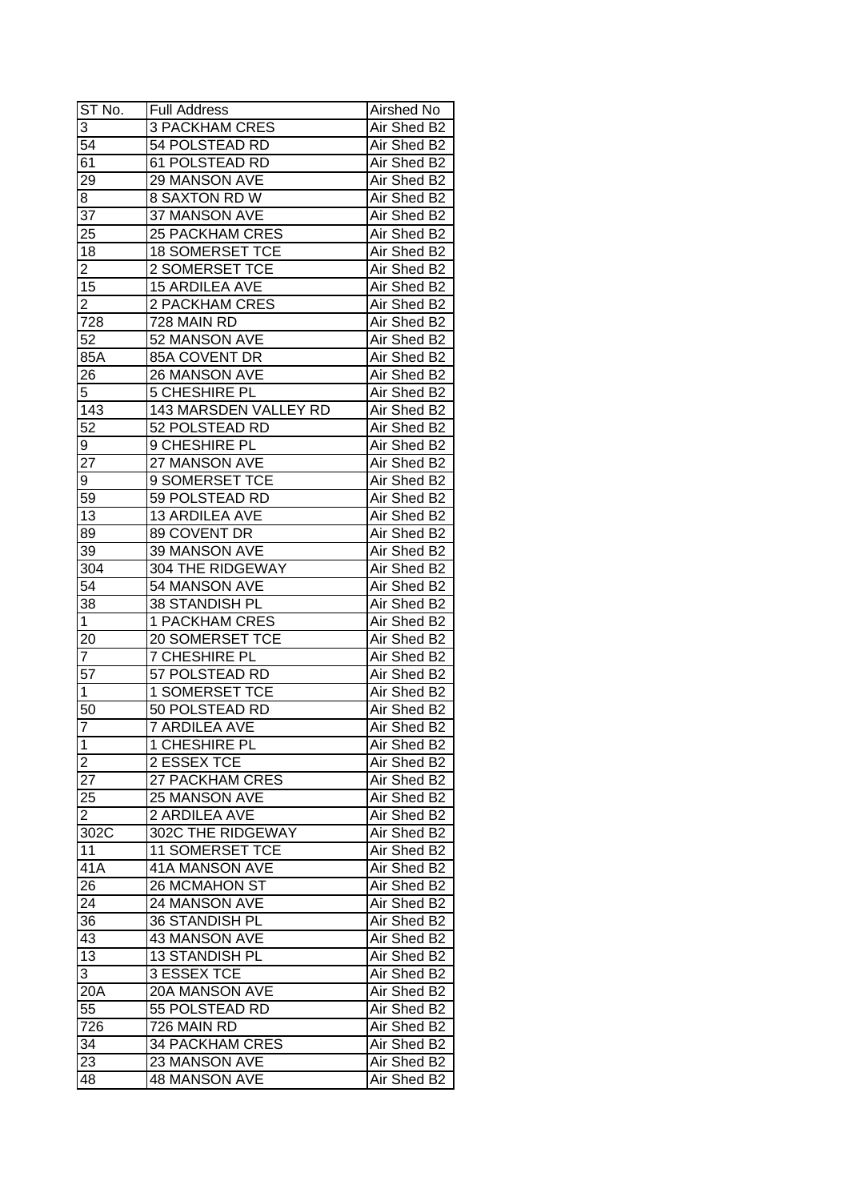| ST No. | Full Address | Airshed No |
| --- | --- | --- |
| 3 | 3 PACKHAM CRES | Air Shed B2 |
| 54 | 54 POLSTEAD RD | Air Shed B2 |
| 61 | 61 POLSTEAD RD | Air Shed B2 |
| 29 | 29 MANSON AVE | Air Shed B2 |
| 8 | 8 SAXTON RD W | Air Shed B2 |
| 37 | 37 MANSON AVE | Air Shed B2 |
| 25 | 25 PACKHAM CRES | Air Shed B2 |
| 18 | 18 SOMERSET TCE | Air Shed B2 |
| 2 | 2 SOMERSET TCE | Air Shed B2 |
| 15 | 15 ARDILEA AVE | Air Shed B2 |
| 2 | 2 PACKHAM CRES | Air Shed B2 |
| 728 | 728 MAIN RD | Air Shed B2 |
| 52 | 52 MANSON AVE | Air Shed B2 |
| 85A | 85A COVENT DR | Air Shed B2 |
| 26 | 26 MANSON AVE | Air Shed B2 |
| 5 | 5 CHESHIRE PL | Air Shed B2 |
| 143 | 143 MARSDEN VALLEY RD | Air Shed B2 |
| 52 | 52 POLSTEAD RD | Air Shed B2 |
| 9 | 9 CHESHIRE PL | Air Shed B2 |
| 27 | 27 MANSON AVE | Air Shed B2 |
| 9 | 9 SOMERSET TCE | Air Shed B2 |
| 59 | 59 POLSTEAD RD | Air Shed B2 |
| 13 | 13 ARDILEA AVE | Air Shed B2 |
| 89 | 89 COVENT DR | Air Shed B2 |
| 39 | 39 MANSON AVE | Air Shed B2 |
| 304 | 304 THE RIDGEWAY | Air Shed B2 |
| 54 | 54 MANSON AVE | Air Shed B2 |
| 38 | 38 STANDISH PL | Air Shed B2 |
| 1 | 1 PACKHAM CRES | Air Shed B2 |
| 20 | 20 SOMERSET TCE | Air Shed B2 |
| 7 | 7 CHESHIRE PL | Air Shed B2 |
| 57 | 57 POLSTEAD RD | Air Shed B2 |
| 1 | 1 SOMERSET TCE | Air Shed B2 |
| 50 | 50 POLSTEAD RD | Air Shed B2 |
| 7 | 7 ARDILEA AVE | Air Shed B2 |
| 1 | 1 CHESHIRE PL | Air Shed B2 |
| 2 | 2 ESSEX TCE | Air Shed B2 |
| 27 | 27 PACKHAM CRES | Air Shed B2 |
| 25 | 25 MANSON AVE | Air Shed B2 |
| 2 | 2 ARDILEA AVE | Air Shed B2 |
| 302C | 302C THE RIDGEWAY | Air Shed B2 |
| 11 | 11 SOMERSET TCE | Air Shed B2 |
| 41A | 41A MANSON AVE | Air Shed B2 |
| 26 | 26 MCMAHON ST | Air Shed B2 |
| 24 | 24 MANSON AVE | Air Shed B2 |
| 36 | 36 STANDISH PL | Air Shed B2 |
| 43 | 43 MANSON AVE | Air Shed B2 |
| 13 | 13 STANDISH PL | Air Shed B2 |
| 3 | 3 ESSEX TCE | Air Shed B2 |
| 20A | 20A MANSON AVE | Air Shed B2 |
| 55 | 55 POLSTEAD RD | Air Shed B2 |
| 726 | 726 MAIN RD | Air Shed B2 |
| 34 | 34 PACKHAM CRES | Air Shed B2 |
| 23 | 23 MANSON AVE | Air Shed B2 |
| 48 | 48 MANSON AVE | Air Shed B2 |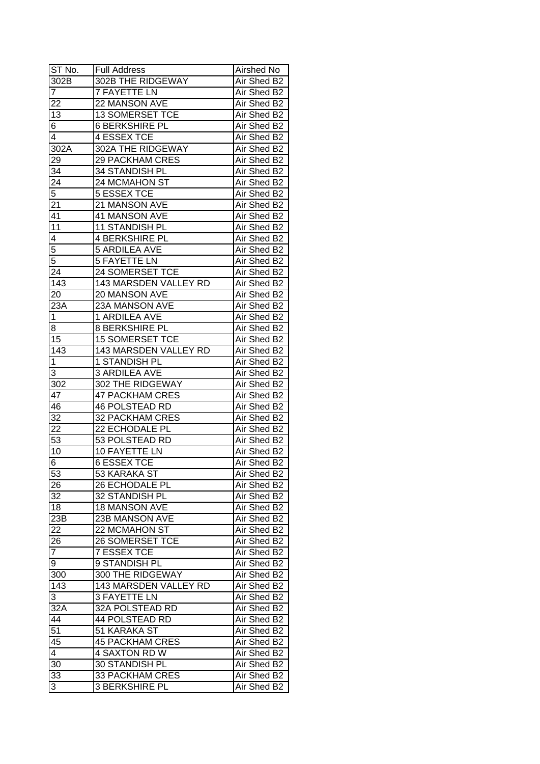| ST No. | Full Address | Airshed No |
| --- | --- | --- |
| 302B | 302B THE RIDGEWAY | Air Shed B2 |
| 7 | 7 FAYETTE LN | Air Shed B2 |
| 22 | 22 MANSON AVE | Air Shed B2 |
| 13 | 13 SOMERSET TCE | Air Shed B2 |
| 6 | 6 BERKSHIRE PL | Air Shed B2 |
| 4 | 4 ESSEX TCE | Air Shed B2 |
| 302A | 302A THE RIDGEWAY | Air Shed B2 |
| 29 | 29 PACKHAM CRES | Air Shed B2 |
| 34 | 34 STANDISH PL | Air Shed B2 |
| 24 | 24 MCMAHON ST | Air Shed B2 |
| 5 | 5 ESSEX TCE | Air Shed B2 |
| 21 | 21 MANSON AVE | Air Shed B2 |
| 41 | 41 MANSON AVE | Air Shed B2 |
| 11 | 11 STANDISH PL | Air Shed B2 |
| 4 | 4 BERKSHIRE PL | Air Shed B2 |
| 5 | 5 ARDILEA AVE | Air Shed B2 |
| 5 | 5 FAYETTE LN | Air Shed B2 |
| 24 | 24 SOMERSET TCE | Air Shed B2 |
| 143 | 143 MARSDEN VALLEY RD | Air Shed B2 |
| 20 | 20 MANSON AVE | Air Shed B2 |
| 23A | 23A MANSON AVE | Air Shed B2 |
| 1 | 1 ARDILEA AVE | Air Shed B2 |
| 8 | 8 BERKSHIRE PL | Air Shed B2 |
| 15 | 15 SOMERSET TCE | Air Shed B2 |
| 143 | 143 MARSDEN VALLEY RD | Air Shed B2 |
| 1 | 1 STANDISH PL | Air Shed B2 |
| 3 | 3 ARDILEA AVE | Air Shed B2 |
| 302 | 302 THE RIDGEWAY | Air Shed B2 |
| 47 | 47 PACKHAM CRES | Air Shed B2 |
| 46 | 46 POLSTEAD RD | Air Shed B2 |
| 32 | 32 PACKHAM CRES | Air Shed B2 |
| 22 | 22 ECHODALE PL | Air Shed B2 |
| 53 | 53 POLSTEAD RD | Air Shed B2 |
| 10 | 10 FAYETTE LN | Air Shed B2 |
| 6 | 6 ESSEX TCE | Air Shed B2 |
| 53 | 53 KARAKA ST | Air Shed B2 |
| 26 | 26 ECHODALE PL | Air Shed B2 |
| 32 | 32 STANDISH PL | Air Shed B2 |
| 18 | 18 MANSON AVE | Air Shed B2 |
| 23B | 23B MANSON AVE | Air Shed B2 |
| 22 | 22 MCMAHON ST | Air Shed B2 |
| 26 | 26 SOMERSET TCE | Air Shed B2 |
| 7 | 7 ESSEX TCE | Air Shed B2 |
| 9 | 9 STANDISH PL | Air Shed B2 |
| 300 | 300 THE RIDGEWAY | Air Shed B2 |
| 143 | 143 MARSDEN VALLEY RD | Air Shed B2 |
| 3 | 3 FAYETTE LN | Air Shed B2 |
| 32A | 32A POLSTEAD RD | Air Shed B2 |
| 44 | 44 POLSTEAD RD | Air Shed B2 |
| 51 | 51 KARAKA ST | Air Shed B2 |
| 45 | 45 PACKHAM CRES | Air Shed B2 |
| 4 | 4 SAXTON RD W | Air Shed B2 |
| 30 | 30 STANDISH PL | Air Shed B2 |
| 33 | 33 PACKHAM CRES | Air Shed B2 |
| 3 | 3 BERKSHIRE PL | Air Shed B2 |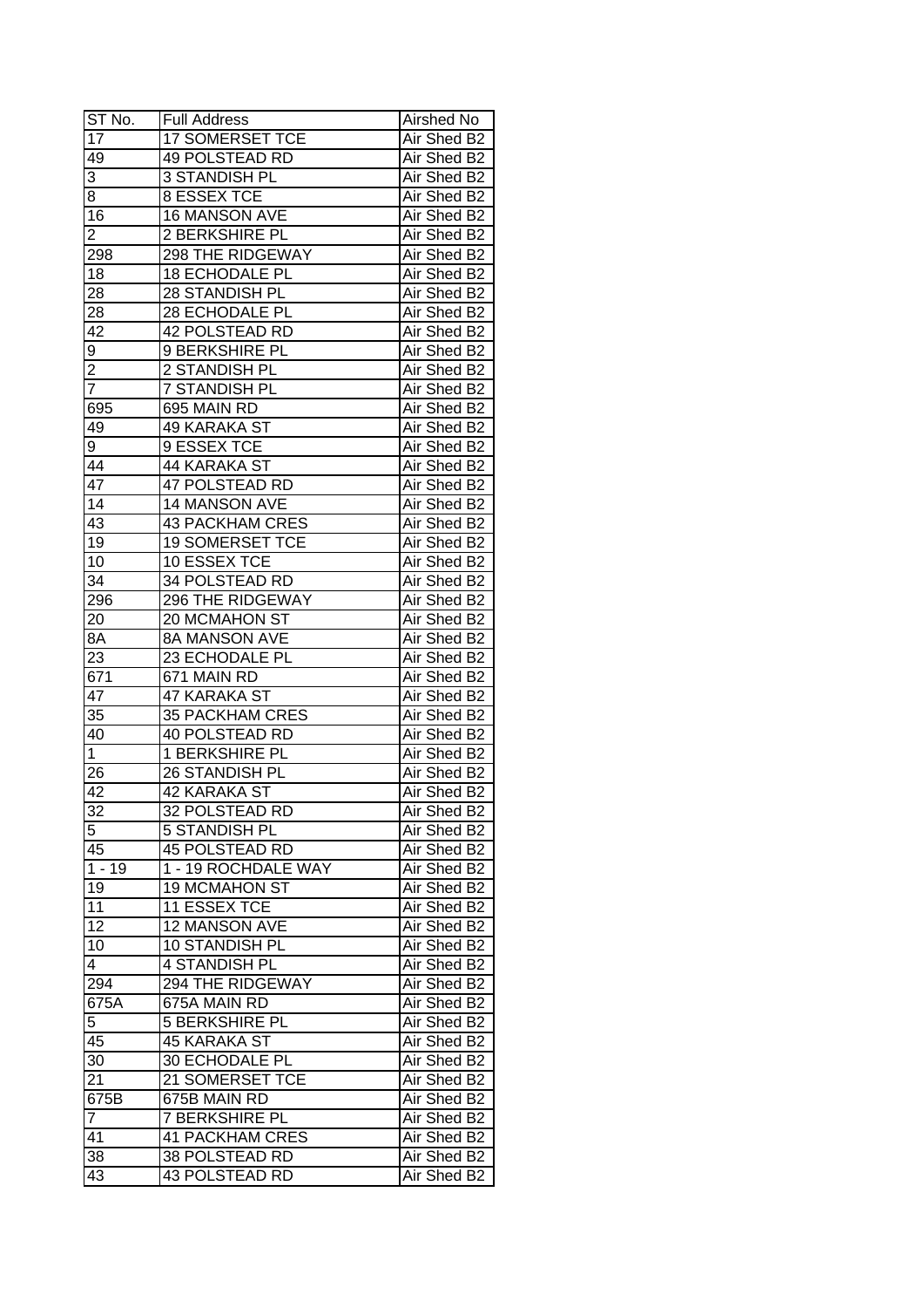| ST No. | Full Address | Airshed No |
|---|---|---|
| 17 | 17 SOMERSET TCE | Air Shed B2 |
| 49 | 49 POLSTEAD RD | Air Shed B2 |
| 3 | 3 STANDISH PL | Air Shed B2 |
| 8 | 8 ESSEX TCE | Air Shed B2 |
| 16 | 16 MANSON AVE | Air Shed B2 |
| 2 | 2 BERKSHIRE PL | Air Shed B2 |
| 298 | 298 THE RIDGEWAY | Air Shed B2 |
| 18 | 18 ECHODALE PL | Air Shed B2 |
| 28 | 28 STANDISH PL | Air Shed B2 |
| 28 | 28 ECHODALE PL | Air Shed B2 |
| 42 | 42 POLSTEAD RD | Air Shed B2 |
| 9 | 9 BERKSHIRE PL | Air Shed B2 |
| 2 | 2 STANDISH PL | Air Shed B2 |
| 7 | 7 STANDISH PL | Air Shed B2 |
| 695 | 695 MAIN RD | Air Shed B2 |
| 49 | 49 KARAKA ST | Air Shed B2 |
| 9 | 9 ESSEX TCE | Air Shed B2 |
| 44 | 44 KARAKA ST | Air Shed B2 |
| 47 | 47 POLSTEAD RD | Air Shed B2 |
| 14 | 14 MANSON AVE | Air Shed B2 |
| 43 | 43 PACKHAM CRES | Air Shed B2 |
| 19 | 19 SOMERSET TCE | Air Shed B2 |
| 10 | 10 ESSEX TCE | Air Shed B2 |
| 34 | 34 POLSTEAD RD | Air Shed B2 |
| 296 | 296 THE RIDGEWAY | Air Shed B2 |
| 20 | 20 MCMAHON ST | Air Shed B2 |
| 8A | 8A MANSON AVE | Air Shed B2 |
| 23 | 23 ECHODALE PL | Air Shed B2 |
| 671 | 671 MAIN RD | Air Shed B2 |
| 47 | 47 KARAKA ST | Air Shed B2 |
| 35 | 35 PACKHAM CRES | Air Shed B2 |
| 40 | 40 POLSTEAD RD | Air Shed B2 |
| 1 | 1 BERKSHIRE PL | Air Shed B2 |
| 26 | 26 STANDISH PL | Air Shed B2 |
| 42 | 42 KARAKA ST | Air Shed B2 |
| 32 | 32 POLSTEAD RD | Air Shed B2 |
| 5 | 5 STANDISH PL | Air Shed B2 |
| 45 | 45 POLSTEAD RD | Air Shed B2 |
| 1 - 19 | 1 - 19 ROCHDALE WAY | Air Shed B2 |
| 19 | 19 MCMAHON ST | Air Shed B2 |
| 11 | 11 ESSEX TCE | Air Shed B2 |
| 12 | 12 MANSON AVE | Air Shed B2 |
| 10 | 10 STANDISH PL | Air Shed B2 |
| 4 | 4 STANDISH PL | Air Shed B2 |
| 294 | 294 THE RIDGEWAY | Air Shed B2 |
| 675A | 675A MAIN RD | Air Shed B2 |
| 5 | 5 BERKSHIRE PL | Air Shed B2 |
| 45 | 45 KARAKA ST | Air Shed B2 |
| 30 | 30 ECHODALE PL | Air Shed B2 |
| 21 | 21 SOMERSET TCE | Air Shed B2 |
| 675B | 675B MAIN RD | Air Shed B2 |
| 7 | 7 BERKSHIRE PL | Air Shed B2 |
| 41 | 41 PACKHAM CRES | Air Shed B2 |
| 38 | 38 POLSTEAD RD | Air Shed B2 |
| 43 | 43 POLSTEAD RD | Air Shed B2 |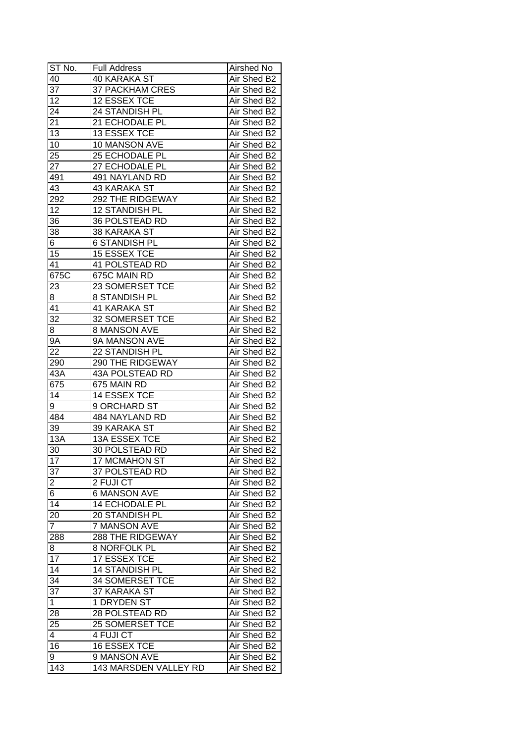| ST No. | Full Address | Airshed No |
|---|---|---|
| 40 | 40 KARAKA ST | Air Shed B2 |
| 37 | 37 PACKHAM CRES | Air Shed B2 |
| 12 | 12 ESSEX TCE | Air Shed B2 |
| 24 | 24 STANDISH PL | Air Shed B2 |
| 21 | 21 ECHODALE PL | Air Shed B2 |
| 13 | 13 ESSEX TCE | Air Shed B2 |
| 10 | 10 MANSON AVE | Air Shed B2 |
| 25 | 25 ECHODALE PL | Air Shed B2 |
| 27 | 27 ECHODALE PL | Air Shed B2 |
| 491 | 491 NAYLAND RD | Air Shed B2 |
| 43 | 43 KARAKA ST | Air Shed B2 |
| 292 | 292 THE RIDGEWAY | Air Shed B2 |
| 12 | 12 STANDISH PL | Air Shed B2 |
| 36 | 36 POLSTEAD RD | Air Shed B2 |
| 38 | 38 KARAKA ST | Air Shed B2 |
| 6 | 6 STANDISH PL | Air Shed B2 |
| 15 | 15 ESSEX TCE | Air Shed B2 |
| 41 | 41 POLSTEAD RD | Air Shed B2 |
| 675C | 675C MAIN RD | Air Shed B2 |
| 23 | 23 SOMERSET TCE | Air Shed B2 |
| 8 | 8 STANDISH PL | Air Shed B2 |
| 41 | 41 KARAKA ST | Air Shed B2 |
| 32 | 32 SOMERSET TCE | Air Shed B2 |
| 8 | 8 MANSON AVE | Air Shed B2 |
| 9A | 9A MANSON AVE | Air Shed B2 |
| 22 | 22 STANDISH PL | Air Shed B2 |
| 290 | 290 THE RIDGEWAY | Air Shed B2 |
| 43A | 43A POLSTEAD RD | Air Shed B2 |
| 675 | 675 MAIN RD | Air Shed B2 |
| 14 | 14 ESSEX TCE | Air Shed B2 |
| 9 | 9 ORCHARD ST | Air Shed B2 |
| 484 | 484 NAYLAND RD | Air Shed B2 |
| 39 | 39 KARAKA ST | Air Shed B2 |
| 13A | 13A ESSEX TCE | Air Shed B2 |
| 30 | 30 POLSTEAD RD | Air Shed B2 |
| 17 | 17 MCMAHON ST | Air Shed B2 |
| 37 | 37 POLSTEAD RD | Air Shed B2 |
| 2 | 2 FUJI CT | Air Shed B2 |
| 6 | 6 MANSON AVE | Air Shed B2 |
| 14 | 14 ECHODALE PL | Air Shed B2 |
| 20 | 20 STANDISH PL | Air Shed B2 |
| 7 | 7 MANSON AVE | Air Shed B2 |
| 288 | 288 THE RIDGEWAY | Air Shed B2 |
| 8 | 8 NORFOLK PL | Air Shed B2 |
| 17 | 17 ESSEX TCE | Air Shed B2 |
| 14 | 14 STANDISH PL | Air Shed B2 |
| 34 | 34 SOMERSET TCE | Air Shed B2 |
| 37 | 37 KARAKA ST | Air Shed B2 |
| 1 | 1 DRYDEN ST | Air Shed B2 |
| 28 | 28 POLSTEAD RD | Air Shed B2 |
| 25 | 25 SOMERSET TCE | Air Shed B2 |
| 4 | 4 FUJI CT | Air Shed B2 |
| 16 | 16 ESSEX TCE | Air Shed B2 |
| 9 | 9 MANSON AVE | Air Shed B2 |
| 143 | 143 MARSDEN VALLEY RD | Air Shed B2 |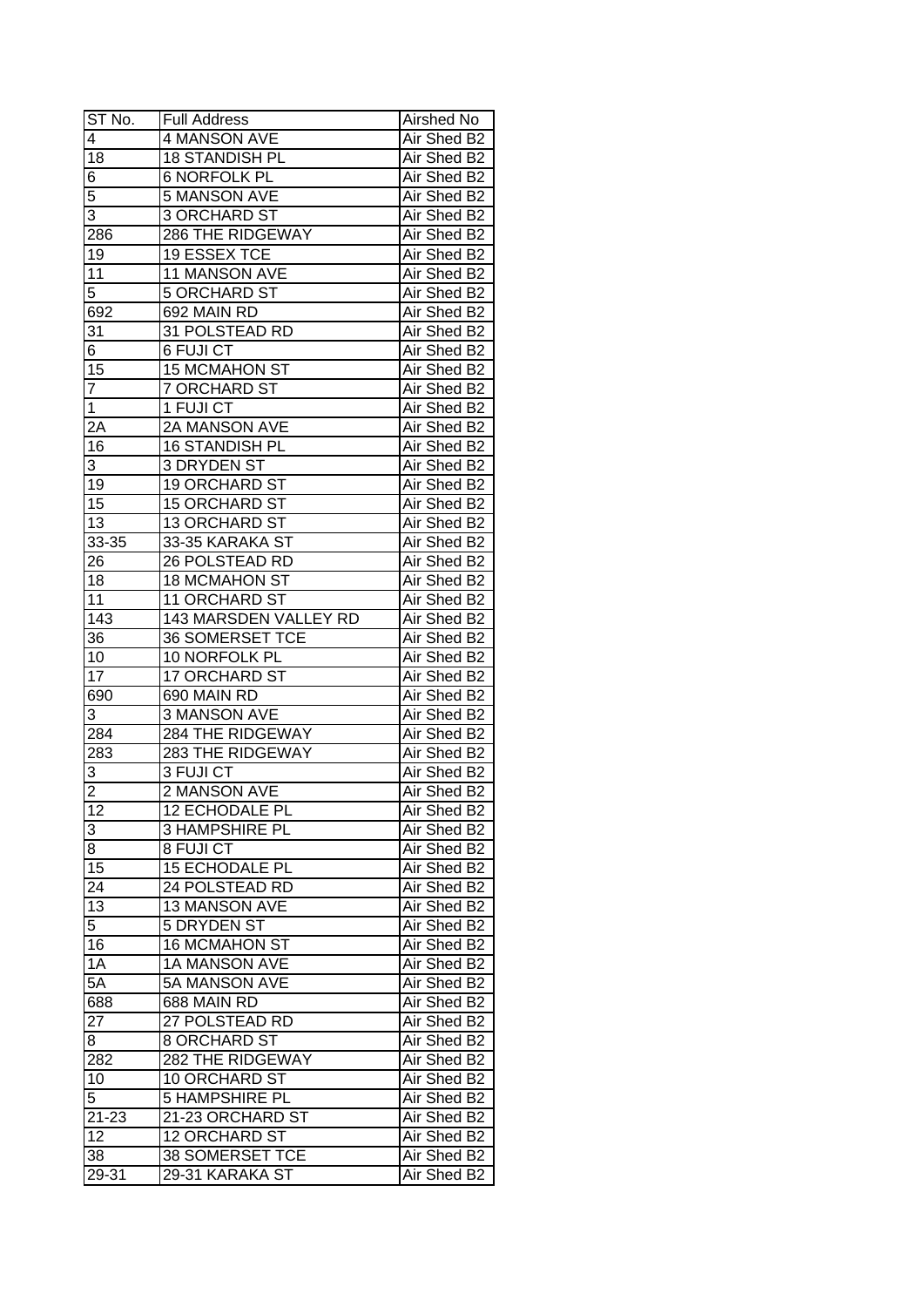| ST No. | Full Address | Airshed No |
|---|---|---|
| 4 | 4 MANSON AVE | Air Shed B2 |
| 18 | 18 STANDISH PL | Air Shed B2 |
| 6 | 6 NORFOLK PL | Air Shed B2 |
| 5 | 5 MANSON AVE | Air Shed B2 |
| 3 | 3 ORCHARD ST | Air Shed B2 |
| 286 | 286 THE RIDGEWAY | Air Shed B2 |
| 19 | 19 ESSEX TCE | Air Shed B2 |
| 11 | 11 MANSON AVE | Air Shed B2 |
| 5 | 5 ORCHARD ST | Air Shed B2 |
| 692 | 692 MAIN RD | Air Shed B2 |
| 31 | 31 POLSTEAD RD | Air Shed B2 |
| 6 | 6 FUJI CT | Air Shed B2 |
| 15 | 15 MCMAHON ST | Air Shed B2 |
| 7 | 7 ORCHARD ST | Air Shed B2 |
| 1 | 1 FUJI CT | Air Shed B2 |
| 2A | 2A MANSON AVE | Air Shed B2 |
| 16 | 16 STANDISH PL | Air Shed B2 |
| 3 | 3 DRYDEN ST | Air Shed B2 |
| 19 | 19 ORCHARD ST | Air Shed B2 |
| 15 | 15 ORCHARD ST | Air Shed B2 |
| 13 | 13 ORCHARD ST | Air Shed B2 |
| 33-35 | 33-35 KARAKA ST | Air Shed B2 |
| 26 | 26 POLSTEAD RD | Air Shed B2 |
| 18 | 18 MCMAHON ST | Air Shed B2 |
| 11 | 11 ORCHARD ST | Air Shed B2 |
| 143 | 143 MARSDEN VALLEY RD | Air Shed B2 |
| 36 | 36 SOMERSET TCE | Air Shed B2 |
| 10 | 10 NORFOLK PL | Air Shed B2 |
| 17 | 17 ORCHARD ST | Air Shed B2 |
| 690 | 690 MAIN RD | Air Shed B2 |
| 3 | 3 MANSON AVE | Air Shed B2 |
| 284 | 284 THE RIDGEWAY | Air Shed B2 |
| 283 | 283 THE RIDGEWAY | Air Shed B2 |
| 3 | 3 FUJI CT | Air Shed B2 |
| 2 | 2 MANSON AVE | Air Shed B2 |
| 12 | 12 ECHODALE PL | Air Shed B2 |
| 3 | 3 HAMPSHIRE PL | Air Shed B2 |
| 8 | 8 FUJI CT | Air Shed B2 |
| 15 | 15 ECHODALE PL | Air Shed B2 |
| 24 | 24 POLSTEAD RD | Air Shed B2 |
| 13 | 13 MANSON AVE | Air Shed B2 |
| 5 | 5 DRYDEN ST | Air Shed B2 |
| 16 | 16 MCMAHON ST | Air Shed B2 |
| 1A | 1A MANSON AVE | Air Shed B2 |
| 5A | 5A MANSON AVE | Air Shed B2 |
| 688 | 688 MAIN RD | Air Shed B2 |
| 27 | 27 POLSTEAD RD | Air Shed B2 |
| 8 | 8 ORCHARD ST | Air Shed B2 |
| 282 | 282 THE RIDGEWAY | Air Shed B2 |
| 10 | 10 ORCHARD ST | Air Shed B2 |
| 5 | 5 HAMPSHIRE PL | Air Shed B2 |
| 21-23 | 21-23 ORCHARD ST | Air Shed B2 |
| 12 | 12 ORCHARD ST | Air Shed B2 |
| 38 | 38 SOMERSET TCE | Air Shed B2 |
| 29-31 | 29-31 KARAKA ST | Air Shed B2 |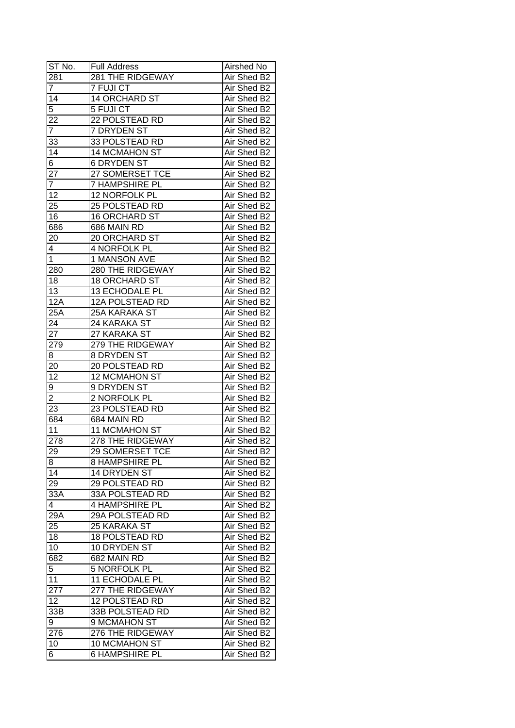| ST No. | Full Address | Airshed No |
| --- | --- | --- |
| 281 | 281 THE RIDGEWAY | Air Shed B2 |
| 7 | 7 FUJI CT | Air Shed B2 |
| 14 | 14 ORCHARD ST | Air Shed B2 |
| 5 | 5 FUJI CT | Air Shed B2 |
| 22 | 22 POLSTEAD RD | Air Shed B2 |
| 7 | 7 DRYDEN ST | Air Shed B2 |
| 33 | 33 POLSTEAD RD | Air Shed B2 |
| 14 | 14 MCMAHON ST | Air Shed B2 |
| 6 | 6 DRYDEN ST | Air Shed B2 |
| 27 | 27 SOMERSET TCE | Air Shed B2 |
| 7 | 7 HAMPSHIRE PL | Air Shed B2 |
| 12 | 12 NORFOLK PL | Air Shed B2 |
| 25 | 25 POLSTEAD RD | Air Shed B2 |
| 16 | 16 ORCHARD ST | Air Shed B2 |
| 686 | 686 MAIN RD | Air Shed B2 |
| 20 | 20 ORCHARD ST | Air Shed B2 |
| 4 | 4 NORFOLK PL | Air Shed B2 |
| 1 | 1 MANSON AVE | Air Shed B2 |
| 280 | 280 THE RIDGEWAY | Air Shed B2 |
| 18 | 18 ORCHARD ST | Air Shed B2 |
| 13 | 13 ECHODALE PL | Air Shed B2 |
| 12A | 12A POLSTEAD RD | Air Shed B2 |
| 25A | 25A KARAKA ST | Air Shed B2 |
| 24 | 24 KARAKA ST | Air Shed B2 |
| 27 | 27 KARAKA ST | Air Shed B2 |
| 279 | 279 THE RIDGEWAY | Air Shed B2 |
| 8 | 8 DRYDEN ST | Air Shed B2 |
| 20 | 20 POLSTEAD RD | Air Shed B2 |
| 12 | 12 MCMAHON ST | Air Shed B2 |
| 9 | 9 DRYDEN ST | Air Shed B2 |
| 2 | 2 NORFOLK PL | Air Shed B2 |
| 23 | 23 POLSTEAD RD | Air Shed B2 |
| 684 | 684 MAIN RD | Air Shed B2 |
| 11 | 11 MCMAHON ST | Air Shed B2 |
| 278 | 278 THE RIDGEWAY | Air Shed B2 |
| 29 | 29 SOMERSET TCE | Air Shed B2 |
| 8 | 8 HAMPSHIRE PL | Air Shed B2 |
| 14 | 14 DRYDEN ST | Air Shed B2 |
| 29 | 29 POLSTEAD RD | Air Shed B2 |
| 33A | 33A POLSTEAD RD | Air Shed B2 |
| 4 | 4 HAMPSHIRE PL | Air Shed B2 |
| 29A | 29A POLSTEAD RD | Air Shed B2 |
| 25 | 25 KARAKA ST | Air Shed B2 |
| 18 | 18 POLSTEAD RD | Air Shed B2 |
| 10 | 10 DRYDEN ST | Air Shed B2 |
| 682 | 682 MAIN RD | Air Shed B2 |
| 5 | 5 NORFOLK PL | Air Shed B2 |
| 11 | 11 ECHODALE PL | Air Shed B2 |
| 277 | 277 THE RIDGEWAY | Air Shed B2 |
| 12 | 12 POLSTEAD RD | Air Shed B2 |
| 33B | 33B POLSTEAD RD | Air Shed B2 |
| 9 | 9 MCMAHON ST | Air Shed B2 |
| 276 | 276 THE RIDGEWAY | Air Shed B2 |
| 10 | 10 MCMAHON ST | Air Shed B2 |
| 6 | 6 HAMPSHIRE PL | Air Shed B2 |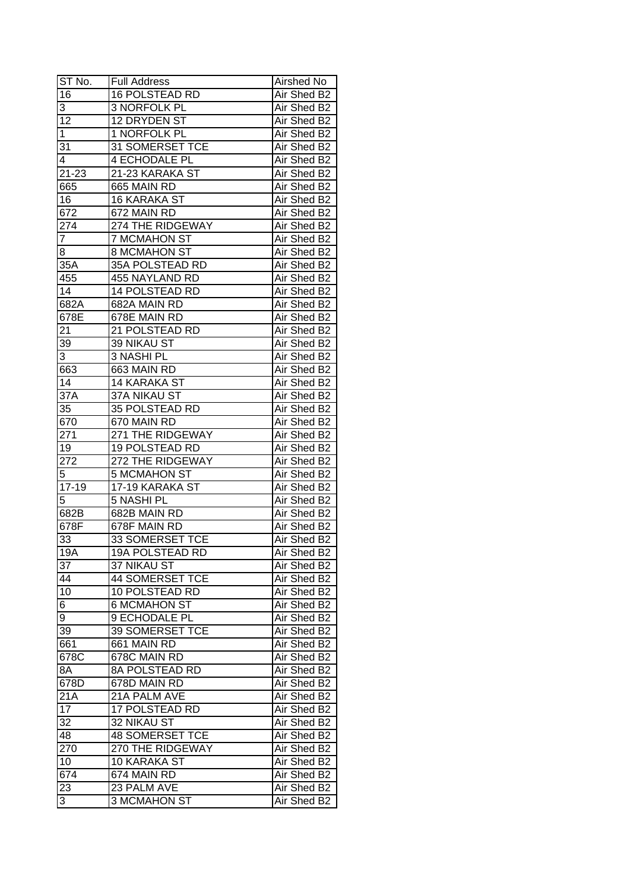| ST No. | Full Address | Airshed No |
|---|---|---|
| 16 | 16 POLSTEAD RD | Air Shed B2 |
| 3 | 3 NORFOLK PL | Air Shed B2 |
| 12 | 12 DRYDEN ST | Air Shed B2 |
| 1 | 1 NORFOLK PL | Air Shed B2 |
| 31 | 31 SOMERSET TCE | Air Shed B2 |
| 4 | 4 ECHODALE PL | Air Shed B2 |
| 21-23 | 21-23 KARAKA ST | Air Shed B2 |
| 665 | 665 MAIN RD | Air Shed B2 |
| 16 | 16 KARAKA ST | Air Shed B2 |
| 672 | 672 MAIN RD | Air Shed B2 |
| 274 | 274 THE RIDGEWAY | Air Shed B2 |
| 7 | 7 MCMAHON ST | Air Shed B2 |
| 8 | 8 MCMAHON ST | Air Shed B2 |
| 35A | 35A POLSTEAD RD | Air Shed B2 |
| 455 | 455 NAYLAND RD | Air Shed B2 |
| 14 | 14 POLSTEAD RD | Air Shed B2 |
| 682A | 682A MAIN RD | Air Shed B2 |
| 678E | 678E MAIN RD | Air Shed B2 |
| 21 | 21 POLSTEAD RD | Air Shed B2 |
| 39 | 39 NIKAU ST | Air Shed B2 |
| 3 | 3 NASHI PL | Air Shed B2 |
| 663 | 663 MAIN RD | Air Shed B2 |
| 14 | 14 KARAKA ST | Air Shed B2 |
| 37A | 37A NIKAU ST | Air Shed B2 |
| 35 | 35 POLSTEAD RD | Air Shed B2 |
| 670 | 670 MAIN RD | Air Shed B2 |
| 271 | 271 THE RIDGEWAY | Air Shed B2 |
| 19 | 19 POLSTEAD RD | Air Shed B2 |
| 272 | 272 THE RIDGEWAY | Air Shed B2 |
| 5 | 5 MCMAHON ST | Air Shed B2 |
| 17-19 | 17-19 KARAKA ST | Air Shed B2 |
| 5 | 5 NASHI PL | Air Shed B2 |
| 682B | 682B MAIN RD | Air Shed B2 |
| 678F | 678F MAIN RD | Air Shed B2 |
| 33 | 33 SOMERSET TCE | Air Shed B2 |
| 19A | 19A POLSTEAD RD | Air Shed B2 |
| 37 | 37 NIKAU ST | Air Shed B2 |
| 44 | 44 SOMERSET TCE | Air Shed B2 |
| 10 | 10 POLSTEAD RD | Air Shed B2 |
| 6 | 6 MCMAHON ST | Air Shed B2 |
| 9 | 9 ECHODALE PL | Air Shed B2 |
| 39 | 39 SOMERSET TCE | Air Shed B2 |
| 661 | 661 MAIN RD | Air Shed B2 |
| 678C | 678C MAIN RD | Air Shed B2 |
| 8A | 8A POLSTEAD RD | Air Shed B2 |
| 678D | 678D MAIN RD | Air Shed B2 |
| 21A | 21A PALM AVE | Air Shed B2 |
| 17 | 17 POLSTEAD RD | Air Shed B2 |
| 32 | 32 NIKAU ST | Air Shed B2 |
| 48 | 48 SOMERSET TCE | Air Shed B2 |
| 270 | 270 THE RIDGEWAY | Air Shed B2 |
| 10 | 10 KARAKA ST | Air Shed B2 |
| 674 | 674 MAIN RD | Air Shed B2 |
| 23 | 23 PALM AVE | Air Shed B2 |
| 3 | 3 MCMAHON ST | Air Shed B2 |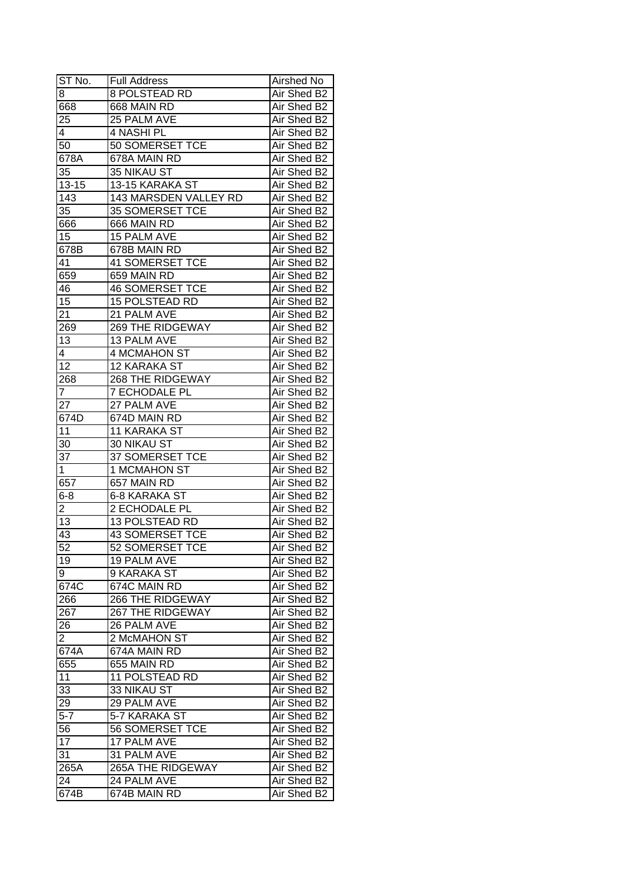| ST No. | Full Address | Airshed No |
|---|---|---|
| 8 | 8 POLSTEAD RD | Air Shed B2 |
| 668 | 668 MAIN RD | Air Shed B2 |
| 25 | 25 PALM AVE | Air Shed B2 |
| 4 | 4 NASHI PL | Air Shed B2 |
| 50 | 50 SOMERSET TCE | Air Shed B2 |
| 678A | 678A MAIN RD | Air Shed B2 |
| 35 | 35 NIKAU ST | Air Shed B2 |
| 13-15 | 13-15 KARAKA ST | Air Shed B2 |
| 143 | 143 MARSDEN VALLEY RD | Air Shed B2 |
| 35 | 35 SOMERSET TCE | Air Shed B2 |
| 666 | 666 MAIN RD | Air Shed B2 |
| 15 | 15 PALM AVE | Air Shed B2 |
| 678B | 678B MAIN RD | Air Shed B2 |
| 41 | 41 SOMERSET TCE | Air Shed B2 |
| 659 | 659 MAIN RD | Air Shed B2 |
| 46 | 46 SOMERSET TCE | Air Shed B2 |
| 15 | 15 POLSTEAD RD | Air Shed B2 |
| 21 | 21 PALM AVE | Air Shed B2 |
| 269 | 269 THE RIDGEWAY | Air Shed B2 |
| 13 | 13 PALM AVE | Air Shed B2 |
| 4 | 4 MCMAHON ST | Air Shed B2 |
| 12 | 12 KARAKA ST | Air Shed B2 |
| 268 | 268 THE RIDGEWAY | Air Shed B2 |
| 7 | 7 ECHODALE PL | Air Shed B2 |
| 27 | 27 PALM AVE | Air Shed B2 |
| 674D | 674D MAIN RD | Air Shed B2 |
| 11 | 11 KARAKA ST | Air Shed B2 |
| 30 | 30 NIKAU ST | Air Shed B2 |
| 37 | 37 SOMERSET TCE | Air Shed B2 |
| 1 | 1 MCMAHON ST | Air Shed B2 |
| 657 | 657 MAIN RD | Air Shed B2 |
| 6-8 | 6-8 KARAKA ST | Air Shed B2 |
| 2 | 2 ECHODALE PL | Air Shed B2 |
| 13 | 13 POLSTEAD RD | Air Shed B2 |
| 43 | 43 SOMERSET TCE | Air Shed B2 |
| 52 | 52 SOMERSET TCE | Air Shed B2 |
| 19 | 19 PALM AVE | Air Shed B2 |
| 9 | 9 KARAKA ST | Air Shed B2 |
| 674C | 674C MAIN RD | Air Shed B2 |
| 266 | 266 THE RIDGEWAY | Air Shed B2 |
| 267 | 267 THE RIDGEWAY | Air Shed B2 |
| 26 | 26 PALM AVE | Air Shed B2 |
| 2 | 2 McMAHON ST | Air Shed B2 |
| 674A | 674A MAIN RD | Air Shed B2 |
| 655 | 655 MAIN RD | Air Shed B2 |
| 11 | 11 POLSTEAD RD | Air Shed B2 |
| 33 | 33 NIKAU ST | Air Shed B2 |
| 29 | 29 PALM AVE | Air Shed B2 |
| 5-7 | 5-7 KARAKA ST | Air Shed B2 |
| 56 | 56 SOMERSET TCE | Air Shed B2 |
| 17 | 17 PALM AVE | Air Shed B2 |
| 31 | 31 PALM AVE | Air Shed B2 |
| 265A | 265A THE RIDGEWAY | Air Shed B2 |
| 24 | 24 PALM AVE | Air Shed B2 |
| 674B | 674B MAIN RD | Air Shed B2 |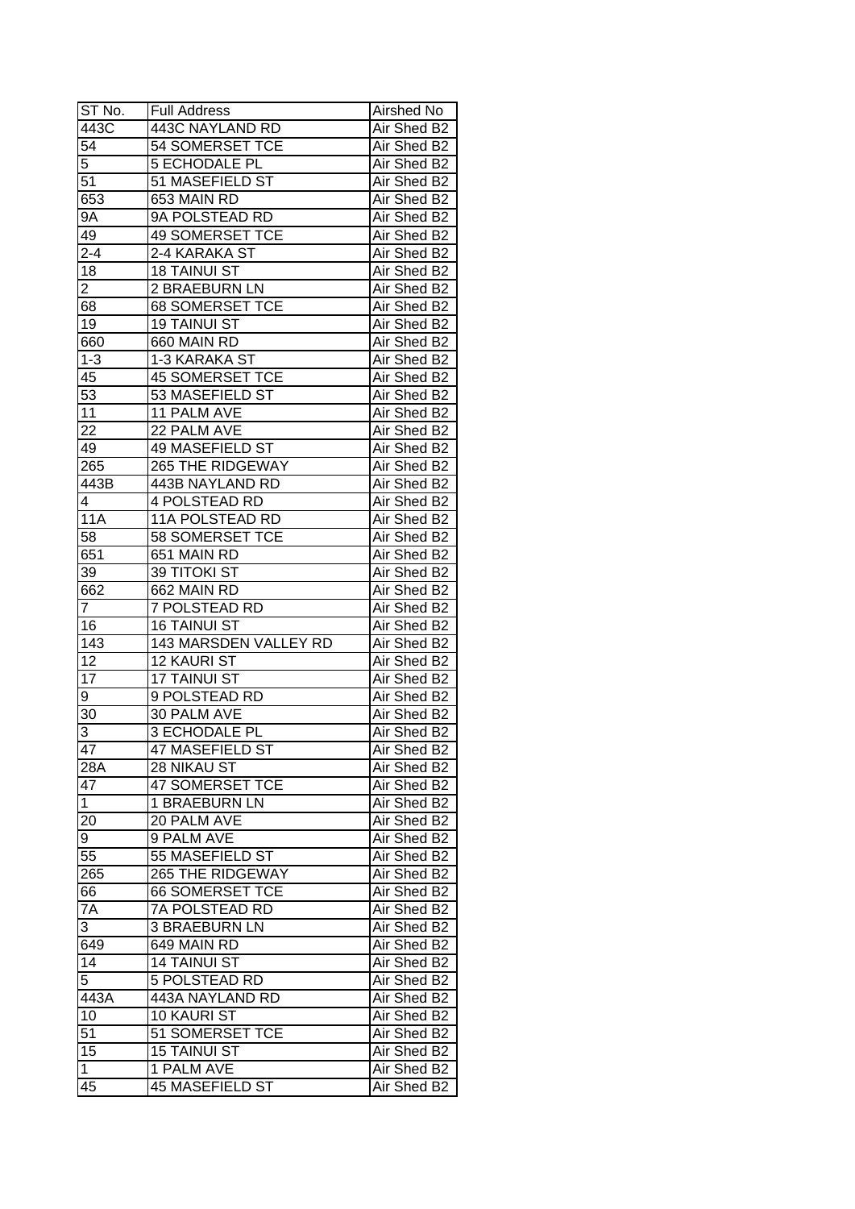| ST No. | Full Address | Airshed No |
|---|---|---|
| 443C | 443C NAYLAND RD | Air Shed B2 |
| 54 | 54 SOMERSET TCE | Air Shed B2 |
| 5 | 5 ECHODALE PL | Air Shed B2 |
| 51 | 51 MASEFIELD ST | Air Shed B2 |
| 653 | 653 MAIN RD | Air Shed B2 |
| 9A | 9A POLSTEAD RD | Air Shed B2 |
| 49 | 49 SOMERSET TCE | Air Shed B2 |
| 2-4 | 2-4 KARAKA ST | Air Shed B2 |
| 18 | 18 TAINUI ST | Air Shed B2 |
| 2 | 2 BRAEBURN LN | Air Shed B2 |
| 68 | 68 SOMERSET TCE | Air Shed B2 |
| 19 | 19 TAINUI ST | Air Shed B2 |
| 660 | 660 MAIN RD | Air Shed B2 |
| 1-3 | 1-3 KARAKA ST | Air Shed B2 |
| 45 | 45 SOMERSET TCE | Air Shed B2 |
| 53 | 53 MASEFIELD ST | Air Shed B2 |
| 11 | 11 PALM AVE | Air Shed B2 |
| 22 | 22 PALM AVE | Air Shed B2 |
| 49 | 49 MASEFIELD ST | Air Shed B2 |
| 265 | 265 THE RIDGEWAY | Air Shed B2 |
| 443B | 443B NAYLAND RD | Air Shed B2 |
| 4 | 4 POLSTEAD RD | Air Shed B2 |
| 11A | 11A POLSTEAD RD | Air Shed B2 |
| 58 | 58 SOMERSET TCE | Air Shed B2 |
| 651 | 651 MAIN RD | Air Shed B2 |
| 39 | 39 TITOKI ST | Air Shed B2 |
| 662 | 662 MAIN RD | Air Shed B2 |
| 7 | 7 POLSTEAD RD | Air Shed B2 |
| 16 | 16 TAINUI ST | Air Shed B2 |
| 143 | 143 MARSDEN VALLEY RD | Air Shed B2 |
| 12 | 12 KAURI ST | Air Shed B2 |
| 17 | 17 TAINUI ST | Air Shed B2 |
| 9 | 9 POLSTEAD RD | Air Shed B2 |
| 30 | 30 PALM AVE | Air Shed B2 |
| 3 | 3 ECHODALE PL | Air Shed B2 |
| 47 | 47 MASEFIELD ST | Air Shed B2 |
| 28A | 28 NIKAU ST | Air Shed B2 |
| 47 | 47 SOMERSET TCE | Air Shed B2 |
| 1 | 1 BRAEBURN LN | Air Shed B2 |
| 20 | 20 PALM AVE | Air Shed B2 |
| 9 | 9 PALM AVE | Air Shed B2 |
| 55 | 55 MASEFIELD ST | Air Shed B2 |
| 265 | 265 THE RIDGEWAY | Air Shed B2 |
| 66 | 66 SOMERSET TCE | Air Shed B2 |
| 7A | 7A POLSTEAD RD | Air Shed B2 |
| 3 | 3 BRAEBURN LN | Air Shed B2 |
| 649 | 649 MAIN RD | Air Shed B2 |
| 14 | 14 TAINUI ST | Air Shed B2 |
| 5 | 5 POLSTEAD RD | Air Shed B2 |
| 443A | 443A NAYLAND RD | Air Shed B2 |
| 10 | 10 KAURI ST | Air Shed B2 |
| 51 | 51 SOMERSET TCE | Air Shed B2 |
| 15 | 15 TAINUI ST | Air Shed B2 |
| 1 | 1 PALM AVE | Air Shed B2 |
| 45 | 45 MASEFIELD ST | Air Shed B2 |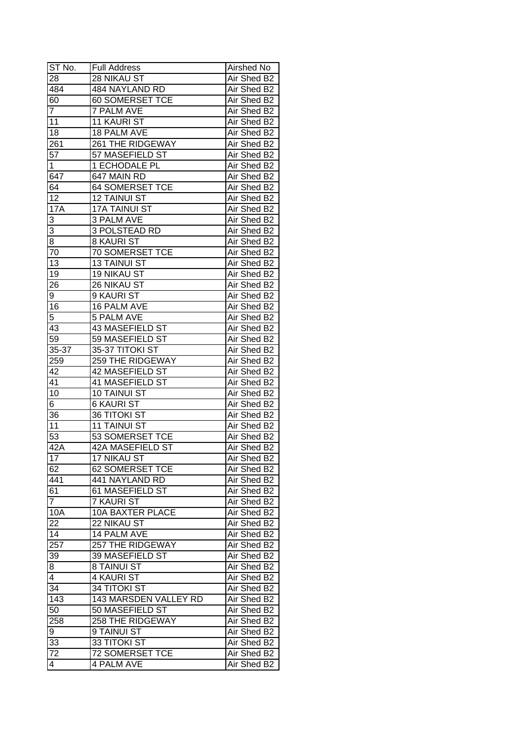| ST No. | Full Address | Airshed No |
| --- | --- | --- |
| 28 | 28 NIKAU ST | Air Shed B2 |
| 484 | 484 NAYLAND RD | Air Shed B2 |
| 60 | 60 SOMERSET TCE | Air Shed B2 |
| 7 | 7 PALM AVE | Air Shed B2 |
| 11 | 11 KAURI ST | Air Shed B2 |
| 18 | 18 PALM AVE | Air Shed B2 |
| 261 | 261 THE RIDGEWAY | Air Shed B2 |
| 57 | 57 MASEFIELD ST | Air Shed B2 |
| 1 | 1 ECHODALE PL | Air Shed B2 |
| 647 | 647 MAIN RD | Air Shed B2 |
| 64 | 64 SOMERSET TCE | Air Shed B2 |
| 12 | 12 TAINUI ST | Air Shed B2 |
| 17A | 17A TAINUI ST | Air Shed B2 |
| 3 | 3 PALM AVE | Air Shed B2 |
| 3 | 3 POLSTEAD RD | Air Shed B2 |
| 8 | 8 KAURI ST | Air Shed B2 |
| 70 | 70 SOMERSET TCE | Air Shed B2 |
| 13 | 13 TAINUI ST | Air Shed B2 |
| 19 | 19 NIKAU ST | Air Shed B2 |
| 26 | 26 NIKAU ST | Air Shed B2 |
| 9 | 9 KAURI ST | Air Shed B2 |
| 16 | 16 PALM AVE | Air Shed B2 |
| 5 | 5 PALM AVE | Air Shed B2 |
| 43 | 43 MASEFIELD ST | Air Shed B2 |
| 59 | 59 MASEFIELD ST | Air Shed B2 |
| 35-37 | 35-37 TITOKI ST | Air Shed B2 |
| 259 | 259 THE RIDGEWAY | Air Shed B2 |
| 42 | 42 MASEFIELD ST | Air Shed B2 |
| 41 | 41 MASEFIELD ST | Air Shed B2 |
| 10 | 10 TAINUI ST | Air Shed B2 |
| 6 | 6 KAURI ST | Air Shed B2 |
| 36 | 36 TITOKI ST | Air Shed B2 |
| 11 | 11 TAINUI ST | Air Shed B2 |
| 53 | 53 SOMERSET TCE | Air Shed B2 |
| 42A | 42A MASEFIELD ST | Air Shed B2 |
| 17 | 17 NIKAU ST | Air Shed B2 |
| 62 | 62 SOMERSET TCE | Air Shed B2 |
| 441 | 441 NAYLAND RD | Air Shed B2 |
| 61 | 61 MASEFIELD ST | Air Shed B2 |
| 7 | 7 KAURI ST | Air Shed B2 |
| 10A | 10A BAXTER PLACE | Air Shed B2 |
| 22 | 22 NIKAU ST | Air Shed B2 |
| 14 | 14 PALM AVE | Air Shed B2 |
| 257 | 257 THE RIDGEWAY | Air Shed B2 |
| 39 | 39 MASEFIELD ST | Air Shed B2 |
| 8 | 8 TAINUI ST | Air Shed B2 |
| 4 | 4 KAURI ST | Air Shed B2 |
| 34 | 34 TITOKI ST | Air Shed B2 |
| 143 | 143 MARSDEN VALLEY RD | Air Shed B2 |
| 50 | 50 MASEFIELD ST | Air Shed B2 |
| 258 | 258 THE RIDGEWAY | Air Shed B2 |
| 9 | 9 TAINUI ST | Air Shed B2 |
| 33 | 33 TITOKI ST | Air Shed B2 |
| 72 | 72 SOMERSET TCE | Air Shed B2 |
| 4 | 4 PALM AVE | Air Shed B2 |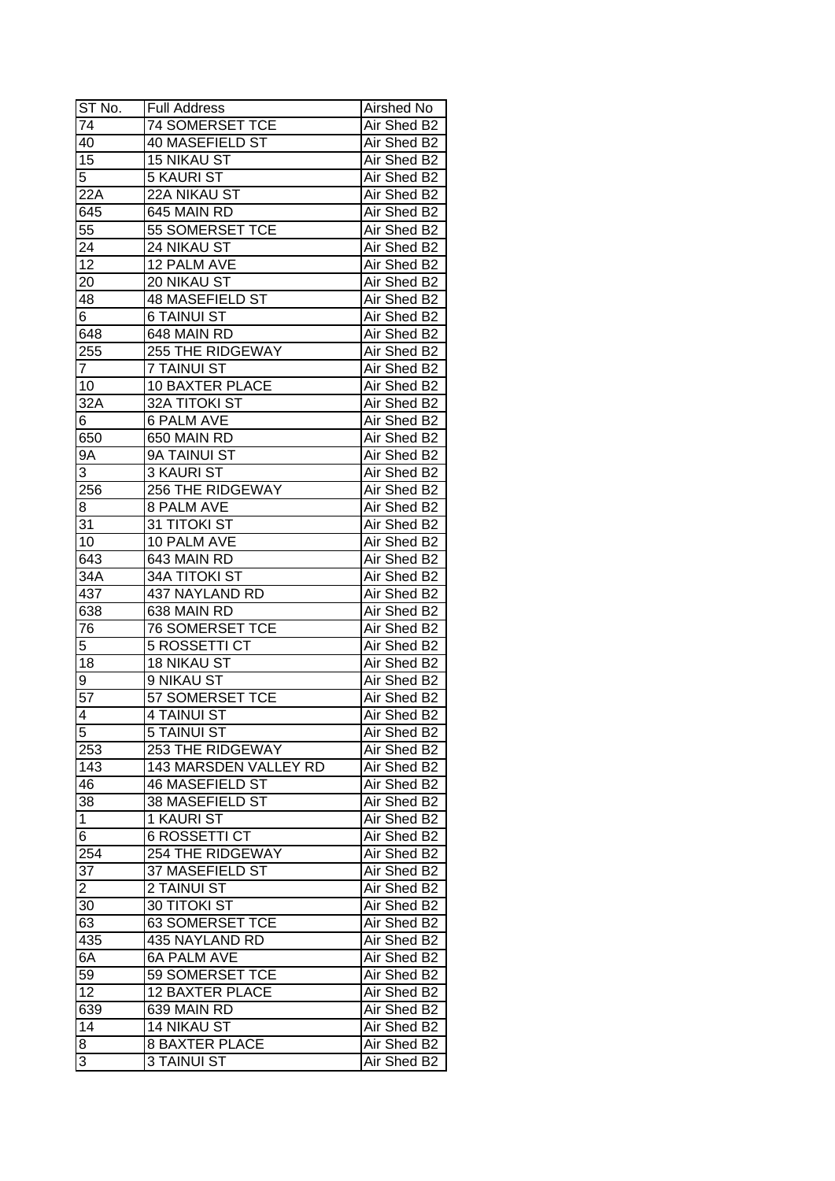| ST No. | Full Address | Airshed No |
|---|---|---|
| 74 | 74 SOMERSET TCE | Air Shed B2 |
| 40 | 40 MASEFIELD ST | Air Shed B2 |
| 15 | 15 NIKAU ST | Air Shed B2 |
| 5 | 5 KAURI ST | Air Shed B2 |
| 22A | 22A NIKAU ST | Air Shed B2 |
| 645 | 645 MAIN RD | Air Shed B2 |
| 55 | 55 SOMERSET TCE | Air Shed B2 |
| 24 | 24 NIKAU ST | Air Shed B2 |
| 12 | 12 PALM AVE | Air Shed B2 |
| 20 | 20 NIKAU ST | Air Shed B2 |
| 48 | 48 MASEFIELD ST | Air Shed B2 |
| 6 | 6 TAINUI ST | Air Shed B2 |
| 648 | 648 MAIN RD | Air Shed B2 |
| 255 | 255 THE RIDGEWAY | Air Shed B2 |
| 7 | 7 TAINUI ST | Air Shed B2 |
| 10 | 10 BAXTER PLACE | Air Shed B2 |
| 32A | 32A TITOKI ST | Air Shed B2 |
| 6 | 6 PALM AVE | Air Shed B2 |
| 650 | 650 MAIN RD | Air Shed B2 |
| 9A | 9A TAINUI ST | Air Shed B2 |
| 3 | 3 KAURI ST | Air Shed B2 |
| 256 | 256 THE RIDGEWAY | Air Shed B2 |
| 8 | 8 PALM AVE | Air Shed B2 |
| 31 | 31 TITOKI ST | Air Shed B2 |
| 10 | 10 PALM AVE | Air Shed B2 |
| 643 | 643 MAIN RD | Air Shed B2 |
| 34A | 34A TITOKI ST | Air Shed B2 |
| 437 | 437 NAYLAND RD | Air Shed B2 |
| 638 | 638 MAIN RD | Air Shed B2 |
| 76 | 76 SOMERSET TCE | Air Shed B2 |
| 5 | 5 ROSSETTI CT | Air Shed B2 |
| 18 | 18 NIKAU ST | Air Shed B2 |
| 9 | 9 NIKAU ST | Air Shed B2 |
| 57 | 57 SOMERSET TCE | Air Shed B2 |
| 4 | 4 TAINUI ST | Air Shed B2 |
| 5 | 5 TAINUI ST | Air Shed B2 |
| 253 | 253 THE RIDGEWAY | Air Shed B2 |
| 143 | 143 MARSDEN VALLEY RD | Air Shed B2 |
| 46 | 46 MASEFIELD ST | Air Shed B2 |
| 38 | 38 MASEFIELD ST | Air Shed B2 |
| 1 | 1 KAURI ST | Air Shed B2 |
| 6 | 6 ROSSETTI CT | Air Shed B2 |
| 254 | 254 THE RIDGEWAY | Air Shed B2 |
| 37 | 37 MASEFIELD ST | Air Shed B2 |
| 2 | 2 TAINUI ST | Air Shed B2 |
| 30 | 30 TITOKI ST | Air Shed B2 |
| 63 | 63 SOMERSET TCE | Air Shed B2 |
| 435 | 435 NAYLAND RD | Air Shed B2 |
| 6A | 6A PALM AVE | Air Shed B2 |
| 59 | 59 SOMERSET TCE | Air Shed B2 |
| 12 | 12 BAXTER PLACE | Air Shed B2 |
| 639 | 639 MAIN RD | Air Shed B2 |
| 14 | 14 NIKAU ST | Air Shed B2 |
| 8 | 8 BAXTER PLACE | Air Shed B2 |
| 3 | 3 TAINUI ST | Air Shed B2 |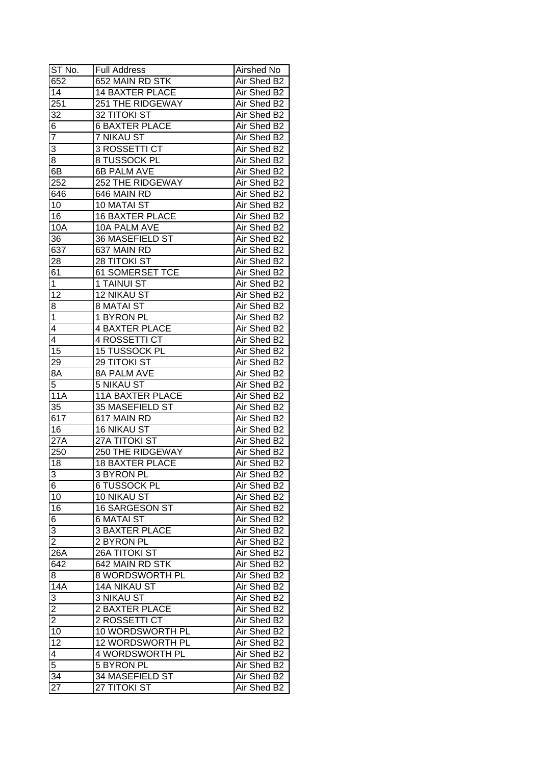| ST No. | Full Address | Airshed No |
|---|---|---|
| 652 | 652 MAIN RD STK | Air Shed B2 |
| 14 | 14 BAXTER PLACE | Air Shed B2 |
| 251 | 251 THE RIDGEWAY | Air Shed B2 |
| 32 | 32 TITOKI ST | Air Shed B2 |
| 6 | 6 BAXTER PLACE | Air Shed B2 |
| 7 | 7 NIKAU ST | Air Shed B2 |
| 3 | 3 ROSSETTI CT | Air Shed B2 |
| 8 | 8 TUSSOCK PL | Air Shed B2 |
| 6B | 6B PALM AVE | Air Shed B2 |
| 252 | 252 THE RIDGEWAY | Air Shed B2 |
| 646 | 646 MAIN RD | Air Shed B2 |
| 10 | 10 MATAI ST | Air Shed B2 |
| 16 | 16 BAXTER PLACE | Air Shed B2 |
| 10A | 10A PALM AVE | Air Shed B2 |
| 36 | 36 MASEFIELD ST | Air Shed B2 |
| 637 | 637 MAIN RD | Air Shed B2 |
| 28 | 28 TITOKI ST | Air Shed B2 |
| 61 | 61 SOMERSET TCE | Air Shed B2 |
| 1 | 1 TAINUI ST | Air Shed B2 |
| 12 | 12 NIKAU ST | Air Shed B2 |
| 8 | 8 MATAI ST | Air Shed B2 |
| 1 | 1 BYRON PL | Air Shed B2 |
| 4 | 4 BAXTER PLACE | Air Shed B2 |
| 4 | 4 ROSSETTI CT | Air Shed B2 |
| 15 | 15 TUSSOCK PL | Air Shed B2 |
| 29 | 29 TITOKI ST | Air Shed B2 |
| 8A | 8A PALM AVE | Air Shed B2 |
| 5 | 5 NIKAU ST | Air Shed B2 |
| 11A | 11A BAXTER PLACE | Air Shed B2 |
| 35 | 35 MASEFIELD ST | Air Shed B2 |
| 617 | 617 MAIN RD | Air Shed B2 |
| 16 | 16 NIKAU ST | Air Shed B2 |
| 27A | 27A TITOKI ST | Air Shed B2 |
| 250 | 250 THE RIDGEWAY | Air Shed B2 |
| 18 | 18 BAXTER PLACE | Air Shed B2 |
| 3 | 3 BYRON PL | Air Shed B2 |
| 6 | 6 TUSSOCK PL | Air Shed B2 |
| 10 | 10 NIKAU ST | Air Shed B2 |
| 16 | 16 SARGESON ST | Air Shed B2 |
| 6 | 6 MATAI ST | Air Shed B2 |
| 3 | 3 BAXTER PLACE | Air Shed B2 |
| 2 | 2 BYRON PL | Air Shed B2 |
| 26A | 26A TITOKI ST | Air Shed B2 |
| 642 | 642 MAIN RD STK | Air Shed B2 |
| 8 | 8 WORDSWORTH PL | Air Shed B2 |
| 14A | 14A NIKAU ST | Air Shed B2 |
| 3 | 3 NIKAU ST | Air Shed B2 |
| 2 | 2 BAXTER PLACE | Air Shed B2 |
| 2 | 2 ROSSETTI CT | Air Shed B2 |
| 10 | 10 WORDSWORTH PL | Air Shed B2 |
| 12 | 12 WORDSWORTH PL | Air Shed B2 |
| 4 | 4 WORDSWORTH PL | Air Shed B2 |
| 5 | 5 BYRON PL | Air Shed B2 |
| 34 | 34 MASEFIELD ST | Air Shed B2 |
| 27 | 27 TITOKI ST | Air Shed B2 |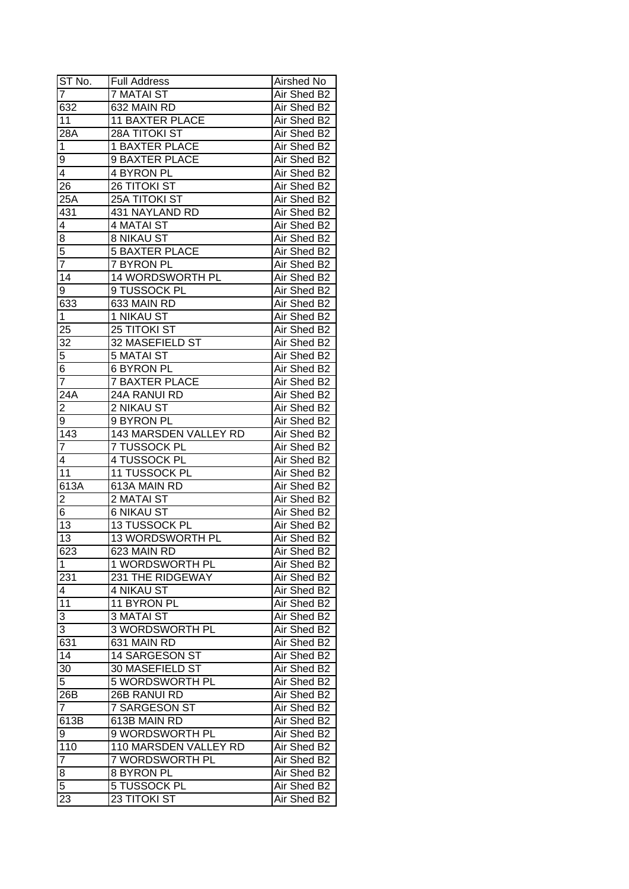| ST No. | Full Address | Airshed No |
|---|---|---|
| 7 | 7 MATAI ST | Air Shed B2 |
| 632 | 632 MAIN RD | Air Shed B2 |
| 11 | 11 BAXTER PLACE | Air Shed B2 |
| 28A | 28A TITOKI ST | Air Shed B2 |
| 1 | 1 BAXTER PLACE | Air Shed B2 |
| 9 | 9 BAXTER PLACE | Air Shed B2 |
| 4 | 4 BYRON PL | Air Shed B2 |
| 26 | 26 TITOKI ST | Air Shed B2 |
| 25A | 25A TITOKI ST | Air Shed B2 |
| 431 | 431 NAYLAND RD | Air Shed B2 |
| 4 | 4 MATAI ST | Air Shed B2 |
| 8 | 8 NIKAU ST | Air Shed B2 |
| 5 | 5 BAXTER PLACE | Air Shed B2 |
| 7 | 7 BYRON PL | Air Shed B2 |
| 14 | 14 WORDSWORTH PL | Air Shed B2 |
| 9 | 9 TUSSOCK PL | Air Shed B2 |
| 633 | 633 MAIN RD | Air Shed B2 |
| 1 | 1 NIKAU ST | Air Shed B2 |
| 25 | 25 TITOKI ST | Air Shed B2 |
| 32 | 32 MASEFIELD ST | Air Shed B2 |
| 5 | 5 MATAI ST | Air Shed B2 |
| 6 | 6 BYRON PL | Air Shed B2 |
| 7 | 7 BAXTER PLACE | Air Shed B2 |
| 24A | 24A RANUI RD | Air Shed B2 |
| 2 | 2 NIKAU ST | Air Shed B2 |
| 9 | 9 BYRON PL | Air Shed B2 |
| 143 | 143 MARSDEN VALLEY RD | Air Shed B2 |
| 7 | 7 TUSSOCK PL | Air Shed B2 |
| 4 | 4 TUSSOCK PL | Air Shed B2 |
| 11 | 11 TUSSOCK PL | Air Shed B2 |
| 613A | 613A MAIN RD | Air Shed B2 |
| 2 | 2 MATAI ST | Air Shed B2 |
| 6 | 6 NIKAU ST | Air Shed B2 |
| 13 | 13 TUSSOCK PL | Air Shed B2 |
| 13 | 13 WORDSWORTH PL | Air Shed B2 |
| 623 | 623 MAIN RD | Air Shed B2 |
| 1 | 1 WORDSWORTH PL | Air Shed B2 |
| 231 | 231 THE RIDGEWAY | Air Shed B2 |
| 4 | 4 NIKAU ST | Air Shed B2 |
| 11 | 11 BYRON PL | Air Shed B2 |
| 3 | 3 MATAI ST | Air Shed B2 |
| 3 | 3 WORDSWORTH PL | Air Shed B2 |
| 631 | 631 MAIN RD | Air Shed B2 |
| 14 | 14 SARGESON ST | Air Shed B2 |
| 30 | 30 MASEFIELD ST | Air Shed B2 |
| 5 | 5 WORDSWORTH PL | Air Shed B2 |
| 26B | 26B RANUI RD | Air Shed B2 |
| 7 | 7 SARGESON ST | Air Shed B2 |
| 613B | 613B MAIN RD | Air Shed B2 |
| 9 | 9 WORDSWORTH PL | Air Shed B2 |
| 110 | 110 MARSDEN VALLEY RD | Air Shed B2 |
| 7 | 7 WORDSWORTH PL | Air Shed B2 |
| 8 | 8 BYRON PL | Air Shed B2 |
| 5 | 5 TUSSOCK PL | Air Shed B2 |
| 23 | 23 TITOKI ST | Air Shed B2 |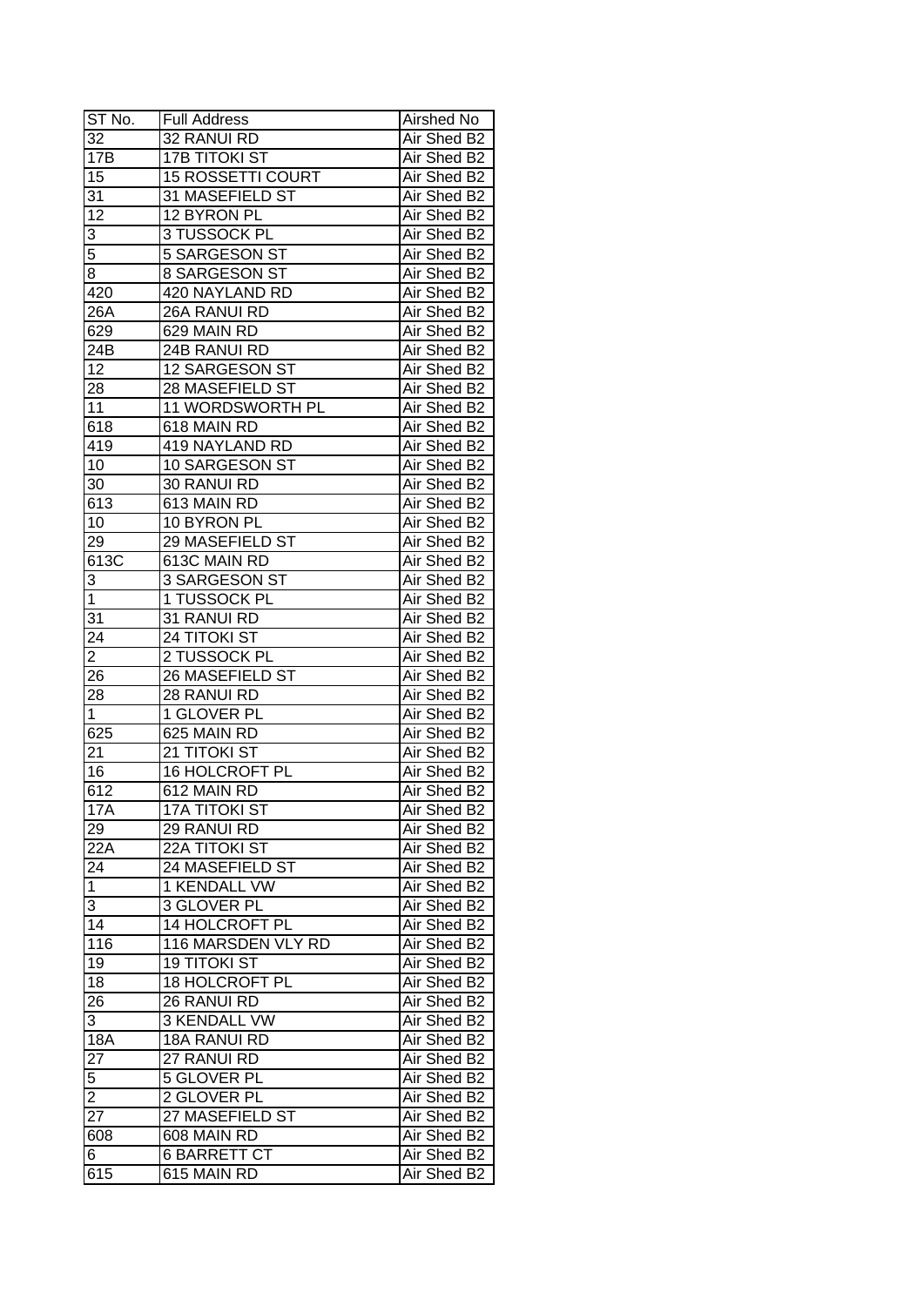| ST No. | Full Address | Airshed No |
|---|---|---|
| 32 | 32 RANUI RD | Air Shed B2 |
| 17B | 17B TITOKI ST | Air Shed B2 |
| 15 | 15 ROSSETTI COURT | Air Shed B2 |
| 31 | 31 MASEFIELD ST | Air Shed B2 |
| 12 | 12 BYRON PL | Air Shed B2 |
| 3 | 3 TUSSOCK PL | Air Shed B2 |
| 5 | 5 SARGESON ST | Air Shed B2 |
| 8 | 8 SARGESON ST | Air Shed B2 |
| 420 | 420 NAYLAND RD | Air Shed B2 |
| 26A | 26A RANUI RD | Air Shed B2 |
| 629 | 629 MAIN RD | Air Shed B2 |
| 24B | 24B RANUI RD | Air Shed B2 |
| 12 | 12 SARGESON ST | Air Shed B2 |
| 28 | 28 MASEFIELD ST | Air Shed B2 |
| 11 | 11 WORDSWORTH PL | Air Shed B2 |
| 618 | 618 MAIN RD | Air Shed B2 |
| 419 | 419 NAYLAND RD | Air Shed B2 |
| 10 | 10 SARGESON ST | Air Shed B2 |
| 30 | 30 RANUI RD | Air Shed B2 |
| 613 | 613 MAIN RD | Air Shed B2 |
| 10 | 10 BYRON PL | Air Shed B2 |
| 29 | 29 MASEFIELD ST | Air Shed B2 |
| 613C | 613C MAIN RD | Air Shed B2 |
| 3 | 3 SARGESON ST | Air Shed B2 |
| 1 | 1 TUSSOCK PL | Air Shed B2 |
| 31 | 31 RANUI RD | Air Shed B2 |
| 24 | 24 TITOKI ST | Air Shed B2 |
| 2 | 2 TUSSOCK PL | Air Shed B2 |
| 26 | 26 MASEFIELD ST | Air Shed B2 |
| 28 | 28 RANUI RD | Air Shed B2 |
| 1 | 1 GLOVER PL | Air Shed B2 |
| 625 | 625 MAIN RD | Air Shed B2 |
| 21 | 21 TITOKI ST | Air Shed B2 |
| 16 | 16 HOLCROFT PL | Air Shed B2 |
| 612 | 612 MAIN RD | Air Shed B2 |
| 17A | 17A TITOKI ST | Air Shed B2 |
| 29 | 29 RANUI RD | Air Shed B2 |
| 22A | 22A TITOKI ST | Air Shed B2 |
| 24 | 24 MASEFIELD ST | Air Shed B2 |
| 1 | 1 KENDALL VW | Air Shed B2 |
| 3 | 3 GLOVER PL | Air Shed B2 |
| 14 | 14 HOLCROFT PL | Air Shed B2 |
| 116 | 116 MARSDEN VLY RD | Air Shed B2 |
| 19 | 19 TITOKI ST | Air Shed B2 |
| 18 | 18 HOLCROFT PL | Air Shed B2 |
| 26 | 26 RANUI RD | Air Shed B2 |
| 3 | 3 KENDALL VW | Air Shed B2 |
| 18A | 18A RANUI RD | Air Shed B2 |
| 27 | 27 RANUI RD | Air Shed B2 |
| 5 | 5 GLOVER PL | Air Shed B2 |
| 2 | 2 GLOVER PL | Air Shed B2 |
| 27 | 27 MASEFIELD ST | Air Shed B2 |
| 608 | 608 MAIN RD | Air Shed B2 |
| 6 | 6 BARRETT CT | Air Shed B2 |
| 615 | 615 MAIN RD | Air Shed B2 |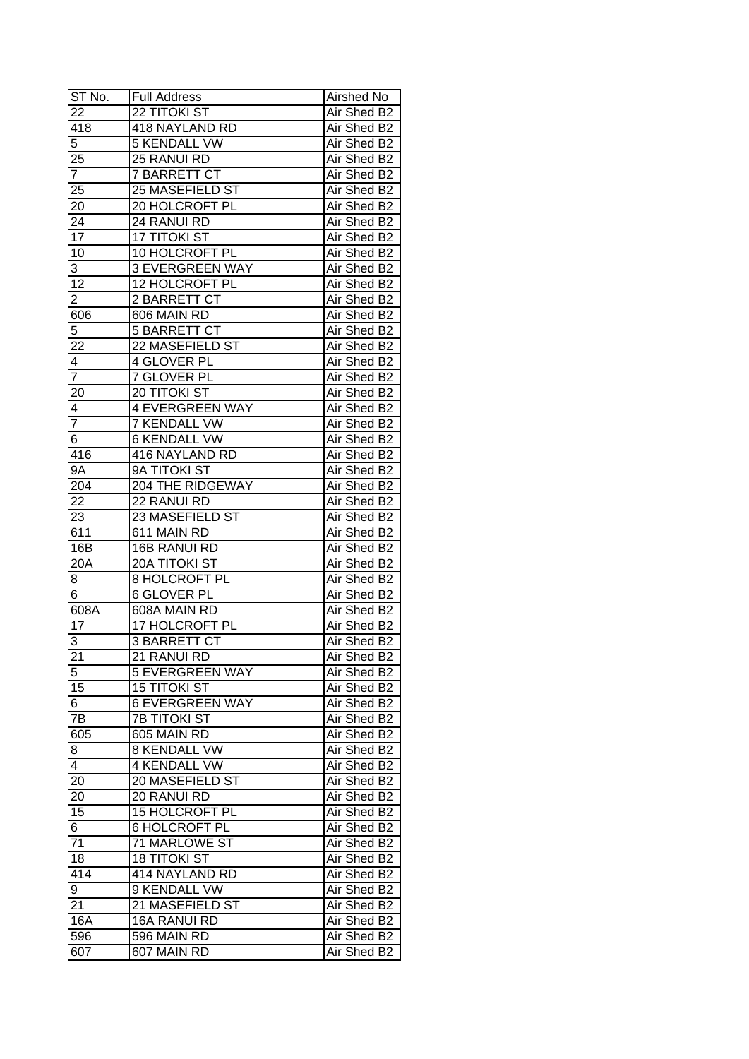| ST No. | Full Address | Airshed No |
|---|---|---|
| 22 | 22 TITOKI ST | Air Shed B2 |
| 418 | 418 NAYLAND RD | Air Shed B2 |
| 5 | 5 KENDALL VW | Air Shed B2 |
| 25 | 25 RANUI RD | Air Shed B2 |
| 7 | 7 BARRETT CT | Air Shed B2 |
| 25 | 25 MASEFIELD ST | Air Shed B2 |
| 20 | 20 HOLCROFT PL | Air Shed B2 |
| 24 | 24 RANUI RD | Air Shed B2 |
| 17 | 17 TITOKI ST | Air Shed B2 |
| 10 | 10 HOLCROFT PL | Air Shed B2 |
| 3 | 3 EVERGREEN WAY | Air Shed B2 |
| 12 | 12 HOLCROFT PL | Air Shed B2 |
| 2 | 2 BARRETT CT | Air Shed B2 |
| 606 | 606 MAIN RD | Air Shed B2 |
| 5 | 5 BARRETT CT | Air Shed B2 |
| 22 | 22 MASEFIELD ST | Air Shed B2 |
| 4 | 4 GLOVER PL | Air Shed B2 |
| 7 | 7 GLOVER PL | Air Shed B2 |
| 20 | 20 TITOKI ST | Air Shed B2 |
| 4 | 4 EVERGREEN WAY | Air Shed B2 |
| 7 | 7 KENDALL VW | Air Shed B2 |
| 6 | 6 KENDALL VW | Air Shed B2 |
| 416 | 416 NAYLAND RD | Air Shed B2 |
| 9A | 9A TITOKI ST | Air Shed B2 |
| 204 | 204 THE RIDGEWAY | Air Shed B2 |
| 22 | 22 RANUI RD | Air Shed B2 |
| 23 | 23 MASEFIELD ST | Air Shed B2 |
| 611 | 611 MAIN RD | Air Shed B2 |
| 16B | 16B RANUI RD | Air Shed B2 |
| 20A | 20A TITOKI ST | Air Shed B2 |
| 8 | 8 HOLCROFT PL | Air Shed B2 |
| 6 | 6 GLOVER PL | Air Shed B2 |
| 608A | 608A MAIN RD | Air Shed B2 |
| 17 | 17 HOLCROFT PL | Air Shed B2 |
| 3 | 3 BARRETT CT | Air Shed B2 |
| 21 | 21 RANUI RD | Air Shed B2 |
| 5 | 5 EVERGREEN WAY | Air Shed B2 |
| 15 | 15 TITOKI ST | Air Shed B2 |
| 6 | 6 EVERGREEN WAY | Air Shed B2 |
| 7B | 7B TITOKI ST | Air Shed B2 |
| 605 | 605 MAIN RD | Air Shed B2 |
| 8 | 8 KENDALL VW | Air Shed B2 |
| 4 | 4 KENDALL VW | Air Shed B2 |
| 20 | 20 MASEFIELD ST | Air Shed B2 |
| 20 | 20 RANUI RD | Air Shed B2 |
| 15 | 15 HOLCROFT PL | Air Shed B2 |
| 6 | 6 HOLCROFT PL | Air Shed B2 |
| 71 | 71 MARLOWE ST | Air Shed B2 |
| 18 | 18 TITOKI ST | Air Shed B2 |
| 414 | 414 NAYLAND RD | Air Shed B2 |
| 9 | 9 KENDALL VW | Air Shed B2 |
| 21 | 21 MASEFIELD ST | Air Shed B2 |
| 16A | 16A RANUI RD | Air Shed B2 |
| 596 | 596 MAIN RD | Air Shed B2 |
| 607 | 607 MAIN RD | Air Shed B2 |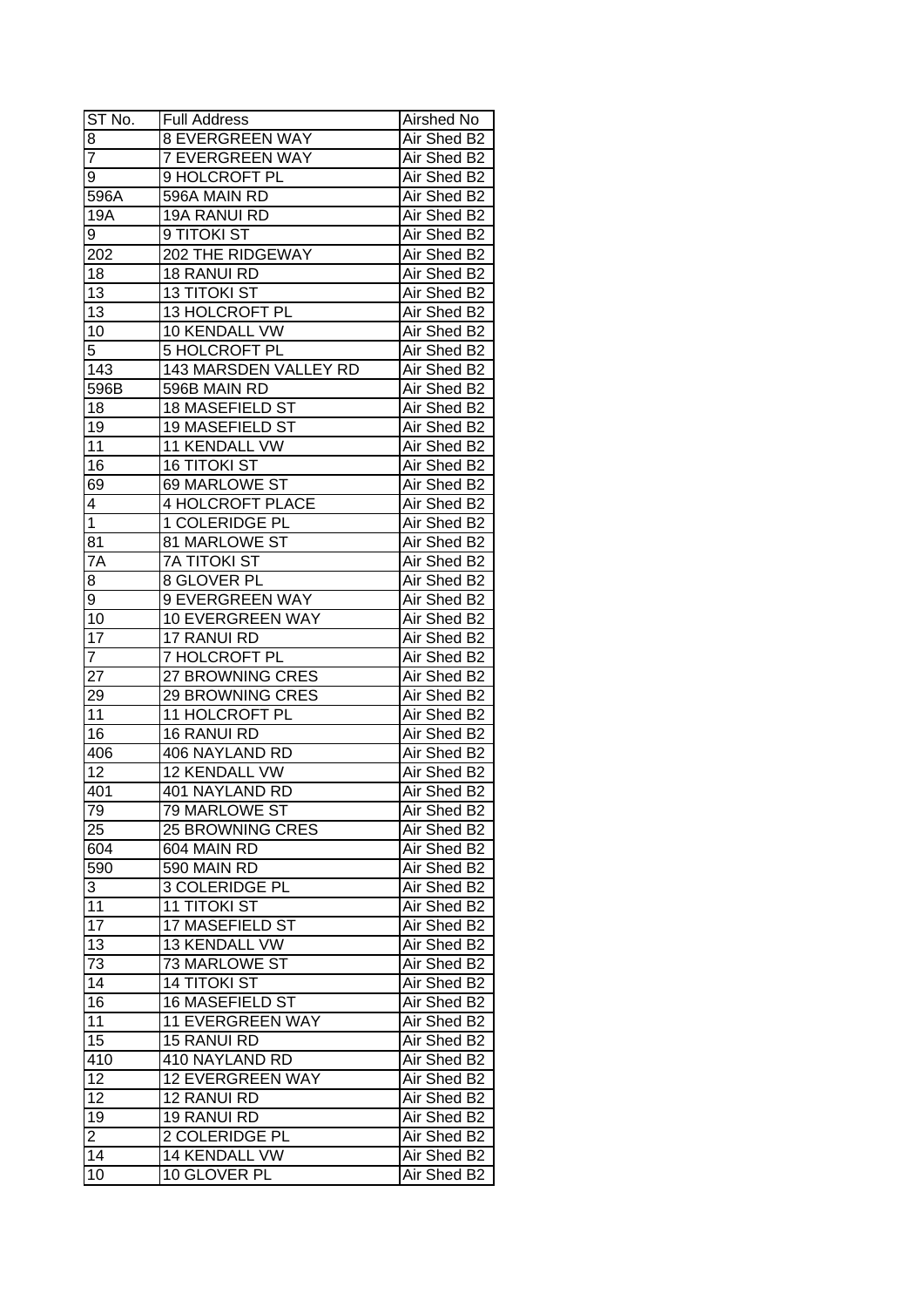| ST No. | Full Address | Airshed No |
|---|---|---|
| 8 | 8 EVERGREEN WAY | Air Shed B2 |
| 7 | 7 EVERGREEN WAY | Air Shed B2 |
| 9 | 9 HOLCROFT PL | Air Shed B2 |
| 596A | 596A MAIN RD | Air Shed B2 |
| 19A | 19A RANUI RD | Air Shed B2 |
| 9 | 9 TITOKI ST | Air Shed B2 |
| 202 | 202 THE RIDGEWAY | Air Shed B2 |
| 18 | 18 RANUI RD | Air Shed B2 |
| 13 | 13 TITOKI ST | Air Shed B2 |
| 13 | 13 HOLCROFT PL | Air Shed B2 |
| 10 | 10 KENDALL VW | Air Shed B2 |
| 5 | 5 HOLCROFT PL | Air Shed B2 |
| 143 | 143 MARSDEN VALLEY RD | Air Shed B2 |
| 596B | 596B MAIN RD | Air Shed B2 |
| 18 | 18 MASEFIELD ST | Air Shed B2 |
| 19 | 19 MASEFIELD ST | Air Shed B2 |
| 11 | 11 KENDALL VW | Air Shed B2 |
| 16 | 16 TITOKI ST | Air Shed B2 |
| 69 | 69 MARLOWE ST | Air Shed B2 |
| 4 | 4 HOLCROFT PLACE | Air Shed B2 |
| 1 | 1 COLERIDGE PL | Air Shed B2 |
| 81 | 81 MARLOWE ST | Air Shed B2 |
| 7A | 7A TITOKI ST | Air Shed B2 |
| 8 | 8 GLOVER PL | Air Shed B2 |
| 9 | 9 EVERGREEN WAY | Air Shed B2 |
| 10 | 10 EVERGREEN WAY | Air Shed B2 |
| 17 | 17 RANUI RD | Air Shed B2 |
| 7 | 7 HOLCROFT PL | Air Shed B2 |
| 27 | 27 BROWNING CRES | Air Shed B2 |
| 29 | 29 BROWNING CRES | Air Shed B2 |
| 11 | 11 HOLCROFT PL | Air Shed B2 |
| 16 | 16 RANUI RD | Air Shed B2 |
| 406 | 406 NAYLAND RD | Air Shed B2 |
| 12 | 12 KENDALL VW | Air Shed B2 |
| 401 | 401 NAYLAND RD | Air Shed B2 |
| 79 | 79 MARLOWE ST | Air Shed B2 |
| 25 | 25 BROWNING CRES | Air Shed B2 |
| 604 | 604 MAIN RD | Air Shed B2 |
| 590 | 590 MAIN RD | Air Shed B2 |
| 3 | 3 COLERIDGE PL | Air Shed B2 |
| 11 | 11 TITOKI ST | Air Shed B2 |
| 17 | 17 MASEFIELD ST | Air Shed B2 |
| 13 | 13 KENDALL VW | Air Shed B2 |
| 73 | 73 MARLOWE ST | Air Shed B2 |
| 14 | 14 TITOKI ST | Air Shed B2 |
| 16 | 16 MASEFIELD ST | Air Shed B2 |
| 11 | 11 EVERGREEN WAY | Air Shed B2 |
| 15 | 15 RANUI RD | Air Shed B2 |
| 410 | 410 NAYLAND RD | Air Shed B2 |
| 12 | 12 EVERGREEN WAY | Air Shed B2 |
| 12 | 12 RANUI RD | Air Shed B2 |
| 19 | 19 RANUI RD | Air Shed B2 |
| 2 | 2 COLERIDGE PL | Air Shed B2 |
| 14 | 14 KENDALL VW | Air Shed B2 |
| 10 | 10 GLOVER PL | Air Shed B2 |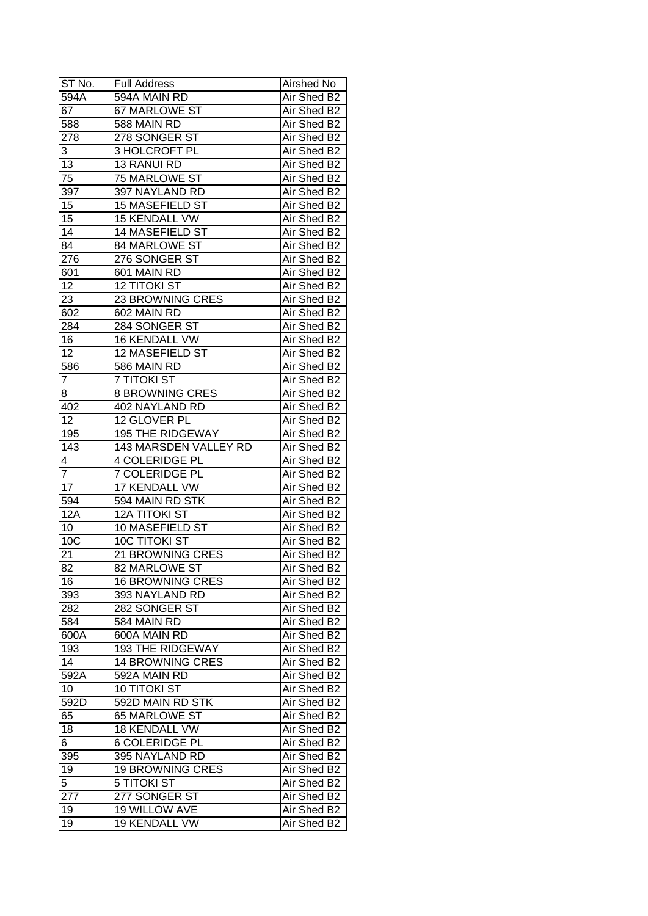| ST No. | Full Address | Airshed No |
|---|---|---|
| 594A | 594A MAIN RD | Air Shed B2 |
| 67 | 67 MARLOWE ST | Air Shed B2 |
| 588 | 588 MAIN RD | Air Shed B2 |
| 278 | 278 SONGER ST | Air Shed B2 |
| 3 | 3 HOLCROFT PL | Air Shed B2 |
| 13 | 13 RANUI RD | Air Shed B2 |
| 75 | 75 MARLOWE ST | Air Shed B2 |
| 397 | 397 NAYLAND RD | Air Shed B2 |
| 15 | 15 MASEFIELD ST | Air Shed B2 |
| 15 | 15 KENDALL VW | Air Shed B2 |
| 14 | 14 MASEFIELD ST | Air Shed B2 |
| 84 | 84 MARLOWE ST | Air Shed B2 |
| 276 | 276 SONGER ST | Air Shed B2 |
| 601 | 601 MAIN RD | Air Shed B2 |
| 12 | 12 TITOKI ST | Air Shed B2 |
| 23 | 23 BROWNING CRES | Air Shed B2 |
| 602 | 602 MAIN RD | Air Shed B2 |
| 284 | 284 SONGER ST | Air Shed B2 |
| 16 | 16 KENDALL VW | Air Shed B2 |
| 12 | 12 MASEFIELD ST | Air Shed B2 |
| 586 | 586 MAIN RD | Air Shed B2 |
| 7 | 7 TITOKI ST | Air Shed B2 |
| 8 | 8 BROWNING CRES | Air Shed B2 |
| 402 | 402 NAYLAND RD | Air Shed B2 |
| 12 | 12 GLOVER PL | Air Shed B2 |
| 195 | 195 THE RIDGEWAY | Air Shed B2 |
| 143 | 143 MARSDEN VALLEY RD | Air Shed B2 |
| 4 | 4 COLERIDGE PL | Air Shed B2 |
| 7 | 7 COLERIDGE PL | Air Shed B2 |
| 17 | 17 KENDALL VW | Air Shed B2 |
| 594 | 594 MAIN RD STK | Air Shed B2 |
| 12A | 12A TITOKI ST | Air Shed B2 |
| 10 | 10 MASEFIELD ST | Air Shed B2 |
| 10C | 10C TITOKI ST | Air Shed B2 |
| 21 | 21 BROWNING CRES | Air Shed B2 |
| 82 | 82 MARLOWE ST | Air Shed B2 |
| 16 | 16 BROWNING CRES | Air Shed B2 |
| 393 | 393 NAYLAND RD | Air Shed B2 |
| 282 | 282 SONGER ST | Air Shed B2 |
| 584 | 584 MAIN RD | Air Shed B2 |
| 600A | 600A MAIN RD | Air Shed B2 |
| 193 | 193 THE RIDGEWAY | Air Shed B2 |
| 14 | 14 BROWNING CRES | Air Shed B2 |
| 592A | 592A MAIN RD | Air Shed B2 |
| 10 | 10 TITOKI ST | Air Shed B2 |
| 592D | 592D MAIN RD STK | Air Shed B2 |
| 65 | 65 MARLOWE ST | Air Shed B2 |
| 18 | 18 KENDALL VW | Air Shed B2 |
| 6 | 6 COLERIDGE PL | Air Shed B2 |
| 395 | 395 NAYLAND RD | Air Shed B2 |
| 19 | 19 BROWNING CRES | Air Shed B2 |
| 5 | 5 TITOKI ST | Air Shed B2 |
| 277 | 277 SONGER ST | Air Shed B2 |
| 19 | 19 WILLOW AVE | Air Shed B2 |
| 19 | 19 KENDALL VW | Air Shed B2 |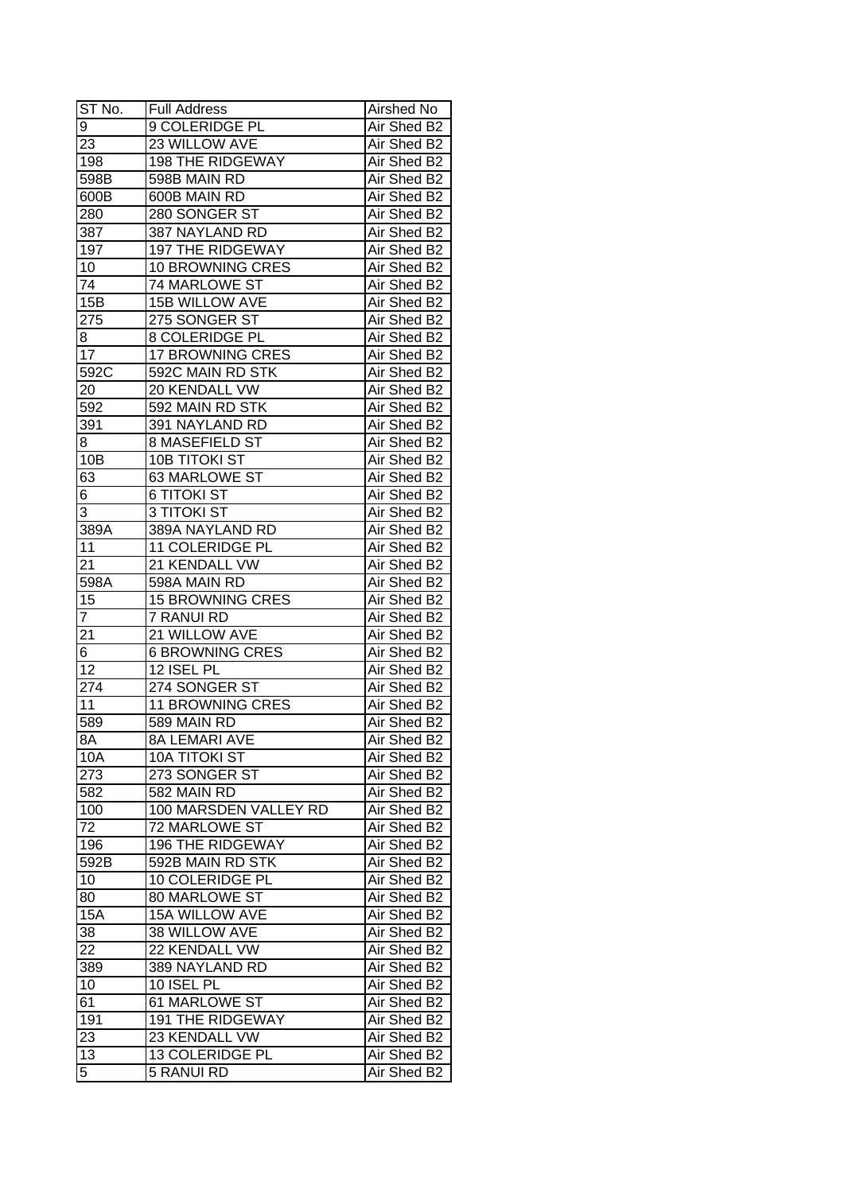| ST No. | Full Address | Airshed No |
| --- | --- | --- |
| 9 | 9 COLERIDGE PL | Air Shed B2 |
| 23 | 23 WILLOW AVE | Air Shed B2 |
| 198 | 198 THE RIDGEWAY | Air Shed B2 |
| 598B | 598B MAIN RD | Air Shed B2 |
| 600B | 600B MAIN RD | Air Shed B2 |
| 280 | 280 SONGER ST | Air Shed B2 |
| 387 | 387 NAYLAND RD | Air Shed B2 |
| 197 | 197 THE RIDGEWAY | Air Shed B2 |
| 10 | 10 BROWNING CRES | Air Shed B2 |
| 74 | 74 MARLOWE ST | Air Shed B2 |
| 15B | 15B WILLOW AVE | Air Shed B2 |
| 275 | 275 SONGER ST | Air Shed B2 |
| 8 | 8 COLERIDGE PL | Air Shed B2 |
| 17 | 17 BROWNING CRES | Air Shed B2 |
| 592C | 592C MAIN RD STK | Air Shed B2 |
| 20 | 20 KENDALL VW | Air Shed B2 |
| 592 | 592 MAIN RD STK | Air Shed B2 |
| 391 | 391 NAYLAND RD | Air Shed B2 |
| 8 | 8 MASEFIELD ST | Air Shed B2 |
| 10B | 10B TITOKI ST | Air Shed B2 |
| 63 | 63 MARLOWE ST | Air Shed B2 |
| 6 | 6 TITOKI ST | Air Shed B2 |
| 3 | 3 TITOKI ST | Air Shed B2 |
| 389A | 389A NAYLAND RD | Air Shed B2 |
| 11 | 11 COLERIDGE PL | Air Shed B2 |
| 21 | 21 KENDALL VW | Air Shed B2 |
| 598A | 598A MAIN RD | Air Shed B2 |
| 15 | 15 BROWNING CRES | Air Shed B2 |
| 7 | 7 RANUI RD | Air Shed B2 |
| 21 | 21 WILLOW AVE | Air Shed B2 |
| 6 | 6 BROWNING CRES | Air Shed B2 |
| 12 | 12 ISEL PL | Air Shed B2 |
| 274 | 274 SONGER ST | Air Shed B2 |
| 11 | 11 BROWNING CRES | Air Shed B2 |
| 589 | 589 MAIN RD | Air Shed B2 |
| 8A | 8A LEMARI AVE | Air Shed B2 |
| 10A | 10A TITOKI ST | Air Shed B2 |
| 273 | 273 SONGER ST | Air Shed B2 |
| 582 | 582 MAIN RD | Air Shed B2 |
| 100 | 100 MARSDEN VALLEY RD | Air Shed B2 |
| 72 | 72 MARLOWE ST | Air Shed B2 |
| 196 | 196 THE RIDGEWAY | Air Shed B2 |
| 592B | 592B MAIN RD STK | Air Shed B2 |
| 10 | 10 COLERIDGE PL | Air Shed B2 |
| 80 | 80 MARLOWE ST | Air Shed B2 |
| 15A | 15A WILLOW AVE | Air Shed B2 |
| 38 | 38 WILLOW AVE | Air Shed B2 |
| 22 | 22 KENDALL VW | Air Shed B2 |
| 389 | 389 NAYLAND RD | Air Shed B2 |
| 10 | 10 ISEL PL | Air Shed B2 |
| 61 | 61 MARLOWE ST | Air Shed B2 |
| 191 | 191 THE RIDGEWAY | Air Shed B2 |
| 23 | 23 KENDALL VW | Air Shed B2 |
| 13 | 13 COLERIDGE PL | Air Shed B2 |
| 5 | 5 RANUI RD | Air Shed B2 |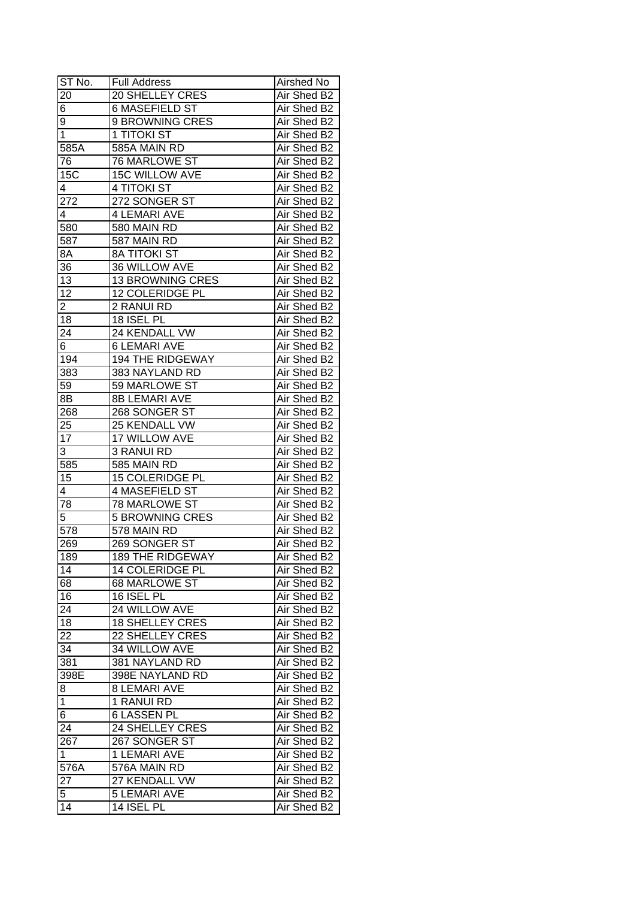| ST No. | Full Address | Airshed No |
|---|---|---|
| 20 | 20 SHELLEY CRES | Air Shed B2 |
| 6 | 6 MASEFIELD ST | Air Shed B2 |
| 9 | 9 BROWNING CRES | Air Shed B2 |
| 1 | 1 TITOKI ST | Air Shed B2 |
| 585A | 585A MAIN RD | Air Shed B2 |
| 76 | 76 MARLOWE ST | Air Shed B2 |
| 15C | 15C WILLOW AVE | Air Shed B2 |
| 4 | 4 TITOKI ST | Air Shed B2 |
| 272 | 272 SONGER ST | Air Shed B2 |
| 4 | 4 LEMARI AVE | Air Shed B2 |
| 580 | 580 MAIN RD | Air Shed B2 |
| 587 | 587 MAIN RD | Air Shed B2 |
| 8A | 8A TITOKI ST | Air Shed B2 |
| 36 | 36 WILLOW AVE | Air Shed B2 |
| 13 | 13 BROWNING CRES | Air Shed B2 |
| 12 | 12 COLERIDGE PL | Air Shed B2 |
| 2 | 2 RANUI RD | Air Shed B2 |
| 18 | 18 ISEL PL | Air Shed B2 |
| 24 | 24 KENDALL VW | Air Shed B2 |
| 6 | 6 LEMARI AVE | Air Shed B2 |
| 194 | 194 THE RIDGEWAY | Air Shed B2 |
| 383 | 383 NAYLAND RD | Air Shed B2 |
| 59 | 59 MARLOWE ST | Air Shed B2 |
| 8B | 8B LEMARI AVE | Air Shed B2 |
| 268 | 268 SONGER ST | Air Shed B2 |
| 25 | 25 KENDALL VW | Air Shed B2 |
| 17 | 17 WILLOW AVE | Air Shed B2 |
| 3 | 3 RANUI RD | Air Shed B2 |
| 585 | 585 MAIN RD | Air Shed B2 |
| 15 | 15 COLERIDGE PL | Air Shed B2 |
| 4 | 4 MASEFIELD ST | Air Shed B2 |
| 78 | 78 MARLOWE ST | Air Shed B2 |
| 5 | 5 BROWNING CRES | Air Shed B2 |
| 578 | 578 MAIN RD | Air Shed B2 |
| 269 | 269 SONGER ST | Air Shed B2 |
| 189 | 189 THE RIDGEWAY | Air Shed B2 |
| 14 | 14 COLERIDGE PL | Air Shed B2 |
| 68 | 68 MARLOWE ST | Air Shed B2 |
| 16 | 16 ISEL PL | Air Shed B2 |
| 24 | 24 WILLOW AVE | Air Shed B2 |
| 18 | 18 SHELLEY CRES | Air Shed B2 |
| 22 | 22 SHELLEY CRES | Air Shed B2 |
| 34 | 34 WILLOW AVE | Air Shed B2 |
| 381 | 381 NAYLAND RD | Air Shed B2 |
| 398E | 398E NAYLAND RD | Air Shed B2 |
| 8 | 8 LEMARI AVE | Air Shed B2 |
| 1 | 1 RANUI RD | Air Shed B2 |
| 6 | 6 LASSEN PL | Air Shed B2 |
| 24 | 24 SHELLEY CRES | Air Shed B2 |
| 267 | 267 SONGER ST | Air Shed B2 |
| 1 | 1 LEMARI AVE | Air Shed B2 |
| 576A | 576A MAIN RD | Air Shed B2 |
| 27 | 27 KENDALL VW | Air Shed B2 |
| 5 | 5 LEMARI AVE | Air Shed B2 |
| 14 | 14 ISEL PL | Air Shed B2 |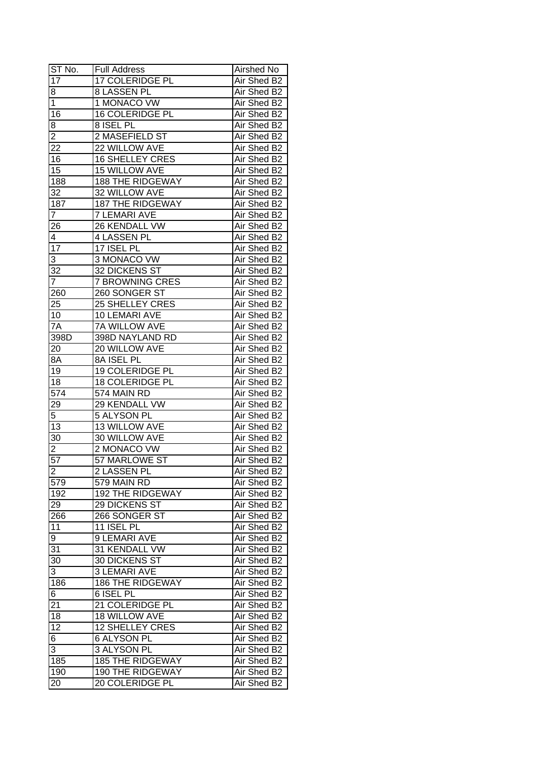| ST No. | Full Address | Airshed No |
| --- | --- | --- |
| 17 | 17 COLERIDGE PL | Air Shed B2 |
| 8 | 8 LASSEN PL | Air Shed B2 |
| 1 | 1 MONACO VW | Air Shed B2 |
| 16 | 16 COLERIDGE PL | Air Shed B2 |
| 8 | 8 ISEL PL | Air Shed B2 |
| 2 | 2 MASEFIELD ST | Air Shed B2 |
| 22 | 22 WILLOW AVE | Air Shed B2 |
| 16 | 16 SHELLEY CRES | Air Shed B2 |
| 15 | 15 WILLOW AVE | Air Shed B2 |
| 188 | 188 THE RIDGEWAY | Air Shed B2 |
| 32 | 32 WILLOW AVE | Air Shed B2 |
| 187 | 187 THE RIDGEWAY | Air Shed B2 |
| 7 | 7 LEMARI AVE | Air Shed B2 |
| 26 | 26 KENDALL VW | Air Shed B2 |
| 4 | 4 LASSEN PL | Air Shed B2 |
| 17 | 17 ISEL PL | Air Shed B2 |
| 3 | 3 MONACO VW | Air Shed B2 |
| 32 | 32 DICKENS ST | Air Shed B2 |
| 7 | 7 BROWNING CRES | Air Shed B2 |
| 260 | 260 SONGER ST | Air Shed B2 |
| 25 | 25 SHELLEY CRES | Air Shed B2 |
| 10 | 10 LEMARI AVE | Air Shed B2 |
| 7A | 7A WILLOW AVE | Air Shed B2 |
| 398D | 398D NAYLAND RD | Air Shed B2 |
| 20 | 20 WILLOW AVE | Air Shed B2 |
| 8A | 8A ISEL PL | Air Shed B2 |
| 19 | 19 COLERIDGE PL | Air Shed B2 |
| 18 | 18 COLERIDGE PL | Air Shed B2 |
| 574 | 574 MAIN RD | Air Shed B2 |
| 29 | 29 KENDALL VW | Air Shed B2 |
| 5 | 5 ALYSON PL | Air Shed B2 |
| 13 | 13 WILLOW AVE | Air Shed B2 |
| 30 | 30 WILLOW AVE | Air Shed B2 |
| 2 | 2 MONACO VW | Air Shed B2 |
| 57 | 57 MARLOWE ST | Air Shed B2 |
| 2 | 2 LASSEN PL | Air Shed B2 |
| 579 | 579 MAIN RD | Air Shed B2 |
| 192 | 192 THE RIDGEWAY | Air Shed B2 |
| 29 | 29 DICKENS ST | Air Shed B2 |
| 266 | 266 SONGER ST | Air Shed B2 |
| 11 | 11 ISEL PL | Air Shed B2 |
| 9 | 9 LEMARI AVE | Air Shed B2 |
| 31 | 31 KENDALL VW | Air Shed B2 |
| 30 | 30 DICKENS ST | Air Shed B2 |
| 3 | 3 LEMARI AVE | Air Shed B2 |
| 186 | 186 THE RIDGEWAY | Air Shed B2 |
| 6 | 6 ISEL PL | Air Shed B2 |
| 21 | 21 COLERIDGE PL | Air Shed B2 |
| 18 | 18 WILLOW AVE | Air Shed B2 |
| 12 | 12 SHELLEY CRES | Air Shed B2 |
| 6 | 6 ALYSON PL | Air Shed B2 |
| 3 | 3 ALYSON PL | Air Shed B2 |
| 185 | 185 THE RIDGEWAY | Air Shed B2 |
| 190 | 190 THE RIDGEWAY | Air Shed B2 |
| 20 | 20 COLERIDGE PL | Air Shed B2 |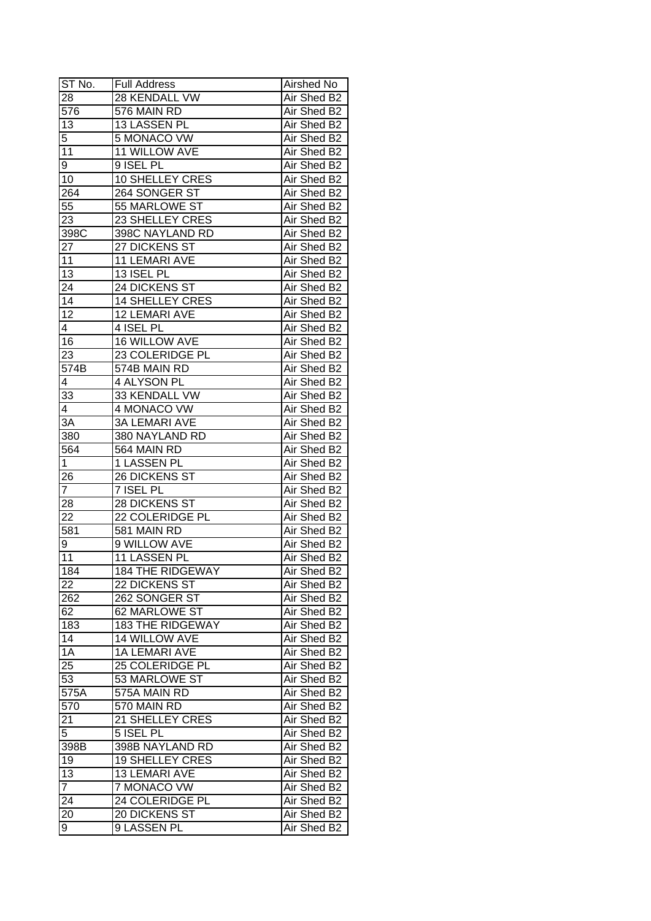| ST No. | Full Address | Airshed No |
| --- | --- | --- |
| 28 | 28 KENDALL VW | Air Shed B2 |
| 576 | 576 MAIN RD | Air Shed B2 |
| 13 | 13 LASSEN PL | Air Shed B2 |
| 5 | 5 MONACO VW | Air Shed B2 |
| 11 | 11 WILLOW AVE | Air Shed B2 |
| 9 | 9 ISEL PL | Air Shed B2 |
| 10 | 10 SHELLEY CRES | Air Shed B2 |
| 264 | 264 SONGER ST | Air Shed B2 |
| 55 | 55 MARLOWE ST | Air Shed B2 |
| 23 | 23 SHELLEY CRES | Air Shed B2 |
| 398C | 398C NAYLAND RD | Air Shed B2 |
| 27 | 27 DICKENS ST | Air Shed B2 |
| 11 | 11 LEMARI AVE | Air Shed B2 |
| 13 | 13 ISEL PL | Air Shed B2 |
| 24 | 24 DICKENS ST | Air Shed B2 |
| 14 | 14 SHELLEY CRES | Air Shed B2 |
| 12 | 12 LEMARI AVE | Air Shed B2 |
| 4 | 4 ISEL PL | Air Shed B2 |
| 16 | 16 WILLOW AVE | Air Shed B2 |
| 23 | 23 COLERIDGE PL | Air Shed B2 |
| 574B | 574B MAIN RD | Air Shed B2 |
| 4 | 4 ALYSON PL | Air Shed B2 |
| 33 | 33 KENDALL VW | Air Shed B2 |
| 4 | 4 MONACO VW | Air Shed B2 |
| 3A | 3A LEMARI AVE | Air Shed B2 |
| 380 | 380 NAYLAND RD | Air Shed B2 |
| 564 | 564 MAIN RD | Air Shed B2 |
| 1 | 1 LASSEN PL | Air Shed B2 |
| 26 | 26 DICKENS ST | Air Shed B2 |
| 7 | 7 ISEL PL | Air Shed B2 |
| 28 | 28 DICKENS ST | Air Shed B2 |
| 22 | 22 COLERIDGE PL | Air Shed B2 |
| 581 | 581 MAIN RD | Air Shed B2 |
| 9 | 9 WILLOW AVE | Air Shed B2 |
| 11 | 11 LASSEN PL | Air Shed B2 |
| 184 | 184 THE RIDGEWAY | Air Shed B2 |
| 22 | 22 DICKENS ST | Air Shed B2 |
| 262 | 262 SONGER ST | Air Shed B2 |
| 62 | 62 MARLOWE ST | Air Shed B2 |
| 183 | 183 THE RIDGEWAY | Air Shed B2 |
| 14 | 14 WILLOW AVE | Air Shed B2 |
| 1A | 1A LEMARI AVE | Air Shed B2 |
| 25 | 25 COLERIDGE PL | Air Shed B2 |
| 53 | 53 MARLOWE ST | Air Shed B2 |
| 575A | 575A MAIN RD | Air Shed B2 |
| 570 | 570 MAIN RD | Air Shed B2 |
| 21 | 21 SHELLEY CRES | Air Shed B2 |
| 5 | 5 ISEL PL | Air Shed B2 |
| 398B | 398B NAYLAND RD | Air Shed B2 |
| 19 | 19 SHELLEY CRES | Air Shed B2 |
| 13 | 13 LEMARI AVE | Air Shed B2 |
| 7 | 7 MONACO VW | Air Shed B2 |
| 24 | 24 COLERIDGE PL | Air Shed B2 |
| 20 | 20 DICKENS ST | Air Shed B2 |
| 9 | 9 LASSEN PL | Air Shed B2 |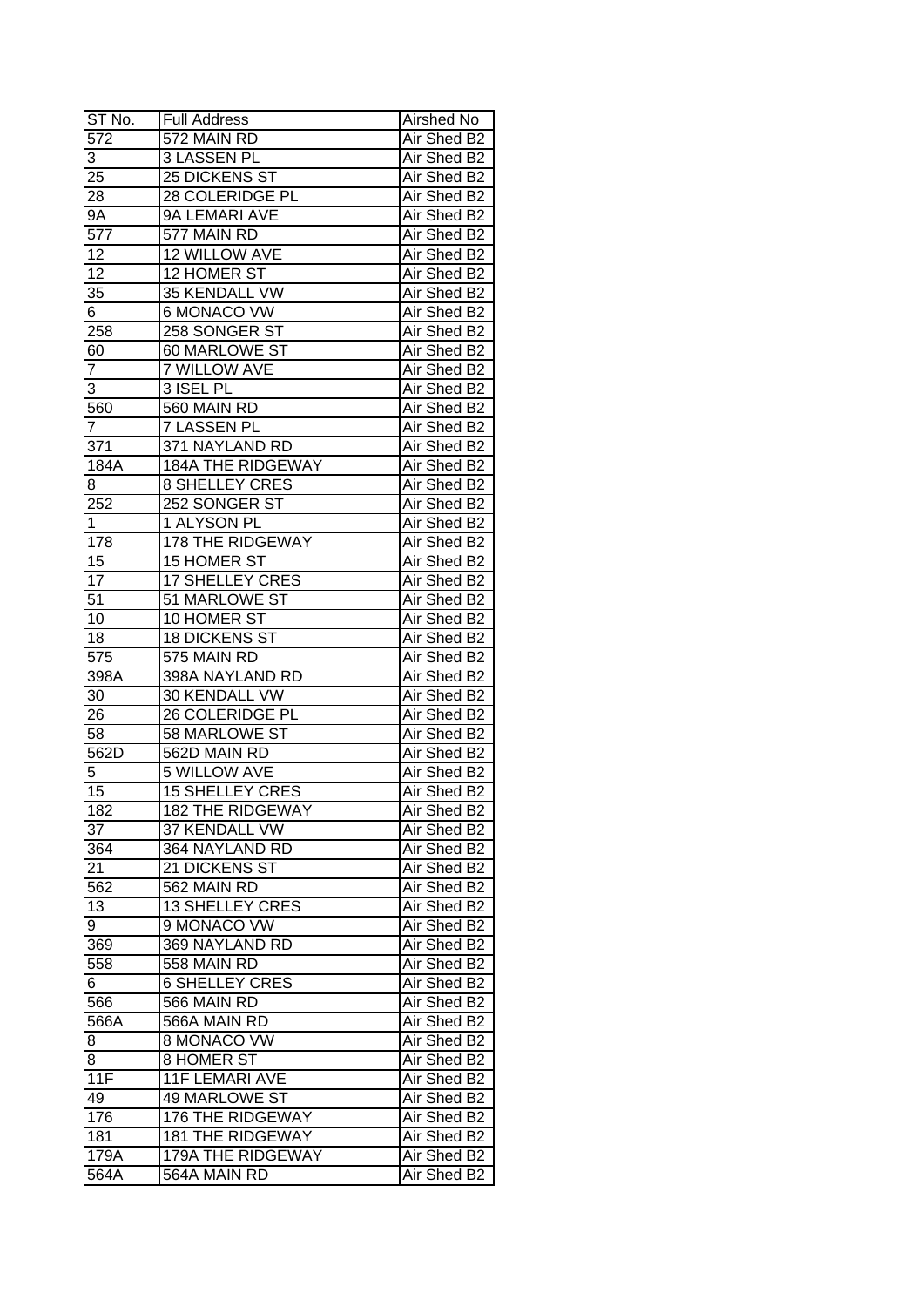| ST No. | Full Address | Airshed No |
|---|---|---|
| 572 | 572 MAIN RD | Air Shed B2 |
| 3 | 3 LASSEN PL | Air Shed B2 |
| 25 | 25 DICKENS ST | Air Shed B2 |
| 28 | 28 COLERIDGE PL | Air Shed B2 |
| 9A | 9A LEMARI AVE | Air Shed B2 |
| 577 | 577 MAIN RD | Air Shed B2 |
| 12 | 12 WILLOW AVE | Air Shed B2 |
| 12 | 12 HOMER ST | Air Shed B2 |
| 35 | 35 KENDALL VW | Air Shed B2 |
| 6 | 6 MONACO VW | Air Shed B2 |
| 258 | 258 SONGER ST | Air Shed B2 |
| 60 | 60 MARLOWE ST | Air Shed B2 |
| 7 | 7 WILLOW AVE | Air Shed B2 |
| 3 | 3 ISEL PL | Air Shed B2 |
| 560 | 560 MAIN RD | Air Shed B2 |
| 7 | 7 LASSEN PL | Air Shed B2 |
| 371 | 371 NAYLAND RD | Air Shed B2 |
| 184A | 184A THE RIDGEWAY | Air Shed B2 |
| 8 | 8 SHELLEY CRES | Air Shed B2 |
| 252 | 252 SONGER ST | Air Shed B2 |
| 1 | 1 ALYSON PL | Air Shed B2 |
| 178 | 178 THE RIDGEWAY | Air Shed B2 |
| 15 | 15 HOMER ST | Air Shed B2 |
| 17 | 17 SHELLEY CRES | Air Shed B2 |
| 51 | 51 MARLOWE ST | Air Shed B2 |
| 10 | 10 HOMER ST | Air Shed B2 |
| 18 | 18 DICKENS ST | Air Shed B2 |
| 575 | 575 MAIN RD | Air Shed B2 |
| 398A | 398A NAYLAND RD | Air Shed B2 |
| 30 | 30 KENDALL VW | Air Shed B2 |
| 26 | 26 COLERIDGE PL | Air Shed B2 |
| 58 | 58 MARLOWE ST | Air Shed B2 |
| 562D | 562D MAIN RD | Air Shed B2 |
| 5 | 5 WILLOW AVE | Air Shed B2 |
| 15 | 15 SHELLEY CRES | Air Shed B2 |
| 182 | 182 THE RIDGEWAY | Air Shed B2 |
| 37 | 37 KENDALL VW | Air Shed B2 |
| 364 | 364 NAYLAND RD | Air Shed B2 |
| 21 | 21 DICKENS ST | Air Shed B2 |
| 562 | 562 MAIN RD | Air Shed B2 |
| 13 | 13 SHELLEY CRES | Air Shed B2 |
| 9 | 9 MONACO VW | Air Shed B2 |
| 369 | 369 NAYLAND RD | Air Shed B2 |
| 558 | 558 MAIN RD | Air Shed B2 |
| 6 | 6 SHELLEY CRES | Air Shed B2 |
| 566 | 566 MAIN RD | Air Shed B2 |
| 566A | 566A MAIN RD | Air Shed B2 |
| 8 | 8 MONACO VW | Air Shed B2 |
| 8 | 8 HOMER ST | Air Shed B2 |
| 11F | 11F LEMARI AVE | Air Shed B2 |
| 49 | 49 MARLOWE ST | Air Shed B2 |
| 176 | 176 THE RIDGEWAY | Air Shed B2 |
| 181 | 181 THE RIDGEWAY | Air Shed B2 |
| 179A | 179A THE RIDGEWAY | Air Shed B2 |
| 564A | 564A MAIN RD | Air Shed B2 |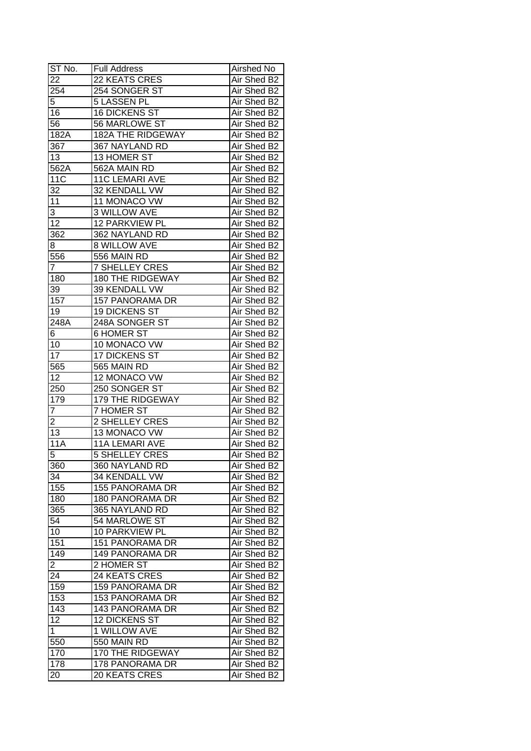| ST No. | Full Address | Airshed No |
|---|---|---|
| 22 | 22 KEATS CRES | Air Shed B2 |
| 254 | 254 SONGER ST | Air Shed B2 |
| 5 | 5 LASSEN PL | Air Shed B2 |
| 16 | 16 DICKENS ST | Air Shed B2 |
| 56 | 56 MARLOWE ST | Air Shed B2 |
| 182A | 182A THE RIDGEWAY | Air Shed B2 |
| 367 | 367 NAYLAND RD | Air Shed B2 |
| 13 | 13 HOMER ST | Air Shed B2 |
| 562A | 562A MAIN RD | Air Shed B2 |
| 11C | 11C LEMARI AVE | Air Shed B2 |
| 32 | 32 KENDALL VW | Air Shed B2 |
| 11 | 11 MONACO VW | Air Shed B2 |
| 3 | 3 WILLOW AVE | Air Shed B2 |
| 12 | 12 PARKVIEW PL | Air Shed B2 |
| 362 | 362 NAYLAND RD | Air Shed B2 |
| 8 | 8 WILLOW AVE | Air Shed B2 |
| 556 | 556 MAIN RD | Air Shed B2 |
| 7 | 7 SHELLEY CRES | Air Shed B2 |
| 180 | 180 THE RIDGEWAY | Air Shed B2 |
| 39 | 39 KENDALL VW | Air Shed B2 |
| 157 | 157 PANORAMA DR | Air Shed B2 |
| 19 | 19 DICKENS ST | Air Shed B2 |
| 248A | 248A SONGER ST | Air Shed B2 |
| 6 | 6 HOMER ST | Air Shed B2 |
| 10 | 10 MONACO VW | Air Shed B2 |
| 17 | 17 DICKENS ST | Air Shed B2 |
| 565 | 565 MAIN RD | Air Shed B2 |
| 12 | 12 MONACO VW | Air Shed B2 |
| 250 | 250 SONGER ST | Air Shed B2 |
| 179 | 179 THE RIDGEWAY | Air Shed B2 |
| 7 | 7 HOMER ST | Air Shed B2 |
| 2 | 2 SHELLEY CRES | Air Shed B2 |
| 13 | 13 MONACO VW | Air Shed B2 |
| 11A | 11A LEMARI AVE | Air Shed B2 |
| 5 | 5 SHELLEY CRES | Air Shed B2 |
| 360 | 360 NAYLAND RD | Air Shed B2 |
| 34 | 34 KENDALL VW | Air Shed B2 |
| 155 | 155 PANORAMA DR | Air Shed B2 |
| 180 | 180 PANORAMA DR | Air Shed B2 |
| 365 | 365 NAYLAND RD | Air Shed B2 |
| 54 | 54 MARLOWE ST | Air Shed B2 |
| 10 | 10 PARKVIEW PL | Air Shed B2 |
| 151 | 151 PANORAMA DR | Air Shed B2 |
| 149 | 149 PANORAMA DR | Air Shed B2 |
| 2 | 2 HOMER ST | Air Shed B2 |
| 24 | 24 KEATS CRES | Air Shed B2 |
| 159 | 159 PANORAMA DR | Air Shed B2 |
| 153 | 153 PANORAMA DR | Air Shed B2 |
| 143 | 143 PANORAMA DR | Air Shed B2 |
| 12 | 12 DICKENS ST | Air Shed B2 |
| 1 | 1 WILLOW AVE | Air Shed B2 |
| 550 | 550 MAIN RD | Air Shed B2 |
| 170 | 170 THE RIDGEWAY | Air Shed B2 |
| 178 | 178 PANORAMA DR | Air Shed B2 |
| 20 | 20 KEATS CRES | Air Shed B2 |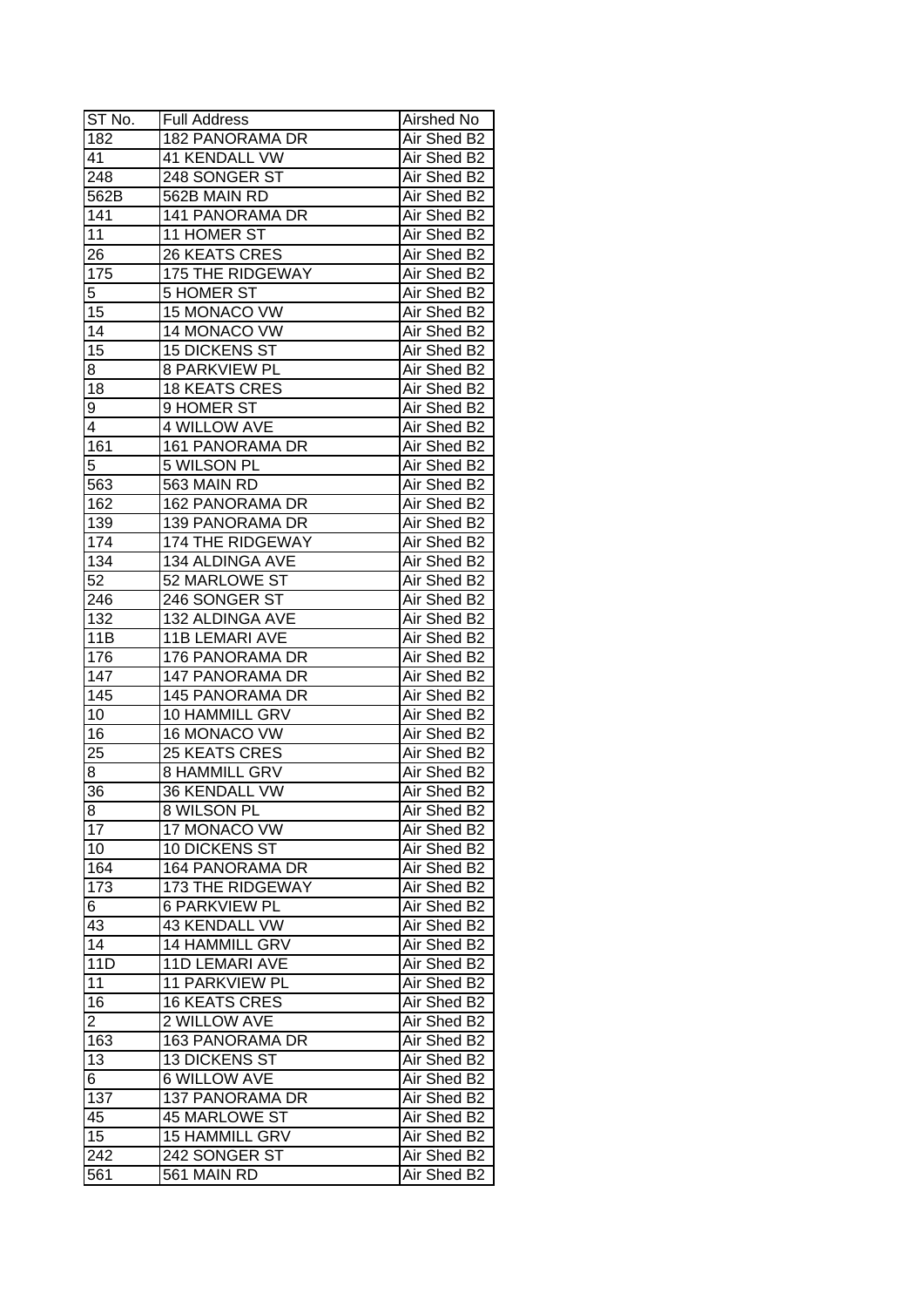| ST No. | Full Address | Airshed No |
| --- | --- | --- |
| 182 | 182 PANORAMA DR | Air Shed B2 |
| 41 | 41 KENDALL VW | Air Shed B2 |
| 248 | 248 SONGER ST | Air Shed B2 |
| 562B | 562B MAIN RD | Air Shed B2 |
| 141 | 141 PANORAMA DR | Air Shed B2 |
| 11 | 11 HOMER ST | Air Shed B2 |
| 26 | 26 KEATS CRES | Air Shed B2 |
| 175 | 175 THE RIDGEWAY | Air Shed B2 |
| 5 | 5 HOMER ST | Air Shed B2 |
| 15 | 15 MONACO VW | Air Shed B2 |
| 14 | 14 MONACO VW | Air Shed B2 |
| 15 | 15 DICKENS ST | Air Shed B2 |
| 8 | 8 PARKVIEW PL | Air Shed B2 |
| 18 | 18 KEATS CRES | Air Shed B2 |
| 9 | 9 HOMER ST | Air Shed B2 |
| 4 | 4 WILLOW AVE | Air Shed B2 |
| 161 | 161 PANORAMA DR | Air Shed B2 |
| 5 | 5 WILSON PL | Air Shed B2 |
| 563 | 563 MAIN RD | Air Shed B2 |
| 162 | 162 PANORAMA DR | Air Shed B2 |
| 139 | 139 PANORAMA DR | Air Shed B2 |
| 174 | 174 THE RIDGEWAY | Air Shed B2 |
| 134 | 134 ALDINGA AVE | Air Shed B2 |
| 52 | 52 MARLOWE ST | Air Shed B2 |
| 246 | 246 SONGER ST | Air Shed B2 |
| 132 | 132 ALDINGA AVE | Air Shed B2 |
| 11B | 11B LEMARI AVE | Air Shed B2 |
| 176 | 176 PANORAMA DR | Air Shed B2 |
| 147 | 147 PANORAMA DR | Air Shed B2 |
| 145 | 145 PANORAMA DR | Air Shed B2 |
| 10 | 10 HAMMILL GRV | Air Shed B2 |
| 16 | 16 MONACO VW | Air Shed B2 |
| 25 | 25 KEATS CRES | Air Shed B2 |
| 8 | 8 HAMMILL GRV | Air Shed B2 |
| 36 | 36 KENDALL VW | Air Shed B2 |
| 8 | 8 WILSON PL | Air Shed B2 |
| 17 | 17 MONACO VW | Air Shed B2 |
| 10 | 10 DICKENS ST | Air Shed B2 |
| 164 | 164 PANORAMA DR | Air Shed B2 |
| 173 | 173 THE RIDGEWAY | Air Shed B2 |
| 6 | 6 PARKVIEW PL | Air Shed B2 |
| 43 | 43 KENDALL VW | Air Shed B2 |
| 14 | 14 HAMMILL GRV | Air Shed B2 |
| 11D | 11D LEMARI AVE | Air Shed B2 |
| 11 | 11 PARKVIEW PL | Air Shed B2 |
| 16 | 16 KEATS CRES | Air Shed B2 |
| 2 | 2 WILLOW AVE | Air Shed B2 |
| 163 | 163 PANORAMA DR | Air Shed B2 |
| 13 | 13 DICKENS ST | Air Shed B2 |
| 6 | 6 WILLOW AVE | Air Shed B2 |
| 137 | 137 PANORAMA DR | Air Shed B2 |
| 45 | 45 MARLOWE ST | Air Shed B2 |
| 15 | 15 HAMMILL GRV | Air Shed B2 |
| 242 | 242 SONGER ST | Air Shed B2 |
| 561 | 561 MAIN RD | Air Shed B2 |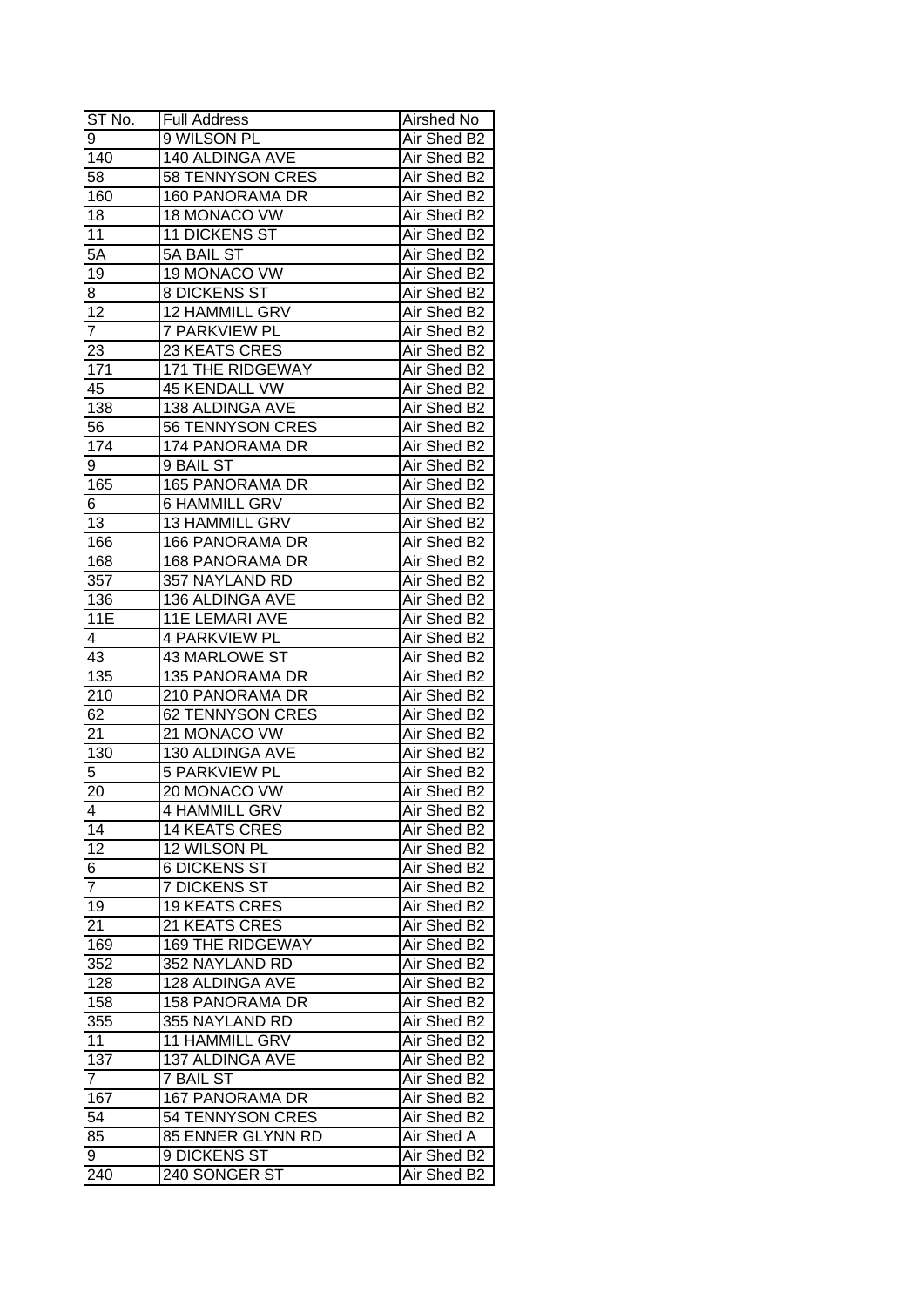| ST No. | Full Address | Airshed No |
| --- | --- | --- |
| 9 | 9 WILSON PL | Air Shed B2 |
| 140 | 140 ALDINGA AVE | Air Shed B2 |
| 58 | 58 TENNYSON CRES | Air Shed B2 |
| 160 | 160 PANORAMA DR | Air Shed B2 |
| 18 | 18 MONACO VW | Air Shed B2 |
| 11 | 11 DICKENS ST | Air Shed B2 |
| 5A | 5A BAIL ST | Air Shed B2 |
| 19 | 19 MONACO VW | Air Shed B2 |
| 8 | 8 DICKENS ST | Air Shed B2 |
| 12 | 12 HAMMILL GRV | Air Shed B2 |
| 7 | 7 PARKVIEW PL | Air Shed B2 |
| 23 | 23 KEATS CRES | Air Shed B2 |
| 171 | 171 THE RIDGEWAY | Air Shed B2 |
| 45 | 45 KENDALL VW | Air Shed B2 |
| 138 | 138 ALDINGA AVE | Air Shed B2 |
| 56 | 56 TENNYSON CRES | Air Shed B2 |
| 174 | 174 PANORAMA DR | Air Shed B2 |
| 9 | 9 BAIL ST | Air Shed B2 |
| 165 | 165 PANORAMA DR | Air Shed B2 |
| 6 | 6 HAMMILL GRV | Air Shed B2 |
| 13 | 13 HAMMILL GRV | Air Shed B2 |
| 166 | 166 PANORAMA DR | Air Shed B2 |
| 168 | 168 PANORAMA DR | Air Shed B2 |
| 357 | 357 NAYLAND RD | Air Shed B2 |
| 136 | 136 ALDINGA AVE | Air Shed B2 |
| 11E | 11E LEMARI AVE | Air Shed B2 |
| 4 | 4 PARKVIEW PL | Air Shed B2 |
| 43 | 43 MARLOWE ST | Air Shed B2 |
| 135 | 135 PANORAMA DR | Air Shed B2 |
| 210 | 210 PANORAMA DR | Air Shed B2 |
| 62 | 62 TENNYSON CRES | Air Shed B2 |
| 21 | 21 MONACO VW | Air Shed B2 |
| 130 | 130 ALDINGA AVE | Air Shed B2 |
| 5 | 5 PARKVIEW PL | Air Shed B2 |
| 20 | 20 MONACO VW | Air Shed B2 |
| 4 | 4 HAMMILL GRV | Air Shed B2 |
| 14 | 14 KEATS CRES | Air Shed B2 |
| 12 | 12 WILSON PL | Air Shed B2 |
| 6 | 6 DICKENS ST | Air Shed B2 |
| 7 | 7 DICKENS ST | Air Shed B2 |
| 19 | 19 KEATS CRES | Air Shed B2 |
| 21 | 21 KEATS CRES | Air Shed B2 |
| 169 | 169 THE RIDGEWAY | Air Shed B2 |
| 352 | 352 NAYLAND RD | Air Shed B2 |
| 128 | 128 ALDINGA AVE | Air Shed B2 |
| 158 | 158 PANORAMA DR | Air Shed B2 |
| 355 | 355 NAYLAND RD | Air Shed B2 |
| 11 | 11 HAMMILL GRV | Air Shed B2 |
| 137 | 137 ALDINGA AVE | Air Shed B2 |
| 7 | 7 BAIL ST | Air Shed B2 |
| 167 | 167 PANORAMA DR | Air Shed B2 |
| 54 | 54 TENNYSON CRES | Air Shed B2 |
| 85 | 85 ENNER GLYNN RD | Air Shed A |
| 9 | 9 DICKENS ST | Air Shed B2 |
| 240 | 240 SONGER ST | Air Shed B2 |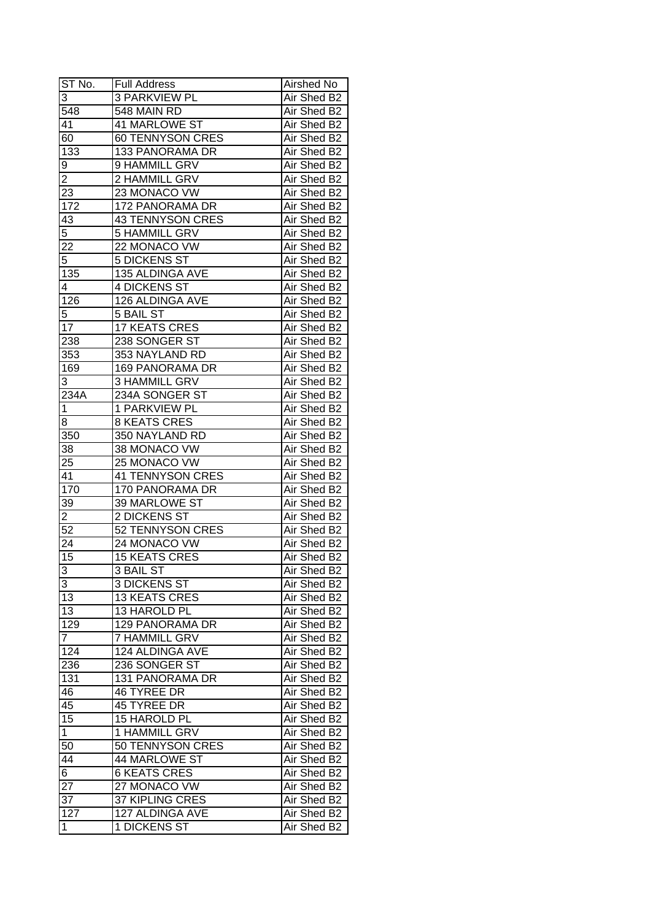| ST No. | Full Address | Airshed No |
| --- | --- | --- |
| 3 | 3 PARKVIEW PL | Air Shed B2 |
| 548 | 548 MAIN RD | Air Shed B2 |
| 41 | 41 MARLOWE ST | Air Shed B2 |
| 60 | 60 TENNYSON CRES | Air Shed B2 |
| 133 | 133 PANORAMA DR | Air Shed B2 |
| 9 | 9 HAMMILL GRV | Air Shed B2 |
| 2 | 2 HAMMILL GRV | Air Shed B2 |
| 23 | 23 MONACO VW | Air Shed B2 |
| 172 | 172 PANORAMA DR | Air Shed B2 |
| 43 | 43 TENNYSON CRES | Air Shed B2 |
| 5 | 5 HAMMILL GRV | Air Shed B2 |
| 22 | 22 MONACO VW | Air Shed B2 |
| 5 | 5 DICKENS ST | Air Shed B2 |
| 135 | 135 ALDINGA AVE | Air Shed B2 |
| 4 | 4 DICKENS ST | Air Shed B2 |
| 126 | 126 ALDINGA AVE | Air Shed B2 |
| 5 | 5 BAIL ST | Air Shed B2 |
| 17 | 17 KEATS CRES | Air Shed B2 |
| 238 | 238 SONGER ST | Air Shed B2 |
| 353 | 353 NAYLAND RD | Air Shed B2 |
| 169 | 169 PANORAMA DR | Air Shed B2 |
| 3 | 3 HAMMILL GRV | Air Shed B2 |
| 234A | 234A SONGER ST | Air Shed B2 |
| 1 | 1 PARKVIEW PL | Air Shed B2 |
| 8 | 8 KEATS CRES | Air Shed B2 |
| 350 | 350 NAYLAND RD | Air Shed B2 |
| 38 | 38 MONACO VW | Air Shed B2 |
| 25 | 25 MONACO VW | Air Shed B2 |
| 41 | 41 TENNYSON CRES | Air Shed B2 |
| 170 | 170 PANORAMA DR | Air Shed B2 |
| 39 | 39 MARLOWE ST | Air Shed B2 |
| 2 | 2 DICKENS ST | Air Shed B2 |
| 52 | 52 TENNYSON CRES | Air Shed B2 |
| 24 | 24 MONACO VW | Air Shed B2 |
| 15 | 15 KEATS CRES | Air Shed B2 |
| 3 | 3 BAIL ST | Air Shed B2 |
| 3 | 3 DICKENS ST | Air Shed B2 |
| 13 | 13 KEATS CRES | Air Shed B2 |
| 13 | 13 HAROLD PL | Air Shed B2 |
| 129 | 129 PANORAMA DR | Air Shed B2 |
| 7 | 7 HAMMILL GRV | Air Shed B2 |
| 124 | 124 ALDINGA AVE | Air Shed B2 |
| 236 | 236 SONGER ST | Air Shed B2 |
| 131 | 131 PANORAMA DR | Air Shed B2 |
| 46 | 46 TYREE DR | Air Shed B2 |
| 45 | 45 TYREE DR | Air Shed B2 |
| 15 | 15 HAROLD PL | Air Shed B2 |
| 1 | 1 HAMMILL GRV | Air Shed B2 |
| 50 | 50 TENNYSON CRES | Air Shed B2 |
| 44 | 44 MARLOWE ST | Air Shed B2 |
| 6 | 6 KEATS CRES | Air Shed B2 |
| 27 | 27 MONACO VW | Air Shed B2 |
| 37 | 37 KIPLING CRES | Air Shed B2 |
| 127 | 127 ALDINGA AVE | Air Shed B2 |
| 1 | 1 DICKENS ST | Air Shed B2 |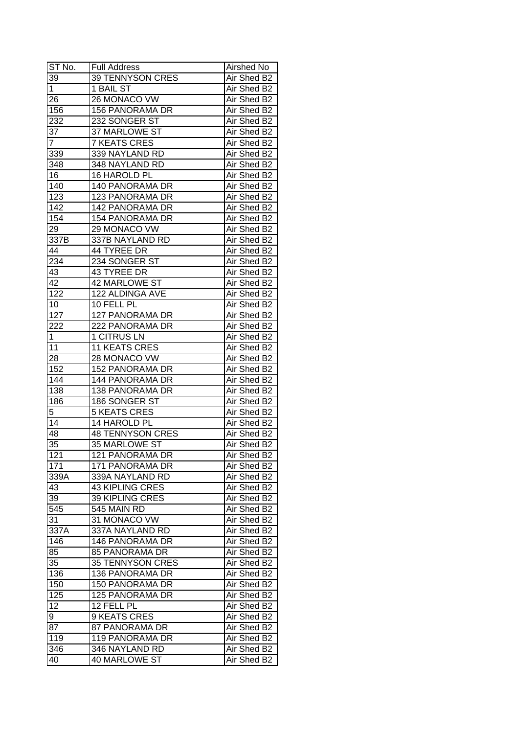| ST No. | Full Address | Airshed No |
|---|---|---|
| 39 | 39 TENNYSON CRES | Air Shed B2 |
| 1 | 1 BAIL ST | Air Shed B2 |
| 26 | 26 MONACO VW | Air Shed B2 |
| 156 | 156 PANORAMA DR | Air Shed B2 |
| 232 | 232 SONGER ST | Air Shed B2 |
| 37 | 37 MARLOWE ST | Air Shed B2 |
| 7 | 7 KEATS CRES | Air Shed B2 |
| 339 | 339 NAYLAND RD | Air Shed B2 |
| 348 | 348 NAYLAND RD | Air Shed B2 |
| 16 | 16 HAROLD PL | Air Shed B2 |
| 140 | 140 PANORAMA DR | Air Shed B2 |
| 123 | 123 PANORAMA DR | Air Shed B2 |
| 142 | 142 PANORAMA DR | Air Shed B2 |
| 154 | 154 PANORAMA DR | Air Shed B2 |
| 29 | 29 MONACO VW | Air Shed B2 |
| 337B | 337B NAYLAND RD | Air Shed B2 |
| 44 | 44 TYREE DR | Air Shed B2 |
| 234 | 234 SONGER ST | Air Shed B2 |
| 43 | 43 TYREE DR | Air Shed B2 |
| 42 | 42 MARLOWE ST | Air Shed B2 |
| 122 | 122 ALDINGA AVE | Air Shed B2 |
| 10 | 10 FELL PL | Air Shed B2 |
| 127 | 127 PANORAMA DR | Air Shed B2 |
| 222 | 222 PANORAMA DR | Air Shed B2 |
| 1 | 1 CITRUS LN | Air Shed B2 |
| 11 | 11 KEATS CRES | Air Shed B2 |
| 28 | 28 MONACO VW | Air Shed B2 |
| 152 | 152 PANORAMA DR | Air Shed B2 |
| 144 | 144 PANORAMA DR | Air Shed B2 |
| 138 | 138 PANORAMA DR | Air Shed B2 |
| 186 | 186 SONGER ST | Air Shed B2 |
| 5 | 5 KEATS CRES | Air Shed B2 |
| 14 | 14 HAROLD PL | Air Shed B2 |
| 48 | 48 TENNYSON CRES | Air Shed B2 |
| 35 | 35 MARLOWE ST | Air Shed B2 |
| 121 | 121 PANORAMA DR | Air Shed B2 |
| 171 | 171 PANORAMA DR | Air Shed B2 |
| 339A | 339A NAYLAND RD | Air Shed B2 |
| 43 | 43 KIPLING CRES | Air Shed B2 |
| 39 | 39 KIPLING CRES | Air Shed B2 |
| 545 | 545 MAIN RD | Air Shed B2 |
| 31 | 31 MONACO VW | Air Shed B2 |
| 337A | 337A NAYLAND RD | Air Shed B2 |
| 146 | 146 PANORAMA DR | Air Shed B2 |
| 85 | 85 PANORAMA DR | Air Shed B2 |
| 35 | 35 TENNYSON CRES | Air Shed B2 |
| 136 | 136 PANORAMA DR | Air Shed B2 |
| 150 | 150 PANORAMA DR | Air Shed B2 |
| 125 | 125 PANORAMA DR | Air Shed B2 |
| 12 | 12 FELL PL | Air Shed B2 |
| 9 | 9 KEATS CRES | Air Shed B2 |
| 87 | 87 PANORAMA DR | Air Shed B2 |
| 119 | 119 PANORAMA DR | Air Shed B2 |
| 346 | 346 NAYLAND RD | Air Shed B2 |
| 40 | 40 MARLOWE ST | Air Shed B2 |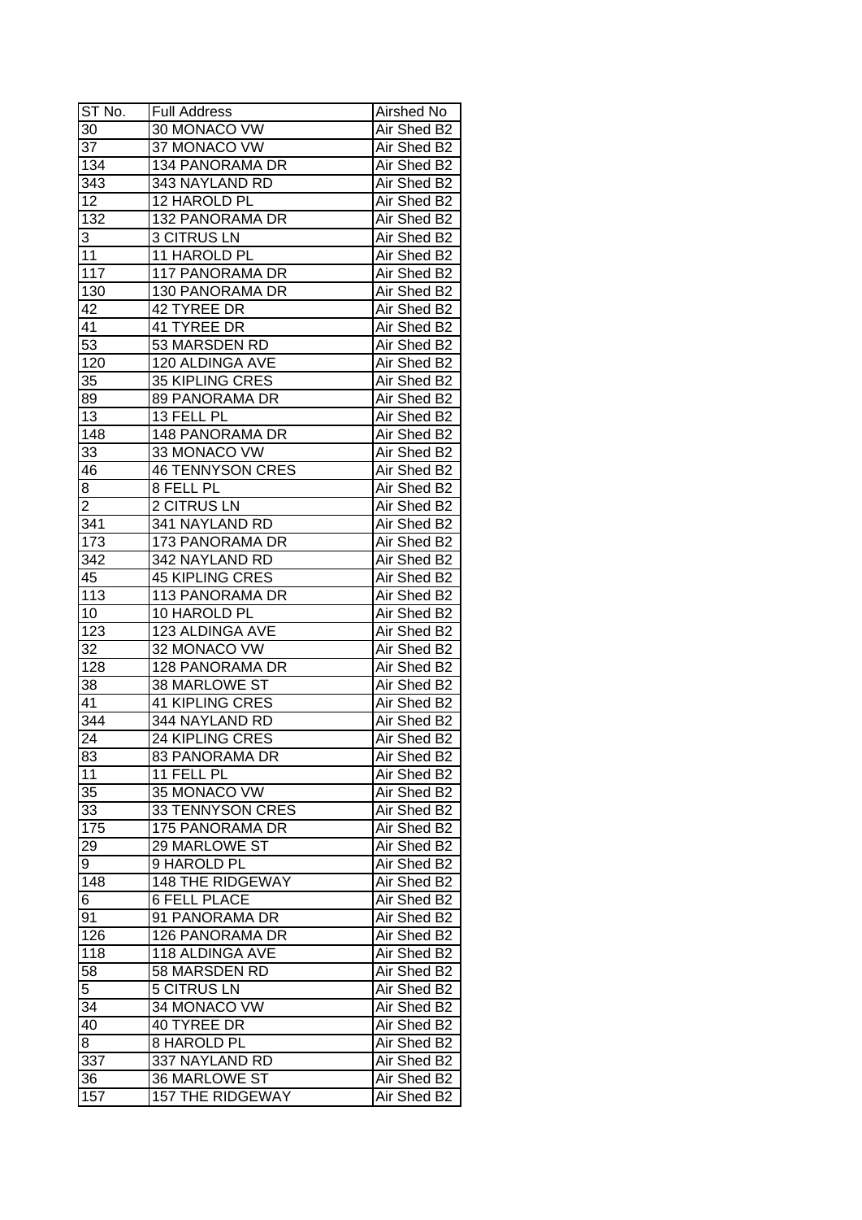| ST No. | Full Address | Airshed No |
|---|---|---|
| 30 | 30 MONACO VW | Air Shed B2 |
| 37 | 37 MONACO VW | Air Shed B2 |
| 134 | 134 PANORAMA DR | Air Shed B2 |
| 343 | 343 NAYLAND RD | Air Shed B2 |
| 12 | 12 HAROLD PL | Air Shed B2 |
| 132 | 132 PANORAMA DR | Air Shed B2 |
| 3 | 3 CITRUS LN | Air Shed B2 |
| 11 | 11 HAROLD PL | Air Shed B2 |
| 117 | 117 PANORAMA DR | Air Shed B2 |
| 130 | 130 PANORAMA DR | Air Shed B2 |
| 42 | 42 TYREE DR | Air Shed B2 |
| 41 | 41 TYREE DR | Air Shed B2 |
| 53 | 53 MARSDEN RD | Air Shed B2 |
| 120 | 120 ALDINGA AVE | Air Shed B2 |
| 35 | 35 KIPLING CRES | Air Shed B2 |
| 89 | 89 PANORAMA DR | Air Shed B2 |
| 13 | 13 FELL PL | Air Shed B2 |
| 148 | 148 PANORAMA DR | Air Shed B2 |
| 33 | 33 MONACO VW | Air Shed B2 |
| 46 | 46 TENNYSON CRES | Air Shed B2 |
| 8 | 8 FELL PL | Air Shed B2 |
| 2 | 2 CITRUS LN | Air Shed B2 |
| 341 | 341 NAYLAND RD | Air Shed B2 |
| 173 | 173 PANORAMA DR | Air Shed B2 |
| 342 | 342 NAYLAND RD | Air Shed B2 |
| 45 | 45 KIPLING CRES | Air Shed B2 |
| 113 | 113 PANORAMA DR | Air Shed B2 |
| 10 | 10 HAROLD PL | Air Shed B2 |
| 123 | 123 ALDINGA AVE | Air Shed B2 |
| 32 | 32 MONACO VW | Air Shed B2 |
| 128 | 128 PANORAMA DR | Air Shed B2 |
| 38 | 38 MARLOWE ST | Air Shed B2 |
| 41 | 41 KIPLING CRES | Air Shed B2 |
| 344 | 344 NAYLAND RD | Air Shed B2 |
| 24 | 24 KIPLING CRES | Air Shed B2 |
| 83 | 83 PANORAMA DR | Air Shed B2 |
| 11 | 11 FELL PL | Air Shed B2 |
| 35 | 35 MONACO VW | Air Shed B2 |
| 33 | 33 TENNYSON CRES | Air Shed B2 |
| 175 | 175 PANORAMA DR | Air Shed B2 |
| 29 | 29 MARLOWE ST | Air Shed B2 |
| 9 | 9 HAROLD PL | Air Shed B2 |
| 148 | 148 THE RIDGEWAY | Air Shed B2 |
| 6 | 6 FELL PLACE | Air Shed B2 |
| 91 | 91 PANORAMA DR | Air Shed B2 |
| 126 | 126 PANORAMA DR | Air Shed B2 |
| 118 | 118 ALDINGA AVE | Air Shed B2 |
| 58 | 58 MARSDEN RD | Air Shed B2 |
| 5 | 5 CITRUS LN | Air Shed B2 |
| 34 | 34 MONACO VW | Air Shed B2 |
| 40 | 40 TYREE DR | Air Shed B2 |
| 8 | 8 HAROLD PL | Air Shed B2 |
| 337 | 337 NAYLAND RD | Air Shed B2 |
| 36 | 36 MARLOWE ST | Air Shed B2 |
| 157 | 157 THE RIDGEWAY | Air Shed B2 |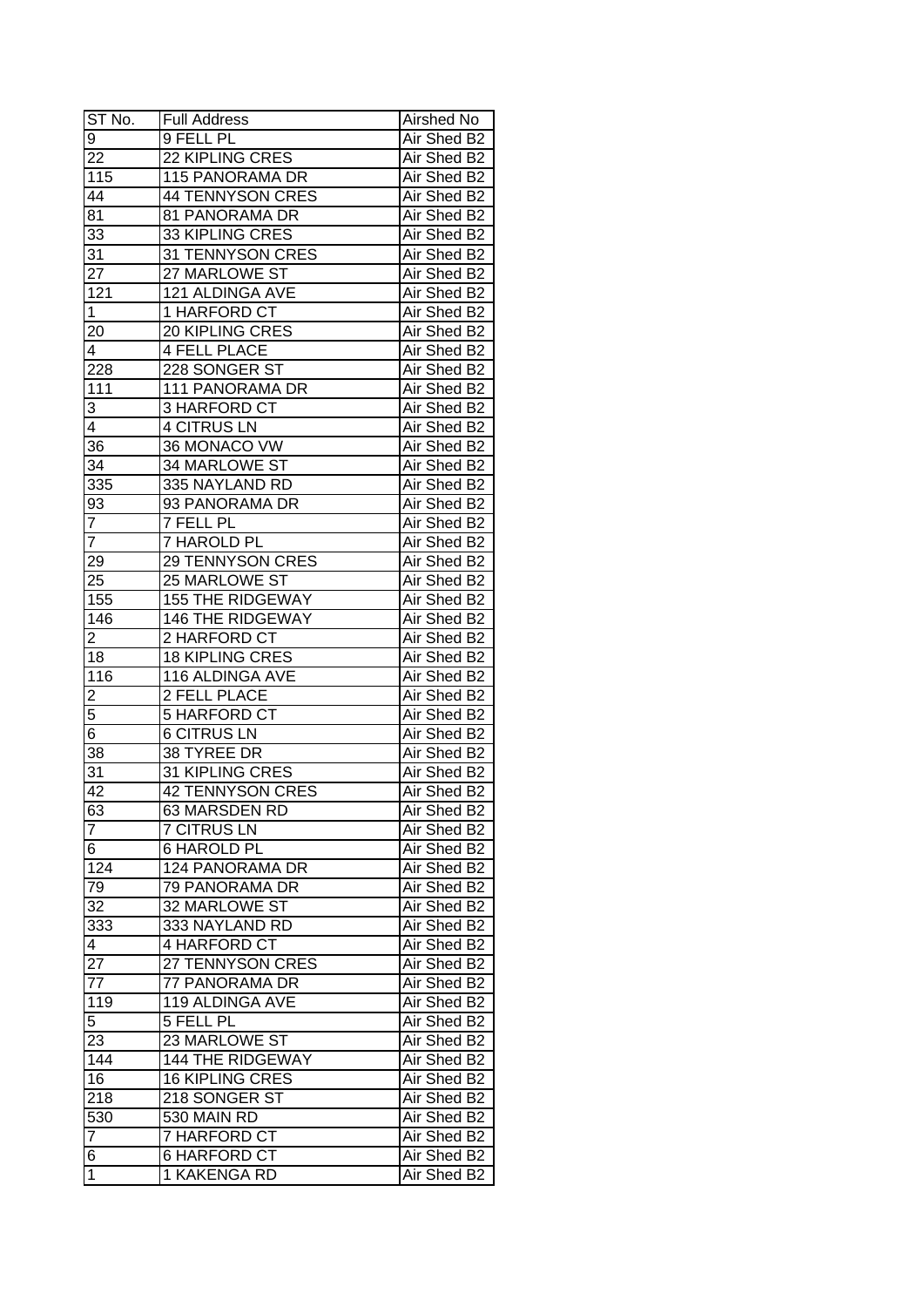| ST No. | Full Address | Airshed No |
| --- | --- | --- |
| 9 | 9 FELL PL | Air Shed B2 |
| 22 | 22 KIPLING CRES | Air Shed B2 |
| 115 | 115 PANORAMA DR | Air Shed B2 |
| 44 | 44 TENNYSON CRES | Air Shed B2 |
| 81 | 81 PANORAMA DR | Air Shed B2 |
| 33 | 33 KIPLING CRES | Air Shed B2 |
| 31 | 31 TENNYSON CRES | Air Shed B2 |
| 27 | 27 MARLOWE ST | Air Shed B2 |
| 121 | 121 ALDINGA AVE | Air Shed B2 |
| 1 | 1 HARFORD CT | Air Shed B2 |
| 20 | 20 KIPLING CRES | Air Shed B2 |
| 4 | 4 FELL PLACE | Air Shed B2 |
| 228 | 228 SONGER ST | Air Shed B2 |
| 111 | 111 PANORAMA DR | Air Shed B2 |
| 3 | 3 HARFORD CT | Air Shed B2 |
| 4 | 4 CITRUS LN | Air Shed B2 |
| 36 | 36 MONACO VW | Air Shed B2 |
| 34 | 34 MARLOWE ST | Air Shed B2 |
| 335 | 335 NAYLAND RD | Air Shed B2 |
| 93 | 93 PANORAMA DR | Air Shed B2 |
| 7 | 7 FELL PL | Air Shed B2 |
| 7 | 7 HAROLD PL | Air Shed B2 |
| 29 | 29 TENNYSON CRES | Air Shed B2 |
| 25 | 25 MARLOWE ST | Air Shed B2 |
| 155 | 155 THE RIDGEWAY | Air Shed B2 |
| 146 | 146 THE RIDGEWAY | Air Shed B2 |
| 2 | 2 HARFORD CT | Air Shed B2 |
| 18 | 18 KIPLING CRES | Air Shed B2 |
| 116 | 116 ALDINGA AVE | Air Shed B2 |
| 2 | 2 FELL PLACE | Air Shed B2 |
| 5 | 5 HARFORD CT | Air Shed B2 |
| 6 | 6 CITRUS LN | Air Shed B2 |
| 38 | 38 TYREE DR | Air Shed B2 |
| 31 | 31 KIPLING CRES | Air Shed B2 |
| 42 | 42 TENNYSON CRES | Air Shed B2 |
| 63 | 63 MARSDEN RD | Air Shed B2 |
| 7 | 7 CITRUS LN | Air Shed B2 |
| 6 | 6 HAROLD PL | Air Shed B2 |
| 124 | 124 PANORAMA DR | Air Shed B2 |
| 79 | 79 PANORAMA DR | Air Shed B2 |
| 32 | 32 MARLOWE ST | Air Shed B2 |
| 333 | 333 NAYLAND RD | Air Shed B2 |
| 4 | 4 HARFORD CT | Air Shed B2 |
| 27 | 27 TENNYSON CRES | Air Shed B2 |
| 77 | 77 PANORAMA DR | Air Shed B2 |
| 119 | 119 ALDINGA AVE | Air Shed B2 |
| 5 | 5 FELL PL | Air Shed B2 |
| 23 | 23 MARLOWE ST | Air Shed B2 |
| 144 | 144 THE RIDGEWAY | Air Shed B2 |
| 16 | 16 KIPLING CRES | Air Shed B2 |
| 218 | 218 SONGER ST | Air Shed B2 |
| 530 | 530 MAIN RD | Air Shed B2 |
| 7 | 7 HARFORD CT | Air Shed B2 |
| 6 | 6 HARFORD CT | Air Shed B2 |
| 1 | 1 KAKENGA RD | Air Shed B2 |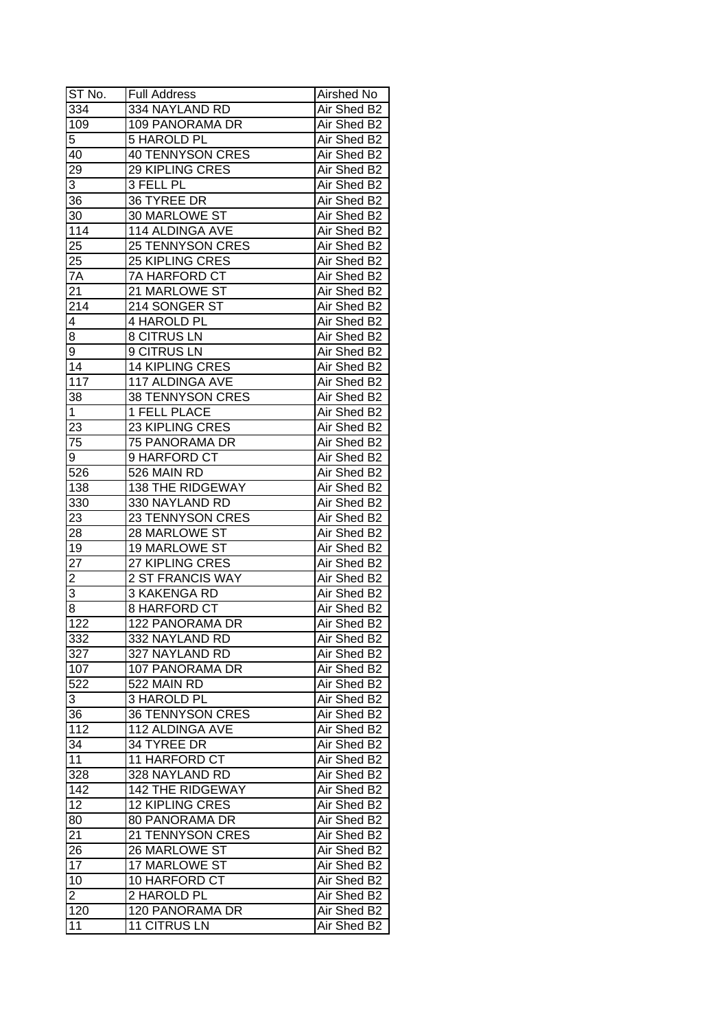| ST No. | Full Address | Airshed No |
| --- | --- | --- |
| 334 | 334 NAYLAND RD | Air Shed B2 |
| 109 | 109 PANORAMA DR | Air Shed B2 |
| 5 | 5 HAROLD PL | Air Shed B2 |
| 40 | 40 TENNYSON CRES | Air Shed B2 |
| 29 | 29 KIPLING CRES | Air Shed B2 |
| 3 | 3 FELL PL | Air Shed B2 |
| 36 | 36 TYREE DR | Air Shed B2 |
| 30 | 30 MARLOWE ST | Air Shed B2 |
| 114 | 114 ALDINGA AVE | Air Shed B2 |
| 25 | 25 TENNYSON CRES | Air Shed B2 |
| 25 | 25 KIPLING CRES | Air Shed B2 |
| 7A | 7A HARFORD CT | Air Shed B2 |
| 21 | 21 MARLOWE ST | Air Shed B2 |
| 214 | 214 SONGER ST | Air Shed B2 |
| 4 | 4 HAROLD PL | Air Shed B2 |
| 8 | 8 CITRUS LN | Air Shed B2 |
| 9 | 9 CITRUS LN | Air Shed B2 |
| 14 | 14 KIPLING CRES | Air Shed B2 |
| 117 | 117 ALDINGA AVE | Air Shed B2 |
| 38 | 38 TENNYSON CRES | Air Shed B2 |
| 1 | 1 FELL PLACE | Air Shed B2 |
| 23 | 23 KIPLING CRES | Air Shed B2 |
| 75 | 75 PANORAMA DR | Air Shed B2 |
| 9 | 9 HARFORD CT | Air Shed B2 |
| 526 | 526 MAIN RD | Air Shed B2 |
| 138 | 138 THE RIDGEWAY | Air Shed B2 |
| 330 | 330 NAYLAND RD | Air Shed B2 |
| 23 | 23 TENNYSON CRES | Air Shed B2 |
| 28 | 28 MARLOWE ST | Air Shed B2 |
| 19 | 19 MARLOWE ST | Air Shed B2 |
| 27 | 27 KIPLING CRES | Air Shed B2 |
| 2 | 2 ST FRANCIS WAY | Air Shed B2 |
| 3 | 3 KAKENGA RD | Air Shed B2 |
| 8 | 8 HARFORD CT | Air Shed B2 |
| 122 | 122 PANORAMA DR | Air Shed B2 |
| 332 | 332 NAYLAND RD | Air Shed B2 |
| 327 | 327 NAYLAND RD | Air Shed B2 |
| 107 | 107 PANORAMA DR | Air Shed B2 |
| 522 | 522 MAIN RD | Air Shed B2 |
| 3 | 3 HAROLD PL | Air Shed B2 |
| 36 | 36 TENNYSON CRES | Air Shed B2 |
| 112 | 112 ALDINGA AVE | Air Shed B2 |
| 34 | 34 TYREE DR | Air Shed B2 |
| 11 | 11 HARFORD CT | Air Shed B2 |
| 328 | 328 NAYLAND RD | Air Shed B2 |
| 142 | 142 THE RIDGEWAY | Air Shed B2 |
| 12 | 12 KIPLING CRES | Air Shed B2 |
| 80 | 80 PANORAMA DR | Air Shed B2 |
| 21 | 21 TENNYSON CRES | Air Shed B2 |
| 26 | 26 MARLOWE ST | Air Shed B2 |
| 17 | 17 MARLOWE ST | Air Shed B2 |
| 10 | 10 HARFORD CT | Air Shed B2 |
| 2 | 2 HAROLD PL | Air Shed B2 |
| 120 | 120 PANORAMA DR | Air Shed B2 |
| 11 | 11 CITRUS LN | Air Shed B2 |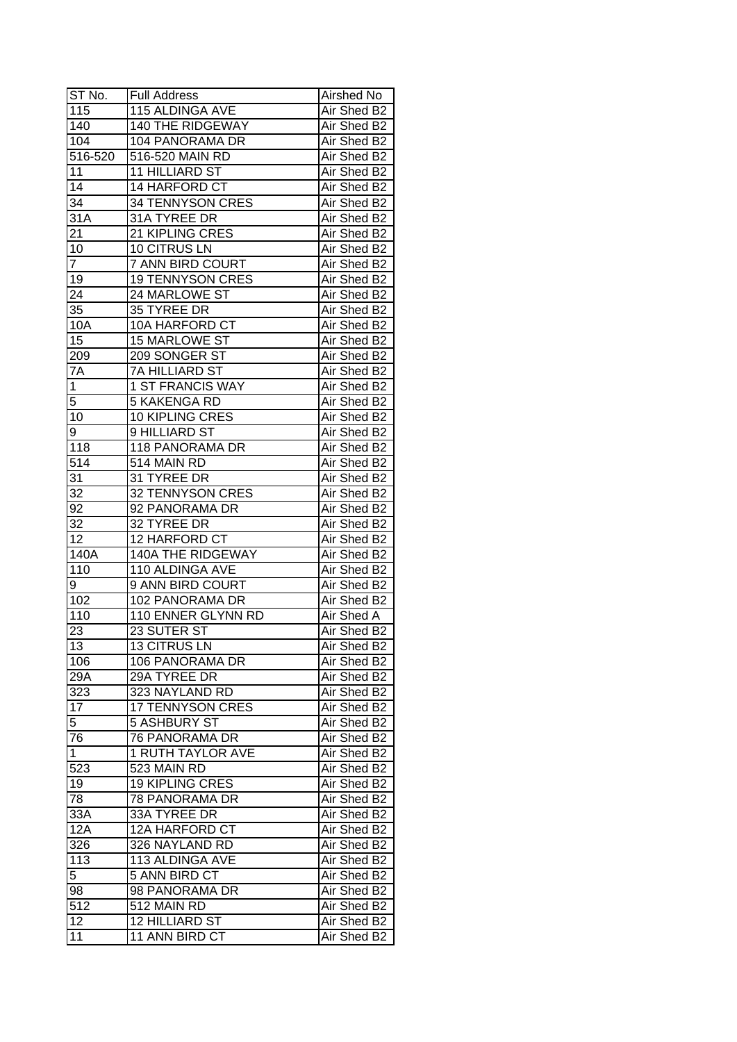| ST No. | Full Address | Airshed No |
|---|---|---|
| 115 | 115 ALDINGA AVE | Air Shed B2 |
| 140 | 140 THE RIDGEWAY | Air Shed B2 |
| 104 | 104 PANORAMA DR | Air Shed B2 |
| 516-520 | 516-520 MAIN RD | Air Shed B2 |
| 11 | 11 HILLIARD ST | Air Shed B2 |
| 14 | 14 HARFORD CT | Air Shed B2 |
| 34 | 34 TENNYSON CRES | Air Shed B2 |
| 31A | 31A TYREE DR | Air Shed B2 |
| 21 | 21 KIPLING CRES | Air Shed B2 |
| 10 | 10 CITRUS LN | Air Shed B2 |
| 7 | 7 ANN BIRD COURT | Air Shed B2 |
| 19 | 19 TENNYSON CRES | Air Shed B2 |
| 24 | 24 MARLOWE ST | Air Shed B2 |
| 35 | 35 TYREE DR | Air Shed B2 |
| 10A | 10A HARFORD CT | Air Shed B2 |
| 15 | 15 MARLOWE ST | Air Shed B2 |
| 209 | 209 SONGER ST | Air Shed B2 |
| 7A | 7A HILLIARD ST | Air Shed B2 |
| 1 | 1 ST FRANCIS WAY | Air Shed B2 |
| 5 | 5 KAKENGA RD | Air Shed B2 |
| 10 | 10 KIPLING CRES | Air Shed B2 |
| 9 | 9 HILLIARD ST | Air Shed B2 |
| 118 | 118 PANORAMA DR | Air Shed B2 |
| 514 | 514 MAIN RD | Air Shed B2 |
| 31 | 31 TYREE DR | Air Shed B2 |
| 32 | 32 TENNYSON CRES | Air Shed B2 |
| 92 | 92 PANORAMA DR | Air Shed B2 |
| 32 | 32 TYREE DR | Air Shed B2 |
| 12 | 12 HARFORD CT | Air Shed B2 |
| 140A | 140A THE RIDGEWAY | Air Shed B2 |
| 110 | 110 ALDINGA AVE | Air Shed B2 |
| 9 | 9 ANN BIRD COURT | Air Shed B2 |
| 102 | 102 PANORAMA DR | Air Shed B2 |
| 110 | 110 ENNER GLYNN RD | Air Shed A |
| 23 | 23 SUTER ST | Air Shed B2 |
| 13 | 13 CITRUS LN | Air Shed B2 |
| 106 | 106 PANORAMA DR | Air Shed B2 |
| 29A | 29A TYREE DR | Air Shed B2 |
| 323 | 323 NAYLAND RD | Air Shed B2 |
| 17 | 17 TENNYSON CRES | Air Shed B2 |
| 5 | 5 ASHBURY ST | Air Shed B2 |
| 76 | 76 PANORAMA DR | Air Shed B2 |
| 1 | 1 RUTH TAYLOR AVE | Air Shed B2 |
| 523 | 523 MAIN RD | Air Shed B2 |
| 19 | 19 KIPLING CRES | Air Shed B2 |
| 78 | 78 PANORAMA DR | Air Shed B2 |
| 33A | 33A TYREE DR | Air Shed B2 |
| 12A | 12A HARFORD CT | Air Shed B2 |
| 326 | 326 NAYLAND RD | Air Shed B2 |
| 113 | 113 ALDINGA AVE | Air Shed B2 |
| 5 | 5 ANN BIRD CT | Air Shed B2 |
| 98 | 98 PANORAMA DR | Air Shed B2 |
| 512 | 512 MAIN RD | Air Shed B2 |
| 12 | 12 HILLIARD ST | Air Shed B2 |
| 11 | 11 ANN BIRD CT | Air Shed B2 |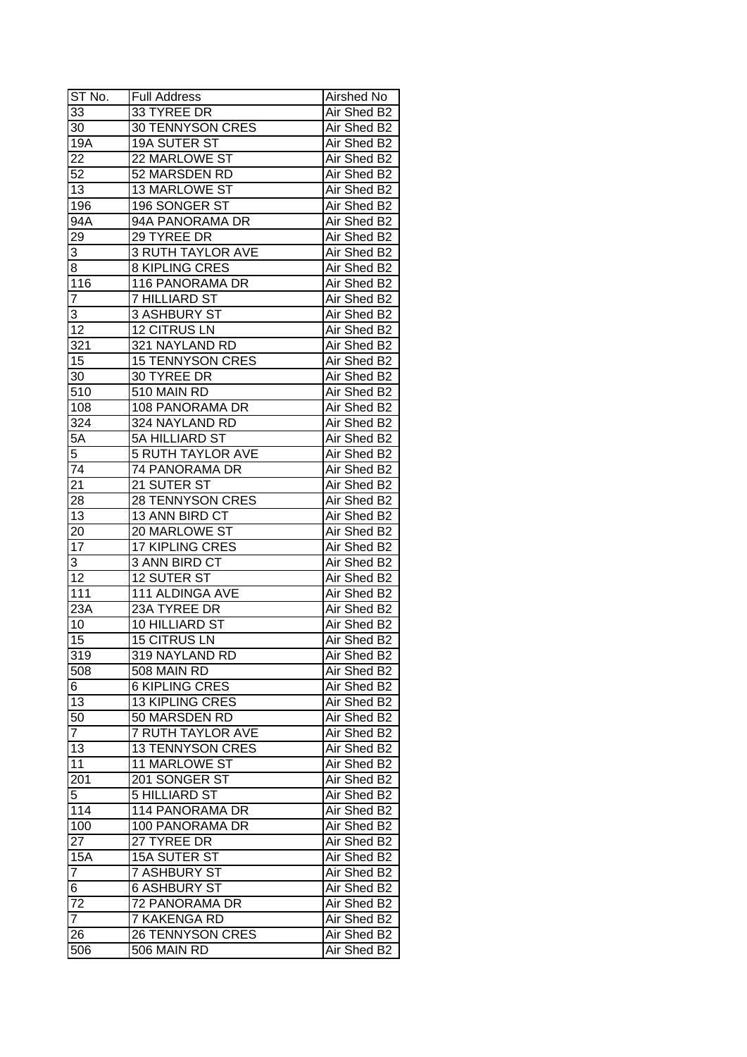| ST No. | Full Address | Airshed No |
|---|---|---|
| 33 | 33 TYREE DR | Air Shed B2 |
| 30 | 30 TENNYSON CRES | Air Shed B2 |
| 19A | 19A SUTER ST | Air Shed B2 |
| 22 | 22 MARLOWE ST | Air Shed B2 |
| 52 | 52 MARSDEN RD | Air Shed B2 |
| 13 | 13 MARLOWE ST | Air Shed B2 |
| 196 | 196 SONGER ST | Air Shed B2 |
| 94A | 94A PANORAMA DR | Air Shed B2 |
| 29 | 29 TYREE DR | Air Shed B2 |
| 3 | 3 RUTH TAYLOR AVE | Air Shed B2 |
| 8 | 8 KIPLING CRES | Air Shed B2 |
| 116 | 116 PANORAMA DR | Air Shed B2 |
| 7 | 7 HILLIARD ST | Air Shed B2 |
| 3 | 3 ASHBURY ST | Air Shed B2 |
| 12 | 12 CITRUS LN | Air Shed B2 |
| 321 | 321 NAYLAND RD | Air Shed B2 |
| 15 | 15 TENNYSON CRES | Air Shed B2 |
| 30 | 30 TYREE DR | Air Shed B2 |
| 510 | 510 MAIN RD | Air Shed B2 |
| 108 | 108 PANORAMA DR | Air Shed B2 |
| 324 | 324 NAYLAND RD | Air Shed B2 |
| 5A | 5A HILLIARD ST | Air Shed B2 |
| 5 | 5 RUTH TAYLOR AVE | Air Shed B2 |
| 74 | 74 PANORAMA DR | Air Shed B2 |
| 21 | 21 SUTER ST | Air Shed B2 |
| 28 | 28 TENNYSON CRES | Air Shed B2 |
| 13 | 13 ANN BIRD CT | Air Shed B2 |
| 20 | 20 MARLOWE ST | Air Shed B2 |
| 17 | 17 KIPLING CRES | Air Shed B2 |
| 3 | 3 ANN BIRD CT | Air Shed B2 |
| 12 | 12 SUTER ST | Air Shed B2 |
| 111 | 111 ALDINGA AVE | Air Shed B2 |
| 23A | 23A TYREE DR | Air Shed B2 |
| 10 | 10 HILLIARD ST | Air Shed B2 |
| 15 | 15 CITRUS LN | Air Shed B2 |
| 319 | 319 NAYLAND RD | Air Shed B2 |
| 508 | 508 MAIN RD | Air Shed B2 |
| 6 | 6 KIPLING CRES | Air Shed B2 |
| 13 | 13 KIPLING CRES | Air Shed B2 |
| 50 | 50 MARSDEN RD | Air Shed B2 |
| 7 | 7 RUTH TAYLOR AVE | Air Shed B2 |
| 13 | 13 TENNYSON CRES | Air Shed B2 |
| 11 | 11 MARLOWE ST | Air Shed B2 |
| 201 | 201 SONGER ST | Air Shed B2 |
| 5 | 5 HILLIARD ST | Air Shed B2 |
| 114 | 114 PANORAMA DR | Air Shed B2 |
| 100 | 100 PANORAMA DR | Air Shed B2 |
| 27 | 27 TYREE DR | Air Shed B2 |
| 15A | 15A SUTER ST | Air Shed B2 |
| 7 | 7 ASHBURY ST | Air Shed B2 |
| 6 | 6 ASHBURY ST | Air Shed B2 |
| 72 | 72 PANORAMA DR | Air Shed B2 |
| 7 | 7 KAKENGA RD | Air Shed B2 |
| 26 | 26 TENNYSON CRES | Air Shed B2 |
| 506 | 506 MAIN RD | Air Shed B2 |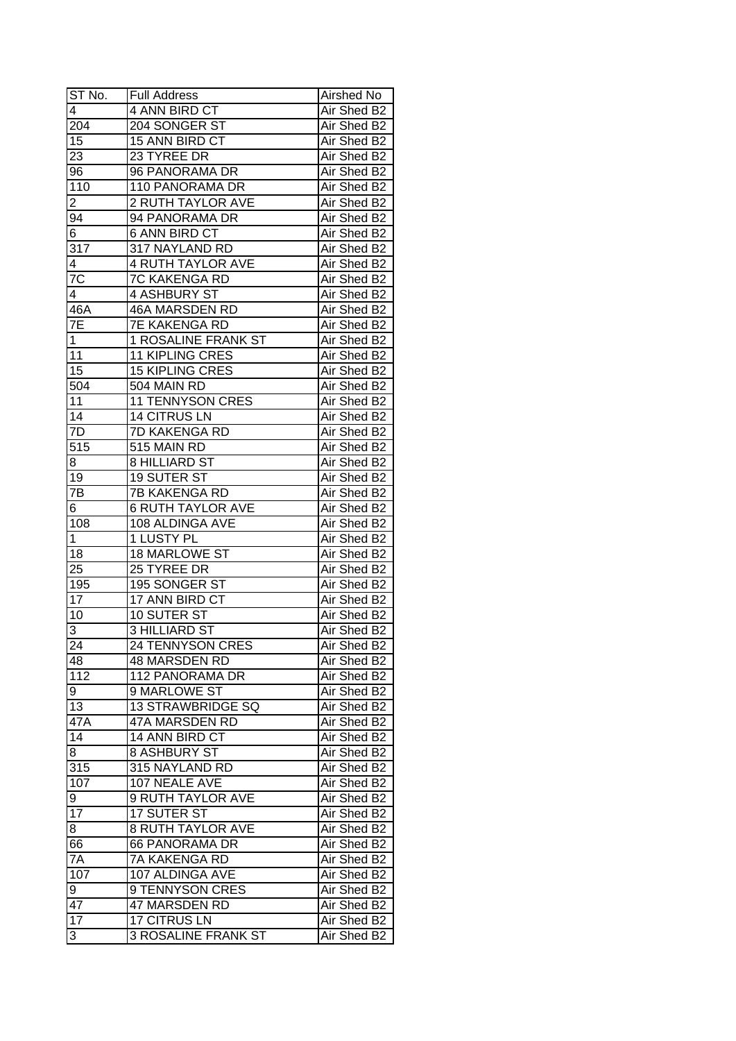| ST No. | Full Address | Airshed No |
|---|---|---|
| 4 | 4 ANN BIRD CT | Air Shed B2 |
| 204 | 204 SONGER ST | Air Shed B2 |
| 15 | 15 ANN BIRD CT | Air Shed B2 |
| 23 | 23 TYREE DR | Air Shed B2 |
| 96 | 96 PANORAMA DR | Air Shed B2 |
| 110 | 110 PANORAMA DR | Air Shed B2 |
| 2 | 2 RUTH TAYLOR AVE | Air Shed B2 |
| 94 | 94 PANORAMA DR | Air Shed B2 |
| 6 | 6 ANN BIRD CT | Air Shed B2 |
| 317 | 317 NAYLAND RD | Air Shed B2 |
| 4 | 4 RUTH TAYLOR AVE | Air Shed B2 |
| 7C | 7C KAKENGA RD | Air Shed B2 |
| 4 | 4 ASHBURY ST | Air Shed B2 |
| 46A | 46A MARSDEN RD | Air Shed B2 |
| 7E | 7E KAKENGA RD | Air Shed B2 |
| 1 | 1 ROSALINE FRANK ST | Air Shed B2 |
| 11 | 11 KIPLING CRES | Air Shed B2 |
| 15 | 15 KIPLING CRES | Air Shed B2 |
| 504 | 504 MAIN RD | Air Shed B2 |
| 11 | 11 TENNYSON CRES | Air Shed B2 |
| 14 | 14 CITRUS LN | Air Shed B2 |
| 7D | 7D KAKENGA RD | Air Shed B2 |
| 515 | 515 MAIN RD | Air Shed B2 |
| 8 | 8 HILLIARD ST | Air Shed B2 |
| 19 | 19 SUTER ST | Air Shed B2 |
| 7B | 7B KAKENGA RD | Air Shed B2 |
| 6 | 6 RUTH TAYLOR AVE | Air Shed B2 |
| 108 | 108 ALDINGA AVE | Air Shed B2 |
| 1 | 1 LUSTY PL | Air Shed B2 |
| 18 | 18 MARLOWE ST | Air Shed B2 |
| 25 | 25 TYREE DR | Air Shed B2 |
| 195 | 195 SONGER ST | Air Shed B2 |
| 17 | 17 ANN BIRD CT | Air Shed B2 |
| 10 | 10 SUTER ST | Air Shed B2 |
| 3 | 3 HILLIARD ST | Air Shed B2 |
| 24 | 24 TENNYSON CRES | Air Shed B2 |
| 48 | 48 MARSDEN RD | Air Shed B2 |
| 112 | 112 PANORAMA DR | Air Shed B2 |
| 9 | 9 MARLOWE ST | Air Shed B2 |
| 13 | 13 STRAWBRIDGE SQ | Air Shed B2 |
| 47A | 47A MARSDEN RD | Air Shed B2 |
| 14 | 14 ANN BIRD CT | Air Shed B2 |
| 8 | 8 ASHBURY ST | Air Shed B2 |
| 315 | 315 NAYLAND RD | Air Shed B2 |
| 107 | 107 NEALE AVE | Air Shed B2 |
| 9 | 9 RUTH TAYLOR AVE | Air Shed B2 |
| 17 | 17 SUTER ST | Air Shed B2 |
| 8 | 8 RUTH TAYLOR AVE | Air Shed B2 |
| 66 | 66 PANORAMA DR | Air Shed B2 |
| 7A | 7A KAKENGA RD | Air Shed B2 |
| 107 | 107 ALDINGA AVE | Air Shed B2 |
| 9 | 9 TENNYSON CRES | Air Shed B2 |
| 47 | 47 MARSDEN RD | Air Shed B2 |
| 17 | 17 CITRUS LN | Air Shed B2 |
| 3 | 3 ROSALINE FRANK ST | Air Shed B2 |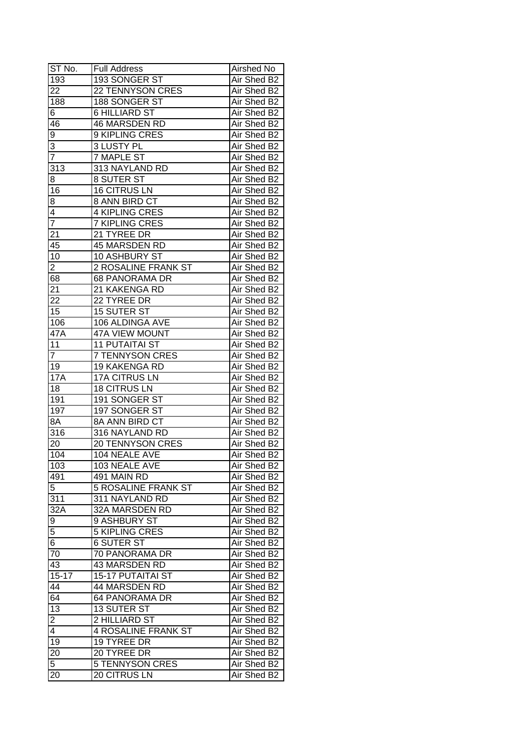| ST No. | Full Address | Airshed No |
|---|---|---|
| 193 | 193 SONGER ST | Air Shed B2 |
| 22 | 22 TENNYSON CRES | Air Shed B2 |
| 188 | 188 SONGER ST | Air Shed B2 |
| 6 | 6 HILLIARD ST | Air Shed B2 |
| 46 | 46 MARSDEN RD | Air Shed B2 |
| 9 | 9 KIPLING CRES | Air Shed B2 |
| 3 | 3 LUSTY PL | Air Shed B2 |
| 7 | 7 MAPLE ST | Air Shed B2 |
| 313 | 313 NAYLAND RD | Air Shed B2 |
| 8 | 8 SUTER ST | Air Shed B2 |
| 16 | 16 CITRUS LN | Air Shed B2 |
| 8 | 8 ANN BIRD CT | Air Shed B2 |
| 4 | 4 KIPLING CRES | Air Shed B2 |
| 7 | 7 KIPLING CRES | Air Shed B2 |
| 21 | 21 TYREE DR | Air Shed B2 |
| 45 | 45 MARSDEN RD | Air Shed B2 |
| 10 | 10 ASHBURY ST | Air Shed B2 |
| 2 | 2 ROSALINE FRANK ST | Air Shed B2 |
| 68 | 68 PANORAMA DR | Air Shed B2 |
| 21 | 21 KAKENGA RD | Air Shed B2 |
| 22 | 22 TYREE DR | Air Shed B2 |
| 15 | 15 SUTER ST | Air Shed B2 |
| 106 | 106 ALDINGA AVE | Air Shed B2 |
| 47A | 47A VIEW MOUNT | Air Shed B2 |
| 11 | 11 PUTAITAI ST | Air Shed B2 |
| 7 | 7 TENNYSON CRES | Air Shed B2 |
| 19 | 19 KAKENGA RD | Air Shed B2 |
| 17A | 17A CITRUS LN | Air Shed B2 |
| 18 | 18 CITRUS LN | Air Shed B2 |
| 191 | 191 SONGER ST | Air Shed B2 |
| 197 | 197 SONGER ST | Air Shed B2 |
| 8A | 8A ANN BIRD CT | Air Shed B2 |
| 316 | 316 NAYLAND RD | Air Shed B2 |
| 20 | 20 TENNYSON CRES | Air Shed B2 |
| 104 | 104 NEALE AVE | Air Shed B2 |
| 103 | 103 NEALE AVE | Air Shed B2 |
| 491 | 491 MAIN RD | Air Shed B2 |
| 5 | 5 ROSALINE FRANK ST | Air Shed B2 |
| 311 | 311 NAYLAND RD | Air Shed B2 |
| 32A | 32A MARSDEN RD | Air Shed B2 |
| 9 | 9 ASHBURY ST | Air Shed B2 |
| 5 | 5 KIPLING CRES | Air Shed B2 |
| 6 | 6 SUTER ST | Air Shed B2 |
| 70 | 70 PANORAMA DR | Air Shed B2 |
| 43 | 43 MARSDEN RD | Air Shed B2 |
| 15-17 | 15-17 PUTAITAI ST | Air Shed B2 |
| 44 | 44 MARSDEN RD | Air Shed B2 |
| 64 | 64 PANORAMA DR | Air Shed B2 |
| 13 | 13 SUTER ST | Air Shed B2 |
| 2 | 2 HILLIARD ST | Air Shed B2 |
| 4 | 4 ROSALINE FRANK ST | Air Shed B2 |
| 19 | 19 TYREE DR | Air Shed B2 |
| 20 | 20 TYREE DR | Air Shed B2 |
| 5 | 5 TENNYSON CRES | Air Shed B2 |
| 20 | 20 CITRUS LN | Air Shed B2 |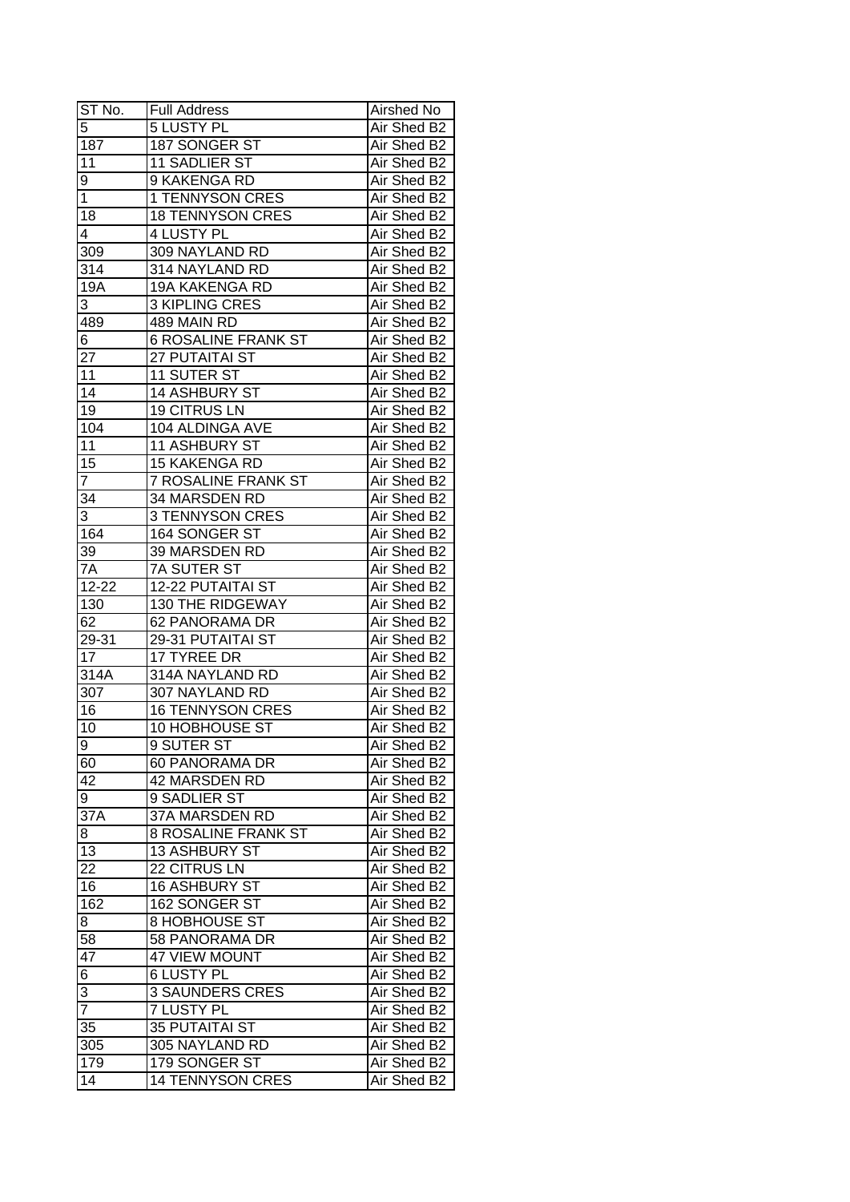| ST No. | Full Address | Airshed No |
|---|---|---|
| 5 | 5 LUSTY PL | Air Shed B2 |
| 187 | 187 SONGER ST | Air Shed B2 |
| 11 | 11 SADLIER ST | Air Shed B2 |
| 9 | 9 KAKENGA RD | Air Shed B2 |
| 1 | 1 TENNYSON CRES | Air Shed B2 |
| 18 | 18 TENNYSON CRES | Air Shed B2 |
| 4 | 4 LUSTY PL | Air Shed B2 |
| 309 | 309 NAYLAND RD | Air Shed B2 |
| 314 | 314 NAYLAND RD | Air Shed B2 |
| 19A | 19A KAKENGA RD | Air Shed B2 |
| 3 | 3 KIPLING CRES | Air Shed B2 |
| 489 | 489 MAIN RD | Air Shed B2 |
| 6 | 6 ROSALINE FRANK ST | Air Shed B2 |
| 27 | 27 PUTAITAI ST | Air Shed B2 |
| 11 | 11 SUTER ST | Air Shed B2 |
| 14 | 14 ASHBURY ST | Air Shed B2 |
| 19 | 19 CITRUS LN | Air Shed B2 |
| 104 | 104 ALDINGA AVE | Air Shed B2 |
| 11 | 11 ASHBURY ST | Air Shed B2 |
| 15 | 15 KAKENGA RD | Air Shed B2 |
| 7 | 7 ROSALINE FRANK ST | Air Shed B2 |
| 34 | 34 MARSDEN RD | Air Shed B2 |
| 3 | 3 TENNYSON CRES | Air Shed B2 |
| 164 | 164 SONGER ST | Air Shed B2 |
| 39 | 39 MARSDEN RD | Air Shed B2 |
| 7A | 7A SUTER ST | Air Shed B2 |
| 12-22 | 12-22 PUTAITAI ST | Air Shed B2 |
| 130 | 130 THE RIDGEWAY | Air Shed B2 |
| 62 | 62 PANORAMA DR | Air Shed B2 |
| 29-31 | 29-31 PUTAITAI ST | Air Shed B2 |
| 17 | 17 TYREE DR | Air Shed B2 |
| 314A | 314A NAYLAND RD | Air Shed B2 |
| 307 | 307 NAYLAND RD | Air Shed B2 |
| 16 | 16 TENNYSON CRES | Air Shed B2 |
| 10 | 10 HOBHOUSE ST | Air Shed B2 |
| 9 | 9 SUTER ST | Air Shed B2 |
| 60 | 60 PANORAMA DR | Air Shed B2 |
| 42 | 42 MARSDEN RD | Air Shed B2 |
| 9 | 9 SADLIER ST | Air Shed B2 |
| 37A | 37A MARSDEN RD | Air Shed B2 |
| 8 | 8 ROSALINE FRANK ST | Air Shed B2 |
| 13 | 13 ASHBURY ST | Air Shed B2 |
| 22 | 22 CITRUS LN | Air Shed B2 |
| 16 | 16 ASHBURY ST | Air Shed B2 |
| 162 | 162 SONGER ST | Air Shed B2 |
| 8 | 8 HOBHOUSE ST | Air Shed B2 |
| 58 | 58 PANORAMA DR | Air Shed B2 |
| 47 | 47 VIEW MOUNT | Air Shed B2 |
| 6 | 6 LUSTY PL | Air Shed B2 |
| 3 | 3 SAUNDERS CRES | Air Shed B2 |
| 7 | 7 LUSTY PL | Air Shed B2 |
| 35 | 35 PUTAITAI ST | Air Shed B2 |
| 305 | 305 NAYLAND RD | Air Shed B2 |
| 179 | 179 SONGER ST | Air Shed B2 |
| 14 | 14 TENNYSON CRES | Air Shed B2 |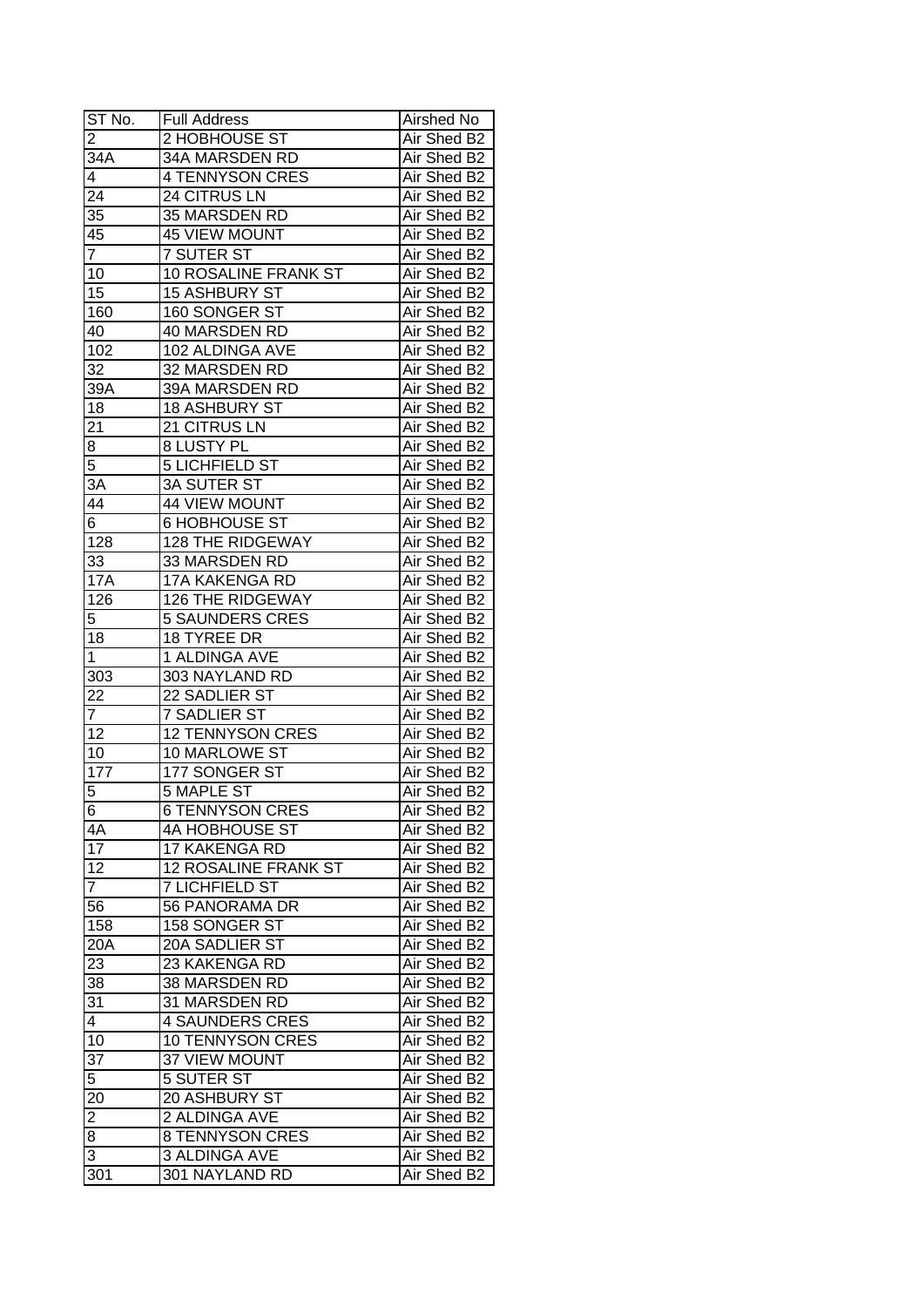| ST No. | Full Address | Airshed No |
|---|---|---|
| 2 | 2 HOBHOUSE ST | Air Shed B2 |
| 34A | 34A MARSDEN RD | Air Shed B2 |
| 4 | 4 TENNYSON CRES | Air Shed B2 |
| 24 | 24 CITRUS LN | Air Shed B2 |
| 35 | 35 MARSDEN RD | Air Shed B2 |
| 45 | 45 VIEW MOUNT | Air Shed B2 |
| 7 | 7 SUTER ST | Air Shed B2 |
| 10 | 10 ROSALINE FRANK ST | Air Shed B2 |
| 15 | 15 ASHBURY ST | Air Shed B2 |
| 160 | 160 SONGER ST | Air Shed B2 |
| 40 | 40 MARSDEN RD | Air Shed B2 |
| 102 | 102 ALDINGA AVE | Air Shed B2 |
| 32 | 32 MARSDEN RD | Air Shed B2 |
| 39A | 39A MARSDEN RD | Air Shed B2 |
| 18 | 18 ASHBURY ST | Air Shed B2 |
| 21 | 21 CITRUS LN | Air Shed B2 |
| 8 | 8 LUSTY PL | Air Shed B2 |
| 5 | 5 LICHFIELD ST | Air Shed B2 |
| 3A | 3A SUTER ST | Air Shed B2 |
| 44 | 44 VIEW MOUNT | Air Shed B2 |
| 6 | 6 HOBHOUSE ST | Air Shed B2 |
| 128 | 128 THE RIDGEWAY | Air Shed B2 |
| 33 | 33 MARSDEN RD | Air Shed B2 |
| 17A | 17A KAKENGA RD | Air Shed B2 |
| 126 | 126 THE RIDGEWAY | Air Shed B2 |
| 5 | 5 SAUNDERS CRES | Air Shed B2 |
| 18 | 18 TYREE DR | Air Shed B2 |
| 1 | 1 ALDINGA AVE | Air Shed B2 |
| 303 | 303 NAYLAND RD | Air Shed B2 |
| 22 | 22 SADLIER ST | Air Shed B2 |
| 7 | 7 SADLIER ST | Air Shed B2 |
| 12 | 12 TENNYSON CRES | Air Shed B2 |
| 10 | 10 MARLOWE ST | Air Shed B2 |
| 177 | 177 SONGER ST | Air Shed B2 |
| 5 | 5 MAPLE ST | Air Shed B2 |
| 6 | 6 TENNYSON CRES | Air Shed B2 |
| 4A | 4A HOBHOUSE ST | Air Shed B2 |
| 17 | 17 KAKENGA RD | Air Shed B2 |
| 12 | 12 ROSALINE FRANK ST | Air Shed B2 |
| 7 | 7 LICHFIELD ST | Air Shed B2 |
| 56 | 56 PANORAMA DR | Air Shed B2 |
| 158 | 158 SONGER ST | Air Shed B2 |
| 20A | 20A SADLIER ST | Air Shed B2 |
| 23 | 23 KAKENGA RD | Air Shed B2 |
| 38 | 38 MARSDEN RD | Air Shed B2 |
| 31 | 31 MARSDEN RD | Air Shed B2 |
| 4 | 4 SAUNDERS CRES | Air Shed B2 |
| 10 | 10 TENNYSON CRES | Air Shed B2 |
| 37 | 37 VIEW MOUNT | Air Shed B2 |
| 5 | 5 SUTER ST | Air Shed B2 |
| 20 | 20 ASHBURY ST | Air Shed B2 |
| 2 | 2 ALDINGA AVE | Air Shed B2 |
| 8 | 8 TENNYSON CRES | Air Shed B2 |
| 3 | 3 ALDINGA AVE | Air Shed B2 |
| 301 | 301 NAYLAND RD | Air Shed B2 |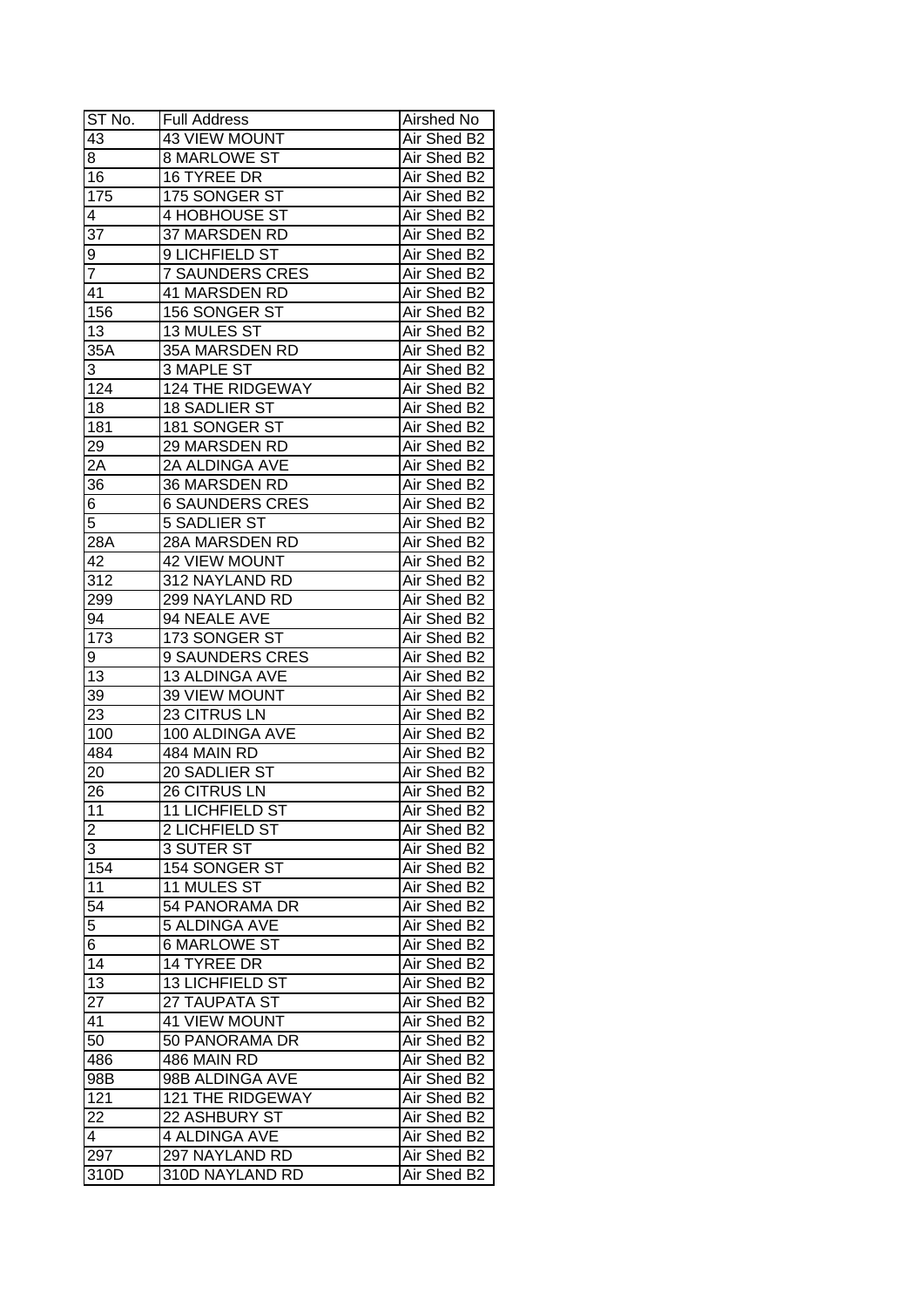| ST No. | Full Address | Airshed No |
|---|---|---|
| 43 | 43 VIEW MOUNT | Air Shed B2 |
| 8 | 8 MARLOWE ST | Air Shed B2 |
| 16 | 16 TYREE DR | Air Shed B2 |
| 175 | 175 SONGER ST | Air Shed B2 |
| 4 | 4 HOBHOUSE ST | Air Shed B2 |
| 37 | 37 MARSDEN RD | Air Shed B2 |
| 9 | 9 LICHFIELD ST | Air Shed B2 |
| 7 | 7 SAUNDERS CRES | Air Shed B2 |
| 41 | 41 MARSDEN RD | Air Shed B2 |
| 156 | 156 SONGER ST | Air Shed B2 |
| 13 | 13 MULES ST | Air Shed B2 |
| 35A | 35A MARSDEN RD | Air Shed B2 |
| 3 | 3 MAPLE ST | Air Shed B2 |
| 124 | 124 THE RIDGEWAY | Air Shed B2 |
| 18 | 18 SADLIER ST | Air Shed B2 |
| 181 | 181 SONGER ST | Air Shed B2 |
| 29 | 29 MARSDEN RD | Air Shed B2 |
| 2A | 2A ALDINGA AVE | Air Shed B2 |
| 36 | 36 MARSDEN RD | Air Shed B2 |
| 6 | 6 SAUNDERS CRES | Air Shed B2 |
| 5 | 5 SADLIER ST | Air Shed B2 |
| 28A | 28A MARSDEN RD | Air Shed B2 |
| 42 | 42 VIEW MOUNT | Air Shed B2 |
| 312 | 312 NAYLAND RD | Air Shed B2 |
| 299 | 299 NAYLAND RD | Air Shed B2 |
| 94 | 94 NEALE AVE | Air Shed B2 |
| 173 | 173 SONGER ST | Air Shed B2 |
| 9 | 9 SAUNDERS CRES | Air Shed B2 |
| 13 | 13 ALDINGA AVE | Air Shed B2 |
| 39 | 39 VIEW MOUNT | Air Shed B2 |
| 23 | 23 CITRUS LN | Air Shed B2 |
| 100 | 100 ALDINGA AVE | Air Shed B2 |
| 484 | 484 MAIN RD | Air Shed B2 |
| 20 | 20 SADLIER ST | Air Shed B2 |
| 26 | 26 CITRUS LN | Air Shed B2 |
| 11 | 11 LICHFIELD ST | Air Shed B2 |
| 2 | 2 LICHFIELD ST | Air Shed B2 |
| 3 | 3 SUTER ST | Air Shed B2 |
| 154 | 154 SONGER ST | Air Shed B2 |
| 11 | 11 MULES ST | Air Shed B2 |
| 54 | 54 PANORAMA DR | Air Shed B2 |
| 5 | 5 ALDINGA AVE | Air Shed B2 |
| 6 | 6 MARLOWE ST | Air Shed B2 |
| 14 | 14 TYREE DR | Air Shed B2 |
| 13 | 13 LICHFIELD ST | Air Shed B2 |
| 27 | 27 TAUPATA ST | Air Shed B2 |
| 41 | 41 VIEW MOUNT | Air Shed B2 |
| 50 | 50 PANORAMA DR | Air Shed B2 |
| 486 | 486 MAIN RD | Air Shed B2 |
| 98B | 98B ALDINGA AVE | Air Shed B2 |
| 121 | 121 THE RIDGEWAY | Air Shed B2 |
| 22 | 22 ASHBURY ST | Air Shed B2 |
| 4 | 4 ALDINGA AVE | Air Shed B2 |
| 297 | 297 NAYLAND RD | Air Shed B2 |
| 310D | 310D NAYLAND RD | Air Shed B2 |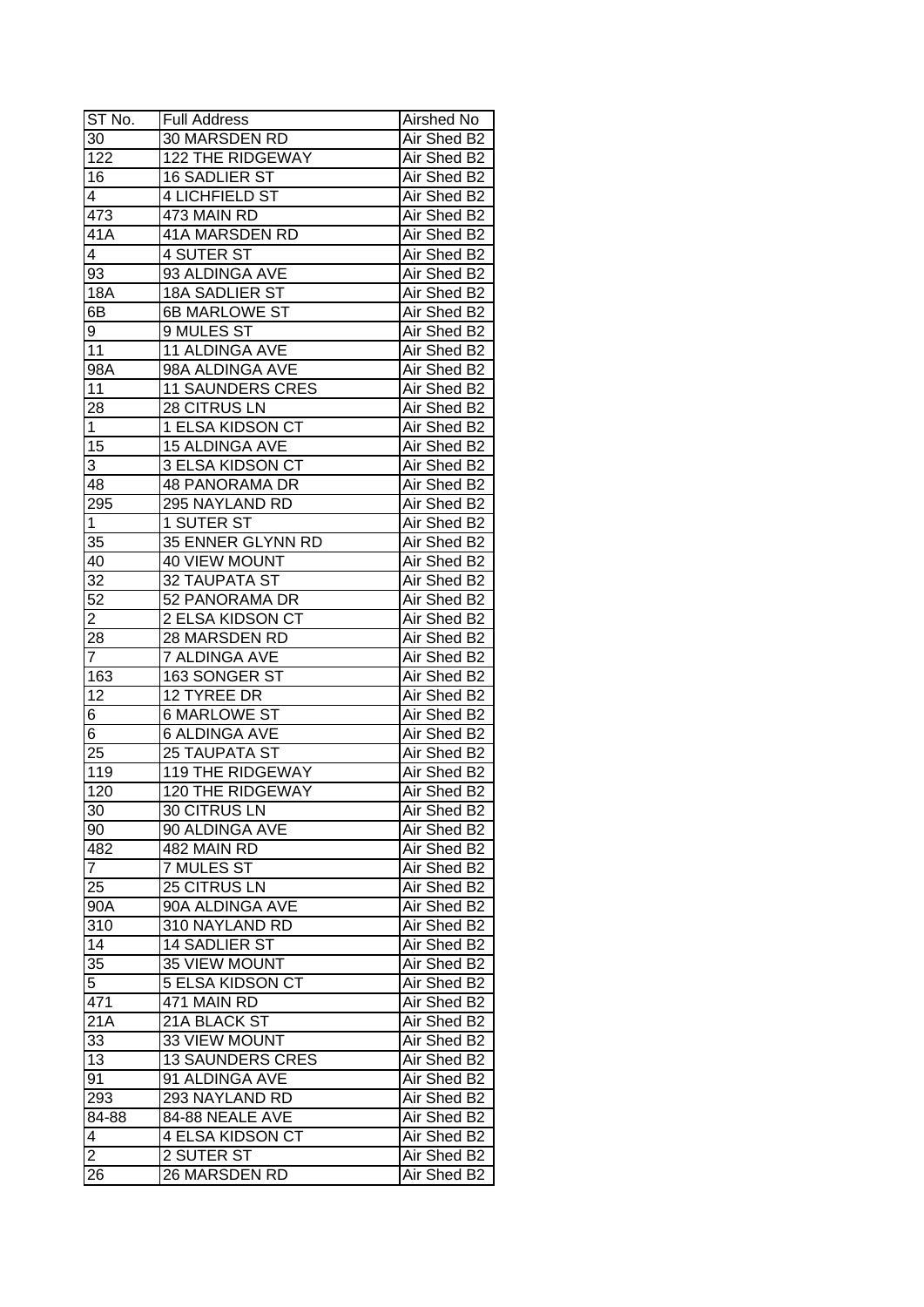| ST No. | Full Address | Airshed No |
|---|---|---|
| 30 | 30 MARSDEN RD | Air Shed B2 |
| 122 | 122 THE RIDGEWAY | Air Shed B2 |
| 16 | 16 SADLIER ST | Air Shed B2 |
| 4 | 4 LICHFIELD ST | Air Shed B2 |
| 473 | 473 MAIN RD | Air Shed B2 |
| 41A | 41A MARSDEN RD | Air Shed B2 |
| 4 | 4 SUTER ST | Air Shed B2 |
| 93 | 93 ALDINGA AVE | Air Shed B2 |
| 18A | 18A SADLIER ST | Air Shed B2 |
| 6B | 6B MARLOWE ST | Air Shed B2 |
| 9 | 9 MULES ST | Air Shed B2 |
| 11 | 11 ALDINGA AVE | Air Shed B2 |
| 98A | 98A ALDINGA AVE | Air Shed B2 |
| 11 | 11 SAUNDERS CRES | Air Shed B2 |
| 28 | 28 CITRUS LN | Air Shed B2 |
| 1 | 1 ELSA KIDSON CT | Air Shed B2 |
| 15 | 15 ALDINGA AVE | Air Shed B2 |
| 3 | 3 ELSA KIDSON CT | Air Shed B2 |
| 48 | 48 PANORAMA DR | Air Shed B2 |
| 295 | 295 NAYLAND RD | Air Shed B2 |
| 1 | 1 SUTER ST | Air Shed B2 |
| 35 | 35 ENNER GLYNN RD | Air Shed B2 |
| 40 | 40 VIEW MOUNT | Air Shed B2 |
| 32 | 32 TAUPATA ST | Air Shed B2 |
| 52 | 52 PANORAMA DR | Air Shed B2 |
| 2 | 2 ELSA KIDSON CT | Air Shed B2 |
| 28 | 28 MARSDEN RD | Air Shed B2 |
| 7 | 7 ALDINGA AVE | Air Shed B2 |
| 163 | 163 SONGER ST | Air Shed B2 |
| 12 | 12 TYREE DR | Air Shed B2 |
| 6 | 6 MARLOWE ST | Air Shed B2 |
| 6 | 6 ALDINGA AVE | Air Shed B2 |
| 25 | 25 TAUPATA ST | Air Shed B2 |
| 119 | 119 THE RIDGEWAY | Air Shed B2 |
| 120 | 120 THE RIDGEWAY | Air Shed B2 |
| 30 | 30 CITRUS LN | Air Shed B2 |
| 90 | 90 ALDINGA AVE | Air Shed B2 |
| 482 | 482 MAIN RD | Air Shed B2 |
| 7 | 7 MULES ST | Air Shed B2 |
| 25 | 25 CITRUS LN | Air Shed B2 |
| 90A | 90A ALDINGA AVE | Air Shed B2 |
| 310 | 310 NAYLAND RD | Air Shed B2 |
| 14 | 14 SADLIER ST | Air Shed B2 |
| 35 | 35 VIEW MOUNT | Air Shed B2 |
| 5 | 5 ELSA KIDSON CT | Air Shed B2 |
| 471 | 471 MAIN RD | Air Shed B2 |
| 21A | 21A BLACK ST | Air Shed B2 |
| 33 | 33 VIEW MOUNT | Air Shed B2 |
| 13 | 13 SAUNDERS CRES | Air Shed B2 |
| 91 | 91 ALDINGA AVE | Air Shed B2 |
| 293 | 293 NAYLAND RD | Air Shed B2 |
| 84-88 | 84-88 NEALE AVE | Air Shed B2 |
| 4 | 4 ELSA KIDSON CT | Air Shed B2 |
| 2 | 2 SUTER ST | Air Shed B2 |
| 26 | 26 MARSDEN RD | Air Shed B2 |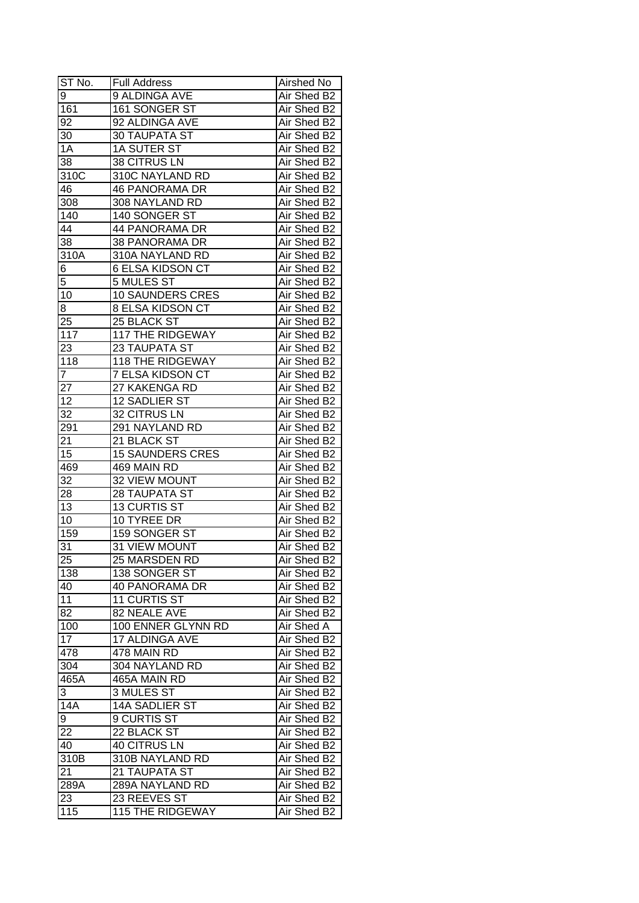| ST No. | Full Address | Airshed No |
|---|---|---|
| 9 | 9 ALDINGA AVE | Air Shed B2 |
| 161 | 161 SONGER ST | Air Shed B2 |
| 92 | 92 ALDINGA AVE | Air Shed B2 |
| 30 | 30 TAUPATA ST | Air Shed B2 |
| 1A | 1A SUTER ST | Air Shed B2 |
| 38 | 38 CITRUS LN | Air Shed B2 |
| 310C | 310C NAYLAND RD | Air Shed B2 |
| 46 | 46 PANORAMA DR | Air Shed B2 |
| 308 | 308 NAYLAND RD | Air Shed B2 |
| 140 | 140 SONGER ST | Air Shed B2 |
| 44 | 44 PANORAMA DR | Air Shed B2 |
| 38 | 38 PANORAMA DR | Air Shed B2 |
| 310A | 310A NAYLAND RD | Air Shed B2 |
| 6 | 6 ELSA KIDSON CT | Air Shed B2 |
| 5 | 5 MULES ST | Air Shed B2 |
| 10 | 10 SAUNDERS CRES | Air Shed B2 |
| 8 | 8 ELSA KIDSON CT | Air Shed B2 |
| 25 | 25 BLACK ST | Air Shed B2 |
| 117 | 117 THE RIDGEWAY | Air Shed B2 |
| 23 | 23 TAUPATA ST | Air Shed B2 |
| 118 | 118 THE RIDGEWAY | Air Shed B2 |
| 7 | 7 ELSA KIDSON CT | Air Shed B2 |
| 27 | 27 KAKENGA RD | Air Shed B2 |
| 12 | 12 SADLIER ST | Air Shed B2 |
| 32 | 32 CITRUS LN | Air Shed B2 |
| 291 | 291 NAYLAND RD | Air Shed B2 |
| 21 | 21 BLACK ST | Air Shed B2 |
| 15 | 15 SAUNDERS CRES | Air Shed B2 |
| 469 | 469 MAIN RD | Air Shed B2 |
| 32 | 32 VIEW MOUNT | Air Shed B2 |
| 28 | 28 TAUPATA ST | Air Shed B2 |
| 13 | 13 CURTIS ST | Air Shed B2 |
| 10 | 10 TYREE DR | Air Shed B2 |
| 159 | 159 SONGER ST | Air Shed B2 |
| 31 | 31 VIEW MOUNT | Air Shed B2 |
| 25 | 25 MARSDEN RD | Air Shed B2 |
| 138 | 138 SONGER ST | Air Shed B2 |
| 40 | 40 PANORAMA DR | Air Shed B2 |
| 11 | 11 CURTIS ST | Air Shed B2 |
| 82 | 82 NEALE AVE | Air Shed B2 |
| 100 | 100 ENNER GLYNN RD | Air Shed A |
| 17 | 17 ALDINGA AVE | Air Shed B2 |
| 478 | 478 MAIN RD | Air Shed B2 |
| 304 | 304 NAYLAND RD | Air Shed B2 |
| 465A | 465A MAIN RD | Air Shed B2 |
| 3 | 3 MULES ST | Air Shed B2 |
| 14A | 14A SADLIER ST | Air Shed B2 |
| 9 | 9 CURTIS ST | Air Shed B2 |
| 22 | 22 BLACK ST | Air Shed B2 |
| 40 | 40 CITRUS LN | Air Shed B2 |
| 310B | 310B NAYLAND RD | Air Shed B2 |
| 21 | 21 TAUPATA ST | Air Shed B2 |
| 289A | 289A NAYLAND RD | Air Shed B2 |
| 23 | 23 REEVES ST | Air Shed B2 |
| 115 | 115 THE RIDGEWAY | Air Shed B2 |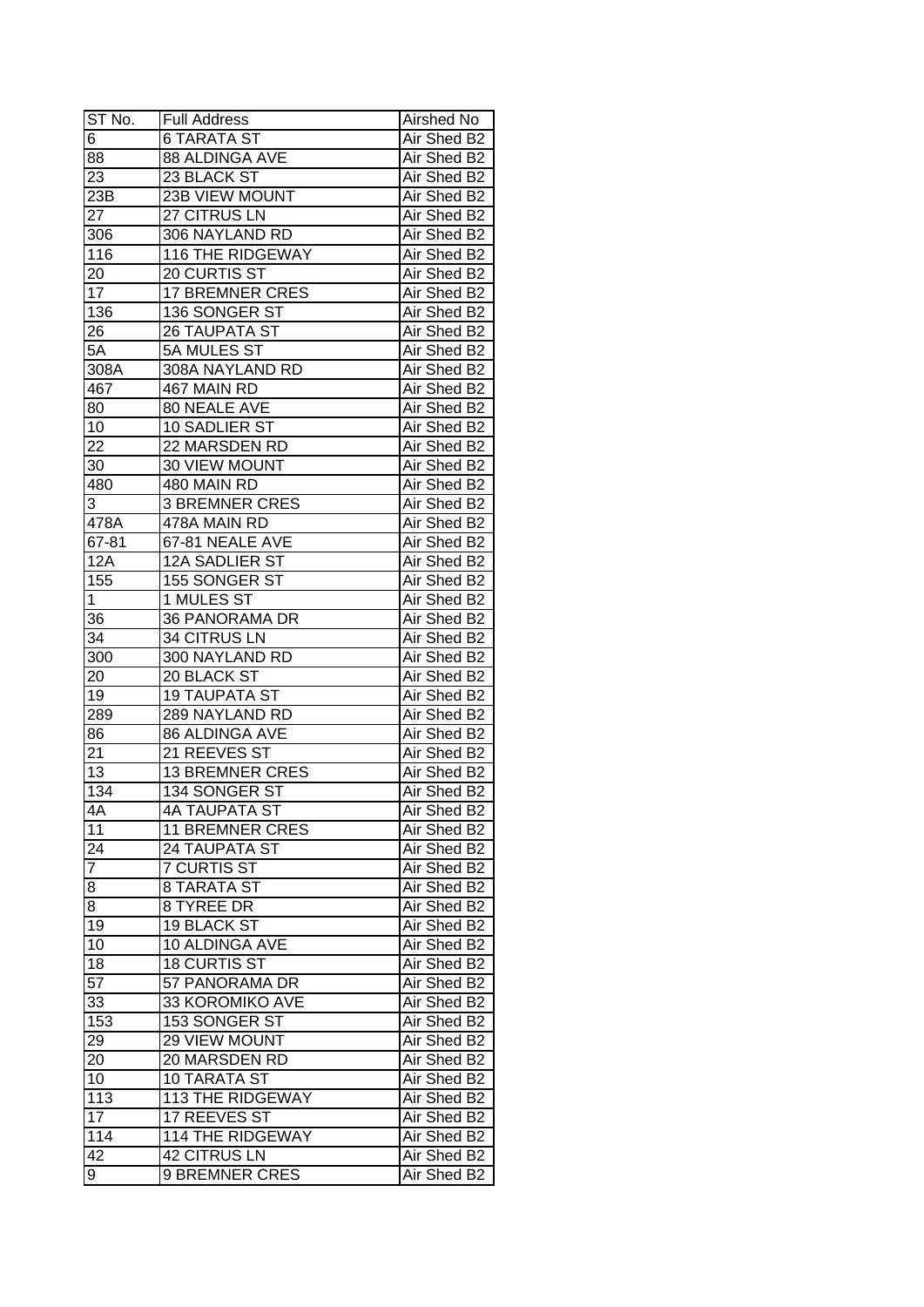| ST No. | Full Address | Airshed No |
|---|---|---|
| 6 | 6 TARATA ST | Air Shed B2 |
| 88 | 88 ALDINGA AVE | Air Shed B2 |
| 23 | 23 BLACK ST | Air Shed B2 |
| 23B | 23B VIEW MOUNT | Air Shed B2 |
| 27 | 27 CITRUS LN | Air Shed B2 |
| 306 | 306 NAYLAND RD | Air Shed B2 |
| 116 | 116 THE RIDGEWAY | Air Shed B2 |
| 20 | 20 CURTIS ST | Air Shed B2 |
| 17 | 17 BREMNER CRES | Air Shed B2 |
| 136 | 136 SONGER ST | Air Shed B2 |
| 26 | 26 TAUPATA ST | Air Shed B2 |
| 5A | 5A MULES ST | Air Shed B2 |
| 308A | 308A NAYLAND RD | Air Shed B2 |
| 467 | 467 MAIN RD | Air Shed B2 |
| 80 | 80 NEALE AVE | Air Shed B2 |
| 10 | 10 SADLIER ST | Air Shed B2 |
| 22 | 22 MARSDEN RD | Air Shed B2 |
| 30 | 30 VIEW MOUNT | Air Shed B2 |
| 480 | 480 MAIN RD | Air Shed B2 |
| 3 | 3 BREMNER CRES | Air Shed B2 |
| 478A | 478A MAIN RD | Air Shed B2 |
| 67-81 | 67-81 NEALE AVE | Air Shed B2 |
| 12A | 12A SADLIER ST | Air Shed B2 |
| 155 | 155 SONGER ST | Air Shed B2 |
| 1 | 1 MULES ST | Air Shed B2 |
| 36 | 36 PANORAMA DR | Air Shed B2 |
| 34 | 34 CITRUS LN | Air Shed B2 |
| 300 | 300 NAYLAND RD | Air Shed B2 |
| 20 | 20 BLACK ST | Air Shed B2 |
| 19 | 19 TAUPATA ST | Air Shed B2 |
| 289 | 289 NAYLAND RD | Air Shed B2 |
| 86 | 86 ALDINGA AVE | Air Shed B2 |
| 21 | 21 REEVES ST | Air Shed B2 |
| 13 | 13 BREMNER CRES | Air Shed B2 |
| 134 | 134 SONGER ST | Air Shed B2 |
| 4A | 4A TAUPATA ST | Air Shed B2 |
| 11 | 11 BREMNER CRES | Air Shed B2 |
| 24 | 24 TAUPATA ST | Air Shed B2 |
| 7 | 7 CURTIS ST | Air Shed B2 |
| 8 | 8 TARATA ST | Air Shed B2 |
| 8 | 8 TYREE DR | Air Shed B2 |
| 19 | 19 BLACK ST | Air Shed B2 |
| 10 | 10 ALDINGA AVE | Air Shed B2 |
| 18 | 18 CURTIS ST | Air Shed B2 |
| 57 | 57 PANORAMA DR | Air Shed B2 |
| 33 | 33 KOROMIKO AVE | Air Shed B2 |
| 153 | 153 SONGER ST | Air Shed B2 |
| 29 | 29 VIEW MOUNT | Air Shed B2 |
| 20 | 20 MARSDEN RD | Air Shed B2 |
| 10 | 10 TARATA ST | Air Shed B2 |
| 113 | 113 THE RIDGEWAY | Air Shed B2 |
| 17 | 17 REEVES ST | Air Shed B2 |
| 114 | 114 THE RIDGEWAY | Air Shed B2 |
| 42 | 42 CITRUS LN | Air Shed B2 |
| 9 | 9 BREMNER CRES | Air Shed B2 |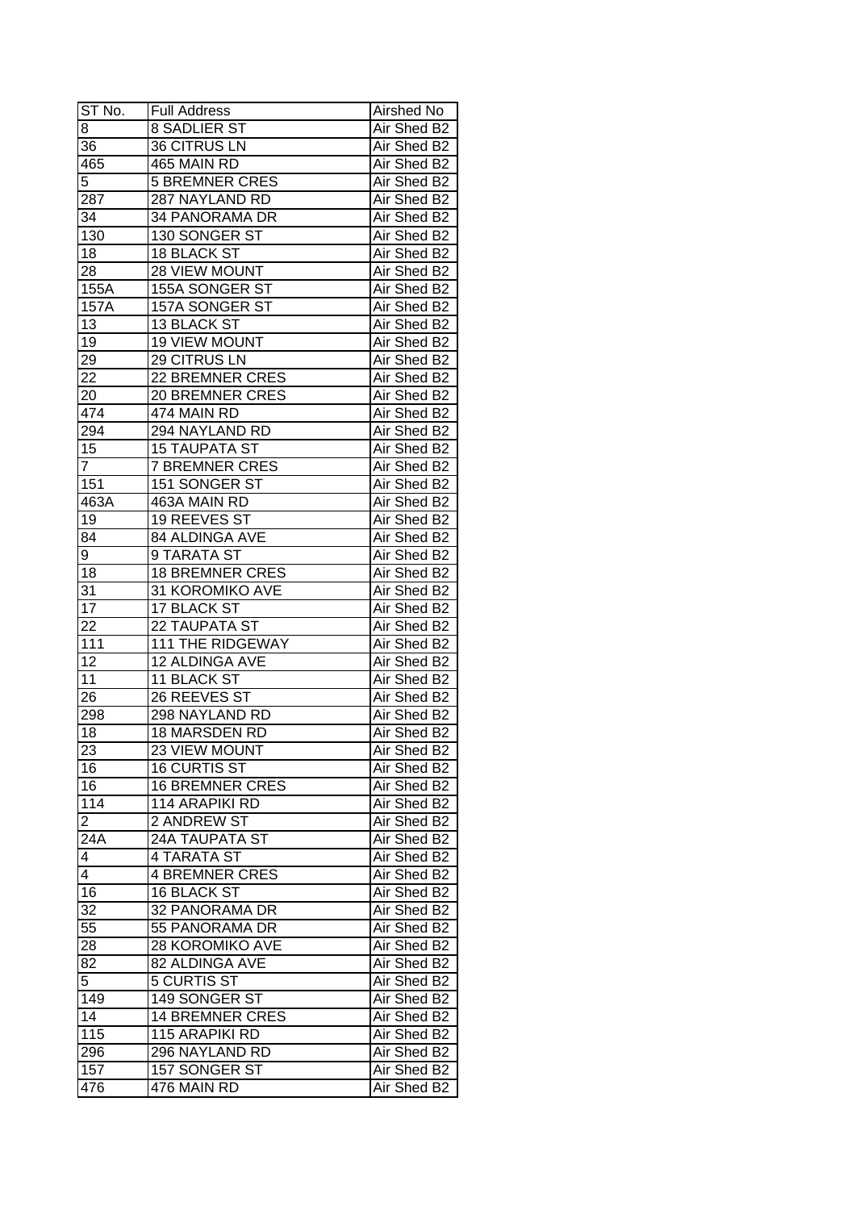| ST No. | Full Address | Airshed No |
| --- | --- | --- |
| 8 | 8 SADLIER ST | Air Shed B2 |
| 36 | 36 CITRUS LN | Air Shed B2 |
| 465 | 465 MAIN RD | Air Shed B2 |
| 5 | 5 BREMNER CRES | Air Shed B2 |
| 287 | 287 NAYLAND RD | Air Shed B2 |
| 34 | 34 PANORAMA DR | Air Shed B2 |
| 130 | 130 SONGER ST | Air Shed B2 |
| 18 | 18 BLACK ST | Air Shed B2 |
| 28 | 28 VIEW MOUNT | Air Shed B2 |
| 155A | 155A SONGER ST | Air Shed B2 |
| 157A | 157A SONGER ST | Air Shed B2 |
| 13 | 13 BLACK ST | Air Shed B2 |
| 19 | 19 VIEW MOUNT | Air Shed B2 |
| 29 | 29 CITRUS LN | Air Shed B2 |
| 22 | 22 BREMNER CRES | Air Shed B2 |
| 20 | 20 BREMNER CRES | Air Shed B2 |
| 474 | 474 MAIN RD | Air Shed B2 |
| 294 | 294 NAYLAND RD | Air Shed B2 |
| 15 | 15 TAUPATA ST | Air Shed B2 |
| 7 | 7 BREMNER CRES | Air Shed B2 |
| 151 | 151 SONGER ST | Air Shed B2 |
| 463A | 463A MAIN RD | Air Shed B2 |
| 19 | 19 REEVES ST | Air Shed B2 |
| 84 | 84 ALDINGA AVE | Air Shed B2 |
| 9 | 9 TARATA ST | Air Shed B2 |
| 18 | 18 BREMNER CRES | Air Shed B2 |
| 31 | 31 KOROMIKO AVE | Air Shed B2 |
| 17 | 17 BLACK ST | Air Shed B2 |
| 22 | 22 TAUPATA ST | Air Shed B2 |
| 111 | 111 THE RIDGEWAY | Air Shed B2 |
| 12 | 12 ALDINGA AVE | Air Shed B2 |
| 11 | 11 BLACK ST | Air Shed B2 |
| 26 | 26 REEVES ST | Air Shed B2 |
| 298 | 298 NAYLAND RD | Air Shed B2 |
| 18 | 18 MARSDEN RD | Air Shed B2 |
| 23 | 23 VIEW MOUNT | Air Shed B2 |
| 16 | 16 CURTIS ST | Air Shed B2 |
| 16 | 16 BREMNER CRES | Air Shed B2 |
| 114 | 114 ARAPIKI RD | Air Shed B2 |
| 2 | 2 ANDREW ST | Air Shed B2 |
| 24A | 24A TAUPATA ST | Air Shed B2 |
| 4 | 4 TARATA ST | Air Shed B2 |
| 4 | 4 BREMNER CRES | Air Shed B2 |
| 16 | 16 BLACK ST | Air Shed B2 |
| 32 | 32 PANORAMA DR | Air Shed B2 |
| 55 | 55 PANORAMA DR | Air Shed B2 |
| 28 | 28 KOROMIKO AVE | Air Shed B2 |
| 82 | 82 ALDINGA AVE | Air Shed B2 |
| 5 | 5 CURTIS ST | Air Shed B2 |
| 149 | 149 SONGER ST | Air Shed B2 |
| 14 | 14 BREMNER CRES | Air Shed B2 |
| 115 | 115 ARAPIKI RD | Air Shed B2 |
| 296 | 296 NAYLAND RD | Air Shed B2 |
| 157 | 157 SONGER ST | Air Shed B2 |
| 476 | 476 MAIN RD | Air Shed B2 |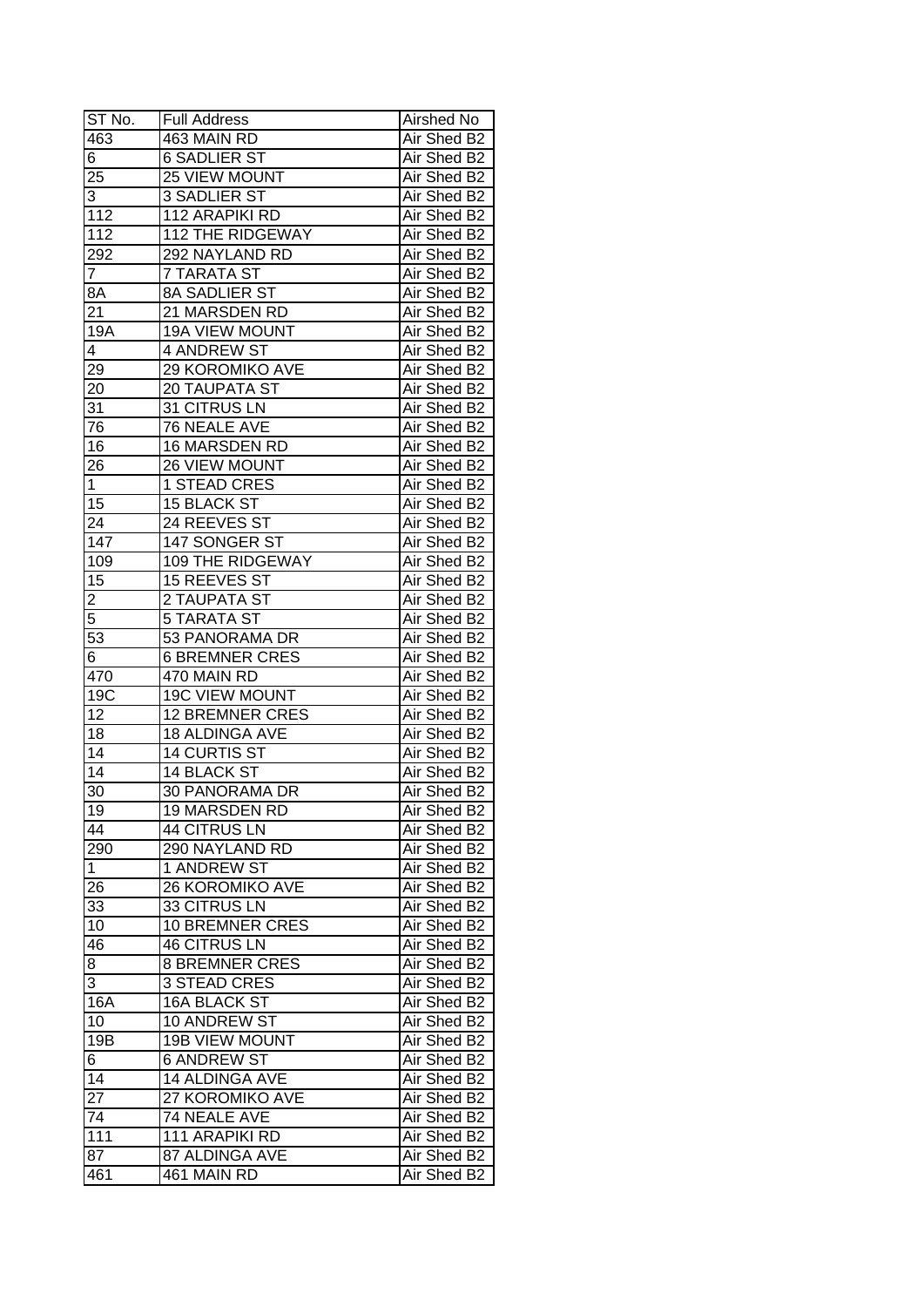| ST No. | Full Address | Airshed No |
|---|---|---|
| 463 | 463 MAIN RD | Air Shed B2 |
| 6 | 6 SADLIER ST | Air Shed B2 |
| 25 | 25 VIEW MOUNT | Air Shed B2 |
| 3 | 3 SADLIER ST | Air Shed B2 |
| 112 | 112 ARAPIKI RD | Air Shed B2 |
| 112 | 112 THE RIDGEWAY | Air Shed B2 |
| 292 | 292 NAYLAND RD | Air Shed B2 |
| 7 | 7 TARATA ST | Air Shed B2 |
| 8A | 8A SADLIER ST | Air Shed B2 |
| 21 | 21 MARSDEN RD | Air Shed B2 |
| 19A | 19A VIEW MOUNT | Air Shed B2 |
| 4 | 4 ANDREW ST | Air Shed B2 |
| 29 | 29 KOROMIKO AVE | Air Shed B2 |
| 20 | 20 TAUPATA ST | Air Shed B2 |
| 31 | 31 CITRUS LN | Air Shed B2 |
| 76 | 76 NEALE AVE | Air Shed B2 |
| 16 | 16 MARSDEN RD | Air Shed B2 |
| 26 | 26 VIEW MOUNT | Air Shed B2 |
| 1 | 1 STEAD CRES | Air Shed B2 |
| 15 | 15 BLACK ST | Air Shed B2 |
| 24 | 24 REEVES ST | Air Shed B2 |
| 147 | 147 SONGER ST | Air Shed B2 |
| 109 | 109 THE RIDGEWAY | Air Shed B2 |
| 15 | 15 REEVES ST | Air Shed B2 |
| 2 | 2 TAUPATA ST | Air Shed B2 |
| 5 | 5 TARATA ST | Air Shed B2 |
| 53 | 53 PANORAMA DR | Air Shed B2 |
| 6 | 6 BREMNER CRES | Air Shed B2 |
| 470 | 470 MAIN RD | Air Shed B2 |
| 19C | 19C VIEW MOUNT | Air Shed B2 |
| 12 | 12 BREMNER CRES | Air Shed B2 |
| 18 | 18 ALDINGA AVE | Air Shed B2 |
| 14 | 14 CURTIS ST | Air Shed B2 |
| 14 | 14 BLACK ST | Air Shed B2 |
| 30 | 30 PANORAMA DR | Air Shed B2 |
| 19 | 19 MARSDEN RD | Air Shed B2 |
| 44 | 44 CITRUS LN | Air Shed B2 |
| 290 | 290 NAYLAND RD | Air Shed B2 |
| 1 | 1 ANDREW ST | Air Shed B2 |
| 26 | 26 KOROMIKO AVE | Air Shed B2 |
| 33 | 33 CITRUS LN | Air Shed B2 |
| 10 | 10 BREMNER CRES | Air Shed B2 |
| 46 | 46 CITRUS LN | Air Shed B2 |
| 8 | 8 BREMNER CRES | Air Shed B2 |
| 3 | 3 STEAD CRES | Air Shed B2 |
| 16A | 16A BLACK ST | Air Shed B2 |
| 10 | 10 ANDREW ST | Air Shed B2 |
| 19B | 19B VIEW MOUNT | Air Shed B2 |
| 6 | 6 ANDREW ST | Air Shed B2 |
| 14 | 14 ALDINGA AVE | Air Shed B2 |
| 27 | 27 KOROMIKO AVE | Air Shed B2 |
| 74 | 74 NEALE AVE | Air Shed B2 |
| 111 | 111 ARAPIKI RD | Air Shed B2 |
| 87 | 87 ALDINGA AVE | Air Shed B2 |
| 461 | 461 MAIN RD | Air Shed B2 |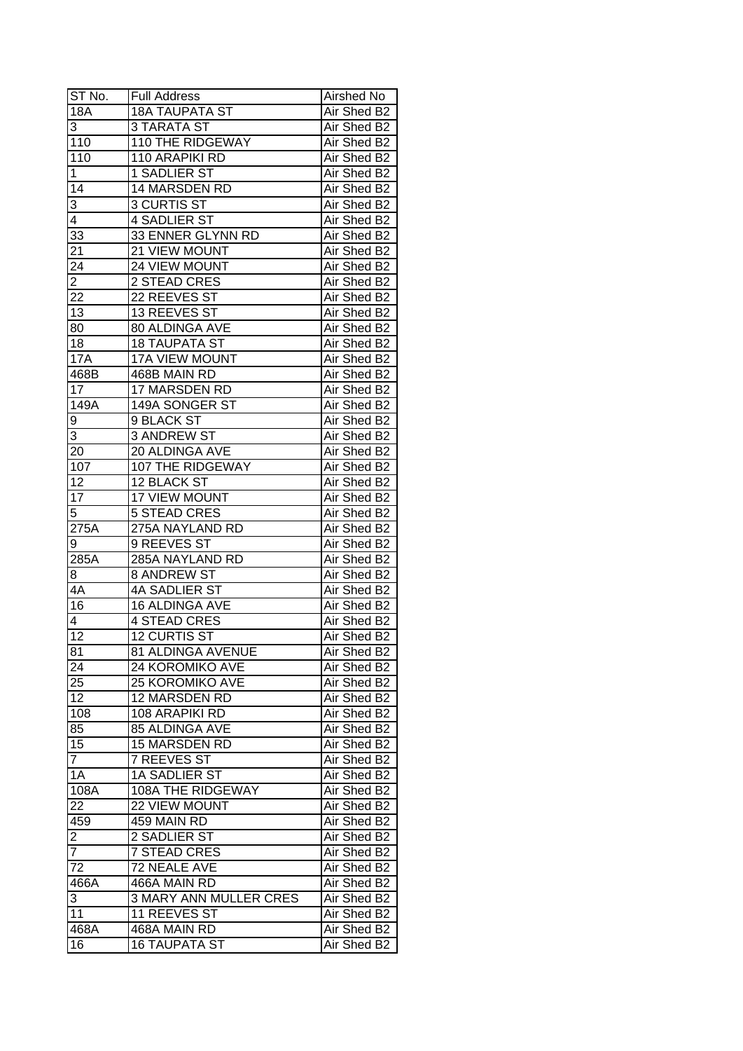| ST No. | Full Address | Airshed No |
| --- | --- | --- |
| 18A | 18A TAUPATA ST | Air Shed B2 |
| 3 | 3 TARATA ST | Air Shed B2 |
| 110 | 110 THE RIDGEWAY | Air Shed B2 |
| 110 | 110 ARAPIKI RD | Air Shed B2 |
| 1 | 1 SADLIER ST | Air Shed B2 |
| 14 | 14 MARSDEN RD | Air Shed B2 |
| 3 | 3 CURTIS ST | Air Shed B2 |
| 4 | 4 SADLIER ST | Air Shed B2 |
| 33 | 33 ENNER GLYNN RD | Air Shed B2 |
| 21 | 21 VIEW MOUNT | Air Shed B2 |
| 24 | 24 VIEW MOUNT | Air Shed B2 |
| 2 | 2 STEAD CRES | Air Shed B2 |
| 22 | 22 REEVES ST | Air Shed B2 |
| 13 | 13 REEVES ST | Air Shed B2 |
| 80 | 80 ALDINGA AVE | Air Shed B2 |
| 18 | 18 TAUPATA ST | Air Shed B2 |
| 17A | 17A VIEW MOUNT | Air Shed B2 |
| 468B | 468B MAIN RD | Air Shed B2 |
| 17 | 17 MARSDEN RD | Air Shed B2 |
| 149A | 149A SONGER ST | Air Shed B2 |
| 9 | 9 BLACK ST | Air Shed B2 |
| 3 | 3 ANDREW ST | Air Shed B2 |
| 20 | 20 ALDINGA AVE | Air Shed B2 |
| 107 | 107 THE RIDGEWAY | Air Shed B2 |
| 12 | 12 BLACK ST | Air Shed B2 |
| 17 | 17 VIEW MOUNT | Air Shed B2 |
| 5 | 5 STEAD CRES | Air Shed B2 |
| 275A | 275A NAYLAND RD | Air Shed B2 |
| 9 | 9 REEVES ST | Air Shed B2 |
| 285A | 285A NAYLAND RD | Air Shed B2 |
| 8 | 8 ANDREW ST | Air Shed B2 |
| 4A | 4A SADLIER ST | Air Shed B2 |
| 16 | 16 ALDINGA AVE | Air Shed B2 |
| 4 | 4 STEAD CRES | Air Shed B2 |
| 12 | 12 CURTIS ST | Air Shed B2 |
| 81 | 81 ALDINGA AVENUE | Air Shed B2 |
| 24 | 24 KOROMIKO AVE | Air Shed B2 |
| 25 | 25 KOROMIKO AVE | Air Shed B2 |
| 12 | 12 MARSDEN RD | Air Shed B2 |
| 108 | 108 ARAPIKI RD | Air Shed B2 |
| 85 | 85 ALDINGA AVE | Air Shed B2 |
| 15 | 15 MARSDEN RD | Air Shed B2 |
| 7 | 7 REEVES ST | Air Shed B2 |
| 1A | 1A SADLIER ST | Air Shed B2 |
| 108A | 108A THE RIDGEWAY | Air Shed B2 |
| 22 | 22 VIEW MOUNT | Air Shed B2 |
| 459 | 459 MAIN RD | Air Shed B2 |
| 2 | 2 SADLIER ST | Air Shed B2 |
| 7 | 7 STEAD CRES | Air Shed B2 |
| 72 | 72 NEALE AVE | Air Shed B2 |
| 466A | 466A MAIN RD | Air Shed B2 |
| 3 | 3 MARY ANN MULLER CRES | Air Shed B2 |
| 11 | 11 REEVES ST | Air Shed B2 |
| 468A | 468A MAIN RD | Air Shed B2 |
| 16 | 16 TAUPATA ST | Air Shed B2 |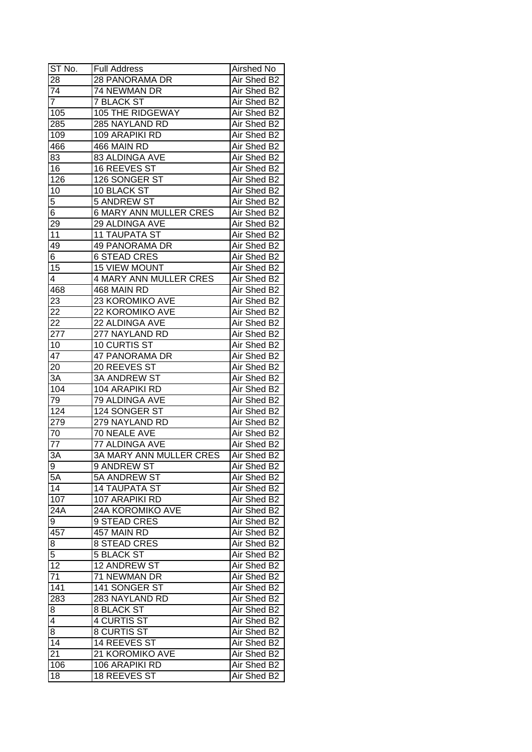| ST No. | Full Address | Airshed No |
|---|---|---|
| 28 | 28 PANORAMA DR | Air Shed B2 |
| 74 | 74 NEWMAN DR | Air Shed B2 |
| 7 | 7 BLACK ST | Air Shed B2 |
| 105 | 105 THE RIDGEWAY | Air Shed B2 |
| 285 | 285 NAYLAND RD | Air Shed B2 |
| 109 | 109 ARAPIKI RD | Air Shed B2 |
| 466 | 466 MAIN RD | Air Shed B2 |
| 83 | 83 ALDINGA AVE | Air Shed B2 |
| 16 | 16 REEVES ST | Air Shed B2 |
| 126 | 126 SONGER ST | Air Shed B2 |
| 10 | 10 BLACK ST | Air Shed B2 |
| 5 | 5 ANDREW ST | Air Shed B2 |
| 6 | 6 MARY ANN MULLER CRES | Air Shed B2 |
| 29 | 29 ALDINGA AVE | Air Shed B2 |
| 11 | 11 TAUPATA ST | Air Shed B2 |
| 49 | 49 PANORAMA DR | Air Shed B2 |
| 6 | 6 STEAD CRES | Air Shed B2 |
| 15 | 15 VIEW MOUNT | Air Shed B2 |
| 4 | 4 MARY ANN MULLER CRES | Air Shed B2 |
| 468 | 468 MAIN RD | Air Shed B2 |
| 23 | 23 KOROMIKO AVE | Air Shed B2 |
| 22 | 22 KOROMIKO AVE | Air Shed B2 |
| 22 | 22 ALDINGA AVE | Air Shed B2 |
| 277 | 277 NAYLAND RD | Air Shed B2 |
| 10 | 10 CURTIS ST | Air Shed B2 |
| 47 | 47 PANORAMA DR | Air Shed B2 |
| 20 | 20 REEVES ST | Air Shed B2 |
| 3A | 3A ANDREW ST | Air Shed B2 |
| 104 | 104 ARAPIKI RD | Air Shed B2 |
| 79 | 79 ALDINGA AVE | Air Shed B2 |
| 124 | 124 SONGER ST | Air Shed B2 |
| 279 | 279 NAYLAND RD | Air Shed B2 |
| 70 | 70 NEALE AVE | Air Shed B2 |
| 77 | 77 ALDINGA AVE | Air Shed B2 |
| 3A | 3A MARY ANN MULLER CRES | Air Shed B2 |
| 9 | 9 ANDREW ST | Air Shed B2 |
| 5A | 5A ANDREW ST | Air Shed B2 |
| 14 | 14 TAUPATA ST | Air Shed B2 |
| 107 | 107 ARAPIKI RD | Air Shed B2 |
| 24A | 24A KOROMIKO AVE | Air Shed B2 |
| 9 | 9 STEAD CRES | Air Shed B2 |
| 457 | 457 MAIN RD | Air Shed B2 |
| 8 | 8 STEAD CRES | Air Shed B2 |
| 5 | 5 BLACK ST | Air Shed B2 |
| 12 | 12 ANDREW ST | Air Shed B2 |
| 71 | 71 NEWMAN DR | Air Shed B2 |
| 141 | 141 SONGER ST | Air Shed B2 |
| 283 | 283 NAYLAND RD | Air Shed B2 |
| 8 | 8 BLACK ST | Air Shed B2 |
| 4 | 4 CURTIS ST | Air Shed B2 |
| 8 | 8 CURTIS ST | Air Shed B2 |
| 14 | 14 REEVES ST | Air Shed B2 |
| 21 | 21 KOROMIKO AVE | Air Shed B2 |
| 106 | 106 ARAPIKI RD | Air Shed B2 |
| 18 | 18 REEVES ST | Air Shed B2 |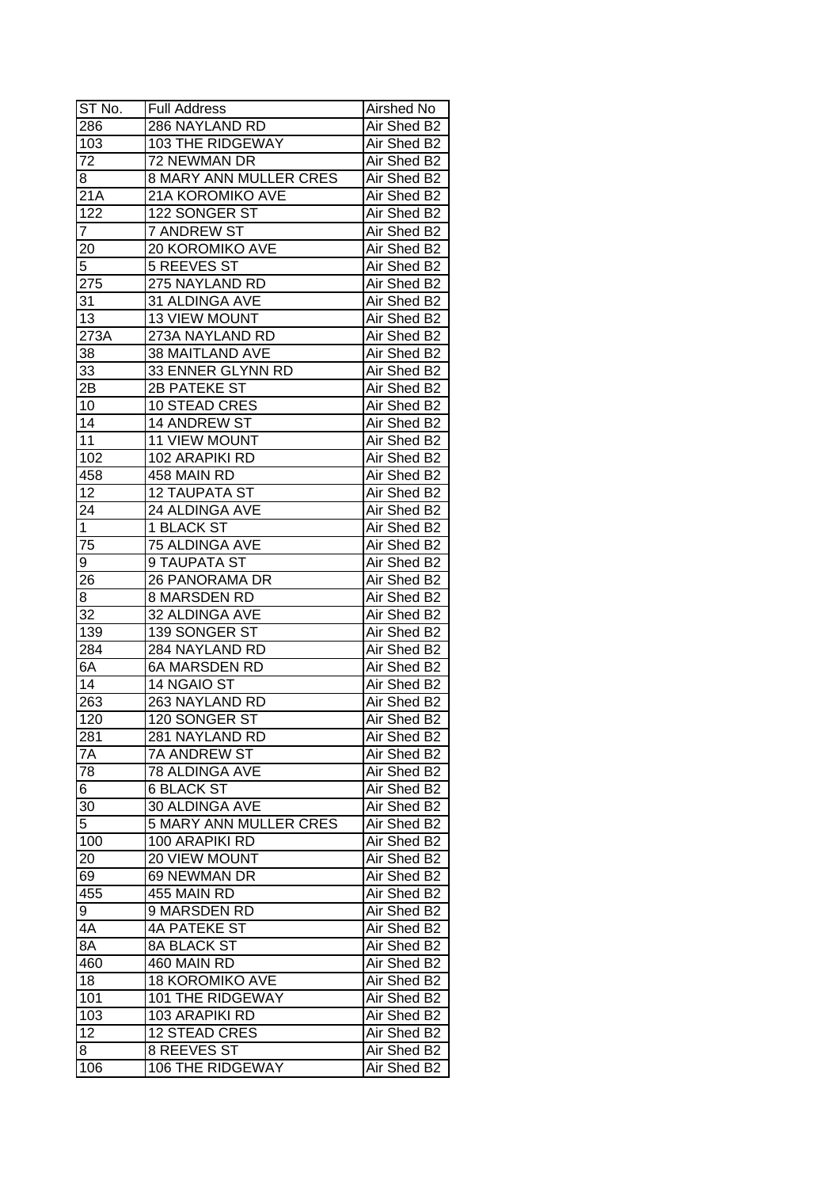| ST No. | Full Address | Airshed No |
|---|---|---|
| 286 | 286 NAYLAND RD | Air Shed B2 |
| 103 | 103 THE RIDGEWAY | Air Shed B2 |
| 72 | 72 NEWMAN DR | Air Shed B2 |
| 8 | 8 MARY ANN MULLER CRES | Air Shed B2 |
| 21A | 21A KOROMIKO AVE | Air Shed B2 |
| 122 | 122 SONGER ST | Air Shed B2 |
| 7 | 7 ANDREW ST | Air Shed B2 |
| 20 | 20 KOROMIKO AVE | Air Shed B2 |
| 5 | 5 REEVES ST | Air Shed B2 |
| 275 | 275 NAYLAND RD | Air Shed B2 |
| 31 | 31 ALDINGA AVE | Air Shed B2 |
| 13 | 13 VIEW MOUNT | Air Shed B2 |
| 273A | 273A NAYLAND RD | Air Shed B2 |
| 38 | 38 MAITLAND AVE | Air Shed B2 |
| 33 | 33 ENNER GLYNN RD | Air Shed B2 |
| 2B | 2B PATEKE ST | Air Shed B2 |
| 10 | 10 STEAD CRES | Air Shed B2 |
| 14 | 14 ANDREW ST | Air Shed B2 |
| 11 | 11 VIEW MOUNT | Air Shed B2 |
| 102 | 102 ARAPIKI RD | Air Shed B2 |
| 458 | 458 MAIN RD | Air Shed B2 |
| 12 | 12 TAUPATA ST | Air Shed B2 |
| 24 | 24 ALDINGA AVE | Air Shed B2 |
| 1 | 1 BLACK ST | Air Shed B2 |
| 75 | 75 ALDINGA AVE | Air Shed B2 |
| 9 | 9 TAUPATA ST | Air Shed B2 |
| 26 | 26 PANORAMA DR | Air Shed B2 |
| 8 | 8 MARSDEN RD | Air Shed B2 |
| 32 | 32 ALDINGA AVE | Air Shed B2 |
| 139 | 139 SONGER ST | Air Shed B2 |
| 284 | 284 NAYLAND RD | Air Shed B2 |
| 6A | 6A MARSDEN RD | Air Shed B2 |
| 14 | 14 NGAIO ST | Air Shed B2 |
| 263 | 263 NAYLAND RD | Air Shed B2 |
| 120 | 120 SONGER ST | Air Shed B2 |
| 281 | 281 NAYLAND RD | Air Shed B2 |
| 7A | 7A ANDREW ST | Air Shed B2 |
| 78 | 78 ALDINGA AVE | Air Shed B2 |
| 6 | 6 BLACK ST | Air Shed B2 |
| 30 | 30 ALDINGA AVE | Air Shed B2 |
| 5 | 5 MARY ANN MULLER CRES | Air Shed B2 |
| 100 | 100 ARAPIKI RD | Air Shed B2 |
| 20 | 20 VIEW MOUNT | Air Shed B2 |
| 69 | 69 NEWMAN DR | Air Shed B2 |
| 455 | 455 MAIN RD | Air Shed B2 |
| 9 | 9 MARSDEN RD | Air Shed B2 |
| 4A | 4A PATEKE ST | Air Shed B2 |
| 8A | 8A BLACK ST | Air Shed B2 |
| 460 | 460 MAIN RD | Air Shed B2 |
| 18 | 18 KOROMIKO AVE | Air Shed B2 |
| 101 | 101 THE RIDGEWAY | Air Shed B2 |
| 103 | 103 ARAPIKI RD | Air Shed B2 |
| 12 | 12 STEAD CRES | Air Shed B2 |
| 8 | 8 REEVES ST | Air Shed B2 |
| 106 | 106 THE RIDGEWAY | Air Shed B2 |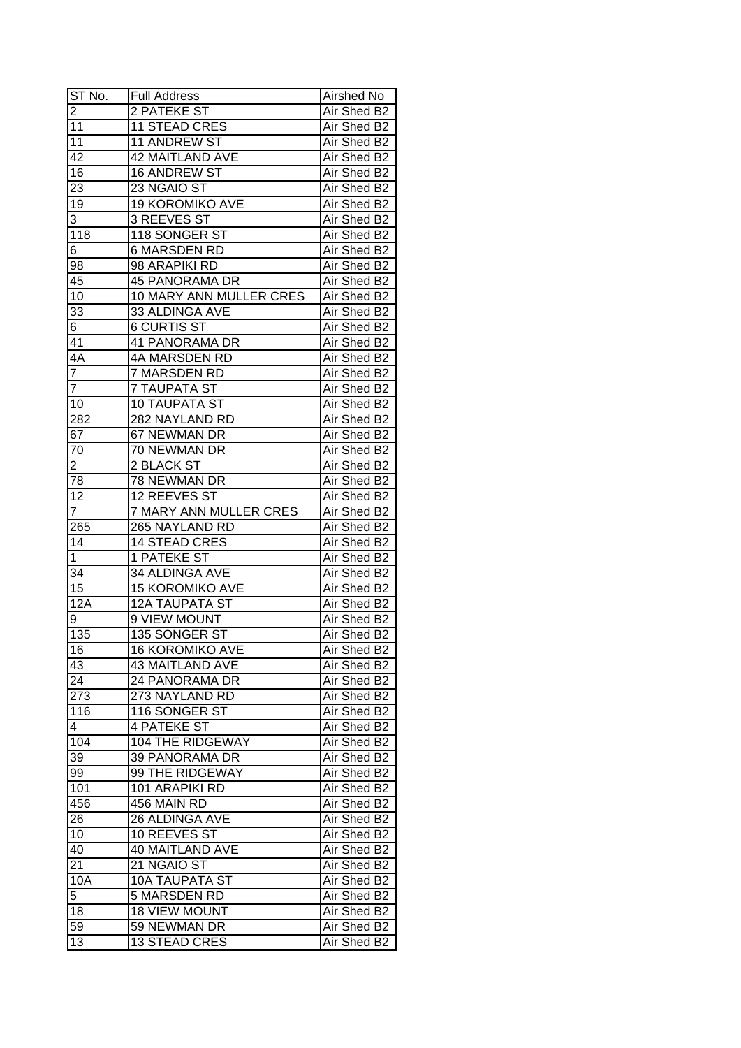| ST No. | Full Address | Airshed No |
|---|---|---|
| 2 | 2 PATEKE ST | Air Shed B2 |
| 11 | 11 STEAD CRES | Air Shed B2 |
| 11 | 11 ANDREW ST | Air Shed B2 |
| 42 | 42 MAITLAND AVE | Air Shed B2 |
| 16 | 16 ANDREW ST | Air Shed B2 |
| 23 | 23 NGAIO ST | Air Shed B2 |
| 19 | 19 KOROMIKO AVE | Air Shed B2 |
| 3 | 3 REEVES ST | Air Shed B2 |
| 118 | 118 SONGER ST | Air Shed B2 |
| 6 | 6 MARSDEN RD | Air Shed B2 |
| 98 | 98 ARAPIKI RD | Air Shed B2 |
| 45 | 45 PANORAMA DR | Air Shed B2 |
| 10 | 10 MARY ANN MULLER CRES | Air Shed B2 |
| 33 | 33 ALDINGA AVE | Air Shed B2 |
| 6 | 6 CURTIS ST | Air Shed B2 |
| 41 | 41 PANORAMA DR | Air Shed B2 |
| 4A | 4A MARSDEN RD | Air Shed B2 |
| 7 | 7 MARSDEN RD | Air Shed B2 |
| 7 | 7 TAUPATA ST | Air Shed B2 |
| 10 | 10 TAUPATA ST | Air Shed B2 |
| 282 | 282 NAYLAND RD | Air Shed B2 |
| 67 | 67 NEWMAN DR | Air Shed B2 |
| 70 | 70 NEWMAN DR | Air Shed B2 |
| 2 | 2 BLACK ST | Air Shed B2 |
| 78 | 78 NEWMAN DR | Air Shed B2 |
| 12 | 12 REEVES ST | Air Shed B2 |
| 7 | 7 MARY ANN MULLER CRES | Air Shed B2 |
| 265 | 265 NAYLAND RD | Air Shed B2 |
| 14 | 14 STEAD CRES | Air Shed B2 |
| 1 | 1 PATEKE ST | Air Shed B2 |
| 34 | 34 ALDINGA AVE | Air Shed B2 |
| 15 | 15 KOROMIKO AVE | Air Shed B2 |
| 12A | 12A TAUPATA ST | Air Shed B2 |
| 9 | 9 VIEW MOUNT | Air Shed B2 |
| 135 | 135 SONGER ST | Air Shed B2 |
| 16 | 16 KOROMIKO AVE | Air Shed B2 |
| 43 | 43 MAITLAND AVE | Air Shed B2 |
| 24 | 24 PANORAMA DR | Air Shed B2 |
| 273 | 273 NAYLAND RD | Air Shed B2 |
| 116 | 116 SONGER ST | Air Shed B2 |
| 4 | 4 PATEKE ST | Air Shed B2 |
| 104 | 104 THE RIDGEWAY | Air Shed B2 |
| 39 | 39 PANORAMA DR | Air Shed B2 |
| 99 | 99 THE RIDGEWAY | Air Shed B2 |
| 101 | 101 ARAPIKI RD | Air Shed B2 |
| 456 | 456 MAIN RD | Air Shed B2 |
| 26 | 26 ALDINGA AVE | Air Shed B2 |
| 10 | 10 REEVES ST | Air Shed B2 |
| 40 | 40 MAITLAND AVE | Air Shed B2 |
| 21 | 21 NGAIO ST | Air Shed B2 |
| 10A | 10A TAUPATA ST | Air Shed B2 |
| 5 | 5 MARSDEN RD | Air Shed B2 |
| 18 | 18 VIEW MOUNT | Air Shed B2 |
| 59 | 59 NEWMAN DR | Air Shed B2 |
| 13 | 13 STEAD CRES | Air Shed B2 |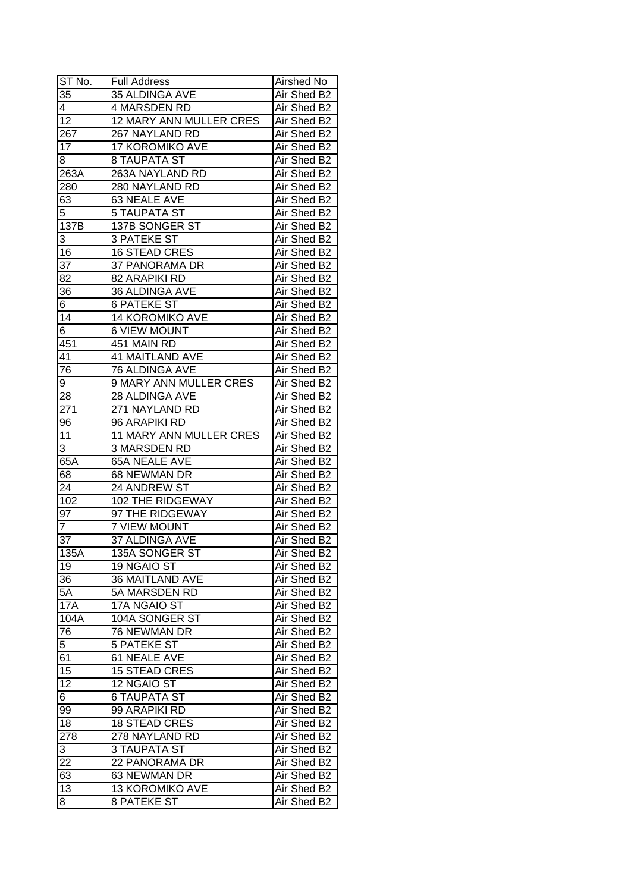| ST No. | Full Address | Airshed No |
|---|---|---|
| 35 | 35 ALDINGA AVE | Air Shed B2 |
| 4 | 4 MARSDEN RD | Air Shed B2 |
| 12 | 12 MARY ANN MULLER CRES | Air Shed B2 |
| 267 | 267 NAYLAND RD | Air Shed B2 |
| 17 | 17 KOROMIKO AVE | Air Shed B2 |
| 8 | 8 TAUPATA ST | Air Shed B2 |
| 263A | 263A NAYLAND RD | Air Shed B2 |
| 280 | 280 NAYLAND RD | Air Shed B2 |
| 63 | 63 NEALE AVE | Air Shed B2 |
| 5 | 5 TAUPATA ST | Air Shed B2 |
| 137B | 137B SONGER ST | Air Shed B2 |
| 3 | 3 PATEKE ST | Air Shed B2 |
| 16 | 16 STEAD CRES | Air Shed B2 |
| 37 | 37 PANORAMA DR | Air Shed B2 |
| 82 | 82 ARAPIKI RD | Air Shed B2 |
| 36 | 36 ALDINGA AVE | Air Shed B2 |
| 6 | 6 PATEKE ST | Air Shed B2 |
| 14 | 14 KOROMIKO AVE | Air Shed B2 |
| 6 | 6 VIEW MOUNT | Air Shed B2 |
| 451 | 451 MAIN RD | Air Shed B2 |
| 41 | 41 MAITLAND AVE | Air Shed B2 |
| 76 | 76 ALDINGA AVE | Air Shed B2 |
| 9 | 9 MARY ANN MULLER CRES | Air Shed B2 |
| 28 | 28 ALDINGA AVE | Air Shed B2 |
| 271 | 271 NAYLAND RD | Air Shed B2 |
| 96 | 96 ARAPIKI RD | Air Shed B2 |
| 11 | 11 MARY ANN MULLER CRES | Air Shed B2 |
| 3 | 3 MARSDEN RD | Air Shed B2 |
| 65A | 65A NEALE AVE | Air Shed B2 |
| 68 | 68 NEWMAN DR | Air Shed B2 |
| 24 | 24 ANDREW ST | Air Shed B2 |
| 102 | 102 THE RIDGEWAY | Air Shed B2 |
| 97 | 97 THE RIDGEWAY | Air Shed B2 |
| 7 | 7 VIEW MOUNT | Air Shed B2 |
| 37 | 37 ALDINGA AVE | Air Shed B2 |
| 135A | 135A SONGER ST | Air Shed B2 |
| 19 | 19 NGAIO ST | Air Shed B2 |
| 36 | 36 MAITLAND AVE | Air Shed B2 |
| 5A | 5A MARSDEN RD | Air Shed B2 |
| 17A | 17A NGAIO ST | Air Shed B2 |
| 104A | 104A SONGER ST | Air Shed B2 |
| 76 | 76 NEWMAN DR | Air Shed B2 |
| 5 | 5 PATEKE ST | Air Shed B2 |
| 61 | 61 NEALE AVE | Air Shed B2 |
| 15 | 15 STEAD CRES | Air Shed B2 |
| 12 | 12 NGAIO ST | Air Shed B2 |
| 6 | 6 TAUPATA ST | Air Shed B2 |
| 99 | 99 ARAPIKI RD | Air Shed B2 |
| 18 | 18 STEAD CRES | Air Shed B2 |
| 278 | 278 NAYLAND RD | Air Shed B2 |
| 3 | 3 TAUPATA ST | Air Shed B2 |
| 22 | 22 PANORAMA DR | Air Shed B2 |
| 63 | 63 NEWMAN DR | Air Shed B2 |
| 13 | 13 KOROMIKO AVE | Air Shed B2 |
| 8 | 8 PATEKE ST | Air Shed B2 |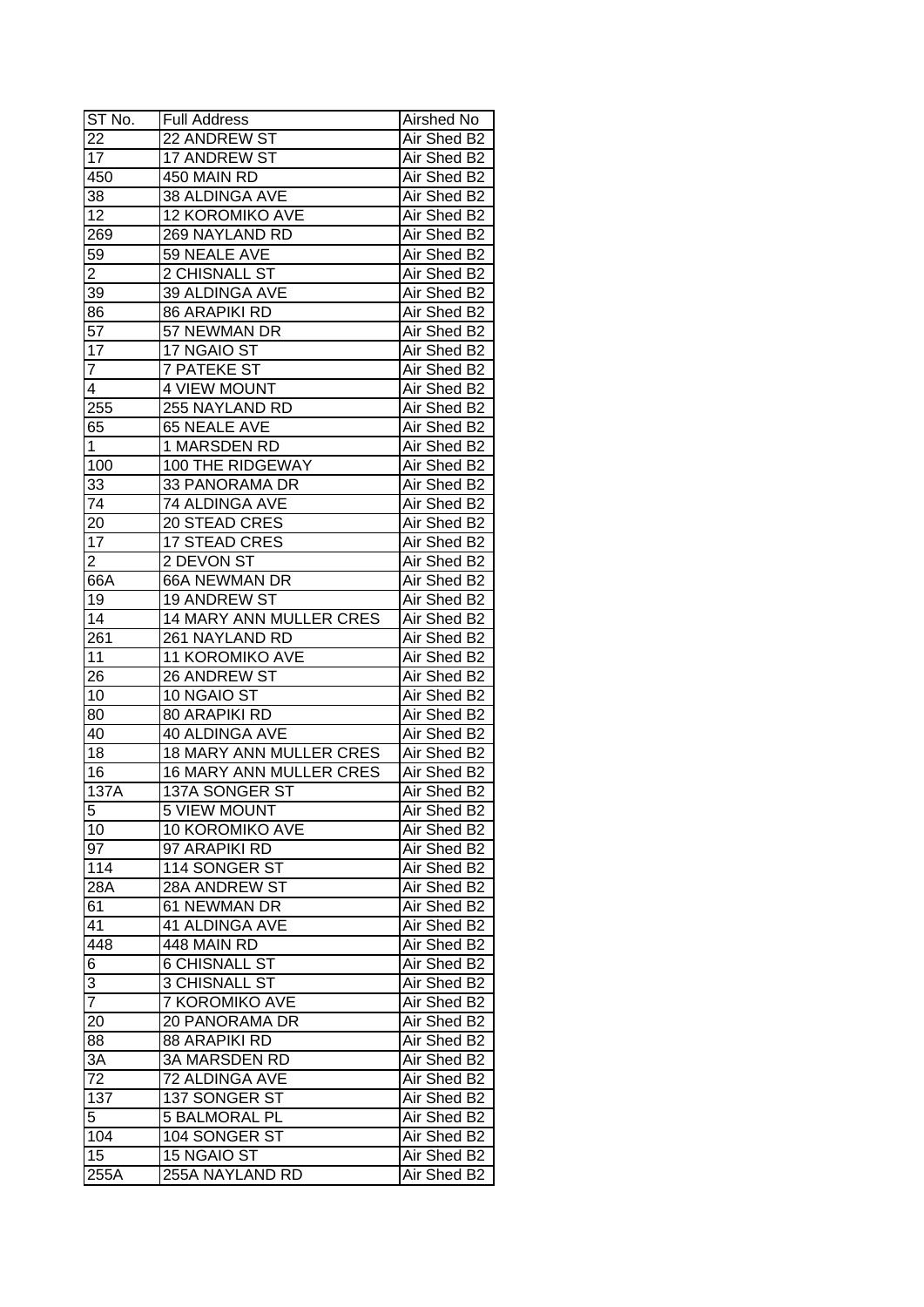| ST No. | Full Address | Airshed No |
|---|---|---|
| 22 | 22 ANDREW ST | Air Shed B2 |
| 17 | 17 ANDREW ST | Air Shed B2 |
| 450 | 450 MAIN RD | Air Shed B2 |
| 38 | 38 ALDINGA AVE | Air Shed B2 |
| 12 | 12 KOROMIKO AVE | Air Shed B2 |
| 269 | 269 NAYLAND RD | Air Shed B2 |
| 59 | 59 NEALE AVE | Air Shed B2 |
| 2 | 2 CHISNALL ST | Air Shed B2 |
| 39 | 39 ALDINGA AVE | Air Shed B2 |
| 86 | 86 ARAPIKI RD | Air Shed B2 |
| 57 | 57 NEWMAN DR | Air Shed B2 |
| 17 | 17 NGAIO ST | Air Shed B2 |
| 7 | 7 PATEKE ST | Air Shed B2 |
| 4 | 4 VIEW MOUNT | Air Shed B2 |
| 255 | 255 NAYLAND RD | Air Shed B2 |
| 65 | 65 NEALE AVE | Air Shed B2 |
| 1 | 1 MARSDEN RD | Air Shed B2 |
| 100 | 100 THE RIDGEWAY | Air Shed B2 |
| 33 | 33 PANORAMA DR | Air Shed B2 |
| 74 | 74 ALDINGA AVE | Air Shed B2 |
| 20 | 20 STEAD CRES | Air Shed B2 |
| 17 | 17 STEAD CRES | Air Shed B2 |
| 2 | 2 DEVON ST | Air Shed B2 |
| 66A | 66A NEWMAN DR | Air Shed B2 |
| 19 | 19 ANDREW ST | Air Shed B2 |
| 14 | 14 MARY ANN MULLER CRES | Air Shed B2 |
| 261 | 261 NAYLAND RD | Air Shed B2 |
| 11 | 11 KOROMIKO AVE | Air Shed B2 |
| 26 | 26 ANDREW ST | Air Shed B2 |
| 10 | 10 NGAIO ST | Air Shed B2 |
| 80 | 80 ARAPIKI RD | Air Shed B2 |
| 40 | 40 ALDINGA AVE | Air Shed B2 |
| 18 | 18 MARY ANN MULLER CRES | Air Shed B2 |
| 16 | 16 MARY ANN MULLER CRES | Air Shed B2 |
| 137A | 137A SONGER ST | Air Shed B2 |
| 5 | 5 VIEW MOUNT | Air Shed B2 |
| 10 | 10 KOROMIKO AVE | Air Shed B2 |
| 97 | 97 ARAPIKI RD | Air Shed B2 |
| 114 | 114 SONGER ST | Air Shed B2 |
| 28A | 28A ANDREW ST | Air Shed B2 |
| 61 | 61 NEWMAN DR | Air Shed B2 |
| 41 | 41 ALDINGA AVE | Air Shed B2 |
| 448 | 448 MAIN RD | Air Shed B2 |
| 6 | 6 CHISNALL ST | Air Shed B2 |
| 3 | 3 CHISNALL ST | Air Shed B2 |
| 7 | 7 KOROMIKO AVE | Air Shed B2 |
| 20 | 20 PANORAMA DR | Air Shed B2 |
| 88 | 88 ARAPIKI RD | Air Shed B2 |
| 3A | 3A MARSDEN RD | Air Shed B2 |
| 72 | 72 ALDINGA AVE | Air Shed B2 |
| 137 | 137 SONGER ST | Air Shed B2 |
| 5 | 5 BALMORAL PL | Air Shed B2 |
| 104 | 104 SONGER ST | Air Shed B2 |
| 15 | 15 NGAIO ST | Air Shed B2 |
| 255A | 255A NAYLAND RD | Air Shed B2 |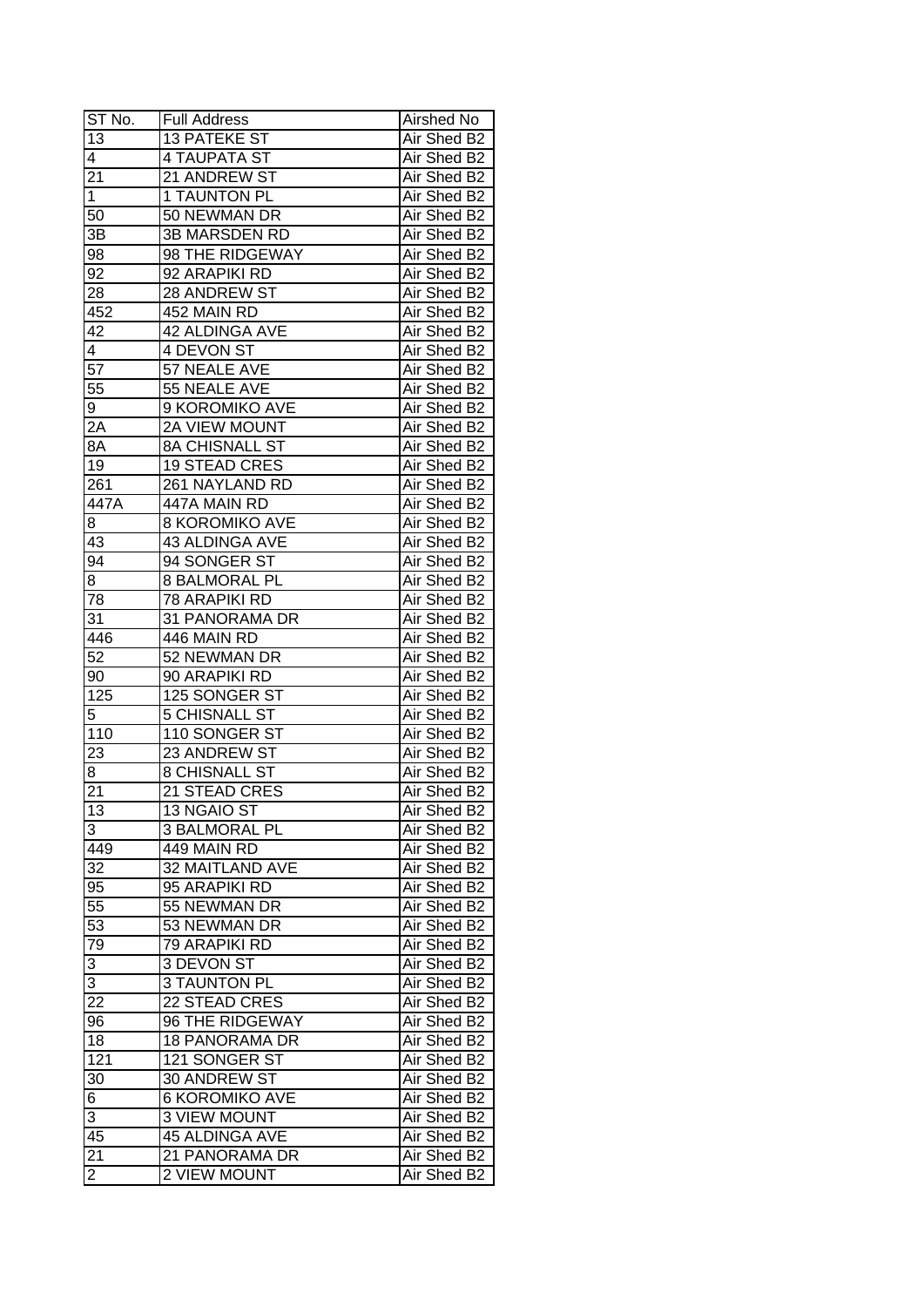| ST No. | Full Address | Airshed No |
|---|---|---|
| 13 | 13 PATEKE ST | Air Shed B2 |
| 4 | 4 TAUPATA ST | Air Shed B2 |
| 21 | 21 ANDREW ST | Air Shed B2 |
| 1 | 1 TAUNTON PL | Air Shed B2 |
| 50 | 50 NEWMAN DR | Air Shed B2 |
| 3B | 3B MARSDEN RD | Air Shed B2 |
| 98 | 98 THE RIDGEWAY | Air Shed B2 |
| 92 | 92 ARAPIKI RD | Air Shed B2 |
| 28 | 28 ANDREW ST | Air Shed B2 |
| 452 | 452 MAIN RD | Air Shed B2 |
| 42 | 42 ALDINGA AVE | Air Shed B2 |
| 4 | 4 DEVON ST | Air Shed B2 |
| 57 | 57 NEALE AVE | Air Shed B2 |
| 55 | 55 NEALE AVE | Air Shed B2 |
| 9 | 9 KOROMIKO AVE | Air Shed B2 |
| 2A | 2A VIEW MOUNT | Air Shed B2 |
| 8A | 8A CHISNALL ST | Air Shed B2 |
| 19 | 19 STEAD CRES | Air Shed B2 |
| 261 | 261 NAYLAND RD | Air Shed B2 |
| 447A | 447A MAIN RD | Air Shed B2 |
| 8 | 8 KOROMIKO AVE | Air Shed B2 |
| 43 | 43 ALDINGA AVE | Air Shed B2 |
| 94 | 94 SONGER ST | Air Shed B2 |
| 8 | 8 BALMORAL PL | Air Shed B2 |
| 78 | 78 ARAPIKI RD | Air Shed B2 |
| 31 | 31 PANORAMA DR | Air Shed B2 |
| 446 | 446 MAIN RD | Air Shed B2 |
| 52 | 52 NEWMAN DR | Air Shed B2 |
| 90 | 90 ARAPIKI RD | Air Shed B2 |
| 125 | 125 SONGER ST | Air Shed B2 |
| 5 | 5 CHISNALL ST | Air Shed B2 |
| 110 | 110 SONGER ST | Air Shed B2 |
| 23 | 23 ANDREW ST | Air Shed B2 |
| 8 | 8 CHISNALL ST | Air Shed B2 |
| 21 | 21 STEAD CRES | Air Shed B2 |
| 13 | 13 NGAIO ST | Air Shed B2 |
| 3 | 3 BALMORAL PL | Air Shed B2 |
| 449 | 449 MAIN RD | Air Shed B2 |
| 32 | 32 MAITLAND AVE | Air Shed B2 |
| 95 | 95 ARAPIKI RD | Air Shed B2 |
| 55 | 55 NEWMAN DR | Air Shed B2 |
| 53 | 53 NEWMAN DR | Air Shed B2 |
| 79 | 79 ARAPIKI RD | Air Shed B2 |
| 3 | 3 DEVON ST | Air Shed B2 |
| 3 | 3 TAUNTON PL | Air Shed B2 |
| 22 | 22 STEAD CRES | Air Shed B2 |
| 96 | 96 THE RIDGEWAY | Air Shed B2 |
| 18 | 18 PANORAMA DR | Air Shed B2 |
| 121 | 121 SONGER ST | Air Shed B2 |
| 30 | 30 ANDREW ST | Air Shed B2 |
| 6 | 6 KOROMIKO AVE | Air Shed B2 |
| 3 | 3 VIEW MOUNT | Air Shed B2 |
| 45 | 45 ALDINGA AVE | Air Shed B2 |
| 21 | 21 PANORAMA DR | Air Shed B2 |
| 2 | 2 VIEW MOUNT | Air Shed B2 |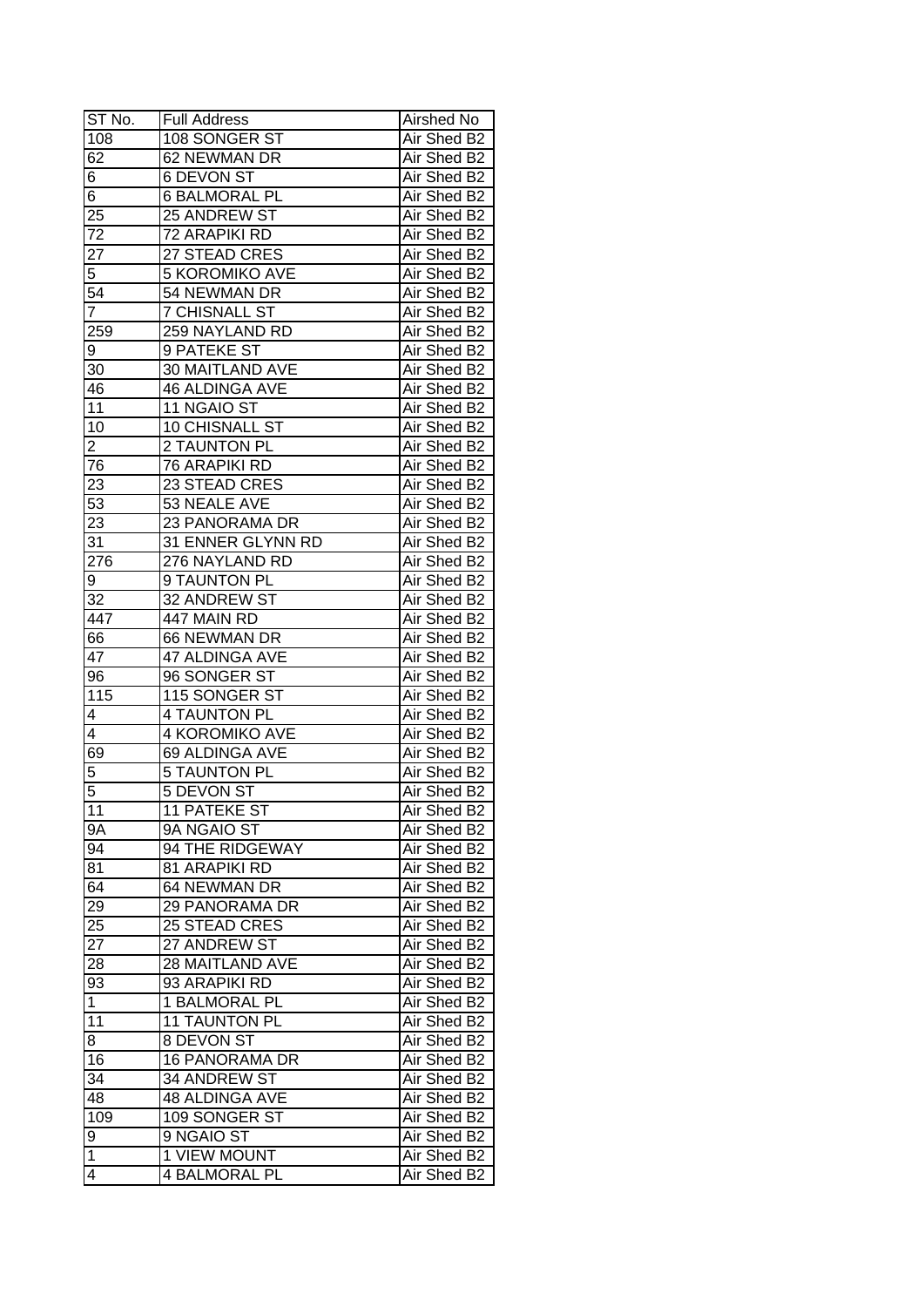| ST No. | Full Address | Airshed No |
| --- | --- | --- |
| 108 | 108 SONGER ST | Air Shed B2 |
| 62 | 62 NEWMAN DR | Air Shed B2 |
| 6 | 6 DEVON ST | Air Shed B2 |
| 6 | 6 BALMORAL PL | Air Shed B2 |
| 25 | 25 ANDREW ST | Air Shed B2 |
| 72 | 72 ARAPIKI RD | Air Shed B2 |
| 27 | 27 STEAD CRES | Air Shed B2 |
| 5 | 5 KOROMIKO AVE | Air Shed B2 |
| 54 | 54 NEWMAN DR | Air Shed B2 |
| 7 | 7 CHISNALL ST | Air Shed B2 |
| 259 | 259 NAYLAND RD | Air Shed B2 |
| 9 | 9 PATEKE ST | Air Shed B2 |
| 30 | 30 MAITLAND AVE | Air Shed B2 |
| 46 | 46 ALDINGA AVE | Air Shed B2 |
| 11 | 11 NGAIO ST | Air Shed B2 |
| 10 | 10 CHISNALL ST | Air Shed B2 |
| 2 | 2 TAUNTON PL | Air Shed B2 |
| 76 | 76 ARAPIKI RD | Air Shed B2 |
| 23 | 23 STEAD CRES | Air Shed B2 |
| 53 | 53 NEALE AVE | Air Shed B2 |
| 23 | 23 PANORAMA DR | Air Shed B2 |
| 31 | 31 ENNER GLYNN RD | Air Shed B2 |
| 276 | 276 NAYLAND RD | Air Shed B2 |
| 9 | 9 TAUNTON PL | Air Shed B2 |
| 32 | 32 ANDREW ST | Air Shed B2 |
| 447 | 447 MAIN RD | Air Shed B2 |
| 66 | 66 NEWMAN DR | Air Shed B2 |
| 47 | 47 ALDINGA AVE | Air Shed B2 |
| 96 | 96 SONGER ST | Air Shed B2 |
| 115 | 115 SONGER ST | Air Shed B2 |
| 4 | 4 TAUNTON PL | Air Shed B2 |
| 4 | 4 KOROMIKO AVE | Air Shed B2 |
| 69 | 69 ALDINGA AVE | Air Shed B2 |
| 5 | 5 TAUNTON PL | Air Shed B2 |
| 5 | 5 DEVON ST | Air Shed B2 |
| 11 | 11 PATEKE ST | Air Shed B2 |
| 9A | 9A NGAIO ST | Air Shed B2 |
| 94 | 94 THE RIDGEWAY | Air Shed B2 |
| 81 | 81 ARAPIKI RD | Air Shed B2 |
| 64 | 64 NEWMAN DR | Air Shed B2 |
| 29 | 29 PANORAMA DR | Air Shed B2 |
| 25 | 25 STEAD CRES | Air Shed B2 |
| 27 | 27 ANDREW ST | Air Shed B2 |
| 28 | 28 MAITLAND AVE | Air Shed B2 |
| 93 | 93 ARAPIKI RD | Air Shed B2 |
| 1 | 1 BALMORAL PL | Air Shed B2 |
| 11 | 11 TAUNTON PL | Air Shed B2 |
| 8 | 8 DEVON ST | Air Shed B2 |
| 16 | 16 PANORAMA DR | Air Shed B2 |
| 34 | 34 ANDREW ST | Air Shed B2 |
| 48 | 48 ALDINGA AVE | Air Shed B2 |
| 109 | 109 SONGER ST | Air Shed B2 |
| 9 | 9 NGAIO ST | Air Shed B2 |
| 1 | 1 VIEW MOUNT | Air Shed B2 |
| 4 | 4 BALMORAL PL | Air Shed B2 |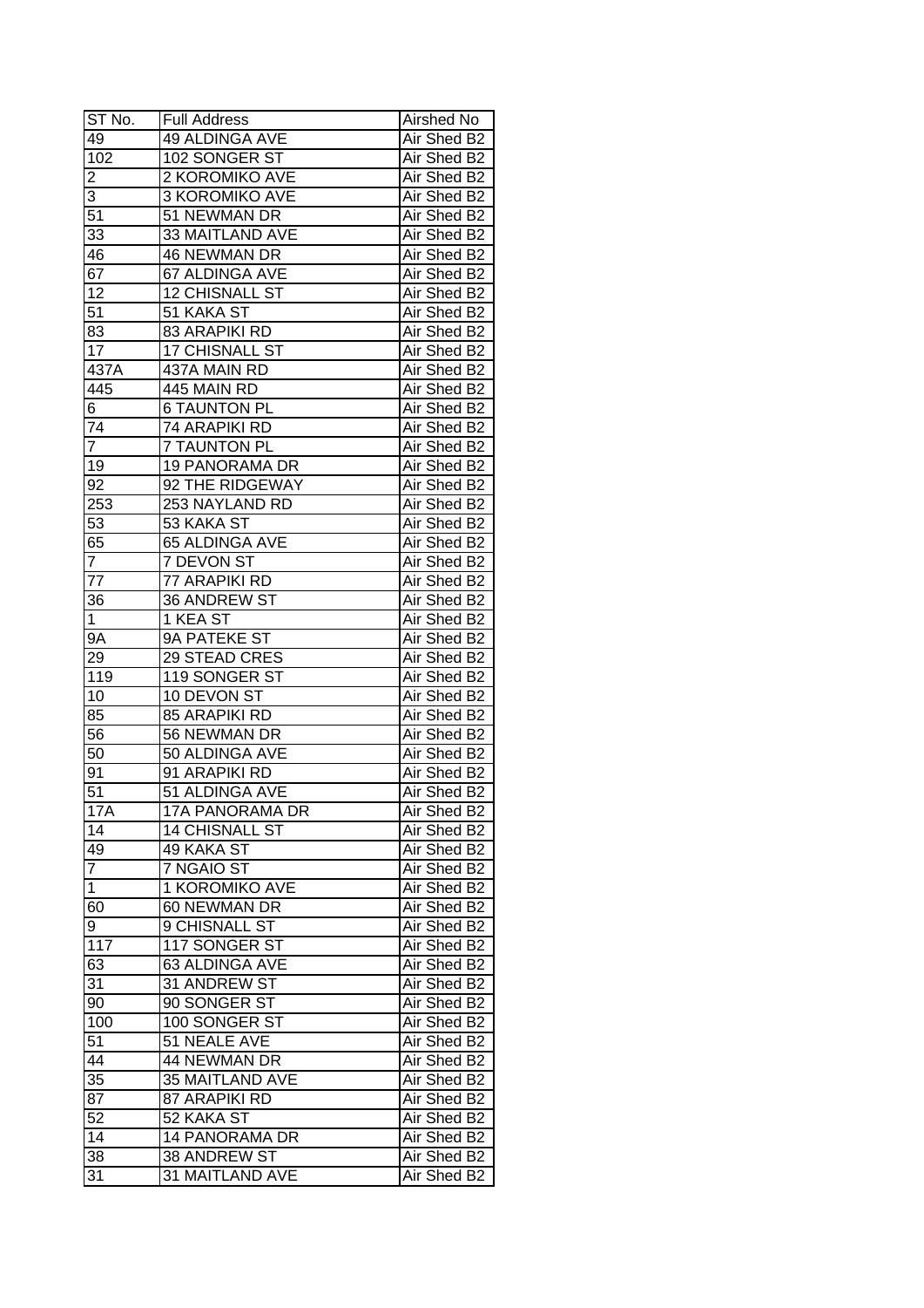| ST No. | Full Address | Airshed No |
|---|---|---|
| 49 | 49 ALDINGA AVE | Air Shed B2 |
| 102 | 102 SONGER ST | Air Shed B2 |
| 2 | 2 KOROMIKO AVE | Air Shed B2 |
| 3 | 3 KOROMIKO AVE | Air Shed B2 |
| 51 | 51 NEWMAN DR | Air Shed B2 |
| 33 | 33 MAITLAND AVE | Air Shed B2 |
| 46 | 46 NEWMAN DR | Air Shed B2 |
| 67 | 67 ALDINGA AVE | Air Shed B2 |
| 12 | 12 CHISNALL ST | Air Shed B2 |
| 51 | 51 KAKA ST | Air Shed B2 |
| 83 | 83 ARAPIKI RD | Air Shed B2 |
| 17 | 17 CHISNALL ST | Air Shed B2 |
| 437A | 437A MAIN RD | Air Shed B2 |
| 445 | 445 MAIN RD | Air Shed B2 |
| 6 | 6 TAUNTON PL | Air Shed B2 |
| 74 | 74 ARAPIKI RD | Air Shed B2 |
| 7 | 7 TAUNTON PL | Air Shed B2 |
| 19 | 19 PANORAMA DR | Air Shed B2 |
| 92 | 92 THE RIDGEWAY | Air Shed B2 |
| 253 | 253 NAYLAND RD | Air Shed B2 |
| 53 | 53 KAKA ST | Air Shed B2 |
| 65 | 65 ALDINGA AVE | Air Shed B2 |
| 7 | 7 DEVON ST | Air Shed B2 |
| 77 | 77 ARAPIKI RD | Air Shed B2 |
| 36 | 36 ANDREW ST | Air Shed B2 |
| 1 | 1 KEA ST | Air Shed B2 |
| 9A | 9A PATEKE ST | Air Shed B2 |
| 29 | 29 STEAD CRES | Air Shed B2 |
| 119 | 119 SONGER ST | Air Shed B2 |
| 10 | 10 DEVON ST | Air Shed B2 |
| 85 | 85 ARAPIKI RD | Air Shed B2 |
| 56 | 56 NEWMAN DR | Air Shed B2 |
| 50 | 50 ALDINGA AVE | Air Shed B2 |
| 91 | 91 ARAPIKI RD | Air Shed B2 |
| 51 | 51 ALDINGA AVE | Air Shed B2 |
| 17A | 17A PANORAMA DR | Air Shed B2 |
| 14 | 14 CHISNALL ST | Air Shed B2 |
| 49 | 49 KAKA ST | Air Shed B2 |
| 7 | 7 NGAIO ST | Air Shed B2 |
| 1 | 1 KOROMIKO AVE | Air Shed B2 |
| 60 | 60 NEWMAN DR | Air Shed B2 |
| 9 | 9 CHISNALL ST | Air Shed B2 |
| 117 | 117 SONGER ST | Air Shed B2 |
| 63 | 63 ALDINGA AVE | Air Shed B2 |
| 31 | 31 ANDREW ST | Air Shed B2 |
| 90 | 90 SONGER ST | Air Shed B2 |
| 100 | 100 SONGER ST | Air Shed B2 |
| 51 | 51 NEALE AVE | Air Shed B2 |
| 44 | 44 NEWMAN DR | Air Shed B2 |
| 35 | 35 MAITLAND AVE | Air Shed B2 |
| 87 | 87 ARAPIKI RD | Air Shed B2 |
| 52 | 52 KAKA ST | Air Shed B2 |
| 14 | 14 PANORAMA DR | Air Shed B2 |
| 38 | 38 ANDREW ST | Air Shed B2 |
| 31 | 31 MAITLAND AVE | Air Shed B2 |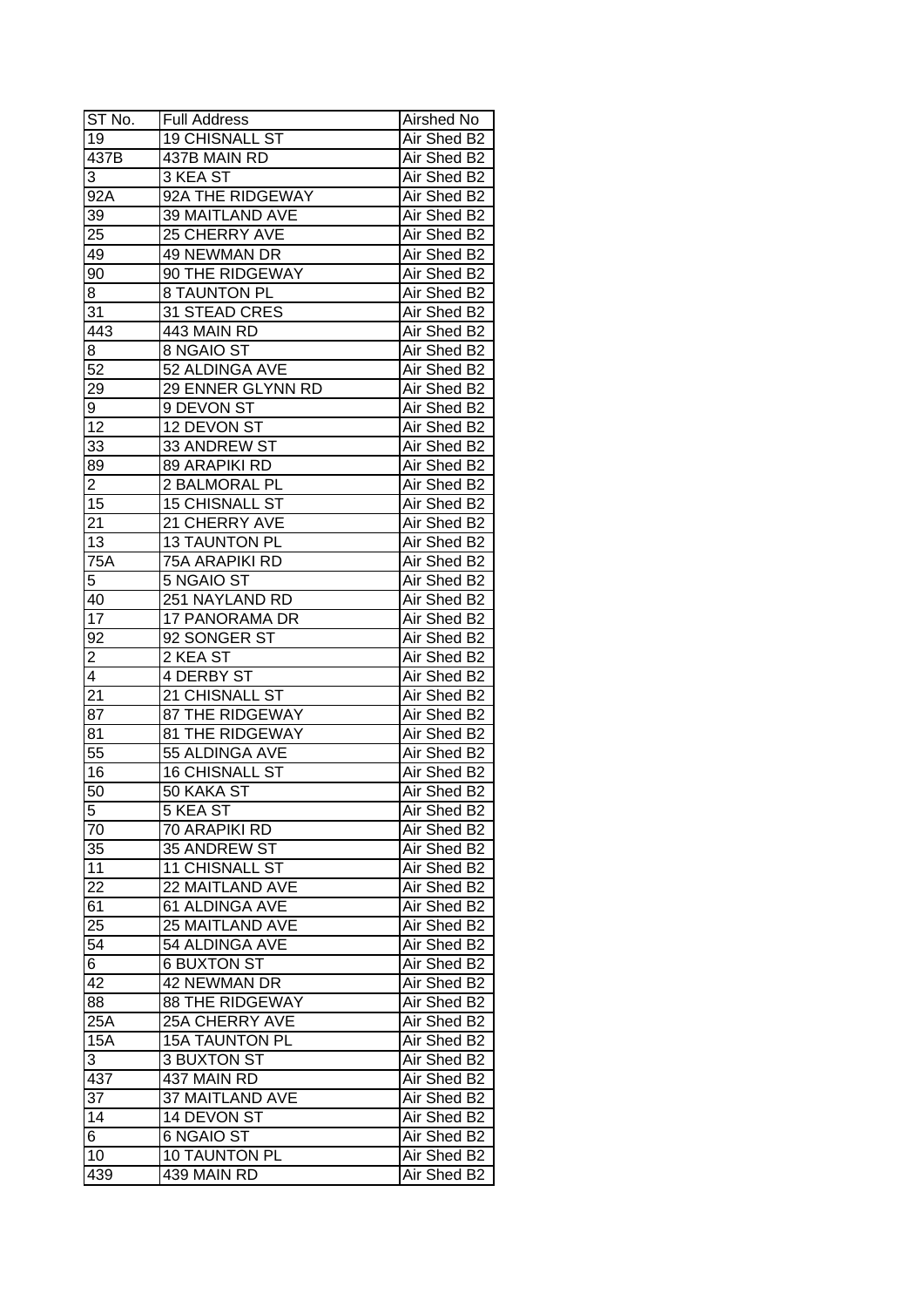| ST No. | Full Address | Airshed No |
|---|---|---|
| 19 | 19 CHISNALL ST | Air Shed B2 |
| 437B | 437B MAIN RD | Air Shed B2 |
| 3 | 3 KEA ST | Air Shed B2 |
| 92A | 92A THE RIDGEWAY | Air Shed B2 |
| 39 | 39 MAITLAND AVE | Air Shed B2 |
| 25 | 25 CHERRY AVE | Air Shed B2 |
| 49 | 49 NEWMAN DR | Air Shed B2 |
| 90 | 90 THE RIDGEWAY | Air Shed B2 |
| 8 | 8 TAUNTON PL | Air Shed B2 |
| 31 | 31 STEAD CRES | Air Shed B2 |
| 443 | 443 MAIN RD | Air Shed B2 |
| 8 | 8 NGAIO ST | Air Shed B2 |
| 52 | 52 ALDINGA AVE | Air Shed B2 |
| 29 | 29 ENNER GLYNN RD | Air Shed B2 |
| 9 | 9 DEVON ST | Air Shed B2 |
| 12 | 12 DEVON ST | Air Shed B2 |
| 33 | 33 ANDREW ST | Air Shed B2 |
| 89 | 89 ARAPIKI RD | Air Shed B2 |
| 2 | 2 BALMORAL PL | Air Shed B2 |
| 15 | 15 CHISNALL ST | Air Shed B2 |
| 21 | 21 CHERRY AVE | Air Shed B2 |
| 13 | 13 TAUNTON PL | Air Shed B2 |
| 75A | 75A ARAPIKI RD | Air Shed B2 |
| 5 | 5 NGAIO ST | Air Shed B2 |
| 40 | 251 NAYLAND RD | Air Shed B2 |
| 17 | 17 PANORAMA DR | Air Shed B2 |
| 92 | 92 SONGER ST | Air Shed B2 |
| 2 | 2 KEA ST | Air Shed B2 |
| 4 | 4 DERBY ST | Air Shed B2 |
| 21 | 21 CHISNALL ST | Air Shed B2 |
| 87 | 87 THE RIDGEWAY | Air Shed B2 |
| 81 | 81 THE RIDGEWAY | Air Shed B2 |
| 55 | 55 ALDINGA AVE | Air Shed B2 |
| 16 | 16 CHISNALL ST | Air Shed B2 |
| 50 | 50 KAKA ST | Air Shed B2 |
| 5 | 5 KEA ST | Air Shed B2 |
| 70 | 70 ARAPIKI RD | Air Shed B2 |
| 35 | 35 ANDREW ST | Air Shed B2 |
| 11 | 11 CHISNALL ST | Air Shed B2 |
| 22 | 22 MAITLAND AVE | Air Shed B2 |
| 61 | 61 ALDINGA AVE | Air Shed B2 |
| 25 | 25 MAITLAND AVE | Air Shed B2 |
| 54 | 54 ALDINGA AVE | Air Shed B2 |
| 6 | 6 BUXTON ST | Air Shed B2 |
| 42 | 42 NEWMAN DR | Air Shed B2 |
| 88 | 88 THE RIDGEWAY | Air Shed B2 |
| 25A | 25A CHERRY AVE | Air Shed B2 |
| 15A | 15A TAUNTON PL | Air Shed B2 |
| 3 | 3 BUXTON ST | Air Shed B2 |
| 437 | 437 MAIN RD | Air Shed B2 |
| 37 | 37 MAITLAND AVE | Air Shed B2 |
| 14 | 14 DEVON ST | Air Shed B2 |
| 6 | 6 NGAIO ST | Air Shed B2 |
| 10 | 10 TAUNTON PL | Air Shed B2 |
| 439 | 439 MAIN RD | Air Shed B2 |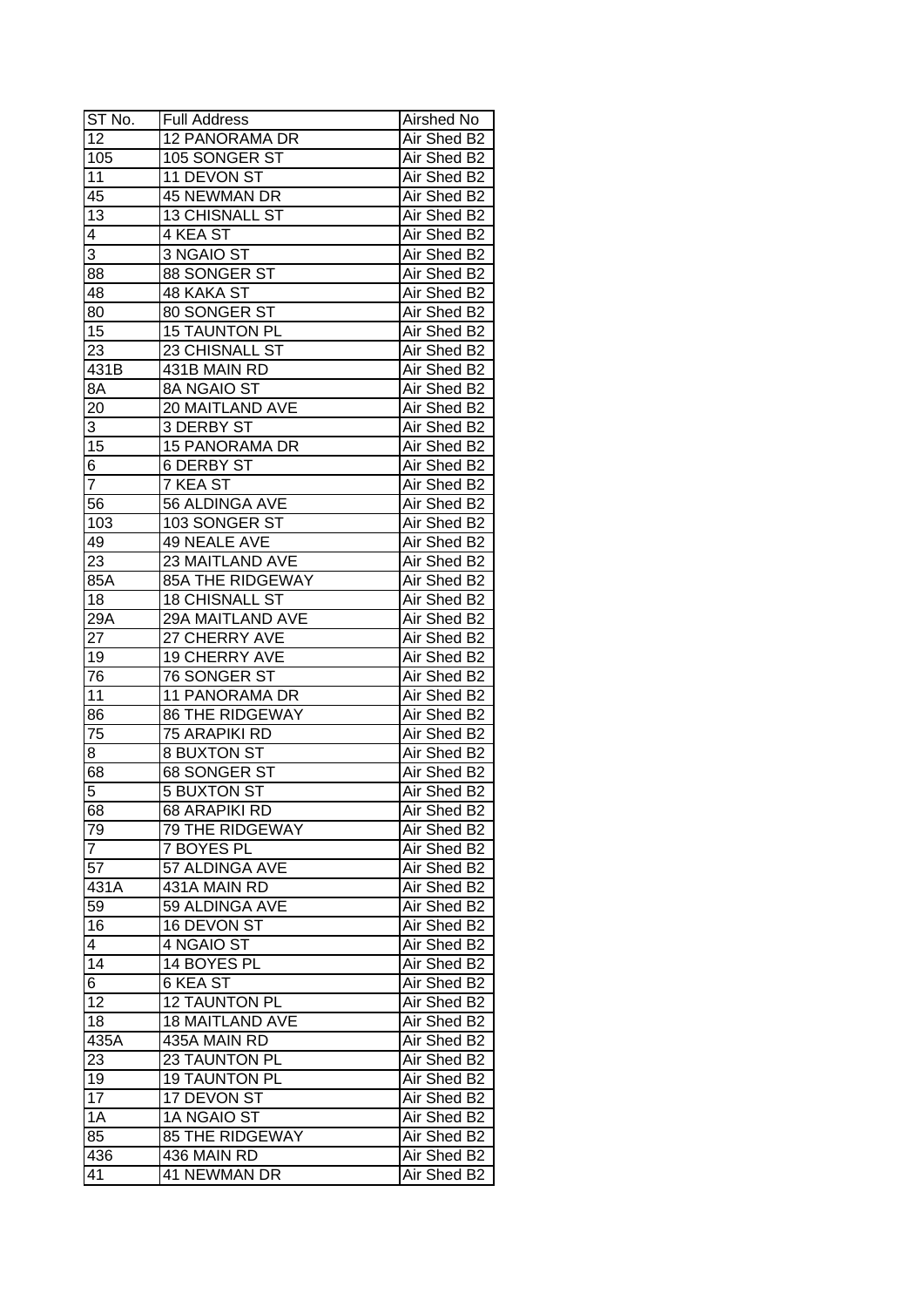| ST No. | Full Address | Airshed No |
|---|---|---|
| 12 | 12 PANORAMA DR | Air Shed B2 |
| 105 | 105 SONGER ST | Air Shed B2 |
| 11 | 11 DEVON ST | Air Shed B2 |
| 45 | 45 NEWMAN DR | Air Shed B2 |
| 13 | 13 CHISNALL ST | Air Shed B2 |
| 4 | 4 KEA ST | Air Shed B2 |
| 3 | 3 NGAIO ST | Air Shed B2 |
| 88 | 88 SONGER ST | Air Shed B2 |
| 48 | 48 KAKA ST | Air Shed B2 |
| 80 | 80 SONGER ST | Air Shed B2 |
| 15 | 15 TAUNTON PL | Air Shed B2 |
| 23 | 23 CHISNALL ST | Air Shed B2 |
| 431B | 431B MAIN RD | Air Shed B2 |
| 8A | 8A NGAIO ST | Air Shed B2 |
| 20 | 20 MAITLAND AVE | Air Shed B2 |
| 3 | 3 DERBY ST | Air Shed B2 |
| 15 | 15 PANORAMA DR | Air Shed B2 |
| 6 | 6 DERBY ST | Air Shed B2 |
| 7 | 7 KEA ST | Air Shed B2 |
| 56 | 56 ALDINGA AVE | Air Shed B2 |
| 103 | 103 SONGER ST | Air Shed B2 |
| 49 | 49 NEALE AVE | Air Shed B2 |
| 23 | 23 MAITLAND AVE | Air Shed B2 |
| 85A | 85A THE RIDGEWAY | Air Shed B2 |
| 18 | 18 CHISNALL ST | Air Shed B2 |
| 29A | 29A MAITLAND AVE | Air Shed B2 |
| 27 | 27 CHERRY AVE | Air Shed B2 |
| 19 | 19 CHERRY AVE | Air Shed B2 |
| 76 | 76 SONGER ST | Air Shed B2 |
| 11 | 11 PANORAMA DR | Air Shed B2 |
| 86 | 86 THE RIDGEWAY | Air Shed B2 |
| 75 | 75 ARAPIKI RD | Air Shed B2 |
| 8 | 8 BUXTON ST | Air Shed B2 |
| 68 | 68 SONGER ST | Air Shed B2 |
| 5 | 5 BUXTON ST | Air Shed B2 |
| 68 | 68 ARAPIKI RD | Air Shed B2 |
| 79 | 79 THE RIDGEWAY | Air Shed B2 |
| 7 | 7 BOYES PL | Air Shed B2 |
| 57 | 57 ALDINGA AVE | Air Shed B2 |
| 431A | 431A MAIN RD | Air Shed B2 |
| 59 | 59 ALDINGA AVE | Air Shed B2 |
| 16 | 16 DEVON ST | Air Shed B2 |
| 4 | 4 NGAIO ST | Air Shed B2 |
| 14 | 14 BOYES PL | Air Shed B2 |
| 6 | 6 KEA ST | Air Shed B2 |
| 12 | 12 TAUNTON PL | Air Shed B2 |
| 18 | 18 MAITLAND AVE | Air Shed B2 |
| 435A | 435A MAIN RD | Air Shed B2 |
| 23 | 23 TAUNTON PL | Air Shed B2 |
| 19 | 19 TAUNTON PL | Air Shed B2 |
| 17 | 17 DEVON ST | Air Shed B2 |
| 1A | 1A NGAIO ST | Air Shed B2 |
| 85 | 85 THE RIDGEWAY | Air Shed B2 |
| 436 | 436 MAIN RD | Air Shed B2 |
| 41 | 41 NEWMAN DR | Air Shed B2 |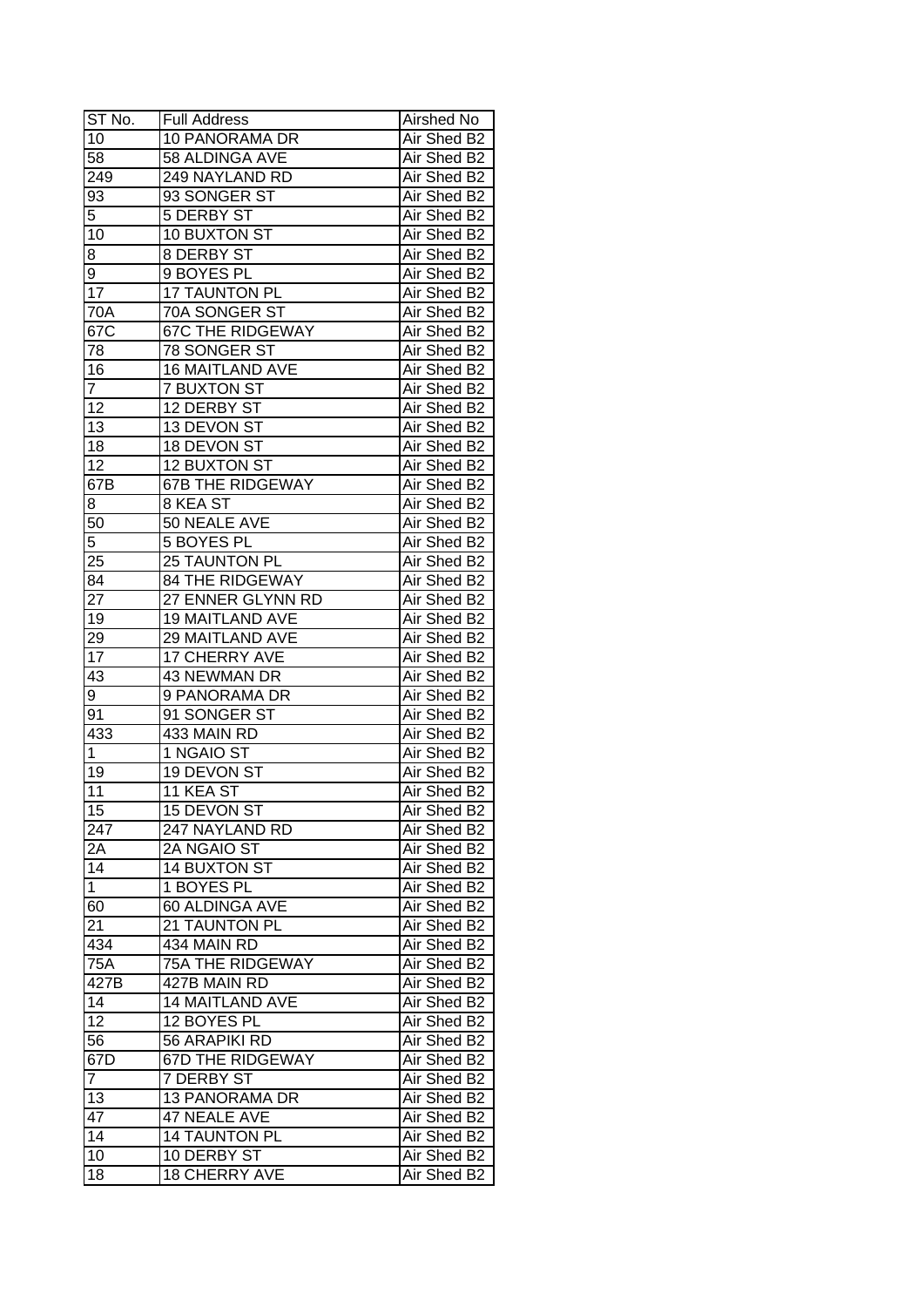| ST No. | Full Address | Airshed No |
| --- | --- | --- |
| 10 | 10 PANORAMA DR | Air Shed B2 |
| 58 | 58 ALDINGA AVE | Air Shed B2 |
| 249 | 249 NAYLAND RD | Air Shed B2 |
| 93 | 93 SONGER ST | Air Shed B2 |
| 5 | 5 DERBY ST | Air Shed B2 |
| 10 | 10 BUXTON ST | Air Shed B2 |
| 8 | 8 DERBY ST | Air Shed B2 |
| 9 | 9 BOYES PL | Air Shed B2 |
| 17 | 17 TAUNTON PL | Air Shed B2 |
| 70A | 70A SONGER ST | Air Shed B2 |
| 67C | 67C THE RIDGEWAY | Air Shed B2 |
| 78 | 78 SONGER ST | Air Shed B2 |
| 16 | 16 MAITLAND AVE | Air Shed B2 |
| 7 | 7 BUXTON ST | Air Shed B2 |
| 12 | 12 DERBY ST | Air Shed B2 |
| 13 | 13 DEVON ST | Air Shed B2 |
| 18 | 18 DEVON ST | Air Shed B2 |
| 12 | 12 BUXTON ST | Air Shed B2 |
| 67B | 67B THE RIDGEWAY | Air Shed B2 |
| 8 | 8 KEA ST | Air Shed B2 |
| 50 | 50 NEALE AVE | Air Shed B2 |
| 5 | 5 BOYES PL | Air Shed B2 |
| 25 | 25 TAUNTON PL | Air Shed B2 |
| 84 | 84 THE RIDGEWAY | Air Shed B2 |
| 27 | 27 ENNER GLYNN RD | Air Shed B2 |
| 19 | 19 MAITLAND AVE | Air Shed B2 |
| 29 | 29 MAITLAND AVE | Air Shed B2 |
| 17 | 17 CHERRY AVE | Air Shed B2 |
| 43 | 43 NEWMAN DR | Air Shed B2 |
| 9 | 9 PANORAMA DR | Air Shed B2 |
| 91 | 91 SONGER ST | Air Shed B2 |
| 433 | 433 MAIN RD | Air Shed B2 |
| 1 | 1 NGAIO ST | Air Shed B2 |
| 19 | 19 DEVON ST | Air Shed B2 |
| 11 | 11 KEA ST | Air Shed B2 |
| 15 | 15 DEVON ST | Air Shed B2 |
| 247 | 247 NAYLAND RD | Air Shed B2 |
| 2A | 2A NGAIO ST | Air Shed B2 |
| 14 | 14 BUXTON ST | Air Shed B2 |
| 1 | 1 BOYES PL | Air Shed B2 |
| 60 | 60 ALDINGA AVE | Air Shed B2 |
| 21 | 21 TAUNTON PL | Air Shed B2 |
| 434 | 434 MAIN RD | Air Shed B2 |
| 75A | 75A THE RIDGEWAY | Air Shed B2 |
| 427B | 427B MAIN RD | Air Shed B2 |
| 14 | 14 MAITLAND AVE | Air Shed B2 |
| 12 | 12 BOYES PL | Air Shed B2 |
| 56 | 56 ARAPIKI RD | Air Shed B2 |
| 67D | 67D THE RIDGEWAY | Air Shed B2 |
| 7 | 7 DERBY ST | Air Shed B2 |
| 13 | 13 PANORAMA DR | Air Shed B2 |
| 47 | 47 NEALE AVE | Air Shed B2 |
| 14 | 14 TAUNTON PL | Air Shed B2 |
| 10 | 10 DERBY ST | Air Shed B2 |
| 18 | 18 CHERRY AVE | Air Shed B2 |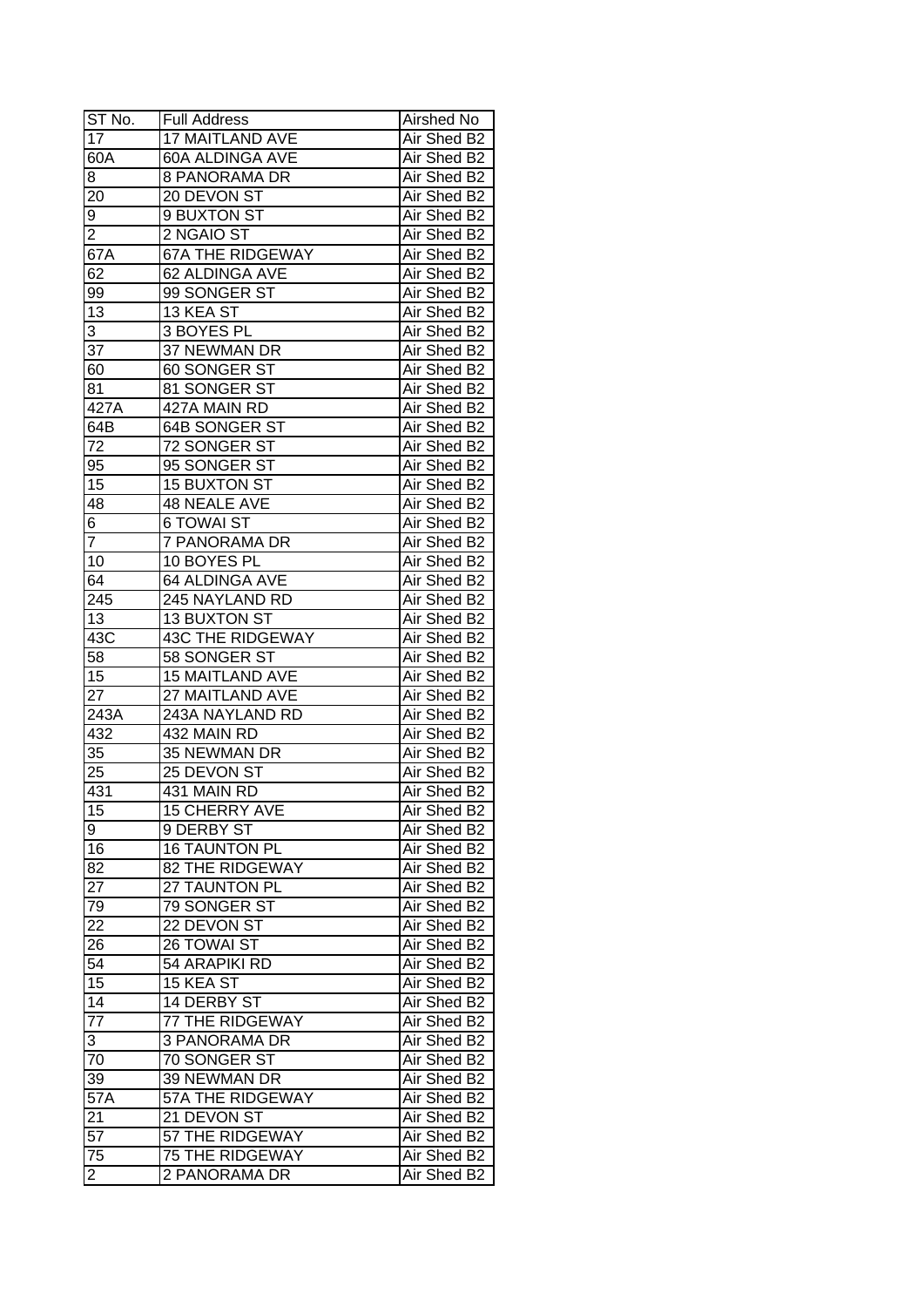| ST No. | Full Address | Airshed No |
| --- | --- | --- |
| 17 | 17 MAITLAND AVE | Air Shed B2 |
| 60A | 60A ALDINGA AVE | Air Shed B2 |
| 8 | 8 PANORAMA DR | Air Shed B2 |
| 20 | 20 DEVON ST | Air Shed B2 |
| 9 | 9 BUXTON ST | Air Shed B2 |
| 2 | 2 NGAIO ST | Air Shed B2 |
| 67A | 67A THE RIDGEWAY | Air Shed B2 |
| 62 | 62 ALDINGA AVE | Air Shed B2 |
| 99 | 99 SONGER ST | Air Shed B2 |
| 13 | 13 KEA ST | Air Shed B2 |
| 3 | 3 BOYES PL | Air Shed B2 |
| 37 | 37 NEWMAN DR | Air Shed B2 |
| 60 | 60 SONGER ST | Air Shed B2 |
| 81 | 81 SONGER ST | Air Shed B2 |
| 427A | 427A MAIN RD | Air Shed B2 |
| 64B | 64B SONGER ST | Air Shed B2 |
| 72 | 72 SONGER ST | Air Shed B2 |
| 95 | 95 SONGER ST | Air Shed B2 |
| 15 | 15 BUXTON ST | Air Shed B2 |
| 48 | 48 NEALE AVE | Air Shed B2 |
| 6 | 6 TOWAI ST | Air Shed B2 |
| 7 | 7 PANORAMA DR | Air Shed B2 |
| 10 | 10 BOYES PL | Air Shed B2 |
| 64 | 64 ALDINGA AVE | Air Shed B2 |
| 245 | 245 NAYLAND RD | Air Shed B2 |
| 13 | 13 BUXTON ST | Air Shed B2 |
| 43C | 43C THE RIDGEWAY | Air Shed B2 |
| 58 | 58 SONGER ST | Air Shed B2 |
| 15 | 15 MAITLAND AVE | Air Shed B2 |
| 27 | 27 MAITLAND AVE | Air Shed B2 |
| 243A | 243A NAYLAND RD | Air Shed B2 |
| 432 | 432 MAIN RD | Air Shed B2 |
| 35 | 35 NEWMAN DR | Air Shed B2 |
| 25 | 25 DEVON ST | Air Shed B2 |
| 431 | 431 MAIN RD | Air Shed B2 |
| 15 | 15 CHERRY AVE | Air Shed B2 |
| 9 | 9 DERBY ST | Air Shed B2 |
| 16 | 16 TAUNTON PL | Air Shed B2 |
| 82 | 82 THE RIDGEWAY | Air Shed B2 |
| 27 | 27 TAUNTON PL | Air Shed B2 |
| 79 | 79 SONGER ST | Air Shed B2 |
| 22 | 22 DEVON ST | Air Shed B2 |
| 26 | 26 TOWAI ST | Air Shed B2 |
| 54 | 54 ARAPIKI RD | Air Shed B2 |
| 15 | 15 KEA ST | Air Shed B2 |
| 14 | 14 DERBY ST | Air Shed B2 |
| 77 | 77 THE RIDGEWAY | Air Shed B2 |
| 3 | 3 PANORAMA DR | Air Shed B2 |
| 70 | 70 SONGER ST | Air Shed B2 |
| 39 | 39 NEWMAN DR | Air Shed B2 |
| 57A | 57A THE RIDGEWAY | Air Shed B2 |
| 21 | 21 DEVON ST | Air Shed B2 |
| 57 | 57 THE RIDGEWAY | Air Shed B2 |
| 75 | 75 THE RIDGEWAY | Air Shed B2 |
| 2 | 2 PANORAMA DR | Air Shed B2 |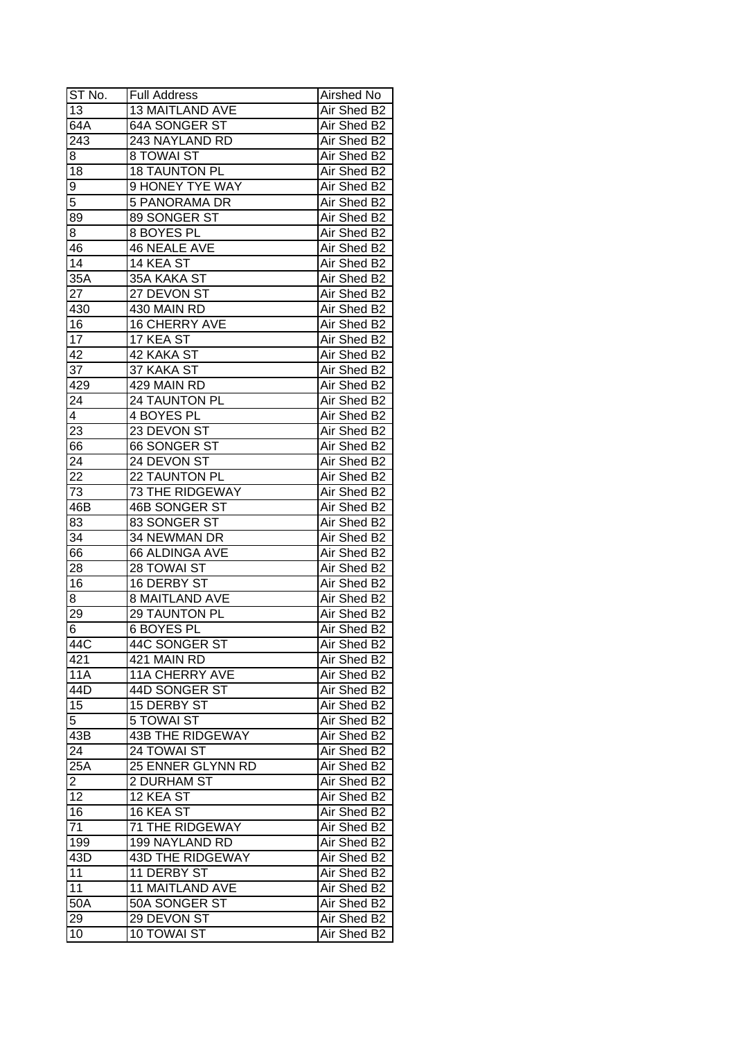| ST No. | Full Address | Airshed No |
|---|---|---|
| 13 | 13 MAITLAND AVE | Air Shed B2 |
| 64A | 64A SONGER ST | Air Shed B2 |
| 243 | 243 NAYLAND RD | Air Shed B2 |
| 8 | 8 TOWAI ST | Air Shed B2 |
| 18 | 18 TAUNTON PL | Air Shed B2 |
| 9 | 9 HONEY TYE WAY | Air Shed B2 |
| 5 | 5 PANORAMA DR | Air Shed B2 |
| 89 | 89 SONGER ST | Air Shed B2 |
| 8 | 8 BOYES PL | Air Shed B2 |
| 46 | 46 NEALE AVE | Air Shed B2 |
| 14 | 14 KEA ST | Air Shed B2 |
| 35A | 35A KAKA ST | Air Shed B2 |
| 27 | 27 DEVON ST | Air Shed B2 |
| 430 | 430 MAIN RD | Air Shed B2 |
| 16 | 16 CHERRY AVE | Air Shed B2 |
| 17 | 17 KEA ST | Air Shed B2 |
| 42 | 42 KAKA ST | Air Shed B2 |
| 37 | 37 KAKA ST | Air Shed B2 |
| 429 | 429 MAIN RD | Air Shed B2 |
| 24 | 24 TAUNTON PL | Air Shed B2 |
| 4 | 4 BOYES PL | Air Shed B2 |
| 23 | 23 DEVON ST | Air Shed B2 |
| 66 | 66 SONGER ST | Air Shed B2 |
| 24 | 24 DEVON ST | Air Shed B2 |
| 22 | 22 TAUNTON PL | Air Shed B2 |
| 73 | 73 THE RIDGEWAY | Air Shed B2 |
| 46B | 46B SONGER ST | Air Shed B2 |
| 83 | 83 SONGER ST | Air Shed B2 |
| 34 | 34 NEWMAN DR | Air Shed B2 |
| 66 | 66 ALDINGA AVE | Air Shed B2 |
| 28 | 28 TOWAI ST | Air Shed B2 |
| 16 | 16 DERBY ST | Air Shed B2 |
| 8 | 8 MAITLAND AVE | Air Shed B2 |
| 29 | 29 TAUNTON PL | Air Shed B2 |
| 6 | 6 BOYES PL | Air Shed B2 |
| 44C | 44C SONGER ST | Air Shed B2 |
| 421 | 421 MAIN RD | Air Shed B2 |
| 11A | 11A CHERRY AVE | Air Shed B2 |
| 44D | 44D SONGER ST | Air Shed B2 |
| 15 | 15 DERBY ST | Air Shed B2 |
| 5 | 5 TOWAI ST | Air Shed B2 |
| 43B | 43B THE RIDGEWAY | Air Shed B2 |
| 24 | 24 TOWAI ST | Air Shed B2 |
| 25A | 25 ENNER GLYNN RD | Air Shed B2 |
| 2 | 2 DURHAM ST | Air Shed B2 |
| 12 | 12 KEA ST | Air Shed B2 |
| 16 | 16 KEA ST | Air Shed B2 |
| 71 | 71 THE RIDGEWAY | Air Shed B2 |
| 199 | 199 NAYLAND RD | Air Shed B2 |
| 43D | 43D THE RIDGEWAY | Air Shed B2 |
| 11 | 11 DERBY ST | Air Shed B2 |
| 11 | 11 MAITLAND AVE | Air Shed B2 |
| 50A | 50A SONGER ST | Air Shed B2 |
| 29 | 29 DEVON ST | Air Shed B2 |
| 10 | 10 TOWAI ST | Air Shed B2 |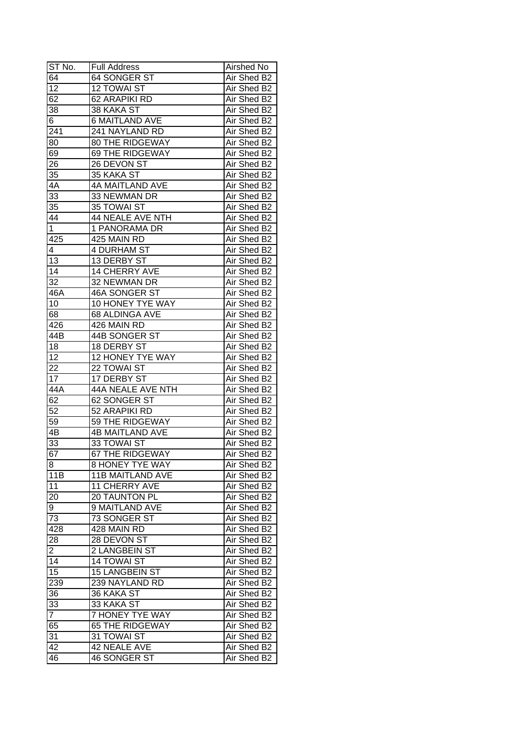| ST No. | Full Address | Airshed No |
|---|---|---|
| 64 | 64 SONGER ST | Air Shed B2 |
| 12 | 12 TOWAI ST | Air Shed B2 |
| 62 | 62 ARAPIKI RD | Air Shed B2 |
| 38 | 38 KAKA ST | Air Shed B2 |
| 6 | 6 MAITLAND AVE | Air Shed B2 |
| 241 | 241 NAYLAND RD | Air Shed B2 |
| 80 | 80 THE RIDGEWAY | Air Shed B2 |
| 69 | 69 THE RIDGEWAY | Air Shed B2 |
| 26 | 26 DEVON ST | Air Shed B2 |
| 35 | 35 KAKA ST | Air Shed B2 |
| 4A | 4A MAITLAND AVE | Air Shed B2 |
| 33 | 33 NEWMAN DR | Air Shed B2 |
| 35 | 35 TOWAI ST | Air Shed B2 |
| 44 | 44 NEALE AVE NTH | Air Shed B2 |
| 1 | 1 PANORAMA DR | Air Shed B2 |
| 425 | 425 MAIN RD | Air Shed B2 |
| 4 | 4 DURHAM ST | Air Shed B2 |
| 13 | 13 DERBY ST | Air Shed B2 |
| 14 | 14 CHERRY AVE | Air Shed B2 |
| 32 | 32 NEWMAN DR | Air Shed B2 |
| 46A | 46A SONGER ST | Air Shed B2 |
| 10 | 10 HONEY TYE WAY | Air Shed B2 |
| 68 | 68 ALDINGA AVE | Air Shed B2 |
| 426 | 426 MAIN RD | Air Shed B2 |
| 44B | 44B SONGER ST | Air Shed B2 |
| 18 | 18 DERBY ST | Air Shed B2 |
| 12 | 12 HONEY TYE WAY | Air Shed B2 |
| 22 | 22 TOWAI ST | Air Shed B2 |
| 17 | 17 DERBY ST | Air Shed B2 |
| 44A | 44A NEALE AVE NTH | Air Shed B2 |
| 62 | 62 SONGER ST | Air Shed B2 |
| 52 | 52 ARAPIKI RD | Air Shed B2 |
| 59 | 59 THE RIDGEWAY | Air Shed B2 |
| 4B | 4B MAITLAND AVE | Air Shed B2 |
| 33 | 33 TOWAI ST | Air Shed B2 |
| 67 | 67 THE RIDGEWAY | Air Shed B2 |
| 8 | 8 HONEY TYE WAY | Air Shed B2 |
| 11B | 11B MAITLAND AVE | Air Shed B2 |
| 11 | 11 CHERRY AVE | Air Shed B2 |
| 20 | 20 TAUNTON PL | Air Shed B2 |
| 9 | 9 MAITLAND AVE | Air Shed B2 |
| 73 | 73 SONGER ST | Air Shed B2 |
| 428 | 428 MAIN RD | Air Shed B2 |
| 28 | 28 DEVON ST | Air Shed B2 |
| 2 | 2 LANGBEIN ST | Air Shed B2 |
| 14 | 14 TOWAI ST | Air Shed B2 |
| 15 | 15 LANGBEIN ST | Air Shed B2 |
| 239 | 239 NAYLAND RD | Air Shed B2 |
| 36 | 36 KAKA ST | Air Shed B2 |
| 33 | 33 KAKA ST | Air Shed B2 |
| 7 | 7 HONEY TYE WAY | Air Shed B2 |
| 65 | 65 THE RIDGEWAY | Air Shed B2 |
| 31 | 31 TOWAI ST | Air Shed B2 |
| 42 | 42 NEALE AVE | Air Shed B2 |
| 46 | 46 SONGER ST | Air Shed B2 |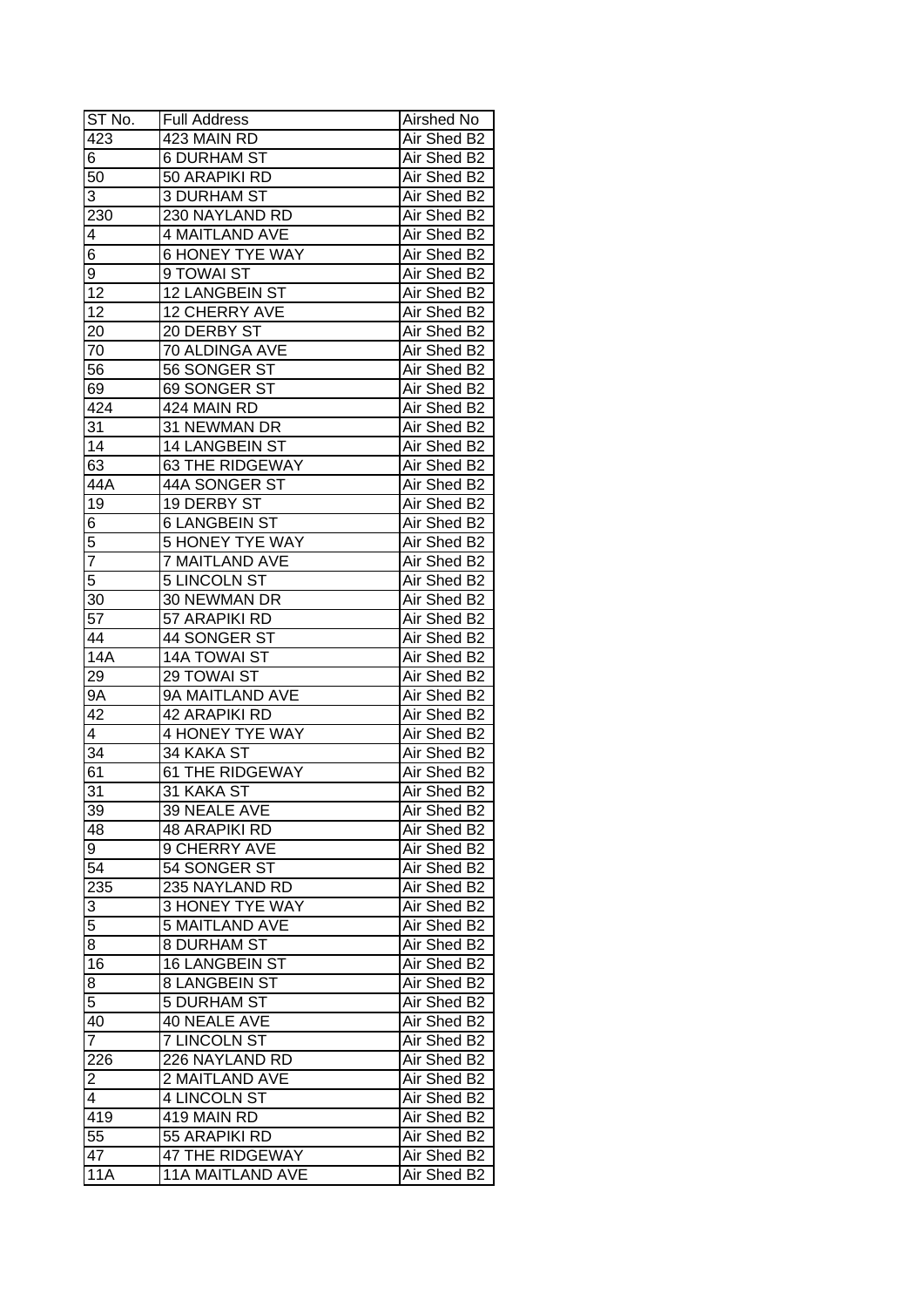| ST No. | Full Address | Airshed No |
|---|---|---|
| 423 | 423 MAIN RD | Air Shed B2 |
| 6 | 6 DURHAM ST | Air Shed B2 |
| 50 | 50 ARAPIKI RD | Air Shed B2 |
| 3 | 3 DURHAM ST | Air Shed B2 |
| 230 | 230 NAYLAND RD | Air Shed B2 |
| 4 | 4 MAITLAND AVE | Air Shed B2 |
| 6 | 6 HONEY TYE WAY | Air Shed B2 |
| 9 | 9 TOWAI ST | Air Shed B2 |
| 12 | 12 LANGBEIN ST | Air Shed B2 |
| 12 | 12 CHERRY AVE | Air Shed B2 |
| 20 | 20 DERBY ST | Air Shed B2 |
| 70 | 70 ALDINGA AVE | Air Shed B2 |
| 56 | 56 SONGER ST | Air Shed B2 |
| 69 | 69 SONGER ST | Air Shed B2 |
| 424 | 424 MAIN RD | Air Shed B2 |
| 31 | 31 NEWMAN DR | Air Shed B2 |
| 14 | 14 LANGBEIN ST | Air Shed B2 |
| 63 | 63 THE RIDGEWAY | Air Shed B2 |
| 44A | 44A SONGER ST | Air Shed B2 |
| 19 | 19 DERBY ST | Air Shed B2 |
| 6 | 6 LANGBEIN ST | Air Shed B2 |
| 5 | 5 HONEY TYE WAY | Air Shed B2 |
| 7 | 7 MAITLAND AVE | Air Shed B2 |
| 5 | 5 LINCOLN ST | Air Shed B2 |
| 30 | 30 NEWMAN DR | Air Shed B2 |
| 57 | 57 ARAPIKI RD | Air Shed B2 |
| 44 | 44 SONGER ST | Air Shed B2 |
| 14A | 14A TOWAI ST | Air Shed B2 |
| 29 | 29 TOWAI ST | Air Shed B2 |
| 9A | 9A MAITLAND AVE | Air Shed B2 |
| 42 | 42 ARAPIKI RD | Air Shed B2 |
| 4 | 4 HONEY TYE WAY | Air Shed B2 |
| 34 | 34 KAKA ST | Air Shed B2 |
| 61 | 61 THE RIDGEWAY | Air Shed B2 |
| 31 | 31 KAKA ST | Air Shed B2 |
| 39 | 39 NEALE AVE | Air Shed B2 |
| 48 | 48 ARAPIKI RD | Air Shed B2 |
| 9 | 9 CHERRY AVE | Air Shed B2 |
| 54 | 54 SONGER ST | Air Shed B2 |
| 235 | 235 NAYLAND RD | Air Shed B2 |
| 3 | 3 HONEY TYE WAY | Air Shed B2 |
| 5 | 5 MAITLAND AVE | Air Shed B2 |
| 8 | 8 DURHAM ST | Air Shed B2 |
| 16 | 16 LANGBEIN ST | Air Shed B2 |
| 8 | 8 LANGBEIN ST | Air Shed B2 |
| 5 | 5 DURHAM ST | Air Shed B2 |
| 40 | 40 NEALE AVE | Air Shed B2 |
| 7 | 7 LINCOLN ST | Air Shed B2 |
| 226 | 226 NAYLAND RD | Air Shed B2 |
| 2 | 2 MAITLAND AVE | Air Shed B2 |
| 4 | 4 LINCOLN ST | Air Shed B2 |
| 419 | 419 MAIN RD | Air Shed B2 |
| 55 | 55 ARAPIKI RD | Air Shed B2 |
| 47 | 47 THE RIDGEWAY | Air Shed B2 |
| 11A | 11A MAITLAND AVE | Air Shed B2 |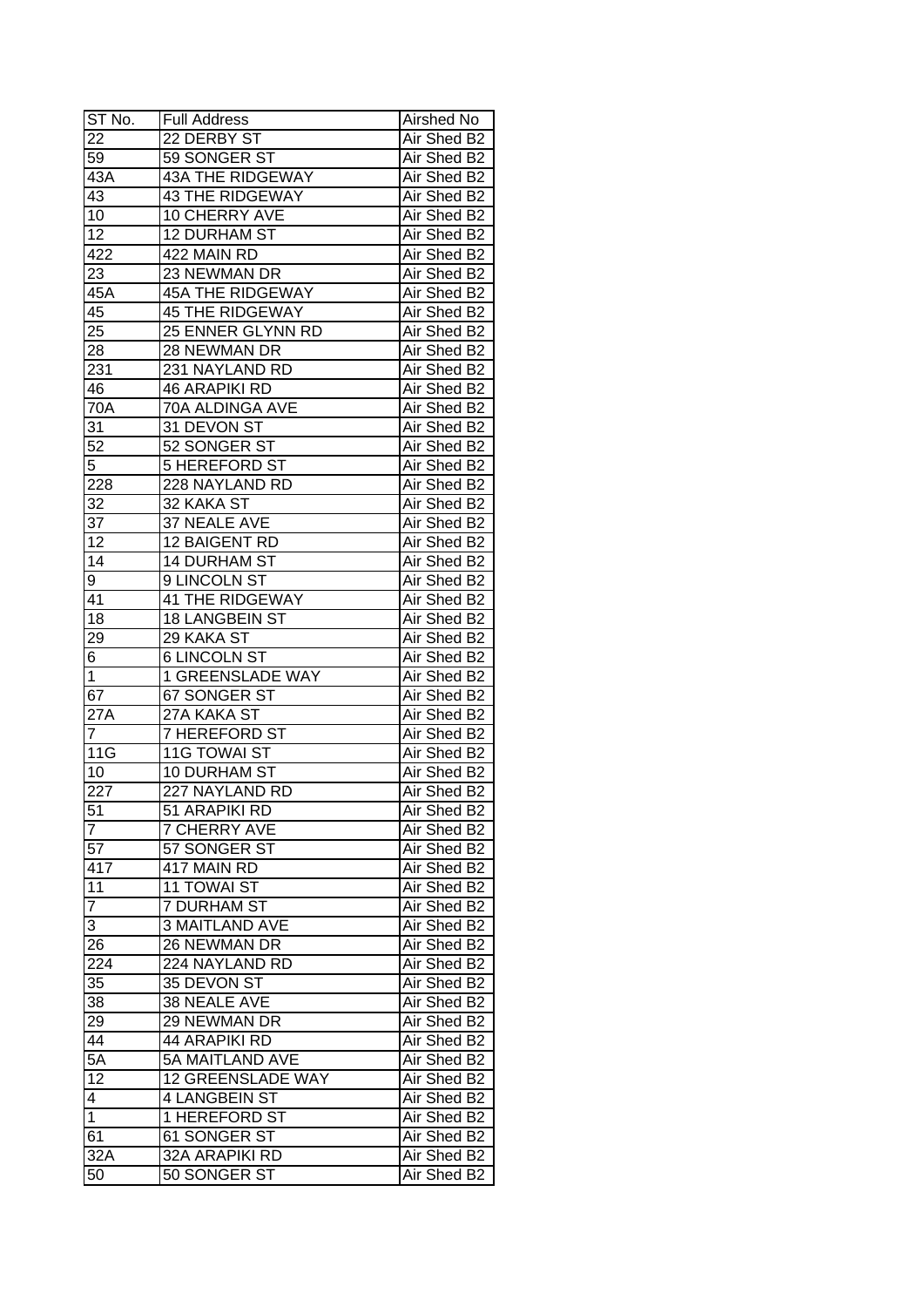| ST No. | Full Address | Airshed No |
|---|---|---|
| 22 | 22 DERBY ST | Air Shed B2 |
| 59 | 59 SONGER ST | Air Shed B2 |
| 43A | 43A THE RIDGEWAY | Air Shed B2 |
| 43 | 43 THE RIDGEWAY | Air Shed B2 |
| 10 | 10 CHERRY AVE | Air Shed B2 |
| 12 | 12 DURHAM ST | Air Shed B2 |
| 422 | 422 MAIN RD | Air Shed B2 |
| 23 | 23 NEWMAN DR | Air Shed B2 |
| 45A | 45A THE RIDGEWAY | Air Shed B2 |
| 45 | 45 THE RIDGEWAY | Air Shed B2 |
| 25 | 25 ENNER GLYNN RD | Air Shed B2 |
| 28 | 28 NEWMAN DR | Air Shed B2 |
| 231 | 231 NAYLAND RD | Air Shed B2 |
| 46 | 46 ARAPIKI RD | Air Shed B2 |
| 70A | 70A ALDINGA AVE | Air Shed B2 |
| 31 | 31 DEVON ST | Air Shed B2 |
| 52 | 52 SONGER ST | Air Shed B2 |
| 5 | 5 HEREFORD ST | Air Shed B2 |
| 228 | 228 NAYLAND RD | Air Shed B2 |
| 32 | 32 KAKA ST | Air Shed B2 |
| 37 | 37 NEALE AVE | Air Shed B2 |
| 12 | 12 BAIGENT RD | Air Shed B2 |
| 14 | 14 DURHAM ST | Air Shed B2 |
| 9 | 9 LINCOLN ST | Air Shed B2 |
| 41 | 41 THE RIDGEWAY | Air Shed B2 |
| 18 | 18 LANGBEIN ST | Air Shed B2 |
| 29 | 29 KAKA ST | Air Shed B2 |
| 6 | 6 LINCOLN ST | Air Shed B2 |
| 1 | 1 GREENSLADE WAY | Air Shed B2 |
| 67 | 67 SONGER ST | Air Shed B2 |
| 27A | 27A KAKA ST | Air Shed B2 |
| 7 | 7 HEREFORD ST | Air Shed B2 |
| 11G | 11G TOWAI ST | Air Shed B2 |
| 10 | 10 DURHAM ST | Air Shed B2 |
| 227 | 227 NAYLAND RD | Air Shed B2 |
| 51 | 51 ARAPIKI RD | Air Shed B2 |
| 7 | 7 CHERRY AVE | Air Shed B2 |
| 57 | 57 SONGER ST | Air Shed B2 |
| 417 | 417 MAIN RD | Air Shed B2 |
| 11 | 11 TOWAI ST | Air Shed B2 |
| 7 | 7 DURHAM ST | Air Shed B2 |
| 3 | 3 MAITLAND AVE | Air Shed B2 |
| 26 | 26 NEWMAN DR | Air Shed B2 |
| 224 | 224 NAYLAND RD | Air Shed B2 |
| 35 | 35 DEVON ST | Air Shed B2 |
| 38 | 38 NEALE AVE | Air Shed B2 |
| 29 | 29 NEWMAN DR | Air Shed B2 |
| 44 | 44 ARAPIKI RD | Air Shed B2 |
| 5A | 5A MAITLAND AVE | Air Shed B2 |
| 12 | 12 GREENSLADE WAY | Air Shed B2 |
| 4 | 4 LANGBEIN ST | Air Shed B2 |
| 1 | 1 HEREFORD ST | Air Shed B2 |
| 61 | 61 SONGER ST | Air Shed B2 |
| 32A | 32A ARAPIKI RD | Air Shed B2 |
| 50 | 50 SONGER ST | Air Shed B2 |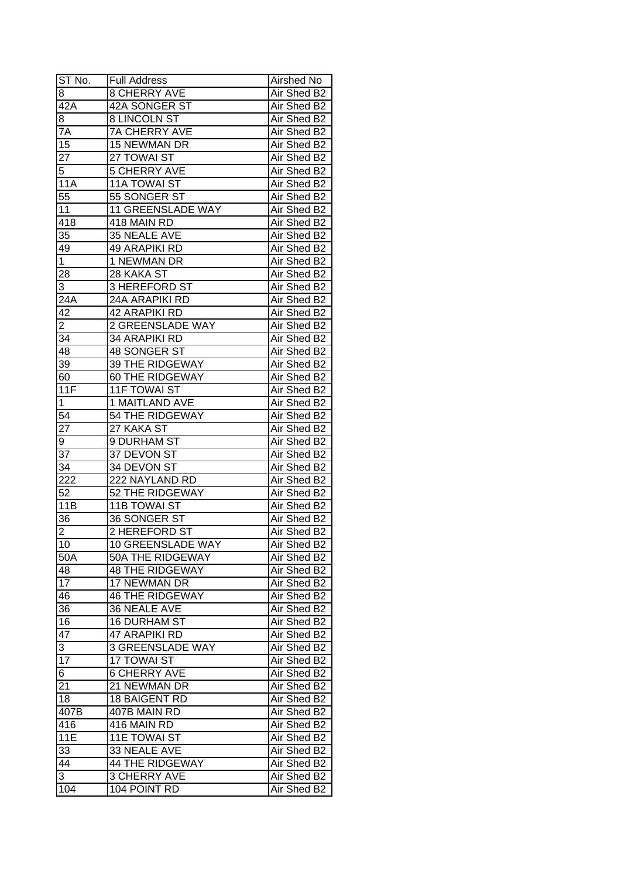| ST No. | Full Address | Airshed No |
|---|---|---|
| 8 | 8 CHERRY AVE | Air Shed B2 |
| 42A | 42A SONGER ST | Air Shed B2 |
| 8 | 8 LINCOLN ST | Air Shed B2 |
| 7A | 7A CHERRY AVE | Air Shed B2 |
| 15 | 15 NEWMAN DR | Air Shed B2 |
| 27 | 27 TOWAI ST | Air Shed B2 |
| 5 | 5 CHERRY AVE | Air Shed B2 |
| 11A | 11A TOWAI ST | Air Shed B2 |
| 55 | 55 SONGER ST | Air Shed B2 |
| 11 | 11 GREENSLADE WAY | Air Shed B2 |
| 418 | 418 MAIN RD | Air Shed B2 |
| 35 | 35 NEALE AVE | Air Shed B2 |
| 49 | 49 ARAPIKI RD | Air Shed B2 |
| 1 | 1 NEWMAN DR | Air Shed B2 |
| 28 | 28 KAKA ST | Air Shed B2 |
| 3 | 3 HEREFORD ST | Air Shed B2 |
| 24A | 24A ARAPIKI RD | Air Shed B2 |
| 42 | 42 ARAPIKI RD | Air Shed B2 |
| 2 | 2 GREENSLADE WAY | Air Shed B2 |
| 34 | 34 ARAPIKI RD | Air Shed B2 |
| 48 | 48 SONGER ST | Air Shed B2 |
| 39 | 39 THE RIDGEWAY | Air Shed B2 |
| 60 | 60 THE RIDGEWAY | Air Shed B2 |
| 11F | 11F TOWAI ST | Air Shed B2 |
| 1 | 1 MAITLAND AVE | Air Shed B2 |
| 54 | 54 THE RIDGEWAY | Air Shed B2 |
| 27 | 27 KAKA ST | Air Shed B2 |
| 9 | 9 DURHAM ST | Air Shed B2 |
| 37 | 37 DEVON ST | Air Shed B2 |
| 34 | 34 DEVON ST | Air Shed B2 |
| 222 | 222 NAYLAND RD | Air Shed B2 |
| 52 | 52 THE RIDGEWAY | Air Shed B2 |
| 11B | 11B TOWAI ST | Air Shed B2 |
| 36 | 36 SONGER ST | Air Shed B2 |
| 2 | 2 HEREFORD ST | Air Shed B2 |
| 10 | 10 GREENSLADE WAY | Air Shed B2 |
| 50A | 50A THE RIDGEWAY | Air Shed B2 |
| 48 | 48 THE RIDGEWAY | Air Shed B2 |
| 17 | 17 NEWMAN DR | Air Shed B2 |
| 46 | 46 THE RIDGEWAY | Air Shed B2 |
| 36 | 36 NEALE AVE | Air Shed B2 |
| 16 | 16 DURHAM ST | Air Shed B2 |
| 47 | 47 ARAPIKI RD | Air Shed B2 |
| 3 | 3 GREENSLADE WAY | Air Shed B2 |
| 17 | 17 TOWAI ST | Air Shed B2 |
| 6 | 6 CHERRY AVE | Air Shed B2 |
| 21 | 21 NEWMAN DR | Air Shed B2 |
| 18 | 18 BAIGENT RD | Air Shed B2 |
| 407B | 407B MAIN RD | Air Shed B2 |
| 416 | 416 MAIN RD | Air Shed B2 |
| 11E | 11E TOWAI ST | Air Shed B2 |
| 33 | 33 NEALE AVE | Air Shed B2 |
| 44 | 44 THE RIDGEWAY | Air Shed B2 |
| 3 | 3 CHERRY AVE | Air Shed B2 |
| 104 | 104 POINT RD | Air Shed B2 |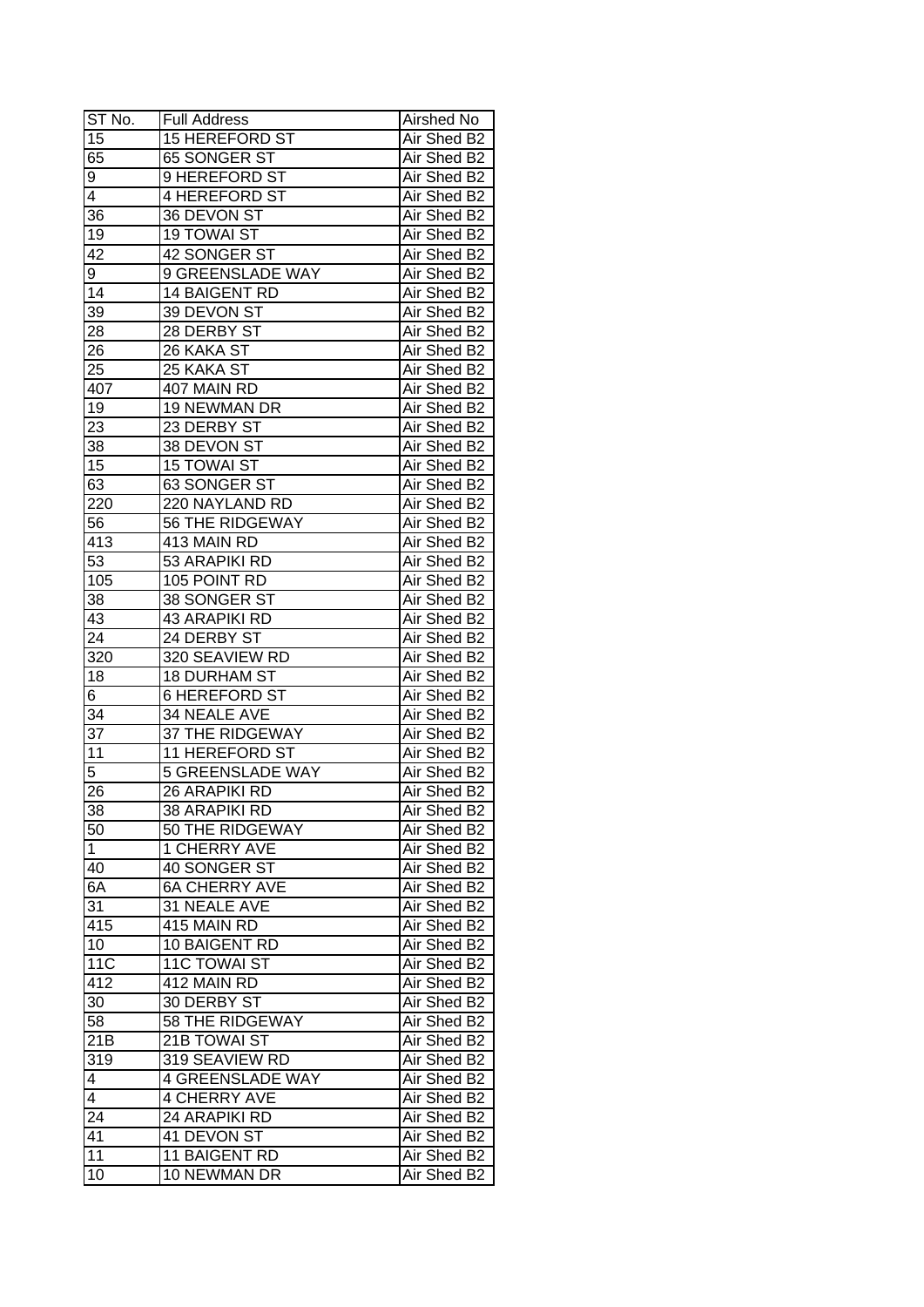| ST No. | Full Address | Airshed No |
|---|---|---|
| 15 | 15 HEREFORD ST | Air Shed B2 |
| 65 | 65 SONGER ST | Air Shed B2 |
| 9 | 9 HEREFORD ST | Air Shed B2 |
| 4 | 4 HEREFORD ST | Air Shed B2 |
| 36 | 36 DEVON ST | Air Shed B2 |
| 19 | 19 TOWAI ST | Air Shed B2 |
| 42 | 42 SONGER ST | Air Shed B2 |
| 9 | 9 GREENSLADE WAY | Air Shed B2 |
| 14 | 14 BAIGENT RD | Air Shed B2 |
| 39 | 39 DEVON ST | Air Shed B2 |
| 28 | 28 DERBY ST | Air Shed B2 |
| 26 | 26 KAKA ST | Air Shed B2 |
| 25 | 25 KAKA ST | Air Shed B2 |
| 407 | 407 MAIN RD | Air Shed B2 |
| 19 | 19 NEWMAN DR | Air Shed B2 |
| 23 | 23 DERBY ST | Air Shed B2 |
| 38 | 38 DEVON ST | Air Shed B2 |
| 15 | 15 TOWAI ST | Air Shed B2 |
| 63 | 63 SONGER ST | Air Shed B2 |
| 220 | 220 NAYLAND RD | Air Shed B2 |
| 56 | 56 THE RIDGEWAY | Air Shed B2 |
| 413 | 413 MAIN RD | Air Shed B2 |
| 53 | 53 ARAPIKI RD | Air Shed B2 |
| 105 | 105 POINT RD | Air Shed B2 |
| 38 | 38 SONGER ST | Air Shed B2 |
| 43 | 43 ARAPIKI RD | Air Shed B2 |
| 24 | 24 DERBY ST | Air Shed B2 |
| 320 | 320 SEAVIEW RD | Air Shed B2 |
| 18 | 18 DURHAM ST | Air Shed B2 |
| 6 | 6 HEREFORD ST | Air Shed B2 |
| 34 | 34 NEALE AVE | Air Shed B2 |
| 37 | 37 THE RIDGEWAY | Air Shed B2 |
| 11 | 11 HEREFORD ST | Air Shed B2 |
| 5 | 5 GREENSLADE WAY | Air Shed B2 |
| 26 | 26 ARAPIKI RD | Air Shed B2 |
| 38 | 38 ARAPIKI RD | Air Shed B2 |
| 50 | 50 THE RIDGEWAY | Air Shed B2 |
| 1 | 1 CHERRY AVE | Air Shed B2 |
| 40 | 40 SONGER ST | Air Shed B2 |
| 6A | 6A CHERRY AVE | Air Shed B2 |
| 31 | 31 NEALE AVE | Air Shed B2 |
| 415 | 415 MAIN RD | Air Shed B2 |
| 10 | 10 BAIGENT RD | Air Shed B2 |
| 11C | 11C TOWAI ST | Air Shed B2 |
| 412 | 412 MAIN RD | Air Shed B2 |
| 30 | 30 DERBY ST | Air Shed B2 |
| 58 | 58 THE RIDGEWAY | Air Shed B2 |
| 21B | 21B TOWAI ST | Air Shed B2 |
| 319 | 319 SEAVIEW RD | Air Shed B2 |
| 4 | 4 GREENSLADE WAY | Air Shed B2 |
| 4 | 4 CHERRY AVE | Air Shed B2 |
| 24 | 24 ARAPIKI RD | Air Shed B2 |
| 41 | 41 DEVON ST | Air Shed B2 |
| 11 | 11 BAIGENT RD | Air Shed B2 |
| 10 | 10 NEWMAN DR | Air Shed B2 |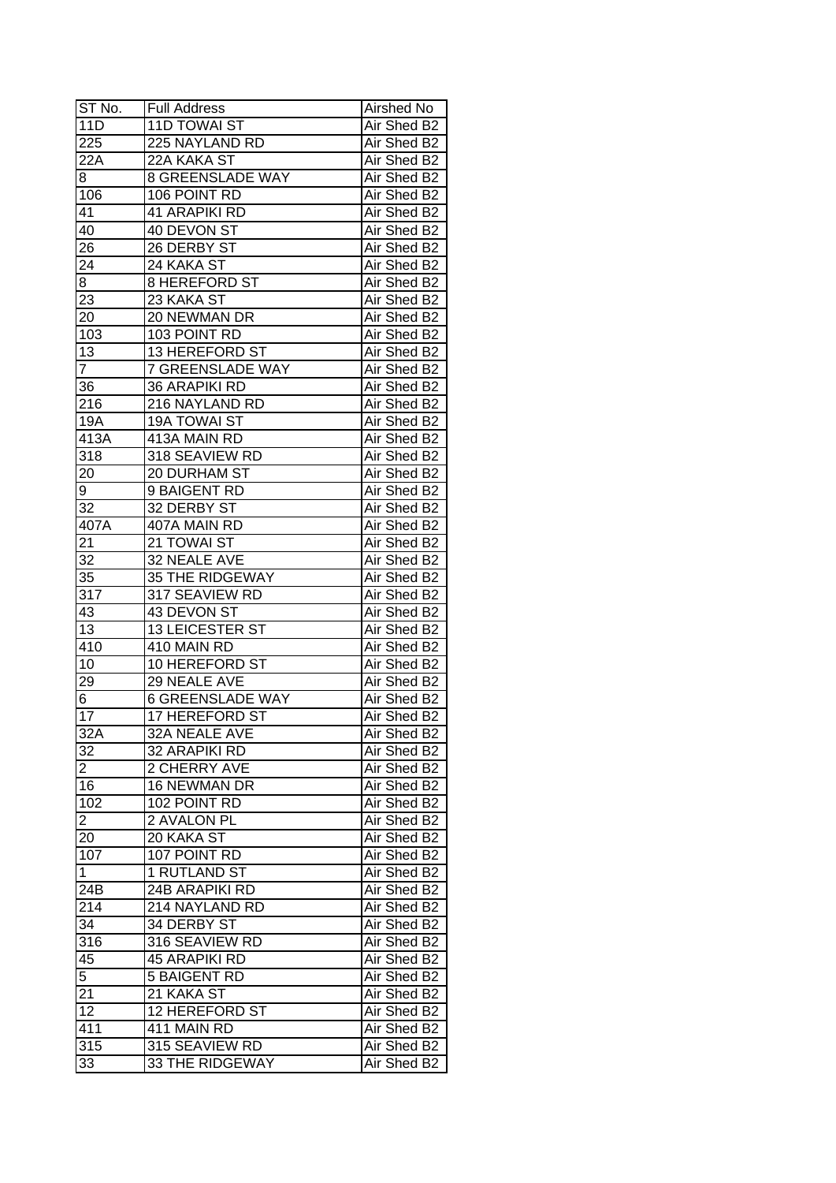| ST No. | Full Address | Airshed No |
|---|---|---|
| 11D | 11D TOWAI ST | Air Shed B2 |
| 225 | 225 NAYLAND RD | Air Shed B2 |
| 22A | 22A KAKA ST | Air Shed B2 |
| 8 | 8 GREENSLADE WAY | Air Shed B2 |
| 106 | 106 POINT RD | Air Shed B2 |
| 41 | 41 ARAPIKI RD | Air Shed B2 |
| 40 | 40 DEVON ST | Air Shed B2 |
| 26 | 26 DERBY ST | Air Shed B2 |
| 24 | 24 KAKA ST | Air Shed B2 |
| 8 | 8 HEREFORD ST | Air Shed B2 |
| 23 | 23 KAKA ST | Air Shed B2 |
| 20 | 20 NEWMAN DR | Air Shed B2 |
| 103 | 103 POINT RD | Air Shed B2 |
| 13 | 13 HEREFORD ST | Air Shed B2 |
| 7 | 7 GREENSLADE WAY | Air Shed B2 |
| 36 | 36 ARAPIKI RD | Air Shed B2 |
| 216 | 216 NAYLAND RD | Air Shed B2 |
| 19A | 19A TOWAI ST | Air Shed B2 |
| 413A | 413A MAIN RD | Air Shed B2 |
| 318 | 318 SEAVIEW RD | Air Shed B2 |
| 20 | 20 DURHAM ST | Air Shed B2 |
| 9 | 9 BAIGENT RD | Air Shed B2 |
| 32 | 32 DERBY ST | Air Shed B2 |
| 407A | 407A MAIN RD | Air Shed B2 |
| 21 | 21 TOWAI ST | Air Shed B2 |
| 32 | 32 NEALE AVE | Air Shed B2 |
| 35 | 35 THE RIDGEWAY | Air Shed B2 |
| 317 | 317 SEAVIEW RD | Air Shed B2 |
| 43 | 43 DEVON ST | Air Shed B2 |
| 13 | 13 LEICESTER ST | Air Shed B2 |
| 410 | 410 MAIN RD | Air Shed B2 |
| 10 | 10 HEREFORD ST | Air Shed B2 |
| 29 | 29 NEALE AVE | Air Shed B2 |
| 6 | 6 GREENSLADE WAY | Air Shed B2 |
| 17 | 17 HEREFORD ST | Air Shed B2 |
| 32A | 32A NEALE AVE | Air Shed B2 |
| 32 | 32 ARAPIKI RD | Air Shed B2 |
| 2 | 2 CHERRY AVE | Air Shed B2 |
| 16 | 16 NEWMAN DR | Air Shed B2 |
| 102 | 102 POINT RD | Air Shed B2 |
| 2 | 2 AVALON PL | Air Shed B2 |
| 20 | 20 KAKA ST | Air Shed B2 |
| 107 | 107 POINT RD | Air Shed B2 |
| 1 | 1 RUTLAND ST | Air Shed B2 |
| 24B | 24B ARAPIKI RD | Air Shed B2 |
| 214 | 214 NAYLAND RD | Air Shed B2 |
| 34 | 34 DERBY ST | Air Shed B2 |
| 316 | 316 SEAVIEW RD | Air Shed B2 |
| 45 | 45 ARAPIKI RD | Air Shed B2 |
| 5 | 5 BAIGENT RD | Air Shed B2 |
| 21 | 21 KAKA ST | Air Shed B2 |
| 12 | 12 HEREFORD ST | Air Shed B2 |
| 411 | 411 MAIN RD | Air Shed B2 |
| 315 | 315 SEAVIEW RD | Air Shed B2 |
| 33 | 33 THE RIDGEWAY | Air Shed B2 |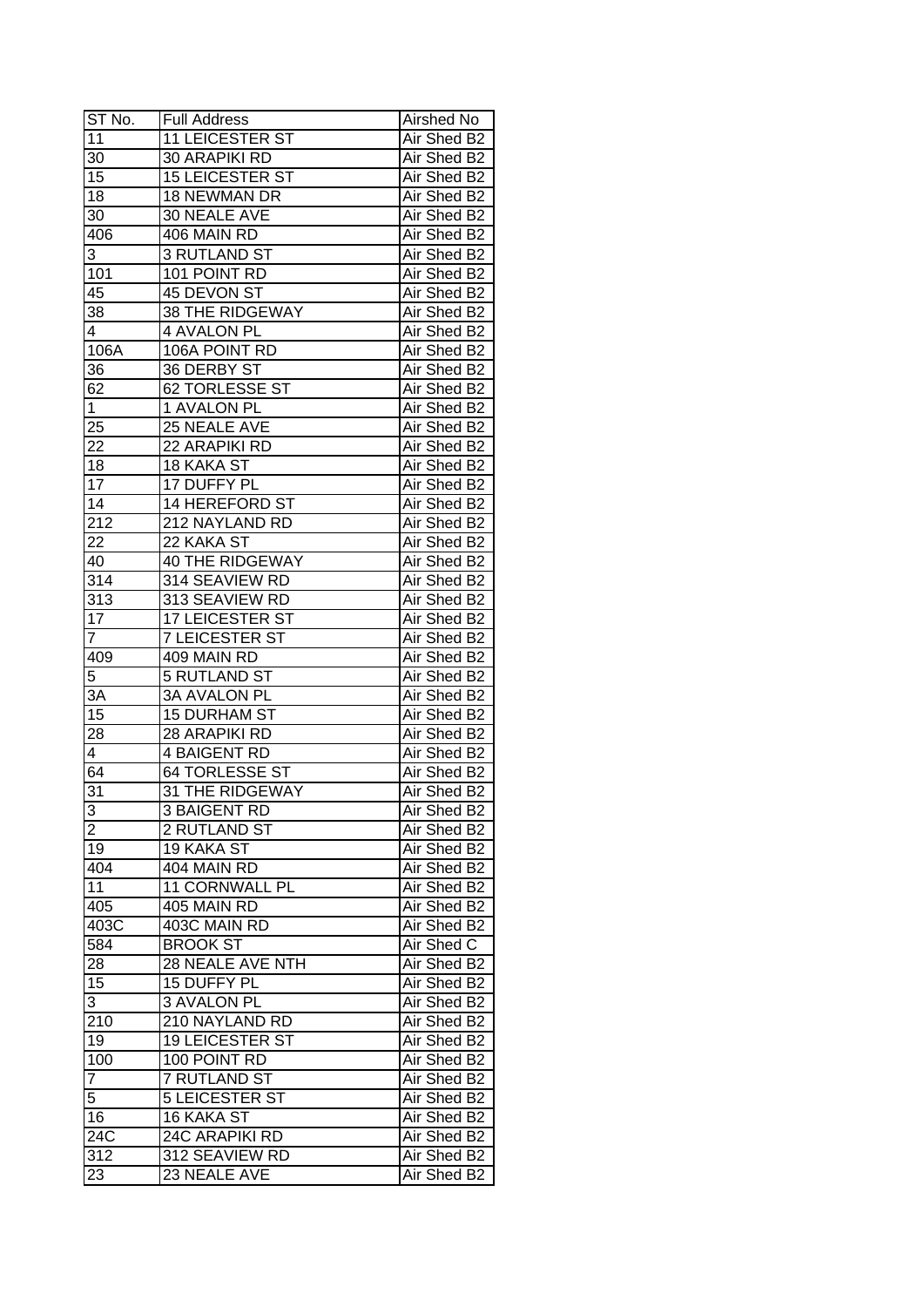| ST No. | Full Address | Airshed No |
| --- | --- | --- |
| 11 | 11 LEICESTER ST | Air Shed B2 |
| 30 | 30 ARAPIKI RD | Air Shed B2 |
| 15 | 15 LEICESTER ST | Air Shed B2 |
| 18 | 18 NEWMAN DR | Air Shed B2 |
| 30 | 30 NEALE AVE | Air Shed B2 |
| 406 | 406 MAIN RD | Air Shed B2 |
| 3 | 3 RUTLAND ST | Air Shed B2 |
| 101 | 101 POINT RD | Air Shed B2 |
| 45 | 45 DEVON ST | Air Shed B2 |
| 38 | 38 THE RIDGEWAY | Air Shed B2 |
| 4 | 4 AVALON PL | Air Shed B2 |
| 106A | 106A POINT RD | Air Shed B2 |
| 36 | 36 DERBY ST | Air Shed B2 |
| 62 | 62 TORLESSE ST | Air Shed B2 |
| 1 | 1 AVALON PL | Air Shed B2 |
| 25 | 25 NEALE AVE | Air Shed B2 |
| 22 | 22 ARAPIKI RD | Air Shed B2 |
| 18 | 18 KAKA ST | Air Shed B2 |
| 17 | 17 DUFFY PL | Air Shed B2 |
| 14 | 14 HEREFORD ST | Air Shed B2 |
| 212 | 212 NAYLAND RD | Air Shed B2 |
| 22 | 22 KAKA ST | Air Shed B2 |
| 40 | 40 THE RIDGEWAY | Air Shed B2 |
| 314 | 314 SEAVIEW RD | Air Shed B2 |
| 313 | 313 SEAVIEW RD | Air Shed B2 |
| 17 | 17 LEICESTER ST | Air Shed B2 |
| 7 | 7 LEICESTER ST | Air Shed B2 |
| 409 | 409 MAIN RD | Air Shed B2 |
| 5 | 5 RUTLAND ST | Air Shed B2 |
| 3A | 3A AVALON PL | Air Shed B2 |
| 15 | 15 DURHAM ST | Air Shed B2 |
| 28 | 28 ARAPIKI RD | Air Shed B2 |
| 4 | 4 BAIGENT RD | Air Shed B2 |
| 64 | 64 TORLESSE ST | Air Shed B2 |
| 31 | 31 THE RIDGEWAY | Air Shed B2 |
| 3 | 3 BAIGENT RD | Air Shed B2 |
| 2 | 2 RUTLAND ST | Air Shed B2 |
| 19 | 19 KAKA ST | Air Shed B2 |
| 404 | 404 MAIN RD | Air Shed B2 |
| 11 | 11 CORNWALL PL | Air Shed B2 |
| 405 | 405 MAIN RD | Air Shed B2 |
| 403C | 403C MAIN RD | Air Shed B2 |
| 584 | BROOK ST | Air Shed C |
| 28 | 28 NEALE AVE NTH | Air Shed B2 |
| 15 | 15 DUFFY PL | Air Shed B2 |
| 3 | 3 AVALON PL | Air Shed B2 |
| 210 | 210 NAYLAND RD | Air Shed B2 |
| 19 | 19 LEICESTER ST | Air Shed B2 |
| 100 | 100 POINT RD | Air Shed B2 |
| 7 | 7 RUTLAND ST | Air Shed B2 |
| 5 | 5 LEICESTER ST | Air Shed B2 |
| 16 | 16 KAKA ST | Air Shed B2 |
| 24C | 24C ARAPIKI RD | Air Shed B2 |
| 312 | 312 SEAVIEW RD | Air Shed B2 |
| 23 | 23 NEALE AVE | Air Shed B2 |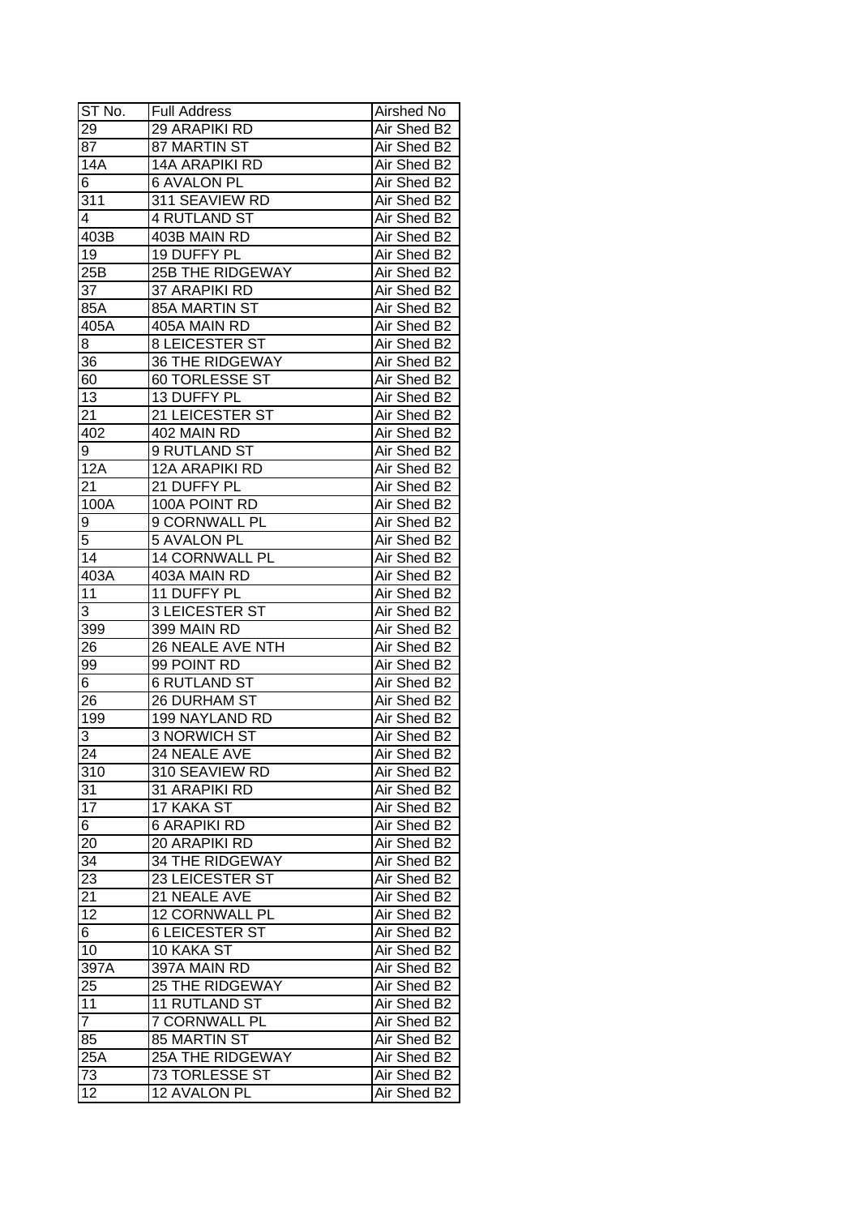| ST No. | Full Address | Airshed No |
| --- | --- | --- |
| 29 | 29 ARAPIKI RD | Air Shed B2 |
| 87 | 87 MARTIN ST | Air Shed B2 |
| 14A | 14A ARAPIKI RD | Air Shed B2 |
| 6 | 6 AVALON PL | Air Shed B2 |
| 311 | 311 SEAVIEW RD | Air Shed B2 |
| 4 | 4 RUTLAND ST | Air Shed B2 |
| 403B | 403B MAIN RD | Air Shed B2 |
| 19 | 19 DUFFY PL | Air Shed B2 |
| 25B | 25B THE RIDGEWAY | Air Shed B2 |
| 37 | 37 ARAPIKI RD | Air Shed B2 |
| 85A | 85A MARTIN ST | Air Shed B2 |
| 405A | 405A MAIN RD | Air Shed B2 |
| 8 | 8 LEICESTER ST | Air Shed B2 |
| 36 | 36 THE RIDGEWAY | Air Shed B2 |
| 60 | 60 TORLESSE ST | Air Shed B2 |
| 13 | 13 DUFFY PL | Air Shed B2 |
| 21 | 21 LEICESTER ST | Air Shed B2 |
| 402 | 402 MAIN RD | Air Shed B2 |
| 9 | 9 RUTLAND ST | Air Shed B2 |
| 12A | 12A ARAPIKI RD | Air Shed B2 |
| 21 | 21 DUFFY PL | Air Shed B2 |
| 100A | 100A POINT RD | Air Shed B2 |
| 9 | 9 CORNWALL PL | Air Shed B2 |
| 5 | 5 AVALON PL | Air Shed B2 |
| 14 | 14 CORNWALL PL | Air Shed B2 |
| 403A | 403A MAIN RD | Air Shed B2 |
| 11 | 11 DUFFY PL | Air Shed B2 |
| 3 | 3 LEICESTER ST | Air Shed B2 |
| 399 | 399 MAIN RD | Air Shed B2 |
| 26 | 26 NEALE AVE NTH | Air Shed B2 |
| 99 | 99 POINT RD | Air Shed B2 |
| 6 | 6 RUTLAND ST | Air Shed B2 |
| 26 | 26 DURHAM ST | Air Shed B2 |
| 199 | 199 NAYLAND RD | Air Shed B2 |
| 3 | 3 NORWICH ST | Air Shed B2 |
| 24 | 24 NEALE AVE | Air Shed B2 |
| 310 | 310 SEAVIEW RD | Air Shed B2 |
| 31 | 31 ARAPIKI RD | Air Shed B2 |
| 17 | 17 KAKA ST | Air Shed B2 |
| 6 | 6 ARAPIKI RD | Air Shed B2 |
| 20 | 20 ARAPIKI RD | Air Shed B2 |
| 34 | 34 THE RIDGEWAY | Air Shed B2 |
| 23 | 23 LEICESTER ST | Air Shed B2 |
| 21 | 21 NEALE AVE | Air Shed B2 |
| 12 | 12 CORNWALL PL | Air Shed B2 |
| 6 | 6 LEICESTER ST | Air Shed B2 |
| 10 | 10 KAKA ST | Air Shed B2 |
| 397A | 397A MAIN RD | Air Shed B2 |
| 25 | 25 THE RIDGEWAY | Air Shed B2 |
| 11 | 11 RUTLAND ST | Air Shed B2 |
| 7 | 7 CORNWALL PL | Air Shed B2 |
| 85 | 85 MARTIN ST | Air Shed B2 |
| 25A | 25A THE RIDGEWAY | Air Shed B2 |
| 73 | 73 TORLESSE ST | Air Shed B2 |
| 12 | 12 AVALON PL | Air Shed B2 |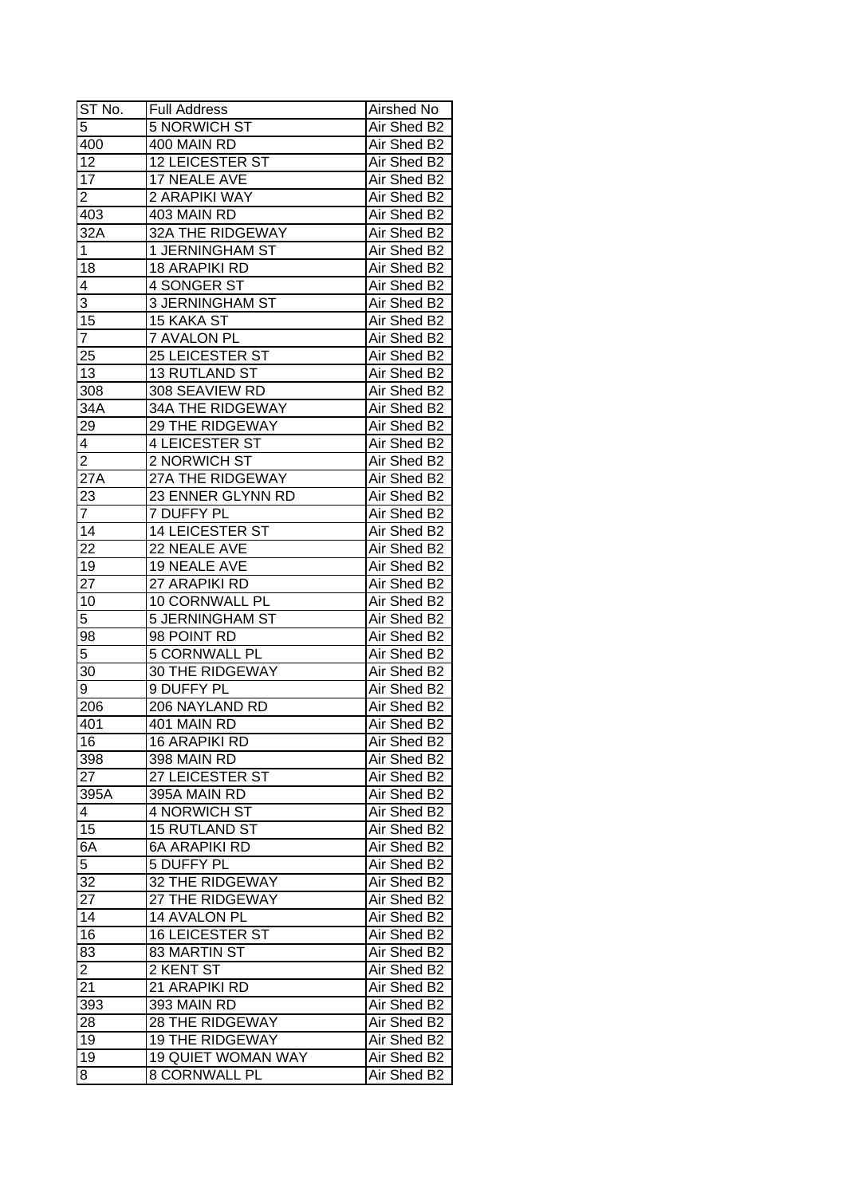| ST No. | Full Address | Airshed No |
| --- | --- | --- |
| 5 | 5 NORWICH ST | Air Shed B2 |
| 400 | 400 MAIN RD | Air Shed B2 |
| 12 | 12 LEICESTER ST | Air Shed B2 |
| 17 | 17 NEALE AVE | Air Shed B2 |
| 2 | 2 ARAPIKI WAY | Air Shed B2 |
| 403 | 403 MAIN RD | Air Shed B2 |
| 32A | 32A THE RIDGEWAY | Air Shed B2 |
| 1 | 1 JERNINGHAM ST | Air Shed B2 |
| 18 | 18 ARAPIKI RD | Air Shed B2 |
| 4 | 4 SONGER ST | Air Shed B2 |
| 3 | 3 JERNINGHAM ST | Air Shed B2 |
| 15 | 15 KAKA ST | Air Shed B2 |
| 7 | 7 AVALON PL | Air Shed B2 |
| 25 | 25 LEICESTER ST | Air Shed B2 |
| 13 | 13 RUTLAND ST | Air Shed B2 |
| 308 | 308 SEAVIEW RD | Air Shed B2 |
| 34A | 34A THE RIDGEWAY | Air Shed B2 |
| 29 | 29 THE RIDGEWAY | Air Shed B2 |
| 4 | 4 LEICESTER ST | Air Shed B2 |
| 2 | 2 NORWICH ST | Air Shed B2 |
| 27A | 27A THE RIDGEWAY | Air Shed B2 |
| 23 | 23 ENNER GLYNN RD | Air Shed B2 |
| 7 | 7 DUFFY PL | Air Shed B2 |
| 14 | 14 LEICESTER ST | Air Shed B2 |
| 22 | 22 NEALE AVE | Air Shed B2 |
| 19 | 19 NEALE AVE | Air Shed B2 |
| 27 | 27 ARAPIKI RD | Air Shed B2 |
| 10 | 10 CORNWALL PL | Air Shed B2 |
| 5 | 5 JERNINGHAM ST | Air Shed B2 |
| 98 | 98 POINT RD | Air Shed B2 |
| 5 | 5 CORNWALL PL | Air Shed B2 |
| 30 | 30 THE RIDGEWAY | Air Shed B2 |
| 9 | 9 DUFFY PL | Air Shed B2 |
| 206 | 206 NAYLAND RD | Air Shed B2 |
| 401 | 401 MAIN RD | Air Shed B2 |
| 16 | 16 ARAPIKI RD | Air Shed B2 |
| 398 | 398 MAIN RD | Air Shed B2 |
| 27 | 27 LEICESTER ST | Air Shed B2 |
| 395A | 395A MAIN RD | Air Shed B2 |
| 4 | 4 NORWICH ST | Air Shed B2 |
| 15 | 15 RUTLAND ST | Air Shed B2 |
| 6A | 6A ARAPIKI RD | Air Shed B2 |
| 5 | 5 DUFFY PL | Air Shed B2 |
| 32 | 32 THE RIDGEWAY | Air Shed B2 |
| 27 | 27 THE RIDGEWAY | Air Shed B2 |
| 14 | 14 AVALON PL | Air Shed B2 |
| 16 | 16 LEICESTER ST | Air Shed B2 |
| 83 | 83 MARTIN ST | Air Shed B2 |
| 2 | 2 KENT ST | Air Shed B2 |
| 21 | 21 ARAPIKI RD | Air Shed B2 |
| 393 | 393 MAIN RD | Air Shed B2 |
| 28 | 28 THE RIDGEWAY | Air Shed B2 |
| 19 | 19 THE RIDGEWAY | Air Shed B2 |
| 19 | 19 QUIET WOMAN WAY | Air Shed B2 |
| 8 | 8 CORNWALL PL | Air Shed B2 |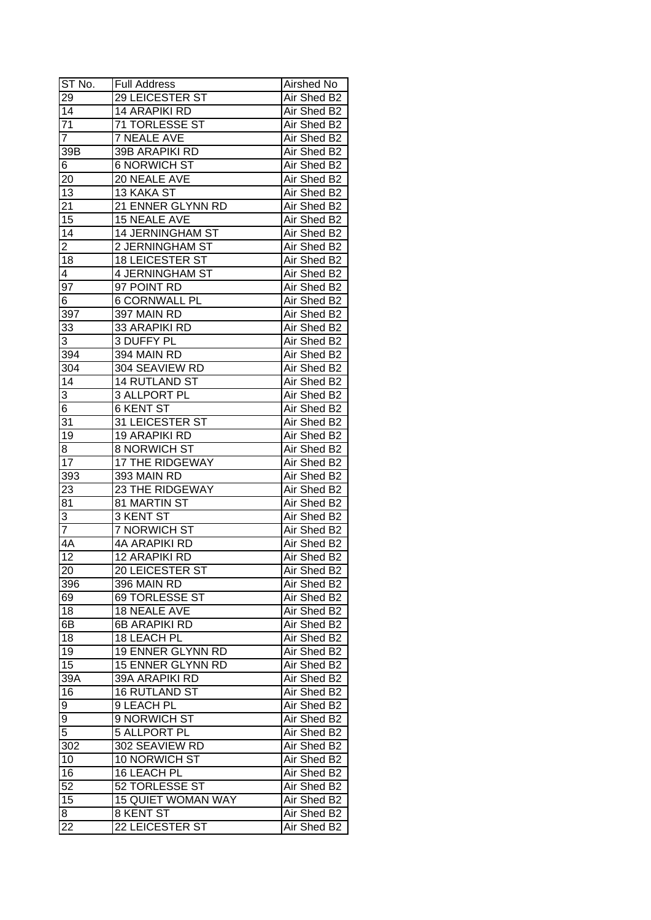| ST No. | Full Address | Airshed No |
|---|---|---|
| 29 | 29 LEICESTER ST | Air Shed B2 |
| 14 | 14 ARAPIKI RD | Air Shed B2 |
| 71 | 71 TORLESSE ST | Air Shed B2 |
| 7 | 7 NEALE AVE | Air Shed B2 |
| 39B | 39B ARAPIKI RD | Air Shed B2 |
| 6 | 6 NORWICH ST | Air Shed B2 |
| 20 | 20 NEALE AVE | Air Shed B2 |
| 13 | 13 KAKA ST | Air Shed B2 |
| 21 | 21 ENNER GLYNN RD | Air Shed B2 |
| 15 | 15 NEALE AVE | Air Shed B2 |
| 14 | 14 JERNINGHAM ST | Air Shed B2 |
| 2 | 2 JERNINGHAM ST | Air Shed B2 |
| 18 | 18 LEICESTER ST | Air Shed B2 |
| 4 | 4 JERNINGHAM ST | Air Shed B2 |
| 97 | 97 POINT RD | Air Shed B2 |
| 6 | 6 CORNWALL PL | Air Shed B2 |
| 397 | 397 MAIN RD | Air Shed B2 |
| 33 | 33 ARAPIKI RD | Air Shed B2 |
| 3 | 3 DUFFY PL | Air Shed B2 |
| 394 | 394 MAIN RD | Air Shed B2 |
| 304 | 304 SEAVIEW RD | Air Shed B2 |
| 14 | 14 RUTLAND ST | Air Shed B2 |
| 3 | 3 ALLPORT PL | Air Shed B2 |
| 6 | 6 KENT ST | Air Shed B2 |
| 31 | 31 LEICESTER ST | Air Shed B2 |
| 19 | 19 ARAPIKI RD | Air Shed B2 |
| 8 | 8 NORWICH ST | Air Shed B2 |
| 17 | 17 THE RIDGEWAY | Air Shed B2 |
| 393 | 393 MAIN RD | Air Shed B2 |
| 23 | 23 THE RIDGEWAY | Air Shed B2 |
| 81 | 81 MARTIN ST | Air Shed B2 |
| 3 | 3 KENT ST | Air Shed B2 |
| 7 | 7 NORWICH ST | Air Shed B2 |
| 4A | 4A ARAPIKI RD | Air Shed B2 |
| 12 | 12 ARAPIKI RD | Air Shed B2 |
| 20 | 20 LEICESTER ST | Air Shed B2 |
| 396 | 396 MAIN RD | Air Shed B2 |
| 69 | 69 TORLESSE ST | Air Shed B2 |
| 18 | 18 NEALE AVE | Air Shed B2 |
| 6B | 6B ARAPIKI RD | Air Shed B2 |
| 18 | 18 LEACH PL | Air Shed B2 |
| 19 | 19 ENNER GLYNN RD | Air Shed B2 |
| 15 | 15 ENNER GLYNN RD | Air Shed B2 |
| 39A | 39A ARAPIKI RD | Air Shed B2 |
| 16 | 16 RUTLAND ST | Air Shed B2 |
| 9 | 9 LEACH PL | Air Shed B2 |
| 9 | 9 NORWICH ST | Air Shed B2 |
| 5 | 5 ALLPORT PL | Air Shed B2 |
| 302 | 302 SEAVIEW RD | Air Shed B2 |
| 10 | 10 NORWICH ST | Air Shed B2 |
| 16 | 16 LEACH PL | Air Shed B2 |
| 52 | 52 TORLESSE ST | Air Shed B2 |
| 15 | 15 QUIET WOMAN WAY | Air Shed B2 |
| 8 | 8 KENT ST | Air Shed B2 |
| 22 | 22 LEICESTER ST | Air Shed B2 |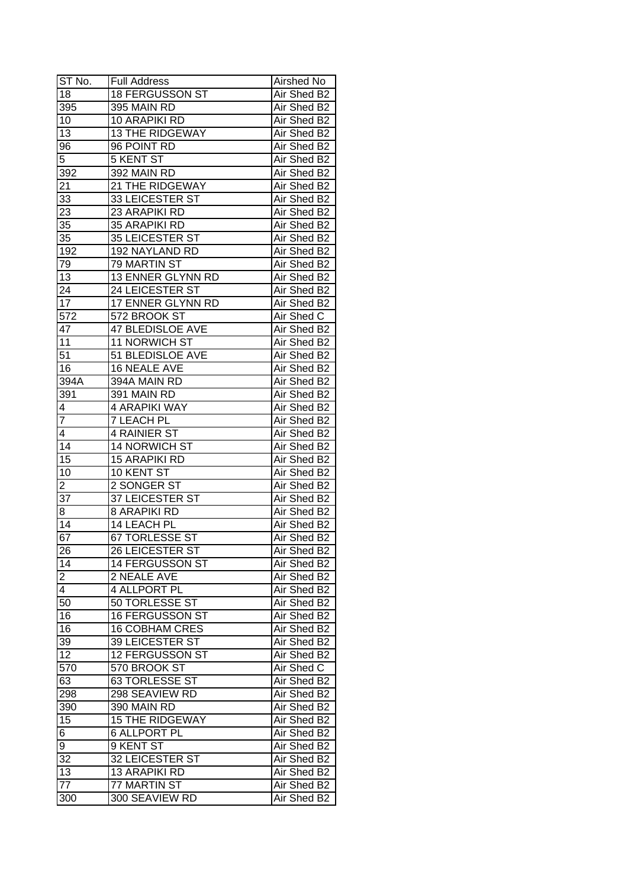| ST No. | Full Address | Airshed No |
| --- | --- | --- |
| 18 | 18 FERGUSSON ST | Air Shed B2 |
| 395 | 395 MAIN RD | Air Shed B2 |
| 10 | 10 ARAPIKI RD | Air Shed B2 |
| 13 | 13 THE RIDGEWAY | Air Shed B2 |
| 96 | 96 POINT RD | Air Shed B2 |
| 5 | 5 KENT ST | Air Shed B2 |
| 392 | 392 MAIN RD | Air Shed B2 |
| 21 | 21 THE RIDGEWAY | Air Shed B2 |
| 33 | 33 LEICESTER ST | Air Shed B2 |
| 23 | 23 ARAPIKI RD | Air Shed B2 |
| 35 | 35 ARAPIKI RD | Air Shed B2 |
| 35 | 35 LEICESTER ST | Air Shed B2 |
| 192 | 192 NAYLAND RD | Air Shed B2 |
| 79 | 79 MARTIN ST | Air Shed B2 |
| 13 | 13 ENNER GLYNN RD | Air Shed B2 |
| 24 | 24 LEICESTER ST | Air Shed B2 |
| 17 | 17 ENNER GLYNN RD | Air Shed B2 |
| 572 | 572 BROOK ST | Air Shed C |
| 47 | 47 BLEDISLOE AVE | Air Shed B2 |
| 11 | 11 NORWICH ST | Air Shed B2 |
| 51 | 51 BLEDISLOE AVE | Air Shed B2 |
| 16 | 16 NEALE AVE | Air Shed B2 |
| 394A | 394A MAIN RD | Air Shed B2 |
| 391 | 391 MAIN RD | Air Shed B2 |
| 4 | 4 ARAPIKI WAY | Air Shed B2 |
| 7 | 7 LEACH PL | Air Shed B2 |
| 4 | 4 RAINIER ST | Air Shed B2 |
| 14 | 14 NORWICH ST | Air Shed B2 |
| 15 | 15 ARAPIKI RD | Air Shed B2 |
| 10 | 10 KENT ST | Air Shed B2 |
| 2 | 2 SONGER ST | Air Shed B2 |
| 37 | 37 LEICESTER ST | Air Shed B2 |
| 8 | 8 ARAPIKI RD | Air Shed B2 |
| 14 | 14 LEACH PL | Air Shed B2 |
| 67 | 67 TORLESSE ST | Air Shed B2 |
| 26 | 26 LEICESTER ST | Air Shed B2 |
| 14 | 14 FERGUSSON ST | Air Shed B2 |
| 2 | 2 NEALE AVE | Air Shed B2 |
| 4 | 4 ALLPORT PL | Air Shed B2 |
| 50 | 50 TORLESSE ST | Air Shed B2 |
| 16 | 16 FERGUSSON ST | Air Shed B2 |
| 16 | 16 COBHAM CRES | Air Shed B2 |
| 39 | 39 LEICESTER ST | Air Shed B2 |
| 12 | 12 FERGUSSON ST | Air Shed B2 |
| 570 | 570 BROOK ST | Air Shed C |
| 63 | 63 TORLESSE ST | Air Shed B2 |
| 298 | 298 SEAVIEW RD | Air Shed B2 |
| 390 | 390 MAIN RD | Air Shed B2 |
| 15 | 15 THE RIDGEWAY | Air Shed B2 |
| 6 | 6 ALLPORT PL | Air Shed B2 |
| 9 | 9 KENT ST | Air Shed B2 |
| 32 | 32 LEICESTER ST | Air Shed B2 |
| 13 | 13 ARAPIKI RD | Air Shed B2 |
| 77 | 77 MARTIN ST | Air Shed B2 |
| 300 | 300 SEAVIEW RD | Air Shed B2 |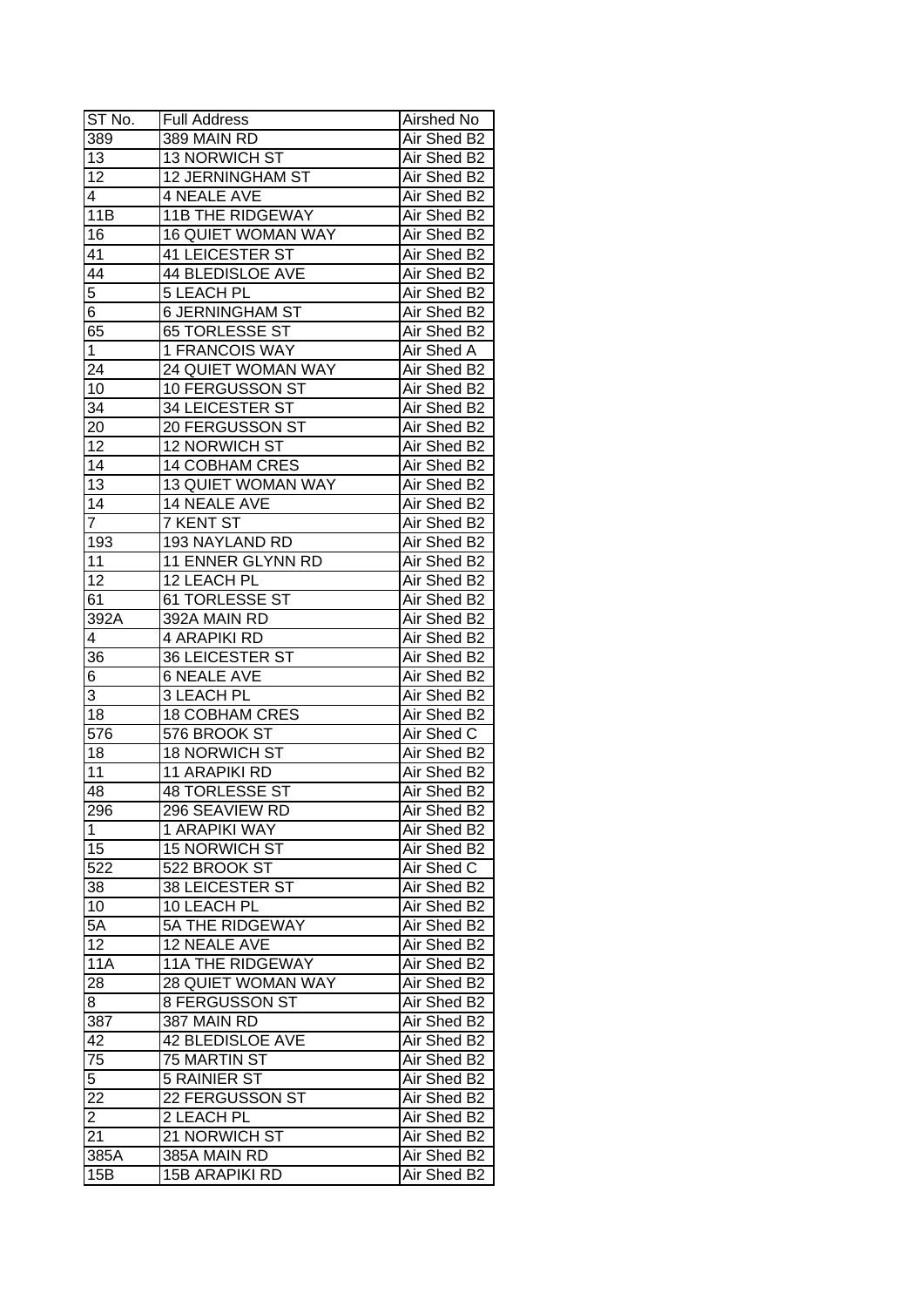| ST No. | Full Address | Airshed No |
|---|---|---|
| 389 | 389 MAIN RD | Air Shed B2 |
| 13 | 13 NORWICH ST | Air Shed B2 |
| 12 | 12 JERNINGHAM ST | Air Shed B2 |
| 4 | 4 NEALE AVE | Air Shed B2 |
| 11B | 11B THE RIDGEWAY | Air Shed B2 |
| 16 | 16 QUIET WOMAN WAY | Air Shed B2 |
| 41 | 41 LEICESTER ST | Air Shed B2 |
| 44 | 44 BLEDISLOE AVE | Air Shed B2 |
| 5 | 5 LEACH PL | Air Shed B2 |
| 6 | 6 JERNINGHAM ST | Air Shed B2 |
| 65 | 65 TORLESSE ST | Air Shed B2 |
| 1 | 1 FRANCOIS WAY | Air Shed A |
| 24 | 24 QUIET WOMAN WAY | Air Shed B2 |
| 10 | 10 FERGUSSON ST | Air Shed B2 |
| 34 | 34 LEICESTER ST | Air Shed B2 |
| 20 | 20 FERGUSSON ST | Air Shed B2 |
| 12 | 12 NORWICH ST | Air Shed B2 |
| 14 | 14 COBHAM CRES | Air Shed B2 |
| 13 | 13 QUIET WOMAN WAY | Air Shed B2 |
| 14 | 14 NEALE AVE | Air Shed B2 |
| 7 | 7 KENT ST | Air Shed B2 |
| 193 | 193 NAYLAND RD | Air Shed B2 |
| 11 | 11 ENNER GLYNN RD | Air Shed B2 |
| 12 | 12 LEACH PL | Air Shed B2 |
| 61 | 61 TORLESSE ST | Air Shed B2 |
| 392A | 392A MAIN RD | Air Shed B2 |
| 4 | 4 ARAPIKI RD | Air Shed B2 |
| 36 | 36 LEICESTER ST | Air Shed B2 |
| 6 | 6 NEALE AVE | Air Shed B2 |
| 3 | 3 LEACH PL | Air Shed B2 |
| 18 | 18 COBHAM CRES | Air Shed B2 |
| 576 | 576 BROOK ST | Air Shed C |
| 18 | 18 NORWICH ST | Air Shed B2 |
| 11 | 11 ARAPIKI RD | Air Shed B2 |
| 48 | 48 TORLESSE ST | Air Shed B2 |
| 296 | 296 SEAVIEW RD | Air Shed B2 |
| 1 | 1 ARAPIKI WAY | Air Shed B2 |
| 15 | 15 NORWICH ST | Air Shed B2 |
| 522 | 522 BROOK ST | Air Shed C |
| 38 | 38 LEICESTER ST | Air Shed B2 |
| 10 | 10 LEACH PL | Air Shed B2 |
| 5A | 5A THE RIDGEWAY | Air Shed B2 |
| 12 | 12 NEALE AVE | Air Shed B2 |
| 11A | 11A THE RIDGEWAY | Air Shed B2 |
| 28 | 28 QUIET WOMAN WAY | Air Shed B2 |
| 8 | 8 FERGUSSON ST | Air Shed B2 |
| 387 | 387 MAIN RD | Air Shed B2 |
| 42 | 42 BLEDISLOE AVE | Air Shed B2 |
| 75 | 75 MARTIN ST | Air Shed B2 |
| 5 | 5 RAINIER ST | Air Shed B2 |
| 22 | 22 FERGUSSON ST | Air Shed B2 |
| 2 | 2 LEACH PL | Air Shed B2 |
| 21 | 21 NORWICH ST | Air Shed B2 |
| 385A | 385A MAIN RD | Air Shed B2 |
| 15B | 15B ARAPIKI RD | Air Shed B2 |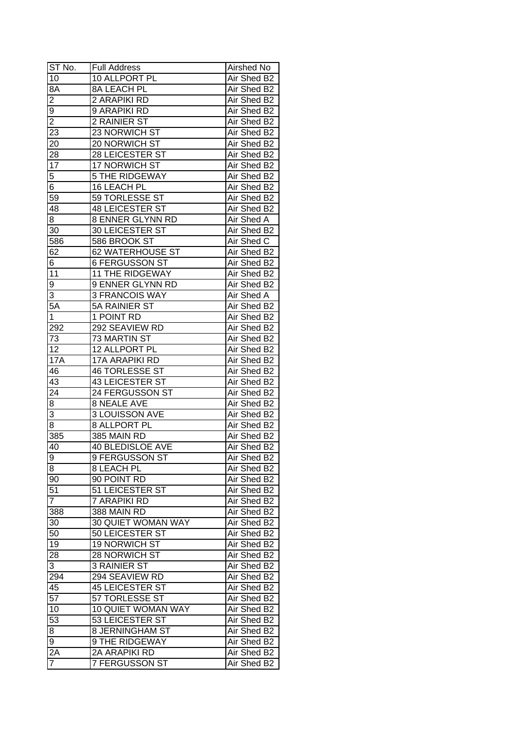| ST No. | Full Address | Airshed No |
|---|---|---|
| 10 | 10 ALLPORT PL | Air Shed B2 |
| 8A | 8A LEACH PL | Air Shed B2 |
| 2 | 2 ARAPIKI RD | Air Shed B2 |
| 9 | 9 ARAPIKI RD | Air Shed B2 |
| 2 | 2 RAINIER ST | Air Shed B2 |
| 23 | 23 NORWICH ST | Air Shed B2 |
| 20 | 20 NORWICH ST | Air Shed B2 |
| 28 | 28 LEICESTER ST | Air Shed B2 |
| 17 | 17 NORWICH ST | Air Shed B2 |
| 5 | 5 THE RIDGEWAY | Air Shed B2 |
| 6 | 16 LEACH PL | Air Shed B2 |
| 59 | 59 TORLESSE ST | Air Shed B2 |
| 48 | 48 LEICESTER ST | Air Shed B2 |
| 8 | 8 ENNER GLYNN RD | Air Shed A |
| 30 | 30 LEICESTER ST | Air Shed B2 |
| 586 | 586 BROOK ST | Air Shed C |
| 62 | 62 WATERHOUSE ST | Air Shed B2 |
| 6 | 6 FERGUSSON ST | Air Shed B2 |
| 11 | 11 THE RIDGEWAY | Air Shed B2 |
| 9 | 9 ENNER GLYNN RD | Air Shed B2 |
| 3 | 3 FRANCOIS WAY | Air Shed A |
| 5A | 5A RAINIER ST | Air Shed B2 |
| 1 | 1 POINT RD | Air Shed B2 |
| 292 | 292 SEAVIEW RD | Air Shed B2 |
| 73 | 73 MARTIN ST | Air Shed B2 |
| 12 | 12 ALLPORT PL | Air Shed B2 |
| 17A | 17A ARAPIKI RD | Air Shed B2 |
| 46 | 46 TORLESSE ST | Air Shed B2 |
| 43 | 43 LEICESTER ST | Air Shed B2 |
| 24 | 24 FERGUSSON ST | Air Shed B2 |
| 8 | 8 NEALE AVE | Air Shed B2 |
| 3 | 3 LOUISSON AVE | Air Shed B2 |
| 8 | 8 ALLPORT PL | Air Shed B2 |
| 385 | 385 MAIN RD | Air Shed B2 |
| 40 | 40 BLEDISLOE AVE | Air Shed B2 |
| 9 | 9 FERGUSSON ST | Air Shed B2 |
| 8 | 8 LEACH PL | Air Shed B2 |
| 90 | 90 POINT RD | Air Shed B2 |
| 51 | 51 LEICESTER ST | Air Shed B2 |
| 7 | 7 ARAPIKI RD | Air Shed B2 |
| 388 | 388 MAIN RD | Air Shed B2 |
| 30 | 30 QUIET WOMAN WAY | Air Shed B2 |
| 50 | 50 LEICESTER ST | Air Shed B2 |
| 19 | 19 NORWICH ST | Air Shed B2 |
| 28 | 28 NORWICH ST | Air Shed B2 |
| 3 | 3 RAINIER ST | Air Shed B2 |
| 294 | 294 SEAVIEW RD | Air Shed B2 |
| 45 | 45 LEICESTER ST | Air Shed B2 |
| 57 | 57 TORLESSE ST | Air Shed B2 |
| 10 | 10 QUIET WOMAN WAY | Air Shed B2 |
| 53 | 53 LEICESTER ST | Air Shed B2 |
| 8 | 8 JERNINGHAM ST | Air Shed B2 |
| 9 | 9 THE RIDGEWAY | Air Shed B2 |
| 2A | 2A ARAPIKI RD | Air Shed B2 |
| 7 | 7 FERGUSSON ST | Air Shed B2 |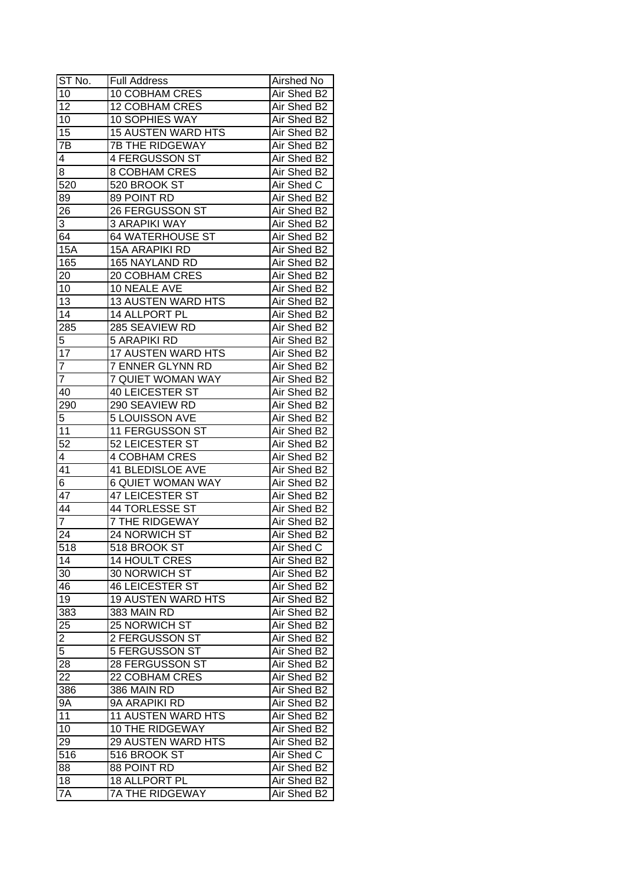| ST No. | Full Address | Airshed No |
|---|---|---|
| 10 | 10 COBHAM CRES | Air Shed B2 |
| 12 | 12 COBHAM CRES | Air Shed B2 |
| 10 | 10 SOPHIES WAY | Air Shed B2 |
| 15 | 15 AUSTEN WARD HTS | Air Shed B2 |
| 7B | 7B THE RIDGEWAY | Air Shed B2 |
| 4 | 4 FERGUSSON ST | Air Shed B2 |
| 8 | 8 COBHAM CRES | Air Shed B2 |
| 520 | 520 BROOK ST | Air Shed C |
| 89 | 89 POINT RD | Air Shed B2 |
| 26 | 26 FERGUSSON ST | Air Shed B2 |
| 3 | 3 ARAPIKI WAY | Air Shed B2 |
| 64 | 64 WATERHOUSE ST | Air Shed B2 |
| 15A | 15A ARAPIKI RD | Air Shed B2 |
| 165 | 165 NAYLAND RD | Air Shed B2 |
| 20 | 20 COBHAM CRES | Air Shed B2 |
| 10 | 10 NEALE AVE | Air Shed B2 |
| 13 | 13 AUSTEN WARD HTS | Air Shed B2 |
| 14 | 14 ALLPORT PL | Air Shed B2 |
| 285 | 285 SEAVIEW RD | Air Shed B2 |
| 5 | 5 ARAPIKI RD | Air Shed B2 |
| 17 | 17 AUSTEN WARD HTS | Air Shed B2 |
| 7 | 7 ENNER GLYNN RD | Air Shed B2 |
| 7 | 7 QUIET WOMAN WAY | Air Shed B2 |
| 40 | 40 LEICESTER ST | Air Shed B2 |
| 290 | 290 SEAVIEW RD | Air Shed B2 |
| 5 | 5 LOUISSON AVE | Air Shed B2 |
| 11 | 11 FERGUSSON ST | Air Shed B2 |
| 52 | 52 LEICESTER ST | Air Shed B2 |
| 4 | 4 COBHAM CRES | Air Shed B2 |
| 41 | 41 BLEDISLOE AVE | Air Shed B2 |
| 6 | 6 QUIET WOMAN WAY | Air Shed B2 |
| 47 | 47 LEICESTER ST | Air Shed B2 |
| 44 | 44 TORLESSE ST | Air Shed B2 |
| 7 | 7 THE RIDGEWAY | Air Shed B2 |
| 24 | 24 NORWICH ST | Air Shed B2 |
| 518 | 518 BROOK ST | Air Shed C |
| 14 | 14 HOULT CRES | Air Shed B2 |
| 30 | 30 NORWICH ST | Air Shed B2 |
| 46 | 46 LEICESTER ST | Air Shed B2 |
| 19 | 19 AUSTEN WARD HTS | Air Shed B2 |
| 383 | 383 MAIN RD | Air Shed B2 |
| 25 | 25 NORWICH ST | Air Shed B2 |
| 2 | 2 FERGUSSON ST | Air Shed B2 |
| 5 | 5 FERGUSSON ST | Air Shed B2 |
| 28 | 28 FERGUSSON ST | Air Shed B2 |
| 22 | 22 COBHAM CRES | Air Shed B2 |
| 386 | 386 MAIN RD | Air Shed B2 |
| 9A | 9A ARAPIKI RD | Air Shed B2 |
| 11 | 11 AUSTEN WARD HTS | Air Shed B2 |
| 10 | 10 THE RIDGEWAY | Air Shed B2 |
| 29 | 29 AUSTEN WARD HTS | Air Shed B2 |
| 516 | 516 BROOK ST | Air Shed C |
| 88 | 88 POINT RD | Air Shed B2 |
| 18 | 18 ALLPORT PL | Air Shed B2 |
| 7A | 7A THE RIDGEWAY | Air Shed B2 |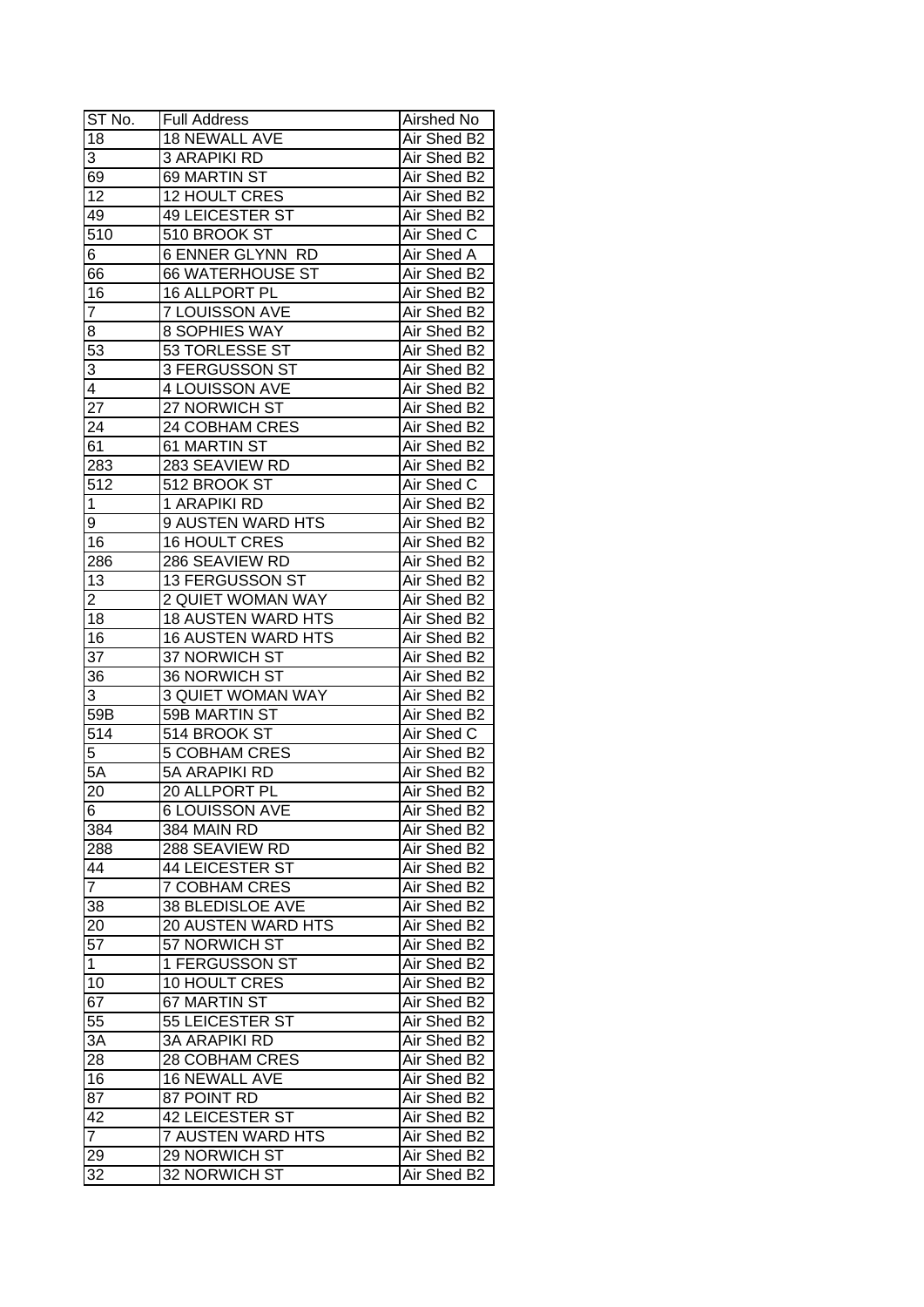| ST No. | Full Address | Airshed No |
|---|---|---|
| 18 | 18 NEWALL AVE | Air Shed B2 |
| 3 | 3 ARAPIKI RD | Air Shed B2 |
| 69 | 69 MARTIN ST | Air Shed B2 |
| 12 | 12 HOULT CRES | Air Shed B2 |
| 49 | 49 LEICESTER ST | Air Shed B2 |
| 510 | 510 BROOK ST | Air Shed C |
| 6 | 6 ENNER GLYNN RD | Air Shed A |
| 66 | 66 WATERHOUSE ST | Air Shed B2 |
| 16 | 16 ALLPORT PL | Air Shed B2 |
| 7 | 7 LOUISSON AVE | Air Shed B2 |
| 8 | 8 SOPHIES WAY | Air Shed B2 |
| 53 | 53 TORLESSE ST | Air Shed B2 |
| 3 | 3 FERGUSSON ST | Air Shed B2 |
| 4 | 4 LOUISSON AVE | Air Shed B2 |
| 27 | 27 NORWICH ST | Air Shed B2 |
| 24 | 24 COBHAM CRES | Air Shed B2 |
| 61 | 61 MARTIN ST | Air Shed B2 |
| 283 | 283 SEAVIEW RD | Air Shed B2 |
| 512 | 512 BROOK ST | Air Shed C |
| 1 | 1 ARAPIKI RD | Air Shed B2 |
| 9 | 9 AUSTEN WARD HTS | Air Shed B2 |
| 16 | 16 HOULT CRES | Air Shed B2 |
| 286 | 286 SEAVIEW RD | Air Shed B2 |
| 13 | 13 FERGUSSON ST | Air Shed B2 |
| 2 | 2 QUIET WOMAN WAY | Air Shed B2 |
| 18 | 18 AUSTEN WARD HTS | Air Shed B2 |
| 16 | 16 AUSTEN WARD HTS | Air Shed B2 |
| 37 | 37 NORWICH ST | Air Shed B2 |
| 36 | 36 NORWICH ST | Air Shed B2 |
| 3 | 3 QUIET WOMAN WAY | Air Shed B2 |
| 59B | 59B MARTIN ST | Air Shed B2 |
| 514 | 514 BROOK ST | Air Shed C |
| 5 | 5 COBHAM CRES | Air Shed B2 |
| 5A | 5A ARAPIKI RD | Air Shed B2 |
| 20 | 20 ALLPORT PL | Air Shed B2 |
| 6 | 6 LOUISSON AVE | Air Shed B2 |
| 384 | 384 MAIN RD | Air Shed B2 |
| 288 | 288 SEAVIEW RD | Air Shed B2 |
| 44 | 44 LEICESTER ST | Air Shed B2 |
| 7 | 7 COBHAM CRES | Air Shed B2 |
| 38 | 38 BLEDISLOE AVE | Air Shed B2 |
| 20 | 20 AUSTEN WARD HTS | Air Shed B2 |
| 57 | 57 NORWICH ST | Air Shed B2 |
| 1 | 1 FERGUSSON ST | Air Shed B2 |
| 10 | 10 HOULT CRES | Air Shed B2 |
| 67 | 67 MARTIN ST | Air Shed B2 |
| 55 | 55 LEICESTER ST | Air Shed B2 |
| 3A | 3A ARAPIKI RD | Air Shed B2 |
| 28 | 28 COBHAM CRES | Air Shed B2 |
| 16 | 16 NEWALL AVE | Air Shed B2 |
| 87 | 87 POINT RD | Air Shed B2 |
| 42 | 42 LEICESTER ST | Air Shed B2 |
| 7 | 7 AUSTEN WARD HTS | Air Shed B2 |
| 29 | 29 NORWICH ST | Air Shed B2 |
| 32 | 32 NORWICH ST | Air Shed B2 |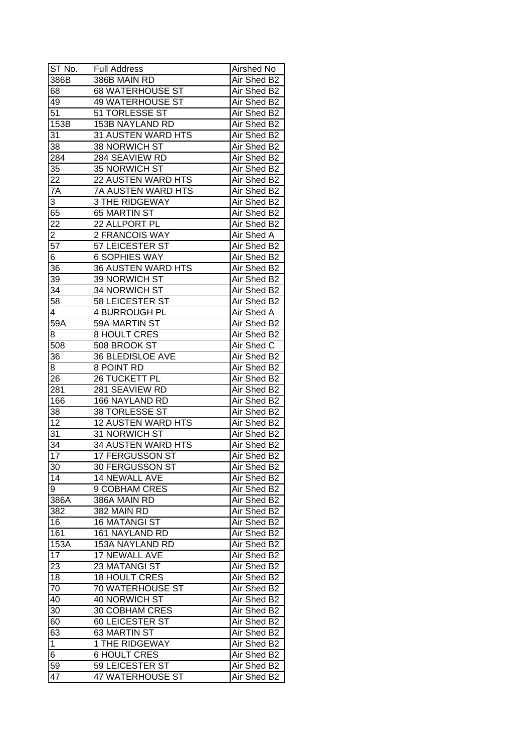| ST No. | Full Address | Airshed No |
|---|---|---|
| 386B | 386B MAIN RD | Air Shed B2 |
| 68 | 68 WATERHOUSE ST | Air Shed B2 |
| 49 | 49 WATERHOUSE ST | Air Shed B2 |
| 51 | 51 TORLESSE ST | Air Shed B2 |
| 153B | 153B NAYLAND RD | Air Shed B2 |
| 31 | 31 AUSTEN WARD HTS | Air Shed B2 |
| 38 | 38 NORWICH ST | Air Shed B2 |
| 284 | 284 SEAVIEW RD | Air Shed B2 |
| 35 | 35 NORWICH ST | Air Shed B2 |
| 22 | 22 AUSTEN WARD HTS | Air Shed B2 |
| 7A | 7A AUSTEN WARD HTS | Air Shed B2 |
| 3 | 3 THE RIDGEWAY | Air Shed B2 |
| 65 | 65 MARTIN ST | Air Shed B2 |
| 22 | 22 ALLPORT PL | Air Shed B2 |
| 2 | 2 FRANCOIS WAY | Air Shed A |
| 57 | 57 LEICESTER ST | Air Shed B2 |
| 6 | 6 SOPHIES WAY | Air Shed B2 |
| 36 | 36 AUSTEN WARD HTS | Air Shed B2 |
| 39 | 39 NORWICH ST | Air Shed B2 |
| 34 | 34 NORWICH ST | Air Shed B2 |
| 58 | 58 LEICESTER ST | Air Shed B2 |
| 4 | 4 BURROUGH PL | Air Shed A |
| 59A | 59A MARTIN ST | Air Shed B2 |
| 8 | 8 HOULT CRES | Air Shed B2 |
| 508 | 508 BROOK ST | Air Shed C |
| 36 | 36 BLEDISLOE AVE | Air Shed B2 |
| 8 | 8 POINT RD | Air Shed B2 |
| 26 | 26 TUCKETT PL | Air Shed B2 |
| 281 | 281 SEAVIEW RD | Air Shed B2 |
| 166 | 166 NAYLAND RD | Air Shed B2 |
| 38 | 38 TORLESSE ST | Air Shed B2 |
| 12 | 12 AUSTEN WARD HTS | Air Shed B2 |
| 31 | 31 NORWICH ST | Air Shed B2 |
| 34 | 34 AUSTEN WARD HTS | Air Shed B2 |
| 17 | 17 FERGUSSON ST | Air Shed B2 |
| 30 | 30 FERGUSSON ST | Air Shed B2 |
| 14 | 14 NEWALL AVE | Air Shed B2 |
| 9 | 9 COBHAM CRES | Air Shed B2 |
| 386A | 386A MAIN RD | Air Shed B2 |
| 382 | 382 MAIN RD | Air Shed B2 |
| 16 | 16 MATANGI ST | Air Shed B2 |
| 161 | 161 NAYLAND RD | Air Shed B2 |
| 153A | 153A NAYLAND RD | Air Shed B2 |
| 17 | 17 NEWALL AVE | Air Shed B2 |
| 23 | 23 MATANGI ST | Air Shed B2 |
| 18 | 18 HOULT CRES | Air Shed B2 |
| 70 | 70 WATERHOUSE ST | Air Shed B2 |
| 40 | 40 NORWICH ST | Air Shed B2 |
| 30 | 30 COBHAM CRES | Air Shed B2 |
| 60 | 60 LEICESTER ST | Air Shed B2 |
| 63 | 63 MARTIN ST | Air Shed B2 |
| 1 | 1 THE RIDGEWAY | Air Shed B2 |
| 6 | 6 HOULT CRES | Air Shed B2 |
| 59 | 59 LEICESTER ST | Air Shed B2 |
| 47 | 47 WATERHOUSE ST | Air Shed B2 |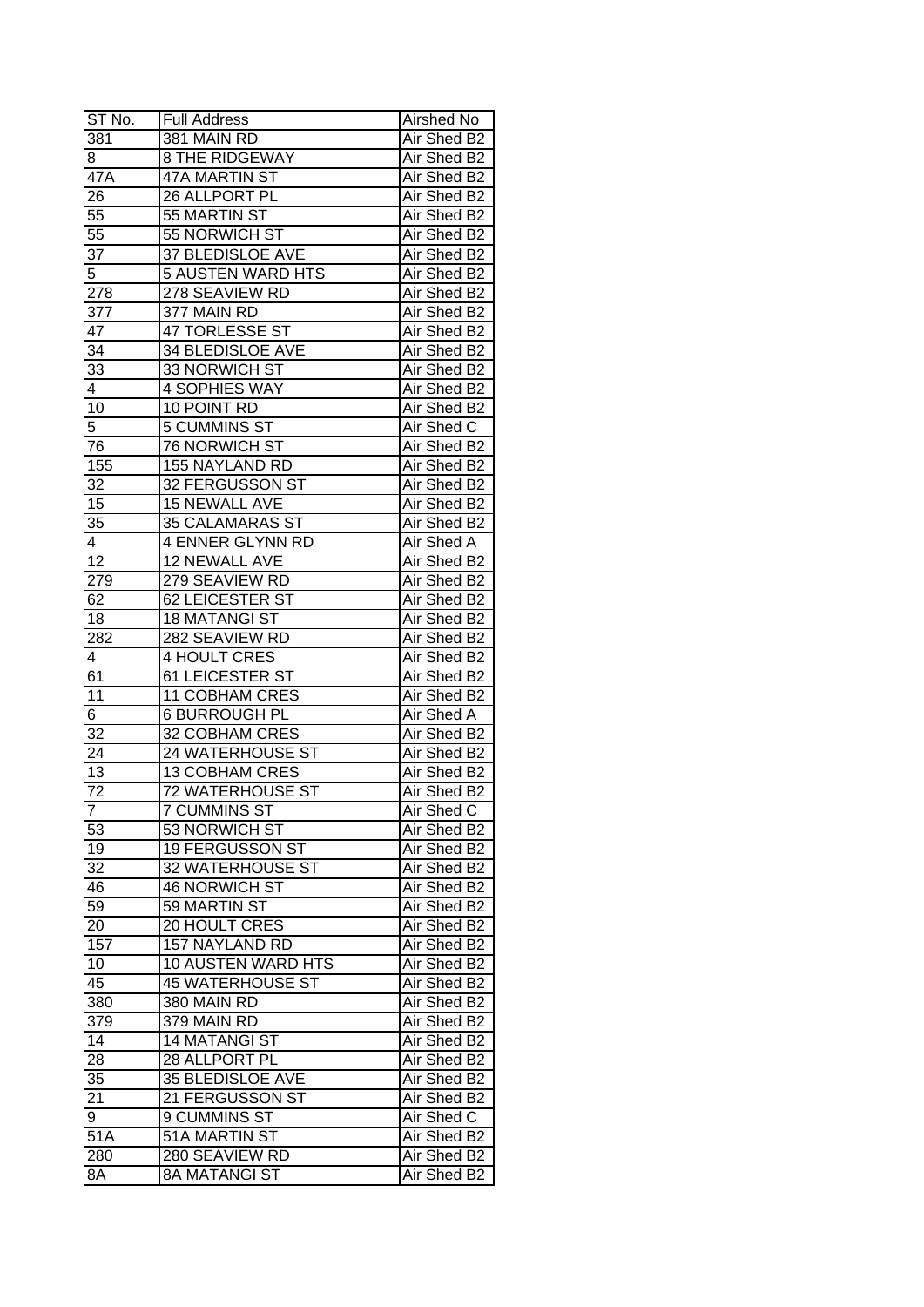| ST No. | Full Address | Airshed No |
| --- | --- | --- |
| 381 | 381 MAIN RD | Air Shed B2 |
| 8 | 8 THE RIDGEWAY | Air Shed B2 |
| 47A | 47A MARTIN ST | Air Shed B2 |
| 26 | 26 ALLPORT PL | Air Shed B2 |
| 55 | 55 MARTIN ST | Air Shed B2 |
| 55 | 55 NORWICH ST | Air Shed B2 |
| 37 | 37 BLEDISLOE AVE | Air Shed B2 |
| 5 | 5 AUSTEN WARD HTS | Air Shed B2 |
| 278 | 278 SEAVIEW RD | Air Shed B2 |
| 377 | 377 MAIN RD | Air Shed B2 |
| 47 | 47 TORLESSE ST | Air Shed B2 |
| 34 | 34 BLEDISLOE AVE | Air Shed B2 |
| 33 | 33 NORWICH ST | Air Shed B2 |
| 4 | 4 SOPHIES WAY | Air Shed B2 |
| 10 | 10 POINT RD | Air Shed B2 |
| 5 | 5 CUMMINS ST | Air Shed C |
| 76 | 76 NORWICH ST | Air Shed B2 |
| 155 | 155 NAYLAND RD | Air Shed B2 |
| 32 | 32 FERGUSSON ST | Air Shed B2 |
| 15 | 15 NEWALL AVE | Air Shed B2 |
| 35 | 35 CALAMARAS ST | Air Shed B2 |
| 4 | 4 ENNER GLYNN RD | Air Shed A |
| 12 | 12 NEWALL AVE | Air Shed B2 |
| 279 | 279 SEAVIEW RD | Air Shed B2 |
| 62 | 62 LEICESTER ST | Air Shed B2 |
| 18 | 18 MATANGI ST | Air Shed B2 |
| 282 | 282 SEAVIEW RD | Air Shed B2 |
| 4 | 4 HOULT CRES | Air Shed B2 |
| 61 | 61 LEICESTER ST | Air Shed B2 |
| 11 | 11 COBHAM CRES | Air Shed B2 |
| 6 | 6 BURROUGH PL | Air Shed A |
| 32 | 32 COBHAM CRES | Air Shed B2 |
| 24 | 24 WATERHOUSE ST | Air Shed B2 |
| 13 | 13 COBHAM CRES | Air Shed B2 |
| 72 | 72 WATERHOUSE ST | Air Shed B2 |
| 7 | 7 CUMMINS ST | Air Shed C |
| 53 | 53 NORWICH ST | Air Shed B2 |
| 19 | 19 FERGUSSON ST | Air Shed B2 |
| 32 | 32 WATERHOUSE ST | Air Shed B2 |
| 46 | 46 NORWICH ST | Air Shed B2 |
| 59 | 59 MARTIN ST | Air Shed B2 |
| 20 | 20 HOULT CRES | Air Shed B2 |
| 157 | 157 NAYLAND RD | Air Shed B2 |
| 10 | 10 AUSTEN WARD HTS | Air Shed B2 |
| 45 | 45 WATERHOUSE ST | Air Shed B2 |
| 380 | 380 MAIN RD | Air Shed B2 |
| 379 | 379 MAIN RD | Air Shed B2 |
| 14 | 14 MATANGI ST | Air Shed B2 |
| 28 | 28 ALLPORT PL | Air Shed B2 |
| 35 | 35 BLEDISLOE AVE | Air Shed B2 |
| 21 | 21 FERGUSSON ST | Air Shed B2 |
| 9 | 9 CUMMINS ST | Air Shed C |
| 51A | 51A MARTIN ST | Air Shed B2 |
| 280 | 280 SEAVIEW RD | Air Shed B2 |
| 8A | 8A MATANGI ST | Air Shed B2 |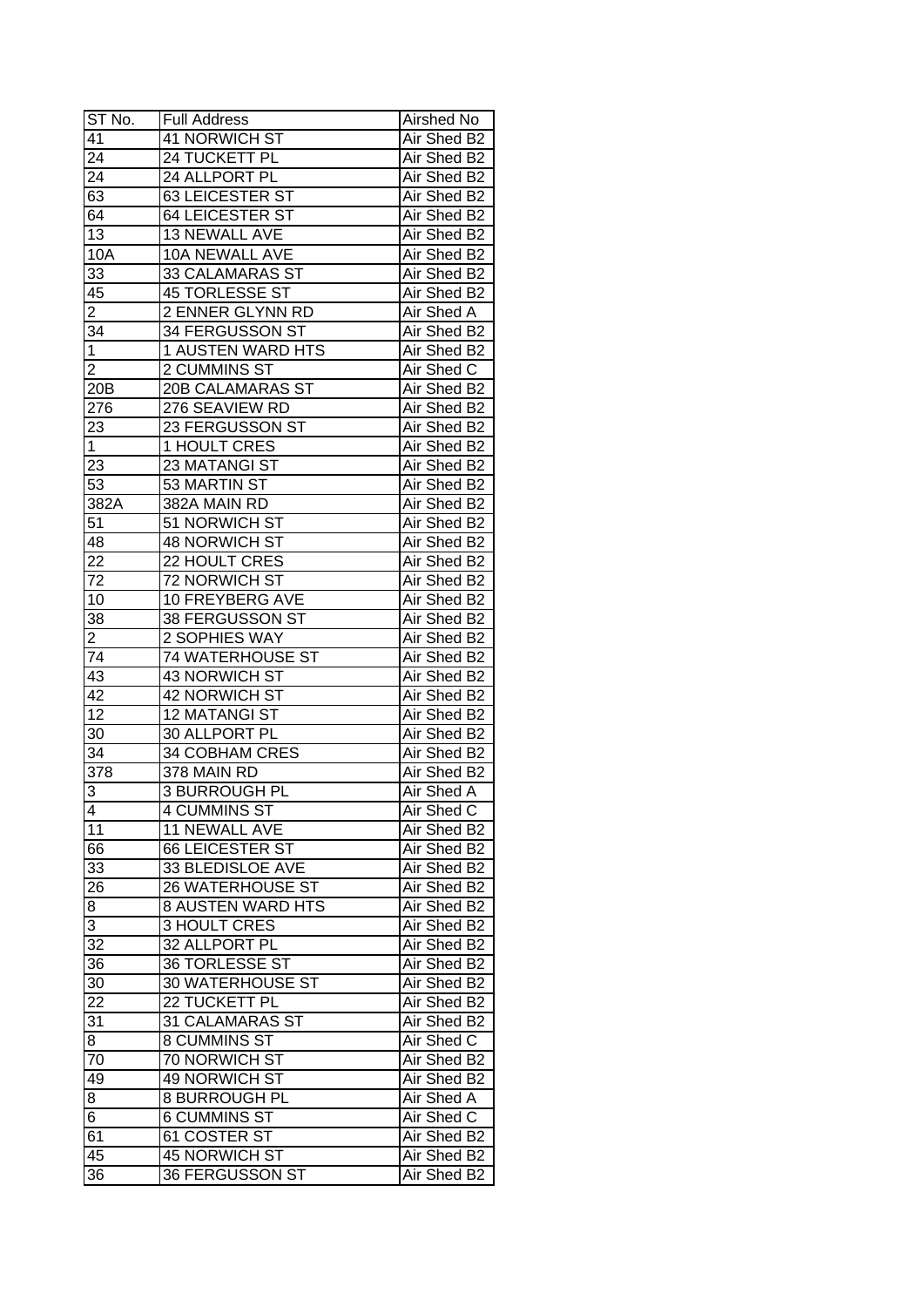| ST No. | Full Address | Airshed No |
|---|---|---|
| 41 | 41 NORWICH ST | Air Shed B2 |
| 24 | 24 TUCKETT PL | Air Shed B2 |
| 24 | 24 ALLPORT PL | Air Shed B2 |
| 63 | 63 LEICESTER ST | Air Shed B2 |
| 64 | 64 LEICESTER ST | Air Shed B2 |
| 13 | 13 NEWALL AVE | Air Shed B2 |
| 10A | 10A NEWALL AVE | Air Shed B2 |
| 33 | 33 CALAMARAS ST | Air Shed B2 |
| 45 | 45 TORLESSE ST | Air Shed B2 |
| 2 | 2 ENNER GLYNN RD | Air Shed A |
| 34 | 34 FERGUSSON ST | Air Shed B2 |
| 1 | 1 AUSTEN WARD HTS | Air Shed B2 |
| 2 | 2 CUMMINS ST | Air Shed C |
| 20B | 20B CALAMARAS ST | Air Shed B2 |
| 276 | 276 SEAVIEW RD | Air Shed B2 |
| 23 | 23 FERGUSSON ST | Air Shed B2 |
| 1 | 1 HOULT CRES | Air Shed B2 |
| 23 | 23 MATANGI ST | Air Shed B2 |
| 53 | 53 MARTIN ST | Air Shed B2 |
| 382A | 382A MAIN RD | Air Shed B2 |
| 51 | 51 NORWICH ST | Air Shed B2 |
| 48 | 48 NORWICH ST | Air Shed B2 |
| 22 | 22 HOULT CRES | Air Shed B2 |
| 72 | 72 NORWICH ST | Air Shed B2 |
| 10 | 10 FREYBERG AVE | Air Shed B2 |
| 38 | 38 FERGUSSON ST | Air Shed B2 |
| 2 | 2 SOPHIES WAY | Air Shed B2 |
| 74 | 74 WATERHOUSE ST | Air Shed B2 |
| 43 | 43 NORWICH ST | Air Shed B2 |
| 42 | 42 NORWICH ST | Air Shed B2 |
| 12 | 12 MATANGI ST | Air Shed B2 |
| 30 | 30 ALLPORT PL | Air Shed B2 |
| 34 | 34 COBHAM CRES | Air Shed B2 |
| 378 | 378 MAIN RD | Air Shed B2 |
| 3 | 3 BURROUGH PL | Air Shed A |
| 4 | 4 CUMMINS ST | Air Shed C |
| 11 | 11 NEWALL AVE | Air Shed B2 |
| 66 | 66 LEICESTER ST | Air Shed B2 |
| 33 | 33 BLEDISLOE AVE | Air Shed B2 |
| 26 | 26 WATERHOUSE ST | Air Shed B2 |
| 8 | 8 AUSTEN WARD HTS | Air Shed B2 |
| 3 | 3 HOULT CRES | Air Shed B2 |
| 32 | 32 ALLPORT PL | Air Shed B2 |
| 36 | 36 TORLESSE ST | Air Shed B2 |
| 30 | 30 WATERHOUSE ST | Air Shed B2 |
| 22 | 22 TUCKETT PL | Air Shed B2 |
| 31 | 31 CALAMARAS ST | Air Shed B2 |
| 8 | 8 CUMMINS ST | Air Shed C |
| 70 | 70 NORWICH ST | Air Shed B2 |
| 49 | 49 NORWICH ST | Air Shed B2 |
| 8 | 8 BURROUGH PL | Air Shed A |
| 6 | 6 CUMMINS ST | Air Shed C |
| 61 | 61 COSTER ST | Air Shed B2 |
| 45 | 45 NORWICH ST | Air Shed B2 |
| 36 | 36 FERGUSSON ST | Air Shed B2 |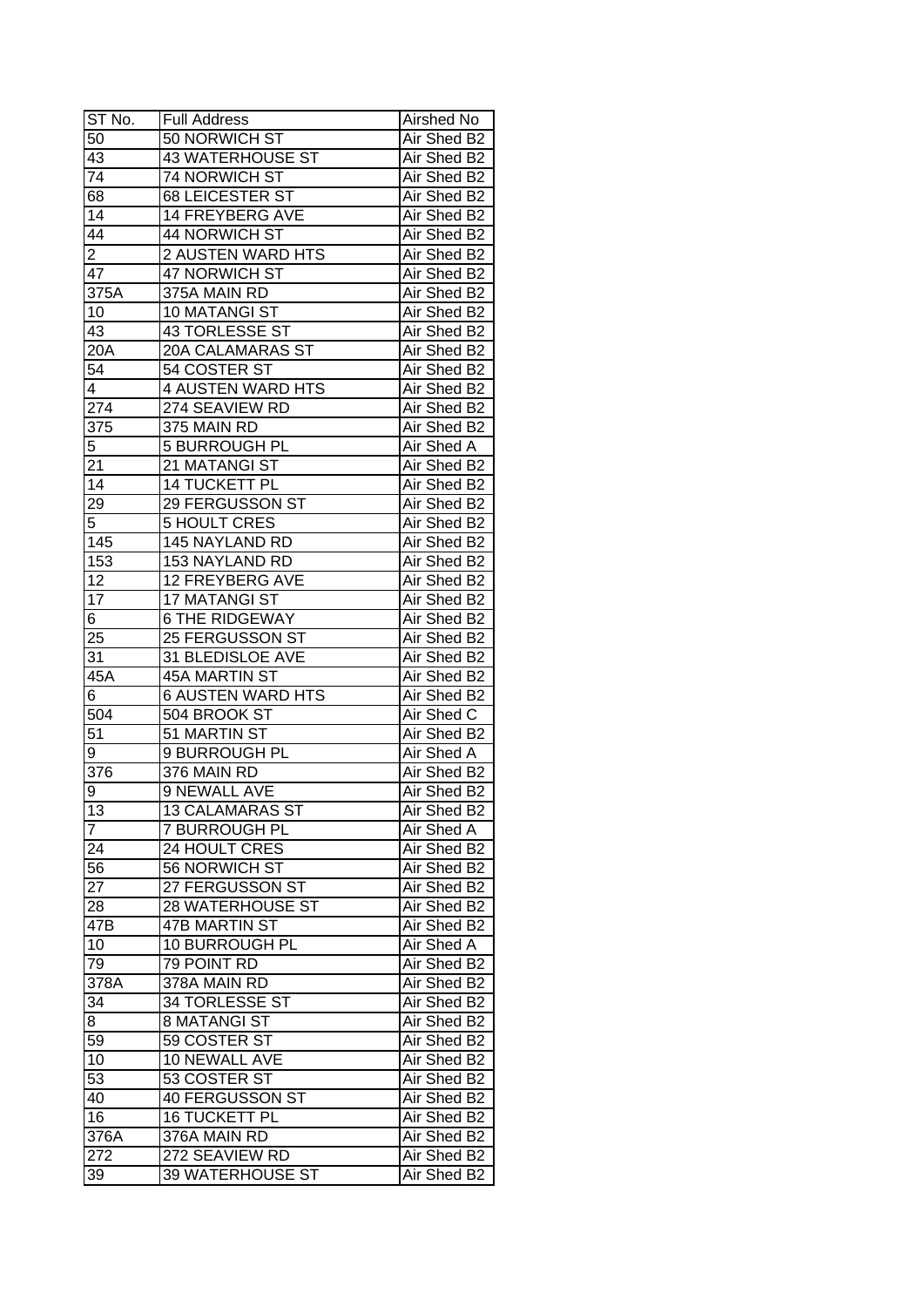| ST No. | Full Address | Airshed No |
|---|---|---|
| 50 | 50 NORWICH ST | Air Shed B2 |
| 43 | 43 WATERHOUSE ST | Air Shed B2 |
| 74 | 74 NORWICH ST | Air Shed B2 |
| 68 | 68 LEICESTER ST | Air Shed B2 |
| 14 | 14 FREYBERG AVE | Air Shed B2 |
| 44 | 44 NORWICH ST | Air Shed B2 |
| 2 | 2 AUSTEN WARD HTS | Air Shed B2 |
| 47 | 47 NORWICH ST | Air Shed B2 |
| 375A | 375A MAIN RD | Air Shed B2 |
| 10 | 10 MATANGI ST | Air Shed B2 |
| 43 | 43 TORLESSE ST | Air Shed B2 |
| 20A | 20A CALAMARAS ST | Air Shed B2 |
| 54 | 54 COSTER ST | Air Shed B2 |
| 4 | 4 AUSTEN WARD HTS | Air Shed B2 |
| 274 | 274 SEAVIEW RD | Air Shed B2 |
| 375 | 375 MAIN RD | Air Shed B2 |
| 5 | 5 BURROUGH PL | Air Shed A |
| 21 | 21 MATANGI ST | Air Shed B2 |
| 14 | 14 TUCKETT PL | Air Shed B2 |
| 29 | 29 FERGUSSON ST | Air Shed B2 |
| 5 | 5 HOULT CRES | Air Shed B2 |
| 145 | 145 NAYLAND RD | Air Shed B2 |
| 153 | 153 NAYLAND RD | Air Shed B2 |
| 12 | 12 FREYBERG AVE | Air Shed B2 |
| 17 | 17 MATANGI ST | Air Shed B2 |
| 6 | 6 THE RIDGEWAY | Air Shed B2 |
| 25 | 25 FERGUSSON ST | Air Shed B2 |
| 31 | 31 BLEDISLOE AVE | Air Shed B2 |
| 45A | 45A MARTIN ST | Air Shed B2 |
| 6 | 6 AUSTEN WARD HTS | Air Shed B2 |
| 504 | 504 BROOK ST | Air Shed C |
| 51 | 51 MARTIN ST | Air Shed B2 |
| 9 | 9 BURROUGH PL | Air Shed A |
| 376 | 376 MAIN RD | Air Shed B2 |
| 9 | 9 NEWALL AVE | Air Shed B2 |
| 13 | 13 CALAMARAS ST | Air Shed B2 |
| 7 | 7 BURROUGH PL | Air Shed A |
| 24 | 24 HOULT CRES | Air Shed B2 |
| 56 | 56 NORWICH ST | Air Shed B2 |
| 27 | 27 FERGUSSON ST | Air Shed B2 |
| 28 | 28 WATERHOUSE ST | Air Shed B2 |
| 47B | 47B MARTIN ST | Air Shed B2 |
| 10 | 10 BURROUGH PL | Air Shed A |
| 79 | 79 POINT RD | Air Shed B2 |
| 378A | 378A MAIN RD | Air Shed B2 |
| 34 | 34 TORLESSE ST | Air Shed B2 |
| 8 | 8 MATANGI ST | Air Shed B2 |
| 59 | 59 COSTER ST | Air Shed B2 |
| 10 | 10 NEWALL AVE | Air Shed B2 |
| 53 | 53 COSTER ST | Air Shed B2 |
| 40 | 40 FERGUSSON ST | Air Shed B2 |
| 16 | 16 TUCKETT PL | Air Shed B2 |
| 376A | 376A MAIN RD | Air Shed B2 |
| 272 | 272 SEAVIEW RD | Air Shed B2 |
| 39 | 39 WATERHOUSE ST | Air Shed B2 |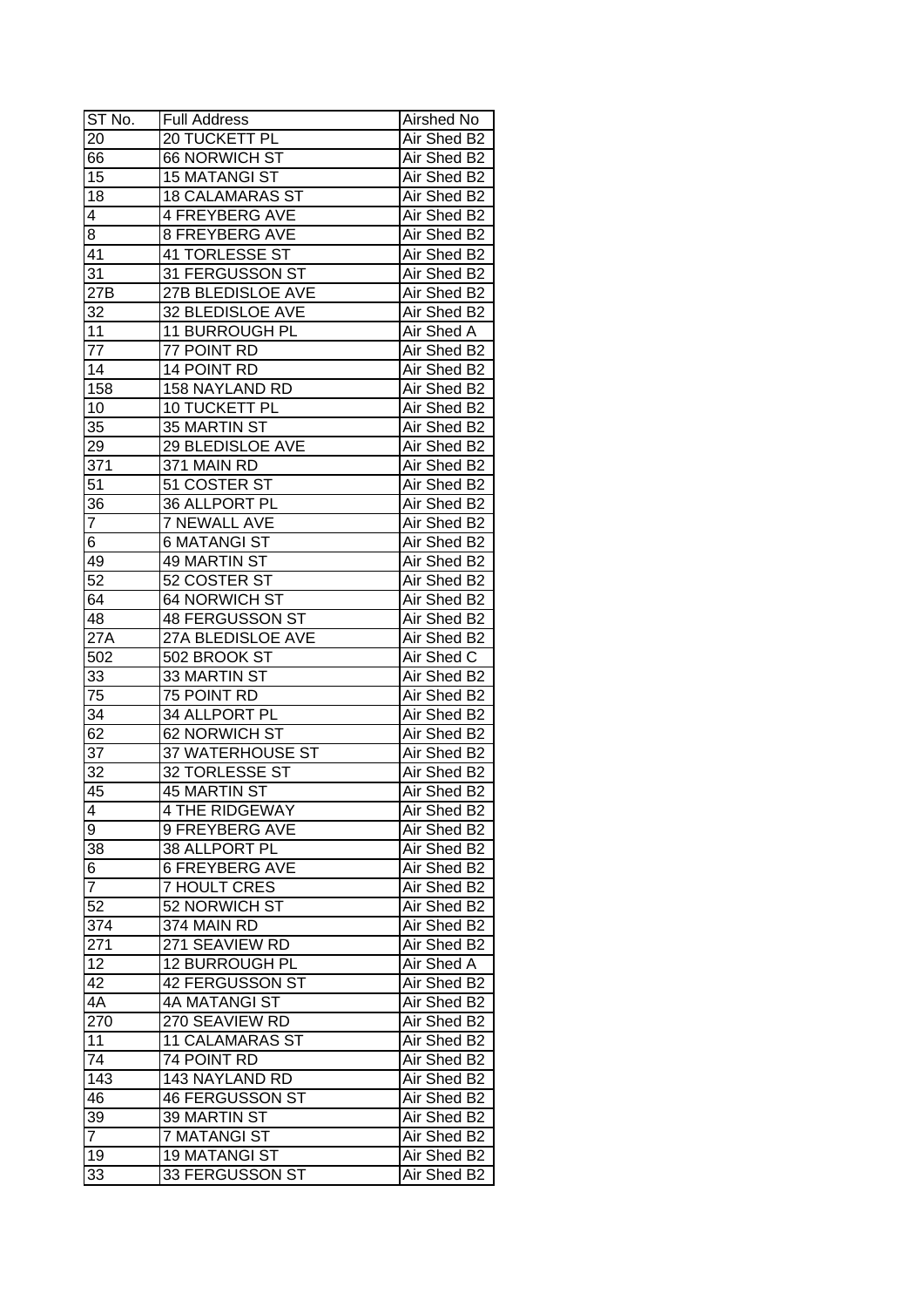| ST No. | Full Address | Airshed No |
|---|---|---|
| 20 | 20 TUCKETT PL | Air Shed B2 |
| 66 | 66 NORWICH ST | Air Shed B2 |
| 15 | 15 MATANGI ST | Air Shed B2 |
| 18 | 18 CALAMARAS ST | Air Shed B2 |
| 4 | 4 FREYBERG AVE | Air Shed B2 |
| 8 | 8 FREYBERG AVE | Air Shed B2 |
| 41 | 41 TORLESSE ST | Air Shed B2 |
| 31 | 31 FERGUSSON ST | Air Shed B2 |
| 27B | 27B BLEDISLOE AVE | Air Shed B2 |
| 32 | 32 BLEDISLOE AVE | Air Shed B2 |
| 11 | 11 BURROUGH PL | Air Shed A |
| 77 | 77 POINT RD | Air Shed B2 |
| 14 | 14 POINT RD | Air Shed B2 |
| 158 | 158 NAYLAND RD | Air Shed B2 |
| 10 | 10 TUCKETT PL | Air Shed B2 |
| 35 | 35 MARTIN ST | Air Shed B2 |
| 29 | 29 BLEDISLOE AVE | Air Shed B2 |
| 371 | 371 MAIN RD | Air Shed B2 |
| 51 | 51 COSTER ST | Air Shed B2 |
| 36 | 36 ALLPORT PL | Air Shed B2 |
| 7 | 7 NEWALL AVE | Air Shed B2 |
| 6 | 6 MATANGI ST | Air Shed B2 |
| 49 | 49 MARTIN ST | Air Shed B2 |
| 52 | 52 COSTER ST | Air Shed B2 |
| 64 | 64 NORWICH ST | Air Shed B2 |
| 48 | 48 FERGUSSON ST | Air Shed B2 |
| 27A | 27A BLEDISLOE AVE | Air Shed B2 |
| 502 | 502 BROOK ST | Air Shed C |
| 33 | 33 MARTIN ST | Air Shed B2 |
| 75 | 75 POINT RD | Air Shed B2 |
| 34 | 34 ALLPORT PL | Air Shed B2 |
| 62 | 62 NORWICH ST | Air Shed B2 |
| 37 | 37 WATERHOUSE ST | Air Shed B2 |
| 32 | 32 TORLESSE ST | Air Shed B2 |
| 45 | 45 MARTIN ST | Air Shed B2 |
| 4 | 4 THE RIDGEWAY | Air Shed B2 |
| 9 | 9 FREYBERG AVE | Air Shed B2 |
| 38 | 38 ALLPORT PL | Air Shed B2 |
| 6 | 6 FREYBERG AVE | Air Shed B2 |
| 7 | 7 HOULT CRES | Air Shed B2 |
| 52 | 52 NORWICH ST | Air Shed B2 |
| 374 | 374 MAIN RD | Air Shed B2 |
| 271 | 271 SEAVIEW RD | Air Shed B2 |
| 12 | 12 BURROUGH PL | Air Shed A |
| 42 | 42 FERGUSSON ST | Air Shed B2 |
| 4A | 4A MATANGI ST | Air Shed B2 |
| 270 | 270 SEAVIEW RD | Air Shed B2 |
| 11 | 11 CALAMARAS ST | Air Shed B2 |
| 74 | 74 POINT RD | Air Shed B2 |
| 143 | 143 NAYLAND RD | Air Shed B2 |
| 46 | 46 FERGUSSON ST | Air Shed B2 |
| 39 | 39 MARTIN ST | Air Shed B2 |
| 7 | 7 MATANGI ST | Air Shed B2 |
| 19 | 19 MATANGI ST | Air Shed B2 |
| 33 | 33 FERGUSSON ST | Air Shed B2 |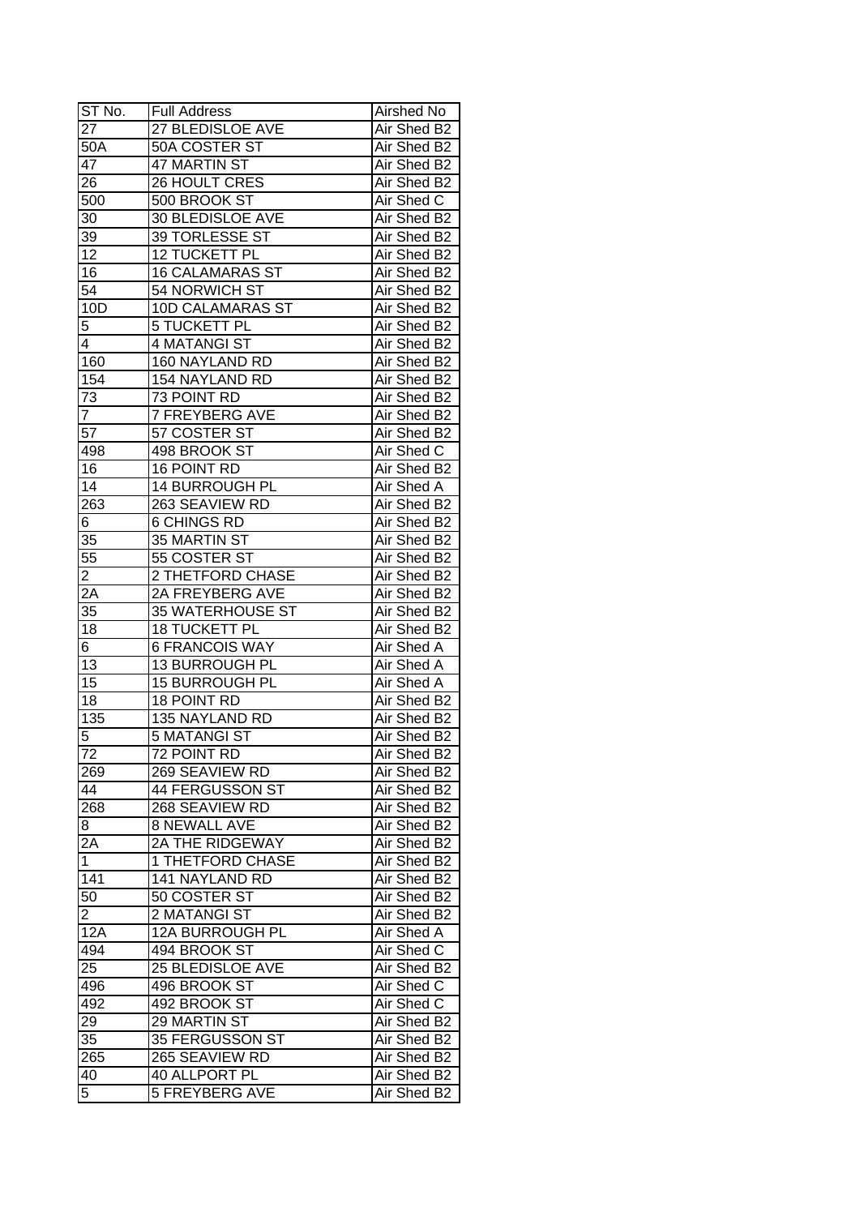| ST No. | Full Address | Airshed No |
|---|---|---|
| 27 | 27 BLEDISLOE AVE | Air Shed B2 |
| 50A | 50A COSTER ST | Air Shed B2 |
| 47 | 47 MARTIN ST | Air Shed B2 |
| 26 | 26 HOULT CRES | Air Shed B2 |
| 500 | 500 BROOK ST | Air Shed C |
| 30 | 30 BLEDISLOE AVE | Air Shed B2 |
| 39 | 39 TORLESSE ST | Air Shed B2 |
| 12 | 12 TUCKETT PL | Air Shed B2 |
| 16 | 16 CALAMARAS ST | Air Shed B2 |
| 54 | 54 NORWICH ST | Air Shed B2 |
| 10D | 10D CALAMARAS ST | Air Shed B2 |
| 5 | 5 TUCKETT PL | Air Shed B2 |
| 4 | 4 MATANGI ST | Air Shed B2 |
| 160 | 160 NAYLAND RD | Air Shed B2 |
| 154 | 154 NAYLAND RD | Air Shed B2 |
| 73 | 73 POINT RD | Air Shed B2 |
| 7 | 7 FREYBERG AVE | Air Shed B2 |
| 57 | 57 COSTER ST | Air Shed B2 |
| 498 | 498 BROOK ST | Air Shed C |
| 16 | 16 POINT RD | Air Shed B2 |
| 14 | 14 BURROUGH PL | Air Shed A |
| 263 | 263 SEAVIEW RD | Air Shed B2 |
| 6 | 6 CHINGS RD | Air Shed B2 |
| 35 | 35 MARTIN ST | Air Shed B2 |
| 55 | 55 COSTER ST | Air Shed B2 |
| 2 | 2 THETFORD CHASE | Air Shed B2 |
| 2A | 2A FREYBERG AVE | Air Shed B2 |
| 35 | 35 WATERHOUSE ST | Air Shed B2 |
| 18 | 18 TUCKETT PL | Air Shed B2 |
| 6 | 6 FRANCOIS WAY | Air Shed A |
| 13 | 13 BURROUGH PL | Air Shed A |
| 15 | 15 BURROUGH PL | Air Shed A |
| 18 | 18 POINT RD | Air Shed B2 |
| 135 | 135 NAYLAND RD | Air Shed B2 |
| 5 | 5 MATANGI ST | Air Shed B2 |
| 72 | 72 POINT RD | Air Shed B2 |
| 269 | 269 SEAVIEW RD | Air Shed B2 |
| 44 | 44 FERGUSSON ST | Air Shed B2 |
| 268 | 268 SEAVIEW RD | Air Shed B2 |
| 8 | 8 NEWALL AVE | Air Shed B2 |
| 2A | 2A THE RIDGEWAY | Air Shed B2 |
| 1 | 1 THETFORD CHASE | Air Shed B2 |
| 141 | 141 NAYLAND RD | Air Shed B2 |
| 50 | 50 COSTER ST | Air Shed B2 |
| 2 | 2 MATANGI ST | Air Shed B2 |
| 12A | 12A BURROUGH PL | Air Shed A |
| 494 | 494 BROOK ST | Air Shed C |
| 25 | 25 BLEDISLOE AVE | Air Shed B2 |
| 496 | 496 BROOK ST | Air Shed C |
| 492 | 492 BROOK ST | Air Shed C |
| 29 | 29 MARTIN ST | Air Shed B2 |
| 35 | 35 FERGUSSON ST | Air Shed B2 |
| 265 | 265 SEAVIEW RD | Air Shed B2 |
| 40 | 40 ALLPORT PL | Air Shed B2 |
| 5 | 5 FREYBERG AVE | Air Shed B2 |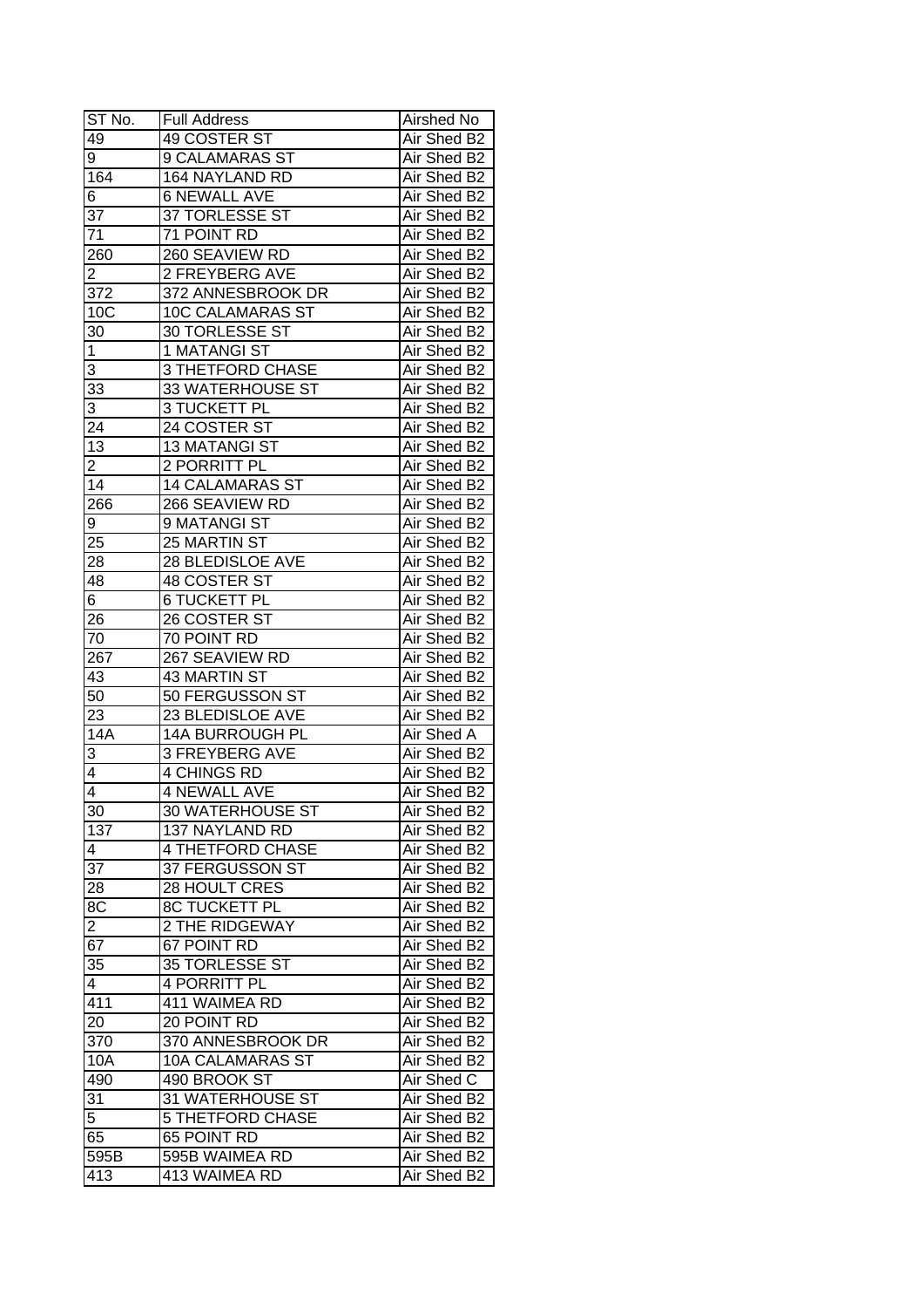| ST No. | Full Address | Airshed No |
|---|---|---|
| 49 | 49 COSTER ST | Air Shed B2 |
| 9 | 9 CALAMARAS ST | Air Shed B2 |
| 164 | 164 NAYLAND RD | Air Shed B2 |
| 6 | 6 NEWALL AVE | Air Shed B2 |
| 37 | 37 TORLESSE ST | Air Shed B2 |
| 71 | 71 POINT RD | Air Shed B2 |
| 260 | 260 SEAVIEW RD | Air Shed B2 |
| 2 | 2 FREYBERG AVE | Air Shed B2 |
| 372 | 372 ANNESBROOK DR | Air Shed B2 |
| 10C | 10C CALAMARAS ST | Air Shed B2 |
| 30 | 30 TORLESSE ST | Air Shed B2 |
| 1 | 1 MATANGI ST | Air Shed B2 |
| 3 | 3 THETFORD CHASE | Air Shed B2 |
| 33 | 33 WATERHOUSE ST | Air Shed B2 |
| 3 | 3 TUCKETT PL | Air Shed B2 |
| 24 | 24 COSTER ST | Air Shed B2 |
| 13 | 13 MATANGI ST | Air Shed B2 |
| 2 | 2 PORRITT PL | Air Shed B2 |
| 14 | 14 CALAMARAS ST | Air Shed B2 |
| 266 | 266 SEAVIEW RD | Air Shed B2 |
| 9 | 9 MATANGI ST | Air Shed B2 |
| 25 | 25 MARTIN ST | Air Shed B2 |
| 28 | 28 BLEDISLOE AVE | Air Shed B2 |
| 48 | 48 COSTER ST | Air Shed B2 |
| 6 | 6 TUCKETT PL | Air Shed B2 |
| 26 | 26 COSTER ST | Air Shed B2 |
| 70 | 70 POINT RD | Air Shed B2 |
| 267 | 267 SEAVIEW RD | Air Shed B2 |
| 43 | 43 MARTIN ST | Air Shed B2 |
| 50 | 50 FERGUSSON ST | Air Shed B2 |
| 23 | 23 BLEDISLOE AVE | Air Shed B2 |
| 14A | 14A BURROUGH PL | Air Shed A |
| 3 | 3 FREYBERG AVE | Air Shed B2 |
| 4 | 4 CHINGS RD | Air Shed B2 |
| 4 | 4 NEWALL AVE | Air Shed B2 |
| 30 | 30 WATERHOUSE ST | Air Shed B2 |
| 137 | 137 NAYLAND RD | Air Shed B2 |
| 4 | 4 THETFORD CHASE | Air Shed B2 |
| 37 | 37 FERGUSSON ST | Air Shed B2 |
| 28 | 28 HOULT CRES | Air Shed B2 |
| 8C | 8C TUCKETT PL | Air Shed B2 |
| 2 | 2 THE RIDGEWAY | Air Shed B2 |
| 67 | 67 POINT RD | Air Shed B2 |
| 35 | 35 TORLESSE ST | Air Shed B2 |
| 4 | 4 PORRITT PL | Air Shed B2 |
| 411 | 411 WAIMEA RD | Air Shed B2 |
| 20 | 20 POINT RD | Air Shed B2 |
| 370 | 370 ANNESBROOK DR | Air Shed B2 |
| 10A | 10A CALAMARAS ST | Air Shed B2 |
| 490 | 490 BROOK ST | Air Shed C |
| 31 | 31 WATERHOUSE ST | Air Shed B2 |
| 5 | 5 THETFORD CHASE | Air Shed B2 |
| 65 | 65 POINT RD | Air Shed B2 |
| 595B | 595B WAIMEA RD | Air Shed B2 |
| 413 | 413 WAIMEA RD | Air Shed B2 |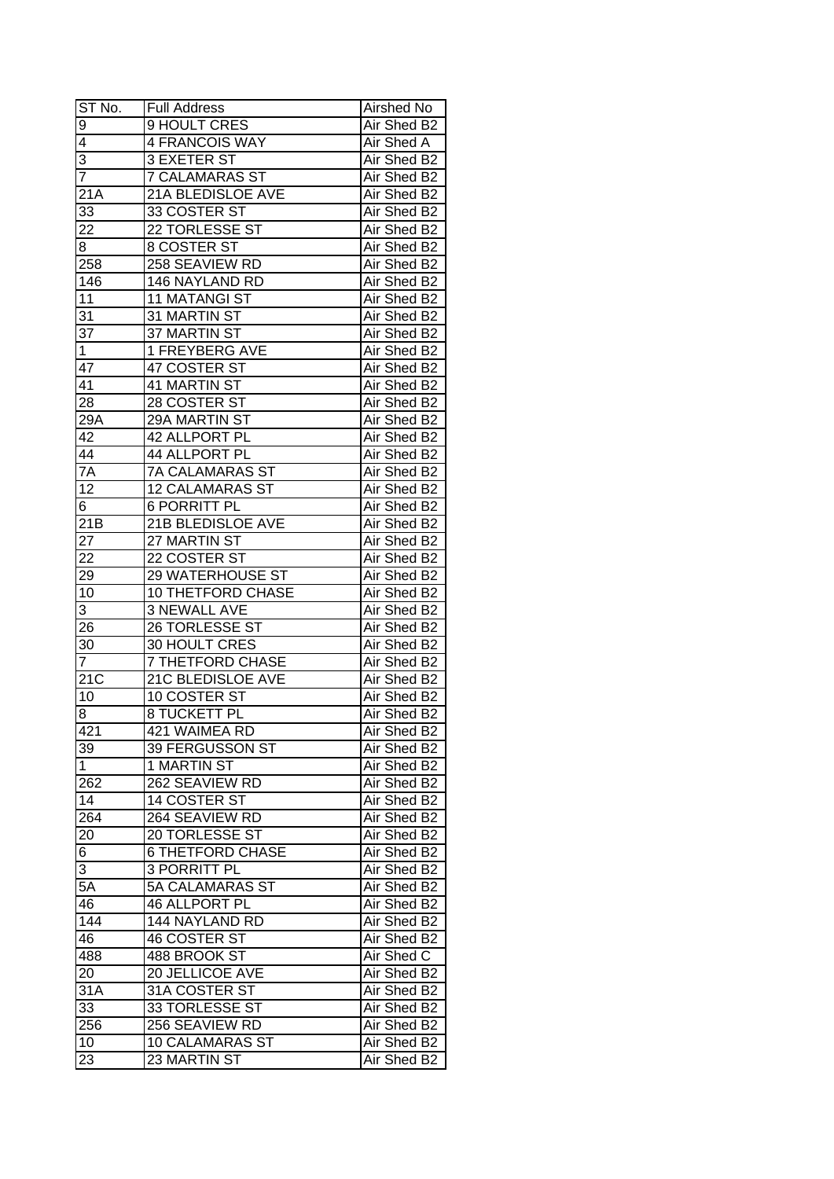| ST No. | Full Address | Airshed No |
| --- | --- | --- |
| 9 | 9 HOULT CRES | Air Shed B2 |
| 4 | 4 FRANCOIS WAY | Air Shed A |
| 3 | 3 EXETER ST | Air Shed B2 |
| 7 | 7 CALAMARAS ST | Air Shed B2 |
| 21A | 21A BLEDISLOE AVE | Air Shed B2 |
| 33 | 33 COSTER ST | Air Shed B2 |
| 22 | 22 TORLESSE ST | Air Shed B2 |
| 8 | 8 COSTER ST | Air Shed B2 |
| 258 | 258 SEAVIEW RD | Air Shed B2 |
| 146 | 146 NAYLAND RD | Air Shed B2 |
| 11 | 11 MATANGI ST | Air Shed B2 |
| 31 | 31 MARTIN ST | Air Shed B2 |
| 37 | 37 MARTIN ST | Air Shed B2 |
| 1 | 1 FREYBERG AVE | Air Shed B2 |
| 47 | 47 COSTER ST | Air Shed B2 |
| 41 | 41 MARTIN ST | Air Shed B2 |
| 28 | 28 COSTER ST | Air Shed B2 |
| 29A | 29A MARTIN ST | Air Shed B2 |
| 42 | 42 ALLPORT PL | Air Shed B2 |
| 44 | 44 ALLPORT PL | Air Shed B2 |
| 7A | 7A CALAMARAS ST | Air Shed B2 |
| 12 | 12 CALAMARAS ST | Air Shed B2 |
| 6 | 6 PORRITT PL | Air Shed B2 |
| 21B | 21B BLEDISLOE AVE | Air Shed B2 |
| 27 | 27 MARTIN ST | Air Shed B2 |
| 22 | 22 COSTER ST | Air Shed B2 |
| 29 | 29 WATERHOUSE ST | Air Shed B2 |
| 10 | 10 THETFORD CHASE | Air Shed B2 |
| 3 | 3 NEWALL AVE | Air Shed B2 |
| 26 | 26 TORLESSE ST | Air Shed B2 |
| 30 | 30 HOULT CRES | Air Shed B2 |
| 7 | 7 THETFORD CHASE | Air Shed B2 |
| 21C | 21C BLEDISLOE AVE | Air Shed B2 |
| 10 | 10 COSTER ST | Air Shed B2 |
| 8 | 8 TUCKETT PL | Air Shed B2 |
| 421 | 421 WAIMEA RD | Air Shed B2 |
| 39 | 39 FERGUSSON ST | Air Shed B2 |
| 1 | 1 MARTIN ST | Air Shed B2 |
| 262 | 262 SEAVIEW RD | Air Shed B2 |
| 14 | 14 COSTER ST | Air Shed B2 |
| 264 | 264 SEAVIEW RD | Air Shed B2 |
| 20 | 20 TORLESSE ST | Air Shed B2 |
| 6 | 6 THETFORD CHASE | Air Shed B2 |
| 3 | 3 PORRITT PL | Air Shed B2 |
| 5A | 5A CALAMARAS ST | Air Shed B2 |
| 46 | 46 ALLPORT PL | Air Shed B2 |
| 144 | 144 NAYLAND RD | Air Shed B2 |
| 46 | 46 COSTER ST | Air Shed B2 |
| 488 | 488 BROOK ST | Air Shed C |
| 20 | 20 JELLICOE AVE | Air Shed B2 |
| 31A | 31A COSTER ST | Air Shed B2 |
| 33 | 33 TORLESSE ST | Air Shed B2 |
| 256 | 256 SEAVIEW RD | Air Shed B2 |
| 10 | 10 CALAMARAS ST | Air Shed B2 |
| 23 | 23 MARTIN ST | Air Shed B2 |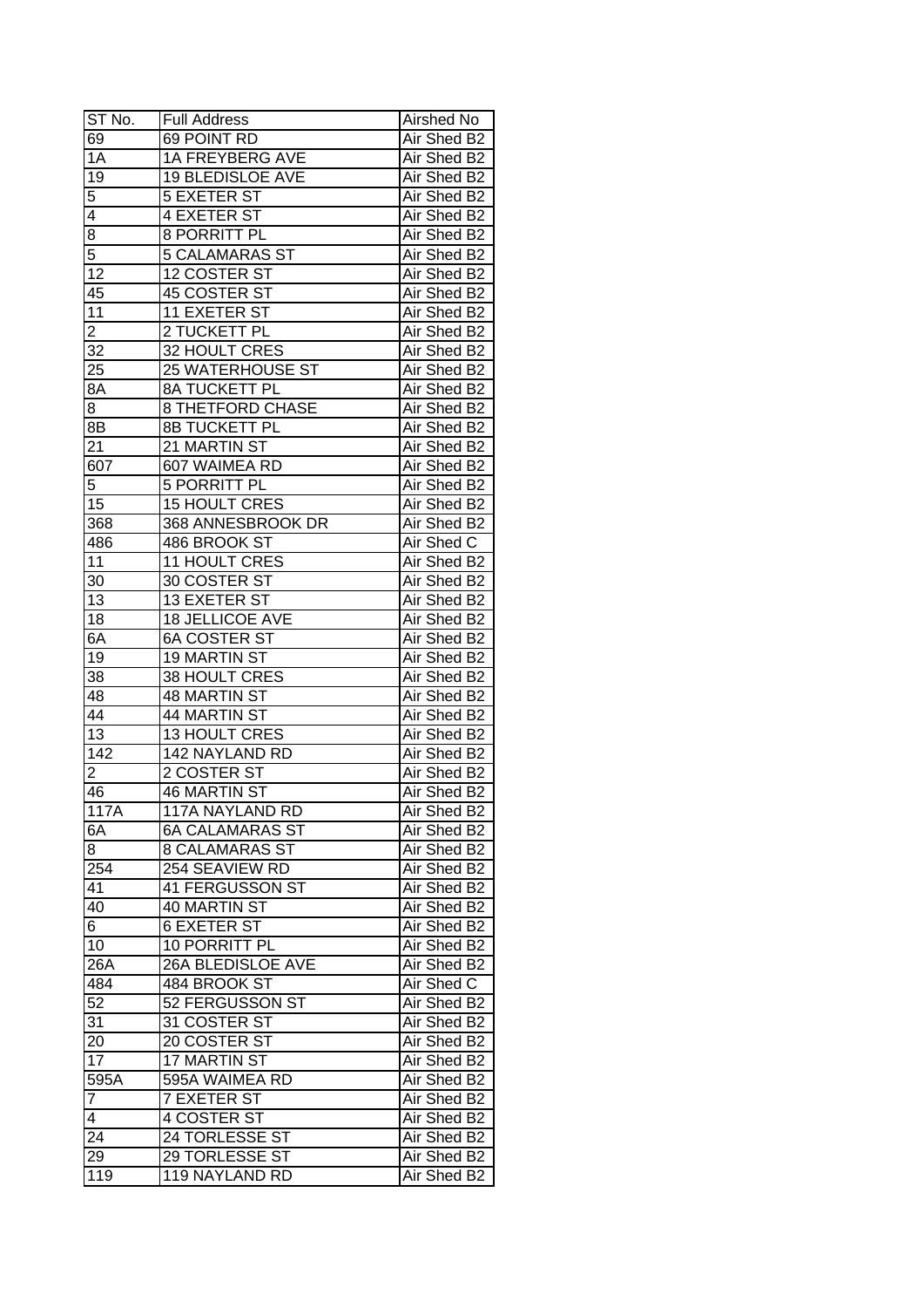| ST No. | Full Address | Airshed No |
|---|---|---|
| 69 | 69 POINT RD | Air Shed B2 |
| 1A | 1A FREYBERG AVE | Air Shed B2 |
| 19 | 19 BLEDISLOE AVE | Air Shed B2 |
| 5 | 5 EXETER ST | Air Shed B2 |
| 4 | 4 EXETER ST | Air Shed B2 |
| 8 | 8 PORRITT PL | Air Shed B2 |
| 5 | 5 CALAMARAS ST | Air Shed B2 |
| 12 | 12 COSTER ST | Air Shed B2 |
| 45 | 45 COSTER ST | Air Shed B2 |
| 11 | 11 EXETER ST | Air Shed B2 |
| 2 | 2 TUCKETT PL | Air Shed B2 |
| 32 | 32 HOULT CRES | Air Shed B2 |
| 25 | 25 WATERHOUSE ST | Air Shed B2 |
| 8A | 8A TUCKETT PL | Air Shed B2 |
| 8 | 8 THETFORD CHASE | Air Shed B2 |
| 8B | 8B TUCKETT PL | Air Shed B2 |
| 21 | 21 MARTIN ST | Air Shed B2 |
| 607 | 607 WAIMEA RD | Air Shed B2 |
| 5 | 5 PORRITT PL | Air Shed B2 |
| 15 | 15 HOULT CRES | Air Shed B2 |
| 368 | 368 ANNESBROOK DR | Air Shed B2 |
| 486 | 486 BROOK ST | Air Shed C |
| 11 | 11 HOULT CRES | Air Shed B2 |
| 30 | 30 COSTER ST | Air Shed B2 |
| 13 | 13 EXETER ST | Air Shed B2 |
| 18 | 18 JELLICOE AVE | Air Shed B2 |
| 6A | 6A COSTER ST | Air Shed B2 |
| 19 | 19 MARTIN ST | Air Shed B2 |
| 38 | 38 HOULT CRES | Air Shed B2 |
| 48 | 48 MARTIN ST | Air Shed B2 |
| 44 | 44 MARTIN ST | Air Shed B2 |
| 13 | 13 HOULT CRES | Air Shed B2 |
| 142 | 142 NAYLAND RD | Air Shed B2 |
| 2 | 2 COSTER ST | Air Shed B2 |
| 46 | 46 MARTIN ST | Air Shed B2 |
| 117A | 117A NAYLAND RD | Air Shed B2 |
| 6A | 6A CALAMARAS ST | Air Shed B2 |
| 8 | 8 CALAMARAS ST | Air Shed B2 |
| 254 | 254 SEAVIEW RD | Air Shed B2 |
| 41 | 41 FERGUSSON ST | Air Shed B2 |
| 40 | 40 MARTIN ST | Air Shed B2 |
| 6 | 6 EXETER ST | Air Shed B2 |
| 10 | 10 PORRITT PL | Air Shed B2 |
| 26A | 26A BLEDISLOE AVE | Air Shed B2 |
| 484 | 484 BROOK ST | Air Shed C |
| 52 | 52 FERGUSSON ST | Air Shed B2 |
| 31 | 31 COSTER ST | Air Shed B2 |
| 20 | 20 COSTER ST | Air Shed B2 |
| 17 | 17 MARTIN ST | Air Shed B2 |
| 595A | 595A WAIMEA RD | Air Shed B2 |
| 7 | 7 EXETER ST | Air Shed B2 |
| 4 | 4 COSTER ST | Air Shed B2 |
| 24 | 24 TORLESSE ST | Air Shed B2 |
| 29 | 29 TORLESSE ST | Air Shed B2 |
| 119 | 119 NAYLAND RD | Air Shed B2 |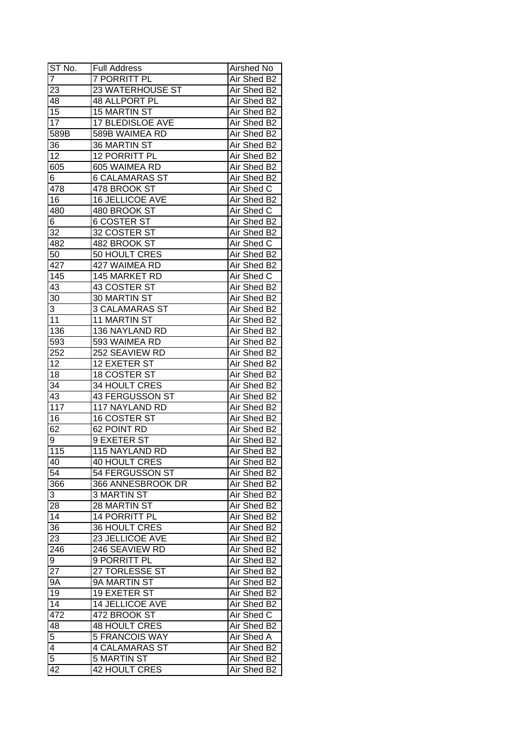| ST No. | Full Address | Airshed No |
| --- | --- | --- |
| 7 | 7 PORRITT PL | Air Shed B2 |
| 23 | 23 WATERHOUSE ST | Air Shed B2 |
| 48 | 48 ALLPORT PL | Air Shed B2 |
| 15 | 15 MARTIN ST | Air Shed B2 |
| 17 | 17 BLEDISLOE AVE | Air Shed B2 |
| 589B | 589B WAIMEA RD | Air Shed B2 |
| 36 | 36 MARTIN ST | Air Shed B2 |
| 12 | 12 PORRITT PL | Air Shed B2 |
| 605 | 605 WAIMEA RD | Air Shed B2 |
| 6 | 6 CALAMARAS ST | Air Shed B2 |
| 478 | 478 BROOK ST | Air Shed C |
| 16 | 16 JELLICOE AVE | Air Shed B2 |
| 480 | 480 BROOK ST | Air Shed C |
| 6 | 6 COSTER ST | Air Shed B2 |
| 32 | 32 COSTER ST | Air Shed B2 |
| 482 | 482 BROOK ST | Air Shed C |
| 50 | 50 HOULT CRES | Air Shed B2 |
| 427 | 427 WAIMEA RD | Air Shed B2 |
| 145 | 145 MARKET RD | Air Shed C |
| 43 | 43 COSTER ST | Air Shed B2 |
| 30 | 30 MARTIN ST | Air Shed B2 |
| 3 | 3 CALAMARAS ST | Air Shed B2 |
| 11 | 11 MARTIN ST | Air Shed B2 |
| 136 | 136 NAYLAND RD | Air Shed B2 |
| 593 | 593 WAIMEA RD | Air Shed B2 |
| 252 | 252 SEAVIEW RD | Air Shed B2 |
| 12 | 12 EXETER ST | Air Shed B2 |
| 18 | 18 COSTER ST | Air Shed B2 |
| 34 | 34 HOULT CRES | Air Shed B2 |
| 43 | 43 FERGUSSON ST | Air Shed B2 |
| 117 | 117 NAYLAND RD | Air Shed B2 |
| 16 | 16 COSTER ST | Air Shed B2 |
| 62 | 62 POINT RD | Air Shed B2 |
| 9 | 9 EXETER ST | Air Shed B2 |
| 115 | 115 NAYLAND RD | Air Shed B2 |
| 40 | 40 HOULT CRES | Air Shed B2 |
| 54 | 54 FERGUSSON ST | Air Shed B2 |
| 366 | 366 ANNESBROOK DR | Air Shed B2 |
| 3 | 3 MARTIN ST | Air Shed B2 |
| 28 | 28 MARTIN ST | Air Shed B2 |
| 14 | 14 PORRITT PL | Air Shed B2 |
| 36 | 36 HOULT CRES | Air Shed B2 |
| 23 | 23 JELLICOE AVE | Air Shed B2 |
| 246 | 246 SEAVIEW RD | Air Shed B2 |
| 9 | 9 PORRITT PL | Air Shed B2 |
| 27 | 27 TORLESSE ST | Air Shed B2 |
| 9A | 9A MARTIN ST | Air Shed B2 |
| 19 | 19 EXETER ST | Air Shed B2 |
| 14 | 14 JELLICOE AVE | Air Shed B2 |
| 472 | 472 BROOK ST | Air Shed C |
| 48 | 48 HOULT CRES | Air Shed B2 |
| 5 | 5 FRANCOIS WAY | Air Shed A |
| 4 | 4 CALAMARAS ST | Air Shed B2 |
| 5 | 5 MARTIN ST | Air Shed B2 |
| 42 | 42 HOULT CRES | Air Shed B2 |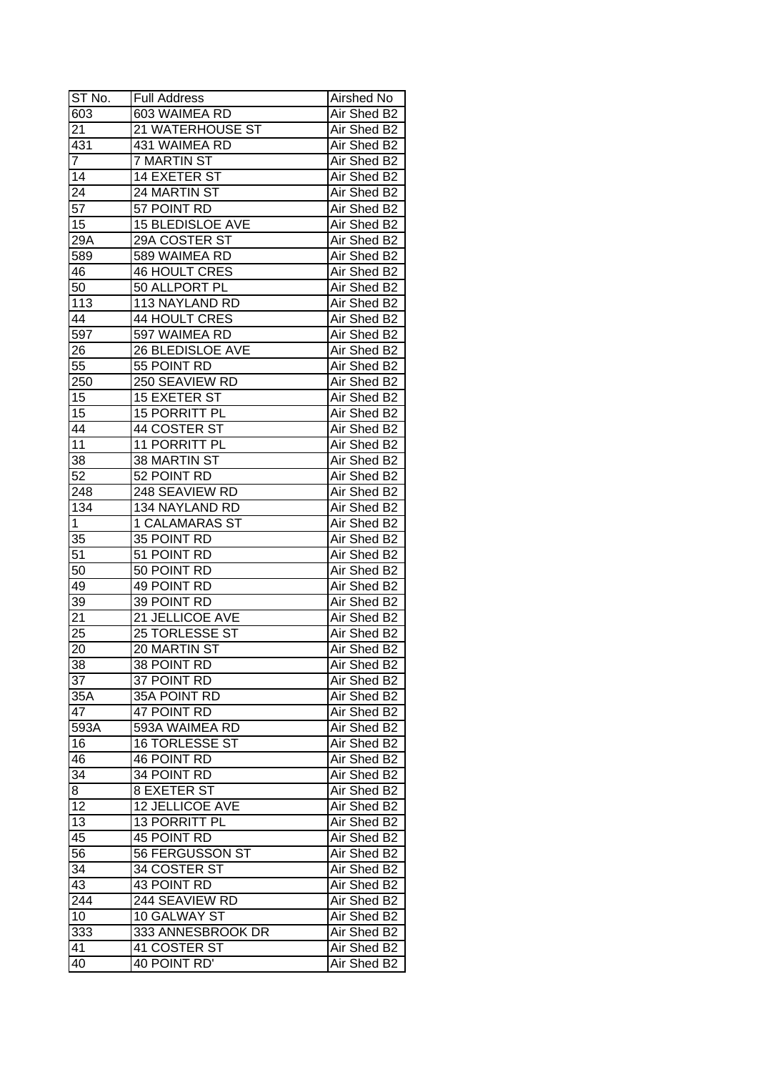| ST No. | Full Address | Airshed No |
|---|---|---|
| 603 | 603 WAIMEA RD | Air Shed B2 |
| 21 | 21 WATERHOUSE ST | Air Shed B2 |
| 431 | 431 WAIMEA RD | Air Shed B2 |
| 7 | 7 MARTIN ST | Air Shed B2 |
| 14 | 14 EXETER ST | Air Shed B2 |
| 24 | 24 MARTIN ST | Air Shed B2 |
| 57 | 57 POINT RD | Air Shed B2 |
| 15 | 15 BLEDISLOE AVE | Air Shed B2 |
| 29A | 29A COSTER ST | Air Shed B2 |
| 589 | 589 WAIMEA RD | Air Shed B2 |
| 46 | 46 HOULT CRES | Air Shed B2 |
| 50 | 50 ALLPORT PL | Air Shed B2 |
| 113 | 113 NAYLAND RD | Air Shed B2 |
| 44 | 44 HOULT CRES | Air Shed B2 |
| 597 | 597 WAIMEA RD | Air Shed B2 |
| 26 | 26 BLEDISLOE AVE | Air Shed B2 |
| 55 | 55 POINT RD | Air Shed B2 |
| 250 | 250 SEAVIEW RD | Air Shed B2 |
| 15 | 15 EXETER ST | Air Shed B2 |
| 15 | 15 PORRITT PL | Air Shed B2 |
| 44 | 44 COSTER ST | Air Shed B2 |
| 11 | 11 PORRITT PL | Air Shed B2 |
| 38 | 38 MARTIN ST | Air Shed B2 |
| 52 | 52 POINT RD | Air Shed B2 |
| 248 | 248 SEAVIEW RD | Air Shed B2 |
| 134 | 134 NAYLAND RD | Air Shed B2 |
| 1 | 1 CALAMARAS ST | Air Shed B2 |
| 35 | 35 POINT RD | Air Shed B2 |
| 51 | 51 POINT RD | Air Shed B2 |
| 50 | 50 POINT RD | Air Shed B2 |
| 49 | 49 POINT RD | Air Shed B2 |
| 39 | 39 POINT RD | Air Shed B2 |
| 21 | 21 JELLICOE AVE | Air Shed B2 |
| 25 | 25 TORLESSE ST | Air Shed B2 |
| 20 | 20 MARTIN ST | Air Shed B2 |
| 38 | 38 POINT RD | Air Shed B2 |
| 37 | 37 POINT RD | Air Shed B2 |
| 35A | 35A POINT RD | Air Shed B2 |
| 47 | 47 POINT RD | Air Shed B2 |
| 593A | 593A WAIMEA RD | Air Shed B2 |
| 16 | 16 TORLESSE ST | Air Shed B2 |
| 46 | 46 POINT RD | Air Shed B2 |
| 34 | 34 POINT RD | Air Shed B2 |
| 8 | 8 EXETER ST | Air Shed B2 |
| 12 | 12 JELLICOE AVE | Air Shed B2 |
| 13 | 13 PORRITT PL | Air Shed B2 |
| 45 | 45 POINT RD | Air Shed B2 |
| 56 | 56 FERGUSSON ST | Air Shed B2 |
| 34 | 34 COSTER ST | Air Shed B2 |
| 43 | 43 POINT RD | Air Shed B2 |
| 244 | 244 SEAVIEW RD | Air Shed B2 |
| 10 | 10 GALWAY ST | Air Shed B2 |
| 333 | 333 ANNESBROOK DR | Air Shed B2 |
| 41 | 41 COSTER ST | Air Shed B2 |
| 40 | 40 POINT RD' | Air Shed B2 |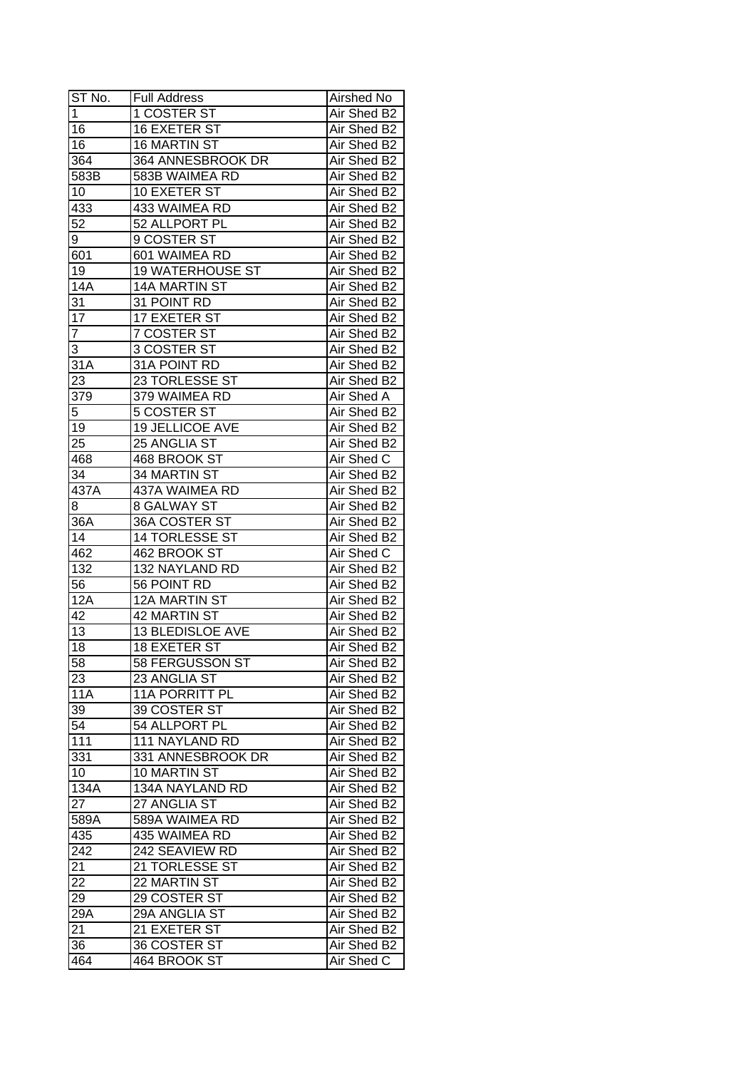| ST No. | Full Address | Airshed No |
| --- | --- | --- |
| 1 | 1 COSTER ST | Air Shed B2 |
| 16 | 16 EXETER ST | Air Shed B2 |
| 16 | 16 MARTIN ST | Air Shed B2 |
| 364 | 364 ANNESBROOK DR | Air Shed B2 |
| 583B | 583B WAIMEA RD | Air Shed B2 |
| 10 | 10 EXETER ST | Air Shed B2 |
| 433 | 433 WAIMEA RD | Air Shed B2 |
| 52 | 52 ALLPORT PL | Air Shed B2 |
| 9 | 9 COSTER ST | Air Shed B2 |
| 601 | 601 WAIMEA RD | Air Shed B2 |
| 19 | 19 WATERHOUSE ST | Air Shed B2 |
| 14A | 14A MARTIN ST | Air Shed B2 |
| 31 | 31 POINT RD | Air Shed B2 |
| 17 | 17 EXETER ST | Air Shed B2 |
| 7 | 7 COSTER ST | Air Shed B2 |
| 3 | 3 COSTER ST | Air Shed B2 |
| 31A | 31A POINT RD | Air Shed B2 |
| 23 | 23 TORLESSE ST | Air Shed B2 |
| 379 | 379 WAIMEA RD | Air Shed A |
| 5 | 5 COSTER ST | Air Shed B2 |
| 19 | 19 JELLICOE AVE | Air Shed B2 |
| 25 | 25 ANGLIA ST | Air Shed B2 |
| 468 | 468 BROOK ST | Air Shed C |
| 34 | 34 MARTIN ST | Air Shed B2 |
| 437A | 437A WAIMEA RD | Air Shed B2 |
| 8 | 8 GALWAY ST | Air Shed B2 |
| 36A | 36A COSTER ST | Air Shed B2 |
| 14 | 14 TORLESSE ST | Air Shed B2 |
| 462 | 462 BROOK ST | Air Shed C |
| 132 | 132 NAYLAND RD | Air Shed B2 |
| 56 | 56 POINT RD | Air Shed B2 |
| 12A | 12A MARTIN ST | Air Shed B2 |
| 42 | 42 MARTIN ST | Air Shed B2 |
| 13 | 13 BLEDISLOE AVE | Air Shed B2 |
| 18 | 18 EXETER ST | Air Shed B2 |
| 58 | 58 FERGUSSON ST | Air Shed B2 |
| 23 | 23 ANGLIA ST | Air Shed B2 |
| 11A | 11A PORRITT PL | Air Shed B2 |
| 39 | 39 COSTER ST | Air Shed B2 |
| 54 | 54 ALLPORT PL | Air Shed B2 |
| 111 | 111 NAYLAND RD | Air Shed B2 |
| 331 | 331 ANNESBROOK DR | Air Shed B2 |
| 10 | 10 MARTIN ST | Air Shed B2 |
| 134A | 134A NAYLAND RD | Air Shed B2 |
| 27 | 27 ANGLIA ST | Air Shed B2 |
| 589A | 589A WAIMEA RD | Air Shed B2 |
| 435 | 435 WAIMEA RD | Air Shed B2 |
| 242 | 242 SEAVIEW RD | Air Shed B2 |
| 21 | 21 TORLESSE ST | Air Shed B2 |
| 22 | 22 MARTIN ST | Air Shed B2 |
| 29 | 29 COSTER ST | Air Shed B2 |
| 29A | 29A ANGLIA ST | Air Shed B2 |
| 21 | 21 EXETER ST | Air Shed B2 |
| 36 | 36 COSTER ST | Air Shed B2 |
| 464 | 464 BROOK ST | Air Shed C |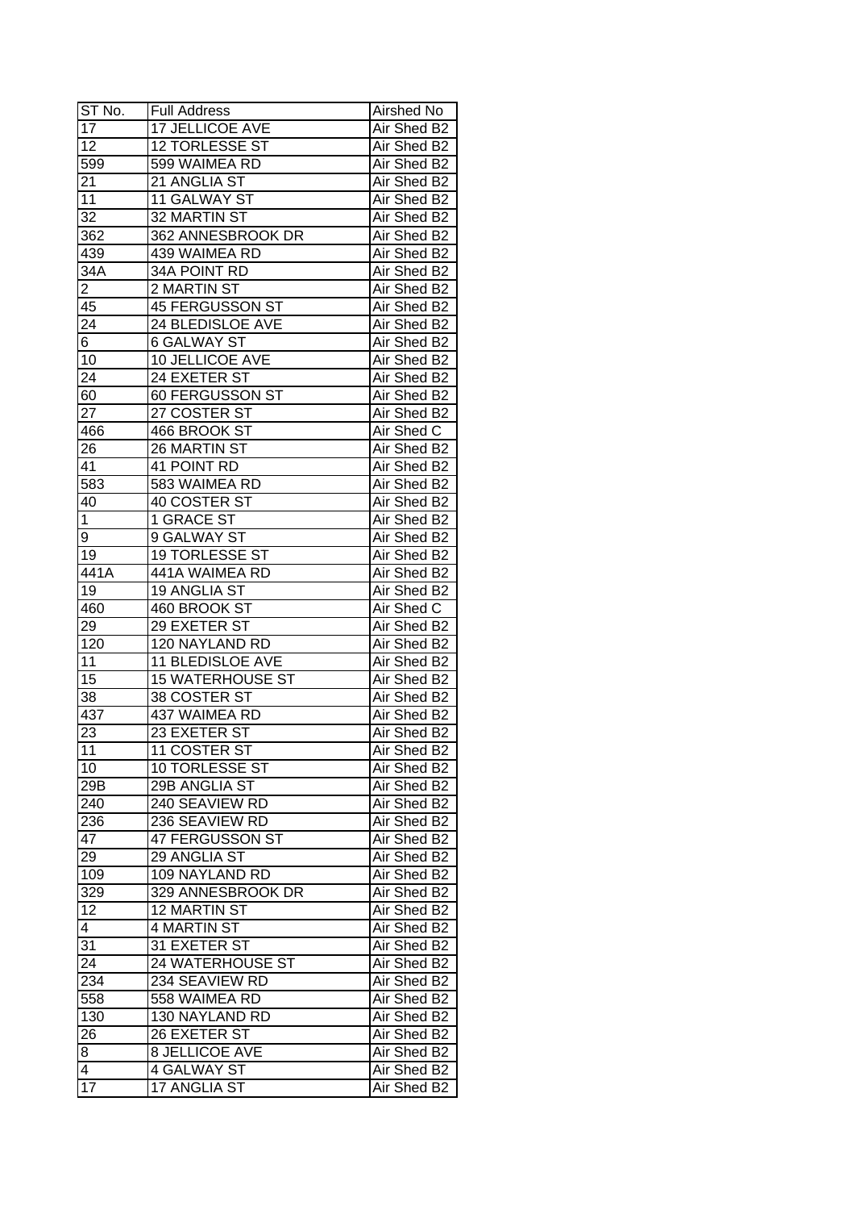| ST No. | Full Address | Airshed No |
|---|---|---|
| 17 | 17 JELLICOE AVE | Air Shed B2 |
| 12 | 12 TORLESSE ST | Air Shed B2 |
| 599 | 599 WAIMEA RD | Air Shed B2 |
| 21 | 21 ANGLIA ST | Air Shed B2 |
| 11 | 11 GALWAY ST | Air Shed B2 |
| 32 | 32 MARTIN ST | Air Shed B2 |
| 362 | 362 ANNESBROOK DR | Air Shed B2 |
| 439 | 439 WAIMEA RD | Air Shed B2 |
| 34A | 34A POINT RD | Air Shed B2 |
| 2 | 2 MARTIN ST | Air Shed B2 |
| 45 | 45 FERGUSSON ST | Air Shed B2 |
| 24 | 24 BLEDISLOE AVE | Air Shed B2 |
| 6 | 6 GALWAY ST | Air Shed B2 |
| 10 | 10 JELLICOE AVE | Air Shed B2 |
| 24 | 24 EXETER ST | Air Shed B2 |
| 60 | 60 FERGUSSON ST | Air Shed B2 |
| 27 | 27 COSTER ST | Air Shed B2 |
| 466 | 466 BROOK ST | Air Shed C |
| 26 | 26 MARTIN ST | Air Shed B2 |
| 41 | 41 POINT RD | Air Shed B2 |
| 583 | 583 WAIMEA RD | Air Shed B2 |
| 40 | 40 COSTER ST | Air Shed B2 |
| 1 | 1 GRACE ST | Air Shed B2 |
| 9 | 9 GALWAY ST | Air Shed B2 |
| 19 | 19 TORLESSE ST | Air Shed B2 |
| 441A | 441A WAIMEA RD | Air Shed B2 |
| 19 | 19 ANGLIA ST | Air Shed B2 |
| 460 | 460 BROOK ST | Air Shed C |
| 29 | 29 EXETER ST | Air Shed B2 |
| 120 | 120 NAYLAND RD | Air Shed B2 |
| 11 | 11 BLEDISLOE AVE | Air Shed B2 |
| 15 | 15 WATERHOUSE ST | Air Shed B2 |
| 38 | 38 COSTER ST | Air Shed B2 |
| 437 | 437 WAIMEA RD | Air Shed B2 |
| 23 | 23 EXETER ST | Air Shed B2 |
| 11 | 11 COSTER ST | Air Shed B2 |
| 10 | 10 TORLESSE ST | Air Shed B2 |
| 29B | 29B ANGLIA ST | Air Shed B2 |
| 240 | 240 SEAVIEW RD | Air Shed B2 |
| 236 | 236 SEAVIEW RD | Air Shed B2 |
| 47 | 47 FERGUSSON ST | Air Shed B2 |
| 29 | 29 ANGLIA ST | Air Shed B2 |
| 109 | 109 NAYLAND RD | Air Shed B2 |
| 329 | 329 ANNESBROOK DR | Air Shed B2 |
| 12 | 12 MARTIN ST | Air Shed B2 |
| 4 | 4 MARTIN ST | Air Shed B2 |
| 31 | 31 EXETER ST | Air Shed B2 |
| 24 | 24 WATERHOUSE ST | Air Shed B2 |
| 234 | 234 SEAVIEW RD | Air Shed B2 |
| 558 | 558 WAIMEA RD | Air Shed B2 |
| 130 | 130 NAYLAND RD | Air Shed B2 |
| 26 | 26 EXETER ST | Air Shed B2 |
| 8 | 8 JELLICOE AVE | Air Shed B2 |
| 4 | 4 GALWAY ST | Air Shed B2 |
| 17 | 17 ANGLIA ST | Air Shed B2 |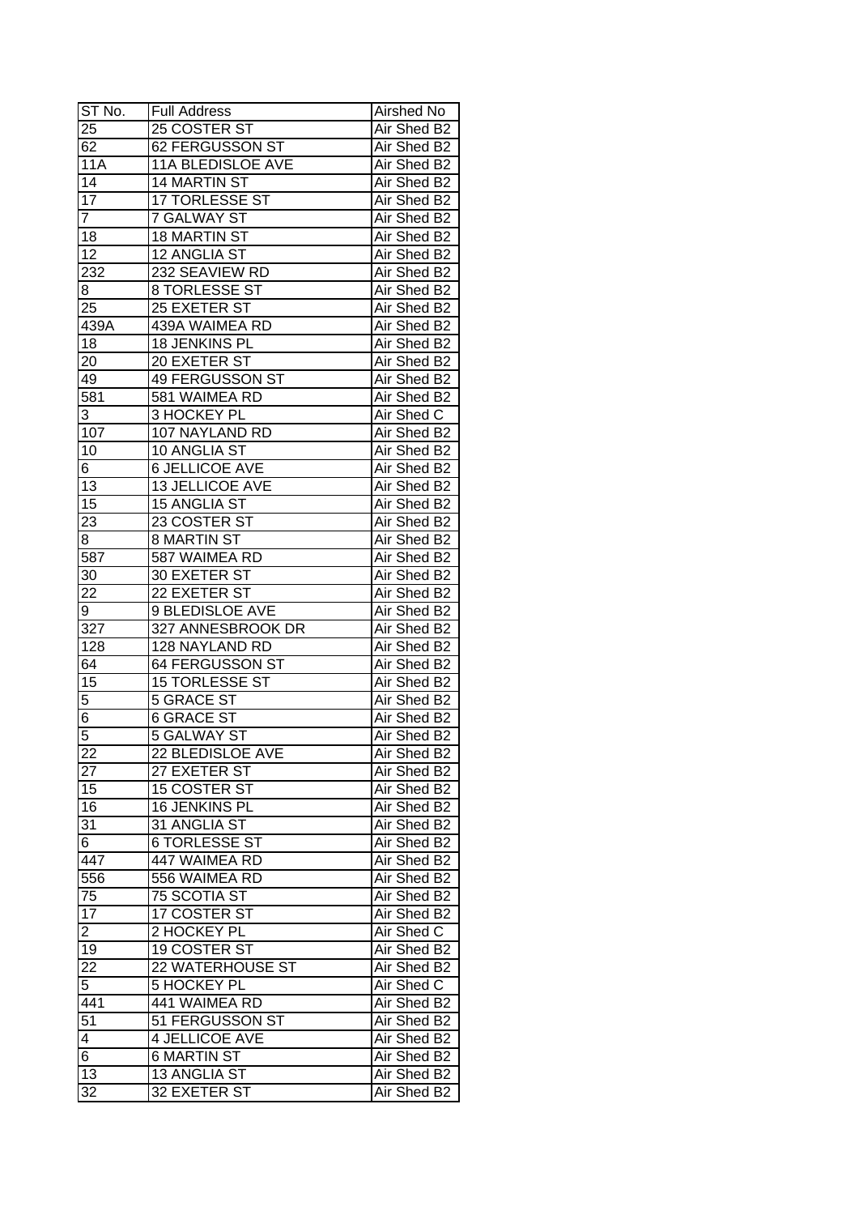| ST No. | Full Address | Airshed No |
| --- | --- | --- |
| 25 | 25 COSTER ST | Air Shed B2 |
| 62 | 62 FERGUSSON ST | Air Shed B2 |
| 11A | 11A BLEDISLOE AVE | Air Shed B2 |
| 14 | 14 MARTIN ST | Air Shed B2 |
| 17 | 17 TORLESSE ST | Air Shed B2 |
| 7 | 7 GALWAY ST | Air Shed B2 |
| 18 | 18 MARTIN ST | Air Shed B2 |
| 12 | 12 ANGLIA ST | Air Shed B2 |
| 232 | 232 SEAVIEW RD | Air Shed B2 |
| 8 | 8 TORLESSE ST | Air Shed B2 |
| 25 | 25 EXETER ST | Air Shed B2 |
| 439A | 439A WAIMEA RD | Air Shed B2 |
| 18 | 18 JENKINS PL | Air Shed B2 |
| 20 | 20 EXETER ST | Air Shed B2 |
| 49 | 49 FERGUSSON ST | Air Shed B2 |
| 581 | 581 WAIMEA RD | Air Shed B2 |
| 3 | 3 HOCKEY PL | Air Shed C |
| 107 | 107 NAYLAND RD | Air Shed B2 |
| 10 | 10 ANGLIA ST | Air Shed B2 |
| 6 | 6 JELLICOE AVE | Air Shed B2 |
| 13 | 13 JELLICOE AVE | Air Shed B2 |
| 15 | 15 ANGLIA ST | Air Shed B2 |
| 23 | 23 COSTER ST | Air Shed B2 |
| 8 | 8 MARTIN ST | Air Shed B2 |
| 587 | 587 WAIMEA RD | Air Shed B2 |
| 30 | 30 EXETER ST | Air Shed B2 |
| 22 | 22 EXETER ST | Air Shed B2 |
| 9 | 9 BLEDISLOE AVE | Air Shed B2 |
| 327 | 327 ANNESBROOK DR | Air Shed B2 |
| 128 | 128 NAYLAND RD | Air Shed B2 |
| 64 | 64 FERGUSSON ST | Air Shed B2 |
| 15 | 15 TORLESSE ST | Air Shed B2 |
| 5 | 5 GRACE ST | Air Shed B2 |
| 6 | 6 GRACE ST | Air Shed B2 |
| 5 | 5 GALWAY ST | Air Shed B2 |
| 22 | 22 BLEDISLOE AVE | Air Shed B2 |
| 27 | 27 EXETER ST | Air Shed B2 |
| 15 | 15 COSTER ST | Air Shed B2 |
| 16 | 16 JENKINS PL | Air Shed B2 |
| 31 | 31 ANGLIA ST | Air Shed B2 |
| 6 | 6 TORLESSE ST | Air Shed B2 |
| 447 | 447 WAIMEA RD | Air Shed B2 |
| 556 | 556 WAIMEA RD | Air Shed B2 |
| 75 | 75 SCOTIA ST | Air Shed B2 |
| 17 | 17 COSTER ST | Air Shed B2 |
| 2 | 2 HOCKEY PL | Air Shed C |
| 19 | 19 COSTER ST | Air Shed B2 |
| 22 | 22 WATERHOUSE ST | Air Shed B2 |
| 5 | 5 HOCKEY PL | Air Shed C |
| 441 | 441 WAIMEA RD | Air Shed B2 |
| 51 | 51 FERGUSSON ST | Air Shed B2 |
| 4 | 4 JELLICOE AVE | Air Shed B2 |
| 6 | 6 MARTIN ST | Air Shed B2 |
| 13 | 13 ANGLIA ST | Air Shed B2 |
| 32 | 32 EXETER ST | Air Shed B2 |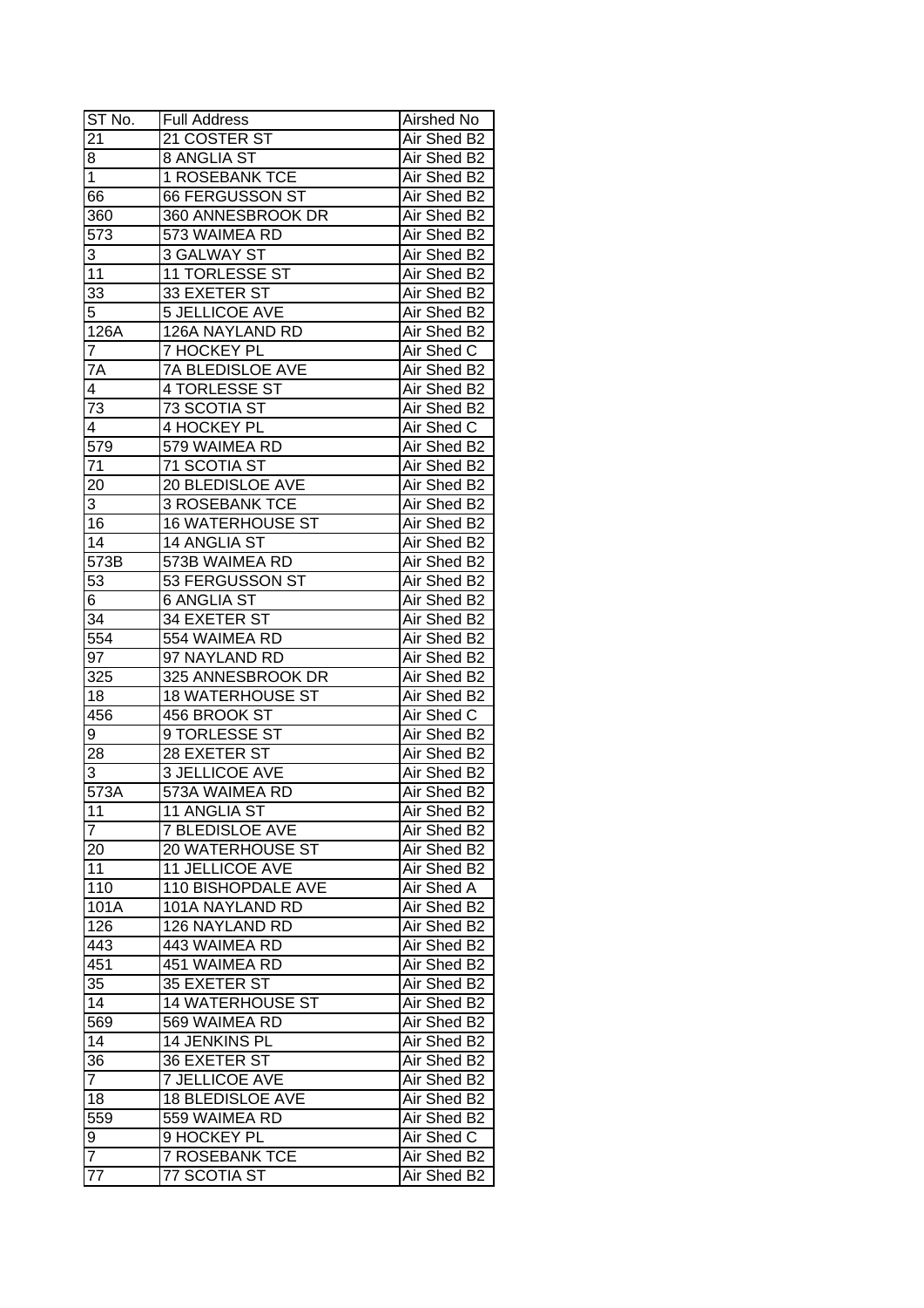| ST No. | Full Address | Airshed No |
|---|---|---|
| 21 | 21 COSTER ST | Air Shed B2 |
| 8 | 8 ANGLIA ST | Air Shed B2 |
| 1 | 1 ROSEBANK TCE | Air Shed B2 |
| 66 | 66 FERGUSSON ST | Air Shed B2 |
| 360 | 360 ANNESBROOK DR | Air Shed B2 |
| 573 | 573 WAIMEA RD | Air Shed B2 |
| 3 | 3 GALWAY ST | Air Shed B2 |
| 11 | 11 TORLESSE ST | Air Shed B2 |
| 33 | 33 EXETER ST | Air Shed B2 |
| 5 | 5 JELLICOE AVE | Air Shed B2 |
| 126A | 126A NAYLAND RD | Air Shed B2 |
| 7 | 7 HOCKEY PL | Air Shed C |
| 7A | 7A BLEDISLOE AVE | Air Shed B2 |
| 4 | 4 TORLESSE ST | Air Shed B2 |
| 73 | 73 SCOTIA ST | Air Shed B2 |
| 4 | 4 HOCKEY PL | Air Shed C |
| 579 | 579 WAIMEA RD | Air Shed B2 |
| 71 | 71 SCOTIA ST | Air Shed B2 |
| 20 | 20 BLEDISLOE AVE | Air Shed B2 |
| 3 | 3 ROSEBANK TCE | Air Shed B2 |
| 16 | 16 WATERHOUSE ST | Air Shed B2 |
| 14 | 14 ANGLIA ST | Air Shed B2 |
| 573B | 573B WAIMEA RD | Air Shed B2 |
| 53 | 53 FERGUSSON ST | Air Shed B2 |
| 6 | 6 ANGLIA ST | Air Shed B2 |
| 34 | 34 EXETER ST | Air Shed B2 |
| 554 | 554 WAIMEA RD | Air Shed B2 |
| 97 | 97 NAYLAND RD | Air Shed B2 |
| 325 | 325 ANNESBROOK DR | Air Shed B2 |
| 18 | 18 WATERHOUSE ST | Air Shed B2 |
| 456 | 456 BROOK ST | Air Shed C |
| 9 | 9 TORLESSE ST | Air Shed B2 |
| 28 | 28 EXETER ST | Air Shed B2 |
| 3 | 3 JELLICOE AVE | Air Shed B2 |
| 573A | 573A WAIMEA RD | Air Shed B2 |
| 11 | 11 ANGLIA ST | Air Shed B2 |
| 7 | 7 BLEDISLOE AVE | Air Shed B2 |
| 20 | 20 WATERHOUSE ST | Air Shed B2 |
| 11 | 11 JELLICOE AVE | Air Shed B2 |
| 110 | 110 BISHOPDALE AVE | Air Shed A |
| 101A | 101A NAYLAND RD | Air Shed B2 |
| 126 | 126 NAYLAND RD | Air Shed B2 |
| 443 | 443 WAIMEA RD | Air Shed B2 |
| 451 | 451 WAIMEA RD | Air Shed B2 |
| 35 | 35 EXETER ST | Air Shed B2 |
| 14 | 14 WATERHOUSE ST | Air Shed B2 |
| 569 | 569 WAIMEA RD | Air Shed B2 |
| 14 | 14 JENKINS PL | Air Shed B2 |
| 36 | 36 EXETER ST | Air Shed B2 |
| 7 | 7 JELLICOE AVE | Air Shed B2 |
| 18 | 18 BLEDISLOE AVE | Air Shed B2 |
| 559 | 559 WAIMEA RD | Air Shed B2 |
| 9 | 9 HOCKEY PL | Air Shed C |
| 7 | 7 ROSEBANK TCE | Air Shed B2 |
| 77 | 77 SCOTIA ST | Air Shed B2 |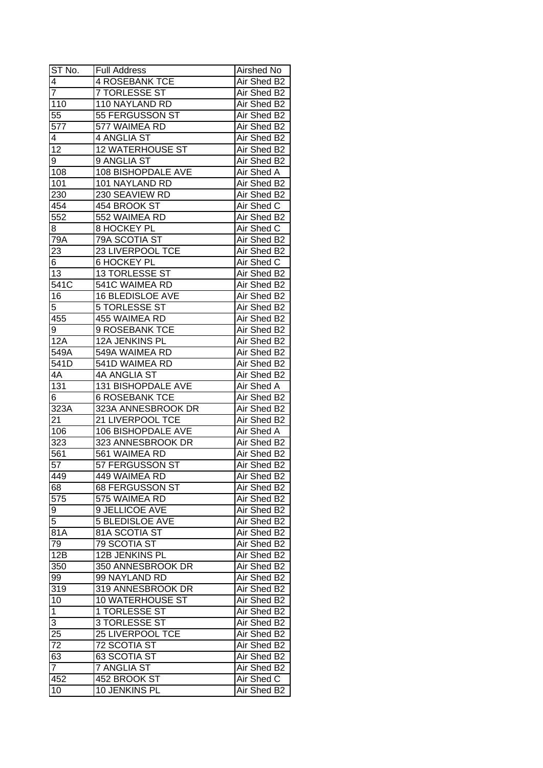| ST No. | Full Address | Airshed No |
|---|---|---|
| 4 | 4 ROSEBANK TCE | Air Shed B2 |
| 7 | 7 TORLESSE ST | Air Shed B2 |
| 110 | 110 NAYLAND RD | Air Shed B2 |
| 55 | 55 FERGUSSON ST | Air Shed B2 |
| 577 | 577 WAIMEA RD | Air Shed B2 |
| 4 | 4 ANGLIA ST | Air Shed B2 |
| 12 | 12 WATERHOUSE ST | Air Shed B2 |
| 9 | 9 ANGLIA ST | Air Shed B2 |
| 108 | 108 BISHOPDALE AVE | Air Shed A |
| 101 | 101 NAYLAND RD | Air Shed B2 |
| 230 | 230 SEAVIEW RD | Air Shed B2 |
| 454 | 454 BROOK ST | Air Shed C |
| 552 | 552 WAIMEA RD | Air Shed B2 |
| 8 | 8 HOCKEY PL | Air Shed C |
| 79A | 79A SCOTIA ST | Air Shed B2 |
| 23 | 23 LIVERPOOL TCE | Air Shed B2 |
| 6 | 6 HOCKEY PL | Air Shed C |
| 13 | 13 TORLESSE ST | Air Shed B2 |
| 541C | 541C WAIMEA RD | Air Shed B2 |
| 16 | 16 BLEDISLOE AVE | Air Shed B2 |
| 5 | 5 TORLESSE ST | Air Shed B2 |
| 455 | 455 WAIMEA RD | Air Shed B2 |
| 9 | 9 ROSEBANK TCE | Air Shed B2 |
| 12A | 12A JENKINS PL | Air Shed B2 |
| 549A | 549A WAIMEA RD | Air Shed B2 |
| 541D | 541D WAIMEA RD | Air Shed B2 |
| 4A | 4A ANGLIA ST | Air Shed B2 |
| 131 | 131 BISHOPDALE AVE | Air Shed A |
| 6 | 6 ROSEBANK TCE | Air Shed B2 |
| 323A | 323A ANNESBROOK DR | Air Shed B2 |
| 21 | 21 LIVERPOOL TCE | Air Shed B2 |
| 106 | 106 BISHOPDALE AVE | Air Shed A |
| 323 | 323 ANNESBROOK DR | Air Shed B2 |
| 561 | 561 WAIMEA RD | Air Shed B2 |
| 57 | 57 FERGUSSON ST | Air Shed B2 |
| 449 | 449 WAIMEA RD | Air Shed B2 |
| 68 | 68 FERGUSSON ST | Air Shed B2 |
| 575 | 575 WAIMEA RD | Air Shed B2 |
| 9 | 9 JELLICOE AVE | Air Shed B2 |
| 5 | 5 BLEDISLOE AVE | Air Shed B2 |
| 81A | 81A SCOTIA ST | Air Shed B2 |
| 79 | 79 SCOTIA ST | Air Shed B2 |
| 12B | 12B JENKINS PL | Air Shed B2 |
| 350 | 350 ANNESBROOK DR | Air Shed B2 |
| 99 | 99 NAYLAND RD | Air Shed B2 |
| 319 | 319 ANNESBROOK DR | Air Shed B2 |
| 10 | 10 WATERHOUSE ST | Air Shed B2 |
| 1 | 1 TORLESSE ST | Air Shed B2 |
| 3 | 3 TORLESSE ST | Air Shed B2 |
| 25 | 25 LIVERPOOL TCE | Air Shed B2 |
| 72 | 72 SCOTIA ST | Air Shed B2 |
| 63 | 63 SCOTIA ST | Air Shed B2 |
| 7 | 7 ANGLIA ST | Air Shed B2 |
| 452 | 452 BROOK ST | Air Shed C |
| 10 | 10 JENKINS PL | Air Shed B2 |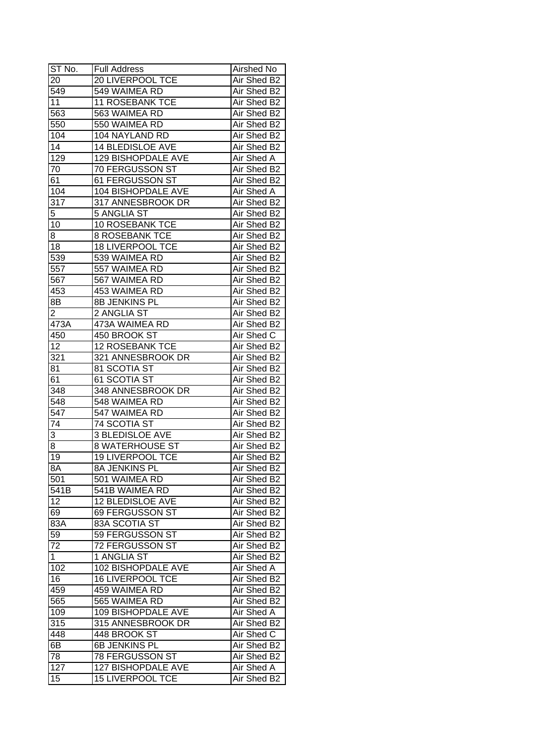| ST No. | Full Address | Airshed No |
|---|---|---|
| 20 | 20 LIVERPOOL TCE | Air Shed B2 |
| 549 | 549 WAIMEA RD | Air Shed B2 |
| 11 | 11 ROSEBANK TCE | Air Shed B2 |
| 563 | 563 WAIMEA RD | Air Shed B2 |
| 550 | 550 WAIMEA RD | Air Shed B2 |
| 104 | 104 NAYLAND RD | Air Shed B2 |
| 14 | 14 BLEDISLOE AVE | Air Shed B2 |
| 129 | 129 BISHOPDALE AVE | Air Shed A |
| 70 | 70 FERGUSSON ST | Air Shed B2 |
| 61 | 61 FERGUSSON ST | Air Shed B2 |
| 104 | 104 BISHOPDALE AVE | Air Shed A |
| 317 | 317 ANNESBROOK DR | Air Shed B2 |
| 5 | 5 ANGLIA ST | Air Shed B2 |
| 10 | 10 ROSEBANK TCE | Air Shed B2 |
| 8 | 8 ROSEBANK TCE | Air Shed B2 |
| 18 | 18 LIVERPOOL TCE | Air Shed B2 |
| 539 | 539 WAIMEA RD | Air Shed B2 |
| 557 | 557 WAIMEA RD | Air Shed B2 |
| 567 | 567 WAIMEA RD | Air Shed B2 |
| 453 | 453 WAIMEA RD | Air Shed B2 |
| 8B | 8B JENKINS PL | Air Shed B2 |
| 2 | 2 ANGLIA ST | Air Shed B2 |
| 473A | 473A WAIMEA RD | Air Shed B2 |
| 450 | 450 BROOK ST | Air Shed C |
| 12 | 12 ROSEBANK TCE | Air Shed B2 |
| 321 | 321 ANNESBROOK DR | Air Shed B2 |
| 81 | 81 SCOTIA ST | Air Shed B2 |
| 61 | 61 SCOTIA ST | Air Shed B2 |
| 348 | 348 ANNESBROOK DR | Air Shed B2 |
| 548 | 548 WAIMEA RD | Air Shed B2 |
| 547 | 547 WAIMEA RD | Air Shed B2 |
| 74 | 74 SCOTIA ST | Air Shed B2 |
| 3 | 3 BLEDISLOE AVE | Air Shed B2 |
| 8 | 8 WATERHOUSE ST | Air Shed B2 |
| 19 | 19 LIVERPOOL TCE | Air Shed B2 |
| 8A | 8A JENKINS PL | Air Shed B2 |
| 501 | 501 WAIMEA RD | Air Shed B2 |
| 541B | 541B WAIMEA RD | Air Shed B2 |
| 12 | 12 BLEDISLOE AVE | Air Shed B2 |
| 69 | 69 FERGUSSON ST | Air Shed B2 |
| 83A | 83A SCOTIA ST | Air Shed B2 |
| 59 | 59 FERGUSSON ST | Air Shed B2 |
| 72 | 72 FERGUSSON ST | Air Shed B2 |
| 1 | 1 ANGLIA ST | Air Shed B2 |
| 102 | 102 BISHOPDALE AVE | Air Shed A |
| 16 | 16 LIVERPOOL TCE | Air Shed B2 |
| 459 | 459 WAIMEA RD | Air Shed B2 |
| 565 | 565 WAIMEA RD | Air Shed B2 |
| 109 | 109 BISHOPDALE AVE | Air Shed A |
| 315 | 315 ANNESBROOK DR | Air Shed B2 |
| 448 | 448 BROOK ST | Air Shed C |
| 6B | 6B JENKINS PL | Air Shed B2 |
| 78 | 78 FERGUSSON ST | Air Shed B2 |
| 127 | 127 BISHOPDALE AVE | Air Shed A |
| 15 | 15 LIVERPOOL TCE | Air Shed B2 |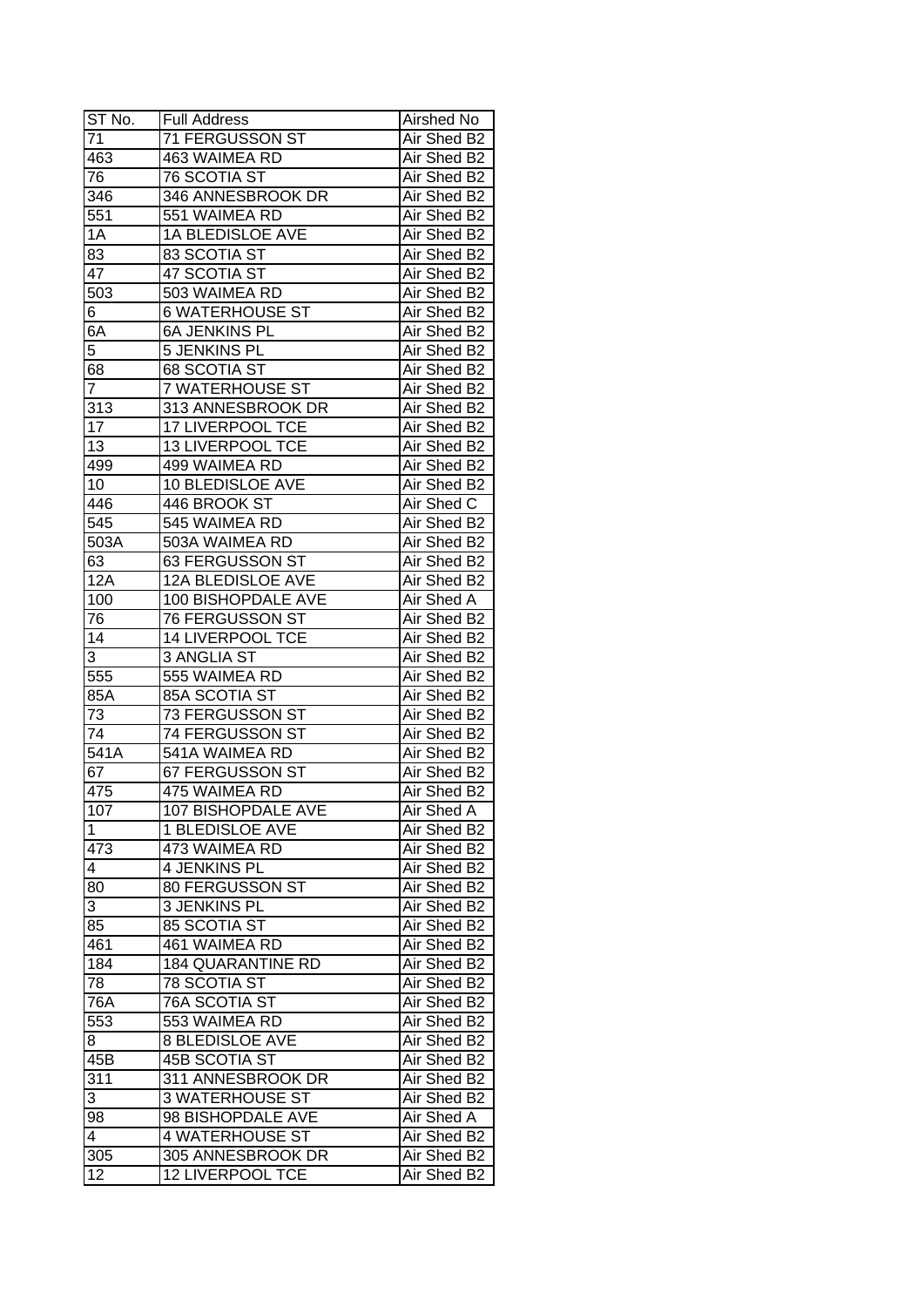| ST No. | Full Address | Airshed No |
|---|---|---|
| 71 | 71 FERGUSSON ST | Air Shed B2 |
| 463 | 463 WAIMEA RD | Air Shed B2 |
| 76 | 76 SCOTIA ST | Air Shed B2 |
| 346 | 346 ANNESBROOK DR | Air Shed B2 |
| 551 | 551 WAIMEA RD | Air Shed B2 |
| 1A | 1A BLEDISLOE AVE | Air Shed B2 |
| 83 | 83 SCOTIA ST | Air Shed B2 |
| 47 | 47 SCOTIA ST | Air Shed B2 |
| 503 | 503 WAIMEA RD | Air Shed B2 |
| 6 | 6 WATERHOUSE ST | Air Shed B2 |
| 6A | 6A JENKINS PL | Air Shed B2 |
| 5 | 5 JENKINS PL | Air Shed B2 |
| 68 | 68 SCOTIA ST | Air Shed B2 |
| 7 | 7 WATERHOUSE ST | Air Shed B2 |
| 313 | 313 ANNESBROOK DR | Air Shed B2 |
| 17 | 17 LIVERPOOL TCE | Air Shed B2 |
| 13 | 13 LIVERPOOL TCE | Air Shed B2 |
| 499 | 499 WAIMEA RD | Air Shed B2 |
| 10 | 10 BLEDISLOE AVE | Air Shed B2 |
| 446 | 446 BROOK ST | Air Shed C |
| 545 | 545 WAIMEA RD | Air Shed B2 |
| 503A | 503A WAIMEA RD | Air Shed B2 |
| 63 | 63 FERGUSSON ST | Air Shed B2 |
| 12A | 12A BLEDISLOE AVE | Air Shed B2 |
| 100 | 100 BISHOPDALE AVE | Air Shed A |
| 76 | 76 FERGUSSON ST | Air Shed B2 |
| 14 | 14 LIVERPOOL TCE | Air Shed B2 |
| 3 | 3 ANGLIA ST | Air Shed B2 |
| 555 | 555 WAIMEA RD | Air Shed B2 |
| 85A | 85A SCOTIA ST | Air Shed B2 |
| 73 | 73 FERGUSSON ST | Air Shed B2 |
| 74 | 74 FERGUSSON ST | Air Shed B2 |
| 541A | 541A WAIMEA RD | Air Shed B2 |
| 67 | 67 FERGUSSON ST | Air Shed B2 |
| 475 | 475 WAIMEA RD | Air Shed B2 |
| 107 | 107 BISHOPDALE AVE | Air Shed A |
| 1 | 1 BLEDISLOE AVE | Air Shed B2 |
| 473 | 473 WAIMEA RD | Air Shed B2 |
| 4 | 4 JENKINS PL | Air Shed B2 |
| 80 | 80 FERGUSSON ST | Air Shed B2 |
| 3 | 3 JENKINS PL | Air Shed B2 |
| 85 | 85 SCOTIA ST | Air Shed B2 |
| 461 | 461 WAIMEA RD | Air Shed B2 |
| 184 | 184 QUARANTINE RD | Air Shed B2 |
| 78 | 78 SCOTIA ST | Air Shed B2 |
| 76A | 76A SCOTIA ST | Air Shed B2 |
| 553 | 553 WAIMEA RD | Air Shed B2 |
| 8 | 8 BLEDISLOE AVE | Air Shed B2 |
| 45B | 45B SCOTIA ST | Air Shed B2 |
| 311 | 311 ANNESBROOK DR | Air Shed B2 |
| 3 | 3 WATERHOUSE ST | Air Shed B2 |
| 98 | 98 BISHOPDALE AVE | Air Shed A |
| 4 | 4 WATERHOUSE ST | Air Shed B2 |
| 305 | 305 ANNESBROOK DR | Air Shed B2 |
| 12 | 12 LIVERPOOL TCE | Air Shed B2 |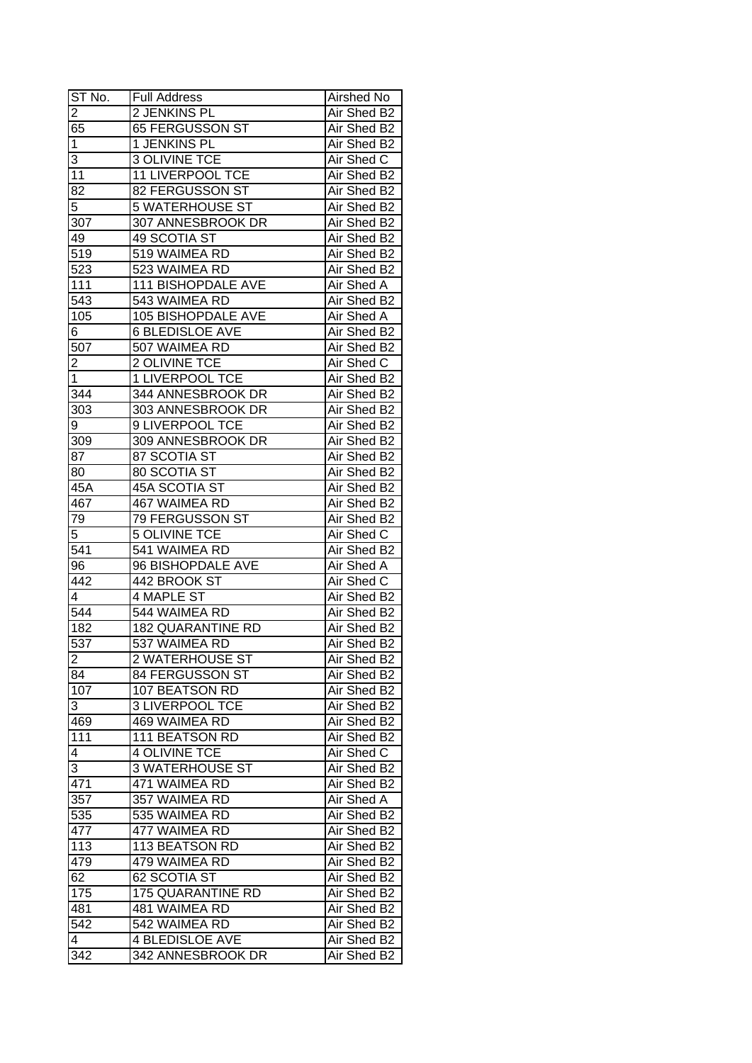| ST No. | Full Address | Airshed No |
| --- | --- | --- |
| 2 | 2 JENKINS PL | Air Shed B2 |
| 65 | 65 FERGUSSON ST | Air Shed B2 |
| 1 | 1 JENKINS PL | Air Shed B2 |
| 3 | 3 OLIVINE TCE | Air Shed C |
| 11 | 11 LIVERPOOL TCE | Air Shed B2 |
| 82 | 82 FERGUSSON ST | Air Shed B2 |
| 5 | 5 WATERHOUSE ST | Air Shed B2 |
| 307 | 307 ANNESBROOK DR | Air Shed B2 |
| 49 | 49 SCOTIA ST | Air Shed B2 |
| 519 | 519 WAIMEA RD | Air Shed B2 |
| 523 | 523 WAIMEA RD | Air Shed B2 |
| 111 | 111 BISHOPDALE AVE | Air Shed A |
| 543 | 543 WAIMEA RD | Air Shed B2 |
| 105 | 105 BISHOPDALE AVE | Air Shed A |
| 6 | 6 BLEDISLOE AVE | Air Shed B2 |
| 507 | 507 WAIMEA RD | Air Shed B2 |
| 2 | 2 OLIVINE TCE | Air Shed C |
| 1 | 1 LIVERPOOL TCE | Air Shed B2 |
| 344 | 344 ANNESBROOK DR | Air Shed B2 |
| 303 | 303 ANNESBROOK DR | Air Shed B2 |
| 9 | 9 LIVERPOOL TCE | Air Shed B2 |
| 309 | 309 ANNESBROOK DR | Air Shed B2 |
| 87 | 87 SCOTIA ST | Air Shed B2 |
| 80 | 80 SCOTIA ST | Air Shed B2 |
| 45A | 45A SCOTIA ST | Air Shed B2 |
| 467 | 467 WAIMEA RD | Air Shed B2 |
| 79 | 79 FERGUSSON ST | Air Shed B2 |
| 5 | 5 OLIVINE TCE | Air Shed C |
| 541 | 541 WAIMEA RD | Air Shed B2 |
| 96 | 96 BISHOPDALE AVE | Air Shed A |
| 442 | 442 BROOK ST | Air Shed C |
| 4 | 4 MAPLE ST | Air Shed B2 |
| 544 | 544 WAIMEA RD | Air Shed B2 |
| 182 | 182 QUARANTINE RD | Air Shed B2 |
| 537 | 537 WAIMEA RD | Air Shed B2 |
| 2 | 2 WATERHOUSE ST | Air Shed B2 |
| 84 | 84 FERGUSSON ST | Air Shed B2 |
| 107 | 107 BEATSON RD | Air Shed B2 |
| 3 | 3 LIVERPOOL TCE | Air Shed B2 |
| 469 | 469 WAIMEA RD | Air Shed B2 |
| 111 | 111 BEATSON RD | Air Shed B2 |
| 4 | 4 OLIVINE TCE | Air Shed C |
| 3 | 3 WATERHOUSE ST | Air Shed B2 |
| 471 | 471 WAIMEA RD | Air Shed B2 |
| 357 | 357 WAIMEA RD | Air Shed A |
| 535 | 535 WAIMEA RD | Air Shed B2 |
| 477 | 477 WAIMEA RD | Air Shed B2 |
| 113 | 113 BEATSON RD | Air Shed B2 |
| 479 | 479 WAIMEA RD | Air Shed B2 |
| 62 | 62 SCOTIA ST | Air Shed B2 |
| 175 | 175 QUARANTINE RD | Air Shed B2 |
| 481 | 481 WAIMEA RD | Air Shed B2 |
| 542 | 542 WAIMEA RD | Air Shed B2 |
| 4 | 4 BLEDISLOE AVE | Air Shed B2 |
| 342 | 342 ANNESBROOK DR | Air Shed B2 |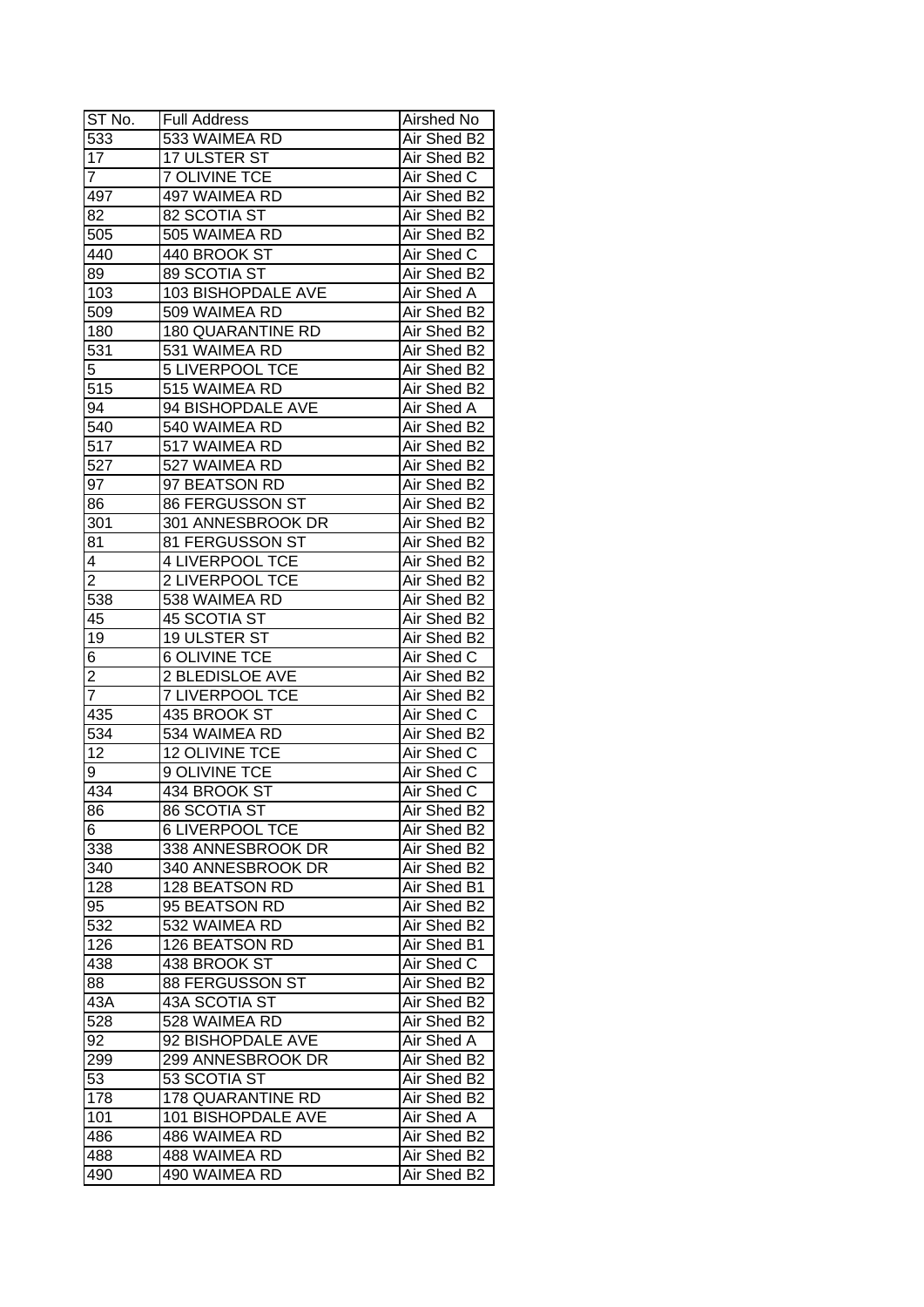| ST No. | Full Address | Airshed No |
|---|---|---|
| 533 | 533 WAIMEA RD | Air Shed B2 |
| 17 | 17 ULSTER ST | Air Shed B2 |
| 7 | 7 OLIVINE TCE | Air Shed C |
| 497 | 497 WAIMEA RD | Air Shed B2 |
| 82 | 82 SCOTIA ST | Air Shed B2 |
| 505 | 505 WAIMEA RD | Air Shed B2 |
| 440 | 440 BROOK ST | Air Shed C |
| 89 | 89 SCOTIA ST | Air Shed B2 |
| 103 | 103 BISHOPDALE AVE | Air Shed A |
| 509 | 509 WAIMEA RD | Air Shed B2 |
| 180 | 180 QUARANTINE RD | Air Shed B2 |
| 531 | 531 WAIMEA RD | Air Shed B2 |
| 5 | 5 LIVERPOOL TCE | Air Shed B2 |
| 515 | 515 WAIMEA RD | Air Shed B2 |
| 94 | 94 BISHOPDALE AVE | Air Shed A |
| 540 | 540 WAIMEA RD | Air Shed B2 |
| 517 | 517 WAIMEA RD | Air Shed B2 |
| 527 | 527 WAIMEA RD | Air Shed B2 |
| 97 | 97 BEATSON RD | Air Shed B2 |
| 86 | 86 FERGUSSON ST | Air Shed B2 |
| 301 | 301 ANNESBROOK DR | Air Shed B2 |
| 81 | 81 FERGUSSON ST | Air Shed B2 |
| 4 | 4 LIVERPOOL TCE | Air Shed B2 |
| 2 | 2 LIVERPOOL TCE | Air Shed B2 |
| 538 | 538 WAIMEA RD | Air Shed B2 |
| 45 | 45 SCOTIA ST | Air Shed B2 |
| 19 | 19 ULSTER ST | Air Shed B2 |
| 6 | 6 OLIVINE TCE | Air Shed C |
| 2 | 2 BLEDISLOE AVE | Air Shed B2 |
| 7 | 7 LIVERPOOL TCE | Air Shed B2 |
| 435 | 435 BROOK ST | Air Shed C |
| 534 | 534 WAIMEA RD | Air Shed B2 |
| 12 | 12 OLIVINE TCE | Air Shed C |
| 9 | 9 OLIVINE TCE | Air Shed C |
| 434 | 434 BROOK ST | Air Shed C |
| 86 | 86 SCOTIA ST | Air Shed B2 |
| 6 | 6 LIVERPOOL TCE | Air Shed B2 |
| 338 | 338 ANNESBROOK DR | Air Shed B2 |
| 340 | 340 ANNESBROOK DR | Air Shed B2 |
| 128 | 128 BEATSON RD | Air Shed B1 |
| 95 | 95 BEATSON RD | Air Shed B2 |
| 532 | 532 WAIMEA RD | Air Shed B2 |
| 126 | 126 BEATSON RD | Air Shed B1 |
| 438 | 438 BROOK ST | Air Shed C |
| 88 | 88 FERGUSSON ST | Air Shed B2 |
| 43A | 43A SCOTIA ST | Air Shed B2 |
| 528 | 528 WAIMEA RD | Air Shed B2 |
| 92 | 92 BISHOPDALE AVE | Air Shed A |
| 299 | 299 ANNESBROOK DR | Air Shed B2 |
| 53 | 53 SCOTIA ST | Air Shed B2 |
| 178 | 178 QUARANTINE RD | Air Shed B2 |
| 101 | 101 BISHOPDALE AVE | Air Shed A |
| 486 | 486 WAIMEA RD | Air Shed B2 |
| 488 | 488 WAIMEA RD | Air Shed B2 |
| 490 | 490 WAIMEA RD | Air Shed B2 |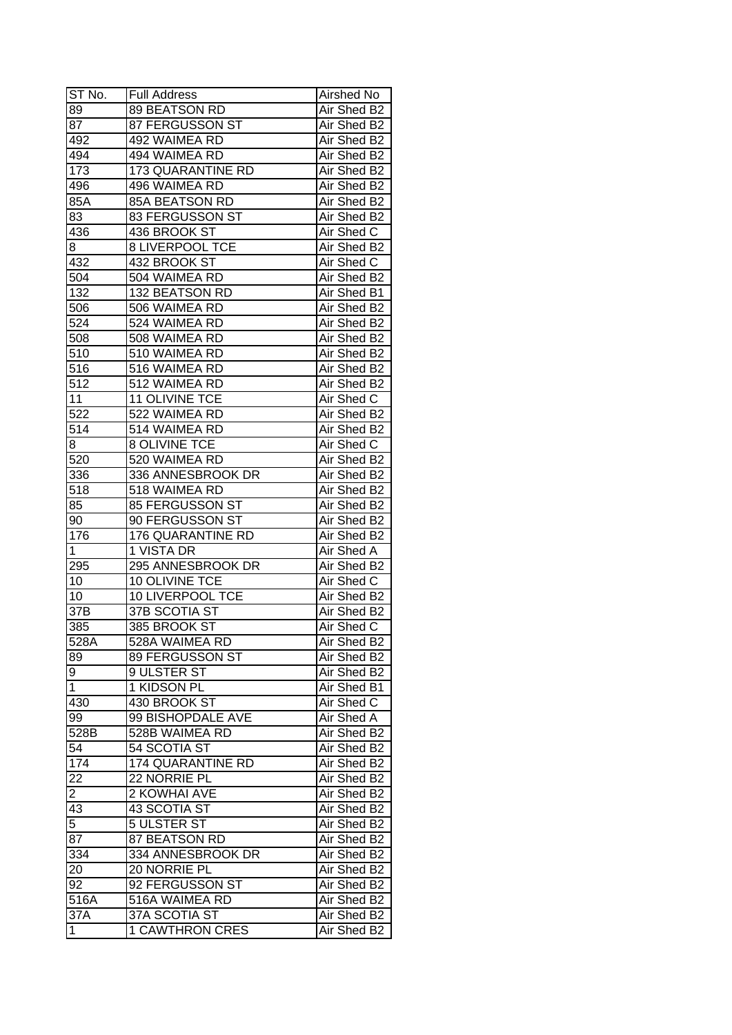| ST No. | Full Address | Airshed No |
|---|---|---|
| 89 | 89 BEATSON RD | Air Shed B2 |
| 87 | 87 FERGUSSON ST | Air Shed B2 |
| 492 | 492 WAIMEA RD | Air Shed B2 |
| 494 | 494 WAIMEA RD | Air Shed B2 |
| 173 | 173 QUARANTINE RD | Air Shed B2 |
| 496 | 496 WAIMEA RD | Air Shed B2 |
| 85A | 85A BEATSON RD | Air Shed B2 |
| 83 | 83 FERGUSSON ST | Air Shed B2 |
| 436 | 436 BROOK ST | Air Shed C |
| 8 | 8 LIVERPOOL TCE | Air Shed B2 |
| 432 | 432 BROOK ST | Air Shed C |
| 504 | 504 WAIMEA RD | Air Shed B2 |
| 132 | 132 BEATSON RD | Air Shed B1 |
| 506 | 506 WAIMEA RD | Air Shed B2 |
| 524 | 524 WAIMEA RD | Air Shed B2 |
| 508 | 508 WAIMEA RD | Air Shed B2 |
| 510 | 510 WAIMEA RD | Air Shed B2 |
| 516 | 516 WAIMEA RD | Air Shed B2 |
| 512 | 512 WAIMEA RD | Air Shed B2 |
| 11 | 11 OLIVINE TCE | Air Shed C |
| 522 | 522 WAIMEA RD | Air Shed B2 |
| 514 | 514 WAIMEA RD | Air Shed B2 |
| 8 | 8 OLIVINE TCE | Air Shed C |
| 520 | 520 WAIMEA RD | Air Shed B2 |
| 336 | 336 ANNESBROOK DR | Air Shed B2 |
| 518 | 518 WAIMEA RD | Air Shed B2 |
| 85 | 85 FERGUSSON ST | Air Shed B2 |
| 90 | 90 FERGUSSON ST | Air Shed B2 |
| 176 | 176 QUARANTINE RD | Air Shed B2 |
| 1 | 1 VISTA DR | Air Shed A |
| 295 | 295 ANNESBROOK DR | Air Shed B2 |
| 10 | 10 OLIVINE TCE | Air Shed C |
| 10 | 10 LIVERPOOL TCE | Air Shed B2 |
| 37B | 37B SCOTIA ST | Air Shed B2 |
| 385 | 385 BROOK ST | Air Shed C |
| 528A | 528A WAIMEA RD | Air Shed B2 |
| 89 | 89 FERGUSSON ST | Air Shed B2 |
| 9 | 9 ULSTER ST | Air Shed B2 |
| 1 | 1 KIDSON PL | Air Shed B1 |
| 430 | 430 BROOK ST | Air Shed C |
| 99 | 99 BISHOPDALE AVE | Air Shed A |
| 528B | 528B WAIMEA RD | Air Shed B2 |
| 54 | 54 SCOTIA ST | Air Shed B2 |
| 174 | 174 QUARANTINE RD | Air Shed B2 |
| 22 | 22 NORRIE PL | Air Shed B2 |
| 2 | 2 KOWHAI AVE | Air Shed B2 |
| 43 | 43 SCOTIA ST | Air Shed B2 |
| 5 | 5 ULSTER ST | Air Shed B2 |
| 87 | 87 BEATSON RD | Air Shed B2 |
| 334 | 334 ANNESBROOK DR | Air Shed B2 |
| 20 | 20 NORRIE PL | Air Shed B2 |
| 92 | 92 FERGUSSON ST | Air Shed B2 |
| 516A | 516A WAIMEA RD | Air Shed B2 |
| 37A | 37A SCOTIA ST | Air Shed B2 |
| 1 | 1 CAWTHRON CRES | Air Shed B2 |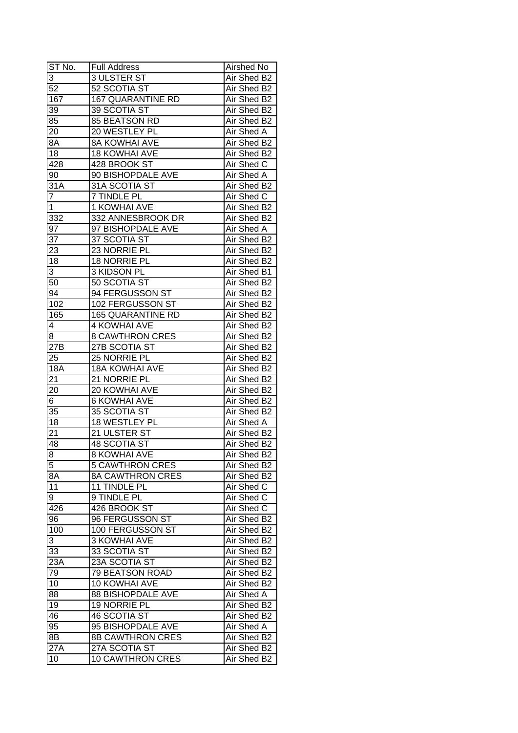| ST No. | Full Address | Airshed No |
|---|---|---|
| 3 | 3 ULSTER ST | Air Shed B2 |
| 52 | 52 SCOTIA ST | Air Shed B2 |
| 167 | 167 QUARANTINE RD | Air Shed B2 |
| 39 | 39 SCOTIA ST | Air Shed B2 |
| 85 | 85 BEATSON RD | Air Shed B2 |
| 20 | 20 WESTLEY PL | Air Shed A |
| 8A | 8A KOWHAI AVE | Air Shed B2 |
| 18 | 18 KOWHAI AVE | Air Shed B2 |
| 428 | 428 BROOK ST | Air Shed C |
| 90 | 90 BISHOPDALE AVE | Air Shed A |
| 31A | 31A SCOTIA ST | Air Shed B2 |
| 7 | 7 TINDLE PL | Air Shed C |
| 1 | 1 KOWHAI AVE | Air Shed B2 |
| 332 | 332 ANNESBROOK DR | Air Shed B2 |
| 97 | 97 BISHOPDALE AVE | Air Shed A |
| 37 | 37 SCOTIA ST | Air Shed B2 |
| 23 | 23 NORRIE PL | Air Shed B2 |
| 18 | 18 NORRIE PL | Air Shed B2 |
| 3 | 3 KIDSON PL | Air Shed B1 |
| 50 | 50 SCOTIA ST | Air Shed B2 |
| 94 | 94 FERGUSSON ST | Air Shed B2 |
| 102 | 102 FERGUSSON ST | Air Shed B2 |
| 165 | 165 QUARANTINE RD | Air Shed B2 |
| 4 | 4 KOWHAI AVE | Air Shed B2 |
| 8 | 8 CAWTHRON CRES | Air Shed B2 |
| 27B | 27B SCOTIA ST | Air Shed B2 |
| 25 | 25 NORRIE PL | Air Shed B2 |
| 18A | 18A KOWHAI AVE | Air Shed B2 |
| 21 | 21 NORRIE PL | Air Shed B2 |
| 20 | 20 KOWHAI AVE | Air Shed B2 |
| 6 | 6 KOWHAI AVE | Air Shed B2 |
| 35 | 35 SCOTIA ST | Air Shed B2 |
| 18 | 18 WESTLEY PL | Air Shed A |
| 21 | 21 ULSTER ST | Air Shed B2 |
| 48 | 48 SCOTIA ST | Air Shed B2 |
| 8 | 8 KOWHAI AVE | Air Shed B2 |
| 5 | 5 CAWTHRON CRES | Air Shed B2 |
| 8A | 8A CAWTHRON CRES | Air Shed B2 |
| 11 | 11 TINDLE PL | Air Shed C |
| 9 | 9 TINDLE PL | Air Shed C |
| 426 | 426 BROOK ST | Air Shed C |
| 96 | 96 FERGUSSON ST | Air Shed B2 |
| 100 | 100 FERGUSSON ST | Air Shed B2 |
| 3 | 3 KOWHAI AVE | Air Shed B2 |
| 33 | 33 SCOTIA ST | Air Shed B2 |
| 23A | 23A SCOTIA ST | Air Shed B2 |
| 79 | 79 BEATSON ROAD | Air Shed B2 |
| 10 | 10 KOWHAI AVE | Air Shed B2 |
| 88 | 88 BISHOPDALE AVE | Air Shed A |
| 19 | 19 NORRIE PL | Air Shed B2 |
| 46 | 46 SCOTIA ST | Air Shed B2 |
| 95 | 95 BISHOPDALE AVE | Air Shed A |
| 8B | 8B CAWTHRON CRES | Air Shed B2 |
| 27A | 27A SCOTIA ST | Air Shed B2 |
| 10 | 10 CAWTHRON CRES | Air Shed B2 |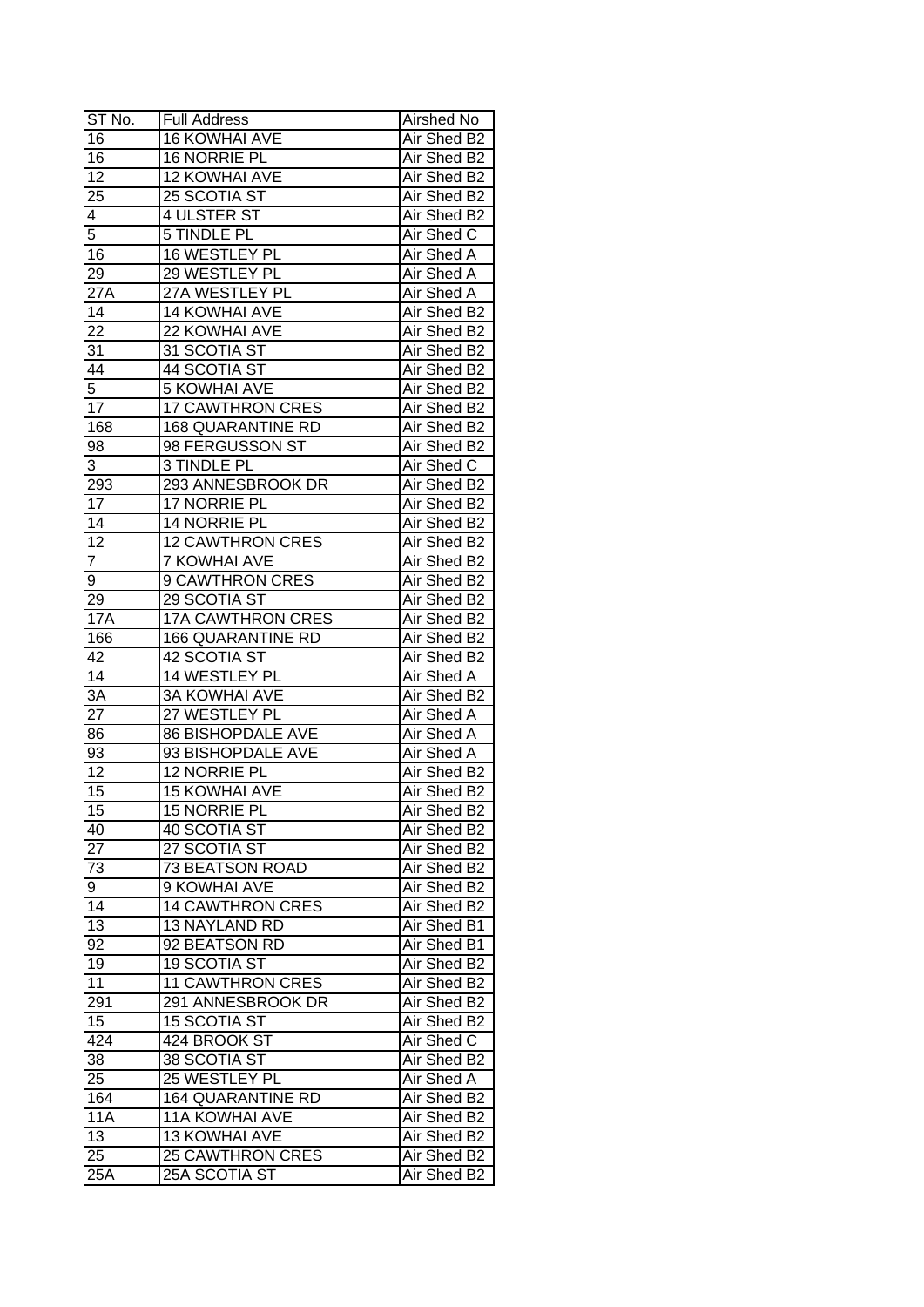| ST No. | Full Address | Airshed No |
| --- | --- | --- |
| 16 | 16 KOWHAI AVE | Air Shed B2 |
| 16 | 16 NORRIE PL | Air Shed B2 |
| 12 | 12 KOWHAI AVE | Air Shed B2 |
| 25 | 25 SCOTIA ST | Air Shed B2 |
| 4 | 4 ULSTER ST | Air Shed B2 |
| 5 | 5 TINDLE PL | Air Shed C |
| 16 | 16 WESTLEY PL | Air Shed A |
| 29 | 29 WESTLEY PL | Air Shed A |
| 27A | 27A WESTLEY PL | Air Shed A |
| 14 | 14 KOWHAI AVE | Air Shed B2 |
| 22 | 22 KOWHAI AVE | Air Shed B2 |
| 31 | 31 SCOTIA ST | Air Shed B2 |
| 44 | 44 SCOTIA ST | Air Shed B2 |
| 5 | 5 KOWHAI AVE | Air Shed B2 |
| 17 | 17 CAWTHRON CRES | Air Shed B2 |
| 168 | 168 QUARANTINE RD | Air Shed B2 |
| 98 | 98 FERGUSSON ST | Air Shed B2 |
| 3 | 3 TINDLE PL | Air Shed C |
| 293 | 293 ANNESBROOK DR | Air Shed B2 |
| 17 | 17 NORRIE PL | Air Shed B2 |
| 14 | 14 NORRIE PL | Air Shed B2 |
| 12 | 12 CAWTHRON CRES | Air Shed B2 |
| 7 | 7 KOWHAI AVE | Air Shed B2 |
| 9 | 9 CAWTHRON CRES | Air Shed B2 |
| 29 | 29 SCOTIA ST | Air Shed B2 |
| 17A | 17A CAWTHRON CRES | Air Shed B2 |
| 166 | 166 QUARANTINE RD | Air Shed B2 |
| 42 | 42 SCOTIA ST | Air Shed B2 |
| 14 | 14 WESTLEY PL | Air Shed A |
| 3A | 3A KOWHAI AVE | Air Shed B2 |
| 27 | 27 WESTLEY PL | Air Shed A |
| 86 | 86 BISHOPDALE AVE | Air Shed A |
| 93 | 93 BISHOPDALE AVE | Air Shed A |
| 12 | 12 NORRIE PL | Air Shed B2 |
| 15 | 15 KOWHAI AVE | Air Shed B2 |
| 15 | 15 NORRIE PL | Air Shed B2 |
| 40 | 40 SCOTIA ST | Air Shed B2 |
| 27 | 27 SCOTIA ST | Air Shed B2 |
| 73 | 73 BEATSON ROAD | Air Shed B2 |
| 9 | 9 KOWHAI AVE | Air Shed B2 |
| 14 | 14 CAWTHRON CRES | Air Shed B2 |
| 13 | 13 NAYLAND RD | Air Shed B1 |
| 92 | 92 BEATSON RD | Air Shed B1 |
| 19 | 19 SCOTIA ST | Air Shed B2 |
| 11 | 11 CAWTHRON CRES | Air Shed B2 |
| 291 | 291 ANNESBROOK DR | Air Shed B2 |
| 15 | 15 SCOTIA ST | Air Shed B2 |
| 424 | 424 BROOK ST | Air Shed C |
| 38 | 38 SCOTIA ST | Air Shed B2 |
| 25 | 25 WESTLEY PL | Air Shed A |
| 164 | 164 QUARANTINE RD | Air Shed B2 |
| 11A | 11A KOWHAI AVE | Air Shed B2 |
| 13 | 13 KOWHAI AVE | Air Shed B2 |
| 25 | 25 CAWTHRON CRES | Air Shed B2 |
| 25A | 25A SCOTIA ST | Air Shed B2 |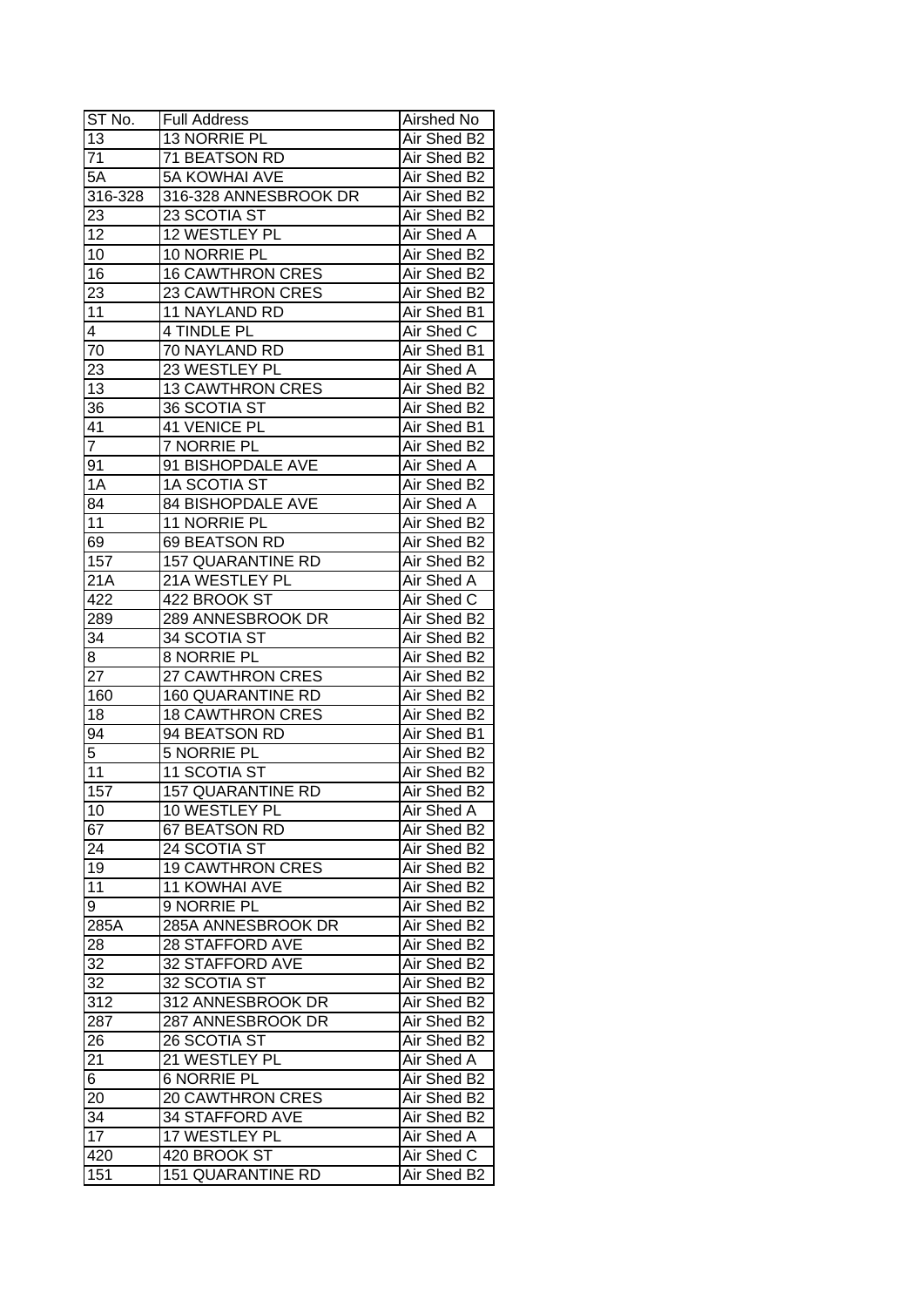| ST No. | Full Address | Airshed No |
| --- | --- | --- |
| 13 | 13 NORRIE PL | Air Shed B2 |
| 71 | 71 BEATSON RD | Air Shed B2 |
| 5A | 5A KOWHAI AVE | Air Shed B2 |
| 316-328 | 316-328 ANNESBROOK DR | Air Shed B2 |
| 23 | 23 SCOTIA ST | Air Shed B2 |
| 12 | 12 WESTLEY PL | Air Shed A |
| 10 | 10 NORRIE PL | Air Shed B2 |
| 16 | 16 CAWTHRON CRES | Air Shed B2 |
| 23 | 23 CAWTHRON CRES | Air Shed B2 |
| 11 | 11 NAYLAND RD | Air Shed B1 |
| 4 | 4 TINDLE PL | Air Shed C |
| 70 | 70 NAYLAND RD | Air Shed B1 |
| 23 | 23 WESTLEY PL | Air Shed A |
| 13 | 13 CAWTHRON CRES | Air Shed B2 |
| 36 | 36 SCOTIA ST | Air Shed B2 |
| 41 | 41 VENICE PL | Air Shed B1 |
| 7 | 7 NORRIE PL | Air Shed B2 |
| 91 | 91 BISHOPDALE AVE | Air Shed A |
| 1A | 1A SCOTIA ST | Air Shed B2 |
| 84 | 84 BISHOPDALE AVE | Air Shed A |
| 11 | 11 NORRIE PL | Air Shed B2 |
| 69 | 69 BEATSON RD | Air Shed B2 |
| 157 | 157 QUARANTINE RD | Air Shed B2 |
| 21A | 21A WESTLEY PL | Air Shed A |
| 422 | 422 BROOK ST | Air Shed C |
| 289 | 289 ANNESBROOK DR | Air Shed B2 |
| 34 | 34 SCOTIA ST | Air Shed B2 |
| 8 | 8 NORRIE PL | Air Shed B2 |
| 27 | 27 CAWTHRON CRES | Air Shed B2 |
| 160 | 160 QUARANTINE RD | Air Shed B2 |
| 18 | 18 CAWTHRON CRES | Air Shed B2 |
| 94 | 94 BEATSON RD | Air Shed B1 |
| 5 | 5 NORRIE PL | Air Shed B2 |
| 11 | 11 SCOTIA ST | Air Shed B2 |
| 157 | 157 QUARANTINE RD | Air Shed B2 |
| 10 | 10 WESTLEY PL | Air Shed A |
| 67 | 67 BEATSON RD | Air Shed B2 |
| 24 | 24 SCOTIA ST | Air Shed B2 |
| 19 | 19 CAWTHRON CRES | Air Shed B2 |
| 11 | 11 KOWHAI AVE | Air Shed B2 |
| 9 | 9 NORRIE PL | Air Shed B2 |
| 285A | 285A ANNESBROOK DR | Air Shed B2 |
| 28 | 28 STAFFORD AVE | Air Shed B2 |
| 32 | 32 STAFFORD AVE | Air Shed B2 |
| 32 | 32 SCOTIA ST | Air Shed B2 |
| 312 | 312 ANNESBROOK DR | Air Shed B2 |
| 287 | 287 ANNESBROOK DR | Air Shed B2 |
| 26 | 26 SCOTIA ST | Air Shed B2 |
| 21 | 21 WESTLEY PL | Air Shed A |
| 6 | 6 NORRIE PL | Air Shed B2 |
| 20 | 20 CAWTHRON CRES | Air Shed B2 |
| 34 | 34 STAFFORD AVE | Air Shed B2 |
| 17 | 17 WESTLEY PL | Air Shed A |
| 420 | 420 BROOK ST | Air Shed C |
| 151 | 151 QUARANTINE RD | Air Shed B2 |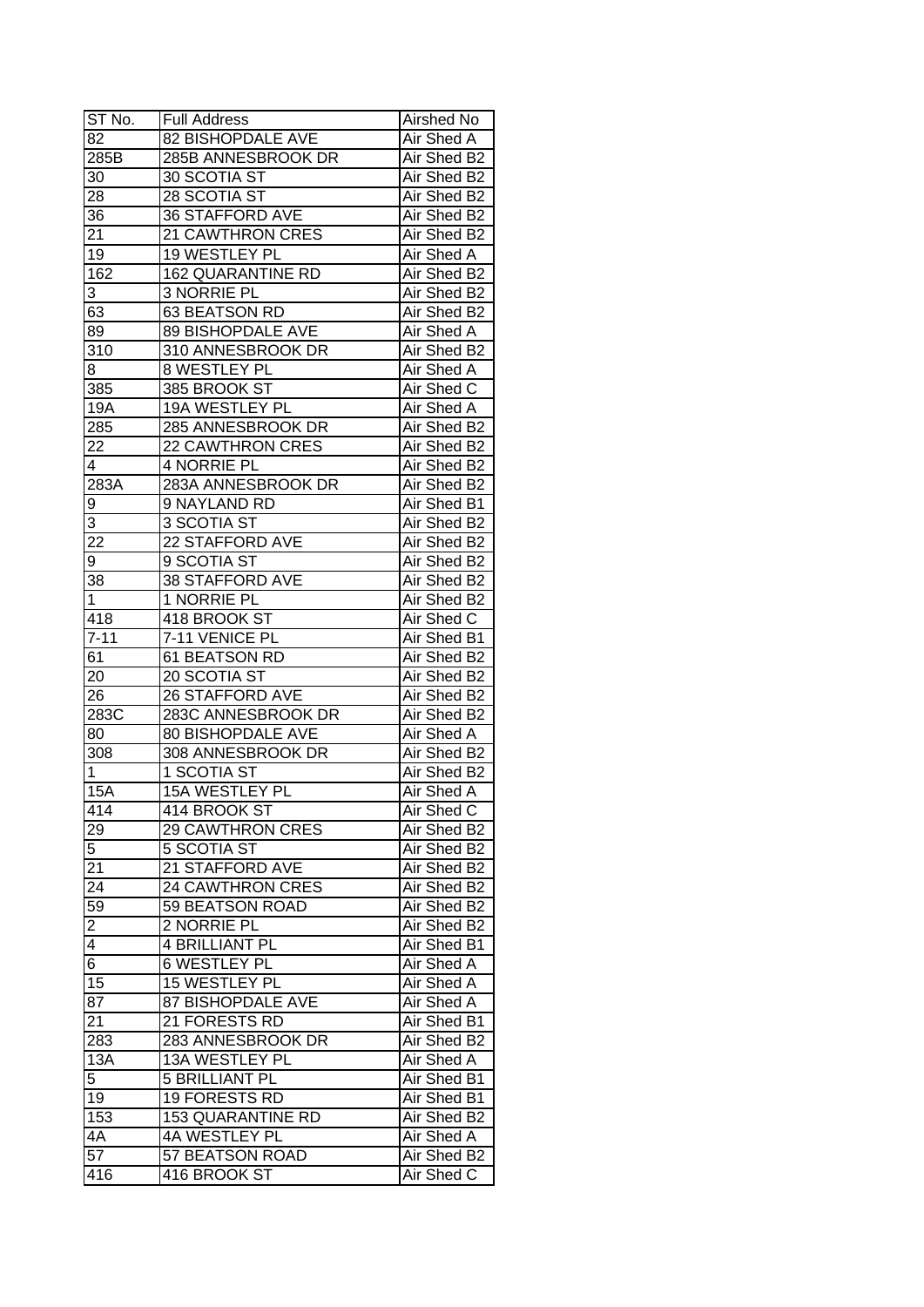| ST No. | Full Address | Airshed No |
| --- | --- | --- |
| 82 | 82 BISHOPDALE AVE | Air Shed A |
| 285B | 285B ANNESBROOK DR | Air Shed B2 |
| 30 | 30 SCOTIA ST | Air Shed B2 |
| 28 | 28 SCOTIA ST | Air Shed B2 |
| 36 | 36 STAFFORD AVE | Air Shed B2 |
| 21 | 21 CAWTHRON CRES | Air Shed B2 |
| 19 | 19 WESTLEY PL | Air Shed A |
| 162 | 162 QUARANTINE RD | Air Shed B2 |
| 3 | 3 NORRIE PL | Air Shed B2 |
| 63 | 63 BEATSON RD | Air Shed B2 |
| 89 | 89 BISHOPDALE AVE | Air Shed A |
| 310 | 310 ANNESBROOK DR | Air Shed B2 |
| 8 | 8 WESTLEY PL | Air Shed A |
| 385 | 385 BROOK ST | Air Shed C |
| 19A | 19A WESTLEY PL | Air Shed A |
| 285 | 285 ANNESBROOK DR | Air Shed B2 |
| 22 | 22 CAWTHRON CRES | Air Shed B2 |
| 4 | 4 NORRIE PL | Air Shed B2 |
| 283A | 283A ANNESBROOK DR | Air Shed B2 |
| 9 | 9 NAYLAND RD | Air Shed B1 |
| 3 | 3 SCOTIA ST | Air Shed B2 |
| 22 | 22 STAFFORD AVE | Air Shed B2 |
| 9 | 9 SCOTIA ST | Air Shed B2 |
| 38 | 38 STAFFORD AVE | Air Shed B2 |
| 1 | 1 NORRIE PL | Air Shed B2 |
| 418 | 418 BROOK ST | Air Shed C |
| 7-11 | 7-11 VENICE PL | Air Shed B1 |
| 61 | 61 BEATSON RD | Air Shed B2 |
| 20 | 20 SCOTIA ST | Air Shed B2 |
| 26 | 26 STAFFORD AVE | Air Shed B2 |
| 283C | 283C ANNESBROOK DR | Air Shed B2 |
| 80 | 80 BISHOPDALE AVE | Air Shed A |
| 308 | 308 ANNESBROOK DR | Air Shed B2 |
| 1 | 1 SCOTIA ST | Air Shed B2 |
| 15A | 15A WESTLEY PL | Air Shed A |
| 414 | 414 BROOK ST | Air Shed C |
| 29 | 29 CAWTHRON CRES | Air Shed B2 |
| 5 | 5 SCOTIA ST | Air Shed B2 |
| 21 | 21 STAFFORD AVE | Air Shed B2 |
| 24 | 24 CAWTHRON CRES | Air Shed B2 |
| 59 | 59 BEATSON ROAD | Air Shed B2 |
| 2 | 2 NORRIE PL | Air Shed B2 |
| 4 | 4 BRILLIANT PL | Air Shed B1 |
| 6 | 6 WESTLEY PL | Air Shed A |
| 15 | 15 WESTLEY PL | Air Shed A |
| 87 | 87 BISHOPDALE AVE | Air Shed A |
| 21 | 21 FORESTS RD | Air Shed B1 |
| 283 | 283 ANNESBROOK DR | Air Shed B2 |
| 13A | 13A WESTLEY PL | Air Shed A |
| 5 | 5 BRILLIANT PL | Air Shed B1 |
| 19 | 19 FORESTS RD | Air Shed B1 |
| 153 | 153 QUARANTINE RD | Air Shed B2 |
| 4A | 4A WESTLEY PL | Air Shed A |
| 57 | 57 BEATSON ROAD | Air Shed B2 |
| 416 | 416 BROOK ST | Air Shed C |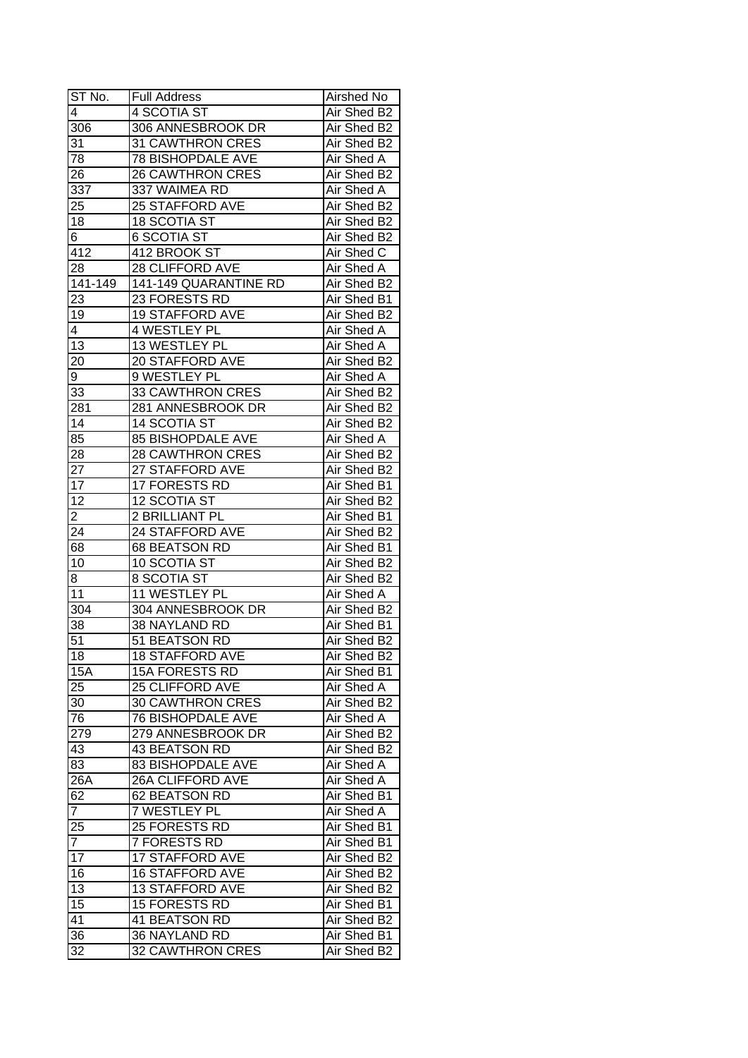| ST No. | Full Address | Airshed No |
|---|---|---|
| 4 | 4 SCOTIA ST | Air Shed B2 |
| 306 | 306 ANNESBROOK DR | Air Shed B2 |
| 31 | 31 CAWTHRON CRES | Air Shed B2 |
| 78 | 78 BISHOPDALE AVE | Air Shed A |
| 26 | 26 CAWTHRON CRES | Air Shed B2 |
| 337 | 337 WAIMEA RD | Air Shed A |
| 25 | 25 STAFFORD AVE | Air Shed B2 |
| 18 | 18 SCOTIA ST | Air Shed B2 |
| 6 | 6 SCOTIA ST | Air Shed B2 |
| 412 | 412 BROOK ST | Air Shed C |
| 28 | 28 CLIFFORD AVE | Air Shed A |
| 141-149 | 141-149 QUARANTINE RD | Air Shed B2 |
| 23 | 23 FORESTS RD | Air Shed B1 |
| 19 | 19 STAFFORD AVE | Air Shed B2 |
| 4 | 4 WESTLEY PL | Air Shed A |
| 13 | 13 WESTLEY PL | Air Shed A |
| 20 | 20 STAFFORD AVE | Air Shed B2 |
| 9 | 9 WESTLEY PL | Air Shed A |
| 33 | 33 CAWTHRON CRES | Air Shed B2 |
| 281 | 281 ANNESBROOK DR | Air Shed B2 |
| 14 | 14 SCOTIA ST | Air Shed B2 |
| 85 | 85 BISHOPDALE AVE | Air Shed A |
| 28 | 28 CAWTHRON CRES | Air Shed B2 |
| 27 | 27 STAFFORD AVE | Air Shed B2 |
| 17 | 17 FORESTS RD | Air Shed B1 |
| 12 | 12 SCOTIA ST | Air Shed B2 |
| 2 | 2 BRILLIANT PL | Air Shed B1 |
| 24 | 24 STAFFORD AVE | Air Shed B2 |
| 68 | 68 BEATSON RD | Air Shed B1 |
| 10 | 10 SCOTIA ST | Air Shed B2 |
| 8 | 8 SCOTIA ST | Air Shed B2 |
| 11 | 11 WESTLEY PL | Air Shed A |
| 304 | 304 ANNESBROOK DR | Air Shed B2 |
| 38 | 38 NAYLAND RD | Air Shed B1 |
| 51 | 51 BEATSON RD | Air Shed B2 |
| 18 | 18 STAFFORD AVE | Air Shed B2 |
| 15A | 15A FORESTS RD | Air Shed B1 |
| 25 | 25 CLIFFORD AVE | Air Shed A |
| 30 | 30 CAWTHRON CRES | Air Shed B2 |
| 76 | 76 BISHOPDALE AVE | Air Shed A |
| 279 | 279 ANNESBROOK DR | Air Shed B2 |
| 43 | 43 BEATSON RD | Air Shed B2 |
| 83 | 83 BISHOPDALE AVE | Air Shed A |
| 26A | 26A CLIFFORD AVE | Air Shed A |
| 62 | 62 BEATSON RD | Air Shed B1 |
| 7 | 7 WESTLEY PL | Air Shed A |
| 25 | 25 FORESTS RD | Air Shed B1 |
| 7 | 7 FORESTS RD | Air Shed B1 |
| 17 | 17 STAFFORD AVE | Air Shed B2 |
| 16 | 16 STAFFORD AVE | Air Shed B2 |
| 13 | 13 STAFFORD AVE | Air Shed B2 |
| 15 | 15 FORESTS RD | Air Shed B1 |
| 41 | 41 BEATSON RD | Air Shed B2 |
| 36 | 36 NAYLAND RD | Air Shed B1 |
| 32 | 32 CAWTHRON CRES | Air Shed B2 |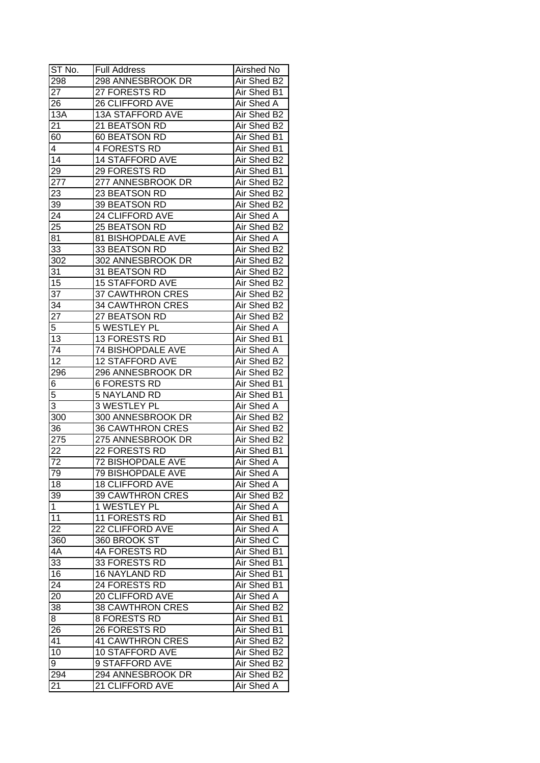| ST No. | Full Address | Airshed No |
|---|---|---|
| 298 | 298 ANNESBROOK DR | Air Shed B2 |
| 27 | 27 FORESTS RD | Air Shed B1 |
| 26 | 26 CLIFFORD AVE | Air Shed A |
| 13A | 13A STAFFORD AVE | Air Shed B2 |
| 21 | 21 BEATSON RD | Air Shed B2 |
| 60 | 60 BEATSON RD | Air Shed B1 |
| 4 | 4 FORESTS RD | Air Shed B1 |
| 14 | 14 STAFFORD AVE | Air Shed B2 |
| 29 | 29 FORESTS RD | Air Shed B1 |
| 277 | 277 ANNESBROOK DR | Air Shed B2 |
| 23 | 23 BEATSON RD | Air Shed B2 |
| 39 | 39 BEATSON RD | Air Shed B2 |
| 24 | 24 CLIFFORD AVE | Air Shed A |
| 25 | 25 BEATSON RD | Air Shed B2 |
| 81 | 81 BISHOPDALE AVE | Air Shed A |
| 33 | 33 BEATSON RD | Air Shed B2 |
| 302 | 302 ANNESBROOK DR | Air Shed B2 |
| 31 | 31 BEATSON RD | Air Shed B2 |
| 15 | 15 STAFFORD AVE | Air Shed B2 |
| 37 | 37 CAWTHRON CRES | Air Shed B2 |
| 34 | 34 CAWTHRON CRES | Air Shed B2 |
| 27 | 27 BEATSON RD | Air Shed B2 |
| 5 | 5 WESTLEY PL | Air Shed A |
| 13 | 13 FORESTS RD | Air Shed B1 |
| 74 | 74 BISHOPDALE AVE | Air Shed A |
| 12 | 12 STAFFORD AVE | Air Shed B2 |
| 296 | 296 ANNESBROOK DR | Air Shed B2 |
| 6 | 6 FORESTS RD | Air Shed B1 |
| 5 | 5 NAYLAND RD | Air Shed B1 |
| 3 | 3 WESTLEY PL | Air Shed A |
| 300 | 300 ANNESBROOK DR | Air Shed B2 |
| 36 | 36 CAWTHRON CRES | Air Shed B2 |
| 275 | 275 ANNESBROOK DR | Air Shed B2 |
| 22 | 22 FORESTS RD | Air Shed B1 |
| 72 | 72 BISHOPDALE AVE | Air Shed A |
| 79 | 79 BISHOPDALE AVE | Air Shed A |
| 18 | 18 CLIFFORD AVE | Air Shed A |
| 39 | 39 CAWTHRON CRES | Air Shed B2 |
| 1 | 1 WESTLEY PL | Air Shed A |
| 11 | 11 FORESTS RD | Air Shed B1 |
| 22 | 22 CLIFFORD AVE | Air Shed A |
| 360 | 360 BROOK ST | Air Shed C |
| 4A | 4A FORESTS RD | Air Shed B1 |
| 33 | 33 FORESTS RD | Air Shed B1 |
| 16 | 16 NAYLAND RD | Air Shed B1 |
| 24 | 24 FORESTS RD | Air Shed B1 |
| 20 | 20 CLIFFORD AVE | Air Shed A |
| 38 | 38 CAWTHRON CRES | Air Shed B2 |
| 8 | 8 FORESTS RD | Air Shed B1 |
| 26 | 26 FORESTS RD | Air Shed B1 |
| 41 | 41 CAWTHRON CRES | Air Shed B2 |
| 10 | 10 STAFFORD AVE | Air Shed B2 |
| 9 | 9 STAFFORD AVE | Air Shed B2 |
| 294 | 294 ANNESBROOK DR | Air Shed B2 |
| 21 | 21 CLIFFORD AVE | Air Shed A |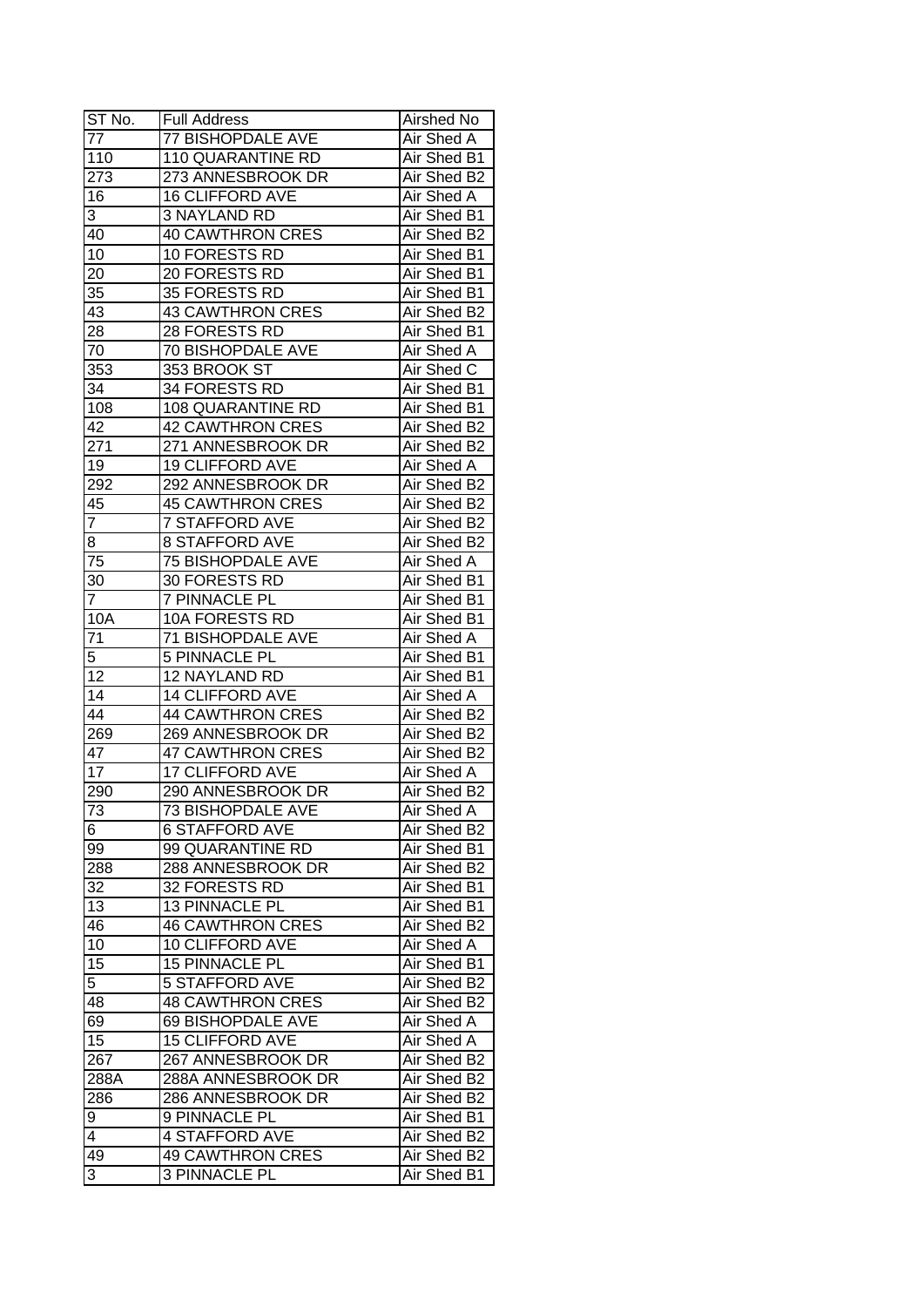| ST No. | Full Address | Airshed No |
|---|---|---|
| 77 | 77 BISHOPDALE AVE | Air Shed A |
| 110 | 110 QUARANTINE RD | Air Shed B1 |
| 273 | 273 ANNESBROOK DR | Air Shed B2 |
| 16 | 16 CLIFFORD AVE | Air Shed A |
| 3 | 3 NAYLAND RD | Air Shed B1 |
| 40 | 40 CAWTHRON CRES | Air Shed B2 |
| 10 | 10 FORESTS RD | Air Shed B1 |
| 20 | 20 FORESTS RD | Air Shed B1 |
| 35 | 35 FORESTS RD | Air Shed B1 |
| 43 | 43 CAWTHRON CRES | Air Shed B2 |
| 28 | 28 FORESTS RD | Air Shed B1 |
| 70 | 70 BISHOPDALE AVE | Air Shed A |
| 353 | 353 BROOK ST | Air Shed C |
| 34 | 34 FORESTS RD | Air Shed B1 |
| 108 | 108 QUARANTINE RD | Air Shed B1 |
| 42 | 42 CAWTHRON CRES | Air Shed B2 |
| 271 | 271 ANNESBROOK DR | Air Shed B2 |
| 19 | 19 CLIFFORD AVE | Air Shed A |
| 292 | 292 ANNESBROOK DR | Air Shed B2 |
| 45 | 45 CAWTHRON CRES | Air Shed B2 |
| 7 | 7 STAFFORD AVE | Air Shed B2 |
| 8 | 8 STAFFORD AVE | Air Shed B2 |
| 75 | 75 BISHOPDALE AVE | Air Shed A |
| 30 | 30 FORESTS RD | Air Shed B1 |
| 7 | 7 PINNACLE PL | Air Shed B1 |
| 10A | 10A FORESTS RD | Air Shed B1 |
| 71 | 71 BISHOPDALE AVE | Air Shed A |
| 5 | 5 PINNACLE PL | Air Shed B1 |
| 12 | 12 NAYLAND RD | Air Shed B1 |
| 14 | 14 CLIFFORD AVE | Air Shed A |
| 44 | 44 CAWTHRON CRES | Air Shed B2 |
| 269 | 269 ANNESBROOK DR | Air Shed B2 |
| 47 | 47 CAWTHRON CRES | Air Shed B2 |
| 17 | 17 CLIFFORD AVE | Air Shed A |
| 290 | 290 ANNESBROOK DR | Air Shed B2 |
| 73 | 73 BISHOPDALE AVE | Air Shed A |
| 6 | 6 STAFFORD AVE | Air Shed B2 |
| 99 | 99 QUARANTINE RD | Air Shed B1 |
| 288 | 288 ANNESBROOK DR | Air Shed B2 |
| 32 | 32 FORESTS RD | Air Shed B1 |
| 13 | 13 PINNACLE PL | Air Shed B1 |
| 46 | 46 CAWTHRON CRES | Air Shed B2 |
| 10 | 10 CLIFFORD AVE | Air Shed A |
| 15 | 15 PINNACLE PL | Air Shed B1 |
| 5 | 5 STAFFORD AVE | Air Shed B2 |
| 48 | 48 CAWTHRON CRES | Air Shed B2 |
| 69 | 69 BISHOPDALE AVE | Air Shed A |
| 15 | 15 CLIFFORD AVE | Air Shed A |
| 267 | 267 ANNESBROOK DR | Air Shed B2 |
| 288A | 288A ANNESBROOK DR | Air Shed B2 |
| 286 | 286 ANNESBROOK DR | Air Shed B2 |
| 9 | 9 PINNACLE PL | Air Shed B1 |
| 4 | 4 STAFFORD AVE | Air Shed B2 |
| 49 | 49 CAWTHRON CRES | Air Shed B2 |
| 3 | 3 PINNACLE PL | Air Shed B1 |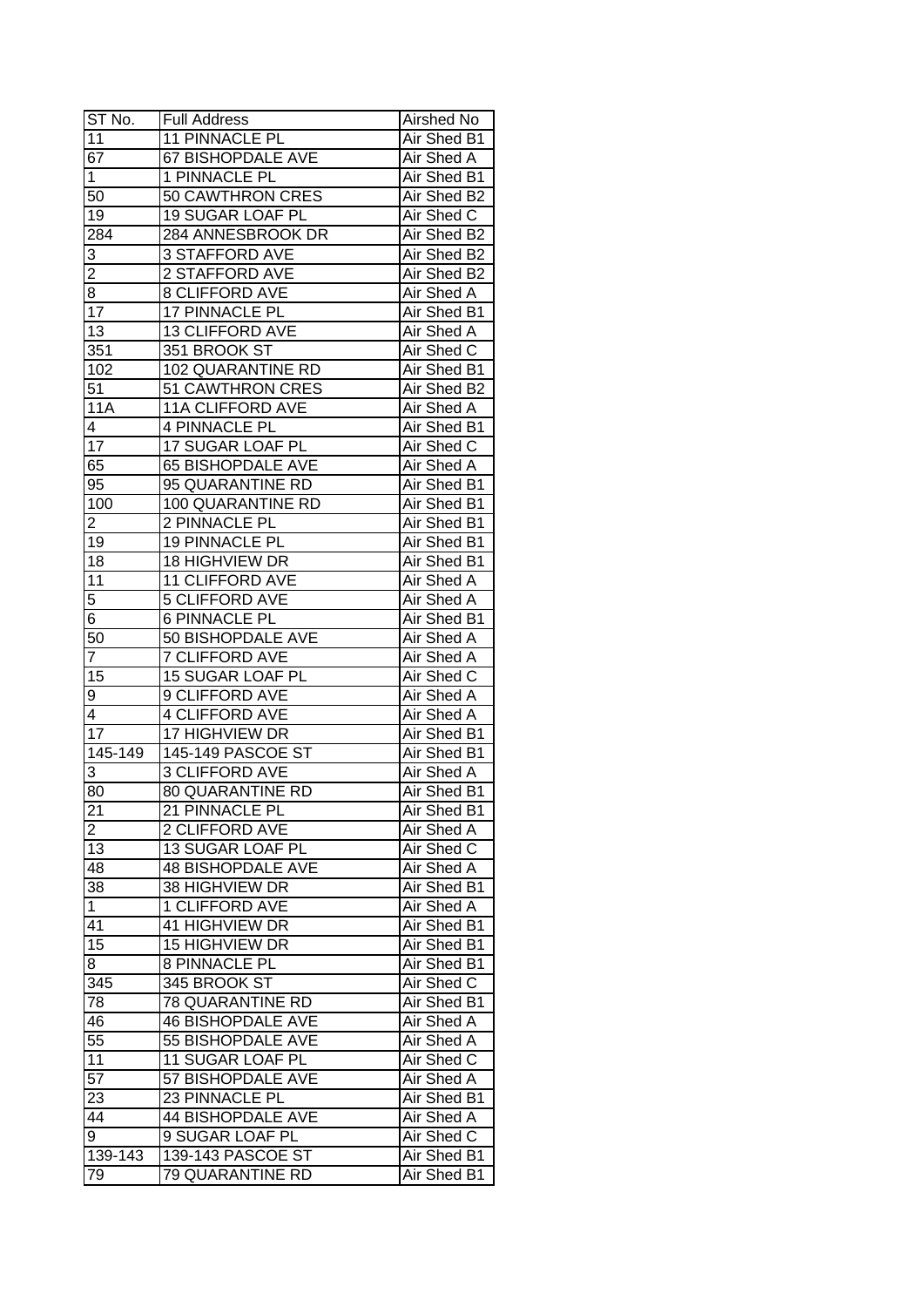| ST No. | Full Address | Airshed No |
| --- | --- | --- |
| 11 | 11 PINNACLE PL | Air Shed B1 |
| 67 | 67 BISHOPDALE AVE | Air Shed A |
| 1 | 1 PINNACLE PL | Air Shed B1 |
| 50 | 50 CAWTHRON CRES | Air Shed B2 |
| 19 | 19 SUGAR LOAF PL | Air Shed C |
| 284 | 284 ANNESBROOK DR | Air Shed B2 |
| 3 | 3 STAFFORD AVE | Air Shed B2 |
| 2 | 2 STAFFORD AVE | Air Shed B2 |
| 8 | 8 CLIFFORD AVE | Air Shed A |
| 17 | 17 PINNACLE PL | Air Shed B1 |
| 13 | 13 CLIFFORD AVE | Air Shed A |
| 351 | 351 BROOK ST | Air Shed C |
| 102 | 102 QUARANTINE RD | Air Shed B1 |
| 51 | 51 CAWTHRON CRES | Air Shed B2 |
| 11A | 11A CLIFFORD AVE | Air Shed A |
| 4 | 4 PINNACLE PL | Air Shed B1 |
| 17 | 17 SUGAR LOAF PL | Air Shed C |
| 65 | 65 BISHOPDALE AVE | Air Shed A |
| 95 | 95 QUARANTINE RD | Air Shed B1 |
| 100 | 100 QUARANTINE RD | Air Shed B1 |
| 2 | 2 PINNACLE PL | Air Shed B1 |
| 19 | 19 PINNACLE PL | Air Shed B1 |
| 18 | 18 HIGHVIEW DR | Air Shed B1 |
| 11 | 11 CLIFFORD AVE | Air Shed A |
| 5 | 5 CLIFFORD AVE | Air Shed A |
| 6 | 6 PINNACLE PL | Air Shed B1 |
| 50 | 50 BISHOPDALE AVE | Air Shed A |
| 7 | 7 CLIFFORD AVE | Air Shed A |
| 15 | 15 SUGAR LOAF PL | Air Shed C |
| 9 | 9 CLIFFORD AVE | Air Shed A |
| 4 | 4 CLIFFORD AVE | Air Shed A |
| 17 | 17 HIGHVIEW DR | Air Shed B1 |
| 145-149 | 145-149 PASCOE ST | Air Shed B1 |
| 3 | 3 CLIFFORD AVE | Air Shed A |
| 80 | 80 QUARANTINE RD | Air Shed B1 |
| 21 | 21 PINNACLE PL | Air Shed B1 |
| 2 | 2 CLIFFORD AVE | Air Shed A |
| 13 | 13 SUGAR LOAF PL | Air Shed C |
| 48 | 48 BISHOPDALE AVE | Air Shed A |
| 38 | 38 HIGHVIEW DR | Air Shed B1 |
| 1 | 1 CLIFFORD AVE | Air Shed A |
| 41 | 41 HIGHVIEW DR | Air Shed B1 |
| 15 | 15 HIGHVIEW DR | Air Shed B1 |
| 8 | 8 PINNACLE PL | Air Shed B1 |
| 345 | 345 BROOK ST | Air Shed C |
| 78 | 78 QUARANTINE RD | Air Shed B1 |
| 46 | 46 BISHOPDALE AVE | Air Shed A |
| 55 | 55 BISHOPDALE AVE | Air Shed A |
| 11 | 11 SUGAR LOAF PL | Air Shed C |
| 57 | 57 BISHOPDALE AVE | Air Shed A |
| 23 | 23 PINNACLE PL | Air Shed B1 |
| 44 | 44 BISHOPDALE AVE | Air Shed A |
| 9 | 9 SUGAR LOAF PL | Air Shed C |
| 139-143 | 139-143 PASCOE ST | Air Shed B1 |
| 79 | 79 QUARANTINE RD | Air Shed B1 |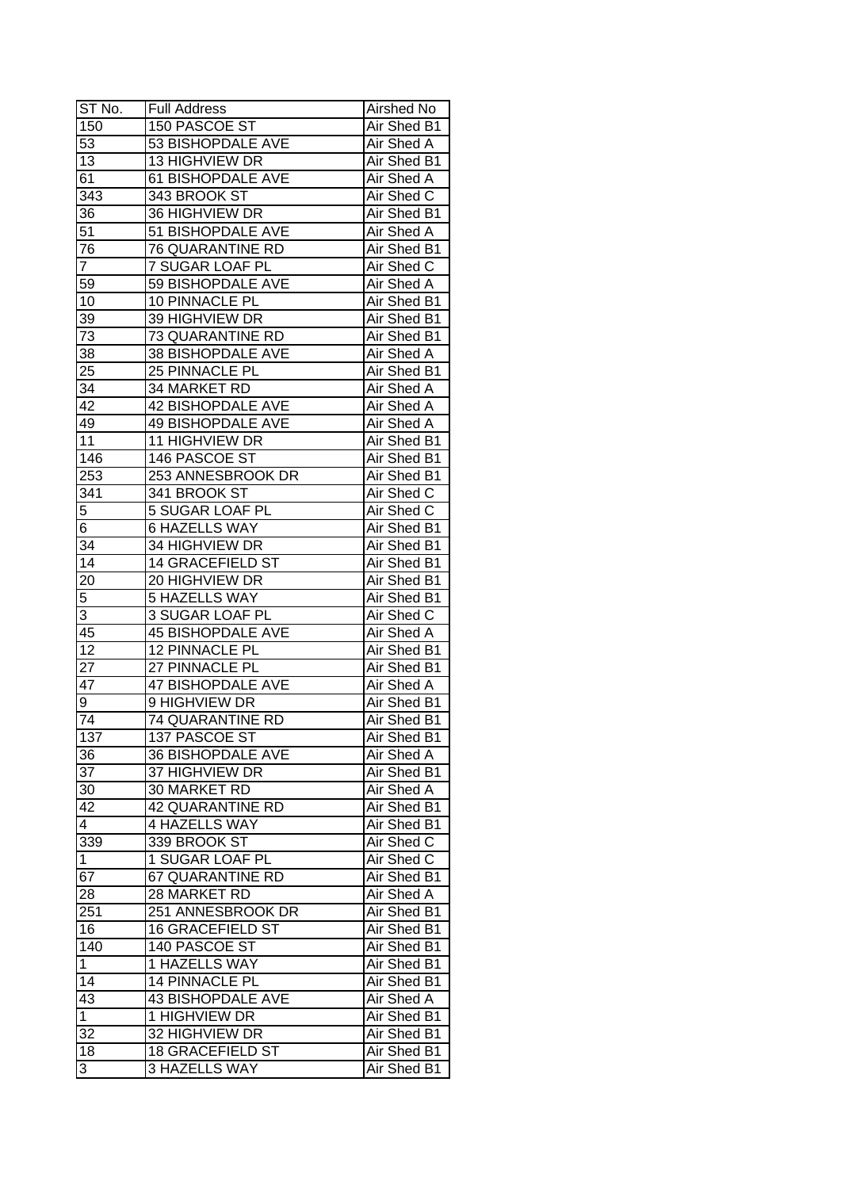| ST No. | Full Address | Airshed No |
| --- | --- | --- |
| 150 | 150 PASCOE ST | Air Shed B1 |
| 53 | 53 BISHOPDALE AVE | Air Shed A |
| 13 | 13 HIGHVIEW DR | Air Shed B1 |
| 61 | 61 BISHOPDALE AVE | Air Shed A |
| 343 | 343 BROOK ST | Air Shed C |
| 36 | 36 HIGHVIEW DR | Air Shed B1 |
| 51 | 51 BISHOPDALE AVE | Air Shed A |
| 76 | 76 QUARANTINE RD | Air Shed B1 |
| 7 | 7 SUGAR LOAF PL | Air Shed C |
| 59 | 59 BISHOPDALE AVE | Air Shed A |
| 10 | 10 PINNACLE PL | Air Shed B1 |
| 39 | 39 HIGHVIEW DR | Air Shed B1 |
| 73 | 73 QUARANTINE RD | Air Shed B1 |
| 38 | 38 BISHOPDALE AVE | Air Shed A |
| 25 | 25 PINNACLE PL | Air Shed B1 |
| 34 | 34 MARKET RD | Air Shed A |
| 42 | 42 BISHOPDALE AVE | Air Shed A |
| 49 | 49 BISHOPDALE AVE | Air Shed A |
| 11 | 11 HIGHVIEW DR | Air Shed B1 |
| 146 | 146 PASCOE ST | Air Shed B1 |
| 253 | 253 ANNESBROOK DR | Air Shed B1 |
| 341 | 341 BROOK ST | Air Shed C |
| 5 | 5 SUGAR LOAF PL | Air Shed C |
| 6 | 6 HAZELLS WAY | Air Shed B1 |
| 34 | 34 HIGHVIEW DR | Air Shed B1 |
| 14 | 14 GRACEFIELD ST | Air Shed B1 |
| 20 | 20 HIGHVIEW DR | Air Shed B1 |
| 5 | 5 HAZELLS WAY | Air Shed B1 |
| 3 | 3 SUGAR LOAF PL | Air Shed C |
| 45 | 45 BISHOPDALE AVE | Air Shed A |
| 12 | 12 PINNACLE PL | Air Shed B1 |
| 27 | 27 PINNACLE PL | Air Shed B1 |
| 47 | 47 BISHOPDALE AVE | Air Shed A |
| 9 | 9 HIGHVIEW DR | Air Shed B1 |
| 74 | 74 QUARANTINE RD | Air Shed B1 |
| 137 | 137 PASCOE ST | Air Shed B1 |
| 36 | 36 BISHOPDALE AVE | Air Shed A |
| 37 | 37 HIGHVIEW DR | Air Shed B1 |
| 30 | 30 MARKET RD | Air Shed A |
| 42 | 42 QUARANTINE RD | Air Shed B1 |
| 4 | 4 HAZELLS WAY | Air Shed B1 |
| 339 | 339 BROOK ST | Air Shed C |
| 1 | 1 SUGAR LOAF PL | Air Shed C |
| 67 | 67 QUARANTINE RD | Air Shed B1 |
| 28 | 28 MARKET RD | Air Shed A |
| 251 | 251 ANNESBROOK DR | Air Shed B1 |
| 16 | 16 GRACEFIELD ST | Air Shed B1 |
| 140 | 140 PASCOE ST | Air Shed B1 |
| 1 | 1 HAZELLS WAY | Air Shed B1 |
| 14 | 14 PINNACLE PL | Air Shed B1 |
| 43 | 43 BISHOPDALE AVE | Air Shed A |
| 1 | 1 HIGHVIEW DR | Air Shed B1 |
| 32 | 32 HIGHVIEW DR | Air Shed B1 |
| 18 | 18 GRACEFIELD ST | Air Shed B1 |
| 3 | 3 HAZELLS WAY | Air Shed B1 |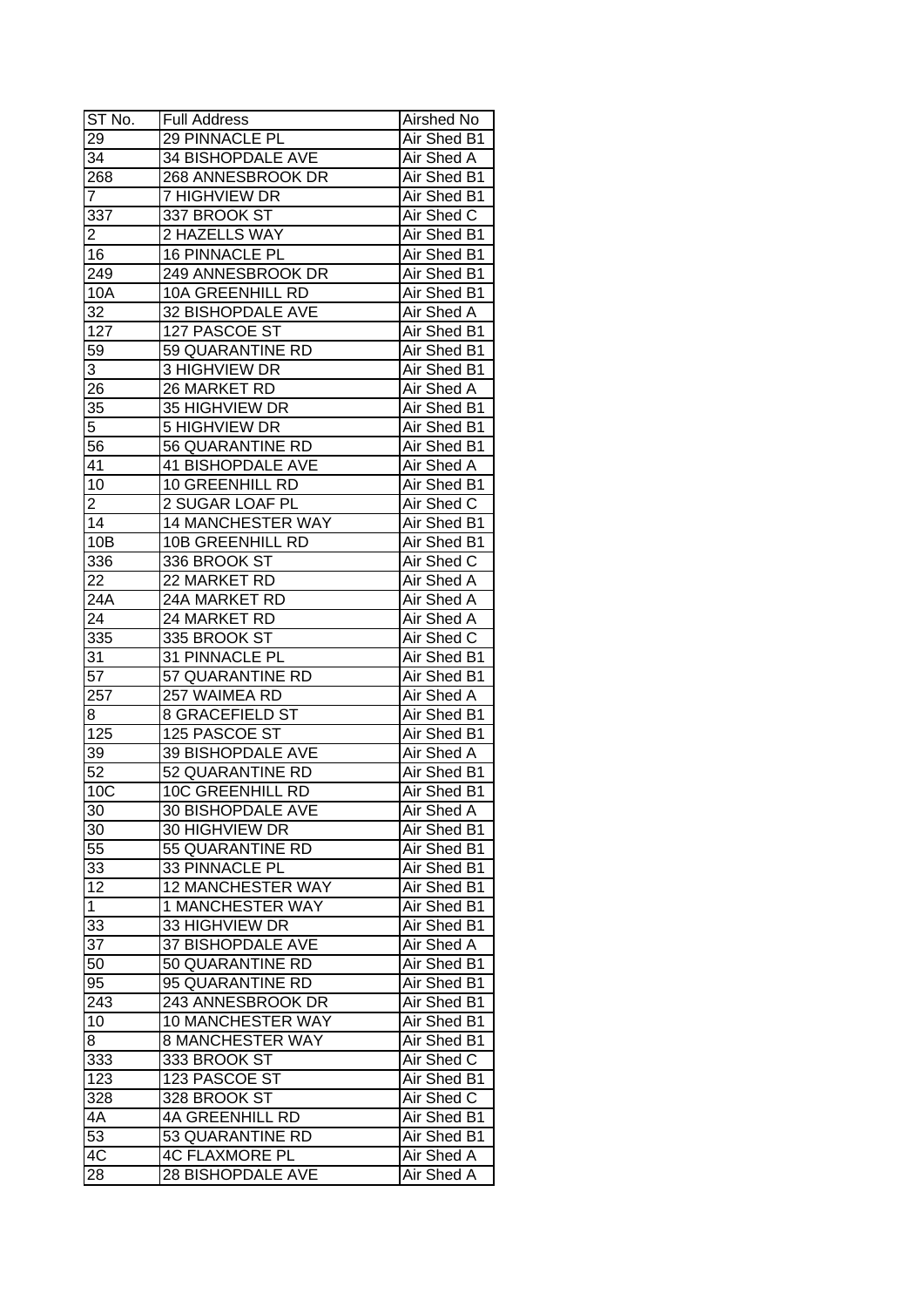| ST No. | Full Address | Airshed No |
|---|---|---|
| 29 | 29 PINNACLE PL | Air Shed B1 |
| 34 | 34 BISHOPDALE AVE | Air Shed A |
| 268 | 268 ANNESBROOK DR | Air Shed B1 |
| 7 | 7 HIGHVIEW DR | Air Shed B1 |
| 337 | 337 BROOK ST | Air Shed C |
| 2 | 2 HAZELLS WAY | Air Shed B1 |
| 16 | 16 PINNACLE PL | Air Shed B1 |
| 249 | 249 ANNESBROOK DR | Air Shed B1 |
| 10A | 10A GREENHILL RD | Air Shed B1 |
| 32 | 32 BISHOPDALE AVE | Air Shed A |
| 127 | 127 PASCOE ST | Air Shed B1 |
| 59 | 59 QUARANTINE RD | Air Shed B1 |
| 3 | 3 HIGHVIEW DR | Air Shed B1 |
| 26 | 26 MARKET RD | Air Shed A |
| 35 | 35 HIGHVIEW DR | Air Shed B1 |
| 5 | 5 HIGHVIEW DR | Air Shed B1 |
| 56 | 56 QUARANTINE RD | Air Shed B1 |
| 41 | 41 BISHOPDALE AVE | Air Shed A |
| 10 | 10 GREENHILL RD | Air Shed B1 |
| 2 | 2 SUGAR LOAF PL | Air Shed C |
| 14 | 14 MANCHESTER WAY | Air Shed B1 |
| 10B | 10B GREENHILL RD | Air Shed B1 |
| 336 | 336 BROOK ST | Air Shed C |
| 22 | 22 MARKET RD | Air Shed A |
| 24A | 24A MARKET RD | Air Shed A |
| 24 | 24 MARKET RD | Air Shed A |
| 335 | 335 BROOK ST | Air Shed C |
| 31 | 31 PINNACLE PL | Air Shed B1 |
| 57 | 57 QUARANTINE RD | Air Shed B1 |
| 257 | 257 WAIMEA RD | Air Shed A |
| 8 | 8 GRACEFIELD ST | Air Shed B1 |
| 125 | 125 PASCOE ST | Air Shed B1 |
| 39 | 39 BISHOPDALE AVE | Air Shed A |
| 52 | 52 QUARANTINE RD | Air Shed B1 |
| 10C | 10C GREENHILL RD | Air Shed B1 |
| 30 | 30 BISHOPDALE AVE | Air Shed A |
| 30 | 30 HIGHVIEW DR | Air Shed B1 |
| 55 | 55 QUARANTINE RD | Air Shed B1 |
| 33 | 33 PINNACLE PL | Air Shed B1 |
| 12 | 12 MANCHESTER WAY | Air Shed B1 |
| 1 | 1 MANCHESTER WAY | Air Shed B1 |
| 33 | 33 HIGHVIEW DR | Air Shed B1 |
| 37 | 37 BISHOPDALE AVE | Air Shed A |
| 50 | 50 QUARANTINE RD | Air Shed B1 |
| 95 | 95 QUARANTINE RD | Air Shed B1 |
| 243 | 243 ANNESBROOK DR | Air Shed B1 |
| 10 | 10 MANCHESTER WAY | Air Shed B1 |
| 8 | 8 MANCHESTER WAY | Air Shed B1 |
| 333 | 333 BROOK ST | Air Shed C |
| 123 | 123 PASCOE ST | Air Shed B1 |
| 328 | 328 BROOK ST | Air Shed C |
| 4A | 4A GREENHILL RD | Air Shed B1 |
| 53 | 53 QUARANTINE RD | Air Shed B1 |
| 4C | 4C FLAXMORE PL | Air Shed A |
| 28 | 28 BISHOPDALE AVE | Air Shed A |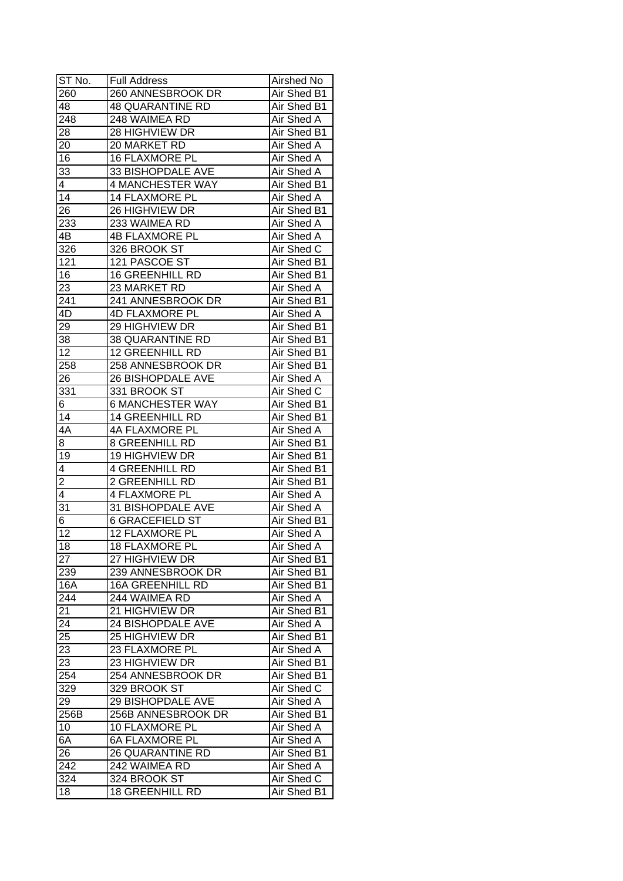| ST No. | Full Address | Airshed No |
|---|---|---|
| 260 | 260 ANNESBROOK DR | Air Shed B1 |
| 48 | 48 QUARANTINE RD | Air Shed B1 |
| 248 | 248 WAIMEA RD | Air Shed A |
| 28 | 28 HIGHVIEW DR | Air Shed B1 |
| 20 | 20 MARKET RD | Air Shed A |
| 16 | 16 FLAXMORE PL | Air Shed A |
| 33 | 33 BISHOPDALE AVE | Air Shed A |
| 4 | 4 MANCHESTER WAY | Air Shed B1 |
| 14 | 14 FLAXMORE PL | Air Shed A |
| 26 | 26 HIGHVIEW DR | Air Shed B1 |
| 233 | 233 WAIMEA RD | Air Shed A |
| 4B | 4B FLAXMORE PL | Air Shed A |
| 326 | 326 BROOK ST | Air Shed C |
| 121 | 121 PASCOE ST | Air Shed B1 |
| 16 | 16 GREENHILL RD | Air Shed B1 |
| 23 | 23 MARKET RD | Air Shed A |
| 241 | 241 ANNESBROOK DR | Air Shed B1 |
| 4D | 4D FLAXMORE PL | Air Shed A |
| 29 | 29 HIGHVIEW DR | Air Shed B1 |
| 38 | 38 QUARANTINE RD | Air Shed B1 |
| 12 | 12 GREENHILL RD | Air Shed B1 |
| 258 | 258 ANNESBROOK DR | Air Shed B1 |
| 26 | 26 BISHOPDALE AVE | Air Shed A |
| 331 | 331 BROOK ST | Air Shed C |
| 6 | 6 MANCHESTER WAY | Air Shed B1 |
| 14 | 14 GREENHILL RD | Air Shed B1 |
| 4A | 4A FLAXMORE PL | Air Shed A |
| 8 | 8 GREENHILL RD | Air Shed B1 |
| 19 | 19 HIGHVIEW DR | Air Shed B1 |
| 4 | 4 GREENHILL RD | Air Shed B1 |
| 2 | 2 GREENHILL RD | Air Shed B1 |
| 4 | 4 FLAXMORE PL | Air Shed A |
| 31 | 31 BISHOPDALE AVE | Air Shed A |
| 6 | 6 GRACEFIELD ST | Air Shed B1 |
| 12 | 12 FLAXMORE PL | Air Shed A |
| 18 | 18 FLAXMORE PL | Air Shed A |
| 27 | 27 HIGHVIEW DR | Air Shed B1 |
| 239 | 239 ANNESBROOK DR | Air Shed B1 |
| 16A | 16A GREENHILL RD | Air Shed B1 |
| 244 | 244 WAIMEA RD | Air Shed A |
| 21 | 21 HIGHVIEW DR | Air Shed B1 |
| 24 | 24 BISHOPDALE AVE | Air Shed A |
| 25 | 25 HIGHVIEW DR | Air Shed B1 |
| 23 | 23 FLAXMORE PL | Air Shed A |
| 23 | 23 HIGHVIEW DR | Air Shed B1 |
| 254 | 254 ANNESBROOK DR | Air Shed B1 |
| 329 | 329 BROOK ST | Air Shed C |
| 29 | 29 BISHOPDALE AVE | Air Shed A |
| 256B | 256B ANNESBROOK DR | Air Shed B1 |
| 10 | 10 FLAXMORE PL | Air Shed A |
| 6A | 6A FLAXMORE PL | Air Shed A |
| 26 | 26 QUARANTINE RD | Air Shed B1 |
| 242 | 242 WAIMEA RD | Air Shed A |
| 324 | 324 BROOK ST | Air Shed C |
| 18 | 18 GREENHILL RD | Air Shed B1 |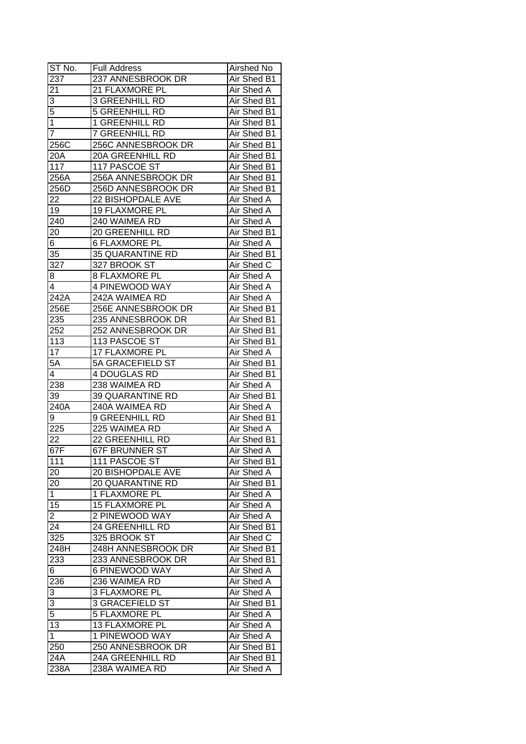| ST No. | Full Address | Airshed No |
| --- | --- | --- |
| 237 | 237 ANNESBROOK DR | Air Shed B1 |
| 21 | 21 FLAXMORE PL | Air Shed A |
| 3 | 3 GREENHILL RD | Air Shed B1 |
| 5 | 5 GREENHILL RD | Air Shed B1 |
| 1 | 1 GREENHILL RD | Air Shed B1 |
| 7 | 7 GREENHILL RD | Air Shed B1 |
| 256C | 256C ANNESBROOK DR | Air Shed B1 |
| 20A | 20A GREENHILL RD | Air Shed B1 |
| 117 | 117 PASCOE ST | Air Shed B1 |
| 256A | 256A ANNESBROOK DR | Air Shed B1 |
| 256D | 256D ANNESBROOK DR | Air Shed B1 |
| 22 | 22 BISHOPDALE AVE | Air Shed A |
| 19 | 19 FLAXMORE PL | Air Shed A |
| 240 | 240 WAIMEA RD | Air Shed A |
| 20 | 20 GREENHILL RD | Air Shed B1 |
| 6 | 6 FLAXMORE PL | Air Shed A |
| 35 | 35 QUARANTINE RD | Air Shed B1 |
| 327 | 327 BROOK ST | Air Shed C |
| 8 | 8 FLAXMORE PL | Air Shed A |
| 4 | 4 PINEWOOD WAY | Air Shed A |
| 242A | 242A WAIMEA RD | Air Shed A |
| 256E | 256E ANNESBROOK DR | Air Shed B1 |
| 235 | 235 ANNESBROOK DR | Air Shed B1 |
| 252 | 252 ANNESBROOK DR | Air Shed B1 |
| 113 | 113 PASCOE ST | Air Shed B1 |
| 17 | 17 FLAXMORE PL | Air Shed A |
| 5A | 5A GRACEFIELD ST | Air Shed B1 |
| 4 | 4 DOUGLAS RD | Air Shed B1 |
| 238 | 238 WAIMEA RD | Air Shed A |
| 39 | 39 QUARANTINE RD | Air Shed B1 |
| 240A | 240A WAIMEA RD | Air Shed A |
| 9 | 9 GREENHILL RD | Air Shed B1 |
| 225 | 225 WAIMEA RD | Air Shed A |
| 22 | 22 GREENHILL RD | Air Shed B1 |
| 67F | 67F BRUNNER ST | Air Shed A |
| 111 | 111 PASCOE ST | Air Shed B1 |
| 20 | 20 BISHOPDALE AVE | Air Shed A |
| 20 | 20 QUARANTINE RD | Air Shed B1 |
| 1 | 1 FLAXMORE PL | Air Shed A |
| 15 | 15 FLAXMORE PL | Air Shed A |
| 2 | 2 PINEWOOD WAY | Air Shed A |
| 24 | 24 GREENHILL RD | Air Shed B1 |
| 325 | 325 BROOK ST | Air Shed C |
| 248H | 248H ANNESBROOK DR | Air Shed B1 |
| 233 | 233 ANNESBROOK DR | Air Shed B1 |
| 6 | 6 PINEWOOD WAY | Air Shed A |
| 236 | 236 WAIMEA RD | Air Shed A |
| 3 | 3 FLAXMORE PL | Air Shed A |
| 3 | 3 GRACEFIELD ST | Air Shed B1 |
| 5 | 5 FLAXMORE PL | Air Shed A |
| 13 | 13 FLAXMORE PL | Air Shed A |
| 1 | 1 PINEWOOD WAY | Air Shed A |
| 250 | 250 ANNESBROOK DR | Air Shed B1 |
| 24A | 24A GREENHILL RD | Air Shed B1 |
| 238A | 238A WAIMEA RD | Air Shed A |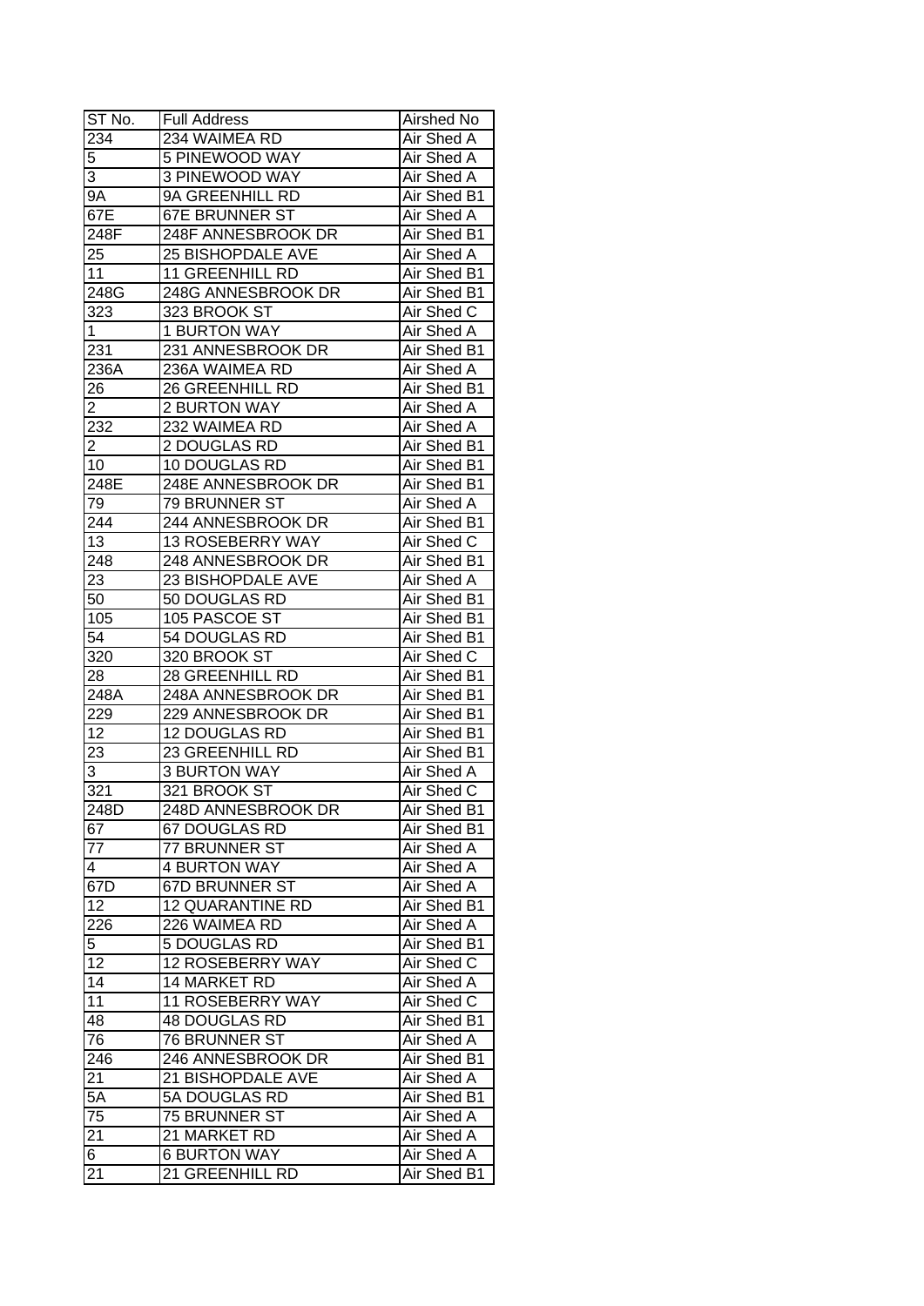| ST No. | Full Address | Airshed No |
| --- | --- | --- |
| 234 | 234 WAIMEA RD | Air Shed A |
| 5 | 5 PINEWOOD WAY | Air Shed A |
| 3 | 3 PINEWOOD WAY | Air Shed A |
| 9A | 9A GREENHILL RD | Air Shed B1 |
| 67E | 67E BRUNNER ST | Air Shed A |
| 248F | 248F ANNESBROOK DR | Air Shed B1 |
| 25 | 25 BISHOPDALE AVE | Air Shed A |
| 11 | 11 GREENHILL RD | Air Shed B1 |
| 248G | 248G ANNESBROOK DR | Air Shed B1 |
| 323 | 323 BROOK ST | Air Shed C |
| 1 | 1 BURTON WAY | Air Shed A |
| 231 | 231 ANNESBROOK DR | Air Shed B1 |
| 236A | 236A WAIMEA RD | Air Shed A |
| 26 | 26 GREENHILL RD | Air Shed B1 |
| 2 | 2 BURTON WAY | Air Shed A |
| 232 | 232 WAIMEA RD | Air Shed A |
| 2 | 2 DOUGLAS RD | Air Shed B1 |
| 10 | 10 DOUGLAS RD | Air Shed B1 |
| 248E | 248E ANNESBROOK DR | Air Shed B1 |
| 79 | 79 BRUNNER ST | Air Shed A |
| 244 | 244 ANNESBROOK DR | Air Shed B1 |
| 13 | 13 ROSEBERRY WAY | Air Shed C |
| 248 | 248 ANNESBROOK DR | Air Shed B1 |
| 23 | 23 BISHOPDALE AVE | Air Shed A |
| 50 | 50 DOUGLAS RD | Air Shed B1 |
| 105 | 105 PASCOE ST | Air Shed B1 |
| 54 | 54 DOUGLAS RD | Air Shed B1 |
| 320 | 320 BROOK ST | Air Shed C |
| 28 | 28 GREENHILL RD | Air Shed B1 |
| 248A | 248A ANNESBROOK DR | Air Shed B1 |
| 229 | 229 ANNESBROOK DR | Air Shed B1 |
| 12 | 12 DOUGLAS RD | Air Shed B1 |
| 23 | 23 GREENHILL RD | Air Shed B1 |
| 3 | 3 BURTON WAY | Air Shed A |
| 321 | 321 BROOK ST | Air Shed C |
| 248D | 248D ANNESBROOK DR | Air Shed B1 |
| 67 | 67 DOUGLAS RD | Air Shed B1 |
| 77 | 77 BRUNNER ST | Air Shed A |
| 4 | 4 BURTON WAY | Air Shed A |
| 67D | 67D BRUNNER ST | Air Shed A |
| 12 | 12 QUARANTINE RD | Air Shed B1 |
| 226 | 226 WAIMEA RD | Air Shed A |
| 5 | 5 DOUGLAS RD | Air Shed B1 |
| 12 | 12 ROSEBERRY WAY | Air Shed C |
| 14 | 14 MARKET RD | Air Shed A |
| 11 | 11 ROSEBERRY WAY | Air Shed C |
| 48 | 48 DOUGLAS RD | Air Shed B1 |
| 76 | 76 BRUNNER ST | Air Shed A |
| 246 | 246 ANNESBROOK DR | Air Shed B1 |
| 21 | 21 BISHOPDALE AVE | Air Shed A |
| 5A | 5A DOUGLAS RD | Air Shed B1 |
| 75 | 75 BRUNNER ST | Air Shed A |
| 21 | 21 MARKET RD | Air Shed A |
| 6 | 6 BURTON WAY | Air Shed A |
| 21 | 21 GREENHILL RD | Air Shed B1 |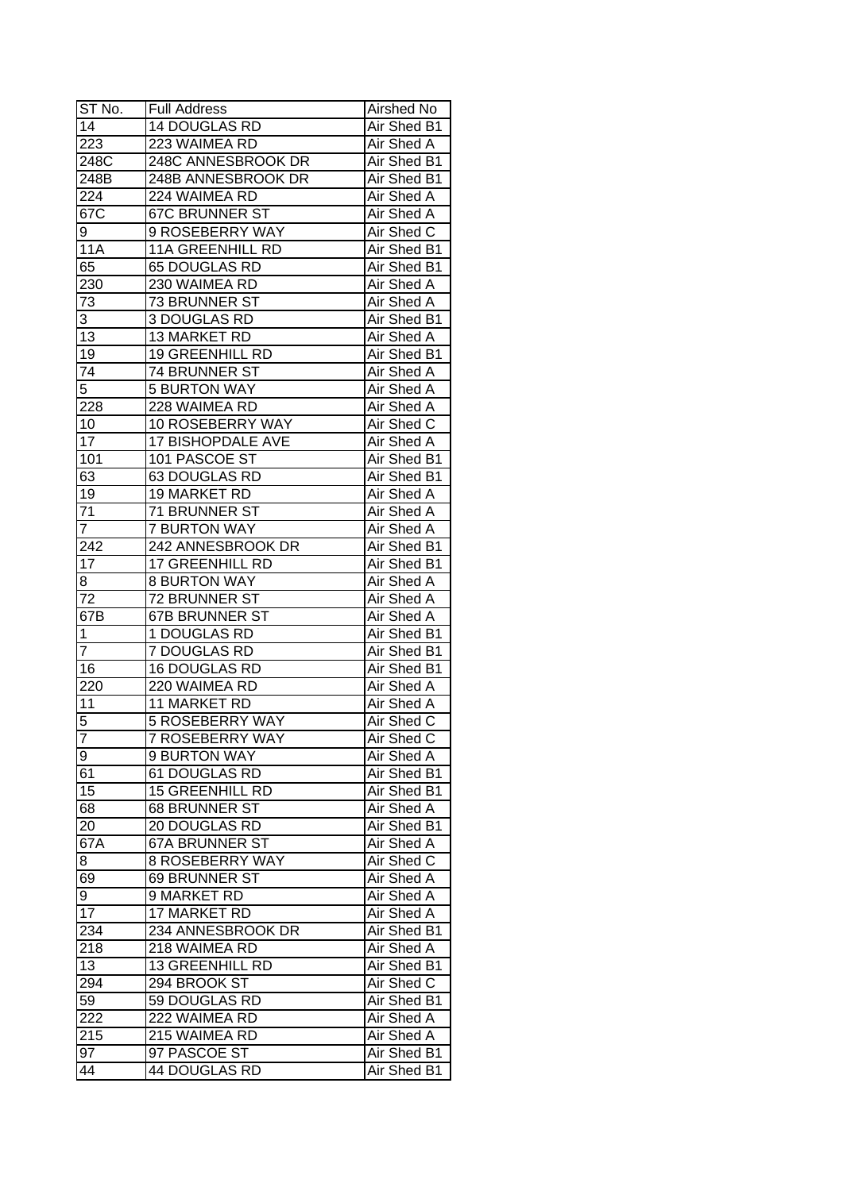| ST No. | Full Address | Airshed No |
|---|---|---|
| 14 | 14 DOUGLAS RD | Air Shed B1 |
| 223 | 223 WAIMEA RD | Air Shed A |
| 248C | 248C ANNESBROOK DR | Air Shed B1 |
| 248B | 248B ANNESBROOK DR | Air Shed B1 |
| 224 | 224 WAIMEA RD | Air Shed A |
| 67C | 67C BRUNNER ST | Air Shed A |
| 9 | 9 ROSEBERRY WAY | Air Shed C |
| 11A | 11A GREENHILL RD | Air Shed B1 |
| 65 | 65 DOUGLAS RD | Air Shed B1 |
| 230 | 230 WAIMEA RD | Air Shed A |
| 73 | 73 BRUNNER ST | Air Shed A |
| 3 | 3 DOUGLAS RD | Air Shed B1 |
| 13 | 13 MARKET RD | Air Shed A |
| 19 | 19 GREENHILL RD | Air Shed B1 |
| 74 | 74 BRUNNER ST | Air Shed A |
| 5 | 5 BURTON WAY | Air Shed A |
| 228 | 228 WAIMEA RD | Air Shed A |
| 10 | 10 ROSEBERRY WAY | Air Shed C |
| 17 | 17 BISHOPDALE AVE | Air Shed A |
| 101 | 101 PASCOE ST | Air Shed B1 |
| 63 | 63 DOUGLAS RD | Air Shed B1 |
| 19 | 19 MARKET RD | Air Shed A |
| 71 | 71 BRUNNER ST | Air Shed A |
| 7 | 7 BURTON WAY | Air Shed A |
| 242 | 242 ANNESBROOK DR | Air Shed B1 |
| 17 | 17 GREENHILL RD | Air Shed B1 |
| 8 | 8 BURTON WAY | Air Shed A |
| 72 | 72 BRUNNER ST | Air Shed A |
| 67B | 67B BRUNNER ST | Air Shed A |
| 1 | 1 DOUGLAS RD | Air Shed B1 |
| 7 | 7 DOUGLAS RD | Air Shed B1 |
| 16 | 16 DOUGLAS RD | Air Shed B1 |
| 220 | 220 WAIMEA RD | Air Shed A |
| 11 | 11 MARKET RD | Air Shed A |
| 5 | 5 ROSEBERRY WAY | Air Shed C |
| 7 | 7 ROSEBERRY WAY | Air Shed C |
| 9 | 9 BURTON WAY | Air Shed A |
| 61 | 61 DOUGLAS RD | Air Shed B1 |
| 15 | 15 GREENHILL RD | Air Shed B1 |
| 68 | 68 BRUNNER ST | Air Shed A |
| 20 | 20 DOUGLAS RD | Air Shed B1 |
| 67A | 67A BRUNNER ST | Air Shed A |
| 8 | 8 ROSEBERRY WAY | Air Shed C |
| 69 | 69 BRUNNER ST | Air Shed A |
| 9 | 9 MARKET RD | Air Shed A |
| 17 | 17 MARKET RD | Air Shed A |
| 234 | 234 ANNESBROOK DR | Air Shed B1 |
| 218 | 218 WAIMEA RD | Air Shed A |
| 13 | 13 GREENHILL RD | Air Shed B1 |
| 294 | 294 BROOK ST | Air Shed C |
| 59 | 59 DOUGLAS RD | Air Shed B1 |
| 222 | 222 WAIMEA RD | Air Shed A |
| 215 | 215 WAIMEA RD | Air Shed A |
| 97 | 97 PASCOE ST | Air Shed B1 |
| 44 | 44 DOUGLAS RD | Air Shed B1 |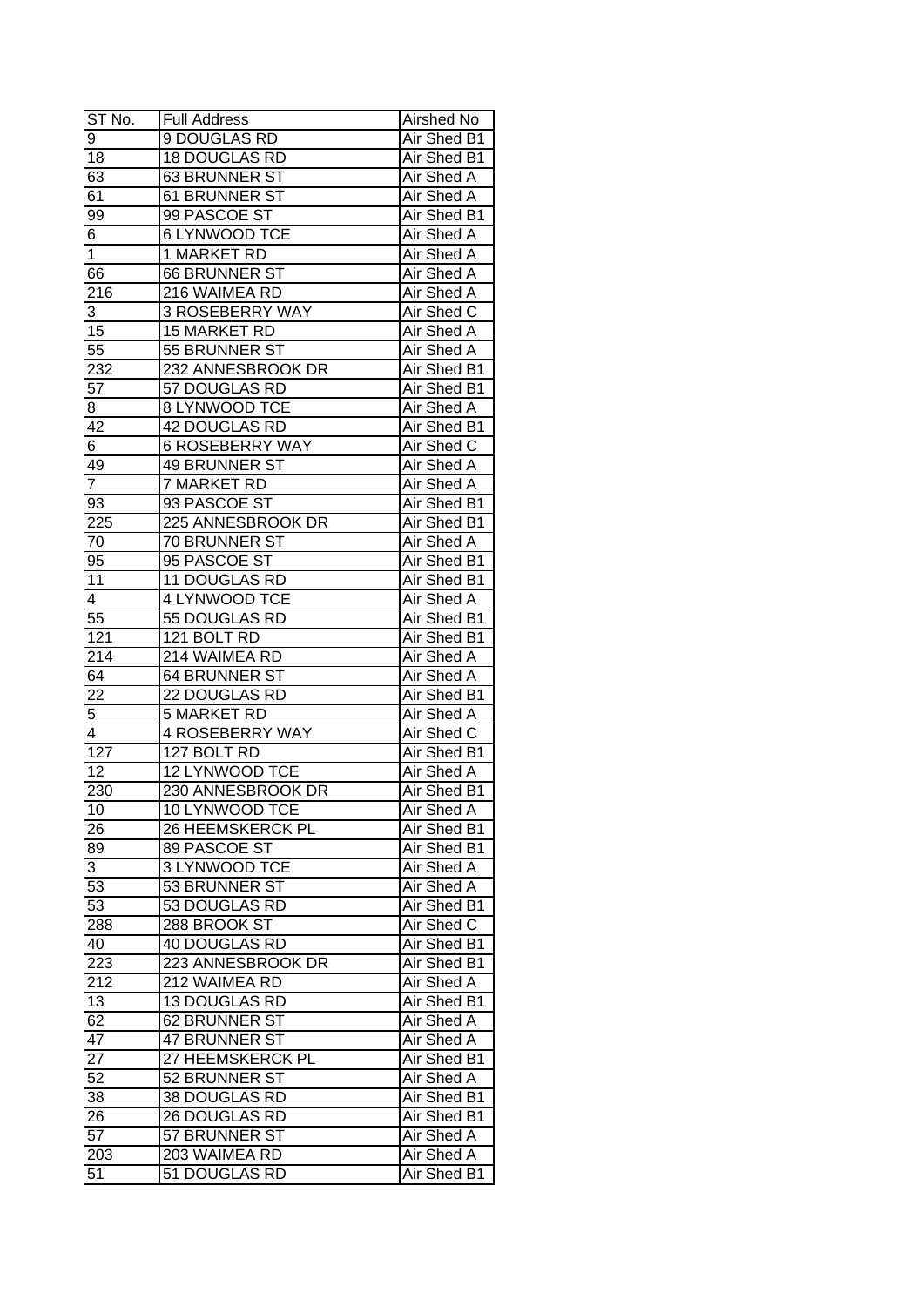| ST No. | Full Address | Airshed No |
| --- | --- | --- |
| 9 | 9 DOUGLAS RD | Air Shed B1 |
| 18 | 18 DOUGLAS RD | Air Shed B1 |
| 63 | 63 BRUNNER ST | Air Shed A |
| 61 | 61 BRUNNER ST | Air Shed A |
| 99 | 99 PASCOE ST | Air Shed B1 |
| 6 | 6 LYNWOOD TCE | Air Shed A |
| 1 | 1 MARKET RD | Air Shed A |
| 66 | 66 BRUNNER ST | Air Shed A |
| 216 | 216 WAIMEA RD | Air Shed A |
| 3 | 3 ROSEBERRY WAY | Air Shed C |
| 15 | 15 MARKET RD | Air Shed A |
| 55 | 55 BRUNNER ST | Air Shed A |
| 232 | 232 ANNESBROOK DR | Air Shed B1 |
| 57 | 57 DOUGLAS RD | Air Shed B1 |
| 8 | 8 LYNWOOD TCE | Air Shed A |
| 42 | 42 DOUGLAS RD | Air Shed B1 |
| 6 | 6 ROSEBERRY WAY | Air Shed C |
| 49 | 49 BRUNNER ST | Air Shed A |
| 7 | 7 MARKET RD | Air Shed A |
| 93 | 93 PASCOE ST | Air Shed B1 |
| 225 | 225 ANNESBROOK DR | Air Shed B1 |
| 70 | 70 BRUNNER ST | Air Shed A |
| 95 | 95 PASCOE ST | Air Shed B1 |
| 11 | 11 DOUGLAS RD | Air Shed B1 |
| 4 | 4 LYNWOOD TCE | Air Shed A |
| 55 | 55 DOUGLAS RD | Air Shed B1 |
| 121 | 121 BOLT RD | Air Shed B1 |
| 214 | 214 WAIMEA RD | Air Shed A |
| 64 | 64 BRUNNER ST | Air Shed A |
| 22 | 22 DOUGLAS RD | Air Shed B1 |
| 5 | 5 MARKET RD | Air Shed A |
| 4 | 4 ROSEBERRY WAY | Air Shed C |
| 127 | 127 BOLT RD | Air Shed B1 |
| 12 | 12 LYNWOOD TCE | Air Shed A |
| 230 | 230 ANNESBROOK DR | Air Shed B1 |
| 10 | 10 LYNWOOD TCE | Air Shed A |
| 26 | 26 HEEMSKERCK PL | Air Shed B1 |
| 89 | 89 PASCOE ST | Air Shed B1 |
| 3 | 3 LYNWOOD TCE | Air Shed A |
| 53 | 53 BRUNNER ST | Air Shed A |
| 53 | 53 DOUGLAS RD | Air Shed B1 |
| 288 | 288 BROOK ST | Air Shed C |
| 40 | 40 DOUGLAS RD | Air Shed B1 |
| 223 | 223 ANNESBROOK DR | Air Shed B1 |
| 212 | 212 WAIMEA RD | Air Shed A |
| 13 | 13 DOUGLAS RD | Air Shed B1 |
| 62 | 62 BRUNNER ST | Air Shed A |
| 47 | 47 BRUNNER ST | Air Shed A |
| 27 | 27 HEEMSKERCK PL | Air Shed B1 |
| 52 | 52 BRUNNER ST | Air Shed A |
| 38 | 38 DOUGLAS RD | Air Shed B1 |
| 26 | 26 DOUGLAS RD | Air Shed B1 |
| 57 | 57 BRUNNER ST | Air Shed A |
| 203 | 203 WAIMEA RD | Air Shed A |
| 51 | 51 DOUGLAS RD | Air Shed B1 |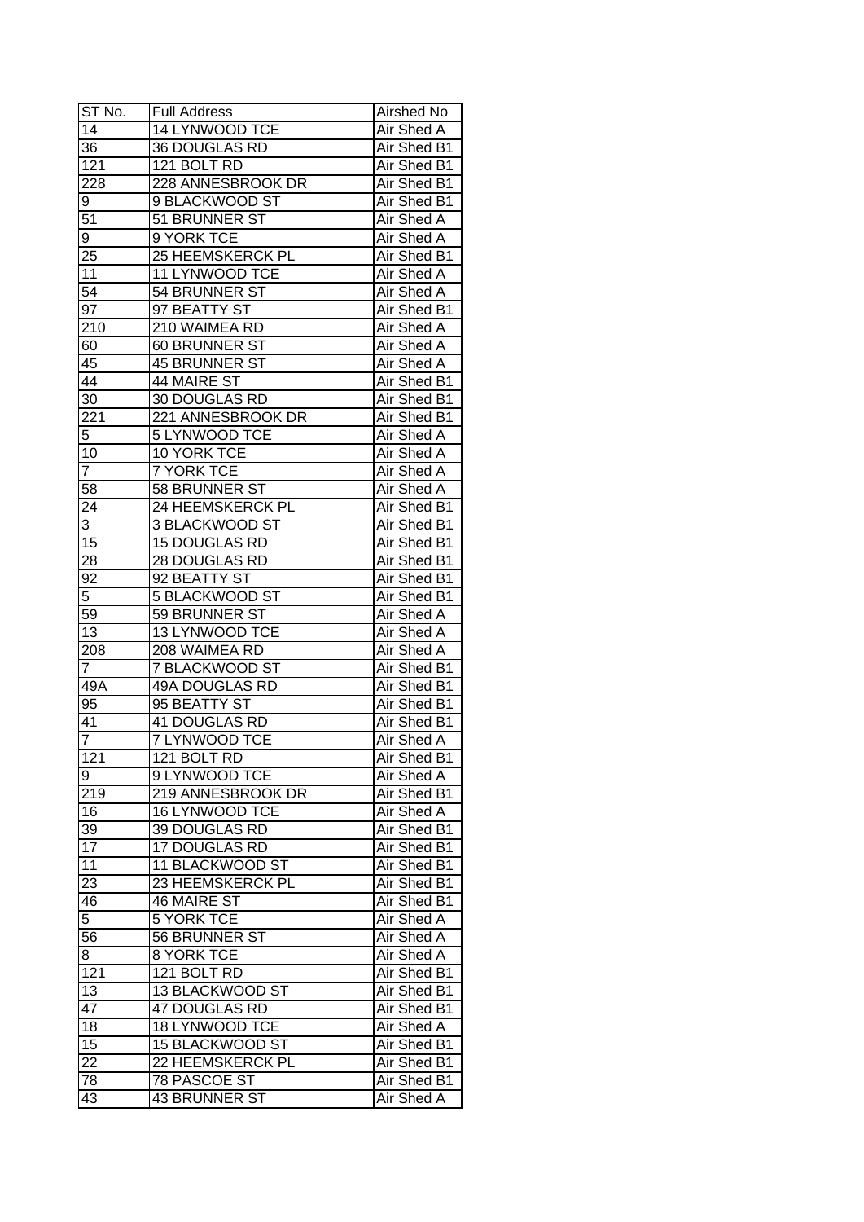| ST No. | Full Address | Airshed No |
|---|---|---|
| 14 | 14 LYNWOOD TCE | Air Shed A |
| 36 | 36 DOUGLAS RD | Air Shed B1 |
| 121 | 121 BOLT RD | Air Shed B1 |
| 228 | 228 ANNESBROOK DR | Air Shed B1 |
| 9 | 9 BLACKWOOD ST | Air Shed B1 |
| 51 | 51 BRUNNER ST | Air Shed A |
| 9 | 9 YORK TCE | Air Shed A |
| 25 | 25 HEEMSKERCK PL | Air Shed B1 |
| 11 | 11 LYNWOOD TCE | Air Shed A |
| 54 | 54 BRUNNER ST | Air Shed A |
| 97 | 97 BEATTY ST | Air Shed B1 |
| 210 | 210 WAIMEA RD | Air Shed A |
| 60 | 60 BRUNNER ST | Air Shed A |
| 45 | 45 BRUNNER ST | Air Shed A |
| 44 | 44 MAIRE ST | Air Shed B1 |
| 30 | 30 DOUGLAS RD | Air Shed B1 |
| 221 | 221 ANNESBROOK DR | Air Shed B1 |
| 5 | 5 LYNWOOD TCE | Air Shed A |
| 10 | 10 YORK TCE | Air Shed A |
| 7 | 7 YORK TCE | Air Shed A |
| 58 | 58 BRUNNER ST | Air Shed A |
| 24 | 24 HEEMSKERCK PL | Air Shed B1 |
| 3 | 3 BLACKWOOD ST | Air Shed B1 |
| 15 | 15 DOUGLAS RD | Air Shed B1 |
| 28 | 28 DOUGLAS RD | Air Shed B1 |
| 92 | 92 BEATTY ST | Air Shed B1 |
| 5 | 5 BLACKWOOD ST | Air Shed B1 |
| 59 | 59 BRUNNER ST | Air Shed A |
| 13 | 13 LYNWOOD TCE | Air Shed A |
| 208 | 208 WAIMEA RD | Air Shed A |
| 7 | 7 BLACKWOOD ST | Air Shed B1 |
| 49A | 49A DOUGLAS RD | Air Shed B1 |
| 95 | 95 BEATTY ST | Air Shed B1 |
| 41 | 41 DOUGLAS RD | Air Shed B1 |
| 7 | 7 LYNWOOD TCE | Air Shed A |
| 121 | 121 BOLT RD | Air Shed B1 |
| 9 | 9 LYNWOOD TCE | Air Shed A |
| 219 | 219 ANNESBROOK DR | Air Shed B1 |
| 16 | 16 LYNWOOD TCE | Air Shed A |
| 39 | 39 DOUGLAS RD | Air Shed B1 |
| 17 | 17 DOUGLAS RD | Air Shed B1 |
| 11 | 11 BLACKWOOD ST | Air Shed B1 |
| 23 | 23 HEEMSKERCK PL | Air Shed B1 |
| 46 | 46 MAIRE ST | Air Shed B1 |
| 5 | 5 YORK TCE | Air Shed A |
| 56 | 56 BRUNNER ST | Air Shed A |
| 8 | 8 YORK TCE | Air Shed A |
| 121 | 121 BOLT RD | Air Shed B1 |
| 13 | 13 BLACKWOOD ST | Air Shed B1 |
| 47 | 47 DOUGLAS RD | Air Shed B1 |
| 18 | 18 LYNWOOD TCE | Air Shed A |
| 15 | 15 BLACKWOOD ST | Air Shed B1 |
| 22 | 22 HEEMSKERCK PL | Air Shed B1 |
| 78 | 78 PASCOE ST | Air Shed B1 |
| 43 | 43 BRUNNER ST | Air Shed A |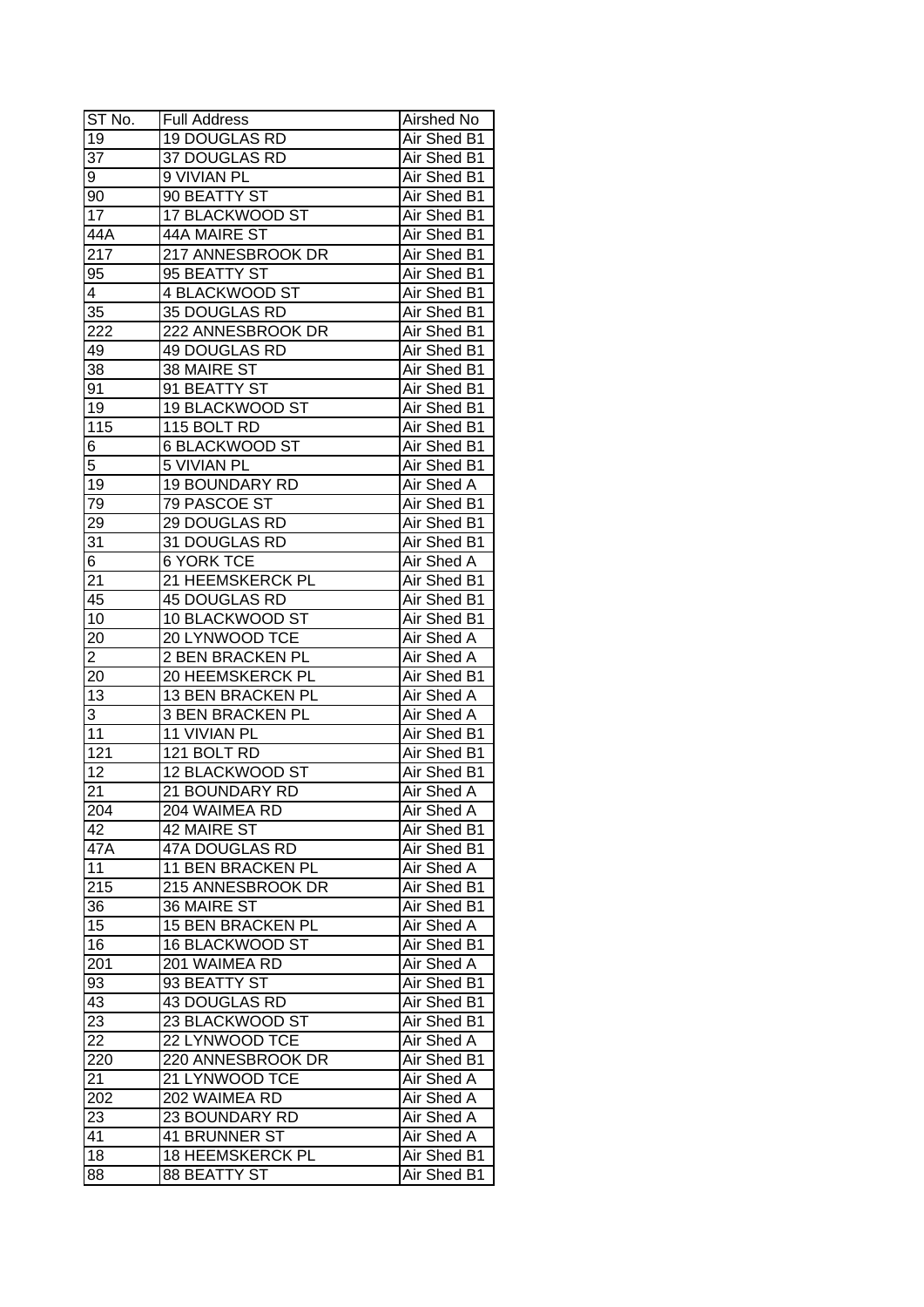| ST No. | Full Address | Airshed No |
| --- | --- | --- |
| 19 | 19 DOUGLAS RD | Air Shed B1 |
| 37 | 37 DOUGLAS RD | Air Shed B1 |
| 9 | 9 VIVIAN PL | Air Shed B1 |
| 90 | 90 BEATTY ST | Air Shed B1 |
| 17 | 17 BLACKWOOD ST | Air Shed B1 |
| 44A | 44A MAIRE ST | Air Shed B1 |
| 217 | 217 ANNESBROOK DR | Air Shed B1 |
| 95 | 95 BEATTY ST | Air Shed B1 |
| 4 | 4 BLACKWOOD ST | Air Shed B1 |
| 35 | 35 DOUGLAS RD | Air Shed B1 |
| 222 | 222 ANNESBROOK DR | Air Shed B1 |
| 49 | 49 DOUGLAS RD | Air Shed B1 |
| 38 | 38 MAIRE ST | Air Shed B1 |
| 91 | 91 BEATTY ST | Air Shed B1 |
| 19 | 19 BLACKWOOD ST | Air Shed B1 |
| 115 | 115 BOLT RD | Air Shed B1 |
| 6 | 6 BLACKWOOD ST | Air Shed B1 |
| 5 | 5 VIVIAN PL | Air Shed B1 |
| 19 | 19 BOUNDARY RD | Air Shed A |
| 79 | 79 PASCOE ST | Air Shed B1 |
| 29 | 29 DOUGLAS RD | Air Shed B1 |
| 31 | 31 DOUGLAS RD | Air Shed B1 |
| 6 | 6 YORK TCE | Air Shed A |
| 21 | 21 HEEMSKERCK PL | Air Shed B1 |
| 45 | 45 DOUGLAS RD | Air Shed B1 |
| 10 | 10 BLACKWOOD ST | Air Shed B1 |
| 20 | 20 LYNWOOD TCE | Air Shed A |
| 2 | 2 BEN BRACKEN PL | Air Shed A |
| 20 | 20 HEEMSKERCK PL | Air Shed B1 |
| 13 | 13 BEN BRACKEN PL | Air Shed A |
| 3 | 3 BEN BRACKEN PL | Air Shed A |
| 11 | 11 VIVIAN PL | Air Shed B1 |
| 121 | 121 BOLT RD | Air Shed B1 |
| 12 | 12 BLACKWOOD ST | Air Shed B1 |
| 21 | 21 BOUNDARY RD | Air Shed A |
| 204 | 204 WAIMEA RD | Air Shed A |
| 42 | 42 MAIRE ST | Air Shed B1 |
| 47A | 47A DOUGLAS RD | Air Shed B1 |
| 11 | 11 BEN BRACKEN PL | Air Shed A |
| 215 | 215 ANNESBROOK DR | Air Shed B1 |
| 36 | 36 MAIRE ST | Air Shed B1 |
| 15 | 15 BEN BRACKEN PL | Air Shed A |
| 16 | 16 BLACKWOOD ST | Air Shed B1 |
| 201 | 201 WAIMEA RD | Air Shed A |
| 93 | 93 BEATTY ST | Air Shed B1 |
| 43 | 43 DOUGLAS RD | Air Shed B1 |
| 23 | 23 BLACKWOOD ST | Air Shed B1 |
| 22 | 22 LYNWOOD TCE | Air Shed A |
| 220 | 220 ANNESBROOK DR | Air Shed B1 |
| 21 | 21 LYNWOOD TCE | Air Shed A |
| 202 | 202 WAIMEA RD | Air Shed A |
| 23 | 23 BOUNDARY RD | Air Shed A |
| 41 | 41 BRUNNER ST | Air Shed A |
| 18 | 18 HEEMSKERCK PL | Air Shed B1 |
| 88 | 88 BEATTY ST | Air Shed B1 |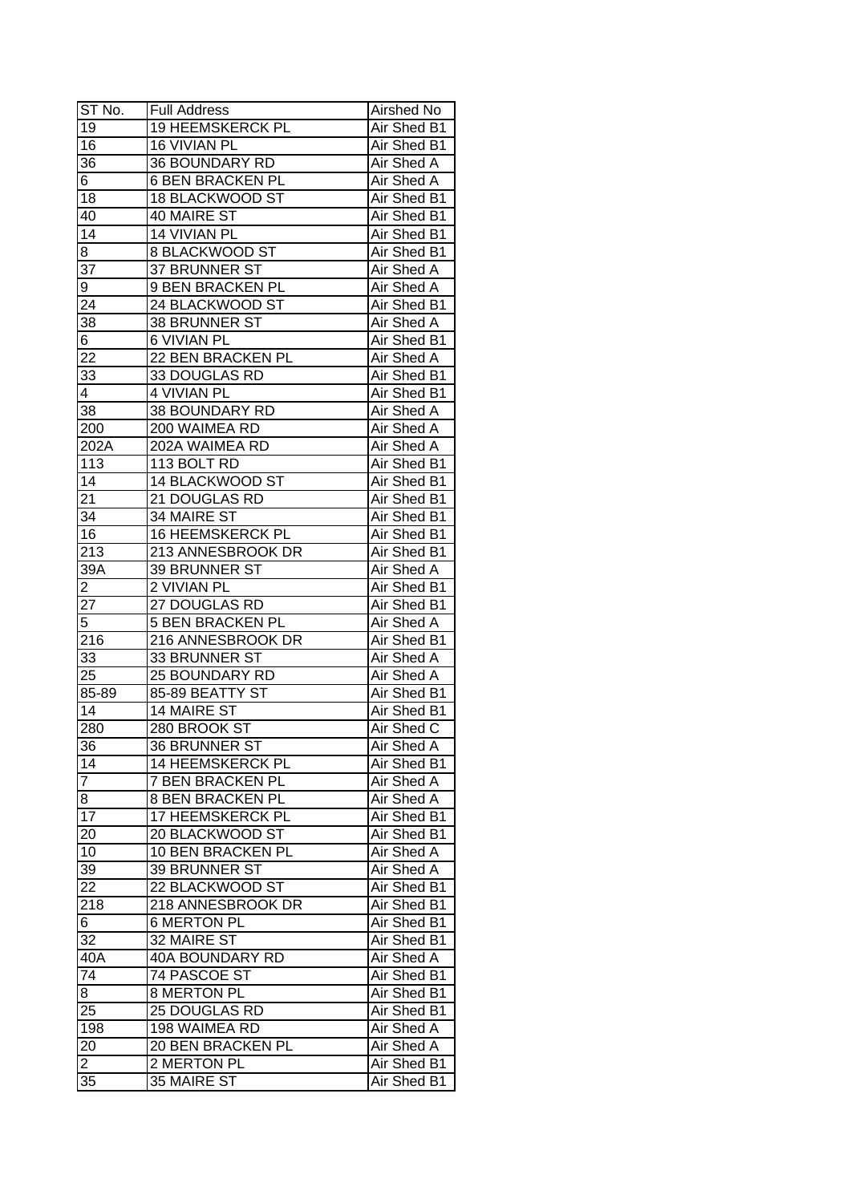| ST No. | Full Address | Airshed No |
| --- | --- | --- |
| 19 | 19 HEEMSKERCK PL | Air Shed B1 |
| 16 | 16 VIVIAN PL | Air Shed B1 |
| 36 | 36 BOUNDARY RD | Air Shed A |
| 6 | 6 BEN BRACKEN PL | Air Shed A |
| 18 | 18 BLACKWOOD ST | Air Shed B1 |
| 40 | 40 MAIRE ST | Air Shed B1 |
| 14 | 14 VIVIAN PL | Air Shed B1 |
| 8 | 8 BLACKWOOD ST | Air Shed B1 |
| 37 | 37 BRUNNER ST | Air Shed A |
| 9 | 9 BEN BRACKEN PL | Air Shed A |
| 24 | 24 BLACKWOOD ST | Air Shed B1 |
| 38 | 38 BRUNNER ST | Air Shed A |
| 6 | 6 VIVIAN PL | Air Shed B1 |
| 22 | 22 BEN BRACKEN PL | Air Shed A |
| 33 | 33 DOUGLAS RD | Air Shed B1 |
| 4 | 4 VIVIAN PL | Air Shed B1 |
| 38 | 38 BOUNDARY RD | Air Shed A |
| 200 | 200 WAIMEA RD | Air Shed A |
| 202A | 202A WAIMEA RD | Air Shed A |
| 113 | 113 BOLT RD | Air Shed B1 |
| 14 | 14 BLACKWOOD ST | Air Shed B1 |
| 21 | 21 DOUGLAS RD | Air Shed B1 |
| 34 | 34 MAIRE ST | Air Shed B1 |
| 16 | 16 HEEMSKERCK PL | Air Shed B1 |
| 213 | 213 ANNESBROOK DR | Air Shed B1 |
| 39A | 39 BRUNNER ST | Air Shed A |
| 2 | 2 VIVIAN PL | Air Shed B1 |
| 27 | 27 DOUGLAS RD | Air Shed B1 |
| 5 | 5 BEN BRACKEN PL | Air Shed A |
| 216 | 216 ANNESBROOK DR | Air Shed B1 |
| 33 | 33 BRUNNER ST | Air Shed A |
| 25 | 25 BOUNDARY RD | Air Shed A |
| 85-89 | 85-89 BEATTY ST | Air Shed B1 |
| 14 | 14 MAIRE ST | Air Shed B1 |
| 280 | 280 BROOK ST | Air Shed C |
| 36 | 36 BRUNNER ST | Air Shed A |
| 14 | 14 HEEMSKERCK PL | Air Shed B1 |
| 7 | 7 BEN BRACKEN PL | Air Shed A |
| 8 | 8 BEN BRACKEN PL | Air Shed A |
| 17 | 17 HEEMSKERCK PL | Air Shed B1 |
| 20 | 20 BLACKWOOD ST | Air Shed B1 |
| 10 | 10 BEN BRACKEN PL | Air Shed A |
| 39 | 39 BRUNNER ST | Air Shed A |
| 22 | 22 BLACKWOOD ST | Air Shed B1 |
| 218 | 218 ANNESBROOK DR | Air Shed B1 |
| 6 | 6 MERTON PL | Air Shed B1 |
| 32 | 32 MAIRE ST | Air Shed B1 |
| 40A | 40A BOUNDARY RD | Air Shed A |
| 74 | 74 PASCOE ST | Air Shed B1 |
| 8 | 8 MERTON PL | Air Shed B1 |
| 25 | 25 DOUGLAS RD | Air Shed B1 |
| 198 | 198 WAIMEA RD | Air Shed A |
| 20 | 20 BEN BRACKEN PL | Air Shed A |
| 2 | 2 MERTON PL | Air Shed B1 |
| 35 | 35 MAIRE ST | Air Shed B1 |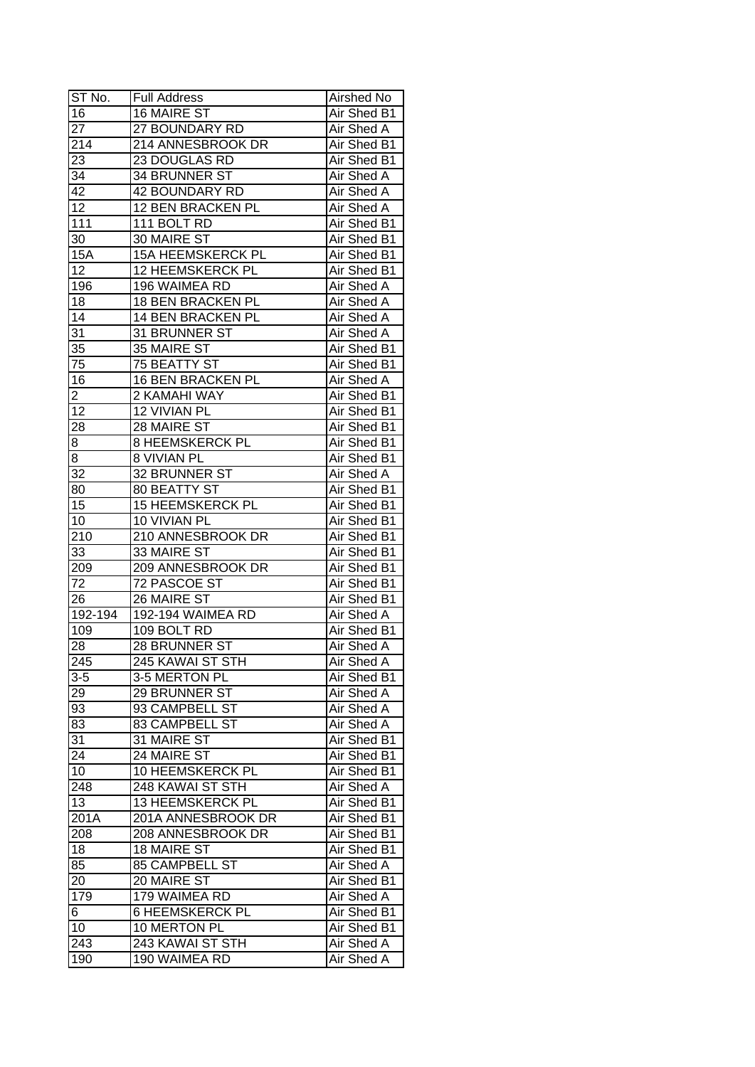| ST No. | Full Address | Airshed No |
|---|---|---|
| 16 | 16 MAIRE ST | Air Shed B1 |
| 27 | 27 BOUNDARY RD | Air Shed A |
| 214 | 214 ANNESBROOK DR | Air Shed B1 |
| 23 | 23 DOUGLAS RD | Air Shed B1 |
| 34 | 34 BRUNNER ST | Air Shed A |
| 42 | 42 BOUNDARY RD | Air Shed A |
| 12 | 12 BEN BRACKEN PL | Air Shed A |
| 111 | 111 BOLT RD | Air Shed B1 |
| 30 | 30 MAIRE ST | Air Shed B1 |
| 15A | 15A HEEMSKERCK PL | Air Shed B1 |
| 12 | 12 HEEMSKERCK PL | Air Shed B1 |
| 196 | 196 WAIMEA RD | Air Shed A |
| 18 | 18 BEN BRACKEN PL | Air Shed A |
| 14 | 14 BEN BRACKEN PL | Air Shed A |
| 31 | 31 BRUNNER ST | Air Shed A |
| 35 | 35 MAIRE ST | Air Shed B1 |
| 75 | 75 BEATTY ST | Air Shed B1 |
| 16 | 16 BEN BRACKEN PL | Air Shed A |
| 2 | 2 KAMAHI WAY | Air Shed B1 |
| 12 | 12 VIVIAN PL | Air Shed B1 |
| 28 | 28 MAIRE ST | Air Shed B1 |
| 8 | 8 HEEMSKERCK PL | Air Shed B1 |
| 8 | 8 VIVIAN PL | Air Shed B1 |
| 32 | 32 BRUNNER ST | Air Shed A |
| 80 | 80 BEATTY ST | Air Shed B1 |
| 15 | 15 HEEMSKERCK PL | Air Shed B1 |
| 10 | 10 VIVIAN PL | Air Shed B1 |
| 210 | 210 ANNESBROOK DR | Air Shed B1 |
| 33 | 33 MAIRE ST | Air Shed B1 |
| 209 | 209 ANNESBROOK DR | Air Shed B1 |
| 72 | 72 PASCOE ST | Air Shed B1 |
| 26 | 26 MAIRE ST | Air Shed B1 |
| 192-194 | 192-194 WAIMEA RD | Air Shed A |
| 109 | 109 BOLT RD | Air Shed B1 |
| 28 | 28 BRUNNER ST | Air Shed A |
| 245 | 245 KAWAI ST STH | Air Shed A |
| 3-5 | 3-5 MERTON PL | Air Shed B1 |
| 29 | 29 BRUNNER ST | Air Shed A |
| 93 | 93 CAMPBELL ST | Air Shed A |
| 83 | 83 CAMPBELL ST | Air Shed A |
| 31 | 31 MAIRE ST | Air Shed B1 |
| 24 | 24 MAIRE ST | Air Shed B1 |
| 10 | 10 HEEMSKERCK PL | Air Shed B1 |
| 248 | 248 KAWAI ST STH | Air Shed A |
| 13 | 13 HEEMSKERCK PL | Air Shed B1 |
| 201A | 201A ANNESBROOK DR | Air Shed B1 |
| 208 | 208 ANNESBROOK DR | Air Shed B1 |
| 18 | 18 MAIRE ST | Air Shed B1 |
| 85 | 85 CAMPBELL ST | Air Shed A |
| 20 | 20 MAIRE ST | Air Shed B1 |
| 179 | 179 WAIMEA RD | Air Shed A |
| 6 | 6 HEEMSKERCK PL | Air Shed B1 |
| 10 | 10 MERTON PL | Air Shed B1 |
| 243 | 243 KAWAI ST STH | Air Shed A |
| 190 | 190 WAIMEA RD | Air Shed A |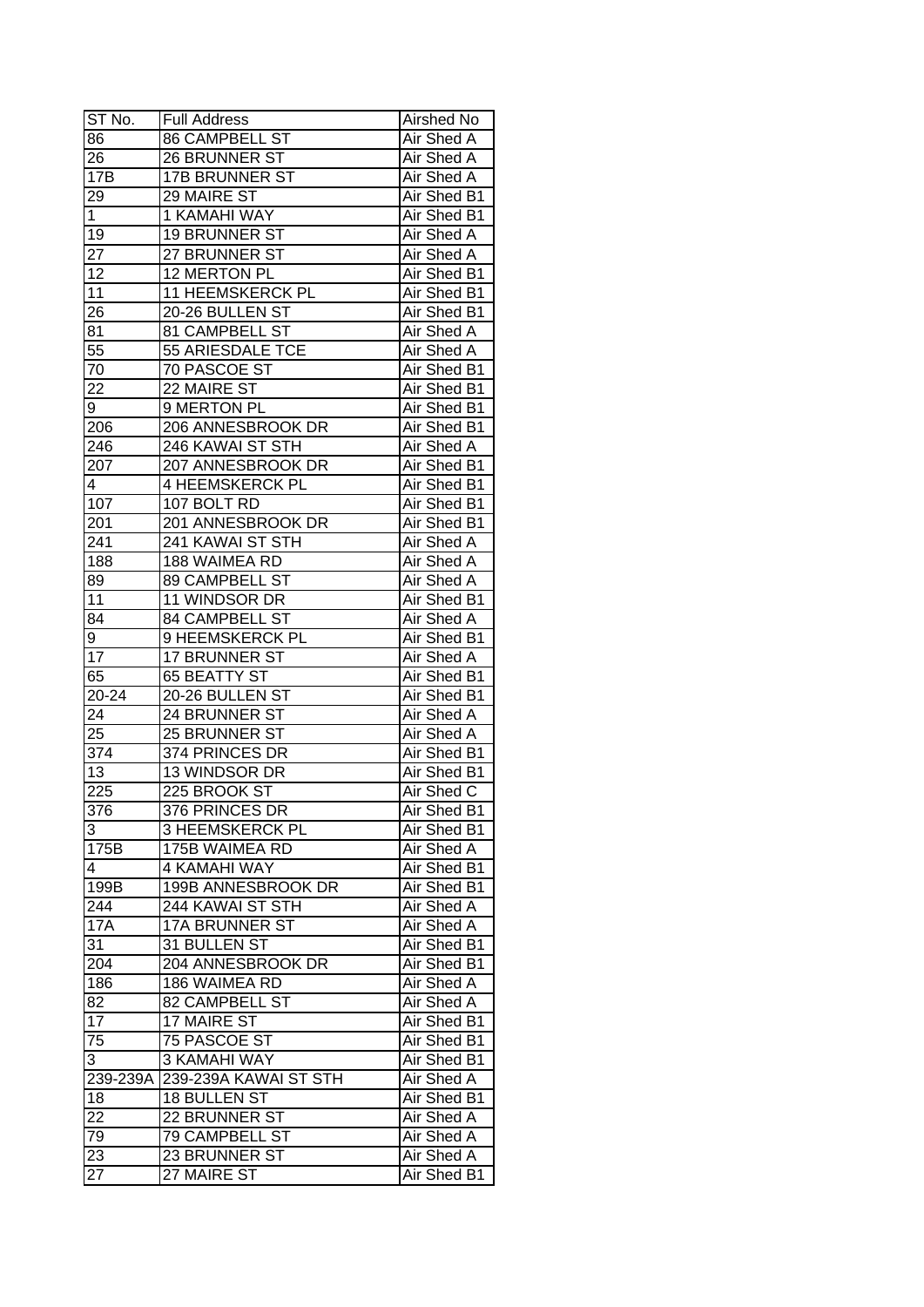| ST No. | Full Address | Airshed No |
|---|---|---|
| 86 | 86 CAMPBELL ST | Air Shed A |
| 26 | 26 BRUNNER ST | Air Shed A |
| 17B | 17B BRUNNER ST | Air Shed A |
| 29 | 29 MAIRE ST | Air Shed B1 |
| 1 | 1 KAMAHI WAY | Air Shed B1 |
| 19 | 19 BRUNNER ST | Air Shed A |
| 27 | 27 BRUNNER ST | Air Shed A |
| 12 | 12 MERTON PL | Air Shed B1 |
| 11 | 11 HEEMSKERCK PL | Air Shed B1 |
| 26 | 20-26 BULLEN ST | Air Shed B1 |
| 81 | 81 CAMPBELL ST | Air Shed A |
| 55 | 55 ARIESDALE TCE | Air Shed A |
| 70 | 70 PASCOE ST | Air Shed B1 |
| 22 | 22 MAIRE ST | Air Shed B1 |
| 9 | 9 MERTON PL | Air Shed B1 |
| 206 | 206 ANNESBROOK DR | Air Shed B1 |
| 246 | 246 KAWAI ST STH | Air Shed A |
| 207 | 207 ANNESBROOK DR | Air Shed B1 |
| 4 | 4 HEEMSKERCK PL | Air Shed B1 |
| 107 | 107 BOLT RD | Air Shed B1 |
| 201 | 201 ANNESBROOK DR | Air Shed B1 |
| 241 | 241 KAWAI ST STH | Air Shed A |
| 188 | 188 WAIMEA RD | Air Shed A |
| 89 | 89 CAMPBELL ST | Air Shed A |
| 11 | 11 WINDSOR DR | Air Shed B1 |
| 84 | 84 CAMPBELL ST | Air Shed A |
| 9 | 9 HEEMSKERCK PL | Air Shed B1 |
| 17 | 17 BRUNNER ST | Air Shed A |
| 65 | 65 BEATTY ST | Air Shed B1 |
| 20-24 | 20-26 BULLEN ST | Air Shed B1 |
| 24 | 24 BRUNNER ST | Air Shed A |
| 25 | 25 BRUNNER ST | Air Shed A |
| 374 | 374 PRINCES DR | Air Shed B1 |
| 13 | 13 WINDSOR DR | Air Shed B1 |
| 225 | 225 BROOK ST | Air Shed C |
| 376 | 376 PRINCES DR | Air Shed B1 |
| 3 | 3 HEEMSKERCK PL | Air Shed B1 |
| 175B | 175B WAIMEA RD | Air Shed A |
| 4 | 4 KAMAHI WAY | Air Shed B1 |
| 199B | 199B ANNESBROOK DR | Air Shed B1 |
| 244 | 244 KAWAI ST STH | Air Shed A |
| 17A | 17A BRUNNER ST | Air Shed A |
| 31 | 31 BULLEN ST | Air Shed B1 |
| 204 | 204 ANNESBROOK DR | Air Shed B1 |
| 186 | 186 WAIMEA RD | Air Shed A |
| 82 | 82 CAMPBELL ST | Air Shed A |
| 17 | 17 MAIRE ST | Air Shed B1 |
| 75 | 75 PASCOE ST | Air Shed B1 |
| 3 | 3 KAMAHI WAY | Air Shed B1 |
| 239-239A | 239-239A KAWAI ST STH | Air Shed A |
| 18 | 18 BULLEN ST | Air Shed B1 |
| 22 | 22 BRUNNER ST | Air Shed A |
| 79 | 79 CAMPBELL ST | Air Shed A |
| 23 | 23 BRUNNER ST | Air Shed A |
| 27 | 27 MAIRE ST | Air Shed B1 |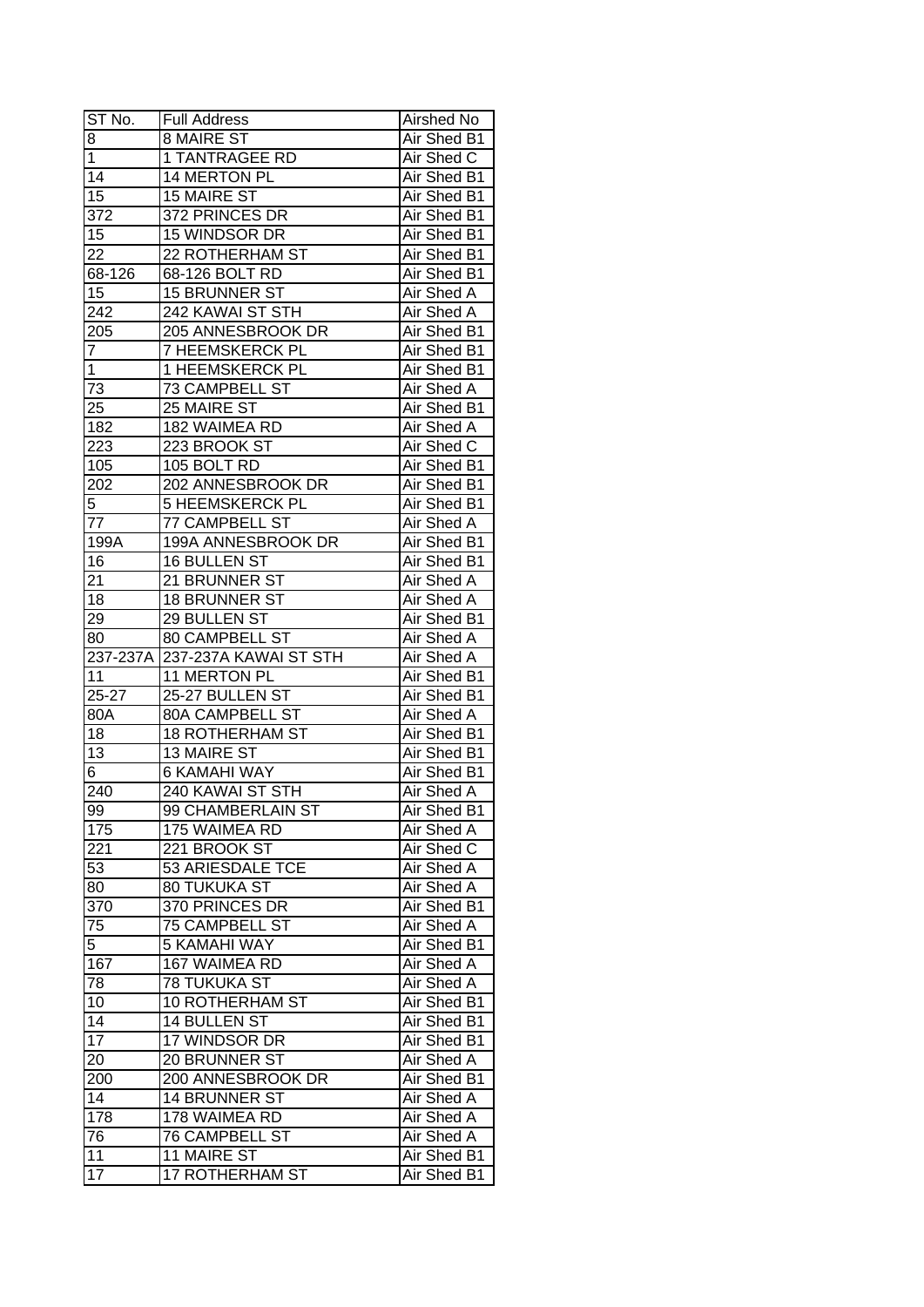| ST No. | Full Address | Airshed No |
|---|---|---|
| 8 | 8 MAIRE ST | Air Shed B1 |
| 1 | 1 TANTRAGEE RD | Air Shed C |
| 14 | 14 MERTON PL | Air Shed B1 |
| 15 | 15 MAIRE ST | Air Shed B1 |
| 372 | 372 PRINCES DR | Air Shed B1 |
| 15 | 15 WINDSOR DR | Air Shed B1 |
| 22 | 22 ROTHERHAM ST | Air Shed B1 |
| 68-126 | 68-126 BOLT RD | Air Shed B1 |
| 15 | 15 BRUNNER ST | Air Shed A |
| 242 | 242 KAWAI ST STH | Air Shed A |
| 205 | 205 ANNESBROOK DR | Air Shed B1 |
| 7 | 7 HEEMSKERCK PL | Air Shed B1 |
| 1 | 1 HEEMSKERCK PL | Air Shed B1 |
| 73 | 73 CAMPBELL ST | Air Shed A |
| 25 | 25 MAIRE ST | Air Shed B1 |
| 182 | 182 WAIMEA RD | Air Shed A |
| 223 | 223 BROOK ST | Air Shed C |
| 105 | 105 BOLT RD | Air Shed B1 |
| 202 | 202 ANNESBROOK DR | Air Shed B1 |
| 5 | 5 HEEMSKERCK PL | Air Shed B1 |
| 77 | 77 CAMPBELL ST | Air Shed A |
| 199A | 199A ANNESBROOK DR | Air Shed B1 |
| 16 | 16 BULLEN ST | Air Shed B1 |
| 21 | 21 BRUNNER ST | Air Shed A |
| 18 | 18 BRUNNER ST | Air Shed A |
| 29 | 29 BULLEN ST | Air Shed B1 |
| 80 | 80 CAMPBELL ST | Air Shed A |
| 237-237A | 237-237A KAWAI ST STH | Air Shed A |
| 11 | 11 MERTON PL | Air Shed B1 |
| 25-27 | 25-27 BULLEN ST | Air Shed B1 |
| 80A | 80A CAMPBELL ST | Air Shed A |
| 18 | 18 ROTHERHAM ST | Air Shed B1 |
| 13 | 13 MAIRE ST | Air Shed B1 |
| 6 | 6 KAMAHI WAY | Air Shed B1 |
| 240 | 240 KAWAI ST STH | Air Shed A |
| 99 | 99 CHAMBERLAIN ST | Air Shed B1 |
| 175 | 175 WAIMEA RD | Air Shed A |
| 221 | 221 BROOK ST | Air Shed C |
| 53 | 53 ARIESDALE TCE | Air Shed A |
| 80 | 80 TUKUKA ST | Air Shed A |
| 370 | 370 PRINCES DR | Air Shed B1 |
| 75 | 75 CAMPBELL ST | Air Shed A |
| 5 | 5 KAMAHI WAY | Air Shed B1 |
| 167 | 167 WAIMEA RD | Air Shed A |
| 78 | 78 TUKUKA ST | Air Shed A |
| 10 | 10 ROTHERHAM ST | Air Shed B1 |
| 14 | 14 BULLEN ST | Air Shed B1 |
| 17 | 17 WINDSOR DR | Air Shed B1 |
| 20 | 20 BRUNNER ST | Air Shed A |
| 200 | 200 ANNESBROOK DR | Air Shed B1 |
| 14 | 14 BRUNNER ST | Air Shed A |
| 178 | 178 WAIMEA RD | Air Shed A |
| 76 | 76 CAMPBELL ST | Air Shed A |
| 11 | 11 MAIRE ST | Air Shed B1 |
| 17 | 17 ROTHERHAM ST | Air Shed B1 |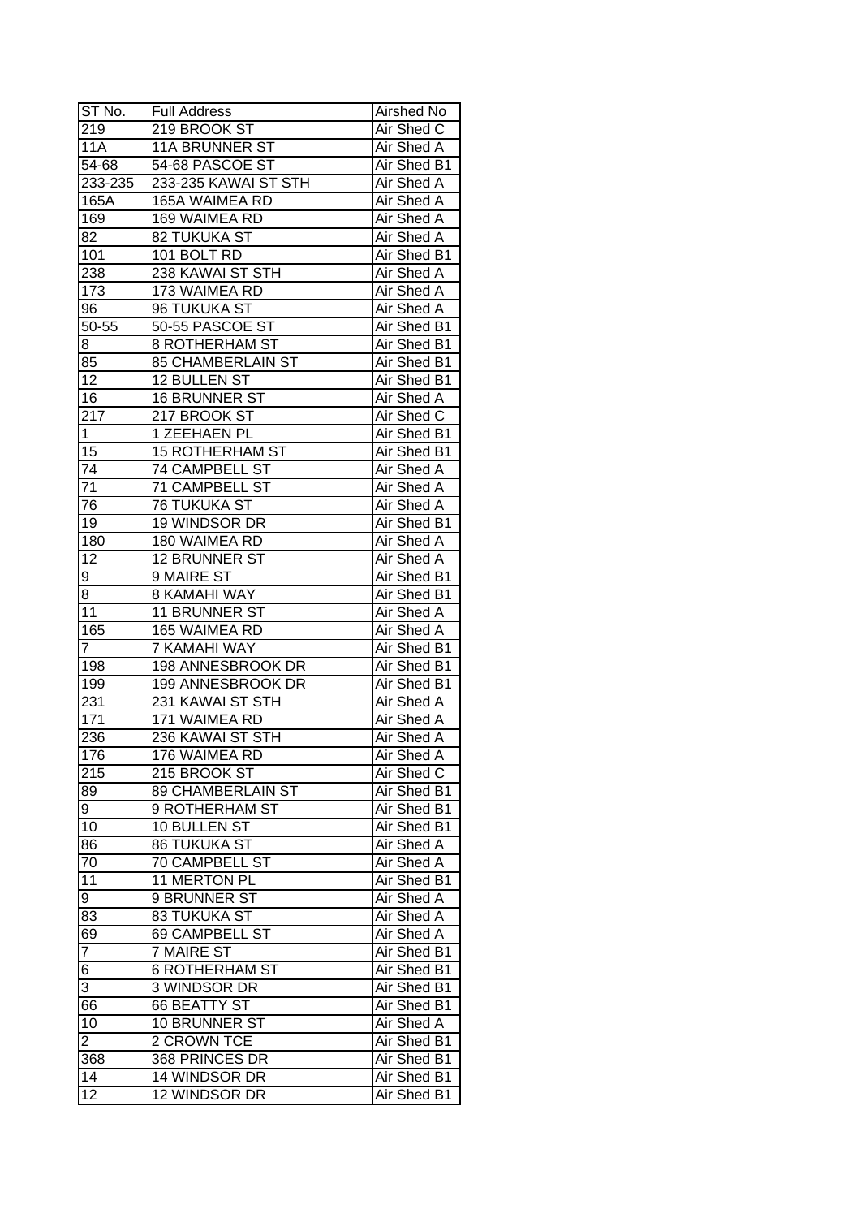| ST No. | Full Address | Airshed No |
| --- | --- | --- |
| 219 | 219 BROOK ST | Air Shed C |
| 11A | 11A BRUNNER ST | Air Shed A |
| 54-68 | 54-68 PASCOE ST | Air Shed B1 |
| 233-235 | 233-235 KAWAI ST STH | Air Shed A |
| 165A | 165A WAIMEA RD | Air Shed A |
| 169 | 169 WAIMEA RD | Air Shed A |
| 82 | 82 TUKUKA ST | Air Shed A |
| 101 | 101 BOLT RD | Air Shed B1 |
| 238 | 238 KAWAI ST STH | Air Shed A |
| 173 | 173 WAIMEA RD | Air Shed A |
| 96 | 96 TUKUKA ST | Air Shed A |
| 50-55 | 50-55 PASCOE ST | Air Shed B1 |
| 8 | 8 ROTHERHAM ST | Air Shed B1 |
| 85 | 85 CHAMBERLAIN ST | Air Shed B1 |
| 12 | 12 BULLEN ST | Air Shed B1 |
| 16 | 16 BRUNNER ST | Air Shed A |
| 217 | 217 BROOK ST | Air Shed C |
| 1 | 1 ZEEHAEN PL | Air Shed B1 |
| 15 | 15 ROTHERHAM ST | Air Shed B1 |
| 74 | 74 CAMPBELL ST | Air Shed A |
| 71 | 71 CAMPBELL ST | Air Shed A |
| 76 | 76 TUKUKA ST | Air Shed A |
| 19 | 19 WINDSOR DR | Air Shed B1 |
| 180 | 180 WAIMEA RD | Air Shed A |
| 12 | 12 BRUNNER ST | Air Shed A |
| 9 | 9 MAIRE ST | Air Shed B1 |
| 8 | 8 KAMAHI WAY | Air Shed B1 |
| 11 | 11 BRUNNER ST | Air Shed A |
| 165 | 165 WAIMEA RD | Air Shed A |
| 7 | 7 KAMAHI WAY | Air Shed B1 |
| 198 | 198 ANNESBROOK DR | Air Shed B1 |
| 199 | 199 ANNESBROOK DR | Air Shed B1 |
| 231 | 231 KAWAI ST STH | Air Shed A |
| 171 | 171 WAIMEA RD | Air Shed A |
| 236 | 236 KAWAI ST STH | Air Shed A |
| 176 | 176 WAIMEA RD | Air Shed A |
| 215 | 215 BROOK ST | Air Shed C |
| 89 | 89 CHAMBERLAIN ST | Air Shed B1 |
| 9 | 9 ROTHERHAM ST | Air Shed B1 |
| 10 | 10 BULLEN ST | Air Shed B1 |
| 86 | 86 TUKUKA ST | Air Shed A |
| 70 | 70 CAMPBELL ST | Air Shed A |
| 11 | 11 MERTON PL | Air Shed B1 |
| 9 | 9 BRUNNER ST | Air Shed A |
| 83 | 83 TUKUKA ST | Air Shed A |
| 69 | 69 CAMPBELL ST | Air Shed A |
| 7 | 7 MAIRE ST | Air Shed B1 |
| 6 | 6 ROTHERHAM ST | Air Shed B1 |
| 3 | 3 WINDSOR DR | Air Shed B1 |
| 66 | 66 BEATTY ST | Air Shed B1 |
| 10 | 10 BRUNNER ST | Air Shed A |
| 2 | 2 CROWN TCE | Air Shed B1 |
| 368 | 368 PRINCES DR | Air Shed B1 |
| 14 | 14 WINDSOR DR | Air Shed B1 |
| 12 | 12 WINDSOR DR | Air Shed B1 |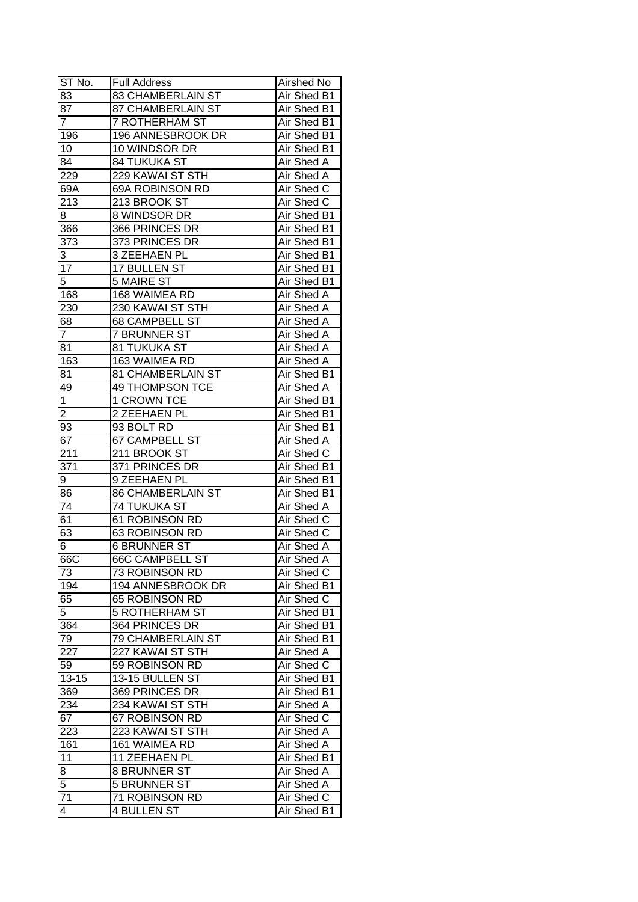| ST No. | Full Address | Airshed No |
|---|---|---|
| 83 | 83 CHAMBERLAIN ST | Air Shed B1 |
| 87 | 87 CHAMBERLAIN ST | Air Shed B1 |
| 7 | 7 ROTHERHAM ST | Air Shed B1 |
| 196 | 196 ANNESBROOK DR | Air Shed B1 |
| 10 | 10 WINDSOR DR | Air Shed B1 |
| 84 | 84 TUKUKA ST | Air Shed A |
| 229 | 229 KAWAI ST STH | Air Shed A |
| 69A | 69A ROBINSON RD | Air Shed C |
| 213 | 213 BROOK ST | Air Shed C |
| 8 | 8 WINDSOR DR | Air Shed B1 |
| 366 | 366 PRINCES DR | Air Shed B1 |
| 373 | 373 PRINCES DR | Air Shed B1 |
| 3 | 3 ZEEHAEN PL | Air Shed B1 |
| 17 | 17 BULLEN ST | Air Shed B1 |
| 5 | 5 MAIRE ST | Air Shed B1 |
| 168 | 168 WAIMEA RD | Air Shed A |
| 230 | 230 KAWAI ST STH | Air Shed A |
| 68 | 68 CAMPBELL ST | Air Shed A |
| 7 | 7 BRUNNER ST | Air Shed A |
| 81 | 81 TUKUKA ST | Air Shed A |
| 163 | 163 WAIMEA RD | Air Shed A |
| 81 | 81 CHAMBERLAIN ST | Air Shed B1 |
| 49 | 49 THOMPSON TCE | Air Shed A |
| 1 | 1 CROWN TCE | Air Shed B1 |
| 2 | 2 ZEEHAEN PL | Air Shed B1 |
| 93 | 93 BOLT RD | Air Shed B1 |
| 67 | 67 CAMPBELL ST | Air Shed A |
| 211 | 211 BROOK ST | Air Shed C |
| 371 | 371 PRINCES DR | Air Shed B1 |
| 9 | 9 ZEEHAEN PL | Air Shed B1 |
| 86 | 86 CHAMBERLAIN ST | Air Shed B1 |
| 74 | 74 TUKUKA ST | Air Shed A |
| 61 | 61 ROBINSON RD | Air Shed C |
| 63 | 63 ROBINSON RD | Air Shed C |
| 6 | 6 BRUNNER ST | Air Shed A |
| 66C | 66C CAMPBELL ST | Air Shed A |
| 73 | 73 ROBINSON RD | Air Shed C |
| 194 | 194 ANNESBROOK DR | Air Shed B1 |
| 65 | 65 ROBINSON RD | Air Shed C |
| 5 | 5 ROTHERHAM ST | Air Shed B1 |
| 364 | 364 PRINCES DR | Air Shed B1 |
| 79 | 79 CHAMBERLAIN ST | Air Shed B1 |
| 227 | 227 KAWAI ST STH | Air Shed A |
| 59 | 59 ROBINSON RD | Air Shed C |
| 13-15 | 13-15 BULLEN ST | Air Shed B1 |
| 369 | 369 PRINCES DR | Air Shed B1 |
| 234 | 234 KAWAI ST STH | Air Shed A |
| 67 | 67 ROBINSON RD | Air Shed C |
| 223 | 223 KAWAI ST STH | Air Shed A |
| 161 | 161 WAIMEA RD | Air Shed A |
| 11 | 11 ZEEHAEN PL | Air Shed B1 |
| 8 | 8 BRUNNER ST | Air Shed A |
| 5 | 5 BRUNNER ST | Air Shed A |
| 71 | 71 ROBINSON RD | Air Shed C |
| 4 | 4 BULLEN ST | Air Shed B1 |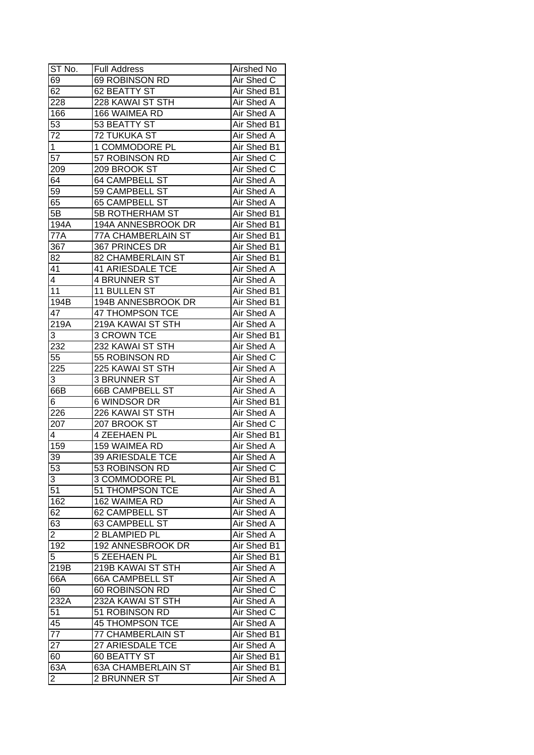| ST No. | Full Address | Airshed No |
| --- | --- | --- |
| 69 | 69 ROBINSON RD | Air Shed C |
| 62 | 62 BEATTY ST | Air Shed B1 |
| 228 | 228 KAWAI ST STH | Air Shed A |
| 166 | 166 WAIMEA RD | Air Shed A |
| 53 | 53 BEATTY ST | Air Shed B1 |
| 72 | 72 TUKUKA ST | Air Shed A |
| 1 | 1 COMMODORE PL | Air Shed B1 |
| 57 | 57 ROBINSON RD | Air Shed C |
| 209 | 209 BROOK ST | Air Shed C |
| 64 | 64 CAMPBELL ST | Air Shed A |
| 59 | 59 CAMPBELL ST | Air Shed A |
| 65 | 65 CAMPBELL ST | Air Shed A |
| 5B | 5B ROTHERHAM ST | Air Shed B1 |
| 194A | 194A ANNESBROOK DR | Air Shed B1 |
| 77A | 77A CHAMBERLAIN ST | Air Shed B1 |
| 367 | 367 PRINCES DR | Air Shed B1 |
| 82 | 82 CHAMBERLAIN ST | Air Shed B1 |
| 41 | 41 ARIESDALE TCE | Air Shed A |
| 4 | 4 BRUNNER ST | Air Shed A |
| 11 | 11 BULLEN ST | Air Shed B1 |
| 194B | 194B ANNESBROOK DR | Air Shed B1 |
| 47 | 47 THOMPSON TCE | Air Shed A |
| 219A | 219A KAWAI ST STH | Air Shed A |
| 3 | 3 CROWN TCE | Air Shed B1 |
| 232 | 232 KAWAI ST STH | Air Shed A |
| 55 | 55 ROBINSON RD | Air Shed C |
| 225 | 225 KAWAI ST STH | Air Shed A |
| 3 | 3 BRUNNER ST | Air Shed A |
| 66B | 66B CAMPBELL ST | Air Shed A |
| 6 | 6 WINDSOR DR | Air Shed B1 |
| 226 | 226 KAWAI ST STH | Air Shed A |
| 207 | 207 BROOK ST | Air Shed C |
| 4 | 4 ZEEHAEN PL | Air Shed B1 |
| 159 | 159 WAIMEA RD | Air Shed A |
| 39 | 39 ARIESDALE TCE | Air Shed A |
| 53 | 53 ROBINSON RD | Air Shed C |
| 3 | 3 COMMODORE PL | Air Shed B1 |
| 51 | 51 THOMPSON TCE | Air Shed A |
| 162 | 162 WAIMEA RD | Air Shed A |
| 62 | 62 CAMPBELL ST | Air Shed A |
| 63 | 63 CAMPBELL ST | Air Shed A |
| 2 | 2 BLAMPIED PL | Air Shed A |
| 192 | 192 ANNESBROOK DR | Air Shed B1 |
| 5 | 5 ZEEHAEN PL | Air Shed B1 |
| 219B | 219B KAWAI ST STH | Air Shed A |
| 66A | 66A CAMPBELL ST | Air Shed A |
| 60 | 60 ROBINSON RD | Air Shed C |
| 232A | 232A KAWAI ST STH | Air Shed A |
| 51 | 51 ROBINSON RD | Air Shed C |
| 45 | 45 THOMPSON TCE | Air Shed A |
| 77 | 77 CHAMBERLAIN ST | Air Shed B1 |
| 27 | 27 ARIESDALE TCE | Air Shed A |
| 60 | 60 BEATTY ST | Air Shed B1 |
| 63A | 63A CHAMBERLAIN ST | Air Shed B1 |
| 2 | 2 BRUNNER ST | Air Shed A |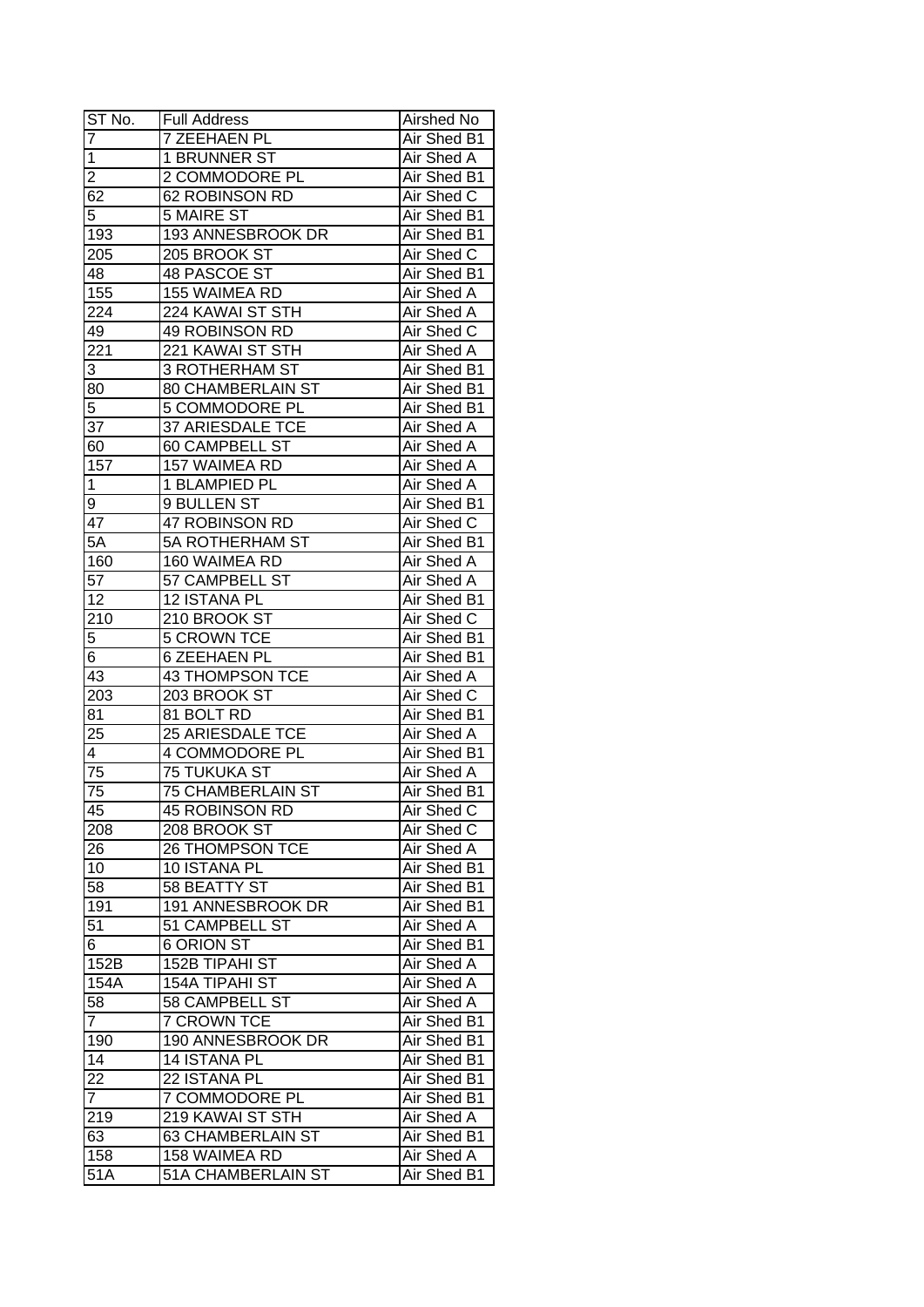| ST No. | Full Address | Airshed No |
|---|---|---|
| 7 | 7 ZEEHAEN PL | Air Shed B1 |
| 1 | 1 BRUNNER ST | Air Shed A |
| 2 | 2 COMMODORE PL | Air Shed B1 |
| 62 | 62 ROBINSON RD | Air Shed C |
| 5 | 5 MAIRE ST | Air Shed B1 |
| 193 | 193 ANNESBROOK DR | Air Shed B1 |
| 205 | 205 BROOK ST | Air Shed C |
| 48 | 48 PASCOE ST | Air Shed B1 |
| 155 | 155 WAIMEA RD | Air Shed A |
| 224 | 224 KAWAI ST STH | Air Shed A |
| 49 | 49 ROBINSON RD | Air Shed C |
| 221 | 221 KAWAI ST STH | Air Shed A |
| 3 | 3 ROTHERHAM ST | Air Shed B1 |
| 80 | 80 CHAMBERLAIN ST | Air Shed B1 |
| 5 | 5 COMMODORE PL | Air Shed B1 |
| 37 | 37 ARIESDALE TCE | Air Shed A |
| 60 | 60 CAMPBELL ST | Air Shed A |
| 157 | 157 WAIMEA RD | Air Shed A |
| 1 | 1 BLAMPIED PL | Air Shed A |
| 9 | 9 BULLEN ST | Air Shed B1 |
| 47 | 47 ROBINSON RD | Air Shed C |
| 5A | 5A ROTHERHAM ST | Air Shed B1 |
| 160 | 160 WAIMEA RD | Air Shed A |
| 57 | 57 CAMPBELL ST | Air Shed A |
| 12 | 12 ISTANA PL | Air Shed B1 |
| 210 | 210 BROOK ST | Air Shed C |
| 5 | 5 CROWN TCE | Air Shed B1 |
| 6 | 6 ZEEHAEN PL | Air Shed B1 |
| 43 | 43 THOMPSON TCE | Air Shed A |
| 203 | 203 BROOK ST | Air Shed C |
| 81 | 81 BOLT RD | Air Shed B1 |
| 25 | 25 ARIESDALE TCE | Air Shed A |
| 4 | 4 COMMODORE PL | Air Shed B1 |
| 75 | 75 TUKUKA ST | Air Shed A |
| 75 | 75 CHAMBERLAIN ST | Air Shed B1 |
| 45 | 45 ROBINSON RD | Air Shed C |
| 208 | 208 BROOK ST | Air Shed C |
| 26 | 26 THOMPSON TCE | Air Shed A |
| 10 | 10 ISTANA PL | Air Shed B1 |
| 58 | 58 BEATTY ST | Air Shed B1 |
| 191 | 191 ANNESBROOK DR | Air Shed B1 |
| 51 | 51 CAMPBELL ST | Air Shed A |
| 6 | 6 ORION ST | Air Shed B1 |
| 152B | 152B TIPAHI ST | Air Shed A |
| 154A | 154A TIPAHI ST | Air Shed A |
| 58 | 58 CAMPBELL ST | Air Shed A |
| 7 | 7 CROWN TCE | Air Shed B1 |
| 190 | 190 ANNESBROOK DR | Air Shed B1 |
| 14 | 14 ISTANA PL | Air Shed B1 |
| 22 | 22 ISTANA PL | Air Shed B1 |
| 7 | 7 COMMODORE PL | Air Shed B1 |
| 219 | 219 KAWAI ST STH | Air Shed A |
| 63 | 63 CHAMBERLAIN ST | Air Shed B1 |
| 158 | 158 WAIMEA RD | Air Shed A |
| 51A | 51A CHAMBERLAIN ST | Air Shed B1 |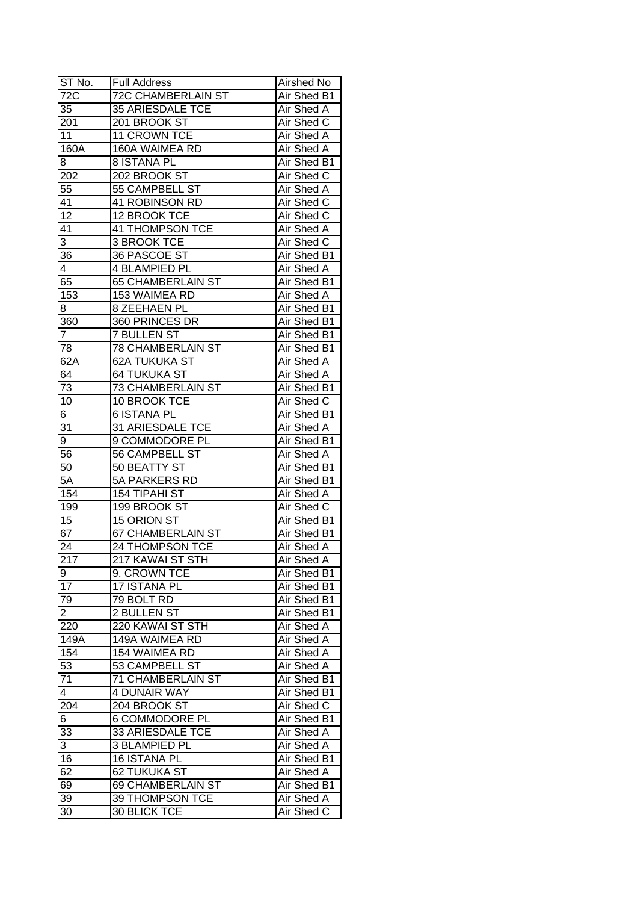| ST No. | Full Address | Airshed No |
|---|---|---|
| 72C | 72C CHAMBERLAIN ST | Air Shed B1 |
| 35 | 35 ARIESDALE TCE | Air Shed A |
| 201 | 201 BROOK ST | Air Shed C |
| 11 | 11 CROWN TCE | Air Shed A |
| 160A | 160A WAIMEA RD | Air Shed A |
| 8 | 8 ISTANA PL | Air Shed B1 |
| 202 | 202 BROOK ST | Air Shed C |
| 55 | 55 CAMPBELL ST | Air Shed A |
| 41 | 41 ROBINSON RD | Air Shed C |
| 12 | 12 BROOK TCE | Air Shed C |
| 41 | 41 THOMPSON TCE | Air Shed A |
| 3 | 3 BROOK TCE | Air Shed C |
| 36 | 36 PASCOE ST | Air Shed B1 |
| 4 | 4 BLAMPIED PL | Air Shed A |
| 65 | 65 CHAMBERLAIN ST | Air Shed B1 |
| 153 | 153 WAIMEA RD | Air Shed A |
| 8 | 8 ZEEHAEN PL | Air Shed B1 |
| 360 | 360 PRINCES DR | Air Shed B1 |
| 7 | 7 BULLEN ST | Air Shed B1 |
| 78 | 78 CHAMBERLAIN ST | Air Shed B1 |
| 62A | 62A TUKUKA ST | Air Shed A |
| 64 | 64 TUKUKA ST | Air Shed A |
| 73 | 73 CHAMBERLAIN ST | Air Shed B1 |
| 10 | 10 BROOK TCE | Air Shed C |
| 6 | 6 ISTANA PL | Air Shed B1 |
| 31 | 31 ARIESDALE TCE | Air Shed A |
| 9 | 9 COMMODORE PL | Air Shed B1 |
| 56 | 56 CAMPBELL ST | Air Shed A |
| 50 | 50 BEATTY ST | Air Shed B1 |
| 5A | 5A PARKERS RD | Air Shed B1 |
| 154 | 154 TIPAHI ST | Air Shed A |
| 199 | 199 BROOK ST | Air Shed C |
| 15 | 15 ORION ST | Air Shed B1 |
| 67 | 67 CHAMBERLAIN ST | Air Shed B1 |
| 24 | 24 THOMPSON TCE | Air Shed A |
| 217 | 217 KAWAI ST STH | Air Shed A |
| 9 | 9. CROWN TCE | Air Shed B1 |
| 17 | 17 ISTANA PL | Air Shed B1 |
| 79 | 79 BOLT RD | Air Shed B1 |
| 2 | 2 BULLEN ST | Air Shed B1 |
| 220 | 220 KAWAI ST STH | Air Shed A |
| 149A | 149A WAIMEA RD | Air Shed A |
| 154 | 154 WAIMEA RD | Air Shed A |
| 53 | 53 CAMPBELL ST | Air Shed A |
| 71 | 71 CHAMBERLAIN ST | Air Shed B1 |
| 4 | 4 DUNAIR WAY | Air Shed B1 |
| 204 | 204 BROOK ST | Air Shed C |
| 6 | 6 COMMODORE PL | Air Shed B1 |
| 33 | 33 ARIESDALE TCE | Air Shed A |
| 3 | 3 BLAMPIED PL | Air Shed A |
| 16 | 16 ISTANA PL | Air Shed B1 |
| 62 | 62 TUKUKA ST | Air Shed A |
| 69 | 69 CHAMBERLAIN ST | Air Shed B1 |
| 39 | 39 THOMPSON TCE | Air Shed A |
| 30 | 30 BLICK TCE | Air Shed C |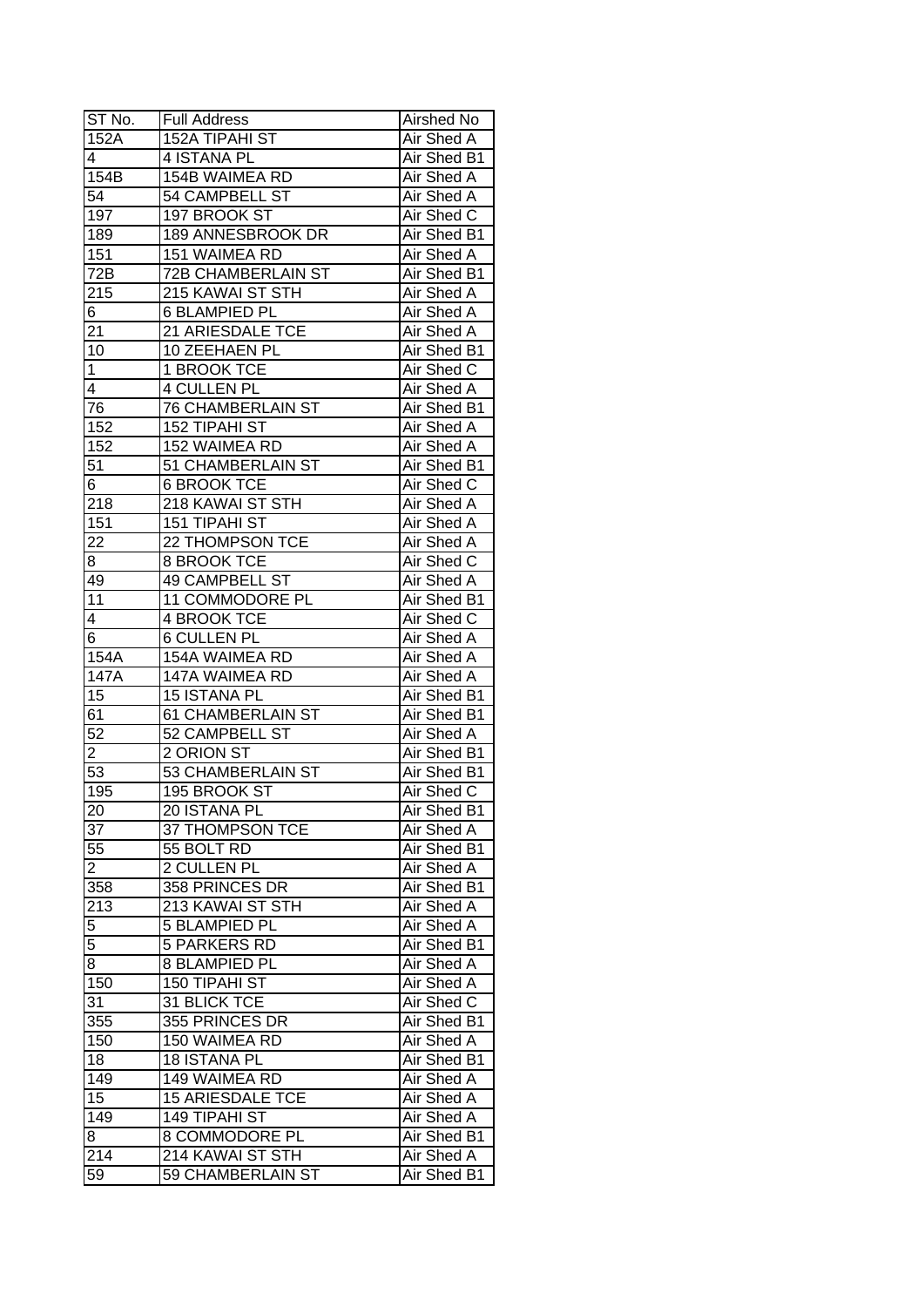| ST No. | Full Address | Airshed No |
|---|---|---|
| 152A | 152A TIPAHI ST | Air Shed A |
| 4 | 4 ISTANA PL | Air Shed B1 |
| 154B | 154B WAIMEA RD | Air Shed A |
| 54 | 54 CAMPBELL ST | Air Shed A |
| 197 | 197 BROOK ST | Air Shed C |
| 189 | 189 ANNESBROOK DR | Air Shed B1 |
| 151 | 151 WAIMEA RD | Air Shed A |
| 72B | 72B CHAMBERLAIN ST | Air Shed B1 |
| 215 | 215 KAWAI ST STH | Air Shed A |
| 6 | 6 BLAMPIED PL | Air Shed A |
| 21 | 21 ARIESDALE TCE | Air Shed A |
| 10 | 10 ZEEHAEN PL | Air Shed B1 |
| 1 | 1 BROOK TCE | Air Shed C |
| 4 | 4 CULLEN PL | Air Shed A |
| 76 | 76 CHAMBERLAIN ST | Air Shed B1 |
| 152 | 152 TIPAHI ST | Air Shed A |
| 152 | 152 WAIMEA RD | Air Shed A |
| 51 | 51 CHAMBERLAIN ST | Air Shed B1 |
| 6 | 6 BROOK TCE | Air Shed C |
| 218 | 218 KAWAI ST STH | Air Shed A |
| 151 | 151 TIPAHI ST | Air Shed A |
| 22 | 22 THOMPSON TCE | Air Shed A |
| 8 | 8 BROOK TCE | Air Shed C |
| 49 | 49 CAMPBELL ST | Air Shed A |
| 11 | 11 COMMODORE PL | Air Shed B1 |
| 4 | 4 BROOK TCE | Air Shed C |
| 6 | 6 CULLEN PL | Air Shed A |
| 154A | 154A WAIMEA RD | Air Shed A |
| 147A | 147A WAIMEA RD | Air Shed A |
| 15 | 15 ISTANA PL | Air Shed B1 |
| 61 | 61 CHAMBERLAIN ST | Air Shed B1 |
| 52 | 52 CAMPBELL ST | Air Shed A |
| 2 | 2 ORION ST | Air Shed B1 |
| 53 | 53 CHAMBERLAIN ST | Air Shed B1 |
| 195 | 195 BROOK ST | Air Shed C |
| 20 | 20 ISTANA PL | Air Shed B1 |
| 37 | 37 THOMPSON TCE | Air Shed A |
| 55 | 55 BOLT RD | Air Shed B1 |
| 2 | 2 CULLEN PL | Air Shed A |
| 358 | 358 PRINCES DR | Air Shed B1 |
| 213 | 213 KAWAI ST STH | Air Shed A |
| 5 | 5 BLAMPIED PL | Air Shed A |
| 5 | 5 PARKERS RD | Air Shed B1 |
| 8 | 8 BLAMPIED PL | Air Shed A |
| 150 | 150 TIPAHI ST | Air Shed A |
| 31 | 31 BLICK TCE | Air Shed C |
| 355 | 355 PRINCES DR | Air Shed B1 |
| 150 | 150 WAIMEA RD | Air Shed A |
| 18 | 18 ISTANA PL | Air Shed B1 |
| 149 | 149 WAIMEA RD | Air Shed A |
| 15 | 15 ARIESDALE TCE | Air Shed A |
| 149 | 149 TIPAHI ST | Air Shed A |
| 8 | 8 COMMODORE PL | Air Shed B1 |
| 214 | 214 KAWAI ST STH | Air Shed A |
| 59 | 59 CHAMBERLAIN ST | Air Shed B1 |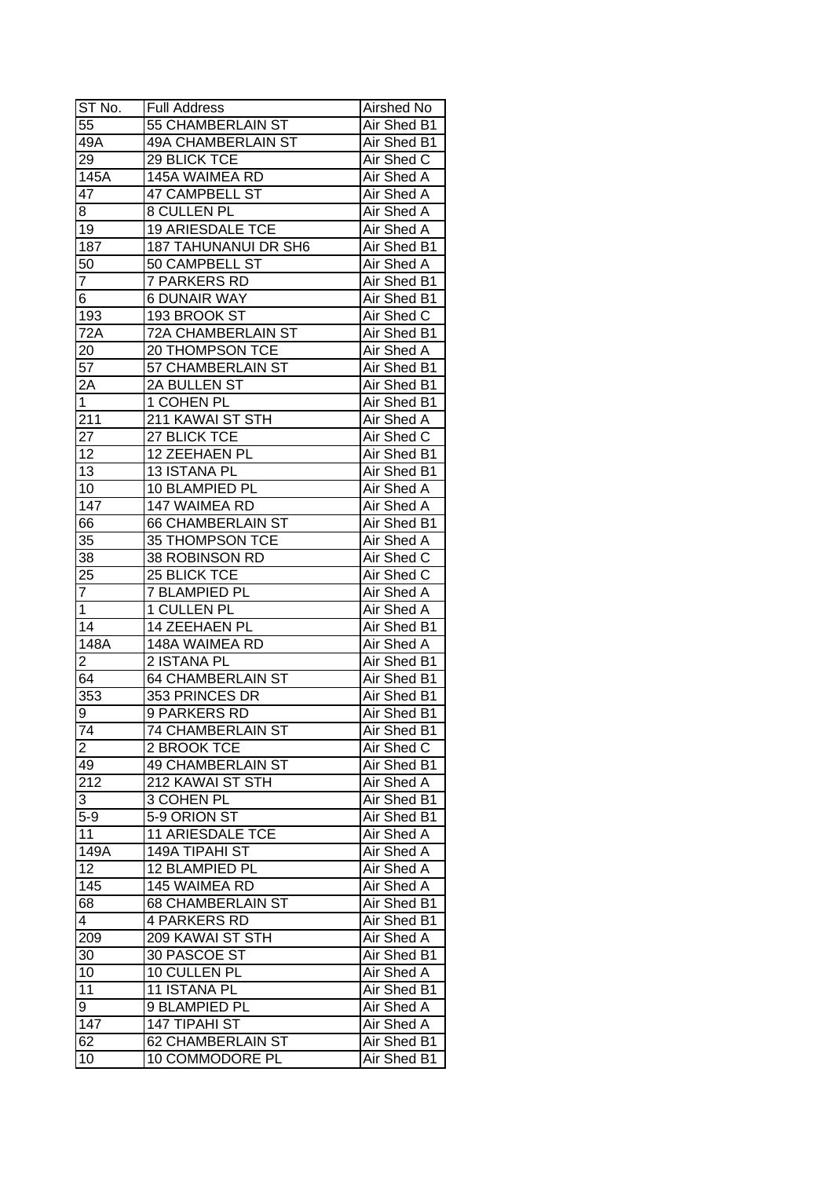| ST No. | Full Address | Airshed No |
| --- | --- | --- |
| 55 | 55 CHAMBERLAIN ST | Air Shed B1 |
| 49A | 49A CHAMBERLAIN ST | Air Shed B1 |
| 29 | 29 BLICK TCE | Air Shed C |
| 145A | 145A WAIMEA RD | Air Shed A |
| 47 | 47 CAMPBELL ST | Air Shed A |
| 8 | 8 CULLEN PL | Air Shed A |
| 19 | 19 ARIESDALE TCE | Air Shed A |
| 187 | 187 TAHUNANUI DR SH6 | Air Shed B1 |
| 50 | 50 CAMPBELL ST | Air Shed A |
| 7 | 7 PARKERS RD | Air Shed B1 |
| 6 | 6 DUNAIR WAY | Air Shed B1 |
| 193 | 193 BROOK ST | Air Shed C |
| 72A | 72A CHAMBERLAIN ST | Air Shed B1 |
| 20 | 20 THOMPSON TCE | Air Shed A |
| 57 | 57 CHAMBERLAIN ST | Air Shed B1 |
| 2A | 2A BULLEN ST | Air Shed B1 |
| 1 | 1 COHEN PL | Air Shed B1 |
| 211 | 211 KAWAI ST STH | Air Shed A |
| 27 | 27 BLICK TCE | Air Shed C |
| 12 | 12 ZEEHAEN PL | Air Shed B1 |
| 13 | 13 ISTANA PL | Air Shed B1 |
| 10 | 10 BLAMPIED PL | Air Shed A |
| 147 | 147 WAIMEA RD | Air Shed A |
| 66 | 66 CHAMBERLAIN ST | Air Shed B1 |
| 35 | 35 THOMPSON TCE | Air Shed A |
| 38 | 38 ROBINSON RD | Air Shed C |
| 25 | 25 BLICK TCE | Air Shed C |
| 7 | 7 BLAMPIED PL | Air Shed A |
| 1 | 1 CULLEN PL | Air Shed A |
| 14 | 14 ZEEHAEN PL | Air Shed B1 |
| 148A | 148A WAIMEA RD | Air Shed A |
| 2 | 2 ISTANA PL | Air Shed B1 |
| 64 | 64 CHAMBERLAIN ST | Air Shed B1 |
| 353 | 353 PRINCES DR | Air Shed B1 |
| 9 | 9 PARKERS RD | Air Shed B1 |
| 74 | 74 CHAMBERLAIN ST | Air Shed B1 |
| 2 | 2 BROOK TCE | Air Shed C |
| 49 | 49 CHAMBERLAIN ST | Air Shed B1 |
| 212 | 212 KAWAI ST STH | Air Shed A |
| 3 | 3 COHEN PL | Air Shed B1 |
| 5-9 | 5-9 ORION ST | Air Shed B1 |
| 11 | 11 ARIESDALE TCE | Air Shed A |
| 149A | 149A TIPAHI ST | Air Shed A |
| 12 | 12 BLAMPIED PL | Air Shed A |
| 145 | 145 WAIMEA RD | Air Shed A |
| 68 | 68 CHAMBERLAIN ST | Air Shed B1 |
| 4 | 4 PARKERS RD | Air Shed B1 |
| 209 | 209 KAWAI ST STH | Air Shed A |
| 30 | 30 PASCOE ST | Air Shed B1 |
| 10 | 10 CULLEN PL | Air Shed A |
| 11 | 11 ISTANA PL | Air Shed B1 |
| 9 | 9 BLAMPIED PL | Air Shed A |
| 147 | 147 TIPAHI ST | Air Shed A |
| 62 | 62 CHAMBERLAIN ST | Air Shed B1 |
| 10 | 10 COMMODORE PL | Air Shed B1 |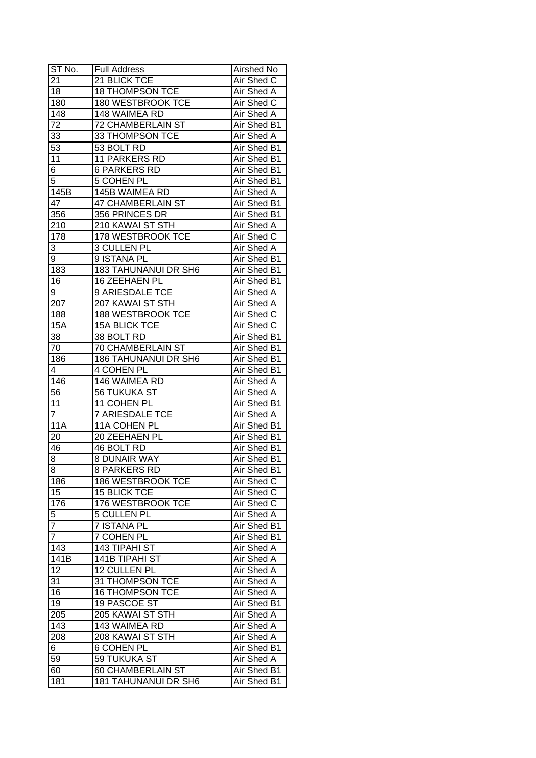| ST No. | Full Address | Airshed No |
|---|---|---|
| 21 | 21 BLICK TCE | Air Shed C |
| 18 | 18 THOMPSON TCE | Air Shed A |
| 180 | 180 WESTBROOK TCE | Air Shed C |
| 148 | 148 WAIMEA RD | Air Shed A |
| 72 | 72 CHAMBERLAIN ST | Air Shed B1 |
| 33 | 33 THOMPSON TCE | Air Shed A |
| 53 | 53 BOLT RD | Air Shed B1 |
| 11 | 11 PARKERS RD | Air Shed B1 |
| 6 | 6 PARKERS RD | Air Shed B1 |
| 5 | 5 COHEN PL | Air Shed B1 |
| 145B | 145B WAIMEA RD | Air Shed A |
| 47 | 47 CHAMBERLAIN ST | Air Shed B1 |
| 356 | 356 PRINCES DR | Air Shed B1 |
| 210 | 210 KAWAI ST STH | Air Shed A |
| 178 | 178 WESTBROOK TCE | Air Shed C |
| 3 | 3 CULLEN PL | Air Shed A |
| 9 | 9 ISTANA PL | Air Shed B1 |
| 183 | 183 TAHUNANUI DR SH6 | Air Shed B1 |
| 16 | 16 ZEEHAEN PL | Air Shed B1 |
| 9 | 9 ARIESDALE TCE | Air Shed A |
| 207 | 207 KAWAI ST STH | Air Shed A |
| 188 | 188 WESTBROOK TCE | Air Shed C |
| 15A | 15A BLICK TCE | Air Shed C |
| 38 | 38 BOLT RD | Air Shed B1 |
| 70 | 70 CHAMBERLAIN ST | Air Shed B1 |
| 186 | 186 TAHUNANUI DR SH6 | Air Shed B1 |
| 4 | 4 COHEN PL | Air Shed B1 |
| 146 | 146 WAIMEA RD | Air Shed A |
| 56 | 56 TUKUKA ST | Air Shed A |
| 11 | 11 COHEN PL | Air Shed B1 |
| 7 | 7 ARIESDALE TCE | Air Shed A |
| 11A | 11A COHEN PL | Air Shed B1 |
| 20 | 20 ZEEHAEN PL | Air Shed B1 |
| 46 | 46 BOLT RD | Air Shed B1 |
| 8 | 8 DUNAIR WAY | Air Shed B1 |
| 8 | 8 PARKERS RD | Air Shed B1 |
| 186 | 186 WESTBROOK TCE | Air Shed C |
| 15 | 15 BLICK TCE | Air Shed C |
| 176 | 176 WESTBROOK TCE | Air Shed C |
| 5 | 5 CULLEN PL | Air Shed A |
| 7 | 7 ISTANA PL | Air Shed B1 |
| 7 | 7 COHEN PL | Air Shed B1 |
| 143 | 143 TIPAHI ST | Air Shed A |
| 141B | 141B TIPAHI ST | Air Shed A |
| 12 | 12 CULLEN PL | Air Shed A |
| 31 | 31 THOMPSON TCE | Air Shed A |
| 16 | 16 THOMPSON TCE | Air Shed A |
| 19 | 19 PASCOE ST | Air Shed B1 |
| 205 | 205 KAWAI ST STH | Air Shed A |
| 143 | 143 WAIMEA RD | Air Shed A |
| 208 | 208 KAWAI ST STH | Air Shed A |
| 6 | 6 COHEN PL | Air Shed B1 |
| 59 | 59 TUKUKA ST | Air Shed A |
| 60 | 60 CHAMBERLAIN ST | Air Shed B1 |
| 181 | 181 TAHUNANUI DR SH6 | Air Shed B1 |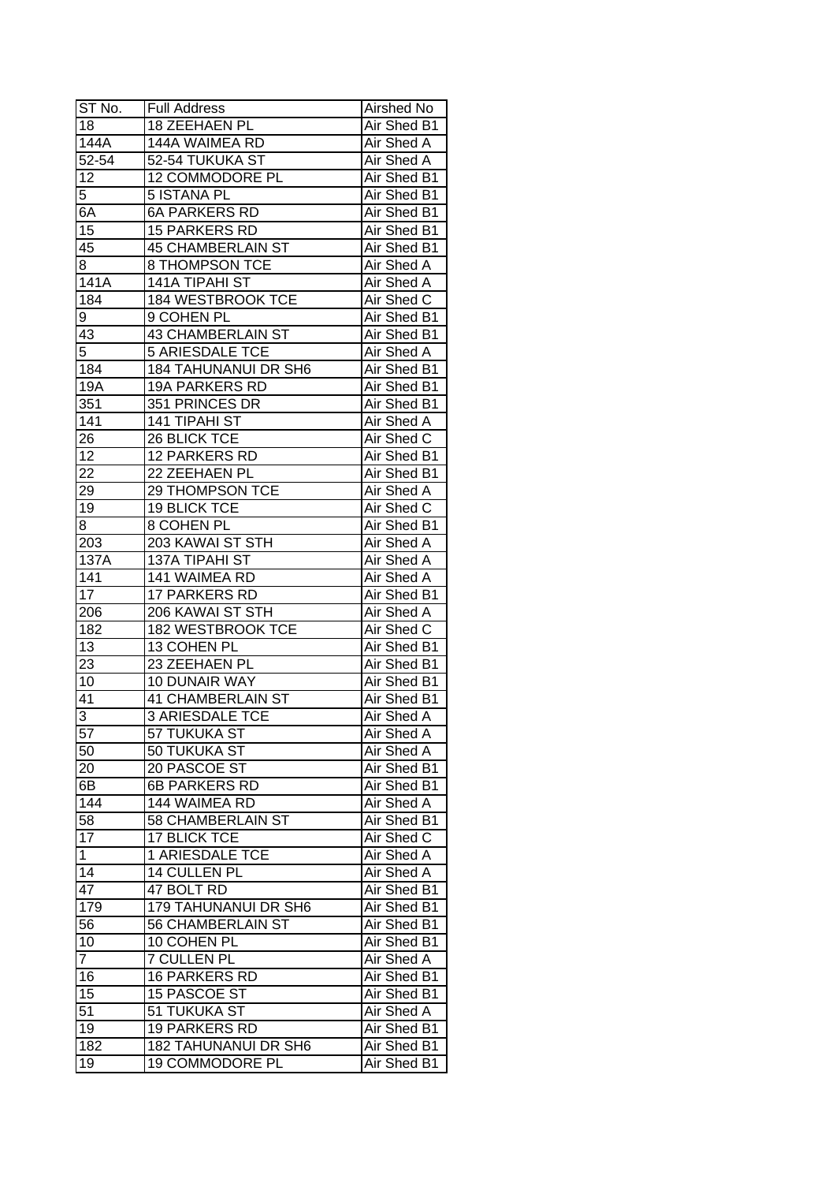| ST No. | Full Address | Airshed No |
|---|---|---|
| 18 | 18 ZEEHAEN PL | Air Shed B1 |
| 144A | 144A WAIMEA RD | Air Shed A |
| 52-54 | 52-54 TUKUKA ST | Air Shed A |
| 12 | 12 COMMODORE PL | Air Shed B1 |
| 5 | 5 ISTANA PL | Air Shed B1 |
| 6A | 6A PARKERS RD | Air Shed B1 |
| 15 | 15 PARKERS RD | Air Shed B1 |
| 45 | 45 CHAMBERLAIN ST | Air Shed B1 |
| 8 | 8 THOMPSON TCE | Air Shed A |
| 141A | 141A TIPAHI ST | Air Shed A |
| 184 | 184 WESTBROOK TCE | Air Shed C |
| 9 | 9 COHEN PL | Air Shed B1 |
| 43 | 43 CHAMBERLAIN ST | Air Shed B1 |
| 5 | 5 ARIESDALE TCE | Air Shed A |
| 184 | 184 TAHUNANUI DR SH6 | Air Shed B1 |
| 19A | 19A PARKERS RD | Air Shed B1 |
| 351 | 351 PRINCES DR | Air Shed B1 |
| 141 | 141 TIPAHI ST | Air Shed A |
| 26 | 26 BLICK TCE | Air Shed C |
| 12 | 12 PARKERS RD | Air Shed B1 |
| 22 | 22 ZEEHAEN PL | Air Shed B1 |
| 29 | 29 THOMPSON TCE | Air Shed A |
| 19 | 19 BLICK TCE | Air Shed C |
| 8 | 8 COHEN PL | Air Shed B1 |
| 203 | 203 KAWAI ST STH | Air Shed A |
| 137A | 137A TIPAHI ST | Air Shed A |
| 141 | 141 WAIMEA RD | Air Shed A |
| 17 | 17 PARKERS RD | Air Shed B1 |
| 206 | 206 KAWAI ST STH | Air Shed A |
| 182 | 182 WESTBROOK TCE | Air Shed C |
| 13 | 13 COHEN PL | Air Shed B1 |
| 23 | 23 ZEEHAEN PL | Air Shed B1 |
| 10 | 10 DUNAIR WAY | Air Shed B1 |
| 41 | 41 CHAMBERLAIN ST | Air Shed B1 |
| 3 | 3 ARIESDALE TCE | Air Shed A |
| 57 | 57 TUKUKA ST | Air Shed A |
| 50 | 50 TUKUKA ST | Air Shed A |
| 20 | 20 PASCOE ST | Air Shed B1 |
| 6B | 6B PARKERS RD | Air Shed B1 |
| 144 | 144 WAIMEA RD | Air Shed A |
| 58 | 58 CHAMBERLAIN ST | Air Shed B1 |
| 17 | 17 BLICK TCE | Air Shed C |
| 1 | 1 ARIESDALE TCE | Air Shed A |
| 14 | 14 CULLEN PL | Air Shed A |
| 47 | 47 BOLT RD | Air Shed B1 |
| 179 | 179 TAHUNANUI DR SH6 | Air Shed B1 |
| 56 | 56 CHAMBERLAIN ST | Air Shed B1 |
| 10 | 10 COHEN PL | Air Shed B1 |
| 7 | 7 CULLEN PL | Air Shed A |
| 16 | 16 PARKERS RD | Air Shed B1 |
| 15 | 15 PASCOE ST | Air Shed B1 |
| 51 | 51 TUKUKA ST | Air Shed A |
| 19 | 19 PARKERS RD | Air Shed B1 |
| 182 | 182 TAHUNANUI DR SH6 | Air Shed B1 |
| 19 | 19 COMMODORE PL | Air Shed B1 |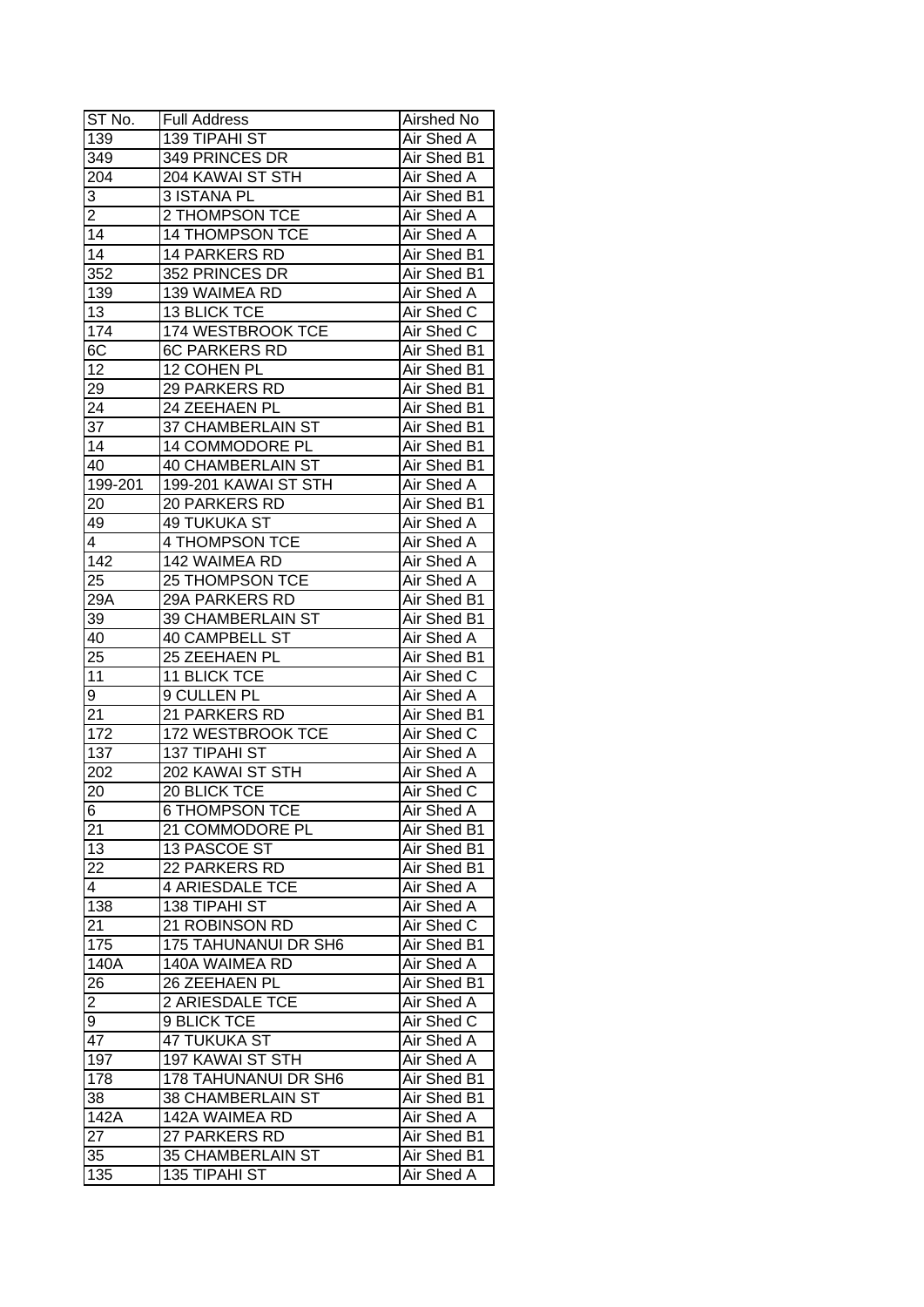| ST No. | Full Address | Airshed No |
|---|---|---|
| 139 | 139 TIPAHI ST | Air Shed A |
| 349 | 349 PRINCES DR | Air Shed B1 |
| 204 | 204 KAWAI ST STH | Air Shed A |
| 3 | 3 ISTANA PL | Air Shed B1 |
| 2 | 2 THOMPSON TCE | Air Shed A |
| 14 | 14 THOMPSON TCE | Air Shed A |
| 14 | 14 PARKERS RD | Air Shed B1 |
| 352 | 352 PRINCES DR | Air Shed B1 |
| 139 | 139 WAIMEA RD | Air Shed A |
| 13 | 13 BLICK TCE | Air Shed C |
| 174 | 174 WESTBROOK TCE | Air Shed C |
| 6C | 6C PARKERS RD | Air Shed B1 |
| 12 | 12 COHEN PL | Air Shed B1 |
| 29 | 29 PARKERS RD | Air Shed B1 |
| 24 | 24 ZEEHAEN PL | Air Shed B1 |
| 37 | 37 CHAMBERLAIN ST | Air Shed B1 |
| 14 | 14 COMMODORE PL | Air Shed B1 |
| 40 | 40 CHAMBERLAIN ST | Air Shed B1 |
| 199-201 | 199-201 KAWAI ST STH | Air Shed A |
| 20 | 20 PARKERS RD | Air Shed B1 |
| 49 | 49 TUKUKA ST | Air Shed A |
| 4 | 4 THOMPSON TCE | Air Shed A |
| 142 | 142 WAIMEA RD | Air Shed A |
| 25 | 25 THOMPSON TCE | Air Shed A |
| 29A | 29A PARKERS RD | Air Shed B1 |
| 39 | 39 CHAMBERLAIN ST | Air Shed B1 |
| 40 | 40 CAMPBELL ST | Air Shed A |
| 25 | 25 ZEEHAEN PL | Air Shed B1 |
| 11 | 11 BLICK TCE | Air Shed C |
| 9 | 9 CULLEN PL | Air Shed A |
| 21 | 21 PARKERS RD | Air Shed B1 |
| 172 | 172 WESTBROOK TCE | Air Shed C |
| 137 | 137 TIPAHI ST | Air Shed A |
| 202 | 202 KAWAI ST STH | Air Shed A |
| 20 | 20 BLICK TCE | Air Shed C |
| 6 | 6 THOMPSON TCE | Air Shed A |
| 21 | 21 COMMODORE PL | Air Shed B1 |
| 13 | 13 PASCOE ST | Air Shed B1 |
| 22 | 22 PARKERS RD | Air Shed B1 |
| 4 | 4 ARIESDALE TCE | Air Shed A |
| 138 | 138 TIPAHI ST | Air Shed A |
| 21 | 21 ROBINSON RD | Air Shed C |
| 175 | 175 TAHUNANUI DR SH6 | Air Shed B1 |
| 140A | 140A WAIMEA RD | Air Shed A |
| 26 | 26 ZEEHAEN PL | Air Shed B1 |
| 2 | 2 ARIESDALE TCE | Air Shed A |
| 9 | 9 BLICK TCE | Air Shed C |
| 47 | 47 TUKUKA ST | Air Shed A |
| 197 | 197 KAWAI ST STH | Air Shed A |
| 178 | 178 TAHUNANUI DR SH6 | Air Shed B1 |
| 38 | 38 CHAMBERLAIN ST | Air Shed B1 |
| 142A | 142A WAIMEA RD | Air Shed A |
| 27 | 27 PARKERS RD | Air Shed B1 |
| 35 | 35 CHAMBERLAIN ST | Air Shed B1 |
| 135 | 135 TIPAHI ST | Air Shed A |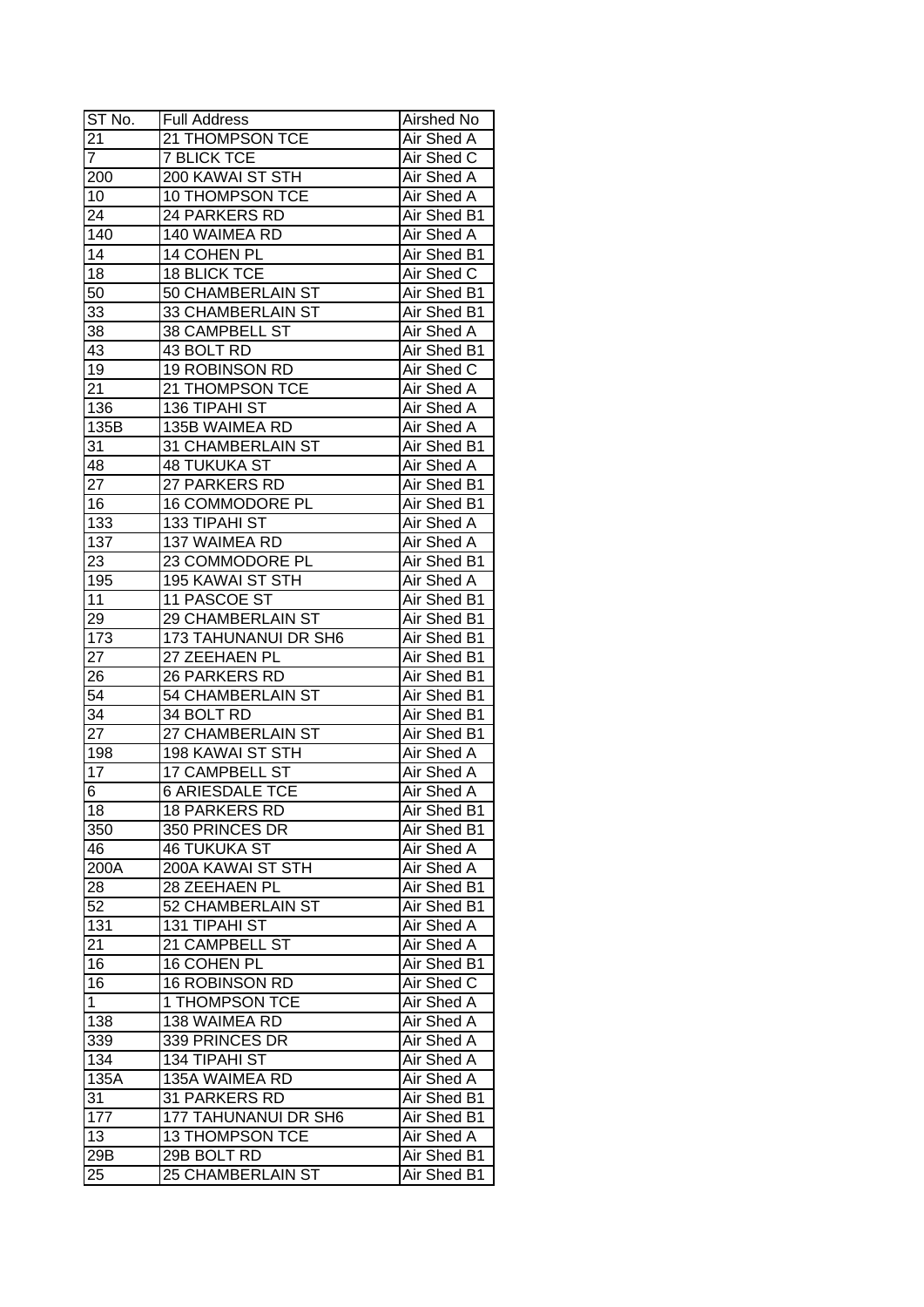| ST No. | Full Address | Airshed No |
|---|---|---|
| 21 | 21 THOMPSON TCE | Air Shed A |
| 7 | 7 BLICK TCE | Air Shed C |
| 200 | 200 KAWAI ST STH | Air Shed A |
| 10 | 10 THOMPSON TCE | Air Shed A |
| 24 | 24 PARKERS RD | Air Shed B1 |
| 140 | 140 WAIMEA RD | Air Shed A |
| 14 | 14 COHEN PL | Air Shed B1 |
| 18 | 18 BLICK TCE | Air Shed C |
| 50 | 50 CHAMBERLAIN ST | Air Shed B1 |
| 33 | 33 CHAMBERLAIN ST | Air Shed B1 |
| 38 | 38 CAMPBELL ST | Air Shed A |
| 43 | 43 BOLT RD | Air Shed B1 |
| 19 | 19 ROBINSON RD | Air Shed C |
| 21 | 21 THOMPSON TCE | Air Shed A |
| 136 | 136 TIPAHI ST | Air Shed A |
| 135B | 135B WAIMEA RD | Air Shed A |
| 31 | 31 CHAMBERLAIN ST | Air Shed B1 |
| 48 | 48 TUKUKA ST | Air Shed A |
| 27 | 27 PARKERS RD | Air Shed B1 |
| 16 | 16 COMMODORE PL | Air Shed B1 |
| 133 | 133 TIPAHI ST | Air Shed A |
| 137 | 137 WAIMEA RD | Air Shed A |
| 23 | 23 COMMODORE PL | Air Shed B1 |
| 195 | 195 KAWAI ST STH | Air Shed A |
| 11 | 11 PASCOE ST | Air Shed B1 |
| 29 | 29 CHAMBERLAIN ST | Air Shed B1 |
| 173 | 173 TAHUNANUI DR SH6 | Air Shed B1 |
| 27 | 27 ZEEHAEN PL | Air Shed B1 |
| 26 | 26 PARKERS RD | Air Shed B1 |
| 54 | 54 CHAMBERLAIN ST | Air Shed B1 |
| 34 | 34 BOLT RD | Air Shed B1 |
| 27 | 27 CHAMBERLAIN ST | Air Shed B1 |
| 198 | 198 KAWAI ST STH | Air Shed A |
| 17 | 17 CAMPBELL ST | Air Shed A |
| 6 | 6 ARIESDALE TCE | Air Shed A |
| 18 | 18 PARKERS RD | Air Shed B1 |
| 350 | 350 PRINCES DR | Air Shed B1 |
| 46 | 46 TUKUKA ST | Air Shed A |
| 200A | 200A KAWAI ST STH | Air Shed A |
| 28 | 28 ZEEHAEN PL | Air Shed B1 |
| 52 | 52 CHAMBERLAIN ST | Air Shed B1 |
| 131 | 131 TIPAHI ST | Air Shed A |
| 21 | 21 CAMPBELL ST | Air Shed A |
| 16 | 16 COHEN PL | Air Shed B1 |
| 16 | 16 ROBINSON RD | Air Shed C |
| 1 | 1 THOMPSON TCE | Air Shed A |
| 138 | 138 WAIMEA RD | Air Shed A |
| 339 | 339 PRINCES DR | Air Shed A |
| 134 | 134 TIPAHI ST | Air Shed A |
| 135A | 135A WAIMEA RD | Air Shed A |
| 31 | 31 PARKERS RD | Air Shed B1 |
| 177 | 177 TAHUNANUI DR SH6 | Air Shed B1 |
| 13 | 13 THOMPSON TCE | Air Shed A |
| 29B | 29B BOLT RD | Air Shed B1 |
| 25 | 25 CHAMBERLAIN ST | Air Shed B1 |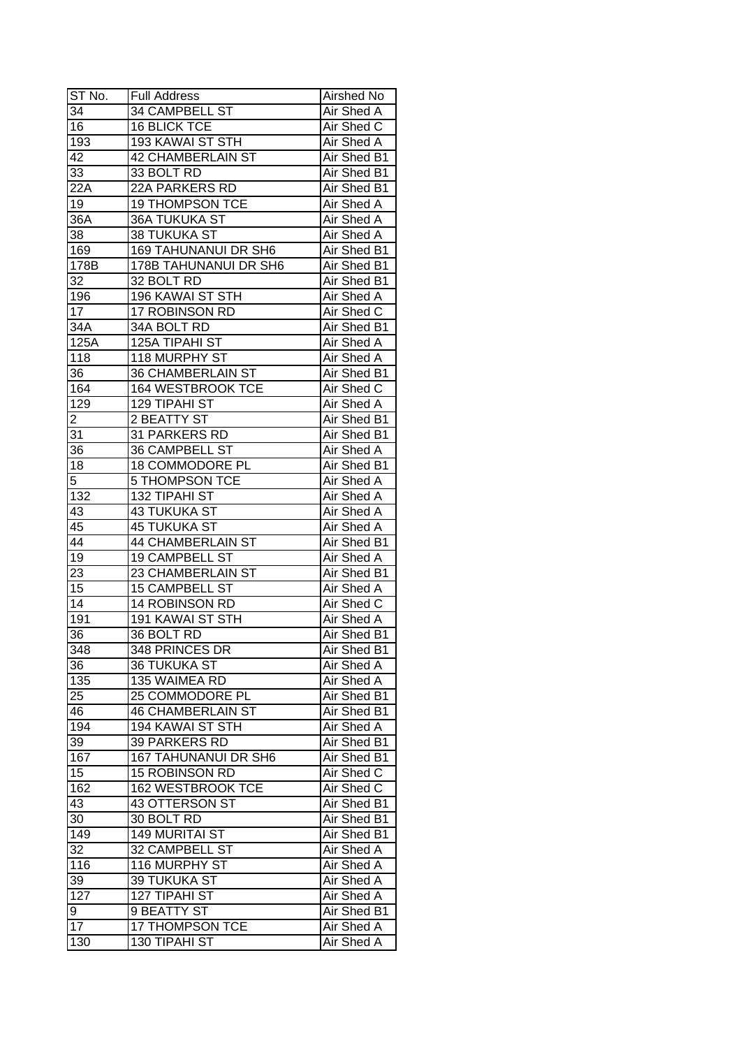| ST No. | Full Address | Airshed No |
|---|---|---|
| 34 | 34 CAMPBELL ST | Air Shed A |
| 16 | 16 BLICK TCE | Air Shed C |
| 193 | 193 KAWAI ST STH | Air Shed A |
| 42 | 42 CHAMBERLAIN ST | Air Shed B1 |
| 33 | 33 BOLT RD | Air Shed B1 |
| 22A | 22A PARKERS RD | Air Shed B1 |
| 19 | 19 THOMPSON TCE | Air Shed A |
| 36A | 36A TUKUKA ST | Air Shed A |
| 38 | 38 TUKUKA ST | Air Shed A |
| 169 | 169 TAHUNANUI DR SH6 | Air Shed B1 |
| 178B | 178B TAHUNANUI DR SH6 | Air Shed B1 |
| 32 | 32 BOLT RD | Air Shed B1 |
| 196 | 196 KAWAI ST STH | Air Shed A |
| 17 | 17 ROBINSON RD | Air Shed C |
| 34A | 34A BOLT RD | Air Shed B1 |
| 125A | 125A TIPAHI ST | Air Shed A |
| 118 | 118 MURPHY ST | Air Shed A |
| 36 | 36 CHAMBERLAIN ST | Air Shed B1 |
| 164 | 164 WESTBROOK TCE | Air Shed C |
| 129 | 129 TIPAHI ST | Air Shed A |
| 2 | 2 BEATTY ST | Air Shed B1 |
| 31 | 31 PARKERS RD | Air Shed B1 |
| 36 | 36 CAMPBELL ST | Air Shed A |
| 18 | 18 COMMODORE PL | Air Shed B1 |
| 5 | 5 THOMPSON TCE | Air Shed A |
| 132 | 132 TIPAHI ST | Air Shed A |
| 43 | 43 TUKUKA ST | Air Shed A |
| 45 | 45 TUKUKA ST | Air Shed A |
| 44 | 44 CHAMBERLAIN ST | Air Shed B1 |
| 19 | 19 CAMPBELL ST | Air Shed A |
| 23 | 23 CHAMBERLAIN ST | Air Shed B1 |
| 15 | 15 CAMPBELL ST | Air Shed A |
| 14 | 14 ROBINSON RD | Air Shed C |
| 191 | 191 KAWAI ST STH | Air Shed A |
| 36 | 36 BOLT RD | Air Shed B1 |
| 348 | 348 PRINCES DR | Air Shed B1 |
| 36 | 36 TUKUKA ST | Air Shed A |
| 135 | 135 WAIMEA RD | Air Shed A |
| 25 | 25 COMMODORE PL | Air Shed B1 |
| 46 | 46 CHAMBERLAIN ST | Air Shed B1 |
| 194 | 194 KAWAI ST STH | Air Shed A |
| 39 | 39 PARKERS RD | Air Shed B1 |
| 167 | 167 TAHUNANUI DR SH6 | Air Shed B1 |
| 15 | 15 ROBINSON RD | Air Shed C |
| 162 | 162 WESTBROOK TCE | Air Shed C |
| 43 | 43 OTTERSON ST | Air Shed B1 |
| 30 | 30 BOLT RD | Air Shed B1 |
| 149 | 149 MURITAI ST | Air Shed B1 |
| 32 | 32 CAMPBELL ST | Air Shed A |
| 116 | 116 MURPHY ST | Air Shed A |
| 39 | 39 TUKUKA ST | Air Shed A |
| 127 | 127 TIPAHI ST | Air Shed A |
| 9 | 9 BEATTY ST | Air Shed B1 |
| 17 | 17 THOMPSON TCE | Air Shed A |
| 130 | 130 TIPAHI ST | Air Shed A |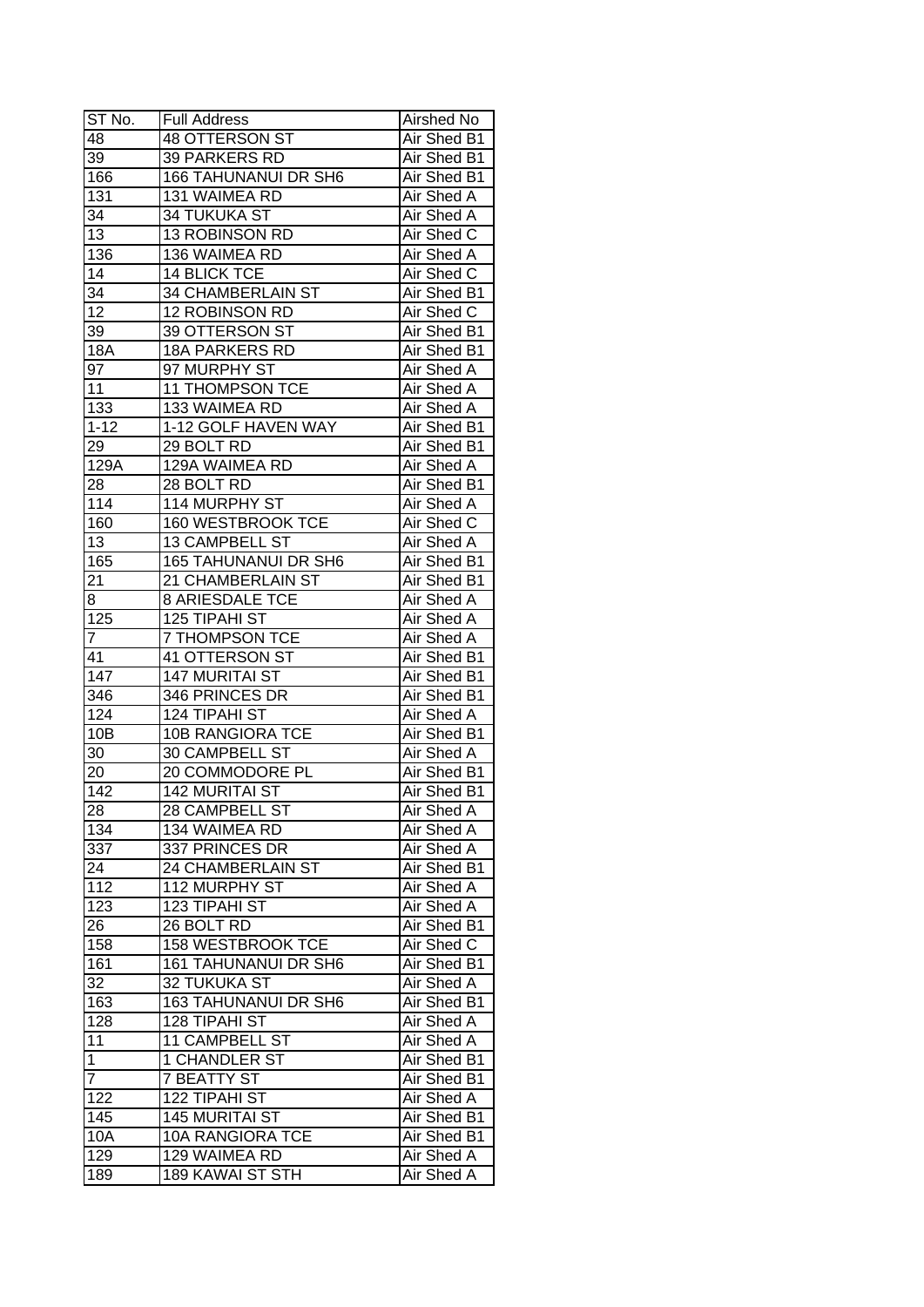| ST No. | Full Address | Airshed No |
| --- | --- | --- |
| 48 | 48 OTTERSON ST | Air Shed B1 |
| 39 | 39 PARKERS RD | Air Shed B1 |
| 166 | 166 TAHUNANUI DR SH6 | Air Shed B1 |
| 131 | 131 WAIMEA RD | Air Shed A |
| 34 | 34 TUKUKA ST | Air Shed A |
| 13 | 13 ROBINSON RD | Air Shed C |
| 136 | 136 WAIMEA RD | Air Shed A |
| 14 | 14 BLICK TCE | Air Shed C |
| 34 | 34 CHAMBERLAIN ST | Air Shed B1 |
| 12 | 12 ROBINSON RD | Air Shed C |
| 39 | 39 OTTERSON ST | Air Shed B1 |
| 18A | 18A PARKERS RD | Air Shed B1 |
| 97 | 97 MURPHY ST | Air Shed A |
| 11 | 11 THOMPSON TCE | Air Shed A |
| 133 | 133 WAIMEA RD | Air Shed A |
| 1-12 | 1-12 GOLF HAVEN WAY | Air Shed B1 |
| 29 | 29 BOLT RD | Air Shed B1 |
| 129A | 129A WAIMEA RD | Air Shed A |
| 28 | 28 BOLT RD | Air Shed B1 |
| 114 | 114 MURPHY ST | Air Shed A |
| 160 | 160 WESTBROOK TCE | Air Shed C |
| 13 | 13 CAMPBELL ST | Air Shed A |
| 165 | 165 TAHUNANUI DR SH6 | Air Shed B1 |
| 21 | 21 CHAMBERLAIN ST | Air Shed B1 |
| 8 | 8 ARIESDALE TCE | Air Shed A |
| 125 | 125 TIPAHI ST | Air Shed A |
| 7 | 7 THOMPSON TCE | Air Shed A |
| 41 | 41 OTTERSON ST | Air Shed B1 |
| 147 | 147 MURITAI ST | Air Shed B1 |
| 346 | 346 PRINCES DR | Air Shed B1 |
| 124 | 124 TIPAHI ST | Air Shed A |
| 10B | 10B RANGIORA TCE | Air Shed B1 |
| 30 | 30 CAMPBELL ST | Air Shed A |
| 20 | 20 COMMODORE PL | Air Shed B1 |
| 142 | 142 MURITAI ST | Air Shed B1 |
| 28 | 28 CAMPBELL ST | Air Shed A |
| 134 | 134 WAIMEA RD | Air Shed A |
| 337 | 337 PRINCES DR | Air Shed A |
| 24 | 24 CHAMBERLAIN ST | Air Shed B1 |
| 112 | 112 MURPHY ST | Air Shed A |
| 123 | 123 TIPAHI ST | Air Shed A |
| 26 | 26 BOLT RD | Air Shed B1 |
| 158 | 158 WESTBROOK TCE | Air Shed C |
| 161 | 161 TAHUNANUI DR SH6 | Air Shed B1 |
| 32 | 32 TUKUKA ST | Air Shed A |
| 163 | 163 TAHUNANUI DR SH6 | Air Shed B1 |
| 128 | 128 TIPAHI ST | Air Shed A |
| 11 | 11 CAMPBELL ST | Air Shed A |
| 1 | 1 CHANDLER ST | Air Shed B1 |
| 7 | 7 BEATTY ST | Air Shed B1 |
| 122 | 122 TIPAHI ST | Air Shed A |
| 145 | 145 MURITAI ST | Air Shed B1 |
| 10A | 10A RANGIORA TCE | Air Shed B1 |
| 129 | 129 WAIMEA RD | Air Shed A |
| 189 | 189 KAWAI ST STH | Air Shed A |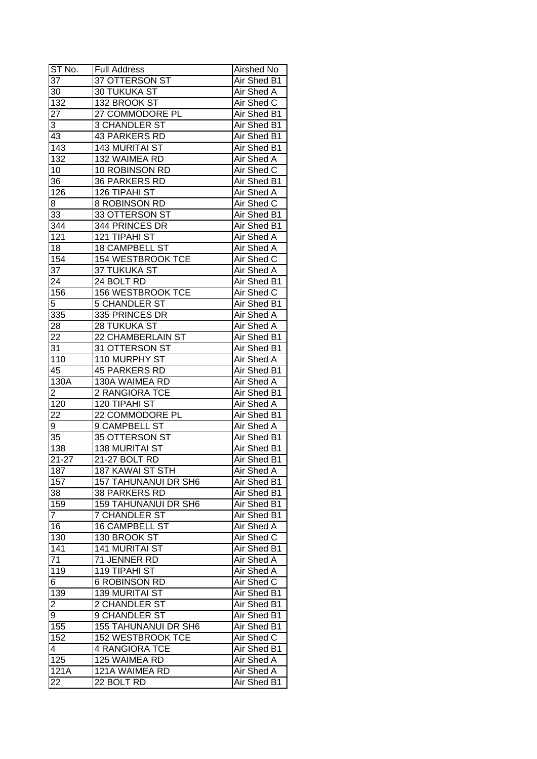| ST No. | Full Address | Airshed No |
| --- | --- | --- |
| 37 | 37 OTTERSON ST | Air Shed B1 |
| 30 | 30 TUKUKA ST | Air Shed A |
| 132 | 132 BROOK ST | Air Shed C |
| 27 | 27 COMMODORE PL | Air Shed B1 |
| 3 | 3 CHANDLER ST | Air Shed B1 |
| 43 | 43 PARKERS RD | Air Shed B1 |
| 143 | 143 MURITAI ST | Air Shed B1 |
| 132 | 132 WAIMEA RD | Air Shed A |
| 10 | 10 ROBINSON RD | Air Shed C |
| 36 | 36 PARKERS RD | Air Shed B1 |
| 126 | 126 TIPAHI ST | Air Shed A |
| 8 | 8 ROBINSON RD | Air Shed C |
| 33 | 33 OTTERSON ST | Air Shed B1 |
| 344 | 344 PRINCES DR | Air Shed B1 |
| 121 | 121 TIPAHI ST | Air Shed A |
| 18 | 18 CAMPBELL ST | Air Shed A |
| 154 | 154 WESTBROOK TCE | Air Shed C |
| 37 | 37 TUKUKA ST | Air Shed A |
| 24 | 24 BOLT RD | Air Shed B1 |
| 156 | 156 WESTBROOK TCE | Air Shed C |
| 5 | 5 CHANDLER ST | Air Shed B1 |
| 335 | 335 PRINCES DR | Air Shed A |
| 28 | 28 TUKUKA ST | Air Shed A |
| 22 | 22 CHAMBERLAIN ST | Air Shed B1 |
| 31 | 31 OTTERSON ST | Air Shed B1 |
| 110 | 110 MURPHY ST | Air Shed A |
| 45 | 45 PARKERS RD | Air Shed B1 |
| 130A | 130A WAIMEA RD | Air Shed A |
| 2 | 2 RANGIORA TCE | Air Shed B1 |
| 120 | 120 TIPAHI ST | Air Shed A |
| 22 | 22 COMMODORE PL | Air Shed B1 |
| 9 | 9 CAMPBELL ST | Air Shed A |
| 35 | 35 OTTERSON ST | Air Shed B1 |
| 138 | 138 MURITAI ST | Air Shed B1 |
| 21-27 | 21-27 BOLT RD | Air Shed B1 |
| 187 | 187 KAWAI ST STH | Air Shed A |
| 157 | 157 TAHUNANUI DR SH6 | Air Shed B1 |
| 38 | 38 PARKERS RD | Air Shed B1 |
| 159 | 159 TAHUNANUI DR SH6 | Air Shed B1 |
| 7 | 7 CHANDLER ST | Air Shed B1 |
| 16 | 16 CAMPBELL ST | Air Shed A |
| 130 | 130 BROOK ST | Air Shed C |
| 141 | 141 MURITAI ST | Air Shed B1 |
| 71 | 71 JENNER RD | Air Shed A |
| 119 | 119 TIPAHI ST | Air Shed A |
| 6 | 6 ROBINSON RD | Air Shed C |
| 139 | 139 MURITAI ST | Air Shed B1 |
| 2 | 2 CHANDLER ST | Air Shed B1 |
| 9 | 9 CHANDLER ST | Air Shed B1 |
| 155 | 155 TAHUNANUI DR SH6 | Air Shed B1 |
| 152 | 152 WESTBROOK TCE | Air Shed C |
| 4 | 4 RANGIORA TCE | Air Shed B1 |
| 125 | 125 WAIMEA RD | Air Shed A |
| 121A | 121A WAIMEA RD | Air Shed A |
| 22 | 22 BOLT RD | Air Shed B1 |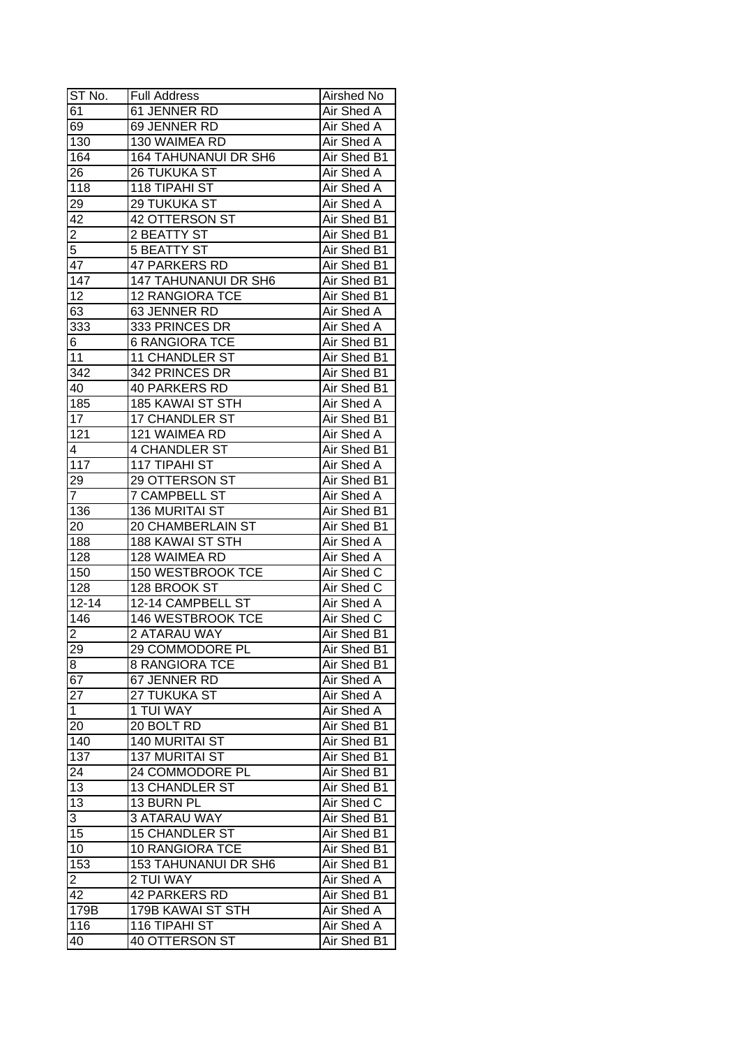| ST No. | Full Address | Airshed No |
|---|---|---|
| 61 | 61 JENNER RD | Air Shed A |
| 69 | 69 JENNER RD | Air Shed A |
| 130 | 130 WAIMEA RD | Air Shed A |
| 164 | 164 TAHUNANUI DR SH6 | Air Shed B1 |
| 26 | 26 TUKUKA ST | Air Shed A |
| 118 | 118 TIPAHI ST | Air Shed A |
| 29 | 29 TUKUKA ST | Air Shed A |
| 42 | 42 OTTERSON ST | Air Shed B1 |
| 2 | 2 BEATTY ST | Air Shed B1 |
| 5 | 5 BEATTY ST | Air Shed B1 |
| 47 | 47 PARKERS RD | Air Shed B1 |
| 147 | 147 TAHUNANUI DR SH6 | Air Shed B1 |
| 12 | 12 RANGIORA TCE | Air Shed B1 |
| 63 | 63 JENNER RD | Air Shed A |
| 333 | 333 PRINCES DR | Air Shed A |
| 6 | 6 RANGIORA TCE | Air Shed B1 |
| 11 | 11 CHANDLER ST | Air Shed B1 |
| 342 | 342 PRINCES DR | Air Shed B1 |
| 40 | 40 PARKERS RD | Air Shed B1 |
| 185 | 185 KAWAI ST STH | Air Shed A |
| 17 | 17 CHANDLER ST | Air Shed B1 |
| 121 | 121 WAIMEA RD | Air Shed A |
| 4 | 4 CHANDLER ST | Air Shed B1 |
| 117 | 117 TIPAHI ST | Air Shed A |
| 29 | 29 OTTERSON ST | Air Shed B1 |
| 7 | 7 CAMPBELL ST | Air Shed A |
| 136 | 136 MURITAI ST | Air Shed B1 |
| 20 | 20 CHAMBERLAIN ST | Air Shed B1 |
| 188 | 188 KAWAI ST STH | Air Shed A |
| 128 | 128 WAIMEA RD | Air Shed A |
| 150 | 150 WESTBROOK TCE | Air Shed C |
| 128 | 128 BROOK ST | Air Shed C |
| 12-14 | 12-14 CAMPBELL ST | Air Shed A |
| 146 | 146 WESTBROOK TCE | Air Shed C |
| 2 | 2 ATARAU WAY | Air Shed B1 |
| 29 | 29 COMMODORE PL | Air Shed B1 |
| 8 | 8 RANGIORA TCE | Air Shed B1 |
| 67 | 67 JENNER RD | Air Shed A |
| 27 | 27 TUKUKA ST | Air Shed A |
| 1 | 1 TUI WAY | Air Shed A |
| 20 | 20 BOLT RD | Air Shed B1 |
| 140 | 140 MURITAI ST | Air Shed B1 |
| 137 | 137 MURITAI ST | Air Shed B1 |
| 24 | 24 COMMODORE PL | Air Shed B1 |
| 13 | 13 CHANDLER ST | Air Shed B1 |
| 13 | 13 BURN PL | Air Shed C |
| 3 | 3 ATARAU WAY | Air Shed B1 |
| 15 | 15 CHANDLER ST | Air Shed B1 |
| 10 | 10 RANGIORA TCE | Air Shed B1 |
| 153 | 153 TAHUNANUI DR SH6 | Air Shed B1 |
| 2 | 2 TUI WAY | Air Shed A |
| 42 | 42 PARKERS RD | Air Shed B1 |
| 179B | 179B KAWAI ST STH | Air Shed A |
| 116 | 116 TIPAHI ST | Air Shed A |
| 40 | 40 OTTERSON ST | Air Shed B1 |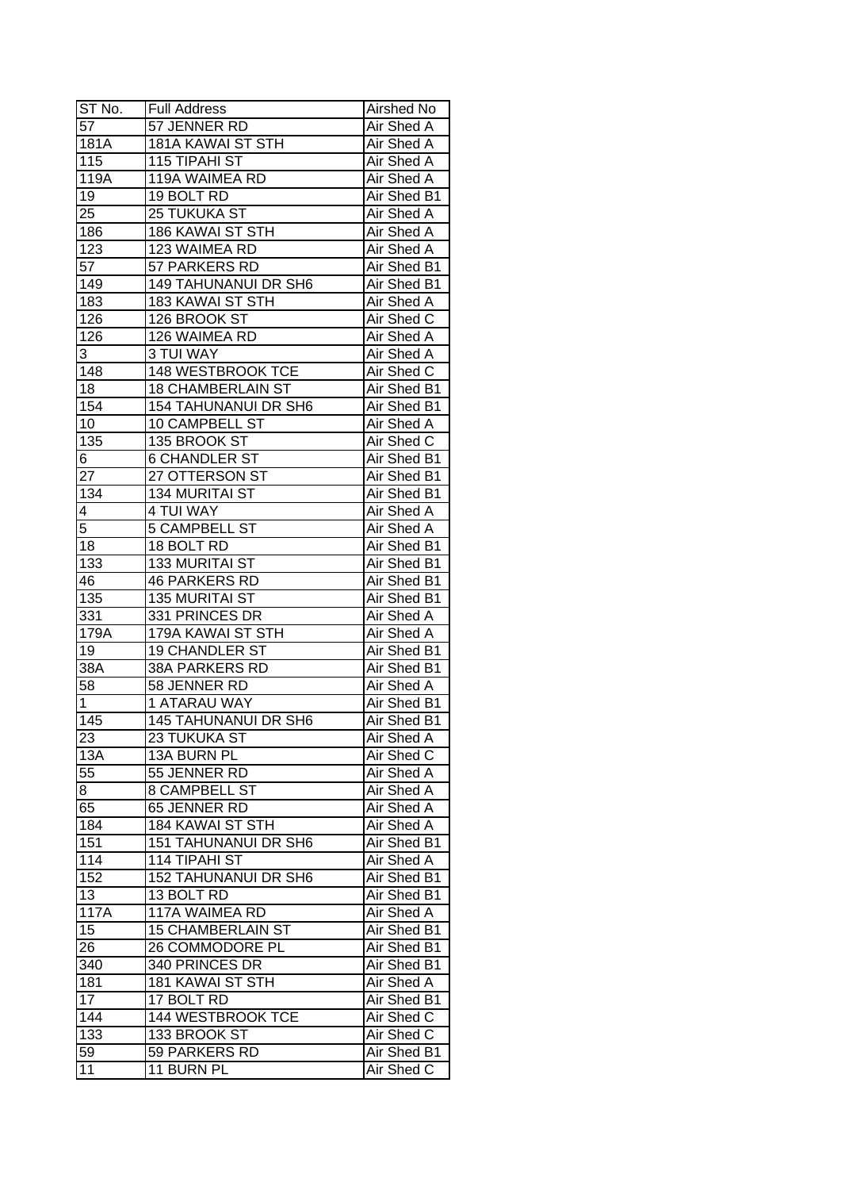| ST No. | Full Address | Airshed No |
|---|---|---|
| 57 | 57 JENNER RD | Air Shed A |
| 181A | 181A KAWAI ST STH | Air Shed A |
| 115 | 115 TIPAHI ST | Air Shed A |
| 119A | 119A WAIMEA RD | Air Shed A |
| 19 | 19 BOLT RD | Air Shed B1 |
| 25 | 25 TUKUKA ST | Air Shed A |
| 186 | 186 KAWAI ST STH | Air Shed A |
| 123 | 123 WAIMEA RD | Air Shed A |
| 57 | 57 PARKERS RD | Air Shed B1 |
| 149 | 149 TAHUNANUI DR SH6 | Air Shed B1 |
| 183 | 183 KAWAI ST STH | Air Shed A |
| 126 | 126 BROOK ST | Air Shed C |
| 126 | 126 WAIMEA RD | Air Shed A |
| 3 | 3 TUI WAY | Air Shed A |
| 148 | 148 WESTBROOK TCE | Air Shed C |
| 18 | 18 CHAMBERLAIN ST | Air Shed B1 |
| 154 | 154 TAHUNANUI DR SH6 | Air Shed B1 |
| 10 | 10 CAMPBELL ST | Air Shed A |
| 135 | 135 BROOK ST | Air Shed C |
| 6 | 6 CHANDLER ST | Air Shed B1 |
| 27 | 27 OTTERSON ST | Air Shed B1 |
| 134 | 134 MURITAI ST | Air Shed B1 |
| 4 | 4 TUI WAY | Air Shed A |
| 5 | 5 CAMPBELL ST | Air Shed A |
| 18 | 18 BOLT RD | Air Shed B1 |
| 133 | 133 MURITAI ST | Air Shed B1 |
| 46 | 46 PARKERS RD | Air Shed B1 |
| 135 | 135 MURITAI ST | Air Shed B1 |
| 331 | 331 PRINCES DR | Air Shed A |
| 179A | 179A KAWAI ST STH | Air Shed A |
| 19 | 19 CHANDLER ST | Air Shed B1 |
| 38A | 38A PARKERS RD | Air Shed B1 |
| 58 | 58 JENNER RD | Air Shed A |
| 1 | 1 ATARAU WAY | Air Shed B1 |
| 145 | 145 TAHUNANUI DR SH6 | Air Shed B1 |
| 23 | 23 TUKUKA ST | Air Shed A |
| 13A | 13A BURN PL | Air Shed C |
| 55 | 55 JENNER RD | Air Shed A |
| 8 | 8 CAMPBELL ST | Air Shed A |
| 65 | 65 JENNER RD | Air Shed A |
| 184 | 184 KAWAI ST STH | Air Shed A |
| 151 | 151 TAHUNANUI DR SH6 | Air Shed B1 |
| 114 | 114 TIPAHI ST | Air Shed A |
| 152 | 152 TAHUNANUI DR SH6 | Air Shed B1 |
| 13 | 13 BOLT RD | Air Shed B1 |
| 117A | 117A WAIMEA RD | Air Shed A |
| 15 | 15 CHAMBERLAIN ST | Air Shed B1 |
| 26 | 26 COMMODORE PL | Air Shed B1 |
| 340 | 340 PRINCES DR | Air Shed B1 |
| 181 | 181 KAWAI ST STH | Air Shed A |
| 17 | 17 BOLT RD | Air Shed B1 |
| 144 | 144 WESTBROOK TCE | Air Shed C |
| 133 | 133 BROOK ST | Air Shed C |
| 59 | 59 PARKERS RD | Air Shed B1 |
| 11 | 11 BURN PL | Air Shed C |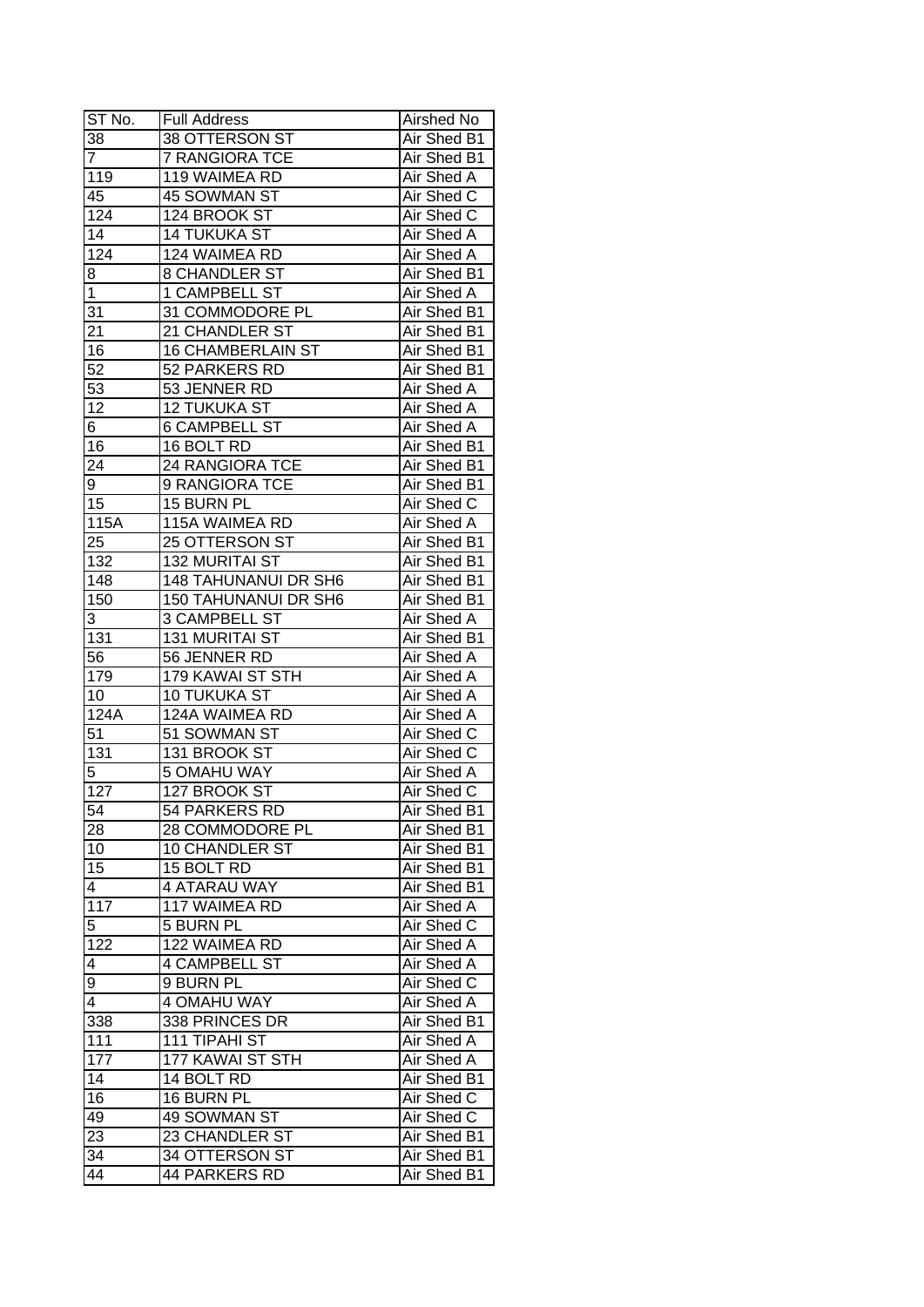| ST No. | Full Address | Airshed No |
|---|---|---|
| 38 | 38 OTTERSON ST | Air Shed B1 |
| 7 | 7 RANGIORA TCE | Air Shed B1 |
| 119 | 119 WAIMEA RD | Air Shed A |
| 45 | 45 SOWMAN ST | Air Shed C |
| 124 | 124 BROOK ST | Air Shed C |
| 14 | 14 TUKUKA ST | Air Shed A |
| 124 | 124 WAIMEA RD | Air Shed A |
| 8 | 8 CHANDLER ST | Air Shed B1 |
| 1 | 1 CAMPBELL ST | Air Shed A |
| 31 | 31 COMMODORE PL | Air Shed B1 |
| 21 | 21 CHANDLER ST | Air Shed B1 |
| 16 | 16 CHAMBERLAIN ST | Air Shed B1 |
| 52 | 52 PARKERS RD | Air Shed B1 |
| 53 | 53 JENNER RD | Air Shed A |
| 12 | 12 TUKUKA ST | Air Shed A |
| 6 | 6 CAMPBELL ST | Air Shed A |
| 16 | 16 BOLT RD | Air Shed B1 |
| 24 | 24 RANGIORA TCE | Air Shed B1 |
| 9 | 9 RANGIORA TCE | Air Shed B1 |
| 15 | 15 BURN PL | Air Shed C |
| 115A | 115A WAIMEA RD | Air Shed A |
| 25 | 25 OTTERSON ST | Air Shed B1 |
| 132 | 132 MURITAI ST | Air Shed B1 |
| 148 | 148 TAHUNANUI DR SH6 | Air Shed B1 |
| 150 | 150 TAHUNANUI DR SH6 | Air Shed B1 |
| 3 | 3 CAMPBELL ST | Air Shed A |
| 131 | 131 MURITAI ST | Air Shed B1 |
| 56 | 56 JENNER RD | Air Shed A |
| 179 | 179 KAWAI ST STH | Air Shed A |
| 10 | 10 TUKUKA ST | Air Shed A |
| 124A | 124A WAIMEA RD | Air Shed A |
| 51 | 51 SOWMAN ST | Air Shed C |
| 131 | 131 BROOK ST | Air Shed C |
| 5 | 5 OMAHU WAY | Air Shed A |
| 127 | 127 BROOK ST | Air Shed C |
| 54 | 54 PARKERS RD | Air Shed B1 |
| 28 | 28 COMMODORE PL | Air Shed B1 |
| 10 | 10 CHANDLER ST | Air Shed B1 |
| 15 | 15 BOLT RD | Air Shed B1 |
| 4 | 4 ATARAU WAY | Air Shed B1 |
| 117 | 117 WAIMEA RD | Air Shed A |
| 5 | 5 BURN PL | Air Shed C |
| 122 | 122 WAIMEA RD | Air Shed A |
| 4 | 4 CAMPBELL ST | Air Shed A |
| 9 | 9 BURN PL | Air Shed C |
| 4 | 4 OMAHU WAY | Air Shed A |
| 338 | 338 PRINCES DR | Air Shed B1 |
| 111 | 111 TIPAHI ST | Air Shed A |
| 177 | 177 KAWAI ST STH | Air Shed A |
| 14 | 14 BOLT RD | Air Shed B1 |
| 16 | 16 BURN PL | Air Shed C |
| 49 | 49 SOWMAN ST | Air Shed C |
| 23 | 23 CHANDLER ST | Air Shed B1 |
| 34 | 34 OTTERSON ST | Air Shed B1 |
| 44 | 44 PARKERS RD | Air Shed B1 |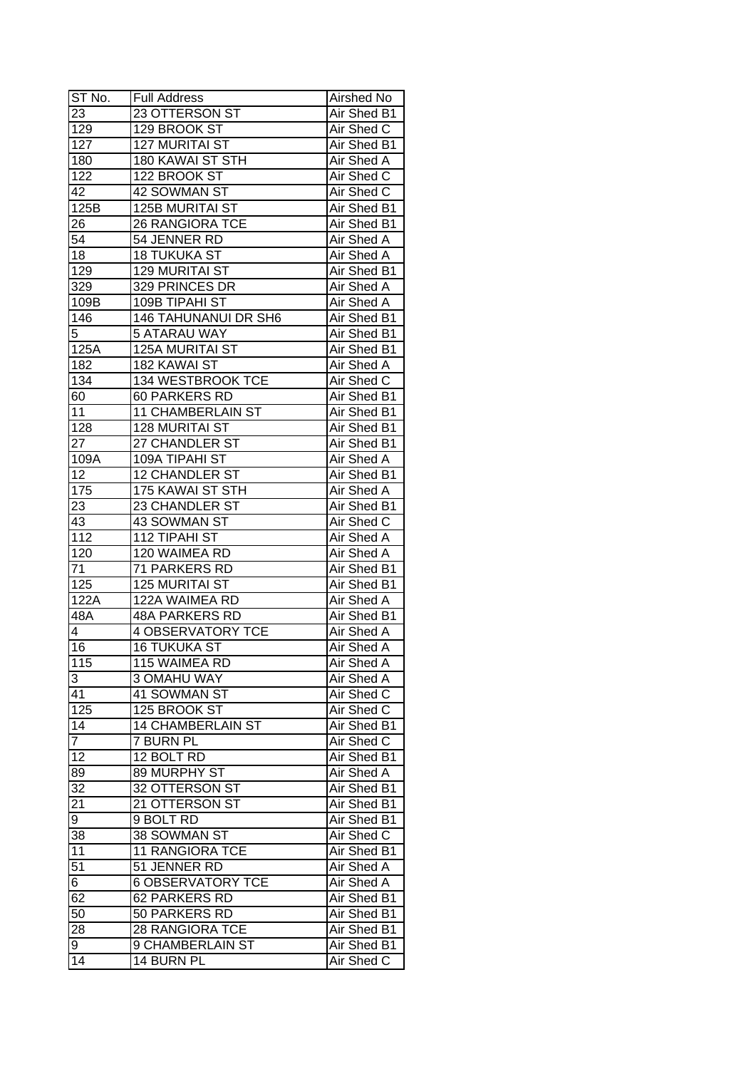| ST No. | Full Address | Airshed No |
|---|---|---|
| 23 | 23 OTTERSON ST | Air Shed B1 |
| 129 | 129 BROOK ST | Air Shed C |
| 127 | 127 MURITAI ST | Air Shed B1 |
| 180 | 180 KAWAI ST STH | Air Shed A |
| 122 | 122 BROOK ST | Air Shed C |
| 42 | 42 SOWMAN ST | Air Shed C |
| 125B | 125B MURITAI ST | Air Shed B1 |
| 26 | 26 RANGIORA TCE | Air Shed B1 |
| 54 | 54 JENNER RD | Air Shed A |
| 18 | 18 TUKUKA ST | Air Shed A |
| 129 | 129 MURITAI ST | Air Shed B1 |
| 329 | 329 PRINCES DR | Air Shed A |
| 109B | 109B TIPAHI ST | Air Shed A |
| 146 | 146 TAHUNANUI DR SH6 | Air Shed B1 |
| 5 | 5 ATARAU WAY | Air Shed B1 |
| 125A | 125A MURITAI ST | Air Shed B1 |
| 182 | 182 KAWAI ST | Air Shed A |
| 134 | 134 WESTBROOK TCE | Air Shed C |
| 60 | 60 PARKERS RD | Air Shed B1 |
| 11 | 11 CHAMBERLAIN ST | Air Shed B1 |
| 128 | 128 MURITAI ST | Air Shed B1 |
| 27 | 27 CHANDLER ST | Air Shed B1 |
| 109A | 109A TIPAHI ST | Air Shed A |
| 12 | 12 CHANDLER ST | Air Shed B1 |
| 175 | 175 KAWAI ST STH | Air Shed A |
| 23 | 23 CHANDLER ST | Air Shed B1 |
| 43 | 43 SOWMAN ST | Air Shed C |
| 112 | 112 TIPAHI ST | Air Shed A |
| 120 | 120 WAIMEA RD | Air Shed A |
| 71 | 71 PARKERS RD | Air Shed B1 |
| 125 | 125 MURITAI ST | Air Shed B1 |
| 122A | 122A WAIMEA RD | Air Shed A |
| 48A | 48A PARKERS RD | Air Shed B1 |
| 4 | 4 OBSERVATORY TCE | Air Shed A |
| 16 | 16 TUKUKA ST | Air Shed A |
| 115 | 115 WAIMEA RD | Air Shed A |
| 3 | 3 OMAHU WAY | Air Shed A |
| 41 | 41 SOWMAN ST | Air Shed C |
| 125 | 125 BROOK ST | Air Shed C |
| 14 | 14 CHAMBERLAIN ST | Air Shed B1 |
| 7 | 7 BURN PL | Air Shed C |
| 12 | 12 BOLT RD | Air Shed B1 |
| 89 | 89 MURPHY ST | Air Shed A |
| 32 | 32 OTTERSON ST | Air Shed B1 |
| 21 | 21 OTTERSON ST | Air Shed B1 |
| 9 | 9 BOLT RD | Air Shed B1 |
| 38 | 38 SOWMAN ST | Air Shed C |
| 11 | 11 RANGIORA TCE | Air Shed B1 |
| 51 | 51 JENNER RD | Air Shed A |
| 6 | 6 OBSERVATORY TCE | Air Shed A |
| 62 | 62 PARKERS RD | Air Shed B1 |
| 50 | 50 PARKERS RD | Air Shed B1 |
| 28 | 28 RANGIORA TCE | Air Shed B1 |
| 9 | 9 CHAMBERLAIN ST | Air Shed B1 |
| 14 | 14 BURN PL | Air Shed C |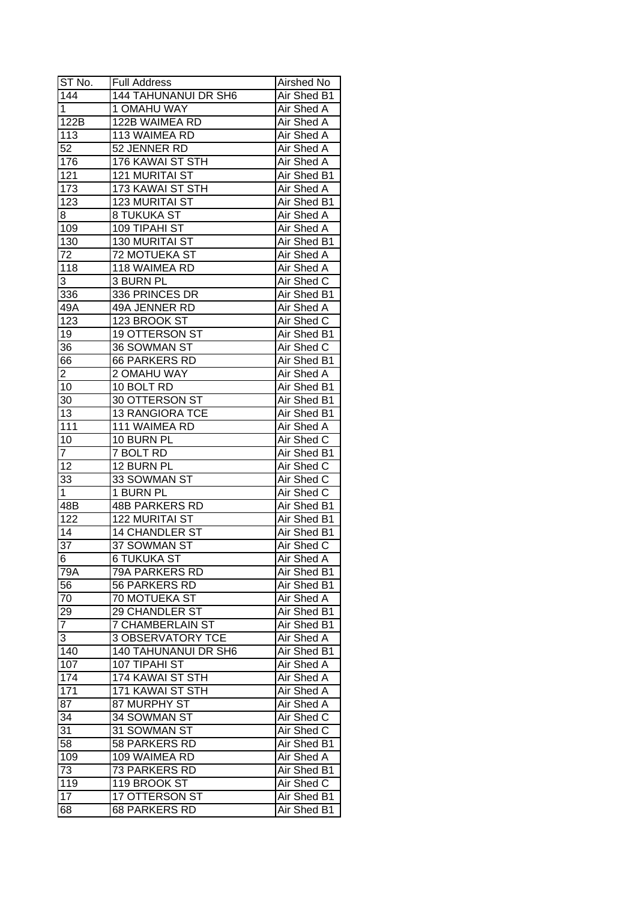| ST No. | Full Address | Airshed No |
|---|---|---|
| 144 | 144 TAHUNANUI DR SH6 | Air Shed B1 |
| 1 | 1 OMAHU WAY | Air Shed A |
| 122B | 122B WAIMEA RD | Air Shed A |
| 113 | 113 WAIMEA RD | Air Shed A |
| 52 | 52 JENNER RD | Air Shed A |
| 176 | 176 KAWAI ST STH | Air Shed A |
| 121 | 121 MURITAI ST | Air Shed B1 |
| 173 | 173 KAWAI ST STH | Air Shed A |
| 123 | 123 MURITAI ST | Air Shed B1 |
| 8 | 8 TUKUKA ST | Air Shed A |
| 109 | 109 TIPAHI ST | Air Shed A |
| 130 | 130 MURITAI ST | Air Shed B1 |
| 72 | 72 MOTUEKA ST | Air Shed A |
| 118 | 118 WAIMEA RD | Air Shed A |
| 3 | 3 BURN PL | Air Shed C |
| 336 | 336 PRINCES DR | Air Shed B1 |
| 49A | 49A JENNER RD | Air Shed A |
| 123 | 123 BROOK ST | Air Shed C |
| 19 | 19 OTTERSON ST | Air Shed B1 |
| 36 | 36 SOWMAN ST | Air Shed C |
| 66 | 66 PARKERS RD | Air Shed B1 |
| 2 | 2 OMAHU WAY | Air Shed A |
| 10 | 10 BOLT RD | Air Shed B1 |
| 30 | 30 OTTERSON ST | Air Shed B1 |
| 13 | 13 RANGIORA TCE | Air Shed B1 |
| 111 | 111 WAIMEA RD | Air Shed A |
| 10 | 10 BURN PL | Air Shed C |
| 7 | 7 BOLT RD | Air Shed B1 |
| 12 | 12 BURN PL | Air Shed C |
| 33 | 33 SOWMAN ST | Air Shed C |
| 1 | 1 BURN PL | Air Shed C |
| 48B | 48B PARKERS RD | Air Shed B1 |
| 122 | 122 MURITAI ST | Air Shed B1 |
| 14 | 14 CHANDLER ST | Air Shed B1 |
| 37 | 37 SOWMAN ST | Air Shed C |
| 6 | 6 TUKUKA ST | Air Shed A |
| 79A | 79A PARKERS RD | Air Shed B1 |
| 56 | 56 PARKERS RD | Air Shed B1 |
| 70 | 70 MOTUEKA ST | Air Shed A |
| 29 | 29 CHANDLER ST | Air Shed B1 |
| 7 | 7 CHAMBERLAIN ST | Air Shed B1 |
| 3 | 3 OBSERVATORY TCE | Air Shed A |
| 140 | 140 TAHUNANUI DR SH6 | Air Shed B1 |
| 107 | 107 TIPAHI ST | Air Shed A |
| 174 | 174 KAWAI ST STH | Air Shed A |
| 171 | 171 KAWAI ST STH | Air Shed A |
| 87 | 87 MURPHY ST | Air Shed A |
| 34 | 34 SOWMAN ST | Air Shed C |
| 31 | 31 SOWMAN ST | Air Shed C |
| 58 | 58 PARKERS RD | Air Shed B1 |
| 109 | 109 WAIMEA RD | Air Shed A |
| 73 | 73 PARKERS RD | Air Shed B1 |
| 119 | 119 BROOK ST | Air Shed C |
| 17 | 17 OTTERSON ST | Air Shed B1 |
| 68 | 68 PARKERS RD | Air Shed B1 |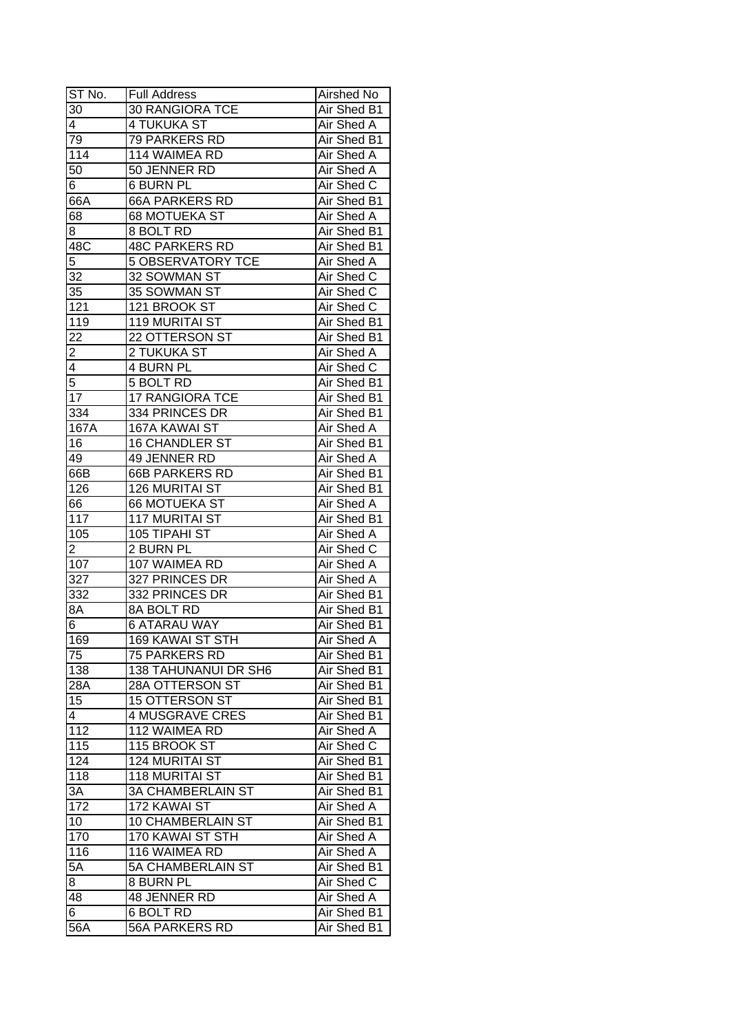| ST No. | Full Address | Airshed No |
| --- | --- | --- |
| 30 | 30 RANGIORA TCE | Air Shed B1 |
| 4 | 4 TUKUKA ST | Air Shed A |
| 79 | 79 PARKERS RD | Air Shed B1 |
| 114 | 114 WAIMEA RD | Air Shed A |
| 50 | 50 JENNER RD | Air Shed A |
| 6 | 6 BURN PL | Air Shed C |
| 66A | 66A PARKERS RD | Air Shed B1 |
| 68 | 68 MOTUEKA ST | Air Shed A |
| 8 | 8 BOLT RD | Air Shed B1 |
| 48C | 48C PARKERS RD | Air Shed B1 |
| 5 | 5 OBSERVATORY TCE | Air Shed A |
| 32 | 32 SOWMAN ST | Air Shed C |
| 35 | 35 SOWMAN ST | Air Shed C |
| 121 | 121 BROOK ST | Air Shed C |
| 119 | 119 MURITAI ST | Air Shed B1 |
| 22 | 22 OTTERSON ST | Air Shed B1 |
| 2 | 2 TUKUKA ST | Air Shed A |
| 4 | 4 BURN PL | Air Shed C |
| 5 | 5 BOLT RD | Air Shed B1 |
| 17 | 17 RANGIORA TCE | Air Shed B1 |
| 334 | 334 PRINCES DR | Air Shed B1 |
| 167A | 167A KAWAI ST | Air Shed A |
| 16 | 16 CHANDLER ST | Air Shed B1 |
| 49 | 49 JENNER RD | Air Shed A |
| 66B | 66B PARKERS RD | Air Shed B1 |
| 126 | 126 MURITAI ST | Air Shed B1 |
| 66 | 66 MOTUEKA ST | Air Shed A |
| 117 | 117 MURITAI ST | Air Shed B1 |
| 105 | 105 TIPAHI ST | Air Shed A |
| 2 | 2 BURN PL | Air Shed C |
| 107 | 107 WAIMEA RD | Air Shed A |
| 327 | 327 PRINCES DR | Air Shed A |
| 332 | 332 PRINCES DR | Air Shed B1 |
| 8A | 8A BOLT RD | Air Shed B1 |
| 6 | 6 ATARAU WAY | Air Shed B1 |
| 169 | 169 KAWAI ST STH | Air Shed A |
| 75 | 75 PARKERS RD | Air Shed B1 |
| 138 | 138 TAHUNANUI DR SH6 | Air Shed B1 |
| 28A | 28A OTTERSON ST | Air Shed B1 |
| 15 | 15 OTTERSON ST | Air Shed B1 |
| 4 | 4 MUSGRAVE CRES | Air Shed B1 |
| 112 | 112 WAIMEA RD | Air Shed A |
| 115 | 115 BROOK ST | Air Shed C |
| 124 | 124 MURITAI ST | Air Shed B1 |
| 118 | 118 MURITAI ST | Air Shed B1 |
| 3A | 3A CHAMBERLAIN ST | Air Shed B1 |
| 172 | 172 KAWAI ST | Air Shed A |
| 10 | 10 CHAMBERLAIN ST | Air Shed B1 |
| 170 | 170 KAWAI ST STH | Air Shed A |
| 116 | 116 WAIMEA RD | Air Shed A |
| 5A | 5A CHAMBERLAIN ST | Air Shed B1 |
| 8 | 8 BURN PL | Air Shed C |
| 48 | 48 JENNER RD | Air Shed A |
| 6 | 6 BOLT RD | Air Shed B1 |
| 56A | 56A PARKERS RD | Air Shed B1 |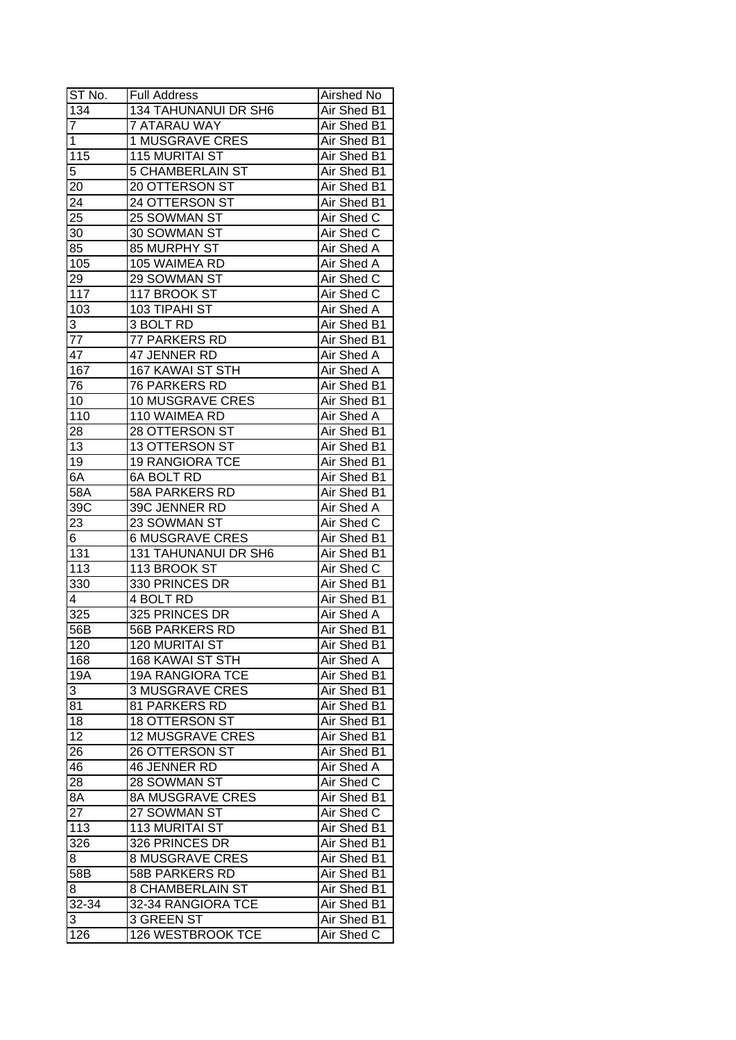| ST No. | Full Address | Airshed No |
|---|---|---|
| 134 | 134 TAHUNANUI DR SH6 | Air Shed B1 |
| 7 | 7 ATARAU WAY | Air Shed B1 |
| 1 | 1 MUSGRAVE CRES | Air Shed B1 |
| 115 | 115 MURITAI ST | Air Shed B1 |
| 5 | 5 CHAMBERLAIN ST | Air Shed B1 |
| 20 | 20 OTTERSON ST | Air Shed B1 |
| 24 | 24 OTTERSON ST | Air Shed B1 |
| 25 | 25 SOWMAN ST | Air Shed C |
| 30 | 30 SOWMAN ST | Air Shed C |
| 85 | 85 MURPHY ST | Air Shed A |
| 105 | 105 WAIMEA RD | Air Shed A |
| 29 | 29 SOWMAN ST | Air Shed C |
| 117 | 117 BROOK ST | Air Shed C |
| 103 | 103 TIPAHI ST | Air Shed A |
| 3 | 3 BOLT RD | Air Shed B1 |
| 77 | 77 PARKERS RD | Air Shed B1 |
| 47 | 47 JENNER RD | Air Shed A |
| 167 | 167 KAWAI ST STH | Air Shed A |
| 76 | 76 PARKERS RD | Air Shed B1 |
| 10 | 10 MUSGRAVE CRES | Air Shed B1 |
| 110 | 110 WAIMEA RD | Air Shed A |
| 28 | 28 OTTERSON ST | Air Shed B1 |
| 13 | 13 OTTERSON ST | Air Shed B1 |
| 19 | 19 RANGIORA TCE | Air Shed B1 |
| 6A | 6A BOLT RD | Air Shed B1 |
| 58A | 58A PARKERS RD | Air Shed B1 |
| 39C | 39C JENNER RD | Air Shed A |
| 23 | 23 SOWMAN ST | Air Shed C |
| 6 | 6 MUSGRAVE CRES | Air Shed B1 |
| 131 | 131 TAHUNANUI DR SH6 | Air Shed B1 |
| 113 | 113 BROOK ST | Air Shed C |
| 330 | 330 PRINCES DR | Air Shed B1 |
| 4 | 4 BOLT RD | Air Shed B1 |
| 325 | 325 PRINCES DR | Air Shed A |
| 56B | 56B PARKERS RD | Air Shed B1 |
| 120 | 120 MURITAI ST | Air Shed B1 |
| 168 | 168 KAWAI ST STH | Air Shed A |
| 19A | 19A RANGIORA TCE | Air Shed B1 |
| 3 | 3 MUSGRAVE CRES | Air Shed B1 |
| 81 | 81 PARKERS RD | Air Shed B1 |
| 18 | 18 OTTERSON ST | Air Shed B1 |
| 12 | 12 MUSGRAVE CRES | Air Shed B1 |
| 26 | 26 OTTERSON ST | Air Shed B1 |
| 46 | 46 JENNER RD | Air Shed A |
| 28 | 28 SOWMAN ST | Air Shed C |
| 8A | 8A MUSGRAVE CRES | Air Shed B1 |
| 27 | 27 SOWMAN ST | Air Shed C |
| 113 | 113 MURITAI ST | Air Shed B1 |
| 326 | 326 PRINCES DR | Air Shed B1 |
| 8 | 8 MUSGRAVE CRES | Air Shed B1 |
| 58B | 58B PARKERS RD | Air Shed B1 |
| 8 | 8 CHAMBERLAIN ST | Air Shed B1 |
| 32-34 | 32-34 RANGIORA TCE | Air Shed B1 |
| 3 | 3 GREEN ST | Air Shed B1 |
| 126 | 126 WESTBROOK TCE | Air Shed C |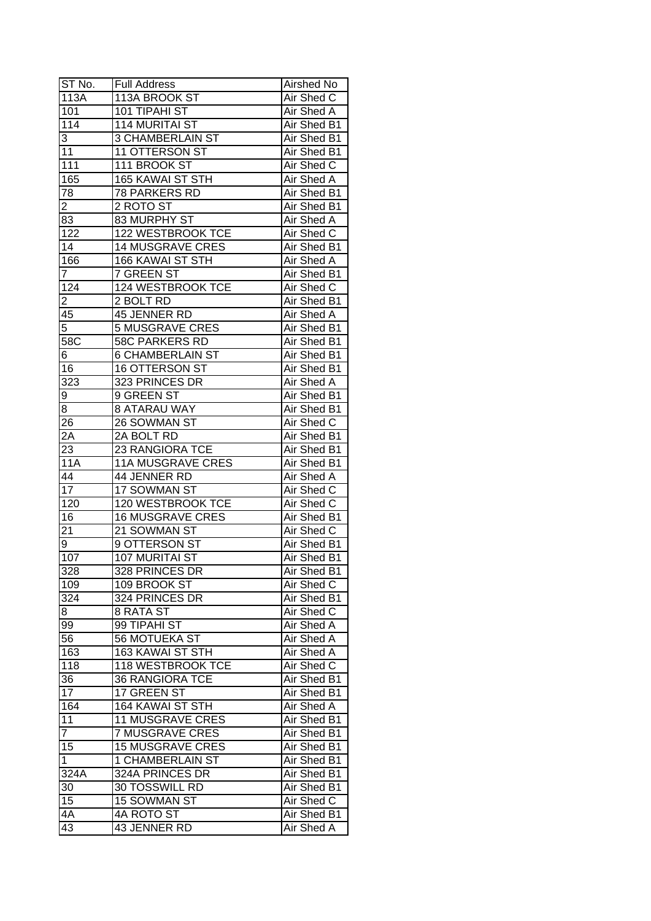| ST No. | Full Address | Airshed No |
|---|---|---|
| 113A | 113A BROOK ST | Air Shed C |
| 101 | 101 TIPAHI ST | Air Shed A |
| 114 | 114 MURITAI ST | Air Shed B1 |
| 3 | 3 CHAMBERLAIN ST | Air Shed B1 |
| 11 | 11 OTTERSON ST | Air Shed B1 |
| 111 | 111 BROOK ST | Air Shed C |
| 165 | 165 KAWAI ST STH | Air Shed A |
| 78 | 78 PARKERS RD | Air Shed B1 |
| 2 | 2 ROTO ST | Air Shed B1 |
| 83 | 83 MURPHY ST | Air Shed A |
| 122 | 122 WESTBROOK TCE | Air Shed C |
| 14 | 14 MUSGRAVE CRES | Air Shed B1 |
| 166 | 166 KAWAI ST STH | Air Shed A |
| 7 | 7 GREEN ST | Air Shed B1 |
| 124 | 124 WESTBROOK TCE | Air Shed C |
| 2 | 2 BOLT RD | Air Shed B1 |
| 45 | 45 JENNER RD | Air Shed A |
| 5 | 5 MUSGRAVE CRES | Air Shed B1 |
| 58C | 58C PARKERS RD | Air Shed B1 |
| 6 | 6 CHAMBERLAIN ST | Air Shed B1 |
| 16 | 16 OTTERSON ST | Air Shed B1 |
| 323 | 323 PRINCES DR | Air Shed A |
| 9 | 9 GREEN ST | Air Shed B1 |
| 8 | 8 ATARAU WAY | Air Shed B1 |
| 26 | 26 SOWMAN ST | Air Shed C |
| 2A | 2A BOLT RD | Air Shed B1 |
| 23 | 23 RANGIORA TCE | Air Shed B1 |
| 11A | 11A MUSGRAVE CRES | Air Shed B1 |
| 44 | 44 JENNER RD | Air Shed A |
| 17 | 17 SOWMAN ST | Air Shed C |
| 120 | 120 WESTBROOK TCE | Air Shed C |
| 16 | 16 MUSGRAVE CRES | Air Shed B1 |
| 21 | 21 SOWMAN ST | Air Shed C |
| 9 | 9 OTTERSON ST | Air Shed B1 |
| 107 | 107 MURITAI ST | Air Shed B1 |
| 328 | 328 PRINCES DR | Air Shed B1 |
| 109 | 109 BROOK ST | Air Shed C |
| 324 | 324 PRINCES DR | Air Shed B1 |
| 8 | 8 RATA ST | Air Shed C |
| 99 | 99 TIPAHI ST | Air Shed A |
| 56 | 56 MOTUEKA ST | Air Shed A |
| 163 | 163 KAWAI ST STH | Air Shed A |
| 118 | 118 WESTBROOK TCE | Air Shed C |
| 36 | 36 RANGIORA TCE | Air Shed B1 |
| 17 | 17 GREEN ST | Air Shed B1 |
| 164 | 164 KAWAI ST STH | Air Shed A |
| 11 | 11 MUSGRAVE CRES | Air Shed B1 |
| 7 | 7 MUSGRAVE CRES | Air Shed B1 |
| 15 | 15 MUSGRAVE CRES | Air Shed B1 |
| 1 | 1 CHAMBERLAIN ST | Air Shed B1 |
| 324A | 324A PRINCES DR | Air Shed B1 |
| 30 | 30 TOSSWILL RD | Air Shed B1 |
| 15 | 15 SOWMAN ST | Air Shed C |
| 4A | 4A ROTO ST | Air Shed B1 |
| 43 | 43 JENNER RD | Air Shed A |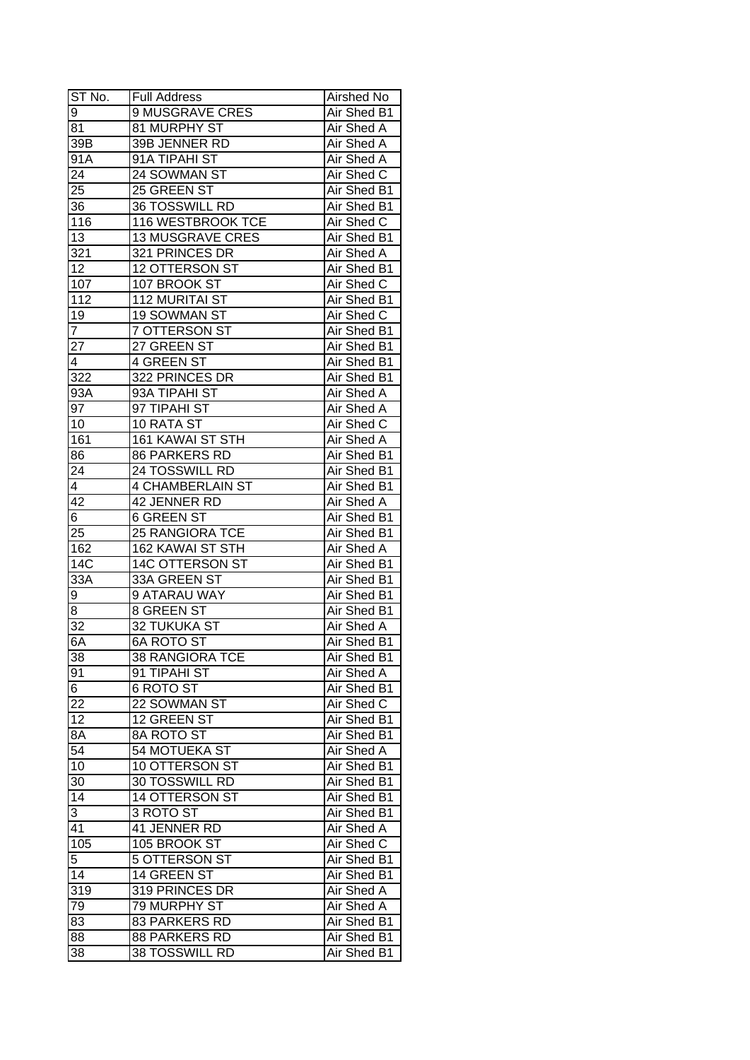| ST No. | Full Address | Airshed No |
|---|---|---|
| 9 | 9 MUSGRAVE CRES | Air Shed B1 |
| 81 | 81 MURPHY ST | Air Shed A |
| 39B | 39B JENNER RD | Air Shed A |
| 91A | 91A TIPAHI ST | Air Shed A |
| 24 | 24 SOWMAN ST | Air Shed C |
| 25 | 25 GREEN ST | Air Shed B1 |
| 36 | 36 TOSSWILL RD | Air Shed B1 |
| 116 | 116 WESTBROOK TCE | Air Shed C |
| 13 | 13 MUSGRAVE CRES | Air Shed B1 |
| 321 | 321 PRINCES DR | Air Shed A |
| 12 | 12 OTTERSON ST | Air Shed B1 |
| 107 | 107 BROOK ST | Air Shed C |
| 112 | 112 MURITAI ST | Air Shed B1 |
| 19 | 19 SOWMAN ST | Air Shed C |
| 7 | 7 OTTERSON ST | Air Shed B1 |
| 27 | 27 GREEN ST | Air Shed B1 |
| 4 | 4 GREEN ST | Air Shed B1 |
| 322 | 322 PRINCES DR | Air Shed B1 |
| 93A | 93A TIPAHI ST | Air Shed A |
| 97 | 97 TIPAHI ST | Air Shed A |
| 10 | 10 RATA ST | Air Shed C |
| 161 | 161 KAWAI ST STH | Air Shed A |
| 86 | 86 PARKERS RD | Air Shed B1 |
| 24 | 24 TOSSWILL RD | Air Shed B1 |
| 4 | 4 CHAMBERLAIN ST | Air Shed B1 |
| 42 | 42 JENNER RD | Air Shed A |
| 6 | 6 GREEN ST | Air Shed B1 |
| 25 | 25 RANGIORA TCE | Air Shed B1 |
| 162 | 162 KAWAI ST STH | Air Shed A |
| 14C | 14C OTTERSON ST | Air Shed B1 |
| 33A | 33A GREEN ST | Air Shed B1 |
| 9 | 9 ATARAU WAY | Air Shed B1 |
| 8 | 8 GREEN ST | Air Shed B1 |
| 32 | 32 TUKUKA ST | Air Shed A |
| 6A | 6A ROTO ST | Air Shed B1 |
| 38 | 38 RANGIORA TCE | Air Shed B1 |
| 91 | 91 TIPAHI ST | Air Shed A |
| 6 | 6 ROTO ST | Air Shed B1 |
| 22 | 22 SOWMAN ST | Air Shed C |
| 12 | 12 GREEN ST | Air Shed B1 |
| 8A | 8A ROTO ST | Air Shed B1 |
| 54 | 54 MOTUEKA ST | Air Shed A |
| 10 | 10 OTTERSON ST | Air Shed B1 |
| 30 | 30 TOSSWILL RD | Air Shed B1 |
| 14 | 14 OTTERSON ST | Air Shed B1 |
| 3 | 3 ROTO ST | Air Shed B1 |
| 41 | 41 JENNER RD | Air Shed A |
| 105 | 105 BROOK ST | Air Shed C |
| 5 | 5 OTTERSON ST | Air Shed B1 |
| 14 | 14 GREEN ST | Air Shed B1 |
| 319 | 319 PRINCES DR | Air Shed A |
| 79 | 79 MURPHY ST | Air Shed A |
| 83 | 83 PARKERS RD | Air Shed B1 |
| 88 | 88 PARKERS RD | Air Shed B1 |
| 38 | 38 TOSSWILL RD | Air Shed B1 |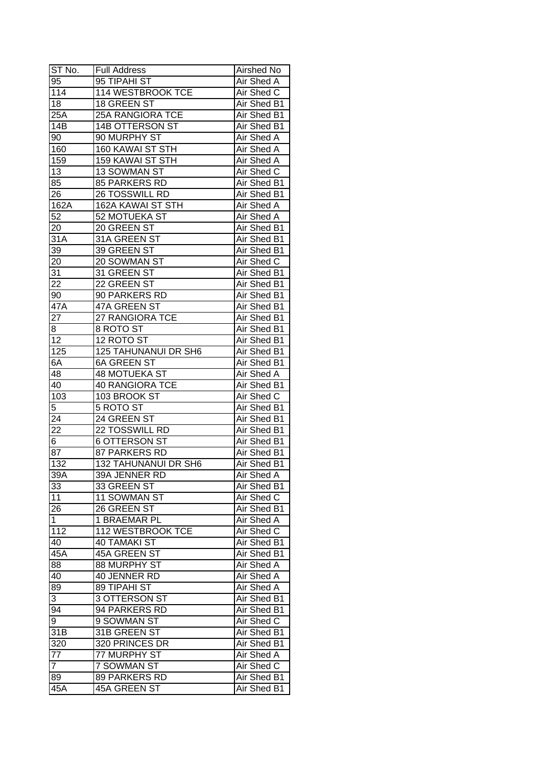| ST No. | Full Address | Airshed No |
| --- | --- | --- |
| 95 | 95 TIPAHI ST | Air Shed A |
| 114 | 114 WESTBROOK TCE | Air Shed C |
| 18 | 18 GREEN ST | Air Shed B1 |
| 25A | 25A RANGIORA TCE | Air Shed B1 |
| 14B | 14B OTTERSON ST | Air Shed B1 |
| 90 | 90 MURPHY ST | Air Shed A |
| 160 | 160 KAWAI ST STH | Air Shed A |
| 159 | 159 KAWAI ST STH | Air Shed A |
| 13 | 13 SOWMAN ST | Air Shed C |
| 85 | 85 PARKERS RD | Air Shed B1 |
| 26 | 26 TOSSWILL RD | Air Shed B1 |
| 162A | 162A KAWAI ST STH | Air Shed A |
| 52 | 52 MOTUEKA ST | Air Shed A |
| 20 | 20 GREEN ST | Air Shed B1 |
| 31A | 31A GREEN ST | Air Shed B1 |
| 39 | 39 GREEN ST | Air Shed B1 |
| 20 | 20 SOWMAN ST | Air Shed C |
| 31 | 31 GREEN ST | Air Shed B1 |
| 22 | 22 GREEN ST | Air Shed B1 |
| 90 | 90 PARKERS RD | Air Shed B1 |
| 47A | 47A GREEN ST | Air Shed B1 |
| 27 | 27 RANGIORA TCE | Air Shed B1 |
| 8 | 8 ROTO ST | Air Shed B1 |
| 12 | 12 ROTO ST | Air Shed B1 |
| 125 | 125 TAHUNANUI DR SH6 | Air Shed B1 |
| 6A | 6A GREEN ST | Air Shed B1 |
| 48 | 48 MOTUEKA ST | Air Shed A |
| 40 | 40 RANGIORA TCE | Air Shed B1 |
| 103 | 103 BROOK ST | Air Shed C |
| 5 | 5 ROTO ST | Air Shed B1 |
| 24 | 24 GREEN ST | Air Shed B1 |
| 22 | 22 TOSSWILL RD | Air Shed B1 |
| 6 | 6 OTTERSON ST | Air Shed B1 |
| 87 | 87 PARKERS RD | Air Shed B1 |
| 132 | 132 TAHUNANUI DR SH6 | Air Shed B1 |
| 39A | 39A JENNER RD | Air Shed A |
| 33 | 33 GREEN ST | Air Shed B1 |
| 11 | 11 SOWMAN ST | Air Shed C |
| 26 | 26 GREEN ST | Air Shed B1 |
| 1 | 1 BRAEMAR PL | Air Shed A |
| 112 | 112 WESTBROOK TCE | Air Shed C |
| 40 | 40 TAMAKI ST | Air Shed B1 |
| 45A | 45A GREEN ST | Air Shed B1 |
| 88 | 88 MURPHY ST | Air Shed A |
| 40 | 40 JENNER RD | Air Shed A |
| 89 | 89 TIPAHI ST | Air Shed A |
| 3 | 3 OTTERSON ST | Air Shed B1 |
| 94 | 94 PARKERS RD | Air Shed B1 |
| 9 | 9 SOWMAN ST | Air Shed C |
| 31B | 31B GREEN ST | Air Shed B1 |
| 320 | 320 PRINCES DR | Air Shed B1 |
| 77 | 77 MURPHY ST | Air Shed A |
| 7 | 7 SOWMAN ST | Air Shed C |
| 89 | 89 PARKERS RD | Air Shed B1 |
| 45A | 45A GREEN ST | Air Shed B1 |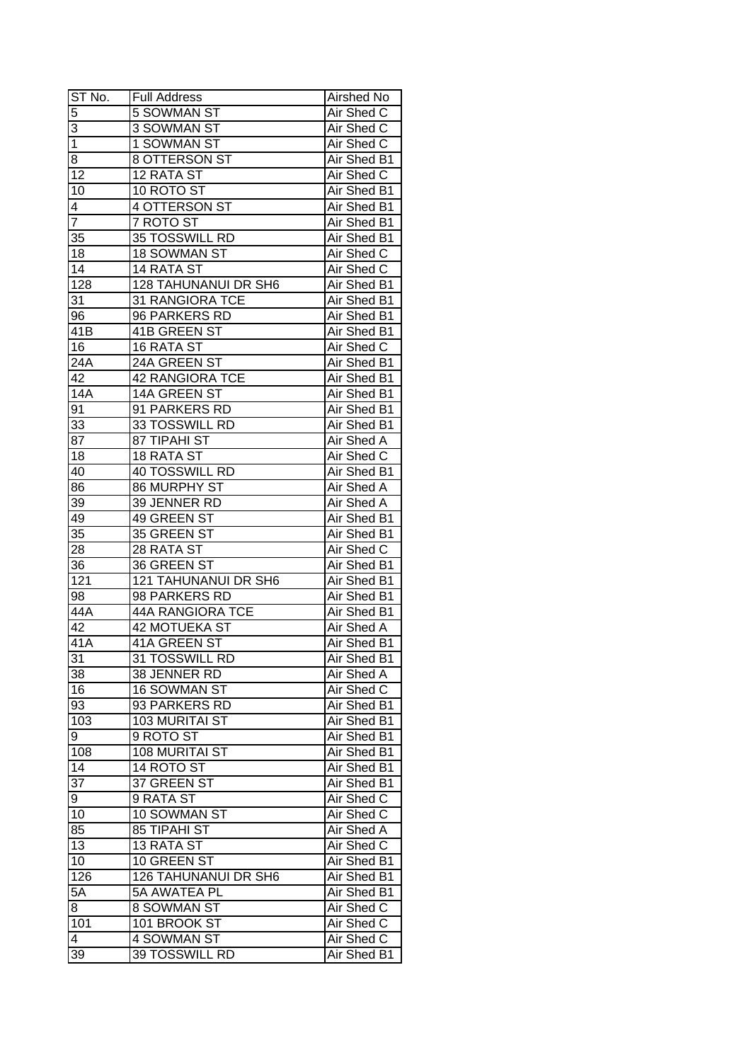| ST No. | Full Address | Airshed No |
| --- | --- | --- |
| 5 | 5 SOWMAN ST | Air Shed C |
| 3 | 3 SOWMAN ST | Air Shed C |
| 1 | 1 SOWMAN ST | Air Shed C |
| 8 | 8 OTTERSON ST | Air Shed B1 |
| 12 | 12 RATA ST | Air Shed C |
| 10 | 10 ROTO ST | Air Shed B1 |
| 4 | 4 OTTERSON ST | Air Shed B1 |
| 7 | 7 ROTO ST | Air Shed B1 |
| 35 | 35 TOSSWILL RD | Air Shed B1 |
| 18 | 18 SOWMAN ST | Air Shed C |
| 14 | 14 RATA ST | Air Shed C |
| 128 | 128 TAHUNANUI DR SH6 | Air Shed B1 |
| 31 | 31 RANGIORA TCE | Air Shed B1 |
| 96 | 96 PARKERS RD | Air Shed B1 |
| 41B | 41B GREEN ST | Air Shed B1 |
| 16 | 16 RATA ST | Air Shed C |
| 24A | 24A GREEN ST | Air Shed B1 |
| 42 | 42 RANGIORA TCE | Air Shed B1 |
| 14A | 14A GREEN ST | Air Shed B1 |
| 91 | 91 PARKERS RD | Air Shed B1 |
| 33 | 33 TOSSWILL RD | Air Shed B1 |
| 87 | 87 TIPAHI ST | Air Shed A |
| 18 | 18 RATA ST | Air Shed C |
| 40 | 40 TOSSWILL RD | Air Shed B1 |
| 86 | 86 MURPHY ST | Air Shed A |
| 39 | 39 JENNER RD | Air Shed A |
| 49 | 49 GREEN ST | Air Shed B1 |
| 35 | 35 GREEN ST | Air Shed B1 |
| 28 | 28 RATA ST | Air Shed C |
| 36 | 36 GREEN ST | Air Shed B1 |
| 121 | 121 TAHUNANUI DR SH6 | Air Shed B1 |
| 98 | 98 PARKERS RD | Air Shed B1 |
| 44A | 44A RANGIORA TCE | Air Shed B1 |
| 42 | 42 MOTUEKA ST | Air Shed A |
| 41A | 41A GREEN ST | Air Shed B1 |
| 31 | 31 TOSSWILL RD | Air Shed B1 |
| 38 | 38 JENNER RD | Air Shed A |
| 16 | 16 SOWMAN ST | Air Shed C |
| 93 | 93 PARKERS RD | Air Shed B1 |
| 103 | 103 MURITAI ST | Air Shed B1 |
| 9 | 9 ROTO ST | Air Shed B1 |
| 108 | 108 MURITAI ST | Air Shed B1 |
| 14 | 14 ROTO ST | Air Shed B1 |
| 37 | 37 GREEN ST | Air Shed B1 |
| 9 | 9 RATA ST | Air Shed C |
| 10 | 10 SOWMAN ST | Air Shed C |
| 85 | 85 TIPAHI ST | Air Shed A |
| 13 | 13 RATA ST | Air Shed C |
| 10 | 10 GREEN ST | Air Shed B1 |
| 126 | 126 TAHUNANUI DR SH6 | Air Shed B1 |
| 5A | 5A AWATEA PL | Air Shed B1 |
| 8 | 8 SOWMAN ST | Air Shed C |
| 101 | 101 BROOK ST | Air Shed C |
| 4 | 4 SOWMAN ST | Air Shed C |
| 39 | 39 TOSSWILL RD | Air Shed B1 |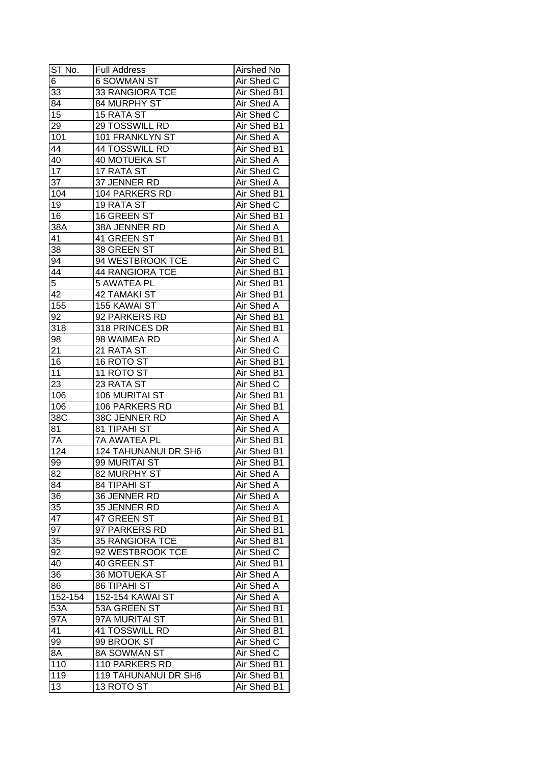| ST No. | Full Address | Airshed No |
|---|---|---|
| 6 | 6 SOWMAN ST | Air Shed C |
| 33 | 33 RANGIORA TCE | Air Shed B1 |
| 84 | 84 MURPHY ST | Air Shed A |
| 15 | 15 RATA ST | Air Shed C |
| 29 | 29 TOSSWILL RD | Air Shed B1 |
| 101 | 101 FRANKLYN ST | Air Shed A |
| 44 | 44 TOSSWILL RD | Air Shed B1 |
| 40 | 40 MOTUEKA ST | Air Shed A |
| 17 | 17 RATA ST | Air Shed C |
| 37 | 37 JENNER RD | Air Shed A |
| 104 | 104 PARKERS RD | Air Shed B1 |
| 19 | 19 RATA ST | Air Shed C |
| 16 | 16 GREEN ST | Air Shed B1 |
| 38A | 38A JENNER RD | Air Shed A |
| 41 | 41 GREEN ST | Air Shed B1 |
| 38 | 38 GREEN ST | Air Shed B1 |
| 94 | 94 WESTBROOK TCE | Air Shed C |
| 44 | 44 RANGIORA TCE | Air Shed B1 |
| 5 | 5 AWATEA PL | Air Shed B1 |
| 42 | 42 TAMAKI ST | Air Shed B1 |
| 155 | 155 KAWAI ST | Air Shed A |
| 92 | 92 PARKERS RD | Air Shed B1 |
| 318 | 318 PRINCES DR | Air Shed B1 |
| 98 | 98 WAIMEA RD | Air Shed A |
| 21 | 21 RATA ST | Air Shed C |
| 16 | 16 ROTO ST | Air Shed B1 |
| 11 | 11 ROTO ST | Air Shed B1 |
| 23 | 23 RATA ST | Air Shed C |
| 106 | 106 MURITAI ST | Air Shed B1 |
| 106 | 106 PARKERS RD | Air Shed B1 |
| 38C | 38C JENNER RD | Air Shed A |
| 81 | 81 TIPAHI ST | Air Shed A |
| 7A | 7A AWATEA PL | Air Shed B1 |
| 124 | 124 TAHUNANUI DR SH6 | Air Shed B1 |
| 99 | 99 MURITAI ST | Air Shed B1 |
| 82 | 82 MURPHY ST | Air Shed A |
| 84 | 84 TIPAHI ST | Air Shed A |
| 36 | 36 JENNER RD | Air Shed A |
| 35 | 35 JENNER RD | Air Shed A |
| 47 | 47 GREEN ST | Air Shed B1 |
| 97 | 97 PARKERS RD | Air Shed B1 |
| 35 | 35 RANGIORA TCE | Air Shed B1 |
| 92 | 92 WESTBROOK TCE | Air Shed C |
| 40 | 40 GREEN ST | Air Shed B1 |
| 36 | 36 MOTUEKA ST | Air Shed A |
| 86 | 86 TIPAHI ST | Air Shed A |
| 152-154 | 152-154 KAWAI ST | Air Shed A |
| 53A | 53A GREEN ST | Air Shed B1 |
| 97A | 97A MURITAI ST | Air Shed B1 |
| 41 | 41 TOSSWILL RD | Air Shed B1 |
| 99 | 99 BROOK ST | Air Shed C |
| 8A | 8A SOWMAN ST | Air Shed C |
| 110 | 110 PARKERS RD | Air Shed B1 |
| 119 | 119 TAHUNANUI DR SH6 | Air Shed B1 |
| 13 | 13 ROTO ST | Air Shed B1 |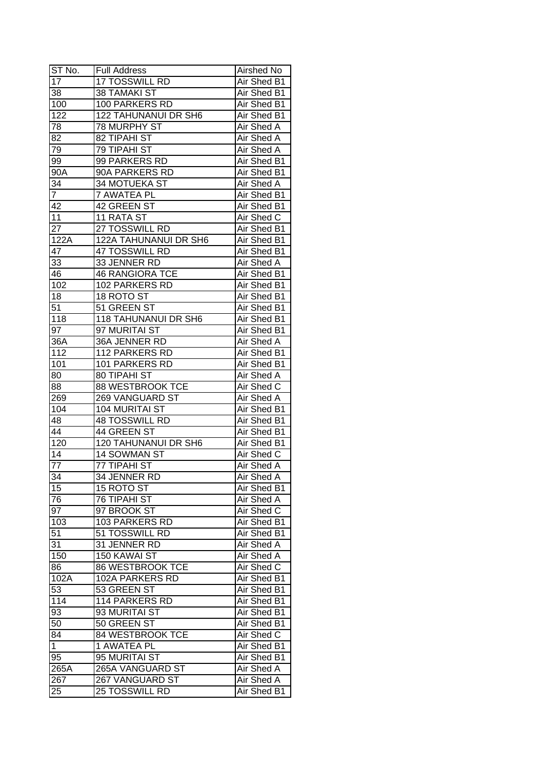| ST No. | Full Address | Airshed No |
|---|---|---|
| 17 | 17 TOSSWILL RD | Air Shed B1 |
| 38 | 38 TAMAKI ST | Air Shed B1 |
| 100 | 100 PARKERS RD | Air Shed B1 |
| 122 | 122 TAHUNANUI DR SH6 | Air Shed B1 |
| 78 | 78 MURPHY ST | Air Shed A |
| 82 | 82 TIPAHI ST | Air Shed A |
| 79 | 79 TIPAHI ST | Air Shed A |
| 99 | 99 PARKERS RD | Air Shed B1 |
| 90A | 90A PARKERS RD | Air Shed B1 |
| 34 | 34 MOTUEKA ST | Air Shed A |
| 7 | 7 AWATEA PL | Air Shed B1 |
| 42 | 42 GREEN ST | Air Shed B1 |
| 11 | 11 RATA ST | Air Shed C |
| 27 | 27 TOSSWILL RD | Air Shed B1 |
| 122A | 122A TAHUNANUI DR SH6 | Air Shed B1 |
| 47 | 47 TOSSWILL RD | Air Shed B1 |
| 33 | 33 JENNER RD | Air Shed A |
| 46 | 46 RANGIORA TCE | Air Shed B1 |
| 102 | 102 PARKERS RD | Air Shed B1 |
| 18 | 18 ROTO ST | Air Shed B1 |
| 51 | 51 GREEN ST | Air Shed B1 |
| 118 | 118 TAHUNANUI DR SH6 | Air Shed B1 |
| 97 | 97 MURITAI ST | Air Shed B1 |
| 36A | 36A JENNER RD | Air Shed A |
| 112 | 112 PARKERS RD | Air Shed B1 |
| 101 | 101 PARKERS RD | Air Shed B1 |
| 80 | 80 TIPAHI ST | Air Shed A |
| 88 | 88 WESTBROOK TCE | Air Shed C |
| 269 | 269 VANGUARD ST | Air Shed A |
| 104 | 104 MURITAI ST | Air Shed B1 |
| 48 | 48 TOSSWILL RD | Air Shed B1 |
| 44 | 44 GREEN ST | Air Shed B1 |
| 120 | 120 TAHUNANUI DR SH6 | Air Shed B1 |
| 14 | 14 SOWMAN ST | Air Shed C |
| 77 | 77 TIPAHI ST | Air Shed A |
| 34 | 34 JENNER RD | Air Shed A |
| 15 | 15 ROTO ST | Air Shed B1 |
| 76 | 76 TIPAHI ST | Air Shed A |
| 97 | 97 BROOK ST | Air Shed C |
| 103 | 103 PARKERS RD | Air Shed B1 |
| 51 | 51 TOSSWILL RD | Air Shed B1 |
| 31 | 31 JENNER RD | Air Shed A |
| 150 | 150 KAWAI ST | Air Shed A |
| 86 | 86 WESTBROOK TCE | Air Shed C |
| 102A | 102A PARKERS RD | Air Shed B1 |
| 53 | 53 GREEN ST | Air Shed B1 |
| 114 | 114 PARKERS RD | Air Shed B1 |
| 93 | 93 MURITAI ST | Air Shed B1 |
| 50 | 50 GREEN ST | Air Shed B1 |
| 84 | 84 WESTBROOK TCE | Air Shed C |
| 1 | 1 AWATEA PL | Air Shed B1 |
| 95 | 95 MURITAI ST | Air Shed B1 |
| 265A | 265A VANGUARD ST | Air Shed A |
| 267 | 267 VANGUARD ST | Air Shed A |
| 25 | 25 TOSSWILL RD | Air Shed B1 |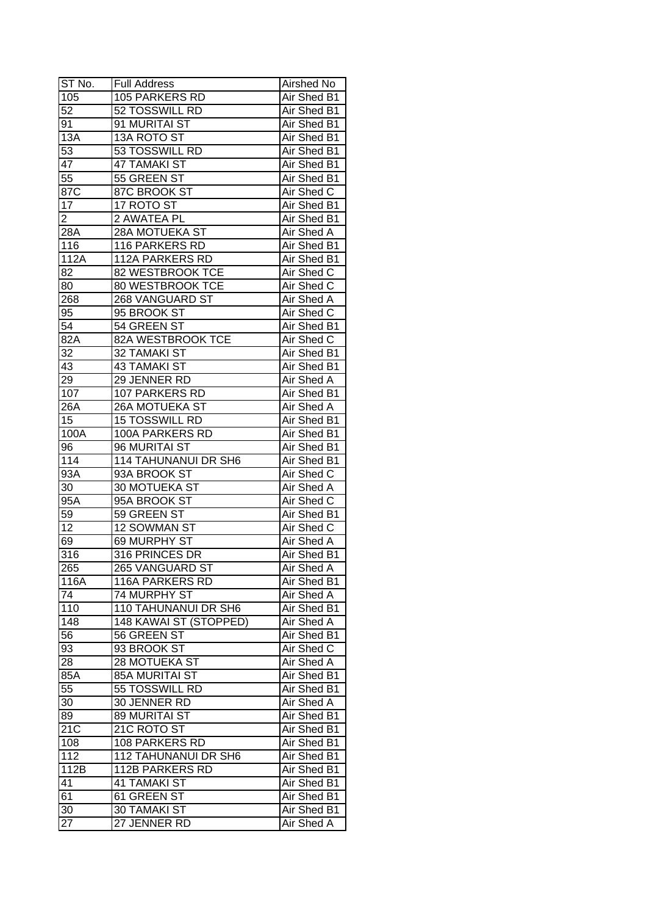| ST No. | Full Address | Airshed No |
|---|---|---|
| 105 | 105 PARKERS RD | Air Shed B1 |
| 52 | 52 TOSSWILL RD | Air Shed B1 |
| 91 | 91 MURITAI ST | Air Shed B1 |
| 13A | 13A ROTO ST | Air Shed B1 |
| 53 | 53 TOSSWILL RD | Air Shed B1 |
| 47 | 47 TAMAKI ST | Air Shed B1 |
| 55 | 55 GREEN ST | Air Shed B1 |
| 87C | 87C BROOK ST | Air Shed C |
| 17 | 17 ROTO ST | Air Shed B1 |
| 2 | 2 AWATEA PL | Air Shed B1 |
| 28A | 28A MOTUEKA ST | Air Shed A |
| 116 | 116 PARKERS RD | Air Shed B1 |
| 112A | 112A PARKERS RD | Air Shed B1 |
| 82 | 82 WESTBROOK TCE | Air Shed C |
| 80 | 80 WESTBROOK TCE | Air Shed C |
| 268 | 268 VANGUARD ST | Air Shed A |
| 95 | 95 BROOK ST | Air Shed C |
| 54 | 54 GREEN ST | Air Shed B1 |
| 82A | 82A WESTBROOK TCE | Air Shed C |
| 32 | 32 TAMAKI ST | Air Shed B1 |
| 43 | 43 TAMAKI ST | Air Shed B1 |
| 29 | 29 JENNER RD | Air Shed A |
| 107 | 107 PARKERS RD | Air Shed B1 |
| 26A | 26A MOTUEKA ST | Air Shed A |
| 15 | 15 TOSSWILL RD | Air Shed B1 |
| 100A | 100A PARKERS RD | Air Shed B1 |
| 96 | 96 MURITAI ST | Air Shed B1 |
| 114 | 114 TAHUNANUI DR SH6 | Air Shed B1 |
| 93A | 93A BROOK ST | Air Shed C |
| 30 | 30 MOTUEKA ST | Air Shed A |
| 95A | 95A BROOK ST | Air Shed C |
| 59 | 59 GREEN ST | Air Shed B1 |
| 12 | 12 SOWMAN ST | Air Shed C |
| 69 | 69 MURPHY ST | Air Shed A |
| 316 | 316 PRINCES DR | Air Shed B1 |
| 265 | 265 VANGUARD ST | Air Shed A |
| 116A | 116A PARKERS RD | Air Shed B1 |
| 74 | 74 MURPHY ST | Air Shed A |
| 110 | 110 TAHUNANUI DR SH6 | Air Shed B1 |
| 148 | 148 KAWAI ST (STOPPED) | Air Shed A |
| 56 | 56 GREEN ST | Air Shed B1 |
| 93 | 93 BROOK ST | Air Shed C |
| 28 | 28 MOTUEKA ST | Air Shed A |
| 85A | 85A MURITAI ST | Air Shed B1 |
| 55 | 55 TOSSWILL RD | Air Shed B1 |
| 30 | 30 JENNER RD | Air Shed A |
| 89 | 89 MURITAI ST | Air Shed B1 |
| 21C | 21C ROTO ST | Air Shed B1 |
| 108 | 108 PARKERS RD | Air Shed B1 |
| 112 | 112 TAHUNANUI DR SH6 | Air Shed B1 |
| 112B | 112B PARKERS RD | Air Shed B1 |
| 41 | 41 TAMAKI ST | Air Shed B1 |
| 61 | 61 GREEN ST | Air Shed B1 |
| 30 | 30 TAMAKI ST | Air Shed B1 |
| 27 | 27 JENNER RD | Air Shed A |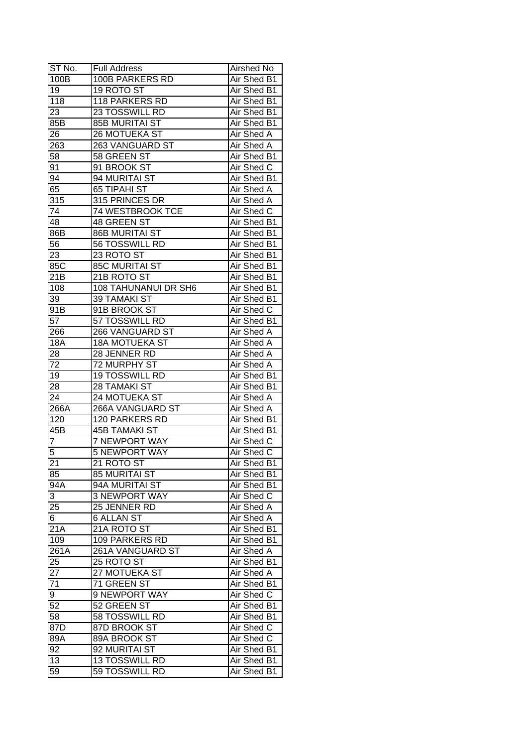| ST No. | Full Address | Airshed No |
|---|---|---|
| 100B | 100B PARKERS RD | Air Shed B1 |
| 19 | 19 ROTO ST | Air Shed B1 |
| 118 | 118 PARKERS RD | Air Shed B1 |
| 23 | 23 TOSSWILL RD | Air Shed B1 |
| 85B | 85B MURITAI ST | Air Shed B1 |
| 26 | 26 MOTUEKA ST | Air Shed A |
| 263 | 263 VANGUARD ST | Air Shed A |
| 58 | 58 GREEN ST | Air Shed B1 |
| 91 | 91 BROOK ST | Air Shed C |
| 94 | 94 MURITAI ST | Air Shed B1 |
| 65 | 65 TIPAHI ST | Air Shed A |
| 315 | 315 PRINCES DR | Air Shed A |
| 74 | 74 WESTBROOK TCE | Air Shed C |
| 48 | 48 GREEN ST | Air Shed B1 |
| 86B | 86B MURITAI ST | Air Shed B1 |
| 56 | 56 TOSSWILL RD | Air Shed B1 |
| 23 | 23 ROTO ST | Air Shed B1 |
| 85C | 85C MURITAI ST | Air Shed B1 |
| 21B | 21B ROTO ST | Air Shed B1 |
| 108 | 108 TAHUNANUI DR SH6 | Air Shed B1 |
| 39 | 39 TAMAKI ST | Air Shed B1 |
| 91B | 91B BROOK ST | Air Shed C |
| 57 | 57 TOSSWILL RD | Air Shed B1 |
| 266 | 266 VANGUARD ST | Air Shed A |
| 18A | 18A MOTUEKA ST | Air Shed A |
| 28 | 28 JENNER RD | Air Shed A |
| 72 | 72 MURPHY ST | Air Shed A |
| 19 | 19 TOSSWILL RD | Air Shed B1 |
| 28 | 28 TAMAKI ST | Air Shed B1 |
| 24 | 24 MOTUEKA ST | Air Shed A |
| 266A | 266A VANGUARD ST | Air Shed A |
| 120 | 120 PARKERS RD | Air Shed B1 |
| 45B | 45B TAMAKI ST | Air Shed B1 |
| 7 | 7 NEWPORT WAY | Air Shed C |
| 5 | 5 NEWPORT WAY | Air Shed C |
| 21 | 21 ROTO ST | Air Shed B1 |
| 85 | 85 MURITAI ST | Air Shed B1 |
| 94A | 94A MURITAI ST | Air Shed B1 |
| 3 | 3 NEWPORT WAY | Air Shed C |
| 25 | 25 JENNER RD | Air Shed A |
| 6 | 6 ALLAN ST | Air Shed A |
| 21A | 21A ROTO ST | Air Shed B1 |
| 109 | 109 PARKERS RD | Air Shed B1 |
| 261A | 261A VANGUARD ST | Air Shed A |
| 25 | 25 ROTO ST | Air Shed B1 |
| 27 | 27 MOTUEKA ST | Air Shed A |
| 71 | 71 GREEN ST | Air Shed B1 |
| 9 | 9 NEWPORT WAY | Air Shed C |
| 52 | 52 GREEN ST | Air Shed B1 |
| 58 | 58 TOSSWILL RD | Air Shed B1 |
| 87D | 87D BROOK ST | Air Shed C |
| 89A | 89A BROOK ST | Air Shed C |
| 92 | 92 MURITAI ST | Air Shed B1 |
| 13 | 13 TOSSWILL RD | Air Shed B1 |
| 59 | 59 TOSSWILL RD | Air Shed B1 |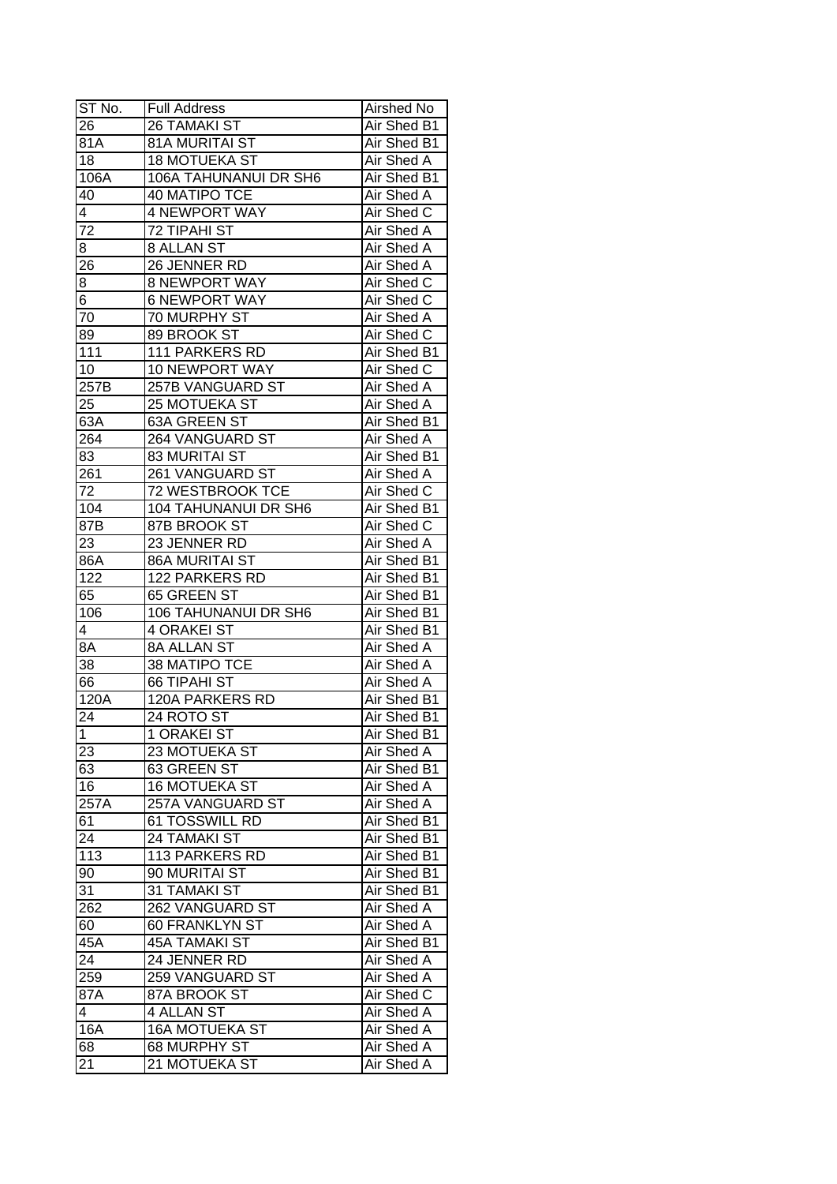| ST No. | Full Address | Airshed No |
|---|---|---|
| 26 | 26 TAMAKI ST | Air Shed B1 |
| 81A | 81A MURITAI ST | Air Shed B1 |
| 18 | 18 MOTUEKA ST | Air Shed A |
| 106A | 106A TAHUNANUI DR SH6 | Air Shed B1 |
| 40 | 40 MATIPO TCE | Air Shed A |
| 4 | 4 NEWPORT WAY | Air Shed C |
| 72 | 72 TIPAHI ST | Air Shed A |
| 8 | 8 ALLAN ST | Air Shed A |
| 26 | 26 JENNER RD | Air Shed A |
| 8 | 8 NEWPORT WAY | Air Shed C |
| 6 | 6 NEWPORT WAY | Air Shed C |
| 70 | 70 MURPHY ST | Air Shed A |
| 89 | 89 BROOK ST | Air Shed C |
| 111 | 111 PARKERS RD | Air Shed B1 |
| 10 | 10 NEWPORT WAY | Air Shed C |
| 257B | 257B VANGUARD ST | Air Shed A |
| 25 | 25 MOTUEKA ST | Air Shed A |
| 63A | 63A GREEN ST | Air Shed B1 |
| 264 | 264 VANGUARD ST | Air Shed A |
| 83 | 83 MURITAI ST | Air Shed B1 |
| 261 | 261 VANGUARD ST | Air Shed A |
| 72 | 72 WESTBROOK TCE | Air Shed C |
| 104 | 104 TAHUNANUI DR SH6 | Air Shed B1 |
| 87B | 87B BROOK ST | Air Shed C |
| 23 | 23 JENNER RD | Air Shed A |
| 86A | 86A MURITAI ST | Air Shed B1 |
| 122 | 122 PARKERS RD | Air Shed B1 |
| 65 | 65 GREEN ST | Air Shed B1 |
| 106 | 106 TAHUNANUI DR SH6 | Air Shed B1 |
| 4 | 4 ORAKEI ST | Air Shed B1 |
| 8A | 8A ALLAN ST | Air Shed A |
| 38 | 38 MATIPO TCE | Air Shed A |
| 66 | 66 TIPAHI ST | Air Shed A |
| 120A | 120A PARKERS RD | Air Shed B1 |
| 24 | 24 ROTO ST | Air Shed B1 |
| 1 | 1 ORAKEI ST | Air Shed B1 |
| 23 | 23 MOTUEKA ST | Air Shed A |
| 63 | 63 GREEN ST | Air Shed B1 |
| 16 | 16 MOTUEKA ST | Air Shed A |
| 257A | 257A VANGUARD ST | Air Shed A |
| 61 | 61 TOSSWILL RD | Air Shed B1 |
| 24 | 24 TAMAKI ST | Air Shed B1 |
| 113 | 113 PARKERS RD | Air Shed B1 |
| 90 | 90 MURITAI ST | Air Shed B1 |
| 31 | 31 TAMAKI ST | Air Shed B1 |
| 262 | 262 VANGUARD ST | Air Shed A |
| 60 | 60 FRANKLYN ST | Air Shed A |
| 45A | 45A TAMAKI ST | Air Shed B1 |
| 24 | 24 JENNER RD | Air Shed A |
| 259 | 259 VANGUARD ST | Air Shed A |
| 87A | 87A BROOK ST | Air Shed C |
| 4 | 4 ALLAN ST | Air Shed A |
| 16A | 16A MOTUEKA ST | Air Shed A |
| 68 | 68 MURPHY ST | Air Shed A |
| 21 | 21 MOTUEKA ST | Air Shed A |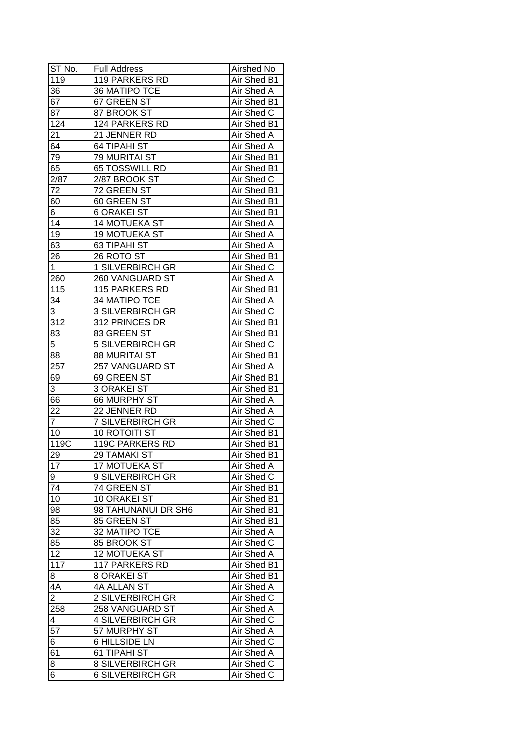| ST No. | Full Address | Airshed No |
|---|---|---|
| 119 | 119 PARKERS RD | Air Shed B1 |
| 36 | 36 MATIPO TCE | Air Shed A |
| 67 | 67 GREEN ST | Air Shed B1 |
| 87 | 87 BROOK ST | Air Shed C |
| 124 | 124 PARKERS RD | Air Shed B1 |
| 21 | 21 JENNER RD | Air Shed A |
| 64 | 64 TIPAHI ST | Air Shed A |
| 79 | 79 MURITAI ST | Air Shed B1 |
| 65 | 65 TOSSWILL RD | Air Shed B1 |
| 2/87 | 2/87 BROOK ST | Air Shed C |
| 72 | 72 GREEN ST | Air Shed B1 |
| 60 | 60 GREEN ST | Air Shed B1 |
| 6 | 6 ORAKEI ST | Air Shed B1 |
| 14 | 14 MOTUEKA ST | Air Shed A |
| 19 | 19 MOTUEKA ST | Air Shed A |
| 63 | 63 TIPAHI ST | Air Shed A |
| 26 | 26 ROTO ST | Air Shed B1 |
| 1 | 1 SILVERBIRCH GR | Air Shed C |
| 260 | 260 VANGUARD ST | Air Shed A |
| 115 | 115 PARKERS RD | Air Shed B1 |
| 34 | 34 MATIPO TCE | Air Shed A |
| 3 | 3 SILVERBIRCH GR | Air Shed C |
| 312 | 312 PRINCES DR | Air Shed B1 |
| 83 | 83 GREEN ST | Air Shed B1 |
| 5 | 5 SILVERBIRCH GR | Air Shed C |
| 88 | 88 MURITAI ST | Air Shed B1 |
| 257 | 257 VANGUARD ST | Air Shed A |
| 69 | 69 GREEN ST | Air Shed B1 |
| 3 | 3 ORAKEI ST | Air Shed B1 |
| 66 | 66 MURPHY ST | Air Shed A |
| 22 | 22 JENNER RD | Air Shed A |
| 7 | 7 SILVERBIRCH GR | Air Shed C |
| 10 | 10 ROTOITI ST | Air Shed B1 |
| 119C | 119C PARKERS RD | Air Shed B1 |
| 29 | 29 TAMAKI ST | Air Shed B1 |
| 17 | 17 MOTUEKA ST | Air Shed A |
| 9 | 9 SILVERBIRCH GR | Air Shed C |
| 74 | 74 GREEN ST | Air Shed B1 |
| 10 | 10 ORAKEI ST | Air Shed B1 |
| 98 | 98 TAHUNANUI DR SH6 | Air Shed B1 |
| 85 | 85 GREEN ST | Air Shed B1 |
| 32 | 32 MATIPO TCE | Air Shed A |
| 85 | 85 BROOK ST | Air Shed C |
| 12 | 12 MOTUEKA ST | Air Shed A |
| 117 | 117 PARKERS RD | Air Shed B1 |
| 8 | 8 ORAKEI ST | Air Shed B1 |
| 4A | 4A ALLAN ST | Air Shed A |
| 2 | 2 SILVERBIRCH GR | Air Shed C |
| 258 | 258 VANGUARD ST | Air Shed A |
| 4 | 4 SILVERBIRCH GR | Air Shed C |
| 57 | 57 MURPHY ST | Air Shed A |
| 6 | 6 HILLSIDE LN | Air Shed C |
| 61 | 61 TIPAHI ST | Air Shed A |
| 8 | 8 SILVERBIRCH GR | Air Shed C |
| 6 | 6 SILVERBIRCH GR | Air Shed C |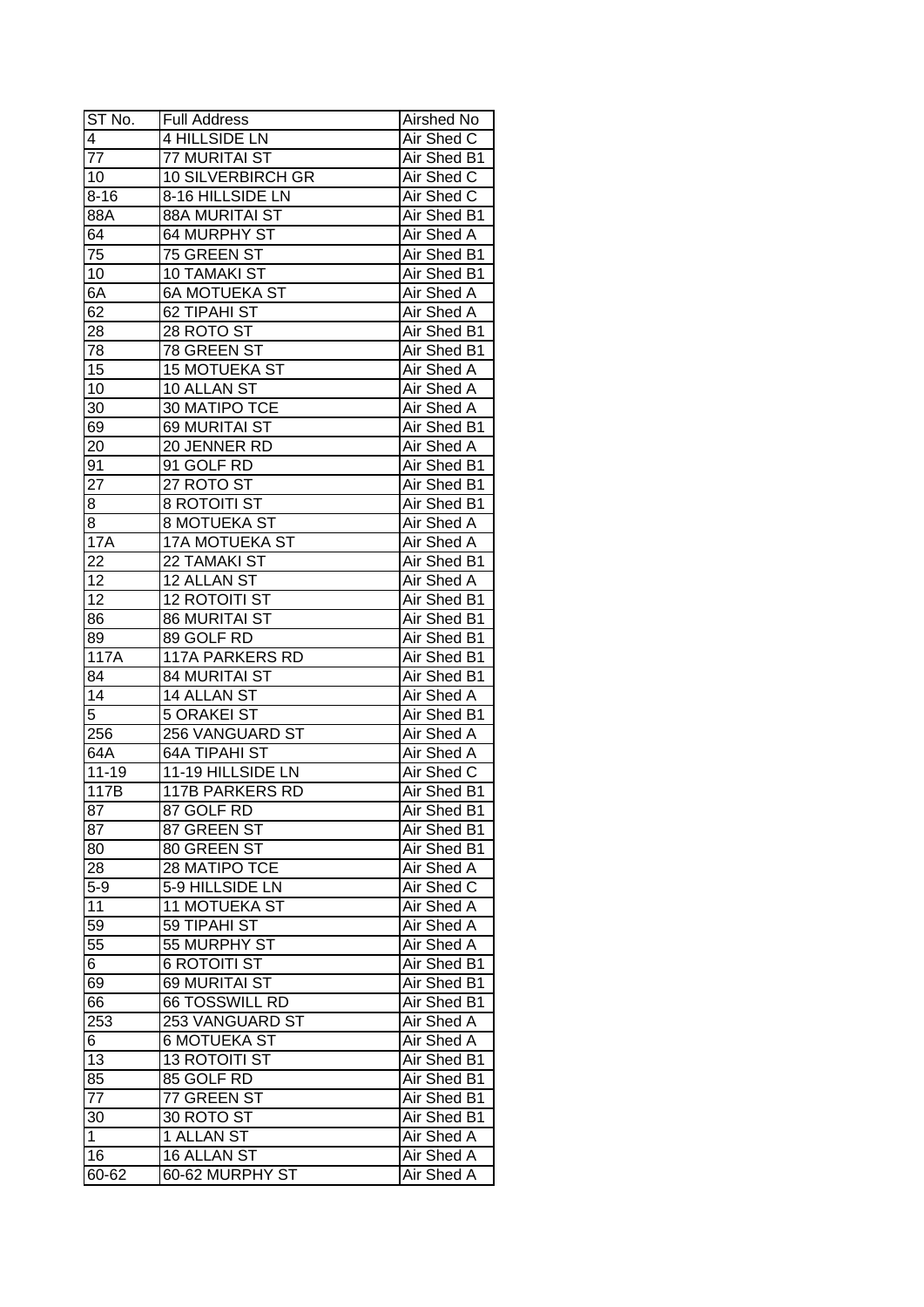| ST No. | Full Address | Airshed No |
| --- | --- | --- |
| 4 | 4 HILLSIDE LN | Air Shed C |
| 77 | 77 MURITAI ST | Air Shed B1 |
| 10 | 10 SILVERBIRCH GR | Air Shed C |
| 8-16 | 8-16 HILLSIDE LN | Air Shed C |
| 88A | 88A MURITAI ST | Air Shed B1 |
| 64 | 64 MURPHY ST | Air Shed A |
| 75 | 75 GREEN ST | Air Shed B1 |
| 10 | 10 TAMAKI ST | Air Shed B1 |
| 6A | 6A MOTUEKA ST | Air Shed A |
| 62 | 62 TIPAHI ST | Air Shed A |
| 28 | 28 ROTO ST | Air Shed B1 |
| 78 | 78 GREEN ST | Air Shed B1 |
| 15 | 15 MOTUEKA ST | Air Shed A |
| 10 | 10 ALLAN ST | Air Shed A |
| 30 | 30 MATIPO TCE | Air Shed A |
| 69 | 69 MURITAI ST | Air Shed B1 |
| 20 | 20 JENNER RD | Air Shed A |
| 91 | 91 GOLF RD | Air Shed B1 |
| 27 | 27 ROTO ST | Air Shed B1 |
| 8 | 8 ROTOITI ST | Air Shed B1 |
| 8 | 8 MOTUEKA ST | Air Shed A |
| 17A | 17A MOTUEKA ST | Air Shed A |
| 22 | 22 TAMAKI ST | Air Shed B1 |
| 12 | 12 ALLAN ST | Air Shed A |
| 12 | 12 ROTOITI ST | Air Shed B1 |
| 86 | 86 MURITAI ST | Air Shed B1 |
| 89 | 89 GOLF RD | Air Shed B1 |
| 117A | 117A PARKERS RD | Air Shed B1 |
| 84 | 84 MURITAI ST | Air Shed B1 |
| 14 | 14 ALLAN ST | Air Shed A |
| 5 | 5 ORAKEI ST | Air Shed B1 |
| 256 | 256 VANGUARD ST | Air Shed A |
| 64A | 64A TIPAHI ST | Air Shed A |
| 11-19 | 11-19 HILLSIDE LN | Air Shed C |
| 117B | 117B PARKERS RD | Air Shed B1 |
| 87 | 87 GOLF RD | Air Shed B1 |
| 87 | 87 GREEN ST | Air Shed B1 |
| 80 | 80 GREEN ST | Air Shed B1 |
| 28 | 28 MATIPO TCE | Air Shed A |
| 5-9 | 5-9 HILLSIDE LN | Air Shed C |
| 11 | 11 MOTUEKA ST | Air Shed A |
| 59 | 59 TIPAHI ST | Air Shed A |
| 55 | 55 MURPHY ST | Air Shed A |
| 6 | 6 ROTOITI ST | Air Shed B1 |
| 69 | 69 MURITAI ST | Air Shed B1 |
| 66 | 66 TOSSWILL RD | Air Shed B1 |
| 253 | 253 VANGUARD ST | Air Shed A |
| 6 | 6 MOTUEKA ST | Air Shed A |
| 13 | 13 ROTOITI ST | Air Shed B1 |
| 85 | 85 GOLF RD | Air Shed B1 |
| 77 | 77 GREEN ST | Air Shed B1 |
| 30 | 30 ROTO ST | Air Shed B1 |
| 1 | 1 ALLAN ST | Air Shed A |
| 16 | 16 ALLAN ST | Air Shed A |
| 60-62 | 60-62 MURPHY ST | Air Shed A |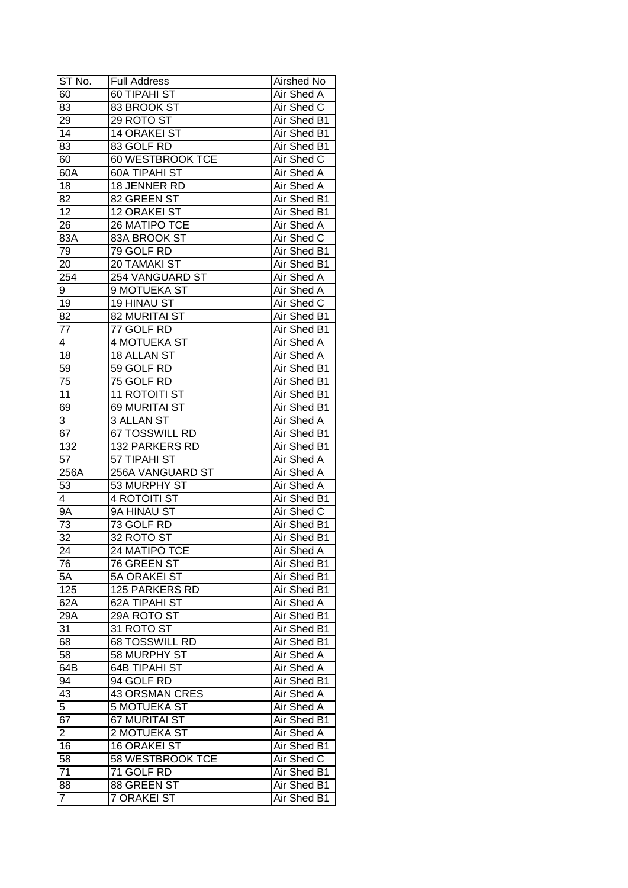| ST No. | Full Address | Airshed No |
| --- | --- | --- |
| 60 | 60 TIPAHI ST | Air Shed A |
| 83 | 83 BROOK ST | Air Shed C |
| 29 | 29 ROTO ST | Air Shed B1 |
| 14 | 14 ORAKEI ST | Air Shed B1 |
| 83 | 83 GOLF RD | Air Shed B1 |
| 60 | 60 WESTBROOK TCE | Air Shed C |
| 60A | 60A TIPAHI ST | Air Shed A |
| 18 | 18 JENNER RD | Air Shed A |
| 82 | 82 GREEN ST | Air Shed B1 |
| 12 | 12 ORAKEI ST | Air Shed B1 |
| 26 | 26 MATIPO TCE | Air Shed A |
| 83A | 83A BROOK ST | Air Shed C |
| 79 | 79 GOLF RD | Air Shed B1 |
| 20 | 20 TAMAKI ST | Air Shed B1 |
| 254 | 254 VANGUARD ST | Air Shed A |
| 9 | 9 MOTUEKA ST | Air Shed A |
| 19 | 19 HINAU ST | Air Shed C |
| 82 | 82 MURITAI ST | Air Shed B1 |
| 77 | 77 GOLF RD | Air Shed B1 |
| 4 | 4 MOTUEKA ST | Air Shed A |
| 18 | 18 ALLAN ST | Air Shed A |
| 59 | 59 GOLF RD | Air Shed B1 |
| 75 | 75 GOLF RD | Air Shed B1 |
| 11 | 11 ROTOITI ST | Air Shed B1 |
| 69 | 69 MURITAI ST | Air Shed B1 |
| 3 | 3 ALLAN ST | Air Shed A |
| 67 | 67 TOSSWILL RD | Air Shed B1 |
| 132 | 132 PARKERS RD | Air Shed B1 |
| 57 | 57 TIPAHI ST | Air Shed A |
| 256A | 256A VANGUARD ST | Air Shed A |
| 53 | 53 MURPHY ST | Air Shed A |
| 4 | 4 ROTOITI ST | Air Shed B1 |
| 9A | 9A HINAU ST | Air Shed C |
| 73 | 73 GOLF RD | Air Shed B1 |
| 32 | 32 ROTO ST | Air Shed B1 |
| 24 | 24 MATIPO TCE | Air Shed A |
| 76 | 76 GREEN ST | Air Shed B1 |
| 5A | 5A ORAKEI ST | Air Shed B1 |
| 125 | 125 PARKERS RD | Air Shed B1 |
| 62A | 62A TIPAHI ST | Air Shed A |
| 29A | 29A ROTO ST | Air Shed B1 |
| 31 | 31 ROTO ST | Air Shed B1 |
| 68 | 68 TOSSWILL RD | Air Shed B1 |
| 58 | 58 MURPHY ST | Air Shed A |
| 64B | 64B TIPAHI ST | Air Shed A |
| 94 | 94 GOLF RD | Air Shed B1 |
| 43 | 43 ORSMAN CRES | Air Shed A |
| 5 | 5 MOTUEKA ST | Air Shed A |
| 67 | 67 MURITAI ST | Air Shed B1 |
| 2 | 2 MOTUEKA ST | Air Shed A |
| 16 | 16 ORAKEI ST | Air Shed B1 |
| 58 | 58 WESTBROOK TCE | Air Shed C |
| 71 | 71 GOLF RD | Air Shed B1 |
| 88 | 88 GREEN ST | Air Shed B1 |
| 7 | 7 ORAKEI ST | Air Shed B1 |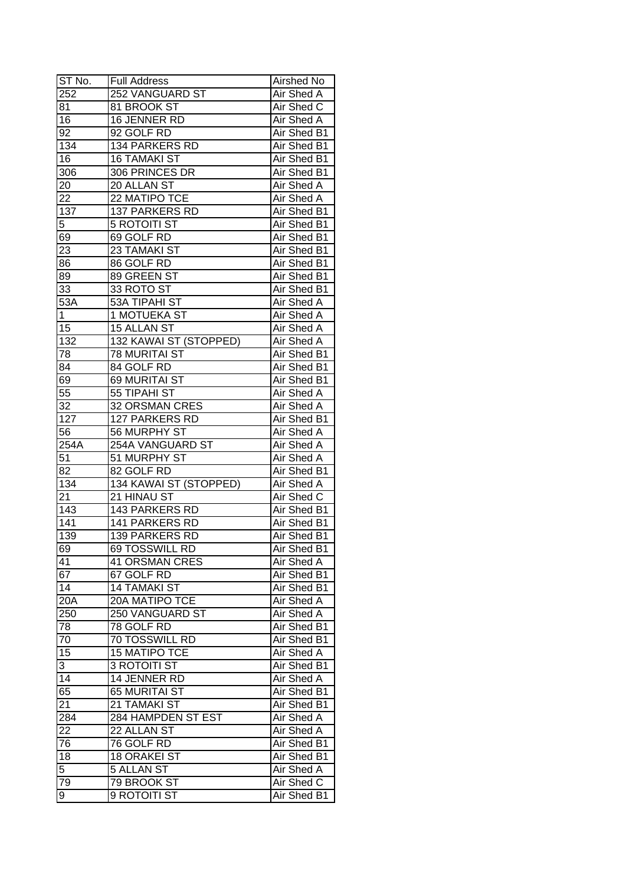| ST No. | Full Address | Airshed No |
|---|---|---|
| 252 | 252 VANGUARD ST | Air Shed A |
| 81 | 81 BROOK ST | Air Shed C |
| 16 | 16 JENNER RD | Air Shed A |
| 92 | 92 GOLF RD | Air Shed B1 |
| 134 | 134 PARKERS RD | Air Shed B1 |
| 16 | 16 TAMAKI ST | Air Shed B1 |
| 306 | 306 PRINCES DR | Air Shed B1 |
| 20 | 20 ALLAN ST | Air Shed A |
| 22 | 22 MATIPO TCE | Air Shed A |
| 137 | 137 PARKERS RD | Air Shed B1 |
| 5 | 5 ROTOITI ST | Air Shed B1 |
| 69 | 69 GOLF RD | Air Shed B1 |
| 23 | 23 TAMAKI ST | Air Shed B1 |
| 86 | 86 GOLF RD | Air Shed B1 |
| 89 | 89 GREEN ST | Air Shed B1 |
| 33 | 33 ROTO ST | Air Shed B1 |
| 53A | 53A TIPAHI ST | Air Shed A |
| 1 | 1 MOTUEKA ST | Air Shed A |
| 15 | 15 ALLAN ST | Air Shed A |
| 132 | 132 KAWAI ST (STOPPED) | Air Shed A |
| 78 | 78 MURITAI ST | Air Shed B1 |
| 84 | 84 GOLF RD | Air Shed B1 |
| 69 | 69 MURITAI ST | Air Shed B1 |
| 55 | 55 TIPAHI ST | Air Shed A |
| 32 | 32 ORSMAN CRES | Air Shed A |
| 127 | 127 PARKERS RD | Air Shed B1 |
| 56 | 56 MURPHY ST | Air Shed A |
| 254A | 254A VANGUARD ST | Air Shed A |
| 51 | 51 MURPHY ST | Air Shed A |
| 82 | 82 GOLF RD | Air Shed B1 |
| 134 | 134 KAWAI ST (STOPPED) | Air Shed A |
| 21 | 21 HINAU ST | Air Shed C |
| 143 | 143 PARKERS RD | Air Shed B1 |
| 141 | 141 PARKERS RD | Air Shed B1 |
| 139 | 139 PARKERS RD | Air Shed B1 |
| 69 | 69 TOSSWILL RD | Air Shed B1 |
| 41 | 41 ORSMAN CRES | Air Shed A |
| 67 | 67 GOLF RD | Air Shed B1 |
| 14 | 14 TAMAKI ST | Air Shed B1 |
| 20A | 20A MATIPO TCE | Air Shed A |
| 250 | 250 VANGUARD ST | Air Shed A |
| 78 | 78 GOLF RD | Air Shed B1 |
| 70 | 70 TOSSWILL RD | Air Shed B1 |
| 15 | 15 MATIPO TCE | Air Shed A |
| 3 | 3 ROTOITI ST | Air Shed B1 |
| 14 | 14 JENNER RD | Air Shed A |
| 65 | 65 MURITAI ST | Air Shed B1 |
| 21 | 21 TAMAKI ST | Air Shed B1 |
| 284 | 284 HAMPDEN ST EST | Air Shed A |
| 22 | 22 ALLAN ST | Air Shed A |
| 76 | 76 GOLF RD | Air Shed B1 |
| 18 | 18 ORAKEI ST | Air Shed B1 |
| 5 | 5 ALLAN ST | Air Shed A |
| 79 | 79 BROOK ST | Air Shed C |
| 9 | 9 ROTOITI ST | Air Shed B1 |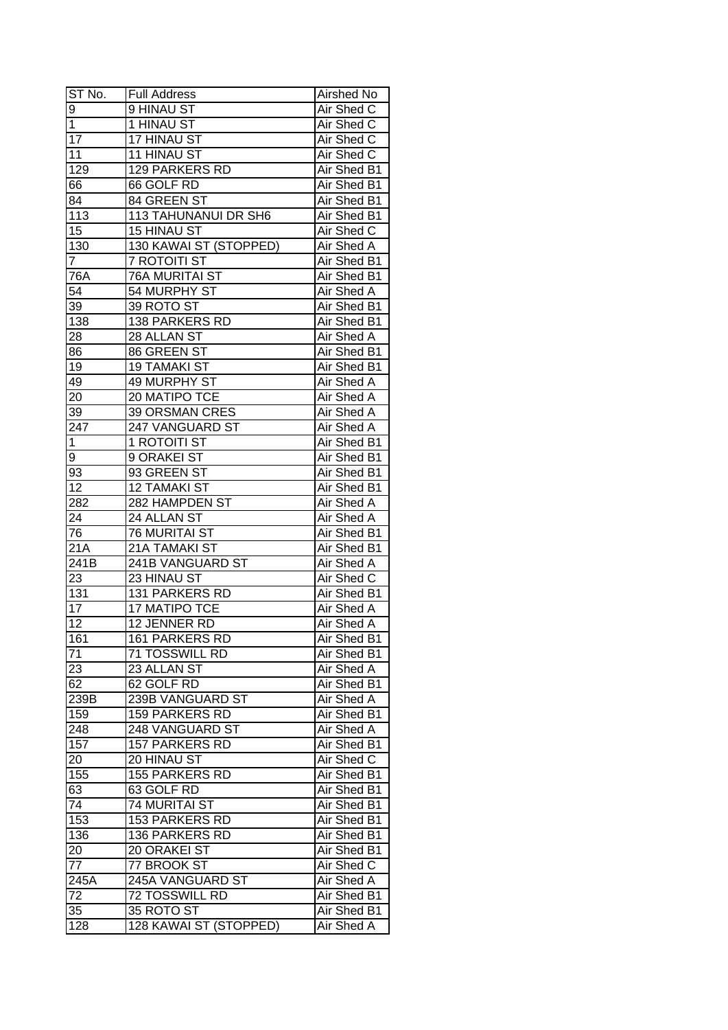| ST No. | Full Address | Airshed No |
| --- | --- | --- |
| 9 | 9 HINAU ST | Air Shed C |
| 1 | 1 HINAU ST | Air Shed C |
| 17 | 17 HINAU ST | Air Shed C |
| 11 | 11 HINAU ST | Air Shed C |
| 129 | 129 PARKERS RD | Air Shed B1 |
| 66 | 66 GOLF RD | Air Shed B1 |
| 84 | 84 GREEN ST | Air Shed B1 |
| 113 | 113 TAHUNANUI DR SH6 | Air Shed B1 |
| 15 | 15 HINAU ST | Air Shed C |
| 130 | 130 KAWAI ST (STOPPED) | Air Shed A |
| 7 | 7 ROTOITI ST | Air Shed B1 |
| 76A | 76A MURITAI ST | Air Shed B1 |
| 54 | 54 MURPHY ST | Air Shed A |
| 39 | 39 ROTO ST | Air Shed B1 |
| 138 | 138 PARKERS RD | Air Shed B1 |
| 28 | 28 ALLAN ST | Air Shed A |
| 86 | 86 GREEN ST | Air Shed B1 |
| 19 | 19 TAMAKI ST | Air Shed B1 |
| 49 | 49 MURPHY ST | Air Shed A |
| 20 | 20 MATIPO TCE | Air Shed A |
| 39 | 39 ORSMAN CRES | Air Shed A |
| 247 | 247 VANGUARD ST | Air Shed A |
| 1 | 1 ROTOITI ST | Air Shed B1 |
| 9 | 9 ORAKEI ST | Air Shed B1 |
| 93 | 93 GREEN ST | Air Shed B1 |
| 12 | 12 TAMAKI ST | Air Shed B1 |
| 282 | 282 HAMPDEN ST | Air Shed A |
| 24 | 24 ALLAN ST | Air Shed A |
| 76 | 76 MURITAI ST | Air Shed B1 |
| 21A | 21A TAMAKI ST | Air Shed B1 |
| 241B | 241B VANGUARD ST | Air Shed A |
| 23 | 23 HINAU ST | Air Shed C |
| 131 | 131 PARKERS RD | Air Shed B1 |
| 17 | 17 MATIPO TCE | Air Shed A |
| 12 | 12 JENNER RD | Air Shed A |
| 161 | 161 PARKERS RD | Air Shed B1 |
| 71 | 71 TOSSWILL RD | Air Shed B1 |
| 23 | 23 ALLAN ST | Air Shed A |
| 62 | 62 GOLF RD | Air Shed B1 |
| 239B | 239B VANGUARD ST | Air Shed A |
| 159 | 159 PARKERS RD | Air Shed B1 |
| 248 | 248 VANGUARD ST | Air Shed A |
| 157 | 157 PARKERS RD | Air Shed B1 |
| 20 | 20 HINAU ST | Air Shed C |
| 155 | 155 PARKERS RD | Air Shed B1 |
| 63 | 63 GOLF RD | Air Shed B1 |
| 74 | 74 MURITAI ST | Air Shed B1 |
| 153 | 153 PARKERS RD | Air Shed B1 |
| 136 | 136 PARKERS RD | Air Shed B1 |
| 20 | 20 ORAKEI ST | Air Shed B1 |
| 77 | 77 BROOK ST | Air Shed C |
| 245A | 245A VANGUARD ST | Air Shed A |
| 72 | 72 TOSSWILL RD | Air Shed B1 |
| 35 | 35 ROTO ST | Air Shed B1 |
| 128 | 128 KAWAI ST (STOPPED) | Air Shed A |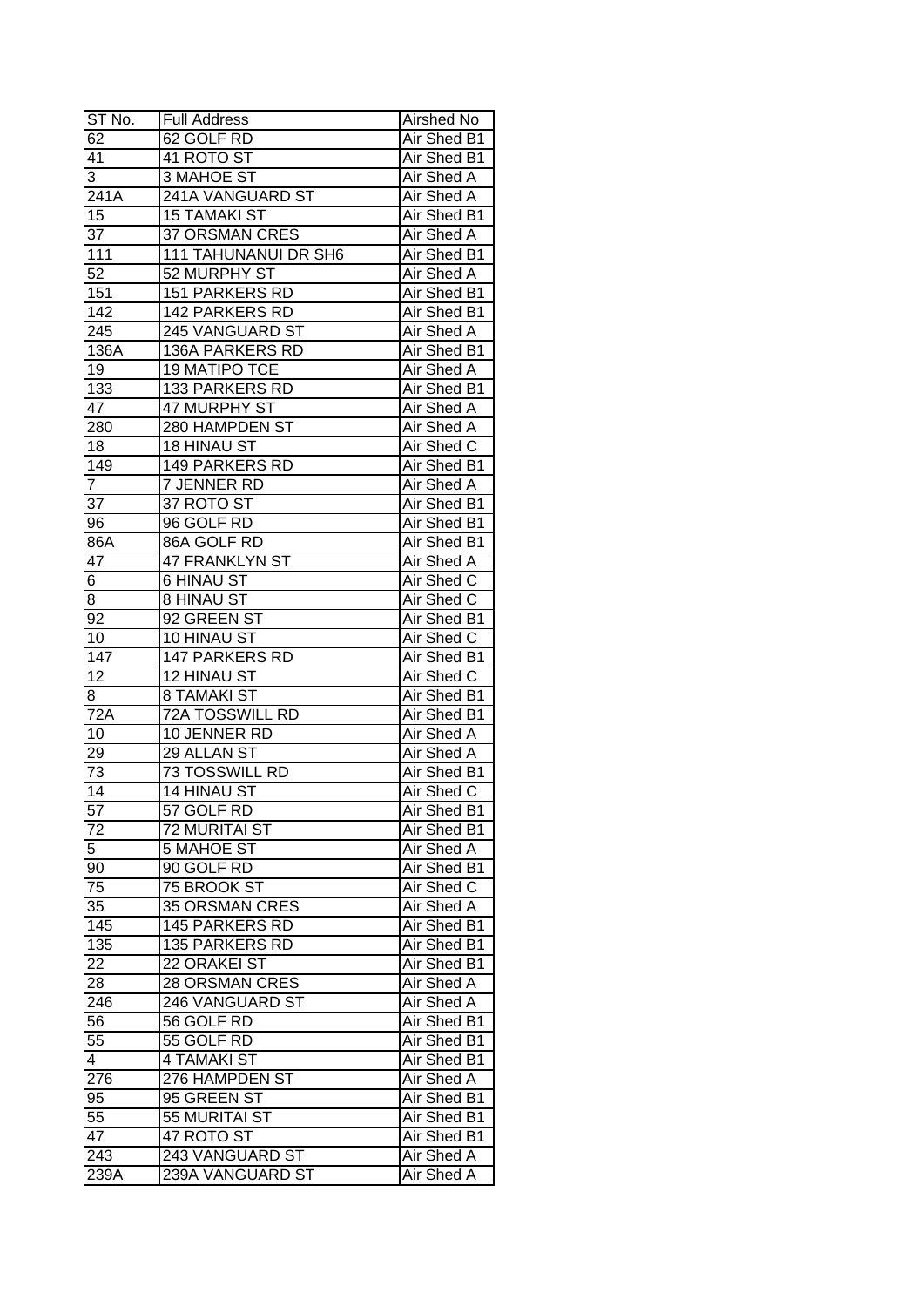| ST No. | Full Address | Airshed No |
| --- | --- | --- |
| 62 | 62 GOLF RD | Air Shed B1 |
| 41 | 41 ROTO ST | Air Shed B1 |
| 3 | 3 MAHOE ST | Air Shed A |
| 241A | 241A VANGUARD ST | Air Shed A |
| 15 | 15 TAMAKI ST | Air Shed B1 |
| 37 | 37 ORSMAN CRES | Air Shed A |
| 111 | 111 TAHUNANUI DR SH6 | Air Shed B1 |
| 52 | 52 MURPHY ST | Air Shed A |
| 151 | 151 PARKERS RD | Air Shed B1 |
| 142 | 142 PARKERS RD | Air Shed B1 |
| 245 | 245 VANGUARD ST | Air Shed A |
| 136A | 136A PARKERS RD | Air Shed B1 |
| 19 | 19 MATIPO TCE | Air Shed A |
| 133 | 133 PARKERS RD | Air Shed B1 |
| 47 | 47 MURPHY ST | Air Shed A |
| 280 | 280 HAMPDEN ST | Air Shed A |
| 18 | 18 HINAU ST | Air Shed C |
| 149 | 149 PARKERS RD | Air Shed B1 |
| 7 | 7 JENNER RD | Air Shed A |
| 37 | 37 ROTO ST | Air Shed B1 |
| 96 | 96 GOLF RD | Air Shed B1 |
| 86A | 86A GOLF RD | Air Shed B1 |
| 47 | 47 FRANKLYN ST | Air Shed A |
| 6 | 6 HINAU ST | Air Shed C |
| 8 | 8 HINAU ST | Air Shed C |
| 92 | 92 GREEN ST | Air Shed B1 |
| 10 | 10 HINAU ST | Air Shed C |
| 147 | 147 PARKERS RD | Air Shed B1 |
| 12 | 12 HINAU ST | Air Shed C |
| 8 | 8 TAMAKI ST | Air Shed B1 |
| 72A | 72A TOSSWILL RD | Air Shed B1 |
| 10 | 10 JENNER RD | Air Shed A |
| 29 | 29 ALLAN ST | Air Shed A |
| 73 | 73 TOSSWILL RD | Air Shed B1 |
| 14 | 14 HINAU ST | Air Shed C |
| 57 | 57 GOLF RD | Air Shed B1 |
| 72 | 72 MURITAI ST | Air Shed B1 |
| 5 | 5 MAHOE ST | Air Shed A |
| 90 | 90 GOLF RD | Air Shed B1 |
| 75 | 75 BROOK ST | Air Shed C |
| 35 | 35 ORSMAN CRES | Air Shed A |
| 145 | 145 PARKERS RD | Air Shed B1 |
| 135 | 135 PARKERS RD | Air Shed B1 |
| 22 | 22 ORAKEI ST | Air Shed B1 |
| 28 | 28 ORSMAN CRES | Air Shed A |
| 246 | 246 VANGUARD ST | Air Shed A |
| 56 | 56 GOLF RD | Air Shed B1 |
| 55 | 55 GOLF RD | Air Shed B1 |
| 4 | 4 TAMAKI ST | Air Shed B1 |
| 276 | 276 HAMPDEN ST | Air Shed A |
| 95 | 95 GREEN ST | Air Shed B1 |
| 55 | 55 MURITAI ST | Air Shed B1 |
| 47 | 47 ROTO ST | Air Shed B1 |
| 243 | 243 VANGUARD ST | Air Shed A |
| 239A | 239A VANGUARD ST | Air Shed A |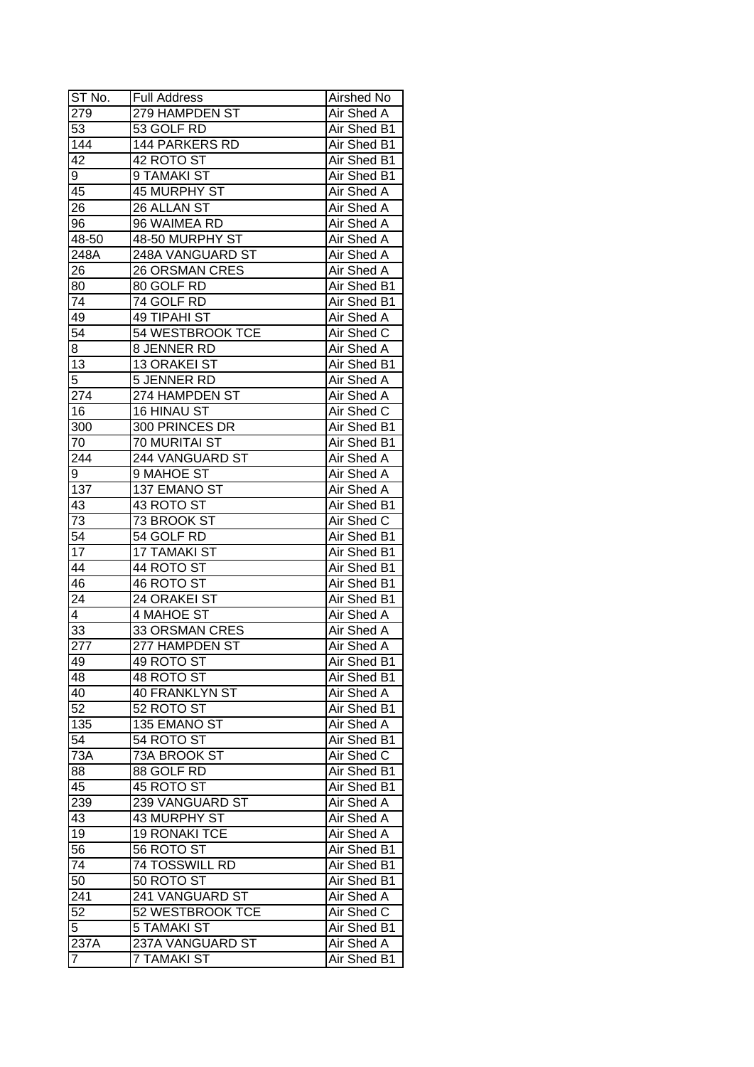| ST No. | Full Address | Airshed No |
|---|---|---|
| 279 | 279 HAMPDEN ST | Air Shed A |
| 53 | 53 GOLF RD | Air Shed B1 |
| 144 | 144 PARKERS RD | Air Shed B1 |
| 42 | 42 ROTO ST | Air Shed B1 |
| 9 | 9 TAMAKI ST | Air Shed B1 |
| 45 | 45 MURPHY ST | Air Shed A |
| 26 | 26 ALLAN ST | Air Shed A |
| 96 | 96 WAIMEA RD | Air Shed A |
| 48-50 | 48-50 MURPHY ST | Air Shed A |
| 248A | 248A VANGUARD ST | Air Shed A |
| 26 | 26 ORSMAN CRES | Air Shed A |
| 80 | 80 GOLF RD | Air Shed B1 |
| 74 | 74 GOLF RD | Air Shed B1 |
| 49 | 49 TIPAHI ST | Air Shed A |
| 54 | 54 WESTBROOK TCE | Air Shed C |
| 8 | 8 JENNER RD | Air Shed A |
| 13 | 13 ORAKEI ST | Air Shed B1 |
| 5 | 5 JENNER RD | Air Shed A |
| 274 | 274 HAMPDEN ST | Air Shed A |
| 16 | 16 HINAU ST | Air Shed C |
| 300 | 300 PRINCES DR | Air Shed B1 |
| 70 | 70 MURITAI ST | Air Shed B1 |
| 244 | 244 VANGUARD ST | Air Shed A |
| 9 | 9 MAHOE ST | Air Shed A |
| 137 | 137 EMANO ST | Air Shed A |
| 43 | 43 ROTO ST | Air Shed B1 |
| 73 | 73 BROOK ST | Air Shed C |
| 54 | 54 GOLF RD | Air Shed B1 |
| 17 | 17 TAMAKI ST | Air Shed B1 |
| 44 | 44 ROTO ST | Air Shed B1 |
| 46 | 46 ROTO ST | Air Shed B1 |
| 24 | 24 ORAKEI ST | Air Shed B1 |
| 4 | 4 MAHOE ST | Air Shed A |
| 33 | 33 ORSMAN CRES | Air Shed A |
| 277 | 277 HAMPDEN ST | Air Shed A |
| 49 | 49 ROTO ST | Air Shed B1 |
| 48 | 48 ROTO ST | Air Shed B1 |
| 40 | 40 FRANKLYN ST | Air Shed A |
| 52 | 52 ROTO ST | Air Shed B1 |
| 135 | 135 EMANO ST | Air Shed A |
| 54 | 54 ROTO ST | Air Shed B1 |
| 73A | 73A BROOK ST | Air Shed C |
| 88 | 88 GOLF RD | Air Shed B1 |
| 45 | 45 ROTO ST | Air Shed B1 |
| 239 | 239 VANGUARD ST | Air Shed A |
| 43 | 43 MURPHY ST | Air Shed A |
| 19 | 19 RONAKI TCE | Air Shed A |
| 56 | 56 ROTO ST | Air Shed B1 |
| 74 | 74 TOSSWILL RD | Air Shed B1 |
| 50 | 50 ROTO ST | Air Shed B1 |
| 241 | 241 VANGUARD ST | Air Shed A |
| 52 | 52 WESTBROOK TCE | Air Shed C |
| 5 | 5 TAMAKI ST | Air Shed B1 |
| 237A | 237A VANGUARD ST | Air Shed A |
| 7 | 7 TAMAKI ST | Air Shed B1 |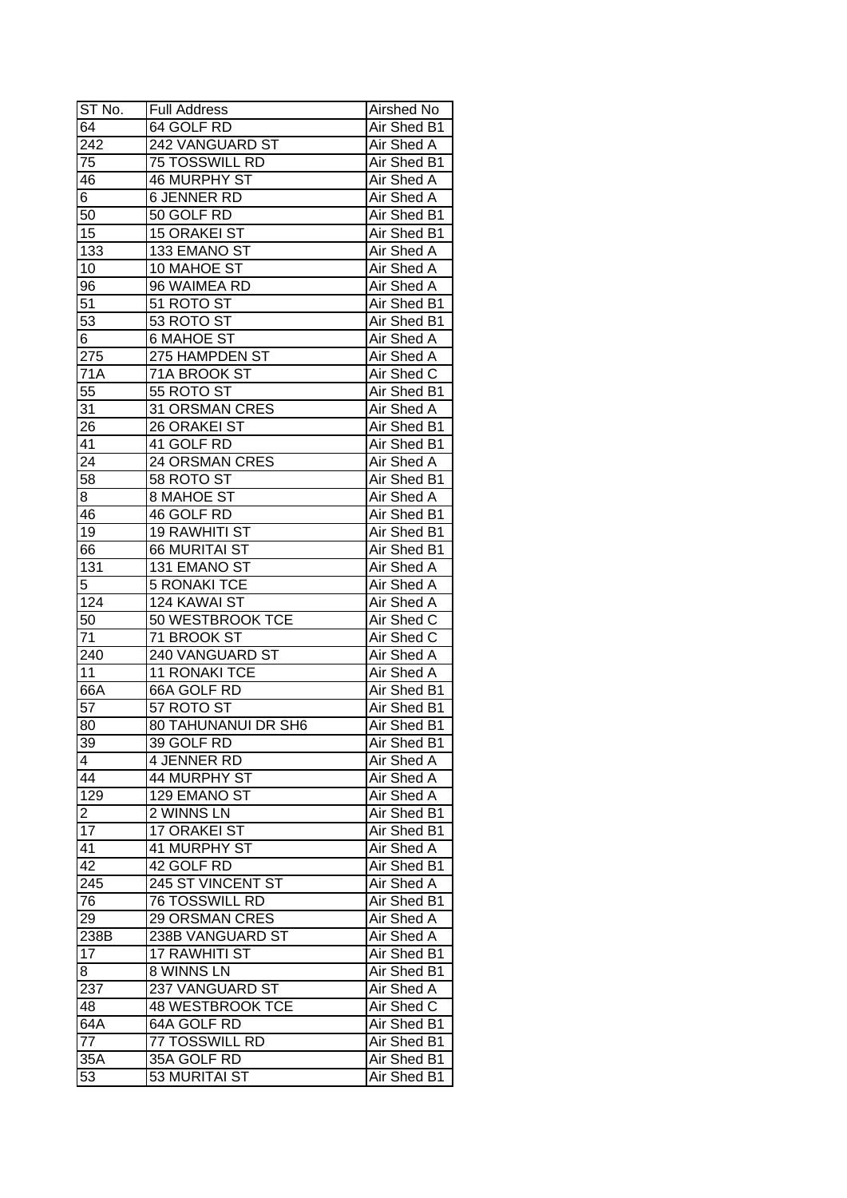| ST No. | Full Address | Airshed No |
|---|---|---|
| 64 | 64 GOLF RD | Air Shed B1 |
| 242 | 242 VANGUARD ST | Air Shed A |
| 75 | 75 TOSSWILL RD | Air Shed B1 |
| 46 | 46 MURPHY ST | Air Shed A |
| 6 | 6 JENNER RD | Air Shed A |
| 50 | 50 GOLF RD | Air Shed B1 |
| 15 | 15 ORAKEI ST | Air Shed B1 |
| 133 | 133 EMANO ST | Air Shed A |
| 10 | 10 MAHOE ST | Air Shed A |
| 96 | 96 WAIMEA RD | Air Shed A |
| 51 | 51 ROTO ST | Air Shed B1 |
| 53 | 53 ROTO ST | Air Shed B1 |
| 6 | 6 MAHOE ST | Air Shed A |
| 275 | 275 HAMPDEN ST | Air Shed A |
| 71A | 71A BROOK ST | Air Shed C |
| 55 | 55 ROTO ST | Air Shed B1 |
| 31 | 31 ORSMAN CRES | Air Shed A |
| 26 | 26 ORAKEI ST | Air Shed B1 |
| 41 | 41 GOLF RD | Air Shed B1 |
| 24 | 24 ORSMAN CRES | Air Shed A |
| 58 | 58 ROTO ST | Air Shed B1 |
| 8 | 8 MAHOE ST | Air Shed A |
| 46 | 46 GOLF RD | Air Shed B1 |
| 19 | 19 RAWHITI ST | Air Shed B1 |
| 66 | 66 MURITAI ST | Air Shed B1 |
| 131 | 131 EMANO ST | Air Shed A |
| 5 | 5 RONAKI TCE | Air Shed A |
| 124 | 124 KAWAI ST | Air Shed A |
| 50 | 50 WESTBROOK TCE | Air Shed C |
| 71 | 71 BROOK ST | Air Shed C |
| 240 | 240 VANGUARD ST | Air Shed A |
| 11 | 11 RONAKI TCE | Air Shed A |
| 66A | 66A GOLF RD | Air Shed B1 |
| 57 | 57 ROTO ST | Air Shed B1 |
| 80 | 80 TAHUNANUI DR SH6 | Air Shed B1 |
| 39 | 39 GOLF RD | Air Shed B1 |
| 4 | 4 JENNER RD | Air Shed A |
| 44 | 44 MURPHY ST | Air Shed A |
| 129 | 129 EMANO ST | Air Shed A |
| 2 | 2 WINNS LN | Air Shed B1 |
| 17 | 17 ORAKEI ST | Air Shed B1 |
| 41 | 41 MURPHY ST | Air Shed A |
| 42 | 42 GOLF RD | Air Shed B1 |
| 245 | 245 ST VINCENT ST | Air Shed A |
| 76 | 76 TOSSWILL RD | Air Shed B1 |
| 29 | 29 ORSMAN CRES | Air Shed A |
| 238B | 238B VANGUARD ST | Air Shed A |
| 17 | 17 RAWHITI ST | Air Shed B1 |
| 8 | 8 WINNS LN | Air Shed B1 |
| 237 | 237 VANGUARD ST | Air Shed A |
| 48 | 48 WESTBROOK TCE | Air Shed C |
| 64A | 64A GOLF RD | Air Shed B1 |
| 77 | 77 TOSSWILL RD | Air Shed B1 |
| 35A | 35A GOLF RD | Air Shed B1 |
| 53 | 53 MURITAI ST | Air Shed B1 |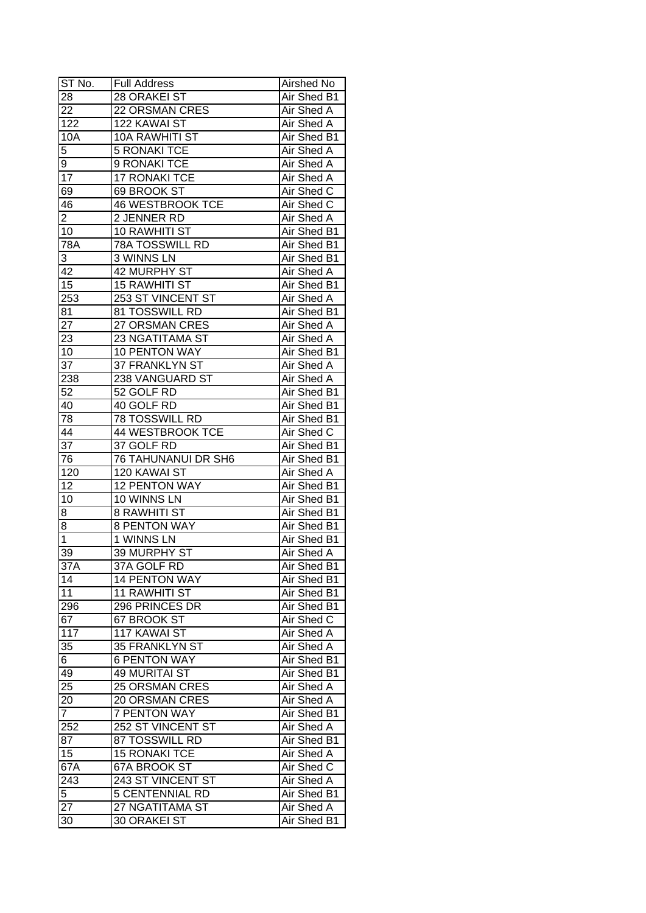| ST No. | Full Address | Airshed No |
|---|---|---|
| 28 | 28 ORAKEI ST | Air Shed B1 |
| 22 | 22 ORSMAN CRES | Air Shed A |
| 122 | 122 KAWAI ST | Air Shed A |
| 10A | 10A RAWHITI ST | Air Shed B1 |
| 5 | 5 RONAKI TCE | Air Shed A |
| 9 | 9 RONAKI TCE | Air Shed A |
| 17 | 17 RONAKI TCE | Air Shed A |
| 69 | 69 BROOK ST | Air Shed C |
| 46 | 46 WESTBROOK TCE | Air Shed C |
| 2 | 2 JENNER RD | Air Shed A |
| 10 | 10 RAWHITI ST | Air Shed B1 |
| 78A | 78A TOSSWILL RD | Air Shed B1 |
| 3 | 3 WINNS LN | Air Shed B1 |
| 42 | 42 MURPHY ST | Air Shed A |
| 15 | 15 RAWHITI ST | Air Shed B1 |
| 253 | 253 ST VINCENT ST | Air Shed A |
| 81 | 81 TOSSWILL RD | Air Shed B1 |
| 27 | 27 ORSMAN CRES | Air Shed A |
| 23 | 23 NGATITAMA ST | Air Shed A |
| 10 | 10 PENTON WAY | Air Shed B1 |
| 37 | 37 FRANKLYN ST | Air Shed A |
| 238 | 238 VANGUARD ST | Air Shed A |
| 52 | 52 GOLF RD | Air Shed B1 |
| 40 | 40 GOLF RD | Air Shed B1 |
| 78 | 78 TOSSWILL RD | Air Shed B1 |
| 44 | 44 WESTBROOK TCE | Air Shed C |
| 37 | 37 GOLF RD | Air Shed B1 |
| 76 | 76 TAHUNANUI DR SH6 | Air Shed B1 |
| 120 | 120 KAWAI ST | Air Shed A |
| 12 | 12 PENTON WAY | Air Shed B1 |
| 10 | 10 WINNS LN | Air Shed B1 |
| 8 | 8 RAWHITI ST | Air Shed B1 |
| 8 | 8 PENTON WAY | Air Shed B1 |
| 1 | 1 WINNS LN | Air Shed B1 |
| 39 | 39 MURPHY ST | Air Shed A |
| 37A | 37A GOLF RD | Air Shed B1 |
| 14 | 14 PENTON WAY | Air Shed B1 |
| 11 | 11 RAWHITI ST | Air Shed B1 |
| 296 | 296 PRINCES DR | Air Shed B1 |
| 67 | 67 BROOK ST | Air Shed C |
| 117 | 117 KAWAI ST | Air Shed A |
| 35 | 35 FRANKLYN ST | Air Shed A |
| 6 | 6 PENTON WAY | Air Shed B1 |
| 49 | 49 MURITAI ST | Air Shed B1 |
| 25 | 25 ORSMAN CRES | Air Shed A |
| 20 | 20 ORSMAN CRES | Air Shed A |
| 7 | 7 PENTON WAY | Air Shed B1 |
| 252 | 252 ST VINCENT ST | Air Shed A |
| 87 | 87 TOSSWILL RD | Air Shed B1 |
| 15 | 15 RONAKI TCE | Air Shed A |
| 67A | 67A BROOK ST | Air Shed C |
| 243 | 243 ST VINCENT ST | Air Shed A |
| 5 | 5 CENTENNIAL RD | Air Shed B1 |
| 27 | 27 NGATITAMA ST | Air Shed A |
| 30 | 30 ORAKEI ST | Air Shed B1 |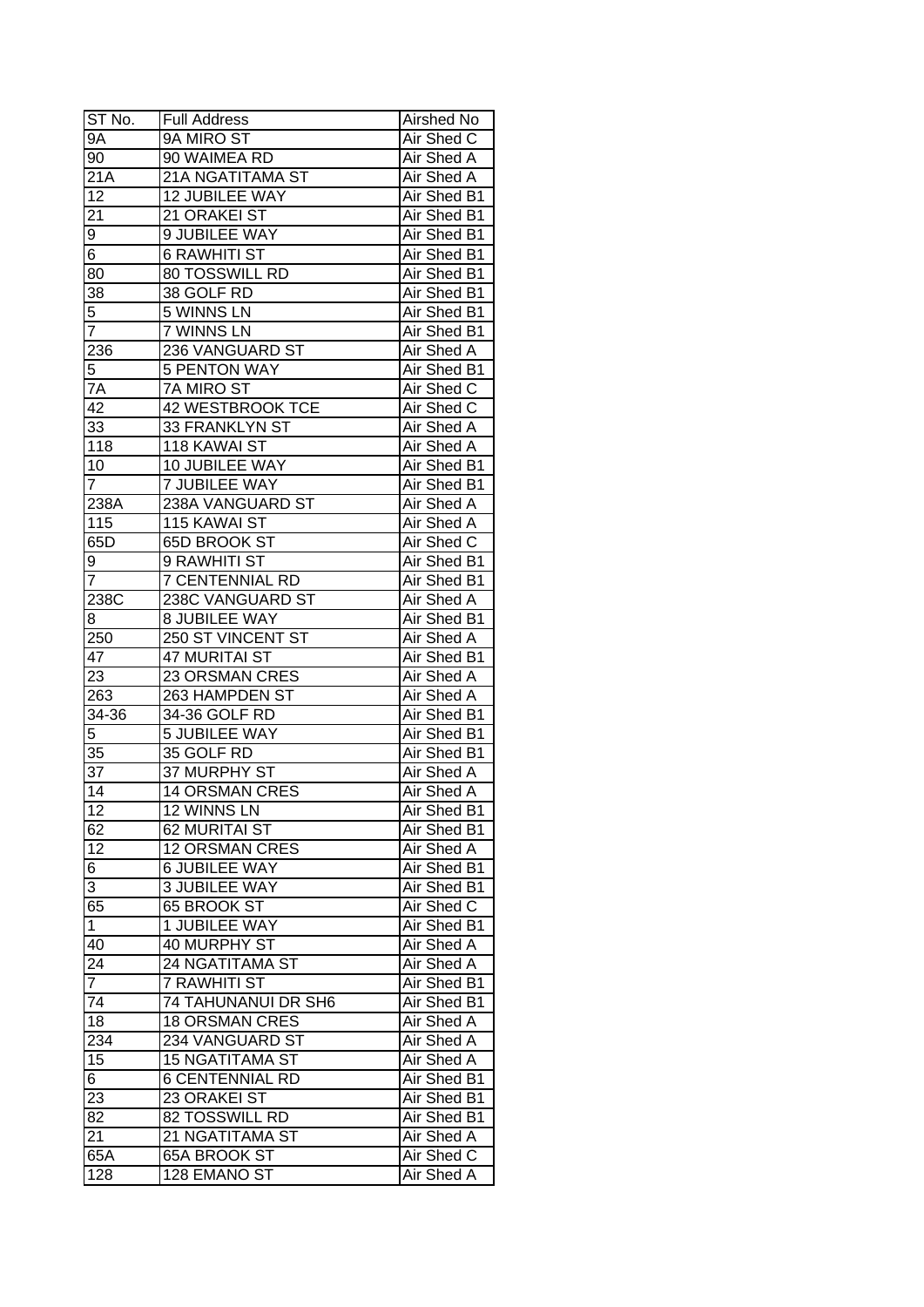| ST No. | Full Address | Airshed No |
|---|---|---|
| 9A | 9A MIRO ST | Air Shed C |
| 90 | 90 WAIMEA RD | Air Shed A |
| 21A | 21A NGATITAMA ST | Air Shed A |
| 12 | 12 JUBILEE WAY | Air Shed B1 |
| 21 | 21 ORAKEI ST | Air Shed B1 |
| 9 | 9 JUBILEE WAY | Air Shed B1 |
| 6 | 6 RAWHITI ST | Air Shed B1 |
| 80 | 80 TOSSWILL RD | Air Shed B1 |
| 38 | 38 GOLF RD | Air Shed B1 |
| 5 | 5 WINNS LN | Air Shed B1 |
| 7 | 7 WINNS LN | Air Shed B1 |
| 236 | 236 VANGUARD ST | Air Shed A |
| 5 | 5 PENTON WAY | Air Shed B1 |
| 7A | 7A MIRO ST | Air Shed C |
| 42 | 42 WESTBROOK TCE | Air Shed C |
| 33 | 33 FRANKLYN ST | Air Shed A |
| 118 | 118 KAWAI ST | Air Shed A |
| 10 | 10 JUBILEE WAY | Air Shed B1 |
| 7 | 7 JUBILEE WAY | Air Shed B1 |
| 238A | 238A VANGUARD ST | Air Shed A |
| 115 | 115 KAWAI ST | Air Shed A |
| 65D | 65D BROOK ST | Air Shed C |
| 9 | 9 RAWHITI ST | Air Shed B1 |
| 7 | 7 CENTENNIAL RD | Air Shed B1 |
| 238C | 238C VANGUARD ST | Air Shed A |
| 8 | 8 JUBILEE WAY | Air Shed B1 |
| 250 | 250 ST VINCENT ST | Air Shed A |
| 47 | 47 MURITAI ST | Air Shed B1 |
| 23 | 23 ORSMAN CRES | Air Shed A |
| 263 | 263 HAMPDEN ST | Air Shed A |
| 34-36 | 34-36 GOLF RD | Air Shed B1 |
| 5 | 5 JUBILEE WAY | Air Shed B1 |
| 35 | 35 GOLF RD | Air Shed B1 |
| 37 | 37 MURPHY ST | Air Shed A |
| 14 | 14 ORSMAN CRES | Air Shed A |
| 12 | 12 WINNS LN | Air Shed B1 |
| 62 | 62 MURITAI ST | Air Shed B1 |
| 12 | 12 ORSMAN CRES | Air Shed A |
| 6 | 6 JUBILEE WAY | Air Shed B1 |
| 3 | 3 JUBILEE WAY | Air Shed B1 |
| 65 | 65 BROOK ST | Air Shed C |
| 1 | 1 JUBILEE WAY | Air Shed B1 |
| 40 | 40 MURPHY ST | Air Shed A |
| 24 | 24 NGATITAMA ST | Air Shed A |
| 7 | 7 RAWHITI ST | Air Shed B1 |
| 74 | 74 TAHUNANUI DR SH6 | Air Shed B1 |
| 18 | 18 ORSMAN CRES | Air Shed A |
| 234 | 234 VANGUARD ST | Air Shed A |
| 15 | 15 NGATITAMA ST | Air Shed A |
| 6 | 6 CENTENNIAL RD | Air Shed B1 |
| 23 | 23 ORAKEI ST | Air Shed B1 |
| 82 | 82 TOSSWILL RD | Air Shed B1 |
| 21 | 21 NGATITAMA ST | Air Shed A |
| 65A | 65A BROOK ST | Air Shed C |
| 128 | 128 EMANO ST | Air Shed A |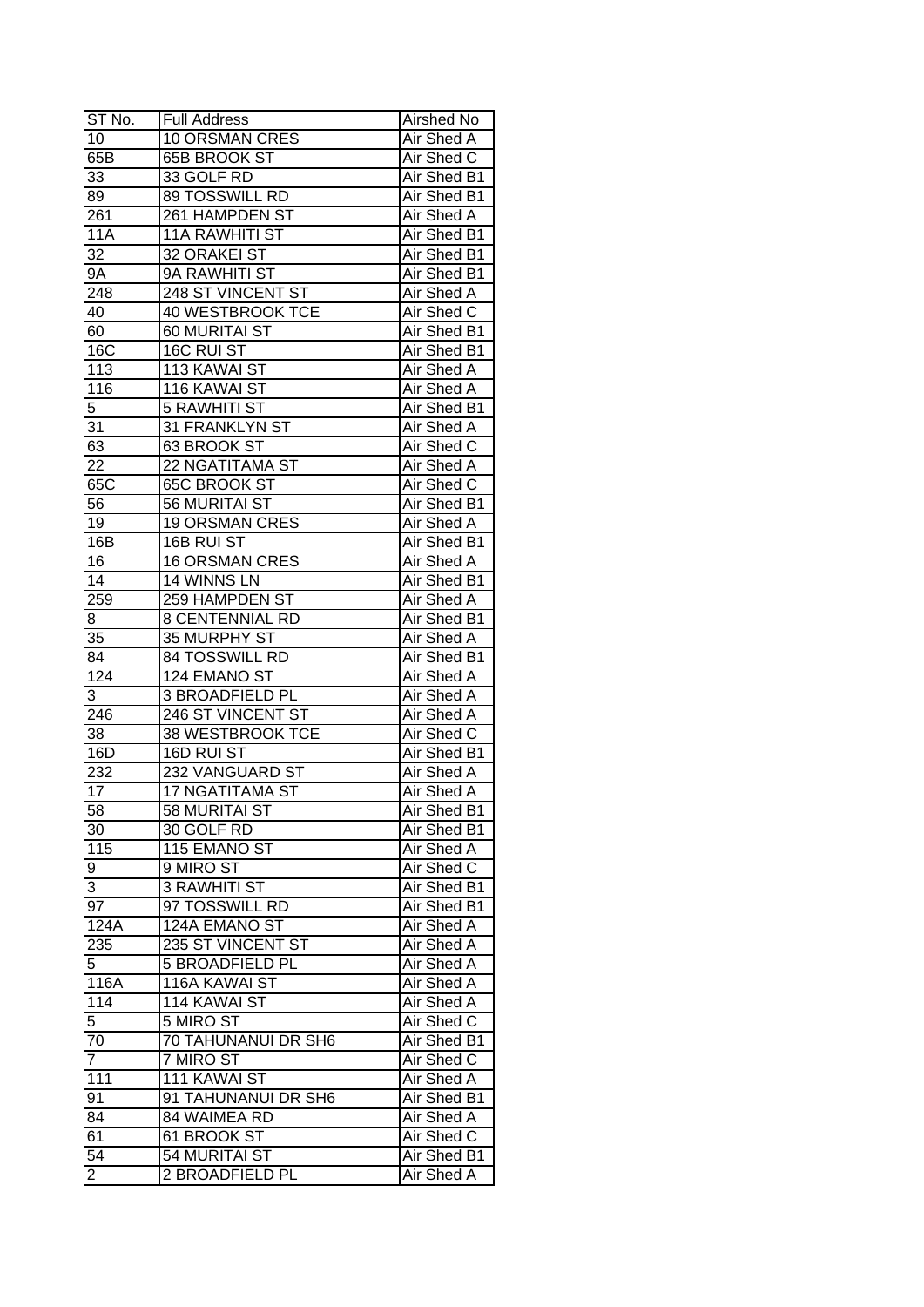| ST No. | Full Address | Airshed No |
|---|---|---|
| 10 | 10 ORSMAN CRES | Air Shed A |
| 65B | 65B BROOK ST | Air Shed C |
| 33 | 33 GOLF RD | Air Shed B1 |
| 89 | 89 TOSSWILL RD | Air Shed B1 |
| 261 | 261 HAMPDEN ST | Air Shed A |
| 11A | 11A RAWHITI ST | Air Shed B1 |
| 32 | 32 ORAKEI ST | Air Shed B1 |
| 9A | 9A RAWHITI ST | Air Shed B1 |
| 248 | 248 ST VINCENT ST | Air Shed A |
| 40 | 40 WESTBROOK TCE | Air Shed C |
| 60 | 60 MURITAI ST | Air Shed B1 |
| 16C | 16C RUI ST | Air Shed B1 |
| 113 | 113 KAWAI ST | Air Shed A |
| 116 | 116 KAWAI ST | Air Shed A |
| 5 | 5 RAWHITI ST | Air Shed B1 |
| 31 | 31 FRANKLYN ST | Air Shed A |
| 63 | 63 BROOK ST | Air Shed C |
| 22 | 22 NGATITAMA ST | Air Shed A |
| 65C | 65C BROOK ST | Air Shed C |
| 56 | 56 MURITAI ST | Air Shed B1 |
| 19 | 19 ORSMAN CRES | Air Shed A |
| 16B | 16B RUI ST | Air Shed B1 |
| 16 | 16 ORSMAN CRES | Air Shed A |
| 14 | 14 WINNS LN | Air Shed B1 |
| 259 | 259 HAMPDEN ST | Air Shed A |
| 8 | 8 CENTENNIAL RD | Air Shed B1 |
| 35 | 35 MURPHY ST | Air Shed A |
| 84 | 84 TOSSWILL RD | Air Shed B1 |
| 124 | 124 EMANO ST | Air Shed A |
| 3 | 3 BROADFIELD PL | Air Shed A |
| 246 | 246 ST VINCENT ST | Air Shed A |
| 38 | 38 WESTBROOK TCE | Air Shed C |
| 16D | 16D RUI ST | Air Shed B1 |
| 232 | 232 VANGUARD ST | Air Shed A |
| 17 | 17 NGATITAMA ST | Air Shed A |
| 58 | 58 MURITAI ST | Air Shed B1 |
| 30 | 30 GOLF RD | Air Shed B1 |
| 115 | 115 EMANO ST | Air Shed A |
| 9 | 9 MIRO ST | Air Shed C |
| 3 | 3 RAWHITI ST | Air Shed B1 |
| 97 | 97 TOSSWILL RD | Air Shed B1 |
| 124A | 124A EMANO ST | Air Shed A |
| 235 | 235 ST VINCENT ST | Air Shed A |
| 5 | 5 BROADFIELD PL | Air Shed A |
| 116A | 116A KAWAI ST | Air Shed A |
| 114 | 114 KAWAI ST | Air Shed A |
| 5 | 5 MIRO ST | Air Shed C |
| 70 | 70 TAHUNANUI DR SH6 | Air Shed B1 |
| 7 | 7 MIRO ST | Air Shed C |
| 111 | 111 KAWAI ST | Air Shed A |
| 91 | 91 TAHUNANUI DR SH6 | Air Shed B1 |
| 84 | 84 WAIMEA RD | Air Shed A |
| 61 | 61 BROOK ST | Air Shed C |
| 54 | 54 MURITAI ST | Air Shed B1 |
| 2 | 2 BROADFIELD PL | Air Shed A |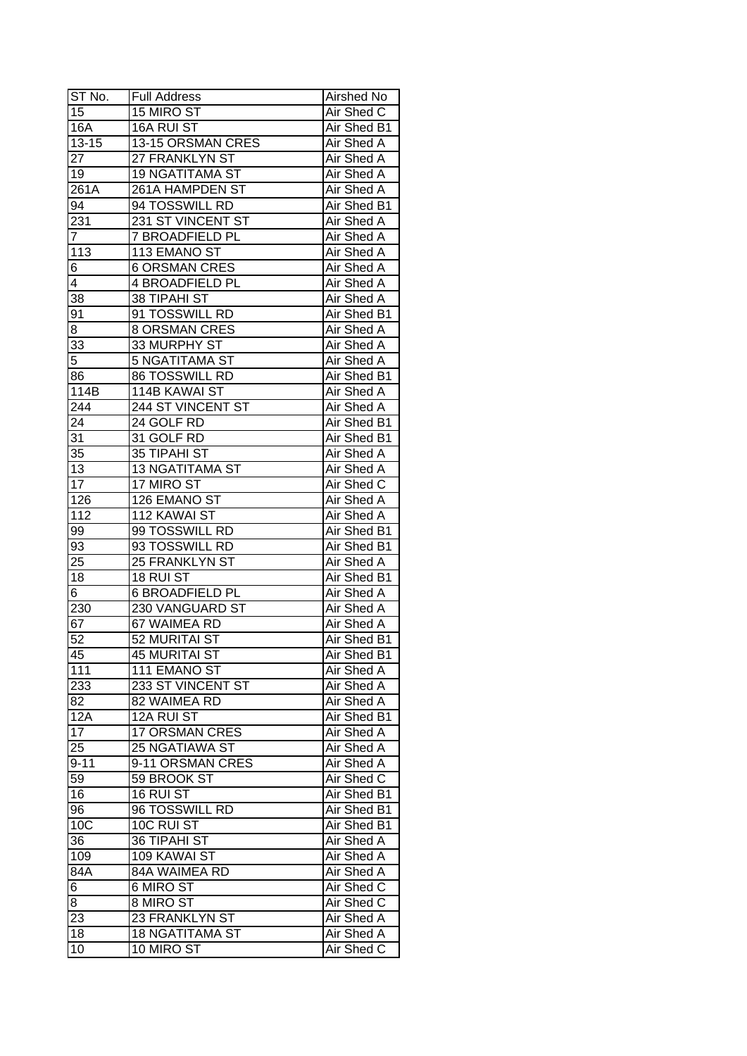| ST No. | Full Address | Airshed No |
|---|---|---|
| 15 | 15 MIRO ST | Air Shed C |
| 16A | 16A RUI ST | Air Shed B1 |
| 13-15 | 13-15 ORSMAN CRES | Air Shed A |
| 27 | 27 FRANKLYN ST | Air Shed A |
| 19 | 19 NGATITAMA ST | Air Shed A |
| 261A | 261A HAMPDEN ST | Air Shed A |
| 94 | 94 TOSSWILL RD | Air Shed B1 |
| 231 | 231 ST VINCENT ST | Air Shed A |
| 7 | 7 BROADFIELD PL | Air Shed A |
| 113 | 113 EMANO ST | Air Shed A |
| 6 | 6 ORSMAN CRES | Air Shed A |
| 4 | 4 BROADFIELD PL | Air Shed A |
| 38 | 38 TIPAHI ST | Air Shed A |
| 91 | 91 TOSSWILL RD | Air Shed B1 |
| 8 | 8 ORSMAN CRES | Air Shed A |
| 33 | 33 MURPHY ST | Air Shed A |
| 5 | 5 NGATITAMA ST | Air Shed A |
| 86 | 86 TOSSWILL RD | Air Shed B1 |
| 114B | 114B KAWAI ST | Air Shed A |
| 244 | 244 ST VINCENT ST | Air Shed A |
| 24 | 24 GOLF RD | Air Shed B1 |
| 31 | 31 GOLF RD | Air Shed B1 |
| 35 | 35 TIPAHI ST | Air Shed A |
| 13 | 13 NGATITAMA ST | Air Shed A |
| 17 | 17 MIRO ST | Air Shed C |
| 126 | 126 EMANO ST | Air Shed A |
| 112 | 112 KAWAI ST | Air Shed A |
| 99 | 99 TOSSWILL RD | Air Shed B1 |
| 93 | 93 TOSSWILL RD | Air Shed B1 |
| 25 | 25 FRANKLYN ST | Air Shed A |
| 18 | 18 RUI ST | Air Shed B1 |
| 6 | 6 BROADFIELD PL | Air Shed A |
| 230 | 230 VANGUARD ST | Air Shed A |
| 67 | 67 WAIMEA RD | Air Shed A |
| 52 | 52 MURITAI ST | Air Shed B1 |
| 45 | 45 MURITAI ST | Air Shed B1 |
| 111 | 111 EMANO ST | Air Shed A |
| 233 | 233 ST VINCENT ST | Air Shed A |
| 82 | 82 WAIMEA RD | Air Shed A |
| 12A | 12A RUI ST | Air Shed B1 |
| 17 | 17 ORSMAN CRES | Air Shed A |
| 25 | 25 NGATIAWA ST | Air Shed A |
| 9-11 | 9-11 ORSMAN CRES | Air Shed A |
| 59 | 59 BROOK ST | Air Shed C |
| 16 | 16 RUI ST | Air Shed B1 |
| 96 | 96 TOSSWILL RD | Air Shed B1 |
| 10C | 10C RUI ST | Air Shed B1 |
| 36 | 36 TIPAHI ST | Air Shed A |
| 109 | 109 KAWAI ST | Air Shed A |
| 84A | 84A WAIMEA RD | Air Shed A |
| 6 | 6 MIRO ST | Air Shed C |
| 8 | 8 MIRO ST | Air Shed C |
| 23 | 23 FRANKLYN ST | Air Shed A |
| 18 | 18 NGATITAMA ST | Air Shed A |
| 10 | 10 MIRO ST | Air Shed C |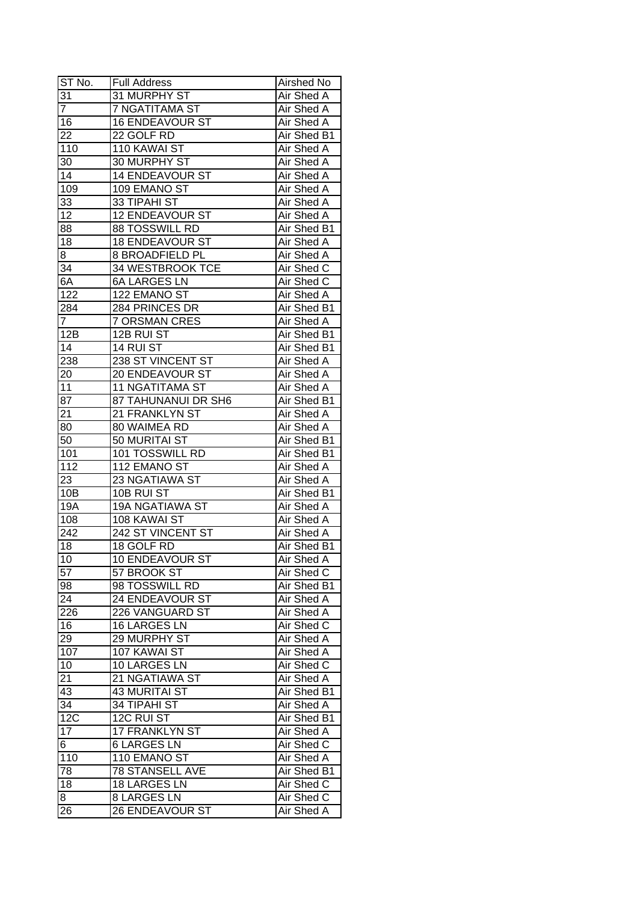| ST No. | Full Address | Airshed No |
|---|---|---|
| 31 | 31 MURPHY ST | Air Shed A |
| 7 | 7 NGATITAMA ST | Air Shed A |
| 16 | 16 ENDEAVOUR ST | Air Shed A |
| 22 | 22 GOLF RD | Air Shed B1 |
| 110 | 110 KAWAI ST | Air Shed A |
| 30 | 30 MURPHY ST | Air Shed A |
| 14 | 14 ENDEAVOUR ST | Air Shed A |
| 109 | 109 EMANO ST | Air Shed A |
| 33 | 33 TIPAHI ST | Air Shed A |
| 12 | 12 ENDEAVOUR ST | Air Shed A |
| 88 | 88 TOSSWILL RD | Air Shed B1 |
| 18 | 18 ENDEAVOUR ST | Air Shed A |
| 8 | 8 BROADFIELD PL | Air Shed A |
| 34 | 34 WESTBROOK TCE | Air Shed C |
| 6A | 6A LARGES LN | Air Shed C |
| 122 | 122 EMANO ST | Air Shed A |
| 284 | 284 PRINCES DR | Air Shed B1 |
| 7 | 7 ORSMAN CRES | Air Shed A |
| 12B | 12B RUI ST | Air Shed B1 |
| 14 | 14 RUI ST | Air Shed B1 |
| 238 | 238 ST VINCENT ST | Air Shed A |
| 20 | 20 ENDEAVOUR ST | Air Shed A |
| 11 | 11 NGATITAMA ST | Air Shed A |
| 87 | 87 TAHUNANUI DR SH6 | Air Shed B1 |
| 21 | 21 FRANKLYN ST | Air Shed A |
| 80 | 80 WAIMEA RD | Air Shed A |
| 50 | 50 MURITAI ST | Air Shed B1 |
| 101 | 101 TOSSWILL RD | Air Shed B1 |
| 112 | 112 EMANO ST | Air Shed A |
| 23 | 23 NGATIAWA ST | Air Shed A |
| 10B | 10B RUI ST | Air Shed B1 |
| 19A | 19A NGATIAWA ST | Air Shed A |
| 108 | 108 KAWAI ST | Air Shed A |
| 242 | 242 ST VINCENT ST | Air Shed A |
| 18 | 18 GOLF RD | Air Shed B1 |
| 10 | 10 ENDEAVOUR ST | Air Shed A |
| 57 | 57 BROOK ST | Air Shed C |
| 98 | 98 TOSSWILL RD | Air Shed B1 |
| 24 | 24 ENDEAVOUR ST | Air Shed A |
| 226 | 226 VANGUARD ST | Air Shed A |
| 16 | 16 LARGES LN | Air Shed C |
| 29 | 29 MURPHY ST | Air Shed A |
| 107 | 107 KAWAI ST | Air Shed A |
| 10 | 10 LARGES LN | Air Shed C |
| 21 | 21 NGATIAWA ST | Air Shed A |
| 43 | 43 MURITAI ST | Air Shed B1 |
| 34 | 34 TIPAHI ST | Air Shed A |
| 12C | 12C RUI ST | Air Shed B1 |
| 17 | 17 FRANKLYN ST | Air Shed A |
| 6 | 6 LARGES LN | Air Shed C |
| 110 | 110 EMANO ST | Air Shed A |
| 78 | 78 STANSELL AVE | Air Shed B1 |
| 18 | 18 LARGES LN | Air Shed C |
| 8 | 8 LARGES LN | Air Shed C |
| 26 | 26 ENDEAVOUR ST | Air Shed A |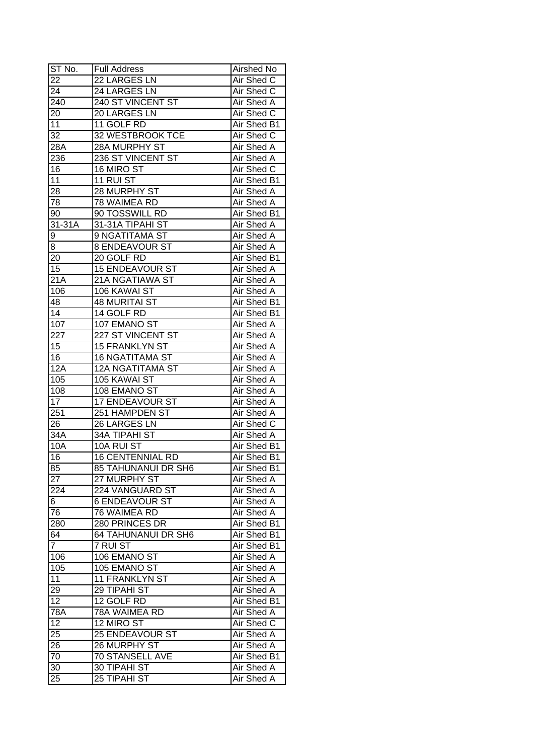| ST No. | Full Address | Airshed No |
|---|---|---|
| 22 | 22 LARGES LN | Air Shed C |
| 24 | 24 LARGES LN | Air Shed C |
| 240 | 240 ST VINCENT ST | Air Shed A |
| 20 | 20 LARGES LN | Air Shed C |
| 11 | 11 GOLF RD | Air Shed B1 |
| 32 | 32 WESTBROOK TCE | Air Shed C |
| 28A | 28A MURPHY ST | Air Shed A |
| 236 | 236 ST VINCENT ST | Air Shed A |
| 16 | 16 MIRO ST | Air Shed C |
| 11 | 11 RUI ST | Air Shed B1 |
| 28 | 28 MURPHY ST | Air Shed A |
| 78 | 78 WAIMEA RD | Air Shed A |
| 90 | 90 TOSSWILL RD | Air Shed B1 |
| 31-31A | 31-31A TIPAHI ST | Air Shed A |
| 9 | 9 NGATITAMA ST | Air Shed A |
| 8 | 8 ENDEAVOUR ST | Air Shed A |
| 20 | 20 GOLF RD | Air Shed B1 |
| 15 | 15 ENDEAVOUR ST | Air Shed A |
| 21A | 21A NGATIAWA ST | Air Shed A |
| 106 | 106 KAWAI ST | Air Shed A |
| 48 | 48 MURITAI ST | Air Shed B1 |
| 14 | 14 GOLF RD | Air Shed B1 |
| 107 | 107 EMANO ST | Air Shed A |
| 227 | 227 ST VINCENT ST | Air Shed A |
| 15 | 15 FRANKLYN ST | Air Shed A |
| 16 | 16 NGATITAMA ST | Air Shed A |
| 12A | 12A NGATITAMA ST | Air Shed A |
| 105 | 105 KAWAI ST | Air Shed A |
| 108 | 108 EMANO ST | Air Shed A |
| 17 | 17 ENDEAVOUR ST | Air Shed A |
| 251 | 251 HAMPDEN ST | Air Shed A |
| 26 | 26 LARGES LN | Air Shed C |
| 34A | 34A TIPAHI ST | Air Shed A |
| 10A | 10A RUI ST | Air Shed B1 |
| 16 | 16 CENTENNIAL RD | Air Shed B1 |
| 85 | 85 TAHUNANUI DR SH6 | Air Shed B1 |
| 27 | 27 MURPHY ST | Air Shed A |
| 224 | 224 VANGUARD ST | Air Shed A |
| 6 | 6 ENDEAVOUR ST | Air Shed A |
| 76 | 76 WAIMEA RD | Air Shed A |
| 280 | 280 PRINCES DR | Air Shed B1 |
| 64 | 64 TAHUNANUI DR SH6 | Air Shed B1 |
| 7 | 7 RUI ST | Air Shed B1 |
| 106 | 106 EMANO ST | Air Shed A |
| 105 | 105 EMANO ST | Air Shed A |
| 11 | 11 FRANKLYN ST | Air Shed A |
| 29 | 29 TIPAHI ST | Air Shed A |
| 12 | 12 GOLF RD | Air Shed B1 |
| 78A | 78A WAIMEA RD | Air Shed A |
| 12 | 12 MIRO ST | Air Shed C |
| 25 | 25 ENDEAVOUR ST | Air Shed A |
| 26 | 26 MURPHY ST | Air Shed A |
| 70 | 70 STANSELL AVE | Air Shed B1 |
| 30 | 30 TIPAHI ST | Air Shed A |
| 25 | 25 TIPAHI ST | Air Shed A |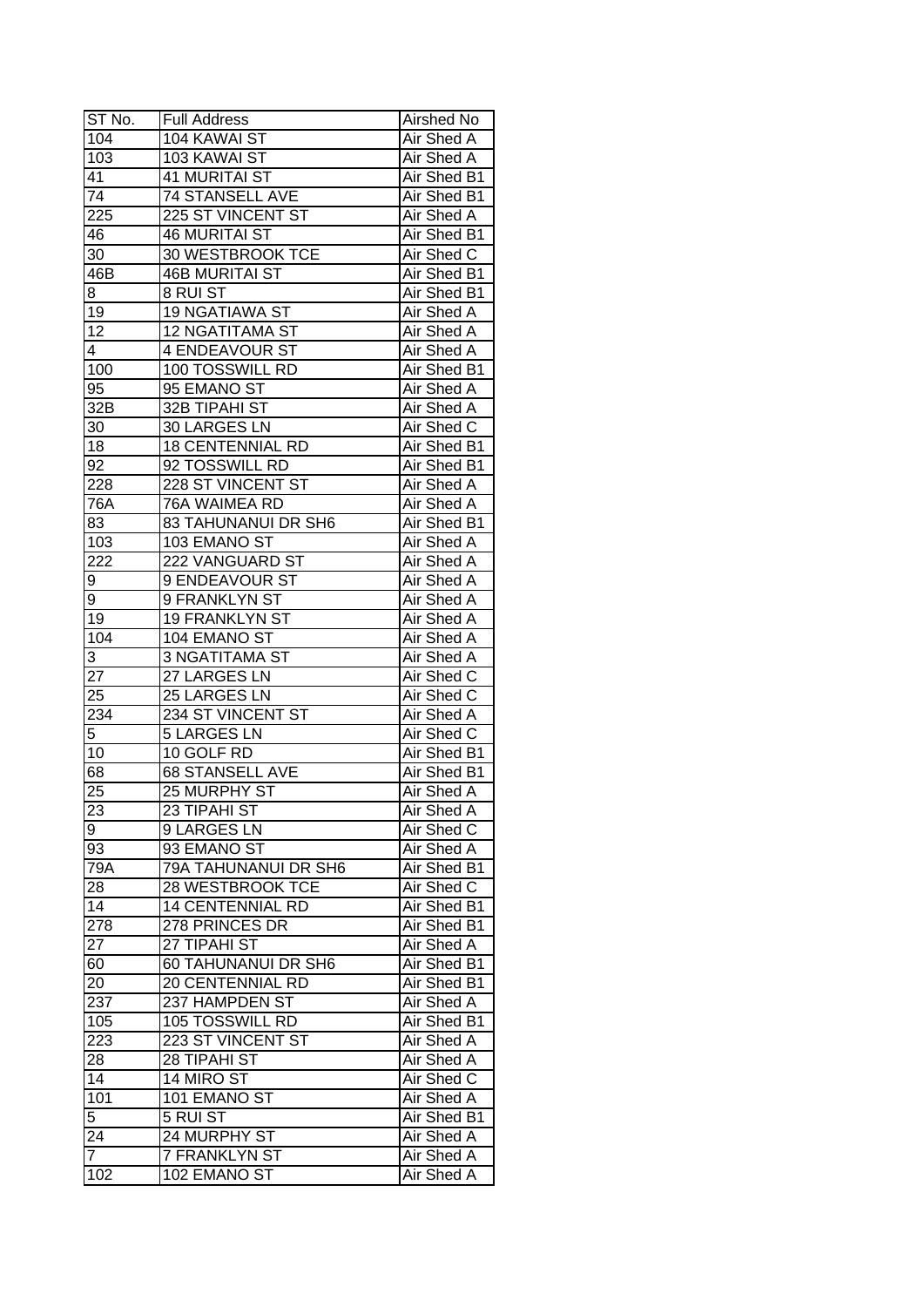| ST No. | Full Address | Airshed No |
| --- | --- | --- |
| 104 | 104 KAWAI ST | Air Shed A |
| 103 | 103 KAWAI ST | Air Shed A |
| 41 | 41 MURITAI ST | Air Shed B1 |
| 74 | 74 STANSELL AVE | Air Shed B1 |
| 225 | 225 ST VINCENT ST | Air Shed A |
| 46 | 46 MURITAI ST | Air Shed B1 |
| 30 | 30 WESTBROOK TCE | Air Shed C |
| 46B | 46B MURITAI ST | Air Shed B1 |
| 8 | 8 RUI ST | Air Shed B1 |
| 19 | 19 NGATIAWA ST | Air Shed A |
| 12 | 12 NGATITAMA ST | Air Shed A |
| 4 | 4 ENDEAVOUR ST | Air Shed A |
| 100 | 100 TOSSWILL RD | Air Shed B1 |
| 95 | 95 EMANO ST | Air Shed A |
| 32B | 32B TIPAHI ST | Air Shed A |
| 30 | 30 LARGES LN | Air Shed C |
| 18 | 18 CENTENNIAL RD | Air Shed B1 |
| 92 | 92 TOSSWILL RD | Air Shed B1 |
| 228 | 228 ST VINCENT ST | Air Shed A |
| 76A | 76A WAIMEA RD | Air Shed A |
| 83 | 83 TAHUNANUI DR SH6 | Air Shed B1 |
| 103 | 103 EMANO ST | Air Shed A |
| 222 | 222 VANGUARD ST | Air Shed A |
| 9 | 9 ENDEAVOUR ST | Air Shed A |
| 9 | 9 FRANKLYN ST | Air Shed A |
| 19 | 19 FRANKLYN ST | Air Shed A |
| 104 | 104 EMANO ST | Air Shed A |
| 3 | 3 NGATITAMA ST | Air Shed A |
| 27 | 27 LARGES LN | Air Shed C |
| 25 | 25 LARGES LN | Air Shed C |
| 234 | 234 ST VINCENT ST | Air Shed A |
| 5 | 5 LARGES LN | Air Shed C |
| 10 | 10 GOLF RD | Air Shed B1 |
| 68 | 68 STANSELL AVE | Air Shed B1 |
| 25 | 25 MURPHY ST | Air Shed A |
| 23 | 23 TIPAHI ST | Air Shed A |
| 9 | 9 LARGES LN | Air Shed C |
| 93 | 93 EMANO ST | Air Shed A |
| 79A | 79A TAHUNANUI DR SH6 | Air Shed B1 |
| 28 | 28 WESTBROOK TCE | Air Shed C |
| 14 | 14 CENTENNIAL RD | Air Shed B1 |
| 278 | 278 PRINCES DR | Air Shed B1 |
| 27 | 27 TIPAHI ST | Air Shed A |
| 60 | 60 TAHUNANUI DR SH6 | Air Shed B1 |
| 20 | 20 CENTENNIAL RD | Air Shed B1 |
| 237 | 237 HAMPDEN ST | Air Shed A |
| 105 | 105 TOSSWILL RD | Air Shed B1 |
| 223 | 223 ST VINCENT ST | Air Shed A |
| 28 | 28 TIPAHI ST | Air Shed A |
| 14 | 14 MIRO ST | Air Shed C |
| 101 | 101 EMANO ST | Air Shed A |
| 5 | 5 RUI ST | Air Shed B1 |
| 24 | 24 MURPHY ST | Air Shed A |
| 7 | 7 FRANKLYN ST | Air Shed A |
| 102 | 102 EMANO ST | Air Shed A |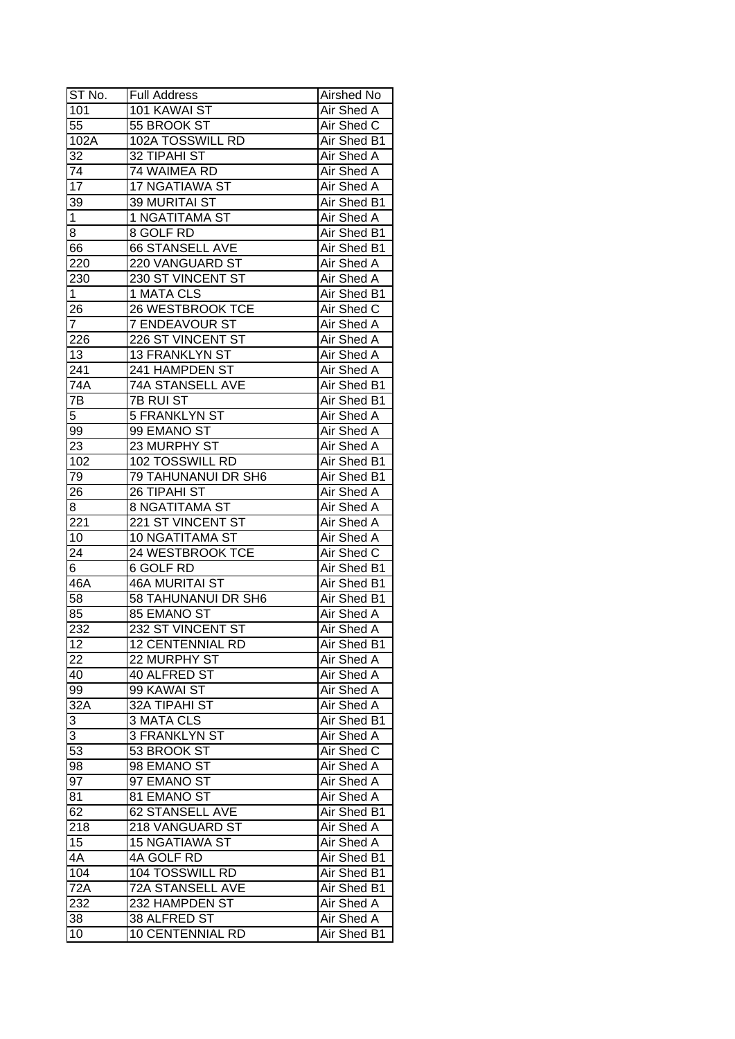| ST No. | Full Address | Airshed No |
| --- | --- | --- |
| 101 | 101 KAWAI ST | Air Shed A |
| 55 | 55 BROOK ST | Air Shed C |
| 102A | 102A TOSSWILL RD | Air Shed B1 |
| 32 | 32 TIPAHI ST | Air Shed A |
| 74 | 74 WAIMEA RD | Air Shed A |
| 17 | 17 NGATIAWA ST | Air Shed A |
| 39 | 39 MURITAI ST | Air Shed B1 |
| 1 | 1 NGATITAMA ST | Air Shed A |
| 8 | 8 GOLF RD | Air Shed B1 |
| 66 | 66 STANSELL AVE | Air Shed B1 |
| 220 | 220 VANGUARD ST | Air Shed A |
| 230 | 230 ST VINCENT ST | Air Shed A |
| 1 | 1 MATA CLS | Air Shed B1 |
| 26 | 26 WESTBROOK TCE | Air Shed C |
| 7 | 7 ENDEAVOUR ST | Air Shed A |
| 226 | 226 ST VINCENT ST | Air Shed A |
| 13 | 13 FRANKLYN ST | Air Shed A |
| 241 | 241 HAMPDEN ST | Air Shed A |
| 74A | 74A STANSELL AVE | Air Shed B1 |
| 7B | 7B RUI ST | Air Shed B1 |
| 5 | 5 FRANKLYN ST | Air Shed A |
| 99 | 99 EMANO ST | Air Shed A |
| 23 | 23 MURPHY ST | Air Shed A |
| 102 | 102 TOSSWILL RD | Air Shed B1 |
| 79 | 79 TAHUNANUI DR SH6 | Air Shed B1 |
| 26 | 26 TIPAHI ST | Air Shed A |
| 8 | 8 NGATITAMA ST | Air Shed A |
| 221 | 221 ST VINCENT ST | Air Shed A |
| 10 | 10 NGATITAMA ST | Air Shed A |
| 24 | 24 WESTBROOK TCE | Air Shed C |
| 6 | 6 GOLF RD | Air Shed B1 |
| 46A | 46A MURITAI ST | Air Shed B1 |
| 58 | 58 TAHUNANUI DR SH6 | Air Shed B1 |
| 85 | 85 EMANO ST | Air Shed A |
| 232 | 232 ST VINCENT ST | Air Shed A |
| 12 | 12 CENTENNIAL RD | Air Shed B1 |
| 22 | 22 MURPHY ST | Air Shed A |
| 40 | 40 ALFRED ST | Air Shed A |
| 99 | 99 KAWAI ST | Air Shed A |
| 32A | 32A TIPAHI ST | Air Shed A |
| 3 | 3 MATA CLS | Air Shed B1 |
| 3 | 3 FRANKLYN ST | Air Shed A |
| 53 | 53 BROOK ST | Air Shed C |
| 98 | 98 EMANO ST | Air Shed A |
| 97 | 97 EMANO ST | Air Shed A |
| 81 | 81 EMANO ST | Air Shed A |
| 62 | 62 STANSELL AVE | Air Shed B1 |
| 218 | 218 VANGUARD ST | Air Shed A |
| 15 | 15 NGATIAWA ST | Air Shed A |
| 4A | 4A GOLF RD | Air Shed B1 |
| 104 | 104 TOSSWILL RD | Air Shed B1 |
| 72A | 72A STANSELL AVE | Air Shed B1 |
| 232 | 232 HAMPDEN ST | Air Shed A |
| 38 | 38 ALFRED ST | Air Shed A |
| 10 | 10 CENTENNIAL RD | Air Shed B1 |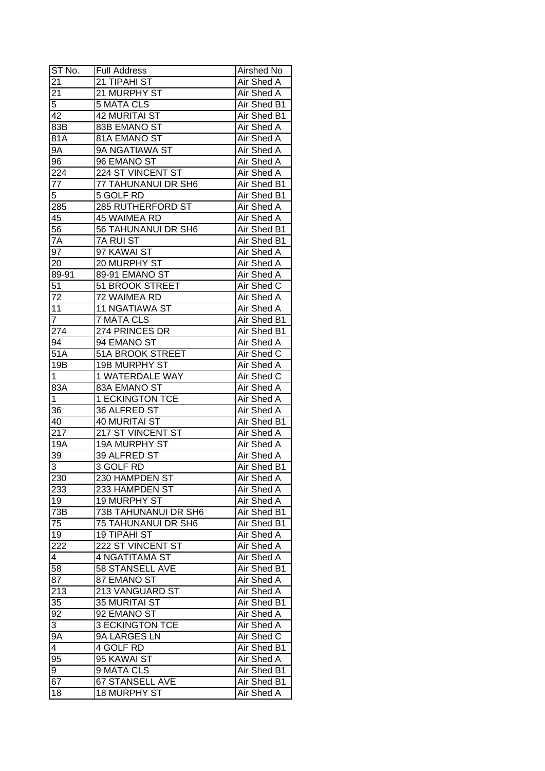| ST No. | Full Address | Airshed No |
|---|---|---|
| 21 | 21 TIPAHI ST | Air Shed A |
| 21 | 21 MURPHY ST | Air Shed A |
| 5 | 5 MATA CLS | Air Shed B1 |
| 42 | 42 MURITAI ST | Air Shed B1 |
| 83B | 83B EMANO ST | Air Shed A |
| 81A | 81A EMANO ST | Air Shed A |
| 9A | 9A NGATIAWA ST | Air Shed A |
| 96 | 96 EMANO ST | Air Shed A |
| 224 | 224 ST VINCENT ST | Air Shed A |
| 77 | 77 TAHUNANUI DR SH6 | Air Shed B1 |
| 5 | 5 GOLF RD | Air Shed B1 |
| 285 | 285 RUTHERFORD ST | Air Shed A |
| 45 | 45 WAIMEA RD | Air Shed A |
| 56 | 56 TAHUNANUI DR SH6 | Air Shed B1 |
| 7A | 7A RUI ST | Air Shed B1 |
| 97 | 97 KAWAI ST | Air Shed A |
| 20 | 20 MURPHY ST | Air Shed A |
| 89-91 | 89-91 EMANO ST | Air Shed A |
| 51 | 51 BROOK STREET | Air Shed C |
| 72 | 72 WAIMEA RD | Air Shed A |
| 11 | 11 NGATIAWA ST | Air Shed A |
| 7 | 7 MATA CLS | Air Shed B1 |
| 274 | 274 PRINCES DR | Air Shed B1 |
| 94 | 94 EMANO ST | Air Shed A |
| 51A | 51A BROOK STREET | Air Shed C |
| 19B | 19B MURPHY ST | Air Shed A |
| 1 | 1 WATERDALE WAY | Air Shed C |
| 83A | 83A EMANO ST | Air Shed A |
| 1 | 1 ECKINGTON TCE | Air Shed A |
| 36 | 36 ALFRED ST | Air Shed A |
| 40 | 40 MURITAI ST | Air Shed B1 |
| 217 | 217 ST VINCENT ST | Air Shed A |
| 19A | 19A MURPHY ST | Air Shed A |
| 39 | 39 ALFRED ST | Air Shed A |
| 3 | 3 GOLF RD | Air Shed B1 |
| 230 | 230 HAMPDEN ST | Air Shed A |
| 233 | 233 HAMPDEN ST | Air Shed A |
| 19 | 19 MURPHY ST | Air Shed A |
| 73B | 73B TAHUNANUI DR SH6 | Air Shed B1 |
| 75 | 75 TAHUNANUI DR SH6 | Air Shed B1 |
| 19 | 19 TIPAHI ST | Air Shed A |
| 222 | 222 ST VINCENT ST | Air Shed A |
| 4 | 4 NGATITAMA ST | Air Shed A |
| 58 | 58 STANSELL AVE | Air Shed B1 |
| 87 | 87 EMANO ST | Air Shed A |
| 213 | 213 VANGUARD ST | Air Shed A |
| 35 | 35 MURITAI ST | Air Shed B1 |
| 92 | 92 EMANO ST | Air Shed A |
| 3 | 3 ECKINGTON TCE | Air Shed A |
| 9A | 9A LARGES LN | Air Shed C |
| 4 | 4 GOLF RD | Air Shed B1 |
| 95 | 95 KAWAI ST | Air Shed A |
| 9 | 9 MATA CLS | Air Shed B1 |
| 67 | 67 STANSELL AVE | Air Shed B1 |
| 18 | 18 MURPHY ST | Air Shed A |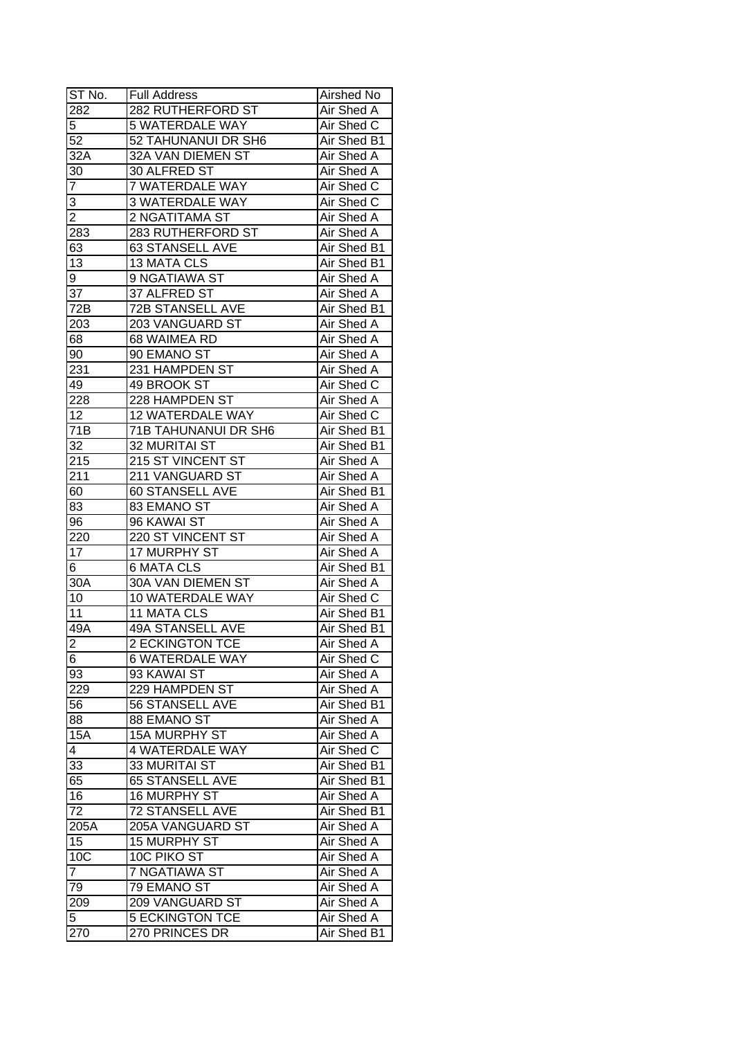| ST No. | Full Address | Airshed No |
|---|---|---|
| 282 | 282 RUTHERFORD ST | Air Shed A |
| 5 | 5 WATERDALE WAY | Air Shed C |
| 52 | 52 TAHUNANUI DR SH6 | Air Shed B1 |
| 32A | 32A VAN DIEMEN ST | Air Shed A |
| 30 | 30 ALFRED ST | Air Shed A |
| 7 | 7 WATERDALE WAY | Air Shed C |
| 3 | 3 WATERDALE WAY | Air Shed C |
| 2 | 2 NGATITAMA ST | Air Shed A |
| 283 | 283 RUTHERFORD ST | Air Shed A |
| 63 | 63 STANSELL AVE | Air Shed B1 |
| 13 | 13 MATA CLS | Air Shed B1 |
| 9 | 9 NGATIAWA ST | Air Shed A |
| 37 | 37 ALFRED ST | Air Shed A |
| 72B | 72B STANSELL AVE | Air Shed B1 |
| 203 | 203 VANGUARD ST | Air Shed A |
| 68 | 68 WAIMEA RD | Air Shed A |
| 90 | 90 EMANO ST | Air Shed A |
| 231 | 231 HAMPDEN ST | Air Shed A |
| 49 | 49 BROOK ST | Air Shed C |
| 228 | 228 HAMPDEN ST | Air Shed A |
| 12 | 12 WATERDALE WAY | Air Shed C |
| 71B | 71B TAHUNANUI DR SH6 | Air Shed B1 |
| 32 | 32 MURITAI ST | Air Shed B1 |
| 215 | 215 ST VINCENT ST | Air Shed A |
| 211 | 211 VANGUARD ST | Air Shed A |
| 60 | 60 STANSELL AVE | Air Shed B1 |
| 83 | 83 EMANO ST | Air Shed A |
| 96 | 96 KAWAI ST | Air Shed A |
| 220 | 220 ST VINCENT ST | Air Shed A |
| 17 | 17 MURPHY ST | Air Shed A |
| 6 | 6 MATA CLS | Air Shed B1 |
| 30A | 30A VAN DIEMEN ST | Air Shed A |
| 10 | 10 WATERDALE WAY | Air Shed C |
| 11 | 11 MATA CLS | Air Shed B1 |
| 49A | 49A STANSELL AVE | Air Shed B1 |
| 2 | 2 ECKINGTON TCE | Air Shed A |
| 6 | 6 WATERDALE WAY | Air Shed C |
| 93 | 93 KAWAI ST | Air Shed A |
| 229 | 229 HAMPDEN ST | Air Shed A |
| 56 | 56 STANSELL AVE | Air Shed B1 |
| 88 | 88 EMANO ST | Air Shed A |
| 15A | 15A MURPHY ST | Air Shed A |
| 4 | 4 WATERDALE WAY | Air Shed C |
| 33 | 33 MURITAI ST | Air Shed B1 |
| 65 | 65 STANSELL AVE | Air Shed B1 |
| 16 | 16 MURPHY ST | Air Shed A |
| 72 | 72 STANSELL AVE | Air Shed B1 |
| 205A | 205A VANGUARD ST | Air Shed A |
| 15 | 15 MURPHY ST | Air Shed A |
| 10C | 10C PIKO ST | Air Shed A |
| 7 | 7 NGATIAWA ST | Air Shed A |
| 79 | 79 EMANO ST | Air Shed A |
| 209 | 209 VANGUARD ST | Air Shed A |
| 5 | 5 ECKINGTON TCE | Air Shed A |
| 270 | 270 PRINCES DR | Air Shed B1 |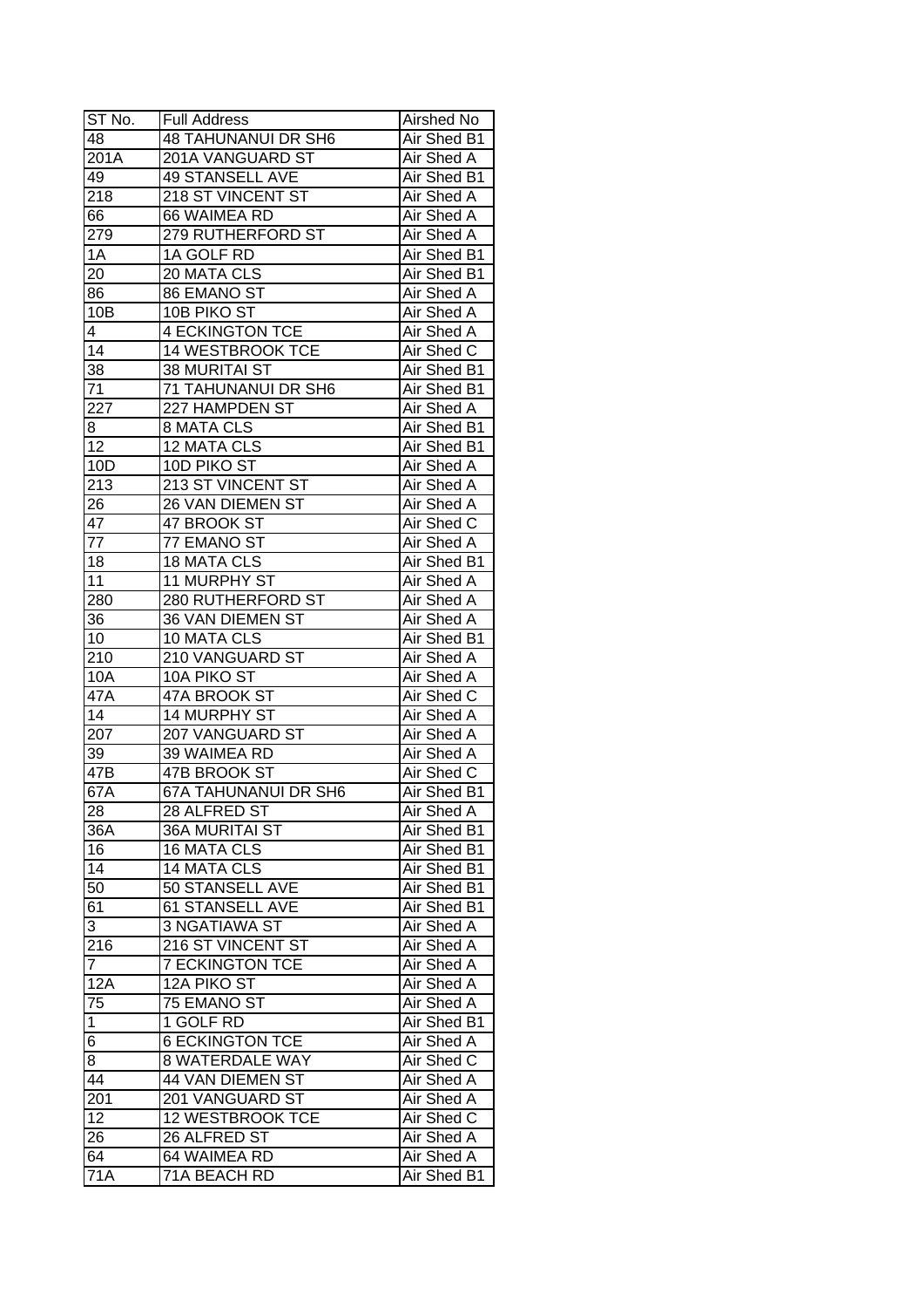| ST No. | Full Address | Airshed No |
|---|---|---|
| 48 | 48 TAHUNANUI DR SH6 | Air Shed B1 |
| 201A | 201A VANGUARD ST | Air Shed A |
| 49 | 49 STANSELL AVE | Air Shed B1 |
| 218 | 218 ST VINCENT ST | Air Shed A |
| 66 | 66 WAIMEA RD | Air Shed A |
| 279 | 279 RUTHERFORD ST | Air Shed A |
| 1A | 1A GOLF RD | Air Shed B1 |
| 20 | 20 MATA CLS | Air Shed B1 |
| 86 | 86 EMANO ST | Air Shed A |
| 10B | 10B PIKO ST | Air Shed A |
| 4 | 4 ECKINGTON TCE | Air Shed A |
| 14 | 14 WESTBROOK TCE | Air Shed C |
| 38 | 38 MURITAI ST | Air Shed B1 |
| 71 | 71 TAHUNANUI DR SH6 | Air Shed B1 |
| 227 | 227 HAMPDEN ST | Air Shed A |
| 8 | 8 MATA CLS | Air Shed B1 |
| 12 | 12 MATA CLS | Air Shed B1 |
| 10D | 10D PIKO ST | Air Shed A |
| 213 | 213 ST VINCENT ST | Air Shed A |
| 26 | 26 VAN DIEMEN ST | Air Shed A |
| 47 | 47 BROOK ST | Air Shed C |
| 77 | 77 EMANO ST | Air Shed A |
| 18 | 18 MATA CLS | Air Shed B1 |
| 11 | 11 MURPHY ST | Air Shed A |
| 280 | 280 RUTHERFORD ST | Air Shed A |
| 36 | 36 VAN DIEMEN ST | Air Shed A |
| 10 | 10 MATA CLS | Air Shed B1 |
| 210 | 210 VANGUARD ST | Air Shed A |
| 10A | 10A PIKO ST | Air Shed A |
| 47A | 47A BROOK ST | Air Shed C |
| 14 | 14 MURPHY ST | Air Shed A |
| 207 | 207 VANGUARD ST | Air Shed A |
| 39 | 39 WAIMEA RD | Air Shed A |
| 47B | 47B BROOK ST | Air Shed C |
| 67A | 67A TAHUNANUI DR SH6 | Air Shed B1 |
| 28 | 28 ALFRED ST | Air Shed A |
| 36A | 36A MURITAI ST | Air Shed B1 |
| 16 | 16 MATA CLS | Air Shed B1 |
| 14 | 14 MATA CLS | Air Shed B1 |
| 50 | 50 STANSELL AVE | Air Shed B1 |
| 61 | 61 STANSELL AVE | Air Shed B1 |
| 3 | 3 NGATIAWA ST | Air Shed A |
| 216 | 216 ST VINCENT ST | Air Shed A |
| 7 | 7 ECKINGTON TCE | Air Shed A |
| 12A | 12A PIKO ST | Air Shed A |
| 75 | 75 EMANO ST | Air Shed A |
| 1 | 1 GOLF RD | Air Shed B1 |
| 6 | 6 ECKINGTON TCE | Air Shed A |
| 8 | 8 WATERDALE WAY | Air Shed C |
| 44 | 44 VAN DIEMEN ST | Air Shed A |
| 201 | 201 VANGUARD ST | Air Shed A |
| 12 | 12 WESTBROOK TCE | Air Shed C |
| 26 | 26 ALFRED ST | Air Shed A |
| 64 | 64 WAIMEA RD | Air Shed A |
| 71A | 71A BEACH RD | Air Shed B1 |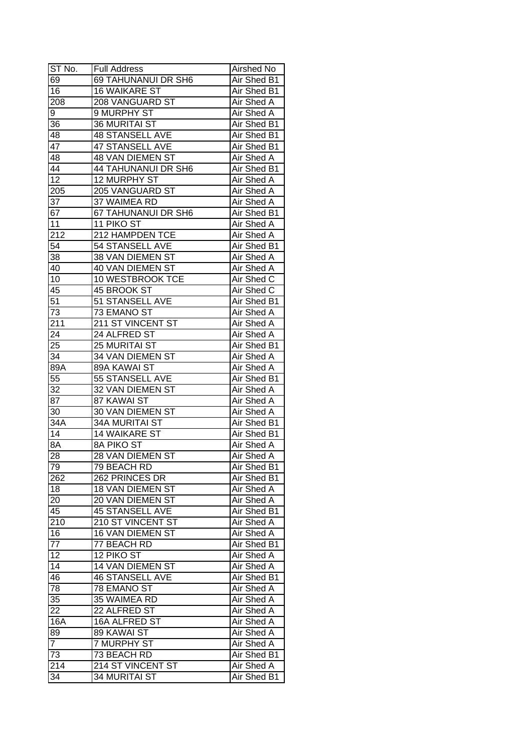| ST No. | Full Address | Airshed No |
|---|---|---|
| 69 | 69 TAHUNANUI DR SH6 | Air Shed B1 |
| 16 | 16 WAIKARE ST | Air Shed B1 |
| 208 | 208 VANGUARD ST | Air Shed A |
| 9 | 9 MURPHY ST | Air Shed A |
| 36 | 36 MURITAI ST | Air Shed B1 |
| 48 | 48 STANSELL AVE | Air Shed B1 |
| 47 | 47 STANSELL AVE | Air Shed B1 |
| 48 | 48 VAN DIEMEN ST | Air Shed A |
| 44 | 44 TAHUNANUI DR SH6 | Air Shed B1 |
| 12 | 12 MURPHY ST | Air Shed A |
| 205 | 205 VANGUARD ST | Air Shed A |
| 37 | 37 WAIMEA RD | Air Shed A |
| 67 | 67 TAHUNANUI DR SH6 | Air Shed B1 |
| 11 | 11 PIKO ST | Air Shed A |
| 212 | 212 HAMPDEN TCE | Air Shed A |
| 54 | 54 STANSELL AVE | Air Shed B1 |
| 38 | 38 VAN DIEMEN ST | Air Shed A |
| 40 | 40 VAN DIEMEN ST | Air Shed A |
| 10 | 10 WESTBROOK TCE | Air Shed C |
| 45 | 45 BROOK ST | Air Shed C |
| 51 | 51 STANSELL AVE | Air Shed B1 |
| 73 | 73 EMANO ST | Air Shed A |
| 211 | 211 ST VINCENT ST | Air Shed A |
| 24 | 24 ALFRED ST | Air Shed A |
| 25 | 25 MURITAI ST | Air Shed B1 |
| 34 | 34 VAN DIEMEN ST | Air Shed A |
| 89A | 89A KAWAI ST | Air Shed A |
| 55 | 55 STANSELL AVE | Air Shed B1 |
| 32 | 32 VAN DIEMEN ST | Air Shed A |
| 87 | 87 KAWAI ST | Air Shed A |
| 30 | 30 VAN DIEMEN ST | Air Shed A |
| 34A | 34A MURITAI ST | Air Shed B1 |
| 14 | 14 WAIKARE ST | Air Shed B1 |
| 8A | 8A PIKO ST | Air Shed A |
| 28 | 28 VAN DIEMEN ST | Air Shed A |
| 79 | 79 BEACH RD | Air Shed B1 |
| 262 | 262 PRINCES DR | Air Shed B1 |
| 18 | 18 VAN DIEMEN ST | Air Shed A |
| 20 | 20 VAN DIEMEN ST | Air Shed A |
| 45 | 45 STANSELL AVE | Air Shed B1 |
| 210 | 210 ST VINCENT ST | Air Shed A |
| 16 | 16 VAN DIEMEN ST | Air Shed A |
| 77 | 77 BEACH RD | Air Shed B1 |
| 12 | 12 PIKO ST | Air Shed A |
| 14 | 14 VAN DIEMEN ST | Air Shed A |
| 46 | 46 STANSELL AVE | Air Shed B1 |
| 78 | 78 EMANO ST | Air Shed A |
| 35 | 35 WAIMEA RD | Air Shed A |
| 22 | 22 ALFRED ST | Air Shed A |
| 16A | 16A ALFRED ST | Air Shed A |
| 89 | 89 KAWAI ST | Air Shed A |
| 7 | 7 MURPHY ST | Air Shed A |
| 73 | 73 BEACH RD | Air Shed B1 |
| 214 | 214 ST VINCENT ST | Air Shed A |
| 34 | 34 MURITAI ST | Air Shed B1 |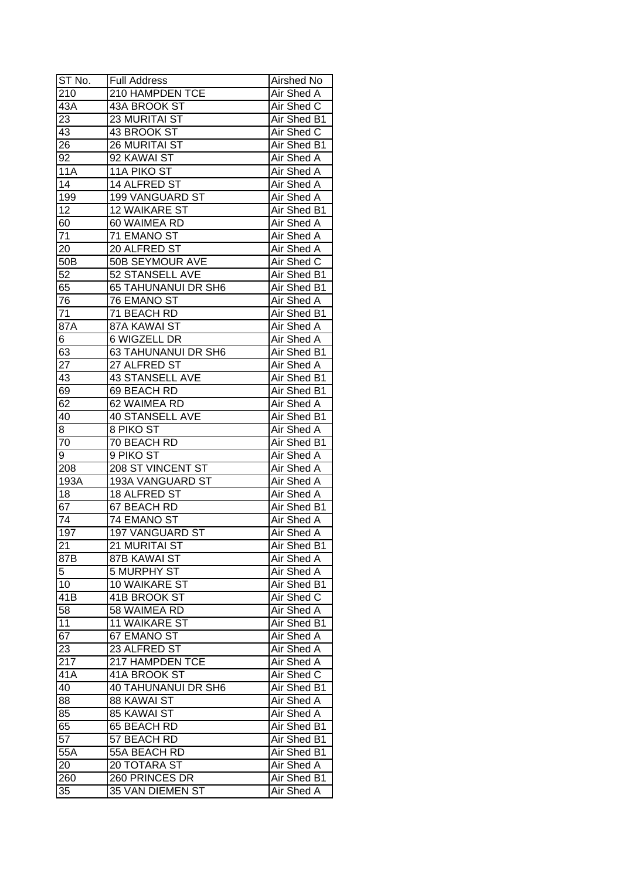| ST No. | Full Address | Airshed No |
|---|---|---|
| 210 | 210 HAMPDEN TCE | Air Shed A |
| 43A | 43A BROOK ST | Air Shed C |
| 23 | 23 MURITAI ST | Air Shed B1 |
| 43 | 43 BROOK ST | Air Shed C |
| 26 | 26 MURITAI ST | Air Shed B1 |
| 92 | 92 KAWAI ST | Air Shed A |
| 11A | 11A PIKO ST | Air Shed A |
| 14 | 14 ALFRED ST | Air Shed A |
| 199 | 199 VANGUARD ST | Air Shed A |
| 12 | 12 WAIKARE ST | Air Shed B1 |
| 60 | 60 WAIMEA RD | Air Shed A |
| 71 | 71 EMANO ST | Air Shed A |
| 20 | 20 ALFRED ST | Air Shed A |
| 50B | 50B SEYMOUR AVE | Air Shed C |
| 52 | 52 STANSELL AVE | Air Shed B1 |
| 65 | 65 TAHUNANUI DR SH6 | Air Shed B1 |
| 76 | 76 EMANO ST | Air Shed A |
| 71 | 71 BEACH RD | Air Shed B1 |
| 87A | 87A KAWAI ST | Air Shed A |
| 6 | 6 WIGZELL DR | Air Shed A |
| 63 | 63 TAHUNANUI DR SH6 | Air Shed B1 |
| 27 | 27 ALFRED ST | Air Shed A |
| 43 | 43 STANSELL AVE | Air Shed B1 |
| 69 | 69 BEACH RD | Air Shed B1 |
| 62 | 62 WAIMEA RD | Air Shed A |
| 40 | 40 STANSELL AVE | Air Shed B1 |
| 8 | 8 PIKO ST | Air Shed A |
| 70 | 70 BEACH RD | Air Shed B1 |
| 9 | 9 PIKO ST | Air Shed A |
| 208 | 208 ST VINCENT ST | Air Shed A |
| 193A | 193A VANGUARD ST | Air Shed A |
| 18 | 18 ALFRED ST | Air Shed A |
| 67 | 67 BEACH RD | Air Shed B1 |
| 74 | 74 EMANO ST | Air Shed A |
| 197 | 197 VANGUARD ST | Air Shed A |
| 21 | 21 MURITAI ST | Air Shed B1 |
| 87B | 87B KAWAI ST | Air Shed A |
| 5 | 5 MURPHY ST | Air Shed A |
| 10 | 10 WAIKARE ST | Air Shed B1 |
| 41B | 41B BROOK ST | Air Shed C |
| 58 | 58 WAIMEA RD | Air Shed A |
| 11 | 11 WAIKARE ST | Air Shed B1 |
| 67 | 67 EMANO ST | Air Shed A |
| 23 | 23 ALFRED ST | Air Shed A |
| 217 | 217 HAMPDEN TCE | Air Shed A |
| 41A | 41A BROOK ST | Air Shed C |
| 40 | 40 TAHUNANUI DR SH6 | Air Shed B1 |
| 88 | 88 KAWAI ST | Air Shed A |
| 85 | 85 KAWAI ST | Air Shed A |
| 65 | 65 BEACH RD | Air Shed B1 |
| 57 | 57 BEACH RD | Air Shed B1 |
| 55A | 55A BEACH RD | Air Shed B1 |
| 20 | 20 TOTARA ST | Air Shed A |
| 260 | 260 PRINCES DR | Air Shed B1 |
| 35 | 35 VAN DIEMEN ST | Air Shed A |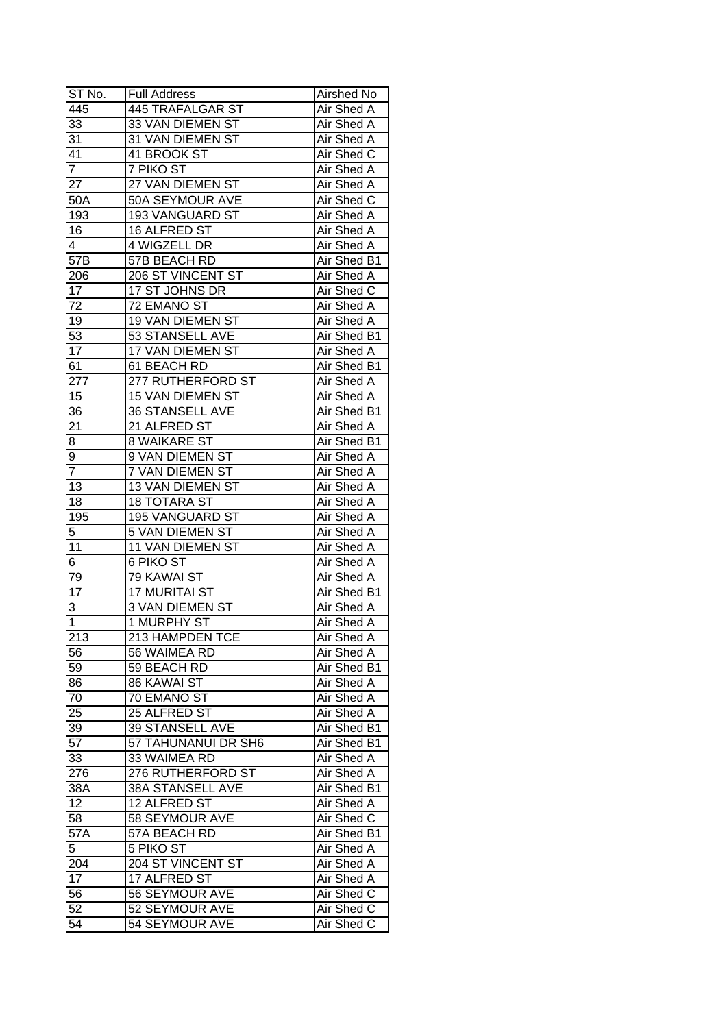| ST No. | Full Address | Airshed No |
| --- | --- | --- |
| 445 | 445 TRAFALGAR ST | Air Shed A |
| 33 | 33 VAN DIEMEN ST | Air Shed A |
| 31 | 31 VAN DIEMEN ST | Air Shed A |
| 41 | 41 BROOK ST | Air Shed C |
| 7 | 7 PIKO ST | Air Shed A |
| 27 | 27 VAN DIEMEN ST | Air Shed A |
| 50A | 50A SEYMOUR AVE | Air Shed C |
| 193 | 193 VANGUARD ST | Air Shed A |
| 16 | 16 ALFRED ST | Air Shed A |
| 4 | 4 WIGZELL DR | Air Shed A |
| 57B | 57B BEACH RD | Air Shed B1 |
| 206 | 206 ST VINCENT ST | Air Shed A |
| 17 | 17 ST JOHNS DR | Air Shed C |
| 72 | 72 EMANO ST | Air Shed A |
| 19 | 19 VAN DIEMEN ST | Air Shed A |
| 53 | 53 STANSELL AVE | Air Shed B1 |
| 17 | 17 VAN DIEMEN ST | Air Shed A |
| 61 | 61 BEACH RD | Air Shed B1 |
| 277 | 277 RUTHERFORD ST | Air Shed A |
| 15 | 15 VAN DIEMEN ST | Air Shed A |
| 36 | 36 STANSELL AVE | Air Shed B1 |
| 21 | 21 ALFRED ST | Air Shed A |
| 8 | 8 WAIKARE ST | Air Shed B1 |
| 9 | 9 VAN DIEMEN ST | Air Shed A |
| 7 | 7 VAN DIEMEN ST | Air Shed A |
| 13 | 13 VAN DIEMEN ST | Air Shed A |
| 18 | 18 TOTARA ST | Air Shed A |
| 195 | 195 VANGUARD ST | Air Shed A |
| 5 | 5 VAN DIEMEN ST | Air Shed A |
| 11 | 11 VAN DIEMEN ST | Air Shed A |
| 6 | 6 PIKO ST | Air Shed A |
| 79 | 79 KAWAI ST | Air Shed A |
| 17 | 17 MURITAI ST | Air Shed B1 |
| 3 | 3 VAN DIEMEN ST | Air Shed A |
| 1 | 1 MURPHY ST | Air Shed A |
| 213 | 213 HAMPDEN TCE | Air Shed A |
| 56 | 56 WAIMEA RD | Air Shed A |
| 59 | 59 BEACH RD | Air Shed B1 |
| 86 | 86 KAWAI ST | Air Shed A |
| 70 | 70 EMANO ST | Air Shed A |
| 25 | 25 ALFRED ST | Air Shed A |
| 39 | 39 STANSELL AVE | Air Shed B1 |
| 57 | 57 TAHUNANUI DR SH6 | Air Shed B1 |
| 33 | 33 WAIMEA RD | Air Shed A |
| 276 | 276 RUTHERFORD ST | Air Shed A |
| 38A | 38A STANSELL AVE | Air Shed B1 |
| 12 | 12 ALFRED ST | Air Shed A |
| 58 | 58 SEYMOUR AVE | Air Shed C |
| 57A | 57A BEACH RD | Air Shed B1 |
| 5 | 5 PIKO ST | Air Shed A |
| 204 | 204 ST VINCENT ST | Air Shed A |
| 17 | 17 ALFRED ST | Air Shed A |
| 56 | 56 SEYMOUR AVE | Air Shed C |
| 52 | 52 SEYMOUR AVE | Air Shed C |
| 54 | 54 SEYMOUR AVE | Air Shed C |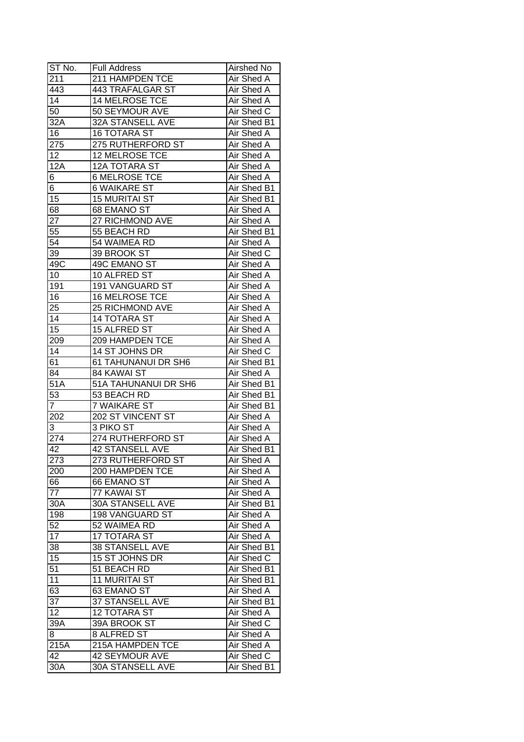| ST No. | Full Address | Airshed No |
|---|---|---|
| 211 | 211 HAMPDEN TCE | Air Shed A |
| 443 | 443 TRAFALGAR ST | Air Shed A |
| 14 | 14 MELROSE TCE | Air Shed A |
| 50 | 50 SEYMOUR AVE | Air Shed C |
| 32A | 32A STANSELL AVE | Air Shed B1 |
| 16 | 16 TOTARA ST | Air Shed A |
| 275 | 275 RUTHERFORD ST | Air Shed A |
| 12 | 12 MELROSE TCE | Air Shed A |
| 12A | 12A TOTARA ST | Air Shed A |
| 6 | 6 MELROSE TCE | Air Shed A |
| 6 | 6 WAIKARE ST | Air Shed B1 |
| 15 | 15 MURITAI ST | Air Shed B1 |
| 68 | 68 EMANO ST | Air Shed A |
| 27 | 27 RICHMOND AVE | Air Shed A |
| 55 | 55 BEACH RD | Air Shed B1 |
| 54 | 54 WAIMEA RD | Air Shed A |
| 39 | 39 BROOK ST | Air Shed C |
| 49C | 49C EMANO ST | Air Shed A |
| 10 | 10 ALFRED ST | Air Shed A |
| 191 | 191 VANGUARD ST | Air Shed A |
| 16 | 16 MELROSE TCE | Air Shed A |
| 25 | 25 RICHMOND AVE | Air Shed A |
| 14 | 14 TOTARA ST | Air Shed A |
| 15 | 15 ALFRED ST | Air Shed A |
| 209 | 209 HAMPDEN TCE | Air Shed A |
| 14 | 14 ST JOHNS DR | Air Shed C |
| 61 | 61 TAHUNANUI DR SH6 | Air Shed B1 |
| 84 | 84 KAWAI ST | Air Shed A |
| 51A | 51A TAHUNANUI DR SH6 | Air Shed B1 |
| 53 | 53 BEACH RD | Air Shed B1 |
| 7 | 7 WAIKARE ST | Air Shed B1 |
| 202 | 202 ST VINCENT ST | Air Shed A |
| 3 | 3 PIKO ST | Air Shed A |
| 274 | 274 RUTHERFORD ST | Air Shed A |
| 42 | 42 STANSELL AVE | Air Shed B1 |
| 273 | 273 RUTHERFORD ST | Air Shed A |
| 200 | 200 HAMPDEN TCE | Air Shed A |
| 66 | 66 EMANO ST | Air Shed A |
| 77 | 77 KAWAI ST | Air Shed A |
| 30A | 30A STANSELL AVE | Air Shed B1 |
| 198 | 198 VANGUARD ST | Air Shed A |
| 52 | 52 WAIMEA RD | Air Shed A |
| 17 | 17 TOTARA ST | Air Shed A |
| 38 | 38 STANSELL AVE | Air Shed B1 |
| 15 | 15 ST JOHNS DR | Air Shed C |
| 51 | 51 BEACH RD | Air Shed B1 |
| 11 | 11 MURITAI ST | Air Shed B1 |
| 63 | 63 EMANO ST | Air Shed A |
| 37 | 37 STANSELL AVE | Air Shed B1 |
| 12 | 12 TOTARA ST | Air Shed A |
| 39A | 39A BROOK ST | Air Shed C |
| 8 | 8 ALFRED ST | Air Shed A |
| 215A | 215A HAMPDEN TCE | Air Shed A |
| 42 | 42 SEYMOUR AVE | Air Shed C |
| 30A | 30A STANSELL AVE | Air Shed B1 |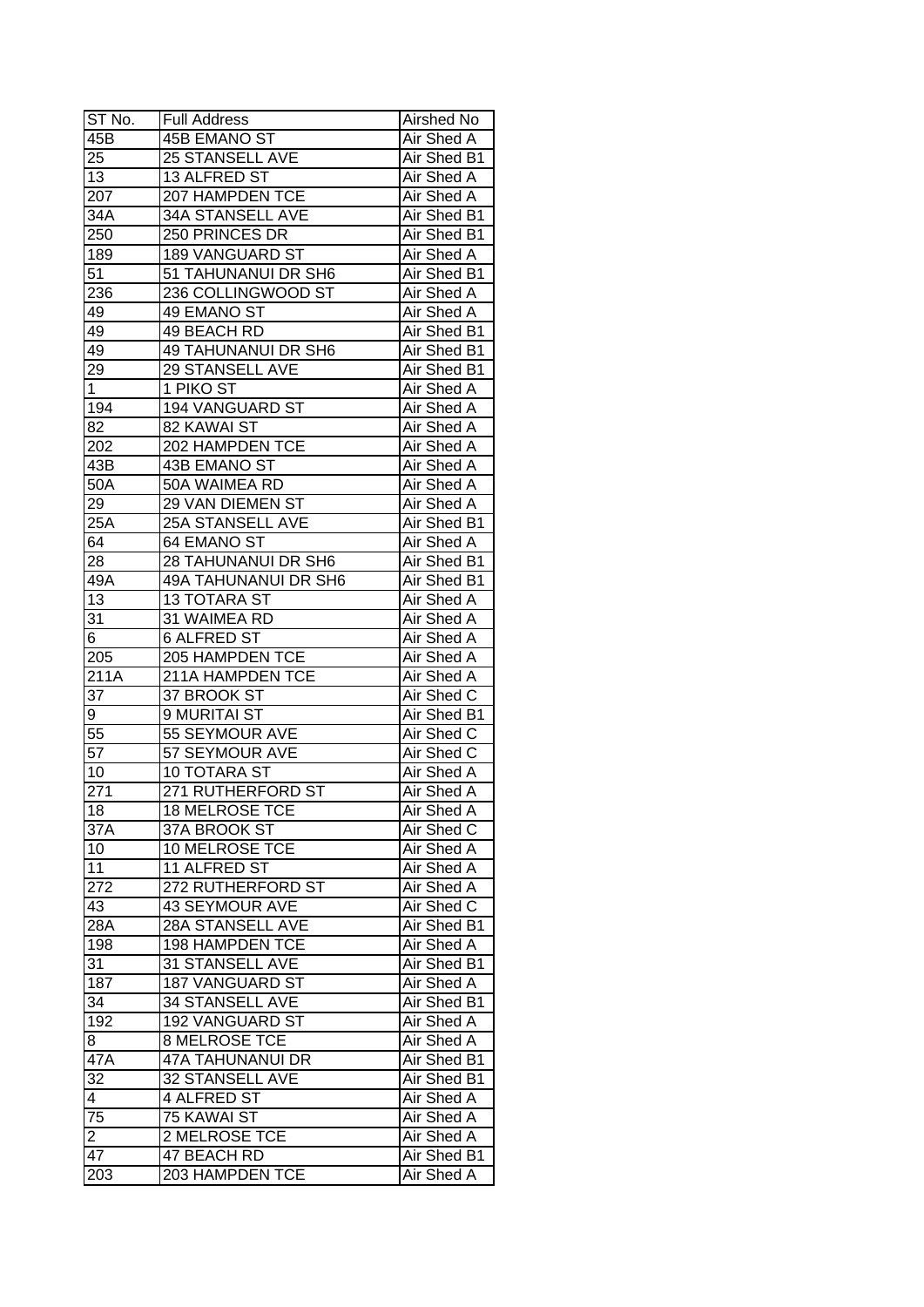| ST No. | Full Address | Airshed No |
|---|---|---|
| 45B | 45B EMANO ST | Air Shed A |
| 25 | 25 STANSELL AVE | Air Shed B1 |
| 13 | 13 ALFRED ST | Air Shed A |
| 207 | 207 HAMPDEN TCE | Air Shed A |
| 34A | 34A STANSELL AVE | Air Shed B1 |
| 250 | 250 PRINCES DR | Air Shed B1 |
| 189 | 189 VANGUARD ST | Air Shed A |
| 51 | 51 TAHUNANUI DR SH6 | Air Shed B1 |
| 236 | 236 COLLINGWOOD ST | Air Shed A |
| 49 | 49 EMANO ST | Air Shed A |
| 49 | 49 BEACH RD | Air Shed B1 |
| 49 | 49 TAHUNANUI DR SH6 | Air Shed B1 |
| 29 | 29 STANSELL AVE | Air Shed B1 |
| 1 | 1 PIKO ST | Air Shed A |
| 194 | 194 VANGUARD ST | Air Shed A |
| 82 | 82 KAWAI ST | Air Shed A |
| 202 | 202 HAMPDEN TCE | Air Shed A |
| 43B | 43B EMANO ST | Air Shed A |
| 50A | 50A WAIMEA RD | Air Shed A |
| 29 | 29 VAN DIEMEN ST | Air Shed A |
| 25A | 25A STANSELL AVE | Air Shed B1 |
| 64 | 64 EMANO ST | Air Shed A |
| 28 | 28 TAHUNANUI DR SH6 | Air Shed B1 |
| 49A | 49A TAHUNANUI DR SH6 | Air Shed B1 |
| 13 | 13 TOTARA ST | Air Shed A |
| 31 | 31 WAIMEA RD | Air Shed A |
| 6 | 6 ALFRED ST | Air Shed A |
| 205 | 205 HAMPDEN TCE | Air Shed A |
| 211A | 211A HAMPDEN TCE | Air Shed A |
| 37 | 37 BROOK ST | Air Shed C |
| 9 | 9 MURITAI ST | Air Shed B1 |
| 55 | 55 SEYMOUR AVE | Air Shed C |
| 57 | 57 SEYMOUR AVE | Air Shed C |
| 10 | 10 TOTARA ST | Air Shed A |
| 271 | 271 RUTHERFORD ST | Air Shed A |
| 18 | 18 MELROSE TCE | Air Shed A |
| 37A | 37A BROOK ST | Air Shed C |
| 10 | 10 MELROSE TCE | Air Shed A |
| 11 | 11 ALFRED ST | Air Shed A |
| 272 | 272 RUTHERFORD ST | Air Shed A |
| 43 | 43 SEYMOUR AVE | Air Shed C |
| 28A | 28A STANSELL AVE | Air Shed B1 |
| 198 | 198 HAMPDEN TCE | Air Shed A |
| 31 | 31 STANSELL AVE | Air Shed B1 |
| 187 | 187 VANGUARD ST | Air Shed A |
| 34 | 34 STANSELL AVE | Air Shed B1 |
| 192 | 192 VANGUARD ST | Air Shed A |
| 8 | 8 MELROSE TCE | Air Shed A |
| 47A | 47A TAHUNANUI DR | Air Shed B1 |
| 32 | 32 STANSELL AVE | Air Shed B1 |
| 4 | 4 ALFRED ST | Air Shed A |
| 75 | 75 KAWAI ST | Air Shed A |
| 2 | 2 MELROSE TCE | Air Shed A |
| 47 | 47 BEACH RD | Air Shed B1 |
| 203 | 203 HAMPDEN TCE | Air Shed A |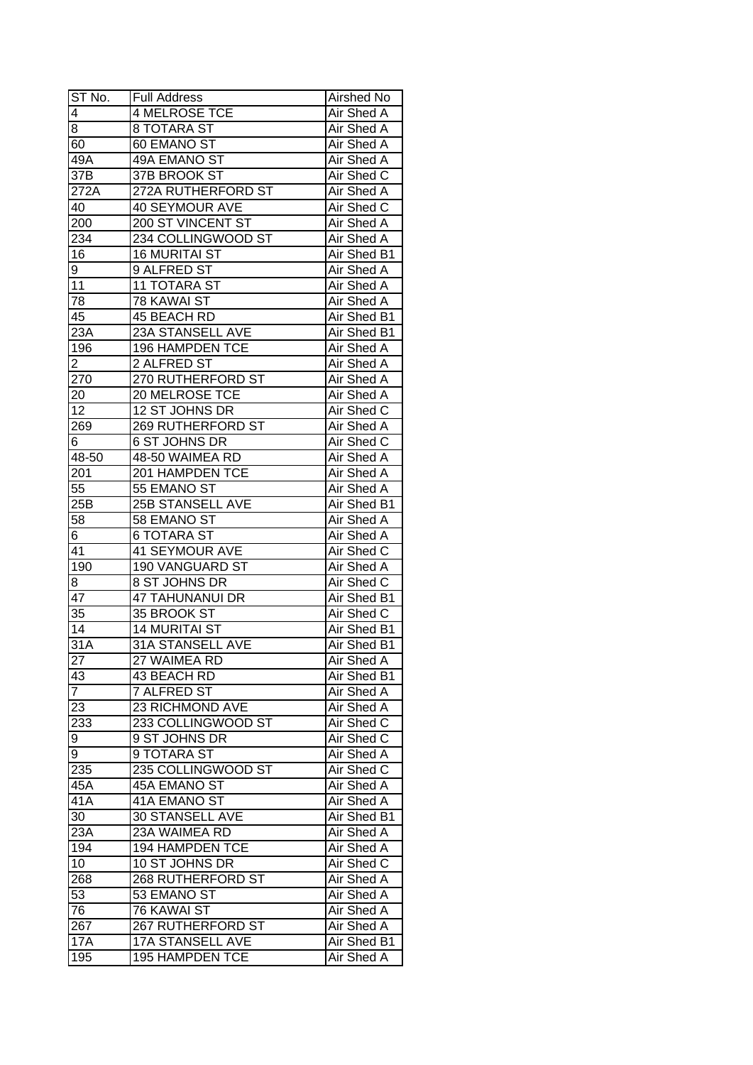| ST No. | Full Address | Airshed No |
| --- | --- | --- |
| 4 | 4 MELROSE TCE | Air Shed A |
| 8 | 8 TOTARA ST | Air Shed A |
| 60 | 60 EMANO ST | Air Shed A |
| 49A | 49A EMANO ST | Air Shed A |
| 37B | 37B BROOK ST | Air Shed C |
| 272A | 272A RUTHERFORD ST | Air Shed A |
| 40 | 40 SEYMOUR AVE | Air Shed C |
| 200 | 200 ST VINCENT ST | Air Shed A |
| 234 | 234 COLLINGWOOD ST | Air Shed A |
| 16 | 16 MURITAI ST | Air Shed B1 |
| 9 | 9 ALFRED ST | Air Shed A |
| 11 | 11 TOTARA ST | Air Shed A |
| 78 | 78 KAWAI ST | Air Shed A |
| 45 | 45 BEACH RD | Air Shed B1 |
| 23A | 23A STANSELL AVE | Air Shed B1 |
| 196 | 196 HAMPDEN TCE | Air Shed A |
| 2 | 2 ALFRED ST | Air Shed A |
| 270 | 270 RUTHERFORD ST | Air Shed A |
| 20 | 20 MELROSE TCE | Air Shed A |
| 12 | 12 ST JOHNS DR | Air Shed C |
| 269 | 269 RUTHERFORD ST | Air Shed A |
| 6 | 6 ST JOHNS DR | Air Shed C |
| 48-50 | 48-50 WAIMEA RD | Air Shed A |
| 201 | 201 HAMPDEN TCE | Air Shed A |
| 55 | 55 EMANO ST | Air Shed A |
| 25B | 25B STANSELL AVE | Air Shed B1 |
| 58 | 58 EMANO ST | Air Shed A |
| 6 | 6 TOTARA ST | Air Shed A |
| 41 | 41 SEYMOUR AVE | Air Shed C |
| 190 | 190 VANGUARD ST | Air Shed A |
| 8 | 8 ST JOHNS DR | Air Shed C |
| 47 | 47 TAHUNANUI DR | Air Shed B1 |
| 35 | 35 BROOK ST | Air Shed C |
| 14 | 14 MURITAI ST | Air Shed B1 |
| 31A | 31A STANSELL AVE | Air Shed B1 |
| 27 | 27 WAIMEA RD | Air Shed A |
| 43 | 43 BEACH RD | Air Shed B1 |
| 7 | 7 ALFRED ST | Air Shed A |
| 23 | 23 RICHMOND AVE | Air Shed A |
| 233 | 233 COLLINGWOOD ST | Air Shed C |
| 9 | 9 ST JOHNS DR | Air Shed C |
| 9 | 9 TOTARA ST | Air Shed A |
| 235 | 235 COLLINGWOOD ST | Air Shed C |
| 45A | 45A EMANO ST | Air Shed A |
| 41A | 41A EMANO ST | Air Shed A |
| 30 | 30 STANSELL AVE | Air Shed B1 |
| 23A | 23A WAIMEA RD | Air Shed A |
| 194 | 194 HAMPDEN TCE | Air Shed A |
| 10 | 10 ST JOHNS DR | Air Shed C |
| 268 | 268 RUTHERFORD ST | Air Shed A |
| 53 | 53 EMANO ST | Air Shed A |
| 76 | 76 KAWAI ST | Air Shed A |
| 267 | 267 RUTHERFORD ST | Air Shed A |
| 17A | 17A STANSELL AVE | Air Shed B1 |
| 195 | 195 HAMPDEN TCE | Air Shed A |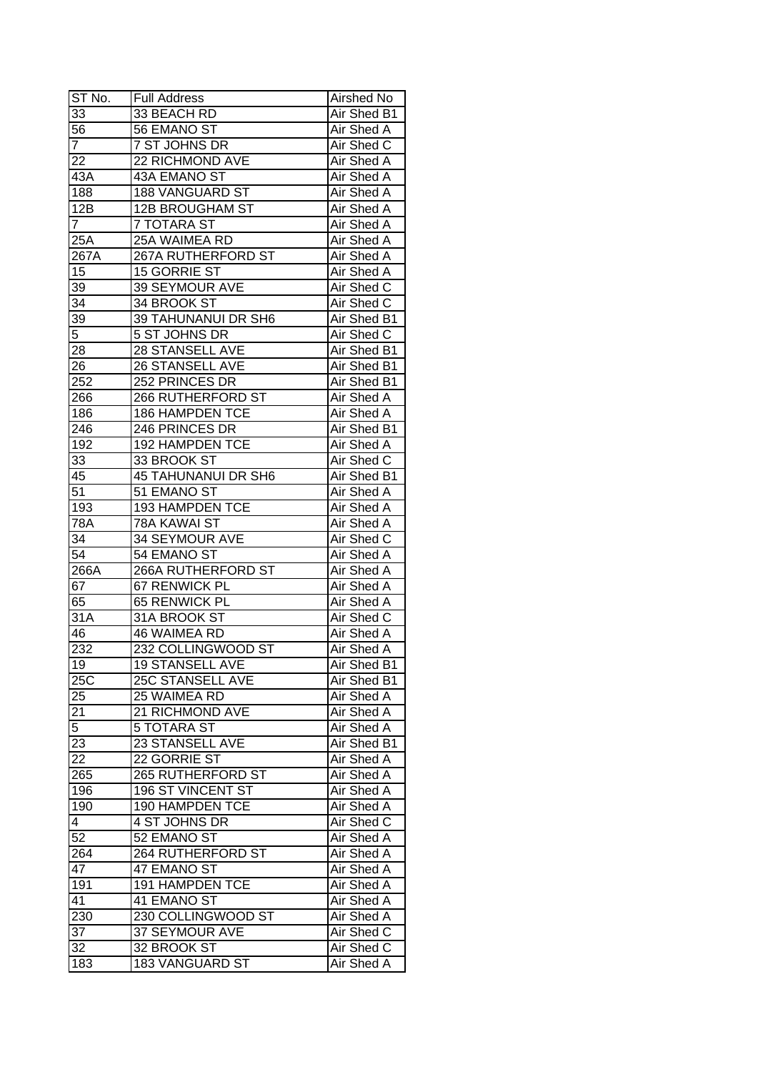| ST No. | Full Address | Airshed No |
|---|---|---|
| 33 | 33 BEACH RD | Air Shed B1 |
| 56 | 56 EMANO ST | Air Shed A |
| 7 | 7 ST JOHNS DR | Air Shed C |
| 22 | 22 RICHMOND AVE | Air Shed A |
| 43A | 43A EMANO ST | Air Shed A |
| 188 | 188 VANGUARD ST | Air Shed A |
| 12B | 12B BROUGHAM ST | Air Shed A |
| 7 | 7 TOTARA ST | Air Shed A |
| 25A | 25A WAIMEA RD | Air Shed A |
| 267A | 267A RUTHERFORD ST | Air Shed A |
| 15 | 15 GORRIE ST | Air Shed A |
| 39 | 39 SEYMOUR AVE | Air Shed C |
| 34 | 34 BROOK ST | Air Shed C |
| 39 | 39 TAHUNANUI DR SH6 | Air Shed B1 |
| 5 | 5 ST JOHNS DR | Air Shed C |
| 28 | 28 STANSELL AVE | Air Shed B1 |
| 26 | 26 STANSELL AVE | Air Shed B1 |
| 252 | 252 PRINCES DR | Air Shed B1 |
| 266 | 266 RUTHERFORD ST | Air Shed A |
| 186 | 186 HAMPDEN TCE | Air Shed A |
| 246 | 246 PRINCES DR | Air Shed B1 |
| 192 | 192 HAMPDEN TCE | Air Shed A |
| 33 | 33 BROOK ST | Air Shed C |
| 45 | 45 TAHUNANUI DR SH6 | Air Shed B1 |
| 51 | 51 EMANO ST | Air Shed A |
| 193 | 193 HAMPDEN TCE | Air Shed A |
| 78A | 78A KAWAI ST | Air Shed A |
| 34 | 34 SEYMOUR AVE | Air Shed C |
| 54 | 54 EMANO ST | Air Shed A |
| 266A | 266A RUTHERFORD ST | Air Shed A |
| 67 | 67 RENWICK PL | Air Shed A |
| 65 | 65 RENWICK PL | Air Shed A |
| 31A | 31A BROOK ST | Air Shed C |
| 46 | 46 WAIMEA RD | Air Shed A |
| 232 | 232 COLLINGWOOD ST | Air Shed A |
| 19 | 19 STANSELL AVE | Air Shed B1 |
| 25C | 25C STANSELL AVE | Air Shed B1 |
| 25 | 25 WAIMEA RD | Air Shed A |
| 21 | 21 RICHMOND AVE | Air Shed A |
| 5 | 5 TOTARA ST | Air Shed A |
| 23 | 23 STANSELL AVE | Air Shed B1 |
| 22 | 22 GORRIE ST | Air Shed A |
| 265 | 265 RUTHERFORD ST | Air Shed A |
| 196 | 196 ST VINCENT ST | Air Shed A |
| 190 | 190 HAMPDEN TCE | Air Shed A |
| 4 | 4 ST JOHNS DR | Air Shed C |
| 52 | 52 EMANO ST | Air Shed A |
| 264 | 264 RUTHERFORD ST | Air Shed A |
| 47 | 47 EMANO ST | Air Shed A |
| 191 | 191 HAMPDEN TCE | Air Shed A |
| 41 | 41 EMANO ST | Air Shed A |
| 230 | 230 COLLINGWOOD ST | Air Shed A |
| 37 | 37 SEYMOUR AVE | Air Shed C |
| 32 | 32 BROOK ST | Air Shed C |
| 183 | 183 VANGUARD ST | Air Shed A |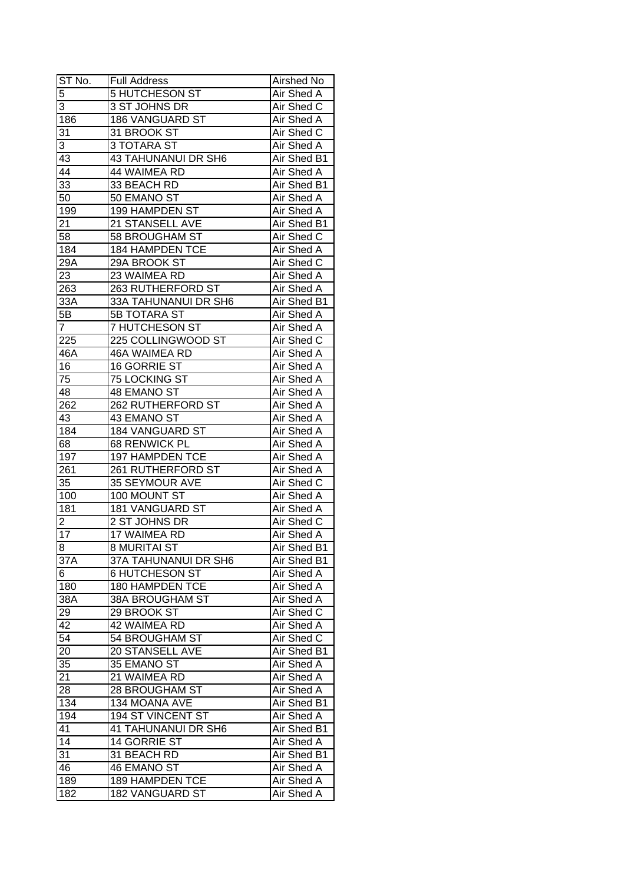| ST No. | Full Address | Airshed No |
|---|---|---|
| 5 | 5 HUTCHESON ST | Air Shed A |
| 3 | 3 ST JOHNS DR | Air Shed C |
| 186 | 186 VANGUARD ST | Air Shed A |
| 31 | 31 BROOK ST | Air Shed C |
| 3 | 3 TOTARA ST | Air Shed A |
| 43 | 43 TAHUNANUI DR SH6 | Air Shed B1 |
| 44 | 44 WAIMEA RD | Air Shed A |
| 33 | 33 BEACH RD | Air Shed B1 |
| 50 | 50 EMANO ST | Air Shed A |
| 199 | 199 HAMPDEN ST | Air Shed A |
| 21 | 21 STANSELL AVE | Air Shed B1 |
| 58 | 58 BROUGHAM ST | Air Shed C |
| 184 | 184 HAMPDEN TCE | Air Shed A |
| 29A | 29A BROOK ST | Air Shed C |
| 23 | 23 WAIMEA RD | Air Shed A |
| 263 | 263 RUTHERFORD ST | Air Shed A |
| 33A | 33A TAHUNANUI DR SH6 | Air Shed B1 |
| 5B | 5B TOTARA ST | Air Shed A |
| 7 | 7 HUTCHESON ST | Air Shed A |
| 225 | 225 COLLINGWOOD ST | Air Shed C |
| 46A | 46A WAIMEA RD | Air Shed A |
| 16 | 16 GORRIE ST | Air Shed A |
| 75 | 75 LOCKING ST | Air Shed A |
| 48 | 48 EMANO ST | Air Shed A |
| 262 | 262 RUTHERFORD ST | Air Shed A |
| 43 | 43 EMANO ST | Air Shed A |
| 184 | 184 VANGUARD ST | Air Shed A |
| 68 | 68 RENWICK PL | Air Shed A |
| 197 | 197 HAMPDEN TCE | Air Shed A |
| 261 | 261 RUTHERFORD ST | Air Shed A |
| 35 | 35 SEYMOUR AVE | Air Shed C |
| 100 | 100 MOUNT ST | Air Shed A |
| 181 | 181 VANGUARD ST | Air Shed A |
| 2 | 2 ST JOHNS DR | Air Shed C |
| 17 | 17 WAIMEA RD | Air Shed A |
| 8 | 8 MURITAI ST | Air Shed B1 |
| 37A | 37A TAHUNANUI DR SH6 | Air Shed B1 |
| 6 | 6 HUTCHESON ST | Air Shed A |
| 180 | 180 HAMPDEN TCE | Air Shed A |
| 38A | 38A BROUGHAM ST | Air Shed A |
| 29 | 29 BROOK ST | Air Shed C |
| 42 | 42 WAIMEA RD | Air Shed A |
| 54 | 54 BROUGHAM ST | Air Shed C |
| 20 | 20 STANSELL AVE | Air Shed B1 |
| 35 | 35 EMANO ST | Air Shed A |
| 21 | 21 WAIMEA RD | Air Shed A |
| 28 | 28 BROUGHAM ST | Air Shed A |
| 134 | 134 MOANA AVE | Air Shed B1 |
| 194 | 194 ST VINCENT ST | Air Shed A |
| 41 | 41 TAHUNANUI DR SH6 | Air Shed B1 |
| 14 | 14 GORRIE ST | Air Shed A |
| 31 | 31 BEACH RD | Air Shed B1 |
| 46 | 46 EMANO ST | Air Shed A |
| 189 | 189 HAMPDEN TCE | Air Shed A |
| 182 | 182 VANGUARD ST | Air Shed A |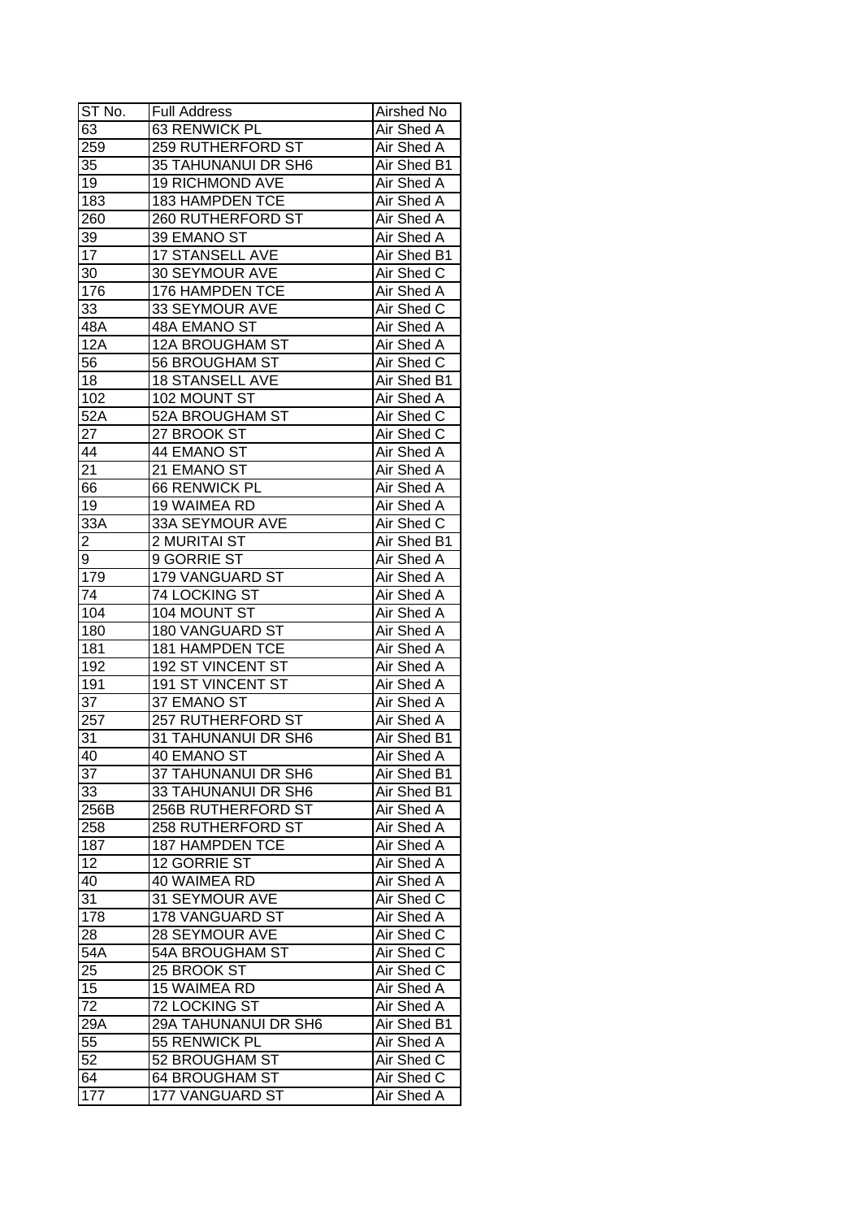| ST No. | Full Address | Airshed No |
| --- | --- | --- |
| 63 | 63 RENWICK PL | Air Shed A |
| 259 | 259 RUTHERFORD ST | Air Shed A |
| 35 | 35 TAHUNANUI DR SH6 | Air Shed B1 |
| 19 | 19 RICHMOND AVE | Air Shed A |
| 183 | 183 HAMPDEN TCE | Air Shed A |
| 260 | 260 RUTHERFORD ST | Air Shed A |
| 39 | 39 EMANO ST | Air Shed A |
| 17 | 17 STANSELL AVE | Air Shed B1 |
| 30 | 30 SEYMOUR AVE | Air Shed C |
| 176 | 176 HAMPDEN TCE | Air Shed A |
| 33 | 33 SEYMOUR AVE | Air Shed C |
| 48A | 48A EMANO ST | Air Shed A |
| 12A | 12A BROUGHAM ST | Air Shed A |
| 56 | 56 BROUGHAM ST | Air Shed C |
| 18 | 18 STANSELL AVE | Air Shed B1 |
| 102 | 102 MOUNT ST | Air Shed A |
| 52A | 52A BROUGHAM ST | Air Shed C |
| 27 | 27 BROOK ST | Air Shed C |
| 44 | 44 EMANO ST | Air Shed A |
| 21 | 21 EMANO ST | Air Shed A |
| 66 | 66 RENWICK PL | Air Shed A |
| 19 | 19 WAIMEA RD | Air Shed A |
| 33A | 33A SEYMOUR AVE | Air Shed C |
| 2 | 2 MURITAI ST | Air Shed B1 |
| 9 | 9 GORRIE ST | Air Shed A |
| 179 | 179 VANGUARD ST | Air Shed A |
| 74 | 74 LOCKING ST | Air Shed A |
| 104 | 104 MOUNT ST | Air Shed A |
| 180 | 180 VANGUARD ST | Air Shed A |
| 181 | 181 HAMPDEN TCE | Air Shed A |
| 192 | 192 ST VINCENT ST | Air Shed A |
| 191 | 191 ST VINCENT ST | Air Shed A |
| 37 | 37 EMANO ST | Air Shed A |
| 257 | 257 RUTHERFORD ST | Air Shed A |
| 31 | 31 TAHUNANUI DR SH6 | Air Shed B1 |
| 40 | 40 EMANO ST | Air Shed A |
| 37 | 37 TAHUNANUI DR SH6 | Air Shed B1 |
| 33 | 33 TAHUNANUI DR SH6 | Air Shed B1 |
| 256B | 256B RUTHERFORD ST | Air Shed A |
| 258 | 258 RUTHERFORD ST | Air Shed A |
| 187 | 187 HAMPDEN TCE | Air Shed A |
| 12 | 12 GORRIE ST | Air Shed A |
| 40 | 40 WAIMEA RD | Air Shed A |
| 31 | 31 SEYMOUR AVE | Air Shed C |
| 178 | 178 VANGUARD ST | Air Shed A |
| 28 | 28 SEYMOUR AVE | Air Shed C |
| 54A | 54A BROUGHAM ST | Air Shed C |
| 25 | 25 BROOK ST | Air Shed C |
| 15 | 15 WAIMEA RD | Air Shed A |
| 72 | 72 LOCKING ST | Air Shed A |
| 29A | 29A TAHUNANUI DR SH6 | Air Shed B1 |
| 55 | 55 RENWICK PL | Air Shed A |
| 52 | 52 BROUGHAM ST | Air Shed C |
| 64 | 64 BROUGHAM ST | Air Shed C |
| 177 | 177 VANGUARD ST | Air Shed A |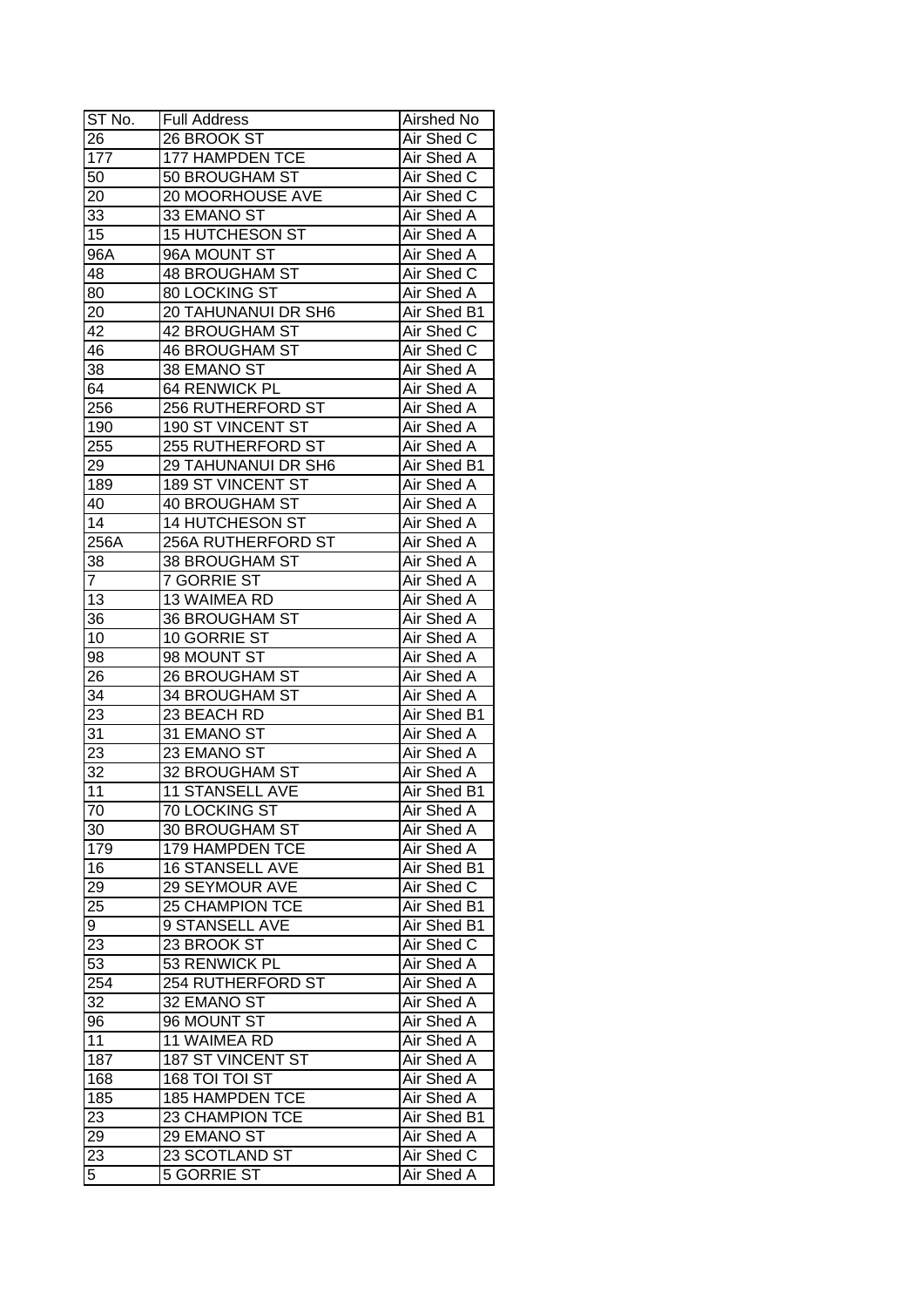| ST No. | Full Address | Airshed No |
|---|---|---|
| 26 | 26 BROOK ST | Air Shed C |
| 177 | 177 HAMPDEN TCE | Air Shed A |
| 50 | 50 BROUGHAM ST | Air Shed C |
| 20 | 20 MOORHOUSE AVE | Air Shed C |
| 33 | 33 EMANO ST | Air Shed A |
| 15 | 15 HUTCHESON ST | Air Shed A |
| 96A | 96A MOUNT ST | Air Shed A |
| 48 | 48 BROUGHAM ST | Air Shed C |
| 80 | 80 LOCKING ST | Air Shed A |
| 20 | 20 TAHUNANUI DR SH6 | Air Shed B1 |
| 42 | 42 BROUGHAM ST | Air Shed C |
| 46 | 46 BROUGHAM ST | Air Shed C |
| 38 | 38 EMANO ST | Air Shed A |
| 64 | 64 RENWICK PL | Air Shed A |
| 256 | 256 RUTHERFORD ST | Air Shed A |
| 190 | 190 ST VINCENT ST | Air Shed A |
| 255 | 255 RUTHERFORD ST | Air Shed A |
| 29 | 29 TAHUNANUI DR SH6 | Air Shed B1 |
| 189 | 189 ST VINCENT ST | Air Shed A |
| 40 | 40 BROUGHAM ST | Air Shed A |
| 14 | 14 HUTCHESON ST | Air Shed A |
| 256A | 256A RUTHERFORD ST | Air Shed A |
| 38 | 38 BROUGHAM ST | Air Shed A |
| 7 | 7 GORRIE ST | Air Shed A |
| 13 | 13 WAIMEA RD | Air Shed A |
| 36 | 36 BROUGHAM ST | Air Shed A |
| 10 | 10 GORRIE ST | Air Shed A |
| 98 | 98 MOUNT ST | Air Shed A |
| 26 | 26 BROUGHAM ST | Air Shed A |
| 34 | 34 BROUGHAM ST | Air Shed A |
| 23 | 23 BEACH RD | Air Shed B1 |
| 31 | 31 EMANO ST | Air Shed A |
| 23 | 23 EMANO ST | Air Shed A |
| 32 | 32 BROUGHAM ST | Air Shed A |
| 11 | 11 STANSELL AVE | Air Shed B1 |
| 70 | 70 LOCKING ST | Air Shed A |
| 30 | 30 BROUGHAM ST | Air Shed A |
| 179 | 179 HAMPDEN TCE | Air Shed A |
| 16 | 16 STANSELL AVE | Air Shed B1 |
| 29 | 29 SEYMOUR AVE | Air Shed C |
| 25 | 25 CHAMPION TCE | Air Shed B1 |
| 9 | 9 STANSELL AVE | Air Shed B1 |
| 23 | 23 BROOK ST | Air Shed C |
| 53 | 53 RENWICK PL | Air Shed A |
| 254 | 254 RUTHERFORD ST | Air Shed A |
| 32 | 32 EMANO ST | Air Shed A |
| 96 | 96 MOUNT ST | Air Shed A |
| 11 | 11 WAIMEA RD | Air Shed A |
| 187 | 187 ST VINCENT ST | Air Shed A |
| 168 | 168 TOI TOI ST | Air Shed A |
| 185 | 185 HAMPDEN TCE | Air Shed A |
| 23 | 23 CHAMPION TCE | Air Shed B1 |
| 29 | 29 EMANO ST | Air Shed A |
| 23 | 23 SCOTLAND ST | Air Shed C |
| 5 | 5 GORRIE ST | Air Shed A |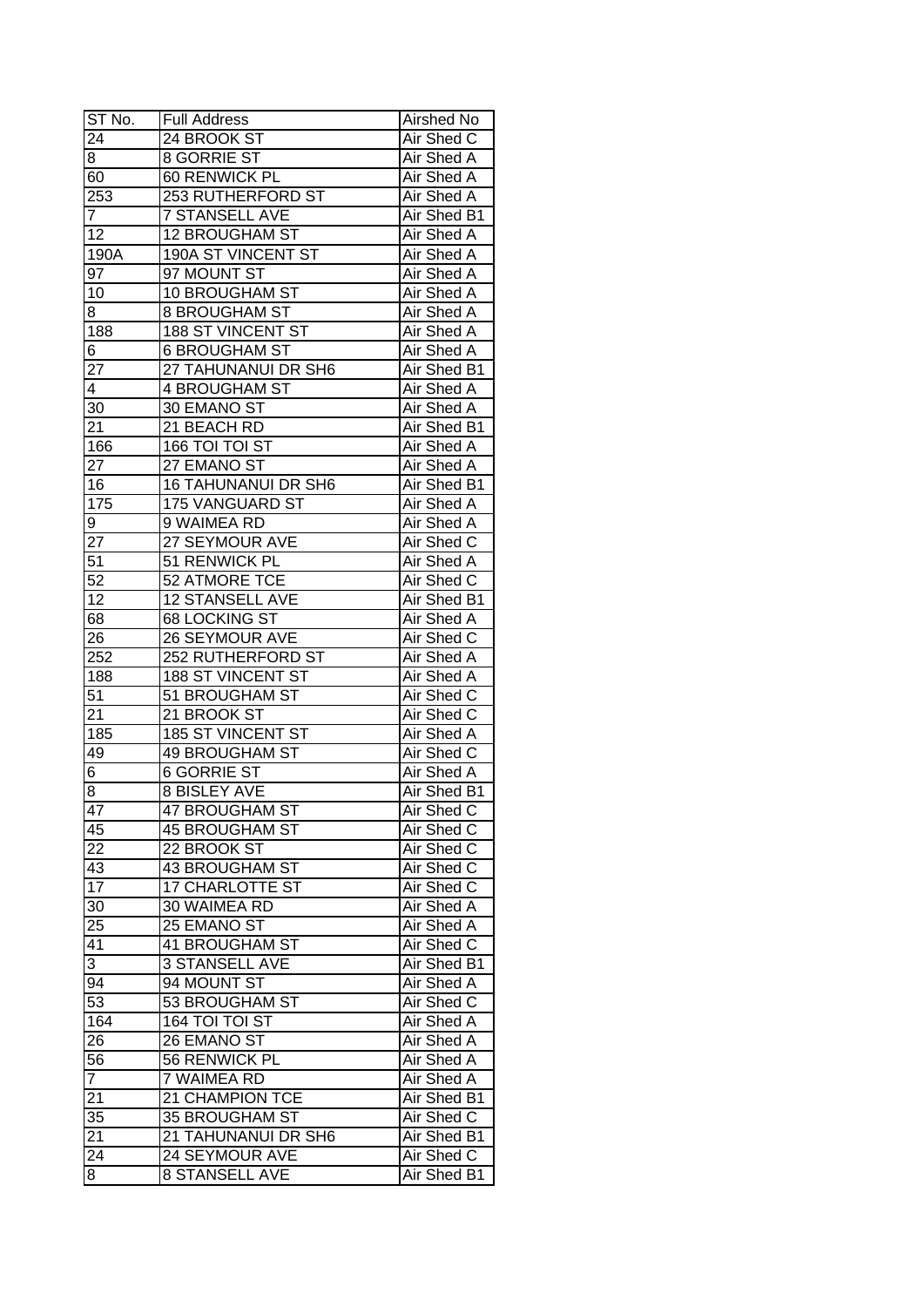| ST No. | Full Address | Airshed No |
| --- | --- | --- |
| 24 | 24 BROOK ST | Air Shed C |
| 8 | 8 GORRIE ST | Air Shed A |
| 60 | 60 RENWICK PL | Air Shed A |
| 253 | 253 RUTHERFORD ST | Air Shed A |
| 7 | 7 STANSELL AVE | Air Shed B1 |
| 12 | 12 BROUGHAM ST | Air Shed A |
| 190A | 190A ST VINCENT ST | Air Shed A |
| 97 | 97 MOUNT ST | Air Shed A |
| 10 | 10 BROUGHAM ST | Air Shed A |
| 8 | 8 BROUGHAM ST | Air Shed A |
| 188 | 188 ST VINCENT ST | Air Shed A |
| 6 | 6 BROUGHAM ST | Air Shed A |
| 27 | 27 TAHUNANUI DR SH6 | Air Shed B1 |
| 4 | 4 BROUGHAM ST | Air Shed A |
| 30 | 30 EMANO ST | Air Shed A |
| 21 | 21 BEACH RD | Air Shed B1 |
| 166 | 166 TOI TOI ST | Air Shed A |
| 27 | 27 EMANO ST | Air Shed A |
| 16 | 16 TAHUNANUI DR SH6 | Air Shed B1 |
| 175 | 175 VANGUARD ST | Air Shed A |
| 9 | 9 WAIMEA RD | Air Shed A |
| 27 | 27 SEYMOUR AVE | Air Shed C |
| 51 | 51 RENWICK PL | Air Shed A |
| 52 | 52 ATMORE TCE | Air Shed C |
| 12 | 12 STANSELL AVE | Air Shed B1 |
| 68 | 68 LOCKING ST | Air Shed A |
| 26 | 26 SEYMOUR AVE | Air Shed C |
| 252 | 252 RUTHERFORD ST | Air Shed A |
| 188 | 188 ST VINCENT ST | Air Shed A |
| 51 | 51 BROUGHAM ST | Air Shed C |
| 21 | 21 BROOK ST | Air Shed C |
| 185 | 185 ST VINCENT ST | Air Shed A |
| 49 | 49 BROUGHAM ST | Air Shed C |
| 6 | 6 GORRIE ST | Air Shed A |
| 8 | 8 BISLEY AVE | Air Shed B1 |
| 47 | 47 BROUGHAM ST | Air Shed C |
| 45 | 45 BROUGHAM ST | Air Shed C |
| 22 | 22 BROOK ST | Air Shed C |
| 43 | 43 BROUGHAM ST | Air Shed C |
| 17 | 17 CHARLOTTE ST | Air Shed C |
| 30 | 30 WAIMEA RD | Air Shed A |
| 25 | 25 EMANO ST | Air Shed A |
| 41 | 41 BROUGHAM ST | Air Shed C |
| 3 | 3 STANSELL AVE | Air Shed B1 |
| 94 | 94 MOUNT ST | Air Shed A |
| 53 | 53 BROUGHAM ST | Air Shed C |
| 164 | 164 TOI TOI ST | Air Shed A |
| 26 | 26 EMANO ST | Air Shed A |
| 56 | 56 RENWICK PL | Air Shed A |
| 7 | 7 WAIMEA RD | Air Shed A |
| 21 | 21 CHAMPION TCE | Air Shed B1 |
| 35 | 35 BROUGHAM ST | Air Shed C |
| 21 | 21 TAHUNANUI DR SH6 | Air Shed B1 |
| 24 | 24 SEYMOUR AVE | Air Shed C |
| 8 | 8 STANSELL AVE | Air Shed B1 |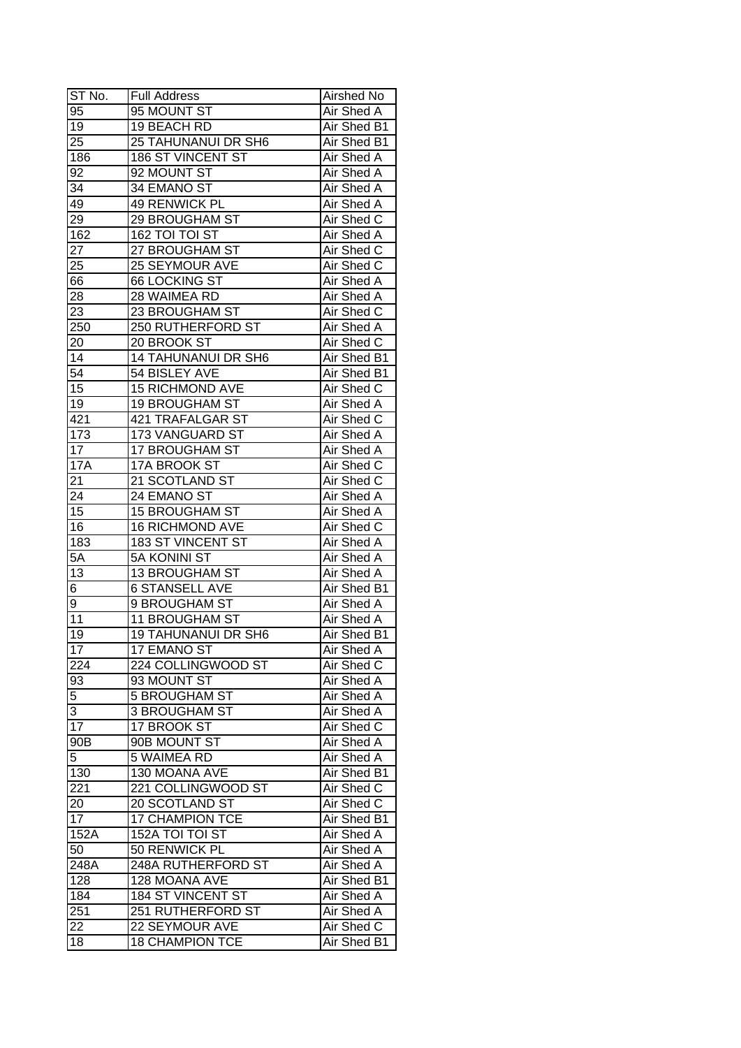| ST No. | Full Address | Airshed No |
| --- | --- | --- |
| 95 | 95 MOUNT ST | Air Shed A |
| 19 | 19 BEACH RD | Air Shed B1 |
| 25 | 25 TAHUNANUI DR SH6 | Air Shed B1 |
| 186 | 186 ST VINCENT ST | Air Shed A |
| 92 | 92 MOUNT ST | Air Shed A |
| 34 | 34 EMANO ST | Air Shed A |
| 49 | 49 RENWICK PL | Air Shed A |
| 29 | 29 BROUGHAM ST | Air Shed C |
| 162 | 162 TOI TOI ST | Air Shed A |
| 27 | 27 BROUGHAM ST | Air Shed C |
| 25 | 25 SEYMOUR AVE | Air Shed C |
| 66 | 66 LOCKING ST | Air Shed A |
| 28 | 28 WAIMEA RD | Air Shed A |
| 23 | 23 BROUGHAM ST | Air Shed C |
| 250 | 250 RUTHERFORD ST | Air Shed A |
| 20 | 20 BROOK ST | Air Shed C |
| 14 | 14 TAHUNANUI DR SH6 | Air Shed B1 |
| 54 | 54 BISLEY AVE | Air Shed B1 |
| 15 | 15 RICHMOND AVE | Air Shed C |
| 19 | 19 BROUGHAM ST | Air Shed A |
| 421 | 421 TRAFALGAR ST | Air Shed C |
| 173 | 173 VANGUARD ST | Air Shed A |
| 17 | 17 BROUGHAM ST | Air Shed A |
| 17A | 17A BROOK ST | Air Shed C |
| 21 | 21 SCOTLAND ST | Air Shed C |
| 24 | 24 EMANO ST | Air Shed A |
| 15 | 15 BROUGHAM ST | Air Shed A |
| 16 | 16 RICHMOND AVE | Air Shed C |
| 183 | 183 ST VINCENT ST | Air Shed A |
| 5A | 5A KONINI ST | Air Shed A |
| 13 | 13 BROUGHAM ST | Air Shed A |
| 6 | 6 STANSELL AVE | Air Shed B1 |
| 9 | 9 BROUGHAM ST | Air Shed A |
| 11 | 11 BROUGHAM ST | Air Shed A |
| 19 | 19 TAHUNANUI DR SH6 | Air Shed B1 |
| 17 | 17 EMANO ST | Air Shed A |
| 224 | 224 COLLINGWOOD ST | Air Shed C |
| 93 | 93 MOUNT ST | Air Shed A |
| 5 | 5 BROUGHAM ST | Air Shed A |
| 3 | 3 BROUGHAM ST | Air Shed A |
| 17 | 17 BROOK ST | Air Shed C |
| 90B | 90B MOUNT ST | Air Shed A |
| 5 | 5 WAIMEA RD | Air Shed A |
| 130 | 130 MOANA AVE | Air Shed B1 |
| 221 | 221 COLLINGWOOD ST | Air Shed C |
| 20 | 20 SCOTLAND ST | Air Shed C |
| 17 | 17 CHAMPION TCE | Air Shed B1 |
| 152A | 152A TOI TOI ST | Air Shed A |
| 50 | 50 RENWICK PL | Air Shed A |
| 248A | 248A RUTHERFORD ST | Air Shed A |
| 128 | 128 MOANA AVE | Air Shed B1 |
| 184 | 184 ST VINCENT ST | Air Shed A |
| 251 | 251 RUTHERFORD ST | Air Shed A |
| 22 | 22 SEYMOUR AVE | Air Shed C |
| 18 | 18 CHAMPION TCE | Air Shed B1 |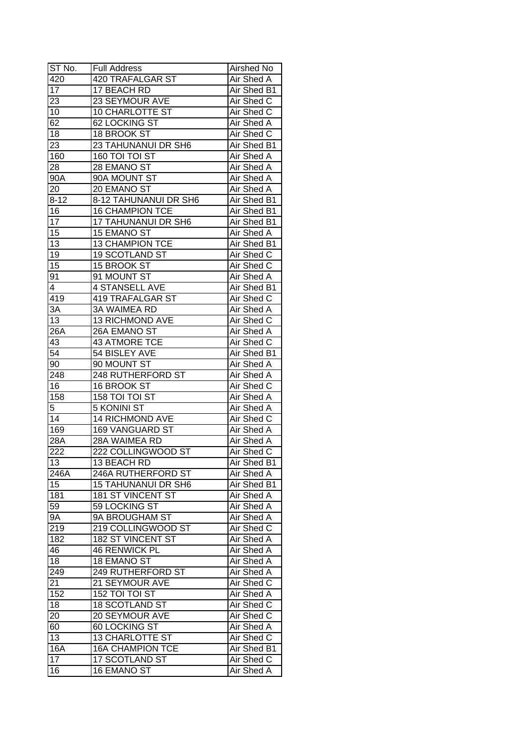| ST No. | Full Address | Airshed No |
| --- | --- | --- |
| 420 | 420 TRAFALGAR ST | Air Shed A |
| 17 | 17 BEACH RD | Air Shed B1 |
| 23 | 23 SEYMOUR AVE | Air Shed C |
| 10 | 10 CHARLOTTE ST | Air Shed C |
| 62 | 62 LOCKING ST | Air Shed A |
| 18 | 18 BROOK ST | Air Shed C |
| 23 | 23 TAHUNANUI DR SH6 | Air Shed B1 |
| 160 | 160 TOI TOI ST | Air Shed A |
| 28 | 28 EMANO ST | Air Shed A |
| 90A | 90A MOUNT ST | Air Shed A |
| 20 | 20 EMANO ST | Air Shed A |
| 8-12 | 8-12 TAHUNANUI DR SH6 | Air Shed B1 |
| 16 | 16 CHAMPION TCE | Air Shed B1 |
| 17 | 17 TAHUNANUI DR SH6 | Air Shed B1 |
| 15 | 15 EMANO ST | Air Shed A |
| 13 | 13 CHAMPION TCE | Air Shed B1 |
| 19 | 19 SCOTLAND ST | Air Shed C |
| 15 | 15 BROOK ST | Air Shed C |
| 91 | 91 MOUNT ST | Air Shed A |
| 4 | 4 STANSELL AVE | Air Shed B1 |
| 419 | 419 TRAFALGAR ST | Air Shed C |
| 3A | 3A WAIMEA RD | Air Shed A |
| 13 | 13 RICHMOND AVE | Air Shed C |
| 26A | 26A EMANO ST | Air Shed A |
| 43 | 43 ATMORE TCE | Air Shed C |
| 54 | 54 BISLEY AVE | Air Shed B1 |
| 90 | 90 MOUNT ST | Air Shed A |
| 248 | 248 RUTHERFORD ST | Air Shed A |
| 16 | 16 BROOK ST | Air Shed C |
| 158 | 158 TOI TOI ST | Air Shed A |
| 5 | 5 KONINI ST | Air Shed A |
| 14 | 14 RICHMOND AVE | Air Shed C |
| 169 | 169 VANGUARD ST | Air Shed A |
| 28A | 28A WAIMEA RD | Air Shed A |
| 222 | 222 COLLINGWOOD ST | Air Shed C |
| 13 | 13 BEACH RD | Air Shed B1 |
| 246A | 246A RUTHERFORD ST | Air Shed A |
| 15 | 15 TAHUNANUI DR SH6 | Air Shed B1 |
| 181 | 181 ST VINCENT ST | Air Shed A |
| 59 | 59 LOCKING ST | Air Shed A |
| 9A | 9A BROUGHAM ST | Air Shed A |
| 219 | 219 COLLINGWOOD ST | Air Shed C |
| 182 | 182 ST VINCENT ST | Air Shed A |
| 46 | 46 RENWICK PL | Air Shed A |
| 18 | 18 EMANO ST | Air Shed A |
| 249 | 249 RUTHERFORD ST | Air Shed A |
| 21 | 21 SEYMOUR AVE | Air Shed C |
| 152 | 152 TOI TOI ST | Air Shed A |
| 18 | 18 SCOTLAND ST | Air Shed C |
| 20 | 20 SEYMOUR AVE | Air Shed C |
| 60 | 60 LOCKING ST | Air Shed A |
| 13 | 13 CHARLOTTE ST | Air Shed C |
| 16A | 16A CHAMPION TCE | Air Shed B1 |
| 17 | 17 SCOTLAND ST | Air Shed C |
| 16 | 16 EMANO ST | Air Shed A |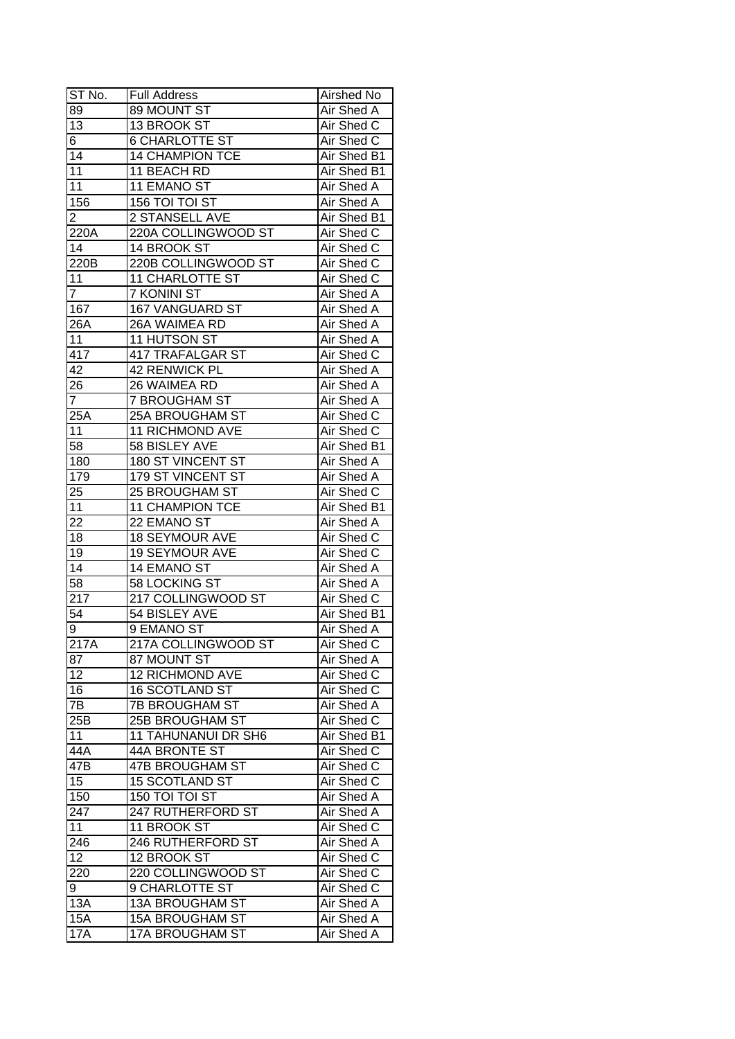| ST No. | Full Address | Airshed No |
|---|---|---|
| 89 | 89 MOUNT ST | Air Shed A |
| 13 | 13 BROOK ST | Air Shed C |
| 6 | 6 CHARLOTTE ST | Air Shed C |
| 14 | 14 CHAMPION TCE | Air Shed B1 |
| 11 | 11 BEACH RD | Air Shed B1 |
| 11 | 11 EMANO ST | Air Shed A |
| 156 | 156 TOI TOI ST | Air Shed A |
| 2 | 2 STANSELL AVE | Air Shed B1 |
| 220A | 220A COLLINGWOOD ST | Air Shed C |
| 14 | 14 BROOK ST | Air Shed C |
| 220B | 220B COLLINGWOOD ST | Air Shed C |
| 11 | 11 CHARLOTTE ST | Air Shed C |
| 7 | 7 KONINI ST | Air Shed A |
| 167 | 167 VANGUARD ST | Air Shed A |
| 26A | 26A WAIMEA RD | Air Shed A |
| 11 | 11 HUTSON ST | Air Shed A |
| 417 | 417 TRAFALGAR ST | Air Shed C |
| 42 | 42 RENWICK PL | Air Shed A |
| 26 | 26 WAIMEA RD | Air Shed A |
| 7 | 7 BROUGHAM ST | Air Shed A |
| 25A | 25A BROUGHAM ST | Air Shed C |
| 11 | 11 RICHMOND AVE | Air Shed C |
| 58 | 58 BISLEY AVE | Air Shed B1 |
| 180 | 180 ST VINCENT ST | Air Shed A |
| 179 | 179 ST VINCENT ST | Air Shed A |
| 25 | 25 BROUGHAM ST | Air Shed C |
| 11 | 11 CHAMPION TCE | Air Shed B1 |
| 22 | 22 EMANO ST | Air Shed A |
| 18 | 18 SEYMOUR AVE | Air Shed C |
| 19 | 19 SEYMOUR AVE | Air Shed C |
| 14 | 14 EMANO ST | Air Shed A |
| 58 | 58 LOCKING ST | Air Shed A |
| 217 | 217 COLLINGWOOD ST | Air Shed C |
| 54 | 54 BISLEY AVE | Air Shed B1 |
| 9 | 9 EMANO ST | Air Shed A |
| 217A | 217A COLLINGWOOD ST | Air Shed C |
| 87 | 87 MOUNT ST | Air Shed A |
| 12 | 12 RICHMOND AVE | Air Shed C |
| 16 | 16 SCOTLAND ST | Air Shed C |
| 7B | 7B BROUGHAM ST | Air Shed A |
| 25B | 25B BROUGHAM ST | Air Shed C |
| 11 | 11 TAHUNANUI DR SH6 | Air Shed B1 |
| 44A | 44A BRONTE ST | Air Shed C |
| 47B | 47B BROUGHAM ST | Air Shed C |
| 15 | 15 SCOTLAND ST | Air Shed C |
| 150 | 150 TOI TOI ST | Air Shed A |
| 247 | 247 RUTHERFORD ST | Air Shed A |
| 11 | 11 BROOK ST | Air Shed C |
| 246 | 246 RUTHERFORD ST | Air Shed A |
| 12 | 12 BROOK ST | Air Shed C |
| 220 | 220 COLLINGWOOD ST | Air Shed C |
| 9 | 9 CHARLOTTE ST | Air Shed C |
| 13A | 13A BROUGHAM ST | Air Shed A |
| 15A | 15A BROUGHAM ST | Air Shed A |
| 17A | 17A BROUGHAM ST | Air Shed A |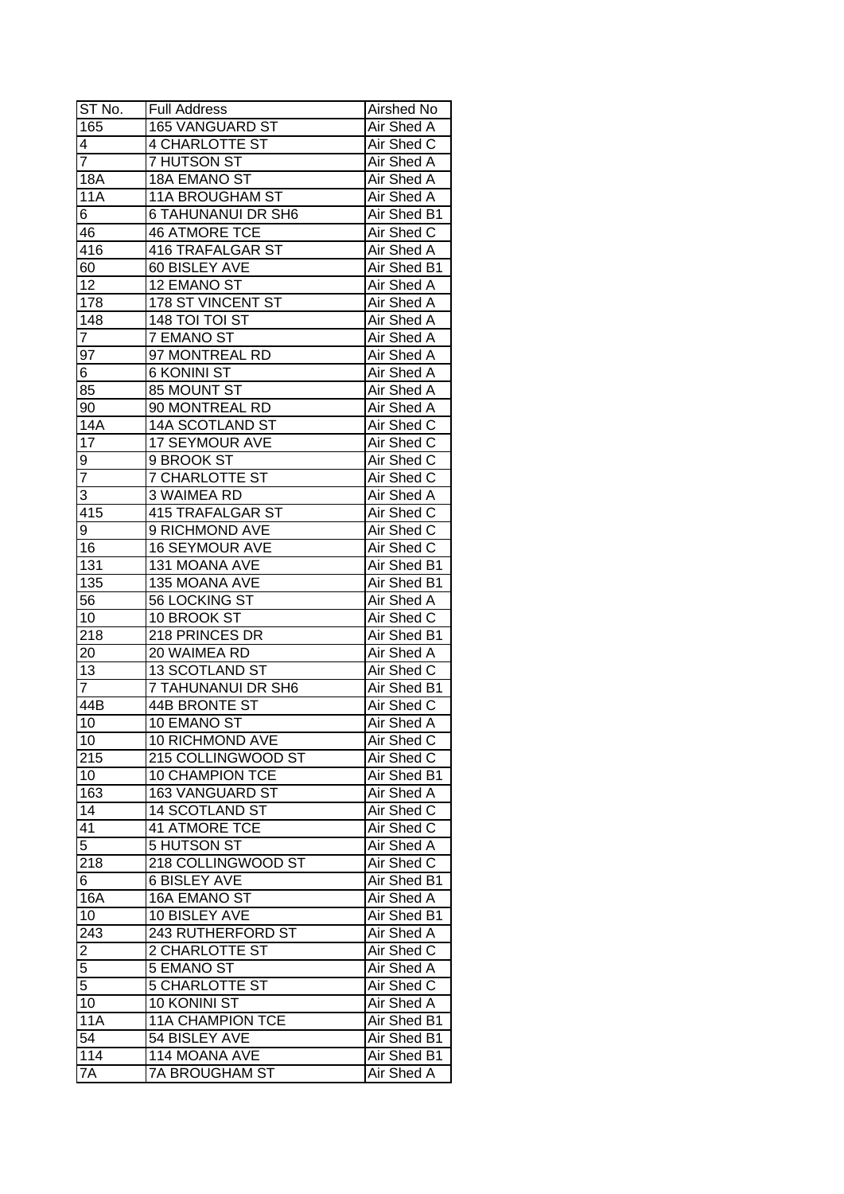| ST No. | Full Address | Airshed No |
| --- | --- | --- |
| 165 | 165 VANGUARD ST | Air Shed A |
| 4 | 4 CHARLOTTE ST | Air Shed C |
| 7 | 7 HUTSON ST | Air Shed A |
| 18A | 18A EMANO ST | Air Shed A |
| 11A | 11A BROUGHAM ST | Air Shed A |
| 6 | 6 TAHUNANUI DR SH6 | Air Shed B1 |
| 46 | 46 ATMORE TCE | Air Shed C |
| 416 | 416 TRAFALGAR ST | Air Shed A |
| 60 | 60 BISLEY AVE | Air Shed B1 |
| 12 | 12 EMANO ST | Air Shed A |
| 178 | 178 ST VINCENT ST | Air Shed A |
| 148 | 148 TOI TOI ST | Air Shed A |
| 7 | 7 EMANO ST | Air Shed A |
| 97 | 97 MONTREAL RD | Air Shed A |
| 6 | 6 KONINI ST | Air Shed A |
| 85 | 85 MOUNT ST | Air Shed A |
| 90 | 90 MONTREAL RD | Air Shed A |
| 14A | 14A SCOTLAND ST | Air Shed C |
| 17 | 17 SEYMOUR AVE | Air Shed C |
| 9 | 9 BROOK ST | Air Shed C |
| 7 | 7 CHARLOTTE ST | Air Shed C |
| 3 | 3 WAIMEA RD | Air Shed A |
| 415 | 415 TRAFALGAR ST | Air Shed C |
| 9 | 9 RICHMOND AVE | Air Shed C |
| 16 | 16 SEYMOUR AVE | Air Shed C |
| 131 | 131 MOANA AVE | Air Shed B1 |
| 135 | 135 MOANA AVE | Air Shed B1 |
| 56 | 56 LOCKING ST | Air Shed A |
| 10 | 10 BROOK ST | Air Shed C |
| 218 | 218 PRINCES DR | Air Shed B1 |
| 20 | 20 WAIMEA RD | Air Shed A |
| 13 | 13 SCOTLAND ST | Air Shed C |
| 7 | 7 TAHUNANUI DR SH6 | Air Shed B1 |
| 44B | 44B BRONTE ST | Air Shed C |
| 10 | 10 EMANO ST | Air Shed A |
| 10 | 10 RICHMOND AVE | Air Shed C |
| 215 | 215 COLLINGWOOD ST | Air Shed C |
| 10 | 10 CHAMPION TCE | Air Shed B1 |
| 163 | 163 VANGUARD ST | Air Shed A |
| 14 | 14 SCOTLAND ST | Air Shed C |
| 41 | 41 ATMORE TCE | Air Shed C |
| 5 | 5 HUTSON ST | Air Shed A |
| 218 | 218 COLLINGWOOD ST | Air Shed C |
| 6 | 6 BISLEY AVE | Air Shed B1 |
| 16A | 16A EMANO ST | Air Shed A |
| 10 | 10 BISLEY AVE | Air Shed B1 |
| 243 | 243 RUTHERFORD ST | Air Shed A |
| 2 | 2 CHARLOTTE ST | Air Shed C |
| 5 | 5 EMANO ST | Air Shed A |
| 5 | 5 CHARLOTTE ST | Air Shed C |
| 10 | 10 KONINI ST | Air Shed A |
| 11A | 11A CHAMPION TCE | Air Shed B1 |
| 54 | 54 BISLEY AVE | Air Shed B1 |
| 114 | 114 MOANA AVE | Air Shed B1 |
| 7A | 7A BROUGHAM ST | Air Shed A |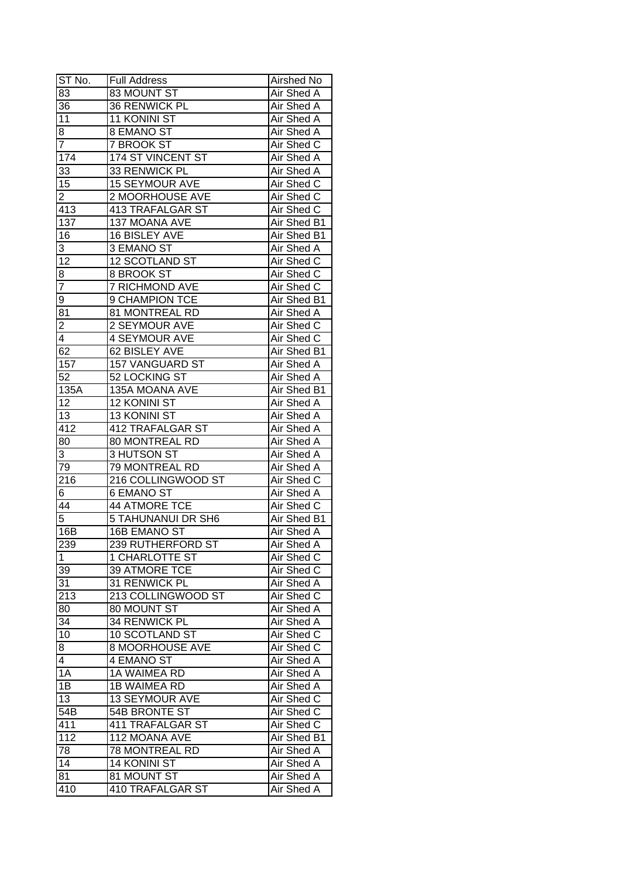| ST No. | Full Address | Airshed No |
|---|---|---|
| 83 | 83 MOUNT ST | Air Shed A |
| 36 | 36 RENWICK PL | Air Shed A |
| 11 | 11 KONINI ST | Air Shed A |
| 8 | 8 EMANO ST | Air Shed A |
| 7 | 7 BROOK ST | Air Shed C |
| 174 | 174 ST VINCENT ST | Air Shed A |
| 33 | 33 RENWICK PL | Air Shed A |
| 15 | 15 SEYMOUR AVE | Air Shed C |
| 2 | 2 MOORHOUSE AVE | Air Shed C |
| 413 | 413 TRAFALGAR ST | Air Shed C |
| 137 | 137 MOANA AVE | Air Shed B1 |
| 16 | 16 BISLEY AVE | Air Shed B1 |
| 3 | 3 EMANO ST | Air Shed A |
| 12 | 12 SCOTLAND ST | Air Shed C |
| 8 | 8 BROOK ST | Air Shed C |
| 7 | 7 RICHMOND AVE | Air Shed C |
| 9 | 9 CHAMPION TCE | Air Shed B1 |
| 81 | 81 MONTREAL RD | Air Shed A |
| 2 | 2 SEYMOUR AVE | Air Shed C |
| 4 | 4 SEYMOUR AVE | Air Shed C |
| 62 | 62 BISLEY AVE | Air Shed B1 |
| 157 | 157 VANGUARD ST | Air Shed A |
| 52 | 52 LOCKING ST | Air Shed A |
| 135A | 135A MOANA AVE | Air Shed B1 |
| 12 | 12 KONINI ST | Air Shed A |
| 13 | 13 KONINI ST | Air Shed A |
| 412 | 412 TRAFALGAR ST | Air Shed A |
| 80 | 80 MONTREAL RD | Air Shed A |
| 3 | 3 HUTSON ST | Air Shed A |
| 79 | 79 MONTREAL RD | Air Shed A |
| 216 | 216 COLLINGWOOD ST | Air Shed C |
| 6 | 6 EMANO ST | Air Shed A |
| 44 | 44 ATMORE TCE | Air Shed C |
| 5 | 5 TAHUNANUI DR SH6 | Air Shed B1 |
| 16B | 16B EMANO ST | Air Shed A |
| 239 | 239 RUTHERFORD ST | Air Shed A |
| 1 | 1 CHARLOTTE ST | Air Shed C |
| 39 | 39 ATMORE TCE | Air Shed C |
| 31 | 31 RENWICK PL | Air Shed A |
| 213 | 213 COLLINGWOOD ST | Air Shed C |
| 80 | 80 MOUNT ST | Air Shed A |
| 34 | 34 RENWICK PL | Air Shed A |
| 10 | 10 SCOTLAND ST | Air Shed C |
| 8 | 8 MOORHOUSE AVE | Air Shed C |
| 4 | 4 EMANO ST | Air Shed A |
| 1A | 1A WAIMEA RD | Air Shed A |
| 1B | 1B WAIMEA RD | Air Shed A |
| 13 | 13 SEYMOUR AVE | Air Shed C |
| 54B | 54B BRONTE ST | Air Shed C |
| 411 | 411 TRAFALGAR ST | Air Shed C |
| 112 | 112 MOANA AVE | Air Shed B1 |
| 78 | 78 MONTREAL RD | Air Shed A |
| 14 | 14 KONINI ST | Air Shed A |
| 81 | 81 MOUNT ST | Air Shed A |
| 410 | 410 TRAFALGAR ST | Air Shed A |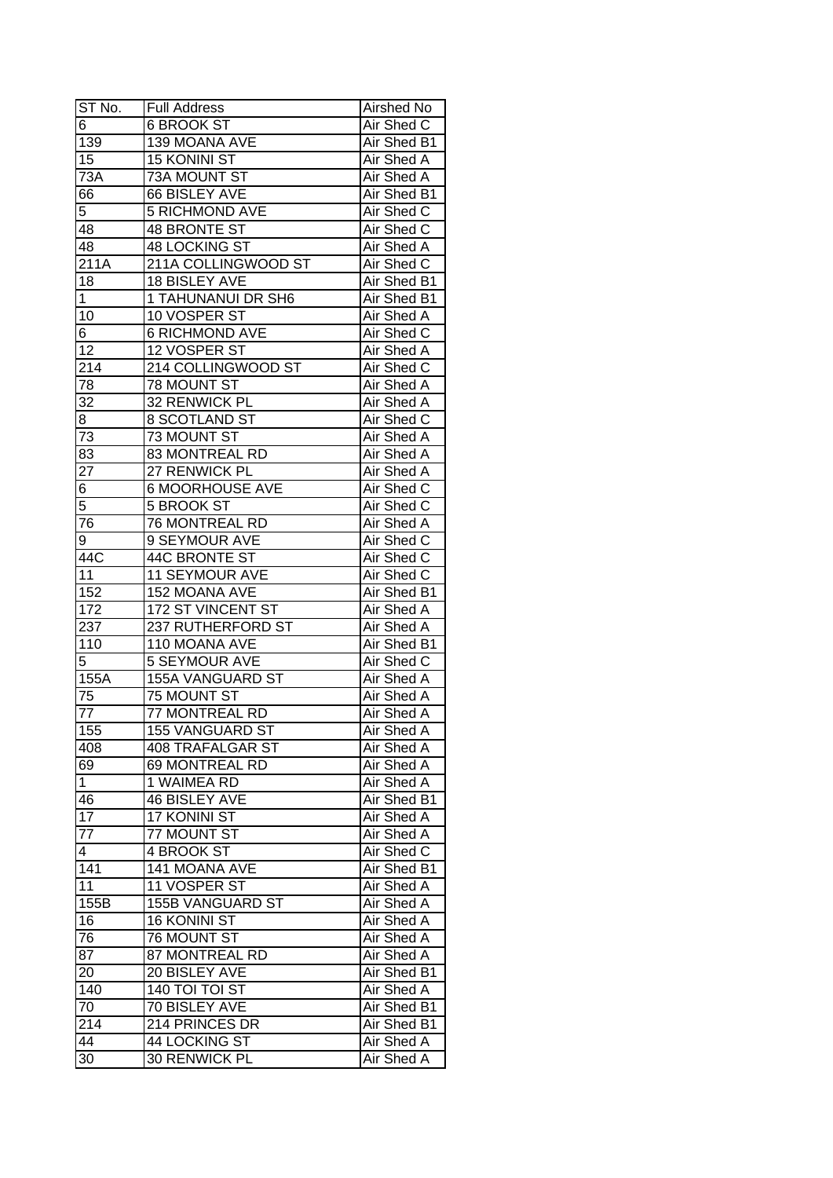| ST No. | Full Address | Airshed No |
|---|---|---|
| 6 | 6 BROOK ST | Air Shed C |
| 139 | 139 MOANA AVE | Air Shed B1 |
| 15 | 15 KONINI ST | Air Shed A |
| 73A | 73A MOUNT ST | Air Shed A |
| 66 | 66 BISLEY AVE | Air Shed B1 |
| 5 | 5 RICHMOND AVE | Air Shed C |
| 48 | 48 BRONTE ST | Air Shed C |
| 48 | 48 LOCKING ST | Air Shed A |
| 211A | 211A COLLINGWOOD ST | Air Shed C |
| 18 | 18 BISLEY AVE | Air Shed B1 |
| 1 | 1 TAHUNANUI DR SH6 | Air Shed B1 |
| 10 | 10 VOSPER ST | Air Shed A |
| 6 | 6 RICHMOND AVE | Air Shed C |
| 12 | 12 VOSPER ST | Air Shed A |
| 214 | 214 COLLINGWOOD ST | Air Shed C |
| 78 | 78 MOUNT ST | Air Shed A |
| 32 | 32 RENWICK PL | Air Shed A |
| 8 | 8 SCOTLAND ST | Air Shed C |
| 73 | 73 MOUNT ST | Air Shed A |
| 83 | 83 MONTREAL RD | Air Shed A |
| 27 | 27 RENWICK PL | Air Shed A |
| 6 | 6 MOORHOUSE AVE | Air Shed C |
| 5 | 5 BROOK ST | Air Shed C |
| 76 | 76 MONTREAL RD | Air Shed A |
| 9 | 9 SEYMOUR AVE | Air Shed C |
| 44C | 44C BRONTE ST | Air Shed C |
| 11 | 11 SEYMOUR AVE | Air Shed C |
| 152 | 152 MOANA AVE | Air Shed B1 |
| 172 | 172 ST VINCENT ST | Air Shed A |
| 237 | 237 RUTHERFORD ST | Air Shed A |
| 110 | 110 MOANA AVE | Air Shed B1 |
| 5 | 5 SEYMOUR AVE | Air Shed C |
| 155A | 155A VANGUARD ST | Air Shed A |
| 75 | 75 MOUNT ST | Air Shed A |
| 77 | 77 MONTREAL RD | Air Shed A |
| 155 | 155 VANGUARD ST | Air Shed A |
| 408 | 408 TRAFALGAR ST | Air Shed A |
| 69 | 69 MONTREAL RD | Air Shed A |
| 1 | 1 WAIMEA RD | Air Shed A |
| 46 | 46 BISLEY AVE | Air Shed B1 |
| 17 | 17 KONINI ST | Air Shed A |
| 77 | 77 MOUNT ST | Air Shed A |
| 4 | 4 BROOK ST | Air Shed C |
| 141 | 141 MOANA AVE | Air Shed B1 |
| 11 | 11 VOSPER ST | Air Shed A |
| 155B | 155B VANGUARD ST | Air Shed A |
| 16 | 16 KONINI ST | Air Shed A |
| 76 | 76 MOUNT ST | Air Shed A |
| 87 | 87 MONTREAL RD | Air Shed A |
| 20 | 20 BISLEY AVE | Air Shed B1 |
| 140 | 140 TOI TOI ST | Air Shed A |
| 70 | 70 BISLEY AVE | Air Shed B1 |
| 214 | 214 PRINCES DR | Air Shed B1 |
| 44 | 44 LOCKING ST | Air Shed A |
| 30 | 30 RENWICK PL | Air Shed A |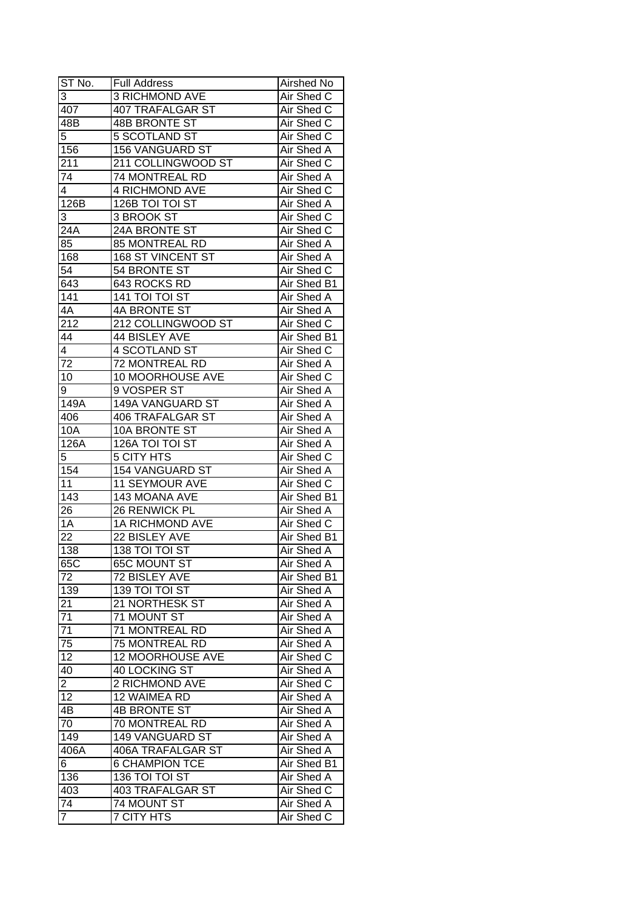| ST No. | Full Address | Airshed No |
| --- | --- | --- |
| 3 | 3 RICHMOND AVE | Air Shed C |
| 407 | 407 TRAFALGAR ST | Air Shed C |
| 48B | 48B BRONTE ST | Air Shed C |
| 5 | 5 SCOTLAND ST | Air Shed C |
| 156 | 156 VANGUARD ST | Air Shed A |
| 211 | 211 COLLINGWOOD ST | Air Shed C |
| 74 | 74 MONTREAL RD | Air Shed A |
| 4 | 4 RICHMOND AVE | Air Shed C |
| 126B | 126B TOI TOI ST | Air Shed A |
| 3 | 3 BROOK ST | Air Shed C |
| 24A | 24A BRONTE ST | Air Shed C |
| 85 | 85 MONTREAL RD | Air Shed A |
| 168 | 168 ST VINCENT ST | Air Shed A |
| 54 | 54 BRONTE ST | Air Shed C |
| 643 | 643 ROCKS RD | Air Shed B1 |
| 141 | 141 TOI TOI ST | Air Shed A |
| 4A | 4A BRONTE ST | Air Shed A |
| 212 | 212 COLLINGWOOD ST | Air Shed C |
| 44 | 44 BISLEY AVE | Air Shed B1 |
| 4 | 4 SCOTLAND ST | Air Shed C |
| 72 | 72 MONTREAL RD | Air Shed A |
| 10 | 10 MOORHOUSE AVE | Air Shed C |
| 9 | 9 VOSPER ST | Air Shed A |
| 149A | 149A VANGUARD ST | Air Shed A |
| 406 | 406 TRAFALGAR ST | Air Shed A |
| 10A | 10A BRONTE ST | Air Shed A |
| 126A | 126A TOI TOI ST | Air Shed A |
| 5 | 5 CITY HTS | Air Shed C |
| 154 | 154 VANGUARD ST | Air Shed A |
| 11 | 11 SEYMOUR AVE | Air Shed C |
| 143 | 143 MOANA AVE | Air Shed B1 |
| 26 | 26 RENWICK PL | Air Shed A |
| 1A | 1A RICHMOND AVE | Air Shed C |
| 22 | 22 BISLEY AVE | Air Shed B1 |
| 138 | 138 TOI TOI ST | Air Shed A |
| 65C | 65C MOUNT ST | Air Shed A |
| 72 | 72 BISLEY AVE | Air Shed B1 |
| 139 | 139 TOI TOI ST | Air Shed A |
| 21 | 21 NORTHESK ST | Air Shed A |
| 71 | 71 MOUNT ST | Air Shed A |
| 71 | 71 MONTREAL RD | Air Shed A |
| 75 | 75 MONTREAL RD | Air Shed A |
| 12 | 12 MOORHOUSE AVE | Air Shed C |
| 40 | 40 LOCKING ST | Air Shed A |
| 2 | 2 RICHMOND AVE | Air Shed C |
| 12 | 12 WAIMEA RD | Air Shed A |
| 4B | 4B BRONTE ST | Air Shed A |
| 70 | 70 MONTREAL RD | Air Shed A |
| 149 | 149 VANGUARD ST | Air Shed A |
| 406A | 406A TRAFALGAR ST | Air Shed A |
| 6 | 6 CHAMPION TCE | Air Shed B1 |
| 136 | 136 TOI TOI ST | Air Shed A |
| 403 | 403 TRAFALGAR ST | Air Shed C |
| 74 | 74 MOUNT ST | Air Shed A |
| 7 | 7 CITY HTS | Air Shed C |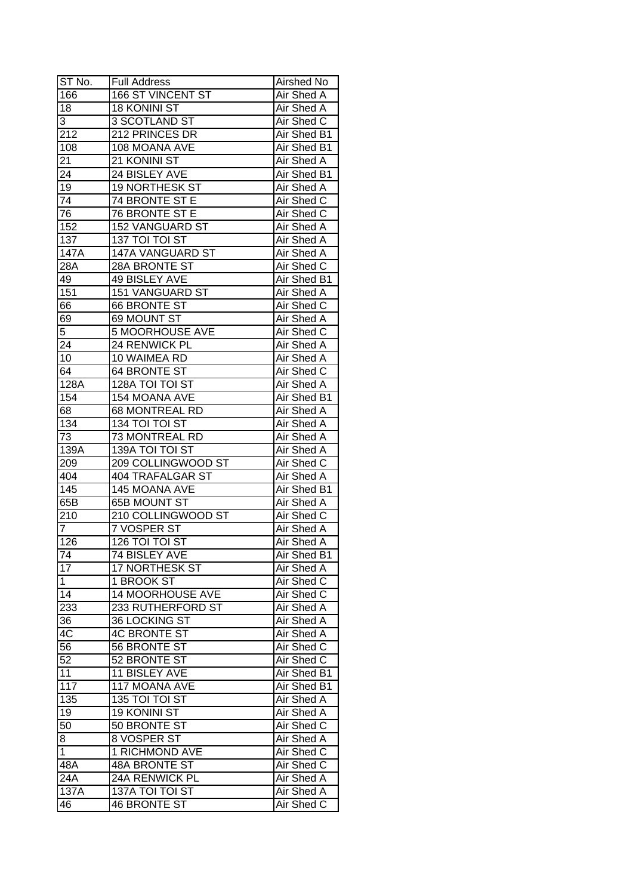| ST No. | Full Address | Airshed No |
| --- | --- | --- |
| 166 | 166 ST VINCENT ST | Air Shed A |
| 18 | 18 KONINI ST | Air Shed A |
| 3 | 3 SCOTLAND ST | Air Shed C |
| 212 | 212 PRINCES DR | Air Shed B1 |
| 108 | 108 MOANA AVE | Air Shed B1 |
| 21 | 21 KONINI ST | Air Shed A |
| 24 | 24 BISLEY AVE | Air Shed B1 |
| 19 | 19 NORTHESK ST | Air Shed A |
| 74 | 74 BRONTE ST E | Air Shed C |
| 76 | 76 BRONTE ST E | Air Shed C |
| 152 | 152 VANGUARD ST | Air Shed A |
| 137 | 137 TOI TOI ST | Air Shed A |
| 147A | 147A VANGUARD ST | Air Shed A |
| 28A | 28A BRONTE ST | Air Shed C |
| 49 | 49 BISLEY AVE | Air Shed B1 |
| 151 | 151 VANGUARD ST | Air Shed A |
| 66 | 66 BRONTE ST | Air Shed C |
| 69 | 69 MOUNT ST | Air Shed A |
| 5 | 5 MOORHOUSE AVE | Air Shed C |
| 24 | 24 RENWICK PL | Air Shed A |
| 10 | 10 WAIMEA RD | Air Shed A |
| 64 | 64 BRONTE ST | Air Shed C |
| 128A | 128A TOI TOI ST | Air Shed A |
| 154 | 154 MOANA AVE | Air Shed B1 |
| 68 | 68 MONTREAL RD | Air Shed A |
| 134 | 134 TOI TOI ST | Air Shed A |
| 73 | 73 MONTREAL RD | Air Shed A |
| 139A | 139A TOI TOI ST | Air Shed A |
| 209 | 209 COLLINGWOOD ST | Air Shed C |
| 404 | 404 TRAFALGAR ST | Air Shed A |
| 145 | 145 MOANA AVE | Air Shed B1 |
| 65B | 65B MOUNT ST | Air Shed A |
| 210 | 210 COLLINGWOOD ST | Air Shed C |
| 7 | 7 VOSPER ST | Air Shed A |
| 126 | 126 TOI TOI ST | Air Shed A |
| 74 | 74 BISLEY AVE | Air Shed B1 |
| 17 | 17 NORTHESK ST | Air Shed A |
| 1 | 1 BROOK ST | Air Shed C |
| 14 | 14 MOORHOUSE AVE | Air Shed C |
| 233 | 233 RUTHERFORD ST | Air Shed A |
| 36 | 36 LOCKING ST | Air Shed A |
| 4C | 4C BRONTE ST | Air Shed A |
| 56 | 56 BRONTE ST | Air Shed C |
| 52 | 52 BRONTE ST | Air Shed C |
| 11 | 11 BISLEY AVE | Air Shed B1 |
| 117 | 117 MOANA AVE | Air Shed B1 |
| 135 | 135 TOI TOI ST | Air Shed A |
| 19 | 19 KONINI ST | Air Shed A |
| 50 | 50 BRONTE ST | Air Shed C |
| 8 | 8 VOSPER ST | Air Shed A |
| 1 | 1 RICHMOND AVE | Air Shed C |
| 48A | 48A BRONTE ST | Air Shed C |
| 24A | 24A RENWICK PL | Air Shed A |
| 137A | 137A TOI TOI ST | Air Shed A |
| 46 | 46 BRONTE ST | Air Shed C |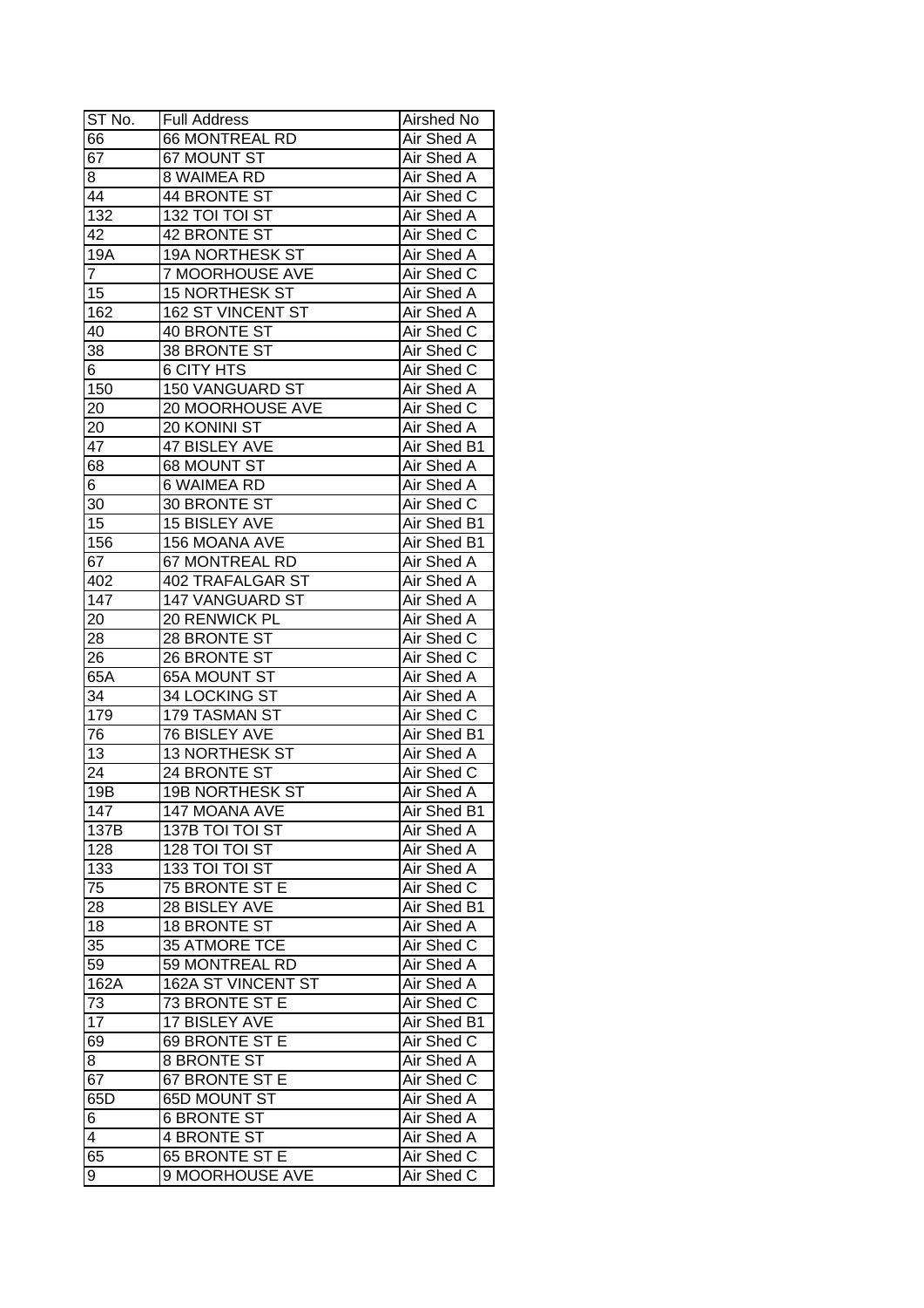| ST No. | Full Address | Airshed No |
| --- | --- | --- |
| 66 | 66 MONTREAL RD | Air Shed A |
| 67 | 67 MOUNT ST | Air Shed A |
| 8 | 8 WAIMEA RD | Air Shed A |
| 44 | 44 BRONTE ST | Air Shed C |
| 132 | 132 TOI TOI ST | Air Shed A |
| 42 | 42 BRONTE ST | Air Shed C |
| 19A | 19A NORTHESK ST | Air Shed A |
| 7 | 7 MOORHOUSE AVE | Air Shed C |
| 15 | 15 NORTHESK ST | Air Shed A |
| 162 | 162 ST VINCENT ST | Air Shed A |
| 40 | 40 BRONTE ST | Air Shed C |
| 38 | 38 BRONTE ST | Air Shed C |
| 6 | 6 CITY HTS | Air Shed C |
| 150 | 150 VANGUARD ST | Air Shed A |
| 20 | 20 MOORHOUSE AVE | Air Shed C |
| 20 | 20 KONINI ST | Air Shed A |
| 47 | 47 BISLEY AVE | Air Shed B1 |
| 68 | 68 MOUNT ST | Air Shed A |
| 6 | 6 WAIMEA RD | Air Shed A |
| 30 | 30 BRONTE ST | Air Shed C |
| 15 | 15 BISLEY AVE | Air Shed B1 |
| 156 | 156 MOANA AVE | Air Shed B1 |
| 67 | 67 MONTREAL RD | Air Shed A |
| 402 | 402 TRAFALGAR ST | Air Shed A |
| 147 | 147 VANGUARD ST | Air Shed A |
| 20 | 20 RENWICK PL | Air Shed A |
| 28 | 28 BRONTE ST | Air Shed C |
| 26 | 26 BRONTE ST | Air Shed C |
| 65A | 65A MOUNT ST | Air Shed A |
| 34 | 34 LOCKING ST | Air Shed A |
| 179 | 179 TASMAN ST | Air Shed C |
| 76 | 76 BISLEY AVE | Air Shed B1 |
| 13 | 13 NORTHESK ST | Air Shed A |
| 24 | 24 BRONTE ST | Air Shed C |
| 19B | 19B NORTHESK ST | Air Shed A |
| 147 | 147 MOANA AVE | Air Shed B1 |
| 137B | 137B TOI TOI ST | Air Shed A |
| 128 | 128 TOI TOI ST | Air Shed A |
| 133 | 133 TOI TOI ST | Air Shed A |
| 75 | 75 BRONTE ST E | Air Shed C |
| 28 | 28 BISLEY AVE | Air Shed B1 |
| 18 | 18 BRONTE ST | Air Shed A |
| 35 | 35 ATMORE TCE | Air Shed C |
| 59 | 59 MONTREAL RD | Air Shed A |
| 162A | 162A ST VINCENT ST | Air Shed A |
| 73 | 73 BRONTE ST E | Air Shed C |
| 17 | 17 BISLEY AVE | Air Shed B1 |
| 69 | 69 BRONTE ST E | Air Shed C |
| 8 | 8 BRONTE ST | Air Shed A |
| 67 | 67 BRONTE ST E | Air Shed C |
| 65D | 65D MOUNT ST | Air Shed A |
| 6 | 6 BRONTE ST | Air Shed A |
| 4 | 4 BRONTE ST | Air Shed A |
| 65 | 65 BRONTE ST E | Air Shed C |
| 9 | 9 MOORHOUSE AVE | Air Shed C |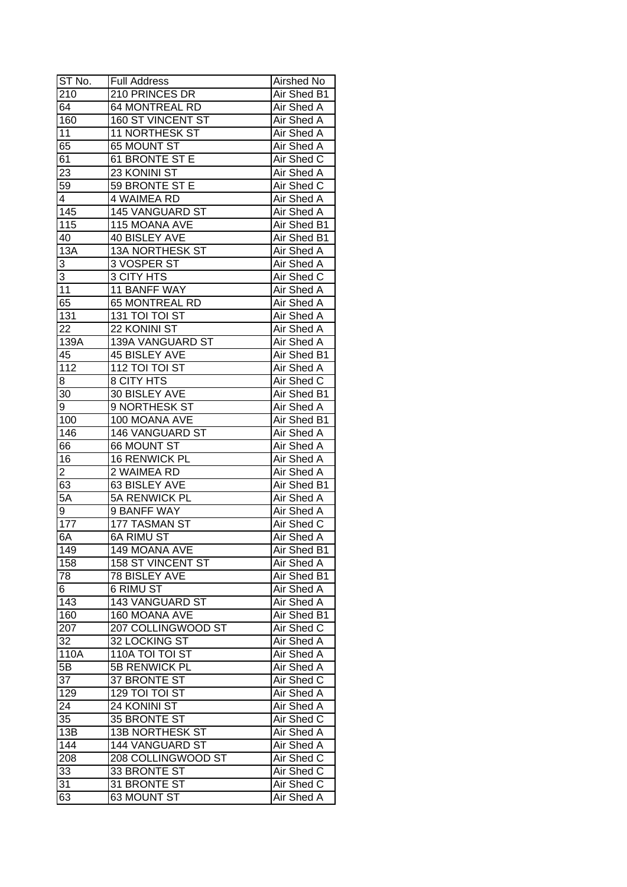| ST No. | Full Address | Airshed No |
| --- | --- | --- |
| 210 | 210 PRINCES DR | Air Shed B1 |
| 64 | 64 MONTREAL RD | Air Shed A |
| 160 | 160 ST VINCENT ST | Air Shed A |
| 11 | 11 NORTHESK ST | Air Shed A |
| 65 | 65 MOUNT ST | Air Shed A |
| 61 | 61 BRONTE ST E | Air Shed C |
| 23 | 23 KONINI ST | Air Shed A |
| 59 | 59 BRONTE ST E | Air Shed C |
| 4 | 4 WAIMEA RD | Air Shed A |
| 145 | 145 VANGUARD ST | Air Shed A |
| 115 | 115 MOANA AVE | Air Shed B1 |
| 40 | 40 BISLEY AVE | Air Shed B1 |
| 13A | 13A NORTHESK ST | Air Shed A |
| 3 | 3 VOSPER ST | Air Shed A |
| 3 | 3 CITY HTS | Air Shed C |
| 11 | 11 BANFF WAY | Air Shed A |
| 65 | 65 MONTREAL RD | Air Shed A |
| 131 | 131 TOI TOI ST | Air Shed A |
| 22 | 22 KONINI ST | Air Shed A |
| 139A | 139A VANGUARD ST | Air Shed A |
| 45 | 45 BISLEY AVE | Air Shed B1 |
| 112 | 112 TOI TOI ST | Air Shed A |
| 8 | 8 CITY HTS | Air Shed C |
| 30 | 30 BISLEY AVE | Air Shed B1 |
| 9 | 9 NORTHESK ST | Air Shed A |
| 100 | 100 MOANA AVE | Air Shed B1 |
| 146 | 146 VANGUARD ST | Air Shed A |
| 66 | 66 MOUNT ST | Air Shed A |
| 16 | 16 RENWICK PL | Air Shed A |
| 2 | 2 WAIMEA RD | Air Shed A |
| 63 | 63 BISLEY AVE | Air Shed B1 |
| 5A | 5A RENWICK PL | Air Shed A |
| 9 | 9 BANFF WAY | Air Shed A |
| 177 | 177 TASMAN ST | Air Shed C |
| 6A | 6A RIMU ST | Air Shed A |
| 149 | 149 MOANA AVE | Air Shed B1 |
| 158 | 158 ST VINCENT ST | Air Shed A |
| 78 | 78 BISLEY AVE | Air Shed B1 |
| 6 | 6 RIMU ST | Air Shed A |
| 143 | 143 VANGUARD ST | Air Shed A |
| 160 | 160 MOANA AVE | Air Shed B1 |
| 207 | 207 COLLINGWOOD ST | Air Shed C |
| 32 | 32 LOCKING ST | Air Shed A |
| 110A | 110A TOI TOI ST | Air Shed A |
| 5B | 5B RENWICK PL | Air Shed A |
| 37 | 37 BRONTE ST | Air Shed C |
| 129 | 129 TOI TOI ST | Air Shed A |
| 24 | 24 KONINI ST | Air Shed A |
| 35 | 35 BRONTE ST | Air Shed C |
| 13B | 13B NORTHESK ST | Air Shed A |
| 144 | 144 VANGUARD ST | Air Shed A |
| 208 | 208 COLLINGWOOD ST | Air Shed C |
| 33 | 33 BRONTE ST | Air Shed C |
| 31 | 31 BRONTE ST | Air Shed C |
| 63 | 63 MOUNT ST | Air Shed A |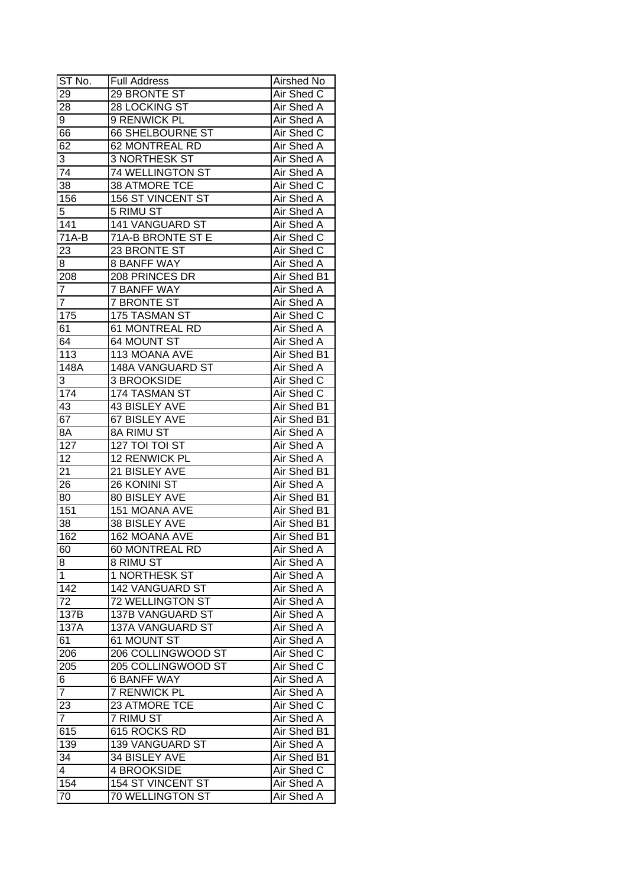| ST No. | Full Address | Airshed No |
| --- | --- | --- |
| 29 | 29 BRONTE ST | Air Shed C |
| 28 | 28 LOCKING ST | Air Shed A |
| 9 | 9 RENWICK PL | Air Shed A |
| 66 | 66 SHELBOURNE ST | Air Shed C |
| 62 | 62 MONTREAL RD | Air Shed A |
| 3 | 3 NORTHESK ST | Air Shed A |
| 74 | 74 WELLINGTON ST | Air Shed A |
| 38 | 38 ATMORE TCE | Air Shed C |
| 156 | 156 ST VINCENT ST | Air Shed A |
| 5 | 5 RIMU ST | Air Shed A |
| 141 | 141 VANGUARD ST | Air Shed A |
| 71A-B | 71A-B BRONTE ST E | Air Shed C |
| 23 | 23 BRONTE ST | Air Shed C |
| 8 | 8 BANFF WAY | Air Shed A |
| 208 | 208 PRINCES DR | Air Shed B1 |
| 7 | 7 BANFF WAY | Air Shed A |
| 7 | 7 BRONTE ST | Air Shed A |
| 175 | 175 TASMAN ST | Air Shed C |
| 61 | 61 MONTREAL RD | Air Shed A |
| 64 | 64 MOUNT ST | Air Shed A |
| 113 | 113 MOANA AVE | Air Shed B1 |
| 148A | 148A VANGUARD ST | Air Shed A |
| 3 | 3 BROOKSIDE | Air Shed C |
| 174 | 174 TASMAN ST | Air Shed C |
| 43 | 43 BISLEY AVE | Air Shed B1 |
| 67 | 67 BISLEY AVE | Air Shed B1 |
| 8A | 8A RIMU ST | Air Shed A |
| 127 | 127 TOI TOI ST | Air Shed A |
| 12 | 12 RENWICK PL | Air Shed A |
| 21 | 21 BISLEY AVE | Air Shed B1 |
| 26 | 26 KONINI ST | Air Shed A |
| 80 | 80 BISLEY AVE | Air Shed B1 |
| 151 | 151 MOANA AVE | Air Shed B1 |
| 38 | 38 BISLEY AVE | Air Shed B1 |
| 162 | 162 MOANA AVE | Air Shed B1 |
| 60 | 60 MONTREAL RD | Air Shed A |
| 8 | 8 RIMU ST | Air Shed A |
| 1 | 1 NORTHESK ST | Air Shed A |
| 142 | 142 VANGUARD ST | Air Shed A |
| 72 | 72 WELLINGTON ST | Air Shed A |
| 137B | 137B VANGUARD ST | Air Shed A |
| 137A | 137A VANGUARD ST | Air Shed A |
| 61 | 61 MOUNT ST | Air Shed A |
| 206 | 206 COLLINGWOOD ST | Air Shed C |
| 205 | 205 COLLINGWOOD ST | Air Shed C |
| 6 | 6 BANFF WAY | Air Shed A |
| 7 | 7 RENWICK PL | Air Shed A |
| 23 | 23 ATMORE TCE | Air Shed C |
| 7 | 7 RIMU ST | Air Shed A |
| 615 | 615 ROCKS RD | Air Shed B1 |
| 139 | 139 VANGUARD ST | Air Shed A |
| 34 | 34 BISLEY AVE | Air Shed B1 |
| 4 | 4 BROOKSIDE | Air Shed C |
| 154 | 154 ST VINCENT ST | Air Shed A |
| 70 | 70 WELLINGTON ST | Air Shed A |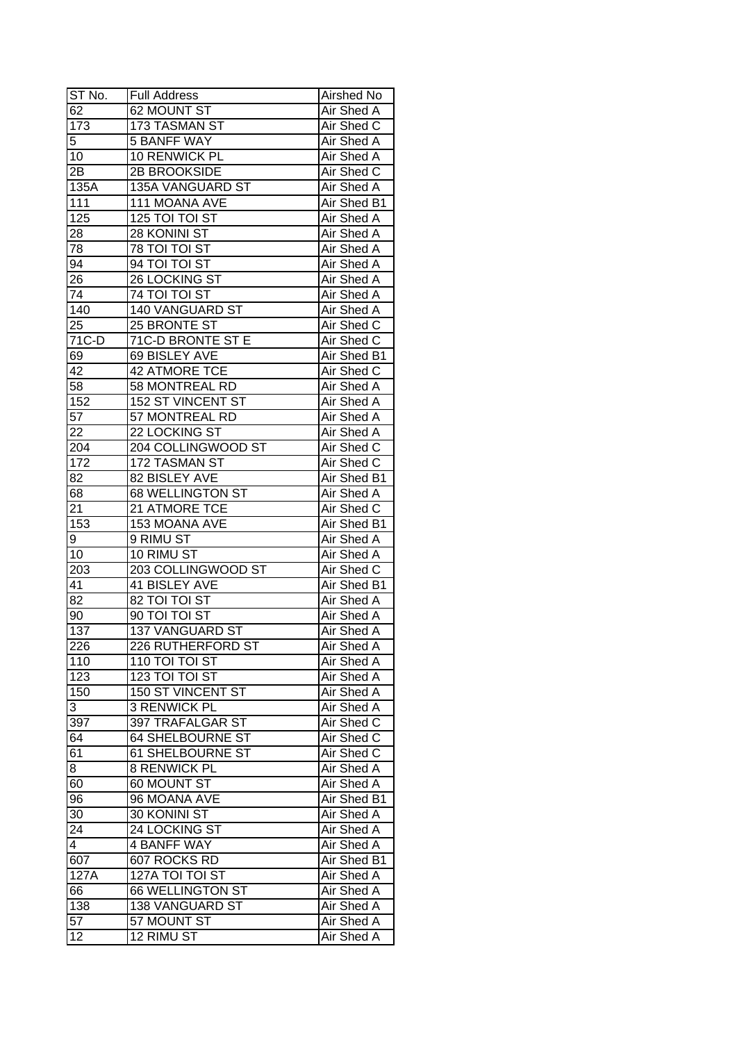| ST No. | Full Address | Airshed No |
|---|---|---|
| 62 | 62 MOUNT ST | Air Shed A |
| 173 | 173 TASMAN ST | Air Shed C |
| 5 | 5 BANFF WAY | Air Shed A |
| 10 | 10 RENWICK PL | Air Shed A |
| 2B | 2B BROOKSIDE | Air Shed C |
| 135A | 135A VANGUARD ST | Air Shed A |
| 111 | 111 MOANA AVE | Air Shed B1 |
| 125 | 125 TOI TOI ST | Air Shed A |
| 28 | 28 KONINI ST | Air Shed A |
| 78 | 78 TOI TOI ST | Air Shed A |
| 94 | 94 TOI TOI ST | Air Shed A |
| 26 | 26 LOCKING ST | Air Shed A |
| 74 | 74 TOI TOI ST | Air Shed A |
| 140 | 140 VANGUARD ST | Air Shed A |
| 25 | 25 BRONTE ST | Air Shed C |
| 71C-D | 71C-D BRONTE ST E | Air Shed C |
| 69 | 69 BISLEY AVE | Air Shed B1 |
| 42 | 42 ATMORE TCE | Air Shed C |
| 58 | 58 MONTREAL RD | Air Shed A |
| 152 | 152 ST VINCENT ST | Air Shed A |
| 57 | 57 MONTREAL RD | Air Shed A |
| 22 | 22 LOCKING ST | Air Shed A |
| 204 | 204 COLLINGWOOD ST | Air Shed C |
| 172 | 172 TASMAN ST | Air Shed C |
| 82 | 82 BISLEY AVE | Air Shed B1 |
| 68 | 68 WELLINGTON ST | Air Shed A |
| 21 | 21 ATMORE TCE | Air Shed C |
| 153 | 153 MOANA AVE | Air Shed B1 |
| 9 | 9 RIMU ST | Air Shed A |
| 10 | 10 RIMU ST | Air Shed A |
| 203 | 203 COLLINGWOOD ST | Air Shed C |
| 41 | 41 BISLEY AVE | Air Shed B1 |
| 82 | 82 TOI TOI ST | Air Shed A |
| 90 | 90 TOI TOI ST | Air Shed A |
| 137 | 137 VANGUARD ST | Air Shed A |
| 226 | 226 RUTHERFORD ST | Air Shed A |
| 110 | 110 TOI TOI ST | Air Shed A |
| 123 | 123 TOI TOI ST | Air Shed A |
| 150 | 150 ST VINCENT ST | Air Shed A |
| 3 | 3 RENWICK PL | Air Shed A |
| 397 | 397 TRAFALGAR ST | Air Shed C |
| 64 | 64 SHELBOURNE ST | Air Shed C |
| 61 | 61 SHELBOURNE ST | Air Shed C |
| 8 | 8 RENWICK PL | Air Shed A |
| 60 | 60 MOUNT ST | Air Shed A |
| 96 | 96 MOANA AVE | Air Shed B1 |
| 30 | 30 KONINI ST | Air Shed A |
| 24 | 24 LOCKING ST | Air Shed A |
| 4 | 4 BANFF WAY | Air Shed A |
| 607 | 607 ROCKS RD | Air Shed B1 |
| 127A | 127A TOI TOI ST | Air Shed A |
| 66 | 66 WELLINGTON ST | Air Shed A |
| 138 | 138 VANGUARD ST | Air Shed A |
| 57 | 57 MOUNT ST | Air Shed A |
| 12 | 12 RIMU ST | Air Shed A |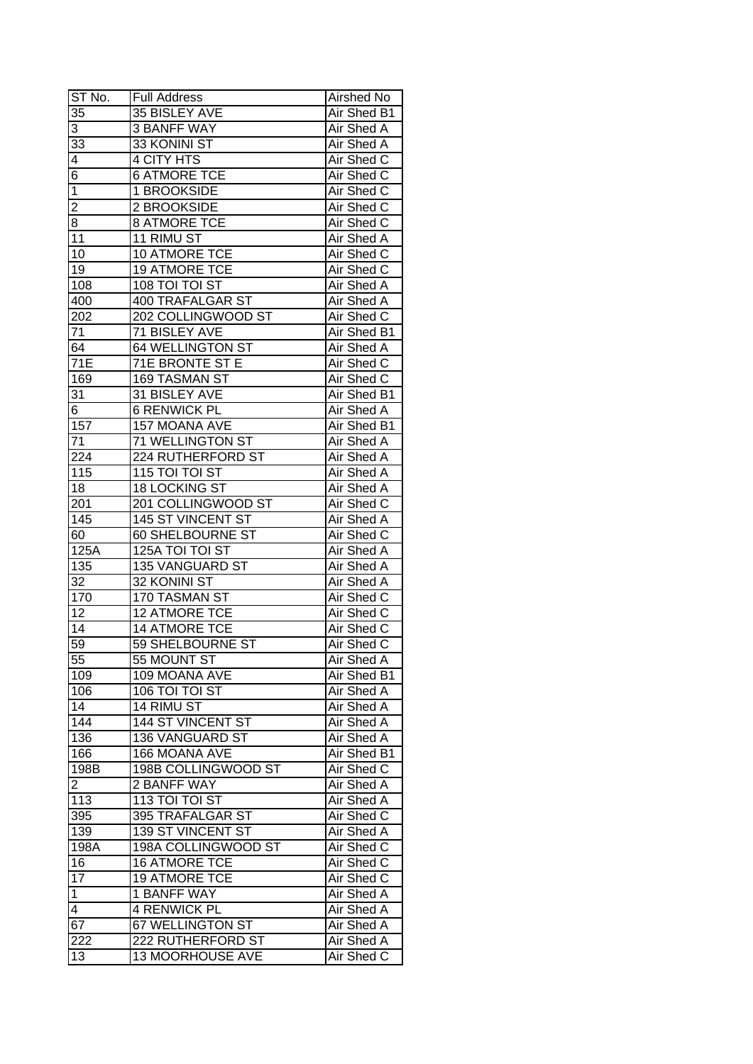| ST No. | Full Address | Airshed No |
|---|---|---|
| 35 | 35 BISLEY AVE | Air Shed B1 |
| 3 | 3 BANFF WAY | Air Shed A |
| 33 | 33 KONINI ST | Air Shed A |
| 4 | 4 CITY HTS | Air Shed C |
| 6 | 6 ATMORE TCE | Air Shed C |
| 1 | 1 BROOKSIDE | Air Shed C |
| 2 | 2 BROOKSIDE | Air Shed C |
| 8 | 8 ATMORE TCE | Air Shed C |
| 11 | 11 RIMU ST | Air Shed A |
| 10 | 10 ATMORE TCE | Air Shed C |
| 19 | 19 ATMORE TCE | Air Shed C |
| 108 | 108 TOI TOI ST | Air Shed A |
| 400 | 400 TRAFALGAR ST | Air Shed A |
| 202 | 202 COLLINGWOOD ST | Air Shed C |
| 71 | 71 BISLEY AVE | Air Shed B1 |
| 64 | 64 WELLINGTON ST | Air Shed A |
| 71E | 71E BRONTE ST E | Air Shed C |
| 169 | 169 TASMAN ST | Air Shed C |
| 31 | 31 BISLEY AVE | Air Shed B1 |
| 6 | 6 RENWICK PL | Air Shed A |
| 157 | 157 MOANA AVE | Air Shed B1 |
| 71 | 71 WELLINGTON ST | Air Shed A |
| 224 | 224 RUTHERFORD ST | Air Shed A |
| 115 | 115 TOI TOI ST | Air Shed A |
| 18 | 18 LOCKING ST | Air Shed A |
| 201 | 201 COLLINGWOOD ST | Air Shed C |
| 145 | 145 ST VINCENT ST | Air Shed A |
| 60 | 60 SHELBOURNE ST | Air Shed C |
| 125A | 125A TOI TOI ST | Air Shed A |
| 135 | 135 VANGUARD ST | Air Shed A |
| 32 | 32 KONINI ST | Air Shed A |
| 170 | 170 TASMAN ST | Air Shed C |
| 12 | 12 ATMORE TCE | Air Shed C |
| 14 | 14 ATMORE TCE | Air Shed C |
| 59 | 59 SHELBOURNE ST | Air Shed C |
| 55 | 55 MOUNT ST | Air Shed A |
| 109 | 109 MOANA AVE | Air Shed B1 |
| 106 | 106 TOI TOI ST | Air Shed A |
| 14 | 14 RIMU ST | Air Shed A |
| 144 | 144 ST VINCENT ST | Air Shed A |
| 136 | 136 VANGUARD ST | Air Shed A |
| 166 | 166 MOANA AVE | Air Shed B1 |
| 198B | 198B COLLINGWOOD ST | Air Shed C |
| 2 | 2 BANFF WAY | Air Shed A |
| 113 | 113 TOI TOI ST | Air Shed A |
| 395 | 395 TRAFALGAR ST | Air Shed C |
| 139 | 139 ST VINCENT ST | Air Shed A |
| 198A | 198A COLLINGWOOD ST | Air Shed C |
| 16 | 16 ATMORE TCE | Air Shed C |
| 17 | 19 ATMORE TCE | Air Shed C |
| 1 | 1 BANFF WAY | Air Shed A |
| 4 | 4 RENWICK PL | Air Shed A |
| 67 | 67 WELLINGTON ST | Air Shed A |
| 222 | 222 RUTHERFORD ST | Air Shed A |
| 13 | 13 MOORHOUSE AVE | Air Shed C |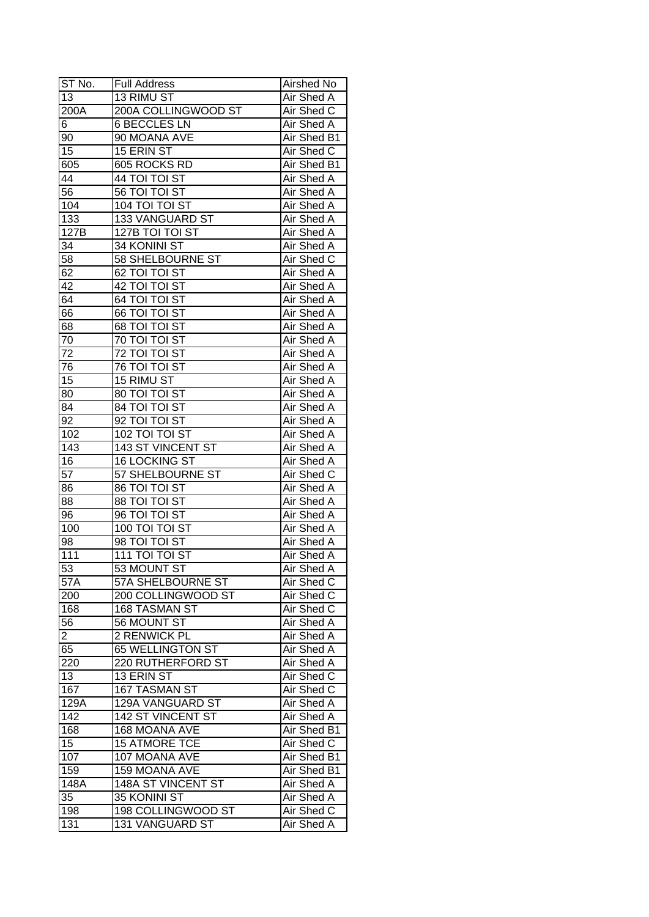| ST No. | Full Address | Airshed No |
|---|---|---|
| 13 | 13 RIMU ST | Air Shed A |
| 200A | 200A COLLINGWOOD ST | Air Shed C |
| 6 | 6 BECCLES LN | Air Shed A |
| 90 | 90 MOANA AVE | Air Shed B1 |
| 15 | 15 ERIN ST | Air Shed C |
| 605 | 605 ROCKS RD | Air Shed B1 |
| 44 | 44 TOI TOI ST | Air Shed A |
| 56 | 56 TOI TOI ST | Air Shed A |
| 104 | 104 TOI TOI ST | Air Shed A |
| 133 | 133 VANGUARD ST | Air Shed A |
| 127B | 127B TOI TOI ST | Air Shed A |
| 34 | 34 KONINI ST | Air Shed A |
| 58 | 58 SHELBOURNE ST | Air Shed C |
| 62 | 62 TOI TOI ST | Air Shed A |
| 42 | 42 TOI TOI ST | Air Shed A |
| 64 | 64 TOI TOI ST | Air Shed A |
| 66 | 66 TOI TOI ST | Air Shed A |
| 68 | 68 TOI TOI ST | Air Shed A |
| 70 | 70 TOI TOI ST | Air Shed A |
| 72 | 72 TOI TOI ST | Air Shed A |
| 76 | 76 TOI TOI ST | Air Shed A |
| 15 | 15 RIMU ST | Air Shed A |
| 80 | 80 TOI TOI ST | Air Shed A |
| 84 | 84 TOI TOI ST | Air Shed A |
| 92 | 92 TOI TOI ST | Air Shed A |
| 102 | 102 TOI TOI ST | Air Shed A |
| 143 | 143 ST VINCENT ST | Air Shed A |
| 16 | 16 LOCKING ST | Air Shed A |
| 57 | 57 SHELBOURNE ST | Air Shed C |
| 86 | 86 TOI TOI ST | Air Shed A |
| 88 | 88 TOI TOI ST | Air Shed A |
| 96 | 96 TOI TOI ST | Air Shed A |
| 100 | 100 TOI TOI ST | Air Shed A |
| 98 | 98 TOI TOI ST | Air Shed A |
| 111 | 111 TOI TOI ST | Air Shed A |
| 53 | 53 MOUNT ST | Air Shed A |
| 57A | 57A SHELBOURNE ST | Air Shed C |
| 200 | 200 COLLINGWOOD ST | Air Shed C |
| 168 | 168 TASMAN ST | Air Shed C |
| 56 | 56 MOUNT ST | Air Shed A |
| 2 | 2 RENWICK PL | Air Shed A |
| 65 | 65 WELLINGTON ST | Air Shed A |
| 220 | 220 RUTHERFORD ST | Air Shed A |
| 13 | 13 ERIN ST | Air Shed C |
| 167 | 167 TASMAN ST | Air Shed C |
| 129A | 129A VANGUARD ST | Air Shed A |
| 142 | 142 ST VINCENT ST | Air Shed A |
| 168 | 168 MOANA AVE | Air Shed B1 |
| 15 | 15 ATMORE TCE | Air Shed C |
| 107 | 107 MOANA AVE | Air Shed B1 |
| 159 | 159 MOANA AVE | Air Shed B1 |
| 148A | 148A ST VINCENT ST | Air Shed A |
| 35 | 35 KONINI ST | Air Shed A |
| 198 | 198 COLLINGWOOD ST | Air Shed C |
| 131 | 131 VANGUARD ST | Air Shed A |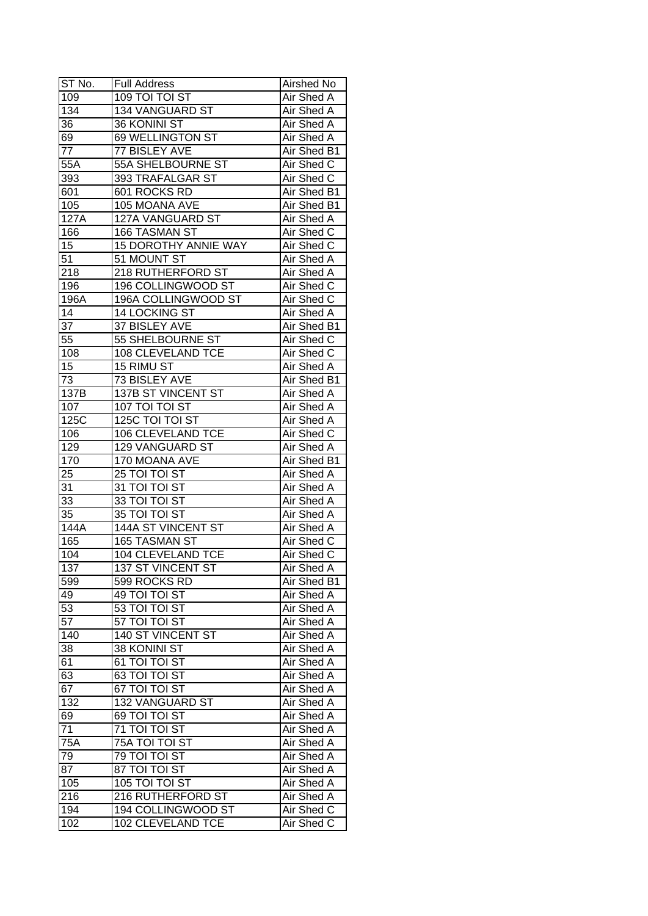| ST No. | Full Address | Airshed No |
|---|---|---|
| 109 | 109 TOI TOI ST | Air Shed A |
| 134 | 134 VANGUARD ST | Air Shed A |
| 36 | 36 KONINI ST | Air Shed A |
| 69 | 69 WELLINGTON ST | Air Shed A |
| 77 | 77 BISLEY AVE | Air Shed B1 |
| 55A | 55A SHELBOURNE ST | Air Shed C |
| 393 | 393 TRAFALGAR ST | Air Shed C |
| 601 | 601 ROCKS RD | Air Shed B1 |
| 105 | 105 MOANA AVE | Air Shed B1 |
| 127A | 127A VANGUARD ST | Air Shed A |
| 166 | 166 TASMAN ST | Air Shed C |
| 15 | 15 DOROTHY ANNIE WAY | Air Shed C |
| 51 | 51 MOUNT ST | Air Shed A |
| 218 | 218 RUTHERFORD ST | Air Shed A |
| 196 | 196 COLLINGWOOD ST | Air Shed C |
| 196A | 196A COLLINGWOOD ST | Air Shed C |
| 14 | 14 LOCKING ST | Air Shed A |
| 37 | 37 BISLEY AVE | Air Shed B1 |
| 55 | 55 SHELBOURNE ST | Air Shed C |
| 108 | 108 CLEVELAND TCE | Air Shed C |
| 15 | 15 RIMU ST | Air Shed A |
| 73 | 73 BISLEY AVE | Air Shed B1 |
| 137B | 137B ST VINCENT ST | Air Shed A |
| 107 | 107 TOI TOI ST | Air Shed A |
| 125C | 125C TOI TOI ST | Air Shed A |
| 106 | 106 CLEVELAND TCE | Air Shed C |
| 129 | 129 VANGUARD ST | Air Shed A |
| 170 | 170 MOANA AVE | Air Shed B1 |
| 25 | 25 TOI TOI ST | Air Shed A |
| 31 | 31 TOI TOI ST | Air Shed A |
| 33 | 33 TOI TOI ST | Air Shed A |
| 35 | 35 TOI TOI ST | Air Shed A |
| 144A | 144A ST VINCENT ST | Air Shed A |
| 165 | 165 TASMAN ST | Air Shed C |
| 104 | 104 CLEVELAND TCE | Air Shed C |
| 137 | 137 ST VINCENT ST | Air Shed A |
| 599 | 599 ROCKS RD | Air Shed B1 |
| 49 | 49 TOI TOI ST | Air Shed A |
| 53 | 53 TOI TOI ST | Air Shed A |
| 57 | 57 TOI TOI ST | Air Shed A |
| 140 | 140 ST VINCENT ST | Air Shed A |
| 38 | 38 KONINI ST | Air Shed A |
| 61 | 61 TOI TOI ST | Air Shed A |
| 63 | 63 TOI TOI ST | Air Shed A |
| 67 | 67 TOI TOI ST | Air Shed A |
| 132 | 132 VANGUARD ST | Air Shed A |
| 69 | 69 TOI TOI ST | Air Shed A |
| 71 | 71 TOI TOI ST | Air Shed A |
| 75A | 75A TOI TOI ST | Air Shed A |
| 79 | 79 TOI TOI ST | Air Shed A |
| 87 | 87 TOI TOI ST | Air Shed A |
| 105 | 105 TOI TOI ST | Air Shed A |
| 216 | 216 RUTHERFORD ST | Air Shed A |
| 194 | 194 COLLINGWOOD ST | Air Shed C |
| 102 | 102 CLEVELAND TCE | Air Shed C |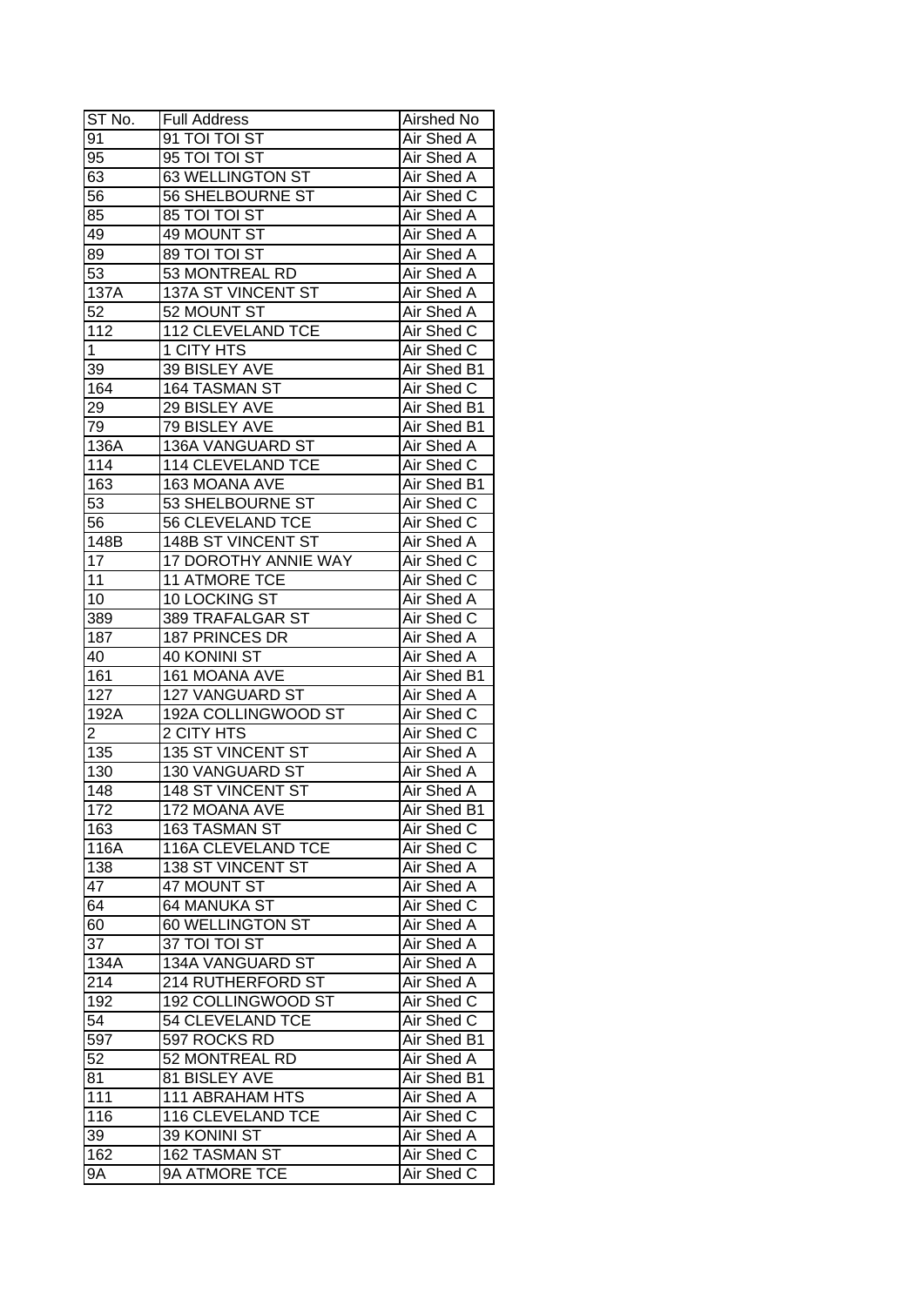| ST No. | Full Address | Airshed No |
|---|---|---|
| 91 | 91 TOI TOI ST | Air Shed A |
| 95 | 95 TOI TOI ST | Air Shed A |
| 63 | 63 WELLINGTON ST | Air Shed A |
| 56 | 56 SHELBOURNE ST | Air Shed C |
| 85 | 85 TOI TOI ST | Air Shed A |
| 49 | 49 MOUNT ST | Air Shed A |
| 89 | 89 TOI TOI ST | Air Shed A |
| 53 | 53 MONTREAL RD | Air Shed A |
| 137A | 137A ST VINCENT ST | Air Shed A |
| 52 | 52 MOUNT ST | Air Shed A |
| 112 | 112 CLEVELAND TCE | Air Shed C |
| 1 | 1 CITY HTS | Air Shed C |
| 39 | 39 BISLEY AVE | Air Shed B1 |
| 164 | 164 TASMAN ST | Air Shed C |
| 29 | 29 BISLEY AVE | Air Shed B1 |
| 79 | 79 BISLEY AVE | Air Shed B1 |
| 136A | 136A VANGUARD ST | Air Shed A |
| 114 | 114 CLEVELAND TCE | Air Shed C |
| 163 | 163 MOANA AVE | Air Shed B1 |
| 53 | 53 SHELBOURNE ST | Air Shed C |
| 56 | 56 CLEVELAND TCE | Air Shed C |
| 148B | 148B ST VINCENT ST | Air Shed A |
| 17 | 17 DOROTHY ANNIE WAY | Air Shed C |
| 11 | 11 ATMORE TCE | Air Shed C |
| 10 | 10 LOCKING ST | Air Shed A |
| 389 | 389 TRAFALGAR ST | Air Shed C |
| 187 | 187 PRINCES DR | Air Shed A |
| 40 | 40 KONINI ST | Air Shed A |
| 161 | 161 MOANA AVE | Air Shed B1 |
| 127 | 127 VANGUARD ST | Air Shed A |
| 192A | 192A COLLINGWOOD ST | Air Shed C |
| 2 | 2 CITY HTS | Air Shed C |
| 135 | 135 ST VINCENT ST | Air Shed A |
| 130 | 130 VANGUARD ST | Air Shed A |
| 148 | 148 ST VINCENT ST | Air Shed A |
| 172 | 172 MOANA AVE | Air Shed B1 |
| 163 | 163 TASMAN ST | Air Shed C |
| 116A | 116A CLEVELAND TCE | Air Shed C |
| 138 | 138 ST VINCENT ST | Air Shed A |
| 47 | 47 MOUNT ST | Air Shed A |
| 64 | 64 MANUKA ST | Air Shed C |
| 60 | 60 WELLINGTON ST | Air Shed A |
| 37 | 37 TOI TOI ST | Air Shed A |
| 134A | 134A VANGUARD ST | Air Shed A |
| 214 | 214 RUTHERFORD ST | Air Shed A |
| 192 | 192 COLLINGWOOD ST | Air Shed C |
| 54 | 54 CLEVELAND TCE | Air Shed C |
| 597 | 597 ROCKS RD | Air Shed B1 |
| 52 | 52 MONTREAL RD | Air Shed A |
| 81 | 81 BISLEY AVE | Air Shed B1 |
| 111 | 111 ABRAHAM HTS | Air Shed A |
| 116 | 116 CLEVELAND TCE | Air Shed C |
| 39 | 39 KONINI ST | Air Shed A |
| 162 | 162 TASMAN ST | Air Shed C |
| 9A | 9A ATMORE TCE | Air Shed C |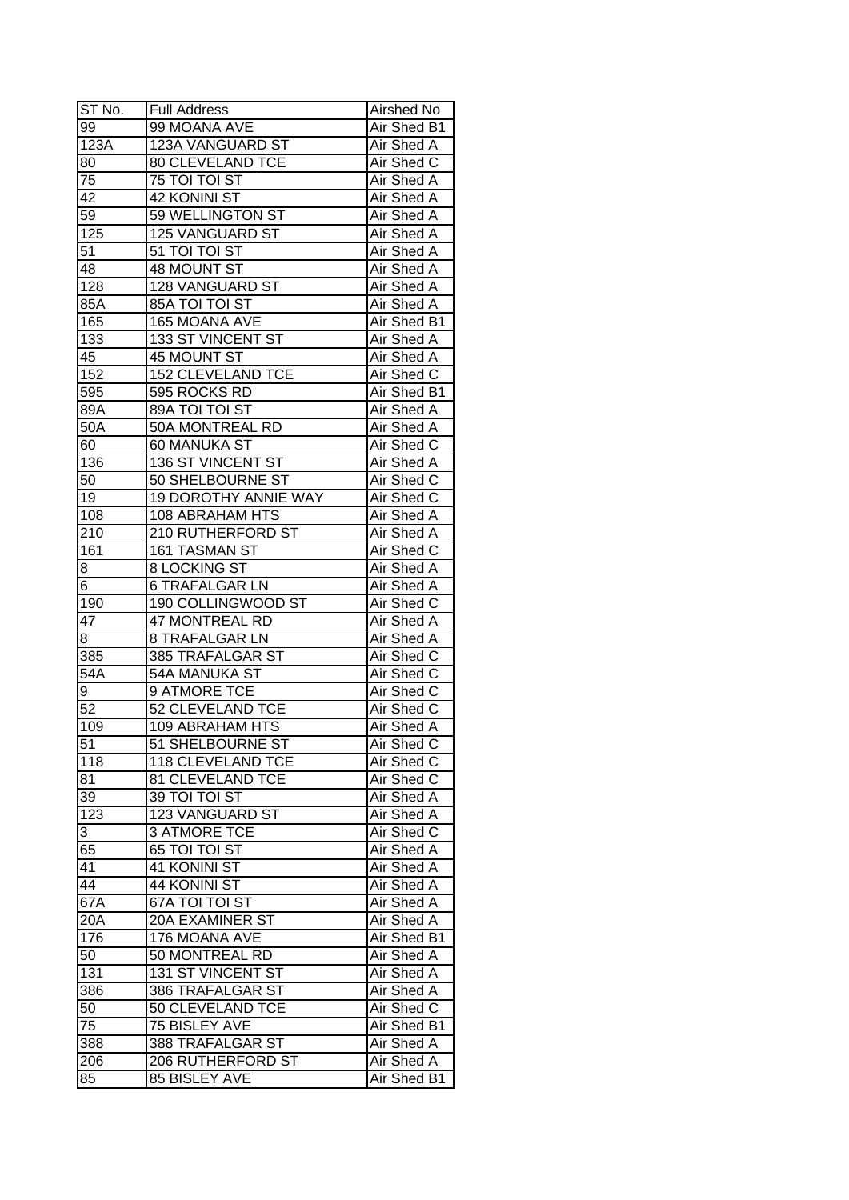| ST No. | Full Address | Airshed No |
|---|---|---|
| 99 | 99 MOANA AVE | Air Shed B1 |
| 123A | 123A VANGUARD ST | Air Shed A |
| 80 | 80 CLEVELAND TCE | Air Shed C |
| 75 | 75 TOI TOI ST | Air Shed A |
| 42 | 42 KONINI ST | Air Shed A |
| 59 | 59 WELLINGTON ST | Air Shed A |
| 125 | 125 VANGUARD ST | Air Shed A |
| 51 | 51 TOI TOI ST | Air Shed A |
| 48 | 48 MOUNT ST | Air Shed A |
| 128 | 128 VANGUARD ST | Air Shed A |
| 85A | 85A TOI TOI ST | Air Shed A |
| 165 | 165 MOANA AVE | Air Shed B1 |
| 133 | 133 ST VINCENT ST | Air Shed A |
| 45 | 45 MOUNT ST | Air Shed A |
| 152 | 152 CLEVELAND TCE | Air Shed C |
| 595 | 595 ROCKS RD | Air Shed B1 |
| 89A | 89A TOI TOI ST | Air Shed A |
| 50A | 50A MONTREAL RD | Air Shed A |
| 60 | 60 MANUKA ST | Air Shed C |
| 136 | 136 ST VINCENT ST | Air Shed A |
| 50 | 50 SHELBOURNE ST | Air Shed C |
| 19 | 19 DOROTHY ANNIE WAY | Air Shed C |
| 108 | 108 ABRAHAM HTS | Air Shed A |
| 210 | 210 RUTHERFORD ST | Air Shed A |
| 161 | 161 TASMAN ST | Air Shed C |
| 8 | 8 LOCKING ST | Air Shed A |
| 6 | 6 TRAFALGAR LN | Air Shed A |
| 190 | 190 COLLINGWOOD ST | Air Shed C |
| 47 | 47 MONTREAL RD | Air Shed A |
| 8 | 8 TRAFALGAR LN | Air Shed A |
| 385 | 385 TRAFALGAR ST | Air Shed C |
| 54A | 54A MANUKA ST | Air Shed C |
| 9 | 9 ATMORE TCE | Air Shed C |
| 52 | 52 CLEVELAND TCE | Air Shed C |
| 109 | 109 ABRAHAM HTS | Air Shed A |
| 51 | 51 SHELBOURNE ST | Air Shed C |
| 118 | 118 CLEVELAND TCE | Air Shed C |
| 81 | 81 CLEVELAND TCE | Air Shed C |
| 39 | 39 TOI TOI ST | Air Shed A |
| 123 | 123 VANGUARD ST | Air Shed A |
| 3 | 3 ATMORE TCE | Air Shed C |
| 65 | 65 TOI TOI ST | Air Shed A |
| 41 | 41 KONINI ST | Air Shed A |
| 44 | 44 KONINI ST | Air Shed A |
| 67A | 67A TOI TOI ST | Air Shed A |
| 20A | 20A EXAMINER ST | Air Shed A |
| 176 | 176 MOANA AVE | Air Shed B1 |
| 50 | 50 MONTREAL RD | Air Shed A |
| 131 | 131 ST VINCENT ST | Air Shed A |
| 386 | 386 TRAFALGAR ST | Air Shed A |
| 50 | 50 CLEVELAND TCE | Air Shed C |
| 75 | 75 BISLEY AVE | Air Shed B1 |
| 388 | 388 TRAFALGAR ST | Air Shed A |
| 206 | 206 RUTHERFORD ST | Air Shed A |
| 85 | 85 BISLEY AVE | Air Shed B1 |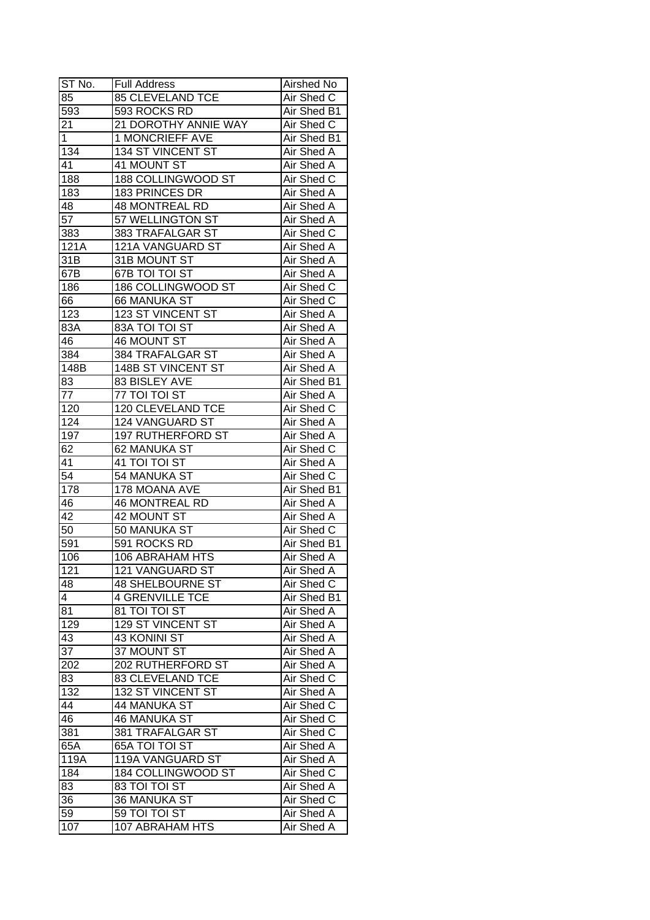| ST No. | Full Address | Airshed No |
|---|---|---|
| 85 | 85 CLEVELAND TCE | Air Shed C |
| 593 | 593 ROCKS RD | Air Shed B1 |
| 21 | 21 DOROTHY ANNIE WAY | Air Shed C |
| 1 | 1 MONCRIEFF AVE | Air Shed B1 |
| 134 | 134 ST VINCENT ST | Air Shed A |
| 41 | 41 MOUNT ST | Air Shed A |
| 188 | 188 COLLINGWOOD ST | Air Shed C |
| 183 | 183 PRINCES DR | Air Shed A |
| 48 | 48 MONTREAL RD | Air Shed A |
| 57 | 57 WELLINGTON ST | Air Shed A |
| 383 | 383 TRAFALGAR ST | Air Shed C |
| 121A | 121A VANGUARD ST | Air Shed A |
| 31B | 31B MOUNT ST | Air Shed A |
| 67B | 67B TOI TOI ST | Air Shed A |
| 186 | 186 COLLINGWOOD ST | Air Shed C |
| 66 | 66 MANUKA ST | Air Shed C |
| 123 | 123 ST VINCENT ST | Air Shed A |
| 83A | 83A TOI TOI ST | Air Shed A |
| 46 | 46 MOUNT ST | Air Shed A |
| 384 | 384 TRAFALGAR ST | Air Shed A |
| 148B | 148B ST VINCENT ST | Air Shed A |
| 83 | 83 BISLEY AVE | Air Shed B1 |
| 77 | 77 TOI TOI ST | Air Shed A |
| 120 | 120 CLEVELAND TCE | Air Shed C |
| 124 | 124 VANGUARD ST | Air Shed A |
| 197 | 197 RUTHERFORD ST | Air Shed A |
| 62 | 62 MANUKA ST | Air Shed C |
| 41 | 41 TOI TOI ST | Air Shed A |
| 54 | 54 MANUKA ST | Air Shed C |
| 178 | 178 MOANA AVE | Air Shed B1 |
| 46 | 46 MONTREAL RD | Air Shed A |
| 42 | 42 MOUNT ST | Air Shed A |
| 50 | 50 MANUKA ST | Air Shed C |
| 591 | 591 ROCKS RD | Air Shed B1 |
| 106 | 106 ABRAHAM HTS | Air Shed A |
| 121 | 121 VANGUARD ST | Air Shed A |
| 48 | 48 SHELBOURNE ST | Air Shed C |
| 4 | 4 GRENVILLE TCE | Air Shed B1 |
| 81 | 81 TOI TOI ST | Air Shed A |
| 129 | 129 ST VINCENT ST | Air Shed A |
| 43 | 43 KONINI ST | Air Shed A |
| 37 | 37 MOUNT ST | Air Shed A |
| 202 | 202 RUTHERFORD ST | Air Shed A |
| 83 | 83 CLEVELAND TCE | Air Shed C |
| 132 | 132 ST VINCENT ST | Air Shed A |
| 44 | 44 MANUKA ST | Air Shed C |
| 46 | 46 MANUKA ST | Air Shed C |
| 381 | 381 TRAFALGAR ST | Air Shed C |
| 65A | 65A TOI TOI ST | Air Shed A |
| 119A | 119A VANGUARD ST | Air Shed A |
| 184 | 184 COLLINGWOOD ST | Air Shed C |
| 83 | 83 TOI TOI ST | Air Shed A |
| 36 | 36 MANUKA ST | Air Shed C |
| 59 | 59 TOI TOI ST | Air Shed A |
| 107 | 107 ABRAHAM HTS | Air Shed A |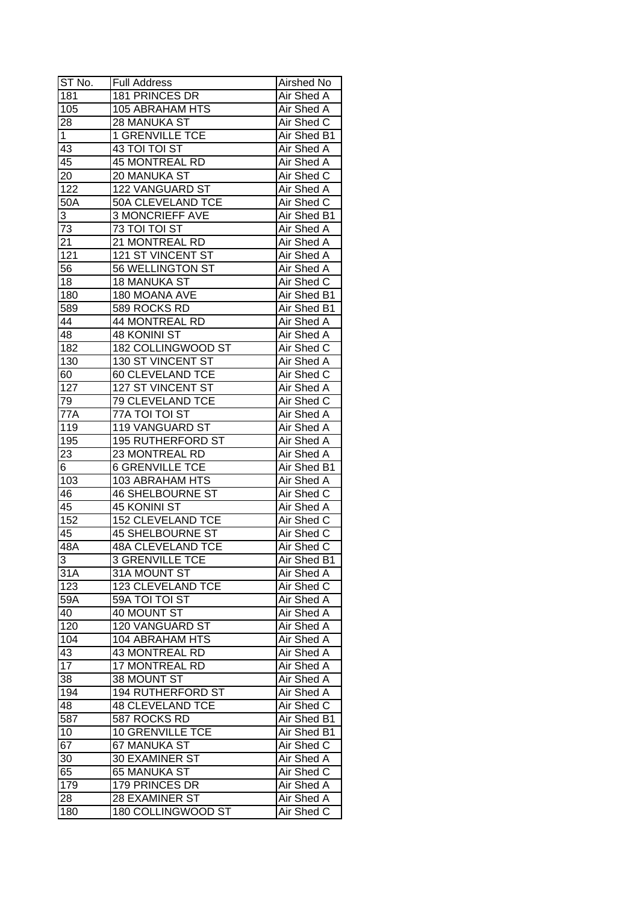| ST No. | Full Address | Airshed No |
| --- | --- | --- |
| 181 | 181 PRINCES DR | Air Shed A |
| 105 | 105 ABRAHAM HTS | Air Shed A |
| 28 | 28 MANUKA ST | Air Shed C |
| 1 | 1 GRENVILLE TCE | Air Shed B1 |
| 43 | 43 TOI TOI ST | Air Shed A |
| 45 | 45 MONTREAL RD | Air Shed A |
| 20 | 20 MANUKA ST | Air Shed C |
| 122 | 122 VANGUARD ST | Air Shed A |
| 50A | 50A CLEVELAND TCE | Air Shed C |
| 3 | 3 MONCRIEFF AVE | Air Shed B1 |
| 73 | 73 TOI TOI ST | Air Shed A |
| 21 | 21 MONTREAL RD | Air Shed A |
| 121 | 121 ST VINCENT ST | Air Shed A |
| 56 | 56 WELLINGTON ST | Air Shed A |
| 18 | 18 MANUKA ST | Air Shed C |
| 180 | 180 MOANA AVE | Air Shed B1 |
| 589 | 589 ROCKS RD | Air Shed B1 |
| 44 | 44 MONTREAL RD | Air Shed A |
| 48 | 48 KONINI ST | Air Shed A |
| 182 | 182 COLLINGWOOD ST | Air Shed C |
| 130 | 130 ST VINCENT ST | Air Shed A |
| 60 | 60 CLEVELAND TCE | Air Shed C |
| 127 | 127 ST VINCENT ST | Air Shed A |
| 79 | 79 CLEVELAND TCE | Air Shed C |
| 77A | 77A TOI TOI ST | Air Shed A |
| 119 | 119 VANGUARD ST | Air Shed A |
| 195 | 195 RUTHERFORD ST | Air Shed A |
| 23 | 23 MONTREAL RD | Air Shed A |
| 6 | 6 GRENVILLE TCE | Air Shed B1 |
| 103 | 103 ABRAHAM HTS | Air Shed A |
| 46 | 46 SHELBOURNE ST | Air Shed C |
| 45 | 45 KONINI ST | Air Shed A |
| 152 | 152 CLEVELAND TCE | Air Shed C |
| 45 | 45 SHELBOURNE ST | Air Shed C |
| 48A | 48A CLEVELAND TCE | Air Shed C |
| 3 | 3 GRENVILLE TCE | Air Shed B1 |
| 31A | 31A MOUNT ST | Air Shed A |
| 123 | 123 CLEVELAND TCE | Air Shed C |
| 59A | 59A TOI TOI ST | Air Shed A |
| 40 | 40 MOUNT ST | Air Shed A |
| 120 | 120 VANGUARD ST | Air Shed A |
| 104 | 104 ABRAHAM HTS | Air Shed A |
| 43 | 43 MONTREAL RD | Air Shed A |
| 17 | 17 MONTREAL RD | Air Shed A |
| 38 | 38 MOUNT ST | Air Shed A |
| 194 | 194 RUTHERFORD ST | Air Shed A |
| 48 | 48 CLEVELAND TCE | Air Shed C |
| 587 | 587 ROCKS RD | Air Shed B1 |
| 10 | 10 GRENVILLE TCE | Air Shed B1 |
| 67 | 67 MANUKA ST | Air Shed C |
| 30 | 30 EXAMINER ST | Air Shed A |
| 65 | 65 MANUKA ST | Air Shed C |
| 179 | 179 PRINCES DR | Air Shed A |
| 28 | 28 EXAMINER ST | Air Shed A |
| 180 | 180 COLLINGWOOD ST | Air Shed C |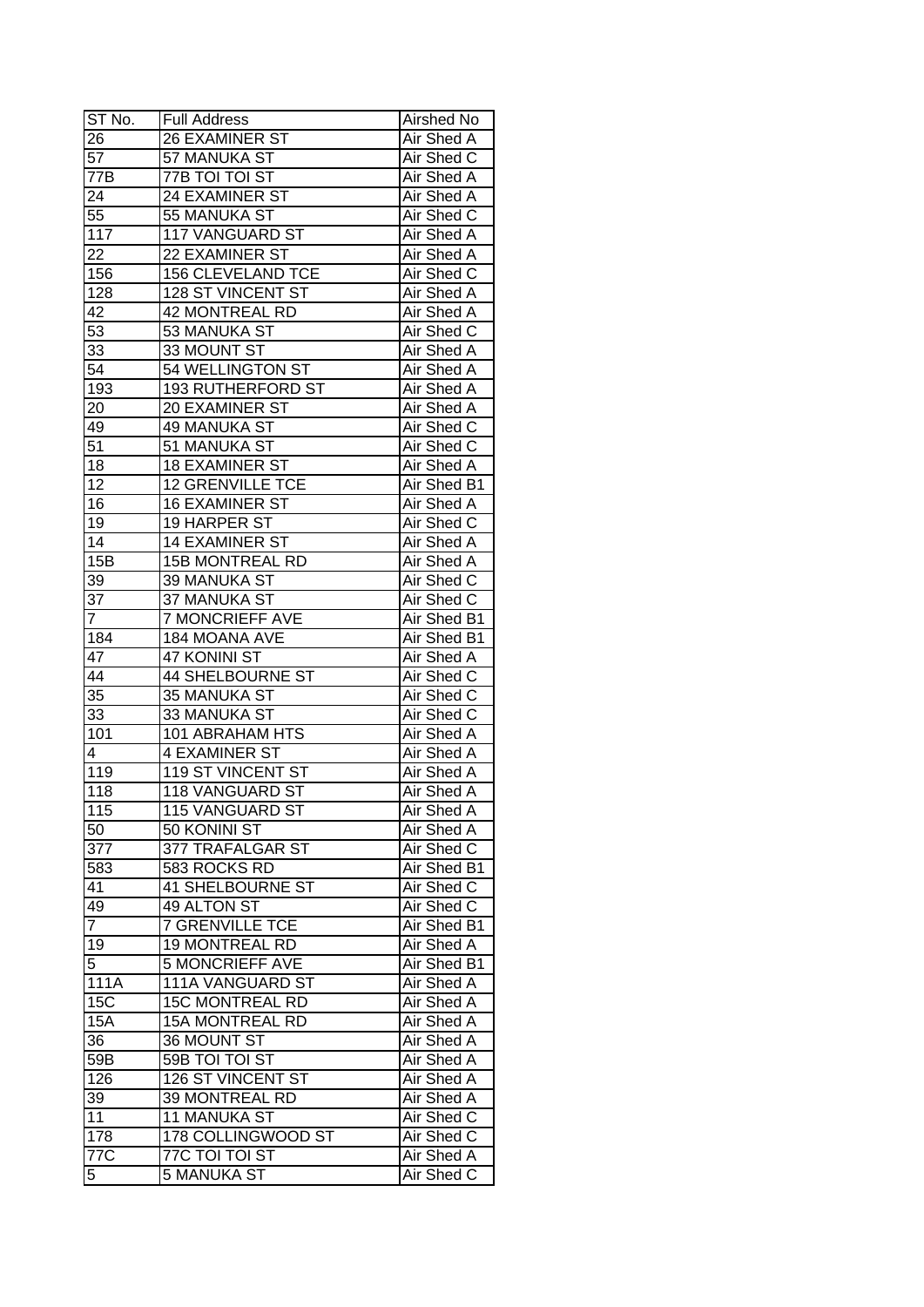| ST No. | Full Address | Airshed No |
|---|---|---|
| 26 | 26 EXAMINER ST | Air Shed A |
| 57 | 57 MANUKA ST | Air Shed C |
| 77B | 77B TOI TOI ST | Air Shed A |
| 24 | 24 EXAMINER ST | Air Shed A |
| 55 | 55 MANUKA ST | Air Shed C |
| 117 | 117 VANGUARD ST | Air Shed A |
| 22 | 22 EXAMINER ST | Air Shed A |
| 156 | 156 CLEVELAND TCE | Air Shed C |
| 128 | 128 ST VINCENT ST | Air Shed A |
| 42 | 42 MONTREAL RD | Air Shed A |
| 53 | 53 MANUKA ST | Air Shed C |
| 33 | 33 MOUNT ST | Air Shed A |
| 54 | 54 WELLINGTON ST | Air Shed A |
| 193 | 193 RUTHERFORD ST | Air Shed A |
| 20 | 20 EXAMINER ST | Air Shed A |
| 49 | 49 MANUKA ST | Air Shed C |
| 51 | 51 MANUKA ST | Air Shed C |
| 18 | 18 EXAMINER ST | Air Shed A |
| 12 | 12 GRENVILLE TCE | Air Shed B1 |
| 16 | 16 EXAMINER ST | Air Shed A |
| 19 | 19 HARPER ST | Air Shed C |
| 14 | 14 EXAMINER ST | Air Shed A |
| 15B | 15B MONTREAL RD | Air Shed A |
| 39 | 39 MANUKA ST | Air Shed C |
| 37 | 37 MANUKA ST | Air Shed C |
| 7 | 7 MONCRIEFF AVE | Air Shed B1 |
| 184 | 184 MOANA AVE | Air Shed B1 |
| 47 | 47 KONINI ST | Air Shed A |
| 44 | 44 SHELBOURNE ST | Air Shed C |
| 35 | 35 MANUKA ST | Air Shed C |
| 33 | 33 MANUKA ST | Air Shed C |
| 101 | 101 ABRAHAM HTS | Air Shed A |
| 4 | 4 EXAMINER ST | Air Shed A |
| 119 | 119 ST VINCENT ST | Air Shed A |
| 118 | 118 VANGUARD ST | Air Shed A |
| 115 | 115 VANGUARD ST | Air Shed A |
| 50 | 50 KONINI ST | Air Shed A |
| 377 | 377 TRAFALGAR ST | Air Shed C |
| 583 | 583 ROCKS RD | Air Shed B1 |
| 41 | 41 SHELBOURNE ST | Air Shed C |
| 49 | 49 ALTON ST | Air Shed C |
| 7 | 7 GRENVILLE TCE | Air Shed B1 |
| 19 | 19 MONTREAL RD | Air Shed A |
| 5 | 5 MONCRIEFF AVE | Air Shed B1 |
| 111A | 111A VANGUARD ST | Air Shed A |
| 15C | 15C MONTREAL RD | Air Shed A |
| 15A | 15A MONTREAL RD | Air Shed A |
| 36 | 36 MOUNT ST | Air Shed A |
| 59B | 59B TOI TOI ST | Air Shed A |
| 126 | 126 ST VINCENT ST | Air Shed A |
| 39 | 39 MONTREAL RD | Air Shed A |
| 11 | 11 MANUKA ST | Air Shed C |
| 178 | 178 COLLINGWOOD ST | Air Shed C |
| 77C | 77C TOI TOI ST | Air Shed A |
| 5 | 5 MANUKA ST | Air Shed C |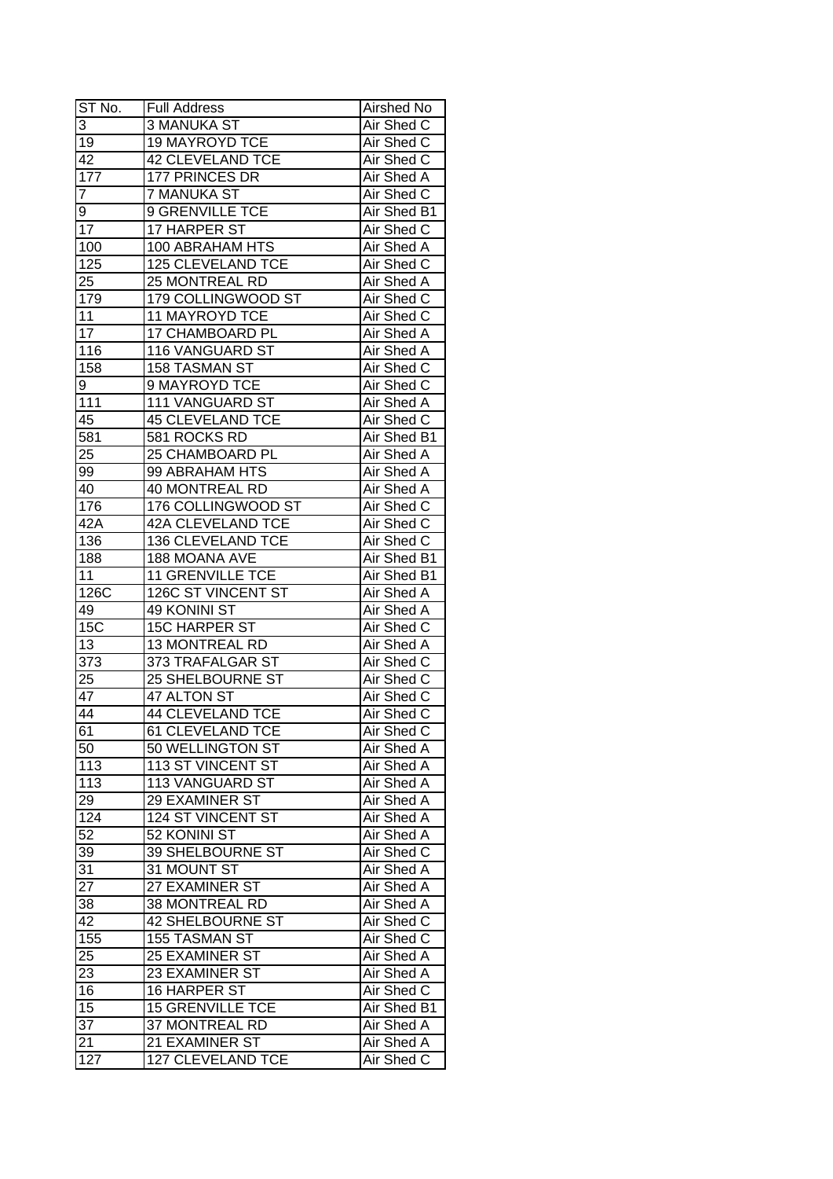| ST No. | Full Address | Airshed No |
| --- | --- | --- |
| 3 | 3 MANUKA ST | Air Shed C |
| 19 | 19 MAYROYD TCE | Air Shed C |
| 42 | 42 CLEVELAND TCE | Air Shed C |
| 177 | 177 PRINCES DR | Air Shed A |
| 7 | 7 MANUKA ST | Air Shed C |
| 9 | 9 GRENVILLE TCE | Air Shed B1 |
| 17 | 17 HARPER ST | Air Shed C |
| 100 | 100 ABRAHAM HTS | Air Shed A |
| 125 | 125 CLEVELAND TCE | Air Shed C |
| 25 | 25 MONTREAL RD | Air Shed A |
| 179 | 179 COLLINGWOOD ST | Air Shed C |
| 11 | 11 MAYROYD TCE | Air Shed C |
| 17 | 17 CHAMBOARD PL | Air Shed A |
| 116 | 116 VANGUARD ST | Air Shed A |
| 158 | 158 TASMAN ST | Air Shed C |
| 9 | 9 MAYROYD TCE | Air Shed C |
| 111 | 111 VANGUARD ST | Air Shed A |
| 45 | 45 CLEVELAND TCE | Air Shed C |
| 581 | 581 ROCKS RD | Air Shed B1 |
| 25 | 25 CHAMBOARD PL | Air Shed A |
| 99 | 99 ABRAHAM HTS | Air Shed A |
| 40 | 40 MONTREAL RD | Air Shed A |
| 176 | 176 COLLINGWOOD ST | Air Shed C |
| 42A | 42A CLEVELAND TCE | Air Shed C |
| 136 | 136 CLEVELAND TCE | Air Shed C |
| 188 | 188 MOANA AVE | Air Shed B1 |
| 11 | 11 GRENVILLE TCE | Air Shed B1 |
| 126C | 126C ST VINCENT ST | Air Shed A |
| 49 | 49 KONINI ST | Air Shed A |
| 15C | 15C HARPER ST | Air Shed C |
| 13 | 13 MONTREAL RD | Air Shed A |
| 373 | 373 TRAFALGAR ST | Air Shed C |
| 25 | 25 SHELBOURNE ST | Air Shed C |
| 47 | 47 ALTON ST | Air Shed C |
| 44 | 44 CLEVELAND TCE | Air Shed C |
| 61 | 61 CLEVELAND TCE | Air Shed C |
| 50 | 50 WELLINGTON ST | Air Shed A |
| 113 | 113 ST VINCENT ST | Air Shed A |
| 113 | 113 VANGUARD ST | Air Shed A |
| 29 | 29 EXAMINER ST | Air Shed A |
| 124 | 124 ST VINCENT ST | Air Shed A |
| 52 | 52 KONINI ST | Air Shed A |
| 39 | 39 SHELBOURNE ST | Air Shed C |
| 31 | 31 MOUNT ST | Air Shed A |
| 27 | 27 EXAMINER ST | Air Shed A |
| 38 | 38 MONTREAL RD | Air Shed A |
| 42 | 42 SHELBOURNE ST | Air Shed C |
| 155 | 155 TASMAN ST | Air Shed C |
| 25 | 25 EXAMINER ST | Air Shed A |
| 23 | 23 EXAMINER ST | Air Shed A |
| 16 | 16 HARPER ST | Air Shed C |
| 15 | 15 GRENVILLE TCE | Air Shed B1 |
| 37 | 37 MONTREAL RD | Air Shed A |
| 21 | 21 EXAMINER ST | Air Shed A |
| 127 | 127 CLEVELAND TCE | Air Shed C |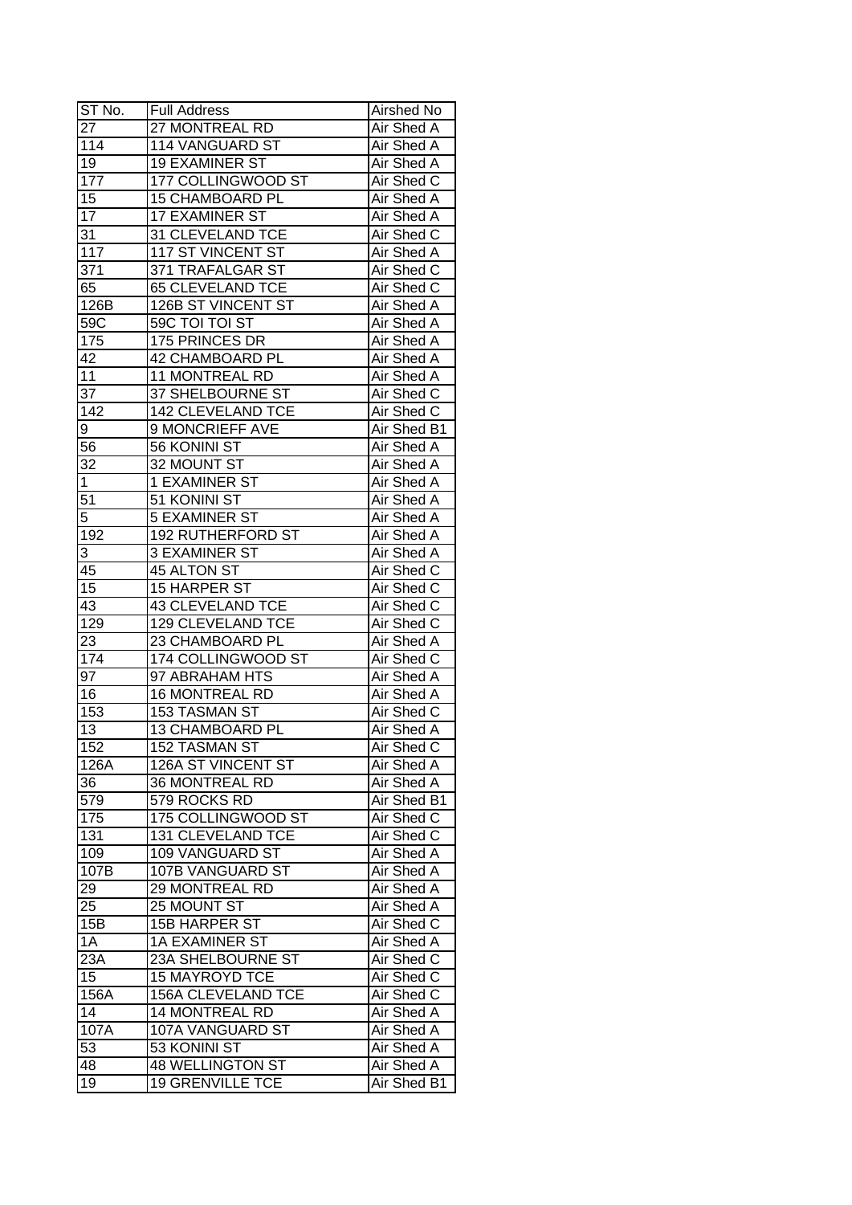| ST No. | Full Address | Airshed No |
|---|---|---|
| 27 | 27 MONTREAL RD | Air Shed A |
| 114 | 114 VANGUARD ST | Air Shed A |
| 19 | 19 EXAMINER ST | Air Shed A |
| 177 | 177 COLLINGWOOD ST | Air Shed C |
| 15 | 15 CHAMBOARD PL | Air Shed A |
| 17 | 17 EXAMINER ST | Air Shed A |
| 31 | 31 CLEVELAND TCE | Air Shed C |
| 117 | 117 ST VINCENT ST | Air Shed A |
| 371 | 371 TRAFALGAR ST | Air Shed C |
| 65 | 65 CLEVELAND TCE | Air Shed C |
| 126B | 126B ST VINCENT ST | Air Shed A |
| 59C | 59C TOI TOI ST | Air Shed A |
| 175 | 175 PRINCES DR | Air Shed A |
| 42 | 42 CHAMBOARD PL | Air Shed A |
| 11 | 11 MONTREAL RD | Air Shed A |
| 37 | 37 SHELBOURNE ST | Air Shed C |
| 142 | 142 CLEVELAND TCE | Air Shed C |
| 9 | 9 MONCRIEFF AVE | Air Shed B1 |
| 56 | 56 KONINI ST | Air Shed A |
| 32 | 32 MOUNT ST | Air Shed A |
| 1 | 1 EXAMINER ST | Air Shed A |
| 51 | 51 KONINI ST | Air Shed A |
| 5 | 5 EXAMINER ST | Air Shed A |
| 192 | 192 RUTHERFORD ST | Air Shed A |
| 3 | 3 EXAMINER ST | Air Shed A |
| 45 | 45 ALTON ST | Air Shed C |
| 15 | 15 HARPER ST | Air Shed C |
| 43 | 43 CLEVELAND TCE | Air Shed C |
| 129 | 129 CLEVELAND TCE | Air Shed C |
| 23 | 23 CHAMBOARD PL | Air Shed A |
| 174 | 174 COLLINGWOOD ST | Air Shed C |
| 97 | 97 ABRAHAM HTS | Air Shed A |
| 16 | 16 MONTREAL RD | Air Shed A |
| 153 | 153 TASMAN ST | Air Shed C |
| 13 | 13 CHAMBOARD PL | Air Shed A |
| 152 | 152 TASMAN ST | Air Shed C |
| 126A | 126A ST VINCENT ST | Air Shed A |
| 36 | 36 MONTREAL RD | Air Shed A |
| 579 | 579 ROCKS RD | Air Shed B1 |
| 175 | 175 COLLINGWOOD ST | Air Shed C |
| 131 | 131 CLEVELAND TCE | Air Shed C |
| 109 | 109 VANGUARD ST | Air Shed A |
| 107B | 107B VANGUARD ST | Air Shed A |
| 29 | 29 MONTREAL RD | Air Shed A |
| 25 | 25 MOUNT ST | Air Shed A |
| 15B | 15B HARPER ST | Air Shed C |
| 1A | 1A EXAMINER ST | Air Shed A |
| 23A | 23A SHELBOURNE ST | Air Shed C |
| 15 | 15 MAYROYD TCE | Air Shed C |
| 156A | 156A CLEVELAND TCE | Air Shed C |
| 14 | 14 MONTREAL RD | Air Shed A |
| 107A | 107A VANGUARD ST | Air Shed A |
| 53 | 53 KONINI ST | Air Shed A |
| 48 | 48 WELLINGTON ST | Air Shed A |
| 19 | 19 GRENVILLE TCE | Air Shed B1 |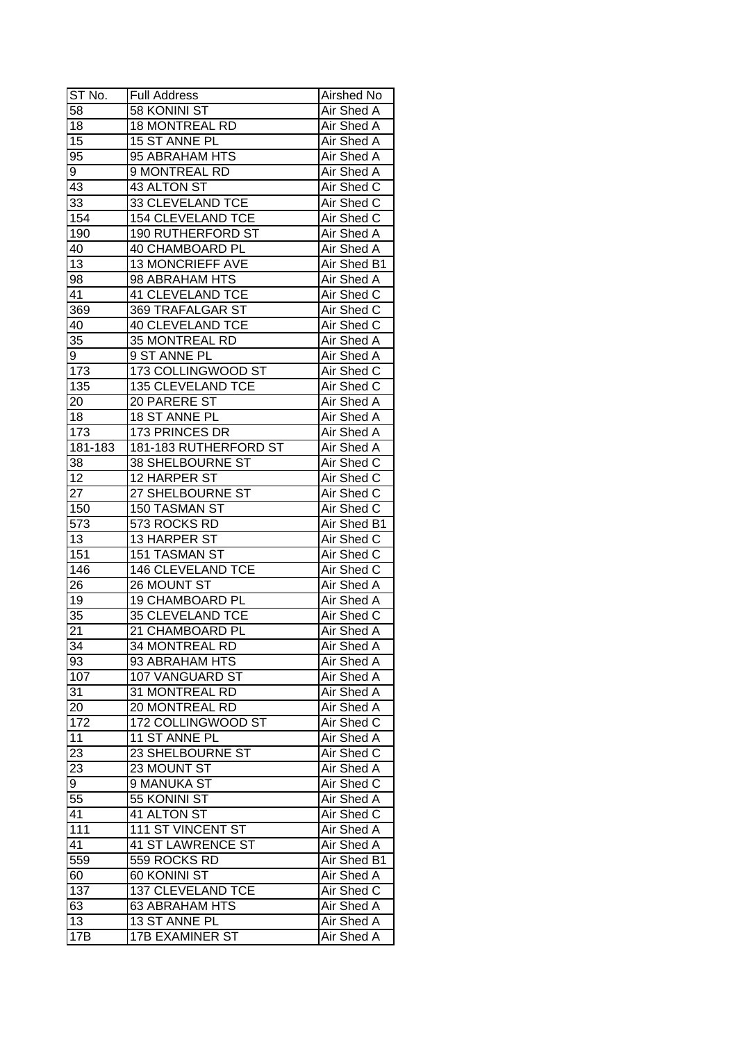| ST No. | Full Address | Airshed No |
|---|---|---|
| 58 | 58 KONINI ST | Air Shed A |
| 18 | 18 MONTREAL RD | Air Shed A |
| 15 | 15 ST ANNE PL | Air Shed A |
| 95 | 95 ABRAHAM HTS | Air Shed A |
| 9 | 9 MONTREAL RD | Air Shed A |
| 43 | 43 ALTON ST | Air Shed C |
| 33 | 33 CLEVELAND TCE | Air Shed C |
| 154 | 154 CLEVELAND TCE | Air Shed C |
| 190 | 190 RUTHERFORD ST | Air Shed A |
| 40 | 40 CHAMBOARD PL | Air Shed A |
| 13 | 13 MONCRIEFF AVE | Air Shed B1 |
| 98 | 98 ABRAHAM HTS | Air Shed A |
| 41 | 41 CLEVELAND TCE | Air Shed C |
| 369 | 369 TRAFALGAR ST | Air Shed C |
| 40 | 40 CLEVELAND TCE | Air Shed C |
| 35 | 35 MONTREAL RD | Air Shed A |
| 9 | 9 ST ANNE PL | Air Shed A |
| 173 | 173 COLLINGWOOD ST | Air Shed C |
| 135 | 135 CLEVELAND TCE | Air Shed C |
| 20 | 20 PARERE ST | Air Shed A |
| 18 | 18 ST ANNE PL | Air Shed A |
| 173 | 173 PRINCES DR | Air Shed A |
| 181-183 | 181-183 RUTHERFORD ST | Air Shed A |
| 38 | 38 SHELBOURNE ST | Air Shed C |
| 12 | 12 HARPER ST | Air Shed C |
| 27 | 27 SHELBOURNE ST | Air Shed C |
| 150 | 150 TASMAN ST | Air Shed C |
| 573 | 573 ROCKS RD | Air Shed B1 |
| 13 | 13 HARPER ST | Air Shed C |
| 151 | 151 TASMAN ST | Air Shed C |
| 146 | 146 CLEVELAND TCE | Air Shed C |
| 26 | 26 MOUNT ST | Air Shed A |
| 19 | 19 CHAMBOARD PL | Air Shed A |
| 35 | 35 CLEVELAND TCE | Air Shed C |
| 21 | 21 CHAMBOARD PL | Air Shed A |
| 34 | 34 MONTREAL RD | Air Shed A |
| 93 | 93 ABRAHAM HTS | Air Shed A |
| 107 | 107 VANGUARD ST | Air Shed A |
| 31 | 31 MONTREAL RD | Air Shed A |
| 20 | 20 MONTREAL RD | Air Shed A |
| 172 | 172 COLLINGWOOD ST | Air Shed C |
| 11 | 11 ST ANNE PL | Air Shed A |
| 23 | 23 SHELBOURNE ST | Air Shed C |
| 23 | 23 MOUNT ST | Air Shed A |
| 9 | 9 MANUKA ST | Air Shed C |
| 55 | 55 KONINI ST | Air Shed A |
| 41 | 41 ALTON ST | Air Shed C |
| 111 | 111 ST VINCENT ST | Air Shed A |
| 41 | 41 ST LAWRENCE ST | Air Shed A |
| 559 | 559 ROCKS RD | Air Shed B1 |
| 60 | 60 KONINI ST | Air Shed A |
| 137 | 137 CLEVELAND TCE | Air Shed C |
| 63 | 63 ABRAHAM HTS | Air Shed A |
| 13 | 13 ST ANNE PL | Air Shed A |
| 17B | 17B EXAMINER ST | Air Shed A |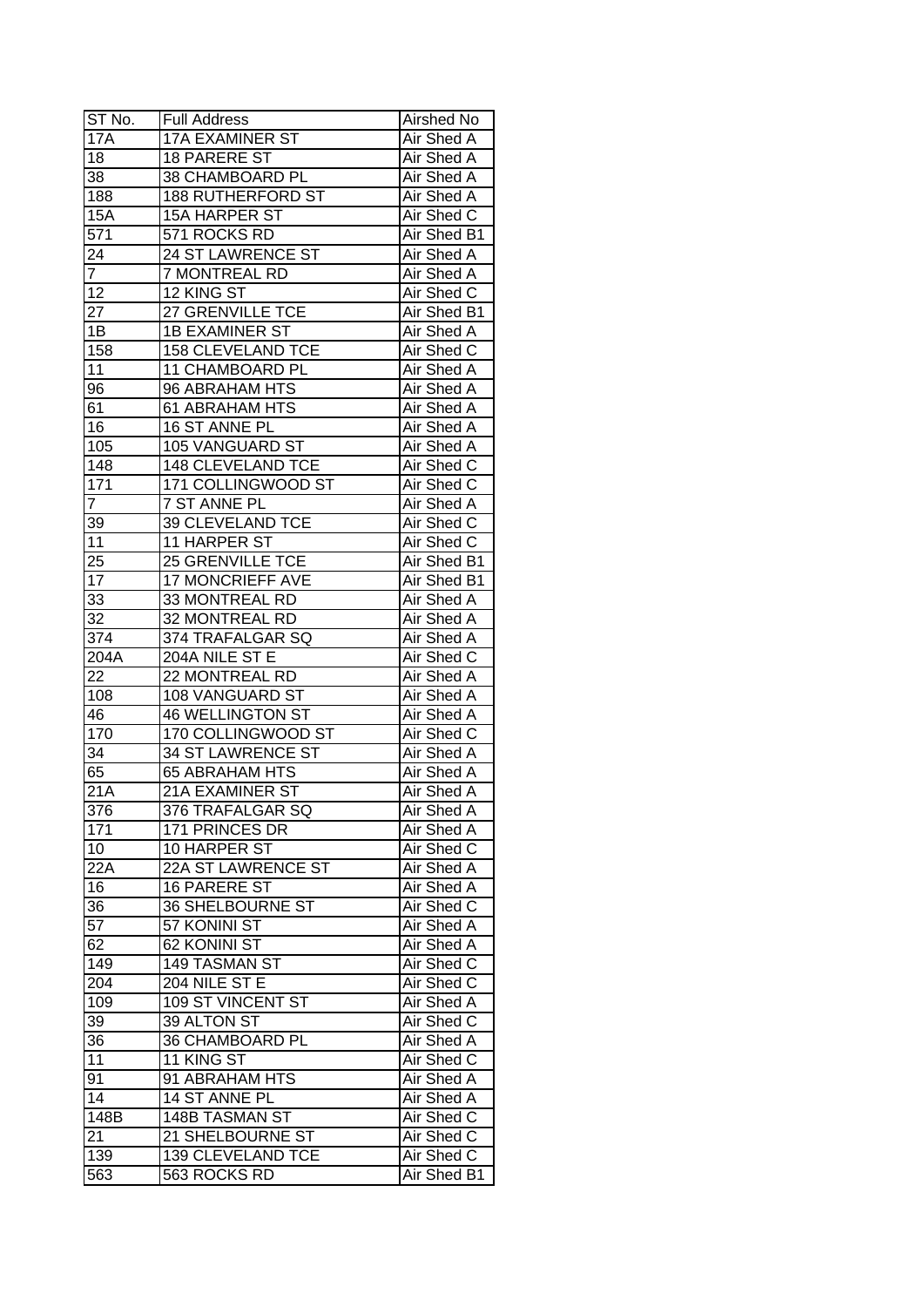| ST No. | Full Address | Airshed No |
| --- | --- | --- |
| 17A | 17A EXAMINER ST | Air Shed A |
| 18 | 18 PARERE ST | Air Shed A |
| 38 | 38 CHAMBOARD PL | Air Shed A |
| 188 | 188 RUTHERFORD ST | Air Shed A |
| 15A | 15A HARPER ST | Air Shed C |
| 571 | 571 ROCKS RD | Air Shed B1 |
| 24 | 24 ST LAWRENCE ST | Air Shed A |
| 7 | 7 MONTREAL RD | Air Shed A |
| 12 | 12 KING ST | Air Shed C |
| 27 | 27 GRENVILLE TCE | Air Shed B1 |
| 1B | 1B EXAMINER ST | Air Shed A |
| 158 | 158 CLEVELAND TCE | Air Shed C |
| 11 | 11 CHAMBOARD PL | Air Shed A |
| 96 | 96 ABRAHAM HTS | Air Shed A |
| 61 | 61 ABRAHAM HTS | Air Shed A |
| 16 | 16 ST ANNE PL | Air Shed A |
| 105 | 105 VANGUARD ST | Air Shed A |
| 148 | 148 CLEVELAND TCE | Air Shed C |
| 171 | 171 COLLINGWOOD ST | Air Shed C |
| 7 | 7 ST ANNE PL | Air Shed A |
| 39 | 39 CLEVELAND TCE | Air Shed C |
| 11 | 11 HARPER ST | Air Shed C |
| 25 | 25 GRENVILLE TCE | Air Shed B1 |
| 17 | 17 MONCRIEFF AVE | Air Shed B1 |
| 33 | 33 MONTREAL RD | Air Shed A |
| 32 | 32 MONTREAL RD | Air Shed A |
| 374 | 374 TRAFALGAR SQ | Air Shed A |
| 204A | 204A NILE ST E | Air Shed C |
| 22 | 22 MONTREAL RD | Air Shed A |
| 108 | 108 VANGUARD ST | Air Shed A |
| 46 | 46 WELLINGTON ST | Air Shed A |
| 170 | 170 COLLINGWOOD ST | Air Shed C |
| 34 | 34 ST LAWRENCE ST | Air Shed A |
| 65 | 65 ABRAHAM HTS | Air Shed A |
| 21A | 21A EXAMINER ST | Air Shed A |
| 376 | 376 TRAFALGAR SQ | Air Shed A |
| 171 | 171 PRINCES DR | Air Shed A |
| 10 | 10 HARPER ST | Air Shed C |
| 22A | 22A ST LAWRENCE ST | Air Shed A |
| 16 | 16 PARERE ST | Air Shed A |
| 36 | 36 SHELBOURNE ST | Air Shed C |
| 57 | 57 KONINI ST | Air Shed A |
| 62 | 62 KONINI ST | Air Shed A |
| 149 | 149 TASMAN ST | Air Shed C |
| 204 | 204 NILE ST E | Air Shed C |
| 109 | 109 ST VINCENT ST | Air Shed A |
| 39 | 39 ALTON ST | Air Shed C |
| 36 | 36 CHAMBOARD PL | Air Shed A |
| 11 | 11 KING ST | Air Shed C |
| 91 | 91 ABRAHAM HTS | Air Shed A |
| 14 | 14 ST ANNE PL | Air Shed A |
| 148B | 148B TASMAN ST | Air Shed C |
| 21 | 21 SHELBOURNE ST | Air Shed C |
| 139 | 139 CLEVELAND TCE | Air Shed C |
| 563 | 563 ROCKS RD | Air Shed B1 |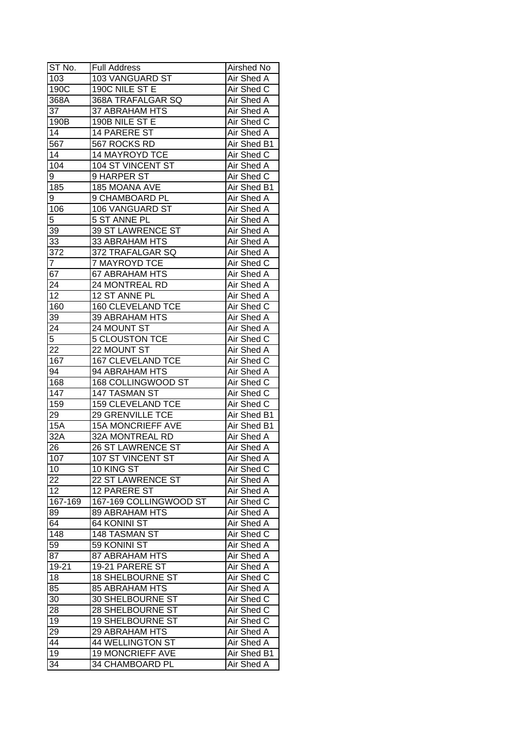| ST No. | Full Address | Airshed No |
|---|---|---|
| 103 | 103 VANGUARD ST | Air Shed A |
| 190C | 190C NILE ST E | Air Shed C |
| 368A | 368A TRAFALGAR SQ | Air Shed A |
| 37 | 37 ABRAHAM HTS | Air Shed A |
| 190B | 190B NILE ST E | Air Shed C |
| 14 | 14 PARERE ST | Air Shed A |
| 567 | 567 ROCKS RD | Air Shed B1 |
| 14 | 14 MAYROYD TCE | Air Shed C |
| 104 | 104 ST VINCENT ST | Air Shed A |
| 9 | 9 HARPER ST | Air Shed C |
| 185 | 185 MOANA AVE | Air Shed B1 |
| 9 | 9 CHAMBOARD PL | Air Shed A |
| 106 | 106 VANGUARD ST | Air Shed A |
| 5 | 5 ST ANNE PL | Air Shed A |
| 39 | 39 ST LAWRENCE ST | Air Shed A |
| 33 | 33 ABRAHAM HTS | Air Shed A |
| 372 | 372 TRAFALGAR SQ | Air Shed A |
| 7 | 7 MAYROYD TCE | Air Shed C |
| 67 | 67 ABRAHAM HTS | Air Shed A |
| 24 | 24 MONTREAL RD | Air Shed A |
| 12 | 12 ST ANNE PL | Air Shed A |
| 160 | 160 CLEVELAND TCE | Air Shed C |
| 39 | 39 ABRAHAM HTS | Air Shed A |
| 24 | 24 MOUNT ST | Air Shed A |
| 5 | 5 CLOUSTON TCE | Air Shed C |
| 22 | 22 MOUNT ST | Air Shed A |
| 167 | 167 CLEVELAND TCE | Air Shed C |
| 94 | 94 ABRAHAM HTS | Air Shed A |
| 168 | 168 COLLINGWOOD ST | Air Shed C |
| 147 | 147 TASMAN ST | Air Shed C |
| 159 | 159 CLEVELAND TCE | Air Shed C |
| 29 | 29 GRENVILLE TCE | Air Shed B1 |
| 15A | 15A MONCRIEFF AVE | Air Shed B1 |
| 32A | 32A MONTREAL RD | Air Shed A |
| 26 | 26 ST LAWRENCE ST | Air Shed A |
| 107 | 107 ST VINCENT ST | Air Shed A |
| 10 | 10 KING ST | Air Shed C |
| 22 | 22 ST LAWRENCE ST | Air Shed A |
| 12 | 12 PARERE ST | Air Shed A |
| 167-169 | 167-169 COLLINGWOOD ST | Air Shed C |
| 89 | 89 ABRAHAM HTS | Air Shed A |
| 64 | 64 KONINI ST | Air Shed A |
| 148 | 148 TASMAN ST | Air Shed C |
| 59 | 59 KONINI ST | Air Shed A |
| 87 | 87 ABRAHAM HTS | Air Shed A |
| 19-21 | 19-21 PARERE ST | Air Shed A |
| 18 | 18 SHELBOURNE ST | Air Shed C |
| 85 | 85 ABRAHAM HTS | Air Shed A |
| 30 | 30 SHELBOURNE ST | Air Shed C |
| 28 | 28 SHELBOURNE ST | Air Shed C |
| 19 | 19 SHELBOURNE ST | Air Shed C |
| 29 | 29 ABRAHAM HTS | Air Shed A |
| 44 | 44 WELLINGTON ST | Air Shed A |
| 19 | 19 MONCRIEFF AVE | Air Shed B1 |
| 34 | 34 CHAMBOARD PL | Air Shed A |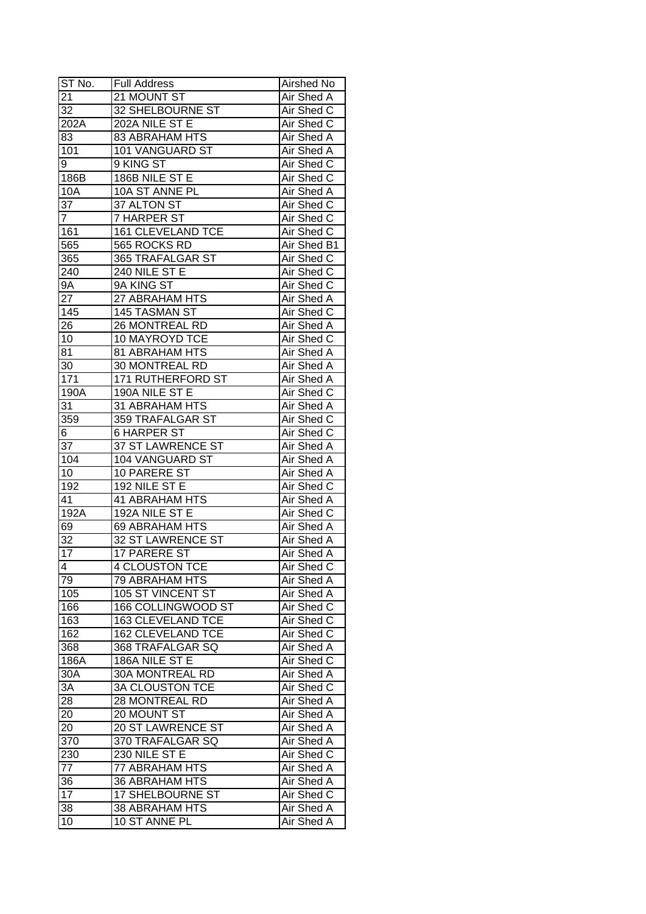| ST No. | Full Address | Airshed No |
|---|---|---|
| 21 | 21 MOUNT ST | Air Shed A |
| 32 | 32 SHELBOURNE ST | Air Shed C |
| 202A | 202A NILE ST E | Air Shed C |
| 83 | 83 ABRAHAM HTS | Air Shed A |
| 101 | 101 VANGUARD ST | Air Shed A |
| 9 | 9 KING ST | Air Shed C |
| 186B | 186B NILE ST E | Air Shed C |
| 10A | 10A ST ANNE PL | Air Shed A |
| 37 | 37 ALTON ST | Air Shed C |
| 7 | 7 HARPER ST | Air Shed C |
| 161 | 161 CLEVELAND TCE | Air Shed C |
| 565 | 565 ROCKS RD | Air Shed B1 |
| 365 | 365 TRAFALGAR ST | Air Shed C |
| 240 | 240 NILE ST E | Air Shed C |
| 9A | 9A KING ST | Air Shed C |
| 27 | 27 ABRAHAM HTS | Air Shed A |
| 145 | 145 TASMAN ST | Air Shed C |
| 26 | 26 MONTREAL RD | Air Shed A |
| 10 | 10 MAYROYD TCE | Air Shed C |
| 81 | 81 ABRAHAM HTS | Air Shed A |
| 30 | 30 MONTREAL RD | Air Shed A |
| 171 | 171 RUTHERFORD ST | Air Shed A |
| 190A | 190A NILE ST E | Air Shed C |
| 31 | 31 ABRAHAM HTS | Air Shed A |
| 359 | 359 TRAFALGAR ST | Air Shed C |
| 6 | 6 HARPER ST | Air Shed C |
| 37 | 37 ST LAWRENCE ST | Air Shed A |
| 104 | 104 VANGUARD ST | Air Shed A |
| 10 | 10 PARERE ST | Air Shed A |
| 192 | 192 NILE ST E | Air Shed C |
| 41 | 41 ABRAHAM HTS | Air Shed A |
| 192A | 192A NILE ST E | Air Shed C |
| 69 | 69 ABRAHAM HTS | Air Shed A |
| 32 | 32 ST LAWRENCE ST | Air Shed A |
| 17 | 17 PARERE ST | Air Shed A |
| 4 | 4 CLOUSTON TCE | Air Shed C |
| 79 | 79 ABRAHAM HTS | Air Shed A |
| 105 | 105 ST VINCENT ST | Air Shed A |
| 166 | 166 COLLINGWOOD ST | Air Shed C |
| 163 | 163 CLEVELAND TCE | Air Shed C |
| 162 | 162 CLEVELAND TCE | Air Shed C |
| 368 | 368 TRAFALGAR SQ | Air Shed A |
| 186A | 186A NILE ST E | Air Shed C |
| 30A | 30A MONTREAL RD | Air Shed A |
| 3A | 3A CLOUSTON TCE | Air Shed C |
| 28 | 28 MONTREAL RD | Air Shed A |
| 20 | 20 MOUNT ST | Air Shed A |
| 20 | 20 ST LAWRENCE ST | Air Shed A |
| 370 | 370 TRAFALGAR SQ | Air Shed A |
| 230 | 230 NILE ST E | Air Shed C |
| 77 | 77 ABRAHAM HTS | Air Shed A |
| 36 | 36 ABRAHAM HTS | Air Shed A |
| 17 | 17 SHELBOURNE ST | Air Shed C |
| 38 | 38 ABRAHAM HTS | Air Shed A |
| 10 | 10 ST ANNE PL | Air Shed A |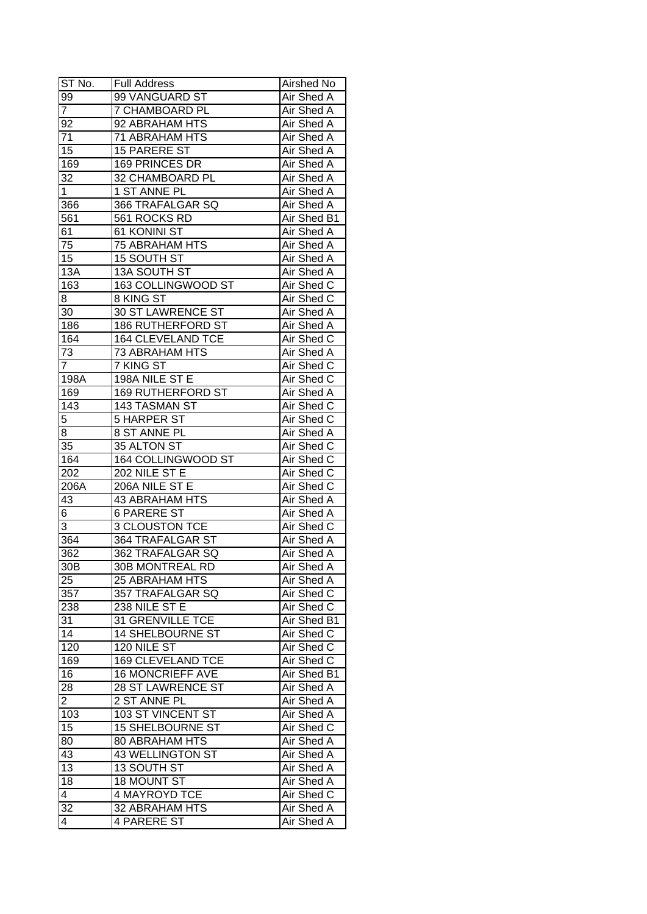| ST No. | Full Address | Airshed No |
|---|---|---|
| 99 | 99 VANGUARD ST | Air Shed A |
| 7 | 7 CHAMBOARD PL | Air Shed A |
| 92 | 92 ABRAHAM HTS | Air Shed A |
| 71 | 71 ABRAHAM HTS | Air Shed A |
| 15 | 15 PARERE ST | Air Shed A |
| 169 | 169 PRINCES DR | Air Shed A |
| 32 | 32 CHAMBOARD PL | Air Shed A |
| 1 | 1 ST ANNE PL | Air Shed A |
| 366 | 366 TRAFALGAR SQ | Air Shed A |
| 561 | 561 ROCKS RD | Air Shed B1 |
| 61 | 61 KONINI ST | Air Shed A |
| 75 | 75 ABRAHAM HTS | Air Shed A |
| 15 | 15 SOUTH ST | Air Shed A |
| 13A | 13A SOUTH ST | Air Shed A |
| 163 | 163 COLLINGWOOD ST | Air Shed C |
| 8 | 8 KING ST | Air Shed C |
| 30 | 30 ST LAWRENCE ST | Air Shed A |
| 186 | 186 RUTHERFORD ST | Air Shed A |
| 164 | 164 CLEVELAND TCE | Air Shed C |
| 73 | 73 ABRAHAM HTS | Air Shed A |
| 7 | 7 KING ST | Air Shed C |
| 198A | 198A NILE ST E | Air Shed C |
| 169 | 169 RUTHERFORD ST | Air Shed A |
| 143 | 143 TASMAN ST | Air Shed C |
| 5 | 5 HARPER ST | Air Shed C |
| 8 | 8 ST ANNE PL | Air Shed A |
| 35 | 35 ALTON ST | Air Shed C |
| 164 | 164 COLLINGWOOD ST | Air Shed C |
| 202 | 202 NILE ST E | Air Shed C |
| 206A | 206A NILE ST E | Air Shed C |
| 43 | 43 ABRAHAM HTS | Air Shed A |
| 6 | 6 PARERE ST | Air Shed A |
| 3 | 3 CLOUSTON TCE | Air Shed C |
| 364 | 364 TRAFALGAR ST | Air Shed A |
| 362 | 362 TRAFALGAR SQ | Air Shed A |
| 30B | 30B MONTREAL RD | Air Shed A |
| 25 | 25 ABRAHAM HTS | Air Shed A |
| 357 | 357 TRAFALGAR SQ | Air Shed C |
| 238 | 238 NILE ST E | Air Shed C |
| 31 | 31 GRENVILLE TCE | Air Shed B1 |
| 14 | 14 SHELBOURNE ST | Air Shed C |
| 120 | 120 NILE ST | Air Shed C |
| 169 | 169 CLEVELAND TCE | Air Shed C |
| 16 | 16 MONCRIEFF AVE | Air Shed B1 |
| 28 | 28 ST LAWRENCE ST | Air Shed A |
| 2 | 2 ST ANNE PL | Air Shed A |
| 103 | 103 ST VINCENT ST | Air Shed A |
| 15 | 15 SHELBOURNE ST | Air Shed C |
| 80 | 80 ABRAHAM HTS | Air Shed A |
| 43 | 43 WELLINGTON ST | Air Shed A |
| 13 | 13 SOUTH ST | Air Shed A |
| 18 | 18 MOUNT ST | Air Shed A |
| 4 | 4 MAYROYD TCE | Air Shed C |
| 32 | 32 ABRAHAM HTS | Air Shed A |
| 4 | 4 PARERE ST | Air Shed A |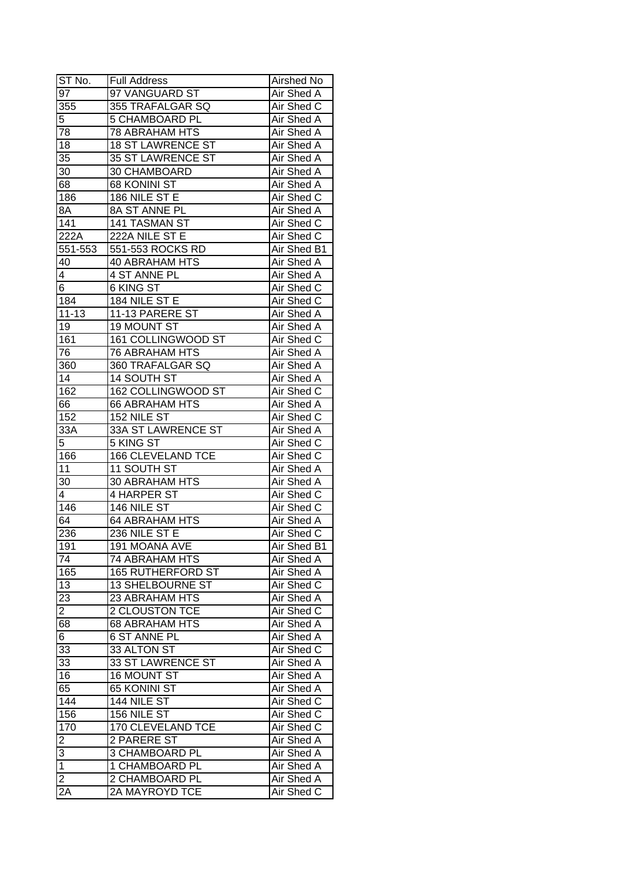| ST No. | Full Address | Airshed No |
| --- | --- | --- |
| 97 | 97 VANGUARD ST | Air Shed A |
| 355 | 355 TRAFALGAR SQ | Air Shed C |
| 5 | 5 CHAMBOARD PL | Air Shed A |
| 78 | 78 ABRAHAM HTS | Air Shed A |
| 18 | 18 ST LAWRENCE ST | Air Shed A |
| 35 | 35 ST LAWRENCE ST | Air Shed A |
| 30 | 30 CHAMBOARD | Air Shed A |
| 68 | 68 KONINI ST | Air Shed A |
| 186 | 186 NILE ST E | Air Shed C |
| 8A | 8A ST ANNE PL | Air Shed A |
| 141 | 141 TASMAN ST | Air Shed C |
| 222A | 222A NILE ST E | Air Shed C |
| 551-553 | 551-553 ROCKS RD | Air Shed B1 |
| 40 | 40 ABRAHAM HTS | Air Shed A |
| 4 | 4 ST ANNE PL | Air Shed A |
| 6 | 6 KING ST | Air Shed C |
| 184 | 184 NILE ST E | Air Shed C |
| 11-13 | 11-13 PARERE ST | Air Shed A |
| 19 | 19 MOUNT ST | Air Shed A |
| 161 | 161 COLLINGWOOD ST | Air Shed C |
| 76 | 76 ABRAHAM HTS | Air Shed A |
| 360 | 360 TRAFALGAR SQ | Air Shed A |
| 14 | 14 SOUTH ST | Air Shed A |
| 162 | 162 COLLINGWOOD ST | Air Shed C |
| 66 | 66 ABRAHAM HTS | Air Shed A |
| 152 | 152 NILE ST | Air Shed C |
| 33A | 33A ST LAWRENCE ST | Air Shed A |
| 5 | 5 KING ST | Air Shed C |
| 166 | 166 CLEVELAND TCE | Air Shed C |
| 11 | 11 SOUTH ST | Air Shed A |
| 30 | 30 ABRAHAM HTS | Air Shed A |
| 4 | 4 HARPER ST | Air Shed C |
| 146 | 146 NILE ST | Air Shed C |
| 64 | 64 ABRAHAM HTS | Air Shed A |
| 236 | 236 NILE ST E | Air Shed C |
| 191 | 191 MOANA AVE | Air Shed B1 |
| 74 | 74 ABRAHAM HTS | Air Shed A |
| 165 | 165 RUTHERFORD ST | Air Shed A |
| 13 | 13 SHELBOURNE ST | Air Shed C |
| 23 | 23 ABRAHAM HTS | Air Shed A |
| 2 | 2 CLOUSTON TCE | Air Shed C |
| 68 | 68 ABRAHAM HTS | Air Shed A |
| 6 | 6 ST ANNE PL | Air Shed A |
| 33 | 33 ALTON ST | Air Shed C |
| 33 | 33 ST LAWRENCE ST | Air Shed A |
| 16 | 16 MOUNT ST | Air Shed A |
| 65 | 65 KONINI ST | Air Shed A |
| 144 | 144 NILE ST | Air Shed C |
| 156 | 156 NILE ST | Air Shed C |
| 170 | 170 CLEVELAND TCE | Air Shed C |
| 2 | 2 PARERE ST | Air Shed A |
| 3 | 3 CHAMBOARD PL | Air Shed A |
| 1 | 1 CHAMBOARD PL | Air Shed A |
| 2 | 2 CHAMBOARD PL | Air Shed A |
| 2A | 2A MAYROYD TCE | Air Shed C |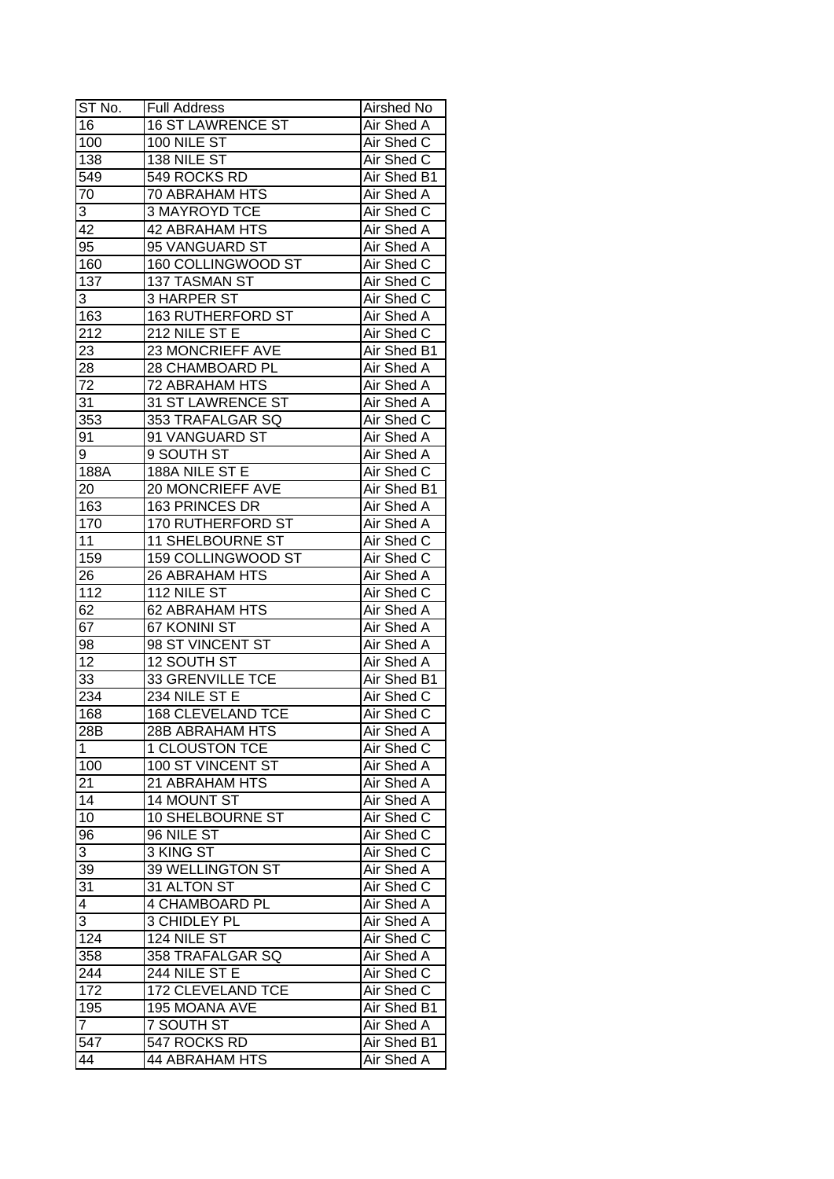| ST No. | Full Address | Airshed No |
|---|---|---|
| 16 | 16 ST LAWRENCE ST | Air Shed A |
| 100 | 100 NILE ST | Air Shed C |
| 138 | 138 NILE ST | Air Shed C |
| 549 | 549 ROCKS RD | Air Shed B1 |
| 70 | 70 ABRAHAM HTS | Air Shed A |
| 3 | 3 MAYROYD TCE | Air Shed C |
| 42 | 42 ABRAHAM HTS | Air Shed A |
| 95 | 95 VANGUARD ST | Air Shed A |
| 160 | 160 COLLINGWOOD ST | Air Shed C |
| 137 | 137 TASMAN ST | Air Shed C |
| 3 | 3 HARPER ST | Air Shed C |
| 163 | 163 RUTHERFORD ST | Air Shed A |
| 212 | 212 NILE ST E | Air Shed C |
| 23 | 23 MONCRIEFF AVE | Air Shed B1 |
| 28 | 28 CHAMBOARD PL | Air Shed A |
| 72 | 72 ABRAHAM HTS | Air Shed A |
| 31 | 31 ST LAWRENCE ST | Air Shed A |
| 353 | 353 TRAFALGAR SQ | Air Shed C |
| 91 | 91 VANGUARD ST | Air Shed A |
| 9 | 9 SOUTH ST | Air Shed A |
| 188A | 188A NILE ST E | Air Shed C |
| 20 | 20 MONCRIEFF AVE | Air Shed B1 |
| 163 | 163 PRINCES DR | Air Shed A |
| 170 | 170 RUTHERFORD ST | Air Shed A |
| 11 | 11 SHELBOURNE ST | Air Shed C |
| 159 | 159 COLLINGWOOD ST | Air Shed C |
| 26 | 26 ABRAHAM HTS | Air Shed A |
| 112 | 112 NILE ST | Air Shed C |
| 62 | 62 ABRAHAM HTS | Air Shed A |
| 67 | 67 KONINI ST | Air Shed A |
| 98 | 98 ST VINCENT ST | Air Shed A |
| 12 | 12 SOUTH ST | Air Shed A |
| 33 | 33 GRENVILLE TCE | Air Shed B1 |
| 234 | 234 NILE ST E | Air Shed C |
| 168 | 168 CLEVELAND TCE | Air Shed C |
| 28B | 28B ABRAHAM HTS | Air Shed A |
| 1 | 1 CLOUSTON TCE | Air Shed C |
| 100 | 100 ST VINCENT ST | Air Shed A |
| 21 | 21 ABRAHAM HTS | Air Shed A |
| 14 | 14 MOUNT ST | Air Shed A |
| 10 | 10 SHELBOURNE ST | Air Shed C |
| 96 | 96 NILE ST | Air Shed C |
| 3 | 3 KING ST | Air Shed C |
| 39 | 39 WELLINGTON ST | Air Shed A |
| 31 | 31 ALTON ST | Air Shed C |
| 4 | 4 CHAMBOARD PL | Air Shed A |
| 3 | 3 CHIDLEY PL | Air Shed A |
| 124 | 124 NILE ST | Air Shed C |
| 358 | 358 TRAFALGAR SQ | Air Shed A |
| 244 | 244 NILE ST E | Air Shed C |
| 172 | 172 CLEVELAND TCE | Air Shed C |
| 195 | 195 MOANA AVE | Air Shed B1 |
| 7 | 7 SOUTH ST | Air Shed A |
| 547 | 547 ROCKS RD | Air Shed B1 |
| 44 | 44 ABRAHAM HTS | Air Shed A |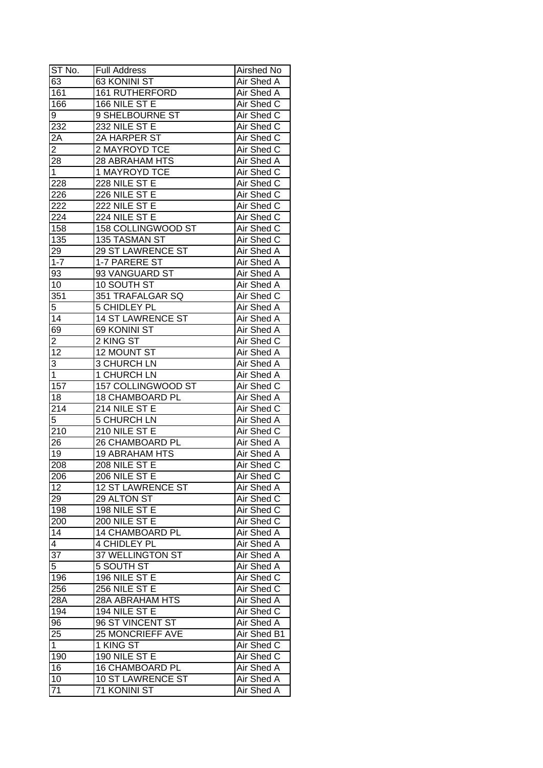| ST No. | Full Address | Airshed No |
|---|---|---|
| 63 | 63 KONINI ST | Air Shed A |
| 161 | 161 RUTHERFORD | Air Shed A |
| 166 | 166 NILE ST E | Air Shed C |
| 9 | 9 SHELBOURNE ST | Air Shed C |
| 232 | 232 NILE ST E | Air Shed C |
| 2A | 2A HARPER ST | Air Shed C |
| 2 | 2 MAYROYD TCE | Air Shed C |
| 28 | 28 ABRAHAM HTS | Air Shed A |
| 1 | 1 MAYROYD TCE | Air Shed C |
| 228 | 228 NILE ST E | Air Shed C |
| 226 | 226 NILE ST E | Air Shed C |
| 222 | 222 NILE ST E | Air Shed C |
| 224 | 224 NILE ST E | Air Shed C |
| 158 | 158 COLLINGWOOD ST | Air Shed C |
| 135 | 135 TASMAN ST | Air Shed C |
| 29 | 29 ST LAWRENCE ST | Air Shed A |
| 1-7 | 1-7 PARERE ST | Air Shed A |
| 93 | 93 VANGUARD ST | Air Shed A |
| 10 | 10 SOUTH ST | Air Shed A |
| 351 | 351 TRAFALGAR SQ | Air Shed C |
| 5 | 5 CHIDLEY PL | Air Shed A |
| 14 | 14 ST LAWRENCE ST | Air Shed A |
| 69 | 69 KONINI ST | Air Shed A |
| 2 | 2 KING ST | Air Shed C |
| 12 | 12 MOUNT ST | Air Shed A |
| 3 | 3 CHURCH LN | Air Shed A |
| 1 | 1 CHURCH LN | Air Shed A |
| 157 | 157 COLLINGWOOD ST | Air Shed C |
| 18 | 18 CHAMBOARD PL | Air Shed A |
| 214 | 214 NILE ST E | Air Shed C |
| 5 | 5 CHURCH LN | Air Shed A |
| 210 | 210 NILE ST E | Air Shed C |
| 26 | 26 CHAMBOARD PL | Air Shed A |
| 19 | 19 ABRAHAM HTS | Air Shed A |
| 208 | 208 NILE ST E | Air Shed C |
| 206 | 206 NILE ST E | Air Shed C |
| 12 | 12 ST LAWRENCE ST | Air Shed A |
| 29 | 29 ALTON ST | Air Shed C |
| 198 | 198 NILE ST E | Air Shed C |
| 200 | 200 NILE ST E | Air Shed C |
| 14 | 14 CHAMBOARD PL | Air Shed A |
| 4 | 4 CHIDLEY PL | Air Shed A |
| 37 | 37 WELLINGTON ST | Air Shed A |
| 5 | 5 SOUTH ST | Air Shed A |
| 196 | 196 NILE ST E | Air Shed C |
| 256 | 256 NILE ST E | Air Shed C |
| 28A | 28A ABRAHAM HTS | Air Shed A |
| 194 | 194 NILE ST E | Air Shed C |
| 96 | 96 ST VINCENT ST | Air Shed A |
| 25 | 25 MONCRIEFF AVE | Air Shed B1 |
| 1 | 1 KING ST | Air Shed C |
| 190 | 190 NILE ST E | Air Shed C |
| 16 | 16 CHAMBOARD PL | Air Shed A |
| 10 | 10 ST LAWRENCE ST | Air Shed A |
| 71 | 71 KONINI ST | Air Shed A |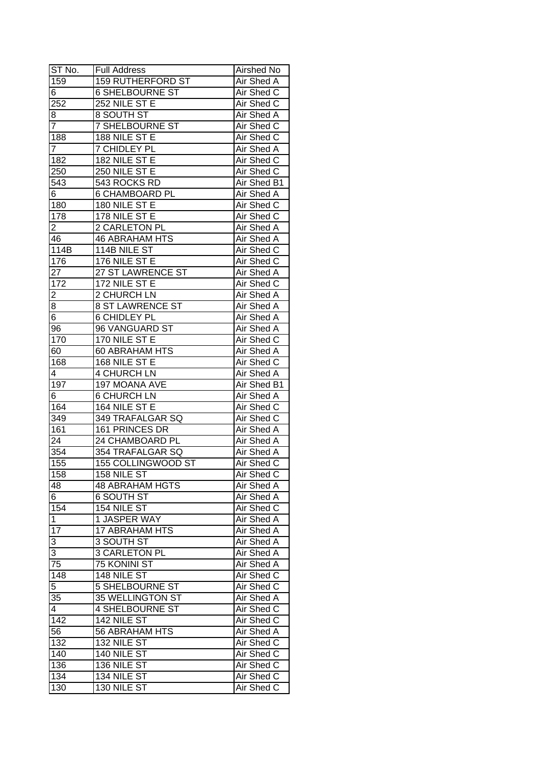| ST No. | Full Address | Airshed No |
| --- | --- | --- |
| 159 | 159 RUTHERFORD ST | Air Shed A |
| 6 | 6 SHELBOURNE ST | Air Shed C |
| 252 | 252 NILE ST E | Air Shed C |
| 8 | 8 SOUTH ST | Air Shed A |
| 7 | 7 SHELBOURNE ST | Air Shed C |
| 188 | 188 NILE ST E | Air Shed C |
| 7 | 7 CHIDLEY PL | Air Shed A |
| 182 | 182 NILE ST E | Air Shed C |
| 250 | 250 NILE ST E | Air Shed C |
| 543 | 543 ROCKS RD | Air Shed B1 |
| 6 | 6 CHAMBOARD PL | Air Shed A |
| 180 | 180 NILE ST E | Air Shed C |
| 178 | 178 NILE ST E | Air Shed C |
| 2 | 2 CARLETON PL | Air Shed A |
| 46 | 46 ABRAHAM HTS | Air Shed A |
| 114B | 114B NILE ST | Air Shed C |
| 176 | 176 NILE ST E | Air Shed C |
| 27 | 27 ST LAWRENCE ST | Air Shed A |
| 172 | 172 NILE ST E | Air Shed C |
| 2 | 2 CHURCH LN | Air Shed A |
| 8 | 8 ST LAWRENCE ST | Air Shed A |
| 6 | 6 CHIDLEY PL | Air Shed A |
| 96 | 96 VANGUARD ST | Air Shed A |
| 170 | 170 NILE ST E | Air Shed C |
| 60 | 60 ABRAHAM HTS | Air Shed A |
| 168 | 168 NILE ST E | Air Shed C |
| 4 | 4 CHURCH LN | Air Shed A |
| 197 | 197 MOANA AVE | Air Shed B1 |
| 6 | 6 CHURCH LN | Air Shed A |
| 164 | 164 NILE ST E | Air Shed C |
| 349 | 349 TRAFALGAR SQ | Air Shed C |
| 161 | 161 PRINCES DR | Air Shed A |
| 24 | 24 CHAMBOARD PL | Air Shed A |
| 354 | 354 TRAFALGAR SQ | Air Shed A |
| 155 | 155 COLLINGWOOD ST | Air Shed C |
| 158 | 158 NILE ST | Air Shed C |
| 48 | 48 ABRAHAM HGTS | Air Shed A |
| 6 | 6 SOUTH ST | Air Shed A |
| 154 | 154 NILE ST | Air Shed C |
| 1 | 1 JASPER WAY | Air Shed A |
| 17 | 17 ABRAHAM HTS | Air Shed A |
| 3 | 3 SOUTH ST | Air Shed A |
| 3 | 3 CARLETON PL | Air Shed A |
| 75 | 75 KONINI ST | Air Shed A |
| 148 | 148 NILE ST | Air Shed C |
| 5 | 5 SHELBOURNE ST | Air Shed C |
| 35 | 35 WELLINGTON ST | Air Shed A |
| 4 | 4 SHELBOURNE ST | Air Shed C |
| 142 | 142 NILE ST | Air Shed C |
| 56 | 56 ABRAHAM HTS | Air Shed A |
| 132 | 132 NILE ST | Air Shed C |
| 140 | 140 NILE ST | Air Shed C |
| 136 | 136 NILE ST | Air Shed C |
| 134 | 134 NILE ST | Air Shed C |
| 130 | 130 NILE ST | Air Shed C |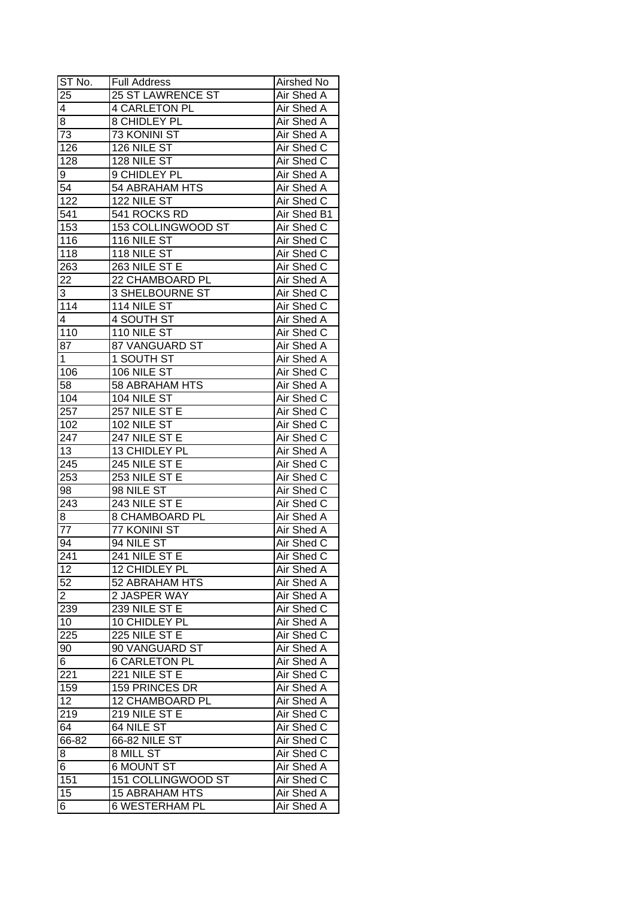| ST No. | Full Address | Airshed No |
| --- | --- | --- |
| 25 | 25 ST LAWRENCE ST | Air Shed A |
| 4 | 4 CARLETON PL | Air Shed A |
| 8 | 8 CHIDLEY PL | Air Shed A |
| 73 | 73 KONINI ST | Air Shed A |
| 126 | 126 NILE ST | Air Shed C |
| 128 | 128 NILE ST | Air Shed C |
| 9 | 9 CHIDLEY PL | Air Shed A |
| 54 | 54 ABRAHAM HTS | Air Shed A |
| 122 | 122 NILE ST | Air Shed C |
| 541 | 541 ROCKS RD | Air Shed B1 |
| 153 | 153 COLLINGWOOD ST | Air Shed C |
| 116 | 116 NILE ST | Air Shed C |
| 118 | 118 NILE ST | Air Shed C |
| 263 | 263 NILE ST E | Air Shed C |
| 22 | 22 CHAMBOARD PL | Air Shed A |
| 3 | 3 SHELBOURNE ST | Air Shed C |
| 114 | 114 NILE ST | Air Shed C |
| 4 | 4 SOUTH ST | Air Shed A |
| 110 | 110 NILE ST | Air Shed C |
| 87 | 87 VANGUARD ST | Air Shed A |
| 1 | 1 SOUTH ST | Air Shed A |
| 106 | 106 NILE ST | Air Shed C |
| 58 | 58 ABRAHAM HTS | Air Shed A |
| 104 | 104 NILE ST | Air Shed C |
| 257 | 257 NILE ST E | Air Shed C |
| 102 | 102 NILE ST | Air Shed C |
| 247 | 247 NILE ST E | Air Shed C |
| 13 | 13 CHIDLEY PL | Air Shed A |
| 245 | 245 NILE ST E | Air Shed C |
| 253 | 253 NILE ST E | Air Shed C |
| 98 | 98 NILE ST | Air Shed C |
| 243 | 243 NILE ST E | Air Shed C |
| 8 | 8 CHAMBOARD PL | Air Shed A |
| 77 | 77 KONINI ST | Air Shed A |
| 94 | 94 NILE ST | Air Shed C |
| 241 | 241 NILE ST E | Air Shed C |
| 12 | 12 CHIDLEY PL | Air Shed A |
| 52 | 52 ABRAHAM HTS | Air Shed A |
| 2 | 2 JASPER WAY | Air Shed A |
| 239 | 239 NILE ST E | Air Shed C |
| 10 | 10 CHIDLEY PL | Air Shed A |
| 225 | 225 NILE ST E | Air Shed C |
| 90 | 90 VANGUARD ST | Air Shed A |
| 6 | 6 CARLETON PL | Air Shed A |
| 221 | 221 NILE ST E | Air Shed C |
| 159 | 159 PRINCES DR | Air Shed A |
| 12 | 12 CHAMBOARD PL | Air Shed A |
| 219 | 219 NILE ST E | Air Shed C |
| 64 | 64 NILE ST | Air Shed C |
| 66-82 | 66-82 NILE ST | Air Shed C |
| 8 | 8 MILL ST | Air Shed C |
| 6 | 6 MOUNT ST | Air Shed A |
| 151 | 151 COLLINGWOOD ST | Air Shed C |
| 15 | 15 ABRAHAM HTS | Air Shed A |
| 6 | 6 WESTERHAM PL | Air Shed A |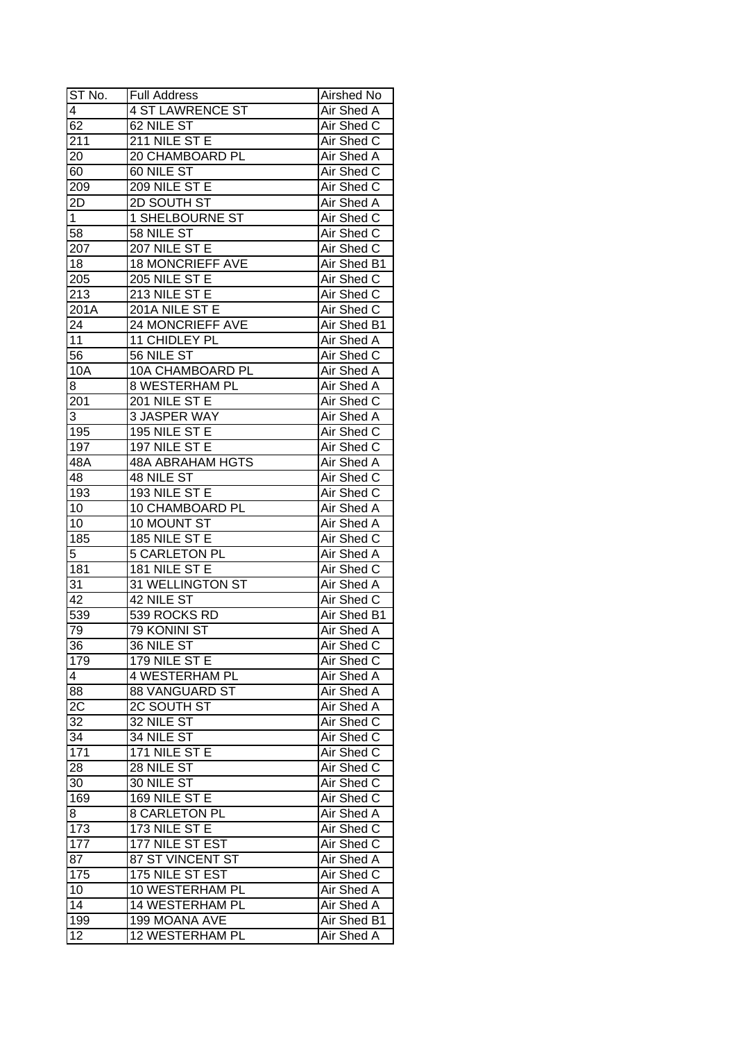| ST No. | Full Address | Airshed No |
|---|---|---|
| 4 | 4 ST LAWRENCE ST | Air Shed A |
| 62 | 62 NILE ST | Air Shed C |
| 211 | 211 NILE ST E | Air Shed C |
| 20 | 20 CHAMBOARD PL | Air Shed A |
| 60 | 60 NILE ST | Air Shed C |
| 209 | 209 NILE ST E | Air Shed C |
| 2D | 2D SOUTH ST | Air Shed A |
| 1 | 1 SHELBOURNE ST | Air Shed C |
| 58 | 58 NILE ST | Air Shed C |
| 207 | 207 NILE ST E | Air Shed C |
| 18 | 18 MONCRIEFF AVE | Air Shed B1 |
| 205 | 205 NILE ST E | Air Shed C |
| 213 | 213 NILE ST E | Air Shed C |
| 201A | 201A NILE ST E | Air Shed C |
| 24 | 24 MONCRIEFF AVE | Air Shed B1 |
| 11 | 11 CHIDLEY PL | Air Shed A |
| 56 | 56 NILE ST | Air Shed C |
| 10A | 10A CHAMBOARD PL | Air Shed A |
| 8 | 8 WESTERHAM PL | Air Shed A |
| 201 | 201 NILE ST E | Air Shed C |
| 3 | 3 JASPER WAY | Air Shed A |
| 195 | 195 NILE ST E | Air Shed C |
| 197 | 197 NILE ST E | Air Shed C |
| 48A | 48A ABRAHAM HGTS | Air Shed A |
| 48 | 48 NILE ST | Air Shed C |
| 193 | 193 NILE ST E | Air Shed C |
| 10 | 10 CHAMBOARD PL | Air Shed A |
| 10 | 10 MOUNT ST | Air Shed A |
| 185 | 185 NILE ST E | Air Shed C |
| 5 | 5 CARLETON PL | Air Shed A |
| 181 | 181 NILE ST E | Air Shed C |
| 31 | 31 WELLINGTON ST | Air Shed A |
| 42 | 42 NILE ST | Air Shed C |
| 539 | 539 ROCKS RD | Air Shed B1 |
| 79 | 79 KONINI ST | Air Shed A |
| 36 | 36 NILE ST | Air Shed C |
| 179 | 179 NILE ST E | Air Shed C |
| 4 | 4 WESTERHAM PL | Air Shed A |
| 88 | 88 VANGUARD ST | Air Shed A |
| 2C | 2C SOUTH ST | Air Shed A |
| 32 | 32 NILE ST | Air Shed C |
| 34 | 34 NILE ST | Air Shed C |
| 171 | 171 NILE ST E | Air Shed C |
| 28 | 28 NILE ST | Air Shed C |
| 30 | 30 NILE ST | Air Shed C |
| 169 | 169 NILE ST E | Air Shed C |
| 8 | 8 CARLETON PL | Air Shed A |
| 173 | 173 NILE ST E | Air Shed C |
| 177 | 177 NILE ST EST | Air Shed C |
| 87 | 87 ST VINCENT ST | Air Shed A |
| 175 | 175 NILE ST EST | Air Shed C |
| 10 | 10 WESTERHAM PL | Air Shed A |
| 14 | 14 WESTERHAM PL | Air Shed A |
| 199 | 199 MOANA AVE | Air Shed B1 |
| 12 | 12 WESTERHAM PL | Air Shed A |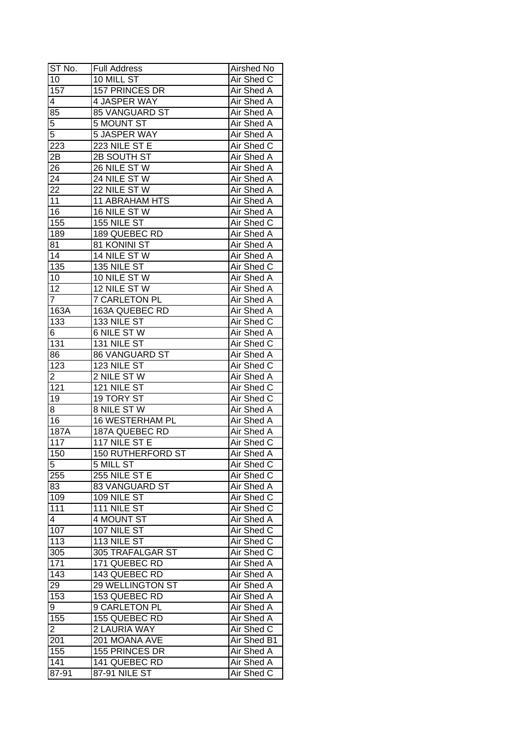| ST No. | Full Address | Airshed No |
|---|---|---|
| 10 | 10 MILL ST | Air Shed C |
| 157 | 157 PRINCES DR | Air Shed A |
| 4 | 4 JASPER WAY | Air Shed A |
| 85 | 85 VANGUARD ST | Air Shed A |
| 5 | 5 MOUNT ST | Air Shed A |
| 5 | 5 JASPER WAY | Air Shed A |
| 223 | 223 NILE ST E | Air Shed C |
| 2B | 2B SOUTH ST | Air Shed A |
| 26 | 26 NILE ST W | Air Shed A |
| 24 | 24 NILE ST W | Air Shed A |
| 22 | 22 NILE ST W | Air Shed A |
| 11 | 11 ABRAHAM HTS | Air Shed A |
| 16 | 16 NILE ST W | Air Shed A |
| 155 | 155 NILE ST | Air Shed C |
| 189 | 189 QUEBEC RD | Air Shed A |
| 81 | 81 KONINI ST | Air Shed A |
| 14 | 14 NILE ST W | Air Shed A |
| 135 | 135 NILE ST | Air Shed C |
| 10 | 10 NILE ST W | Air Shed A |
| 12 | 12 NILE ST W | Air Shed A |
| 7 | 7 CARLETON PL | Air Shed A |
| 163A | 163A QUEBEC RD | Air Shed A |
| 133 | 133 NILE ST | Air Shed C |
| 6 | 6 NILE ST W | Air Shed A |
| 131 | 131 NILE ST | Air Shed C |
| 86 | 86 VANGUARD ST | Air Shed A |
| 123 | 123 NILE ST | Air Shed C |
| 2 | 2 NILE ST W | Air Shed A |
| 121 | 121 NILE ST | Air Shed C |
| 19 | 19 TORY ST | Air Shed C |
| 8 | 8 NILE ST W | Air Shed A |
| 16 | 16 WESTERHAM PL | Air Shed A |
| 187A | 187A QUEBEC RD | Air Shed A |
| 117 | 117 NILE ST E | Air Shed C |
| 150 | 150 RUTHERFORD ST | Air Shed A |
| 5 | 5 MILL ST | Air Shed C |
| 255 | 255 NILE ST E | Air Shed C |
| 83 | 83 VANGUARD ST | Air Shed A |
| 109 | 109 NILE ST | Air Shed C |
| 111 | 111 NILE ST | Air Shed C |
| 4 | 4 MOUNT ST | Air Shed A |
| 107 | 107 NILE ST | Air Shed C |
| 113 | 113 NILE ST | Air Shed C |
| 305 | 305 TRAFALGAR ST | Air Shed C |
| 171 | 171 QUEBEC RD | Air Shed A |
| 143 | 143 QUEBEC RD | Air Shed A |
| 29 | 29 WELLINGTON ST | Air Shed A |
| 153 | 153 QUEBEC RD | Air Shed A |
| 9 | 9 CARLETON PL | Air Shed A |
| 155 | 155 QUEBEC RD | Air Shed A |
| 2 | 2 LAURIA WAY | Air Shed C |
| 201 | 201 MOANA AVE | Air Shed B1 |
| 155 | 155 PRINCES DR | Air Shed A |
| 141 | 141 QUEBEC RD | Air Shed A |
| 87-91 | 87-91 NILE ST | Air Shed C |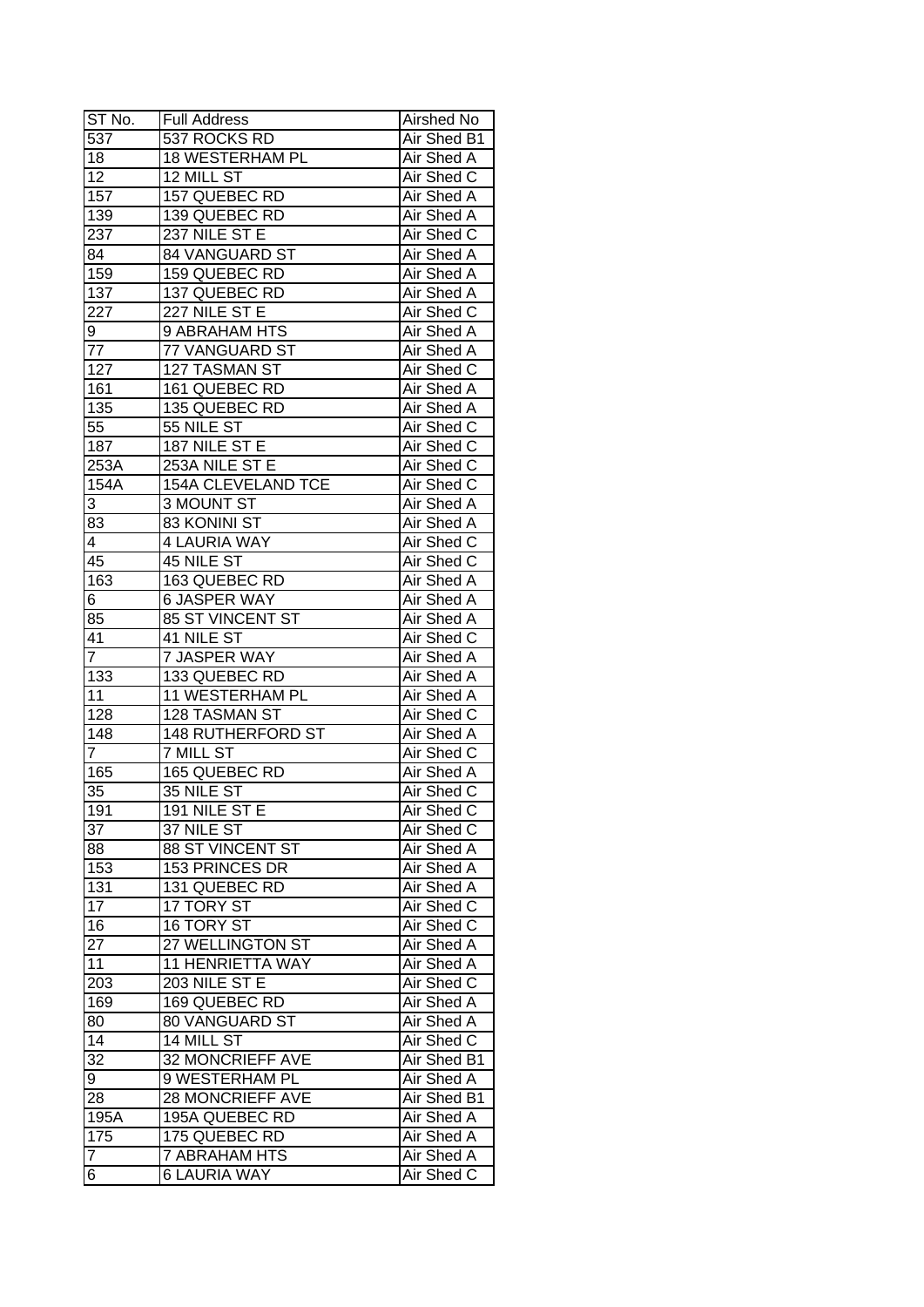| ST No. | Full Address | Airshed No |
|---|---|---|
| 537 | 537 ROCKS RD | Air Shed B1 |
| 18 | 18 WESTERHAM PL | Air Shed A |
| 12 | 12 MILL ST | Air Shed C |
| 157 | 157 QUEBEC RD | Air Shed A |
| 139 | 139 QUEBEC RD | Air Shed A |
| 237 | 237 NILE ST E | Air Shed C |
| 84 | 84 VANGUARD ST | Air Shed A |
| 159 | 159 QUEBEC RD | Air Shed A |
| 137 | 137 QUEBEC RD | Air Shed A |
| 227 | 227 NILE ST E | Air Shed C |
| 9 | 9 ABRAHAM HTS | Air Shed A |
| 77 | 77 VANGUARD ST | Air Shed A |
| 127 | 127 TASMAN ST | Air Shed C |
| 161 | 161 QUEBEC RD | Air Shed A |
| 135 | 135 QUEBEC RD | Air Shed A |
| 55 | 55 NILE ST | Air Shed C |
| 187 | 187 NILE ST E | Air Shed C |
| 253A | 253A NILE ST E | Air Shed C |
| 154A | 154A CLEVELAND TCE | Air Shed C |
| 3 | 3 MOUNT ST | Air Shed A |
| 83 | 83 KONINI ST | Air Shed A |
| 4 | 4 LAURIA WAY | Air Shed C |
| 45 | 45 NILE ST | Air Shed C |
| 163 | 163 QUEBEC RD | Air Shed A |
| 6 | 6 JASPER WAY | Air Shed A |
| 85 | 85 ST VINCENT ST | Air Shed A |
| 41 | 41 NILE ST | Air Shed C |
| 7 | 7 JASPER WAY | Air Shed A |
| 133 | 133 QUEBEC RD | Air Shed A |
| 11 | 11 WESTERHAM PL | Air Shed A |
| 128 | 128 TASMAN ST | Air Shed C |
| 148 | 148 RUTHERFORD ST | Air Shed A |
| 7 | 7 MILL ST | Air Shed C |
| 165 | 165 QUEBEC RD | Air Shed A |
| 35 | 35 NILE ST | Air Shed C |
| 191 | 191 NILE ST E | Air Shed C |
| 37 | 37 NILE ST | Air Shed C |
| 88 | 88 ST VINCENT ST | Air Shed A |
| 153 | 153 PRINCES DR | Air Shed A |
| 131 | 131 QUEBEC RD | Air Shed A |
| 17 | 17 TORY ST | Air Shed C |
| 16 | 16 TORY ST | Air Shed C |
| 27 | 27 WELLINGTON ST | Air Shed A |
| 11 | 11 HENRIETTA WAY | Air Shed A |
| 203 | 203 NILE ST E | Air Shed C |
| 169 | 169 QUEBEC RD | Air Shed A |
| 80 | 80 VANGUARD ST | Air Shed A |
| 14 | 14 MILL ST | Air Shed C |
| 32 | 32 MONCRIEFF AVE | Air Shed B1 |
| 9 | 9 WESTERHAM PL | Air Shed A |
| 28 | 28 MONCRIEFF AVE | Air Shed B1 |
| 195A | 195A QUEBEC RD | Air Shed A |
| 175 | 175 QUEBEC RD | Air Shed A |
| 7 | 7 ABRAHAM HTS | Air Shed A |
| 6 | 6 LAURIA WAY | Air Shed C |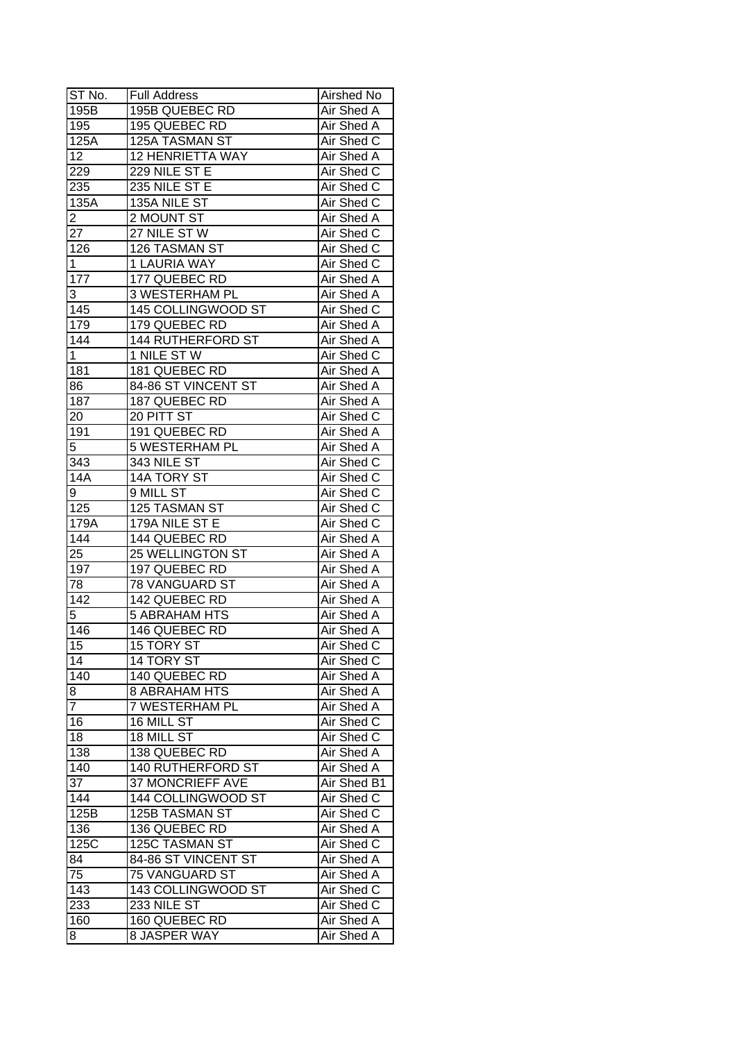| ST No. | Full Address | Airshed No |
|---|---|---|
| 195B | 195B QUEBEC RD | Air Shed A |
| 195 | 195 QUEBEC RD | Air Shed A |
| 125A | 125A TASMAN ST | Air Shed C |
| 12 | 12 HENRIETTA WAY | Air Shed A |
| 229 | 229 NILE ST E | Air Shed C |
| 235 | 235 NILE ST E | Air Shed C |
| 135A | 135A NILE ST | Air Shed C |
| 2 | 2 MOUNT ST | Air Shed A |
| 27 | 27 NILE ST W | Air Shed C |
| 126 | 126 TASMAN ST | Air Shed C |
| 1 | 1 LAURIA WAY | Air Shed C |
| 177 | 177 QUEBEC RD | Air Shed A |
| 3 | 3 WESTERHAM PL | Air Shed A |
| 145 | 145 COLLINGWOOD ST | Air Shed C |
| 179 | 179 QUEBEC RD | Air Shed A |
| 144 | 144 RUTHERFORD ST | Air Shed A |
| 1 | 1 NILE ST W | Air Shed C |
| 181 | 181 QUEBEC RD | Air Shed A |
| 86 | 84-86 ST VINCENT ST | Air Shed A |
| 187 | 187 QUEBEC RD | Air Shed A |
| 20 | 20 PITT ST | Air Shed C |
| 191 | 191 QUEBEC RD | Air Shed A |
| 5 | 5 WESTERHAM PL | Air Shed A |
| 343 | 343 NILE ST | Air Shed C |
| 14A | 14A TORY ST | Air Shed C |
| 9 | 9 MILL ST | Air Shed C |
| 125 | 125 TASMAN ST | Air Shed C |
| 179A | 179A NILE ST E | Air Shed C |
| 144 | 144 QUEBEC RD | Air Shed A |
| 25 | 25 WELLINGTON ST | Air Shed A |
| 197 | 197 QUEBEC RD | Air Shed A |
| 78 | 78 VANGUARD ST | Air Shed A |
| 142 | 142 QUEBEC RD | Air Shed A |
| 5 | 5 ABRAHAM HTS | Air Shed A |
| 146 | 146 QUEBEC RD | Air Shed A |
| 15 | 15 TORY ST | Air Shed C |
| 14 | 14 TORY ST | Air Shed C |
| 140 | 140 QUEBEC RD | Air Shed A |
| 8 | 8 ABRAHAM HTS | Air Shed A |
| 7 | 7 WESTERHAM PL | Air Shed A |
| 16 | 16 MILL ST | Air Shed C |
| 18 | 18 MILL ST | Air Shed C |
| 138 | 138 QUEBEC RD | Air Shed A |
| 140 | 140 RUTHERFORD ST | Air Shed A |
| 37 | 37 MONCRIEFF AVE | Air Shed B1 |
| 144 | 144 COLLINGWOOD ST | Air Shed C |
| 125B | 125B TASMAN ST | Air Shed C |
| 136 | 136 QUEBEC RD | Air Shed A |
| 125C | 125C TASMAN ST | Air Shed C |
| 84 | 84-86 ST VINCENT ST | Air Shed A |
| 75 | 75 VANGUARD ST | Air Shed A |
| 143 | 143 COLLINGWOOD ST | Air Shed C |
| 233 | 233 NILE ST | Air Shed C |
| 160 | 160 QUEBEC RD | Air Shed A |
| 8 | 8 JASPER WAY | Air Shed A |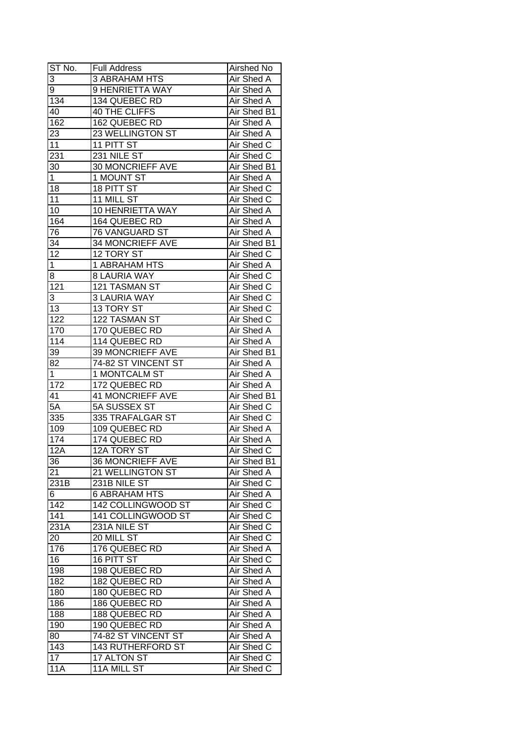| ST No. | Full Address | Airshed No |
|---|---|---|
| 3 | 3 ABRAHAM HTS | Air Shed A |
| 9 | 9 HENRIETTA WAY | Air Shed A |
| 134 | 134 QUEBEC RD | Air Shed A |
| 40 | 40 THE CLIFFS | Air Shed B1 |
| 162 | 162 QUEBEC RD | Air Shed A |
| 23 | 23 WELLINGTON ST | Air Shed A |
| 11 | 11 PITT ST | Air Shed C |
| 231 | 231 NILE ST | Air Shed C |
| 30 | 30 MONCRIEFF AVE | Air Shed B1 |
| 1 | 1 MOUNT ST | Air Shed A |
| 18 | 18 PITT ST | Air Shed C |
| 11 | 11 MILL ST | Air Shed C |
| 10 | 10 HENRIETTA WAY | Air Shed A |
| 164 | 164 QUEBEC RD | Air Shed A |
| 76 | 76 VANGUARD ST | Air Shed A |
| 34 | 34 MONCRIEFF AVE | Air Shed B1 |
| 12 | 12 TORY ST | Air Shed C |
| 1 | 1 ABRAHAM HTS | Air Shed A |
| 8 | 8 LAURIA WAY | Air Shed C |
| 121 | 121 TASMAN ST | Air Shed C |
| 3 | 3 LAURIA WAY | Air Shed C |
| 13 | 13 TORY ST | Air Shed C |
| 122 | 122 TASMAN ST | Air Shed C |
| 170 | 170 QUEBEC RD | Air Shed A |
| 114 | 114 QUEBEC RD | Air Shed A |
| 39 | 39 MONCRIEFF AVE | Air Shed B1 |
| 82 | 74-82 ST VINCENT ST | Air Shed A |
| 1 | 1 MONTCALM ST | Air Shed A |
| 172 | 172 QUEBEC RD | Air Shed A |
| 41 | 41 MONCRIEFF AVE | Air Shed B1 |
| 5A | 5A SUSSEX ST | Air Shed C |
| 335 | 335 TRAFALGAR ST | Air Shed C |
| 109 | 109 QUEBEC RD | Air Shed A |
| 174 | 174 QUEBEC RD | Air Shed A |
| 12A | 12A TORY ST | Air Shed C |
| 36 | 36 MONCRIEFF AVE | Air Shed B1 |
| 21 | 21 WELLINGTON ST | Air Shed A |
| 231B | 231B NILE ST | Air Shed C |
| 6 | 6 ABRAHAM HTS | Air Shed A |
| 142 | 142 COLLINGWOOD ST | Air Shed C |
| 141 | 141 COLLINGWOOD ST | Air Shed C |
| 231A | 231A NILE ST | Air Shed C |
| 20 | 20 MILL ST | Air Shed C |
| 176 | 176 QUEBEC RD | Air Shed A |
| 16 | 16 PITT ST | Air Shed C |
| 198 | 198 QUEBEC RD | Air Shed A |
| 182 | 182 QUEBEC RD | Air Shed A |
| 180 | 180 QUEBEC RD | Air Shed A |
| 186 | 186 QUEBEC RD | Air Shed A |
| 188 | 188 QUEBEC RD | Air Shed A |
| 190 | 190 QUEBEC RD | Air Shed A |
| 80 | 74-82 ST VINCENT ST | Air Shed A |
| 143 | 143 RUTHERFORD ST | Air Shed C |
| 17 | 17 ALTON ST | Air Shed C |
| 11A | 11A MILL ST | Air Shed C |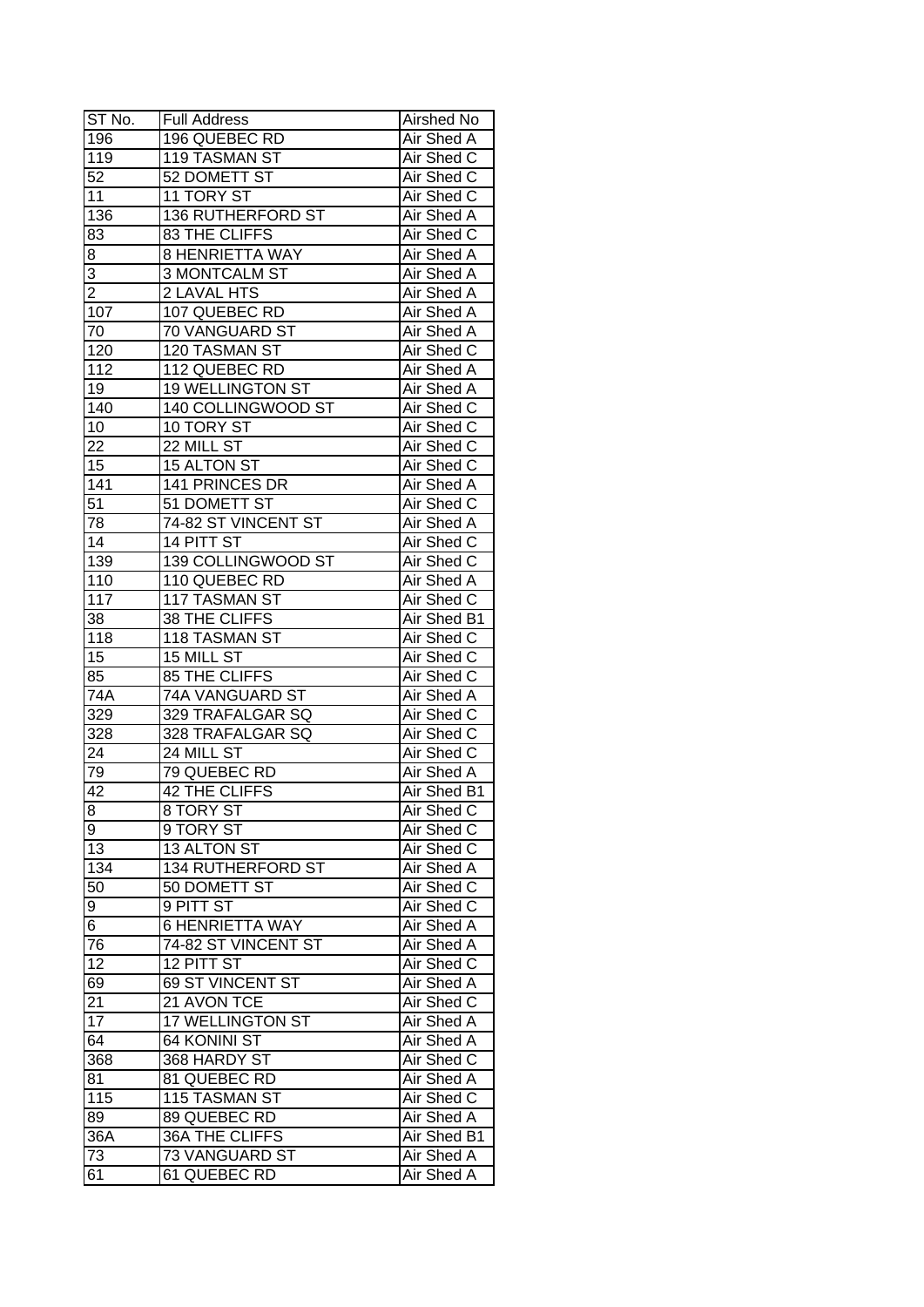| ST No. | Full Address | Airshed No |
|---|---|---|
| 196 | 196 QUEBEC RD | Air Shed A |
| 119 | 119 TASMAN ST | Air Shed C |
| 52 | 52 DOMETT ST | Air Shed C |
| 11 | 11 TORY ST | Air Shed C |
| 136 | 136 RUTHERFORD ST | Air Shed A |
| 83 | 83 THE CLIFFS | Air Shed C |
| 8 | 8 HENRIETTA WAY | Air Shed A |
| 3 | 3 MONTCALM ST | Air Shed A |
| 2 | 2 LAVAL HTS | Air Shed A |
| 107 | 107 QUEBEC RD | Air Shed A |
| 70 | 70 VANGUARD ST | Air Shed A |
| 120 | 120 TASMAN ST | Air Shed C |
| 112 | 112 QUEBEC RD | Air Shed A |
| 19 | 19 WELLINGTON ST | Air Shed A |
| 140 | 140 COLLINGWOOD ST | Air Shed C |
| 10 | 10 TORY ST | Air Shed C |
| 22 | 22 MILL ST | Air Shed C |
| 15 | 15 ALTON ST | Air Shed C |
| 141 | 141 PRINCES DR | Air Shed A |
| 51 | 51 DOMETT ST | Air Shed C |
| 78 | 74-82 ST VINCENT ST | Air Shed A |
| 14 | 14 PITT ST | Air Shed C |
| 139 | 139 COLLINGWOOD ST | Air Shed C |
| 110 | 110 QUEBEC RD | Air Shed A |
| 117 | 117 TASMAN ST | Air Shed C |
| 38 | 38 THE CLIFFS | Air Shed B1 |
| 118 | 118 TASMAN ST | Air Shed C |
| 15 | 15 MILL ST | Air Shed C |
| 85 | 85 THE CLIFFS | Air Shed C |
| 74A | 74A VANGUARD ST | Air Shed A |
| 329 | 329 TRAFALGAR SQ | Air Shed C |
| 328 | 328 TRAFALGAR SQ | Air Shed C |
| 24 | 24 MILL ST | Air Shed C |
| 79 | 79 QUEBEC RD | Air Shed A |
| 42 | 42 THE CLIFFS | Air Shed B1 |
| 8 | 8 TORY ST | Air Shed C |
| 9 | 9 TORY ST | Air Shed C |
| 13 | 13 ALTON ST | Air Shed C |
| 134 | 134 RUTHERFORD ST | Air Shed A |
| 50 | 50 DOMETT ST | Air Shed C |
| 9 | 9 PITT ST | Air Shed C |
| 6 | 6 HENRIETTA WAY | Air Shed A |
| 76 | 74-82 ST VINCENT ST | Air Shed A |
| 12 | 12 PITT ST | Air Shed C |
| 69 | 69 ST VINCENT ST | Air Shed A |
| 21 | 21 AVON TCE | Air Shed C |
| 17 | 17 WELLINGTON ST | Air Shed A |
| 64 | 64 KONINI ST | Air Shed A |
| 368 | 368 HARDY ST | Air Shed C |
| 81 | 81 QUEBEC RD | Air Shed A |
| 115 | 115 TASMAN ST | Air Shed C |
| 89 | 89 QUEBEC RD | Air Shed A |
| 36A | 36A THE CLIFFS | Air Shed B1 |
| 73 | 73 VANGUARD ST | Air Shed A |
| 61 | 61 QUEBEC RD | Air Shed A |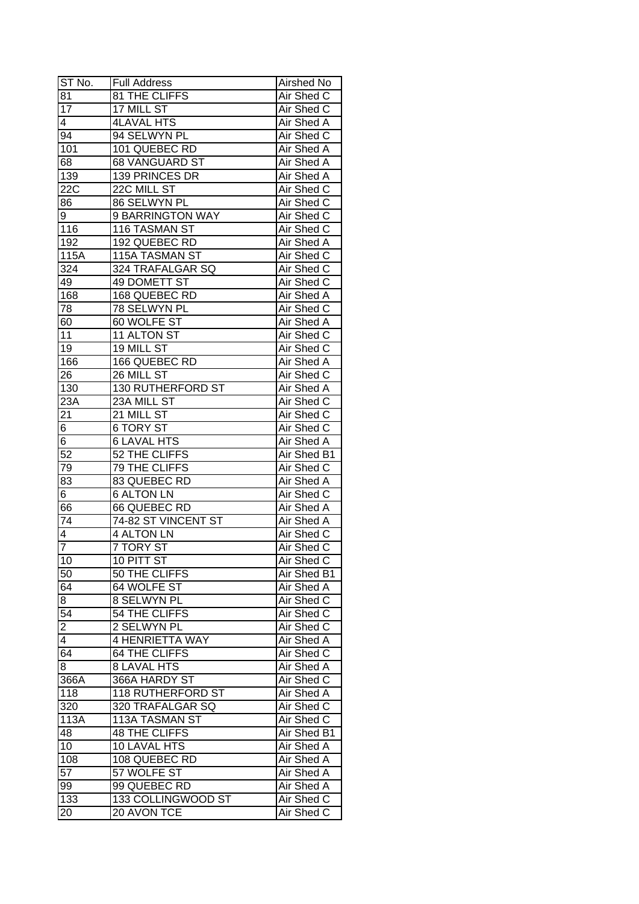| ST No. | Full Address | Airshed No |
|---|---|---|
| 81 | 81 THE CLIFFS | Air Shed C |
| 17 | 17 MILL ST | Air Shed C |
| 4 | 4LAVAL HTS | Air Shed A |
| 94 | 94 SELWYN PL | Air Shed C |
| 101 | 101 QUEBEC RD | Air Shed A |
| 68 | 68 VANGUARD ST | Air Shed A |
| 139 | 139 PRINCES DR | Air Shed A |
| 22C | 22C MILL ST | Air Shed C |
| 86 | 86 SELWYN PL | Air Shed C |
| 9 | 9 BARRINGTON WAY | Air Shed C |
| 116 | 116 TASMAN ST | Air Shed C |
| 192 | 192 QUEBEC RD | Air Shed A |
| 115A | 115A TASMAN ST | Air Shed C |
| 324 | 324 TRAFALGAR SQ | Air Shed C |
| 49 | 49 DOMETT ST | Air Shed C |
| 168 | 168 QUEBEC RD | Air Shed A |
| 78 | 78 SELWYN PL | Air Shed C |
| 60 | 60 WOLFE ST | Air Shed A |
| 11 | 11 ALTON ST | Air Shed C |
| 19 | 19 MILL ST | Air Shed C |
| 166 | 166 QUEBEC RD | Air Shed A |
| 26 | 26 MILL ST | Air Shed C |
| 130 | 130 RUTHERFORD ST | Air Shed A |
| 23A | 23A MILL ST | Air Shed C |
| 21 | 21 MILL ST | Air Shed C |
| 6 | 6 TORY ST | Air Shed C |
| 6 | 6 LAVAL HTS | Air Shed A |
| 52 | 52 THE CLIFFS | Air Shed B1 |
| 79 | 79 THE CLIFFS | Air Shed C |
| 83 | 83 QUEBEC RD | Air Shed A |
| 6 | 6 ALTON LN | Air Shed C |
| 66 | 66 QUEBEC RD | Air Shed A |
| 74 | 74-82 ST VINCENT ST | Air Shed A |
| 4 | 4 ALTON LN | Air Shed C |
| 7 | 7 TORY ST | Air Shed C |
| 10 | 10 PITT ST | Air Shed C |
| 50 | 50 THE CLIFFS | Air Shed B1 |
| 64 | 64 WOLFE ST | Air Shed A |
| 8 | 8 SELWYN PL | Air Shed C |
| 54 | 54 THE CLIFFS | Air Shed C |
| 2 | 2 SELWYN PL | Air Shed C |
| 4 | 4 HENRIETTA WAY | Air Shed A |
| 64 | 64 THE CLIFFS | Air Shed C |
| 8 | 8 LAVAL HTS | Air Shed A |
| 366A | 366A HARDY ST | Air Shed C |
| 118 | 118 RUTHERFORD ST | Air Shed A |
| 320 | 320 TRAFALGAR SQ | Air Shed C |
| 113A | 113A TASMAN ST | Air Shed C |
| 48 | 48 THE CLIFFS | Air Shed B1 |
| 10 | 10 LAVAL HTS | Air Shed A |
| 108 | 108 QUEBEC RD | Air Shed A |
| 57 | 57 WOLFE ST | Air Shed A |
| 99 | 99 QUEBEC RD | Air Shed A |
| 133 | 133 COLLINGWOOD ST | Air Shed C |
| 20 | 20 AVON TCE | Air Shed C |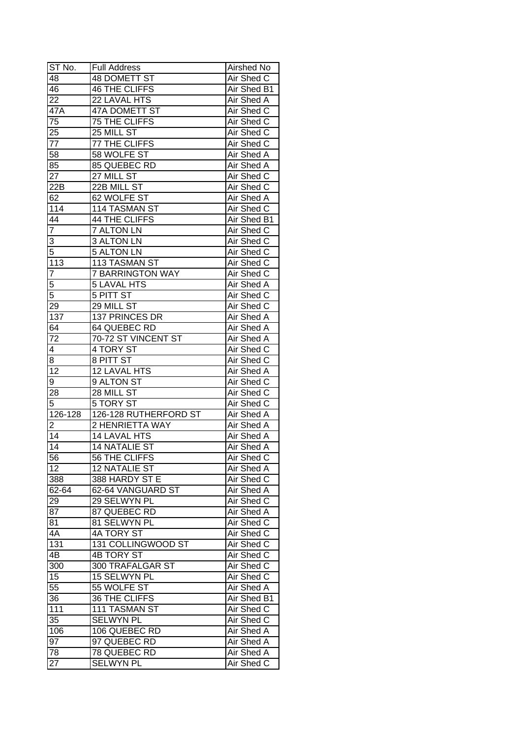| ST No. | Full Address | Airshed No |
|---|---|---|
| 48 | 48 DOMETT ST | Air Shed C |
| 46 | 46 THE CLIFFS | Air Shed B1 |
| 22 | 22 LAVAL HTS | Air Shed A |
| 47A | 47A DOMETT ST | Air Shed C |
| 75 | 75 THE CLIFFS | Air Shed C |
| 25 | 25 MILL ST | Air Shed C |
| 77 | 77 THE CLIFFS | Air Shed C |
| 58 | 58 WOLFE ST | Air Shed A |
| 85 | 85 QUEBEC RD | Air Shed A |
| 27 | 27 MILL ST | Air Shed C |
| 22B | 22B MILL ST | Air Shed C |
| 62 | 62 WOLFE ST | Air Shed A |
| 114 | 114 TASMAN ST | Air Shed C |
| 44 | 44 THE CLIFFS | Air Shed B1 |
| 7 | 7 ALTON LN | Air Shed C |
| 3 | 3 ALTON LN | Air Shed C |
| 5 | 5 ALTON LN | Air Shed C |
| 113 | 113 TASMAN ST | Air Shed C |
| 7 | 7 BARRINGTON WAY | Air Shed C |
| 5 | 5 LAVAL HTS | Air Shed A |
| 5 | 5 PITT ST | Air Shed C |
| 29 | 29 MILL ST | Air Shed C |
| 137 | 137 PRINCES DR | Air Shed A |
| 64 | 64 QUEBEC RD | Air Shed A |
| 72 | 70-72 ST VINCENT ST | Air Shed A |
| 4 | 4 TORY ST | Air Shed C |
| 8 | 8 PITT ST | Air Shed C |
| 12 | 12 LAVAL HTS | Air Shed A |
| 9 | 9 ALTON ST | Air Shed C |
| 28 | 28 MILL ST | Air Shed C |
| 5 | 5 TORY ST | Air Shed C |
| 126-128 | 126-128 RUTHERFORD ST | Air Shed A |
| 2 | 2 HENRIETTA WAY | Air Shed A |
| 14 | 14 LAVAL HTS | Air Shed A |
| 14 | 14 NATALIE ST | Air Shed A |
| 56 | 56 THE CLIFFS | Air Shed C |
| 12 | 12 NATALIE ST | Air Shed A |
| 388 | 388 HARDY ST E | Air Shed C |
| 62-64 | 62-64 VANGUARD ST | Air Shed A |
| 29 | 29 SELWYN PL | Air Shed C |
| 87 | 87 QUEBEC RD | Air Shed A |
| 81 | 81 SELWYN PL | Air Shed C |
| 4A | 4A TORY ST | Air Shed C |
| 131 | 131 COLLINGWOOD ST | Air Shed C |
| 4B | 4B TORY ST | Air Shed C |
| 300 | 300 TRAFALGAR ST | Air Shed C |
| 15 | 15 SELWYN PL | Air Shed C |
| 55 | 55 WOLFE ST | Air Shed A |
| 36 | 36 THE CLIFFS | Air Shed B1 |
| 111 | 111 TASMAN ST | Air Shed C |
| 35 | SELWYN PL | Air Shed C |
| 106 | 106 QUEBEC RD | Air Shed A |
| 97 | 97 QUEBEC RD | Air Shed A |
| 78 | 78 QUEBEC RD | Air Shed A |
| 27 | SELWYN PL | Air Shed C |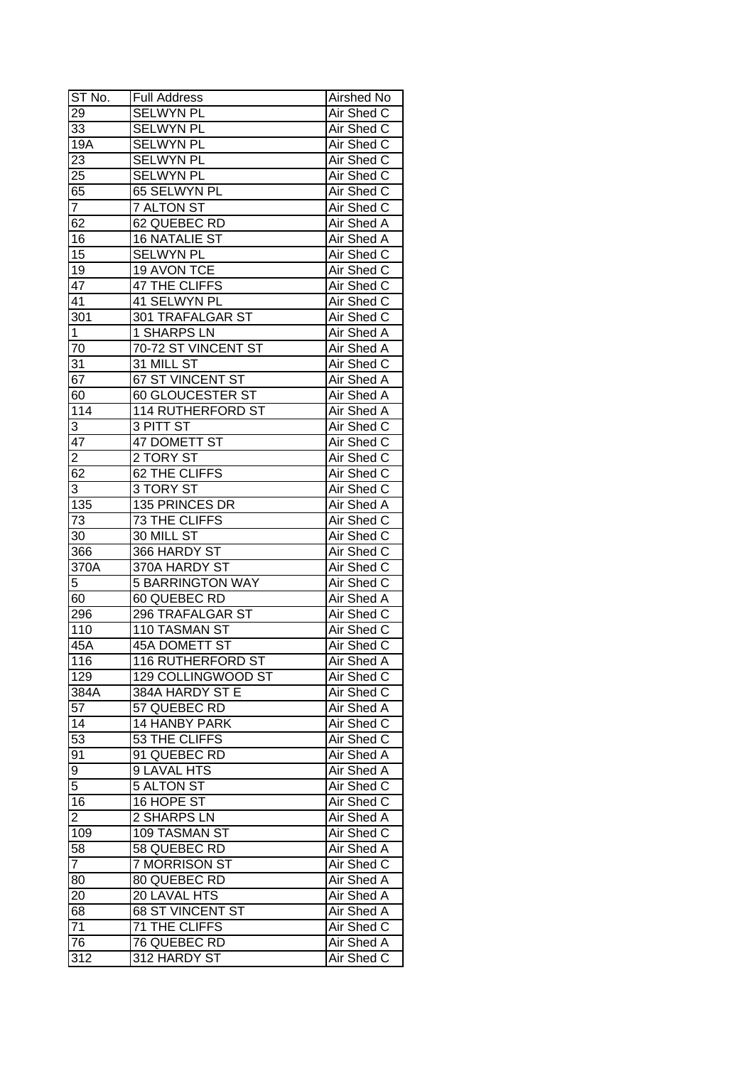| ST No. | Full Address | Airshed No |
| --- | --- | --- |
| 29 | SELWYN PL | Air Shed C |
| 33 | SELWYN PL | Air Shed C |
| 19A | SELWYN PL | Air Shed C |
| 23 | SELWYN PL | Air Shed C |
| 25 | SELWYN PL | Air Shed C |
| 65 | 65 SELWYN PL | Air Shed C |
| 7 | 7 ALTON ST | Air Shed C |
| 62 | 62 QUEBEC RD | Air Shed A |
| 16 | 16 NATALIE ST | Air Shed A |
| 15 | SELWYN PL | Air Shed C |
| 19 | 19 AVON TCE | Air Shed C |
| 47 | 47 THE CLIFFS | Air Shed C |
| 41 | 41 SELWYN PL | Air Shed C |
| 301 | 301 TRAFALGAR ST | Air Shed C |
| 1 | 1 SHARPS LN | Air Shed A |
| 70 | 70-72 ST VINCENT ST | Air Shed A |
| 31 | 31 MILL ST | Air Shed C |
| 67 | 67 ST VINCENT ST | Air Shed A |
| 60 | 60 GLOUCESTER ST | Air Shed A |
| 114 | 114 RUTHERFORD ST | Air Shed A |
| 3 | 3 PITT ST | Air Shed C |
| 47 | 47 DOMETT ST | Air Shed C |
| 2 | 2 TORY ST | Air Shed C |
| 62 | 62 THE CLIFFS | Air Shed C |
| 3 | 3 TORY ST | Air Shed C |
| 135 | 135 PRINCES DR | Air Shed A |
| 73 | 73 THE CLIFFS | Air Shed C |
| 30 | 30 MILL ST | Air Shed C |
| 366 | 366 HARDY ST | Air Shed C |
| 370A | 370A HARDY ST | Air Shed C |
| 5 | 5 BARRINGTON WAY | Air Shed C |
| 60 | 60 QUEBEC RD | Air Shed A |
| 296 | 296 TRAFALGAR ST | Air Shed C |
| 110 | 110 TASMAN ST | Air Shed C |
| 45A | 45A DOMETT ST | Air Shed C |
| 116 | 116 RUTHERFORD ST | Air Shed A |
| 129 | 129 COLLINGWOOD ST | Air Shed C |
| 384A | 384A HARDY ST E | Air Shed C |
| 57 | 57 QUEBEC RD | Air Shed A |
| 14 | 14 HANBY PARK | Air Shed C |
| 53 | 53 THE CLIFFS | Air Shed C |
| 91 | 91 QUEBEC RD | Air Shed A |
| 9 | 9 LAVAL HTS | Air Shed A |
| 5 | 5 ALTON ST | Air Shed C |
| 16 | 16 HOPE ST | Air Shed C |
| 2 | 2 SHARPS LN | Air Shed A |
| 109 | 109 TASMAN ST | Air Shed C |
| 58 | 58 QUEBEC RD | Air Shed A |
| 7 | 7 MORRISON ST | Air Shed C |
| 80 | 80 QUEBEC RD | Air Shed A |
| 20 | 20 LAVAL HTS | Air Shed A |
| 68 | 68 ST VINCENT ST | Air Shed A |
| 71 | 71 THE CLIFFS | Air Shed C |
| 76 | 76 QUEBEC RD | Air Shed A |
| 312 | 312 HARDY ST | Air Shed C |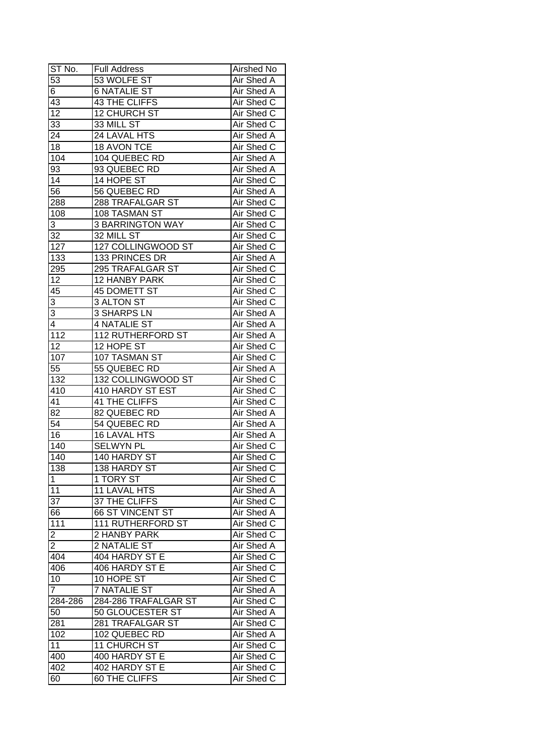| ST No. | Full Address | Airshed No |
|---|---|---|
| 53 | 53 WOLFE ST | Air Shed A |
| 6 | 6 NATALIE ST | Air Shed A |
| 43 | 43 THE CLIFFS | Air Shed C |
| 12 | 12 CHURCH ST | Air Shed C |
| 33 | 33 MILL ST | Air Shed C |
| 24 | 24 LAVAL HTS | Air Shed A |
| 18 | 18 AVON TCE | Air Shed C |
| 104 | 104 QUEBEC RD | Air Shed A |
| 93 | 93 QUEBEC RD | Air Shed A |
| 14 | 14 HOPE ST | Air Shed C |
| 56 | 56 QUEBEC RD | Air Shed A |
| 288 | 288 TRAFALGAR ST | Air Shed C |
| 108 | 108 TASMAN ST | Air Shed C |
| 3 | 3 BARRINGTON WAY | Air Shed C |
| 32 | 32 MILL ST | Air Shed C |
| 127 | 127 COLLINGWOOD ST | Air Shed C |
| 133 | 133 PRINCES DR | Air Shed A |
| 295 | 295 TRAFALGAR ST | Air Shed C |
| 12 | 12 HANBY PARK | Air Shed C |
| 45 | 45 DOMETT ST | Air Shed C |
| 3 | 3 ALTON ST | Air Shed C |
| 3 | 3 SHARPS LN | Air Shed A |
| 4 | 4 NATALIE ST | Air Shed A |
| 112 | 112 RUTHERFORD ST | Air Shed A |
| 12 | 12 HOPE ST | Air Shed C |
| 107 | 107 TASMAN ST | Air Shed C |
| 55 | 55 QUEBEC RD | Air Shed A |
| 132 | 132 COLLINGWOOD ST | Air Shed C |
| 410 | 410 HARDY ST EST | Air Shed C |
| 41 | 41 THE CLIFFS | Air Shed C |
| 82 | 82 QUEBEC RD | Air Shed A |
| 54 | 54 QUEBEC RD | Air Shed A |
| 16 | 16 LAVAL HTS | Air Shed A |
| 140 | SELWYN PL | Air Shed C |
| 140 | 140 HARDY ST | Air Shed C |
| 138 | 138 HARDY ST | Air Shed C |
| 1 | 1 TORY ST | Air Shed C |
| 11 | 11 LAVAL HTS | Air Shed A |
| 37 | 37 THE CLIFFS | Air Shed C |
| 66 | 66 ST VINCENT ST | Air Shed A |
| 111 | 111 RUTHERFORD ST | Air Shed C |
| 2 | 2 HANBY PARK | Air Shed C |
| 2 | 2 NATALIE ST | Air Shed A |
| 404 | 404 HARDY ST E | Air Shed C |
| 406 | 406 HARDY ST E | Air Shed C |
| 10 | 10 HOPE ST | Air Shed C |
| 7 | 7 NATALIE ST | Air Shed A |
| 284-286 | 284-286 TRAFALGAR ST | Air Shed C |
| 50 | 50 GLOUCESTER ST | Air Shed A |
| 281 | 281 TRAFALGAR ST | Air Shed C |
| 102 | 102 QUEBEC RD | Air Shed A |
| 11 | 11 CHURCH ST | Air Shed C |
| 400 | 400 HARDY ST E | Air Shed C |
| 402 | 402 HARDY ST E | Air Shed C |
| 60 | 60 THE CLIFFS | Air Shed C |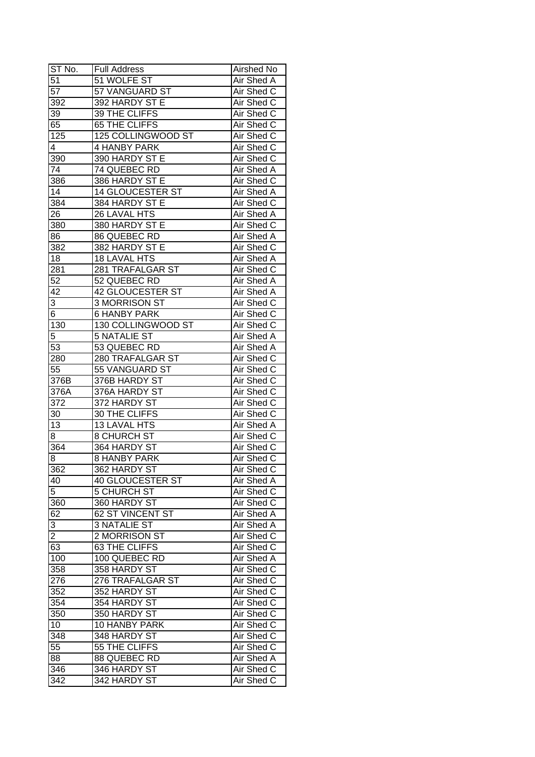| ST No. | Full Address | Airshed No |
|---|---|---|
| 51 | 51 WOLFE ST | Air Shed A |
| 57 | 57 VANGUARD ST | Air Shed C |
| 392 | 392 HARDY ST E | Air Shed C |
| 39 | 39 THE CLIFFS | Air Shed C |
| 65 | 65 THE CLIFFS | Air Shed C |
| 125 | 125 COLLINGWOOD ST | Air Shed C |
| 4 | 4 HANBY PARK | Air Shed C |
| 390 | 390 HARDY ST E | Air Shed C |
| 74 | 74 QUEBEC RD | Air Shed A |
| 386 | 386 HARDY ST E | Air Shed C |
| 14 | 14 GLOUCESTER ST | Air Shed A |
| 384 | 384 HARDY ST E | Air Shed C |
| 26 | 26 LAVAL HTS | Air Shed A |
| 380 | 380 HARDY ST E | Air Shed C |
| 86 | 86 QUEBEC RD | Air Shed A |
| 382 | 382 HARDY ST E | Air Shed C |
| 18 | 18 LAVAL HTS | Air Shed A |
| 281 | 281 TRAFALGAR ST | Air Shed C |
| 52 | 52 QUEBEC RD | Air Shed A |
| 42 | 42 GLOUCESTER ST | Air Shed A |
| 3 | 3 MORRISON ST | Air Shed C |
| 6 | 6 HANBY PARK | Air Shed C |
| 130 | 130 COLLINGWOOD ST | Air Shed C |
| 5 | 5 NATALIE ST | Air Shed A |
| 53 | 53 QUEBEC RD | Air Shed A |
| 280 | 280 TRAFALGAR ST | Air Shed C |
| 55 | 55 VANGUARD ST | Air Shed C |
| 376B | 376B HARDY ST | Air Shed C |
| 376A | 376A HARDY ST | Air Shed C |
| 372 | 372 HARDY ST | Air Shed C |
| 30 | 30 THE CLIFFS | Air Shed C |
| 13 | 13 LAVAL HTS | Air Shed A |
| 8 | 8 CHURCH ST | Air Shed C |
| 364 | 364 HARDY ST | Air Shed C |
| 8 | 8 HANBY PARK | Air Shed C |
| 362 | 362 HARDY ST | Air Shed C |
| 40 | 40 GLOUCESTER ST | Air Shed A |
| 5 | 5 CHURCH ST | Air Shed C |
| 360 | 360 HARDY ST | Air Shed C |
| 62 | 62 ST VINCENT ST | Air Shed A |
| 3 | 3 NATALIE ST | Air Shed A |
| 2 | 2 MORRISON ST | Air Shed C |
| 63 | 63 THE CLIFFS | Air Shed C |
| 100 | 100 QUEBEC RD | Air Shed A |
| 358 | 358 HARDY ST | Air Shed C |
| 276 | 276 TRAFALGAR ST | Air Shed C |
| 352 | 352 HARDY ST | Air Shed C |
| 354 | 354 HARDY ST | Air Shed C |
| 350 | 350 HARDY ST | Air Shed C |
| 10 | 10 HANBY PARK | Air Shed C |
| 348 | 348 HARDY ST | Air Shed C |
| 55 | 55 THE CLIFFS | Air Shed C |
| 88 | 88 QUEBEC RD | Air Shed A |
| 346 | 346 HARDY ST | Air Shed C |
| 342 | 342 HARDY ST | Air Shed C |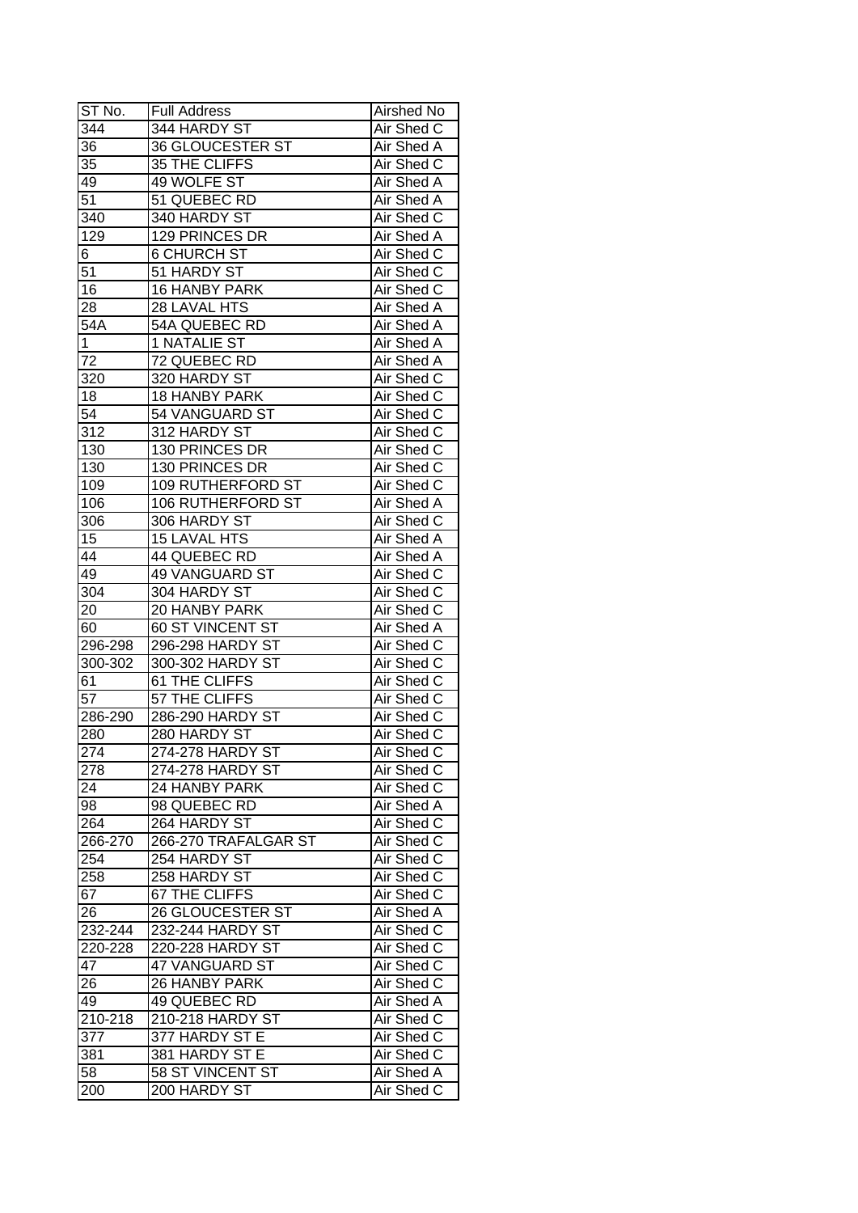| ST No. | Full Address | Airshed No |
|---|---|---|
| 344 | 344 HARDY ST | Air Shed C |
| 36 | 36 GLOUCESTER ST | Air Shed A |
| 35 | 35 THE CLIFFS | Air Shed C |
| 49 | 49 WOLFE ST | Air Shed A |
| 51 | 51 QUEBEC RD | Air Shed A |
| 340 | 340 HARDY ST | Air Shed C |
| 129 | 129 PRINCES DR | Air Shed A |
| 6 | 6 CHURCH ST | Air Shed C |
| 51 | 51 HARDY ST | Air Shed C |
| 16 | 16 HANBY PARK | Air Shed C |
| 28 | 28 LAVAL HTS | Air Shed A |
| 54A | 54A QUEBEC RD | Air Shed A |
| 1 | 1 NATALIE ST | Air Shed A |
| 72 | 72 QUEBEC RD | Air Shed A |
| 320 | 320 HARDY ST | Air Shed C |
| 18 | 18 HANBY PARK | Air Shed C |
| 54 | 54 VANGUARD ST | Air Shed C |
| 312 | 312 HARDY ST | Air Shed C |
| 130 | 130 PRINCES DR | Air Shed C |
| 130 | 130 PRINCES DR | Air Shed C |
| 109 | 109 RUTHERFORD ST | Air Shed C |
| 106 | 106 RUTHERFORD ST | Air Shed A |
| 306 | 306 HARDY ST | Air Shed C |
| 15 | 15 LAVAL HTS | Air Shed A |
| 44 | 44 QUEBEC RD | Air Shed A |
| 49 | 49 VANGUARD ST | Air Shed C |
| 304 | 304 HARDY ST | Air Shed C |
| 20 | 20 HANBY PARK | Air Shed C |
| 60 | 60 ST VINCENT ST | Air Shed A |
| 296-298 | 296-298 HARDY ST | Air Shed C |
| 300-302 | 300-302 HARDY ST | Air Shed C |
| 61 | 61 THE CLIFFS | Air Shed C |
| 57 | 57 THE CLIFFS | Air Shed C |
| 286-290 | 286-290 HARDY ST | Air Shed C |
| 280 | 280 HARDY ST | Air Shed C |
| 274 | 274-278 HARDY ST | Air Shed C |
| 278 | 274-278 HARDY ST | Air Shed C |
| 24 | 24 HANBY PARK | Air Shed C |
| 98 | 98 QUEBEC RD | Air Shed A |
| 264 | 264 HARDY ST | Air Shed C |
| 266-270 | 266-270 TRAFALGAR ST | Air Shed C |
| 254 | 254 HARDY ST | Air Shed C |
| 258 | 258 HARDY ST | Air Shed C |
| 67 | 67 THE CLIFFS | Air Shed C |
| 26 | 26 GLOUCESTER ST | Air Shed A |
| 232-244 | 232-244 HARDY ST | Air Shed C |
| 220-228 | 220-228 HARDY ST | Air Shed C |
| 47 | 47 VANGUARD ST | Air Shed C |
| 26 | 26 HANBY PARK | Air Shed C |
| 49 | 49 QUEBEC RD | Air Shed A |
| 210-218 | 210-218 HARDY ST | Air Shed C |
| 377 | 377 HARDY ST E | Air Shed C |
| 381 | 381 HARDY ST E | Air Shed C |
| 58 | 58 ST VINCENT ST | Air Shed A |
| 200 | 200 HARDY ST | Air Shed C |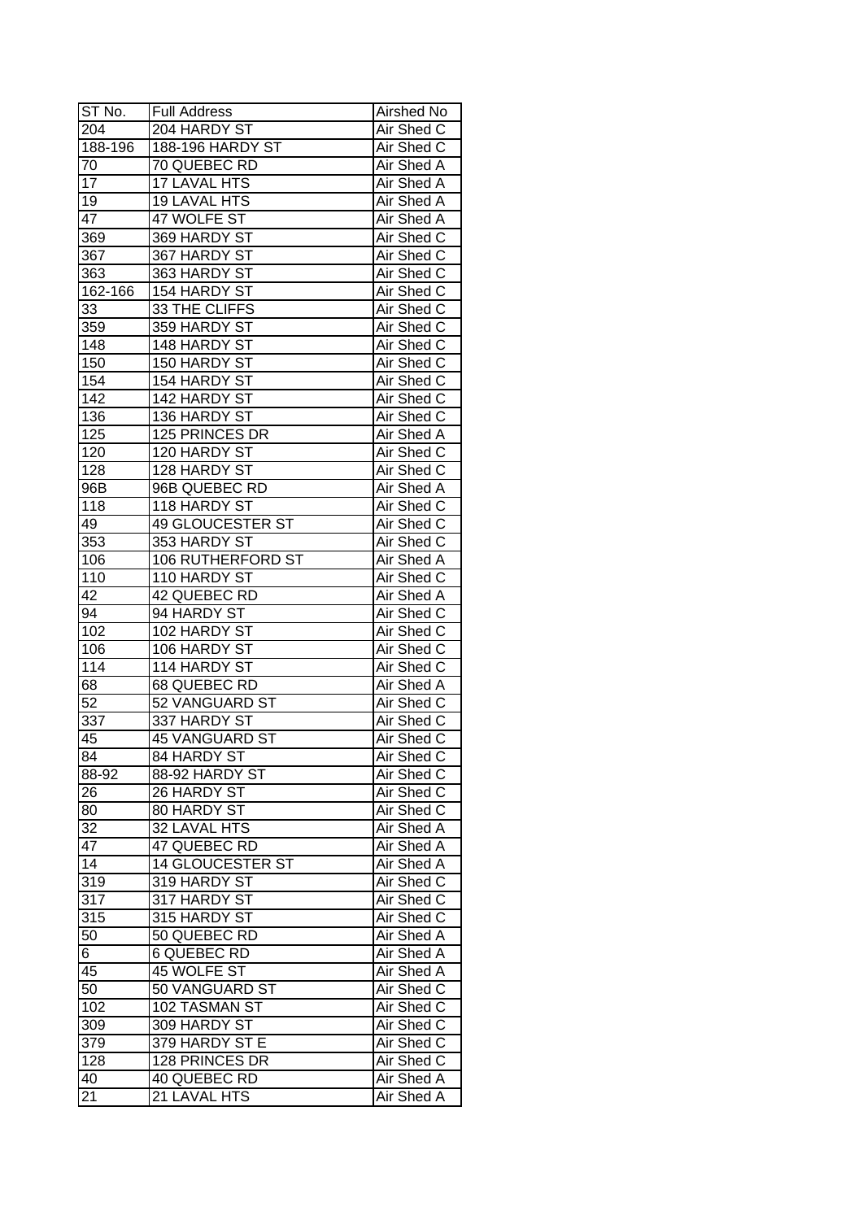| ST No. | Full Address | Airshed No |
| --- | --- | --- |
| 204 | 204 HARDY ST | Air Shed C |
| 188-196 | 188-196 HARDY ST | Air Shed C |
| 70 | 70 QUEBEC RD | Air Shed A |
| 17 | 17 LAVAL HTS | Air Shed A |
| 19 | 19 LAVAL HTS | Air Shed A |
| 47 | 47 WOLFE ST | Air Shed A |
| 369 | 369 HARDY ST | Air Shed C |
| 367 | 367 HARDY ST | Air Shed C |
| 363 | 363 HARDY ST | Air Shed C |
| 162-166 | 154 HARDY ST | Air Shed C |
| 33 | 33 THE CLIFFS | Air Shed C |
| 359 | 359 HARDY ST | Air Shed C |
| 148 | 148 HARDY ST | Air Shed C |
| 150 | 150 HARDY ST | Air Shed C |
| 154 | 154 HARDY ST | Air Shed C |
| 142 | 142 HARDY ST | Air Shed C |
| 136 | 136 HARDY ST | Air Shed C |
| 125 | 125 PRINCES DR | Air Shed A |
| 120 | 120 HARDY ST | Air Shed C |
| 128 | 128 HARDY ST | Air Shed C |
| 96B | 96B QUEBEC RD | Air Shed A |
| 118 | 118 HARDY ST | Air Shed C |
| 49 | 49 GLOUCESTER ST | Air Shed C |
| 353 | 353 HARDY ST | Air Shed C |
| 106 | 106 RUTHERFORD ST | Air Shed A |
| 110 | 110 HARDY ST | Air Shed C |
| 42 | 42 QUEBEC RD | Air Shed A |
| 94 | 94 HARDY ST | Air Shed C |
| 102 | 102 HARDY ST | Air Shed C |
| 106 | 106 HARDY ST | Air Shed C |
| 114 | 114 HARDY ST | Air Shed C |
| 68 | 68 QUEBEC RD | Air Shed A |
| 52 | 52 VANGUARD ST | Air Shed C |
| 337 | 337 HARDY ST | Air Shed C |
| 45 | 45 VANGUARD ST | Air Shed C |
| 84 | 84 HARDY ST | Air Shed C |
| 88-92 | 88-92 HARDY ST | Air Shed C |
| 26 | 26 HARDY ST | Air Shed C |
| 80 | 80 HARDY ST | Air Shed C |
| 32 | 32 LAVAL HTS | Air Shed A |
| 47 | 47 QUEBEC RD | Air Shed A |
| 14 | 14 GLOUCESTER ST | Air Shed A |
| 319 | 319 HARDY ST | Air Shed C |
| 317 | 317 HARDY ST | Air Shed C |
| 315 | 315 HARDY ST | Air Shed C |
| 50 | 50 QUEBEC RD | Air Shed A |
| 6 | 6 QUEBEC RD | Air Shed A |
| 45 | 45 WOLFE ST | Air Shed A |
| 50 | 50 VANGUARD ST | Air Shed C |
| 102 | 102 TASMAN ST | Air Shed C |
| 309 | 309 HARDY ST | Air Shed C |
| 379 | 379 HARDY ST E | Air Shed C |
| 128 | 128 PRINCES DR | Air Shed C |
| 40 | 40 QUEBEC RD | Air Shed A |
| 21 | 21 LAVAL HTS | Air Shed A |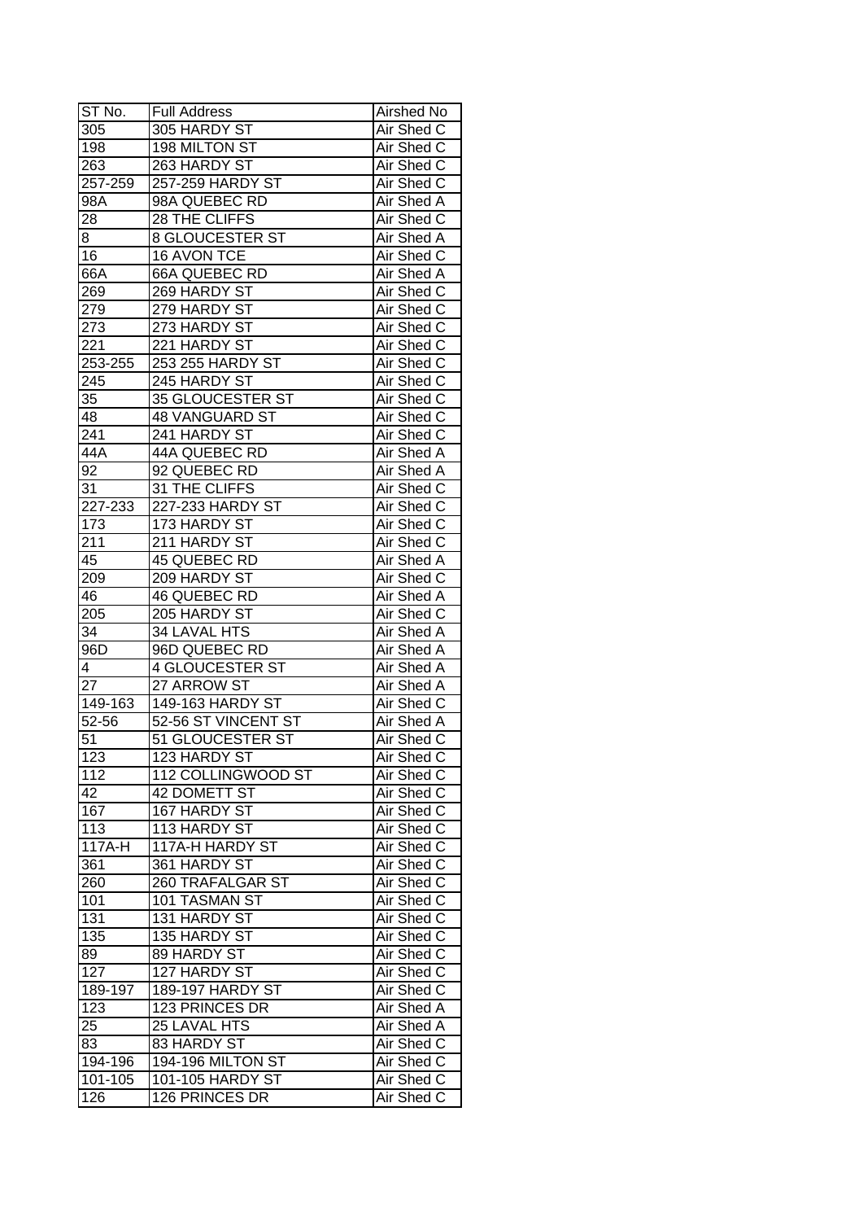| ST No. | Full Address | Airshed No |
| --- | --- | --- |
| 305 | 305 HARDY ST | Air Shed C |
| 198 | 198 MILTON ST | Air Shed C |
| 263 | 263 HARDY ST | Air Shed C |
| 257-259 | 257-259 HARDY ST | Air Shed C |
| 98A | 98A QUEBEC RD | Air Shed A |
| 28 | 28 THE CLIFFS | Air Shed C |
| 8 | 8 GLOUCESTER ST | Air Shed A |
| 16 | 16 AVON TCE | Air Shed C |
| 66A | 66A QUEBEC RD | Air Shed A |
| 269 | 269 HARDY ST | Air Shed C |
| 279 | 279 HARDY ST | Air Shed C |
| 273 | 273 HARDY ST | Air Shed C |
| 221 | 221 HARDY ST | Air Shed C |
| 253-255 | 253 255 HARDY ST | Air Shed C |
| 245 | 245 HARDY ST | Air Shed C |
| 35 | 35 GLOUCESTER ST | Air Shed C |
| 48 | 48 VANGUARD ST | Air Shed C |
| 241 | 241 HARDY ST | Air Shed C |
| 44A | 44A QUEBEC RD | Air Shed A |
| 92 | 92 QUEBEC RD | Air Shed A |
| 31 | 31 THE CLIFFS | Air Shed C |
| 227-233 | 227-233 HARDY ST | Air Shed C |
| 173 | 173 HARDY ST | Air Shed C |
| 211 | 211 HARDY ST | Air Shed C |
| 45 | 45 QUEBEC RD | Air Shed A |
| 209 | 209 HARDY ST | Air Shed C |
| 46 | 46 QUEBEC RD | Air Shed A |
| 205 | 205 HARDY ST | Air Shed C |
| 34 | 34 LAVAL HTS | Air Shed A |
| 96D | 96D QUEBEC RD | Air Shed A |
| 4 | 4 GLOUCESTER ST | Air Shed A |
| 27 | 27 ARROW ST | Air Shed A |
| 149-163 | 149-163 HARDY ST | Air Shed C |
| 52-56 | 52-56 ST VINCENT ST | Air Shed A |
| 51 | 51 GLOUCESTER ST | Air Shed C |
| 123 | 123 HARDY ST | Air Shed C |
| 112 | 112 COLLINGWOOD ST | Air Shed C |
| 42 | 42 DOMETT ST | Air Shed C |
| 167 | 167 HARDY ST | Air Shed C |
| 113 | 113 HARDY ST | Air Shed C |
| 117A-H | 117A-H HARDY ST | Air Shed C |
| 361 | 361 HARDY ST | Air Shed C |
| 260 | 260 TRAFALGAR ST | Air Shed C |
| 101 | 101 TASMAN ST | Air Shed C |
| 131 | 131 HARDY ST | Air Shed C |
| 135 | 135 HARDY ST | Air Shed C |
| 89 | 89 HARDY ST | Air Shed C |
| 127 | 127 HARDY ST | Air Shed C |
| 189-197 | 189-197 HARDY ST | Air Shed C |
| 123 | 123 PRINCES DR | Air Shed A |
| 25 | 25 LAVAL HTS | Air Shed A |
| 83 | 83 HARDY ST | Air Shed C |
| 194-196 | 194-196 MILTON ST | Air Shed C |
| 101-105 | 101-105 HARDY ST | Air Shed C |
| 126 | 126 PRINCES DR | Air Shed C |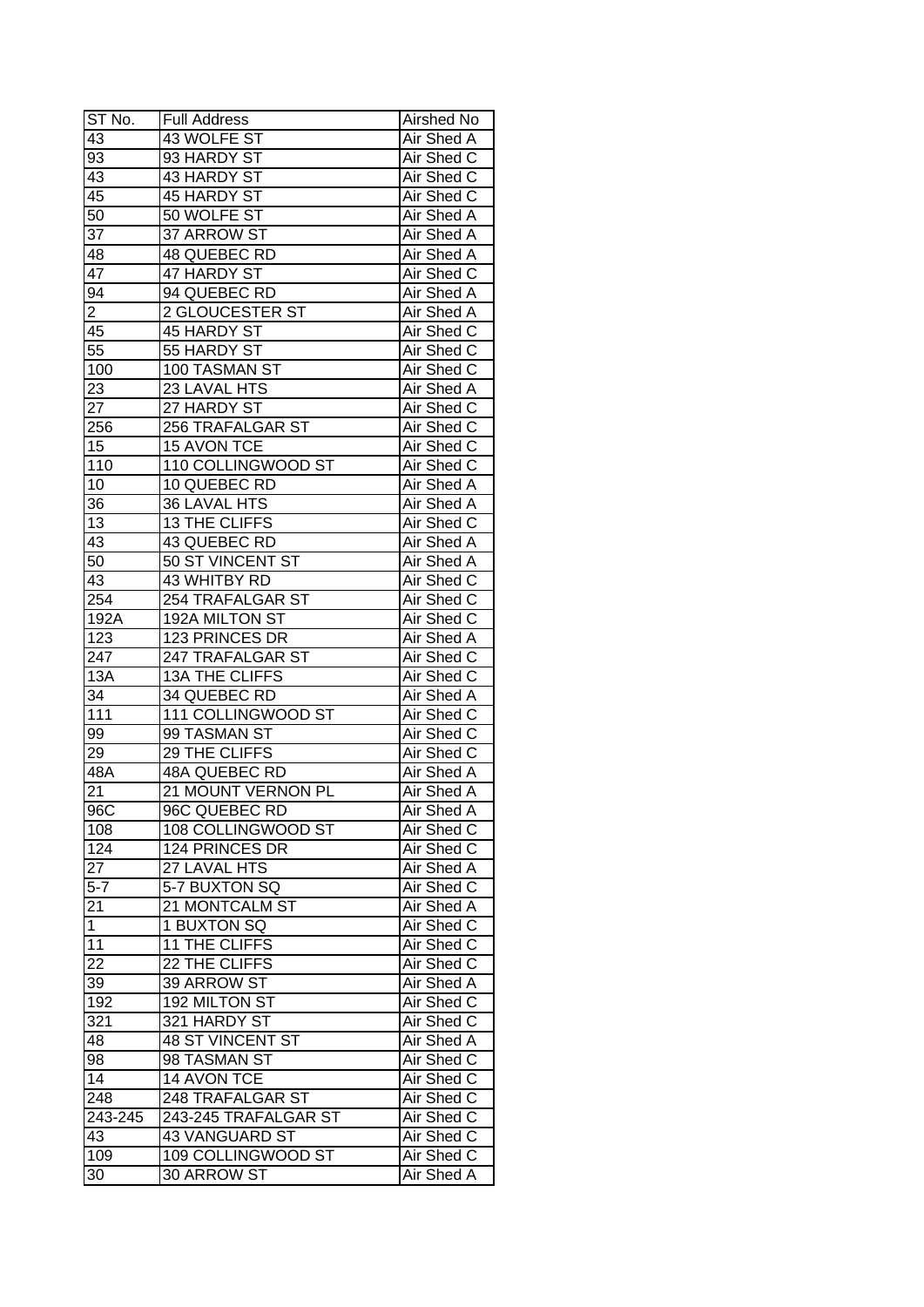| ST No. | Full Address | Airshed No |
| --- | --- | --- |
| 43 | 43 WOLFE ST | Air Shed A |
| 93 | 93 HARDY ST | Air Shed C |
| 43 | 43 HARDY ST | Air Shed C |
| 45 | 45 HARDY ST | Air Shed C |
| 50 | 50 WOLFE ST | Air Shed A |
| 37 | 37 ARROW ST | Air Shed A |
| 48 | 48 QUEBEC RD | Air Shed A |
| 47 | 47 HARDY ST | Air Shed C |
| 94 | 94 QUEBEC RD | Air Shed A |
| 2 | 2 GLOUCESTER ST | Air Shed A |
| 45 | 45 HARDY ST | Air Shed C |
| 55 | 55 HARDY ST | Air Shed C |
| 100 | 100 TASMAN ST | Air Shed C |
| 23 | 23 LAVAL HTS | Air Shed A |
| 27 | 27 HARDY ST | Air Shed C |
| 256 | 256 TRAFALGAR ST | Air Shed C |
| 15 | 15 AVON TCE | Air Shed C |
| 110 | 110 COLLINGWOOD ST | Air Shed C |
| 10 | 10 QUEBEC RD | Air Shed A |
| 36 | 36 LAVAL HTS | Air Shed A |
| 13 | 13 THE CLIFFS | Air Shed C |
| 43 | 43 QUEBEC RD | Air Shed A |
| 50 | 50 ST VINCENT ST | Air Shed A |
| 43 | 43 WHITBY RD | Air Shed C |
| 254 | 254 TRAFALGAR ST | Air Shed C |
| 192A | 192A MILTON ST | Air Shed C |
| 123 | 123 PRINCES DR | Air Shed A |
| 247 | 247 TRAFALGAR ST | Air Shed C |
| 13A | 13A THE CLIFFS | Air Shed C |
| 34 | 34 QUEBEC RD | Air Shed A |
| 111 | 111 COLLINGWOOD ST | Air Shed C |
| 99 | 99 TASMAN ST | Air Shed C |
| 29 | 29 THE CLIFFS | Air Shed C |
| 48A | 48A QUEBEC RD | Air Shed A |
| 21 | 21 MOUNT VERNON PL | Air Shed A |
| 96C | 96C QUEBEC RD | Air Shed A |
| 108 | 108 COLLINGWOOD ST | Air Shed C |
| 124 | 124 PRINCES DR | Air Shed C |
| 27 | 27 LAVAL HTS | Air Shed A |
| 5-7 | 5-7 BUXTON SQ | Air Shed C |
| 21 | 21 MONTCALM ST | Air Shed A |
| 1 | 1 BUXTON SQ | Air Shed C |
| 11 | 11 THE CLIFFS | Air Shed C |
| 22 | 22 THE CLIFFS | Air Shed C |
| 39 | 39 ARROW ST | Air Shed A |
| 192 | 192 MILTON ST | Air Shed C |
| 321 | 321 HARDY ST | Air Shed C |
| 48 | 48 ST VINCENT ST | Air Shed A |
| 98 | 98 TASMAN ST | Air Shed C |
| 14 | 14 AVON TCE | Air Shed C |
| 248 | 248 TRAFALGAR ST | Air Shed C |
| 243-245 | 243-245 TRAFALGAR ST | Air Shed C |
| 43 | 43 VANGUARD ST | Air Shed C |
| 109 | 109 COLLINGWOOD ST | Air Shed C |
| 30 | 30 ARROW ST | Air Shed A |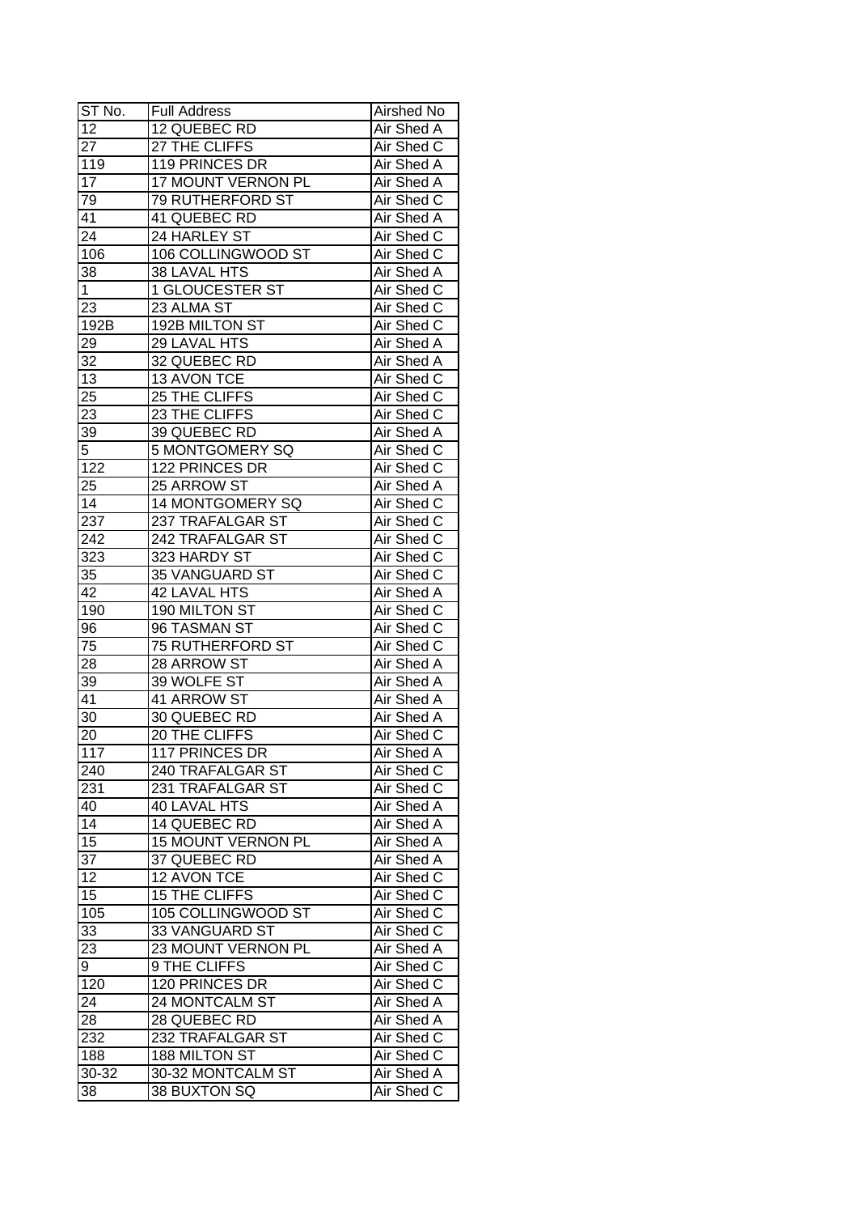| ST No. | Full Address | Airshed No |
|---|---|---|
| 12 | 12 QUEBEC RD | Air Shed A |
| 27 | 27 THE CLIFFS | Air Shed C |
| 119 | 119 PRINCES DR | Air Shed A |
| 17 | 17 MOUNT VERNON PL | Air Shed A |
| 79 | 79 RUTHERFORD ST | Air Shed C |
| 41 | 41 QUEBEC RD | Air Shed A |
| 24 | 24 HARLEY ST | Air Shed C |
| 106 | 106 COLLINGWOOD ST | Air Shed C |
| 38 | 38 LAVAL HTS | Air Shed A |
| 1 | 1 GLOUCESTER ST | Air Shed C |
| 23 | 23 ALMA ST | Air Shed C |
| 192B | 192B MILTON ST | Air Shed C |
| 29 | 29 LAVAL HTS | Air Shed A |
| 32 | 32 QUEBEC RD | Air Shed A |
| 13 | 13 AVON TCE | Air Shed C |
| 25 | 25 THE CLIFFS | Air Shed C |
| 23 | 23 THE CLIFFS | Air Shed C |
| 39 | 39 QUEBEC RD | Air Shed A |
| 5 | 5 MONTGOMERY SQ | Air Shed C |
| 122 | 122 PRINCES DR | Air Shed C |
| 25 | 25 ARROW ST | Air Shed A |
| 14 | 14 MONTGOMERY SQ | Air Shed C |
| 237 | 237 TRAFALGAR ST | Air Shed C |
| 242 | 242 TRAFALGAR ST | Air Shed C |
| 323 | 323 HARDY ST | Air Shed C |
| 35 | 35 VANGUARD ST | Air Shed C |
| 42 | 42 LAVAL HTS | Air Shed A |
| 190 | 190 MILTON ST | Air Shed C |
| 96 | 96 TASMAN ST | Air Shed C |
| 75 | 75 RUTHERFORD ST | Air Shed C |
| 28 | 28 ARROW ST | Air Shed A |
| 39 | 39 WOLFE ST | Air Shed A |
| 41 | 41 ARROW ST | Air Shed A |
| 30 | 30 QUEBEC RD | Air Shed A |
| 20 | 20 THE CLIFFS | Air Shed C |
| 117 | 117 PRINCES DR | Air Shed A |
| 240 | 240 TRAFALGAR ST | Air Shed C |
| 231 | 231 TRAFALGAR ST | Air Shed C |
| 40 | 40 LAVAL HTS | Air Shed A |
| 14 | 14 QUEBEC RD | Air Shed A |
| 15 | 15 MOUNT VERNON PL | Air Shed A |
| 37 | 37 QUEBEC RD | Air Shed A |
| 12 | 12 AVON TCE | Air Shed C |
| 15 | 15 THE CLIFFS | Air Shed C |
| 105 | 105 COLLINGWOOD ST | Air Shed C |
| 33 | 33 VANGUARD ST | Air Shed C |
| 23 | 23 MOUNT VERNON PL | Air Shed A |
| 9 | 9 THE CLIFFS | Air Shed C |
| 120 | 120 PRINCES DR | Air Shed C |
| 24 | 24 MONTCALM ST | Air Shed A |
| 28 | 28 QUEBEC RD | Air Shed A |
| 232 | 232 TRAFALGAR ST | Air Shed C |
| 188 | 188 MILTON ST | Air Shed C |
| 30-32 | 30-32 MONTCALM ST | Air Shed A |
| 38 | 38 BUXTON SQ | Air Shed C |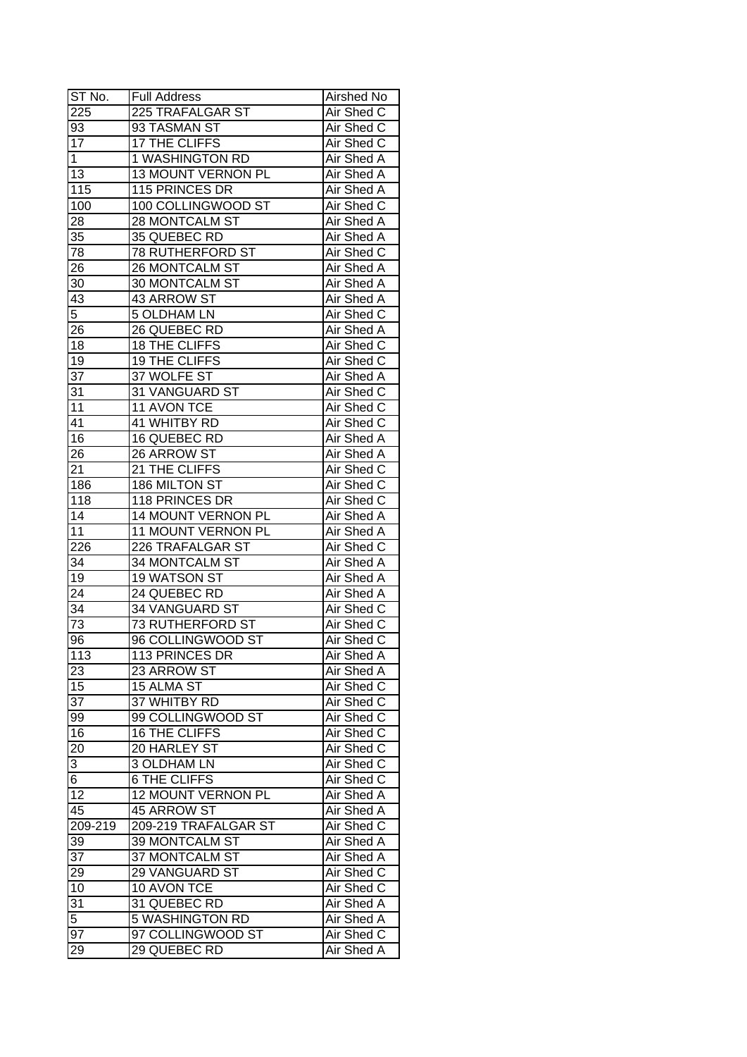| ST No. | Full Address | Airshed No |
|---|---|---|
| 225 | 225 TRAFALGAR ST | Air Shed C |
| 93 | 93 TASMAN ST | Air Shed C |
| 17 | 17 THE CLIFFS | Air Shed C |
| 1 | 1 WASHINGTON RD | Air Shed A |
| 13 | 13 MOUNT VERNON PL | Air Shed A |
| 115 | 115 PRINCES DR | Air Shed A |
| 100 | 100 COLLINGWOOD ST | Air Shed C |
| 28 | 28 MONTCALM ST | Air Shed A |
| 35 | 35 QUEBEC RD | Air Shed A |
| 78 | 78 RUTHERFORD ST | Air Shed C |
| 26 | 26 MONTCALM ST | Air Shed A |
| 30 | 30 MONTCALM ST | Air Shed A |
| 43 | 43 ARROW ST | Air Shed A |
| 5 | 5 OLDHAM LN | Air Shed C |
| 26 | 26 QUEBEC RD | Air Shed A |
| 18 | 18 THE CLIFFS | Air Shed C |
| 19 | 19 THE CLIFFS | Air Shed C |
| 37 | 37 WOLFE ST | Air Shed A |
| 31 | 31 VANGUARD ST | Air Shed C |
| 11 | 11 AVON TCE | Air Shed C |
| 41 | 41 WHITBY RD | Air Shed C |
| 16 | 16 QUEBEC RD | Air Shed A |
| 26 | 26 ARROW ST | Air Shed A |
| 21 | 21 THE CLIFFS | Air Shed C |
| 186 | 186 MILTON ST | Air Shed C |
| 118 | 118 PRINCES DR | Air Shed C |
| 14 | 14 MOUNT VERNON PL | Air Shed A |
| 11 | 11 MOUNT VERNON PL | Air Shed A |
| 226 | 226 TRAFALGAR ST | Air Shed C |
| 34 | 34 MONTCALM ST | Air Shed A |
| 19 | 19 WATSON ST | Air Shed A |
| 24 | 24 QUEBEC RD | Air Shed A |
| 34 | 34 VANGUARD ST | Air Shed C |
| 73 | 73 RUTHERFORD ST | Air Shed C |
| 96 | 96 COLLINGWOOD ST | Air Shed C |
| 113 | 113 PRINCES DR | Air Shed A |
| 23 | 23 ARROW ST | Air Shed A |
| 15 | 15 ALMA ST | Air Shed C |
| 37 | 37 WHITBY RD | Air Shed C |
| 99 | 99 COLLINGWOOD ST | Air Shed C |
| 16 | 16 THE CLIFFS | Air Shed C |
| 20 | 20 HARLEY ST | Air Shed C |
| 3 | 3 OLDHAM LN | Air Shed C |
| 6 | 6 THE CLIFFS | Air Shed C |
| 12 | 12 MOUNT VERNON PL | Air Shed A |
| 45 | 45 ARROW ST | Air Shed A |
| 209-219 | 209-219 TRAFALGAR ST | Air Shed C |
| 39 | 39 MONTCALM ST | Air Shed A |
| 37 | 37 MONTCALM ST | Air Shed A |
| 29 | 29 VANGUARD ST | Air Shed C |
| 10 | 10 AVON TCE | Air Shed C |
| 31 | 31 QUEBEC RD | Air Shed A |
| 5 | 5 WASHINGTON RD | Air Shed A |
| 97 | 97 COLLINGWOOD ST | Air Shed C |
| 29 | 29 QUEBEC RD | Air Shed A |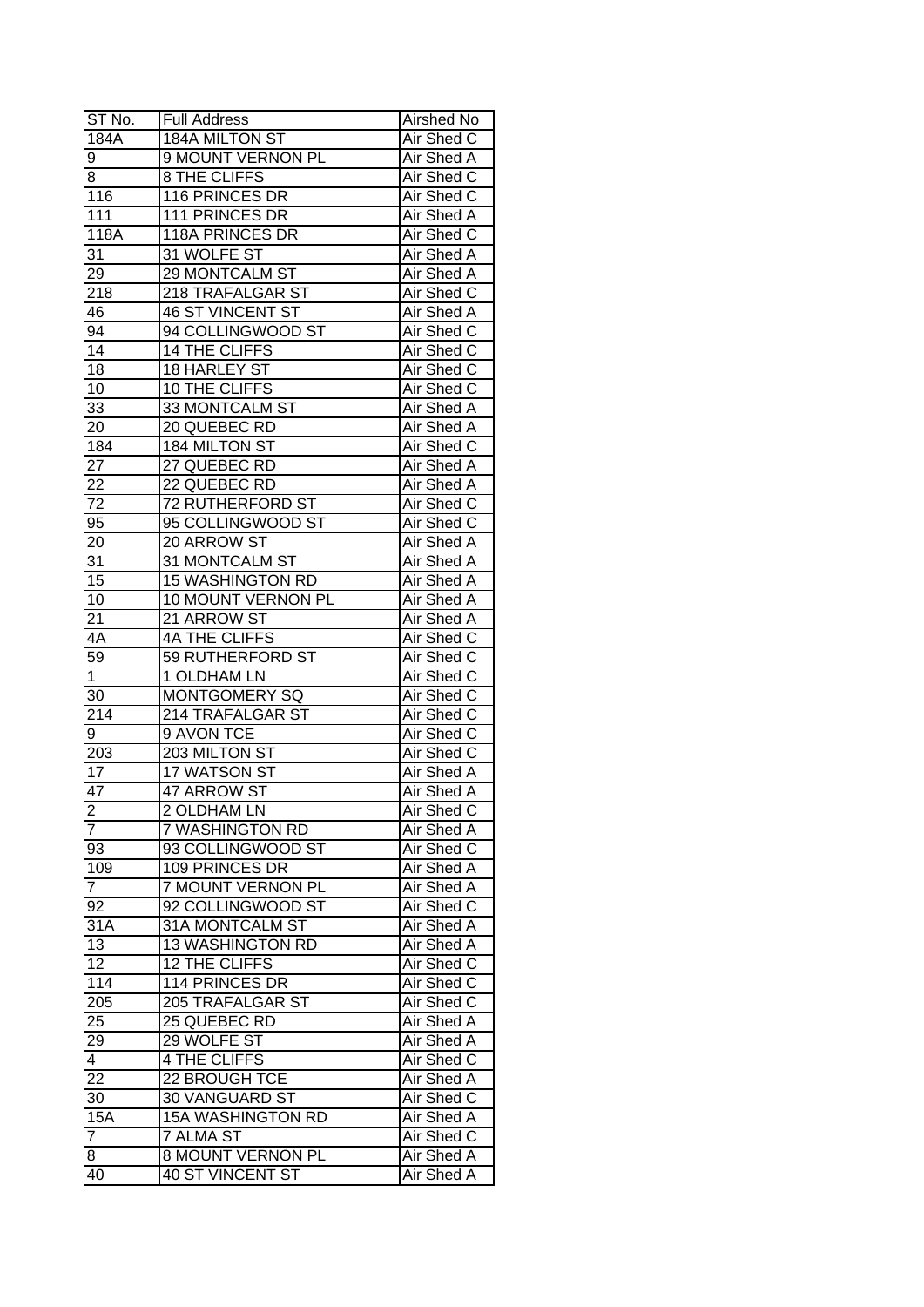| ST No. | Full Address | Airshed No |
|---|---|---|
| 184A | 184A MILTON ST | Air Shed C |
| 9 | 9 MOUNT VERNON PL | Air Shed A |
| 8 | 8 THE CLIFFS | Air Shed C |
| 116 | 116 PRINCES DR | Air Shed C |
| 111 | 111 PRINCES DR | Air Shed A |
| 118A | 118A PRINCES DR | Air Shed C |
| 31 | 31 WOLFE ST | Air Shed A |
| 29 | 29 MONTCALM ST | Air Shed A |
| 218 | 218 TRAFALGAR ST | Air Shed C |
| 46 | 46 ST VINCENT ST | Air Shed A |
| 94 | 94 COLLINGWOOD ST | Air Shed C |
| 14 | 14 THE CLIFFS | Air Shed C |
| 18 | 18 HARLEY ST | Air Shed C |
| 10 | 10 THE CLIFFS | Air Shed C |
| 33 | 33 MONTCALM ST | Air Shed A |
| 20 | 20 QUEBEC RD | Air Shed A |
| 184 | 184 MILTON ST | Air Shed C |
| 27 | 27 QUEBEC RD | Air Shed A |
| 22 | 22 QUEBEC RD | Air Shed A |
| 72 | 72 RUTHERFORD ST | Air Shed C |
| 95 | 95 COLLINGWOOD ST | Air Shed C |
| 20 | 20 ARROW ST | Air Shed A |
| 31 | 31 MONTCALM ST | Air Shed A |
| 15 | 15 WASHINGTON RD | Air Shed A |
| 10 | 10 MOUNT VERNON PL | Air Shed A |
| 21 | 21 ARROW ST | Air Shed A |
| 4A | 4A THE CLIFFS | Air Shed C |
| 59 | 59 RUTHERFORD ST | Air Shed C |
| 1 | 1 OLDHAM LN | Air Shed C |
| 30 | MONTGOMERY SQ | Air Shed C |
| 214 | 214 TRAFALGAR ST | Air Shed C |
| 9 | 9 AVON TCE | Air Shed C |
| 203 | 203 MILTON ST | Air Shed C |
| 17 | 17 WATSON ST | Air Shed A |
| 47 | 47 ARROW ST | Air Shed A |
| 2 | 2 OLDHAM LN | Air Shed C |
| 7 | 7 WASHINGTON RD | Air Shed A |
| 93 | 93 COLLINGWOOD ST | Air Shed C |
| 109 | 109 PRINCES DR | Air Shed A |
| 7 | 7 MOUNT VERNON PL | Air Shed A |
| 92 | 92 COLLINGWOOD ST | Air Shed C |
| 31A | 31A MONTCALM ST | Air Shed A |
| 13 | 13 WASHINGTON RD | Air Shed A |
| 12 | 12 THE CLIFFS | Air Shed C |
| 114 | 114 PRINCES DR | Air Shed C |
| 205 | 205 TRAFALGAR ST | Air Shed C |
| 25 | 25 QUEBEC RD | Air Shed A |
| 29 | 29 WOLFE ST | Air Shed A |
| 4 | 4 THE CLIFFS | Air Shed C |
| 22 | 22 BROUGH TCE | Air Shed A |
| 30 | 30 VANGUARD ST | Air Shed C |
| 15A | 15A WASHINGTON RD | Air Shed A |
| 7 | 7 ALMA ST | Air Shed C |
| 8 | 8 MOUNT VERNON PL | Air Shed A |
| 40 | 40 ST VINCENT ST | Air Shed A |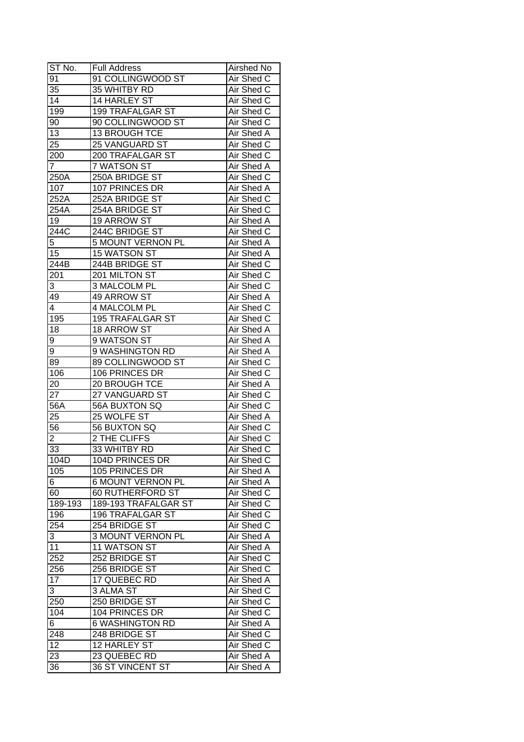| ST No. | Full Address | Airshed No |
| --- | --- | --- |
| 91 | 91 COLLINGWOOD ST | Air Shed C |
| 35 | 35 WHITBY RD | Air Shed C |
| 14 | 14 HARLEY ST | Air Shed C |
| 199 | 199 TRAFALGAR ST | Air Shed C |
| 90 | 90 COLLINGWOOD ST | Air Shed C |
| 13 | 13 BROUGH TCE | Air Shed A |
| 25 | 25 VANGUARD ST | Air Shed C |
| 200 | 200 TRAFALGAR ST | Air Shed C |
| 7 | 7 WATSON ST | Air Shed A |
| 250A | 250A BRIDGE ST | Air Shed C |
| 107 | 107 PRINCES DR | Air Shed A |
| 252A | 252A BRIDGE ST | Air Shed C |
| 254A | 254A BRIDGE ST | Air Shed C |
| 19 | 19 ARROW ST | Air Shed A |
| 244C | 244C BRIDGE ST | Air Shed C |
| 5 | 5 MOUNT VERNON PL | Air Shed A |
| 15 | 15 WATSON ST | Air Shed A |
| 244B | 244B BRIDGE ST | Air Shed C |
| 201 | 201 MILTON ST | Air Shed C |
| 3 | 3 MALCOLM PL | Air Shed C |
| 49 | 49 ARROW ST | Air Shed A |
| 4 | 4 MALCOLM PL | Air Shed C |
| 195 | 195 TRAFALGAR ST | Air Shed C |
| 18 | 18 ARROW ST | Air Shed A |
| 9 | 9 WATSON ST | Air Shed A |
| 9 | 9 WASHINGTON RD | Air Shed A |
| 89 | 89 COLLINGWOOD ST | Air Shed C |
| 106 | 106 PRINCES DR | Air Shed C |
| 20 | 20 BROUGH TCE | Air Shed A |
| 27 | 27 VANGUARD ST | Air Shed C |
| 56A | 56A BUXTON SQ | Air Shed C |
| 25 | 25 WOLFE ST | Air Shed A |
| 56 | 56 BUXTON SQ | Air Shed C |
| 2 | 2 THE CLIFFS | Air Shed C |
| 33 | 33 WHITBY RD | Air Shed C |
| 104D | 104D PRINCES DR | Air Shed C |
| 105 | 105 PRINCES DR | Air Shed A |
| 6 | 6 MOUNT VERNON PL | Air Shed A |
| 60 | 60 RUTHERFORD ST | Air Shed C |
| 189-193 | 189-193 TRAFALGAR ST | Air Shed C |
| 196 | 196 TRAFALGAR ST | Air Shed C |
| 254 | 254 BRIDGE ST | Air Shed C |
| 3 | 3 MOUNT VERNON PL | Air Shed A |
| 11 | 11 WATSON ST | Air Shed A |
| 252 | 252 BRIDGE ST | Air Shed C |
| 256 | 256 BRIDGE ST | Air Shed C |
| 17 | 17 QUEBEC RD | Air Shed A |
| 3 | 3 ALMA ST | Air Shed C |
| 250 | 250 BRIDGE ST | Air Shed C |
| 104 | 104 PRINCES DR | Air Shed C |
| 6 | 6 WASHINGTON RD | Air Shed A |
| 248 | 248 BRIDGE ST | Air Shed C |
| 12 | 12 HARLEY ST | Air Shed C |
| 23 | 23 QUEBEC RD | Air Shed A |
| 36 | 36 ST VINCENT ST | Air Shed A |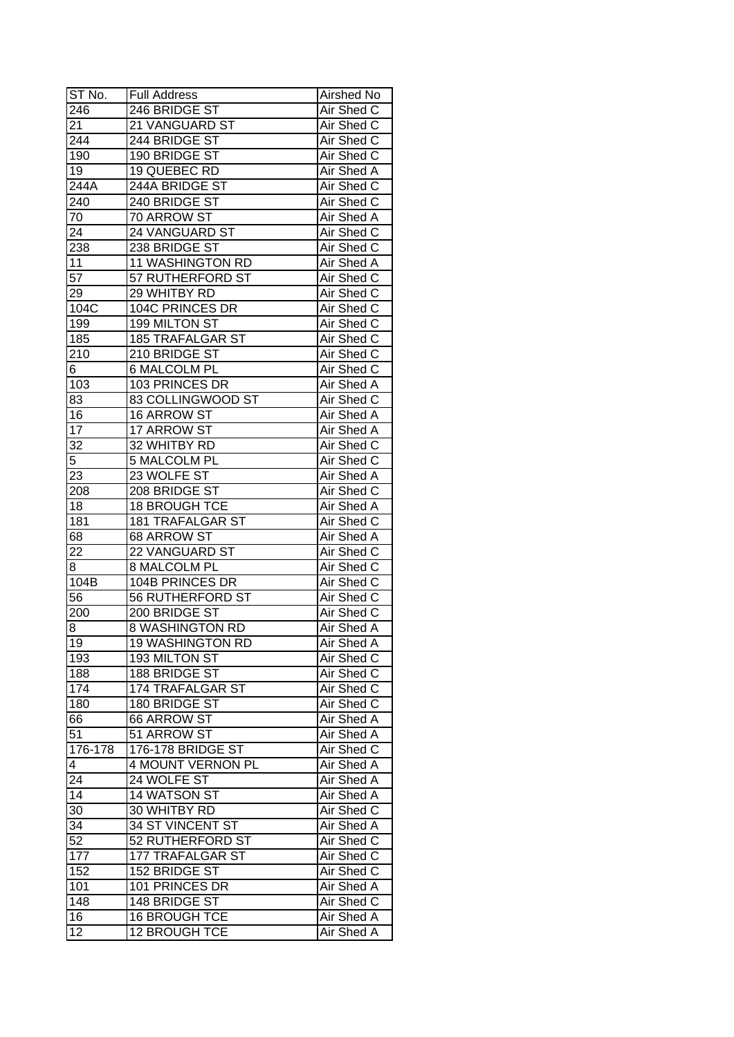| ST No. | Full Address | Airshed No |
|---|---|---|
| 246 | 246 BRIDGE ST | Air Shed C |
| 21 | 21 VANGUARD ST | Air Shed C |
| 244 | 244 BRIDGE ST | Air Shed C |
| 190 | 190 BRIDGE ST | Air Shed C |
| 19 | 19 QUEBEC RD | Air Shed A |
| 244A | 244A BRIDGE ST | Air Shed C |
| 240 | 240 BRIDGE ST | Air Shed C |
| 70 | 70 ARROW ST | Air Shed A |
| 24 | 24 VANGUARD ST | Air Shed C |
| 238 | 238 BRIDGE ST | Air Shed C |
| 11 | 11 WASHINGTON RD | Air Shed A |
| 57 | 57 RUTHERFORD ST | Air Shed C |
| 29 | 29 WHITBY RD | Air Shed C |
| 104C | 104C PRINCES DR | Air Shed C |
| 199 | 199 MILTON ST | Air Shed C |
| 185 | 185 TRAFALGAR ST | Air Shed C |
| 210 | 210 BRIDGE ST | Air Shed C |
| 6 | 6 MALCOLM PL | Air Shed C |
| 103 | 103 PRINCES DR | Air Shed A |
| 83 | 83 COLLINGWOOD ST | Air Shed C |
| 16 | 16 ARROW ST | Air Shed A |
| 17 | 17 ARROW ST | Air Shed A |
| 32 | 32 WHITBY RD | Air Shed C |
| 5 | 5 MALCOLM PL | Air Shed C |
| 23 | 23 WOLFE ST | Air Shed A |
| 208 | 208 BRIDGE ST | Air Shed C |
| 18 | 18 BROUGH TCE | Air Shed A |
| 181 | 181 TRAFALGAR ST | Air Shed C |
| 68 | 68 ARROW ST | Air Shed A |
| 22 | 22 VANGUARD ST | Air Shed C |
| 8 | 8 MALCOLM PL | Air Shed C |
| 104B | 104B PRINCES DR | Air Shed C |
| 56 | 56 RUTHERFORD ST | Air Shed C |
| 200 | 200 BRIDGE ST | Air Shed C |
| 8 | 8 WASHINGTON RD | Air Shed A |
| 19 | 19 WASHINGTON RD | Air Shed A |
| 193 | 193 MILTON ST | Air Shed C |
| 188 | 188 BRIDGE ST | Air Shed C |
| 174 | 174 TRAFALGAR ST | Air Shed C |
| 180 | 180 BRIDGE ST | Air Shed C |
| 66 | 66 ARROW ST | Air Shed A |
| 51 | 51 ARROW ST | Air Shed A |
| 176-178 | 176-178 BRIDGE ST | Air Shed C |
| 4 | 4 MOUNT VERNON PL | Air Shed A |
| 24 | 24 WOLFE ST | Air Shed A |
| 14 | 14 WATSON ST | Air Shed A |
| 30 | 30 WHITBY RD | Air Shed C |
| 34 | 34 ST VINCENT ST | Air Shed A |
| 52 | 52 RUTHERFORD ST | Air Shed C |
| 177 | 177 TRAFALGAR ST | Air Shed C |
| 152 | 152 BRIDGE ST | Air Shed C |
| 101 | 101 PRINCES DR | Air Shed A |
| 148 | 148 BRIDGE ST | Air Shed C |
| 16 | 16 BROUGH TCE | Air Shed A |
| 12 | 12 BROUGH TCE | Air Shed A |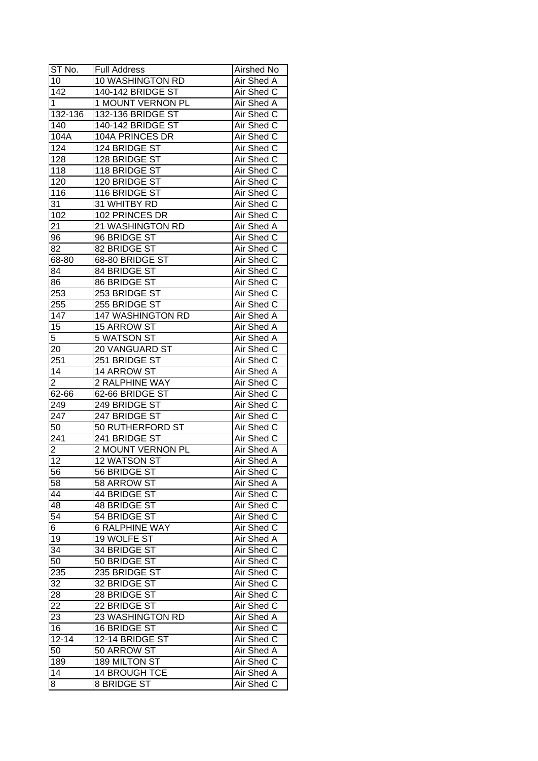| ST No. | Full Address | Airshed No |
|---|---|---|
| 10 | 10 WASHINGTON RD | Air Shed A |
| 142 | 140-142 BRIDGE ST | Air Shed C |
| 1 | 1 MOUNT VERNON PL | Air Shed A |
| 132-136 | 132-136 BRIDGE ST | Air Shed C |
| 140 | 140-142 BRIDGE ST | Air Shed C |
| 104A | 104A PRINCES DR | Air Shed C |
| 124 | 124 BRIDGE ST | Air Shed C |
| 128 | 128 BRIDGE ST | Air Shed C |
| 118 | 118 BRIDGE ST | Air Shed C |
| 120 | 120 BRIDGE ST | Air Shed C |
| 116 | 116 BRIDGE ST | Air Shed C |
| 31 | 31 WHITBY RD | Air Shed C |
| 102 | 102 PRINCES DR | Air Shed C |
| 21 | 21 WASHINGTON RD | Air Shed A |
| 96 | 96 BRIDGE ST | Air Shed C |
| 82 | 82 BRIDGE ST | Air Shed C |
| 68-80 | 68-80 BRIDGE ST | Air Shed C |
| 84 | 84 BRIDGE ST | Air Shed C |
| 86 | 86 BRIDGE ST | Air Shed C |
| 253 | 253 BRIDGE ST | Air Shed C |
| 255 | 255 BRIDGE ST | Air Shed C |
| 147 | 147 WASHINGTON RD | Air Shed A |
| 15 | 15 ARROW ST | Air Shed A |
| 5 | 5 WATSON ST | Air Shed A |
| 20 | 20 VANGUARD ST | Air Shed C |
| 251 | 251 BRIDGE ST | Air Shed C |
| 14 | 14 ARROW ST | Air Shed A |
| 2 | 2 RALPHINE WAY | Air Shed C |
| 62-66 | 62-66 BRIDGE ST | Air Shed C |
| 249 | 249 BRIDGE ST | Air Shed C |
| 247 | 247 BRIDGE ST | Air Shed C |
| 50 | 50 RUTHERFORD ST | Air Shed C |
| 241 | 241 BRIDGE ST | Air Shed C |
| 2 | 2 MOUNT VERNON PL | Air Shed A |
| 12 | 12 WATSON ST | Air Shed A |
| 56 | 56 BRIDGE ST | Air Shed C |
| 58 | 58 ARROW ST | Air Shed A |
| 44 | 44 BRIDGE ST | Air Shed C |
| 48 | 48 BRIDGE ST | Air Shed C |
| 54 | 54 BRIDGE ST | Air Shed C |
| 6 | 6 RALPHINE WAY | Air Shed C |
| 19 | 19 WOLFE ST | Air Shed A |
| 34 | 34 BRIDGE ST | Air Shed C |
| 50 | 50 BRIDGE ST | Air Shed C |
| 235 | 235 BRIDGE ST | Air Shed C |
| 32 | 32 BRIDGE ST | Air Shed C |
| 28 | 28 BRIDGE ST | Air Shed C |
| 22 | 22 BRIDGE ST | Air Shed C |
| 23 | 23 WASHINGTON RD | Air Shed A |
| 16 | 16 BRIDGE ST | Air Shed C |
| 12-14 | 12-14 BRIDGE ST | Air Shed C |
| 50 | 50 ARROW ST | Air Shed A |
| 189 | 189 MILTON ST | Air Shed C |
| 14 | 14 BROUGH TCE | Air Shed A |
| 8 | 8 BRIDGE ST | Air Shed C |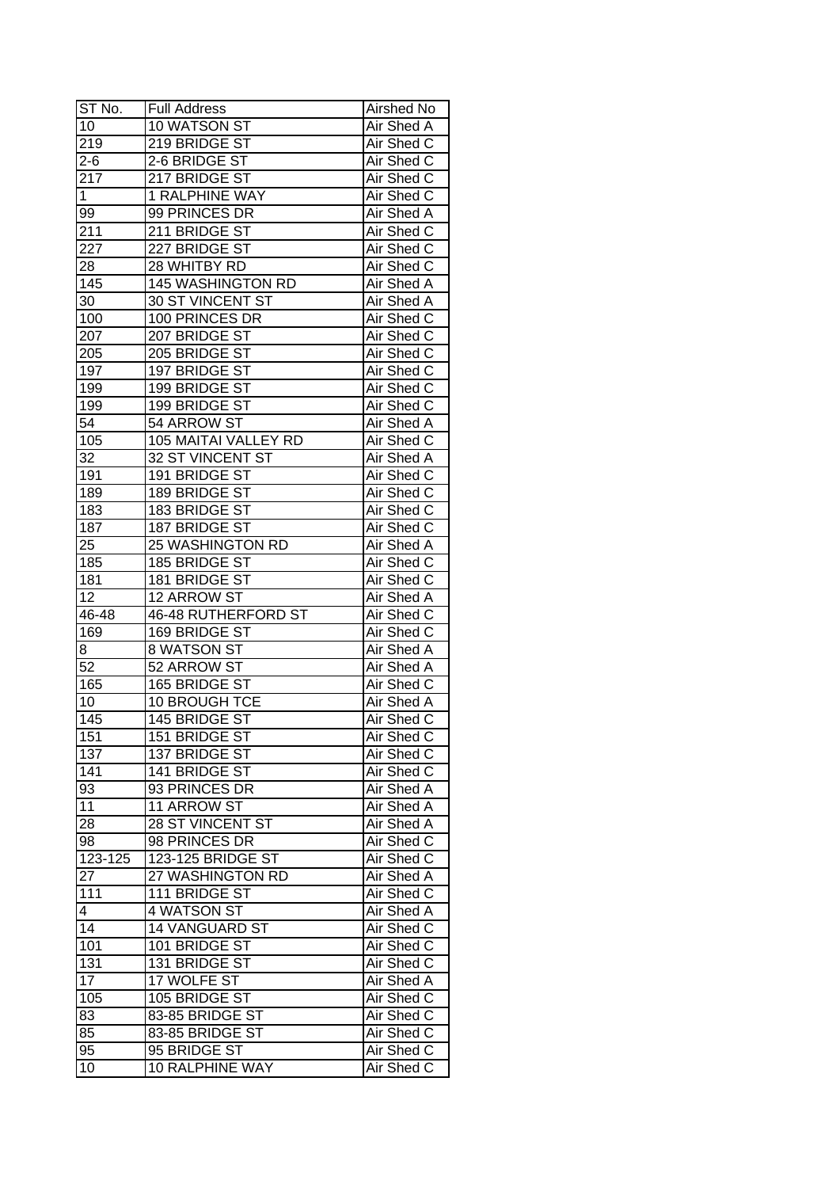| ST No. | Full Address | Airshed No |
| --- | --- | --- |
| 10 | 10 WATSON ST | Air Shed A |
| 219 | 219 BRIDGE ST | Air Shed C |
| 2-6 | 2-6 BRIDGE ST | Air Shed C |
| 217 | 217 BRIDGE ST | Air Shed C |
| 1 | 1 RALPHINE WAY | Air Shed C |
| 99 | 99 PRINCES DR | Air Shed A |
| 211 | 211 BRIDGE ST | Air Shed C |
| 227 | 227 BRIDGE ST | Air Shed C |
| 28 | 28 WHITBY RD | Air Shed C |
| 145 | 145 WASHINGTON RD | Air Shed A |
| 30 | 30 ST VINCENT ST | Air Shed A |
| 100 | 100 PRINCES DR | Air Shed C |
| 207 | 207 BRIDGE ST | Air Shed C |
| 205 | 205 BRIDGE ST | Air Shed C |
| 197 | 197 BRIDGE ST | Air Shed C |
| 199 | 199 BRIDGE ST | Air Shed C |
| 199 | 199 BRIDGE ST | Air Shed C |
| 54 | 54 ARROW ST | Air Shed A |
| 105 | 105 MAITAI VALLEY RD | Air Shed C |
| 32 | 32 ST VINCENT ST | Air Shed A |
| 191 | 191 BRIDGE ST | Air Shed C |
| 189 | 189 BRIDGE ST | Air Shed C |
| 183 | 183 BRIDGE ST | Air Shed C |
| 187 | 187 BRIDGE ST | Air Shed C |
| 25 | 25 WASHINGTON RD | Air Shed A |
| 185 | 185 BRIDGE ST | Air Shed C |
| 181 | 181 BRIDGE ST | Air Shed C |
| 12 | 12 ARROW ST | Air Shed A |
| 46-48 | 46-48 RUTHERFORD ST | Air Shed C |
| 169 | 169 BRIDGE ST | Air Shed C |
| 8 | 8 WATSON ST | Air Shed A |
| 52 | 52 ARROW ST | Air Shed A |
| 165 | 165 BRIDGE ST | Air Shed C |
| 10 | 10 BROUGH TCE | Air Shed A |
| 145 | 145 BRIDGE ST | Air Shed C |
| 151 | 151 BRIDGE ST | Air Shed C |
| 137 | 137 BRIDGE ST | Air Shed C |
| 141 | 141 BRIDGE ST | Air Shed C |
| 93 | 93 PRINCES DR | Air Shed A |
| 11 | 11 ARROW ST | Air Shed A |
| 28 | 28 ST VINCENT ST | Air Shed A |
| 98 | 98 PRINCES DR | Air Shed C |
| 123-125 | 123-125 BRIDGE ST | Air Shed C |
| 27 | 27 WASHINGTON RD | Air Shed A |
| 111 | 111 BRIDGE ST | Air Shed C |
| 4 | 4 WATSON ST | Air Shed A |
| 14 | 14 VANGUARD ST | Air Shed C |
| 101 | 101 BRIDGE ST | Air Shed C |
| 131 | 131 BRIDGE ST | Air Shed C |
| 17 | 17 WOLFE ST | Air Shed A |
| 105 | 105 BRIDGE ST | Air Shed C |
| 83 | 83-85 BRIDGE ST | Air Shed C |
| 85 | 83-85 BRIDGE ST | Air Shed C |
| 95 | 95 BRIDGE ST | Air Shed C |
| 10 | 10 RALPHINE WAY | Air Shed C |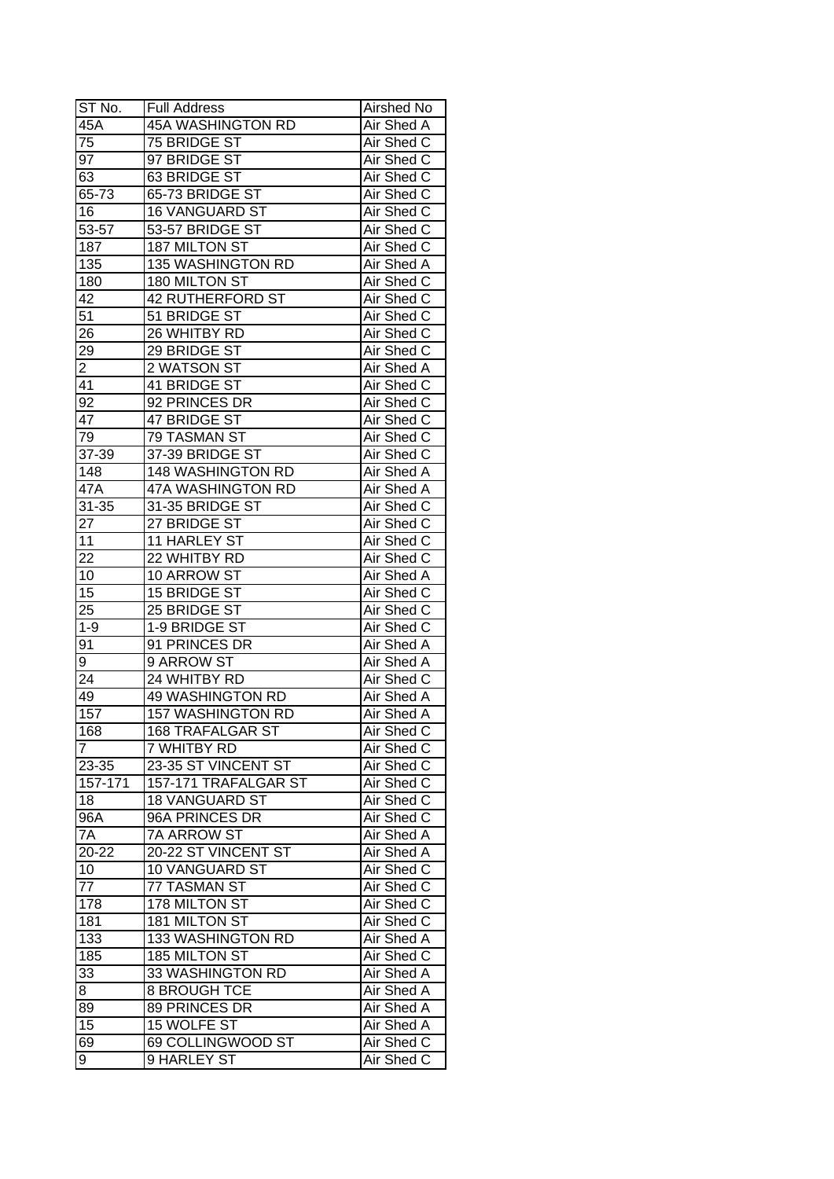| ST No. | Full Address | Airshed No |
| --- | --- | --- |
| 45A | 45A WASHINGTON RD | Air Shed A |
| 75 | 75 BRIDGE ST | Air Shed C |
| 97 | 97 BRIDGE ST | Air Shed C |
| 63 | 63 BRIDGE ST | Air Shed C |
| 65-73 | 65-73 BRIDGE ST | Air Shed C |
| 16 | 16 VANGUARD ST | Air Shed C |
| 53-57 | 53-57 BRIDGE ST | Air Shed C |
| 187 | 187 MILTON ST | Air Shed C |
| 135 | 135 WASHINGTON RD | Air Shed A |
| 180 | 180 MILTON ST | Air Shed C |
| 42 | 42 RUTHERFORD ST | Air Shed C |
| 51 | 51 BRIDGE ST | Air Shed C |
| 26 | 26 WHITBY RD | Air Shed C |
| 29 | 29 BRIDGE ST | Air Shed C |
| 2 | 2 WATSON ST | Air Shed A |
| 41 | 41 BRIDGE ST | Air Shed C |
| 92 | 92 PRINCES DR | Air Shed C |
| 47 | 47 BRIDGE ST | Air Shed C |
| 79 | 79 TASMAN ST | Air Shed C |
| 37-39 | 37-39 BRIDGE ST | Air Shed C |
| 148 | 148 WASHINGTON RD | Air Shed A |
| 47A | 47A WASHINGTON RD | Air Shed A |
| 31-35 | 31-35 BRIDGE ST | Air Shed C |
| 27 | 27 BRIDGE ST | Air Shed C |
| 11 | 11 HARLEY ST | Air Shed C |
| 22 | 22 WHITBY RD | Air Shed C |
| 10 | 10 ARROW ST | Air Shed A |
| 15 | 15 BRIDGE ST | Air Shed C |
| 25 | 25 BRIDGE ST | Air Shed C |
| 1-9 | 1-9 BRIDGE ST | Air Shed C |
| 91 | 91 PRINCES DR | Air Shed A |
| 9 | 9 ARROW ST | Air Shed A |
| 24 | 24 WHITBY RD | Air Shed C |
| 49 | 49 WASHINGTON RD | Air Shed A |
| 157 | 157 WASHINGTON RD | Air Shed A |
| 168 | 168 TRAFALGAR ST | Air Shed C |
| 7 | 7 WHITBY RD | Air Shed C |
| 23-35 | 23-35 ST VINCENT ST | Air Shed C |
| 157-171 | 157-171 TRAFALGAR ST | Air Shed C |
| 18 | 18 VANGUARD ST | Air Shed C |
| 96A | 96A PRINCES DR | Air Shed C |
| 7A | 7A ARROW ST | Air Shed A |
| 20-22 | 20-22 ST VINCENT ST | Air Shed A |
| 10 | 10 VANGUARD ST | Air Shed C |
| 77 | 77 TASMAN ST | Air Shed C |
| 178 | 178 MILTON ST | Air Shed C |
| 181 | 181 MILTON ST | Air Shed C |
| 133 | 133 WASHINGTON RD | Air Shed A |
| 185 | 185 MILTON ST | Air Shed C |
| 33 | 33 WASHINGTON RD | Air Shed A |
| 8 | 8 BROUGH TCE | Air Shed A |
| 89 | 89 PRINCES DR | Air Shed A |
| 15 | 15 WOLFE ST | Air Shed A |
| 69 | 69 COLLINGWOOD ST | Air Shed C |
| 9 | 9 HARLEY ST | Air Shed C |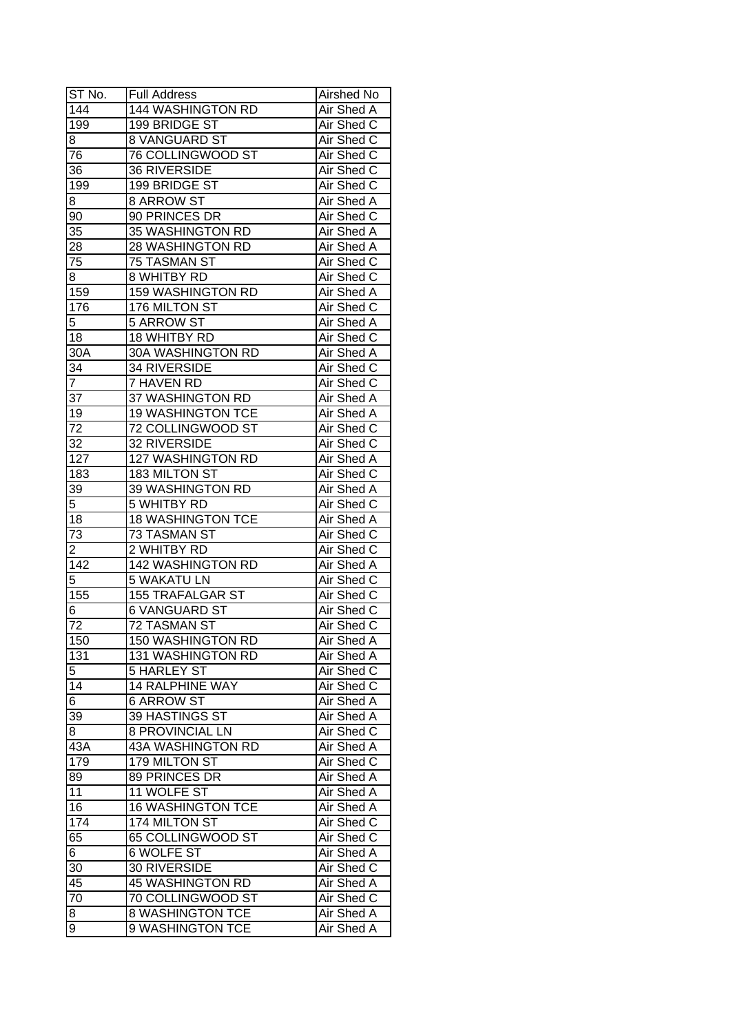| ST No. | Full Address | Airshed No |
|---|---|---|
| 144 | 144 WASHINGTON RD | Air Shed A |
| 199 | 199 BRIDGE ST | Air Shed C |
| 8 | 8 VANGUARD ST | Air Shed C |
| 76 | 76 COLLINGWOOD ST | Air Shed C |
| 36 | 36 RIVERSIDE | Air Shed C |
| 199 | 199 BRIDGE ST | Air Shed C |
| 8 | 8 ARROW ST | Air Shed A |
| 90 | 90 PRINCES DR | Air Shed C |
| 35 | 35 WASHINGTON RD | Air Shed A |
| 28 | 28 WASHINGTON RD | Air Shed A |
| 75 | 75 TASMAN ST | Air Shed C |
| 8 | 8 WHITBY RD | Air Shed C |
| 159 | 159 WASHINGTON RD | Air Shed A |
| 176 | 176 MILTON ST | Air Shed C |
| 5 | 5 ARROW ST | Air Shed A |
| 18 | 18 WHITBY RD | Air Shed C |
| 30A | 30A WASHINGTON RD | Air Shed A |
| 34 | 34 RIVERSIDE | Air Shed C |
| 7 | 7 HAVEN RD | Air Shed C |
| 37 | 37 WASHINGTON RD | Air Shed A |
| 19 | 19 WASHINGTON TCE | Air Shed A |
| 72 | 72 COLLINGWOOD ST | Air Shed C |
| 32 | 32 RIVERSIDE | Air Shed C |
| 127 | 127 WASHINGTON RD | Air Shed A |
| 183 | 183 MILTON ST | Air Shed C |
| 39 | 39 WASHINGTON RD | Air Shed A |
| 5 | 5 WHITBY RD | Air Shed C |
| 18 | 18 WASHINGTON TCE | Air Shed A |
| 73 | 73 TASMAN ST | Air Shed C |
| 2 | 2 WHITBY RD | Air Shed C |
| 142 | 142 WASHINGTON RD | Air Shed A |
| 5 | 5 WAKATU LN | Air Shed C |
| 155 | 155 TRAFALGAR ST | Air Shed C |
| 6 | 6 VANGUARD ST | Air Shed C |
| 72 | 72 TASMAN ST | Air Shed C |
| 150 | 150 WASHINGTON RD | Air Shed A |
| 131 | 131 WASHINGTON RD | Air Shed A |
| 5 | 5 HARLEY ST | Air Shed C |
| 14 | 14 RALPHINE WAY | Air Shed C |
| 6 | 6 ARROW ST | Air Shed A |
| 39 | 39 HASTINGS ST | Air Shed A |
| 8 | 8 PROVINCIAL LN | Air Shed C |
| 43A | 43A WASHINGTON RD | Air Shed A |
| 179 | 179 MILTON ST | Air Shed C |
| 89 | 89 PRINCES DR | Air Shed A |
| 11 | 11 WOLFE ST | Air Shed A |
| 16 | 16 WASHINGTON TCE | Air Shed A |
| 174 | 174 MILTON ST | Air Shed C |
| 65 | 65 COLLINGWOOD ST | Air Shed C |
| 6 | 6 WOLFE ST | Air Shed A |
| 30 | 30 RIVERSIDE | Air Shed C |
| 45 | 45 WASHINGTON RD | Air Shed A |
| 70 | 70 COLLINGWOOD ST | Air Shed C |
| 8 | 8 WASHINGTON TCE | Air Shed A |
| 9 | 9 WASHINGTON TCE | Air Shed A |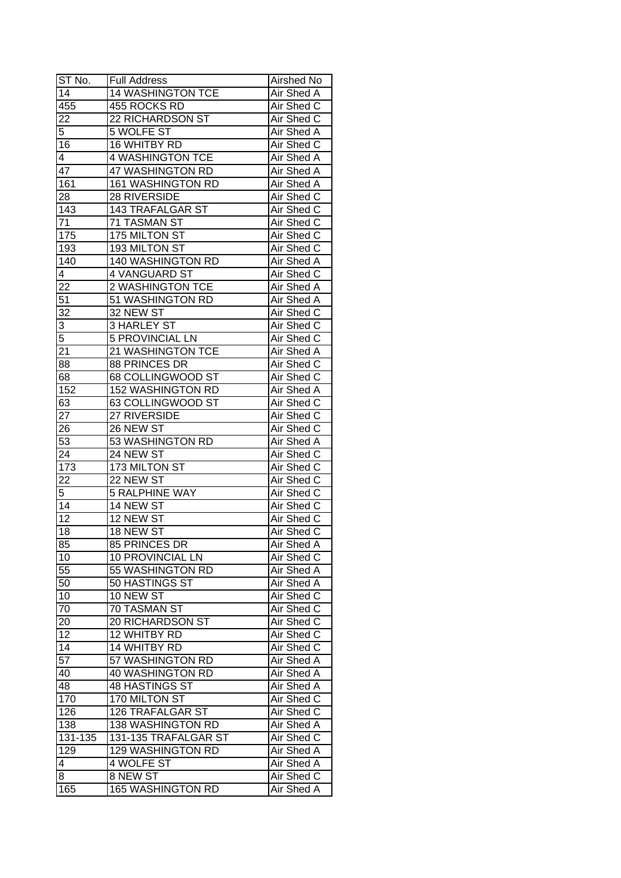| ST No. | Full Address | Airshed No |
|---|---|---|
| 14 | 14 WASHINGTON TCE | Air Shed A |
| 455 | 455 ROCKS RD | Air Shed C |
| 22 | 22 RICHARDSON ST | Air Shed C |
| 5 | 5 WOLFE ST | Air Shed A |
| 16 | 16 WHITBY RD | Air Shed C |
| 4 | 4 WASHINGTON TCE | Air Shed A |
| 47 | 47 WASHINGTON RD | Air Shed A |
| 161 | 161 WASHINGTON RD | Air Shed A |
| 28 | 28 RIVERSIDE | Air Shed C |
| 143 | 143 TRAFALGAR ST | Air Shed C |
| 71 | 71 TASMAN ST | Air Shed C |
| 175 | 175 MILTON ST | Air Shed C |
| 193 | 193 MILTON ST | Air Shed C |
| 140 | 140 WASHINGTON RD | Air Shed A |
| 4 | 4 VANGUARD ST | Air Shed C |
| 22 | 2 WASHINGTON TCE | Air Shed A |
| 51 | 51 WASHINGTON RD | Air Shed A |
| 32 | 32 NEW ST | Air Shed C |
| 3 | 3 HARLEY ST | Air Shed C |
| 5 | 5 PROVINCIAL LN | Air Shed C |
| 21 | 21 WASHINGTON TCE | Air Shed A |
| 88 | 88 PRINCES DR | Air Shed C |
| 68 | 68 COLLINGWOOD ST | Air Shed C |
| 152 | 152 WASHINGTON RD | Air Shed A |
| 63 | 63 COLLINGWOOD ST | Air Shed C |
| 27 | 27 RIVERSIDE | Air Shed C |
| 26 | 26 NEW ST | Air Shed C |
| 53 | 53 WASHINGTON RD | Air Shed A |
| 24 | 24 NEW ST | Air Shed C |
| 173 | 173 MILTON ST | Air Shed C |
| 22 | 22 NEW ST | Air Shed C |
| 5 | 5 RALPHINE WAY | Air Shed C |
| 14 | 14 NEW ST | Air Shed C |
| 12 | 12 NEW ST | Air Shed C |
| 18 | 18 NEW ST | Air Shed C |
| 85 | 85 PRINCES DR | Air Shed A |
| 10 | 10 PROVINCIAL LN | Air Shed C |
| 55 | 55 WASHINGTON RD | Air Shed A |
| 50 | 50 HASTINGS ST | Air Shed A |
| 10 | 10 NEW ST | Air Shed C |
| 70 | 70 TASMAN ST | Air Shed C |
| 20 | 20 RICHARDSON ST | Air Shed C |
| 12 | 12 WHITBY RD | Air Shed C |
| 14 | 14 WHITBY RD | Air Shed C |
| 57 | 57 WASHINGTON RD | Air Shed A |
| 40 | 40 WASHINGTON RD | Air Shed A |
| 48 | 48 HASTINGS ST | Air Shed A |
| 170 | 170 MILTON ST | Air Shed C |
| 126 | 126 TRAFALGAR ST | Air Shed C |
| 138 | 138 WASHINGTON RD | Air Shed A |
| 131-135 | 131-135 TRAFALGAR ST | Air Shed C |
| 129 | 129 WASHINGTON RD | Air Shed A |
| 4 | 4 WOLFE ST | Air Shed A |
| 8 | 8 NEW ST | Air Shed C |
| 165 | 165 WASHINGTON RD | Air Shed A |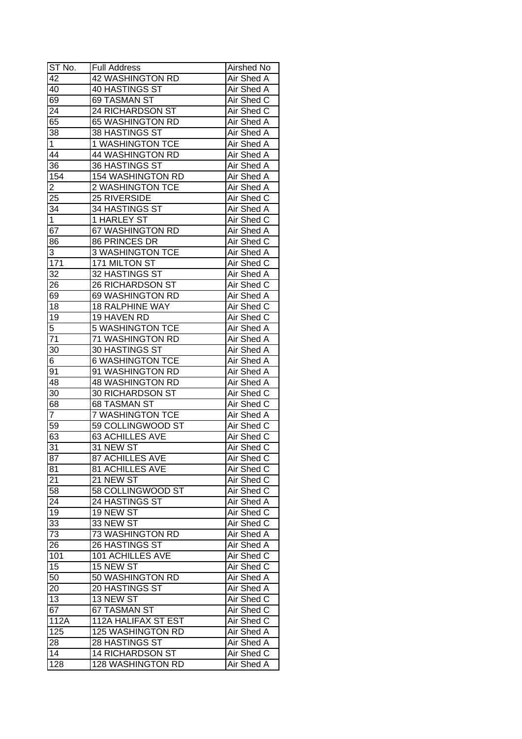| ST No. | Full Address | Airshed No |
|---|---|---|
| 42 | 42 WASHINGTON RD | Air Shed A |
| 40 | 40 HASTINGS ST | Air Shed A |
| 69 | 69 TASMAN ST | Air Shed C |
| 24 | 24 RICHARDSON ST | Air Shed C |
| 65 | 65 WASHINGTON RD | Air Shed A |
| 38 | 38 HASTINGS ST | Air Shed A |
| 1 | 1 WASHINGTON TCE | Air Shed A |
| 44 | 44 WASHINGTON RD | Air Shed A |
| 36 | 36 HASTINGS ST | Air Shed A |
| 154 | 154 WASHINGTON RD | Air Shed A |
| 2 | 2 WASHINGTON TCE | Air Shed A |
| 25 | 25 RIVERSIDE | Air Shed C |
| 34 | 34 HASTINGS ST | Air Shed A |
| 1 | 1 HARLEY ST | Air Shed C |
| 67 | 67 WASHINGTON RD | Air Shed A |
| 86 | 86 PRINCES DR | Air Shed C |
| 3 | 3 WASHINGTON TCE | Air Shed A |
| 171 | 171 MILTON ST | Air Shed C |
| 32 | 32 HASTINGS ST | Air Shed A |
| 26 | 26 RICHARDSON ST | Air Shed C |
| 69 | 69 WASHINGTON RD | Air Shed A |
| 18 | 18 RALPHINE WAY | Air Shed C |
| 19 | 19 HAVEN RD | Air Shed C |
| 5 | 5 WASHINGTON TCE | Air Shed A |
| 71 | 71 WASHINGTON RD | Air Shed A |
| 30 | 30 HASTINGS ST | Air Shed A |
| 6 | 6 WASHINGTON TCE | Air Shed A |
| 91 | 91 WASHINGTON RD | Air Shed A |
| 48 | 48 WASHINGTON RD | Air Shed A |
| 30 | 30 RICHARDSON ST | Air Shed C |
| 68 | 68 TASMAN ST | Air Shed C |
| 7 | 7 WASHINGTON TCE | Air Shed A |
| 59 | 59 COLLINGWOOD ST | Air Shed C |
| 63 | 63 ACHILLES AVE | Air Shed C |
| 31 | 31 NEW ST | Air Shed C |
| 87 | 87 ACHILLES AVE | Air Shed C |
| 81 | 81 ACHILLES AVE | Air Shed C |
| 21 | 21 NEW ST | Air Shed C |
| 58 | 58 COLLINGWOOD ST | Air Shed C |
| 24 | 24 HASTINGS ST | Air Shed A |
| 19 | 19 NEW ST | Air Shed C |
| 33 | 33 NEW ST | Air Shed C |
| 73 | 73 WASHINGTON RD | Air Shed A |
| 26 | 26 HASTINGS ST | Air Shed A |
| 101 | 101 ACHILLES AVE | Air Shed C |
| 15 | 15 NEW ST | Air Shed C |
| 50 | 50 WASHINGTON RD | Air Shed A |
| 20 | 20 HASTINGS ST | Air Shed A |
| 13 | 13 NEW ST | Air Shed C |
| 67 | 67 TASMAN ST | Air Shed C |
| 112A | 112A HALIFAX ST EST | Air Shed C |
| 125 | 125 WASHINGTON RD | Air Shed A |
| 28 | 28 HASTINGS ST | Air Shed A |
| 14 | 14 RICHARDSON ST | Air Shed C |
| 128 | 128 WASHINGTON RD | Air Shed A |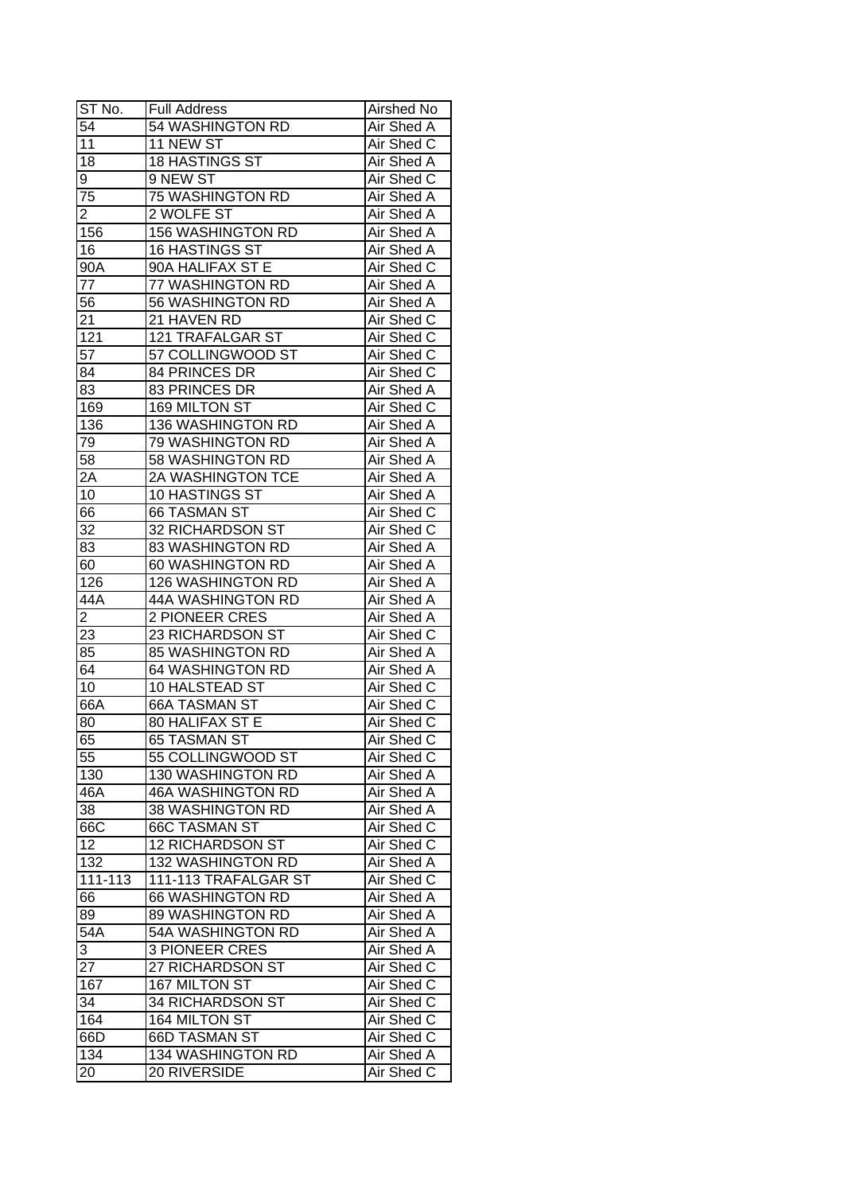| ST No. | Full Address | Airshed No |
|---|---|---|
| 54 | 54 WASHINGTON RD | Air Shed A |
| 11 | 11 NEW ST | Air Shed C |
| 18 | 18 HASTINGS ST | Air Shed A |
| 9 | 9 NEW ST | Air Shed C |
| 75 | 75 WASHINGTON RD | Air Shed A |
| 2 | 2 WOLFE ST | Air Shed A |
| 156 | 156 WASHINGTON RD | Air Shed A |
| 16 | 16 HASTINGS ST | Air Shed A |
| 90A | 90A HALIFAX ST E | Air Shed C |
| 77 | 77 WASHINGTON RD | Air Shed A |
| 56 | 56 WASHINGTON RD | Air Shed A |
| 21 | 21 HAVEN RD | Air Shed C |
| 121 | 121 TRAFALGAR ST | Air Shed C |
| 57 | 57 COLLINGWOOD ST | Air Shed C |
| 84 | 84 PRINCES DR | Air Shed C |
| 83 | 83 PRINCES DR | Air Shed A |
| 169 | 169 MILTON ST | Air Shed C |
| 136 | 136 WASHINGTON RD | Air Shed A |
| 79 | 79 WASHINGTON RD | Air Shed A |
| 58 | 58 WASHINGTON RD | Air Shed A |
| 2A | 2A WASHINGTON TCE | Air Shed A |
| 10 | 10 HASTINGS ST | Air Shed A |
| 66 | 66 TASMAN ST | Air Shed C |
| 32 | 32 RICHARDSON ST | Air Shed C |
| 83 | 83 WASHINGTON RD | Air Shed A |
| 60 | 60 WASHINGTON RD | Air Shed A |
| 126 | 126 WASHINGTON RD | Air Shed A |
| 44A | 44A WASHINGTON RD | Air Shed A |
| 2 | 2 PIONEER CRES | Air Shed A |
| 23 | 23 RICHARDSON ST | Air Shed C |
| 85 | 85 WASHINGTON RD | Air Shed A |
| 64 | 64 WASHINGTON RD | Air Shed A |
| 10 | 10 HALSTEAD ST | Air Shed C |
| 66A | 66A TASMAN ST | Air Shed C |
| 80 | 80 HALIFAX ST E | Air Shed C |
| 65 | 65 TASMAN ST | Air Shed C |
| 55 | 55 COLLINGWOOD ST | Air Shed C |
| 130 | 130 WASHINGTON RD | Air Shed A |
| 46A | 46A WASHINGTON RD | Air Shed A |
| 38 | 38 WASHINGTON RD | Air Shed A |
| 66C | 66C TASMAN ST | Air Shed C |
| 12 | 12 RICHARDSON ST | Air Shed C |
| 132 | 132 WASHINGTON RD | Air Shed A |
| 111-113 | 111-113 TRAFALGAR ST | Air Shed C |
| 66 | 66 WASHINGTON RD | Air Shed A |
| 89 | 89 WASHINGTON RD | Air Shed A |
| 54A | 54A WASHINGTON RD | Air Shed A |
| 3 | 3 PIONEER CRES | Air Shed A |
| 27 | 27 RICHARDSON ST | Air Shed C |
| 167 | 167 MILTON ST | Air Shed C |
| 34 | 34 RICHARDSON ST | Air Shed C |
| 164 | 164 MILTON ST | Air Shed C |
| 66D | 66D TASMAN ST | Air Shed C |
| 134 | 134 WASHINGTON RD | Air Shed A |
| 20 | 20 RIVERSIDE | Air Shed C |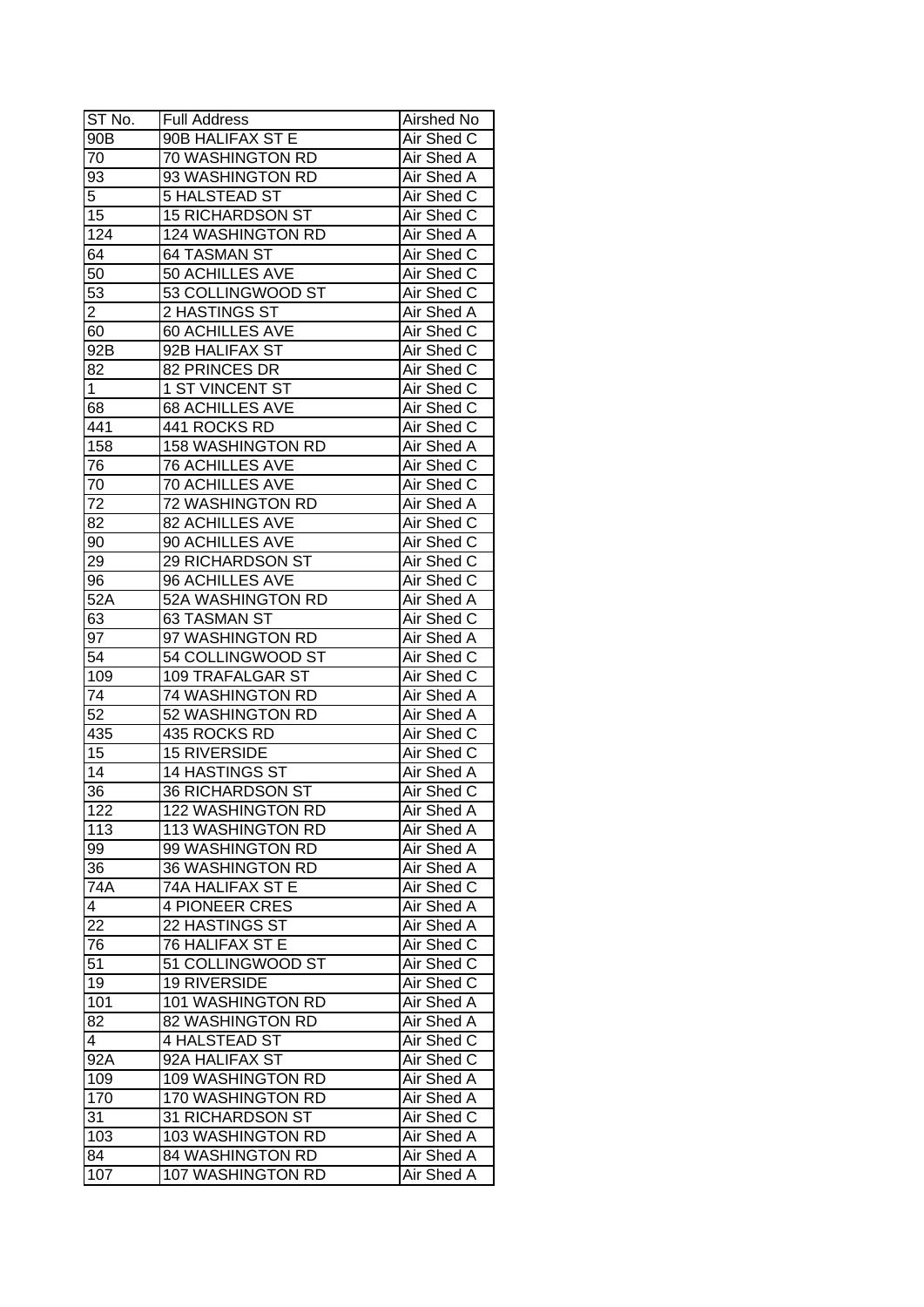| ST No. | Full Address | Airshed No |
| --- | --- | --- |
| 90B | 90B HALIFAX ST E | Air Shed C |
| 70 | 70 WASHINGTON RD | Air Shed A |
| 93 | 93 WASHINGTON RD | Air Shed A |
| 5 | 5 HALSTEAD ST | Air Shed C |
| 15 | 15 RICHARDSON ST | Air Shed C |
| 124 | 124 WASHINGTON RD | Air Shed A |
| 64 | 64 TASMAN ST | Air Shed C |
| 50 | 50 ACHILLES AVE | Air Shed C |
| 53 | 53 COLLINGWOOD ST | Air Shed C |
| 2 | 2 HASTINGS ST | Air Shed A |
| 60 | 60 ACHILLES AVE | Air Shed C |
| 92B | 92B HALIFAX ST | Air Shed C |
| 82 | 82 PRINCES DR | Air Shed C |
| 1 | 1 ST VINCENT ST | Air Shed C |
| 68 | 68 ACHILLES AVE | Air Shed C |
| 441 | 441 ROCKS RD | Air Shed C |
| 158 | 158 WASHINGTON RD | Air Shed A |
| 76 | 76 ACHILLES AVE | Air Shed C |
| 70 | 70 ACHILLES AVE | Air Shed C |
| 72 | 72 WASHINGTON RD | Air Shed A |
| 82 | 82 ACHILLES AVE | Air Shed C |
| 90 | 90 ACHILLES AVE | Air Shed C |
| 29 | 29 RICHARDSON ST | Air Shed C |
| 96 | 96 ACHILLES AVE | Air Shed C |
| 52A | 52A WASHINGTON RD | Air Shed A |
| 63 | 63 TASMAN ST | Air Shed C |
| 97 | 97 WASHINGTON RD | Air Shed A |
| 54 | 54 COLLINGWOOD ST | Air Shed C |
| 109 | 109 TRAFALGAR ST | Air Shed C |
| 74 | 74 WASHINGTON RD | Air Shed A |
| 52 | 52 WASHINGTON RD | Air Shed A |
| 435 | 435 ROCKS RD | Air Shed C |
| 15 | 15 RIVERSIDE | Air Shed C |
| 14 | 14 HASTINGS ST | Air Shed A |
| 36 | 36 RICHARDSON ST | Air Shed C |
| 122 | 122 WASHINGTON RD | Air Shed A |
| 113 | 113 WASHINGTON RD | Air Shed A |
| 99 | 99 WASHINGTON RD | Air Shed A |
| 36 | 36 WASHINGTON RD | Air Shed A |
| 74A | 74A HALIFAX ST E | Air Shed C |
| 4 | 4 PIONEER CRES | Air Shed A |
| 22 | 22 HASTINGS ST | Air Shed A |
| 76 | 76 HALIFAX ST E | Air Shed C |
| 51 | 51 COLLINGWOOD ST | Air Shed C |
| 19 | 19 RIVERSIDE | Air Shed C |
| 101 | 101 WASHINGTON RD | Air Shed A |
| 82 | 82 WASHINGTON RD | Air Shed A |
| 4 | 4 HALSTEAD ST | Air Shed C |
| 92A | 92A HALIFAX ST | Air Shed C |
| 109 | 109 WASHINGTON RD | Air Shed A |
| 170 | 170 WASHINGTON RD | Air Shed A |
| 31 | 31 RICHARDSON ST | Air Shed C |
| 103 | 103 WASHINGTON RD | Air Shed A |
| 84 | 84 WASHINGTON RD | Air Shed A |
| 107 | 107 WASHINGTON RD | Air Shed A |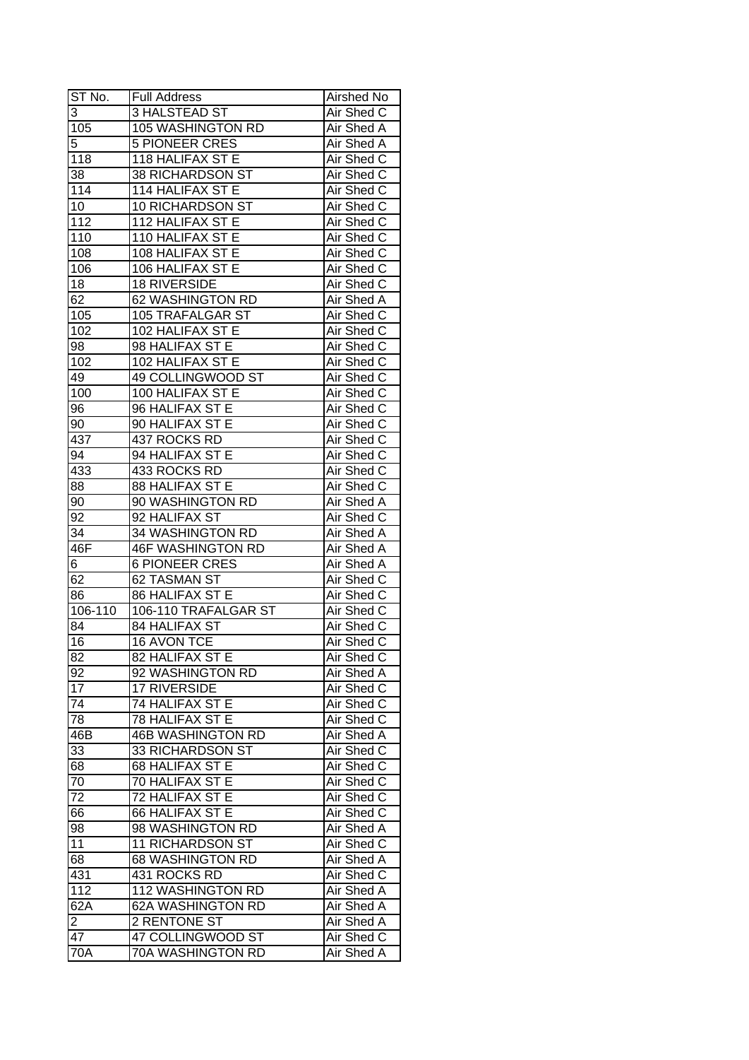| ST No. | Full Address | Airshed No |
|---|---|---|
| 3 | 3 HALSTEAD ST | Air Shed C |
| 105 | 105 WASHINGTON RD | Air Shed A |
| 5 | 5 PIONEER CRES | Air Shed A |
| 118 | 118 HALIFAX ST E | Air Shed C |
| 38 | 38 RICHARDSON ST | Air Shed C |
| 114 | 114 HALIFAX ST E | Air Shed C |
| 10 | 10 RICHARDSON ST | Air Shed C |
| 112 | 112 HALIFAX ST E | Air Shed C |
| 110 | 110 HALIFAX ST E | Air Shed C |
| 108 | 108 HALIFAX ST E | Air Shed C |
| 106 | 106 HALIFAX ST E | Air Shed C |
| 18 | 18 RIVERSIDE | Air Shed C |
| 62 | 62 WASHINGTON RD | Air Shed A |
| 105 | 105 TRAFALGAR ST | Air Shed C |
| 102 | 102 HALIFAX ST E | Air Shed C |
| 98 | 98 HALIFAX ST E | Air Shed C |
| 102 | 102 HALIFAX ST E | Air Shed C |
| 49 | 49 COLLINGWOOD ST | Air Shed C |
| 100 | 100 HALIFAX ST E | Air Shed C |
| 96 | 96 HALIFAX ST E | Air Shed C |
| 90 | 90 HALIFAX ST E | Air Shed C |
| 437 | 437 ROCKS RD | Air Shed C |
| 94 | 94 HALIFAX ST E | Air Shed C |
| 433 | 433 ROCKS RD | Air Shed C |
| 88 | 88 HALIFAX ST E | Air Shed C |
| 90 | 90 WASHINGTON RD | Air Shed A |
| 92 | 92 HALIFAX ST | Air Shed C |
| 34 | 34 WASHINGTON RD | Air Shed A |
| 46F | 46F WASHINGTON RD | Air Shed A |
| 6 | 6 PIONEER CRES | Air Shed A |
| 62 | 62 TASMAN ST | Air Shed C |
| 86 | 86 HALIFAX ST E | Air Shed C |
| 106-110 | 106-110 TRAFALGAR ST | Air Shed C |
| 84 | 84 HALIFAX ST | Air Shed C |
| 16 | 16 AVON TCE | Air Shed C |
| 82 | 82 HALIFAX ST E | Air Shed C |
| 92 | 92 WASHINGTON RD | Air Shed A |
| 17 | 17 RIVERSIDE | Air Shed C |
| 74 | 74 HALIFAX ST E | Air Shed C |
| 78 | 78 HALIFAX ST E | Air Shed C |
| 46B | 46B WASHINGTON RD | Air Shed A |
| 33 | 33 RICHARDSON ST | Air Shed C |
| 68 | 68 HALIFAX ST E | Air Shed C |
| 70 | 70 HALIFAX ST E | Air Shed C |
| 72 | 72 HALIFAX ST E | Air Shed C |
| 66 | 66 HALIFAX ST E | Air Shed C |
| 98 | 98 WASHINGTON RD | Air Shed A |
| 11 | 11 RICHARDSON ST | Air Shed C |
| 68 | 68 WASHINGTON RD | Air Shed A |
| 431 | 431 ROCKS RD | Air Shed C |
| 112 | 112 WASHINGTON RD | Air Shed A |
| 62A | 62A WASHINGTON RD | Air Shed A |
| 2 | 2 RENTONE ST | Air Shed A |
| 47 | 47 COLLINGWOOD ST | Air Shed C |
| 70A | 70A WASHINGTON RD | Air Shed A |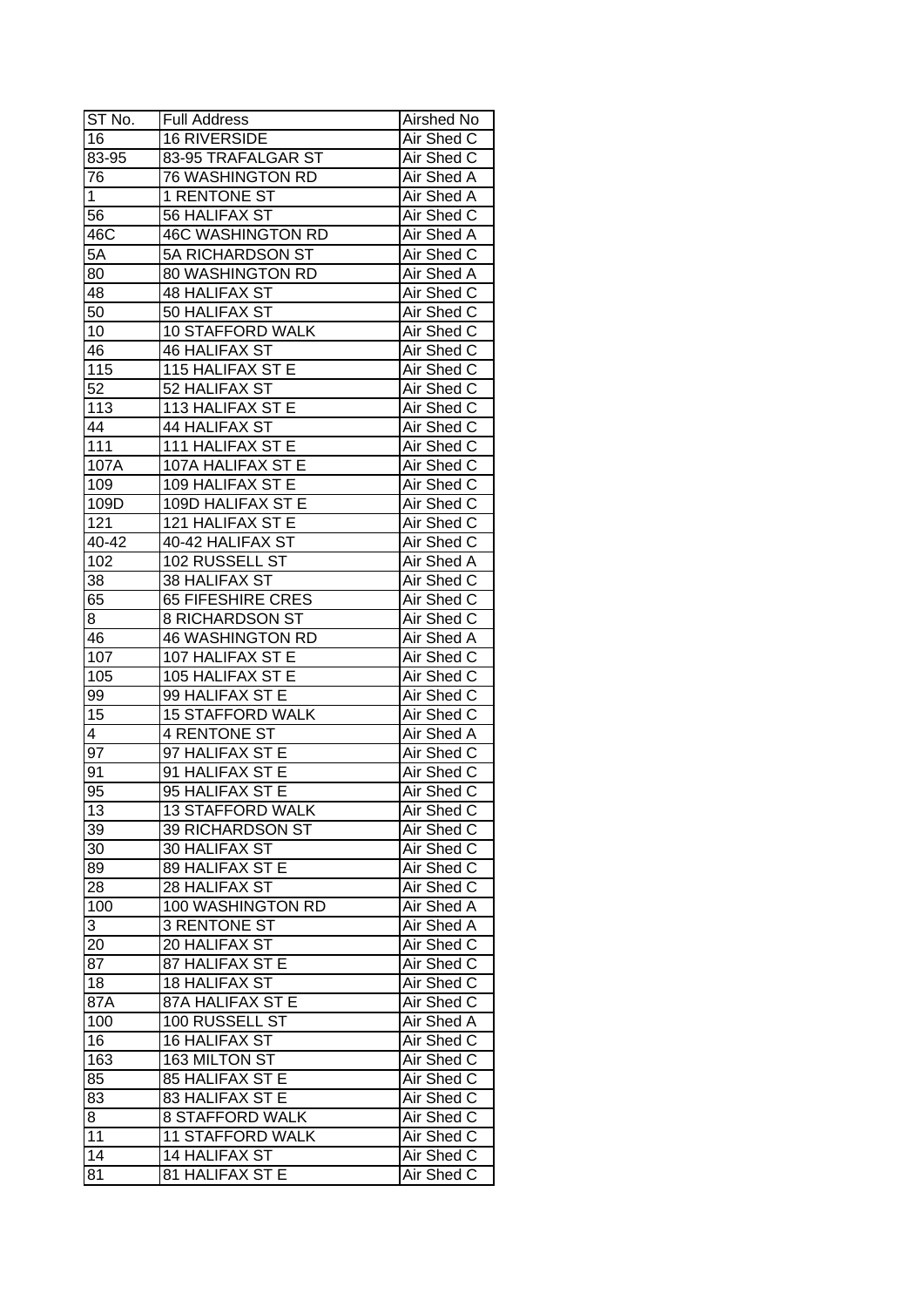| ST No. | Full Address | Airshed No |
| --- | --- | --- |
| 16 | 16 RIVERSIDE | Air Shed C |
| 83-95 | 83-95 TRAFALGAR ST | Air Shed C |
| 76 | 76 WASHINGTON RD | Air Shed A |
| 1 | 1 RENTONE ST | Air Shed A |
| 56 | 56 HALIFAX ST | Air Shed C |
| 46C | 46C WASHINGTON RD | Air Shed A |
| 5A | 5A RICHARDSON ST | Air Shed C |
| 80 | 80 WASHINGTON RD | Air Shed A |
| 48 | 48 HALIFAX ST | Air Shed C |
| 50 | 50 HALIFAX ST | Air Shed C |
| 10 | 10 STAFFORD WALK | Air Shed C |
| 46 | 46 HALIFAX ST | Air Shed C |
| 115 | 115 HALIFAX ST E | Air Shed C |
| 52 | 52 HALIFAX ST | Air Shed C |
| 113 | 113 HALIFAX ST E | Air Shed C |
| 44 | 44 HALIFAX ST | Air Shed C |
| 111 | 111 HALIFAX ST E | Air Shed C |
| 107A | 107A HALIFAX ST E | Air Shed C |
| 109 | 109 HALIFAX ST E | Air Shed C |
| 109D | 109D HALIFAX ST E | Air Shed C |
| 121 | 121 HALIFAX ST E | Air Shed C |
| 40-42 | 40-42 HALIFAX ST | Air Shed C |
| 102 | 102 RUSSELL ST | Air Shed A |
| 38 | 38 HALIFAX ST | Air Shed C |
| 65 | 65 FIFESHIRE CRES | Air Shed C |
| 8 | 8 RICHARDSON ST | Air Shed C |
| 46 | 46 WASHINGTON RD | Air Shed A |
| 107 | 107 HALIFAX ST E | Air Shed C |
| 105 | 105 HALIFAX ST E | Air Shed C |
| 99 | 99 HALIFAX ST E | Air Shed C |
| 15 | 15 STAFFORD WALK | Air Shed C |
| 4 | 4 RENTONE ST | Air Shed A |
| 97 | 97 HALIFAX ST E | Air Shed C |
| 91 | 91 HALIFAX ST E | Air Shed C |
| 95 | 95 HALIFAX ST E | Air Shed C |
| 13 | 13 STAFFORD WALK | Air Shed C |
| 39 | 39 RICHARDSON ST | Air Shed C |
| 30 | 30 HALIFAX ST | Air Shed C |
| 89 | 89 HALIFAX ST E | Air Shed C |
| 28 | 28 HALIFAX ST | Air Shed C |
| 100 | 100 WASHINGTON RD | Air Shed A |
| 3 | 3 RENTONE ST | Air Shed A |
| 20 | 20 HALIFAX ST | Air Shed C |
| 87 | 87 HALIFAX ST E | Air Shed C |
| 18 | 18 HALIFAX ST | Air Shed C |
| 87A | 87A HALIFAX ST E | Air Shed C |
| 100 | 100 RUSSELL ST | Air Shed A |
| 16 | 16 HALIFAX ST | Air Shed C |
| 163 | 163 MILTON ST | Air Shed C |
| 85 | 85 HALIFAX ST E | Air Shed C |
| 83 | 83 HALIFAX ST E | Air Shed C |
| 8 | 8 STAFFORD WALK | Air Shed C |
| 11 | 11 STAFFORD WALK | Air Shed C |
| 14 | 14 HALIFAX ST | Air Shed C |
| 81 | 81 HALIFAX ST E | Air Shed C |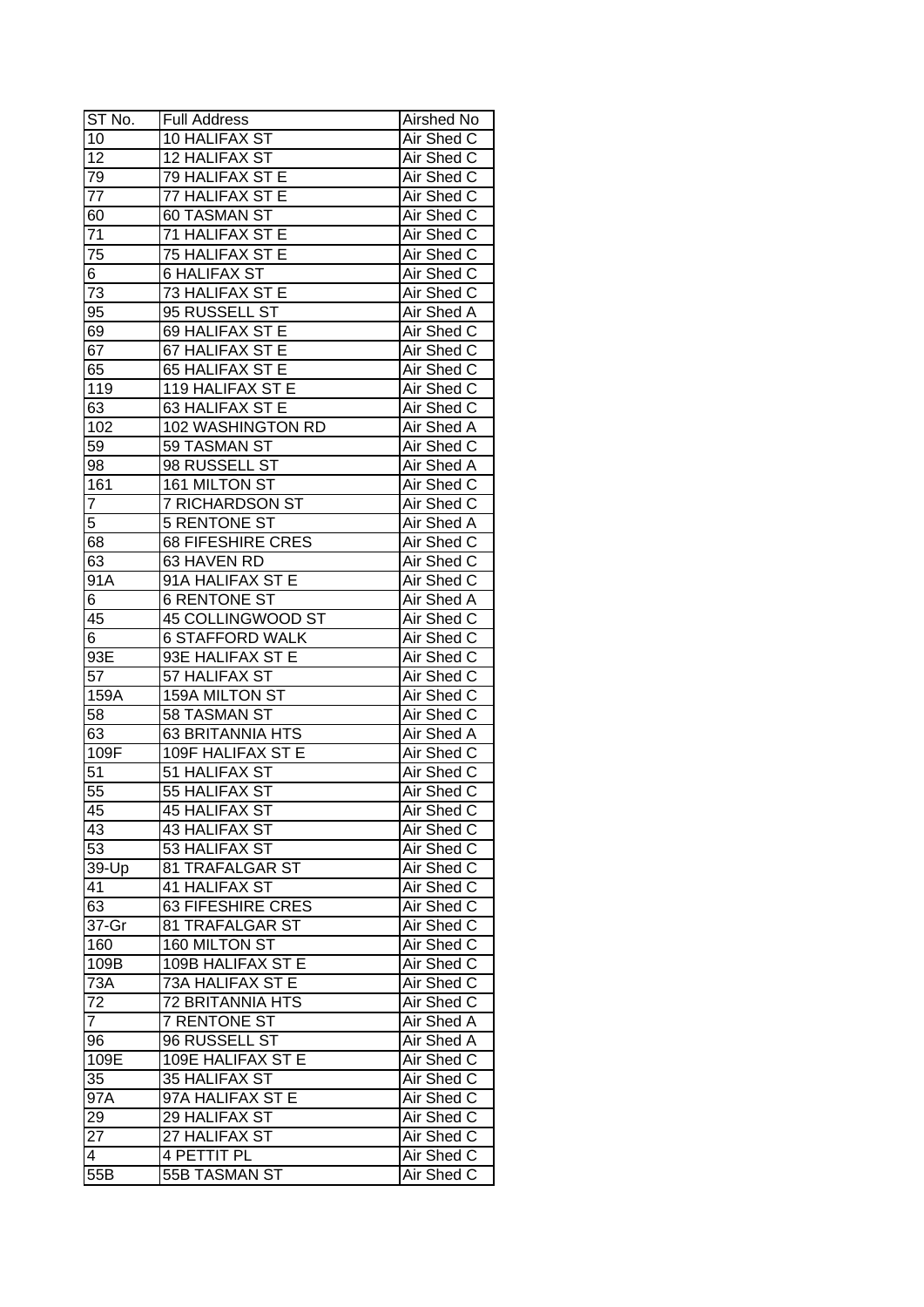| ST No. | Full Address | Airshed No |
|---|---|---|
| 10 | 10 HALIFAX ST | Air Shed C |
| 12 | 12 HALIFAX ST | Air Shed C |
| 79 | 79 HALIFAX ST E | Air Shed C |
| 77 | 77 HALIFAX ST E | Air Shed C |
| 60 | 60 TASMAN ST | Air Shed C |
| 71 | 71 HALIFAX ST E | Air Shed C |
| 75 | 75 HALIFAX ST E | Air Shed C |
| 6 | 6 HALIFAX ST | Air Shed C |
| 73 | 73 HALIFAX ST E | Air Shed C |
| 95 | 95 RUSSELL ST | Air Shed A |
| 69 | 69 HALIFAX ST E | Air Shed C |
| 67 | 67 HALIFAX ST E | Air Shed C |
| 65 | 65 HALIFAX ST E | Air Shed C |
| 119 | 119 HALIFAX ST E | Air Shed C |
| 63 | 63 HALIFAX ST E | Air Shed C |
| 102 | 102 WASHINGTON RD | Air Shed A |
| 59 | 59 TASMAN ST | Air Shed C |
| 98 | 98 RUSSELL ST | Air Shed A |
| 161 | 161 MILTON ST | Air Shed C |
| 7 | 7 RICHARDSON ST | Air Shed C |
| 5 | 5 RENTONE ST | Air Shed A |
| 68 | 68 FIFESHIRE CRES | Air Shed C |
| 63 | 63 HAVEN RD | Air Shed C |
| 91A | 91A HALIFAX ST E | Air Shed C |
| 6 | 6 RENTONE ST | Air Shed A |
| 45 | 45 COLLINGWOOD ST | Air Shed C |
| 6 | 6 STAFFORD WALK | Air Shed C |
| 93E | 93E HALIFAX ST E | Air Shed C |
| 57 | 57 HALIFAX ST | Air Shed C |
| 159A | 159A MILTON ST | Air Shed C |
| 58 | 58 TASMAN ST | Air Shed C |
| 63 | 63 BRITANNIA HTS | Air Shed A |
| 109F | 109F HALIFAX ST E | Air Shed C |
| 51 | 51 HALIFAX ST | Air Shed C |
| 55 | 55 HALIFAX ST | Air Shed C |
| 45 | 45 HALIFAX ST | Air Shed C |
| 43 | 43 HALIFAX ST | Air Shed C |
| 53 | 53 HALIFAX ST | Air Shed C |
| 39-Up | 81 TRAFALGAR ST | Air Shed C |
| 41 | 41 HALIFAX ST | Air Shed C |
| 63 | 63 FIFESHIRE CRES | Air Shed C |
| 37-Gr | 81 TRAFALGAR ST | Air Shed C |
| 160 | 160 MILTON ST | Air Shed C |
| 109B | 109B HALIFAX ST E | Air Shed C |
| 73A | 73A HALIFAX ST E | Air Shed C |
| 72 | 72 BRITANNIA HTS | Air Shed C |
| 7 | 7 RENTONE ST | Air Shed A |
| 96 | 96 RUSSELL ST | Air Shed A |
| 109E | 109E HALIFAX ST E | Air Shed C |
| 35 | 35 HALIFAX ST | Air Shed C |
| 97A | 97A HALIFAX ST E | Air Shed C |
| 29 | 29 HALIFAX ST | Air Shed C |
| 27 | 27 HALIFAX ST | Air Shed C |
| 4 | 4 PETTIT PL | Air Shed C |
| 55B | 55B TASMAN ST | Air Shed C |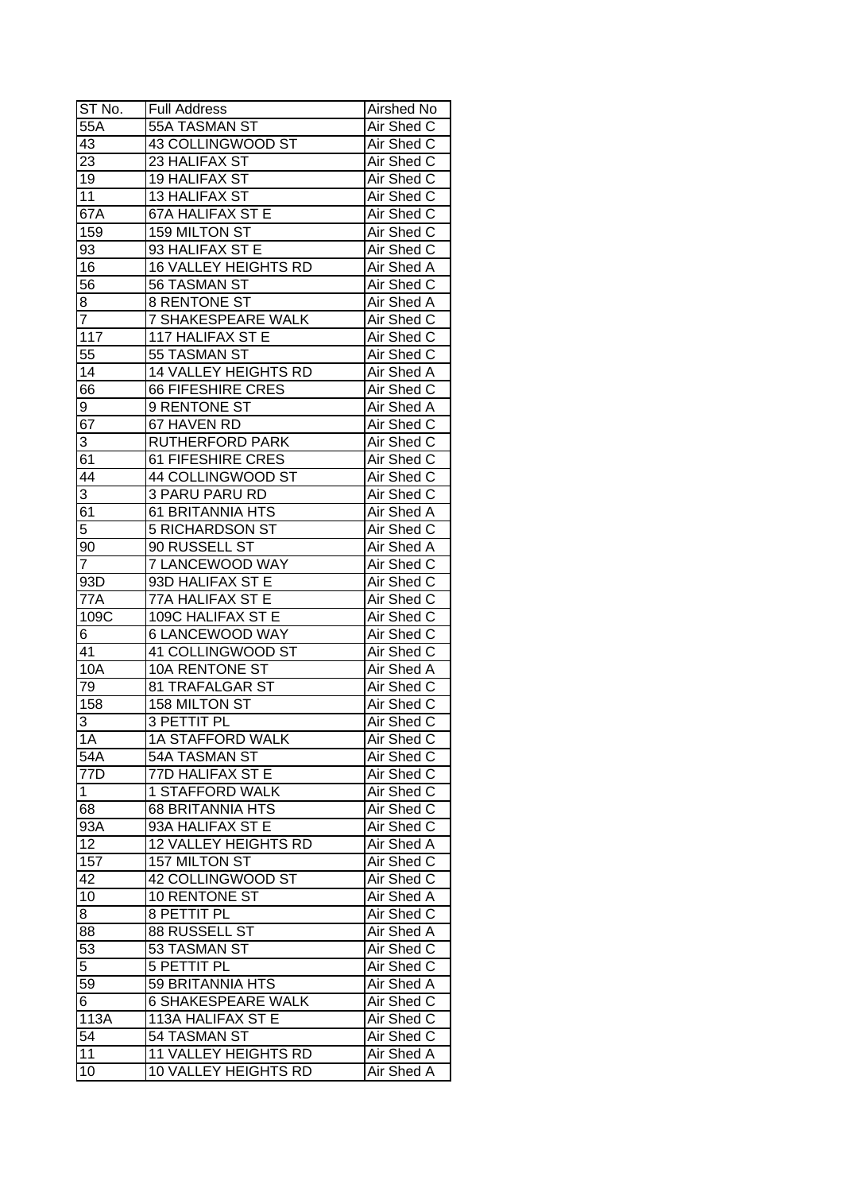| ST No. | Full Address | Airshed No |
| --- | --- | --- |
| 55A | 55A TASMAN ST | Air Shed C |
| 43 | 43 COLLINGWOOD ST | Air Shed C |
| 23 | 23 HALIFAX ST | Air Shed C |
| 19 | 19 HALIFAX ST | Air Shed C |
| 11 | 13 HALIFAX ST | Air Shed C |
| 67A | 67A HALIFAX ST E | Air Shed C |
| 159 | 159 MILTON ST | Air Shed C |
| 93 | 93 HALIFAX ST E | Air Shed C |
| 16 | 16 VALLEY HEIGHTS RD | Air Shed A |
| 56 | 56 TASMAN ST | Air Shed C |
| 8 | 8 RENTONE ST | Air Shed A |
| 7 | 7 SHAKESPEARE WALK | Air Shed C |
| 117 | 117 HALIFAX ST E | Air Shed C |
| 55 | 55 TASMAN ST | Air Shed C |
| 14 | 14 VALLEY HEIGHTS RD | Air Shed A |
| 66 | 66 FIFESHIRE CRES | Air Shed C |
| 9 | 9 RENTONE ST | Air Shed A |
| 67 | 67 HAVEN RD | Air Shed C |
| 3 | RUTHERFORD PARK | Air Shed C |
| 61 | 61 FIFESHIRE CRES | Air Shed C |
| 44 | 44 COLLINGWOOD ST | Air Shed C |
| 3 | 3 PARU PARU RD | Air Shed C |
| 61 | 61 BRITANNIA HTS | Air Shed A |
| 5 | 5 RICHARDSON ST | Air Shed C |
| 90 | 90 RUSSELL ST | Air Shed A |
| 7 | 7 LANCEWOOD WAY | Air Shed C |
| 93D | 93D HALIFAX ST E | Air Shed C |
| 77A | 77A HALIFAX ST E | Air Shed C |
| 109C | 109C HALIFAX ST E | Air Shed C |
| 6 | 6 LANCEWOOD WAY | Air Shed C |
| 41 | 41 COLLINGWOOD ST | Air Shed C |
| 10A | 10A RENTONE ST | Air Shed A |
| 79 | 81 TRAFALGAR ST | Air Shed C |
| 158 | 158 MILTON ST | Air Shed C |
| 3 | 3 PETTIT PL | Air Shed C |
| 1A | 1A STAFFORD WALK | Air Shed C |
| 54A | 54A TASMAN ST | Air Shed C |
| 77D | 77D HALIFAX ST E | Air Shed C |
| 1 | 1 STAFFORD WALK | Air Shed C |
| 68 | 68 BRITANNIA HTS | Air Shed C |
| 93A | 93A HALIFAX ST E | Air Shed C |
| 12 | 12 VALLEY HEIGHTS RD | Air Shed A |
| 157 | 157 MILTON ST | Air Shed C |
| 42 | 42 COLLINGWOOD ST | Air Shed C |
| 10 | 10 RENTONE ST | Air Shed A |
| 8 | 8 PETTIT PL | Air Shed C |
| 88 | 88 RUSSELL ST | Air Shed A |
| 53 | 53 TASMAN ST | Air Shed C |
| 5 | 5 PETTIT PL | Air Shed C |
| 59 | 59 BRITANNIA HTS | Air Shed A |
| 6 | 6 SHAKESPEARE WALK | Air Shed C |
| 113A | 113A HALIFAX ST E | Air Shed C |
| 54 | 54 TASMAN ST | Air Shed C |
| 11 | 11 VALLEY HEIGHTS RD | Air Shed A |
| 10 | 10 VALLEY HEIGHTS RD | Air Shed A |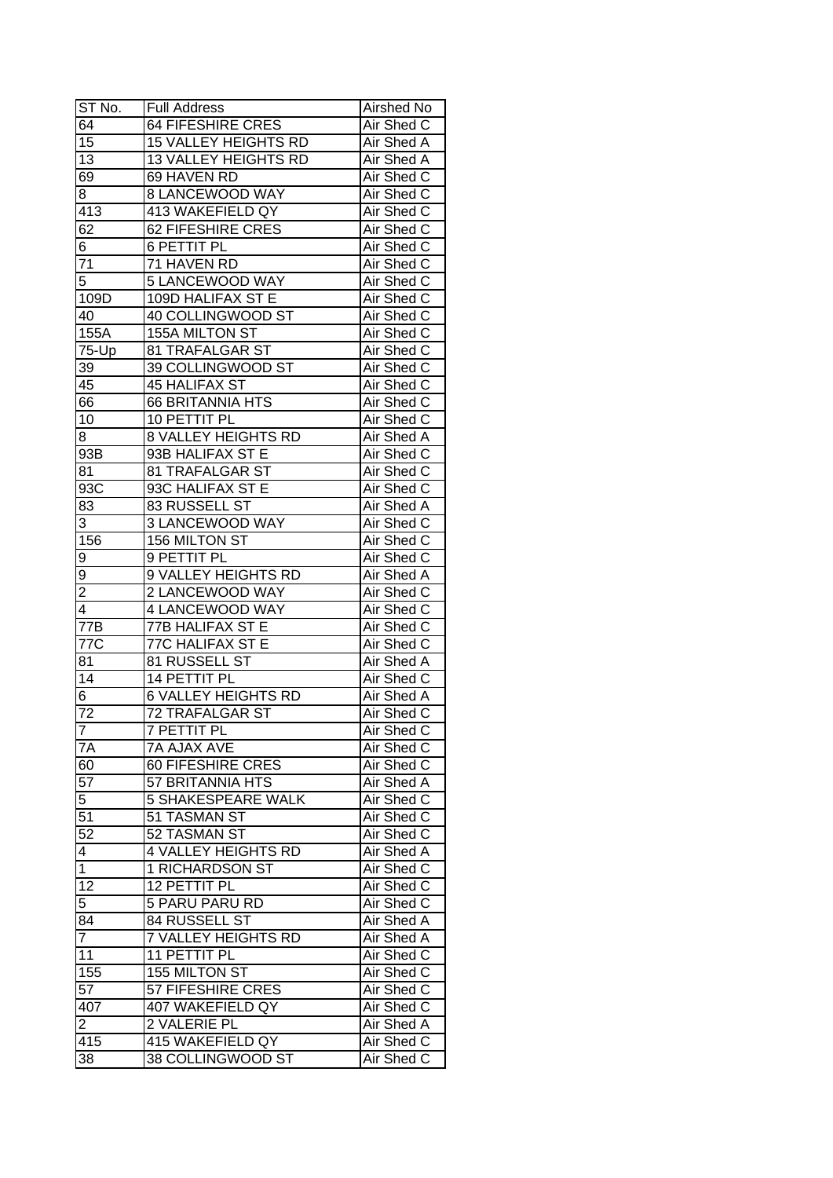| ST No. | Full Address | Airshed No |
| --- | --- | --- |
| 64 | 64 FIFESHIRE CRES | Air Shed C |
| 15 | 15 VALLEY HEIGHTS RD | Air Shed A |
| 13 | 13 VALLEY HEIGHTS RD | Air Shed A |
| 69 | 69 HAVEN RD | Air Shed C |
| 8 | 8 LANCEWOOD WAY | Air Shed C |
| 413 | 413 WAKEFIELD QY | Air Shed C |
| 62 | 62 FIFESHIRE CRES | Air Shed C |
| 6 | 6 PETTIT PL | Air Shed C |
| 71 | 71 HAVEN RD | Air Shed C |
| 5 | 5 LANCEWOOD WAY | Air Shed C |
| 109D | 109D HALIFAX ST E | Air Shed C |
| 40 | 40 COLLINGWOOD ST | Air Shed C |
| 155A | 155A MILTON ST | Air Shed C |
| 75-Up | 81 TRAFALGAR ST | Air Shed C |
| 39 | 39 COLLINGWOOD ST | Air Shed C |
| 45 | 45 HALIFAX ST | Air Shed C |
| 66 | 66 BRITANNIA HTS | Air Shed C |
| 10 | 10 PETTIT PL | Air Shed C |
| 8 | 8 VALLEY HEIGHTS RD | Air Shed A |
| 93B | 93B HALIFAX ST E | Air Shed C |
| 81 | 81 TRAFALGAR ST | Air Shed C |
| 93C | 93C HALIFAX ST E | Air Shed C |
| 83 | 83 RUSSELL ST | Air Shed A |
| 3 | 3 LANCEWOOD WAY | Air Shed C |
| 156 | 156 MILTON ST | Air Shed C |
| 9 | 9 PETTIT PL | Air Shed C |
| 9 | 9 VALLEY HEIGHTS RD | Air Shed A |
| 2 | 2 LANCEWOOD WAY | Air Shed C |
| 4 | 4 LANCEWOOD WAY | Air Shed C |
| 77B | 77B HALIFAX ST E | Air Shed C |
| 77C | 77C HALIFAX ST E | Air Shed C |
| 81 | 81 RUSSELL ST | Air Shed A |
| 14 | 14 PETTIT PL | Air Shed C |
| 6 | 6 VALLEY HEIGHTS RD | Air Shed A |
| 72 | 72 TRAFALGAR ST | Air Shed C |
| 7 | 7 PETTIT PL | Air Shed C |
| 7A | 7A AJAX AVE | Air Shed C |
| 60 | 60 FIFESHIRE CRES | Air Shed C |
| 57 | 57 BRITANNIA HTS | Air Shed A |
| 5 | 5 SHAKESPEARE WALK | Air Shed C |
| 51 | 51 TASMAN ST | Air Shed C |
| 52 | 52 TASMAN ST | Air Shed C |
| 4 | 4 VALLEY HEIGHTS RD | Air Shed A |
| 1 | 1 RICHARDSON ST | Air Shed C |
| 12 | 12 PETTIT PL | Air Shed C |
| 5 | 5 PARU PARU RD | Air Shed C |
| 84 | 84 RUSSELL ST | Air Shed A |
| 7 | 7 VALLEY HEIGHTS RD | Air Shed A |
| 11 | 11 PETTIT PL | Air Shed C |
| 155 | 155 MILTON ST | Air Shed C |
| 57 | 57 FIFESHIRE CRES | Air Shed C |
| 407 | 407 WAKEFIELD QY | Air Shed C |
| 2 | 2 VALERIE PL | Air Shed A |
| 415 | 415 WAKEFIELD QY | Air Shed C |
| 38 | 38 COLLINGWOOD ST | Air Shed C |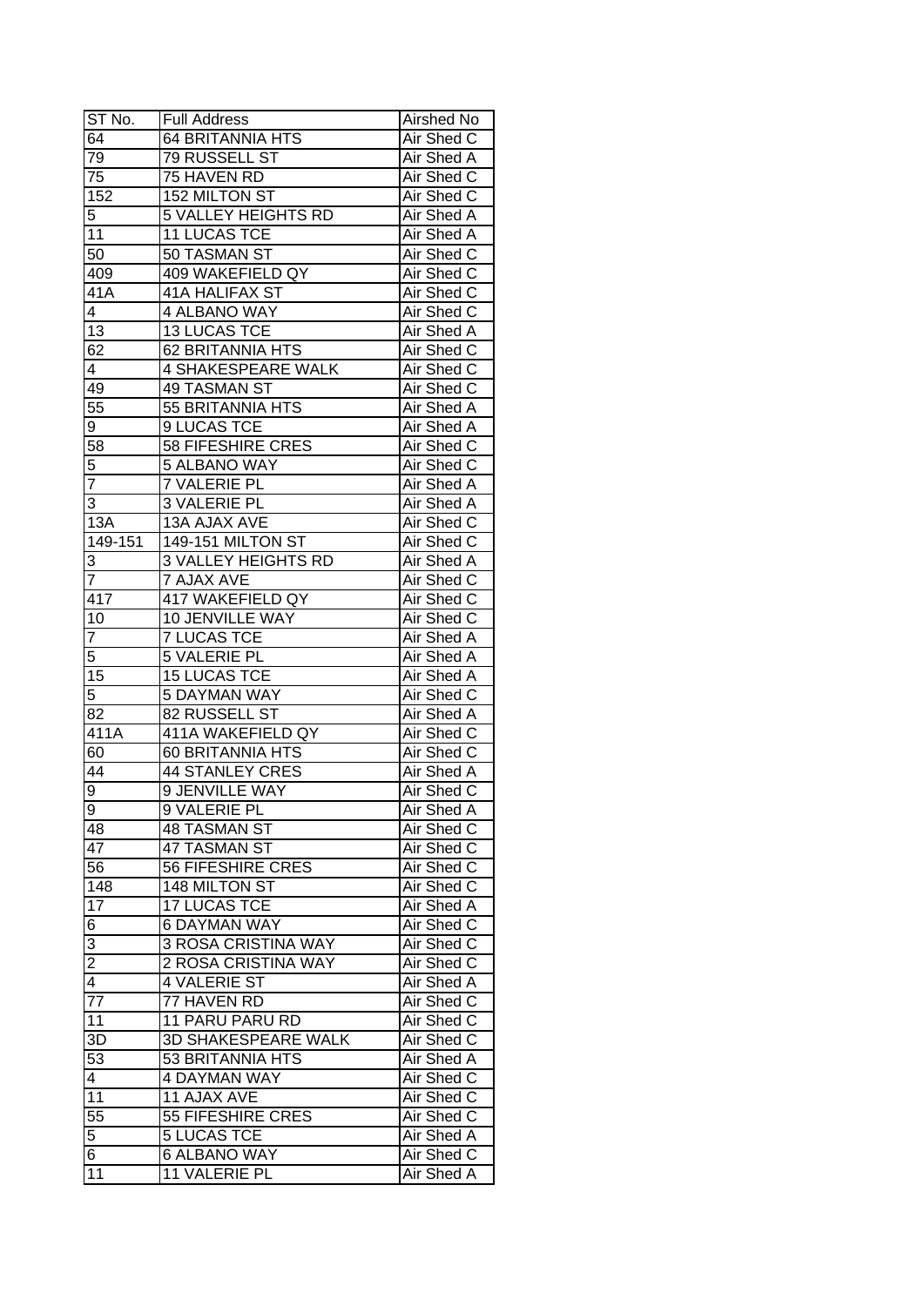| ST No. | Full Address | Airshed No |
| --- | --- | --- |
| 64 | 64 BRITANNIA HTS | Air Shed C |
| 79 | 79 RUSSELL ST | Air Shed A |
| 75 | 75 HAVEN RD | Air Shed C |
| 152 | 152 MILTON ST | Air Shed C |
| 5 | 5 VALLEY HEIGHTS RD | Air Shed A |
| 11 | 11 LUCAS TCE | Air Shed A |
| 50 | 50 TASMAN ST | Air Shed C |
| 409 | 409 WAKEFIELD QY | Air Shed C |
| 41A | 41A HALIFAX ST | Air Shed C |
| 4 | 4 ALBANO WAY | Air Shed C |
| 13 | 13 LUCAS TCE | Air Shed A |
| 62 | 62 BRITANNIA HTS | Air Shed C |
| 4 | 4 SHAKESPEARE WALK | Air Shed C |
| 49 | 49 TASMAN ST | Air Shed C |
| 55 | 55 BRITANNIA HTS | Air Shed A |
| 9 | 9 LUCAS TCE | Air Shed A |
| 58 | 58 FIFESHIRE CRES | Air Shed C |
| 5 | 5 ALBANO WAY | Air Shed C |
| 7 | 7 VALERIE PL | Air Shed A |
| 3 | 3 VALERIE PL | Air Shed A |
| 13A | 13A AJAX AVE | Air Shed C |
| 149-151 | 149-151 MILTON ST | Air Shed C |
| 3 | 3 VALLEY HEIGHTS RD | Air Shed A |
| 7 | 7 AJAX AVE | Air Shed C |
| 417 | 417 WAKEFIELD QY | Air Shed C |
| 10 | 10 JENVILLE WAY | Air Shed C |
| 7 | 7 LUCAS TCE | Air Shed A |
| 5 | 5 VALERIE PL | Air Shed A |
| 15 | 15 LUCAS TCE | Air Shed A |
| 5 | 5 DAYMAN WAY | Air Shed C |
| 82 | 82 RUSSELL ST | Air Shed A |
| 411A | 411A WAKEFIELD QY | Air Shed C |
| 60 | 60 BRITANNIA HTS | Air Shed C |
| 44 | 44 STANLEY CRES | Air Shed A |
| 9 | 9 JENVILLE WAY | Air Shed C |
| 9 | 9 VALERIE PL | Air Shed A |
| 48 | 48 TASMAN ST | Air Shed C |
| 47 | 47 TASMAN ST | Air Shed C |
| 56 | 56 FIFESHIRE CRES | Air Shed C |
| 148 | 148 MILTON ST | Air Shed C |
| 17 | 17 LUCAS TCE | Air Shed A |
| 6 | 6 DAYMAN WAY | Air Shed C |
| 3 | 3 ROSA CRISTINA WAY | Air Shed C |
| 2 | 2 ROSA CRISTINA WAY | Air Shed C |
| 4 | 4 VALERIE ST | Air Shed A |
| 77 | 77 HAVEN RD | Air Shed C |
| 11 | 11 PARU PARU RD | Air Shed C |
| 3D | 3D SHAKESPEARE WALK | Air Shed C |
| 53 | 53 BRITANNIA HTS | Air Shed A |
| 4 | 4 DAYMAN WAY | Air Shed C |
| 11 | 11 AJAX AVE | Air Shed C |
| 55 | 55 FIFESHIRE CRES | Air Shed C |
| 5 | 5 LUCAS TCE | Air Shed A |
| 6 | 6 ALBANO WAY | Air Shed C |
| 11 | 11 VALERIE PL | Air Shed A |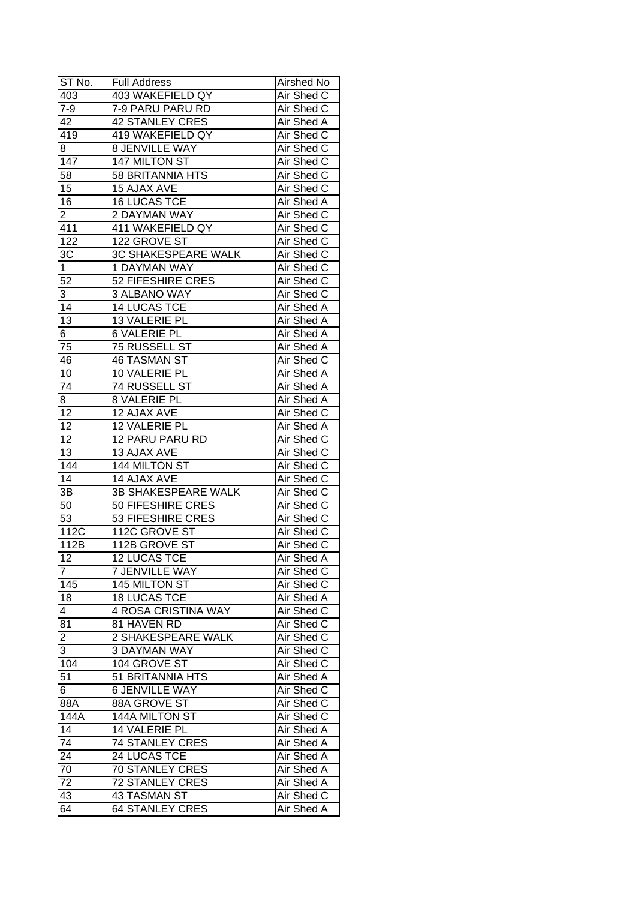| ST No. | Full Address | Airshed No |
|---|---|---|
| 403 | 403 WAKEFIELD QY | Air Shed C |
| 7-9 | 7-9 PARU PARU RD | Air Shed C |
| 42 | 42 STANLEY CRES | Air Shed A |
| 419 | 419 WAKEFIELD QY | Air Shed C |
| 8 | 8 JENVILLE WAY | Air Shed C |
| 147 | 147 MILTON ST | Air Shed C |
| 58 | 58 BRITANNIA HTS | Air Shed C |
| 15 | 15 AJAX AVE | Air Shed C |
| 16 | 16 LUCAS TCE | Air Shed A |
| 2 | 2 DAYMAN WAY | Air Shed C |
| 411 | 411 WAKEFIELD QY | Air Shed C |
| 122 | 122 GROVE ST | Air Shed C |
| 3C | 3C SHAKESPEARE WALK | Air Shed C |
| 1 | 1 DAYMAN WAY | Air Shed C |
| 52 | 52 FIFESHIRE CRES | Air Shed C |
| 3 | 3 ALBANO WAY | Air Shed C |
| 14 | 14 LUCAS TCE | Air Shed A |
| 13 | 13 VALERIE PL | Air Shed A |
| 6 | 6 VALERIE PL | Air Shed A |
| 75 | 75 RUSSELL ST | Air Shed A |
| 46 | 46 TASMAN ST | Air Shed C |
| 10 | 10 VALERIE PL | Air Shed A |
| 74 | 74 RUSSELL ST | Air Shed A |
| 8 | 8 VALERIE PL | Air Shed A |
| 12 | 12 AJAX AVE | Air Shed C |
| 12 | 12 VALERIE PL | Air Shed A |
| 12 | 12 PARU PARU RD | Air Shed C |
| 13 | 13 AJAX AVE | Air Shed C |
| 144 | 144 MILTON ST | Air Shed C |
| 14 | 14 AJAX AVE | Air Shed C |
| 3B | 3B SHAKESPEARE WALK | Air Shed C |
| 50 | 50 FIFESHIRE CRES | Air Shed C |
| 53 | 53 FIFESHIRE CRES | Air Shed C |
| 112C | 112C GROVE ST | Air Shed C |
| 112B | 112B GROVE ST | Air Shed C |
| 12 | 12 LUCAS TCE | Air Shed A |
| 7 | 7 JENVILLE WAY | Air Shed C |
| 145 | 145 MILTON ST | Air Shed C |
| 18 | 18 LUCAS TCE | Air Shed A |
| 4 | 4 ROSA CRISTINA WAY | Air Shed C |
| 81 | 81 HAVEN RD | Air Shed C |
| 2 | 2 SHAKESPEARE WALK | Air Shed C |
| 3 | 3 DAYMAN WAY | Air Shed C |
| 104 | 104 GROVE ST | Air Shed C |
| 51 | 51 BRITANNIA HTS | Air Shed A |
| 6 | 6 JENVILLE WAY | Air Shed C |
| 88A | 88A GROVE ST | Air Shed C |
| 144A | 144A MILTON ST | Air Shed C |
| 14 | 14 VALERIE PL | Air Shed A |
| 74 | 74 STANLEY CRES | Air Shed A |
| 24 | 24 LUCAS TCE | Air Shed A |
| 70 | 70 STANLEY CRES | Air Shed A |
| 72 | 72 STANLEY CRES | Air Shed A |
| 43 | 43 TASMAN ST | Air Shed C |
| 64 | 64 STANLEY CRES | Air Shed A |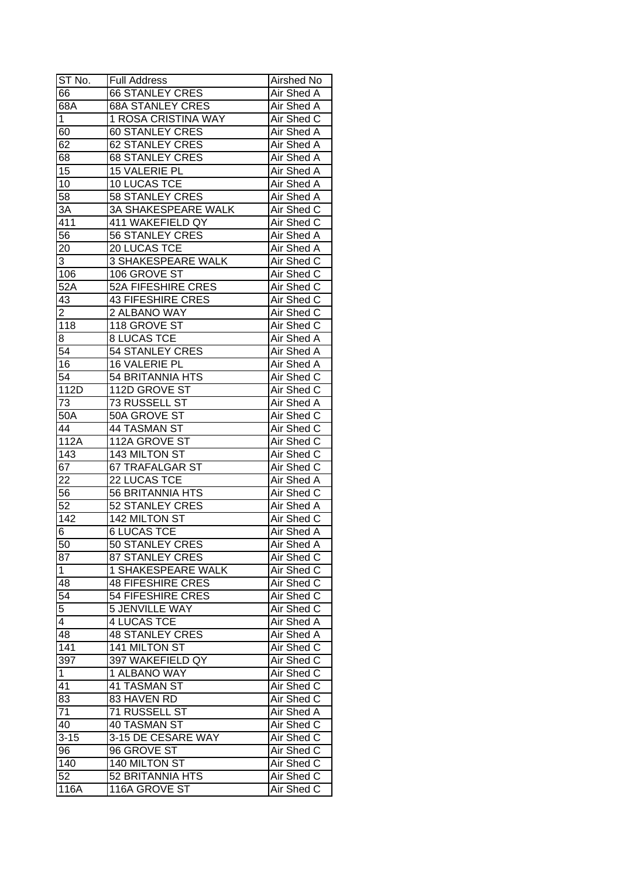| ST No. | Full Address | Airshed No |
|---|---|---|
| 66 | 66 STANLEY CRES | Air Shed A |
| 68A | 68A STANLEY CRES | Air Shed A |
| 1 | 1 ROSA CRISTINA WAY | Air Shed C |
| 60 | 60 STANLEY CRES | Air Shed A |
| 62 | 62 STANLEY CRES | Air Shed A |
| 68 | 68 STANLEY CRES | Air Shed A |
| 15 | 15 VALERIE PL | Air Shed A |
| 10 | 10 LUCAS TCE | Air Shed A |
| 58 | 58 STANLEY CRES | Air Shed A |
| 3A | 3A SHAKESPEARE WALK | Air Shed C |
| 411 | 411 WAKEFIELD QY | Air Shed C |
| 56 | 56 STANLEY CRES | Air Shed A |
| 20 | 20 LUCAS TCE | Air Shed A |
| 3 | 3 SHAKESPEARE WALK | Air Shed C |
| 106 | 106 GROVE ST | Air Shed C |
| 52A | 52A FIFESHIRE CRES | Air Shed C |
| 43 | 43 FIFESHIRE CRES | Air Shed C |
| 2 | 2 ALBANO WAY | Air Shed C |
| 118 | 118 GROVE ST | Air Shed C |
| 8 | 8 LUCAS TCE | Air Shed A |
| 54 | 54 STANLEY CRES | Air Shed A |
| 16 | 16 VALERIE PL | Air Shed A |
| 54 | 54 BRITANNIA HTS | Air Shed C |
| 112D | 112D GROVE ST | Air Shed C |
| 73 | 73 RUSSELL ST | Air Shed A |
| 50A | 50A GROVE ST | Air Shed C |
| 44 | 44 TASMAN ST | Air Shed C |
| 112A | 112A GROVE ST | Air Shed C |
| 143 | 143 MILTON ST | Air Shed C |
| 67 | 67 TRAFALGAR ST | Air Shed C |
| 22 | 22 LUCAS TCE | Air Shed A |
| 56 | 56 BRITANNIA HTS | Air Shed C |
| 52 | 52 STANLEY CRES | Air Shed A |
| 142 | 142 MILTON ST | Air Shed C |
| 6 | 6 LUCAS TCE | Air Shed A |
| 50 | 50 STANLEY CRES | Air Shed A |
| 87 | 87 STANLEY CRES | Air Shed C |
| 1 | 1 SHAKESPEARE WALK | Air Shed C |
| 48 | 48 FIFESHIRE CRES | Air Shed C |
| 54 | 54 FIFESHIRE CRES | Air Shed C |
| 5 | 5 JENVILLE WAY | Air Shed C |
| 4 | 4 LUCAS TCE | Air Shed A |
| 48 | 48 STANLEY CRES | Air Shed A |
| 141 | 141 MILTON ST | Air Shed C |
| 397 | 397 WAKEFIELD QY | Air Shed C |
| 1 | 1 ALBANO WAY | Air Shed C |
| 41 | 41 TASMAN ST | Air Shed C |
| 83 | 83 HAVEN RD | Air Shed C |
| 71 | 71 RUSSELL ST | Air Shed A |
| 40 | 40 TASMAN ST | Air Shed C |
| 3-15 | 3-15 DE CESARE WAY | Air Shed C |
| 96 | 96 GROVE ST | Air Shed C |
| 140 | 140 MILTON ST | Air Shed C |
| 52 | 52 BRITANNIA HTS | Air Shed C |
| 116A | 116A GROVE ST | Air Shed C |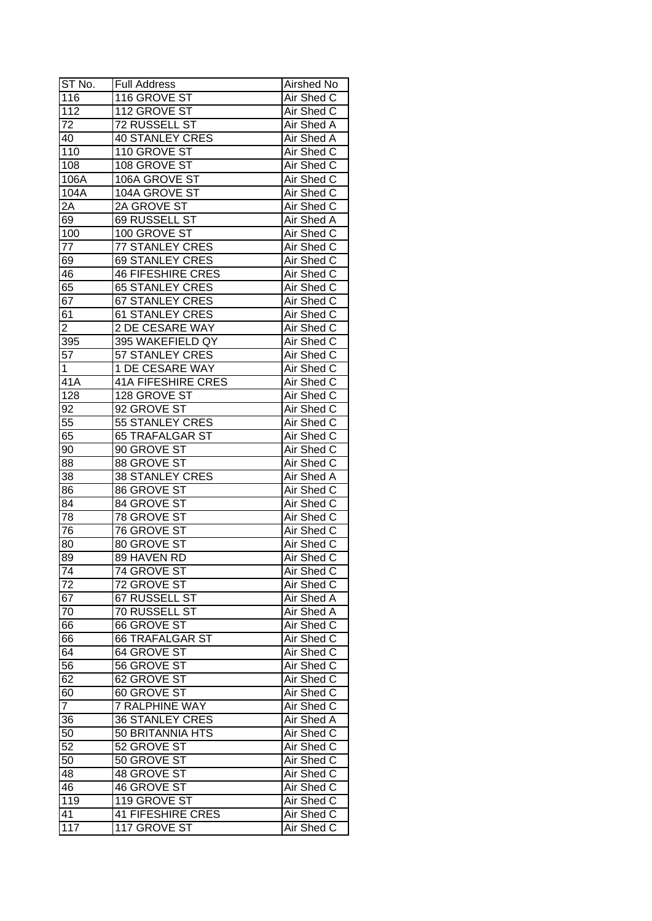| ST No. | Full Address | Airshed No |
|---|---|---|
| 116 | 116 GROVE ST | Air Shed C |
| 112 | 112 GROVE ST | Air Shed C |
| 72 | 72 RUSSELL ST | Air Shed A |
| 40 | 40 STANLEY CRES | Air Shed A |
| 110 | 110 GROVE ST | Air Shed C |
| 108 | 108 GROVE ST | Air Shed C |
| 106A | 106A GROVE ST | Air Shed C |
| 104A | 104A GROVE ST | Air Shed C |
| 2A | 2A GROVE ST | Air Shed C |
| 69 | 69 RUSSELL ST | Air Shed A |
| 100 | 100 GROVE ST | Air Shed C |
| 77 | 77 STANLEY CRES | Air Shed C |
| 69 | 69 STANLEY CRES | Air Shed C |
| 46 | 46 FIFESHIRE CRES | Air Shed C |
| 65 | 65 STANLEY CRES | Air Shed C |
| 67 | 67 STANLEY CRES | Air Shed C |
| 61 | 61 STANLEY CRES | Air Shed C |
| 2 | 2 DE CESARE WAY | Air Shed C |
| 395 | 395 WAKEFIELD QY | Air Shed C |
| 57 | 57 STANLEY CRES | Air Shed C |
| 1 | 1 DE CESARE WAY | Air Shed C |
| 41A | 41A FIFESHIRE CRES | Air Shed C |
| 128 | 128 GROVE ST | Air Shed C |
| 92 | 92 GROVE ST | Air Shed C |
| 55 | 55 STANLEY CRES | Air Shed C |
| 65 | 65 TRAFALGAR ST | Air Shed C |
| 90 | 90 GROVE ST | Air Shed C |
| 88 | 88 GROVE ST | Air Shed C |
| 38 | 38 STANLEY CRES | Air Shed A |
| 86 | 86 GROVE ST | Air Shed C |
| 84 | 84 GROVE ST | Air Shed C |
| 78 | 78 GROVE ST | Air Shed C |
| 76 | 76 GROVE ST | Air Shed C |
| 80 | 80 GROVE ST | Air Shed C |
| 89 | 89 HAVEN RD | Air Shed C |
| 74 | 74 GROVE ST | Air Shed C |
| 72 | 72 GROVE ST | Air Shed C |
| 67 | 67 RUSSELL ST | Air Shed A |
| 70 | 70 RUSSELL ST | Air Shed A |
| 66 | 66 GROVE ST | Air Shed C |
| 66 | 66 TRAFALGAR ST | Air Shed C |
| 64 | 64 GROVE ST | Air Shed C |
| 56 | 56 GROVE ST | Air Shed C |
| 62 | 62 GROVE ST | Air Shed C |
| 60 | 60 GROVE ST | Air Shed C |
| 7 | 7 RALPHINE WAY | Air Shed C |
| 36 | 36 STANLEY CRES | Air Shed A |
| 50 | 50 BRITANNIA HTS | Air Shed C |
| 52 | 52 GROVE ST | Air Shed C |
| 50 | 50 GROVE ST | Air Shed C |
| 48 | 48 GROVE ST | Air Shed C |
| 46 | 46 GROVE ST | Air Shed C |
| 119 | 119 GROVE ST | Air Shed C |
| 41 | 41 FIFESHIRE CRES | Air Shed C |
| 117 | 117 GROVE ST | Air Shed C |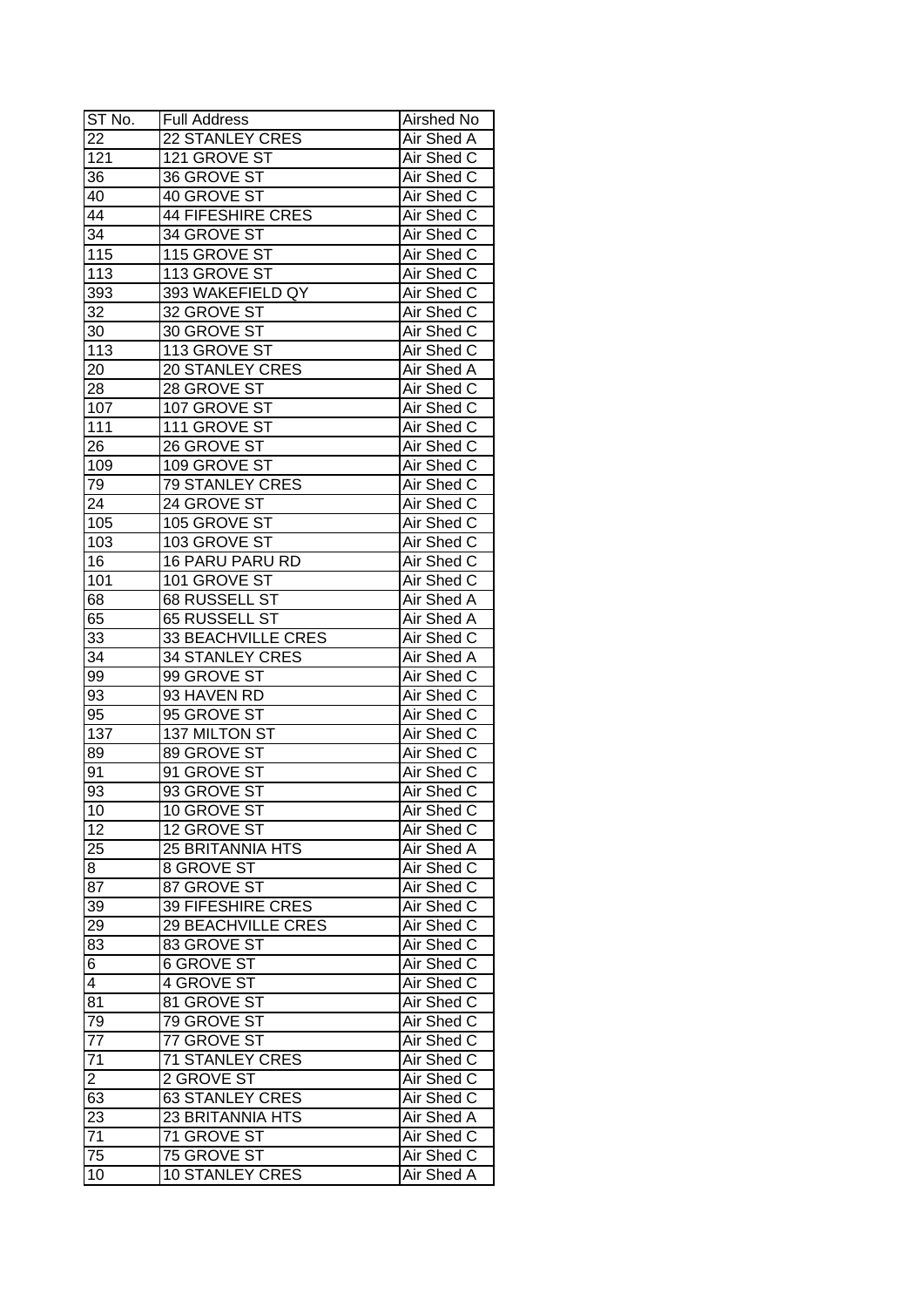| ST No. | Full Address | Airshed No |
|---|---|---|
| 22 | 22 STANLEY CRES | Air Shed A |
| 121 | 121 GROVE ST | Air Shed C |
| 36 | 36 GROVE ST | Air Shed C |
| 40 | 40 GROVE ST | Air Shed C |
| 44 | 44 FIFESHIRE CRES | Air Shed C |
| 34 | 34 GROVE ST | Air Shed C |
| 115 | 115 GROVE ST | Air Shed C |
| 113 | 113 GROVE ST | Air Shed C |
| 393 | 393 WAKEFIELD QY | Air Shed C |
| 32 | 32 GROVE ST | Air Shed C |
| 30 | 30 GROVE ST | Air Shed C |
| 113 | 113 GROVE ST | Air Shed C |
| 20 | 20 STANLEY CRES | Air Shed A |
| 28 | 28 GROVE ST | Air Shed C |
| 107 | 107 GROVE ST | Air Shed C |
| 111 | 111 GROVE ST | Air Shed C |
| 26 | 26 GROVE ST | Air Shed C |
| 109 | 109 GROVE ST | Air Shed C |
| 79 | 79 STANLEY CRES | Air Shed C |
| 24 | 24 GROVE ST | Air Shed C |
| 105 | 105 GROVE ST | Air Shed C |
| 103 | 103 GROVE ST | Air Shed C |
| 16 | 16 PARU PARU RD | Air Shed C |
| 101 | 101 GROVE ST | Air Shed C |
| 68 | 68 RUSSELL ST | Air Shed A |
| 65 | 65 RUSSELL ST | Air Shed A |
| 33 | 33 BEACHVILLE CRES | Air Shed C |
| 34 | 34 STANLEY CRES | Air Shed A |
| 99 | 99 GROVE ST | Air Shed C |
| 93 | 93 HAVEN RD | Air Shed C |
| 95 | 95 GROVE ST | Air Shed C |
| 137 | 137 MILTON ST | Air Shed C |
| 89 | 89 GROVE ST | Air Shed C |
| 91 | 91 GROVE ST | Air Shed C |
| 93 | 93 GROVE ST | Air Shed C |
| 10 | 10 GROVE ST | Air Shed C |
| 12 | 12 GROVE ST | Air Shed C |
| 25 | 25 BRITANNIA HTS | Air Shed A |
| 8 | 8 GROVE ST | Air Shed C |
| 87 | 87 GROVE ST | Air Shed C |
| 39 | 39 FIFESHIRE CRES | Air Shed C |
| 29 | 29 BEACHVILLE CRES | Air Shed C |
| 83 | 83 GROVE ST | Air Shed C |
| 6 | 6 GROVE ST | Air Shed C |
| 4 | 4 GROVE ST | Air Shed C |
| 81 | 81 GROVE ST | Air Shed C |
| 79 | 79 GROVE ST | Air Shed C |
| 77 | 77 GROVE ST | Air Shed C |
| 71 | 71 STANLEY CRES | Air Shed C |
| 2 | 2 GROVE ST | Air Shed C |
| 63 | 63 STANLEY CRES | Air Shed C |
| 23 | 23 BRITANNIA HTS | Air Shed A |
| 71 | 71 GROVE ST | Air Shed C |
| 75 | 75 GROVE ST | Air Shed C |
| 10 | 10 STANLEY CRES | Air Shed A |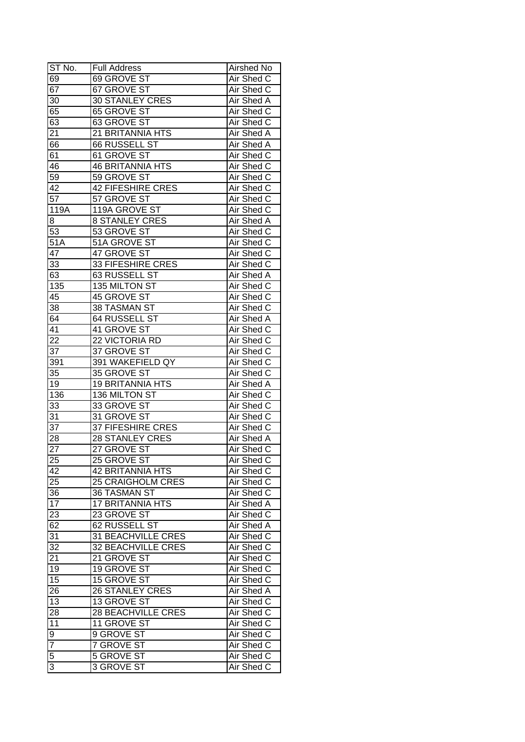| ST No. | Full Address | Airshed No |
|---|---|---|
| 69 | 69 GROVE ST | Air Shed C |
| 67 | 67 GROVE ST | Air Shed C |
| 30 | 30 STANLEY CRES | Air Shed A |
| 65 | 65 GROVE ST | Air Shed C |
| 63 | 63 GROVE ST | Air Shed C |
| 21 | 21 BRITANNIA HTS | Air Shed A |
| 66 | 66 RUSSELL ST | Air Shed A |
| 61 | 61 GROVE ST | Air Shed C |
| 46 | 46 BRITANNIA HTS | Air Shed C |
| 59 | 59 GROVE ST | Air Shed C |
| 42 | 42 FIFESHIRE CRES | Air Shed C |
| 57 | 57 GROVE ST | Air Shed C |
| 119A | 119A GROVE ST | Air Shed C |
| 8 | 8 STANLEY CRES | Air Shed A |
| 53 | 53 GROVE ST | Air Shed C |
| 51A | 51A GROVE ST | Air Shed C |
| 47 | 47 GROVE ST | Air Shed C |
| 33 | 33 FIFESHIRE CRES | Air Shed C |
| 63 | 63 RUSSELL ST | Air Shed A |
| 135 | 135 MILTON ST | Air Shed C |
| 45 | 45 GROVE ST | Air Shed C |
| 38 | 38 TASMAN ST | Air Shed C |
| 64 | 64 RUSSELL ST | Air Shed A |
| 41 | 41 GROVE ST | Air Shed C |
| 22 | 22 VICTORIA RD | Air Shed C |
| 37 | 37 GROVE ST | Air Shed C |
| 391 | 391 WAKEFIELD QY | Air Shed C |
| 35 | 35 GROVE ST | Air Shed C |
| 19 | 19 BRITANNIA HTS | Air Shed A |
| 136 | 136 MILTON ST | Air Shed C |
| 33 | 33 GROVE ST | Air Shed C |
| 31 | 31 GROVE ST | Air Shed C |
| 37 | 37 FIFESHIRE CRES | Air Shed C |
| 28 | 28 STANLEY CRES | Air Shed A |
| 27 | 27 GROVE ST | Air Shed C |
| 25 | 25 GROVE ST | Air Shed C |
| 42 | 42 BRITANNIA HTS | Air Shed C |
| 25 | 25 CRAIGHOLM CRES | Air Shed C |
| 36 | 36 TASMAN ST | Air Shed C |
| 17 | 17 BRITANNIA HTS | Air Shed A |
| 23 | 23 GROVE ST | Air Shed C |
| 62 | 62 RUSSELL ST | Air Shed A |
| 31 | 31 BEACHVILLE CRES | Air Shed C |
| 32 | 32 BEACHVILLE CRES | Air Shed C |
| 21 | 21 GROVE ST | Air Shed C |
| 19 | 19 GROVE ST | Air Shed C |
| 15 | 15 GROVE ST | Air Shed C |
| 26 | 26 STANLEY CRES | Air Shed A |
| 13 | 13 GROVE ST | Air Shed C |
| 28 | 28 BEACHVILLE CRES | Air Shed C |
| 11 | 11 GROVE ST | Air Shed C |
| 9 | 9 GROVE ST | Air Shed C |
| 7 | 7 GROVE ST | Air Shed C |
| 5 | 5 GROVE ST | Air Shed C |
| 3 | 3 GROVE ST | Air Shed C |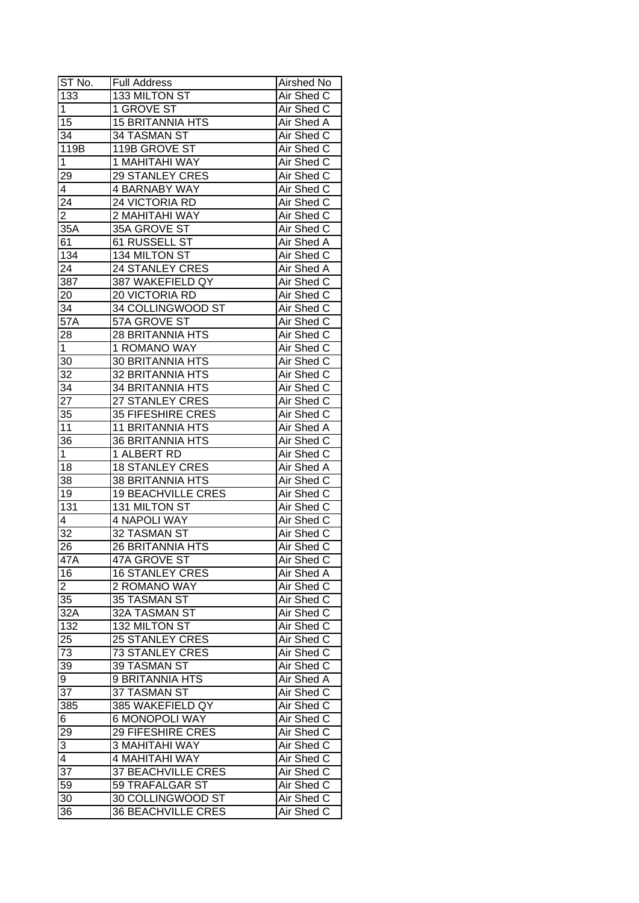| ST No. | Full Address | Airshed No |
|---|---|---|
| 133 | 133 MILTON ST | Air Shed C |
| 1 | 1 GROVE ST | Air Shed C |
| 15 | 15 BRITANNIA HTS | Air Shed A |
| 34 | 34 TASMAN ST | Air Shed C |
| 119B | 119B GROVE ST | Air Shed C |
| 1 | 1 MAHITAHI WAY | Air Shed C |
| 29 | 29 STANLEY CRES | Air Shed C |
| 4 | 4 BARNABY WAY | Air Shed C |
| 24 | 24 VICTORIA RD | Air Shed C |
| 2 | 2 MAHITAHI WAY | Air Shed C |
| 35A | 35A GROVE ST | Air Shed C |
| 61 | 61 RUSSELL ST | Air Shed A |
| 134 | 134 MILTON ST | Air Shed C |
| 24 | 24 STANLEY CRES | Air Shed A |
| 387 | 387 WAKEFIELD QY | Air Shed C |
| 20 | 20 VICTORIA RD | Air Shed C |
| 34 | 34 COLLINGWOOD ST | Air Shed C |
| 57A | 57A GROVE ST | Air Shed C |
| 28 | 28 BRITANNIA HTS | Air Shed C |
| 1 | 1 ROMANO WAY | Air Shed C |
| 30 | 30 BRITANNIA HTS | Air Shed C |
| 32 | 32 BRITANNIA HTS | Air Shed C |
| 34 | 34 BRITANNIA HTS | Air Shed C |
| 27 | 27 STANLEY CRES | Air Shed C |
| 35 | 35 FIFESHIRE CRES | Air Shed C |
| 11 | 11 BRITANNIA HTS | Air Shed A |
| 36 | 36 BRITANNIA HTS | Air Shed C |
| 1 | 1 ALBERT RD | Air Shed C |
| 18 | 18 STANLEY CRES | Air Shed A |
| 38 | 38 BRITANNIA HTS | Air Shed C |
| 19 | 19 BEACHVILLE CRES | Air Shed C |
| 131 | 131 MILTON ST | Air Shed C |
| 4 | 4 NAPOLI WAY | Air Shed C |
| 32 | 32 TASMAN ST | Air Shed C |
| 26 | 26 BRITANNIA HTS | Air Shed C |
| 47A | 47A GROVE ST | Air Shed C |
| 16 | 16 STANLEY CRES | Air Shed A |
| 2 | 2 ROMANO WAY | Air Shed C |
| 35 | 35 TASMAN ST | Air Shed C |
| 32A | 32A TASMAN ST | Air Shed C |
| 132 | 132 MILTON ST | Air Shed C |
| 25 | 25 STANLEY CRES | Air Shed C |
| 73 | 73 STANLEY CRES | Air Shed C |
| 39 | 39 TASMAN ST | Air Shed C |
| 9 | 9 BRITANNIA HTS | Air Shed A |
| 37 | 37 TASMAN ST | Air Shed C |
| 385 | 385 WAKEFIELD QY | Air Shed C |
| 6 | 6 MONOPOLI WAY | Air Shed C |
| 29 | 29 FIFESHIRE CRES | Air Shed C |
| 3 | 3 MAHITAHI WAY | Air Shed C |
| 4 | 4 MAHITAHI WAY | Air Shed C |
| 37 | 37 BEACHVILLE CRES | Air Shed C |
| 59 | 59 TRAFALGAR ST | Air Shed C |
| 30 | 30 COLLINGWOOD ST | Air Shed C |
| 36 | 36 BEACHVILLE CRES | Air Shed C |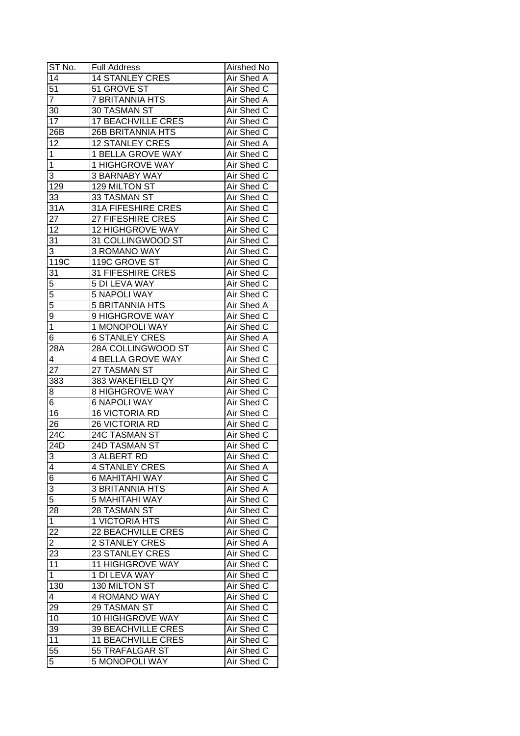| ST No. | Full Address | Airshed No |
| --- | --- | --- |
| 14 | 14 STANLEY CRES | Air Shed A |
| 51 | 51 GROVE ST | Air Shed C |
| 7 | 7 BRITANNIA HTS | Air Shed A |
| 30 | 30 TASMAN ST | Air Shed C |
| 17 | 17 BEACHVILLE CRES | Air Shed C |
| 26B | 26B BRITANNIA HTS | Air Shed C |
| 12 | 12 STANLEY CRES | Air Shed A |
| 1 | 1 BELLA GROVE WAY | Air Shed C |
| 1 | 1 HIGHGROVE WAY | Air Shed C |
| 3 | 3 BARNABY WAY | Air Shed C |
| 129 | 129 MILTON ST | Air Shed C |
| 33 | 33 TASMAN ST | Air Shed C |
| 31A | 31A FIFESHIRE CRES | Air Shed C |
| 27 | 27 FIFESHIRE CRES | Air Shed C |
| 12 | 12 HIGHGROVE WAY | Air Shed C |
| 31 | 31 COLLINGWOOD ST | Air Shed C |
| 3 | 3 ROMANO WAY | Air Shed C |
| 119C | 119C GROVE ST | Air Shed C |
| 31 | 31 FIFESHIRE CRES | Air Shed C |
| 5 | 5 DI LEVA WAY | Air Shed C |
| 5 | 5 NAPOLI WAY | Air Shed C |
| 5 | 5 BRITANNIA HTS | Air Shed A |
| 9 | 9 HIGHGROVE WAY | Air Shed C |
| 1 | 1 MONOPOLI WAY | Air Shed C |
| 6 | 6 STANLEY CRES | Air Shed A |
| 28A | 28A COLLINGWOOD ST | Air Shed C |
| 4 | 4 BELLA GROVE WAY | Air Shed C |
| 27 | 27 TASMAN ST | Air Shed C |
| 383 | 383 WAKEFIELD QY | Air Shed C |
| 8 | 8 HIGHGROVE WAY | Air Shed C |
| 6 | 6 NAPOLI WAY | Air Shed C |
| 16 | 16 VICTORIA RD | Air Shed C |
| 26 | 26 VICTORIA RD | Air Shed C |
| 24C | 24C TASMAN ST | Air Shed C |
| 24D | 24D TASMAN ST | Air Shed C |
| 3 | 3 ALBERT RD | Air Shed C |
| 4 | 4 STANLEY CRES | Air Shed A |
| 6 | 6 MAHITAHI WAY | Air Shed C |
| 3 | 3 BRITANNIA HTS | Air Shed A |
| 5 | 5 MAHITAHI WAY | Air Shed C |
| 28 | 28 TASMAN ST | Air Shed C |
| 1 | 1 VICTORIA HTS | Air Shed C |
| 22 | 22 BEACHVILLE CRES | Air Shed C |
| 2 | 2 STANLEY CRES | Air Shed A |
| 23 | 23 STANLEY CRES | Air Shed C |
| 11 | 11 HIGHGROVE WAY | Air Shed C |
| 1 | 1 DI LEVA WAY | Air Shed C |
| 130 | 130 MILTON ST | Air Shed C |
| 4 | 4 ROMANO WAY | Air Shed C |
| 29 | 29 TASMAN ST | Air Shed C |
| 10 | 10 HIGHGROVE WAY | Air Shed C |
| 39 | 39 BEACHVILLE CRES | Air Shed C |
| 11 | 11 BEACHVILLE CRES | Air Shed C |
| 55 | 55 TRAFALGAR ST | Air Shed C |
| 5 | 5 MONOPOLI WAY | Air Shed C |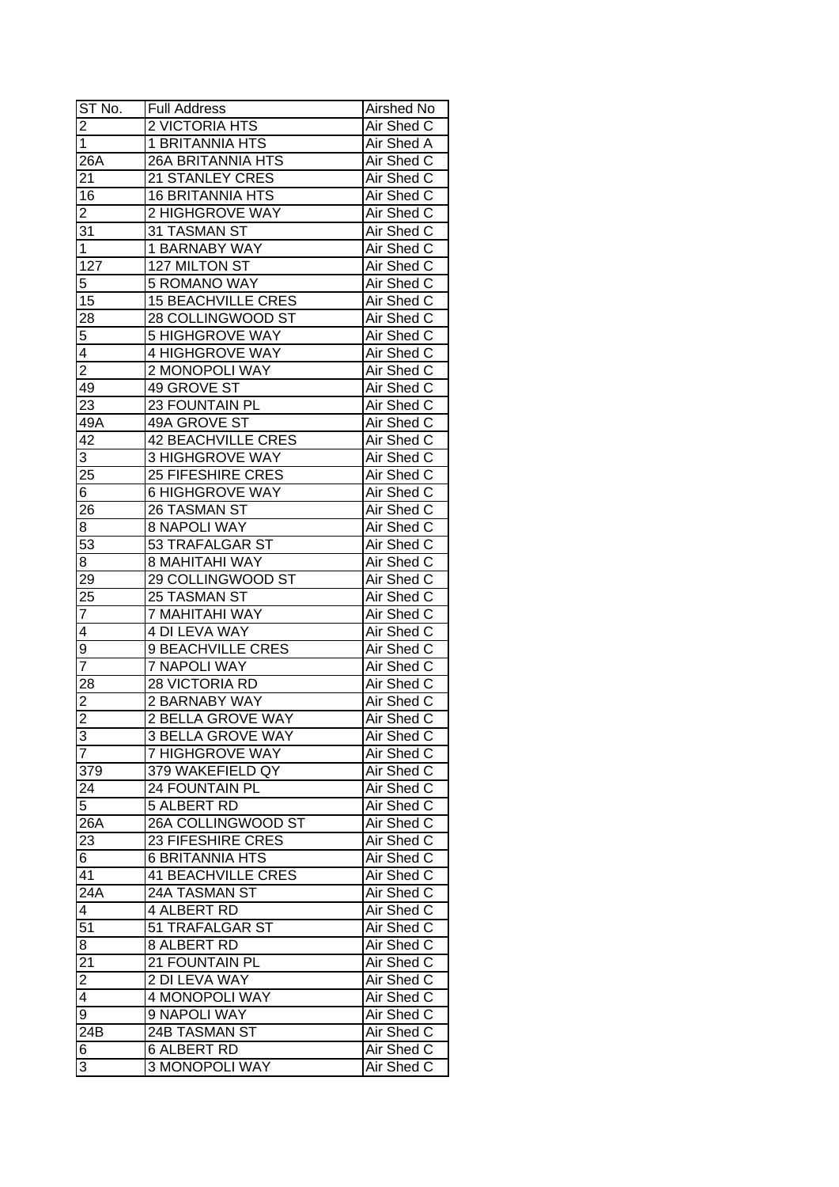| ST No. | Full Address | Airshed No |
|---|---|---|
| 2 | 2 VICTORIA HTS | Air Shed C |
| 1 | 1 BRITANNIA HTS | Air Shed A |
| 26A | 26A BRITANNIA HTS | Air Shed C |
| 21 | 21 STANLEY CRES | Air Shed C |
| 16 | 16 BRITANNIA HTS | Air Shed C |
| 2 | 2 HIGHGROVE WAY | Air Shed C |
| 31 | 31 TASMAN ST | Air Shed C |
| 1 | 1 BARNABY WAY | Air Shed C |
| 127 | 127 MILTON ST | Air Shed C |
| 5 | 5 ROMANO WAY | Air Shed C |
| 15 | 15 BEACHVILLE CRES | Air Shed C |
| 28 | 28 COLLINGWOOD ST | Air Shed C |
| 5 | 5 HIGHGROVE WAY | Air Shed C |
| 4 | 4 HIGHGROVE WAY | Air Shed C |
| 2 | 2 MONOPOLI WAY | Air Shed C |
| 49 | 49 GROVE ST | Air Shed C |
| 23 | 23 FOUNTAIN PL | Air Shed C |
| 49A | 49A GROVE ST | Air Shed C |
| 42 | 42 BEACHVILLE CRES | Air Shed C |
| 3 | 3 HIGHGROVE WAY | Air Shed C |
| 25 | 25 FIFESHIRE CRES | Air Shed C |
| 6 | 6 HIGHGROVE WAY | Air Shed C |
| 26 | 26 TASMAN ST | Air Shed C |
| 8 | 8 NAPOLI WAY | Air Shed C |
| 53 | 53 TRAFALGAR ST | Air Shed C |
| 8 | 8 MAHITAHI WAY | Air Shed C |
| 29 | 29 COLLINGWOOD ST | Air Shed C |
| 25 | 25 TASMAN ST | Air Shed C |
| 7 | 7 MAHITAHI WAY | Air Shed C |
| 4 | 4 DI LEVA WAY | Air Shed C |
| 9 | 9 BEACHVILLE CRES | Air Shed C |
| 7 | 7 NAPOLI WAY | Air Shed C |
| 28 | 28 VICTORIA RD | Air Shed C |
| 2 | 2 BARNABY WAY | Air Shed C |
| 2 | 2 BELLA GROVE WAY | Air Shed C |
| 3 | 3 BELLA GROVE WAY | Air Shed C |
| 7 | 7 HIGHGROVE WAY | Air Shed C |
| 379 | 379 WAKEFIELD QY | Air Shed C |
| 24 | 24 FOUNTAIN PL | Air Shed C |
| 5 | 5 ALBERT RD | Air Shed C |
| 26A | 26A COLLINGWOOD ST | Air Shed C |
| 23 | 23 FIFESHIRE CRES | Air Shed C |
| 6 | 6 BRITANNIA HTS | Air Shed C |
| 41 | 41 BEACHVILLE CRES | Air Shed C |
| 24A | 24A TASMAN ST | Air Shed C |
| 4 | 4 ALBERT RD | Air Shed C |
| 51 | 51 TRAFALGAR ST | Air Shed C |
| 8 | 8 ALBERT RD | Air Shed C |
| 21 | 21 FOUNTAIN PL | Air Shed C |
| 2 | 2 DI LEVA WAY | Air Shed C |
| 4 | 4 MONOPOLI WAY | Air Shed C |
| 9 | 9 NAPOLI WAY | Air Shed C |
| 24B | 24B TASMAN ST | Air Shed C |
| 6 | 6 ALBERT RD | Air Shed C |
| 3 | 3 MONOPOLI WAY | Air Shed C |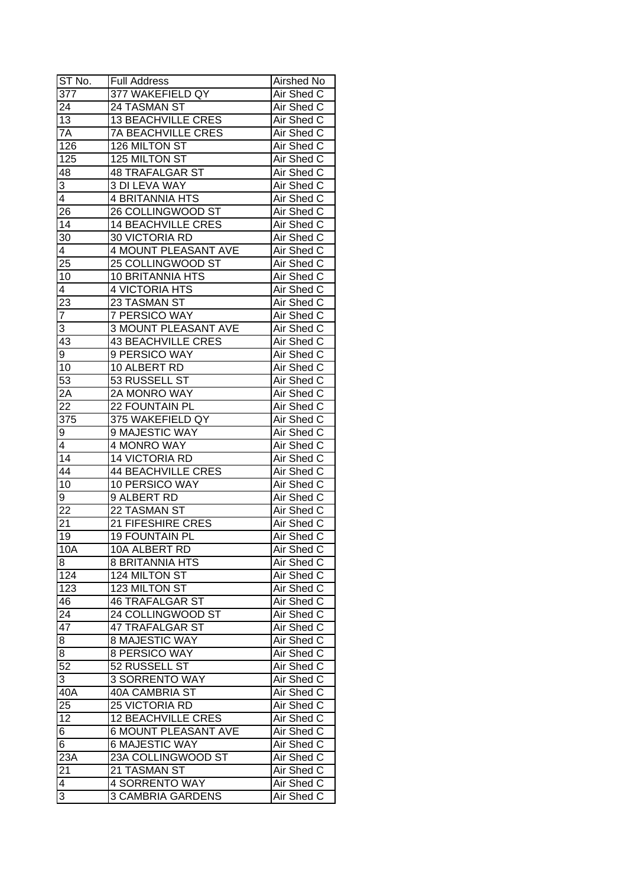| ST No. | Full Address | Airshed No |
|---|---|---|
| 377 | 377 WAKEFIELD QY | Air Shed C |
| 24 | 24 TASMAN ST | Air Shed C |
| 13 | 13 BEACHVILLE CRES | Air Shed C |
| 7A | 7A BEACHVILLE CRES | Air Shed C |
| 126 | 126 MILTON ST | Air Shed C |
| 125 | 125 MILTON ST | Air Shed C |
| 48 | 48 TRAFALGAR ST | Air Shed C |
| 3 | 3 DI LEVA WAY | Air Shed C |
| 4 | 4 BRITANNIA HTS | Air Shed C |
| 26 | 26 COLLINGWOOD ST | Air Shed C |
| 14 | 14 BEACHVILLE CRES | Air Shed C |
| 30 | 30 VICTORIA RD | Air Shed C |
| 4 | 4 MOUNT PLEASANT AVE | Air Shed C |
| 25 | 25 COLLINGWOOD ST | Air Shed C |
| 10 | 10 BRITANNIA HTS | Air Shed C |
| 4 | 4 VICTORIA HTS | Air Shed C |
| 23 | 23 TASMAN ST | Air Shed C |
| 7 | 7 PERSICO WAY | Air Shed C |
| 3 | 3 MOUNT PLEASANT AVE | Air Shed C |
| 43 | 43 BEACHVILLE CRES | Air Shed C |
| 9 | 9 PERSICO WAY | Air Shed C |
| 10 | 10 ALBERT RD | Air Shed C |
| 53 | 53 RUSSELL ST | Air Shed C |
| 2A | 2A MONRO WAY | Air Shed C |
| 22 | 22 FOUNTAIN PL | Air Shed C |
| 375 | 375 WAKEFIELD QY | Air Shed C |
| 9 | 9 MAJESTIC WAY | Air Shed C |
| 4 | 4 MONRO WAY | Air Shed C |
| 14 | 14 VICTORIA RD | Air Shed C |
| 44 | 44 BEACHVILLE CRES | Air Shed C |
| 10 | 10 PERSICO WAY | Air Shed C |
| 9 | 9 ALBERT RD | Air Shed C |
| 22 | 22 TASMAN ST | Air Shed C |
| 21 | 21 FIFESHIRE CRES | Air Shed C |
| 19 | 19 FOUNTAIN PL | Air Shed C |
| 10A | 10A ALBERT RD | Air Shed C |
| 8 | 8 BRITANNIA HTS | Air Shed C |
| 124 | 124 MILTON ST | Air Shed C |
| 123 | 123 MILTON ST | Air Shed C |
| 46 | 46 TRAFALGAR ST | Air Shed C |
| 24 | 24 COLLINGWOOD ST | Air Shed C |
| 47 | 47 TRAFALGAR ST | Air Shed C |
| 8 | 8 MAJESTIC WAY | Air Shed C |
| 8 | 8 PERSICO WAY | Air Shed C |
| 52 | 52 RUSSELL ST | Air Shed C |
| 3 | 3 SORRENTO WAY | Air Shed C |
| 40A | 40A CAMBRIA ST | Air Shed C |
| 25 | 25 VICTORIA RD | Air Shed C |
| 12 | 12 BEACHVILLE CRES | Air Shed C |
| 6 | 6 MOUNT PLEASANT AVE | Air Shed C |
| 6 | 6 MAJESTIC WAY | Air Shed C |
| 23A | 23A COLLINGWOOD ST | Air Shed C |
| 21 | 21 TASMAN ST | Air Shed C |
| 4 | 4 SORRENTO WAY | Air Shed C |
| 3 | 3 CAMBRIA GARDENS | Air Shed C |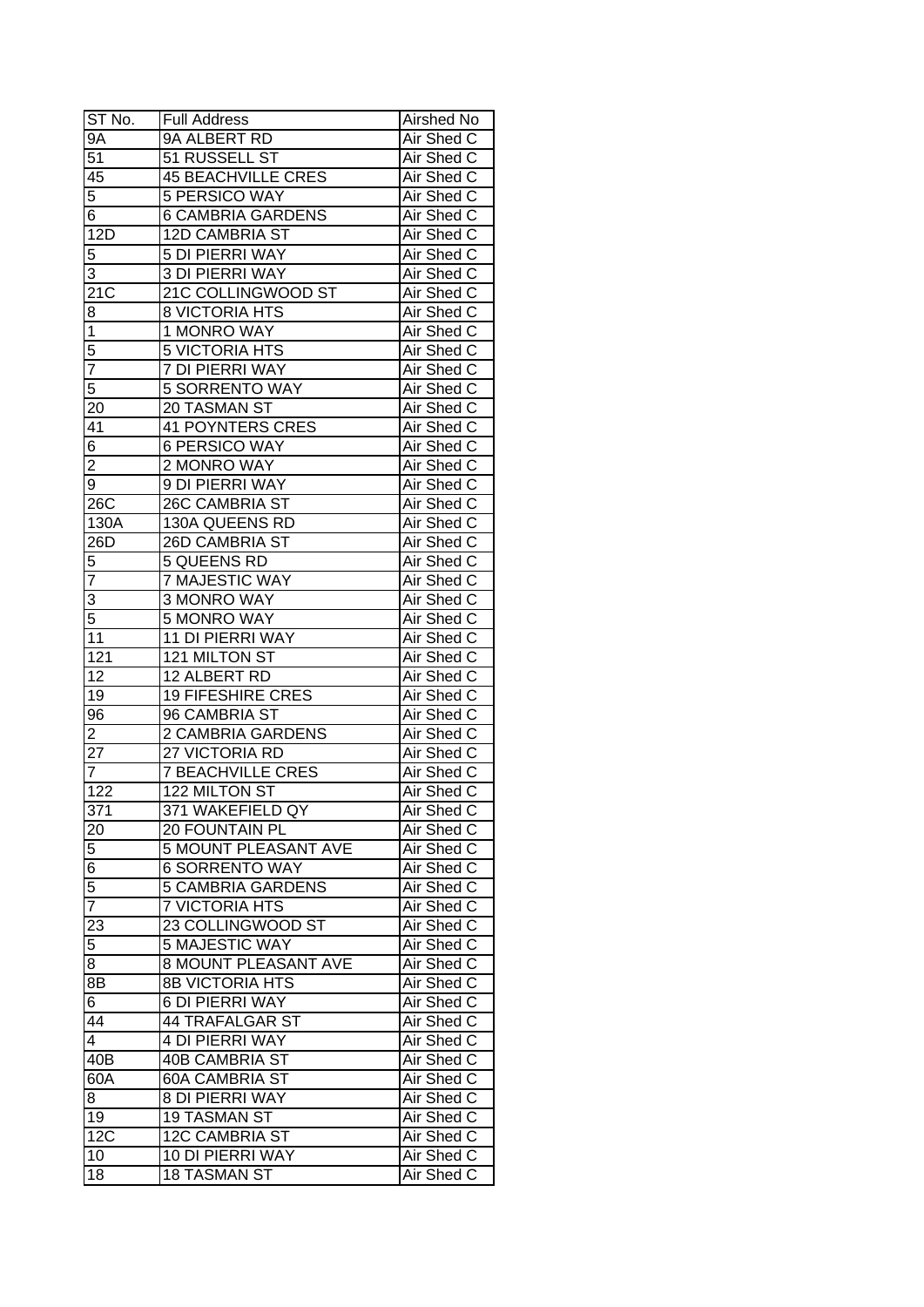| ST No. | Full Address | Airshed No |
|---|---|---|
| 9A | 9A ALBERT RD | Air Shed C |
| 51 | 51 RUSSELL ST | Air Shed C |
| 45 | 45 BEACHVILLE CRES | Air Shed C |
| 5 | 5 PERSICO WAY | Air Shed C |
| 6 | 6 CAMBRIA GARDENS | Air Shed C |
| 12D | 12D CAMBRIA ST | Air Shed C |
| 5 | 5 DI PIERRI WAY | Air Shed C |
| 3 | 3 DI PIERRI WAY | Air Shed C |
| 21C | 21C COLLINGWOOD ST | Air Shed C |
| 8 | 8 VICTORIA HTS | Air Shed C |
| 1 | 1 MONRO WAY | Air Shed C |
| 5 | 5 VICTORIA HTS | Air Shed C |
| 7 | 7 DI PIERRI WAY | Air Shed C |
| 5 | 5 SORRENTO WAY | Air Shed C |
| 20 | 20 TASMAN ST | Air Shed C |
| 41 | 41 POYNTERS CRES | Air Shed C |
| 6 | 6 PERSICO WAY | Air Shed C |
| 2 | 2 MONRO WAY | Air Shed C |
| 9 | 9 DI PIERRI WAY | Air Shed C |
| 26C | 26C CAMBRIA ST | Air Shed C |
| 130A | 130A QUEENS RD | Air Shed C |
| 26D | 26D CAMBRIA ST | Air Shed C |
| 5 | 5 QUEENS RD | Air Shed C |
| 7 | 7 MAJESTIC WAY | Air Shed C |
| 3 | 3 MONRO WAY | Air Shed C |
| 5 | 5 MONRO WAY | Air Shed C |
| 11 | 11 DI PIERRI WAY | Air Shed C |
| 121 | 121 MILTON ST | Air Shed C |
| 12 | 12 ALBERT RD | Air Shed C |
| 19 | 19 FIFESHIRE CRES | Air Shed C |
| 96 | 96 CAMBRIA ST | Air Shed C |
| 2 | 2 CAMBRIA GARDENS | Air Shed C |
| 27 | 27 VICTORIA RD | Air Shed C |
| 7 | 7 BEACHVILLE CRES | Air Shed C |
| 122 | 122 MILTON ST | Air Shed C |
| 371 | 371 WAKEFIELD QY | Air Shed C |
| 20 | 20 FOUNTAIN PL | Air Shed C |
| 5 | 5 MOUNT PLEASANT AVE | Air Shed C |
| 6 | 6 SORRENTO WAY | Air Shed C |
| 5 | 5 CAMBRIA GARDENS | Air Shed C |
| 7 | 7 VICTORIA HTS | Air Shed C |
| 23 | 23 COLLINGWOOD ST | Air Shed C |
| 5 | 5 MAJESTIC WAY | Air Shed C |
| 8 | 8 MOUNT PLEASANT AVE | Air Shed C |
| 8B | 8B VICTORIA HTS | Air Shed C |
| 6 | 6 DI PIERRI WAY | Air Shed C |
| 44 | 44 TRAFALGAR ST | Air Shed C |
| 4 | 4 DI PIERRI WAY | Air Shed C |
| 40B | 40B CAMBRIA ST | Air Shed C |
| 60A | 60A CAMBRIA ST | Air Shed C |
| 8 | 8 DI PIERRI WAY | Air Shed C |
| 19 | 19 TASMAN ST | Air Shed C |
| 12C | 12C CAMBRIA ST | Air Shed C |
| 10 | 10 DI PIERRI WAY | Air Shed C |
| 18 | 18 TASMAN ST | Air Shed C |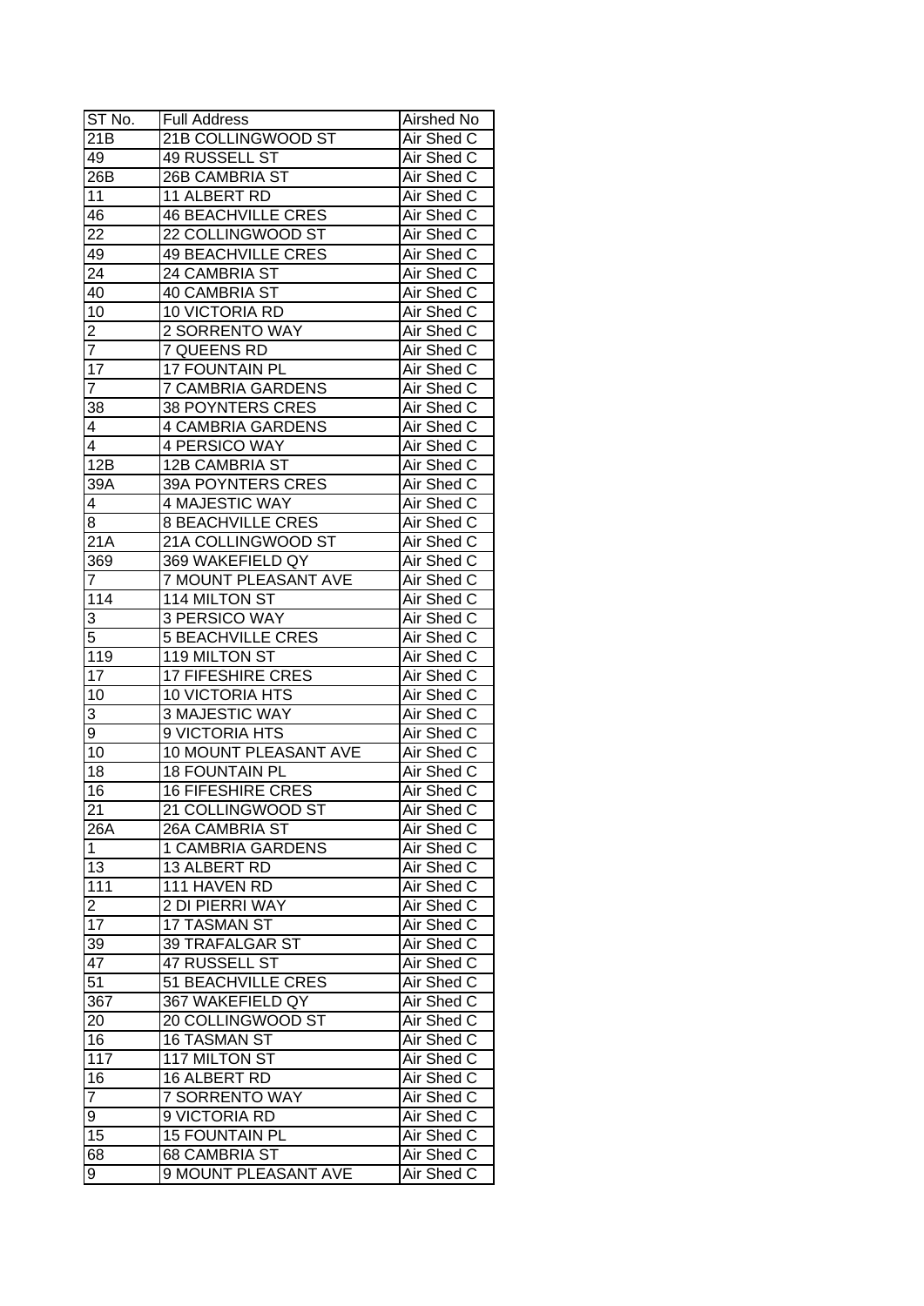| ST No. | Full Address | Airshed No |
|---|---|---|
| 21B | 21B COLLINGWOOD ST | Air Shed C |
| 49 | 49 RUSSELL ST | Air Shed C |
| 26B | 26B CAMBRIA ST | Air Shed C |
| 11 | 11 ALBERT RD | Air Shed C |
| 46 | 46 BEACHVILLE CRES | Air Shed C |
| 22 | 22 COLLINGWOOD ST | Air Shed C |
| 49 | 49 BEACHVILLE CRES | Air Shed C |
| 24 | 24 CAMBRIA ST | Air Shed C |
| 40 | 40 CAMBRIA ST | Air Shed C |
| 10 | 10 VICTORIA RD | Air Shed C |
| 2 | 2 SORRENTO WAY | Air Shed C |
| 7 | 7 QUEENS RD | Air Shed C |
| 17 | 17 FOUNTAIN PL | Air Shed C |
| 7 | 7 CAMBRIA GARDENS | Air Shed C |
| 38 | 38 POYNTERS CRES | Air Shed C |
| 4 | 4 CAMBRIA GARDENS | Air Shed C |
| 4 | 4 PERSICO WAY | Air Shed C |
| 12B | 12B CAMBRIA ST | Air Shed C |
| 39A | 39A POYNTERS CRES | Air Shed C |
| 4 | 4 MAJESTIC WAY | Air Shed C |
| 8 | 8 BEACHVILLE CRES | Air Shed C |
| 21A | 21A COLLINGWOOD ST | Air Shed C |
| 369 | 369 WAKEFIELD QY | Air Shed C |
| 7 | 7 MOUNT PLEASANT AVE | Air Shed C |
| 114 | 114 MILTON ST | Air Shed C |
| 3 | 3 PERSICO WAY | Air Shed C |
| 5 | 5 BEACHVILLE CRES | Air Shed C |
| 119 | 119 MILTON ST | Air Shed C |
| 17 | 17 FIFESHIRE CRES | Air Shed C |
| 10 | 10 VICTORIA HTS | Air Shed C |
| 3 | 3 MAJESTIC WAY | Air Shed C |
| 9 | 9 VICTORIA HTS | Air Shed C |
| 10 | 10 MOUNT PLEASANT AVE | Air Shed C |
| 18 | 18 FOUNTAIN PL | Air Shed C |
| 16 | 16 FIFESHIRE CRES | Air Shed C |
| 21 | 21 COLLINGWOOD ST | Air Shed C |
| 26A | 26A CAMBRIA ST | Air Shed C |
| 1 | 1 CAMBRIA GARDENS | Air Shed C |
| 13 | 13 ALBERT RD | Air Shed C |
| 111 | 111 HAVEN RD | Air Shed C |
| 2 | 2 DI PIERRI WAY | Air Shed C |
| 17 | 17 TASMAN ST | Air Shed C |
| 39 | 39 TRAFALGAR ST | Air Shed C |
| 47 | 47 RUSSELL ST | Air Shed C |
| 51 | 51 BEACHVILLE CRES | Air Shed C |
| 367 | 367 WAKEFIELD QY | Air Shed C |
| 20 | 20 COLLINGWOOD ST | Air Shed C |
| 16 | 16 TASMAN ST | Air Shed C |
| 117 | 117 MILTON ST | Air Shed C |
| 16 | 16 ALBERT RD | Air Shed C |
| 7 | 7 SORRENTO WAY | Air Shed C |
| 9 | 9 VICTORIA RD | Air Shed C |
| 15 | 15 FOUNTAIN PL | Air Shed C |
| 68 | 68 CAMBRIA ST | Air Shed C |
| 9 | 9 MOUNT PLEASANT AVE | Air Shed C |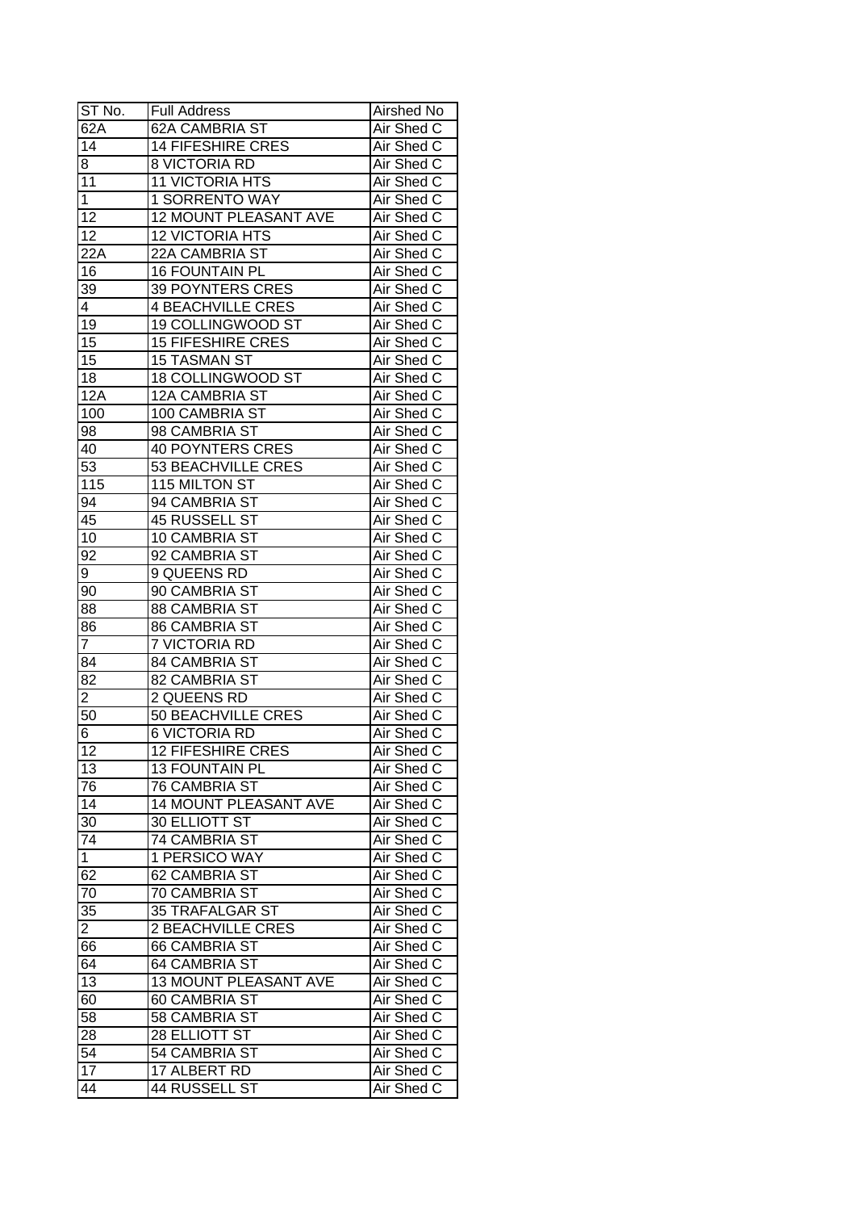| ST No. | Full Address | Airshed No |
|---|---|---|
| 62A | 62A CAMBRIA ST | Air Shed C |
| 14 | 14 FIFESHIRE CRES | Air Shed C |
| 8 | 8 VICTORIA RD | Air Shed C |
| 11 | 11 VICTORIA HTS | Air Shed C |
| 1 | 1 SORRENTO WAY | Air Shed C |
| 12 | 12 MOUNT PLEASANT AVE | Air Shed C |
| 12 | 12 VICTORIA HTS | Air Shed C |
| 22A | 22A CAMBRIA ST | Air Shed C |
| 16 | 16 FOUNTAIN PL | Air Shed C |
| 39 | 39 POYNTERS CRES | Air Shed C |
| 4 | 4 BEACHVILLE CRES | Air Shed C |
| 19 | 19 COLLINGWOOD ST | Air Shed C |
| 15 | 15 FIFESHIRE CRES | Air Shed C |
| 15 | 15 TASMAN ST | Air Shed C |
| 18 | 18 COLLINGWOOD ST | Air Shed C |
| 12A | 12A CAMBRIA ST | Air Shed C |
| 100 | 100 CAMBRIA ST | Air Shed C |
| 98 | 98 CAMBRIA ST | Air Shed C |
| 40 | 40 POYNTERS CRES | Air Shed C |
| 53 | 53 BEACHVILLE CRES | Air Shed C |
| 115 | 115 MILTON ST | Air Shed C |
| 94 | 94 CAMBRIA ST | Air Shed C |
| 45 | 45 RUSSELL ST | Air Shed C |
| 10 | 10 CAMBRIA ST | Air Shed C |
| 92 | 92 CAMBRIA ST | Air Shed C |
| 9 | 9 QUEENS RD | Air Shed C |
| 90 | 90 CAMBRIA ST | Air Shed C |
| 88 | 88 CAMBRIA ST | Air Shed C |
| 86 | 86 CAMBRIA ST | Air Shed C |
| 7 | 7 VICTORIA RD | Air Shed C |
| 84 | 84 CAMBRIA ST | Air Shed C |
| 82 | 82 CAMBRIA ST | Air Shed C |
| 2 | 2 QUEENS RD | Air Shed C |
| 50 | 50 BEACHVILLE CRES | Air Shed C |
| 6 | 6 VICTORIA RD | Air Shed C |
| 12 | 12 FIFESHIRE CRES | Air Shed C |
| 13 | 13 FOUNTAIN PL | Air Shed C |
| 76 | 76 CAMBRIA ST | Air Shed C |
| 14 | 14 MOUNT PLEASANT AVE | Air Shed C |
| 30 | 30 ELLIOTT ST | Air Shed C |
| 74 | 74 CAMBRIA ST | Air Shed C |
| 1 | 1 PERSICO WAY | Air Shed C |
| 62 | 62 CAMBRIA ST | Air Shed C |
| 70 | 70 CAMBRIA ST | Air Shed C |
| 35 | 35 TRAFALGAR ST | Air Shed C |
| 2 | 2 BEACHVILLE CRES | Air Shed C |
| 66 | 66 CAMBRIA ST | Air Shed C |
| 64 | 64 CAMBRIA ST | Air Shed C |
| 13 | 13 MOUNT PLEASANT AVE | Air Shed C |
| 60 | 60 CAMBRIA ST | Air Shed C |
| 58 | 58 CAMBRIA ST | Air Shed C |
| 28 | 28 ELLIOTT ST | Air Shed C |
| 54 | 54 CAMBRIA ST | Air Shed C |
| 17 | 17 ALBERT RD | Air Shed C |
| 44 | 44 RUSSELL ST | Air Shed C |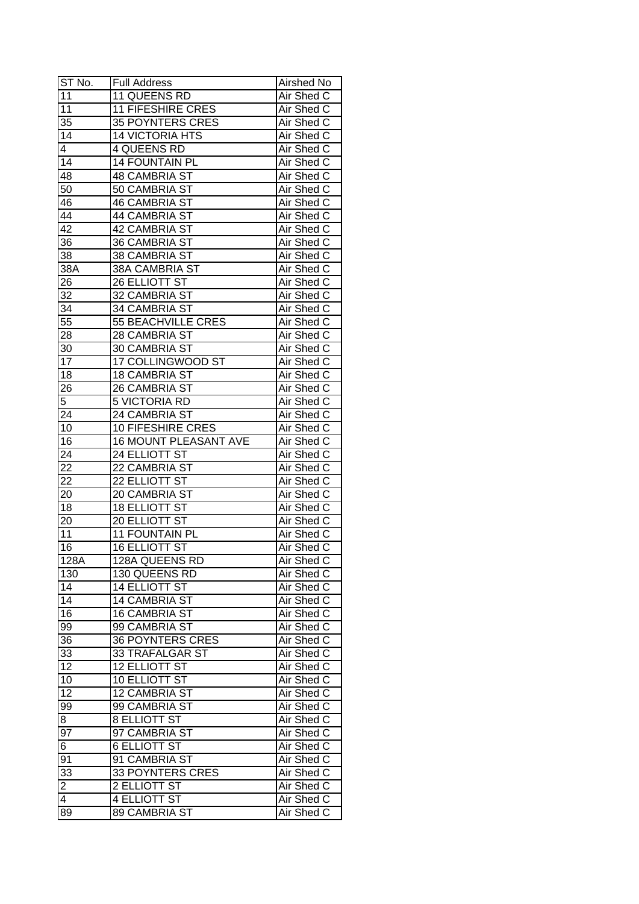| ST No. | Full Address | Airshed No |
|---|---|---|
| 11 | 11 QUEENS RD | Air Shed C |
| 11 | 11 FIFESHIRE CRES | Air Shed C |
| 35 | 35 POYNTERS CRES | Air Shed C |
| 14 | 14 VICTORIA HTS | Air Shed C |
| 4 | 4 QUEENS RD | Air Shed C |
| 14 | 14 FOUNTAIN PL | Air Shed C |
| 48 | 48 CAMBRIA ST | Air Shed C |
| 50 | 50 CAMBRIA ST | Air Shed C |
| 46 | 46 CAMBRIA ST | Air Shed C |
| 44 | 44 CAMBRIA ST | Air Shed C |
| 42 | 42 CAMBRIA ST | Air Shed C |
| 36 | 36 CAMBRIA ST | Air Shed C |
| 38 | 38 CAMBRIA ST | Air Shed C |
| 38A | 38A CAMBRIA ST | Air Shed C |
| 26 | 26 ELLIOTT ST | Air Shed C |
| 32 | 32 CAMBRIA ST | Air Shed C |
| 34 | 34 CAMBRIA ST | Air Shed C |
| 55 | 55 BEACHVILLE CRES | Air Shed C |
| 28 | 28 CAMBRIA ST | Air Shed C |
| 30 | 30 CAMBRIA ST | Air Shed C |
| 17 | 17 COLLINGWOOD ST | Air Shed C |
| 18 | 18 CAMBRIA ST | Air Shed C |
| 26 | 26 CAMBRIA ST | Air Shed C |
| 5 | 5 VICTORIA RD | Air Shed C |
| 24 | 24 CAMBRIA ST | Air Shed C |
| 10 | 10 FIFESHIRE CRES | Air Shed C |
| 16 | 16 MOUNT PLEASANT AVE | Air Shed C |
| 24 | 24 ELLIOTT ST | Air Shed C |
| 22 | 22 CAMBRIA ST | Air Shed C |
| 22 | 22 ELLIOTT ST | Air Shed C |
| 20 | 20 CAMBRIA ST | Air Shed C |
| 18 | 18 ELLIOTT ST | Air Shed C |
| 20 | 20 ELLIOTT ST | Air Shed C |
| 11 | 11 FOUNTAIN PL | Air Shed C |
| 16 | 16 ELLIOTT ST | Air Shed C |
| 128A | 128A QUEENS RD | Air Shed C |
| 130 | 130 QUEENS RD | Air Shed C |
| 14 | 14 ELLIOTT ST | Air Shed C |
| 14 | 14 CAMBRIA ST | Air Shed C |
| 16 | 16 CAMBRIA ST | Air Shed C |
| 99 | 99 CAMBRIA ST | Air Shed C |
| 36 | 36 POYNTERS CRES | Air Shed C |
| 33 | 33 TRAFALGAR ST | Air Shed C |
| 12 | 12 ELLIOTT ST | Air Shed C |
| 10 | 10 ELLIOTT ST | Air Shed C |
| 12 | 12 CAMBRIA ST | Air Shed C |
| 99 | 99 CAMBRIA ST | Air Shed C |
| 8 | 8 ELLIOTT ST | Air Shed C |
| 97 | 97 CAMBRIA ST | Air Shed C |
| 6 | 6 ELLIOTT ST | Air Shed C |
| 91 | 91 CAMBRIA ST | Air Shed C |
| 33 | 33 POYNTERS CRES | Air Shed C |
| 2 | 2 ELLIOTT ST | Air Shed C |
| 4 | 4 ELLIOTT ST | Air Shed C |
| 89 | 89 CAMBRIA ST | Air Shed C |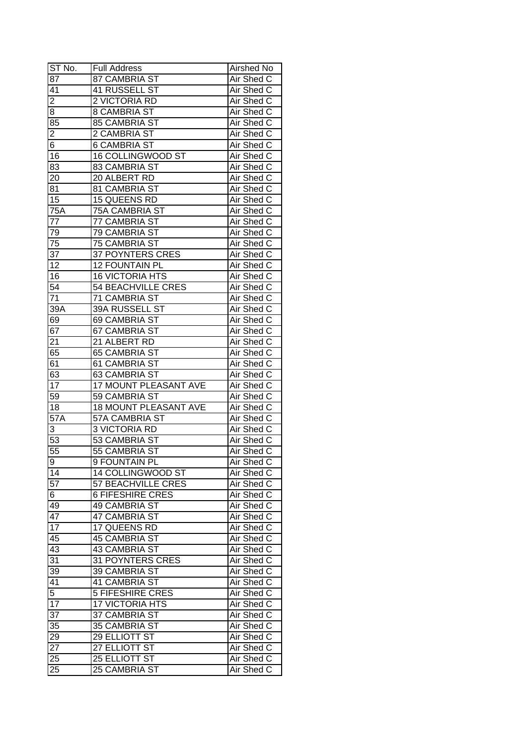| ST No. | Full Address | Airshed No |
| --- | --- | --- |
| 87 | 87 CAMBRIA ST | Air Shed C |
| 41 | 41 RUSSELL ST | Air Shed C |
| 2 | 2 VICTORIA RD | Air Shed C |
| 8 | 8 CAMBRIA ST | Air Shed C |
| 85 | 85 CAMBRIA ST | Air Shed C |
| 2 | 2 CAMBRIA ST | Air Shed C |
| 6 | 6 CAMBRIA ST | Air Shed C |
| 16 | 16 COLLINGWOOD ST | Air Shed C |
| 83 | 83 CAMBRIA ST | Air Shed C |
| 20 | 20 ALBERT RD | Air Shed C |
| 81 | 81 CAMBRIA ST | Air Shed C |
| 15 | 15 QUEENS RD | Air Shed C |
| 75A | 75A CAMBRIA ST | Air Shed C |
| 77 | 77 CAMBRIA ST | Air Shed C |
| 79 | 79 CAMBRIA ST | Air Shed C |
| 75 | 75 CAMBRIA ST | Air Shed C |
| 37 | 37 POYNTERS CRES | Air Shed C |
| 12 | 12 FOUNTAIN PL | Air Shed C |
| 16 | 16 VICTORIA HTS | Air Shed C |
| 54 | 54 BEACHVILLE CRES | Air Shed C |
| 71 | 71 CAMBRIA ST | Air Shed C |
| 39A | 39A RUSSELL ST | Air Shed C |
| 69 | 69 CAMBRIA ST | Air Shed C |
| 67 | 67 CAMBRIA ST | Air Shed C |
| 21 | 21 ALBERT RD | Air Shed C |
| 65 | 65 CAMBRIA ST | Air Shed C |
| 61 | 61 CAMBRIA ST | Air Shed C |
| 63 | 63 CAMBRIA ST | Air Shed C |
| 17 | 17 MOUNT PLEASANT AVE | Air Shed C |
| 59 | 59 CAMBRIA ST | Air Shed C |
| 18 | 18 MOUNT PLEASANT AVE | Air Shed C |
| 57A | 57A CAMBRIA ST | Air Shed C |
| 3 | 3 VICTORIA RD | Air Shed C |
| 53 | 53 CAMBRIA ST | Air Shed C |
| 55 | 55 CAMBRIA ST | Air Shed C |
| 9 | 9 FOUNTAIN PL | Air Shed C |
| 14 | 14 COLLINGWOOD ST | Air Shed C |
| 57 | 57 BEACHVILLE CRES | Air Shed C |
| 6 | 6 FIFESHIRE CRES | Air Shed C |
| 49 | 49 CAMBRIA ST | Air Shed C |
| 47 | 47 CAMBRIA ST | Air Shed C |
| 17 | 17 QUEENS RD | Air Shed C |
| 45 | 45 CAMBRIA ST | Air Shed C |
| 43 | 43 CAMBRIA ST | Air Shed C |
| 31 | 31 POYNTERS CRES | Air Shed C |
| 39 | 39 CAMBRIA ST | Air Shed C |
| 41 | 41 CAMBRIA ST | Air Shed C |
| 5 | 5 FIFESHIRE CRES | Air Shed C |
| 17 | 17 VICTORIA HTS | Air Shed C |
| 37 | 37 CAMBRIA ST | Air Shed C |
| 35 | 35 CAMBRIA ST | Air Shed C |
| 29 | 29 ELLIOTT ST | Air Shed C |
| 27 | 27 ELLIOTT ST | Air Shed C |
| 25 | 25 ELLIOTT ST | Air Shed C |
| 25 | 25 CAMBRIA ST | Air Shed C |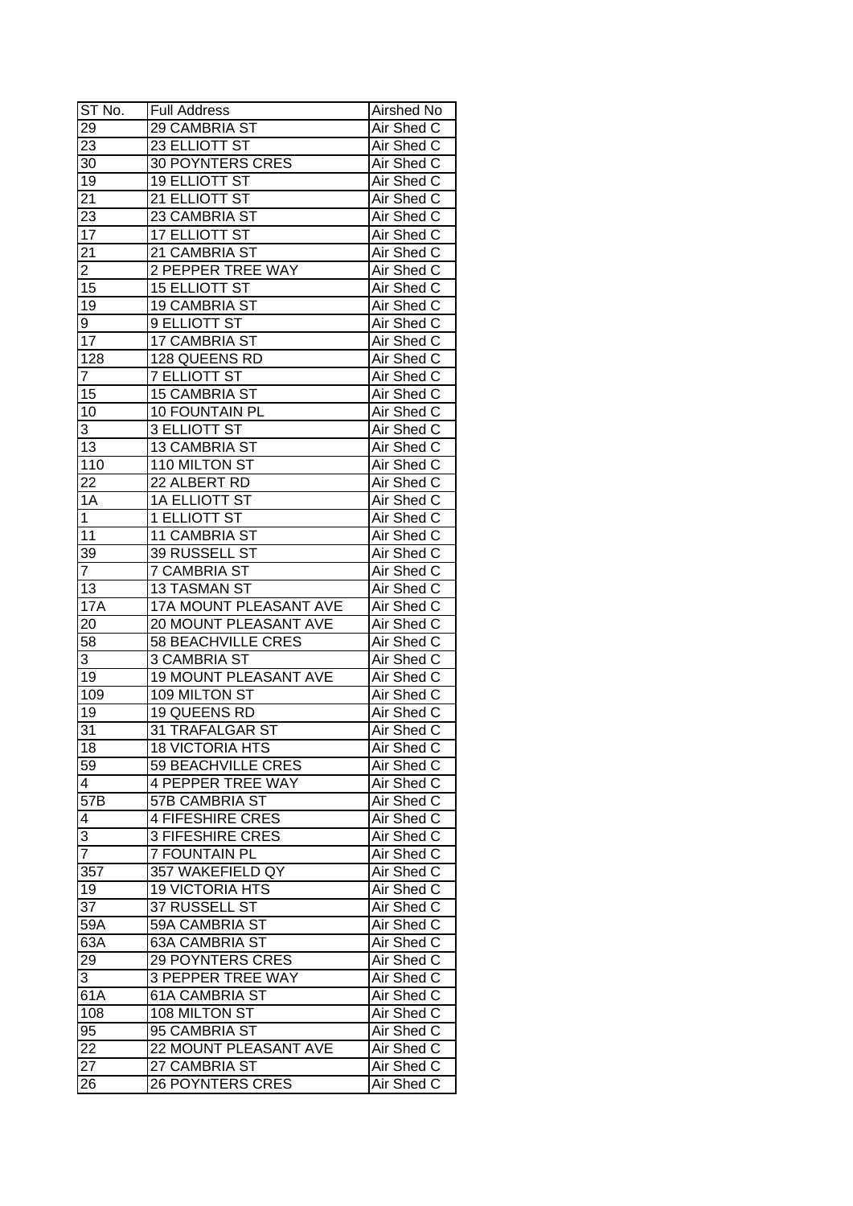| ST No. | Full Address | Airshed No |
|---|---|---|
| 29 | 29 CAMBRIA ST | Air Shed C |
| 23 | 23 ELLIOTT ST | Air Shed C |
| 30 | 30 POYNTERS CRES | Air Shed C |
| 19 | 19 ELLIOTT ST | Air Shed C |
| 21 | 21 ELLIOTT ST | Air Shed C |
| 23 | 23 CAMBRIA ST | Air Shed C |
| 17 | 17 ELLIOTT ST | Air Shed C |
| 21 | 21 CAMBRIA ST | Air Shed C |
| 2 | 2 PEPPER TREE WAY | Air Shed C |
| 15 | 15 ELLIOTT ST | Air Shed C |
| 19 | 19 CAMBRIA ST | Air Shed C |
| 9 | 9 ELLIOTT ST | Air Shed C |
| 17 | 17 CAMBRIA ST | Air Shed C |
| 128 | 128 QUEENS RD | Air Shed C |
| 7 | 7 ELLIOTT ST | Air Shed C |
| 15 | 15 CAMBRIA ST | Air Shed C |
| 10 | 10 FOUNTAIN PL | Air Shed C |
| 3 | 3 ELLIOTT ST | Air Shed C |
| 13 | 13 CAMBRIA ST | Air Shed C |
| 110 | 110 MILTON ST | Air Shed C |
| 22 | 22 ALBERT RD | Air Shed C |
| 1A | 1A ELLIOTT ST | Air Shed C |
| 1 | 1 ELLIOTT ST | Air Shed C |
| 11 | 11 CAMBRIA ST | Air Shed C |
| 39 | 39 RUSSELL ST | Air Shed C |
| 7 | 7 CAMBRIA ST | Air Shed C |
| 13 | 13 TASMAN ST | Air Shed C |
| 17A | 17A MOUNT PLEASANT AVE | Air Shed C |
| 20 | 20 MOUNT PLEASANT AVE | Air Shed C |
| 58 | 58 BEACHVILLE CRES | Air Shed C |
| 3 | 3 CAMBRIA ST | Air Shed C |
| 19 | 19 MOUNT PLEASANT AVE | Air Shed C |
| 109 | 109 MILTON ST | Air Shed C |
| 19 | 19 QUEENS RD | Air Shed C |
| 31 | 31 TRAFALGAR ST | Air Shed C |
| 18 | 18 VICTORIA HTS | Air Shed C |
| 59 | 59 BEACHVILLE CRES | Air Shed C |
| 4 | 4 PEPPER TREE WAY | Air Shed C |
| 57B | 57B CAMBRIA ST | Air Shed C |
| 4 | 4 FIFESHIRE CRES | Air Shed C |
| 3 | 3 FIFESHIRE CRES | Air Shed C |
| 7 | 7 FOUNTAIN PL | Air Shed C |
| 357 | 357 WAKEFIELD QY | Air Shed C |
| 19 | 19 VICTORIA HTS | Air Shed C |
| 37 | 37 RUSSELL ST | Air Shed C |
| 59A | 59A CAMBRIA ST | Air Shed C |
| 63A | 63A CAMBRIA ST | Air Shed C |
| 29 | 29 POYNTERS CRES | Air Shed C |
| 3 | 3 PEPPER TREE WAY | Air Shed C |
| 61A | 61A CAMBRIA ST | Air Shed C |
| 108 | 108 MILTON ST | Air Shed C |
| 95 | 95 CAMBRIA ST | Air Shed C |
| 22 | 22 MOUNT PLEASANT AVE | Air Shed C |
| 27 | 27 CAMBRIA ST | Air Shed C |
| 26 | 26 POYNTERS CRES | Air Shed C |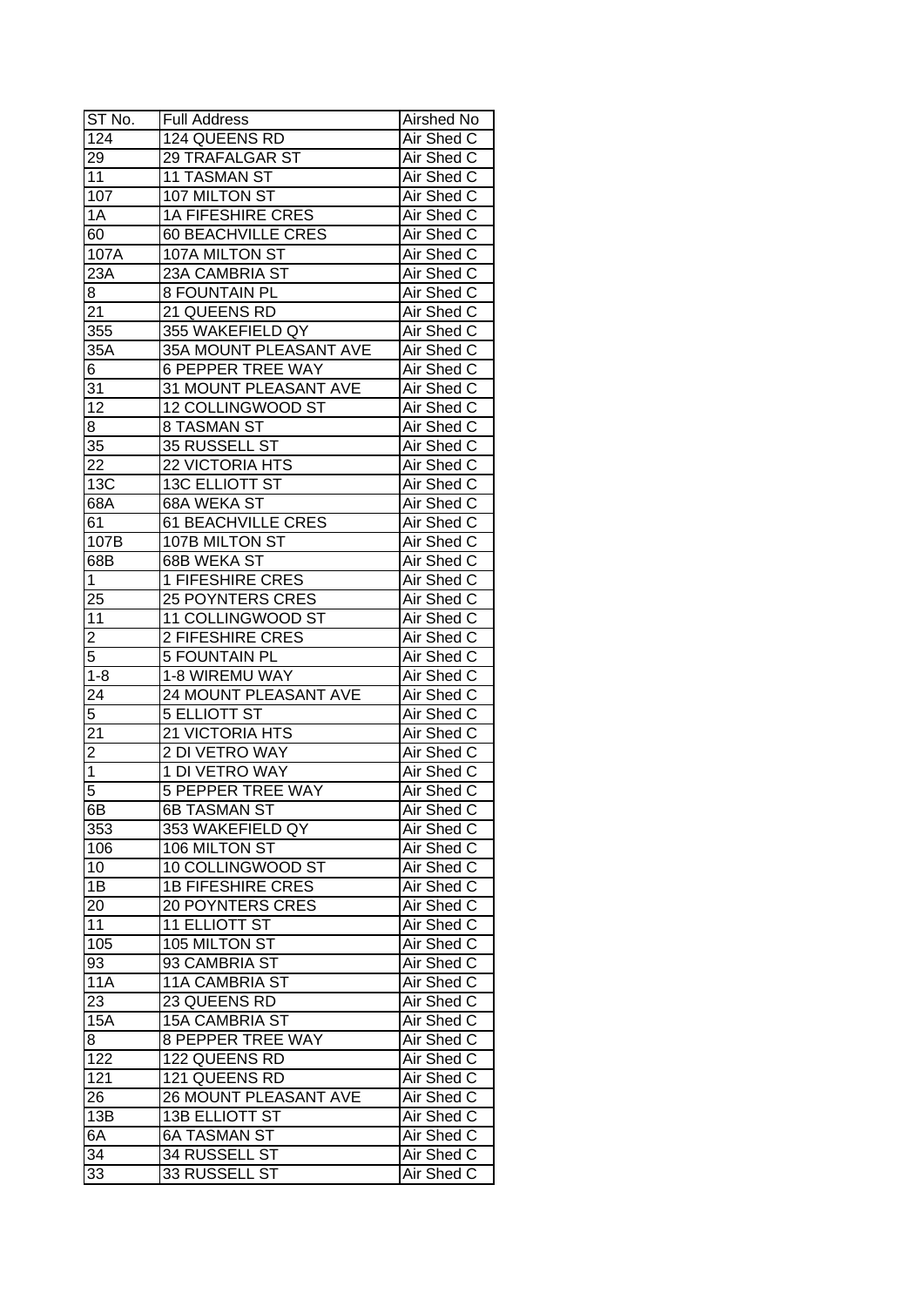| ST No. | Full Address | Airshed No |
|---|---|---|
| 124 | 124 QUEENS RD | Air Shed C |
| 29 | 29 TRAFALGAR ST | Air Shed C |
| 11 | 11 TASMAN ST | Air Shed C |
| 107 | 107 MILTON ST | Air Shed C |
| 1A | 1A FIFESHIRE CRES | Air Shed C |
| 60 | 60 BEACHVILLE CRES | Air Shed C |
| 107A | 107A MILTON ST | Air Shed C |
| 23A | 23A CAMBRIA ST | Air Shed C |
| 8 | 8 FOUNTAIN PL | Air Shed C |
| 21 | 21 QUEENS RD | Air Shed C |
| 355 | 355 WAKEFIELD QY | Air Shed C |
| 35A | 35A MOUNT PLEASANT AVE | Air Shed C |
| 6 | 6 PEPPER TREE WAY | Air Shed C |
| 31 | 31 MOUNT PLEASANT AVE | Air Shed C |
| 12 | 12 COLLINGWOOD ST | Air Shed C |
| 8 | 8 TASMAN ST | Air Shed C |
| 35 | 35 RUSSELL ST | Air Shed C |
| 22 | 22 VICTORIA HTS | Air Shed C |
| 13C | 13C ELLIOTT ST | Air Shed C |
| 68A | 68A WEKA ST | Air Shed C |
| 61 | 61 BEACHVILLE CRES | Air Shed C |
| 107B | 107B MILTON ST | Air Shed C |
| 68B | 68B WEKA ST | Air Shed C |
| 1 | 1 FIFESHIRE CRES | Air Shed C |
| 25 | 25 POYNTERS CRES | Air Shed C |
| 11 | 11 COLLINGWOOD ST | Air Shed C |
| 2 | 2 FIFESHIRE CRES | Air Shed C |
| 5 | 5 FOUNTAIN PL | Air Shed C |
| 1-8 | 1-8 WIREMU WAY | Air Shed C |
| 24 | 24 MOUNT PLEASANT AVE | Air Shed C |
| 5 | 5 ELLIOTT ST | Air Shed C |
| 21 | 21 VICTORIA HTS | Air Shed C |
| 2 | 2 DI VETRO WAY | Air Shed C |
| 1 | 1 DI VETRO WAY | Air Shed C |
| 5 | 5 PEPPER TREE WAY | Air Shed C |
| 6B | 6B TASMAN ST | Air Shed C |
| 353 | 353 WAKEFIELD QY | Air Shed C |
| 106 | 106 MILTON ST | Air Shed C |
| 10 | 10 COLLINGWOOD ST | Air Shed C |
| 1B | 1B FIFESHIRE CRES | Air Shed C |
| 20 | 20 POYNTERS CRES | Air Shed C |
| 11 | 11 ELLIOTT ST | Air Shed C |
| 105 | 105 MILTON ST | Air Shed C |
| 93 | 93 CAMBRIA ST | Air Shed C |
| 11A | 11A CAMBRIA ST | Air Shed C |
| 23 | 23 QUEENS RD | Air Shed C |
| 15A | 15A CAMBRIA ST | Air Shed C |
| 8 | 8 PEPPER TREE WAY | Air Shed C |
| 122 | 122 QUEENS RD | Air Shed C |
| 121 | 121 QUEENS RD | Air Shed C |
| 26 | 26 MOUNT PLEASANT AVE | Air Shed C |
| 13B | 13B ELLIOTT ST | Air Shed C |
| 6A | 6A TASMAN ST | Air Shed C |
| 34 | 34 RUSSELL ST | Air Shed C |
| 33 | 33 RUSSELL ST | Air Shed C |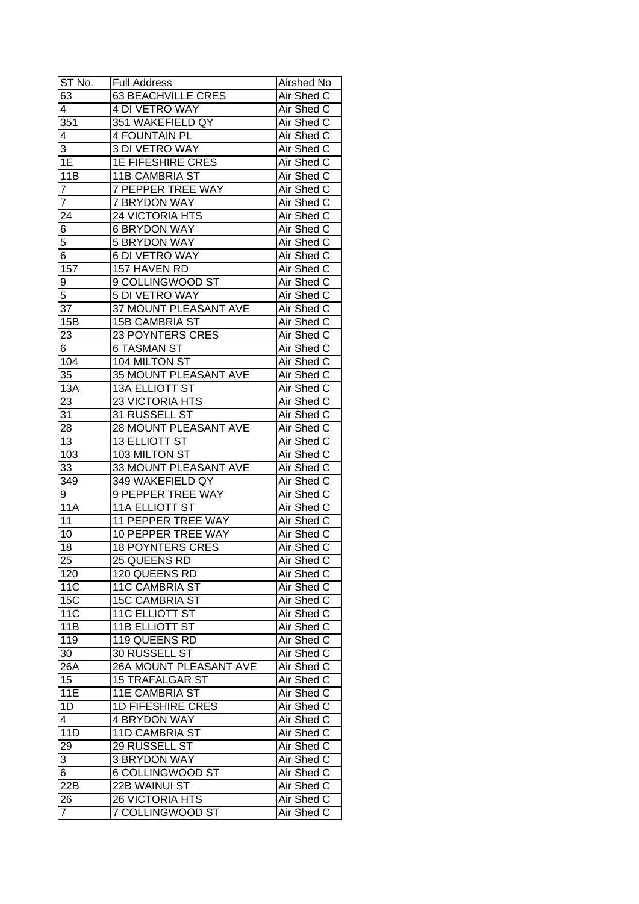| ST No. | Full Address | Airshed No |
| --- | --- | --- |
| 63 | 63 BEACHVILLE CRES | Air Shed C |
| 4 | 4 DI VETRO WAY | Air Shed C |
| 351 | 351 WAKEFIELD QY | Air Shed C |
| 4 | 4 FOUNTAIN PL | Air Shed C |
| 3 | 3 DI VETRO WAY | Air Shed C |
| 1E | 1E FIFESHIRE CRES | Air Shed C |
| 11B | 11B CAMBRIA ST | Air Shed C |
| 7 | 7 PEPPER TREE WAY | Air Shed C |
| 7 | 7 BRYDON WAY | Air Shed C |
| 24 | 24 VICTORIA HTS | Air Shed C |
| 6 | 6 BRYDON WAY | Air Shed C |
| 5 | 5 BRYDON WAY | Air Shed C |
| 6 | 6 DI VETRO WAY | Air Shed C |
| 157 | 157 HAVEN RD | Air Shed C |
| 9 | 9 COLLINGWOOD ST | Air Shed C |
| 5 | 5 DI VETRO WAY | Air Shed C |
| 37 | 37 MOUNT PLEASANT AVE | Air Shed C |
| 15B | 15B CAMBRIA ST | Air Shed C |
| 23 | 23 POYNTERS CRES | Air Shed C |
| 6 | 6 TASMAN ST | Air Shed C |
| 104 | 104 MILTON ST | Air Shed C |
| 35 | 35 MOUNT PLEASANT AVE | Air Shed C |
| 13A | 13A ELLIOTT ST | Air Shed C |
| 23 | 23 VICTORIA HTS | Air Shed C |
| 31 | 31 RUSSELL ST | Air Shed C |
| 28 | 28 MOUNT PLEASANT AVE | Air Shed C |
| 13 | 13 ELLIOTT ST | Air Shed C |
| 103 | 103 MILTON ST | Air Shed C |
| 33 | 33 MOUNT PLEASANT AVE | Air Shed C |
| 349 | 349 WAKEFIELD QY | Air Shed C |
| 9 | 9 PEPPER TREE WAY | Air Shed C |
| 11A | 11A ELLIOTT ST | Air Shed C |
| 11 | 11 PEPPER TREE WAY | Air Shed C |
| 10 | 10 PEPPER TREE WAY | Air Shed C |
| 18 | 18 POYNTERS CRES | Air Shed C |
| 25 | 25 QUEENS RD | Air Shed C |
| 120 | 120 QUEENS RD | Air Shed C |
| 11C | 11C CAMBRIA ST | Air Shed C |
| 15C | 15C CAMBRIA ST | Air Shed C |
| 11C | 11C ELLIOTT ST | Air Shed C |
| 11B | 11B ELLIOTT ST | Air Shed C |
| 119 | 119 QUEENS RD | Air Shed C |
| 30 | 30 RUSSELL ST | Air Shed C |
| 26A | 26A MOUNT PLEASANT AVE | Air Shed C |
| 15 | 15 TRAFALGAR ST | Air Shed C |
| 11E | 11E CAMBRIA ST | Air Shed C |
| 1D | 1D FIFESHIRE CRES | Air Shed C |
| 4 | 4 BRYDON WAY | Air Shed C |
| 11D | 11D CAMBRIA ST | Air Shed C |
| 29 | 29 RUSSELL ST | Air Shed C |
| 3 | 3 BRYDON WAY | Air Shed C |
| 6 | 6 COLLINGWOOD ST | Air Shed C |
| 22B | 22B WAINUI ST | Air Shed C |
| 26 | 26 VICTORIA HTS | Air Shed C |
| 7 | 7 COLLINGWOOD ST | Air Shed C |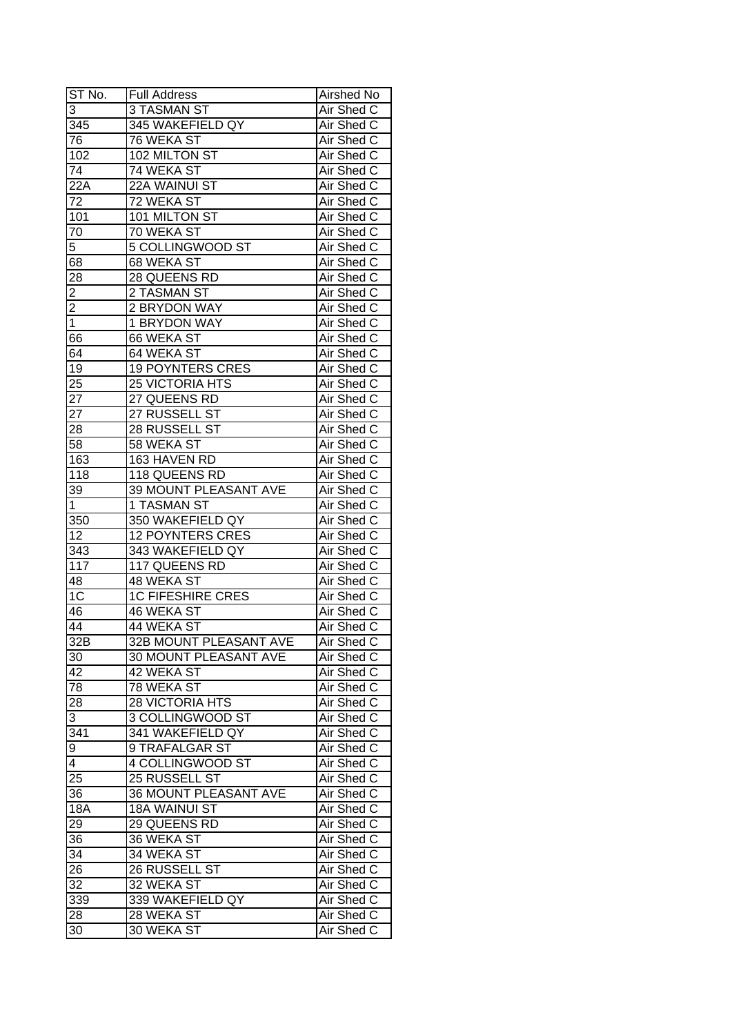| ST No. | Full Address | Airshed No |
| --- | --- | --- |
| 3 | 3 TASMAN ST | Air Shed C |
| 345 | 345 WAKEFIELD QY | Air Shed C |
| 76 | 76 WEKA ST | Air Shed C |
| 102 | 102 MILTON ST | Air Shed C |
| 74 | 74 WEKA ST | Air Shed C |
| 22A | 22A WAINUI ST | Air Shed C |
| 72 | 72 WEKA ST | Air Shed C |
| 101 | 101 MILTON ST | Air Shed C |
| 70 | 70 WEKA ST | Air Shed C |
| 5 | 5 COLLINGWOOD ST | Air Shed C |
| 68 | 68 WEKA ST | Air Shed C |
| 28 | 28 QUEENS RD | Air Shed C |
| 2 | 2 TASMAN ST | Air Shed C |
| 2 | 2 BRYDON WAY | Air Shed C |
| 1 | 1 BRYDON WAY | Air Shed C |
| 66 | 66 WEKA ST | Air Shed C |
| 64 | 64 WEKA ST | Air Shed C |
| 19 | 19 POYNTERS CRES | Air Shed C |
| 25 | 25 VICTORIA HTS | Air Shed C |
| 27 | 27 QUEENS RD | Air Shed C |
| 27 | 27 RUSSELL ST | Air Shed C |
| 28 | 28 RUSSELL ST | Air Shed C |
| 58 | 58 WEKA ST | Air Shed C |
| 163 | 163 HAVEN RD | Air Shed C |
| 118 | 118 QUEENS RD | Air Shed C |
| 39 | 39 MOUNT PLEASANT AVE | Air Shed C |
| 1 | 1 TASMAN ST | Air Shed C |
| 350 | 350 WAKEFIELD QY | Air Shed C |
| 12 | 12 POYNTERS CRES | Air Shed C |
| 343 | 343 WAKEFIELD QY | Air Shed C |
| 117 | 117 QUEENS RD | Air Shed C |
| 48 | 48 WEKA ST | Air Shed C |
| 1C | 1C FIFESHIRE CRES | Air Shed C |
| 46 | 46 WEKA ST | Air Shed C |
| 44 | 44 WEKA ST | Air Shed C |
| 32B | 32B MOUNT PLEASANT AVE | Air Shed C |
| 30 | 30 MOUNT PLEASANT AVE | Air Shed C |
| 42 | 42 WEKA ST | Air Shed C |
| 78 | 78 WEKA ST | Air Shed C |
| 28 | 28 VICTORIA HTS | Air Shed C |
| 3 | 3 COLLINGWOOD ST | Air Shed C |
| 341 | 341 WAKEFIELD QY | Air Shed C |
| 9 | 9 TRAFALGAR ST | Air Shed C |
| 4 | 4 COLLINGWOOD ST | Air Shed C |
| 25 | 25 RUSSELL ST | Air Shed C |
| 36 | 36 MOUNT PLEASANT AVE | Air Shed C |
| 18A | 18A WAINUI ST | Air Shed C |
| 29 | 29 QUEENS RD | Air Shed C |
| 36 | 36 WEKA ST | Air Shed C |
| 34 | 34 WEKA ST | Air Shed C |
| 26 | 26 RUSSELL ST | Air Shed C |
| 32 | 32 WEKA ST | Air Shed C |
| 339 | 339 WAKEFIELD QY | Air Shed C |
| 28 | 28 WEKA ST | Air Shed C |
| 30 | 30 WEKA ST | Air Shed C |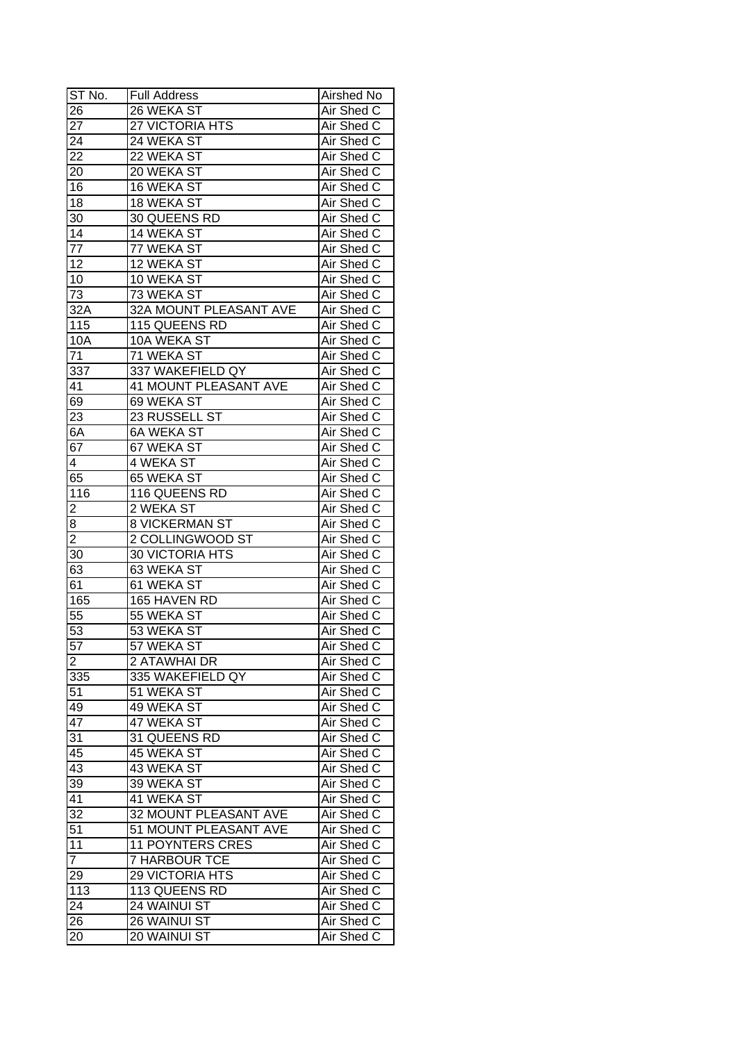| ST No. | Full Address | Airshed No |
|---|---|---|
| 26 | 26 WEKA ST | Air Shed C |
| 27 | 27 VICTORIA HTS | Air Shed C |
| 24 | 24 WEKA ST | Air Shed C |
| 22 | 22 WEKA ST | Air Shed C |
| 20 | 20 WEKA ST | Air Shed C |
| 16 | 16 WEKA ST | Air Shed C |
| 18 | 18 WEKA ST | Air Shed C |
| 30 | 30 QUEENS RD | Air Shed C |
| 14 | 14 WEKA ST | Air Shed C |
| 77 | 77 WEKA ST | Air Shed C |
| 12 | 12 WEKA ST | Air Shed C |
| 10 | 10 WEKA ST | Air Shed C |
| 73 | 73 WEKA ST | Air Shed C |
| 32A | 32A MOUNT PLEASANT AVE | Air Shed C |
| 115 | 115 QUEENS RD | Air Shed C |
| 10A | 10A WEKA ST | Air Shed C |
| 71 | 71 WEKA ST | Air Shed C |
| 337 | 337 WAKEFIELD QY | Air Shed C |
| 41 | 41 MOUNT PLEASANT AVE | Air Shed C |
| 69 | 69 WEKA ST | Air Shed C |
| 23 | 23 RUSSELL ST | Air Shed C |
| 6A | 6A WEKA ST | Air Shed C |
| 67 | 67 WEKA ST | Air Shed C |
| 4 | 4 WEKA ST | Air Shed C |
| 65 | 65 WEKA ST | Air Shed C |
| 116 | 116 QUEENS RD | Air Shed C |
| 2 | 2 WEKA ST | Air Shed C |
| 8 | 8 VICKERMAN ST | Air Shed C |
| 2 | 2 COLLINGWOOD ST | Air Shed C |
| 30 | 30 VICTORIA HTS | Air Shed C |
| 63 | 63 WEKA ST | Air Shed C |
| 61 | 61 WEKA ST | Air Shed C |
| 165 | 165 HAVEN RD | Air Shed C |
| 55 | 55 WEKA ST | Air Shed C |
| 53 | 53 WEKA ST | Air Shed C |
| 57 | 57 WEKA ST | Air Shed C |
| 2 | 2 ATAWHAI DR | Air Shed C |
| 335 | 335 WAKEFIELD QY | Air Shed C |
| 51 | 51 WEKA ST | Air Shed C |
| 49 | 49 WEKA ST | Air Shed C |
| 47 | 47 WEKA ST | Air Shed C |
| 31 | 31 QUEENS RD | Air Shed C |
| 45 | 45 WEKA ST | Air Shed C |
| 43 | 43 WEKA ST | Air Shed C |
| 39 | 39 WEKA ST | Air Shed C |
| 41 | 41 WEKA ST | Air Shed C |
| 32 | 32 MOUNT PLEASANT AVE | Air Shed C |
| 51 | 51 MOUNT PLEASANT AVE | Air Shed C |
| 11 | 11 POYNTERS CRES | Air Shed C |
| 7 | 7 HARBOUR TCE | Air Shed C |
| 29 | 29 VICTORIA HTS | Air Shed C |
| 113 | 113 QUEENS RD | Air Shed C |
| 24 | 24 WAINUI ST | Air Shed C |
| 26 | 26 WAINUI ST | Air Shed C |
| 20 | 20 WAINUI ST | Air Shed C |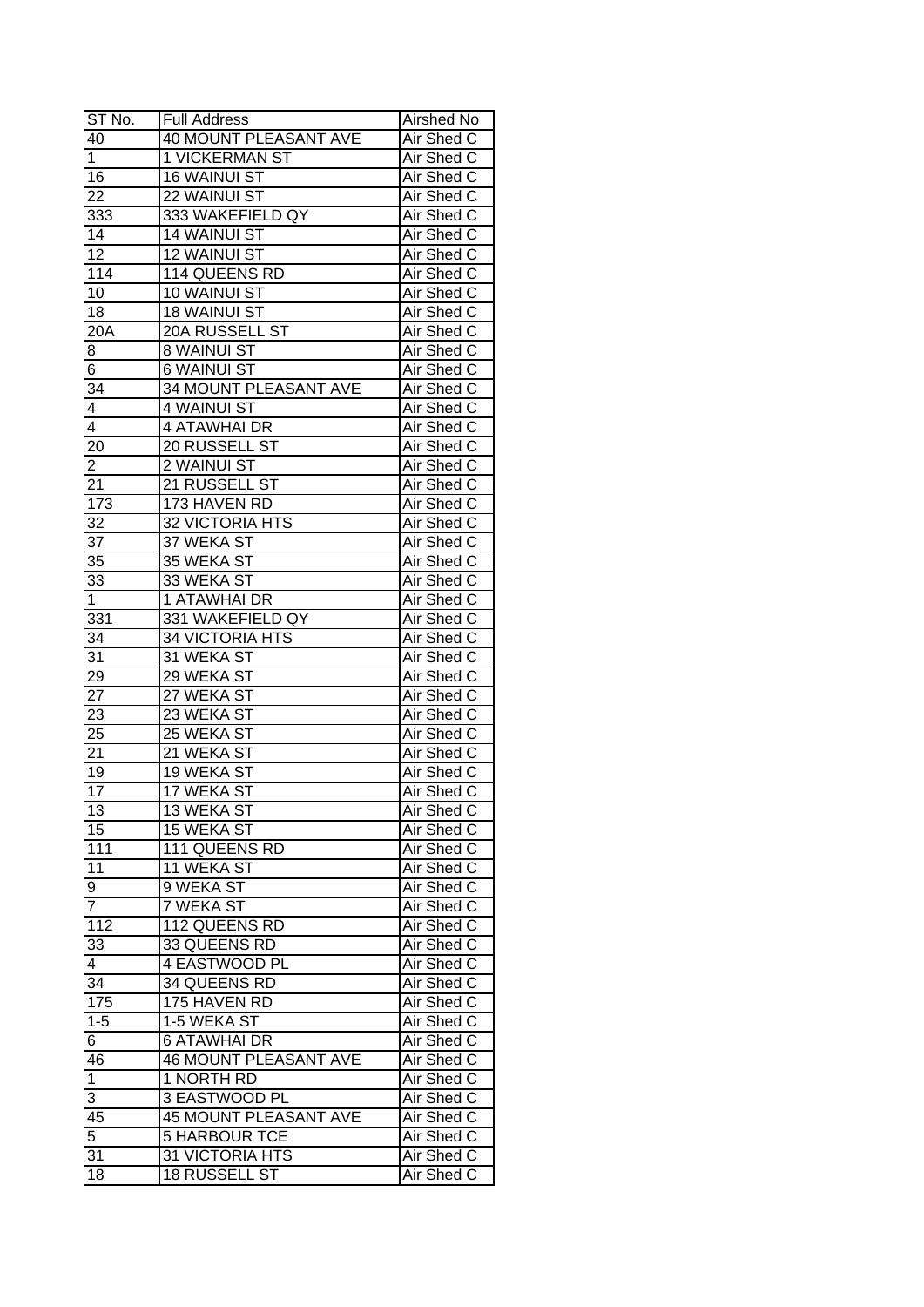| ST No. | Full Address | Airshed No |
|---|---|---|
| 40 | 40 MOUNT PLEASANT AVE | Air Shed C |
| 1 | 1 VICKERMAN ST | Air Shed C |
| 16 | 16 WAINUI ST | Air Shed C |
| 22 | 22 WAINUI ST | Air Shed C |
| 333 | 333 WAKEFIELD QY | Air Shed C |
| 14 | 14 WAINUI ST | Air Shed C |
| 12 | 12 WAINUI ST | Air Shed C |
| 114 | 114 QUEENS RD | Air Shed C |
| 10 | 10 WAINUI ST | Air Shed C |
| 18 | 18 WAINUI ST | Air Shed C |
| 20A | 20A RUSSELL ST | Air Shed C |
| 8 | 8 WAINUI ST | Air Shed C |
| 6 | 6 WAINUI ST | Air Shed C |
| 34 | 34 MOUNT PLEASANT AVE | Air Shed C |
| 4 | 4 WAINUI ST | Air Shed C |
| 4 | 4 ATAWHAI DR | Air Shed C |
| 20 | 20 RUSSELL ST | Air Shed C |
| 2 | 2 WAINUI ST | Air Shed C |
| 21 | 21 RUSSELL ST | Air Shed C |
| 173 | 173 HAVEN RD | Air Shed C |
| 32 | 32 VICTORIA HTS | Air Shed C |
| 37 | 37 WEKA ST | Air Shed C |
| 35 | 35 WEKA ST | Air Shed C |
| 33 | 33 WEKA ST | Air Shed C |
| 1 | 1 ATAWHAI DR | Air Shed C |
| 331 | 331 WAKEFIELD QY | Air Shed C |
| 34 | 34 VICTORIA HTS | Air Shed C |
| 31 | 31 WEKA ST | Air Shed C |
| 29 | 29 WEKA ST | Air Shed C |
| 27 | 27 WEKA ST | Air Shed C |
| 23 | 23 WEKA ST | Air Shed C |
| 25 | 25 WEKA ST | Air Shed C |
| 21 | 21 WEKA ST | Air Shed C |
| 19 | 19 WEKA ST | Air Shed C |
| 17 | 17 WEKA ST | Air Shed C |
| 13 | 13 WEKA ST | Air Shed C |
| 15 | 15 WEKA ST | Air Shed C |
| 111 | 111 QUEENS RD | Air Shed C |
| 11 | 11 WEKA ST | Air Shed C |
| 9 | 9 WEKA ST | Air Shed C |
| 7 | 7 WEKA ST | Air Shed C |
| 112 | 112 QUEENS RD | Air Shed C |
| 33 | 33 QUEENS RD | Air Shed C |
| 4 | 4 EASTWOOD PL | Air Shed C |
| 34 | 34 QUEENS RD | Air Shed C |
| 175 | 175 HAVEN RD | Air Shed C |
| 1-5 | 1-5 WEKA ST | Air Shed C |
| 6 | 6 ATAWHAI DR | Air Shed C |
| 46 | 46 MOUNT PLEASANT AVE | Air Shed C |
| 1 | 1 NORTH RD | Air Shed C |
| 3 | 3 EASTWOOD PL | Air Shed C |
| 45 | 45 MOUNT PLEASANT AVE | Air Shed C |
| 5 | 5 HARBOUR TCE | Air Shed C |
| 31 | 31 VICTORIA HTS | Air Shed C |
| 18 | 18 RUSSELL ST | Air Shed C |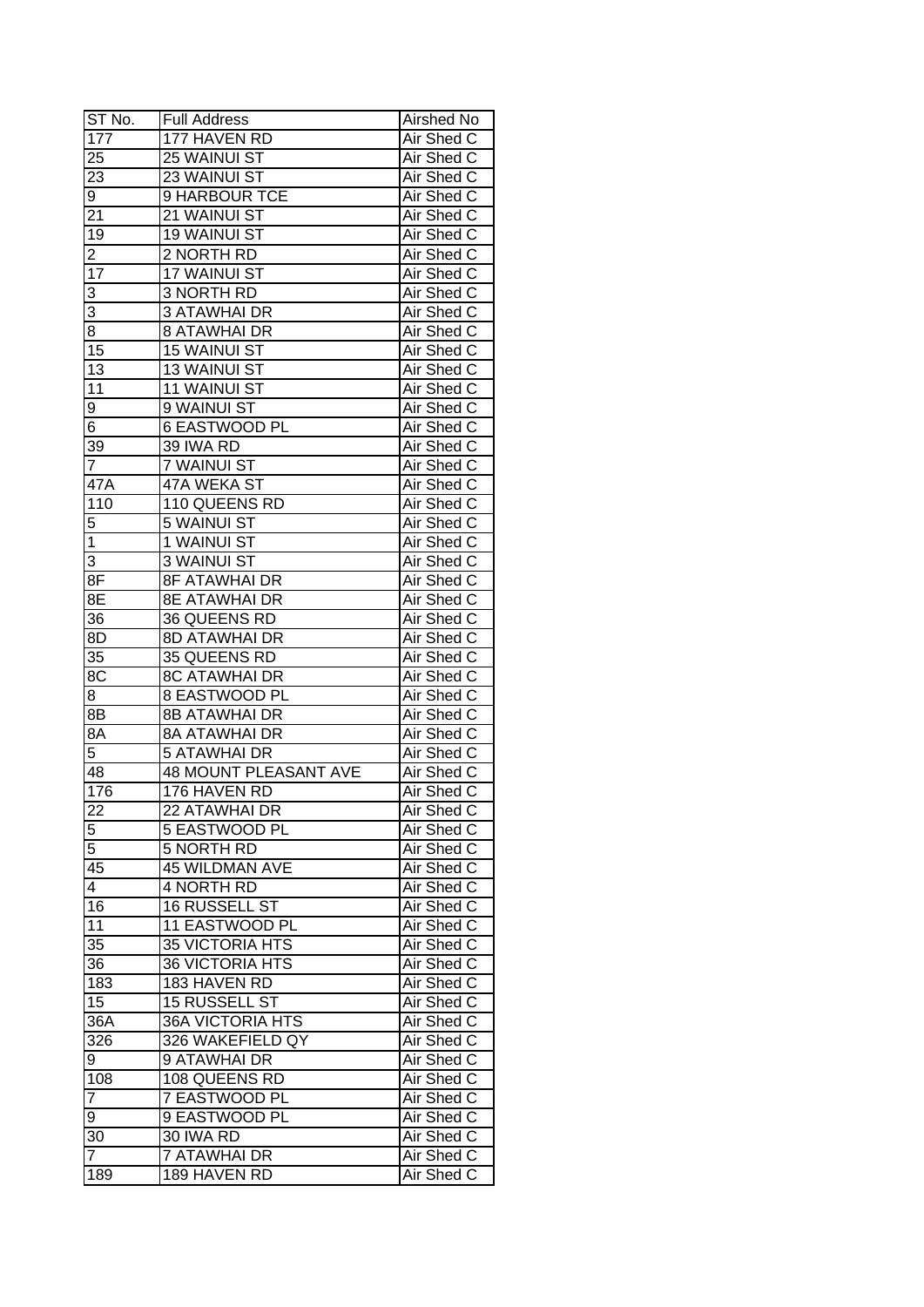| ST No. | Full Address | Airshed No |
| --- | --- | --- |
| 177 | 177 HAVEN RD | Air Shed C |
| 25 | 25 WAINUI ST | Air Shed C |
| 23 | 23 WAINUI ST | Air Shed C |
| 9 | 9 HARBOUR TCE | Air Shed C |
| 21 | 21 WAINUI ST | Air Shed C |
| 19 | 19 WAINUI ST | Air Shed C |
| 2 | 2 NORTH RD | Air Shed C |
| 17 | 17 WAINUI ST | Air Shed C |
| 3 | 3 NORTH RD | Air Shed C |
| 3 | 3 ATAWHAI DR | Air Shed C |
| 8 | 8 ATAWHAI DR | Air Shed C |
| 15 | 15 WAINUI ST | Air Shed C |
| 13 | 13 WAINUI ST | Air Shed C |
| 11 | 11 WAINUI ST | Air Shed C |
| 9 | 9 WAINUI ST | Air Shed C |
| 6 | 6 EASTWOOD PL | Air Shed C |
| 39 | 39 IWA RD | Air Shed C |
| 7 | 7 WAINUI ST | Air Shed C |
| 47A | 47A WEKA ST | Air Shed C |
| 110 | 110 QUEENS RD | Air Shed C |
| 5 | 5 WAINUI ST | Air Shed C |
| 1 | 1 WAINUI ST | Air Shed C |
| 3 | 3 WAINUI ST | Air Shed C |
| 8F | 8F ATAWHAI DR | Air Shed C |
| 8E | 8E ATAWHAI DR | Air Shed C |
| 36 | 36 QUEENS RD | Air Shed C |
| 8D | 8D ATAWHAI DR | Air Shed C |
| 35 | 35 QUEENS RD | Air Shed C |
| 8C | 8C ATAWHAI DR | Air Shed C |
| 8 | 8 EASTWOOD PL | Air Shed C |
| 8B | 8B ATAWHAI DR | Air Shed C |
| 8A | 8A ATAWHAI DR | Air Shed C |
| 5 | 5 ATAWHAI DR | Air Shed C |
| 48 | 48 MOUNT PLEASANT AVE | Air Shed C |
| 176 | 176 HAVEN RD | Air Shed C |
| 22 | 22 ATAWHAI DR | Air Shed C |
| 5 | 5 EASTWOOD PL | Air Shed C |
| 5 | 5 NORTH RD | Air Shed C |
| 45 | 45 WILDMAN AVE | Air Shed C |
| 4 | 4 NORTH RD | Air Shed C |
| 16 | 16 RUSSELL ST | Air Shed C |
| 11 | 11 EASTWOOD PL | Air Shed C |
| 35 | 35 VICTORIA HTS | Air Shed C |
| 36 | 36 VICTORIA HTS | Air Shed C |
| 183 | 183 HAVEN RD | Air Shed C |
| 15 | 15 RUSSELL ST | Air Shed C |
| 36A | 36A VICTORIA HTS | Air Shed C |
| 326 | 326 WAKEFIELD QY | Air Shed C |
| 9 | 9 ATAWHAI DR | Air Shed C |
| 108 | 108 QUEENS RD | Air Shed C |
| 7 | 7 EASTWOOD PL | Air Shed C |
| 9 | 9 EASTWOOD PL | Air Shed C |
| 30 | 30 IWA RD | Air Shed C |
| 7 | 7 ATAWHAI DR | Air Shed C |
| 189 | 189 HAVEN RD | Air Shed C |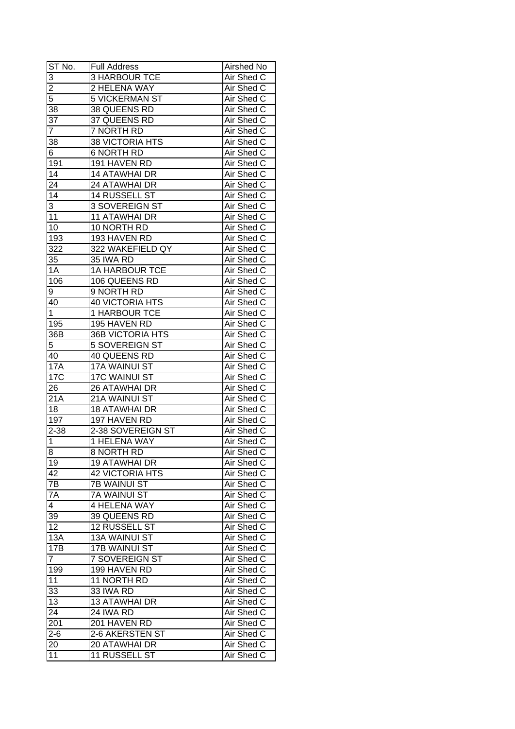| ST No. | Full Address | Airshed No |
|---|---|---|
| 3 | 3 HARBOUR TCE | Air Shed C |
| 2 | 2 HELENA WAY | Air Shed C |
| 5 | 5 VICKERMAN ST | Air Shed C |
| 38 | 38 QUEENS RD | Air Shed C |
| 37 | 37 QUEENS RD | Air Shed C |
| 7 | 7 NORTH RD | Air Shed C |
| 38 | 38 VICTORIA HTS | Air Shed C |
| 6 | 6 NORTH RD | Air Shed C |
| 191 | 191 HAVEN RD | Air Shed C |
| 14 | 14 ATAWHAI DR | Air Shed C |
| 24 | 24 ATAWHAI DR | Air Shed C |
| 14 | 14 RUSSELL ST | Air Shed C |
| 3 | 3 SOVEREIGN ST | Air Shed C |
| 11 | 11 ATAWHAI DR | Air Shed C |
| 10 | 10 NORTH RD | Air Shed C |
| 193 | 193 HAVEN RD | Air Shed C |
| 322 | 322 WAKEFIELD QY | Air Shed C |
| 35 | 35 IWA RD | Air Shed C |
| 1A | 1A HARBOUR TCE | Air Shed C |
| 106 | 106 QUEENS RD | Air Shed C |
| 9 | 9 NORTH RD | Air Shed C |
| 40 | 40 VICTORIA HTS | Air Shed C |
| 1 | 1 HARBOUR TCE | Air Shed C |
| 195 | 195 HAVEN RD | Air Shed C |
| 36B | 36B VICTORIA HTS | Air Shed C |
| 5 | 5 SOVEREIGN ST | Air Shed C |
| 40 | 40 QUEENS RD | Air Shed C |
| 17A | 17A WAINUI ST | Air Shed C |
| 17C | 17C WAINUI ST | Air Shed C |
| 26 | 26 ATAWHAI DR | Air Shed C |
| 21A | 21A WAINUI ST | Air Shed C |
| 18 | 18 ATAWHAI DR | Air Shed C |
| 197 | 197 HAVEN RD | Air Shed C |
| 2-38 | 2-38 SOVEREIGN ST | Air Shed C |
| 1 | 1 HELENA WAY | Air Shed C |
| 8 | 8 NORTH RD | Air Shed C |
| 19 | 19 ATAWHAI DR | Air Shed C |
| 42 | 42 VICTORIA HTS | Air Shed C |
| 7B | 7B WAINUI ST | Air Shed C |
| 7A | 7A WAINUI ST | Air Shed C |
| 4 | 4 HELENA WAY | Air Shed C |
| 39 | 39 QUEENS RD | Air Shed C |
| 12 | 12 RUSSELL ST | Air Shed C |
| 13A | 13A WAINUI ST | Air Shed C |
| 17B | 17B WAINUI ST | Air Shed C |
| 7 | 7 SOVEREIGN ST | Air Shed C |
| 199 | 199 HAVEN RD | Air Shed C |
| 11 | 11 NORTH RD | Air Shed C |
| 33 | 33 IWA RD | Air Shed C |
| 13 | 13 ATAWHAI DR | Air Shed C |
| 24 | 24 IWA RD | Air Shed C |
| 201 | 201 HAVEN RD | Air Shed C |
| 2-6 | 2-6 AKERSTEN ST | Air Shed C |
| 20 | 20 ATAWHAI DR | Air Shed C |
| 11 | 11 RUSSELL ST | Air Shed C |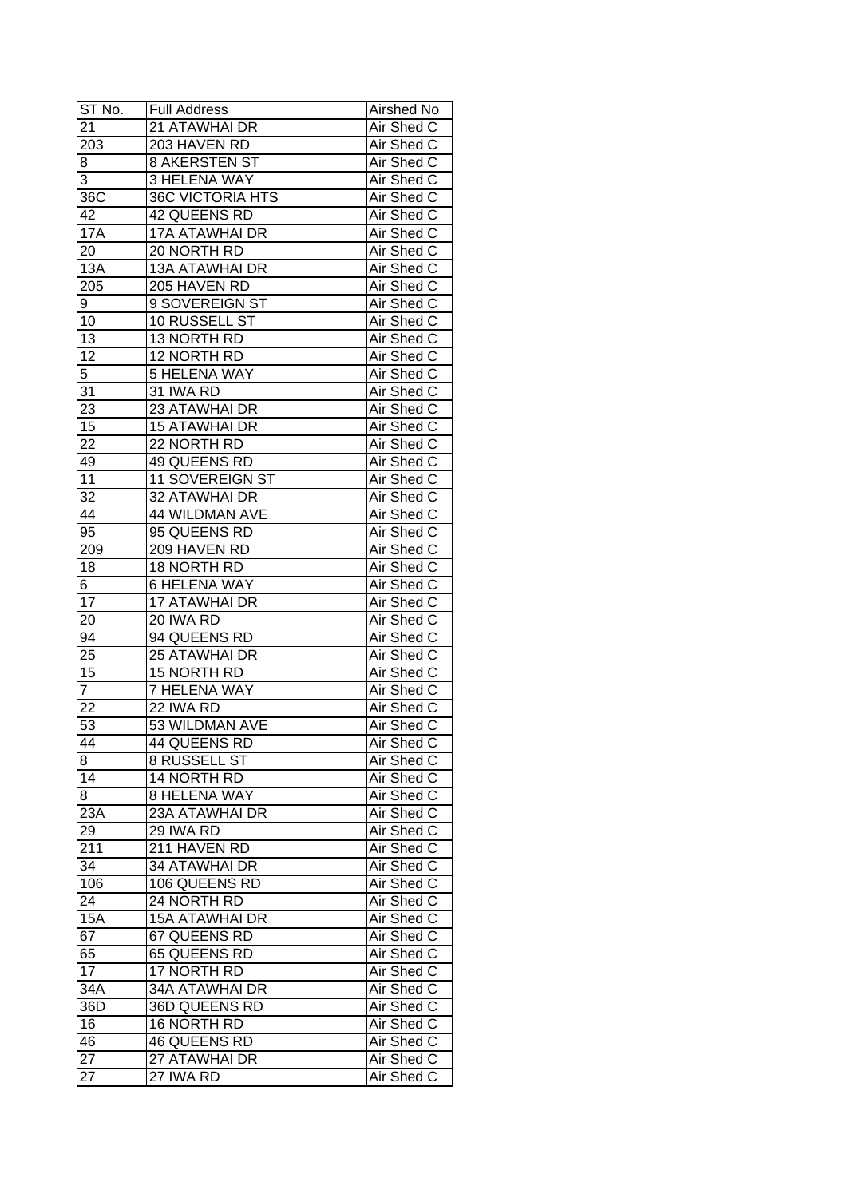| ST No. | Full Address | Airshed No |
| --- | --- | --- |
| 21 | 21 ATAWHAI DR | Air Shed C |
| 203 | 203 HAVEN RD | Air Shed C |
| 8 | 8 AKERSTEN ST | Air Shed C |
| 3 | 3 HELENA WAY | Air Shed C |
| 36C | 36C VICTORIA HTS | Air Shed C |
| 42 | 42 QUEENS RD | Air Shed C |
| 17A | 17A ATAWHAI DR | Air Shed C |
| 20 | 20 NORTH RD | Air Shed C |
| 13A | 13A ATAWHAI DR | Air Shed C |
| 205 | 205 HAVEN RD | Air Shed C |
| 9 | 9 SOVEREIGN ST | Air Shed C |
| 10 | 10 RUSSELL ST | Air Shed C |
| 13 | 13 NORTH RD | Air Shed C |
| 12 | 12 NORTH RD | Air Shed C |
| 5 | 5 HELENA WAY | Air Shed C |
| 31 | 31 IWA RD | Air Shed C |
| 23 | 23 ATAWHAI DR | Air Shed C |
| 15 | 15 ATAWHAI DR | Air Shed C |
| 22 | 22 NORTH RD | Air Shed C |
| 49 | 49 QUEENS RD | Air Shed C |
| 11 | 11 SOVEREIGN ST | Air Shed C |
| 32 | 32 ATAWHAI DR | Air Shed C |
| 44 | 44 WILDMAN AVE | Air Shed C |
| 95 | 95 QUEENS RD | Air Shed C |
| 209 | 209 HAVEN RD | Air Shed C |
| 18 | 18 NORTH RD | Air Shed C |
| 6 | 6 HELENA WAY | Air Shed C |
| 17 | 17 ATAWHAI DR | Air Shed C |
| 20 | 20 IWA RD | Air Shed C |
| 94 | 94 QUEENS RD | Air Shed C |
| 25 | 25 ATAWHAI DR | Air Shed C |
| 15 | 15 NORTH RD | Air Shed C |
| 7 | 7 HELENA WAY | Air Shed C |
| 22 | 22 IWA RD | Air Shed C |
| 53 | 53 WILDMAN AVE | Air Shed C |
| 44 | 44 QUEENS RD | Air Shed C |
| 8 | 8 RUSSELL ST | Air Shed C |
| 14 | 14 NORTH RD | Air Shed C |
| 8 | 8 HELENA WAY | Air Shed C |
| 23A | 23A ATAWHAI DR | Air Shed C |
| 29 | 29 IWA RD | Air Shed C |
| 211 | 211 HAVEN RD | Air Shed C |
| 34 | 34 ATAWHAI DR | Air Shed C |
| 106 | 106 QUEENS RD | Air Shed C |
| 24 | 24 NORTH RD | Air Shed C |
| 15A | 15A ATAWHAI DR | Air Shed C |
| 67 | 67 QUEENS RD | Air Shed C |
| 65 | 65 QUEENS RD | Air Shed C |
| 17 | 17 NORTH RD | Air Shed C |
| 34A | 34A ATAWHAI DR | Air Shed C |
| 36D | 36D QUEENS RD | Air Shed C |
| 16 | 16 NORTH RD | Air Shed C |
| 46 | 46 QUEENS RD | Air Shed C |
| 27 | 27 ATAWHAI DR | Air Shed C |
| 27 | 27 IWA RD | Air Shed C |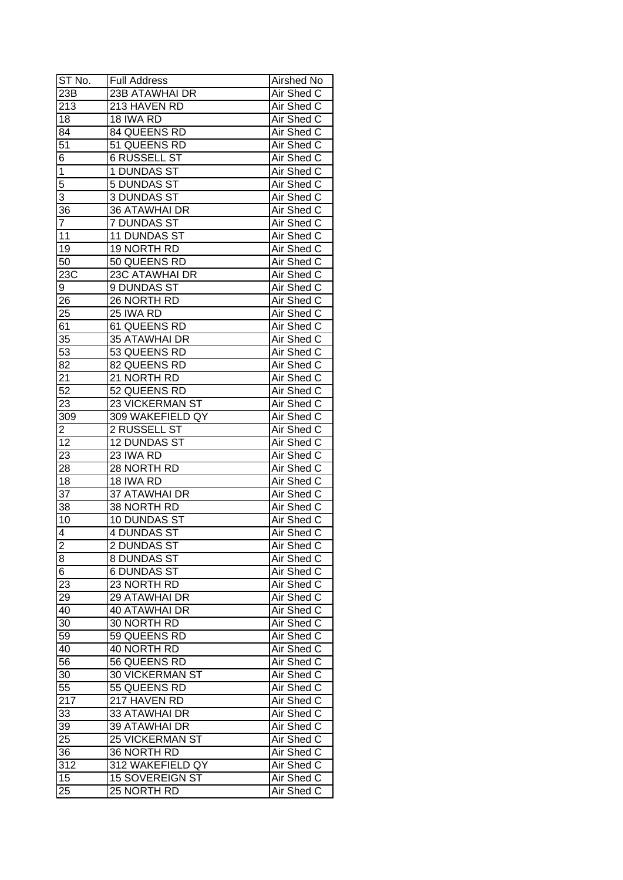| ST No. | Full Address | Airshed No |
|---|---|---|
| 23B | 23B ATAWHAI DR | Air Shed C |
| 213 | 213 HAVEN RD | Air Shed C |
| 18 | 18 IWA RD | Air Shed C |
| 84 | 84 QUEENS RD | Air Shed C |
| 51 | 51 QUEENS RD | Air Shed C |
| 6 | 6 RUSSELL ST | Air Shed C |
| 1 | 1 DUNDAS ST | Air Shed C |
| 5 | 5 DUNDAS ST | Air Shed C |
| 3 | 3 DUNDAS ST | Air Shed C |
| 36 | 36 ATAWHAI DR | Air Shed C |
| 7 | 7 DUNDAS ST | Air Shed C |
| 11 | 11 DUNDAS ST | Air Shed C |
| 19 | 19 NORTH RD | Air Shed C |
| 50 | 50 QUEENS RD | Air Shed C |
| 23C | 23C ATAWHAI DR | Air Shed C |
| 9 | 9 DUNDAS ST | Air Shed C |
| 26 | 26 NORTH RD | Air Shed C |
| 25 | 25 IWA RD | Air Shed C |
| 61 | 61 QUEENS RD | Air Shed C |
| 35 | 35 ATAWHAI DR | Air Shed C |
| 53 | 53 QUEENS RD | Air Shed C |
| 82 | 82 QUEENS RD | Air Shed C |
| 21 | 21 NORTH RD | Air Shed C |
| 52 | 52 QUEENS RD | Air Shed C |
| 23 | 23 VICKERMAN ST | Air Shed C |
| 309 | 309 WAKEFIELD QY | Air Shed C |
| 2 | 2 RUSSELL ST | Air Shed C |
| 12 | 12 DUNDAS ST | Air Shed C |
| 23 | 23 IWA RD | Air Shed C |
| 28 | 28 NORTH RD | Air Shed C |
| 18 | 18 IWA RD | Air Shed C |
| 37 | 37 ATAWHAI DR | Air Shed C |
| 38 | 38 NORTH RD | Air Shed C |
| 10 | 10 DUNDAS ST | Air Shed C |
| 4 | 4 DUNDAS ST | Air Shed C |
| 2 | 2 DUNDAS ST | Air Shed C |
| 8 | 8 DUNDAS ST | Air Shed C |
| 6 | 6 DUNDAS ST | Air Shed C |
| 23 | 23 NORTH RD | Air Shed C |
| 29 | 29 ATAWHAI DR | Air Shed C |
| 40 | 40 ATAWHAI DR | Air Shed C |
| 30 | 30 NORTH RD | Air Shed C |
| 59 | 59 QUEENS RD | Air Shed C |
| 40 | 40 NORTH RD | Air Shed C |
| 56 | 56 QUEENS RD | Air Shed C |
| 30 | 30 VICKERMAN ST | Air Shed C |
| 55 | 55 QUEENS RD | Air Shed C |
| 217 | 217 HAVEN RD | Air Shed C |
| 33 | 33 ATAWHAI DR | Air Shed C |
| 39 | 39 ATAWHAI DR | Air Shed C |
| 25 | 25 VICKERMAN ST | Air Shed C |
| 36 | 36 NORTH RD | Air Shed C |
| 312 | 312 WAKEFIELD QY | Air Shed C |
| 15 | 15 SOVEREIGN ST | Air Shed C |
| 25 | 25 NORTH RD | Air Shed C |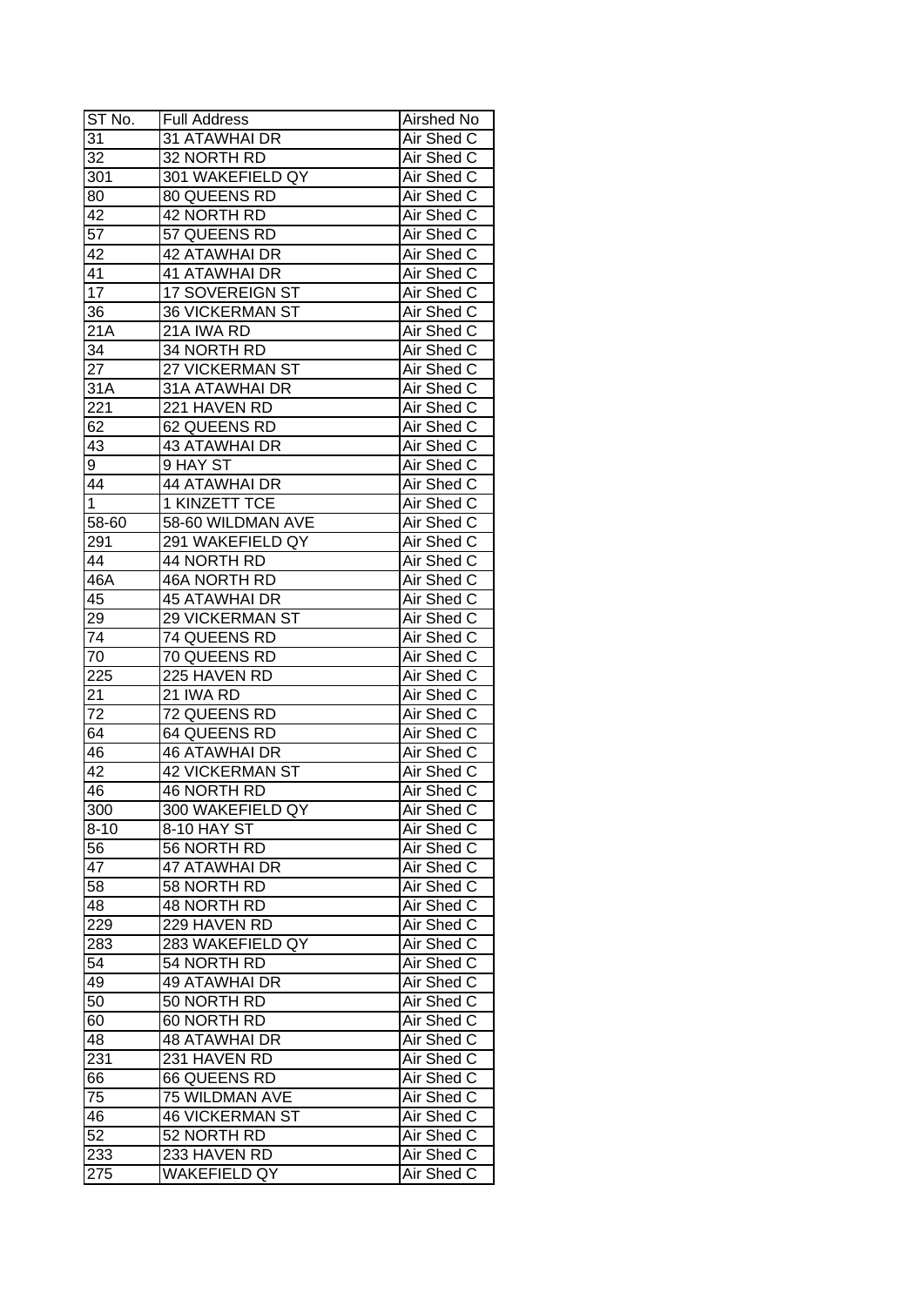| ST No. | Full Address | Airshed No |
|---|---|---|
| 31 | 31 ATAWHAI DR | Air Shed C |
| 32 | 32 NORTH RD | Air Shed C |
| 301 | 301 WAKEFIELD QY | Air Shed C |
| 80 | 80 QUEENS RD | Air Shed C |
| 42 | 42 NORTH RD | Air Shed C |
| 57 | 57 QUEENS RD | Air Shed C |
| 42 | 42 ATAWHAI DR | Air Shed C |
| 41 | 41 ATAWHAI DR | Air Shed C |
| 17 | 17 SOVEREIGN ST | Air Shed C |
| 36 | 36 VICKERMAN ST | Air Shed C |
| 21A | 21A IWA RD | Air Shed C |
| 34 | 34 NORTH RD | Air Shed C |
| 27 | 27 VICKERMAN ST | Air Shed C |
| 31A | 31A ATAWHAI DR | Air Shed C |
| 221 | 221 HAVEN RD | Air Shed C |
| 62 | 62 QUEENS RD | Air Shed C |
| 43 | 43 ATAWHAI DR | Air Shed C |
| 9 | 9 HAY ST | Air Shed C |
| 44 | 44 ATAWHAI DR | Air Shed C |
| 1 | 1 KINZETT TCE | Air Shed C |
| 58-60 | 58-60 WILDMAN AVE | Air Shed C |
| 291 | 291 WAKEFIELD QY | Air Shed C |
| 44 | 44 NORTH RD | Air Shed C |
| 46A | 46A NORTH RD | Air Shed C |
| 45 | 45 ATAWHAI DR | Air Shed C |
| 29 | 29 VICKERMAN ST | Air Shed C |
| 74 | 74 QUEENS RD | Air Shed C |
| 70 | 70 QUEENS RD | Air Shed C |
| 225 | 225 HAVEN RD | Air Shed C |
| 21 | 21 IWA RD | Air Shed C |
| 72 | 72 QUEENS RD | Air Shed C |
| 64 | 64 QUEENS RD | Air Shed C |
| 46 | 46 ATAWHAI DR | Air Shed C |
| 42 | 42 VICKERMAN ST | Air Shed C |
| 46 | 46 NORTH RD | Air Shed C |
| 300 | 300 WAKEFIELD QY | Air Shed C |
| 8-10 | 8-10 HAY ST | Air Shed C |
| 56 | 56 NORTH RD | Air Shed C |
| 47 | 47 ATAWHAI DR | Air Shed C |
| 58 | 58 NORTH RD | Air Shed C |
| 48 | 48 NORTH RD | Air Shed C |
| 229 | 229 HAVEN RD | Air Shed C |
| 283 | 283 WAKEFIELD QY | Air Shed C |
| 54 | 54 NORTH RD | Air Shed C |
| 49 | 49 ATAWHAI DR | Air Shed C |
| 50 | 50 NORTH RD | Air Shed C |
| 60 | 60 NORTH RD | Air Shed C |
| 48 | 48 ATAWHAI DR | Air Shed C |
| 231 | 231 HAVEN RD | Air Shed C |
| 66 | 66 QUEENS RD | Air Shed C |
| 75 | 75 WILDMAN AVE | Air Shed C |
| 46 | 46 VICKERMAN ST | Air Shed C |
| 52 | 52 NORTH RD | Air Shed C |
| 233 | 233 HAVEN RD | Air Shed C |
| 275 | WAKEFIELD QY | Air Shed C |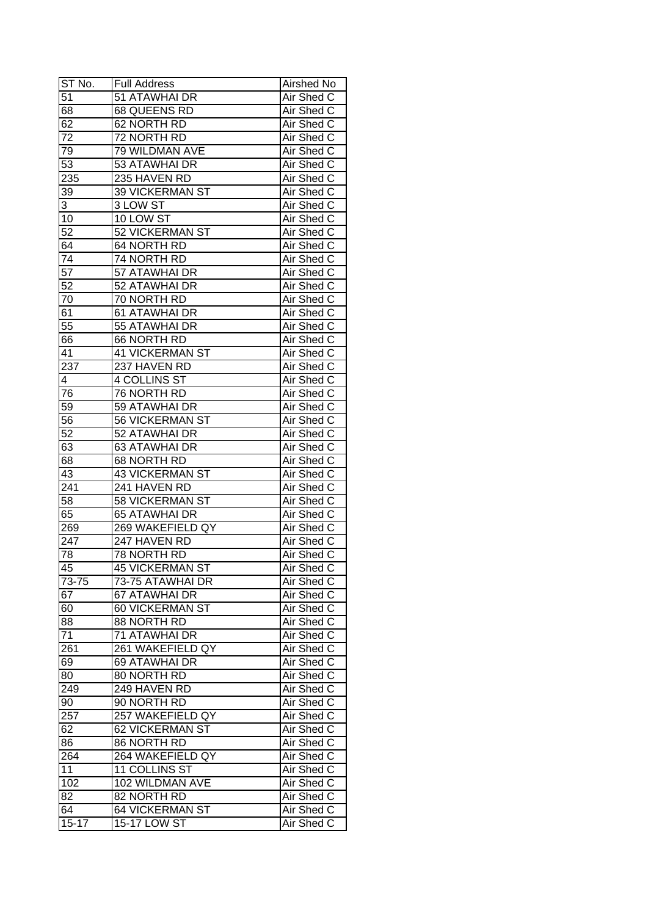| ST No. | Full Address | Airshed No |
|---|---|---|
| 51 | 51 ATAWHAI DR | Air Shed C |
| 68 | 68 QUEENS RD | Air Shed C |
| 62 | 62 NORTH RD | Air Shed C |
| 72 | 72 NORTH RD | Air Shed C |
| 79 | 79 WILDMAN AVE | Air Shed C |
| 53 | 53 ATAWHAI DR | Air Shed C |
| 235 | 235 HAVEN RD | Air Shed C |
| 39 | 39 VICKERMAN ST | Air Shed C |
| 3 | 3 LOW ST | Air Shed C |
| 10 | 10 LOW ST | Air Shed C |
| 52 | 52 VICKERMAN ST | Air Shed C |
| 64 | 64 NORTH RD | Air Shed C |
| 74 | 74 NORTH RD | Air Shed C |
| 57 | 57 ATAWHAI DR | Air Shed C |
| 52 | 52 ATAWHAI DR | Air Shed C |
| 70 | 70 NORTH RD | Air Shed C |
| 61 | 61 ATAWHAI DR | Air Shed C |
| 55 | 55 ATAWHAI DR | Air Shed C |
| 66 | 66 NORTH RD | Air Shed C |
| 41 | 41 VICKERMAN ST | Air Shed C |
| 237 | 237 HAVEN RD | Air Shed C |
| 4 | 4 COLLINS ST | Air Shed C |
| 76 | 76 NORTH RD | Air Shed C |
| 59 | 59 ATAWHAI DR | Air Shed C |
| 56 | 56 VICKERMAN ST | Air Shed C |
| 52 | 52 ATAWHAI DR | Air Shed C |
| 63 | 63 ATAWHAI DR | Air Shed C |
| 68 | 68 NORTH RD | Air Shed C |
| 43 | 43 VICKERMAN ST | Air Shed C |
| 241 | 241 HAVEN RD | Air Shed C |
| 58 | 58 VICKERMAN ST | Air Shed C |
| 65 | 65 ATAWHAI DR | Air Shed C |
| 269 | 269 WAKEFIELD QY | Air Shed C |
| 247 | 247 HAVEN RD | Air Shed C |
| 78 | 78 NORTH RD | Air Shed C |
| 45 | 45 VICKERMAN ST | Air Shed C |
| 73-75 | 73-75 ATAWHAI DR | Air Shed C |
| 67 | 67 ATAWHAI DR | Air Shed C |
| 60 | 60 VICKERMAN ST | Air Shed C |
| 88 | 88 NORTH RD | Air Shed C |
| 71 | 71 ATAWHAI DR | Air Shed C |
| 261 | 261 WAKEFIELD QY | Air Shed C |
| 69 | 69 ATAWHAI DR | Air Shed C |
| 80 | 80 NORTH RD | Air Shed C |
| 249 | 249 HAVEN RD | Air Shed C |
| 90 | 90 NORTH RD | Air Shed C |
| 257 | 257 WAKEFIELD QY | Air Shed C |
| 62 | 62 VICKERMAN ST | Air Shed C |
| 86 | 86 NORTH RD | Air Shed C |
| 264 | 264 WAKEFIELD QY | Air Shed C |
| 11 | 11 COLLINS ST | Air Shed C |
| 102 | 102 WILDMAN AVE | Air Shed C |
| 82 | 82 NORTH RD | Air Shed C |
| 64 | 64 VICKERMAN ST | Air Shed C |
| 15-17 | 15-17 LOW ST | Air Shed C |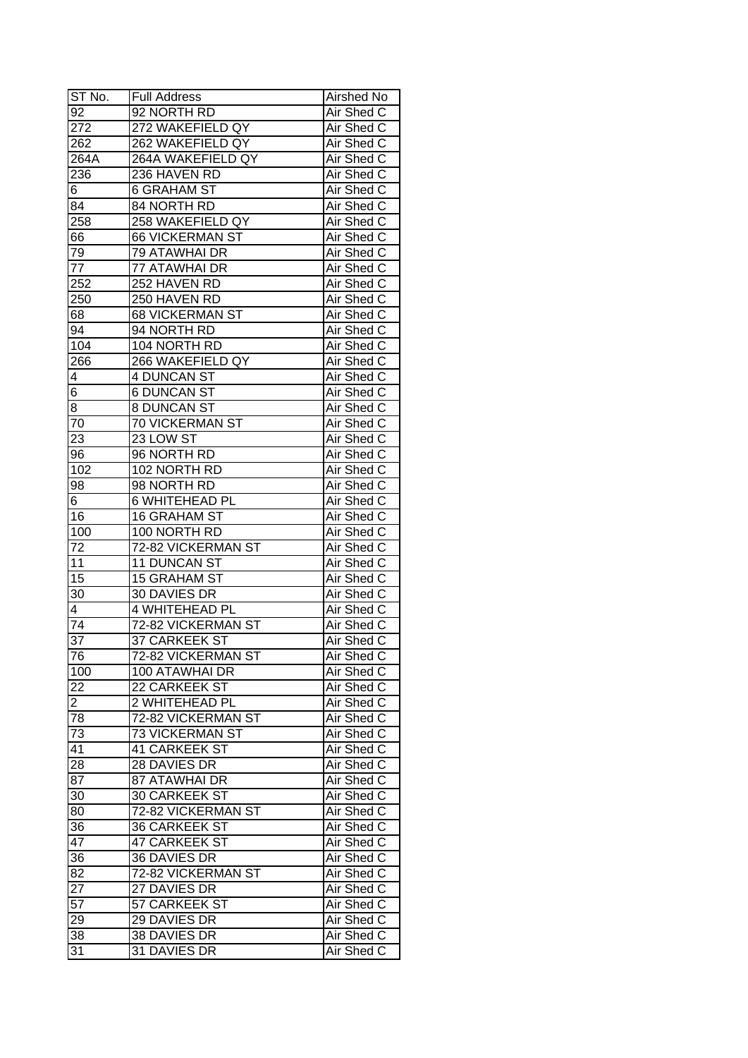| ST No. | Full Address | Airshed No |
|---|---|---|
| 92 | 92 NORTH RD | Air Shed C |
| 272 | 272 WAKEFIELD QY | Air Shed C |
| 262 | 262 WAKEFIELD QY | Air Shed C |
| 264A | 264A WAKEFIELD QY | Air Shed C |
| 236 | 236 HAVEN RD | Air Shed C |
| 6 | 6 GRAHAM ST | Air Shed C |
| 84 | 84 NORTH RD | Air Shed C |
| 258 | 258 WAKEFIELD QY | Air Shed C |
| 66 | 66 VICKERMAN ST | Air Shed C |
| 79 | 79 ATAWHAI DR | Air Shed C |
| 77 | 77 ATAWHAI DR | Air Shed C |
| 252 | 252 HAVEN RD | Air Shed C |
| 250 | 250 HAVEN RD | Air Shed C |
| 68 | 68 VICKERMAN ST | Air Shed C |
| 94 | 94 NORTH RD | Air Shed C |
| 104 | 104 NORTH RD | Air Shed C |
| 266 | 266 WAKEFIELD QY | Air Shed C |
| 4 | 4 DUNCAN ST | Air Shed C |
| 6 | 6 DUNCAN ST | Air Shed C |
| 8 | 8 DUNCAN ST | Air Shed C |
| 70 | 70 VICKERMAN ST | Air Shed C |
| 23 | 23 LOW ST | Air Shed C |
| 96 | 96 NORTH RD | Air Shed C |
| 102 | 102 NORTH RD | Air Shed C |
| 98 | 98 NORTH RD | Air Shed C |
| 6 | 6 WHITEHEAD PL | Air Shed C |
| 16 | 16 GRAHAM ST | Air Shed C |
| 100 | 100 NORTH RD | Air Shed C |
| 72 | 72-82 VICKERMAN ST | Air Shed C |
| 11 | 11 DUNCAN ST | Air Shed C |
| 15 | 15 GRAHAM ST | Air Shed C |
| 30 | 30 DAVIES DR | Air Shed C |
| 4 | 4 WHITEHEAD PL | Air Shed C |
| 74 | 72-82 VICKERMAN ST | Air Shed C |
| 37 | 37 CARKEEK ST | Air Shed C |
| 76 | 72-82 VICKERMAN ST | Air Shed C |
| 100 | 100 ATAWHAI DR | Air Shed C |
| 22 | 22 CARKEEK ST | Air Shed C |
| 2 | 2 WHITEHEAD PL | Air Shed C |
| 78 | 72-82 VICKERMAN ST | Air Shed C |
| 73 | 73 VICKERMAN ST | Air Shed C |
| 41 | 41 CARKEEK ST | Air Shed C |
| 28 | 28 DAVIES DR | Air Shed C |
| 87 | 87 ATAWHAI DR | Air Shed C |
| 30 | 30 CARKEEK ST | Air Shed C |
| 80 | 72-82 VICKERMAN ST | Air Shed C |
| 36 | 36 CARKEEK ST | Air Shed C |
| 47 | 47 CARKEEK ST | Air Shed C |
| 36 | 36 DAVIES DR | Air Shed C |
| 82 | 72-82 VICKERMAN ST | Air Shed C |
| 27 | 27 DAVIES DR | Air Shed C |
| 57 | 57 CARKEEK ST | Air Shed C |
| 29 | 29 DAVIES DR | Air Shed C |
| 38 | 38 DAVIES DR | Air Shed C |
| 31 | 31 DAVIES DR | Air Shed C |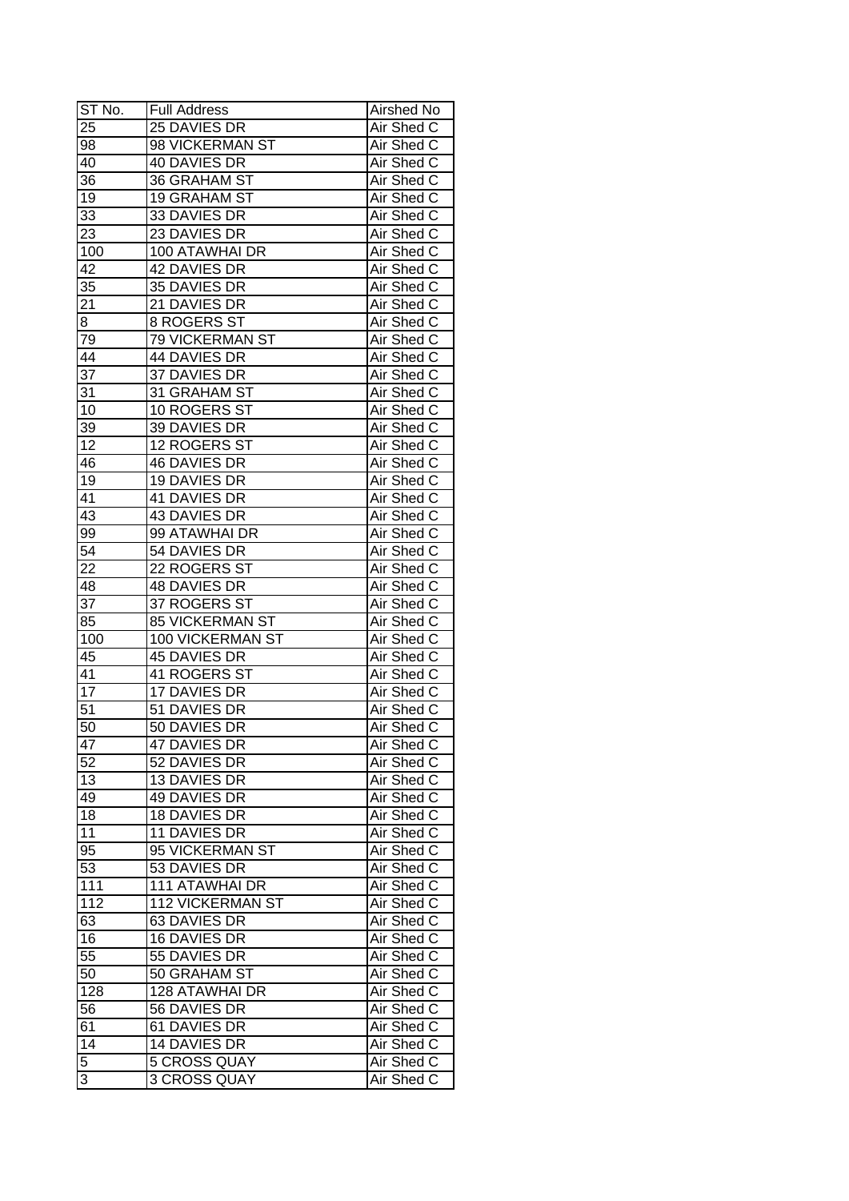| ST No. | Full Address | Airshed No |
| --- | --- | --- |
| 25 | 25 DAVIES DR | Air Shed C |
| 98 | 98 VICKERMAN ST | Air Shed C |
| 40 | 40 DAVIES DR | Air Shed C |
| 36 | 36 GRAHAM ST | Air Shed C |
| 19 | 19 GRAHAM ST | Air Shed C |
| 33 | 33 DAVIES DR | Air Shed C |
| 23 | 23 DAVIES DR | Air Shed C |
| 100 | 100 ATAWHAI DR | Air Shed C |
| 42 | 42 DAVIES DR | Air Shed C |
| 35 | 35 DAVIES DR | Air Shed C |
| 21 | 21 DAVIES DR | Air Shed C |
| 8 | 8 ROGERS ST | Air Shed C |
| 79 | 79 VICKERMAN ST | Air Shed C |
| 44 | 44 DAVIES DR | Air Shed C |
| 37 | 37 DAVIES DR | Air Shed C |
| 31 | 31 GRAHAM ST | Air Shed C |
| 10 | 10 ROGERS ST | Air Shed C |
| 39 | 39 DAVIES DR | Air Shed C |
| 12 | 12 ROGERS ST | Air Shed C |
| 46 | 46 DAVIES DR | Air Shed C |
| 19 | 19 DAVIES DR | Air Shed C |
| 41 | 41 DAVIES DR | Air Shed C |
| 43 | 43 DAVIES DR | Air Shed C |
| 99 | 99 ATAWHAI DR | Air Shed C |
| 54 | 54 DAVIES DR | Air Shed C |
| 22 | 22 ROGERS ST | Air Shed C |
| 48 | 48 DAVIES DR | Air Shed C |
| 37 | 37 ROGERS ST | Air Shed C |
| 85 | 85 VICKERMAN ST | Air Shed C |
| 100 | 100 VICKERMAN ST | Air Shed C |
| 45 | 45 DAVIES DR | Air Shed C |
| 41 | 41 ROGERS ST | Air Shed C |
| 17 | 17 DAVIES DR | Air Shed C |
| 51 | 51 DAVIES DR | Air Shed C |
| 50 | 50 DAVIES DR | Air Shed C |
| 47 | 47 DAVIES DR | Air Shed C |
| 52 | 52 DAVIES DR | Air Shed C |
| 13 | 13 DAVIES DR | Air Shed C |
| 49 | 49 DAVIES DR | Air Shed C |
| 18 | 18 DAVIES DR | Air Shed C |
| 11 | 11 DAVIES DR | Air Shed C |
| 95 | 95 VICKERMAN ST | Air Shed C |
| 53 | 53 DAVIES DR | Air Shed C |
| 111 | 111 ATAWHAI DR | Air Shed C |
| 112 | 112 VICKERMAN ST | Air Shed C |
| 63 | 63 DAVIES DR | Air Shed C |
| 16 | 16 DAVIES DR | Air Shed C |
| 55 | 55 DAVIES DR | Air Shed C |
| 50 | 50 GRAHAM ST | Air Shed C |
| 128 | 128 ATAWHAI DR | Air Shed C |
| 56 | 56 DAVIES DR | Air Shed C |
| 61 | 61 DAVIES DR | Air Shed C |
| 14 | 14 DAVIES DR | Air Shed C |
| 5 | 5 CROSS QUAY | Air Shed C |
| 3 | 3 CROSS QUAY | Air Shed C |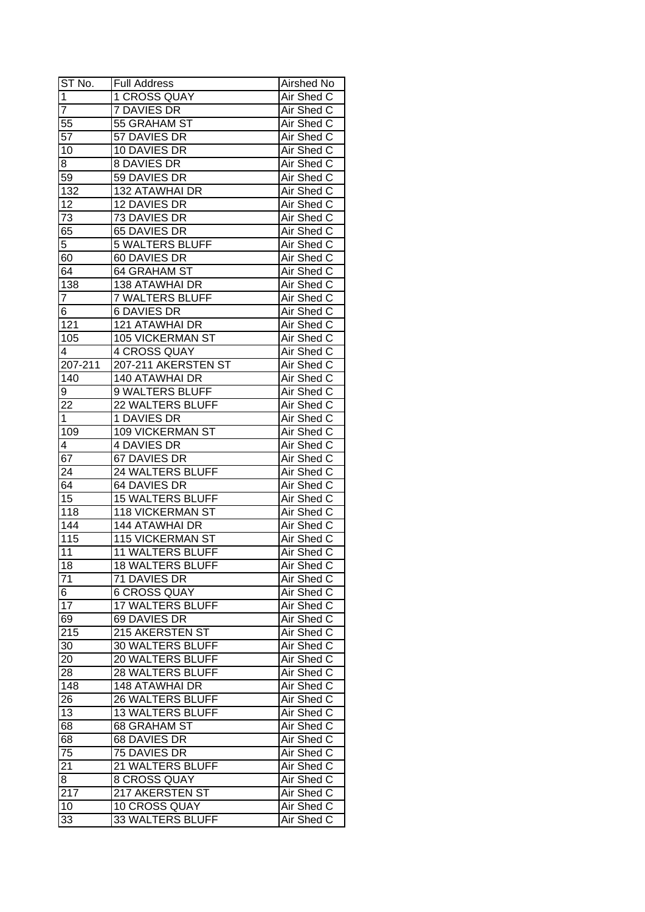| ST No. | Full Address | Airshed No |
| --- | --- | --- |
| 1 | 1 CROSS QUAY | Air Shed C |
| 7 | 7 DAVIES DR | Air Shed C |
| 55 | 55 GRAHAM ST | Air Shed C |
| 57 | 57 DAVIES DR | Air Shed C |
| 10 | 10 DAVIES DR | Air Shed C |
| 8 | 8 DAVIES DR | Air Shed C |
| 59 | 59 DAVIES DR | Air Shed C |
| 132 | 132 ATAWHAI DR | Air Shed C |
| 12 | 12 DAVIES DR | Air Shed C |
| 73 | 73 DAVIES DR | Air Shed C |
| 65 | 65 DAVIES DR | Air Shed C |
| 5 | 5 WALTERS BLUFF | Air Shed C |
| 60 | 60 DAVIES DR | Air Shed C |
| 64 | 64 GRAHAM ST | Air Shed C |
| 138 | 138 ATAWHAI DR | Air Shed C |
| 7 | 7 WALTERS BLUFF | Air Shed C |
| 6 | 6 DAVIES DR | Air Shed C |
| 121 | 121 ATAWHAI DR | Air Shed C |
| 105 | 105 VICKERMAN ST | Air Shed C |
| 4 | 4 CROSS QUAY | Air Shed C |
| 207-211 | 207-211 AKERSTEN ST | Air Shed C |
| 140 | 140 ATAWHAI DR | Air Shed C |
| 9 | 9 WALTERS BLUFF | Air Shed C |
| 22 | 22 WALTERS BLUFF | Air Shed C |
| 1 | 1 DAVIES DR | Air Shed C |
| 109 | 109 VICKERMAN ST | Air Shed C |
| 4 | 4 DAVIES DR | Air Shed C |
| 67 | 67 DAVIES DR | Air Shed C |
| 24 | 24 WALTERS BLUFF | Air Shed C |
| 64 | 64 DAVIES DR | Air Shed C |
| 15 | 15 WALTERS BLUFF | Air Shed C |
| 118 | 118 VICKERMAN ST | Air Shed C |
| 144 | 144 ATAWHAI DR | Air Shed C |
| 115 | 115 VICKERMAN ST | Air Shed C |
| 11 | 11 WALTERS BLUFF | Air Shed C |
| 18 | 18 WALTERS BLUFF | Air Shed C |
| 71 | 71 DAVIES DR | Air Shed C |
| 6 | 6 CROSS QUAY | Air Shed C |
| 17 | 17 WALTERS BLUFF | Air Shed C |
| 69 | 69 DAVIES DR | Air Shed C |
| 215 | 215 AKERSTEN ST | Air Shed C |
| 30 | 30 WALTERS BLUFF | Air Shed C |
| 20 | 20 WALTERS BLUFF | Air Shed C |
| 28 | 28 WALTERS BLUFF | Air Shed C |
| 148 | 148 ATAWHAI DR | Air Shed C |
| 26 | 26 WALTERS BLUFF | Air Shed C |
| 13 | 13 WALTERS BLUFF | Air Shed C |
| 68 | 68 GRAHAM ST | Air Shed C |
| 68 | 68 DAVIES DR | Air Shed C |
| 75 | 75 DAVIES DR | Air Shed C |
| 21 | 21 WALTERS BLUFF | Air Shed C |
| 8 | 8 CROSS QUAY | Air Shed C |
| 217 | 217 AKERSTEN ST | Air Shed C |
| 10 | 10 CROSS QUAY | Air Shed C |
| 33 | 33 WALTERS BLUFF | Air Shed C |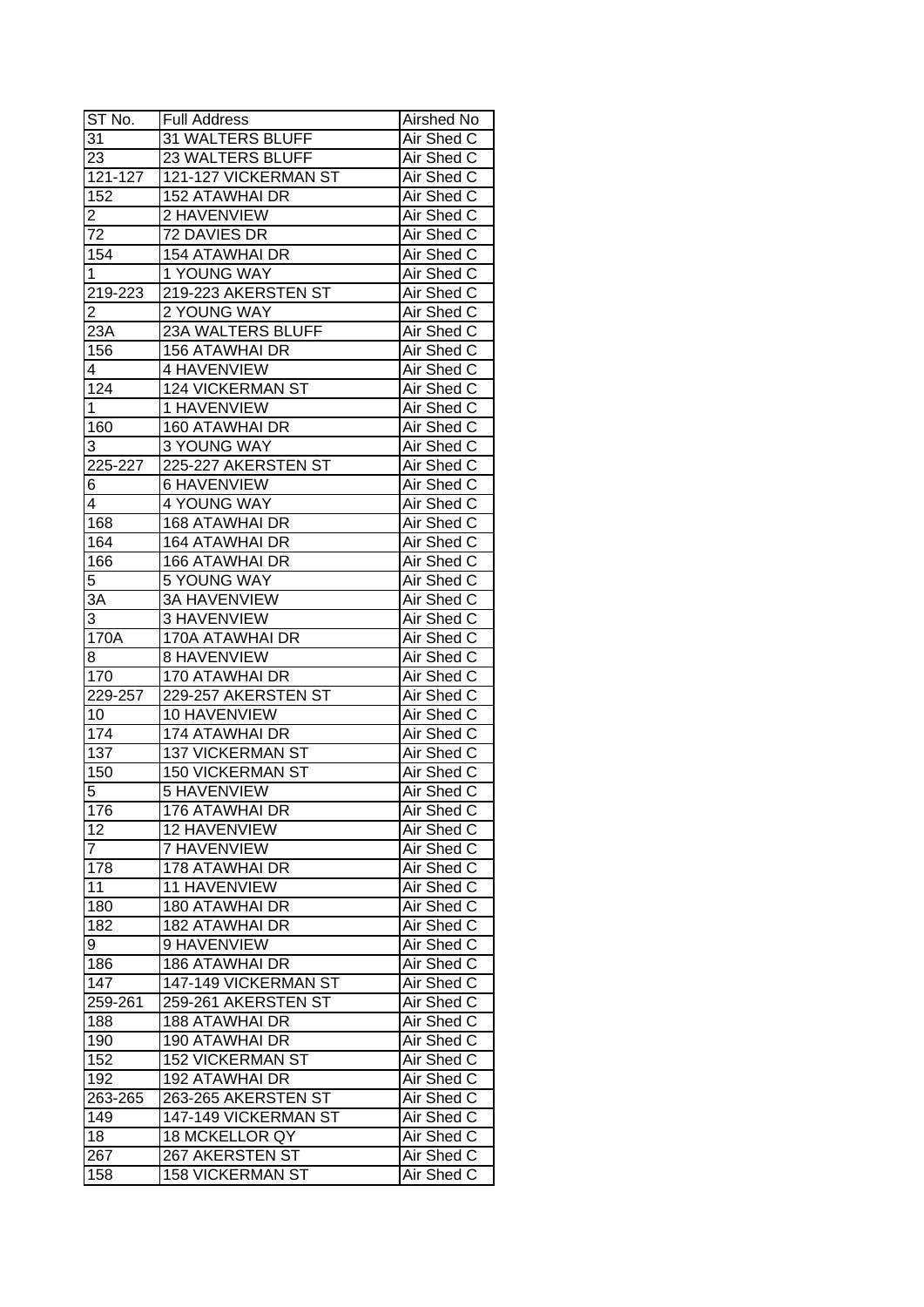| ST No. | Full Address | Airshed No |
|---|---|---|
| 31 | 31 WALTERS BLUFF | Air Shed C |
| 23 | 23 WALTERS BLUFF | Air Shed C |
| 121-127 | 121-127 VICKERMAN ST | Air Shed C |
| 152 | 152 ATAWHAI DR | Air Shed C |
| 2 | 2 HAVENVIEW | Air Shed C |
| 72 | 72 DAVIES DR | Air Shed C |
| 154 | 154 ATAWHAI DR | Air Shed C |
| 1 | 1 YOUNG WAY | Air Shed C |
| 219-223 | 219-223 AKERSTEN ST | Air Shed C |
| 2 | 2 YOUNG WAY | Air Shed C |
| 23A | 23A WALTERS BLUFF | Air Shed C |
| 156 | 156 ATAWHAI DR | Air Shed C |
| 4 | 4 HAVENVIEW | Air Shed C |
| 124 | 124 VICKERMAN ST | Air Shed C |
| 1 | 1 HAVENVIEW | Air Shed C |
| 160 | 160 ATAWHAI DR | Air Shed C |
| 3 | 3 YOUNG WAY | Air Shed C |
| 225-227 | 225-227 AKERSTEN ST | Air Shed C |
| 6 | 6 HAVENVIEW | Air Shed C |
| 4 | 4 YOUNG WAY | Air Shed C |
| 168 | 168 ATAWHAI DR | Air Shed C |
| 164 | 164 ATAWHAI DR | Air Shed C |
| 166 | 166 ATAWHAI DR | Air Shed C |
| 5 | 5 YOUNG WAY | Air Shed C |
| 3A | 3A HAVENVIEW | Air Shed C |
| 3 | 3 HAVENVIEW | Air Shed C |
| 170A | 170A ATAWHAI DR | Air Shed C |
| 8 | 8 HAVENVIEW | Air Shed C |
| 170 | 170 ATAWHAI DR | Air Shed C |
| 229-257 | 229-257 AKERSTEN ST | Air Shed C |
| 10 | 10 HAVENVIEW | Air Shed C |
| 174 | 174 ATAWHAI DR | Air Shed C |
| 137 | 137 VICKERMAN ST | Air Shed C |
| 150 | 150 VICKERMAN ST | Air Shed C |
| 5 | 5 HAVENVIEW | Air Shed C |
| 176 | 176 ATAWHAI DR | Air Shed C |
| 12 | 12 HAVENVIEW | Air Shed C |
| 7 | 7 HAVENVIEW | Air Shed C |
| 178 | 178 ATAWHAI DR | Air Shed C |
| 11 | 11 HAVENVIEW | Air Shed C |
| 180 | 180 ATAWHAI DR | Air Shed C |
| 182 | 182 ATAWHAI DR | Air Shed C |
| 9 | 9 HAVENVIEW | Air Shed C |
| 186 | 186 ATAWHAI DR | Air Shed C |
| 147 | 147-149 VICKERMAN ST | Air Shed C |
| 259-261 | 259-261 AKERSTEN ST | Air Shed C |
| 188 | 188 ATAWHAI DR | Air Shed C |
| 190 | 190 ATAWHAI DR | Air Shed C |
| 152 | 152 VICKERMAN ST | Air Shed C |
| 192 | 192 ATAWHAI DR | Air Shed C |
| 263-265 | 263-265 AKERSTEN ST | Air Shed C |
| 149 | 147-149 VICKERMAN ST | Air Shed C |
| 18 | 18 MCKELLOR QY | Air Shed C |
| 267 | 267 AKERSTEN ST | Air Shed C |
| 158 | 158 VICKERMAN ST | Air Shed C |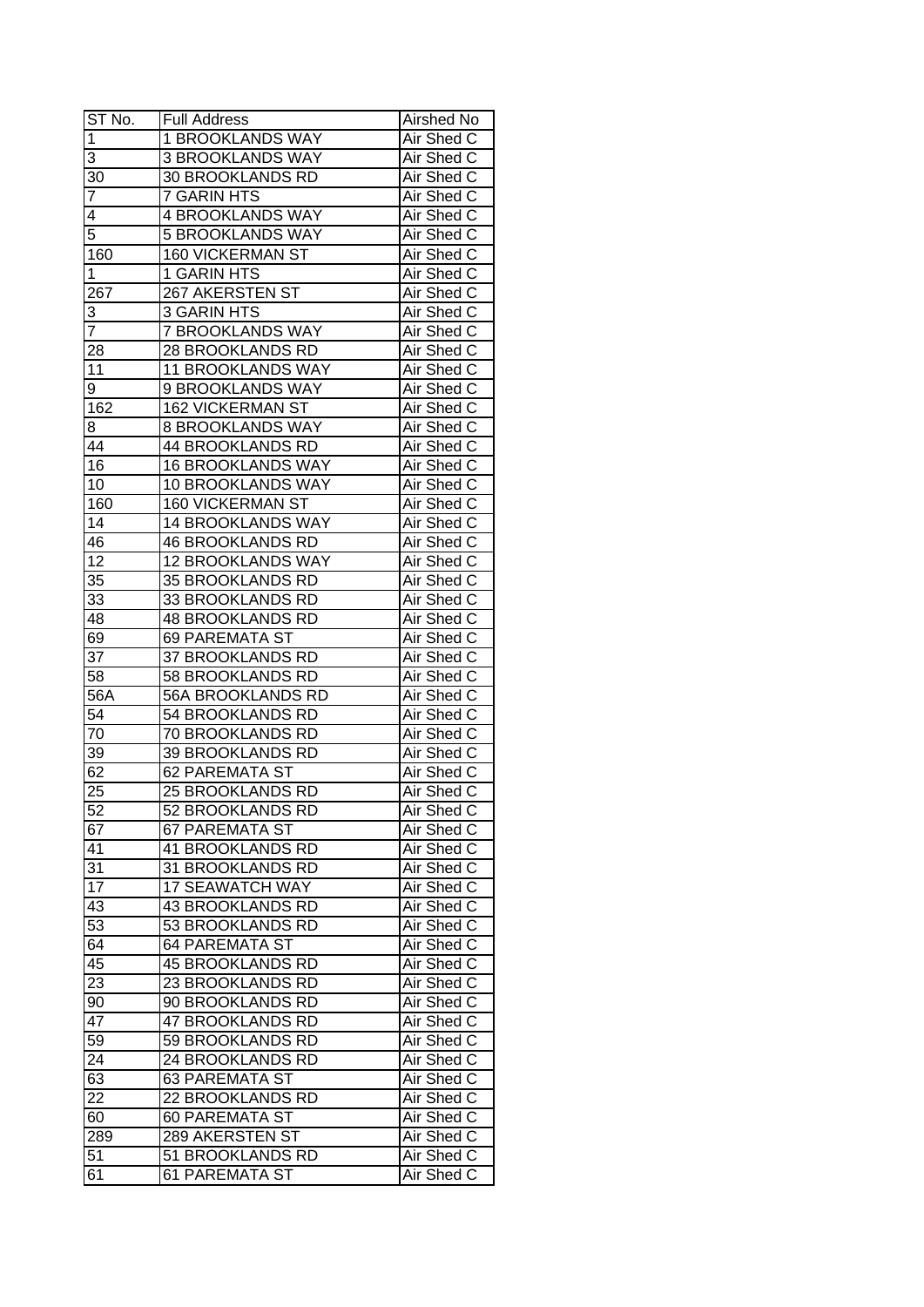| ST No. | Full Address | Airshed No |
|---|---|---|
| 1 | 1 BROOKLANDS WAY | Air Shed C |
| 3 | 3 BROOKLANDS WAY | Air Shed C |
| 30 | 30 BROOKLANDS RD | Air Shed C |
| 7 | 7 GARIN HTS | Air Shed C |
| 4 | 4 BROOKLANDS WAY | Air Shed C |
| 5 | 5 BROOKLANDS WAY | Air Shed C |
| 160 | 160 VICKERMAN ST | Air Shed C |
| 1 | 1 GARIN HTS | Air Shed C |
| 267 | 267 AKERSTEN ST | Air Shed C |
| 3 | 3 GARIN HTS | Air Shed C |
| 7 | 7 BROOKLANDS WAY | Air Shed C |
| 28 | 28 BROOKLANDS RD | Air Shed C |
| 11 | 11 BROOKLANDS WAY | Air Shed C |
| 9 | 9 BROOKLANDS WAY | Air Shed C |
| 162 | 162 VICKERMAN ST | Air Shed C |
| 8 | 8 BROOKLANDS WAY | Air Shed C |
| 44 | 44 BROOKLANDS RD | Air Shed C |
| 16 | 16 BROOKLANDS WAY | Air Shed C |
| 10 | 10 BROOKLANDS WAY | Air Shed C |
| 160 | 160 VICKERMAN ST | Air Shed C |
| 14 | 14 BROOKLANDS WAY | Air Shed C |
| 46 | 46 BROOKLANDS RD | Air Shed C |
| 12 | 12 BROOKLANDS WAY | Air Shed C |
| 35 | 35 BROOKLANDS RD | Air Shed C |
| 33 | 33 BROOKLANDS RD | Air Shed C |
| 48 | 48 BROOKLANDS RD | Air Shed C |
| 69 | 69 PAREMATA ST | Air Shed C |
| 37 | 37 BROOKLANDS RD | Air Shed C |
| 58 | 58 BROOKLANDS RD | Air Shed C |
| 56A | 56A BROOKLANDS RD | Air Shed C |
| 54 | 54 BROOKLANDS RD | Air Shed C |
| 70 | 70 BROOKLANDS RD | Air Shed C |
| 39 | 39 BROOKLANDS RD | Air Shed C |
| 62 | 62 PAREMATA ST | Air Shed C |
| 25 | 25 BROOKLANDS RD | Air Shed C |
| 52 | 52 BROOKLANDS RD | Air Shed C |
| 67 | 67 PAREMATA ST | Air Shed C |
| 41 | 41 BROOKLANDS RD | Air Shed C |
| 31 | 31 BROOKLANDS RD | Air Shed C |
| 17 | 17 SEAWATCH WAY | Air Shed C |
| 43 | 43 BROOKLANDS RD | Air Shed C |
| 53 | 53 BROOKLANDS RD | Air Shed C |
| 64 | 64 PAREMATA ST | Air Shed C |
| 45 | 45 BROOKLANDS RD | Air Shed C |
| 23 | 23 BROOKLANDS RD | Air Shed C |
| 90 | 90 BROOKLANDS RD | Air Shed C |
| 47 | 47 BROOKLANDS RD | Air Shed C |
| 59 | 59 BROOKLANDS RD | Air Shed C |
| 24 | 24 BROOKLANDS RD | Air Shed C |
| 63 | 63 PAREMATA ST | Air Shed C |
| 22 | 22 BROOKLANDS RD | Air Shed C |
| 60 | 60 PAREMATA ST | Air Shed C |
| 289 | 289 AKERSTEN ST | Air Shed C |
| 51 | 51 BROOKLANDS RD | Air Shed C |
| 61 | 61 PAREMATA ST | Air Shed C |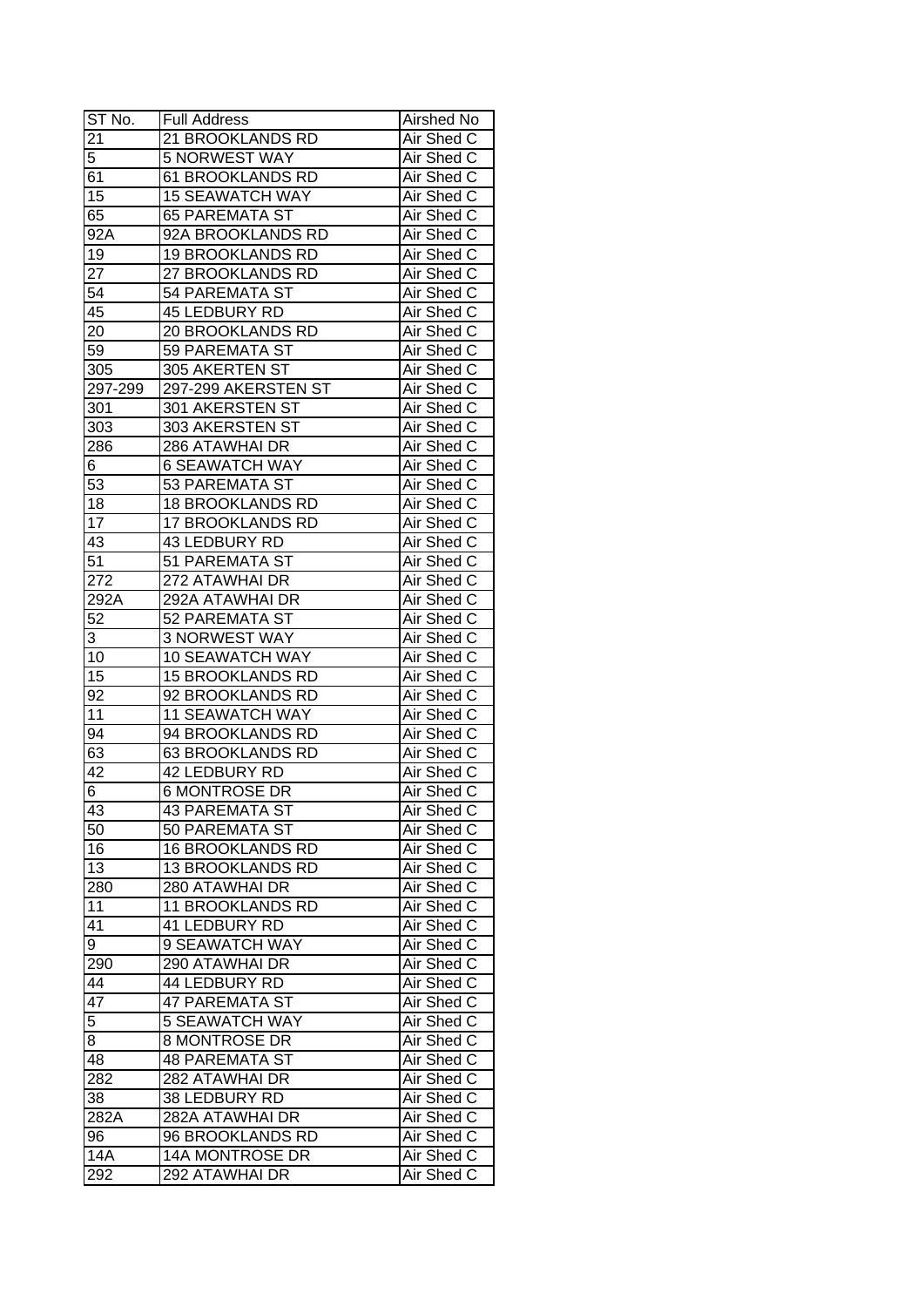| ST No. | Full Address | Airshed No |
|---|---|---|
| 21 | 21 BROOKLANDS RD | Air Shed C |
| 5 | 5 NORWEST WAY | Air Shed C |
| 61 | 61 BROOKLANDS RD | Air Shed C |
| 15 | 15 SEAWATCH WAY | Air Shed C |
| 65 | 65 PAREMATA ST | Air Shed C |
| 92A | 92A BROOKLANDS RD | Air Shed C |
| 19 | 19 BROOKLANDS RD | Air Shed C |
| 27 | 27 BROOKLANDS RD | Air Shed C |
| 54 | 54 PAREMATA ST | Air Shed C |
| 45 | 45 LEDBURY RD | Air Shed C |
| 20 | 20 BROOKLANDS RD | Air Shed C |
| 59 | 59 PAREMATA ST | Air Shed C |
| 305 | 305 AKERTEN ST | Air Shed C |
| 297-299 | 297-299 AKERSTEN ST | Air Shed C |
| 301 | 301 AKERSTEN ST | Air Shed C |
| 303 | 303 AKERSTEN ST | Air Shed C |
| 286 | 286 ATAWHAI DR | Air Shed C |
| 6 | 6 SEAWATCH WAY | Air Shed C |
| 53 | 53 PAREMATA ST | Air Shed C |
| 18 | 18 BROOKLANDS RD | Air Shed C |
| 17 | 17 BROOKLANDS RD | Air Shed C |
| 43 | 43 LEDBURY RD | Air Shed C |
| 51 | 51 PAREMATA ST | Air Shed C |
| 272 | 272 ATAWHAI DR | Air Shed C |
| 292A | 292A ATAWHAI DR | Air Shed C |
| 52 | 52 PAREMATA ST | Air Shed C |
| 3 | 3 NORWEST WAY | Air Shed C |
| 10 | 10 SEAWATCH WAY | Air Shed C |
| 15 | 15 BROOKLANDS RD | Air Shed C |
| 92 | 92 BROOKLANDS RD | Air Shed C |
| 11 | 11 SEAWATCH WAY | Air Shed C |
| 94 | 94 BROOKLANDS RD | Air Shed C |
| 63 | 63 BROOKLANDS RD | Air Shed C |
| 42 | 42 LEDBURY RD | Air Shed C |
| 6 | 6 MONTROSE DR | Air Shed C |
| 43 | 43 PAREMATA ST | Air Shed C |
| 50 | 50 PAREMATA ST | Air Shed C |
| 16 | 16 BROOKLANDS RD | Air Shed C |
| 13 | 13 BROOKLANDS RD | Air Shed C |
| 280 | 280 ATAWHAI DR | Air Shed C |
| 11 | 11 BROOKLANDS RD | Air Shed C |
| 41 | 41 LEDBURY RD | Air Shed C |
| 9 | 9 SEAWATCH WAY | Air Shed C |
| 290 | 290 ATAWHAI DR | Air Shed C |
| 44 | 44 LEDBURY RD | Air Shed C |
| 47 | 47 PAREMATA ST | Air Shed C |
| 5 | 5 SEAWATCH WAY | Air Shed C |
| 8 | 8 MONTROSE DR | Air Shed C |
| 48 | 48 PAREMATA ST | Air Shed C |
| 282 | 282 ATAWHAI DR | Air Shed C |
| 38 | 38 LEDBURY RD | Air Shed C |
| 282A | 282A ATAWHAI DR | Air Shed C |
| 96 | 96 BROOKLANDS RD | Air Shed C |
| 14A | 14A MONTROSE DR | Air Shed C |
| 292 | 292 ATAWHAI DR | Air Shed C |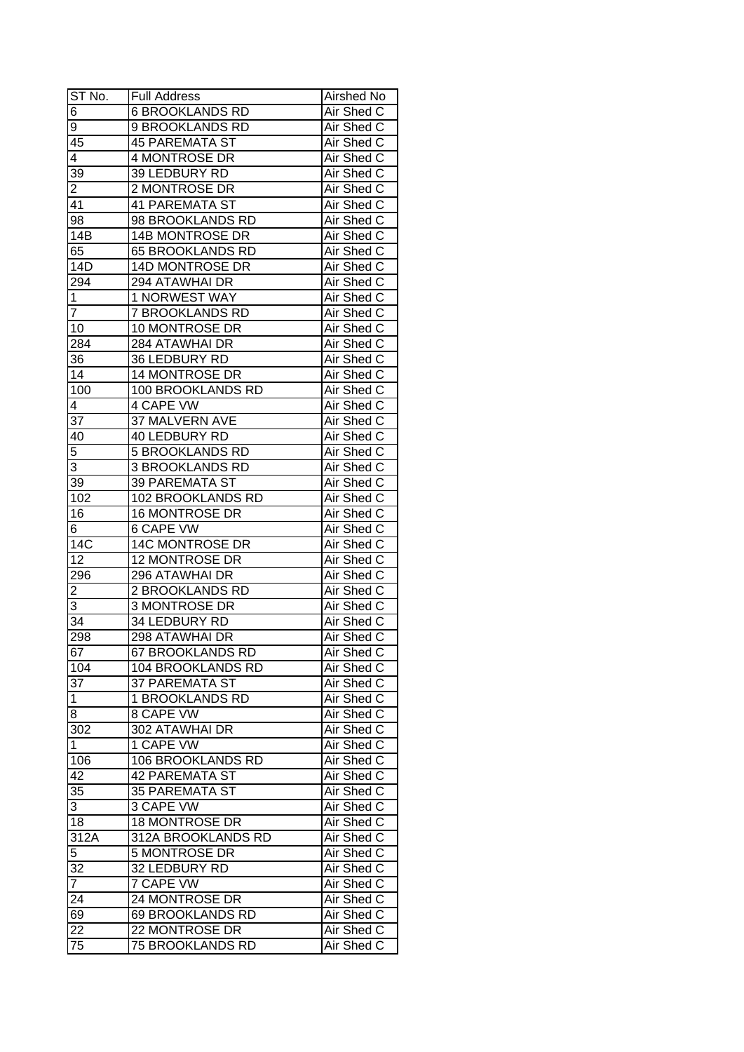| ST No. | Full Address | Airshed No |
| --- | --- | --- |
| 6 | 6 BROOKLANDS RD | Air Shed C |
| 9 | 9 BROOKLANDS RD | Air Shed C |
| 45 | 45 PAREMATA ST | Air Shed C |
| 4 | 4 MONTROSE DR | Air Shed C |
| 39 | 39 LEDBURY RD | Air Shed C |
| 2 | 2 MONTROSE DR | Air Shed C |
| 41 | 41 PAREMATA ST | Air Shed C |
| 98 | 98 BROOKLANDS RD | Air Shed C |
| 14B | 14B MONTROSE DR | Air Shed C |
| 65 | 65 BROOKLANDS RD | Air Shed C |
| 14D | 14D MONTROSE DR | Air Shed C |
| 294 | 294 ATAWHAI DR | Air Shed C |
| 1 | 1 NORWEST WAY | Air Shed C |
| 7 | 7 BROOKLANDS RD | Air Shed C |
| 10 | 10 MONTROSE DR | Air Shed C |
| 284 | 284 ATAWHAI DR | Air Shed C |
| 36 | 36 LEDBURY RD | Air Shed C |
| 14 | 14 MONTROSE DR | Air Shed C |
| 100 | 100 BROOKLANDS RD | Air Shed C |
| 4 | 4 CAPE VW | Air Shed C |
| 37 | 37 MALVERN AVE | Air Shed C |
| 40 | 40 LEDBURY RD | Air Shed C |
| 5 | 5 BROOKLANDS RD | Air Shed C |
| 3 | 3 BROOKLANDS RD | Air Shed C |
| 39 | 39 PAREMATA ST | Air Shed C |
| 102 | 102 BROOKLANDS RD | Air Shed C |
| 16 | 16 MONTROSE DR | Air Shed C |
| 6 | 6 CAPE VW | Air Shed C |
| 14C | 14C MONTROSE DR | Air Shed C |
| 12 | 12 MONTROSE DR | Air Shed C |
| 296 | 296 ATAWHAI DR | Air Shed C |
| 2 | 2 BROOKLANDS RD | Air Shed C |
| 3 | 3 MONTROSE DR | Air Shed C |
| 34 | 34 LEDBURY RD | Air Shed C |
| 298 | 298 ATAWHAI DR | Air Shed C |
| 67 | 67 BROOKLANDS RD | Air Shed C |
| 104 | 104 BROOKLANDS RD | Air Shed C |
| 37 | 37 PAREMATA ST | Air Shed C |
| 1 | 1 BROOKLANDS RD | Air Shed C |
| 8 | 8 CAPE VW | Air Shed C |
| 302 | 302 ATAWHAI DR | Air Shed C |
| 1 | 1 CAPE VW | Air Shed C |
| 106 | 106 BROOKLANDS RD | Air Shed C |
| 42 | 42 PAREMATA ST | Air Shed C |
| 35 | 35 PAREMATA ST | Air Shed C |
| 3 | 3 CAPE VW | Air Shed C |
| 18 | 18 MONTROSE DR | Air Shed C |
| 312A | 312A BROOKLANDS RD | Air Shed C |
| 5 | 5 MONTROSE DR | Air Shed C |
| 32 | 32 LEDBURY RD | Air Shed C |
| 7 | 7 CAPE VW | Air Shed C |
| 24 | 24 MONTROSE DR | Air Shed C |
| 69 | 69 BROOKLANDS RD | Air Shed C |
| 22 | 22 MONTROSE DR | Air Shed C |
| 75 | 75 BROOKLANDS RD | Air Shed C |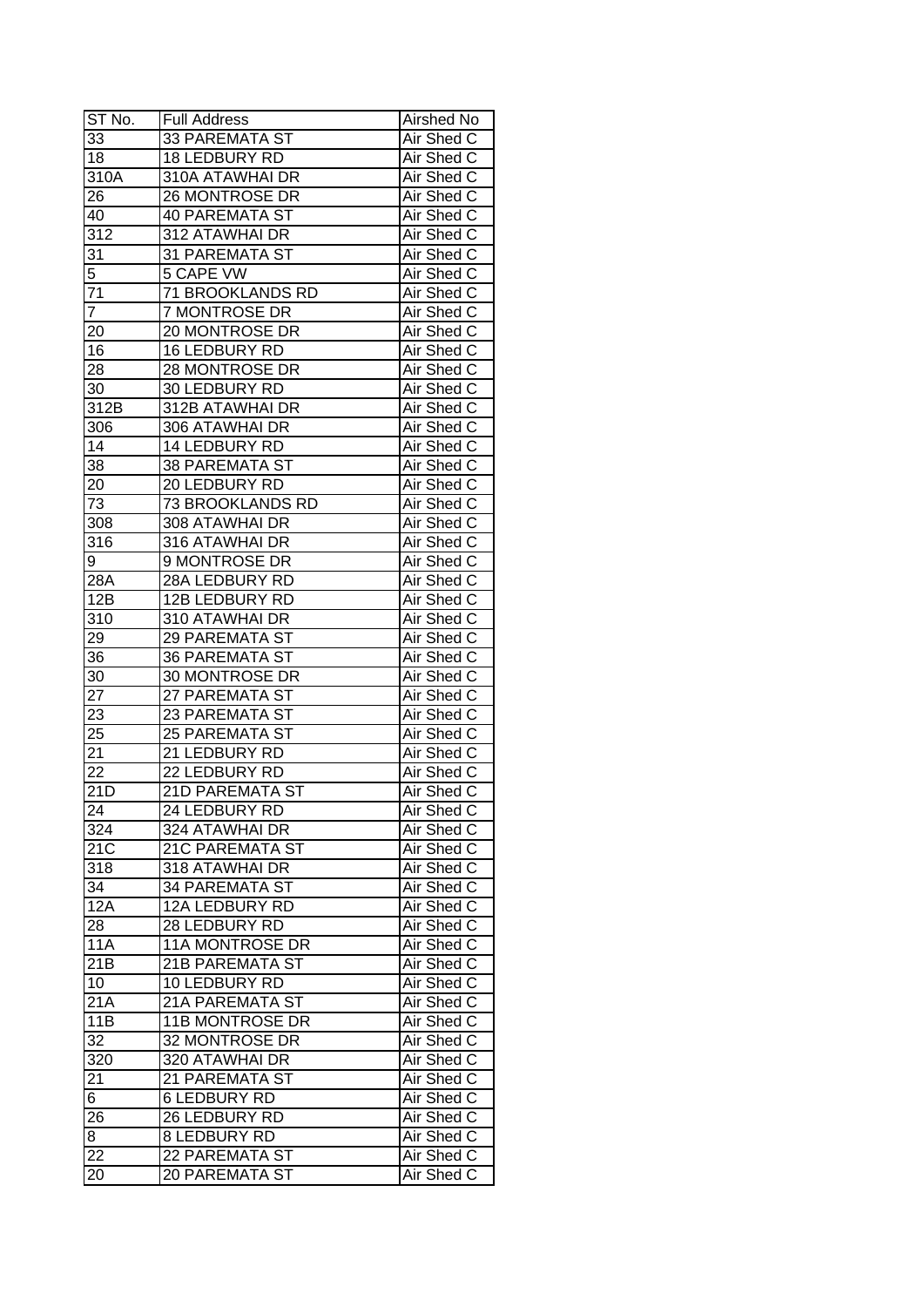| ST No. | Full Address | Airshed No |
| --- | --- | --- |
| 33 | 33 PAREMATA ST | Air Shed C |
| 18 | 18 LEDBURY RD | Air Shed C |
| 310A | 310A ATAWHAI DR | Air Shed C |
| 26 | 26 MONTROSE DR | Air Shed C |
| 40 | 40 PAREMATA ST | Air Shed C |
| 312 | 312 ATAWHAI DR | Air Shed C |
| 31 | 31 PAREMATA ST | Air Shed C |
| 5 | 5 CAPE VW | Air Shed C |
| 71 | 71 BROOKLANDS RD | Air Shed C |
| 7 | 7 MONTROSE DR | Air Shed C |
| 20 | 20 MONTROSE DR | Air Shed C |
| 16 | 16 LEDBURY RD | Air Shed C |
| 28 | 28 MONTROSE DR | Air Shed C |
| 30 | 30 LEDBURY RD | Air Shed C |
| 312B | 312B ATAWHAI DR | Air Shed C |
| 306 | 306 ATAWHAI DR | Air Shed C |
| 14 | 14 LEDBURY RD | Air Shed C |
| 38 | 38 PAREMATA ST | Air Shed C |
| 20 | 20 LEDBURY RD | Air Shed C |
| 73 | 73 BROOKLANDS RD | Air Shed C |
| 308 | 308 ATAWHAI DR | Air Shed C |
| 316 | 316 ATAWHAI DR | Air Shed C |
| 9 | 9 MONTROSE DR | Air Shed C |
| 28A | 28A LEDBURY RD | Air Shed C |
| 12B | 12B LEDBURY RD | Air Shed C |
| 310 | 310 ATAWHAI DR | Air Shed C |
| 29 | 29 PAREMATA ST | Air Shed C |
| 36 | 36 PAREMATA ST | Air Shed C |
| 30 | 30 MONTROSE DR | Air Shed C |
| 27 | 27 PAREMATA ST | Air Shed C |
| 23 | 23 PAREMATA ST | Air Shed C |
| 25 | 25 PAREMATA ST | Air Shed C |
| 21 | 21 LEDBURY RD | Air Shed C |
| 22 | 22 LEDBURY RD | Air Shed C |
| 21D | 21D PAREMATA ST | Air Shed C |
| 24 | 24 LEDBURY RD | Air Shed C |
| 324 | 324 ATAWHAI DR | Air Shed C |
| 21C | 21C PAREMATA ST | Air Shed C |
| 318 | 318 ATAWHAI DR | Air Shed C |
| 34 | 34 PAREMATA ST | Air Shed C |
| 12A | 12A LEDBURY RD | Air Shed C |
| 28 | 28 LEDBURY RD | Air Shed C |
| 11A | 11A MONTROSE DR | Air Shed C |
| 21B | 21B PAREMATA ST | Air Shed C |
| 10 | 10 LEDBURY RD | Air Shed C |
| 21A | 21A PAREMATA ST | Air Shed C |
| 11B | 11B MONTROSE DR | Air Shed C |
| 32 | 32 MONTROSE DR | Air Shed C |
| 320 | 320 ATAWHAI DR | Air Shed C |
| 21 | 21 PAREMATA ST | Air Shed C |
| 6 | 6 LEDBURY RD | Air Shed C |
| 26 | 26 LEDBURY RD | Air Shed C |
| 8 | 8 LEDBURY RD | Air Shed C |
| 22 | 22 PAREMATA ST | Air Shed C |
| 20 | 20 PAREMATA ST | Air Shed C |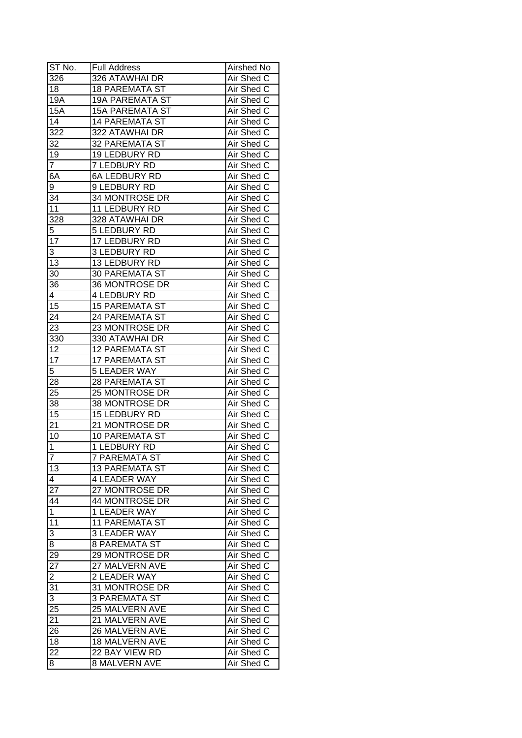| ST No. | Full Address | Airshed No |
|---|---|---|
| 326 | 326 ATAWHAI DR | Air Shed C |
| 18 | 18 PAREMATA ST | Air Shed C |
| 19A | 19A PAREMATA ST | Air Shed C |
| 15A | 15A PAREMATA ST | Air Shed C |
| 14 | 14 PAREMATA ST | Air Shed C |
| 322 | 322 ATAWHAI DR | Air Shed C |
| 32 | 32 PAREMATA ST | Air Shed C |
| 19 | 19 LEDBURY RD | Air Shed C |
| 7 | 7 LEDBURY RD | Air Shed C |
| 6A | 6A LEDBURY RD | Air Shed C |
| 9 | 9 LEDBURY RD | Air Shed C |
| 34 | 34 MONTROSE DR | Air Shed C |
| 11 | 11 LEDBURY RD | Air Shed C |
| 328 | 328 ATAWHAI DR | Air Shed C |
| 5 | 5 LEDBURY RD | Air Shed C |
| 17 | 17 LEDBURY RD | Air Shed C |
| 3 | 3 LEDBURY RD | Air Shed C |
| 13 | 13 LEDBURY RD | Air Shed C |
| 30 | 30 PAREMATA ST | Air Shed C |
| 36 | 36 MONTROSE DR | Air Shed C |
| 4 | 4 LEDBURY RD | Air Shed C |
| 15 | 15 PAREMATA ST | Air Shed C |
| 24 | 24 PAREMATA ST | Air Shed C |
| 23 | 23 MONTROSE DR | Air Shed C |
| 330 | 330 ATAWHAI DR | Air Shed C |
| 12 | 12 PAREMATA ST | Air Shed C |
| 17 | 17 PAREMATA ST | Air Shed C |
| 5 | 5 LEADER WAY | Air Shed C |
| 28 | 28 PAREMATA ST | Air Shed C |
| 25 | 25 MONTROSE DR | Air Shed C |
| 38 | 38 MONTROSE DR | Air Shed C |
| 15 | 15 LEDBURY RD | Air Shed C |
| 21 | 21 MONTROSE DR | Air Shed C |
| 10 | 10 PAREMATA ST | Air Shed C |
| 1 | 1 LEDBURY RD | Air Shed C |
| 7 | 7 PAREMATA ST | Air Shed C |
| 13 | 13 PAREMATA ST | Air Shed C |
| 4 | 4 LEADER WAY | Air Shed C |
| 27 | 27 MONTROSE DR | Air Shed C |
| 44 | 44 MONTROSE DR | Air Shed C |
| 1 | 1 LEADER WAY | Air Shed C |
| 11 | 11 PAREMATA ST | Air Shed C |
| 3 | 3 LEADER WAY | Air Shed C |
| 8 | 8 PAREMATA ST | Air Shed C |
| 29 | 29 MONTROSE DR | Air Shed C |
| 27 | 27 MALVERN AVE | Air Shed C |
| 2 | 2 LEADER WAY | Air Shed C |
| 31 | 31 MONTROSE DR | Air Shed C |
| 3 | 3 PAREMATA ST | Air Shed C |
| 25 | 25 MALVERN AVE | Air Shed C |
| 21 | 21 MALVERN AVE | Air Shed C |
| 26 | 26 MALVERN AVE | Air Shed C |
| 18 | 18 MALVERN AVE | Air Shed C |
| 22 | 22 BAY VIEW RD | Air Shed C |
| 8 | 8 MALVERN AVE | Air Shed C |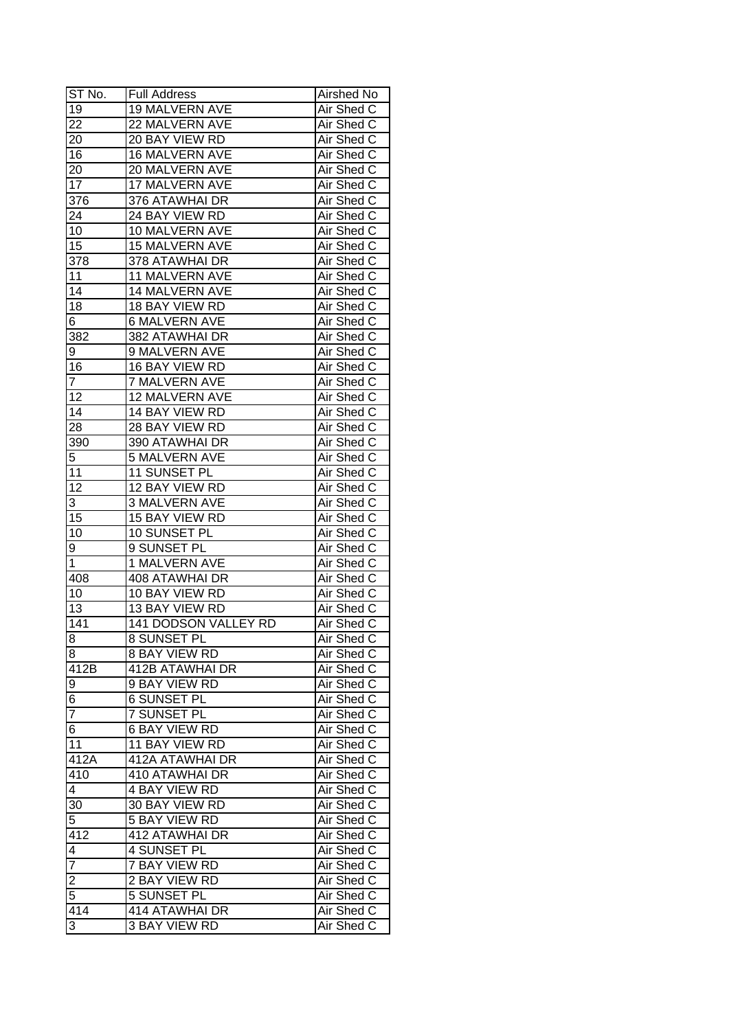| ST No. | Full Address | Airshed No |
|---|---|---|
| 19 | 19 MALVERN AVE | Air Shed C |
| 22 | 22 MALVERN AVE | Air Shed C |
| 20 | 20 BAY VIEW RD | Air Shed C |
| 16 | 16 MALVERN AVE | Air Shed C |
| 20 | 20 MALVERN AVE | Air Shed C |
| 17 | 17 MALVERN AVE | Air Shed C |
| 376 | 376 ATAWHAI DR | Air Shed C |
| 24 | 24 BAY VIEW RD | Air Shed C |
| 10 | 10 MALVERN AVE | Air Shed C |
| 15 | 15 MALVERN AVE | Air Shed C |
| 378 | 378 ATAWHAI DR | Air Shed C |
| 11 | 11 MALVERN AVE | Air Shed C |
| 14 | 14 MALVERN AVE | Air Shed C |
| 18 | 18 BAY VIEW RD | Air Shed C |
| 6 | 6 MALVERN AVE | Air Shed C |
| 382 | 382 ATAWHAI DR | Air Shed C |
| 9 | 9 MALVERN AVE | Air Shed C |
| 16 | 16 BAY VIEW RD | Air Shed C |
| 7 | 7 MALVERN AVE | Air Shed C |
| 12 | 12 MALVERN AVE | Air Shed C |
| 14 | 14 BAY VIEW RD | Air Shed C |
| 28 | 28 BAY VIEW RD | Air Shed C |
| 390 | 390 ATAWHAI DR | Air Shed C |
| 5 | 5 MALVERN AVE | Air Shed C |
| 11 | 11 SUNSET PL | Air Shed C |
| 12 | 12 BAY VIEW RD | Air Shed C |
| 3 | 3 MALVERN AVE | Air Shed C |
| 15 | 15 BAY VIEW RD | Air Shed C |
| 10 | 10 SUNSET PL | Air Shed C |
| 9 | 9 SUNSET PL | Air Shed C |
| 1 | 1 MALVERN AVE | Air Shed C |
| 408 | 408 ATAWHAI DR | Air Shed C |
| 10 | 10 BAY VIEW RD | Air Shed C |
| 13 | 13 BAY VIEW RD | Air Shed C |
| 141 | 141 DODSON VALLEY RD | Air Shed C |
| 8 | 8 SUNSET PL | Air Shed C |
| 8 | 8 BAY VIEW RD | Air Shed C |
| 412B | 412B ATAWHAI DR | Air Shed C |
| 9 | 9 BAY VIEW RD | Air Shed C |
| 6 | 6 SUNSET PL | Air Shed C |
| 7 | 7 SUNSET PL | Air Shed C |
| 6 | 6 BAY VIEW RD | Air Shed C |
| 11 | 11 BAY VIEW RD | Air Shed C |
| 412A | 412A ATAWHAI DR | Air Shed C |
| 410 | 410 ATAWHAI DR | Air Shed C |
| 4 | 4 BAY VIEW RD | Air Shed C |
| 30 | 30 BAY VIEW RD | Air Shed C |
| 5 | 5 BAY VIEW RD | Air Shed C |
| 412 | 412 ATAWHAI DR | Air Shed C |
| 4 | 4 SUNSET PL | Air Shed C |
| 7 | 7 BAY VIEW RD | Air Shed C |
| 2 | 2 BAY VIEW RD | Air Shed C |
| 5 | 5 SUNSET PL | Air Shed C |
| 414 | 414 ATAWHAI DR | Air Shed C |
| 3 | 3 BAY VIEW RD | Air Shed C |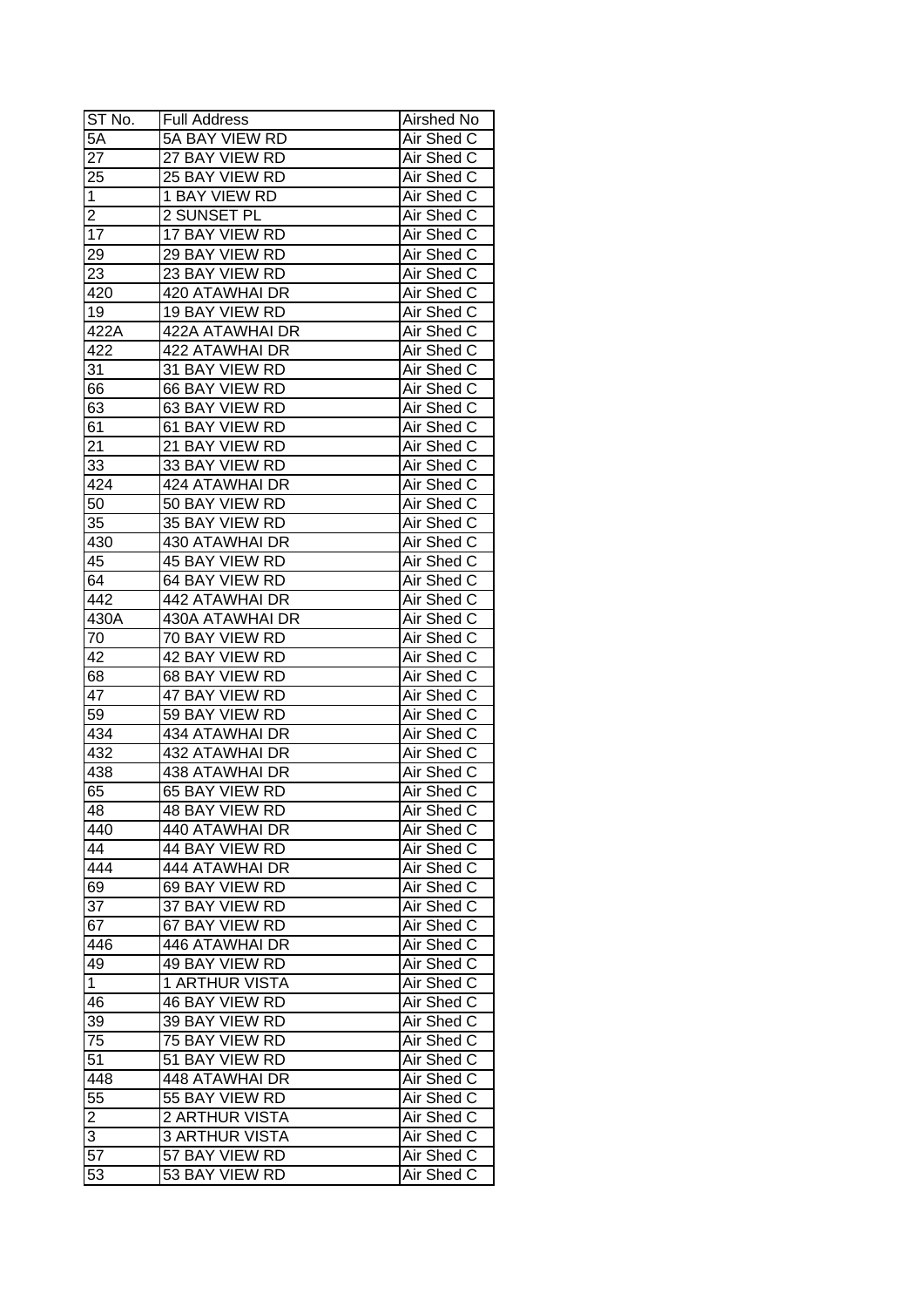| ST No. | Full Address | Airshed No |
|---|---|---|
| 5A | 5A BAY VIEW RD | Air Shed C |
| 27 | 27 BAY VIEW RD | Air Shed C |
| 25 | 25 BAY VIEW RD | Air Shed C |
| 1 | 1 BAY VIEW RD | Air Shed C |
| 2 | 2 SUNSET PL | Air Shed C |
| 17 | 17 BAY VIEW RD | Air Shed C |
| 29 | 29 BAY VIEW RD | Air Shed C |
| 23 | 23 BAY VIEW RD | Air Shed C |
| 420 | 420 ATAWHAI DR | Air Shed C |
| 19 | 19 BAY VIEW RD | Air Shed C |
| 422A | 422A ATAWHAI DR | Air Shed C |
| 422 | 422 ATAWHAI DR | Air Shed C |
| 31 | 31 BAY VIEW RD | Air Shed C |
| 66 | 66 BAY VIEW RD | Air Shed C |
| 63 | 63 BAY VIEW RD | Air Shed C |
| 61 | 61 BAY VIEW RD | Air Shed C |
| 21 | 21 BAY VIEW RD | Air Shed C |
| 33 | 33 BAY VIEW RD | Air Shed C |
| 424 | 424 ATAWHAI DR | Air Shed C |
| 50 | 50 BAY VIEW RD | Air Shed C |
| 35 | 35 BAY VIEW RD | Air Shed C |
| 430 | 430 ATAWHAI DR | Air Shed C |
| 45 | 45 BAY VIEW RD | Air Shed C |
| 64 | 64 BAY VIEW RD | Air Shed C |
| 442 | 442 ATAWHAI DR | Air Shed C |
| 430A | 430A ATAWHAI DR | Air Shed C |
| 70 | 70 BAY VIEW RD | Air Shed C |
| 42 | 42 BAY VIEW RD | Air Shed C |
| 68 | 68 BAY VIEW RD | Air Shed C |
| 47 | 47 BAY VIEW RD | Air Shed C |
| 59 | 59 BAY VIEW RD | Air Shed C |
| 434 | 434 ATAWHAI DR | Air Shed C |
| 432 | 432 ATAWHAI DR | Air Shed C |
| 438 | 438 ATAWHAI DR | Air Shed C |
| 65 | 65 BAY VIEW RD | Air Shed C |
| 48 | 48 BAY VIEW RD | Air Shed C |
| 440 | 440 ATAWHAI DR | Air Shed C |
| 44 | 44 BAY VIEW RD | Air Shed C |
| 444 | 444 ATAWHAI DR | Air Shed C |
| 69 | 69 BAY VIEW RD | Air Shed C |
| 37 | 37 BAY VIEW RD | Air Shed C |
| 67 | 67 BAY VIEW RD | Air Shed C |
| 446 | 446 ATAWHAI DR | Air Shed C |
| 49 | 49 BAY VIEW RD | Air Shed C |
| 1 | 1 ARTHUR VISTA | Air Shed C |
| 46 | 46 BAY VIEW RD | Air Shed C |
| 39 | 39 BAY VIEW RD | Air Shed C |
| 75 | 75 BAY VIEW RD | Air Shed C |
| 51 | 51 BAY VIEW RD | Air Shed C |
| 448 | 448 ATAWHAI DR | Air Shed C |
| 55 | 55 BAY VIEW RD | Air Shed C |
| 2 | 2 ARTHUR VISTA | Air Shed C |
| 3 | 3 ARTHUR VISTA | Air Shed C |
| 57 | 57 BAY VIEW RD | Air Shed C |
| 53 | 53 BAY VIEW RD | Air Shed C |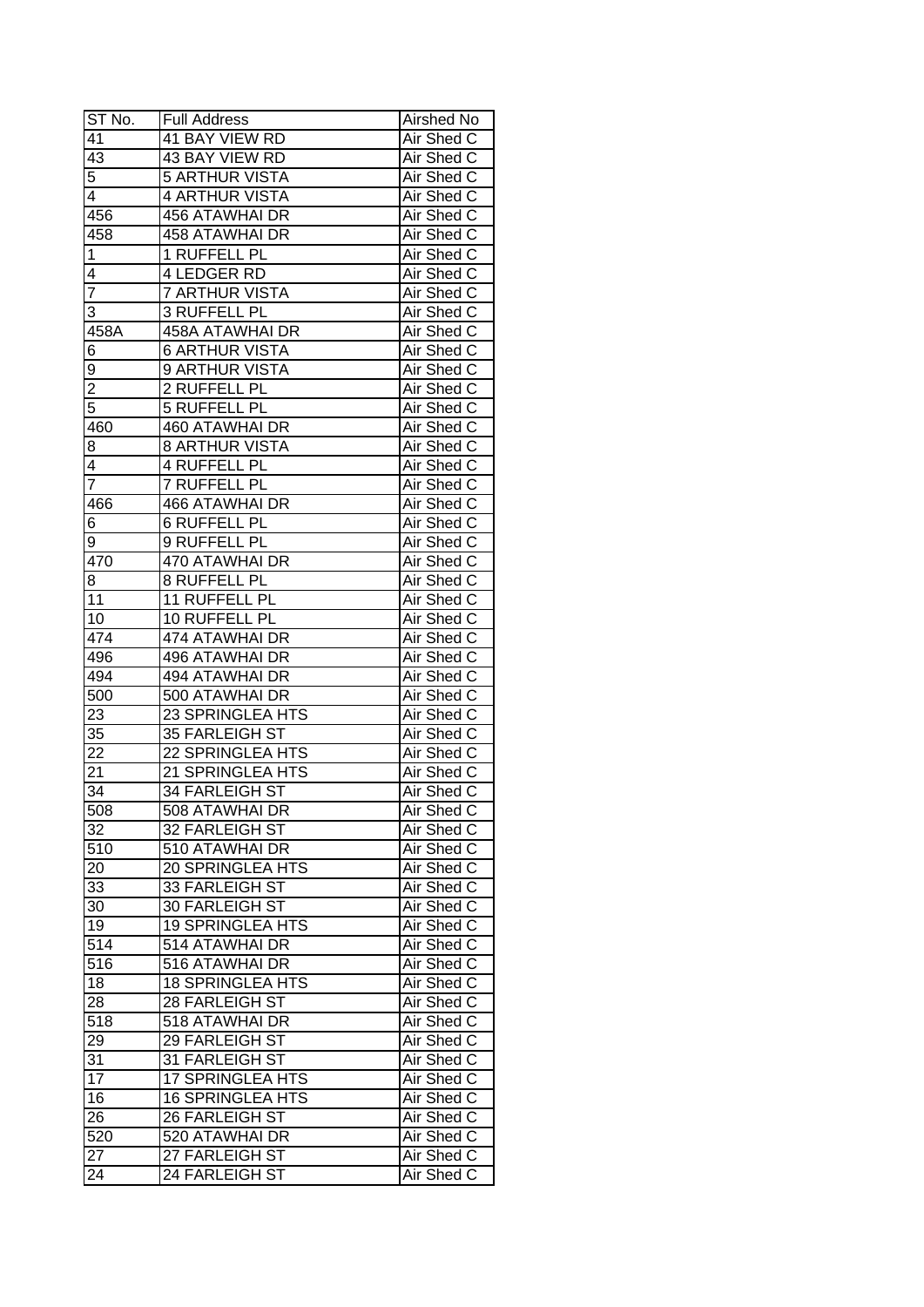| ST No. | Full Address | Airshed No |
|---|---|---|
| 41 | 41 BAY VIEW RD | Air Shed C |
| 43 | 43 BAY VIEW RD | Air Shed C |
| 5 | 5 ARTHUR VISTA | Air Shed C |
| 4 | 4 ARTHUR VISTA | Air Shed C |
| 456 | 456 ATAWHAI DR | Air Shed C |
| 458 | 458 ATAWHAI DR | Air Shed C |
| 1 | 1 RUFFELL PL | Air Shed C |
| 4 | 4 LEDGER RD | Air Shed C |
| 7 | 7 ARTHUR VISTA | Air Shed C |
| 3 | 3 RUFFELL PL | Air Shed C |
| 458A | 458A ATAWHAI DR | Air Shed C |
| 6 | 6 ARTHUR VISTA | Air Shed C |
| 9 | 9 ARTHUR VISTA | Air Shed C |
| 2 | 2 RUFFELL PL | Air Shed C |
| 5 | 5 RUFFELL PL | Air Shed C |
| 460 | 460 ATAWHAI DR | Air Shed C |
| 8 | 8 ARTHUR VISTA | Air Shed C |
| 4 | 4 RUFFELL PL | Air Shed C |
| 7 | 7 RUFFELL PL | Air Shed C |
| 466 | 466 ATAWHAI DR | Air Shed C |
| 6 | 6 RUFFELL PL | Air Shed C |
| 9 | 9 RUFFELL PL | Air Shed C |
| 470 | 470 ATAWHAI DR | Air Shed C |
| 8 | 8 RUFFELL PL | Air Shed C |
| 11 | 11 RUFFELL PL | Air Shed C |
| 10 | 10 RUFFELL PL | Air Shed C |
| 474 | 474 ATAWHAI DR | Air Shed C |
| 496 | 496 ATAWHAI DR | Air Shed C |
| 494 | 494 ATAWHAI DR | Air Shed C |
| 500 | 500 ATAWHAI DR | Air Shed C |
| 23 | 23 SPRINGLEA HTS | Air Shed C |
| 35 | 35 FARLEIGH ST | Air Shed C |
| 22 | 22 SPRINGLEA HTS | Air Shed C |
| 21 | 21 SPRINGLEA HTS | Air Shed C |
| 34 | 34 FARLEIGH ST | Air Shed C |
| 508 | 508 ATAWHAI DR | Air Shed C |
| 32 | 32 FARLEIGH ST | Air Shed C |
| 510 | 510 ATAWHAI DR | Air Shed C |
| 20 | 20 SPRINGLEA HTS | Air Shed C |
| 33 | 33 FARLEIGH ST | Air Shed C |
| 30 | 30 FARLEIGH ST | Air Shed C |
| 19 | 19 SPRINGLEA HTS | Air Shed C |
| 514 | 514 ATAWHAI DR | Air Shed C |
| 516 | 516 ATAWHAI DR | Air Shed C |
| 18 | 18 SPRINGLEA HTS | Air Shed C |
| 28 | 28 FARLEIGH ST | Air Shed C |
| 518 | 518 ATAWHAI DR | Air Shed C |
| 29 | 29 FARLEIGH ST | Air Shed C |
| 31 | 31 FARLEIGH ST | Air Shed C |
| 17 | 17 SPRINGLEA HTS | Air Shed C |
| 16 | 16 SPRINGLEA HTS | Air Shed C |
| 26 | 26 FARLEIGH ST | Air Shed C |
| 520 | 520 ATAWHAI DR | Air Shed C |
| 27 | 27 FARLEIGH ST | Air Shed C |
| 24 | 24 FARLEIGH ST | Air Shed C |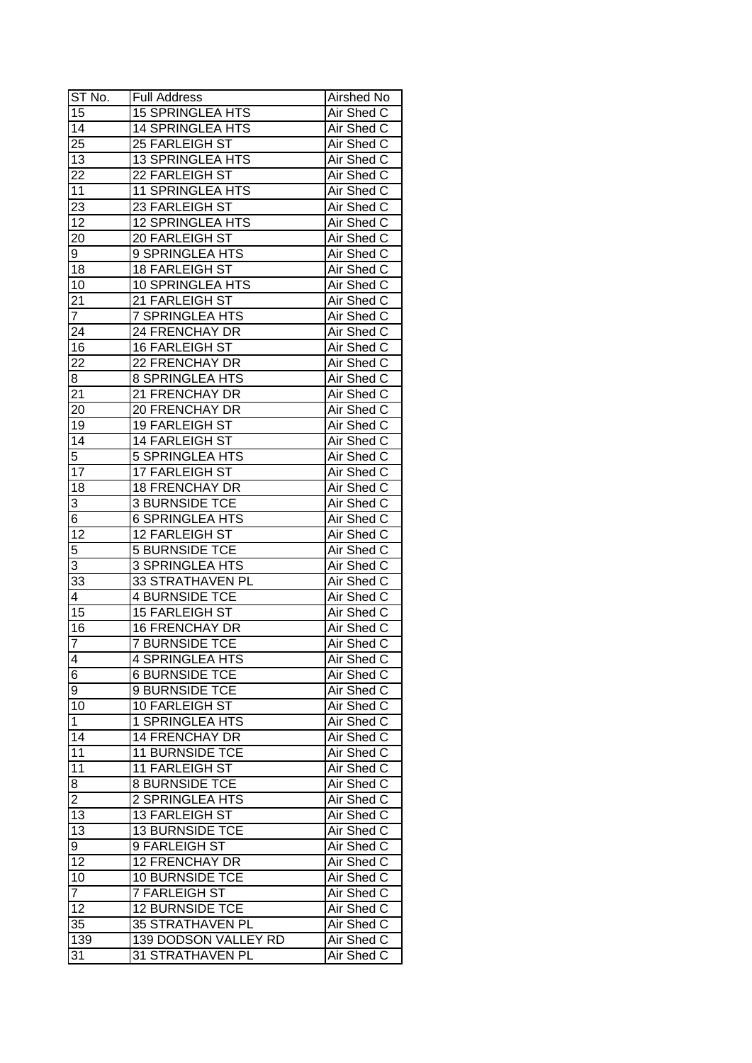| ST No. | Full Address | Airshed No |
|---|---|---|
| 15 | 15 SPRINGLEA HTS | Air Shed C |
| 14 | 14 SPRINGLEA HTS | Air Shed C |
| 25 | 25 FARLEIGH ST | Air Shed C |
| 13 | 13 SPRINGLEA HTS | Air Shed C |
| 22 | 22 FARLEIGH ST | Air Shed C |
| 11 | 11 SPRINGLEA HTS | Air Shed C |
| 23 | 23 FARLEIGH ST | Air Shed C |
| 12 | 12 SPRINGLEA HTS | Air Shed C |
| 20 | 20 FARLEIGH ST | Air Shed C |
| 9 | 9 SPRINGLEA HTS | Air Shed C |
| 18 | 18 FARLEIGH ST | Air Shed C |
| 10 | 10 SPRINGLEA HTS | Air Shed C |
| 21 | 21 FARLEIGH ST | Air Shed C |
| 7 | 7 SPRINGLEA HTS | Air Shed C |
| 24 | 24 FRENCHAY DR | Air Shed C |
| 16 | 16 FARLEIGH ST | Air Shed C |
| 22 | 22 FRENCHAY DR | Air Shed C |
| 8 | 8 SPRINGLEA HTS | Air Shed C |
| 21 | 21 FRENCHAY DR | Air Shed C |
| 20 | 20 FRENCHAY DR | Air Shed C |
| 19 | 19 FARLEIGH ST | Air Shed C |
| 14 | 14 FARLEIGH ST | Air Shed C |
| 5 | 5 SPRINGLEA HTS | Air Shed C |
| 17 | 17 FARLEIGH ST | Air Shed C |
| 18 | 18 FRENCHAY DR | Air Shed C |
| 3 | 3 BURNSIDE TCE | Air Shed C |
| 6 | 6 SPRINGLEA HTS | Air Shed C |
| 12 | 12 FARLEIGH ST | Air Shed C |
| 5 | 5 BURNSIDE TCE | Air Shed C |
| 3 | 3 SPRINGLEA HTS | Air Shed C |
| 33 | 33 STRATHAVEN PL | Air Shed C |
| 4 | 4 BURNSIDE TCE | Air Shed C |
| 15 | 15 FARLEIGH ST | Air Shed C |
| 16 | 16 FRENCHAY DR | Air Shed C |
| 7 | 7 BURNSIDE TCE | Air Shed C |
| 4 | 4 SPRINGLEA HTS | Air Shed C |
| 6 | 6 BURNSIDE TCE | Air Shed C |
| 9 | 9 BURNSIDE TCE | Air Shed C |
| 10 | 10 FARLEIGH ST | Air Shed C |
| 1 | 1 SPRINGLEA HTS | Air Shed C |
| 14 | 14 FRENCHAY DR | Air Shed C |
| 11 | 11 BURNSIDE TCE | Air Shed C |
| 11 | 11 FARLEIGH ST | Air Shed C |
| 8 | 8 BURNSIDE TCE | Air Shed C |
| 2 | 2 SPRINGLEA HTS | Air Shed C |
| 13 | 13 FARLEIGH ST | Air Shed C |
| 13 | 13 BURNSIDE TCE | Air Shed C |
| 9 | 9 FARLEIGH ST | Air Shed C |
| 12 | 12 FRENCHAY DR | Air Shed C |
| 10 | 10 BURNSIDE TCE | Air Shed C |
| 7 | 7 FARLEIGH ST | Air Shed C |
| 12 | 12 BURNSIDE TCE | Air Shed C |
| 35 | 35 STRATHAVEN PL | Air Shed C |
| 139 | 139 DODSON VALLEY RD | Air Shed C |
| 31 | 31 STRATHAVEN PL | Air Shed C |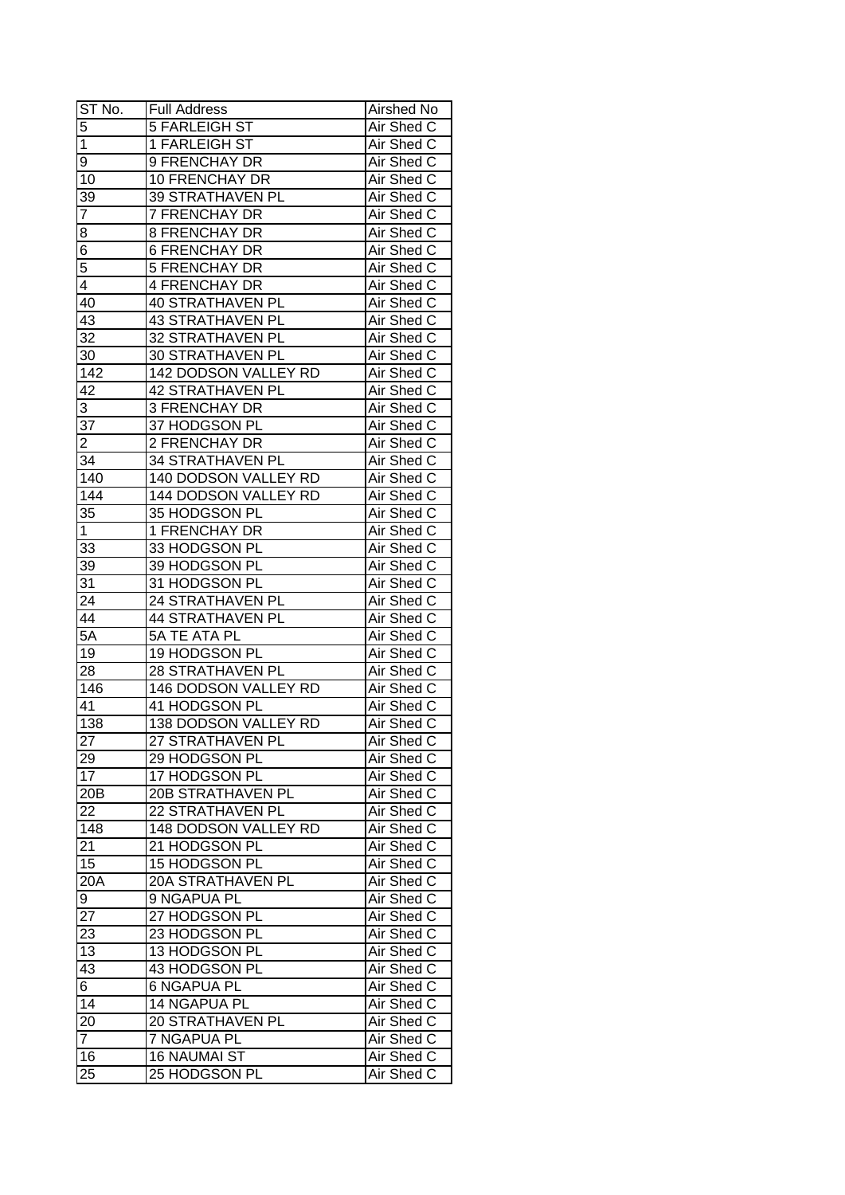| ST No. | Full Address | Airshed No |
|---|---|---|
| 5 | 5 FARLEIGH ST | Air Shed C |
| 1 | 1 FARLEIGH ST | Air Shed C |
| 9 | 9 FRENCHAY DR | Air Shed C |
| 10 | 10 FRENCHAY DR | Air Shed C |
| 39 | 39 STRATHAVEN PL | Air Shed C |
| 7 | 7 FRENCHAY DR | Air Shed C |
| 8 | 8 FRENCHAY DR | Air Shed C |
| 6 | 6 FRENCHAY DR | Air Shed C |
| 5 | 5 FRENCHAY DR | Air Shed C |
| 4 | 4 FRENCHAY DR | Air Shed C |
| 40 | 40 STRATHAVEN PL | Air Shed C |
| 43 | 43 STRATHAVEN PL | Air Shed C |
| 32 | 32 STRATHAVEN PL | Air Shed C |
| 30 | 30 STRATHAVEN PL | Air Shed C |
| 142 | 142 DODSON VALLEY RD | Air Shed C |
| 42 | 42 STRATHAVEN PL | Air Shed C |
| 3 | 3 FRENCHAY DR | Air Shed C |
| 37 | 37 HODGSON PL | Air Shed C |
| 2 | 2 FRENCHAY DR | Air Shed C |
| 34 | 34 STRATHAVEN PL | Air Shed C |
| 140 | 140 DODSON VALLEY RD | Air Shed C |
| 144 | 144 DODSON VALLEY RD | Air Shed C |
| 35 | 35 HODGSON PL | Air Shed C |
| 1 | 1 FRENCHAY DR | Air Shed C |
| 33 | 33 HODGSON PL | Air Shed C |
| 39 | 39 HODGSON PL | Air Shed C |
| 31 | 31 HODGSON PL | Air Shed C |
| 24 | 24 STRATHAVEN PL | Air Shed C |
| 44 | 44 STRATHAVEN PL | Air Shed C |
| 5A | 5A TE ATA PL | Air Shed C |
| 19 | 19 HODGSON PL | Air Shed C |
| 28 | 28 STRATHAVEN PL | Air Shed C |
| 146 | 146 DODSON VALLEY RD | Air Shed C |
| 41 | 41 HODGSON PL | Air Shed C |
| 138 | 138 DODSON VALLEY RD | Air Shed C |
| 27 | 27 STRATHAVEN PL | Air Shed C |
| 29 | 29 HODGSON PL | Air Shed C |
| 17 | 17 HODGSON PL | Air Shed C |
| 20B | 20B STRATHAVEN PL | Air Shed C |
| 22 | 22 STRATHAVEN PL | Air Shed C |
| 148 | 148 DODSON VALLEY RD | Air Shed C |
| 21 | 21 HODGSON PL | Air Shed C |
| 15 | 15 HODGSON PL | Air Shed C |
| 20A | 20A STRATHAVEN PL | Air Shed C |
| 9 | 9 NGAPUA PL | Air Shed C |
| 27 | 27 HODGSON PL | Air Shed C |
| 23 | 23 HODGSON PL | Air Shed C |
| 13 | 13 HODGSON PL | Air Shed C |
| 43 | 43 HODGSON PL | Air Shed C |
| 6 | 6 NGAPUA PL | Air Shed C |
| 14 | 14 NGAPUA PL | Air Shed C |
| 20 | 20 STRATHAVEN PL | Air Shed C |
| 7 | 7 NGAPUA PL | Air Shed C |
| 16 | 16 NAUMAI ST | Air Shed C |
| 25 | 25 HODGSON PL | Air Shed C |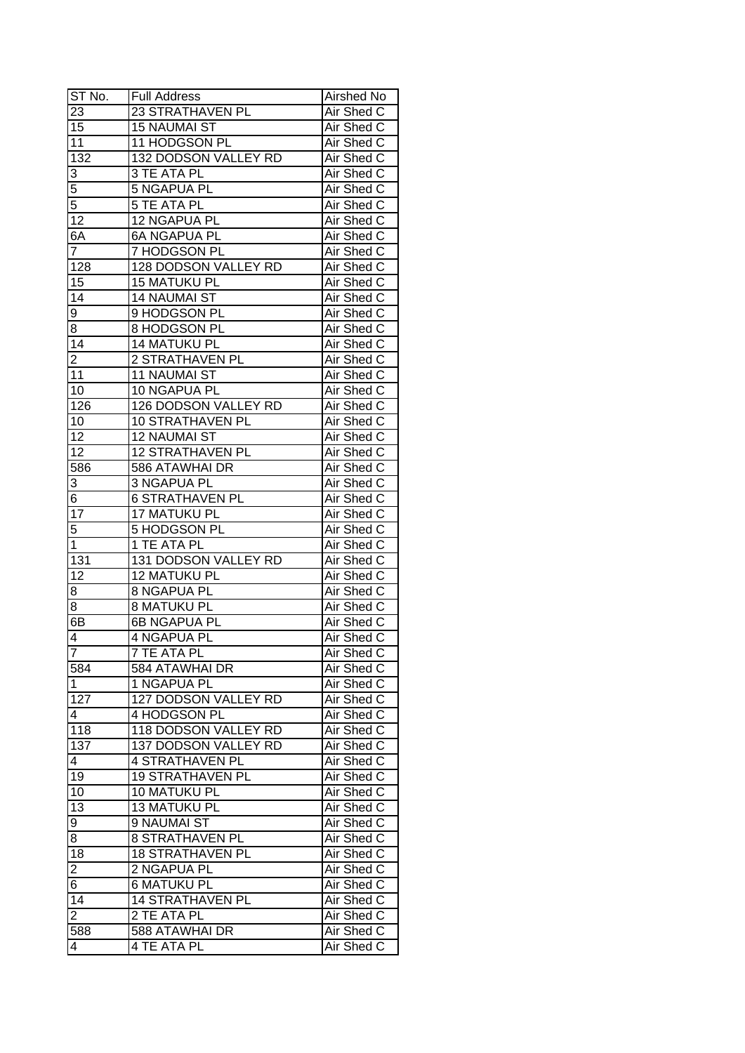| ST No. | Full Address | Airshed No |
|---|---|---|
| 23 | 23 STRATHAVEN PL | Air Shed C |
| 15 | 15 NAUMAI ST | Air Shed C |
| 11 | 11 HODGSON PL | Air Shed C |
| 132 | 132 DODSON VALLEY RD | Air Shed C |
| 3 | 3 TE ATA PL | Air Shed C |
| 5 | 5 NGAPUA PL | Air Shed C |
| 5 | 5 TE ATA PL | Air Shed C |
| 12 | 12 NGAPUA PL | Air Shed C |
| 6A | 6A NGAPUA PL | Air Shed C |
| 7 | 7 HODGSON PL | Air Shed C |
| 128 | 128 DODSON VALLEY RD | Air Shed C |
| 15 | 15 MATUKU PL | Air Shed C |
| 14 | 14 NAUMAI ST | Air Shed C |
| 9 | 9 HODGSON PL | Air Shed C |
| 8 | 8 HODGSON PL | Air Shed C |
| 14 | 14 MATUKU PL | Air Shed C |
| 2 | 2 STRATHAVEN PL | Air Shed C |
| 11 | 11 NAUMAI ST | Air Shed C |
| 10 | 10 NGAPUA PL | Air Shed C |
| 126 | 126 DODSON VALLEY RD | Air Shed C |
| 10 | 10 STRATHAVEN PL | Air Shed C |
| 12 | 12 NAUMAI ST | Air Shed C |
| 12 | 12 STRATHAVEN PL | Air Shed C |
| 586 | 586 ATAWHAI DR | Air Shed C |
| 3 | 3 NGAPUA PL | Air Shed C |
| 6 | 6 STRATHAVEN PL | Air Shed C |
| 17 | 17 MATUKU PL | Air Shed C |
| 5 | 5 HODGSON PL | Air Shed C |
| 1 | 1 TE ATA PL | Air Shed C |
| 131 | 131 DODSON VALLEY RD | Air Shed C |
| 12 | 12 MATUKU PL | Air Shed C |
| 8 | 8 NGAPUA PL | Air Shed C |
| 8 | 8 MATUKU PL | Air Shed C |
| 6B | 6B NGAPUA PL | Air Shed C |
| 4 | 4 NGAPUA PL | Air Shed C |
| 7 | 7 TE ATA PL | Air Shed C |
| 584 | 584 ATAWHAI DR | Air Shed C |
| 1 | 1 NGAPUA PL | Air Shed C |
| 127 | 127 DODSON VALLEY RD | Air Shed C |
| 4 | 4 HODGSON PL | Air Shed C |
| 118 | 118 DODSON VALLEY RD | Air Shed C |
| 137 | 137 DODSON VALLEY RD | Air Shed C |
| 4 | 4 STRATHAVEN PL | Air Shed C |
| 19 | 19 STRATHAVEN PL | Air Shed C |
| 10 | 10 MATUKU PL | Air Shed C |
| 13 | 13 MATUKU PL | Air Shed C |
| 9 | 9 NAUMAI ST | Air Shed C |
| 8 | 8 STRATHAVEN PL | Air Shed C |
| 18 | 18 STRATHAVEN PL | Air Shed C |
| 2 | 2 NGAPUA PL | Air Shed C |
| 6 | 6 MATUKU PL | Air Shed C |
| 14 | 14 STRATHAVEN PL | Air Shed C |
| 2 | 2 TE ATA PL | Air Shed C |
| 588 | 588 ATAWHAI DR | Air Shed C |
| 4 | 4 TE ATA PL | Air Shed C |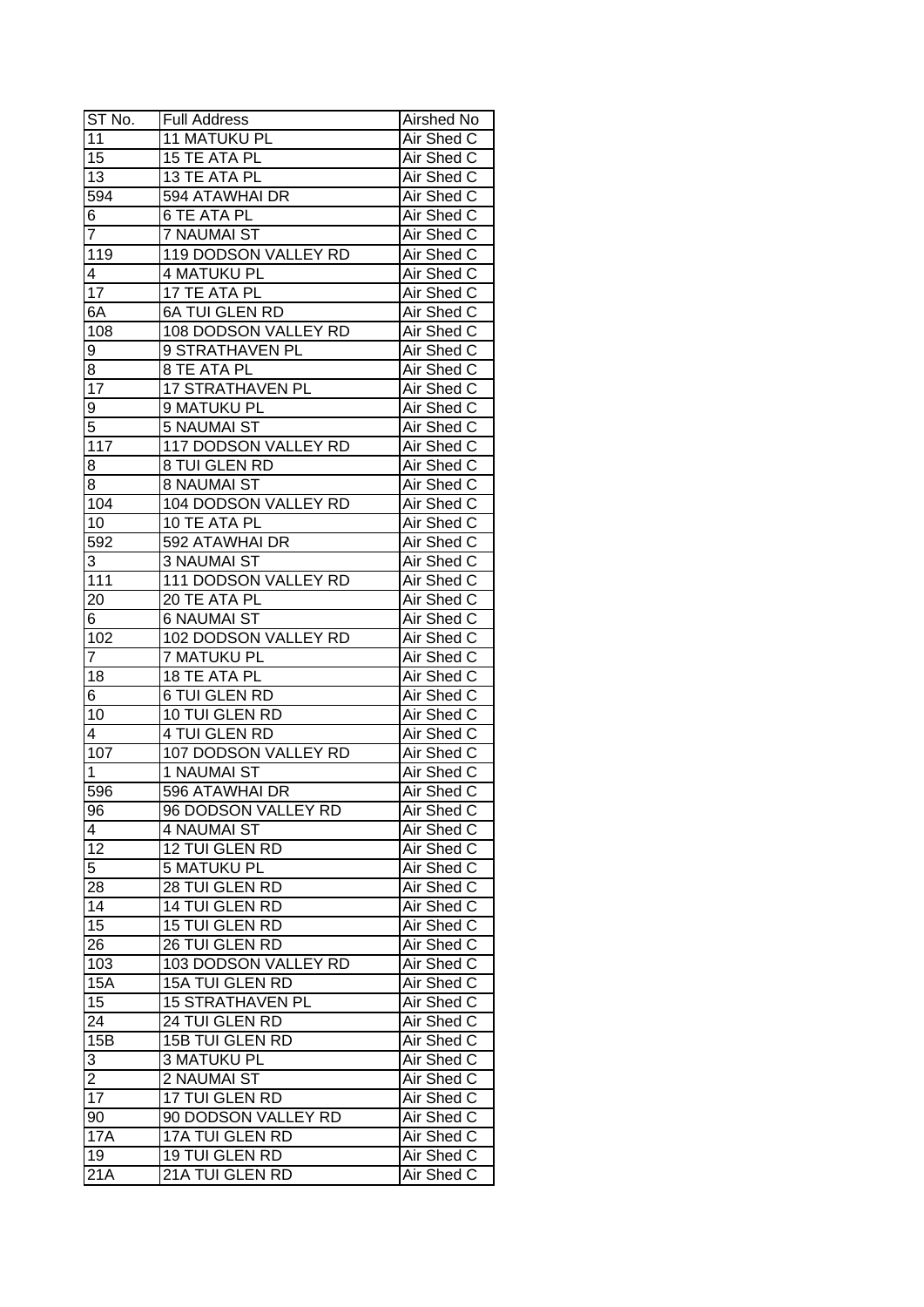| ST No. | Full Address | Airshed No |
|---|---|---|
| 11 | 11 MATUKU PL | Air Shed C |
| 15 | 15 TE ATA PL | Air Shed C |
| 13 | 13 TE ATA PL | Air Shed C |
| 594 | 594 ATAWHAI DR | Air Shed C |
| 6 | 6 TE ATA PL | Air Shed C |
| 7 | 7 NAUMAI ST | Air Shed C |
| 119 | 119 DODSON VALLEY RD | Air Shed C |
| 4 | 4 MATUKU PL | Air Shed C |
| 17 | 17 TE ATA PL | Air Shed C |
| 6A | 6A TUI GLEN RD | Air Shed C |
| 108 | 108 DODSON VALLEY RD | Air Shed C |
| 9 | 9 STRATHAVEN PL | Air Shed C |
| 8 | 8 TE ATA PL | Air Shed C |
| 17 | 17 STRATHAVEN PL | Air Shed C |
| 9 | 9 MATUKU PL | Air Shed C |
| 5 | 5 NAUMAI ST | Air Shed C |
| 117 | 117 DODSON VALLEY RD | Air Shed C |
| 8 | 8 TUI GLEN RD | Air Shed C |
| 8 | 8 NAUMAI ST | Air Shed C |
| 104 | 104 DODSON VALLEY RD | Air Shed C |
| 10 | 10 TE ATA PL | Air Shed C |
| 592 | 592 ATAWHAI DR | Air Shed C |
| 3 | 3 NAUMAI ST | Air Shed C |
| 111 | 111 DODSON VALLEY RD | Air Shed C |
| 20 | 20 TE ATA PL | Air Shed C |
| 6 | 6 NAUMAI ST | Air Shed C |
| 102 | 102 DODSON VALLEY RD | Air Shed C |
| 7 | 7 MATUKU PL | Air Shed C |
| 18 | 18 TE ATA PL | Air Shed C |
| 6 | 6 TUI GLEN RD | Air Shed C |
| 10 | 10 TUI GLEN RD | Air Shed C |
| 4 | 4 TUI GLEN RD | Air Shed C |
| 107 | 107 DODSON VALLEY RD | Air Shed C |
| 1 | 1 NAUMAI ST | Air Shed C |
| 596 | 596 ATAWHAI DR | Air Shed C |
| 96 | 96 DODSON VALLEY RD | Air Shed C |
| 4 | 4 NAUMAI ST | Air Shed C |
| 12 | 12 TUI GLEN RD | Air Shed C |
| 5 | 5 MATUKU PL | Air Shed C |
| 28 | 28 TUI GLEN RD | Air Shed C |
| 14 | 14 TUI GLEN RD | Air Shed C |
| 15 | 15 TUI GLEN RD | Air Shed C |
| 26 | 26 TUI GLEN RD | Air Shed C |
| 103 | 103 DODSON VALLEY RD | Air Shed C |
| 15A | 15A TUI GLEN RD | Air Shed C |
| 15 | 15 STRATHAVEN PL | Air Shed C |
| 24 | 24 TUI GLEN RD | Air Shed C |
| 15B | 15B TUI GLEN RD | Air Shed C |
| 3 | 3 MATUKU PL | Air Shed C |
| 2 | 2 NAUMAI ST | Air Shed C |
| 17 | 17 TUI GLEN RD | Air Shed C |
| 90 | 90 DODSON VALLEY RD | Air Shed C |
| 17A | 17A TUI GLEN RD | Air Shed C |
| 19 | 19 TUI GLEN RD | Air Shed C |
| 21A | 21A TUI GLEN RD | Air Shed C |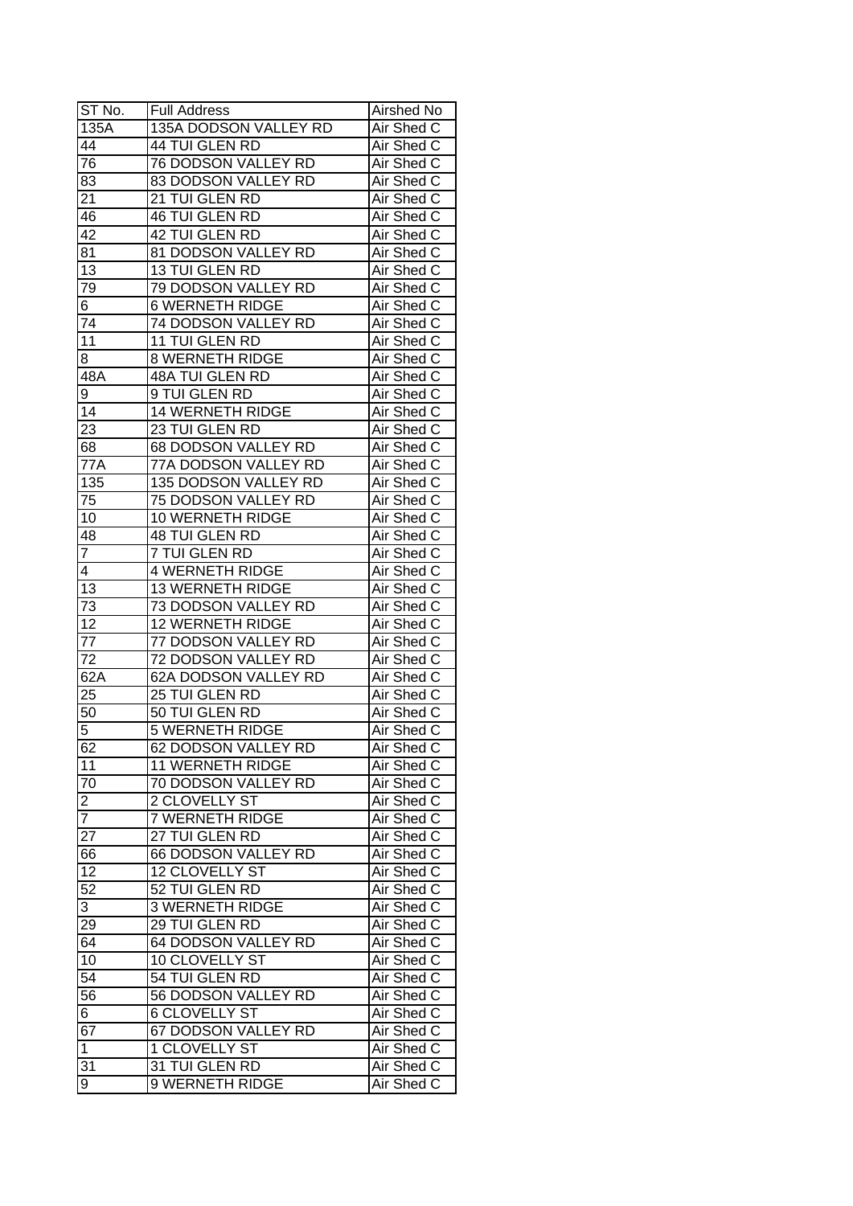| ST No. | Full Address | Airshed No |
|---|---|---|
| 135A | 135A DODSON VALLEY RD | Air Shed C |
| 44 | 44 TUI GLEN RD | Air Shed C |
| 76 | 76 DODSON VALLEY RD | Air Shed C |
| 83 | 83 DODSON VALLEY RD | Air Shed C |
| 21 | 21 TUI GLEN RD | Air Shed C |
| 46 | 46 TUI GLEN RD | Air Shed C |
| 42 | 42 TUI GLEN RD | Air Shed C |
| 81 | 81 DODSON VALLEY RD | Air Shed C |
| 13 | 13 TUI GLEN RD | Air Shed C |
| 79 | 79 DODSON VALLEY RD | Air Shed C |
| 6 | 6 WERNETH RIDGE | Air Shed C |
| 74 | 74 DODSON VALLEY RD | Air Shed C |
| 11 | 11 TUI GLEN RD | Air Shed C |
| 8 | 8 WERNETH RIDGE | Air Shed C |
| 48A | 48A TUI GLEN RD | Air Shed C |
| 9 | 9 TUI GLEN RD | Air Shed C |
| 14 | 14 WERNETH RIDGE | Air Shed C |
| 23 | 23 TUI GLEN RD | Air Shed C |
| 68 | 68 DODSON VALLEY RD | Air Shed C |
| 77A | 77A DODSON VALLEY RD | Air Shed C |
| 135 | 135 DODSON VALLEY RD | Air Shed C |
| 75 | 75 DODSON VALLEY RD | Air Shed C |
| 10 | 10 WERNETH RIDGE | Air Shed C |
| 48 | 48 TUI GLEN RD | Air Shed C |
| 7 | 7 TUI GLEN RD | Air Shed C |
| 4 | 4 WERNETH RIDGE | Air Shed C |
| 13 | 13 WERNETH RIDGE | Air Shed C |
| 73 | 73 DODSON VALLEY RD | Air Shed C |
| 12 | 12 WERNETH RIDGE | Air Shed C |
| 77 | 77 DODSON VALLEY RD | Air Shed C |
| 72 | 72 DODSON VALLEY RD | Air Shed C |
| 62A | 62A DODSON VALLEY RD | Air Shed C |
| 25 | 25 TUI GLEN RD | Air Shed C |
| 50 | 50 TUI GLEN RD | Air Shed C |
| 5 | 5 WERNETH RIDGE | Air Shed C |
| 62 | 62 DODSON VALLEY RD | Air Shed C |
| 11 | 11 WERNETH RIDGE | Air Shed C |
| 70 | 70 DODSON VALLEY RD | Air Shed C |
| 2 | 2 CLOVELLY ST | Air Shed C |
| 7 | 7 WERNETH RIDGE | Air Shed C |
| 27 | 27 TUI GLEN RD | Air Shed C |
| 66 | 66 DODSON VALLEY RD | Air Shed C |
| 12 | 12 CLOVELLY ST | Air Shed C |
| 52 | 52 TUI GLEN RD | Air Shed C |
| 3 | 3 WERNETH RIDGE | Air Shed C |
| 29 | 29 TUI GLEN RD | Air Shed C |
| 64 | 64 DODSON VALLEY RD | Air Shed C |
| 10 | 10 CLOVELLY ST | Air Shed C |
| 54 | 54 TUI GLEN RD | Air Shed C |
| 56 | 56 DODSON VALLEY RD | Air Shed C |
| 6 | 6 CLOVELLY ST | Air Shed C |
| 67 | 67 DODSON VALLEY RD | Air Shed C |
| 1 | 1 CLOVELLY ST | Air Shed C |
| 31 | 31 TUI GLEN RD | Air Shed C |
| 9 | 9 WERNETH RIDGE | Air Shed C |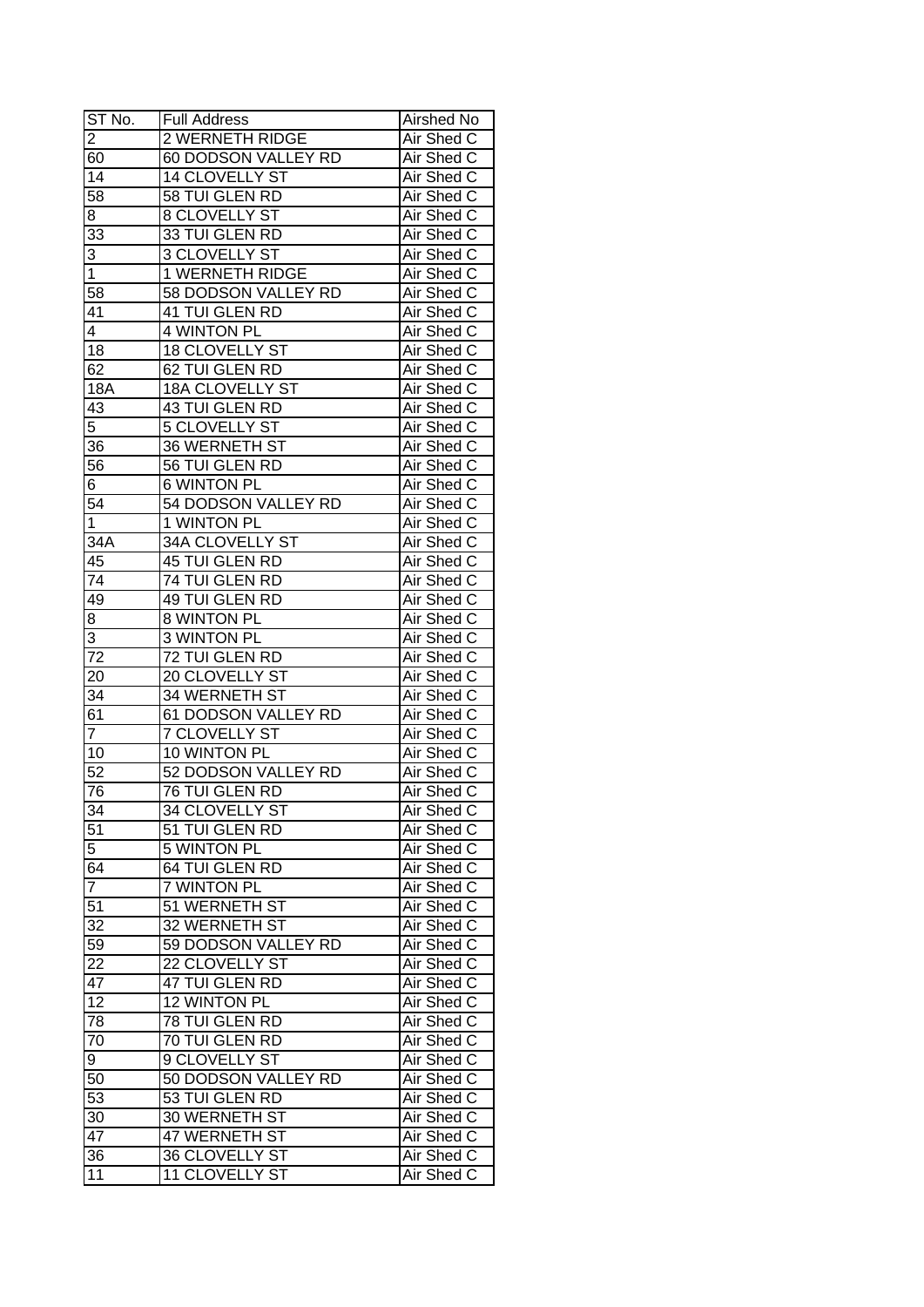| ST No. | Full Address | Airshed No |
|---|---|---|
| 2 | 2 WERNETH RIDGE | Air Shed C |
| 60 | 60 DODSON VALLEY RD | Air Shed C |
| 14 | 14 CLOVELLY ST | Air Shed C |
| 58 | 58 TUI GLEN RD | Air Shed C |
| 8 | 8 CLOVELLY ST | Air Shed C |
| 33 | 33 TUI GLEN RD | Air Shed C |
| 3 | 3 CLOVELLY ST | Air Shed C |
| 1 | 1 WERNETH RIDGE | Air Shed C |
| 58 | 58 DODSON VALLEY RD | Air Shed C |
| 41 | 41 TUI GLEN RD | Air Shed C |
| 4 | 4 WINTON PL | Air Shed C |
| 18 | 18 CLOVELLY ST | Air Shed C |
| 62 | 62 TUI GLEN RD | Air Shed C |
| 18A | 18A CLOVELLY ST | Air Shed C |
| 43 | 43 TUI GLEN RD | Air Shed C |
| 5 | 5 CLOVELLY ST | Air Shed C |
| 36 | 36 WERNETH ST | Air Shed C |
| 56 | 56 TUI GLEN RD | Air Shed C |
| 6 | 6 WINTON PL | Air Shed C |
| 54 | 54 DODSON VALLEY RD | Air Shed C |
| 1 | 1 WINTON PL | Air Shed C |
| 34A | 34A CLOVELLY ST | Air Shed C |
| 45 | 45 TUI GLEN RD | Air Shed C |
| 74 | 74 TUI GLEN RD | Air Shed C |
| 49 | 49 TUI GLEN RD | Air Shed C |
| 8 | 8 WINTON PL | Air Shed C |
| 3 | 3 WINTON PL | Air Shed C |
| 72 | 72 TUI GLEN RD | Air Shed C |
| 20 | 20 CLOVELLY ST | Air Shed C |
| 34 | 34 WERNETH ST | Air Shed C |
| 61 | 61 DODSON VALLEY RD | Air Shed C |
| 7 | 7 CLOVELLY ST | Air Shed C |
| 10 | 10 WINTON PL | Air Shed C |
| 52 | 52 DODSON VALLEY RD | Air Shed C |
| 76 | 76 TUI GLEN RD | Air Shed C |
| 34 | 34 CLOVELLY ST | Air Shed C |
| 51 | 51 TUI GLEN RD | Air Shed C |
| 5 | 5 WINTON PL | Air Shed C |
| 64 | 64 TUI GLEN RD | Air Shed C |
| 7 | 7 WINTON PL | Air Shed C |
| 51 | 51 WERNETH ST | Air Shed C |
| 32 | 32 WERNETH ST | Air Shed C |
| 59 | 59 DODSON VALLEY RD | Air Shed C |
| 22 | 22 CLOVELLY ST | Air Shed C |
| 47 | 47 TUI GLEN RD | Air Shed C |
| 12 | 12 WINTON PL | Air Shed C |
| 78 | 78 TUI GLEN RD | Air Shed C |
| 70 | 70 TUI GLEN RD | Air Shed C |
| 9 | 9 CLOVELLY ST | Air Shed C |
| 50 | 50 DODSON VALLEY RD | Air Shed C |
| 53 | 53 TUI GLEN RD | Air Shed C |
| 30 | 30 WERNETH ST | Air Shed C |
| 47 | 47 WERNETH ST | Air Shed C |
| 36 | 36 CLOVELLY ST | Air Shed C |
| 11 | 11 CLOVELLY ST | Air Shed C |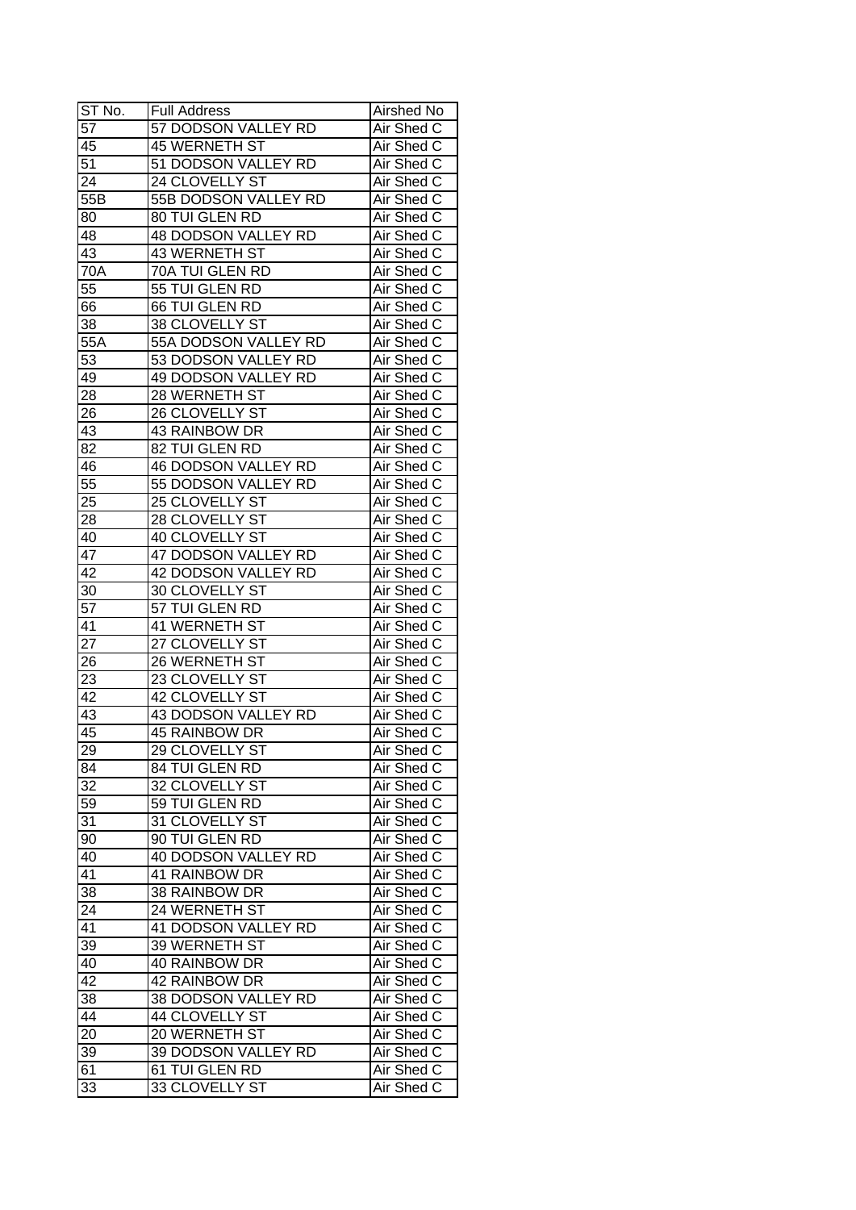| ST No. | Full Address | Airshed No |
|---|---|---|
| 57 | 57 DODSON VALLEY RD | Air Shed C |
| 45 | 45 WERNETH ST | Air Shed C |
| 51 | 51 DODSON VALLEY RD | Air Shed C |
| 24 | 24 CLOVELLY ST | Air Shed C |
| 55B | 55B DODSON VALLEY RD | Air Shed C |
| 80 | 80 TUI GLEN RD | Air Shed C |
| 48 | 48 DODSON VALLEY RD | Air Shed C |
| 43 | 43 WERNETH ST | Air Shed C |
| 70A | 70A TUI GLEN RD | Air Shed C |
| 55 | 55 TUI GLEN RD | Air Shed C |
| 66 | 66 TUI GLEN RD | Air Shed C |
| 38 | 38 CLOVELLY ST | Air Shed C |
| 55A | 55A DODSON VALLEY RD | Air Shed C |
| 53 | 53 DODSON VALLEY RD | Air Shed C |
| 49 | 49 DODSON VALLEY RD | Air Shed C |
| 28 | 28 WERNETH ST | Air Shed C |
| 26 | 26 CLOVELLY ST | Air Shed C |
| 43 | 43 RAINBOW DR | Air Shed C |
| 82 | 82 TUI GLEN RD | Air Shed C |
| 46 | 46 DODSON VALLEY RD | Air Shed C |
| 55 | 55 DODSON VALLEY RD | Air Shed C |
| 25 | 25 CLOVELLY ST | Air Shed C |
| 28 | 28 CLOVELLY ST | Air Shed C |
| 40 | 40 CLOVELLY ST | Air Shed C |
| 47 | 47 DODSON VALLEY RD | Air Shed C |
| 42 | 42 DODSON VALLEY RD | Air Shed C |
| 30 | 30 CLOVELLY ST | Air Shed C |
| 57 | 57 TUI GLEN RD | Air Shed C |
| 41 | 41 WERNETH ST | Air Shed C |
| 27 | 27 CLOVELLY ST | Air Shed C |
| 26 | 26 WERNETH ST | Air Shed C |
| 23 | 23 CLOVELLY ST | Air Shed C |
| 42 | 42 CLOVELLY ST | Air Shed C |
| 43 | 43 DODSON VALLEY RD | Air Shed C |
| 45 | 45 RAINBOW DR | Air Shed C |
| 29 | 29 CLOVELLY ST | Air Shed C |
| 84 | 84 TUI GLEN RD | Air Shed C |
| 32 | 32 CLOVELLY ST | Air Shed C |
| 59 | 59 TUI GLEN RD | Air Shed C |
| 31 | 31 CLOVELLY ST | Air Shed C |
| 90 | 90 TUI GLEN RD | Air Shed C |
| 40 | 40 DODSON VALLEY RD | Air Shed C |
| 41 | 41 RAINBOW DR | Air Shed C |
| 38 | 38 RAINBOW DR | Air Shed C |
| 24 | 24 WERNETH ST | Air Shed C |
| 41 | 41 DODSON VALLEY RD | Air Shed C |
| 39 | 39 WERNETH ST | Air Shed C |
| 40 | 40 RAINBOW DR | Air Shed C |
| 42 | 42 RAINBOW DR | Air Shed C |
| 38 | 38 DODSON VALLEY RD | Air Shed C |
| 44 | 44 CLOVELLY ST | Air Shed C |
| 20 | 20 WERNETH ST | Air Shed C |
| 39 | 39 DODSON VALLEY RD | Air Shed C |
| 61 | 61 TUI GLEN RD | Air Shed C |
| 33 | 33 CLOVELLY ST | Air Shed C |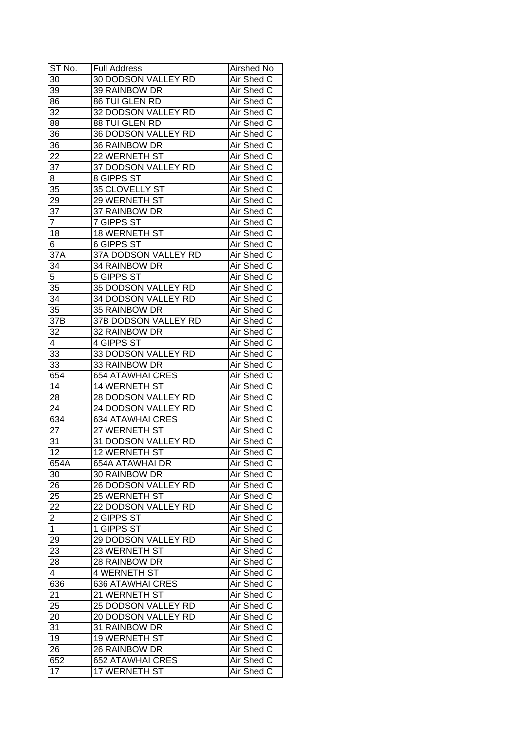| ST No. | Full Address | Airshed No |
|---|---|---|
| 30 | 30 DODSON VALLEY RD | Air Shed C |
| 39 | 39 RAINBOW DR | Air Shed C |
| 86 | 86 TUI GLEN RD | Air Shed C |
| 32 | 32 DODSON VALLEY RD | Air Shed C |
| 88 | 88 TUI GLEN RD | Air Shed C |
| 36 | 36 DODSON VALLEY RD | Air Shed C |
| 36 | 36 RAINBOW DR | Air Shed C |
| 22 | 22 WERNETH ST | Air Shed C |
| 37 | 37 DODSON VALLEY RD | Air Shed C |
| 8 | 8 GIPPS ST | Air Shed C |
| 35 | 35 CLOVELLY ST | Air Shed C |
| 29 | 29 WERNETH ST | Air Shed C |
| 37 | 37 RAINBOW DR | Air Shed C |
| 7 | 7 GIPPS ST | Air Shed C |
| 18 | 18 WERNETH ST | Air Shed C |
| 6 | 6 GIPPS ST | Air Shed C |
| 37A | 37A DODSON VALLEY RD | Air Shed C |
| 34 | 34 RAINBOW DR | Air Shed C |
| 5 | 5 GIPPS ST | Air Shed C |
| 35 | 35 DODSON VALLEY RD | Air Shed C |
| 34 | 34 DODSON VALLEY RD | Air Shed C |
| 35 | 35 RAINBOW DR | Air Shed C |
| 37B | 37B DODSON VALLEY RD | Air Shed C |
| 32 | 32 RAINBOW DR | Air Shed C |
| 4 | 4 GIPPS ST | Air Shed C |
| 33 | 33 DODSON VALLEY RD | Air Shed C |
| 33 | 33 RAINBOW DR | Air Shed C |
| 654 | 654 ATAWHAI CRES | Air Shed C |
| 14 | 14 WERNETH ST | Air Shed C |
| 28 | 28 DODSON VALLEY RD | Air Shed C |
| 24 | 24 DODSON VALLEY RD | Air Shed C |
| 634 | 634 ATAWHAI CRES | Air Shed C |
| 27 | 27 WERNETH ST | Air Shed C |
| 31 | 31 DODSON VALLEY RD | Air Shed C |
| 12 | 12 WERNETH ST | Air Shed C |
| 654A | 654A ATAWHAI DR | Air Shed C |
| 30 | 30 RAINBOW DR | Air Shed C |
| 26 | 26 DODSON VALLEY RD | Air Shed C |
| 25 | 25 WERNETH ST | Air Shed C |
| 22 | 22 DODSON VALLEY RD | Air Shed C |
| 2 | 2 GIPPS ST | Air Shed C |
| 1 | 1 GIPPS ST | Air Shed C |
| 29 | 29 DODSON VALLEY RD | Air Shed C |
| 23 | 23 WERNETH ST | Air Shed C |
| 28 | 28 RAINBOW DR | Air Shed C |
| 4 | 4 WERNETH ST | Air Shed C |
| 636 | 636 ATAWHAI CRES | Air Shed C |
| 21 | 21 WERNETH ST | Air Shed C |
| 25 | 25 DODSON VALLEY RD | Air Shed C |
| 20 | 20 DODSON VALLEY RD | Air Shed C |
| 31 | 31 RAINBOW DR | Air Shed C |
| 19 | 19 WERNETH ST | Air Shed C |
| 26 | 26 RAINBOW DR | Air Shed C |
| 652 | 652 ATAWHAI CRES | Air Shed C |
| 17 | 17 WERNETH ST | Air Shed C |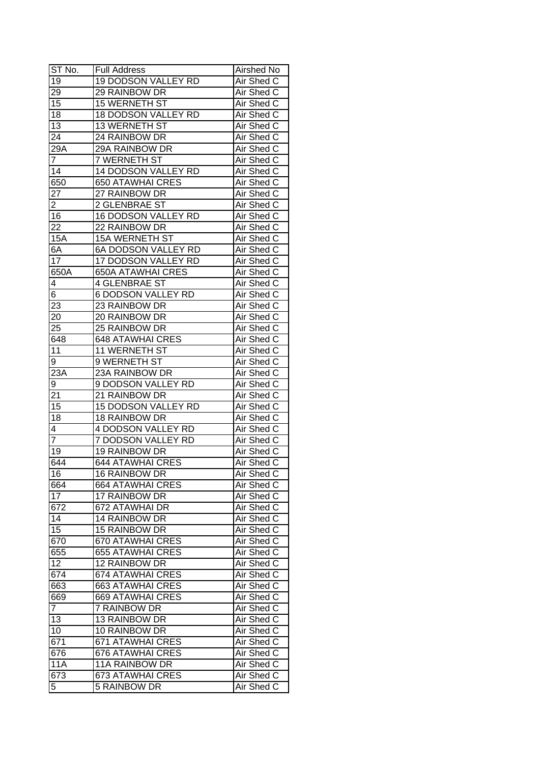| ST No. | Full Address | Airshed No |
|---|---|---|
| 19 | 19 DODSON VALLEY RD | Air Shed C |
| 29 | 29 RAINBOW DR | Air Shed C |
| 15 | 15 WERNETH ST | Air Shed C |
| 18 | 18 DODSON VALLEY RD | Air Shed C |
| 13 | 13 WERNETH ST | Air Shed C |
| 24 | 24 RAINBOW DR | Air Shed C |
| 29A | 29A RAINBOW DR | Air Shed C |
| 7 | 7 WERNETH ST | Air Shed C |
| 14 | 14 DODSON VALLEY RD | Air Shed C |
| 650 | 650 ATAWHAI CRES | Air Shed C |
| 27 | 27 RAINBOW DR | Air Shed C |
| 2 | 2 GLENBRAE ST | Air Shed C |
| 16 | 16 DODSON VALLEY RD | Air Shed C |
| 22 | 22 RAINBOW DR | Air Shed C |
| 15A | 15A WERNETH ST | Air Shed C |
| 6A | 6A DODSON VALLEY RD | Air Shed C |
| 17 | 17 DODSON VALLEY RD | Air Shed C |
| 650A | 650A ATAWHAI CRES | Air Shed C |
| 4 | 4 GLENBRAE ST | Air Shed C |
| 6 | 6 DODSON VALLEY RD | Air Shed C |
| 23 | 23 RAINBOW DR | Air Shed C |
| 20 | 20 RAINBOW DR | Air Shed C |
| 25 | 25 RAINBOW DR | Air Shed C |
| 648 | 648 ATAWHAI CRES | Air Shed C |
| 11 | 11 WERNETH ST | Air Shed C |
| 9 | 9 WERNETH ST | Air Shed C |
| 23A | 23A RAINBOW DR | Air Shed C |
| 9 | 9 DODSON VALLEY RD | Air Shed C |
| 21 | 21 RAINBOW DR | Air Shed C |
| 15 | 15 DODSON VALLEY RD | Air Shed C |
| 18 | 18 RAINBOW DR | Air Shed C |
| 4 | 4 DODSON VALLEY RD | Air Shed C |
| 7 | 7 DODSON VALLEY RD | Air Shed C |
| 19 | 19 RAINBOW DR | Air Shed C |
| 644 | 644 ATAWHAI CRES | Air Shed C |
| 16 | 16 RAINBOW DR | Air Shed C |
| 664 | 664 ATAWHAI CRES | Air Shed C |
| 17 | 17 RAINBOW DR | Air Shed C |
| 672 | 672 ATAWHAI DR | Air Shed C |
| 14 | 14 RAINBOW DR | Air Shed C |
| 15 | 15 RAINBOW DR | Air Shed C |
| 670 | 670 ATAWHAI CRES | Air Shed C |
| 655 | 655 ATAWHAI CRES | Air Shed C |
| 12 | 12 RAINBOW DR | Air Shed C |
| 674 | 674 ATAWHAI CRES | Air Shed C |
| 663 | 663 ATAWHAI CRES | Air Shed C |
| 669 | 669 ATAWHAI CRES | Air Shed C |
| 7 | 7 RAINBOW DR | Air Shed C |
| 13 | 13 RAINBOW DR | Air Shed C |
| 10 | 10 RAINBOW DR | Air Shed C |
| 671 | 671 ATAWHAI CRES | Air Shed C |
| 676 | 676 ATAWHAI CRES | Air Shed C |
| 11A | 11A RAINBOW DR | Air Shed C |
| 673 | 673 ATAWHAI CRES | Air Shed C |
| 5 | 5 RAINBOW DR | Air Shed C |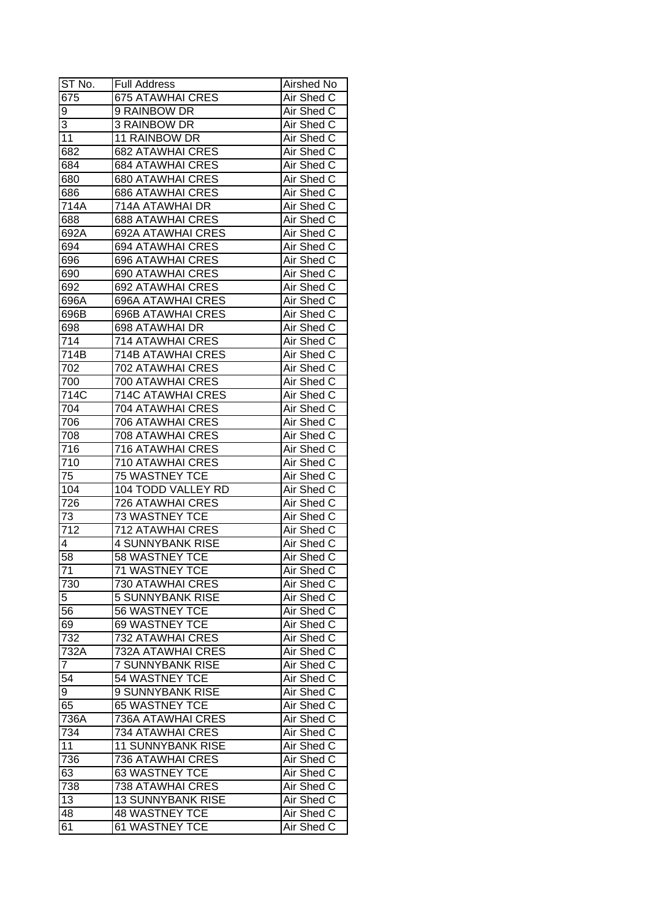| ST No. | Full Address | Airshed No |
|---|---|---|
| 675 | 675 ATAWHAI CRES | Air Shed C |
| 9 | 9 RAINBOW DR | Air Shed C |
| 3 | 3 RAINBOW DR | Air Shed C |
| 11 | 11 RAINBOW DR | Air Shed C |
| 682 | 682 ATAWHAI CRES | Air Shed C |
| 684 | 684 ATAWHAI CRES | Air Shed C |
| 680 | 680 ATAWHAI CRES | Air Shed C |
| 686 | 686 ATAWHAI CRES | Air Shed C |
| 714A | 714A ATAWHAI DR | Air Shed C |
| 688 | 688 ATAWHAI CRES | Air Shed C |
| 692A | 692A ATAWHAI CRES | Air Shed C |
| 694 | 694 ATAWHAI CRES | Air Shed C |
| 696 | 696 ATAWHAI CRES | Air Shed C |
| 690 | 690 ATAWHAI CRES | Air Shed C |
| 692 | 692 ATAWHAI CRES | Air Shed C |
| 696A | 696A ATAWHAI CRES | Air Shed C |
| 696B | 696B ATAWHAI CRES | Air Shed C |
| 698 | 698 ATAWHAI DR | Air Shed C |
| 714 | 714 ATAWHAI CRES | Air Shed C |
| 714B | 714B ATAWHAI CRES | Air Shed C |
| 702 | 702 ATAWHAI CRES | Air Shed C |
| 700 | 700 ATAWHAI CRES | Air Shed C |
| 714C | 714C ATAWHAI CRES | Air Shed C |
| 704 | 704 ATAWHAI CRES | Air Shed C |
| 706 | 706 ATAWHAI CRES | Air Shed C |
| 708 | 708 ATAWHAI CRES | Air Shed C |
| 716 | 716 ATAWHAI CRES | Air Shed C |
| 710 | 710 ATAWHAI CRES | Air Shed C |
| 75 | 75 WASTNEY TCE | Air Shed C |
| 104 | 104 TODD VALLEY RD | Air Shed C |
| 726 | 726 ATAWHAI CRES | Air Shed C |
| 73 | 73 WASTNEY TCE | Air Shed C |
| 712 | 712 ATAWHAI CRES | Air Shed C |
| 4 | 4 SUNNYBANK RISE | Air Shed C |
| 58 | 58 WASTNEY TCE | Air Shed C |
| 71 | 71 WASTNEY TCE | Air Shed C |
| 730 | 730 ATAWHAI CRES | Air Shed C |
| 5 | 5 SUNNYBANK RISE | Air Shed C |
| 56 | 56 WASTNEY TCE | Air Shed C |
| 69 | 69 WASTNEY TCE | Air Shed C |
| 732 | 732 ATAWHAI CRES | Air Shed C |
| 732A | 732A ATAWHAI CRES | Air Shed C |
| 7 | 7 SUNNYBANK RISE | Air Shed C |
| 54 | 54 WASTNEY TCE | Air Shed C |
| 9 | 9 SUNNYBANK RISE | Air Shed C |
| 65 | 65 WASTNEY TCE | Air Shed C |
| 736A | 736A ATAWHAI CRES | Air Shed C |
| 734 | 734 ATAWHAI CRES | Air Shed C |
| 11 | 11 SUNNYBANK RISE | Air Shed C |
| 736 | 736 ATAWHAI CRES | Air Shed C |
| 63 | 63 WASTNEY TCE | Air Shed C |
| 738 | 738 ATAWHAI CRES | Air Shed C |
| 13 | 13 SUNNYBANK RISE | Air Shed C |
| 48 | 48 WASTNEY TCE | Air Shed C |
| 61 | 61 WASTNEY TCE | Air Shed C |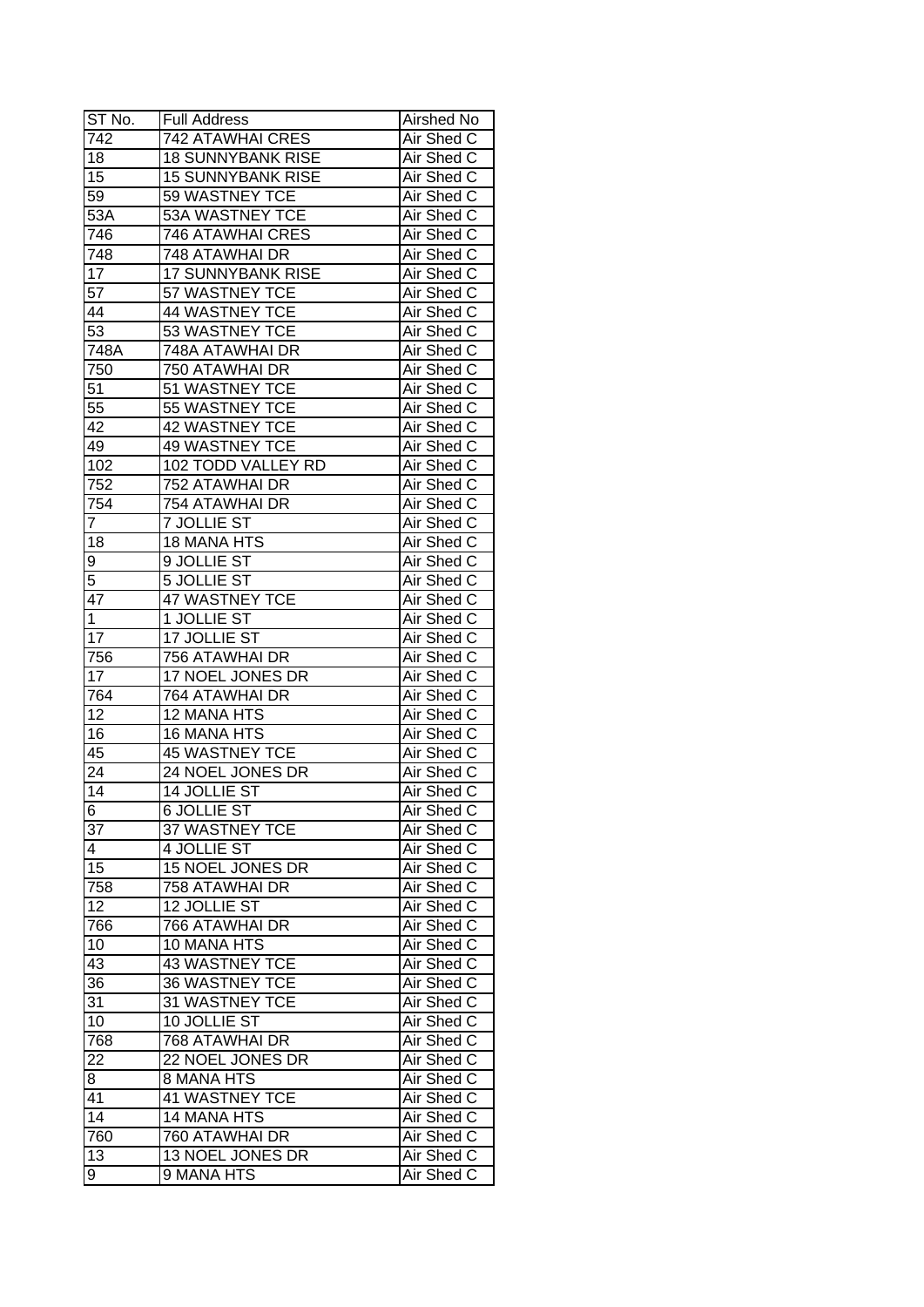| ST No. | Full Address | Airshed No |
|---|---|---|
| 742 | 742 ATAWHAI CRES | Air Shed C |
| 18 | 18 SUNNYBANK RISE | Air Shed C |
| 15 | 15 SUNNYBANK RISE | Air Shed C |
| 59 | 59 WASTNEY TCE | Air Shed C |
| 53A | 53A WASTNEY TCE | Air Shed C |
| 746 | 746 ATAWHAI CRES | Air Shed C |
| 748 | 748 ATAWHAI DR | Air Shed C |
| 17 | 17 SUNNYBANK RISE | Air Shed C |
| 57 | 57 WASTNEY TCE | Air Shed C |
| 44 | 44 WASTNEY TCE | Air Shed C |
| 53 | 53 WASTNEY TCE | Air Shed C |
| 748A | 748A ATAWHAI DR | Air Shed C |
| 750 | 750 ATAWHAI DR | Air Shed C |
| 51 | 51 WASTNEY TCE | Air Shed C |
| 55 | 55 WASTNEY TCE | Air Shed C |
| 42 | 42 WASTNEY TCE | Air Shed C |
| 49 | 49 WASTNEY TCE | Air Shed C |
| 102 | 102 TODD VALLEY RD | Air Shed C |
| 752 | 752 ATAWHAI DR | Air Shed C |
| 754 | 754 ATAWHAI DR | Air Shed C |
| 7 | 7 JOLLIE ST | Air Shed C |
| 18 | 18 MANA HTS | Air Shed C |
| 9 | 9 JOLLIE ST | Air Shed C |
| 5 | 5 JOLLIE ST | Air Shed C |
| 47 | 47 WASTNEY TCE | Air Shed C |
| 1 | 1 JOLLIE ST | Air Shed C |
| 17 | 17 JOLLIE ST | Air Shed C |
| 756 | 756 ATAWHAI DR | Air Shed C |
| 17 | 17 NOEL JONES DR | Air Shed C |
| 764 | 764 ATAWHAI DR | Air Shed C |
| 12 | 12 MANA HTS | Air Shed C |
| 16 | 16 MANA HTS | Air Shed C |
| 45 | 45 WASTNEY TCE | Air Shed C |
| 24 | 24 NOEL JONES DR | Air Shed C |
| 14 | 14 JOLLIE ST | Air Shed C |
| 6 | 6 JOLLIE ST | Air Shed C |
| 37 | 37 WASTNEY TCE | Air Shed C |
| 4 | 4 JOLLIE ST | Air Shed C |
| 15 | 15 NOEL JONES DR | Air Shed C |
| 758 | 758 ATAWHAI DR | Air Shed C |
| 12 | 12 JOLLIE ST | Air Shed C |
| 766 | 766 ATAWHAI DR | Air Shed C |
| 10 | 10 MANA HTS | Air Shed C |
| 43 | 43 WASTNEY TCE | Air Shed C |
| 36 | 36 WASTNEY TCE | Air Shed C |
| 31 | 31 WASTNEY TCE | Air Shed C |
| 10 | 10 JOLLIE ST | Air Shed C |
| 768 | 768 ATAWHAI DR | Air Shed C |
| 22 | 22 NOEL JONES DR | Air Shed C |
| 8 | 8 MANA HTS | Air Shed C |
| 41 | 41 WASTNEY TCE | Air Shed C |
| 14 | 14 MANA HTS | Air Shed C |
| 760 | 760 ATAWHAI DR | Air Shed C |
| 13 | 13 NOEL JONES DR | Air Shed C |
| 9 | 9 MANA HTS | Air Shed C |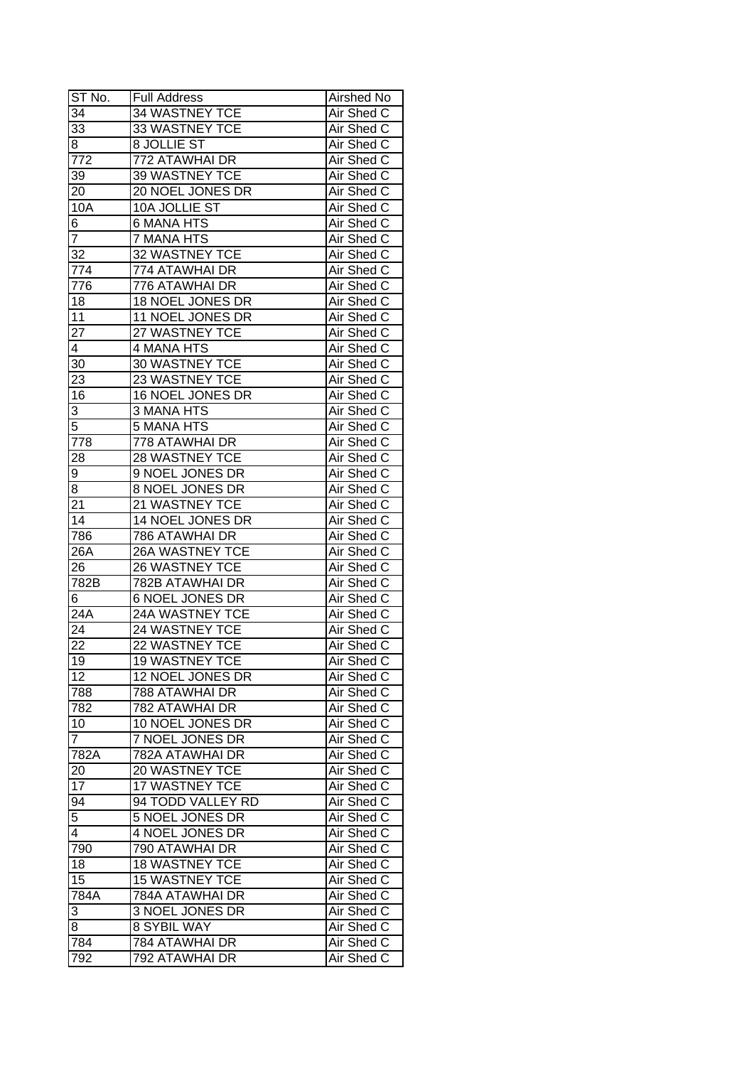| ST No. | Full Address | Airshed No |
|---|---|---|
| 34 | 34 WASTNEY TCE | Air Shed C |
| 33 | 33 WASTNEY TCE | Air Shed C |
| 8 | 8 JOLLIE ST | Air Shed C |
| 772 | 772 ATAWHAI DR | Air Shed C |
| 39 | 39 WASTNEY TCE | Air Shed C |
| 20 | 20 NOEL JONES DR | Air Shed C |
| 10A | 10A JOLLIE ST | Air Shed C |
| 6 | 6 MANA HTS | Air Shed C |
| 7 | 7 MANA HTS | Air Shed C |
| 32 | 32 WASTNEY TCE | Air Shed C |
| 774 | 774 ATAWHAI DR | Air Shed C |
| 776 | 776 ATAWHAI DR | Air Shed C |
| 18 | 18 NOEL JONES DR | Air Shed C |
| 11 | 11 NOEL JONES DR | Air Shed C |
| 27 | 27 WASTNEY TCE | Air Shed C |
| 4 | 4 MANA HTS | Air Shed C |
| 30 | 30 WASTNEY TCE | Air Shed C |
| 23 | 23 WASTNEY TCE | Air Shed C |
| 16 | 16 NOEL JONES DR | Air Shed C |
| 3 | 3 MANA HTS | Air Shed C |
| 5 | 5 MANA HTS | Air Shed C |
| 778 | 778 ATAWHAI DR | Air Shed C |
| 28 | 28 WASTNEY TCE | Air Shed C |
| 9 | 9 NOEL JONES DR | Air Shed C |
| 8 | 8 NOEL JONES DR | Air Shed C |
| 21 | 21 WASTNEY TCE | Air Shed C |
| 14 | 14 NOEL JONES DR | Air Shed C |
| 786 | 786 ATAWHAI DR | Air Shed C |
| 26A | 26A WASTNEY TCE | Air Shed C |
| 26 | 26 WASTNEY TCE | Air Shed C |
| 782B | 782B ATAWHAI DR | Air Shed C |
| 6 | 6 NOEL JONES DR | Air Shed C |
| 24A | 24A WASTNEY TCE | Air Shed C |
| 24 | 24 WASTNEY TCE | Air Shed C |
| 22 | 22 WASTNEY TCE | Air Shed C |
| 19 | 19 WASTNEY TCE | Air Shed C |
| 12 | 12 NOEL JONES DR | Air Shed C |
| 788 | 788 ATAWHAI DR | Air Shed C |
| 782 | 782 ATAWHAI DR | Air Shed C |
| 10 | 10 NOEL JONES DR | Air Shed C |
| 7 | 7 NOEL JONES DR | Air Shed C |
| 782A | 782A ATAWHAI DR | Air Shed C |
| 20 | 20 WASTNEY TCE | Air Shed C |
| 17 | 17 WASTNEY TCE | Air Shed C |
| 94 | 94 TODD VALLEY RD | Air Shed C |
| 5 | 5 NOEL JONES DR | Air Shed C |
| 4 | 4 NOEL JONES DR | Air Shed C |
| 790 | 790 ATAWHAI DR | Air Shed C |
| 18 | 18 WASTNEY TCE | Air Shed C |
| 15 | 15 WASTNEY TCE | Air Shed C |
| 784A | 784A ATAWHAI DR | Air Shed C |
| 3 | 3 NOEL JONES DR | Air Shed C |
| 8 | 8 SYBIL WAY | Air Shed C |
| 784 | 784 ATAWHAI DR | Air Shed C |
| 792 | 792 ATAWHAI DR | Air Shed C |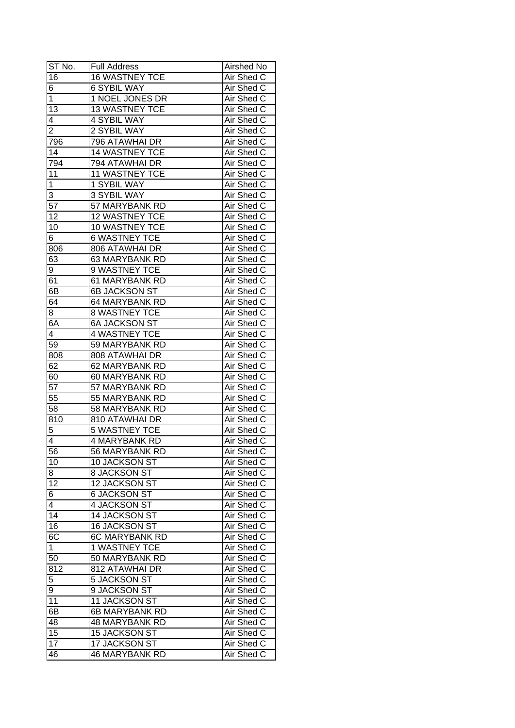| ST No. | Full Address | Airshed No |
| --- | --- | --- |
| 16 | 16 WASTNEY TCE | Air Shed C |
| 6 | 6 SYBIL WAY | Air Shed C |
| 1 | 1 NOEL JONES DR | Air Shed C |
| 13 | 13 WASTNEY TCE | Air Shed C |
| 4 | 4 SYBIL WAY | Air Shed C |
| 2 | 2 SYBIL WAY | Air Shed C |
| 796 | 796 ATAWHAI DR | Air Shed C |
| 14 | 14 WASTNEY TCE | Air Shed C |
| 794 | 794 ATAWHAI DR | Air Shed C |
| 11 | 11 WASTNEY TCE | Air Shed C |
| 1 | 1 SYBIL WAY | Air Shed C |
| 3 | 3 SYBIL WAY | Air Shed C |
| 57 | 57 MARYBANK RD | Air Shed C |
| 12 | 12 WASTNEY TCE | Air Shed C |
| 10 | 10 WASTNEY TCE | Air Shed C |
| 6 | 6 WASTNEY TCE | Air Shed C |
| 806 | 806 ATAWHAI DR | Air Shed C |
| 63 | 63 MARYBANK RD | Air Shed C |
| 9 | 9 WASTNEY TCE | Air Shed C |
| 61 | 61 MARYBANK RD | Air Shed C |
| 6B | 6B JACKSON ST | Air Shed C |
| 64 | 64 MARYBANK RD | Air Shed C |
| 8 | 8 WASTNEY TCE | Air Shed C |
| 6A | 6A JACKSON ST | Air Shed C |
| 4 | 4 WASTNEY TCE | Air Shed C |
| 59 | 59 MARYBANK RD | Air Shed C |
| 808 | 808 ATAWHAI DR | Air Shed C |
| 62 | 62 MARYBANK RD | Air Shed C |
| 60 | 60 MARYBANK RD | Air Shed C |
| 57 | 57 MARYBANK RD | Air Shed C |
| 55 | 55 MARYBANK RD | Air Shed C |
| 58 | 58 MARYBANK RD | Air Shed C |
| 810 | 810 ATAWHAI DR | Air Shed C |
| 5 | 5 WASTNEY TCE | Air Shed C |
| 4 | 4 MARYBANK RD | Air Shed C |
| 56 | 56 MARYBANK RD | Air Shed C |
| 10 | 10 JACKSON ST | Air Shed C |
| 8 | 8 JACKSON ST | Air Shed C |
| 12 | 12 JACKSON ST | Air Shed C |
| 6 | 6 JACKSON ST | Air Shed C |
| 4 | 4 JACKSON ST | Air Shed C |
| 14 | 14 JACKSON ST | Air Shed C |
| 16 | 16 JACKSON ST | Air Shed C |
| 6C | 6C MARYBANK RD | Air Shed C |
| 1 | 1 WASTNEY TCE | Air Shed C |
| 50 | 50 MARYBANK RD | Air Shed C |
| 812 | 812 ATAWHAI DR | Air Shed C |
| 5 | 5 JACKSON ST | Air Shed C |
| 9 | 9 JACKSON ST | Air Shed C |
| 11 | 11 JACKSON ST | Air Shed C |
| 6B | 6B MARYBANK RD | Air Shed C |
| 48 | 48 MARYBANK RD | Air Shed C |
| 15 | 15 JACKSON ST | Air Shed C |
| 17 | 17 JACKSON ST | Air Shed C |
| 46 | 46 MARYBANK RD | Air Shed C |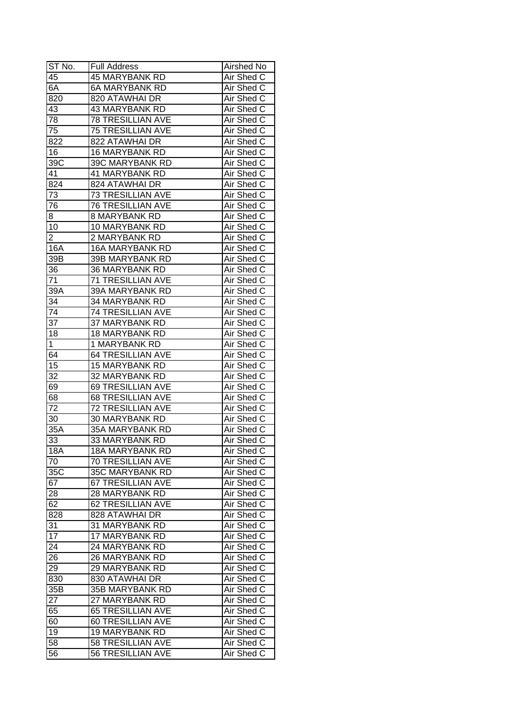| ST No. | Full Address | Airshed No |
| --- | --- | --- |
| 45 | 45 MARYBANK RD | Air Shed C |
| 6A | 6A MARYBANK RD | Air Shed C |
| 820 | 820 ATAWHAI DR | Air Shed C |
| 43 | 43 MARYBANK RD | Air Shed C |
| 78 | 78 TRESILLIAN AVE | Air Shed C |
| 75 | 75 TRESILLIAN AVE | Air Shed C |
| 822 | 822 ATAWHAI DR | Air Shed C |
| 16 | 16 MARYBANK RD | Air Shed C |
| 39C | 39C MARYBANK RD | Air Shed C |
| 41 | 41 MARYBANK RD | Air Shed C |
| 824 | 824 ATAWHAI DR | Air Shed C |
| 73 | 73 TRESILLIAN AVE | Air Shed C |
| 76 | 76 TRESILLIAN AVE | Air Shed C |
| 8 | 8 MARYBANK RD | Air Shed C |
| 10 | 10 MARYBANK RD | Air Shed C |
| 2 | 2 MARYBANK RD | Air Shed C |
| 16A | 16A MARYBANK RD | Air Shed C |
| 39B | 39B MARYBANK RD | Air Shed C |
| 36 | 36 MARYBANK RD | Air Shed C |
| 71 | 71 TRESILLIAN AVE | Air Shed C |
| 39A | 39A MARYBANK RD | Air Shed C |
| 34 | 34 MARYBANK RD | Air Shed C |
| 74 | 74 TRESILLIAN AVE | Air Shed C |
| 37 | 37 MARYBANK RD | Air Shed C |
| 18 | 18 MARYBANK RD | Air Shed C |
| 1 | 1 MARYBANK RD | Air Shed C |
| 64 | 64 TRESILLIAN AVE | Air Shed C |
| 15 | 15 MARYBANK RD | Air Shed C |
| 32 | 32 MARYBANK RD | Air Shed C |
| 69 | 69 TRESILLIAN AVE | Air Shed C |
| 68 | 68 TRESILLIAN AVE | Air Shed C |
| 72 | 72 TRESILLIAN AVE | Air Shed C |
| 30 | 30 MARYBANK RD | Air Shed C |
| 35A | 35A MARYBANK RD | Air Shed C |
| 33 | 33 MARYBANK RD | Air Shed C |
| 18A | 18A MARYBANK RD | Air Shed C |
| 70 | 70 TRESILLIAN AVE | Air Shed C |
| 35C | 35C MARYBANK RD | Air Shed C |
| 67 | 67 TRESILLIAN AVE | Air Shed C |
| 28 | 28 MARYBANK RD | Air Shed C |
| 62 | 62 TRESILLIAN AVE | Air Shed C |
| 828 | 828 ATAWHAI DR | Air Shed C |
| 31 | 31 MARYBANK RD | Air Shed C |
| 17 | 17 MARYBANK RD | Air Shed C |
| 24 | 24 MARYBANK RD | Air Shed C |
| 26 | 26 MARYBANK RD | Air Shed C |
| 29 | 29 MARYBANK RD | Air Shed C |
| 830 | 830 ATAWHAI DR | Air Shed C |
| 35B | 35B MARYBANK RD | Air Shed C |
| 27 | 27 MARYBANK RD | Air Shed C |
| 65 | 65 TRESILLIAN AVE | Air Shed C |
| 60 | 60 TRESILLIAN AVE | Air Shed C |
| 19 | 19 MARYBANK RD | Air Shed C |
| 58 | 58 TRESILLIAN AVE | Air Shed C |
| 56 | 56 TRESILLIAN AVE | Air Shed C |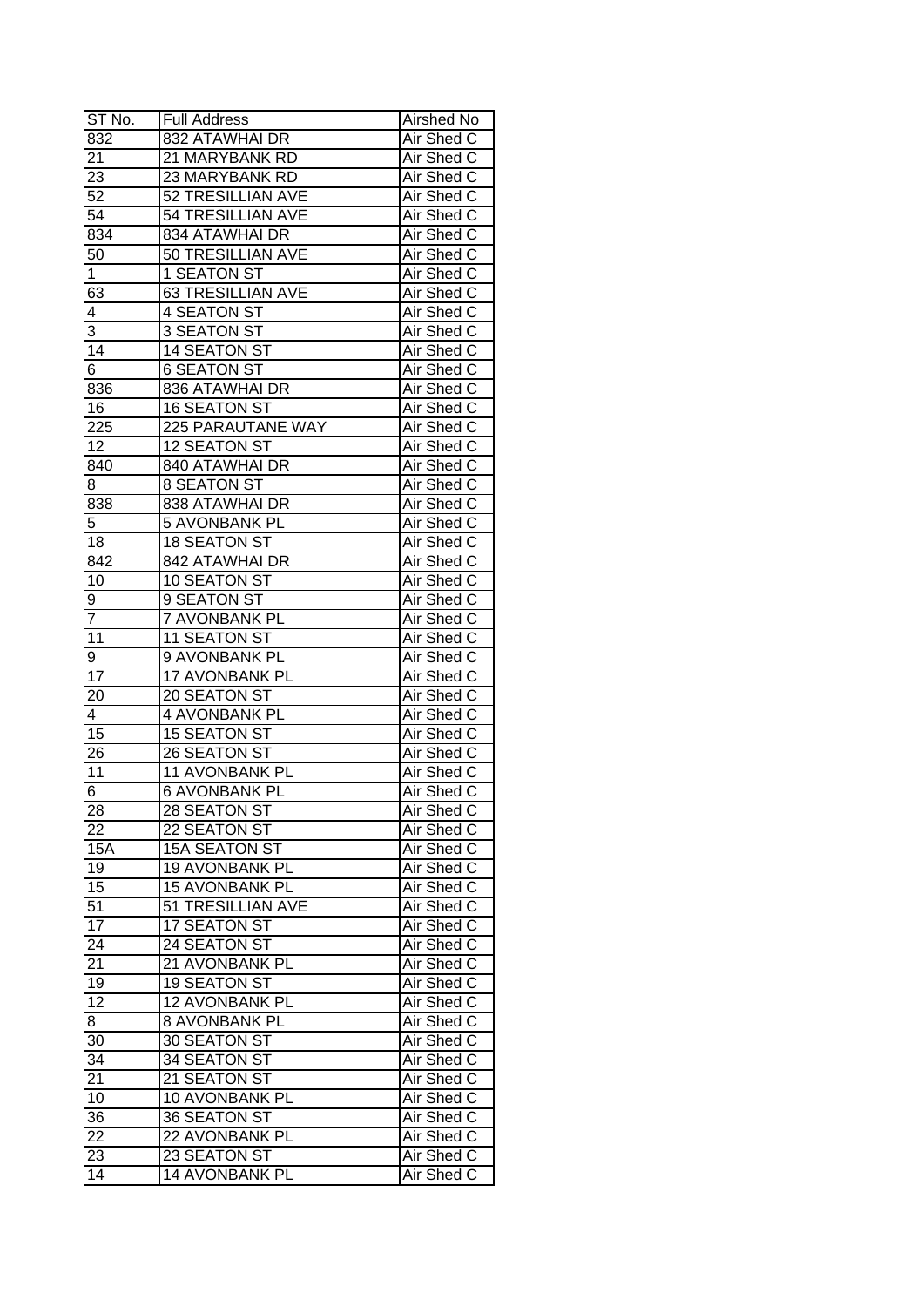| ST No. | Full Address | Airshed No |
|---|---|---|
| 832 | 832 ATAWHAI DR | Air Shed C |
| 21 | 21 MARYBANK RD | Air Shed C |
| 23 | 23 MARYBANK RD | Air Shed C |
| 52 | 52 TRESILLIAN AVE | Air Shed C |
| 54 | 54 TRESILLIAN AVE | Air Shed C |
| 834 | 834 ATAWHAI DR | Air Shed C |
| 50 | 50 TRESILLIAN AVE | Air Shed C |
| 1 | 1 SEATON ST | Air Shed C |
| 63 | 63 TRESILLIAN AVE | Air Shed C |
| 4 | 4 SEATON ST | Air Shed C |
| 3 | 3 SEATON ST | Air Shed C |
| 14 | 14 SEATON ST | Air Shed C |
| 6 | 6 SEATON ST | Air Shed C |
| 836 | 836 ATAWHAI DR | Air Shed C |
| 16 | 16 SEATON ST | Air Shed C |
| 225 | 225 PARAUTANE WAY | Air Shed C |
| 12 | 12 SEATON ST | Air Shed C |
| 840 | 840 ATAWHAI DR | Air Shed C |
| 8 | 8 SEATON ST | Air Shed C |
| 838 | 838 ATAWHAI DR | Air Shed C |
| 5 | 5 AVONBANK PL | Air Shed C |
| 18 | 18 SEATON ST | Air Shed C |
| 842 | 842 ATAWHAI DR | Air Shed C |
| 10 | 10 SEATON ST | Air Shed C |
| 9 | 9 SEATON ST | Air Shed C |
| 7 | 7 AVONBANK PL | Air Shed C |
| 11 | 11 SEATON ST | Air Shed C |
| 9 | 9 AVONBANK PL | Air Shed C |
| 17 | 17 AVONBANK PL | Air Shed C |
| 20 | 20 SEATON ST | Air Shed C |
| 4 | 4 AVONBANK PL | Air Shed C |
| 15 | 15 SEATON ST | Air Shed C |
| 26 | 26 SEATON ST | Air Shed C |
| 11 | 11 AVONBANK PL | Air Shed C |
| 6 | 6 AVONBANK PL | Air Shed C |
| 28 | 28 SEATON ST | Air Shed C |
| 22 | 22 SEATON ST | Air Shed C |
| 15A | 15A SEATON ST | Air Shed C |
| 19 | 19 AVONBANK PL | Air Shed C |
| 15 | 15 AVONBANK PL | Air Shed C |
| 51 | 51 TRESILLIAN AVE | Air Shed C |
| 17 | 17 SEATON ST | Air Shed C |
| 24 | 24 SEATON ST | Air Shed C |
| 21 | 21 AVONBANK PL | Air Shed C |
| 19 | 19 SEATON ST | Air Shed C |
| 12 | 12 AVONBANK PL | Air Shed C |
| 8 | 8 AVONBANK PL | Air Shed C |
| 30 | 30 SEATON ST | Air Shed C |
| 34 | 34 SEATON ST | Air Shed C |
| 21 | 21 SEATON ST | Air Shed C |
| 10 | 10 AVONBANK PL | Air Shed C |
| 36 | 36 SEATON ST | Air Shed C |
| 22 | 22 AVONBANK PL | Air Shed C |
| 23 | 23 SEATON ST | Air Shed C |
| 14 | 14 AVONBANK PL | Air Shed C |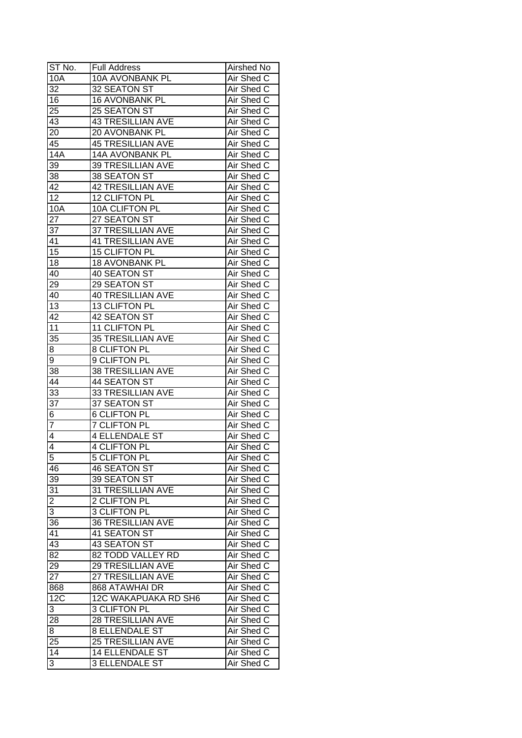| ST No. | Full Address | Airshed No |
| --- | --- | --- |
| 10A | 10A AVONBANK PL | Air Shed C |
| 32 | 32 SEATON ST | Air Shed C |
| 16 | 16 AVONBANK PL | Air Shed C |
| 25 | 25 SEATON ST | Air Shed C |
| 43 | 43 TRESILLIAN AVE | Air Shed C |
| 20 | 20 AVONBANK PL | Air Shed C |
| 45 | 45 TRESILLIAN AVE | Air Shed C |
| 14A | 14A AVONBANK PL | Air Shed C |
| 39 | 39 TRESILLIAN AVE | Air Shed C |
| 38 | 38 SEATON ST | Air Shed C |
| 42 | 42 TRESILLIAN AVE | Air Shed C |
| 12 | 12 CLIFTON PL | Air Shed C |
| 10A | 10A CLIFTON PL | Air Shed C |
| 27 | 27 SEATON ST | Air Shed C |
| 37 | 37 TRESILLIAN AVE | Air Shed C |
| 41 | 41 TRESILLIAN AVE | Air Shed C |
| 15 | 15 CLIFTON PL | Air Shed C |
| 18 | 18 AVONBANK PL | Air Shed C |
| 40 | 40 SEATON ST | Air Shed C |
| 29 | 29 SEATON ST | Air Shed C |
| 40 | 40 TRESILLIAN AVE | Air Shed C |
| 13 | 13 CLIFTON PL | Air Shed C |
| 42 | 42 SEATON ST | Air Shed C |
| 11 | 11 CLIFTON PL | Air Shed C |
| 35 | 35 TRESILLIAN AVE | Air Shed C |
| 8 | 8 CLIFTON PL | Air Shed C |
| 9 | 9 CLIFTON PL | Air Shed C |
| 38 | 38 TRESILLIAN AVE | Air Shed C |
| 44 | 44 SEATON ST | Air Shed C |
| 33 | 33 TRESILLIAN AVE | Air Shed C |
| 37 | 37 SEATON ST | Air Shed C |
| 6 | 6 CLIFTON PL | Air Shed C |
| 7 | 7 CLIFTON PL | Air Shed C |
| 4 | 4 ELLENDALE ST | Air Shed C |
| 4 | 4 CLIFTON PL | Air Shed C |
| 5 | 5 CLIFTON PL | Air Shed C |
| 46 | 46 SEATON ST | Air Shed C |
| 39 | 39 SEATON ST | Air Shed C |
| 31 | 31 TRESILLIAN AVE | Air Shed C |
| 2 | 2 CLIFTON PL | Air Shed C |
| 3 | 3 CLIFTON PL | Air Shed C |
| 36 | 36 TRESILLIAN AVE | Air Shed C |
| 41 | 41 SEATON ST | Air Shed C |
| 43 | 43 SEATON ST | Air Shed C |
| 82 | 82 TODD VALLEY RD | Air Shed C |
| 29 | 29 TRESILLIAN AVE | Air Shed C |
| 27 | 27 TRESILLIAN AVE | Air Shed C |
| 868 | 868 ATAWHAI DR | Air Shed C |
| 12C | 12C WAKAPUAKA RD SH6 | Air Shed C |
| 3 | 3 CLIFTON PL | Air Shed C |
| 28 | 28 TRESILLIAN AVE | Air Shed C |
| 8 | 8 ELLENDALE ST | Air Shed C |
| 25 | 25 TRESILLIAN AVE | Air Shed C |
| 14 | 14 ELLENDALE ST | Air Shed C |
| 3 | 3 ELLENDALE ST | Air Shed C |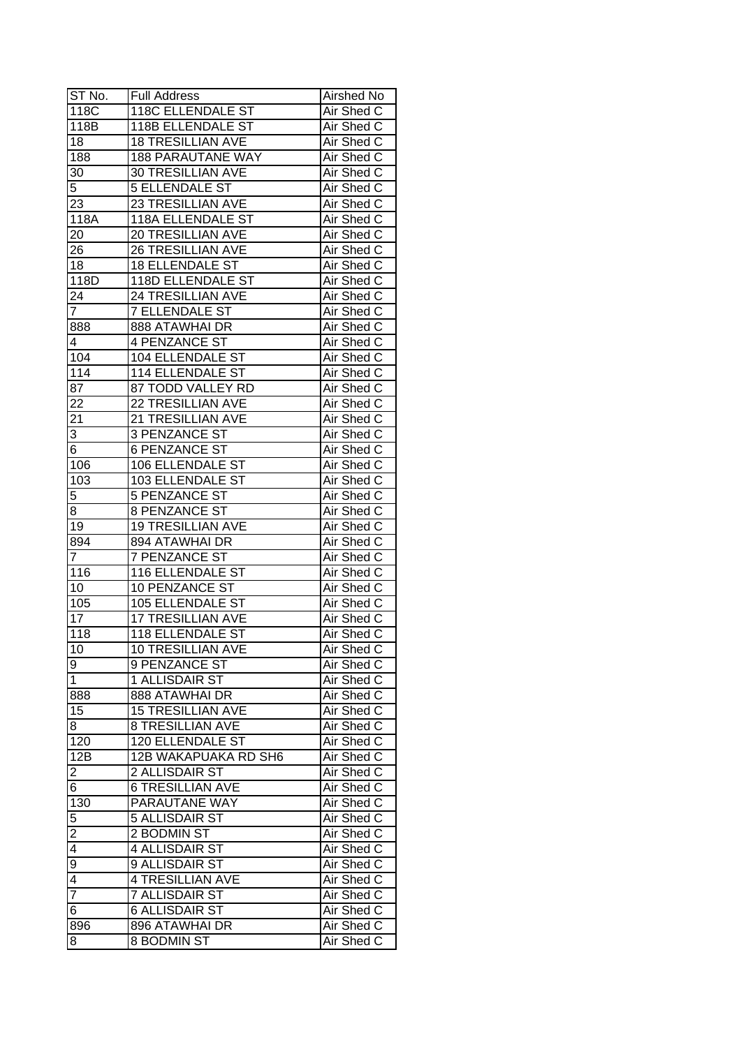| ST No. | Full Address | Airshed No |
|---|---|---|
| 118C | 118C ELLENDALE ST | Air Shed C |
| 118B | 118B ELLENDALE ST | Air Shed C |
| 18 | 18 TRESILLIAN AVE | Air Shed C |
| 188 | 188 PARAUTANE WAY | Air Shed C |
| 30 | 30 TRESILLIAN AVE | Air Shed C |
| 5 | 5 ELLENDALE ST | Air Shed C |
| 23 | 23 TRESILLIAN AVE | Air Shed C |
| 118A | 118A ELLENDALE ST | Air Shed C |
| 20 | 20 TRESILLIAN AVE | Air Shed C |
| 26 | 26 TRESILLIAN AVE | Air Shed C |
| 18 | 18 ELLENDALE ST | Air Shed C |
| 118D | 118D ELLENDALE ST | Air Shed C |
| 24 | 24 TRESILLIAN AVE | Air Shed C |
| 7 | 7 ELLENDALE ST | Air Shed C |
| 888 | 888 ATAWHAI DR | Air Shed C |
| 4 | 4 PENZANCE ST | Air Shed C |
| 104 | 104 ELLENDALE ST | Air Shed C |
| 114 | 114 ELLENDALE ST | Air Shed C |
| 87 | 87 TODD VALLEY RD | Air Shed C |
| 22 | 22 TRESILLIAN AVE | Air Shed C |
| 21 | 21 TRESILLIAN AVE | Air Shed C |
| 3 | 3 PENZANCE ST | Air Shed C |
| 6 | 6 PENZANCE ST | Air Shed C |
| 106 | 106 ELLENDALE ST | Air Shed C |
| 103 | 103 ELLENDALE ST | Air Shed C |
| 5 | 5 PENZANCE ST | Air Shed C |
| 8 | 8 PENZANCE ST | Air Shed C |
| 19 | 19 TRESILLIAN AVE | Air Shed C |
| 894 | 894 ATAWHAI DR | Air Shed C |
| 7 | 7 PENZANCE ST | Air Shed C |
| 116 | 116 ELLENDALE ST | Air Shed C |
| 10 | 10 PENZANCE ST | Air Shed C |
| 105 | 105 ELLENDALE ST | Air Shed C |
| 17 | 17 TRESILLIAN AVE | Air Shed C |
| 118 | 118 ELLENDALE ST | Air Shed C |
| 10 | 10 TRESILLIAN AVE | Air Shed C |
| 9 | 9 PENZANCE ST | Air Shed C |
| 1 | 1 ALLISDAIR ST | Air Shed C |
| 888 | 888 ATAWHAI DR | Air Shed C |
| 15 | 15 TRESILLIAN AVE | Air Shed C |
| 8 | 8 TRESILLIAN AVE | Air Shed C |
| 120 | 120 ELLENDALE ST | Air Shed C |
| 12B | 12B WAKAPUAKA RD SH6 | Air Shed C |
| 2 | 2 ALLISDAIR ST | Air Shed C |
| 6 | 6 TRESILLIAN AVE | Air Shed C |
| 130 | PARAUTANE WAY | Air Shed C |
| 5 | 5 ALLISDAIR ST | Air Shed C |
| 2 | 2 BODMIN ST | Air Shed C |
| 4 | 4 ALLISDAIR ST | Air Shed C |
| 9 | 9 ALLISDAIR ST | Air Shed C |
| 4 | 4 TRESILLIAN AVE | Air Shed C |
| 7 | 7 ALLISDAIR ST | Air Shed C |
| 6 | 6 ALLISDAIR ST | Air Shed C |
| 896 | 896 ATAWHAI DR | Air Shed C |
| 8 | 8 BODMIN ST | Air Shed C |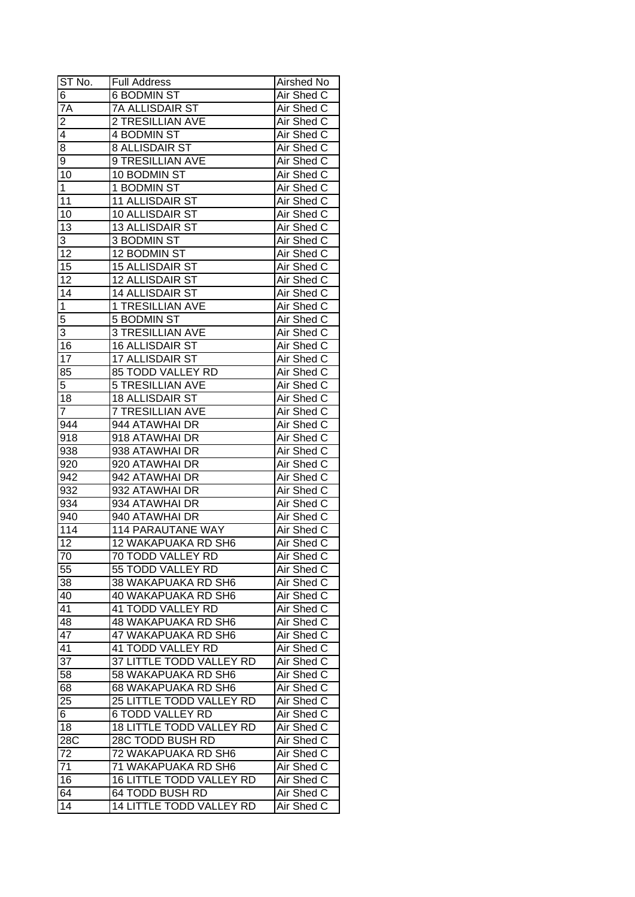| ST No. | Full Address | Airshed No |
|---|---|---|
| 6 | 6 BODMIN ST | Air Shed C |
| 7A | 7A ALLISDAIR ST | Air Shed C |
| 2 | 2 TRESILLIAN AVE | Air Shed C |
| 4 | 4 BODMIN ST | Air Shed C |
| 8 | 8 ALLISDAIR ST | Air Shed C |
| 9 | 9 TRESILLIAN AVE | Air Shed C |
| 10 | 10 BODMIN ST | Air Shed C |
| 1 | 1 BODMIN ST | Air Shed C |
| 11 | 11 ALLISDAIR ST | Air Shed C |
| 10 | 10 ALLISDAIR ST | Air Shed C |
| 13 | 13 ALLISDAIR ST | Air Shed C |
| 3 | 3 BODMIN ST | Air Shed C |
| 12 | 12 BODMIN ST | Air Shed C |
| 15 | 15 ALLISDAIR ST | Air Shed C |
| 12 | 12 ALLISDAIR ST | Air Shed C |
| 14 | 14 ALLISDAIR ST | Air Shed C |
| 1 | 1 TRESILLIAN AVE | Air Shed C |
| 5 | 5 BODMIN ST | Air Shed C |
| 3 | 3 TRESILLIAN AVE | Air Shed C |
| 16 | 16 ALLISDAIR ST | Air Shed C |
| 17 | 17 ALLISDAIR ST | Air Shed C |
| 85 | 85 TODD VALLEY RD | Air Shed C |
| 5 | 5 TRESILLIAN AVE | Air Shed C |
| 18 | 18 ALLISDAIR ST | Air Shed C |
| 7 | 7 TRESILLIAN AVE | Air Shed C |
| 944 | 944 ATAWHAI DR | Air Shed C |
| 918 | 918 ATAWHAI DR | Air Shed C |
| 938 | 938 ATAWHAI DR | Air Shed C |
| 920 | 920 ATAWHAI DR | Air Shed C |
| 942 | 942 ATAWHAI DR | Air Shed C |
| 932 | 932 ATAWHAI DR | Air Shed C |
| 934 | 934 ATAWHAI DR | Air Shed C |
| 940 | 940 ATAWHAI DR | Air Shed C |
| 114 | 114 PARAUTANE WAY | Air Shed C |
| 12 | 12 WAKAPUAKA RD SH6 | Air Shed C |
| 70 | 70 TODD VALLEY RD | Air Shed C |
| 55 | 55 TODD VALLEY RD | Air Shed C |
| 38 | 38 WAKAPUAKA RD SH6 | Air Shed C |
| 40 | 40 WAKAPUAKA RD SH6 | Air Shed C |
| 41 | 41 TODD VALLEY RD | Air Shed C |
| 48 | 48 WAKAPUAKA RD SH6 | Air Shed C |
| 47 | 47 WAKAPUAKA RD SH6 | Air Shed C |
| 41 | 41 TODD VALLEY RD | Air Shed C |
| 37 | 37 LITTLE TODD VALLEY RD | Air Shed C |
| 58 | 58 WAKAPUAKA RD SH6 | Air Shed C |
| 68 | 68 WAKAPUAKA RD SH6 | Air Shed C |
| 25 | 25 LITTLE TODD VALLEY RD | Air Shed C |
| 6 | 6 TODD VALLEY RD | Air Shed C |
| 18 | 18 LITTLE TODD VALLEY RD | Air Shed C |
| 28C | 28C TODD BUSH RD | Air Shed C |
| 72 | 72 WAKAPUAKA RD SH6 | Air Shed C |
| 71 | 71 WAKAPUAKA RD SH6 | Air Shed C |
| 16 | 16 LITTLE TODD VALLEY RD | Air Shed C |
| 64 | 64 TODD BUSH RD | Air Shed C |
| 14 | 14 LITTLE TODD VALLEY RD | Air Shed C |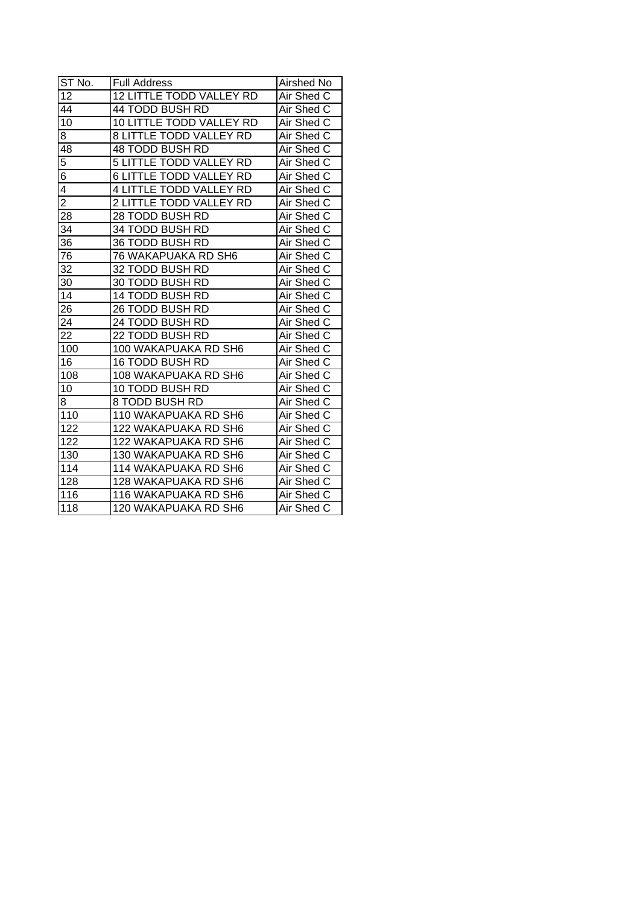| ST No. | Full Address | Airshed No |
|---|---|---|
| 12 | 12 LITTLE TODD VALLEY RD | Air Shed C |
| 44 | 44 TODD BUSH RD | Air Shed C |
| 10 | 10 LITTLE TODD VALLEY RD | Air Shed C |
| 8 | 8 LITTLE TODD VALLEY RD | Air Shed C |
| 48 | 48 TODD BUSH RD | Air Shed C |
| 5 | 5 LITTLE TODD VALLEY RD | Air Shed C |
| 6 | 6 LITTLE TODD VALLEY RD | Air Shed C |
| 4 | 4 LITTLE TODD VALLEY RD | Air Shed C |
| 2 | 2 LITTLE TODD VALLEY RD | Air Shed C |
| 28 | 28 TODD BUSH RD | Air Shed C |
| 34 | 34 TODD BUSH RD | Air Shed C |
| 36 | 36 TODD BUSH RD | Air Shed C |
| 76 | 76 WAKAPUAKA RD SH6 | Air Shed C |
| 32 | 32 TODD BUSH RD | Air Shed C |
| 30 | 30 TODD BUSH RD | Air Shed C |
| 14 | 14 TODD BUSH RD | Air Shed C |
| 26 | 26 TODD BUSH RD | Air Shed C |
| 24 | 24 TODD BUSH RD | Air Shed C |
| 22 | 22 TODD BUSH RD | Air Shed C |
| 100 | 100 WAKAPUAKA RD SH6 | Air Shed C |
| 16 | 16 TODD BUSH RD | Air Shed C |
| 108 | 108 WAKAPUAKA RD SH6 | Air Shed C |
| 10 | 10 TODD BUSH RD | Air Shed C |
| 8 | 8 TODD BUSH RD | Air Shed C |
| 110 | 110 WAKAPUAKA RD SH6 | Air Shed C |
| 122 | 122 WAKAPUAKA RD SH6 | Air Shed C |
| 122 | 122 WAKAPUAKA RD SH6 | Air Shed C |
| 130 | 130 WAKAPUAKA RD SH6 | Air Shed C |
| 114 | 114 WAKAPUAKA RD SH6 | Air Shed C |
| 128 | 128 WAKAPUAKA RD SH6 | Air Shed C |
| 116 | 116 WAKAPUAKA RD SH6 | Air Shed C |
| 118 | 120 WAKAPUAKA RD SH6 | Air Shed C |